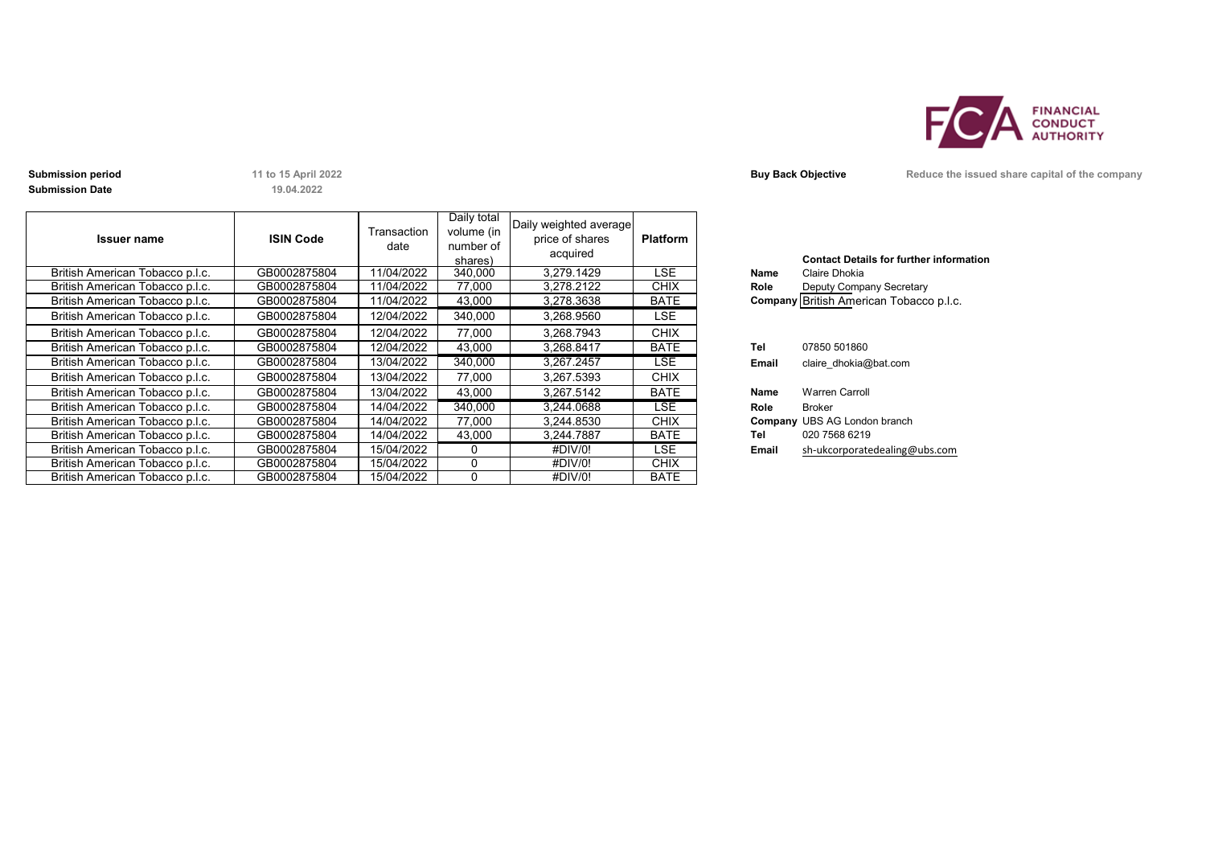FINANCIAL CONDUCT AUTHORITY

**Submission period** 11 to 15 April 2022

**Submission Date** 19.04.2022

**Buy Back Objective** Reduce the issued share capital of the company

| Issuer name | ISIN Code | Transaction date | Daily total volume (in number of shares) | Daily weighted average price of shares acquired | Platform |
|---|---|---|---|---|---|
| British American Tobacco p.l.c. | GB0002875804 | 11/04/2022 | 340,000 | 3,279.1429 | LSE |
| British American Tobacco p.l.c. | GB0002875804 | 11/04/2022 | 77,000 | 3,278.2122 | CHIX |
| British American Tobacco p.l.c. | GB0002875804 | 11/04/2022 | 43,000 | 3,278.3638 | BATE |
| British American Tobacco p.l.c. | GB0002875804 | 12/04/2022 | 340,000 | 3,268.9560 | LSE |
| British American Tobacco p.l.c. | GB0002875804 | 12/04/2022 | 77,000 | 3,268.7943 | CHIX |
| British American Tobacco p.l.c. | GB0002875804 | 12/04/2022 | 43,000 | 3,268.8417 | BATE |
| British American Tobacco p.l.c. | GB0002875804 | 13/04/2022 | 340,000 | 3,267.2457 | LSE |
| British American Tobacco p.l.c. | GB0002875804 | 13/04/2022 | 77,000 | 3,267.5393 | CHIX |
| British American Tobacco p.l.c. | GB0002875804 | 13/04/2022 | 43,000 | 3,267.5142 | BATE |
| British American Tobacco p.l.c. | GB0002875804 | 14/04/2022 | 340,000 | 3,244.0688 | LSE |
| British American Tobacco p.l.c. | GB0002875804 | 14/04/2022 | 77,000 | 3,244.8530 | CHIX |
| British American Tobacco p.l.c. | GB0002875804 | 14/04/2022 | 43,000 | 3,244.7887 | BATE |
| British American Tobacco p.l.c. | GB0002875804 | 15/04/2022 | 0 | #DIV/0! | LSE |
| British American Tobacco p.l.c. | GB0002875804 | 15/04/2022 | 0 | #DIV/0! | CHIX |
| British American Tobacco p.l.c. | GB0002875804 | 15/04/2022 | 0 | #DIV/0! | BATE |

**Contact Details for further information**

**Name** Claire Dhokia
**Role** Deputy Company Secretary
**Company** British American Tobacco p.l.c.

**Tel** 07850 501860
**Email** claire_dhokia@bat.com

**Name** Warren Carroll
**Role** Broker
**Company** UBS AG London branch
**Tel** 020 7568 6219
**Email** sh-ukcorporatedealing@ubs.com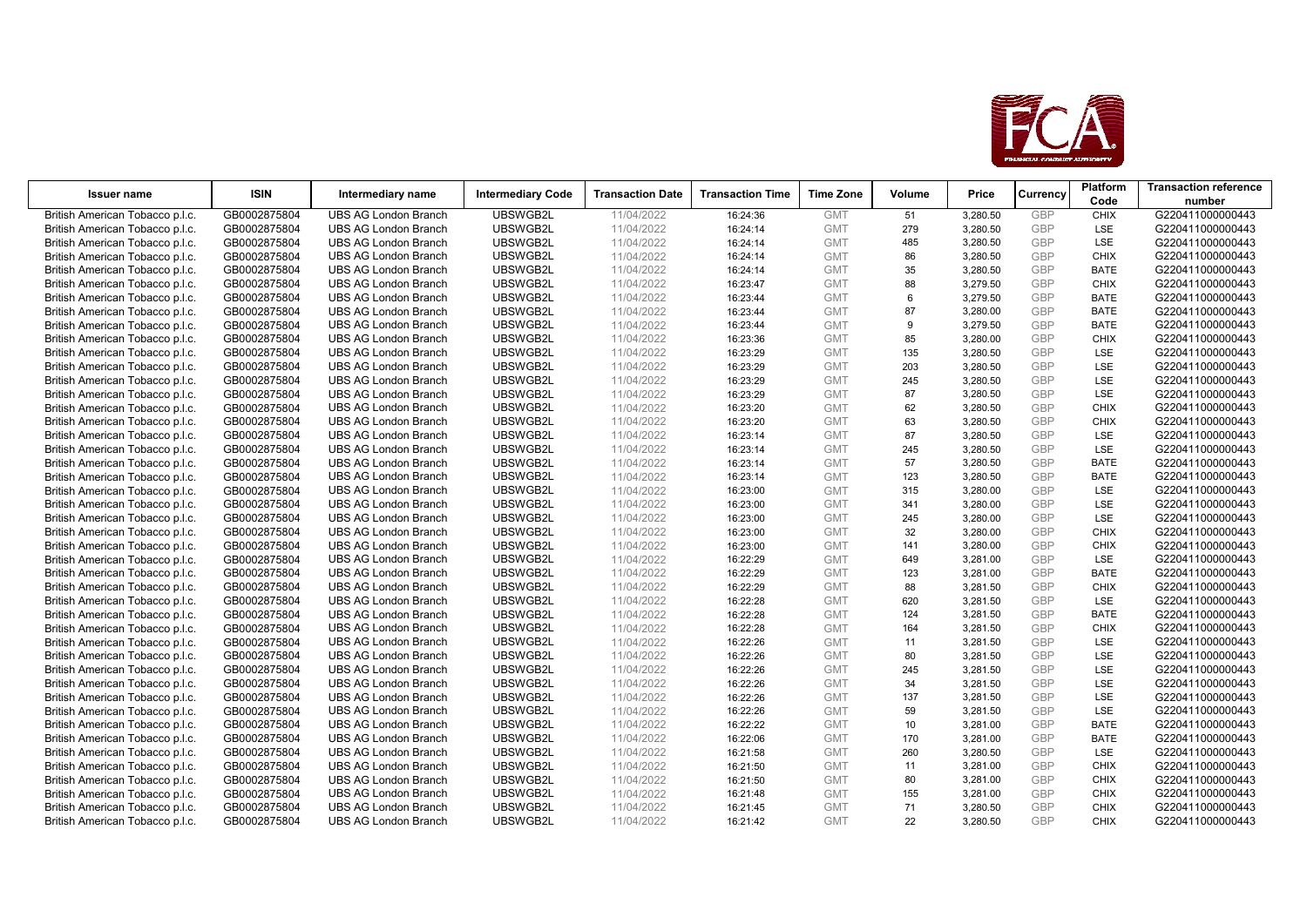| Issuer name | ISIN | Intermediary name | Intermediary Code | Transaction Date | Transaction Time | Time Zone | Volume | Price | Currency | Platform Code | Transaction reference number |
|---|---|---|---|---|---|---|---|---|---|---|---|
| British American Tobacco p.l.c. | GB0002875804 | UBS AG London Branch | UBSWGB2L | 11/04/2022 | 16:24:36 | GMT | 51 | 3,280.50 | GBP | CHIX | G220411000000443 |
| British American Tobacco p.l.c. | GB0002875804 | UBS AG London Branch | UBSWGB2L | 11/04/2022 | 16:24:14 | GMT | 279 | 3,280.50 | GBP | LSE | G220411000000443 |
| British American Tobacco p.l.c. | GB0002875804 | UBS AG London Branch | UBSWGB2L | 11/04/2022 | 16:24:14 | GMT | 485 | 3,280.50 | GBP | LSE | G220411000000443 |
| British American Tobacco p.l.c. | GB0002875804 | UBS AG London Branch | UBSWGB2L | 11/04/2022 | 16:24:14 | GMT | 86 | 3,280.50 | GBP | CHIX | G220411000000443 |
| British American Tobacco p.l.c. | GB0002875804 | UBS AG London Branch | UBSWGB2L | 11/04/2022 | 16:24:14 | GMT | 35 | 3,280.50 | GBP | BATE | G220411000000443 |
| British American Tobacco p.l.c. | GB0002875804 | UBS AG London Branch | UBSWGB2L | 11/04/2022 | 16:23:47 | GMT | 88 | 3,279.50 | GBP | CHIX | G220411000000443 |
| British American Tobacco p.l.c. | GB0002875804 | UBS AG London Branch | UBSWGB2L | 11/04/2022 | 16:23:44 | GMT | 6 | 3,279.50 | GBP | BATE | G220411000000443 |
| British American Tobacco p.l.c. | GB0002875804 | UBS AG London Branch | UBSWGB2L | 11/04/2022 | 16:23:44 | GMT | 87 | 3,280.00 | GBP | BATE | G220411000000443 |
| British American Tobacco p.l.c. | GB0002875804 | UBS AG London Branch | UBSWGB2L | 11/04/2022 | 16:23:44 | GMT | 9 | 3,279.50 | GBP | BATE | G220411000000443 |
| British American Tobacco p.l.c. | GB0002875804 | UBS AG London Branch | UBSWGB2L | 11/04/2022 | 16:23:36 | GMT | 85 | 3,280.00 | GBP | CHIX | G220411000000443 |
| British American Tobacco p.l.c. | GB0002875804 | UBS AG London Branch | UBSWGB2L | 11/04/2022 | 16:23:29 | GMT | 135 | 3,280.50 | GBP | LSE | G220411000000443 |
| British American Tobacco p.l.c. | GB0002875804 | UBS AG London Branch | UBSWGB2L | 11/04/2022 | 16:23:29 | GMT | 203 | 3,280.50 | GBP | LSE | G220411000000443 |
| British American Tobacco p.l.c. | GB0002875804 | UBS AG London Branch | UBSWGB2L | 11/04/2022 | 16:23:29 | GMT | 245 | 3,280.50 | GBP | LSE | G220411000000443 |
| British American Tobacco p.l.c. | GB0002875804 | UBS AG London Branch | UBSWGB2L | 11/04/2022 | 16:23:29 | GMT | 87 | 3,280.50 | GBP | LSE | G220411000000443 |
| British American Tobacco p.l.c. | GB0002875804 | UBS AG London Branch | UBSWGB2L | 11/04/2022 | 16:23:20 | GMT | 62 | 3,280.50 | GBP | CHIX | G220411000000443 |
| British American Tobacco p.l.c. | GB0002875804 | UBS AG London Branch | UBSWGB2L | 11/04/2022 | 16:23:20 | GMT | 63 | 3,280.50 | GBP | CHIX | G220411000000443 |
| British American Tobacco p.l.c. | GB0002875804 | UBS AG London Branch | UBSWGB2L | 11/04/2022 | 16:23:14 | GMT | 87 | 3,280.50 | GBP | LSE | G220411000000443 |
| British American Tobacco p.l.c. | GB0002875804 | UBS AG London Branch | UBSWGB2L | 11/04/2022 | 16:23:14 | GMT | 245 | 3,280.50 | GBP | LSE | G220411000000443 |
| British American Tobacco p.l.c. | GB0002875804 | UBS AG London Branch | UBSWGB2L | 11/04/2022 | 16:23:14 | GMT | 57 | 3,280.50 | GBP | BATE | G220411000000443 |
| British American Tobacco p.l.c. | GB0002875804 | UBS AG London Branch | UBSWGB2L | 11/04/2022 | 16:23:14 | GMT | 123 | 3,280.50 | GBP | BATE | G220411000000443 |
| British American Tobacco p.l.c. | GB0002875804 | UBS AG London Branch | UBSWGB2L | 11/04/2022 | 16:23:00 | GMT | 315 | 3,280.00 | GBP | LSE | G220411000000443 |
| British American Tobacco p.l.c. | GB0002875804 | UBS AG London Branch | UBSWGB2L | 11/04/2022 | 16:23:00 | GMT | 341 | 3,280.00 | GBP | LSE | G220411000000443 |
| British American Tobacco p.l.c. | GB0002875804 | UBS AG London Branch | UBSWGB2L | 11/04/2022 | 16:23:00 | GMT | 245 | 3,280.00 | GBP | LSE | G220411000000443 |
| British American Tobacco p.l.c. | GB0002875804 | UBS AG London Branch | UBSWGB2L | 11/04/2022 | 16:23:00 | GMT | 32 | 3,280.00 | GBP | CHIX | G220411000000443 |
| British American Tobacco p.l.c. | GB0002875804 | UBS AG London Branch | UBSWGB2L | 11/04/2022 | 16:23:00 | GMT | 141 | 3,280.00 | GBP | CHIX | G220411000000443 |
| British American Tobacco p.l.c. | GB0002875804 | UBS AG London Branch | UBSWGB2L | 11/04/2022 | 16:22:29 | GMT | 649 | 3,281.00 | GBP | LSE | G220411000000443 |
| British American Tobacco p.l.c. | GB0002875804 | UBS AG London Branch | UBSWGB2L | 11/04/2022 | 16:22:29 | GMT | 123 | 3,281.00 | GBP | BATE | G220411000000443 |
| British American Tobacco p.l.c. | GB0002875804 | UBS AG London Branch | UBSWGB2L | 11/04/2022 | 16:22:29 | GMT | 88 | 3,281.50 | GBP | CHIX | G220411000000443 |
| British American Tobacco p.l.c. | GB0002875804 | UBS AG London Branch | UBSWGB2L | 11/04/2022 | 16:22:28 | GMT | 620 | 3,281.50 | GBP | LSE | G220411000000443 |
| British American Tobacco p.l.c. | GB0002875804 | UBS AG London Branch | UBSWGB2L | 11/04/2022 | 16:22:28 | GMT | 124 | 3,281.50 | GBP | BATE | G220411000000443 |
| British American Tobacco p.l.c. | GB0002875804 | UBS AG London Branch | UBSWGB2L | 11/04/2022 | 16:22:28 | GMT | 164 | 3,281.50 | GBP | CHIX | G220411000000443 |
| British American Tobacco p.l.c. | GB0002875804 | UBS AG London Branch | UBSWGB2L | 11/04/2022 | 16:22:26 | GMT | 11 | 3,281.50 | GBP | LSE | G220411000000443 |
| British American Tobacco p.l.c. | GB0002875804 | UBS AG London Branch | UBSWGB2L | 11/04/2022 | 16:22:26 | GMT | 80 | 3,281.50 | GBP | LSE | G220411000000443 |
| British American Tobacco p.l.c. | GB0002875804 | UBS AG London Branch | UBSWGB2L | 11/04/2022 | 16:22:26 | GMT | 245 | 3,281.50 | GBP | LSE | G220411000000443 |
| British American Tobacco p.l.c. | GB0002875804 | UBS AG London Branch | UBSWGB2L | 11/04/2022 | 16:22:26 | GMT | 34 | 3,281.50 | GBP | LSE | G220411000000443 |
| British American Tobacco p.l.c. | GB0002875804 | UBS AG London Branch | UBSWGB2L | 11/04/2022 | 16:22:26 | GMT | 137 | 3,281.50 | GBP | LSE | G220411000000443 |
| British American Tobacco p.l.c. | GB0002875804 | UBS AG London Branch | UBSWGB2L | 11/04/2022 | 16:22:26 | GMT | 59 | 3,281.50 | GBP | LSE | G220411000000443 |
| British American Tobacco p.l.c. | GB0002875804 | UBS AG London Branch | UBSWGB2L | 11/04/2022 | 16:22:22 | GMT | 10 | 3,281.00 | GBP | BATE | G220411000000443 |
| British American Tobacco p.l.c. | GB0002875804 | UBS AG London Branch | UBSWGB2L | 11/04/2022 | 16:22:06 | GMT | 170 | 3,281.00 | GBP | BATE | G220411000000443 |
| British American Tobacco p.l.c. | GB0002875804 | UBS AG London Branch | UBSWGB2L | 11/04/2022 | 16:21:58 | GMT | 260 | 3,280.50 | GBP | LSE | G220411000000443 |
| British American Tobacco p.l.c. | GB0002875804 | UBS AG London Branch | UBSWGB2L | 11/04/2022 | 16:21:50 | GMT | 11 | 3,281.00 | GBP | CHIX | G220411000000443 |
| British American Tobacco p.l.c. | GB0002875804 | UBS AG London Branch | UBSWGB2L | 11/04/2022 | 16:21:50 | GMT | 80 | 3,281.00 | GBP | CHIX | G220411000000443 |
| British American Tobacco p.l.c. | GB0002875804 | UBS AG London Branch | UBSWGB2L | 11/04/2022 | 16:21:48 | GMT | 155 | 3,281.00 | GBP | CHIX | G220411000000443 |
| British American Tobacco p.l.c. | GB0002875804 | UBS AG London Branch | UBSWGB2L | 11/04/2022 | 16:21:45 | GMT | 71 | 3,280.50 | GBP | CHIX | G220411000000443 |
| British American Tobacco p.l.c. | GB0002875804 | UBS AG London Branch | UBSWGB2L | 11/04/2022 | 16:21:42 | GMT | 22 | 3,280.50 | GBP | CHIX | G220411000000443 |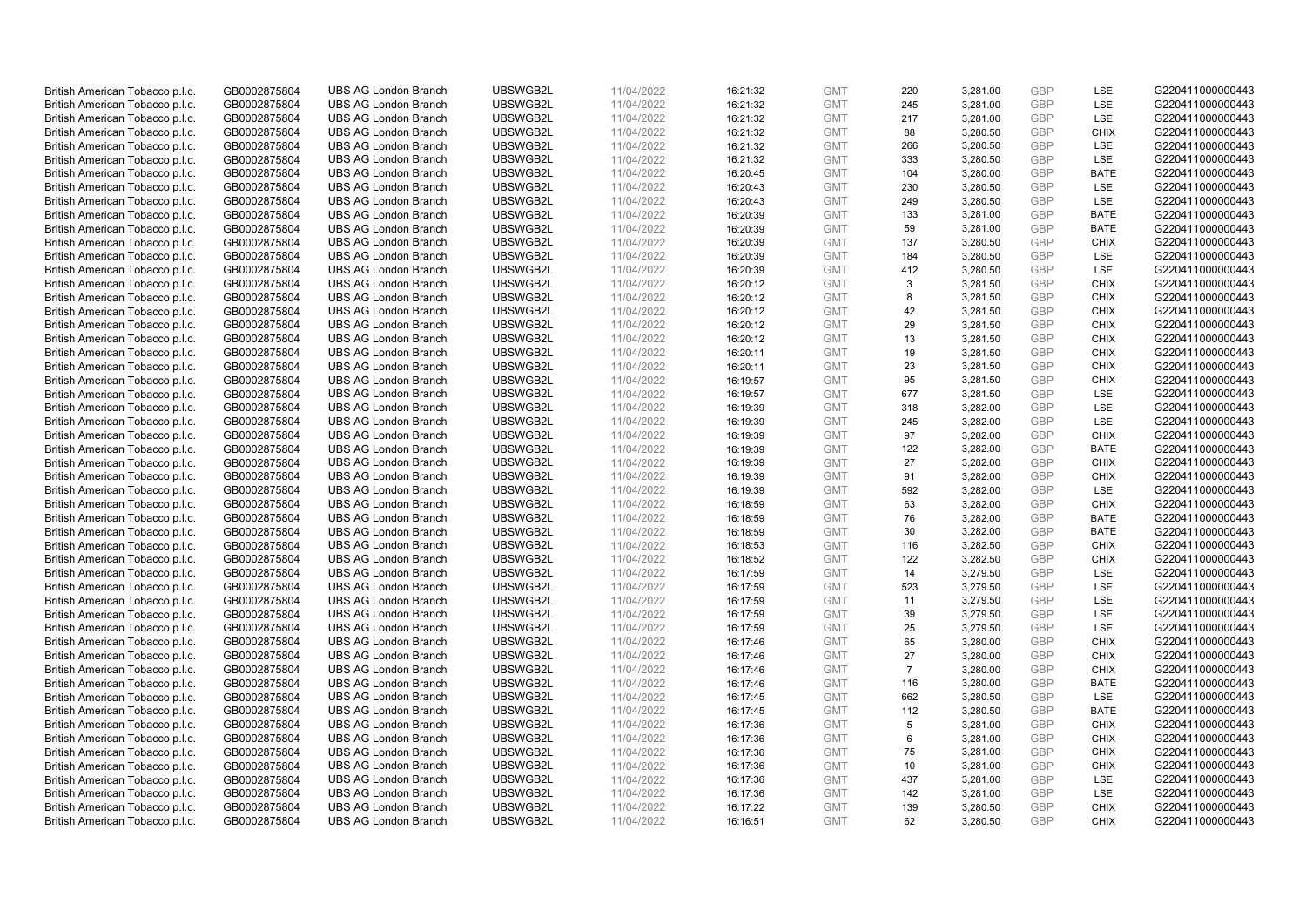| | | | | | | | | | | | |
|---|---|---|---|---|---|---|---|---|---|---|---|
| British American Tobacco p.l.c. | GB0002875804 | UBS AG London Branch | UBSWGB2L | 11/04/2022 | 16:21:32 | GMT | 220 | 3,281.00 | GBP | LSE | G220411000000443 |
| British American Tobacco p.l.c. | GB0002875804 | UBS AG London Branch | UBSWGB2L | 11/04/2022 | 16:21:32 | GMT | 245 | 3,281.00 | GBP | LSE | G220411000000443 |
| British American Tobacco p.l.c. | GB0002875804 | UBS AG London Branch | UBSWGB2L | 11/04/2022 | 16:21:32 | GMT | 217 | 3,281.00 | GBP | LSE | G220411000000443 |
| British American Tobacco p.l.c. | GB0002875804 | UBS AG London Branch | UBSWGB2L | 11/04/2022 | 16:21:32 | GMT | 88 | 3,280.50 | GBP | CHIX | G220411000000443 |
| British American Tobacco p.l.c. | GB0002875804 | UBS AG London Branch | UBSWGB2L | 11/04/2022 | 16:21:32 | GMT | 266 | 3,280.50 | GBP | LSE | G220411000000443 |
| British American Tobacco p.l.c. | GB0002875804 | UBS AG London Branch | UBSWGB2L | 11/04/2022 | 16:21:32 | GMT | 333 | 3,280.50 | GBP | LSE | G220411000000443 |
| British American Tobacco p.l.c. | GB0002875804 | UBS AG London Branch | UBSWGB2L | 11/04/2022 | 16:20:45 | GMT | 104 | 3,280.00 | GBP | BATE | G220411000000443 |
| British American Tobacco p.l.c. | GB0002875804 | UBS AG London Branch | UBSWGB2L | 11/04/2022 | 16:20:43 | GMT | 230 | 3,280.50 | GBP | LSE | G220411000000443 |
| British American Tobacco p.l.c. | GB0002875804 | UBS AG London Branch | UBSWGB2L | 11/04/2022 | 16:20:43 | GMT | 249 | 3,280.50 | GBP | LSE | G220411000000443 |
| British American Tobacco p.l.c. | GB0002875804 | UBS AG London Branch | UBSWGB2L | 11/04/2022 | 16:20:39 | GMT | 133 | 3,281.00 | GBP | BATE | G220411000000443 |
| British American Tobacco p.l.c. | GB0002875804 | UBS AG London Branch | UBSWGB2L | 11/04/2022 | 16:20:39 | GMT | 59 | 3,281.00 | GBP | BATE | G220411000000443 |
| British American Tobacco p.l.c. | GB0002875804 | UBS AG London Branch | UBSWGB2L | 11/04/2022 | 16:20:39 | GMT | 137 | 3,280.50 | GBP | CHIX | G220411000000443 |
| British American Tobacco p.l.c. | GB0002875804 | UBS AG London Branch | UBSWGB2L | 11/04/2022 | 16:20:39 | GMT | 184 | 3,280.50 | GBP | LSE | G220411000000443 |
| British American Tobacco p.l.c. | GB0002875804 | UBS AG London Branch | UBSWGB2L | 11/04/2022 | 16:20:39 | GMT | 412 | 3,280.50 | GBP | LSE | G220411000000443 |
| British American Tobacco p.l.c. | GB0002875804 | UBS AG London Branch | UBSWGB2L | 11/04/2022 | 16:20:12 | GMT | 3 | 3,281.50 | GBP | CHIX | G220411000000443 |
| British American Tobacco p.l.c. | GB0002875804 | UBS AG London Branch | UBSWGB2L | 11/04/2022 | 16:20:12 | GMT | 8 | 3,281.50 | GBP | CHIX | G220411000000443 |
| British American Tobacco p.l.c. | GB0002875804 | UBS AG London Branch | UBSWGB2L | 11/04/2022 | 16:20:12 | GMT | 42 | 3,281.50 | GBP | CHIX | G220411000000443 |
| British American Tobacco p.l.c. | GB0002875804 | UBS AG London Branch | UBSWGB2L | 11/04/2022 | 16:20:12 | GMT | 29 | 3,281.50 | GBP | CHIX | G220411000000443 |
| British American Tobacco p.l.c. | GB0002875804 | UBS AG London Branch | UBSWGB2L | 11/04/2022 | 16:20:12 | GMT | 13 | 3,281.50 | GBP | CHIX | G220411000000443 |
| British American Tobacco p.l.c. | GB0002875804 | UBS AG London Branch | UBSWGB2L | 11/04/2022 | 16:20:11 | GMT | 19 | 3,281.50 | GBP | CHIX | G220411000000443 |
| British American Tobacco p.l.c. | GB0002875804 | UBS AG London Branch | UBSWGB2L | 11/04/2022 | 16:20:11 | GMT | 23 | 3,281.50 | GBP | CHIX | G220411000000443 |
| British American Tobacco p.l.c. | GB0002875804 | UBS AG London Branch | UBSWGB2L | 11/04/2022 | 16:19:57 | GMT | 95 | 3,281.50 | GBP | CHIX | G220411000000443 |
| British American Tobacco p.l.c. | GB0002875804 | UBS AG London Branch | UBSWGB2L | 11/04/2022 | 16:19:57 | GMT | 677 | 3,281.50 | GBP | LSE | G220411000000443 |
| British American Tobacco p.l.c. | GB0002875804 | UBS AG London Branch | UBSWGB2L | 11/04/2022 | 16:19:39 | GMT | 318 | 3,282.00 | GBP | LSE | G220411000000443 |
| British American Tobacco p.l.c. | GB0002875804 | UBS AG London Branch | UBSWGB2L | 11/04/2022 | 16:19:39 | GMT | 245 | 3,282.00 | GBP | LSE | G220411000000443 |
| British American Tobacco p.l.c. | GB0002875804 | UBS AG London Branch | UBSWGB2L | 11/04/2022 | 16:19:39 | GMT | 97 | 3,282.00 | GBP | CHIX | G220411000000443 |
| British American Tobacco p.l.c. | GB0002875804 | UBS AG London Branch | UBSWGB2L | 11/04/2022 | 16:19:39 | GMT | 122 | 3,282.00 | GBP | BATE | G220411000000443 |
| British American Tobacco p.l.c. | GB0002875804 | UBS AG London Branch | UBSWGB2L | 11/04/2022 | 16:19:39 | GMT | 27 | 3,282.00 | GBP | CHIX | G220411000000443 |
| British American Tobacco p.l.c. | GB0002875804 | UBS AG London Branch | UBSWGB2L | 11/04/2022 | 16:19:39 | GMT | 91 | 3,282.00 | GBP | CHIX | G220411000000443 |
| British American Tobacco p.l.c. | GB0002875804 | UBS AG London Branch | UBSWGB2L | 11/04/2022 | 16:19:39 | GMT | 592 | 3,282.00 | GBP | LSE | G220411000000443 |
| British American Tobacco p.l.c. | GB0002875804 | UBS AG London Branch | UBSWGB2L | 11/04/2022 | 16:18:59 | GMT | 63 | 3,282.00 | GBP | CHIX | G220411000000443 |
| British American Tobacco p.l.c. | GB0002875804 | UBS AG London Branch | UBSWGB2L | 11/04/2022 | 16:18:59 | GMT | 76 | 3,282.00 | GBP | BATE | G220411000000443 |
| British American Tobacco p.l.c. | GB0002875804 | UBS AG London Branch | UBSWGB2L | 11/04/2022 | 16:18:59 | GMT | 30 | 3,282.00 | GBP | BATE | G220411000000443 |
| British American Tobacco p.l.c. | GB0002875804 | UBS AG London Branch | UBSWGB2L | 11/04/2022 | 16:18:53 | GMT | 116 | 3,282.50 | GBP | CHIX | G220411000000443 |
| British American Tobacco p.l.c. | GB0002875804 | UBS AG London Branch | UBSWGB2L | 11/04/2022 | 16:18:52 | GMT | 122 | 3,282.50 | GBP | CHIX | G220411000000443 |
| British American Tobacco p.l.c. | GB0002875804 | UBS AG London Branch | UBSWGB2L | 11/04/2022 | 16:17:59 | GMT | 14 | 3,279.50 | GBP | LSE | G220411000000443 |
| British American Tobacco p.l.c. | GB0002875804 | UBS AG London Branch | UBSWGB2L | 11/04/2022 | 16:17:59 | GMT | 523 | 3,279.50 | GBP | LSE | G220411000000443 |
| British American Tobacco p.l.c. | GB0002875804 | UBS AG London Branch | UBSWGB2L | 11/04/2022 | 16:17:59 | GMT | 11 | 3,279.50 | GBP | LSE | G220411000000443 |
| British American Tobacco p.l.c. | GB0002875804 | UBS AG London Branch | UBSWGB2L | 11/04/2022 | 16:17:59 | GMT | 39 | 3,279.50 | GBP | LSE | G220411000000443 |
| British American Tobacco p.l.c. | GB0002875804 | UBS AG London Branch | UBSWGB2L | 11/04/2022 | 16:17:59 | GMT | 25 | 3,279.50 | GBP | LSE | G220411000000443 |
| British American Tobacco p.l.c. | GB0002875804 | UBS AG London Branch | UBSWGB2L | 11/04/2022 | 16:17:46 | GMT | 65 | 3,280.00 | GBP | CHIX | G220411000000443 |
| British American Tobacco p.l.c. | GB0002875804 | UBS AG London Branch | UBSWGB2L | 11/04/2022 | 16:17:46 | GMT | 27 | 3,280.00 | GBP | CHIX | G220411000000443 |
| British American Tobacco p.l.c. | GB0002875804 | UBS AG London Branch | UBSWGB2L | 11/04/2022 | 16:17:46 | GMT | 7 | 3,280.00 | GBP | CHIX | G220411000000443 |
| British American Tobacco p.l.c. | GB0002875804 | UBS AG London Branch | UBSWGB2L | 11/04/2022 | 16:17:46 | GMT | 116 | 3,280.00 | GBP | BATE | G220411000000443 |
| British American Tobacco p.l.c. | GB0002875804 | UBS AG London Branch | UBSWGB2L | 11/04/2022 | 16:17:45 | GMT | 662 | 3,280.50 | GBP | LSE | G220411000000443 |
| British American Tobacco p.l.c. | GB0002875804 | UBS AG London Branch | UBSWGB2L | 11/04/2022 | 16:17:45 | GMT | 112 | 3,280.50 | GBP | BATE | G220411000000443 |
| British American Tobacco p.l.c. | GB0002875804 | UBS AG London Branch | UBSWGB2L | 11/04/2022 | 16:17:36 | GMT | 5 | 3,281.00 | GBP | CHIX | G220411000000443 |
| British American Tobacco p.l.c. | GB0002875804 | UBS AG London Branch | UBSWGB2L | 11/04/2022 | 16:17:36 | GMT | 6 | 3,281.00 | GBP | CHIX | G220411000000443 |
| British American Tobacco p.l.c. | GB0002875804 | UBS AG London Branch | UBSWGB2L | 11/04/2022 | 16:17:36 | GMT | 75 | 3,281.00 | GBP | CHIX | G220411000000443 |
| British American Tobacco p.l.c. | GB0002875804 | UBS AG London Branch | UBSWGB2L | 11/04/2022 | 16:17:36 | GMT | 10 | 3,281.00 | GBP | CHIX | G220411000000443 |
| British American Tobacco p.l.c. | GB0002875804 | UBS AG London Branch | UBSWGB2L | 11/04/2022 | 16:17:36 | GMT | 437 | 3,281.00 | GBP | LSE | G220411000000443 |
| British American Tobacco p.l.c. | GB0002875804 | UBS AG London Branch | UBSWGB2L | 11/04/2022 | 16:17:36 | GMT | 142 | 3,281.00 | GBP | LSE | G220411000000443 |
| British American Tobacco p.l.c. | GB0002875804 | UBS AG London Branch | UBSWGB2L | 11/04/2022 | 16:17:22 | GMT | 139 | 3,280.50 | GBP | CHIX | G220411000000443 |
| British American Tobacco p.l.c. | GB0002875804 | UBS AG London Branch | UBSWGB2L | 11/04/2022 | 16:16:51 | GMT | 62 | 3,280.50 | GBP | CHIX | G220411000000443 |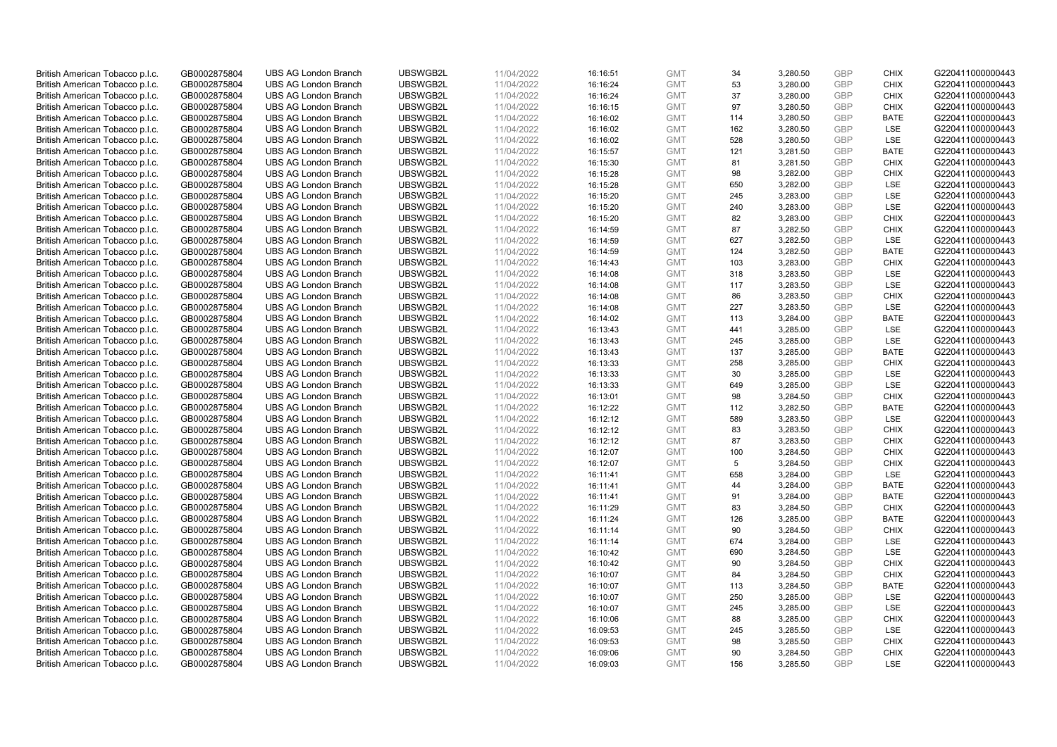| British American Tobacco p.l.c. | GB0002875804 | UBS AG London Branch | UBSWGB2L | 11/04/2022 | 16:16:51 | GMT | 34 | 3,280.50 | GBP | CHIX | G220411000000443 |
|---|---|---|---|---|---|---|---|---|---|---|---|
| British American Tobacco p.l.c. | GB0002875804 | UBS AG London Branch | UBSWGB2L | 11/04/2022 | 16:16:24 | GMT | 53 | 3,280.00 | GBP | CHIX | G220411000000443 |
| British American Tobacco p.l.c. | GB0002875804 | UBS AG London Branch | UBSWGB2L | 11/04/2022 | 16:16:24 | GMT | 37 | 3,280.00 | GBP | CHIX | G220411000000443 |
| British American Tobacco p.l.c. | GB0002875804 | UBS AG London Branch | UBSWGB2L | 11/04/2022 | 16:16:15 | GMT | 97 | 3,280.50 | GBP | CHIX | G220411000000443 |
| British American Tobacco p.l.c. | GB0002875804 | UBS AG London Branch | UBSWGB2L | 11/04/2022 | 16:16:02 | GMT | 114 | 3,280.50 | GBP | BATE | G220411000000443 |
| British American Tobacco p.l.c. | GB0002875804 | UBS AG London Branch | UBSWGB2L | 11/04/2022 | 16:16:02 | GMT | 162 | 3,280.50 | GBP | LSE | G220411000000443 |
| British American Tobacco p.l.c. | GB0002875804 | UBS AG London Branch | UBSWGB2L | 11/04/2022 | 16:16:02 | GMT | 528 | 3,280.50 | GBP | LSE | G220411000000443 |
| British American Tobacco p.l.c. | GB0002875804 | UBS AG London Branch | UBSWGB2L | 11/04/2022 | 16:15:57 | GMT | 121 | 3,281.50 | GBP | BATE | G220411000000443 |
| British American Tobacco p.l.c. | GB0002875804 | UBS AG London Branch | UBSWGB2L | 11/04/2022 | 16:15:30 | GMT | 81 | 3,281.50 | GBP | CHIX | G220411000000443 |
| British American Tobacco p.l.c. | GB0002875804 | UBS AG London Branch | UBSWGB2L | 11/04/2022 | 16:15:28 | GMT | 98 | 3,282.00 | GBP | CHIX | G220411000000443 |
| British American Tobacco p.l.c. | GB0002875804 | UBS AG London Branch | UBSWGB2L | 11/04/2022 | 16:15:28 | GMT | 650 | 3,282.00 | GBP | LSE | G220411000000443 |
| British American Tobacco p.l.c. | GB0002875804 | UBS AG London Branch | UBSWGB2L | 11/04/2022 | 16:15:20 | GMT | 245 | 3,283.00 | GBP | LSE | G220411000000443 |
| British American Tobacco p.l.c. | GB0002875804 | UBS AG London Branch | UBSWGB2L | 11/04/2022 | 16:15:20 | GMT | 240 | 3,283.00 | GBP | LSE | G220411000000443 |
| British American Tobacco p.l.c. | GB0002875804 | UBS AG London Branch | UBSWGB2L | 11/04/2022 | 16:15:20 | GMT | 82 | 3,283.00 | GBP | CHIX | G220411000000443 |
| British American Tobacco p.l.c. | GB0002875804 | UBS AG London Branch | UBSWGB2L | 11/04/2022 | 16:14:59 | GMT | 87 | 3,282.50 | GBP | CHIX | G220411000000443 |
| British American Tobacco p.l.c. | GB0002875804 | UBS AG London Branch | UBSWGB2L | 11/04/2022 | 16:14:59 | GMT | 627 | 3,282.50 | GBP | LSE | G220411000000443 |
| British American Tobacco p.l.c. | GB0002875804 | UBS AG London Branch | UBSWGB2L | 11/04/2022 | 16:14:59 | GMT | 124 | 3,282.50 | GBP | BATE | G220411000000443 |
| British American Tobacco p.l.c. | GB0002875804 | UBS AG London Branch | UBSWGB2L | 11/04/2022 | 16:14:43 | GMT | 103 | 3,283.00 | GBP | CHIX | G220411000000443 |
| British American Tobacco p.l.c. | GB0002875804 | UBS AG London Branch | UBSWGB2L | 11/04/2022 | 16:14:08 | GMT | 318 | 3,283.50 | GBP | LSE | G220411000000443 |
| British American Tobacco p.l.c. | GB0002875804 | UBS AG London Branch | UBSWGB2L | 11/04/2022 | 16:14:08 | GMT | 117 | 3,283.50 | GBP | LSE | G220411000000443 |
| British American Tobacco p.l.c. | GB0002875804 | UBS AG London Branch | UBSWGB2L | 11/04/2022 | 16:14:08 | GMT | 86 | 3,283.50 | GBP | CHIX | G220411000000443 |
| British American Tobacco p.l.c. | GB0002875804 | UBS AG London Branch | UBSWGB2L | 11/04/2022 | 16:14:08 | GMT | 227 | 3,283.50 | GBP | LSE | G220411000000443 |
| British American Tobacco p.l.c. | GB0002875804 | UBS AG London Branch | UBSWGB2L | 11/04/2022 | 16:14:02 | GMT | 113 | 3,284.00 | GBP | BATE | G220411000000443 |
| British American Tobacco p.l.c. | GB0002875804 | UBS AG London Branch | UBSWGB2L | 11/04/2022 | 16:13:43 | GMT | 441 | 3,285.00 | GBP | LSE | G220411000000443 |
| British American Tobacco p.l.c. | GB0002875804 | UBS AG London Branch | UBSWGB2L | 11/04/2022 | 16:13:43 | GMT | 245 | 3,285.00 | GBP | LSE | G220411000000443 |
| British American Tobacco p.l.c. | GB0002875804 | UBS AG London Branch | UBSWGB2L | 11/04/2022 | 16:13:43 | GMT | 137 | 3,285.00 | GBP | BATE | G220411000000443 |
| British American Tobacco p.l.c. | GB0002875804 | UBS AG London Branch | UBSWGB2L | 11/04/2022 | 16:13:33 | GMT | 258 | 3,285.00 | GBP | CHIX | G220411000000443 |
| British American Tobacco p.l.c. | GB0002875804 | UBS AG London Branch | UBSWGB2L | 11/04/2022 | 16:13:33 | GMT | 30 | 3,285.00 | GBP | LSE | G220411000000443 |
| British American Tobacco p.l.c. | GB0002875804 | UBS AG London Branch | UBSWGB2L | 11/04/2022 | 16:13:33 | GMT | 649 | 3,285.00 | GBP | LSE | G220411000000443 |
| British American Tobacco p.l.c. | GB0002875804 | UBS AG London Branch | UBSWGB2L | 11/04/2022 | 16:13:01 | GMT | 98 | 3,284.50 | GBP | CHIX | G220411000000443 |
| British American Tobacco p.l.c. | GB0002875804 | UBS AG London Branch | UBSWGB2L | 11/04/2022 | 16:12:22 | GMT | 112 | 3,282.50 | GBP | BATE | G220411000000443 |
| British American Tobacco p.l.c. | GB0002875804 | UBS AG London Branch | UBSWGB2L | 11/04/2022 | 16:12:12 | GMT | 589 | 3,283.50 | GBP | LSE | G220411000000443 |
| British American Tobacco p.l.c. | GB0002875804 | UBS AG London Branch | UBSWGB2L | 11/04/2022 | 16:12:12 | GMT | 83 | 3,283.50 | GBP | CHIX | G220411000000443 |
| British American Tobacco p.l.c. | GB0002875804 | UBS AG London Branch | UBSWGB2L | 11/04/2022 | 16:12:12 | GMT | 87 | 3,283.50 | GBP | CHIX | G220411000000443 |
| British American Tobacco p.l.c. | GB0002875804 | UBS AG London Branch | UBSWGB2L | 11/04/2022 | 16:12:07 | GMT | 100 | 3,284.50 | GBP | CHIX | G220411000000443 |
| British American Tobacco p.l.c. | GB0002875804 | UBS AG London Branch | UBSWGB2L | 11/04/2022 | 16:12:07 | GMT | 5 | 3,284.50 | GBP | CHIX | G220411000000443 |
| British American Tobacco p.l.c. | GB0002875804 | UBS AG London Branch | UBSWGB2L | 11/04/2022 | 16:11:41 | GMT | 658 | 3,284.00 | GBP | LSE | G220411000000443 |
| British American Tobacco p.l.c. | GB0002875804 | UBS AG London Branch | UBSWGB2L | 11/04/2022 | 16:11:41 | GMT | 44 | 3,284.00 | GBP | BATE | G220411000000443 |
| British American Tobacco p.l.c. | GB0002875804 | UBS AG London Branch | UBSWGB2L | 11/04/2022 | 16:11:41 | GMT | 91 | 3,284.00 | GBP | BATE | G220411000000443 |
| British American Tobacco p.l.c. | GB0002875804 | UBS AG London Branch | UBSWGB2L | 11/04/2022 | 16:11:29 | GMT | 83 | 3,284.50 | GBP | CHIX | G220411000000443 |
| British American Tobacco p.l.c. | GB0002875804 | UBS AG London Branch | UBSWGB2L | 11/04/2022 | 16:11:24 | GMT | 126 | 3,285.00 | GBP | BATE | G220411000000443 |
| British American Tobacco p.l.c. | GB0002875804 | UBS AG London Branch | UBSWGB2L | 11/04/2022 | 16:11:14 | GMT | 90 | 3,284.50 | GBP | CHIX | G220411000000443 |
| British American Tobacco p.l.c. | GB0002875804 | UBS AG London Branch | UBSWGB2L | 11/04/2022 | 16:11:14 | GMT | 674 | 3,284.00 | GBP | LSE | G220411000000443 |
| British American Tobacco p.l.c. | GB0002875804 | UBS AG London Branch | UBSWGB2L | 11/04/2022 | 16:10:42 | GMT | 690 | 3,284.50 | GBP | LSE | G220411000000443 |
| British American Tobacco p.l.c. | GB0002875804 | UBS AG London Branch | UBSWGB2L | 11/04/2022 | 16:10:42 | GMT | 90 | 3,284.50 | GBP | CHIX | G220411000000443 |
| British American Tobacco p.l.c. | GB0002875804 | UBS AG London Branch | UBSWGB2L | 11/04/2022 | 16:10:07 | GMT | 84 | 3,284.50 | GBP | CHIX | G220411000000443 |
| British American Tobacco p.l.c. | GB0002875804 | UBS AG London Branch | UBSWGB2L | 11/04/2022 | 16:10:07 | GMT | 113 | 3,284.50 | GBP | BATE | G220411000000443 |
| British American Tobacco p.l.c. | GB0002875804 | UBS AG London Branch | UBSWGB2L | 11/04/2022 | 16:10:07 | GMT | 250 | 3,285.00 | GBP | LSE | G220411000000443 |
| British American Tobacco p.l.c. | GB0002875804 | UBS AG London Branch | UBSWGB2L | 11/04/2022 | 16:10:07 | GMT | 245 | 3,285.00 | GBP | LSE | G220411000000443 |
| British American Tobacco p.l.c. | GB0002875804 | UBS AG London Branch | UBSWGB2L | 11/04/2022 | 16:10:06 | GMT | 88 | 3,285.00 | GBP | CHIX | G220411000000443 |
| British American Tobacco p.l.c. | GB0002875804 | UBS AG London Branch | UBSWGB2L | 11/04/2022 | 16:09:53 | GMT | 245 | 3,285.50 | GBP | LSE | G220411000000443 |
| British American Tobacco p.l.c. | GB0002875804 | UBS AG London Branch | UBSWGB2L | 11/04/2022 | 16:09:53 | GMT | 98 | 3,285.50 | GBP | CHIX | G220411000000443 |
| British American Tobacco p.l.c. | GB0002875804 | UBS AG London Branch | UBSWGB2L | 11/04/2022 | 16:09:06 | GMT | 90 | 3,284.50 | GBP | CHIX | G220411000000443 |
| British American Tobacco p.l.c. | GB0002875804 | UBS AG London Branch | UBSWGB2L | 11/04/2022 | 16:09:03 | GMT | 156 | 3,285.50 | GBP | LSE | G220411000000443 |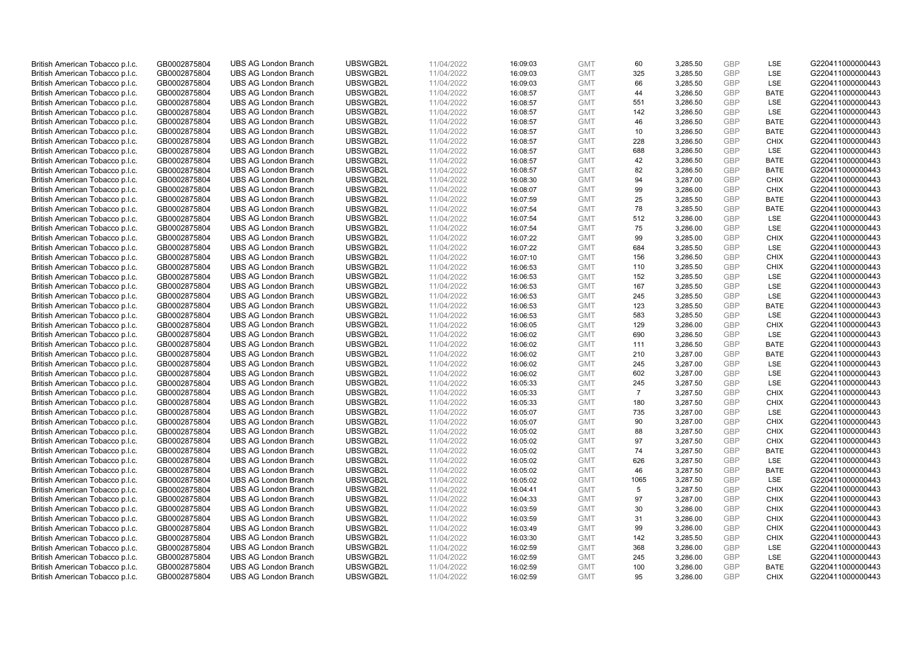| | | | | | | | | | | | |
|---|---|---|---|---|---|---|---|---|---|---|---|
| British American Tobacco p.l.c. | GB0002875804 | UBS AG London Branch | UBSWGB2L | 11/04/2022 | 16:09:03 | GMT | 60 | 3,285.50 | GBP | LSE | G220411000000443 |
| British American Tobacco p.l.c. | GB0002875804 | UBS AG London Branch | UBSWGB2L | 11/04/2022 | 16:09:03 | GMT | 325 | 3,285.50 | GBP | LSE | G220411000000443 |
| British American Tobacco p.l.c. | GB0002875804 | UBS AG London Branch | UBSWGB2L | 11/04/2022 | 16:09:03 | GMT | 66 | 3,285.50 | GBP | LSE | G220411000000443 |
| British American Tobacco p.l.c. | GB0002875804 | UBS AG London Branch | UBSWGB2L | 11/04/2022 | 16:08:57 | GMT | 44 | 3,286.50 | GBP | BATE | G220411000000443 |
| British American Tobacco p.l.c. | GB0002875804 | UBS AG London Branch | UBSWGB2L | 11/04/2022 | 16:08:57 | GMT | 551 | 3,286.50 | GBP | LSE | G220411000000443 |
| British American Tobacco p.l.c. | GB0002875804 | UBS AG London Branch | UBSWGB2L | 11/04/2022 | 16:08:57 | GMT | 142 | 3,286.50 | GBP | LSE | G220411000000443 |
| British American Tobacco p.l.c. | GB0002875804 | UBS AG London Branch | UBSWGB2L | 11/04/2022 | 16:08:57 | GMT | 46 | 3,286.50 | GBP | BATE | G220411000000443 |
| British American Tobacco p.l.c. | GB0002875804 | UBS AG London Branch | UBSWGB2L | 11/04/2022 | 16:08:57 | GMT | 10 | 3,286.50 | GBP | BATE | G220411000000443 |
| British American Tobacco p.l.c. | GB0002875804 | UBS AG London Branch | UBSWGB2L | 11/04/2022 | 16:08:57 | GMT | 228 | 3,286.50 | GBP | CHIX | G220411000000443 |
| British American Tobacco p.l.c. | GB0002875804 | UBS AG London Branch | UBSWGB2L | 11/04/2022 | 16:08:57 | GMT | 688 | 3,286.50 | GBP | LSE | G220411000000443 |
| British American Tobacco p.l.c. | GB0002875804 | UBS AG London Branch | UBSWGB2L | 11/04/2022 | 16:08:57 | GMT | 42 | 3,286.50 | GBP | BATE | G220411000000443 |
| British American Tobacco p.l.c. | GB0002875804 | UBS AG London Branch | UBSWGB2L | 11/04/2022 | 16:08:57 | GMT | 82 | 3,286.50 | GBP | BATE | G220411000000443 |
| British American Tobacco p.l.c. | GB0002875804 | UBS AG London Branch | UBSWGB2L | 11/04/2022 | 16:08:30 | GMT | 94 | 3,287.00 | GBP | CHIX | G220411000000443 |
| British American Tobacco p.l.c. | GB0002875804 | UBS AG London Branch | UBSWGB2L | 11/04/2022 | 16:08:07 | GMT | 99 | 3,286.00 | GBP | CHIX | G220411000000443 |
| British American Tobacco p.l.c. | GB0002875804 | UBS AG London Branch | UBSWGB2L | 11/04/2022 | 16:07:59 | GMT | 25 | 3,285.50 | GBP | BATE | G220411000000443 |
| British American Tobacco p.l.c. | GB0002875804 | UBS AG London Branch | UBSWGB2L | 11/04/2022 | 16:07:54 | GMT | 78 | 3,285.50 | GBP | BATE | G220411000000443 |
| British American Tobacco p.l.c. | GB0002875804 | UBS AG London Branch | UBSWGB2L | 11/04/2022 | 16:07:54 | GMT | 512 | 3,286.00 | GBP | LSE | G220411000000443 |
| British American Tobacco p.l.c. | GB0002875804 | UBS AG London Branch | UBSWGB2L | 11/04/2022 | 16:07:54 | GMT | 75 | 3,286.00 | GBP | LSE | G220411000000443 |
| British American Tobacco p.l.c. | GB0002875804 | UBS AG London Branch | UBSWGB2L | 11/04/2022 | 16:07:22 | GMT | 99 | 3,285.00 | GBP | CHIX | G220411000000443 |
| British American Tobacco p.l.c. | GB0002875804 | UBS AG London Branch | UBSWGB2L | 11/04/2022 | 16:07:22 | GMT | 684 | 3,285.50 | GBP | LSE | G220411000000443 |
| British American Tobacco p.l.c. | GB0002875804 | UBS AG London Branch | UBSWGB2L | 11/04/2022 | 16:07:10 | GMT | 156 | 3,286.50 | GBP | CHIX | G220411000000443 |
| British American Tobacco p.l.c. | GB0002875804 | UBS AG London Branch | UBSWGB2L | 11/04/2022 | 16:06:53 | GMT | 110 | 3,285.50 | GBP | CHIX | G220411000000443 |
| British American Tobacco p.l.c. | GB0002875804 | UBS AG London Branch | UBSWGB2L | 11/04/2022 | 16:06:53 | GMT | 152 | 3,285.50 | GBP | LSE | G220411000000443 |
| British American Tobacco p.l.c. | GB0002875804 | UBS AG London Branch | UBSWGB2L | 11/04/2022 | 16:06:53 | GMT | 167 | 3,285.50 | GBP | LSE | G220411000000443 |
| British American Tobacco p.l.c. | GB0002875804 | UBS AG London Branch | UBSWGB2L | 11/04/2022 | 16:06:53 | GMT | 245 | 3,285.50 | GBP | LSE | G220411000000443 |
| British American Tobacco p.l.c. | GB0002875804 | UBS AG London Branch | UBSWGB2L | 11/04/2022 | 16:06:53 | GMT | 123 | 3,285.50 | GBP | BATE | G220411000000443 |
| British American Tobacco p.l.c. | GB0002875804 | UBS AG London Branch | UBSWGB2L | 11/04/2022 | 16:06:53 | GMT | 583 | 3,285.50 | GBP | LSE | G220411000000443 |
| British American Tobacco p.l.c. | GB0002875804 | UBS AG London Branch | UBSWGB2L | 11/04/2022 | 16:06:05 | GMT | 129 | 3,286.00 | GBP | CHIX | G220411000000443 |
| British American Tobacco p.l.c. | GB0002875804 | UBS AG London Branch | UBSWGB2L | 11/04/2022 | 16:06:02 | GMT | 690 | 3,286.50 | GBP | LSE | G220411000000443 |
| British American Tobacco p.l.c. | GB0002875804 | UBS AG London Branch | UBSWGB2L | 11/04/2022 | 16:06:02 | GMT | 111 | 3,286.50 | GBP | BATE | G220411000000443 |
| British American Tobacco p.l.c. | GB0002875804 | UBS AG London Branch | UBSWGB2L | 11/04/2022 | 16:06:02 | GMT | 210 | 3,287.00 | GBP | BATE | G220411000000443 |
| British American Tobacco p.l.c. | GB0002875804 | UBS AG London Branch | UBSWGB2L | 11/04/2022 | 16:06:02 | GMT | 245 | 3,287.00 | GBP | LSE | G220411000000443 |
| British American Tobacco p.l.c. | GB0002875804 | UBS AG London Branch | UBSWGB2L | 11/04/2022 | 16:06:02 | GMT | 602 | 3,287.00 | GBP | LSE | G220411000000443 |
| British American Tobacco p.l.c. | GB0002875804 | UBS AG London Branch | UBSWGB2L | 11/04/2022 | 16:05:33 | GMT | 245 | 3,287.50 | GBP | LSE | G220411000000443 |
| British American Tobacco p.l.c. | GB0002875804 | UBS AG London Branch | UBSWGB2L | 11/04/2022 | 16:05:33 | GMT | 7 | 3,287.50 | GBP | CHIX | G220411000000443 |
| British American Tobacco p.l.c. | GB0002875804 | UBS AG London Branch | UBSWGB2L | 11/04/2022 | 16:05:33 | GMT | 180 | 3,287.50 | GBP | CHIX | G220411000000443 |
| British American Tobacco p.l.c. | GB0002875804 | UBS AG London Branch | UBSWGB2L | 11/04/2022 | 16:05:07 | GMT | 735 | 3,287.00 | GBP | LSE | G220411000000443 |
| British American Tobacco p.l.c. | GB0002875804 | UBS AG London Branch | UBSWGB2L | 11/04/2022 | 16:05:07 | GMT | 90 | 3,287.00 | GBP | CHIX | G220411000000443 |
| British American Tobacco p.l.c. | GB0002875804 | UBS AG London Branch | UBSWGB2L | 11/04/2022 | 16:05:02 | GMT | 88 | 3,287.50 | GBP | CHIX | G220411000000443 |
| British American Tobacco p.l.c. | GB0002875804 | UBS AG London Branch | UBSWGB2L | 11/04/2022 | 16:05:02 | GMT | 97 | 3,287.50 | GBP | CHIX | G220411000000443 |
| British American Tobacco p.l.c. | GB0002875804 | UBS AG London Branch | UBSWGB2L | 11/04/2022 | 16:05:02 | GMT | 74 | 3,287.50 | GBP | BATE | G220411000000443 |
| British American Tobacco p.l.c. | GB0002875804 | UBS AG London Branch | UBSWGB2L | 11/04/2022 | 16:05:02 | GMT | 626 | 3,287.50 | GBP | LSE | G220411000000443 |
| British American Tobacco p.l.c. | GB0002875804 | UBS AG London Branch | UBSWGB2L | 11/04/2022 | 16:05:02 | GMT | 46 | 3,287.50 | GBP | BATE | G220411000000443 |
| British American Tobacco p.l.c. | GB0002875804 | UBS AG London Branch | UBSWGB2L | 11/04/2022 | 16:05:02 | GMT | 1065 | 3,287.50 | GBP | LSE | G220411000000443 |
| British American Tobacco p.l.c. | GB0002875804 | UBS AG London Branch | UBSWGB2L | 11/04/2022 | 16:04:41 | GMT | 5 | 3,287.50 | GBP | CHIX | G220411000000443 |
| British American Tobacco p.l.c. | GB0002875804 | UBS AG London Branch | UBSWGB2L | 11/04/2022 | 16:04:33 | GMT | 97 | 3,287.00 | GBP | CHIX | G220411000000443 |
| British American Tobacco p.l.c. | GB0002875804 | UBS AG London Branch | UBSWGB2L | 11/04/2022 | 16:03:59 | GMT | 30 | 3,286.00 | GBP | CHIX | G220411000000443 |
| British American Tobacco p.l.c. | GB0002875804 | UBS AG London Branch | UBSWGB2L | 11/04/2022 | 16:03:59 | GMT | 31 | 3,286.00 | GBP | CHIX | G220411000000443 |
| British American Tobacco p.l.c. | GB0002875804 | UBS AG London Branch | UBSWGB2L | 11/04/2022 | 16:03:49 | GMT | 99 | 3,286.00 | GBP | CHIX | G220411000000443 |
| British American Tobacco p.l.c. | GB0002875804 | UBS AG London Branch | UBSWGB2L | 11/04/2022 | 16:03:30 | GMT | 142 | 3,285.50 | GBP | CHIX | G220411000000443 |
| British American Tobacco p.l.c. | GB0002875804 | UBS AG London Branch | UBSWGB2L | 11/04/2022 | 16:02:59 | GMT | 368 | 3,286.00 | GBP | LSE | G220411000000443 |
| British American Tobacco p.l.c. | GB0002875804 | UBS AG London Branch | UBSWGB2L | 11/04/2022 | 16:02:59 | GMT | 245 | 3,286.00 | GBP | LSE | G220411000000443 |
| British American Tobacco p.l.c. | GB0002875804 | UBS AG London Branch | UBSWGB2L | 11/04/2022 | 16:02:59 | GMT | 100 | 3,286.00 | GBP | BATE | G220411000000443 |
| British American Tobacco p.l.c. | GB0002875804 | UBS AG London Branch | UBSWGB2L | 11/04/2022 | 16:02:59 | GMT | 95 | 3,286.00 | GBP | CHIX | G220411000000443 |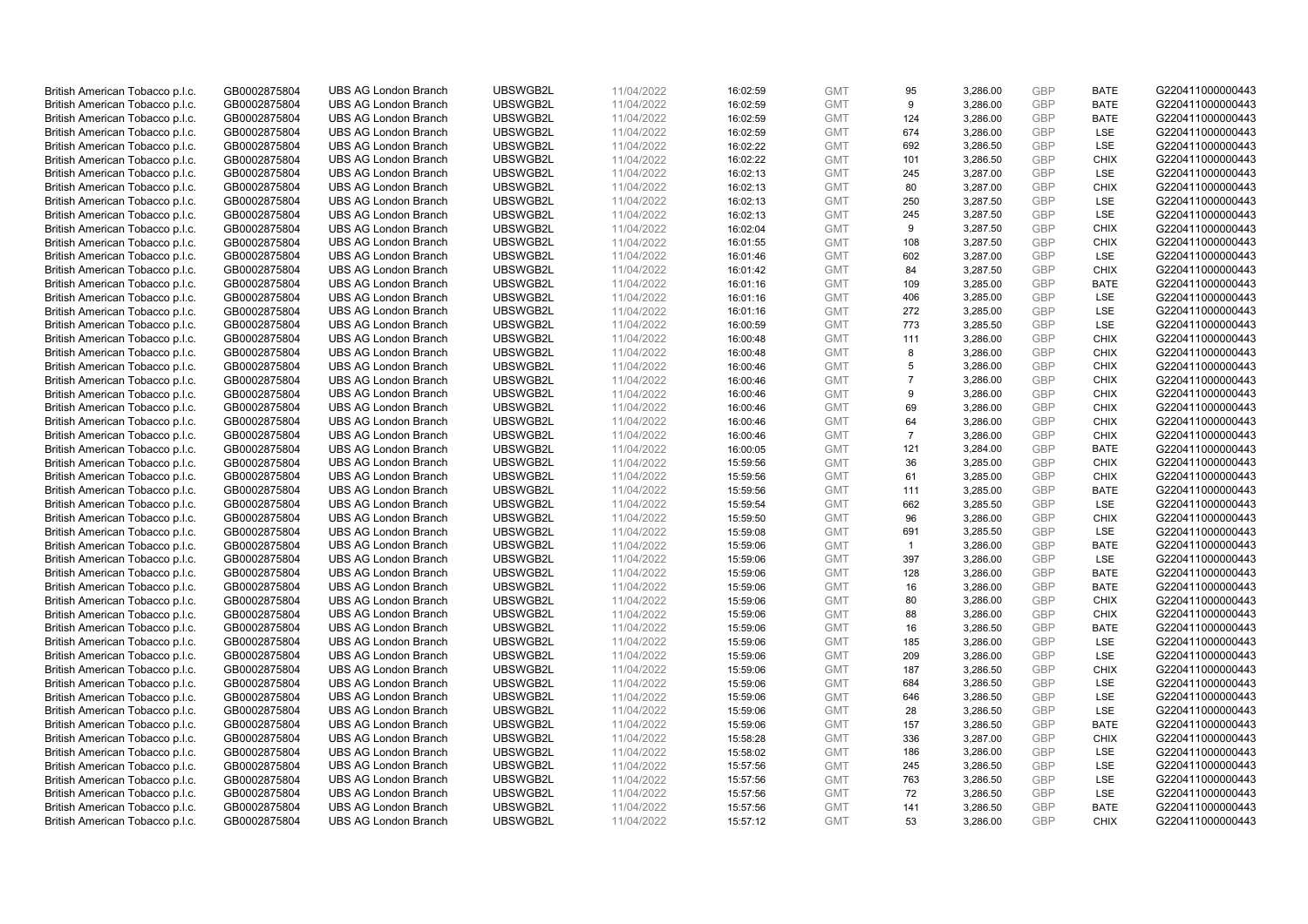| | | | | | | | | | | | |
|---|---|---|---|---|---|---|---|---|---|---|---|
| British American Tobacco p.l.c. | GB0002875804 | UBS AG London Branch | UBSWGB2L | 11/04/2022 | 16:02:59 | GMT | 95 | 3,286.00 | GBP | BATE | G220411000000443 |
| British American Tobacco p.l.c. | GB0002875804 | UBS AG London Branch | UBSWGB2L | 11/04/2022 | 16:02:59 | GMT | 9 | 3,286.00 | GBP | BATE | G220411000000443 |
| British American Tobacco p.l.c. | GB0002875804 | UBS AG London Branch | UBSWGB2L | 11/04/2022 | 16:02:59 | GMT | 124 | 3,286.00 | GBP | BATE | G220411000000443 |
| British American Tobacco p.l.c. | GB0002875804 | UBS AG London Branch | UBSWGB2L | 11/04/2022 | 16:02:59 | GMT | 674 | 3,286.00 | GBP | LSE | G220411000000443 |
| British American Tobacco p.l.c. | GB0002875804 | UBS AG London Branch | UBSWGB2L | 11/04/2022 | 16:02:22 | GMT | 692 | 3,286.50 | GBP | LSE | G220411000000443 |
| British American Tobacco p.l.c. | GB0002875804 | UBS AG London Branch | UBSWGB2L | 11/04/2022 | 16:02:22 | GMT | 101 | 3,286.50 | GBP | CHIX | G220411000000443 |
| British American Tobacco p.l.c. | GB0002875804 | UBS AG London Branch | UBSWGB2L | 11/04/2022 | 16:02:13 | GMT | 245 | 3,287.00 | GBP | LSE | G220411000000443 |
| British American Tobacco p.l.c. | GB0002875804 | UBS AG London Branch | UBSWGB2L | 11/04/2022 | 16:02:13 | GMT | 80 | 3,287.00 | GBP | CHIX | G220411000000443 |
| British American Tobacco p.l.c. | GB0002875804 | UBS AG London Branch | UBSWGB2L | 11/04/2022 | 16:02:13 | GMT | 250 | 3,287.50 | GBP | LSE | G220411000000443 |
| British American Tobacco p.l.c. | GB0002875804 | UBS AG London Branch | UBSWGB2L | 11/04/2022 | 16:02:13 | GMT | 245 | 3,287.50 | GBP | LSE | G220411000000443 |
| British American Tobacco p.l.c. | GB0002875804 | UBS AG London Branch | UBSWGB2L | 11/04/2022 | 16:02:04 | GMT | 9 | 3,287.50 | GBP | CHIX | G220411000000443 |
| British American Tobacco p.l.c. | GB0002875804 | UBS AG London Branch | UBSWGB2L | 11/04/2022 | 16:01:55 | GMT | 108 | 3,287.50 | GBP | CHIX | G220411000000443 |
| British American Tobacco p.l.c. | GB0002875804 | UBS AG London Branch | UBSWGB2L | 11/04/2022 | 16:01:46 | GMT | 602 | 3,287.00 | GBP | LSE | G220411000000443 |
| British American Tobacco p.l.c. | GB0002875804 | UBS AG London Branch | UBSWGB2L | 11/04/2022 | 16:01:42 | GMT | 84 | 3,287.50 | GBP | CHIX | G220411000000443 |
| British American Tobacco p.l.c. | GB0002875804 | UBS AG London Branch | UBSWGB2L | 11/04/2022 | 16:01:16 | GMT | 109 | 3,285.00 | GBP | BATE | G220411000000443 |
| British American Tobacco p.l.c. | GB0002875804 | UBS AG London Branch | UBSWGB2L | 11/04/2022 | 16:01:16 | GMT | 406 | 3,285.00 | GBP | LSE | G220411000000443 |
| British American Tobacco p.l.c. | GB0002875804 | UBS AG London Branch | UBSWGB2L | 11/04/2022 | 16:01:16 | GMT | 272 | 3,285.00 | GBP | LSE | G220411000000443 |
| British American Tobacco p.l.c. | GB0002875804 | UBS AG London Branch | UBSWGB2L | 11/04/2022 | 16:00:59 | GMT | 773 | 3,285.50 | GBP | LSE | G220411000000443 |
| British American Tobacco p.l.c. | GB0002875804 | UBS AG London Branch | UBSWGB2L | 11/04/2022 | 16:00:48 | GMT | 111 | 3,286.00 | GBP | CHIX | G220411000000443 |
| British American Tobacco p.l.c. | GB0002875804 | UBS AG London Branch | UBSWGB2L | 11/04/2022 | 16:00:48 | GMT | 8 | 3,286.00 | GBP | CHIX | G220411000000443 |
| British American Tobacco p.l.c. | GB0002875804 | UBS AG London Branch | UBSWGB2L | 11/04/2022 | 16:00:46 | GMT | 5 | 3,286.00 | GBP | CHIX | G220411000000443 |
| British American Tobacco p.l.c. | GB0002875804 | UBS AG London Branch | UBSWGB2L | 11/04/2022 | 16:00:46 | GMT | 7 | 3,286.00 | GBP | CHIX | G220411000000443 |
| British American Tobacco p.l.c. | GB0002875804 | UBS AG London Branch | UBSWGB2L | 11/04/2022 | 16:00:46 | GMT | 9 | 3,286.00 | GBP | CHIX | G220411000000443 |
| British American Tobacco p.l.c. | GB0002875804 | UBS AG London Branch | UBSWGB2L | 11/04/2022 | 16:00:46 | GMT | 69 | 3,286.00 | GBP | CHIX | G220411000000443 |
| British American Tobacco p.l.c. | GB0002875804 | UBS AG London Branch | UBSWGB2L | 11/04/2022 | 16:00:46 | GMT | 64 | 3,286.00 | GBP | CHIX | G220411000000443 |
| British American Tobacco p.l.c. | GB0002875804 | UBS AG London Branch | UBSWGB2L | 11/04/2022 | 16:00:46 | GMT | 7 | 3,286.00 | GBP | CHIX | G220411000000443 |
| British American Tobacco p.l.c. | GB0002875804 | UBS AG London Branch | UBSWGB2L | 11/04/2022 | 16:00:05 | GMT | 121 | 3,284.00 | GBP | BATE | G220411000000443 |
| British American Tobacco p.l.c. | GB0002875804 | UBS AG London Branch | UBSWGB2L | 11/04/2022 | 15:59:56 | GMT | 36 | 3,285.00 | GBP | CHIX | G220411000000443 |
| British American Tobacco p.l.c. | GB0002875804 | UBS AG London Branch | UBSWGB2L | 11/04/2022 | 15:59:56 | GMT | 61 | 3,285.00 | GBP | CHIX | G220411000000443 |
| British American Tobacco p.l.c. | GB0002875804 | UBS AG London Branch | UBSWGB2L | 11/04/2022 | 15:59:56 | GMT | 111 | 3,285.00 | GBP | BATE | G220411000000443 |
| British American Tobacco p.l.c. | GB0002875804 | UBS AG London Branch | UBSWGB2L | 11/04/2022 | 15:59:54 | GMT | 662 | 3,285.50 | GBP | LSE | G220411000000443 |
| British American Tobacco p.l.c. | GB0002875804 | UBS AG London Branch | UBSWGB2L | 11/04/2022 | 15:59:50 | GMT | 96 | 3,286.00 | GBP | CHIX | G220411000000443 |
| British American Tobacco p.l.c. | GB0002875804 | UBS AG London Branch | UBSWGB2L | 11/04/2022 | 15:59:08 | GMT | 691 | 3,285.50 | GBP | LSE | G220411000000443 |
| British American Tobacco p.l.c. | GB0002875804 | UBS AG London Branch | UBSWGB2L | 11/04/2022 | 15:59:06 | GMT | 1 | 3,286.00 | GBP | BATE | G220411000000443 |
| British American Tobacco p.l.c. | GB0002875804 | UBS AG London Branch | UBSWGB2L | 11/04/2022 | 15:59:06 | GMT | 397 | 3,286.00 | GBP | LSE | G220411000000443 |
| British American Tobacco p.l.c. | GB0002875804 | UBS AG London Branch | UBSWGB2L | 11/04/2022 | 15:59:06 | GMT | 128 | 3,286.00 | GBP | BATE | G220411000000443 |
| British American Tobacco p.l.c. | GB0002875804 | UBS AG London Branch | UBSWGB2L | 11/04/2022 | 15:59:06 | GMT | 16 | 3,286.00 | GBP | BATE | G220411000000443 |
| British American Tobacco p.l.c. | GB0002875804 | UBS AG London Branch | UBSWGB2L | 11/04/2022 | 15:59:06 | GMT | 80 | 3,286.00 | GBP | CHIX | G220411000000443 |
| British American Tobacco p.l.c. | GB0002875804 | UBS AG London Branch | UBSWGB2L | 11/04/2022 | 15:59:06 | GMT | 88 | 3,286.00 | GBP | CHIX | G220411000000443 |
| British American Tobacco p.l.c. | GB0002875804 | UBS AG London Branch | UBSWGB2L | 11/04/2022 | 15:59:06 | GMT | 16 | 3,286.50 | GBP | BATE | G220411000000443 |
| British American Tobacco p.l.c. | GB0002875804 | UBS AG London Branch | UBSWGB2L | 11/04/2022 | 15:59:06 | GMT | 185 | 3,286.00 | GBP | LSE | G220411000000443 |
| British American Tobacco p.l.c. | GB0002875804 | UBS AG London Branch | UBSWGB2L | 11/04/2022 | 15:59:06 | GMT | 209 | 3,286.00 | GBP | LSE | G220411000000443 |
| British American Tobacco p.l.c. | GB0002875804 | UBS AG London Branch | UBSWGB2L | 11/04/2022 | 15:59:06 | GMT | 187 | 3,286.50 | GBP | CHIX | G220411000000443 |
| British American Tobacco p.l.c. | GB0002875804 | UBS AG London Branch | UBSWGB2L | 11/04/2022 | 15:59:06 | GMT | 684 | 3,286.50 | GBP | LSE | G220411000000443 |
| British American Tobacco p.l.c. | GB0002875804 | UBS AG London Branch | UBSWGB2L | 11/04/2022 | 15:59:06 | GMT | 646 | 3,286.50 | GBP | LSE | G220411000000443 |
| British American Tobacco p.l.c. | GB0002875804 | UBS AG London Branch | UBSWGB2L | 11/04/2022 | 15:59:06 | GMT | 28 | 3,286.50 | GBP | LSE | G220411000000443 |
| British American Tobacco p.l.c. | GB0002875804 | UBS AG London Branch | UBSWGB2L | 11/04/2022 | 15:59:06 | GMT | 157 | 3,286.50 | GBP | BATE | G220411000000443 |
| British American Tobacco p.l.c. | GB0002875804 | UBS AG London Branch | UBSWGB2L | 11/04/2022 | 15:58:28 | GMT | 336 | 3,287.00 | GBP | CHIX | G220411000000443 |
| British American Tobacco p.l.c. | GB0002875804 | UBS AG London Branch | UBSWGB2L | 11/04/2022 | 15:58:02 | GMT | 186 | 3,286.00 | GBP | LSE | G220411000000443 |
| British American Tobacco p.l.c. | GB0002875804 | UBS AG London Branch | UBSWGB2L | 11/04/2022 | 15:57:56 | GMT | 245 | 3,286.50 | GBP | LSE | G220411000000443 |
| British American Tobacco p.l.c. | GB0002875804 | UBS AG London Branch | UBSWGB2L | 11/04/2022 | 15:57:56 | GMT | 763 | 3,286.50 | GBP | LSE | G220411000000443 |
| British American Tobacco p.l.c. | GB0002875804 | UBS AG London Branch | UBSWGB2L | 11/04/2022 | 15:57:56 | GMT | 72 | 3,286.50 | GBP | LSE | G220411000000443 |
| British American Tobacco p.l.c. | GB0002875804 | UBS AG London Branch | UBSWGB2L | 11/04/2022 | 15:57:56 | GMT | 141 | 3,286.50 | GBP | BATE | G220411000000443 |
| British American Tobacco p.l.c. | GB0002875804 | UBS AG London Branch | UBSWGB2L | 11/04/2022 | 15:57:12 | GMT | 53 | 3,286.00 | GBP | CHIX | G220411000000443 |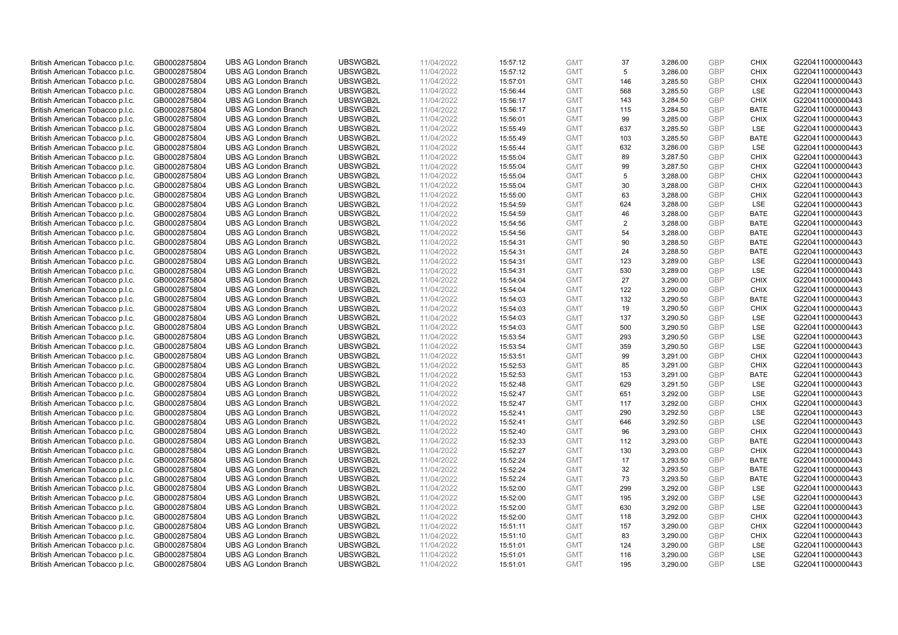| | | | | | | | | | | | |
|---|---|---|---|---|---|---|---|---|---|---|---|
| British American Tobacco p.l.c. | GB0002875804 | UBS AG London Branch | UBSWGB2L | 11/04/2022 | 15:57:12 | GMT | 37 | 3,286.00 | GBP | CHIX | G220411000000443 |
| British American Tobacco p.l.c. | GB0002875804 | UBS AG London Branch | UBSWGB2L | 11/04/2022 | 15:57:12 | GMT | 5 | 3,286.00 | GBP | CHIX | G220411000000443 |
| British American Tobacco p.l.c. | GB0002875804 | UBS AG London Branch | UBSWGB2L | 11/04/2022 | 15:57:01 | GMT | 146 | 3,285.50 | GBP | CHIX | G220411000000443 |
| British American Tobacco p.l.c. | GB0002875804 | UBS AG London Branch | UBSWGB2L | 11/04/2022 | 15:56:44 | GMT | 568 | 3,285.50 | GBP | LSE | G220411000000443 |
| British American Tobacco p.l.c. | GB0002875804 | UBS AG London Branch | UBSWGB2L | 11/04/2022 | 15:56:17 | GMT | 143 | 3,284.50 | GBP | CHIX | G220411000000443 |
| British American Tobacco p.l.c. | GB0002875804 | UBS AG London Branch | UBSWGB2L | 11/04/2022 | 15:56:17 | GMT | 115 | 3,284.50 | GBP | BATE | G220411000000443 |
| British American Tobacco p.l.c. | GB0002875804 | UBS AG London Branch | UBSWGB2L | 11/04/2022 | 15:56:01 | GMT | 99 | 3,285.00 | GBP | CHIX | G220411000000443 |
| British American Tobacco p.l.c. | GB0002875804 | UBS AG London Branch | UBSWGB2L | 11/04/2022 | 15:55:49 | GMT | 637 | 3,285.50 | GBP | LSE | G220411000000443 |
| British American Tobacco p.l.c. | GB0002875804 | UBS AG London Branch | UBSWGB2L | 11/04/2022 | 15:55:49 | GMT | 103 | 3,285.50 | GBP | BATE | G220411000000443 |
| British American Tobacco p.l.c. | GB0002875804 | UBS AG London Branch | UBSWGB2L | 11/04/2022 | 15:55:44 | GMT | 632 | 3,286.00 | GBP | LSE | G220411000000443 |
| British American Tobacco p.l.c. | GB0002875804 | UBS AG London Branch | UBSWGB2L | 11/04/2022 | 15:55:04 | GMT | 89 | 3,287.50 | GBP | CHIX | G220411000000443 |
| British American Tobacco p.l.c. | GB0002875804 | UBS AG London Branch | UBSWGB2L | 11/04/2022 | 15:55:04 | GMT | 99 | 3,287.50 | GBP | CHIX | G220411000000443 |
| British American Tobacco p.l.c. | GB0002875804 | UBS AG London Branch | UBSWGB2L | 11/04/2022 | 15:55:04 | GMT | 5 | 3,288.00 | GBP | CHIX | G220411000000443 |
| British American Tobacco p.l.c. | GB0002875804 | UBS AG London Branch | UBSWGB2L | 11/04/2022 | 15:55:04 | GMT | 30 | 3,288.00 | GBP | CHIX | G220411000000443 |
| British American Tobacco p.l.c. | GB0002875804 | UBS AG London Branch | UBSWGB2L | 11/04/2022 | 15:55:00 | GMT | 63 | 3,288.00 | GBP | CHIX | G220411000000443 |
| British American Tobacco p.l.c. | GB0002875804 | UBS AG London Branch | UBSWGB2L | 11/04/2022 | 15:54:59 | GMT | 624 | 3,288.00 | GBP | LSE | G220411000000443 |
| British American Tobacco p.l.c. | GB0002875804 | UBS AG London Branch | UBSWGB2L | 11/04/2022 | 15:54:59 | GMT | 46 | 3,288.00 | GBP | BATE | G220411000000443 |
| British American Tobacco p.l.c. | GB0002875804 | UBS AG London Branch | UBSWGB2L | 11/04/2022 | 15:54:56 | GMT | 2 | 3,288.00 | GBP | BATE | G220411000000443 |
| British American Tobacco p.l.c. | GB0002875804 | UBS AG London Branch | UBSWGB2L | 11/04/2022 | 15:54:56 | GMT | 54 | 3,288.00 | GBP | BATE | G220411000000443 |
| British American Tobacco p.l.c. | GB0002875804 | UBS AG London Branch | UBSWGB2L | 11/04/2022 | 15:54:31 | GMT | 90 | 3,288.50 | GBP | BATE | G220411000000443 |
| British American Tobacco p.l.c. | GB0002875804 | UBS AG London Branch | UBSWGB2L | 11/04/2022 | 15:54:31 | GMT | 24 | 3,288.50 | GBP | BATE | G220411000000443 |
| British American Tobacco p.l.c. | GB0002875804 | UBS AG London Branch | UBSWGB2L | 11/04/2022 | 15:54:31 | GMT | 123 | 3,289.00 | GBP | LSE | G220411000000443 |
| British American Tobacco p.l.c. | GB0002875804 | UBS AG London Branch | UBSWGB2L | 11/04/2022 | 15:54:31 | GMT | 530 | 3,289.00 | GBP | LSE | G220411000000443 |
| British American Tobacco p.l.c. | GB0002875804 | UBS AG London Branch | UBSWGB2L | 11/04/2022 | 15:54:04 | GMT | 27 | 3,290.00 | GBP | CHIX | G220411000000443 |
| British American Tobacco p.l.c. | GB0002875804 | UBS AG London Branch | UBSWGB2L | 11/04/2022 | 15:54:04 | GMT | 122 | 3,290.00 | GBP | CHIX | G220411000000443 |
| British American Tobacco p.l.c. | GB0002875804 | UBS AG London Branch | UBSWGB2L | 11/04/2022 | 15:54:03 | GMT | 132 | 3,290.50 | GBP | BATE | G220411000000443 |
| British American Tobacco p.l.c. | GB0002875804 | UBS AG London Branch | UBSWGB2L | 11/04/2022 | 15:54:03 | GMT | 19 | 3,290.50 | GBP | CHIX | G220411000000443 |
| British American Tobacco p.l.c. | GB0002875804 | UBS AG London Branch | UBSWGB2L | 11/04/2022 | 15:54:03 | GMT | 137 | 3,290.50 | GBP | LSE | G220411000000443 |
| British American Tobacco p.l.c. | GB0002875804 | UBS AG London Branch | UBSWGB2L | 11/04/2022 | 15:54:03 | GMT | 500 | 3,290.50 | GBP | LSE | G220411000000443 |
| British American Tobacco p.l.c. | GB0002875804 | UBS AG London Branch | UBSWGB2L | 11/04/2022 | 15:53:54 | GMT | 293 | 3,290.50 | GBP | LSE | G220411000000443 |
| British American Tobacco p.l.c. | GB0002875804 | UBS AG London Branch | UBSWGB2L | 11/04/2022 | 15:53:54 | GMT | 359 | 3,290.50 | GBP | LSE | G220411000000443 |
| British American Tobacco p.l.c. | GB0002875804 | UBS AG London Branch | UBSWGB2L | 11/04/2022 | 15:53:51 | GMT | 99 | 3,291.00 | GBP | CHIX | G220411000000443 |
| British American Tobacco p.l.c. | GB0002875804 | UBS AG London Branch | UBSWGB2L | 11/04/2022 | 15:52:53 | GMT | 85 | 3,291.00 | GBP | CHIX | G220411000000443 |
| British American Tobacco p.l.c. | GB0002875804 | UBS AG London Branch | UBSWGB2L | 11/04/2022 | 15:52:53 | GMT | 153 | 3,291.00 | GBP | BATE | G220411000000443 |
| British American Tobacco p.l.c. | GB0002875804 | UBS AG London Branch | UBSWGB2L | 11/04/2022 | 15:52:48 | GMT | 629 | 3,291.50 | GBP | LSE | G220411000000443 |
| British American Tobacco p.l.c. | GB0002875804 | UBS AG London Branch | UBSWGB2L | 11/04/2022 | 15:52:47 | GMT | 651 | 3,292.00 | GBP | LSE | G220411000000443 |
| British American Tobacco p.l.c. | GB0002875804 | UBS AG London Branch | UBSWGB2L | 11/04/2022 | 15:52:47 | GMT | 117 | 3,292.00 | GBP | CHIX | G220411000000443 |
| British American Tobacco p.l.c. | GB0002875804 | UBS AG London Branch | UBSWGB2L | 11/04/2022 | 15:52:41 | GMT | 290 | 3,292.50 | GBP | LSE | G220411000000443 |
| British American Tobacco p.l.c. | GB0002875804 | UBS AG London Branch | UBSWGB2L | 11/04/2022 | 15:52:41 | GMT | 646 | 3,292.50 | GBP | LSE | G220411000000443 |
| British American Tobacco p.l.c. | GB0002875804 | UBS AG London Branch | UBSWGB2L | 11/04/2022 | 15:52:40 | GMT | 96 | 3,293.00 | GBP | CHIX | G220411000000443 |
| British American Tobacco p.l.c. | GB0002875804 | UBS AG London Branch | UBSWGB2L | 11/04/2022 | 15:52:33 | GMT | 112 | 3,293.00 | GBP | BATE | G220411000000443 |
| British American Tobacco p.l.c. | GB0002875804 | UBS AG London Branch | UBSWGB2L | 11/04/2022 | 15:52:27 | GMT | 130 | 3,293.00 | GBP | CHIX | G220411000000443 |
| British American Tobacco p.l.c. | GB0002875804 | UBS AG London Branch | UBSWGB2L | 11/04/2022 | 15:52:24 | GMT | 17 | 3,293.50 | GBP | BATE | G220411000000443 |
| British American Tobacco p.l.c. | GB0002875804 | UBS AG London Branch | UBSWGB2L | 11/04/2022 | 15:52:24 | GMT | 32 | 3,293.50 | GBP | BATE | G220411000000443 |
| British American Tobacco p.l.c. | GB0002875804 | UBS AG London Branch | UBSWGB2L | 11/04/2022 | 15:52:24 | GMT | 73 | 3,293.50 | GBP | BATE | G220411000000443 |
| British American Tobacco p.l.c. | GB0002875804 | UBS AG London Branch | UBSWGB2L | 11/04/2022 | 15:52:00 | GMT | 299 | 3,292.00 | GBP | LSE | G220411000000443 |
| British American Tobacco p.l.c. | GB0002875804 | UBS AG London Branch | UBSWGB2L | 11/04/2022 | 15:52:00 | GMT | 195 | 3,292.00 | GBP | LSE | G220411000000443 |
| British American Tobacco p.l.c. | GB0002875804 | UBS AG London Branch | UBSWGB2L | 11/04/2022 | 15:52:00 | GMT | 630 | 3,292.00 | GBP | LSE | G220411000000443 |
| British American Tobacco p.l.c. | GB0002875804 | UBS AG London Branch | UBSWGB2L | 11/04/2022 | 15:52:00 | GMT | 118 | 3,292.00 | GBP | CHIX | G220411000000443 |
| British American Tobacco p.l.c. | GB0002875804 | UBS AG London Branch | UBSWGB2L | 11/04/2022 | 15:51:11 | GMT | 157 | 3,290.00 | GBP | CHIX | G220411000000443 |
| British American Tobacco p.l.c. | GB0002875804 | UBS AG London Branch | UBSWGB2L | 11/04/2022 | 15:51:10 | GMT | 83 | 3,290.00 | GBP | CHIX | G220411000000443 |
| British American Tobacco p.l.c. | GB0002875804 | UBS AG London Branch | UBSWGB2L | 11/04/2022 | 15:51:01 | GMT | 124 | 3,290.00 | GBP | LSE | G220411000000443 |
| British American Tobacco p.l.c. | GB0002875804 | UBS AG London Branch | UBSWGB2L | 11/04/2022 | 15:51:01 | GMT | 116 | 3,290.00 | GBP | LSE | G220411000000443 |
| British American Tobacco p.l.c. | GB0002875804 | UBS AG London Branch | UBSWGB2L | 11/04/2022 | 15:51:01 | GMT | 195 | 3,290.00 | GBP | LSE | G220411000000443 |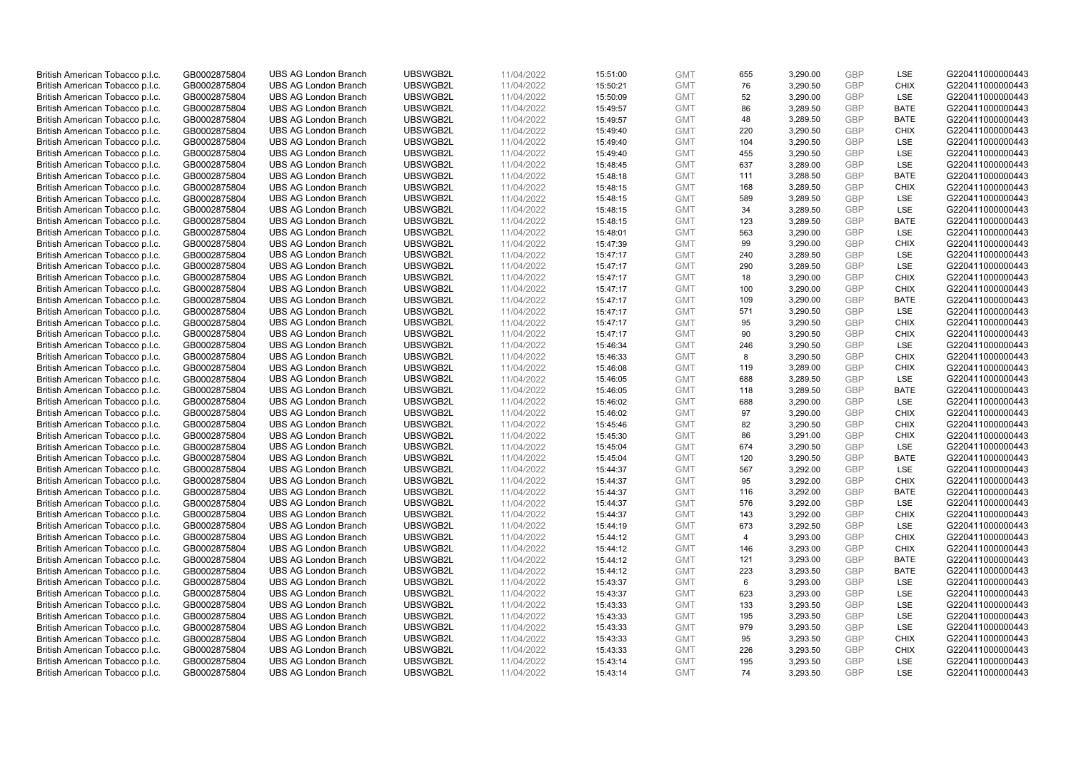| | | | | | | | | | | | |
|---|---|---|---|---|---|---|---|---|---|---|---|
| British American Tobacco p.l.c. | GB0002875804 | UBS AG London Branch | UBSWGB2L | 11/04/2022 | 15:51:00 | GMT | 655 | 3,290.00 | GBP | LSE | G220411000000443 |
| British American Tobacco p.l.c. | GB0002875804 | UBS AG London Branch | UBSWGB2L | 11/04/2022 | 15:50:21 | GMT | 76 | 3,290.50 | GBP | CHIX | G220411000000443 |
| British American Tobacco p.l.c. | GB0002875804 | UBS AG London Branch | UBSWGB2L | 11/04/2022 | 15:50:09 | GMT | 52 | 3,290.00 | GBP | LSE | G220411000000443 |
| British American Tobacco p.l.c. | GB0002875804 | UBS AG London Branch | UBSWGB2L | 11/04/2022 | 15:49:57 | GMT | 86 | 3,289.50 | GBP | BATE | G220411000000443 |
| British American Tobacco p.l.c. | GB0002875804 | UBS AG London Branch | UBSWGB2L | 11/04/2022 | 15:49:57 | GMT | 48 | 3,289.50 | GBP | BATE | G220411000000443 |
| British American Tobacco p.l.c. | GB0002875804 | UBS AG London Branch | UBSWGB2L | 11/04/2022 | 15:49:40 | GMT | 220 | 3,290.50 | GBP | CHIX | G220411000000443 |
| British American Tobacco p.l.c. | GB0002875804 | UBS AG London Branch | UBSWGB2L | 11/04/2022 | 15:49:40 | GMT | 104 | 3,290.50 | GBP | LSE | G220411000000443 |
| British American Tobacco p.l.c. | GB0002875804 | UBS AG London Branch | UBSWGB2L | 11/04/2022 | 15:49:40 | GMT | 455 | 3,290.50 | GBP | LSE | G220411000000443 |
| British American Tobacco p.l.c. | GB0002875804 | UBS AG London Branch | UBSWGB2L | 11/04/2022 | 15:48:45 | GMT | 637 | 3,289.00 | GBP | LSE | G220411000000443 |
| British American Tobacco p.l.c. | GB0002875804 | UBS AG London Branch | UBSWGB2L | 11/04/2022 | 15:48:18 | GMT | 111 | 3,288.50 | GBP | BATE | G220411000000443 |
| British American Tobacco p.l.c. | GB0002875804 | UBS AG London Branch | UBSWGB2L | 11/04/2022 | 15:48:15 | GMT | 168 | 3,289.50 | GBP | CHIX | G220411000000443 |
| British American Tobacco p.l.c. | GB0002875804 | UBS AG London Branch | UBSWGB2L | 11/04/2022 | 15:48:15 | GMT | 589 | 3,289.50 | GBP | LSE | G220411000000443 |
| British American Tobacco p.l.c. | GB0002875804 | UBS AG London Branch | UBSWGB2L | 11/04/2022 | 15:48:15 | GMT | 34 | 3,289.50 | GBP | LSE | G220411000000443 |
| British American Tobacco p.l.c. | GB0002875804 | UBS AG London Branch | UBSWGB2L | 11/04/2022 | 15:48:15 | GMT | 123 | 3,289.50 | GBP | BATE | G220411000000443 |
| British American Tobacco p.l.c. | GB0002875804 | UBS AG London Branch | UBSWGB2L | 11/04/2022 | 15:48:01 | GMT | 563 | 3,290.00 | GBP | LSE | G220411000000443 |
| British American Tobacco p.l.c. | GB0002875804 | UBS AG London Branch | UBSWGB2L | 11/04/2022 | 15:47:39 | GMT | 99 | 3,290.00 | GBP | CHIX | G220411000000443 |
| British American Tobacco p.l.c. | GB0002875804 | UBS AG London Branch | UBSWGB2L | 11/04/2022 | 15:47:17 | GMT | 240 | 3,289.50 | GBP | LSE | G220411000000443 |
| British American Tobacco p.l.c. | GB0002875804 | UBS AG London Branch | UBSWGB2L | 11/04/2022 | 15:47:17 | GMT | 290 | 3,289.50 | GBP | LSE | G220411000000443 |
| British American Tobacco p.l.c. | GB0002875804 | UBS AG London Branch | UBSWGB2L | 11/04/2022 | 15:47:17 | GMT | 18 | 3,290.00 | GBP | CHIX | G220411000000443 |
| British American Tobacco p.l.c. | GB0002875804 | UBS AG London Branch | UBSWGB2L | 11/04/2022 | 15:47:17 | GMT | 100 | 3,290.00 | GBP | CHIX | G220411000000443 |
| British American Tobacco p.l.c. | GB0002875804 | UBS AG London Branch | UBSWGB2L | 11/04/2022 | 15:47:17 | GMT | 109 | 3,290.00 | GBP | BATE | G220411000000443 |
| British American Tobacco p.l.c. | GB0002875804 | UBS AG London Branch | UBSWGB2L | 11/04/2022 | 15:47:17 | GMT | 571 | 3,290.50 | GBP | LSE | G220411000000443 |
| British American Tobacco p.l.c. | GB0002875804 | UBS AG London Branch | UBSWGB2L | 11/04/2022 | 15:47:17 | GMT | 95 | 3,290.50 | GBP | CHIX | G220411000000443 |
| British American Tobacco p.l.c. | GB0002875804 | UBS AG London Branch | UBSWGB2L | 11/04/2022 | 15:47:17 | GMT | 90 | 3,290.50 | GBP | CHIX | G220411000000443 |
| British American Tobacco p.l.c. | GB0002875804 | UBS AG London Branch | UBSWGB2L | 11/04/2022 | 15:46:34 | GMT | 246 | 3,290.50 | GBP | LSE | G220411000000443 |
| British American Tobacco p.l.c. | GB0002875804 | UBS AG London Branch | UBSWGB2L | 11/04/2022 | 15:46:33 | GMT | 8 | 3,290.50 | GBP | CHIX | G220411000000443 |
| British American Tobacco p.l.c. | GB0002875804 | UBS AG London Branch | UBSWGB2L | 11/04/2022 | 15:46:08 | GMT | 119 | 3,289.00 | GBP | CHIX | G220411000000443 |
| British American Tobacco p.l.c. | GB0002875804 | UBS AG London Branch | UBSWGB2L | 11/04/2022 | 15:46:05 | GMT | 688 | 3,289.50 | GBP | LSE | G220411000000443 |
| British American Tobacco p.l.c. | GB0002875804 | UBS AG London Branch | UBSWGB2L | 11/04/2022 | 15:46:05 | GMT | 118 | 3,289.50 | GBP | BATE | G220411000000443 |
| British American Tobacco p.l.c. | GB0002875804 | UBS AG London Branch | UBSWGB2L | 11/04/2022 | 15:46:02 | GMT | 688 | 3,290.00 | GBP | LSE | G220411000000443 |
| British American Tobacco p.l.c. | GB0002875804 | UBS AG London Branch | UBSWGB2L | 11/04/2022 | 15:46:02 | GMT | 97 | 3,290.00 | GBP | CHIX | G220411000000443 |
| British American Tobacco p.l.c. | GB0002875804 | UBS AG London Branch | UBSWGB2L | 11/04/2022 | 15:45:46 | GMT | 82 | 3,290.50 | GBP | CHIX | G220411000000443 |
| British American Tobacco p.l.c. | GB0002875804 | UBS AG London Branch | UBSWGB2L | 11/04/2022 | 15:45:30 | GMT | 86 | 3,291.00 | GBP | CHIX | G220411000000443 |
| British American Tobacco p.l.c. | GB0002875804 | UBS AG London Branch | UBSWGB2L | 11/04/2022 | 15:45:04 | GMT | 674 | 3,290.50 | GBP | LSE | G220411000000443 |
| British American Tobacco p.l.c. | GB0002875804 | UBS AG London Branch | UBSWGB2L | 11/04/2022 | 15:45:04 | GMT | 120 | 3,290.50 | GBP | BATE | G220411000000443 |
| British American Tobacco p.l.c. | GB0002875804 | UBS AG London Branch | UBSWGB2L | 11/04/2022 | 15:44:37 | GMT | 567 | 3,292.00 | GBP | LSE | G220411000000443 |
| British American Tobacco p.l.c. | GB0002875804 | UBS AG London Branch | UBSWGB2L | 11/04/2022 | 15:44:37 | GMT | 95 | 3,292.00 | GBP | CHIX | G220411000000443 |
| British American Tobacco p.l.c. | GB0002875804 | UBS AG London Branch | UBSWGB2L | 11/04/2022 | 15:44:37 | GMT | 116 | 3,292.00 | GBP | BATE | G220411000000443 |
| British American Tobacco p.l.c. | GB0002875804 | UBS AG London Branch | UBSWGB2L | 11/04/2022 | 15:44:37 | GMT | 576 | 3,292.00 | GBP | LSE | G220411000000443 |
| British American Tobacco p.l.c. | GB0002875804 | UBS AG London Branch | UBSWGB2L | 11/04/2022 | 15:44:37 | GMT | 143 | 3,292.00 | GBP | CHIX | G220411000000443 |
| British American Tobacco p.l.c. | GB0002875804 | UBS AG London Branch | UBSWGB2L | 11/04/2022 | 15:44:19 | GMT | 673 | 3,292.50 | GBP | LSE | G220411000000443 |
| British American Tobacco p.l.c. | GB0002875804 | UBS AG London Branch | UBSWGB2L | 11/04/2022 | 15:44:12 | GMT | 4 | 3,293.00 | GBP | CHIX | G220411000000443 |
| British American Tobacco p.l.c. | GB0002875804 | UBS AG London Branch | UBSWGB2L | 11/04/2022 | 15:44:12 | GMT | 146 | 3,293.00 | GBP | CHIX | G220411000000443 |
| British American Tobacco p.l.c. | GB0002875804 | UBS AG London Branch | UBSWGB2L | 11/04/2022 | 15:44:12 | GMT | 121 | 3,293.00 | GBP | BATE | G220411000000443 |
| British American Tobacco p.l.c. | GB0002875804 | UBS AG London Branch | UBSWGB2L | 11/04/2022 | 15:44:12 | GMT | 223 | 3,293.50 | GBP | BATE | G220411000000443 |
| British American Tobacco p.l.c. | GB0002875804 | UBS AG London Branch | UBSWGB2L | 11/04/2022 | 15:43:37 | GMT | 6 | 3,293.00 | GBP | LSE | G220411000000443 |
| British American Tobacco p.l.c. | GB0002875804 | UBS AG London Branch | UBSWGB2L | 11/04/2022 | 15:43:37 | GMT | 623 | 3,293.00 | GBP | LSE | G220411000000443 |
| British American Tobacco p.l.c. | GB0002875804 | UBS AG London Branch | UBSWGB2L | 11/04/2022 | 15:43:33 | GMT | 133 | 3,293.50 | GBP | LSE | G220411000000443 |
| British American Tobacco p.l.c. | GB0002875804 | UBS AG London Branch | UBSWGB2L | 11/04/2022 | 15:43:33 | GMT | 195 | 3,293.50 | GBP | LSE | G220411000000443 |
| British American Tobacco p.l.c. | GB0002875804 | UBS AG London Branch | UBSWGB2L | 11/04/2022 | 15:43:33 | GMT | 979 | 3,293.50 | GBP | LSE | G220411000000443 |
| British American Tobacco p.l.c. | GB0002875804 | UBS AG London Branch | UBSWGB2L | 11/04/2022 | 15:43:33 | GMT | 95 | 3,293.50 | GBP | CHIX | G220411000000443 |
| British American Tobacco p.l.c. | GB0002875804 | UBS AG London Branch | UBSWGB2L | 11/04/2022 | 15:43:33 | GMT | 226 | 3,293.50 | GBP | CHIX | G220411000000443 |
| British American Tobacco p.l.c. | GB0002875804 | UBS AG London Branch | UBSWGB2L | 11/04/2022 | 15:43:14 | GMT | 195 | 3,293.50 | GBP | LSE | G220411000000443 |
| British American Tobacco p.l.c. | GB0002875804 | UBS AG London Branch | UBSWGB2L | 11/04/2022 | 15:43:14 | GMT | 74 | 3,293.50 | GBP | LSE | G220411000000443 |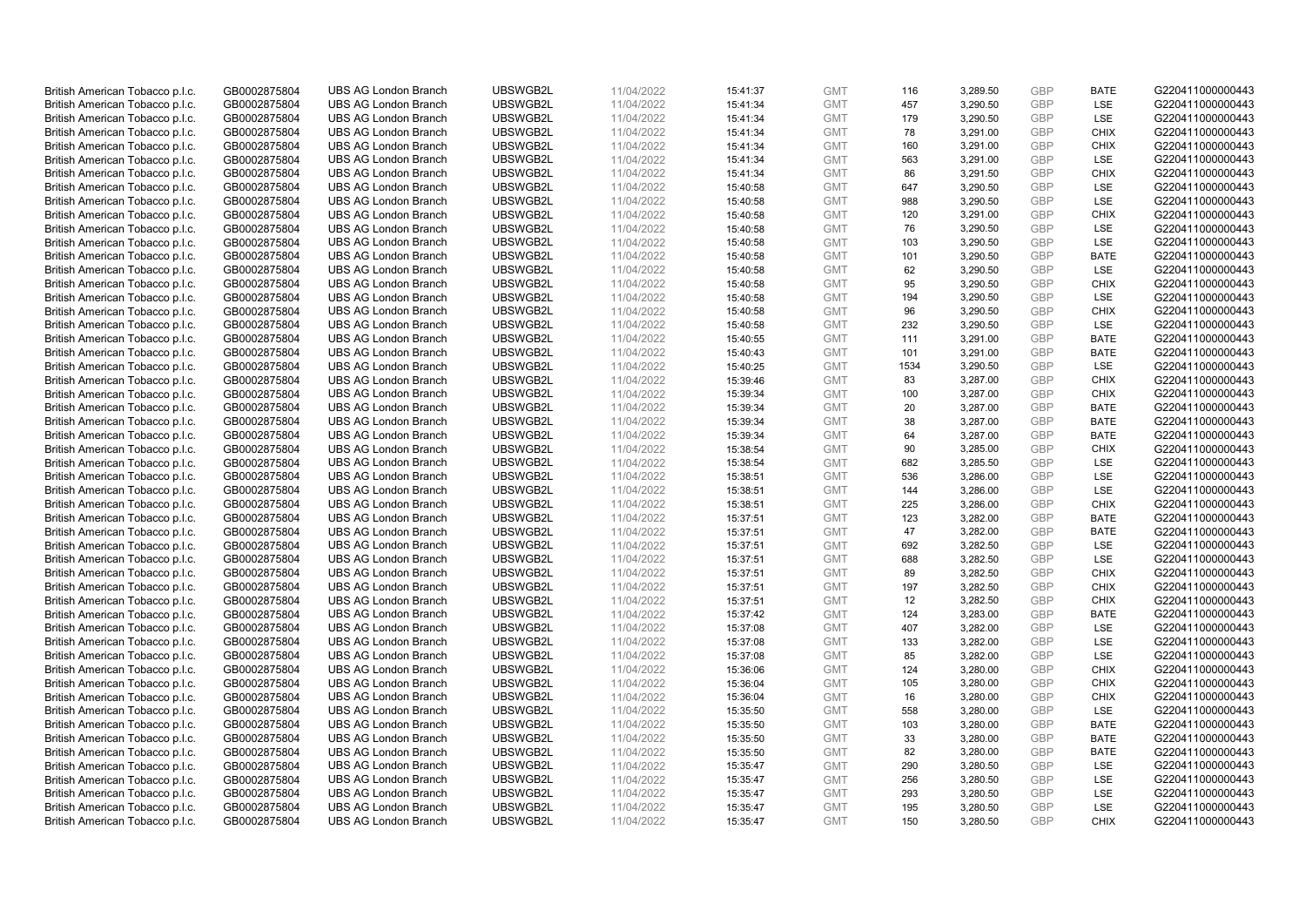| | | | | | | | | | | | |
|---|---|---|---|---|---|---|---|---|---|---|---|
| British American Tobacco p.l.c. | GB0002875804 | UBS AG London Branch | UBSWGB2L | 11/04/2022 | 15:41:37 | GMT | 116 | 3,289.50 | GBP | BATE | G220411000000443 |
| British American Tobacco p.l.c. | GB0002875804 | UBS AG London Branch | UBSWGB2L | 11/04/2022 | 15:41:34 | GMT | 457 | 3,290.50 | GBP | LSE | G220411000000443 |
| British American Tobacco p.l.c. | GB0002875804 | UBS AG London Branch | UBSWGB2L | 11/04/2022 | 15:41:34 | GMT | 179 | 3,290.50 | GBP | LSE | G220411000000443 |
| British American Tobacco p.l.c. | GB0002875804 | UBS AG London Branch | UBSWGB2L | 11/04/2022 | 15:41:34 | GMT | 78 | 3,291.00 | GBP | CHIX | G220411000000443 |
| British American Tobacco p.l.c. | GB0002875804 | UBS AG London Branch | UBSWGB2L | 11/04/2022 | 15:41:34 | GMT | 160 | 3,291.00 | GBP | CHIX | G220411000000443 |
| British American Tobacco p.l.c. | GB0002875804 | UBS AG London Branch | UBSWGB2L | 11/04/2022 | 15:41:34 | GMT | 563 | 3,291.00 | GBP | LSE | G220411000000443 |
| British American Tobacco p.l.c. | GB0002875804 | UBS AG London Branch | UBSWGB2L | 11/04/2022 | 15:41:34 | GMT | 86 | 3,291.50 | GBP | CHIX | G220411000000443 |
| British American Tobacco p.l.c. | GB0002875804 | UBS AG London Branch | UBSWGB2L | 11/04/2022 | 15:40:58 | GMT | 647 | 3,290.50 | GBP | LSE | G220411000000443 |
| British American Tobacco p.l.c. | GB0002875804 | UBS AG London Branch | UBSWGB2L | 11/04/2022 | 15:40:58 | GMT | 988 | 3,290.50 | GBP | LSE | G220411000000443 |
| British American Tobacco p.l.c. | GB0002875804 | UBS AG London Branch | UBSWGB2L | 11/04/2022 | 15:40:58 | GMT | 120 | 3,291.00 | GBP | CHIX | G220411000000443 |
| British American Tobacco p.l.c. | GB0002875804 | UBS AG London Branch | UBSWGB2L | 11/04/2022 | 15:40:58 | GMT | 76 | 3,290.50 | GBP | LSE | G220411000000443 |
| British American Tobacco p.l.c. | GB0002875804 | UBS AG London Branch | UBSWGB2L | 11/04/2022 | 15:40:58 | GMT | 103 | 3,290.50 | GBP | LSE | G220411000000443 |
| British American Tobacco p.l.c. | GB0002875804 | UBS AG London Branch | UBSWGB2L | 11/04/2022 | 15:40:58 | GMT | 101 | 3,290.50 | GBP | BATE | G220411000000443 |
| British American Tobacco p.l.c. | GB0002875804 | UBS AG London Branch | UBSWGB2L | 11/04/2022 | 15:40:58 | GMT | 62 | 3,290.50 | GBP | LSE | G220411000000443 |
| British American Tobacco p.l.c. | GB0002875804 | UBS AG London Branch | UBSWGB2L | 11/04/2022 | 15:40:58 | GMT | 95 | 3,290.50 | GBP | CHIX | G220411000000443 |
| British American Tobacco p.l.c. | GB0002875804 | UBS AG London Branch | UBSWGB2L | 11/04/2022 | 15:40:58 | GMT | 194 | 3,290.50 | GBP | LSE | G220411000000443 |
| British American Tobacco p.l.c. | GB0002875804 | UBS AG London Branch | UBSWGB2L | 11/04/2022 | 15:40:58 | GMT | 96 | 3,290.50 | GBP | CHIX | G220411000000443 |
| British American Tobacco p.l.c. | GB0002875804 | UBS AG London Branch | UBSWGB2L | 11/04/2022 | 15:40:58 | GMT | 232 | 3,290.50 | GBP | LSE | G220411000000443 |
| British American Tobacco p.l.c. | GB0002875804 | UBS AG London Branch | UBSWGB2L | 11/04/2022 | 15:40:55 | GMT | 111 | 3,291.00 | GBP | BATE | G220411000000443 |
| British American Tobacco p.l.c. | GB0002875804 | UBS AG London Branch | UBSWGB2L | 11/04/2022 | 15:40:43 | GMT | 101 | 3,291.00 | GBP | BATE | G220411000000443 |
| British American Tobacco p.l.c. | GB0002875804 | UBS AG London Branch | UBSWGB2L | 11/04/2022 | 15:40:25 | GMT | 1534 | 3,290.50 | GBP | LSE | G220411000000443 |
| British American Tobacco p.l.c. | GB0002875804 | UBS AG London Branch | UBSWGB2L | 11/04/2022 | 15:39:46 | GMT | 83 | 3,287.00 | GBP | CHIX | G220411000000443 |
| British American Tobacco p.l.c. | GB0002875804 | UBS AG London Branch | UBSWGB2L | 11/04/2022 | 15:39:34 | GMT | 100 | 3,287.00 | GBP | CHIX | G220411000000443 |
| British American Tobacco p.l.c. | GB0002875804 | UBS AG London Branch | UBSWGB2L | 11/04/2022 | 15:39:34 | GMT | 20 | 3,287.00 | GBP | BATE | G220411000000443 |
| British American Tobacco p.l.c. | GB0002875804 | UBS AG London Branch | UBSWGB2L | 11/04/2022 | 15:39:34 | GMT | 38 | 3,287.00 | GBP | BATE | G220411000000443 |
| British American Tobacco p.l.c. | GB0002875804 | UBS AG London Branch | UBSWGB2L | 11/04/2022 | 15:39:34 | GMT | 64 | 3,287.00 | GBP | BATE | G220411000000443 |
| British American Tobacco p.l.c. | GB0002875804 | UBS AG London Branch | UBSWGB2L | 11/04/2022 | 15:38:54 | GMT | 90 | 3,285.00 | GBP | CHIX | G220411000000443 |
| British American Tobacco p.l.c. | GB0002875804 | UBS AG London Branch | UBSWGB2L | 11/04/2022 | 15:38:54 | GMT | 682 | 3,285.50 | GBP | LSE | G220411000000443 |
| British American Tobacco p.l.c. | GB0002875804 | UBS AG London Branch | UBSWGB2L | 11/04/2022 | 15:38:51 | GMT | 536 | 3,286.00 | GBP | LSE | G220411000000443 |
| British American Tobacco p.l.c. | GB0002875804 | UBS AG London Branch | UBSWGB2L | 11/04/2022 | 15:38:51 | GMT | 144 | 3,286.00 | GBP | LSE | G220411000000443 |
| British American Tobacco p.l.c. | GB0002875804 | UBS AG London Branch | UBSWGB2L | 11/04/2022 | 15:38:51 | GMT | 225 | 3,286.00 | GBP | CHIX | G220411000000443 |
| British American Tobacco p.l.c. | GB0002875804 | UBS AG London Branch | UBSWGB2L | 11/04/2022 | 15:37:51 | GMT | 123 | 3,282.00 | GBP | BATE | G220411000000443 |
| British American Tobacco p.l.c. | GB0002875804 | UBS AG London Branch | UBSWGB2L | 11/04/2022 | 15:37:51 | GMT | 47 | 3,282.00 | GBP | BATE | G220411000000443 |
| British American Tobacco p.l.c. | GB0002875804 | UBS AG London Branch | UBSWGB2L | 11/04/2022 | 15:37:51 | GMT | 692 | 3,282.50 | GBP | LSE | G220411000000443 |
| British American Tobacco p.l.c. | GB0002875804 | UBS AG London Branch | UBSWGB2L | 11/04/2022 | 15:37:51 | GMT | 688 | 3,282.50 | GBP | LSE | G220411000000443 |
| British American Tobacco p.l.c. | GB0002875804 | UBS AG London Branch | UBSWGB2L | 11/04/2022 | 15:37:51 | GMT | 89 | 3,282.50 | GBP | CHIX | G220411000000443 |
| British American Tobacco p.l.c. | GB0002875804 | UBS AG London Branch | UBSWGB2L | 11/04/2022 | 15:37:51 | GMT | 197 | 3,282.50 | GBP | CHIX | G220411000000443 |
| British American Tobacco p.l.c. | GB0002875804 | UBS AG London Branch | UBSWGB2L | 11/04/2022 | 15:37:51 | GMT | 12 | 3,282.50 | GBP | CHIX | G220411000000443 |
| British American Tobacco p.l.c. | GB0002875804 | UBS AG London Branch | UBSWGB2L | 11/04/2022 | 15:37:42 | GMT | 124 | 3,283.00 | GBP | BATE | G220411000000443 |
| British American Tobacco p.l.c. | GB0002875804 | UBS AG London Branch | UBSWGB2L | 11/04/2022 | 15:37:08 | GMT | 407 | 3,282.00 | GBP | LSE | G220411000000443 |
| British American Tobacco p.l.c. | GB0002875804 | UBS AG London Branch | UBSWGB2L | 11/04/2022 | 15:37:08 | GMT | 133 | 3,282.00 | GBP | LSE | G220411000000443 |
| British American Tobacco p.l.c. | GB0002875804 | UBS AG London Branch | UBSWGB2L | 11/04/2022 | 15:37:08 | GMT | 85 | 3,282.00 | GBP | LSE | G220411000000443 |
| British American Tobacco p.l.c. | GB0002875804 | UBS AG London Branch | UBSWGB2L | 11/04/2022 | 15:36:06 | GMT | 124 | 3,280.00 | GBP | CHIX | G220411000000443 |
| British American Tobacco p.l.c. | GB0002875804 | UBS AG London Branch | UBSWGB2L | 11/04/2022 | 15:36:04 | GMT | 105 | 3,280.00 | GBP | CHIX | G220411000000443 |
| British American Tobacco p.l.c. | GB0002875804 | UBS AG London Branch | UBSWGB2L | 11/04/2022 | 15:36:04 | GMT | 16 | 3,280.00 | GBP | CHIX | G220411000000443 |
| British American Tobacco p.l.c. | GB0002875804 | UBS AG London Branch | UBSWGB2L | 11/04/2022 | 15:35:50 | GMT | 558 | 3,280.00 | GBP | LSE | G220411000000443 |
| British American Tobacco p.l.c. | GB0002875804 | UBS AG London Branch | UBSWGB2L | 11/04/2022 | 15:35:50 | GMT | 103 | 3,280.00 | GBP | BATE | G220411000000443 |
| British American Tobacco p.l.c. | GB0002875804 | UBS AG London Branch | UBSWGB2L | 11/04/2022 | 15:35:50 | GMT | 33 | 3,280.00 | GBP | BATE | G220411000000443 |
| British American Tobacco p.l.c. | GB0002875804 | UBS AG London Branch | UBSWGB2L | 11/04/2022 | 15:35:50 | GMT | 82 | 3,280.00 | GBP | BATE | G220411000000443 |
| British American Tobacco p.l.c. | GB0002875804 | UBS AG London Branch | UBSWGB2L | 11/04/2022 | 15:35:47 | GMT | 290 | 3,280.50 | GBP | LSE | G220411000000443 |
| British American Tobacco p.l.c. | GB0002875804 | UBS AG London Branch | UBSWGB2L | 11/04/2022 | 15:35:47 | GMT | 256 | 3,280.50 | GBP | LSE | G220411000000443 |
| British American Tobacco p.l.c. | GB0002875804 | UBS AG London Branch | UBSWGB2L | 11/04/2022 | 15:35:47 | GMT | 293 | 3,280.50 | GBP | LSE | G220411000000443 |
| British American Tobacco p.l.c. | GB0002875804 | UBS AG London Branch | UBSWGB2L | 11/04/2022 | 15:35:47 | GMT | 195 | 3,280.50 | GBP | LSE | G220411000000443 |
| British American Tobacco p.l.c. | GB0002875804 | UBS AG London Branch | UBSWGB2L | 11/04/2022 | 15:35:47 | GMT | 150 | 3,280.50 | GBP | CHIX | G220411000000443 |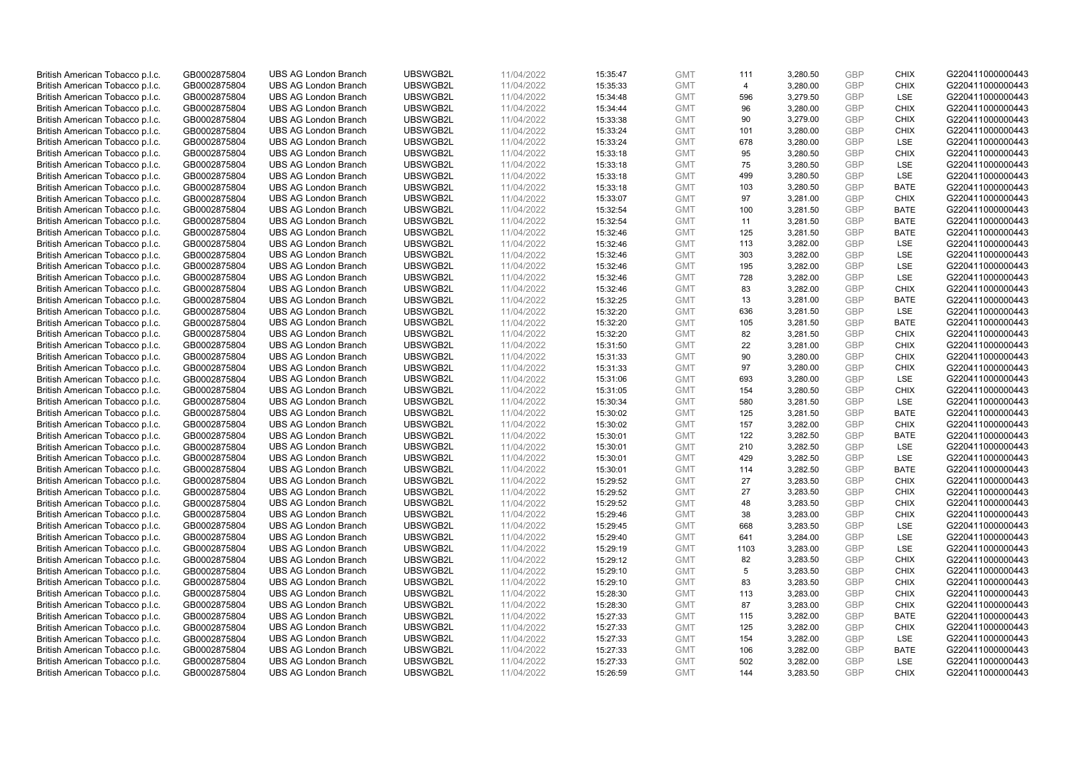| | | | | | | | | | | | |
|---|---|---|---|---|---|---|---|---|---|---|---|
| British American Tobacco p.l.c. | GB0002875804 | UBS AG London Branch | UBSWGB2L | 11/04/2022 | 15:35:47 | GMT | 111 | 3,280.50 | GBP | CHIX | G220411000000443 |
| British American Tobacco p.l.c. | GB0002875804 | UBS AG London Branch | UBSWGB2L | 11/04/2022 | 15:35:33 | GMT | 4 | 3,280.00 | GBP | CHIX | G220411000000443 |
| British American Tobacco p.l.c. | GB0002875804 | UBS AG London Branch | UBSWGB2L | 11/04/2022 | 15:34:48 | GMT | 596 | 3,279.50 | GBP | LSE | G220411000000443 |
| British American Tobacco p.l.c. | GB0002875804 | UBS AG London Branch | UBSWGB2L | 11/04/2022 | 15:34:44 | GMT | 96 | 3,280.00 | GBP | CHIX | G220411000000443 |
| British American Tobacco p.l.c. | GB0002875804 | UBS AG London Branch | UBSWGB2L | 11/04/2022 | 15:33:38 | GMT | 90 | 3,279.00 | GBP | CHIX | G220411000000443 |
| British American Tobacco p.l.c. | GB0002875804 | UBS AG London Branch | UBSWGB2L | 11/04/2022 | 15:33:24 | GMT | 101 | 3,280.00 | GBP | CHIX | G220411000000443 |
| British American Tobacco p.l.c. | GB0002875804 | UBS AG London Branch | UBSWGB2L | 11/04/2022 | 15:33:24 | GMT | 678 | 3,280.00 | GBP | LSE | G220411000000443 |
| British American Tobacco p.l.c. | GB0002875804 | UBS AG London Branch | UBSWGB2L | 11/04/2022 | 15:33:18 | GMT | 95 | 3,280.50 | GBP | CHIX | G220411000000443 |
| British American Tobacco p.l.c. | GB0002875804 | UBS AG London Branch | UBSWGB2L | 11/04/2022 | 15:33:18 | GMT | 75 | 3,280.50 | GBP | LSE | G220411000000443 |
| British American Tobacco p.l.c. | GB0002875804 | UBS AG London Branch | UBSWGB2L | 11/04/2022 | 15:33:18 | GMT | 499 | 3,280.50 | GBP | LSE | G220411000000443 |
| British American Tobacco p.l.c. | GB0002875804 | UBS AG London Branch | UBSWGB2L | 11/04/2022 | 15:33:18 | GMT | 103 | 3,280.50 | GBP | BATE | G220411000000443 |
| British American Tobacco p.l.c. | GB0002875804 | UBS AG London Branch | UBSWGB2L | 11/04/2022 | 15:33:07 | GMT | 97 | 3,281.00 | GBP | CHIX | G220411000000443 |
| British American Tobacco p.l.c. | GB0002875804 | UBS AG London Branch | UBSWGB2L | 11/04/2022 | 15:32:54 | GMT | 100 | 3,281.50 | GBP | BATE | G220411000000443 |
| British American Tobacco p.l.c. | GB0002875804 | UBS AG London Branch | UBSWGB2L | 11/04/2022 | 15:32:54 | GMT | 11 | 3,281.50 | GBP | BATE | G220411000000443 |
| British American Tobacco p.l.c. | GB0002875804 | UBS AG London Branch | UBSWGB2L | 11/04/2022 | 15:32:46 | GMT | 125 | 3,281.50 | GBP | BATE | G220411000000443 |
| British American Tobacco p.l.c. | GB0002875804 | UBS AG London Branch | UBSWGB2L | 11/04/2022 | 15:32:46 | GMT | 113 | 3,282.00 | GBP | LSE | G220411000000443 |
| British American Tobacco p.l.c. | GB0002875804 | UBS AG London Branch | UBSWGB2L | 11/04/2022 | 15:32:46 | GMT | 303 | 3,282.00 | GBP | LSE | G220411000000443 |
| British American Tobacco p.l.c. | GB0002875804 | UBS AG London Branch | UBSWGB2L | 11/04/2022 | 15:32:46 | GMT | 195 | 3,282.00 | GBP | LSE | G220411000000443 |
| British American Tobacco p.l.c. | GB0002875804 | UBS AG London Branch | UBSWGB2L | 11/04/2022 | 15:32:46 | GMT | 728 | 3,282.00 | GBP | LSE | G220411000000443 |
| British American Tobacco p.l.c. | GB0002875804 | UBS AG London Branch | UBSWGB2L | 11/04/2022 | 15:32:46 | GMT | 83 | 3,282.00 | GBP | CHIX | G220411000000443 |
| British American Tobacco p.l.c. | GB0002875804 | UBS AG London Branch | UBSWGB2L | 11/04/2022 | 15:32:25 | GMT | 13 | 3,281.00 | GBP | BATE | G220411000000443 |
| British American Tobacco p.l.c. | GB0002875804 | UBS AG London Branch | UBSWGB2L | 11/04/2022 | 15:32:20 | GMT | 636 | 3,281.50 | GBP | LSE | G220411000000443 |
| British American Tobacco p.l.c. | GB0002875804 | UBS AG London Branch | UBSWGB2L | 11/04/2022 | 15:32:20 | GMT | 105 | 3,281.50 | GBP | BATE | G220411000000443 |
| British American Tobacco p.l.c. | GB0002875804 | UBS AG London Branch | UBSWGB2L | 11/04/2022 | 15:32:20 | GMT | 82 | 3,281.50 | GBP | CHIX | G220411000000443 |
| British American Tobacco p.l.c. | GB0002875804 | UBS AG London Branch | UBSWGB2L | 11/04/2022 | 15:31:50 | GMT | 22 | 3,281.00 | GBP | CHIX | G220411000000443 |
| British American Tobacco p.l.c. | GB0002875804 | UBS AG London Branch | UBSWGB2L | 11/04/2022 | 15:31:33 | GMT | 90 | 3,280.00 | GBP | CHIX | G220411000000443 |
| British American Tobacco p.l.c. | GB0002875804 | UBS AG London Branch | UBSWGB2L | 11/04/2022 | 15:31:33 | GMT | 97 | 3,280.00 | GBP | CHIX | G220411000000443 |
| British American Tobacco p.l.c. | GB0002875804 | UBS AG London Branch | UBSWGB2L | 11/04/2022 | 15:31:06 | GMT | 693 | 3,280.00 | GBP | LSE | G220411000000443 |
| British American Tobacco p.l.c. | GB0002875804 | UBS AG London Branch | UBSWGB2L | 11/04/2022 | 15:31:05 | GMT | 154 | 3,280.50 | GBP | CHIX | G220411000000443 |
| British American Tobacco p.l.c. | GB0002875804 | UBS AG London Branch | UBSWGB2L | 11/04/2022 | 15:30:34 | GMT | 580 | 3,281.50 | GBP | LSE | G220411000000443 |
| British American Tobacco p.l.c. | GB0002875804 | UBS AG London Branch | UBSWGB2L | 11/04/2022 | 15:30:02 | GMT | 125 | 3,281.50 | GBP | BATE | G220411000000443 |
| British American Tobacco p.l.c. | GB0002875804 | UBS AG London Branch | UBSWGB2L | 11/04/2022 | 15:30:02 | GMT | 157 | 3,282.00 | GBP | CHIX | G220411000000443 |
| British American Tobacco p.l.c. | GB0002875804 | UBS AG London Branch | UBSWGB2L | 11/04/2022 | 15:30:01 | GMT | 122 | 3,282.50 | GBP | BATE | G220411000000443 |
| British American Tobacco p.l.c. | GB0002875804 | UBS AG London Branch | UBSWGB2L | 11/04/2022 | 15:30:01 | GMT | 210 | 3,282.50 | GBP | LSE | G220411000000443 |
| British American Tobacco p.l.c. | GB0002875804 | UBS AG London Branch | UBSWGB2L | 11/04/2022 | 15:30:01 | GMT | 429 | 3,282.50 | GBP | LSE | G220411000000443 |
| British American Tobacco p.l.c. | GB0002875804 | UBS AG London Branch | UBSWGB2L | 11/04/2022 | 15:30:01 | GMT | 114 | 3,282.50 | GBP | BATE | G220411000000443 |
| British American Tobacco p.l.c. | GB0002875804 | UBS AG London Branch | UBSWGB2L | 11/04/2022 | 15:29:52 | GMT | 27 | 3,283.50 | GBP | CHIX | G220411000000443 |
| British American Tobacco p.l.c. | GB0002875804 | UBS AG London Branch | UBSWGB2L | 11/04/2022 | 15:29:52 | GMT | 27 | 3,283.50 | GBP | CHIX | G220411000000443 |
| British American Tobacco p.l.c. | GB0002875804 | UBS AG London Branch | UBSWGB2L | 11/04/2022 | 15:29:52 | GMT | 48 | 3,283.50 | GBP | CHIX | G220411000000443 |
| British American Tobacco p.l.c. | GB0002875804 | UBS AG London Branch | UBSWGB2L | 11/04/2022 | 15:29:46 | GMT | 38 | 3,283.00 | GBP | CHIX | G220411000000443 |
| British American Tobacco p.l.c. | GB0002875804 | UBS AG London Branch | UBSWGB2L | 11/04/2022 | 15:29:45 | GMT | 668 | 3,283.50 | GBP | LSE | G220411000000443 |
| British American Tobacco p.l.c. | GB0002875804 | UBS AG London Branch | UBSWGB2L | 11/04/2022 | 15:29:40 | GMT | 641 | 3,284.00 | GBP | LSE | G220411000000443 |
| British American Tobacco p.l.c. | GB0002875804 | UBS AG London Branch | UBSWGB2L | 11/04/2022 | 15:29:19 | GMT | 1103 | 3,283.00 | GBP | LSE | G220411000000443 |
| British American Tobacco p.l.c. | GB0002875804 | UBS AG London Branch | UBSWGB2L | 11/04/2022 | 15:29:12 | GMT | 82 | 3,283.50 | GBP | CHIX | G220411000000443 |
| British American Tobacco p.l.c. | GB0002875804 | UBS AG London Branch | UBSWGB2L | 11/04/2022 | 15:29:10 | GMT | 5 | 3,283.50 | GBP | CHIX | G220411000000443 |
| British American Tobacco p.l.c. | GB0002875804 | UBS AG London Branch | UBSWGB2L | 11/04/2022 | 15:29:10 | GMT | 83 | 3,283.50 | GBP | CHIX | G220411000000443 |
| British American Tobacco p.l.c. | GB0002875804 | UBS AG London Branch | UBSWGB2L | 11/04/2022 | 15:28:30 | GMT | 113 | 3,283.00 | GBP | CHIX | G220411000000443 |
| British American Tobacco p.l.c. | GB0002875804 | UBS AG London Branch | UBSWGB2L | 11/04/2022 | 15:28:30 | GMT | 87 | 3,283.00 | GBP | CHIX | G220411000000443 |
| British American Tobacco p.l.c. | GB0002875804 | UBS AG London Branch | UBSWGB2L | 11/04/2022 | 15:27:33 | GMT | 115 | 3,282.00 | GBP | BATE | G220411000000443 |
| British American Tobacco p.l.c. | GB0002875804 | UBS AG London Branch | UBSWGB2L | 11/04/2022 | 15:27:33 | GMT | 125 | 3,282.00 | GBP | CHIX | G220411000000443 |
| British American Tobacco p.l.c. | GB0002875804 | UBS AG London Branch | UBSWGB2L | 11/04/2022 | 15:27:33 | GMT | 154 | 3,282.00 | GBP | LSE | G220411000000443 |
| British American Tobacco p.l.c. | GB0002875804 | UBS AG London Branch | UBSWGB2L | 11/04/2022 | 15:27:33 | GMT | 106 | 3,282.00 | GBP | BATE | G220411000000443 |
| British American Tobacco p.l.c. | GB0002875804 | UBS AG London Branch | UBSWGB2L | 11/04/2022 | 15:27:33 | GMT | 502 | 3,282.00 | GBP | LSE | G220411000000443 |
| British American Tobacco p.l.c. | GB0002875804 | UBS AG London Branch | UBSWGB2L | 11/04/2022 | 15:26:59 | GMT | 144 | 3,283.50 | GBP | CHIX | G220411000000443 |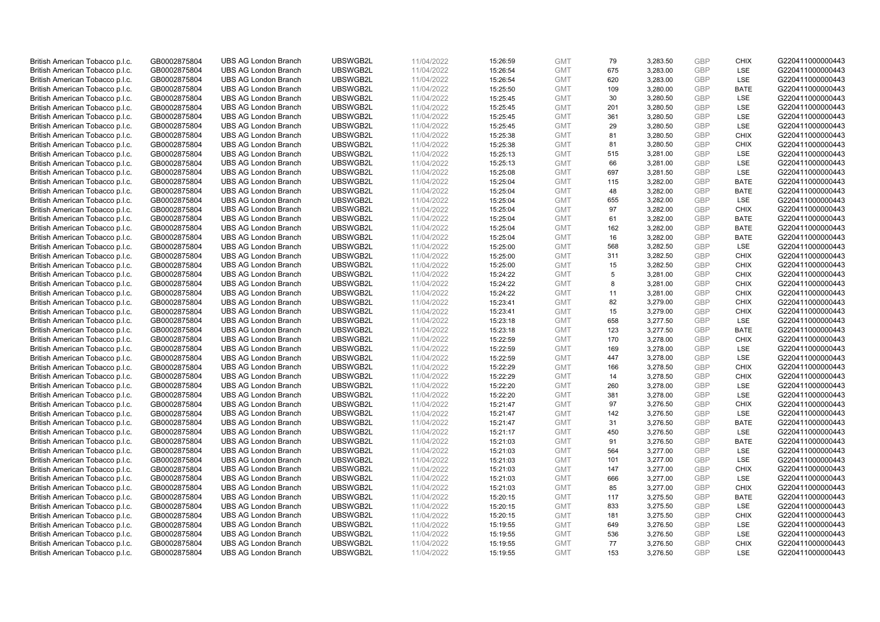| British American Tobacco p.l.c. | GB0002875804 | UBS AG London Branch | UBSWGB2L | 11/04/2022 | 15:26:59 | GMT | 79 | 3,283.50 | GBP | CHIX | G220411000000443 |
|---|---|---|---|---|---|---|---|---|---|---|---|
| British American Tobacco p.l.c. | GB0002875804 | UBS AG London Branch | UBSWGB2L | 11/04/2022 | 15:26:54 | GMT | 675 | 3,283.00 | GBP | LSE | G220411000000443 |
| British American Tobacco p.l.c. | GB0002875804 | UBS AG London Branch | UBSWGB2L | 11/04/2022 | 15:26:54 | GMT | 620 | 3,283.00 | GBP | LSE | G220411000000443 |
| British American Tobacco p.l.c. | GB0002875804 | UBS AG London Branch | UBSWGB2L | 11/04/2022 | 15:25:50 | GMT | 109 | 3,280.00 | GBP | BATE | G220411000000443 |
| British American Tobacco p.l.c. | GB0002875804 | UBS AG London Branch | UBSWGB2L | 11/04/2022 | 15:25:45 | GMT | 30 | 3,280.50 | GBP | LSE | G220411000000443 |
| British American Tobacco p.l.c. | GB0002875804 | UBS AG London Branch | UBSWGB2L | 11/04/2022 | 15:25:45 | GMT | 201 | 3,280.50 | GBP | LSE | G220411000000443 |
| British American Tobacco p.l.c. | GB0002875804 | UBS AG London Branch | UBSWGB2L | 11/04/2022 | 15:25:45 | GMT | 361 | 3,280.50 | GBP | LSE | G220411000000443 |
| British American Tobacco p.l.c. | GB0002875804 | UBS AG London Branch | UBSWGB2L | 11/04/2022 | 15:25:45 | GMT | 29 | 3,280.50 | GBP | LSE | G220411000000443 |
| British American Tobacco p.l.c. | GB0002875804 | UBS AG London Branch | UBSWGB2L | 11/04/2022 | 15:25:38 | GMT | 81 | 3,280.50 | GBP | CHIX | G220411000000443 |
| British American Tobacco p.l.c. | GB0002875804 | UBS AG London Branch | UBSWGB2L | 11/04/2022 | 15:25:38 | GMT | 81 | 3,280.50 | GBP | CHIX | G220411000000443 |
| British American Tobacco p.l.c. | GB0002875804 | UBS AG London Branch | UBSWGB2L | 11/04/2022 | 15:25:13 | GMT | 515 | 3,281.00 | GBP | LSE | G220411000000443 |
| British American Tobacco p.l.c. | GB0002875804 | UBS AG London Branch | UBSWGB2L | 11/04/2022 | 15:25:13 | GMT | 66 | 3,281.00 | GBP | LSE | G220411000000443 |
| British American Tobacco p.l.c. | GB0002875804 | UBS AG London Branch | UBSWGB2L | 11/04/2022 | 15:25:08 | GMT | 697 | 3,281.50 | GBP | LSE | G220411000000443 |
| British American Tobacco p.l.c. | GB0002875804 | UBS AG London Branch | UBSWGB2L | 11/04/2022 | 15:25:04 | GMT | 115 | 3,282.00 | GBP | BATE | G220411000000443 |
| British American Tobacco p.l.c. | GB0002875804 | UBS AG London Branch | UBSWGB2L | 11/04/2022 | 15:25:04 | GMT | 48 | 3,282.00 | GBP | BATE | G220411000000443 |
| British American Tobacco p.l.c. | GB0002875804 | UBS AG London Branch | UBSWGB2L | 11/04/2022 | 15:25:04 | GMT | 655 | 3,282.00 | GBP | LSE | G220411000000443 |
| British American Tobacco p.l.c. | GB0002875804 | UBS AG London Branch | UBSWGB2L | 11/04/2022 | 15:25:04 | GMT | 97 | 3,282.00 | GBP | CHIX | G220411000000443 |
| British American Tobacco p.l.c. | GB0002875804 | UBS AG London Branch | UBSWGB2L | 11/04/2022 | 15:25:04 | GMT | 61 | 3,282.00 | GBP | BATE | G220411000000443 |
| British American Tobacco p.l.c. | GB0002875804 | UBS AG London Branch | UBSWGB2L | 11/04/2022 | 15:25:04 | GMT | 162 | 3,282.00 | GBP | BATE | G220411000000443 |
| British American Tobacco p.l.c. | GB0002875804 | UBS AG London Branch | UBSWGB2L | 11/04/2022 | 15:25:04 | GMT | 16 | 3,282.00 | GBP | BATE | G220411000000443 |
| British American Tobacco p.l.c. | GB0002875804 | UBS AG London Branch | UBSWGB2L | 11/04/2022 | 15:25:00 | GMT | 568 | 3,282.50 | GBP | LSE | G220411000000443 |
| British American Tobacco p.l.c. | GB0002875804 | UBS AG London Branch | UBSWGB2L | 11/04/2022 | 15:25:00 | GMT | 311 | 3,282.50 | GBP | CHIX | G220411000000443 |
| British American Tobacco p.l.c. | GB0002875804 | UBS AG London Branch | UBSWGB2L | 11/04/2022 | 15:25:00 | GMT | 15 | 3,282.50 | GBP | CHIX | G220411000000443 |
| British American Tobacco p.l.c. | GB0002875804 | UBS AG London Branch | UBSWGB2L | 11/04/2022 | 15:24:22 | GMT | 5 | 3,281.00 | GBP | CHIX | G220411000000443 |
| British American Tobacco p.l.c. | GB0002875804 | UBS AG London Branch | UBSWGB2L | 11/04/2022 | 15:24:22 | GMT | 8 | 3,281.00 | GBP | CHIX | G220411000000443 |
| British American Tobacco p.l.c. | GB0002875804 | UBS AG London Branch | UBSWGB2L | 11/04/2022 | 15:24:22 | GMT | 11 | 3,281.00 | GBP | CHIX | G220411000000443 |
| British American Tobacco p.l.c. | GB0002875804 | UBS AG London Branch | UBSWGB2L | 11/04/2022 | 15:23:41 | GMT | 82 | 3,279.00 | GBP | CHIX | G220411000000443 |
| British American Tobacco p.l.c. | GB0002875804 | UBS AG London Branch | UBSWGB2L | 11/04/2022 | 15:23:41 | GMT | 15 | 3,279.00 | GBP | CHIX | G220411000000443 |
| British American Tobacco p.l.c. | GB0002875804 | UBS AG London Branch | UBSWGB2L | 11/04/2022 | 15:23:18 | GMT | 658 | 3,277.50 | GBP | LSE | G220411000000443 |
| British American Tobacco p.l.c. | GB0002875804 | UBS AG London Branch | UBSWGB2L | 11/04/2022 | 15:23:18 | GMT | 123 | 3,277.50 | GBP | BATE | G220411000000443 |
| British American Tobacco p.l.c. | GB0002875804 | UBS AG London Branch | UBSWGB2L | 11/04/2022 | 15:22:59 | GMT | 170 | 3,278.00 | GBP | CHIX | G220411000000443 |
| British American Tobacco p.l.c. | GB0002875804 | UBS AG London Branch | UBSWGB2L | 11/04/2022 | 15:22:59 | GMT | 169 | 3,278.00 | GBP | LSE | G220411000000443 |
| British American Tobacco p.l.c. | GB0002875804 | UBS AG London Branch | UBSWGB2L | 11/04/2022 | 15:22:59 | GMT | 447 | 3,278.00 | GBP | LSE | G220411000000443 |
| British American Tobacco p.l.c. | GB0002875804 | UBS AG London Branch | UBSWGB2L | 11/04/2022 | 15:22:29 | GMT | 166 | 3,278.50 | GBP | CHIX | G220411000000443 |
| British American Tobacco p.l.c. | GB0002875804 | UBS AG London Branch | UBSWGB2L | 11/04/2022 | 15:22:29 | GMT | 14 | 3,278.50 | GBP | CHIX | G220411000000443 |
| British American Tobacco p.l.c. | GB0002875804 | UBS AG London Branch | UBSWGB2L | 11/04/2022 | 15:22:20 | GMT | 260 | 3,278.00 | GBP | LSE | G220411000000443 |
| British American Tobacco p.l.c. | GB0002875804 | UBS AG London Branch | UBSWGB2L | 11/04/2022 | 15:22:20 | GMT | 381 | 3,278.00 | GBP | LSE | G220411000000443 |
| British American Tobacco p.l.c. | GB0002875804 | UBS AG London Branch | UBSWGB2L | 11/04/2022 | 15:21:47 | GMT | 97 | 3,276.50 | GBP | CHIX | G220411000000443 |
| British American Tobacco p.l.c. | GB0002875804 | UBS AG London Branch | UBSWGB2L | 11/04/2022 | 15:21:47 | GMT | 142 | 3,276.50 | GBP | LSE | G220411000000443 |
| British American Tobacco p.l.c. | GB0002875804 | UBS AG London Branch | UBSWGB2L | 11/04/2022 | 15:21:47 | GMT | 31 | 3,276.50 | GBP | BATE | G220411000000443 |
| British American Tobacco p.l.c. | GB0002875804 | UBS AG London Branch | UBSWGB2L | 11/04/2022 | 15:21:17 | GMT | 450 | 3,276.50 | GBP | LSE | G220411000000443 |
| British American Tobacco p.l.c. | GB0002875804 | UBS AG London Branch | UBSWGB2L | 11/04/2022 | 15:21:03 | GMT | 91 | 3,276.50 | GBP | BATE | G220411000000443 |
| British American Tobacco p.l.c. | GB0002875804 | UBS AG London Branch | UBSWGB2L | 11/04/2022 | 15:21:03 | GMT | 564 | 3,277.00 | GBP | LSE | G220411000000443 |
| British American Tobacco p.l.c. | GB0002875804 | UBS AG London Branch | UBSWGB2L | 11/04/2022 | 15:21:03 | GMT | 101 | 3,277.00 | GBP | LSE | G220411000000443 |
| British American Tobacco p.l.c. | GB0002875804 | UBS AG London Branch | UBSWGB2L | 11/04/2022 | 15:21:03 | GMT | 147 | 3,277.00 | GBP | CHIX | G220411000000443 |
| British American Tobacco p.l.c. | GB0002875804 | UBS AG London Branch | UBSWGB2L | 11/04/2022 | 15:21:03 | GMT | 666 | 3,277.00 | GBP | LSE | G220411000000443 |
| British American Tobacco p.l.c. | GB0002875804 | UBS AG London Branch | UBSWGB2L | 11/04/2022 | 15:21:03 | GMT | 85 | 3,277.00 | GBP | CHIX | G220411000000443 |
| British American Tobacco p.l.c. | GB0002875804 | UBS AG London Branch | UBSWGB2L | 11/04/2022 | 15:20:15 | GMT | 117 | 3,275.50 | GBP | BATE | G220411000000443 |
| British American Tobacco p.l.c. | GB0002875804 | UBS AG London Branch | UBSWGB2L | 11/04/2022 | 15:20:15 | GMT | 833 | 3,275.50 | GBP | LSE | G220411000000443 |
| British American Tobacco p.l.c. | GB0002875804 | UBS AG London Branch | UBSWGB2L | 11/04/2022 | 15:20:15 | GMT | 181 | 3,275.50 | GBP | CHIX | G220411000000443 |
| British American Tobacco p.l.c. | GB0002875804 | UBS AG London Branch | UBSWGB2L | 11/04/2022 | 15:19:55 | GMT | 649 | 3,276.50 | GBP | LSE | G220411000000443 |
| British American Tobacco p.l.c. | GB0002875804 | UBS AG London Branch | UBSWGB2L | 11/04/2022 | 15:19:55 | GMT | 536 | 3,276.50 | GBP | LSE | G220411000000443 |
| British American Tobacco p.l.c. | GB0002875804 | UBS AG London Branch | UBSWGB2L | 11/04/2022 | 15:19:55 | GMT | 77 | 3,276.50 | GBP | CHIX | G220411000000443 |
| British American Tobacco p.l.c. | GB0002875804 | UBS AG London Branch | UBSWGB2L | 11/04/2022 | 15:19:55 | GMT | 153 | 3,276.50 | GBP | LSE | G220411000000443 |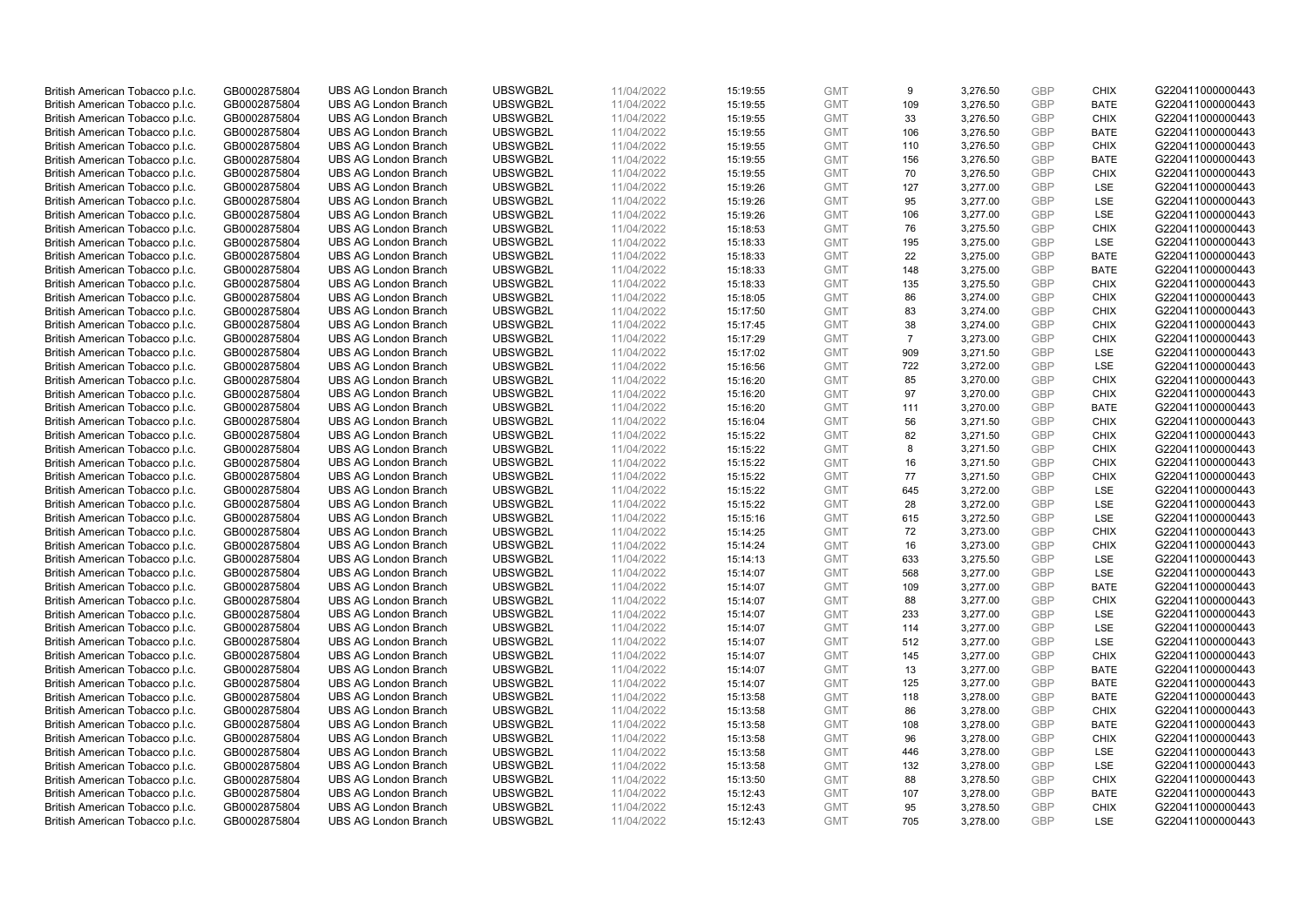| | | | | | | | | | | | |
|---|---|---|---|---|---|---|---|---|---|---|---|
| British American Tobacco p.l.c. | GB0002875804 | UBS AG London Branch | UBSWGB2L | 11/04/2022 | 15:19:55 | GMT | 9 | 3,276.50 | GBP | CHIX | G220411000000443 |
| British American Tobacco p.l.c. | GB0002875804 | UBS AG London Branch | UBSWGB2L | 11/04/2022 | 15:19:55 | GMT | 109 | 3,276.50 | GBP | BATE | G220411000000443 |
| British American Tobacco p.l.c. | GB0002875804 | UBS AG London Branch | UBSWGB2L | 11/04/2022 | 15:19:55 | GMT | 33 | 3,276.50 | GBP | CHIX | G220411000000443 |
| British American Tobacco p.l.c. | GB0002875804 | UBS AG London Branch | UBSWGB2L | 11/04/2022 | 15:19:55 | GMT | 106 | 3,276.50 | GBP | BATE | G220411000000443 |
| British American Tobacco p.l.c. | GB0002875804 | UBS AG London Branch | UBSWGB2L | 11/04/2022 | 15:19:55 | GMT | 110 | 3,276.50 | GBP | CHIX | G220411000000443 |
| British American Tobacco p.l.c. | GB0002875804 | UBS AG London Branch | UBSWGB2L | 11/04/2022 | 15:19:55 | GMT | 156 | 3,276.50 | GBP | BATE | G220411000000443 |
| British American Tobacco p.l.c. | GB0002875804 | UBS AG London Branch | UBSWGB2L | 11/04/2022 | 15:19:55 | GMT | 70 | 3,276.50 | GBP | CHIX | G220411000000443 |
| British American Tobacco p.l.c. | GB0002875804 | UBS AG London Branch | UBSWGB2L | 11/04/2022 | 15:19:26 | GMT | 127 | 3,277.00 | GBP | LSE | G220411000000443 |
| British American Tobacco p.l.c. | GB0002875804 | UBS AG London Branch | UBSWGB2L | 11/04/2022 | 15:19:26 | GMT | 95 | 3,277.00 | GBP | LSE | G220411000000443 |
| British American Tobacco p.l.c. | GB0002875804 | UBS AG London Branch | UBSWGB2L | 11/04/2022 | 15:19:26 | GMT | 106 | 3,277.00 | GBP | LSE | G220411000000443 |
| British American Tobacco p.l.c. | GB0002875804 | UBS AG London Branch | UBSWGB2L | 11/04/2022 | 15:18:53 | GMT | 76 | 3,275.50 | GBP | CHIX | G220411000000443 |
| British American Tobacco p.l.c. | GB0002875804 | UBS AG London Branch | UBSWGB2L | 11/04/2022 | 15:18:33 | GMT | 195 | 3,275.00 | GBP | LSE | G220411000000443 |
| British American Tobacco p.l.c. | GB0002875804 | UBS AG London Branch | UBSWGB2L | 11/04/2022 | 15:18:33 | GMT | 22 | 3,275.00 | GBP | BATE | G220411000000443 |
| British American Tobacco p.l.c. | GB0002875804 | UBS AG London Branch | UBSWGB2L | 11/04/2022 | 15:18:33 | GMT | 148 | 3,275.00 | GBP | BATE | G220411000000443 |
| British American Tobacco p.l.c. | GB0002875804 | UBS AG London Branch | UBSWGB2L | 11/04/2022 | 15:18:33 | GMT | 135 | 3,275.50 | GBP | CHIX | G220411000000443 |
| British American Tobacco p.l.c. | GB0002875804 | UBS AG London Branch | UBSWGB2L | 11/04/2022 | 15:18:05 | GMT | 86 | 3,274.00 | GBP | CHIX | G220411000000443 |
| British American Tobacco p.l.c. | GB0002875804 | UBS AG London Branch | UBSWGB2L | 11/04/2022 | 15:17:50 | GMT | 83 | 3,274.00 | GBP | CHIX | G220411000000443 |
| British American Tobacco p.l.c. | GB0002875804 | UBS AG London Branch | UBSWGB2L | 11/04/2022 | 15:17:45 | GMT | 38 | 3,274.00 | GBP | CHIX | G220411000000443 |
| British American Tobacco p.l.c. | GB0002875804 | UBS AG London Branch | UBSWGB2L | 11/04/2022 | 15:17:29 | GMT | 7 | 3,273.00 | GBP | CHIX | G220411000000443 |
| British American Tobacco p.l.c. | GB0002875804 | UBS AG London Branch | UBSWGB2L | 11/04/2022 | 15:17:02 | GMT | 909 | 3,271.50 | GBP | LSE | G220411000000443 |
| British American Tobacco p.l.c. | GB0002875804 | UBS AG London Branch | UBSWGB2L | 11/04/2022 | 15:16:56 | GMT | 722 | 3,272.00 | GBP | LSE | G220411000000443 |
| British American Tobacco p.l.c. | GB0002875804 | UBS AG London Branch | UBSWGB2L | 11/04/2022 | 15:16:20 | GMT | 85 | 3,270.00 | GBP | CHIX | G220411000000443 |
| British American Tobacco p.l.c. | GB0002875804 | UBS AG London Branch | UBSWGB2L | 11/04/2022 | 15:16:20 | GMT | 97 | 3,270.00 | GBP | CHIX | G220411000000443 |
| British American Tobacco p.l.c. | GB0002875804 | UBS AG London Branch | UBSWGB2L | 11/04/2022 | 15:16:20 | GMT | 111 | 3,270.00 | GBP | BATE | G220411000000443 |
| British American Tobacco p.l.c. | GB0002875804 | UBS AG London Branch | UBSWGB2L | 11/04/2022 | 15:16:04 | GMT | 56 | 3,271.50 | GBP | CHIX | G220411000000443 |
| British American Tobacco p.l.c. | GB0002875804 | UBS AG London Branch | UBSWGB2L | 11/04/2022 | 15:15:22 | GMT | 82 | 3,271.50 | GBP | CHIX | G220411000000443 |
| British American Tobacco p.l.c. | GB0002875804 | UBS AG London Branch | UBSWGB2L | 11/04/2022 | 15:15:22 | GMT | 8 | 3,271.50 | GBP | CHIX | G220411000000443 |
| British American Tobacco p.l.c. | GB0002875804 | UBS AG London Branch | UBSWGB2L | 11/04/2022 | 15:15:22 | GMT | 16 | 3,271.50 | GBP | CHIX | G220411000000443 |
| British American Tobacco p.l.c. | GB0002875804 | UBS AG London Branch | UBSWGB2L | 11/04/2022 | 15:15:22 | GMT | 77 | 3,271.50 | GBP | CHIX | G220411000000443 |
| British American Tobacco p.l.c. | GB0002875804 | UBS AG London Branch | UBSWGB2L | 11/04/2022 | 15:15:22 | GMT | 645 | 3,272.00 | GBP | LSE | G220411000000443 |
| British American Tobacco p.l.c. | GB0002875804 | UBS AG London Branch | UBSWGB2L | 11/04/2022 | 15:15:22 | GMT | 28 | 3,272.00 | GBP | LSE | G220411000000443 |
| British American Tobacco p.l.c. | GB0002875804 | UBS AG London Branch | UBSWGB2L | 11/04/2022 | 15:15:16 | GMT | 615 | 3,272.50 | GBP | LSE | G220411000000443 |
| British American Tobacco p.l.c. | GB0002875804 | UBS AG London Branch | UBSWGB2L | 11/04/2022 | 15:14:25 | GMT | 72 | 3,273.00 | GBP | CHIX | G220411000000443 |
| British American Tobacco p.l.c. | GB0002875804 | UBS AG London Branch | UBSWGB2L | 11/04/2022 | 15:14:24 | GMT | 16 | 3,273.00 | GBP | CHIX | G220411000000443 |
| British American Tobacco p.l.c. | GB0002875804 | UBS AG London Branch | UBSWGB2L | 11/04/2022 | 15:14:13 | GMT | 633 | 3,275.50 | GBP | LSE | G220411000000443 |
| British American Tobacco p.l.c. | GB0002875804 | UBS AG London Branch | UBSWGB2L | 11/04/2022 | 15:14:07 | GMT | 568 | 3,277.00 | GBP | LSE | G220411000000443 |
| British American Tobacco p.l.c. | GB0002875804 | UBS AG London Branch | UBSWGB2L | 11/04/2022 | 15:14:07 | GMT | 109 | 3,277.00 | GBP | BATE | G220411000000443 |
| British American Tobacco p.l.c. | GB0002875804 | UBS AG London Branch | UBSWGB2L | 11/04/2022 | 15:14:07 | GMT | 88 | 3,277.00 | GBP | CHIX | G220411000000443 |
| British American Tobacco p.l.c. | GB0002875804 | UBS AG London Branch | UBSWGB2L | 11/04/2022 | 15:14:07 | GMT | 233 | 3,277.00 | GBP | LSE | G220411000000443 |
| British American Tobacco p.l.c. | GB0002875804 | UBS AG London Branch | UBSWGB2L | 11/04/2022 | 15:14:07 | GMT | 114 | 3,277.00 | GBP | LSE | G220411000000443 |
| British American Tobacco p.l.c. | GB0002875804 | UBS AG London Branch | UBSWGB2L | 11/04/2022 | 15:14:07 | GMT | 512 | 3,277.00 | GBP | LSE | G220411000000443 |
| British American Tobacco p.l.c. | GB0002875804 | UBS AG London Branch | UBSWGB2L | 11/04/2022 | 15:14:07 | GMT | 145 | 3,277.00 | GBP | CHIX | G220411000000443 |
| British American Tobacco p.l.c. | GB0002875804 | UBS AG London Branch | UBSWGB2L | 11/04/2022 | 15:14:07 | GMT | 13 | 3,277.00 | GBP | BATE | G220411000000443 |
| British American Tobacco p.l.c. | GB0002875804 | UBS AG London Branch | UBSWGB2L | 11/04/2022 | 15:14:07 | GMT | 125 | 3,277.00 | GBP | BATE | G220411000000443 |
| British American Tobacco p.l.c. | GB0002875804 | UBS AG London Branch | UBSWGB2L | 11/04/2022 | 15:13:58 | GMT | 118 | 3,278.00 | GBP | BATE | G220411000000443 |
| British American Tobacco p.l.c. | GB0002875804 | UBS AG London Branch | UBSWGB2L | 11/04/2022 | 15:13:58 | GMT | 86 | 3,278.00 | GBP | CHIX | G220411000000443 |
| British American Tobacco p.l.c. | GB0002875804 | UBS AG London Branch | UBSWGB2L | 11/04/2022 | 15:13:58 | GMT | 108 | 3,278.00 | GBP | BATE | G220411000000443 |
| British American Tobacco p.l.c. | GB0002875804 | UBS AG London Branch | UBSWGB2L | 11/04/2022 | 15:13:58 | GMT | 96 | 3,278.00 | GBP | CHIX | G220411000000443 |
| British American Tobacco p.l.c. | GB0002875804 | UBS AG London Branch | UBSWGB2L | 11/04/2022 | 15:13:58 | GMT | 446 | 3,278.00 | GBP | LSE | G220411000000443 |
| British American Tobacco p.l.c. | GB0002875804 | UBS AG London Branch | UBSWGB2L | 11/04/2022 | 15:13:58 | GMT | 132 | 3,278.00 | GBP | LSE | G220411000000443 |
| British American Tobacco p.l.c. | GB0002875804 | UBS AG London Branch | UBSWGB2L | 11/04/2022 | 15:13:50 | GMT | 88 | 3,278.50 | GBP | CHIX | G220411000000443 |
| British American Tobacco p.l.c. | GB0002875804 | UBS AG London Branch | UBSWGB2L | 11/04/2022 | 15:12:43 | GMT | 107 | 3,278.00 | GBP | BATE | G220411000000443 |
| British American Tobacco p.l.c. | GB0002875804 | UBS AG London Branch | UBSWGB2L | 11/04/2022 | 15:12:43 | GMT | 95 | 3,278.50 | GBP | CHIX | G220411000000443 |
| British American Tobacco p.l.c. | GB0002875804 | UBS AG London Branch | UBSWGB2L | 11/04/2022 | 15:12:43 | GMT | 705 | 3,278.00 | GBP | LSE | G220411000000443 |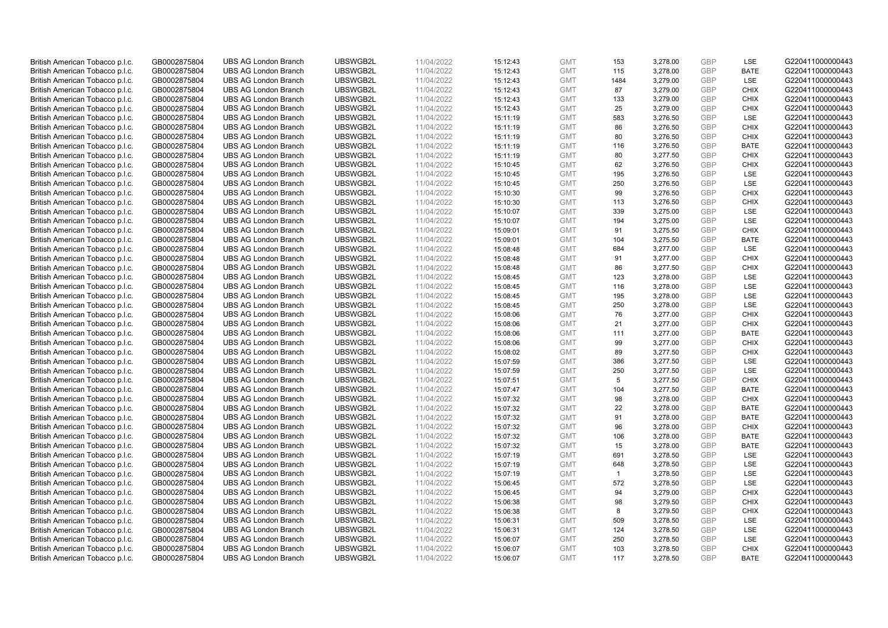| | | | | | | | | | | | |
|---|---|---|---|---|---|---|---|---|---|---|---|
| British American Tobacco p.l.c. | GB0002875804 | UBS AG London Branch | UBSWGB2L | 11/04/2022 | 15:12:43 | GMT | 153 | 3,278.00 | GBP | LSE | G220411000000443 |
| British American Tobacco p.l.c. | GB0002875804 | UBS AG London Branch | UBSWGB2L | 11/04/2022 | 15:12:43 | GMT | 115 | 3,278.00 | GBP | BATE | G220411000000443 |
| British American Tobacco p.l.c. | GB0002875804 | UBS AG London Branch | UBSWGB2L | 11/04/2022 | 15:12:43 | GMT | 1484 | 3,279.00 | GBP | LSE | G220411000000443 |
| British American Tobacco p.l.c. | GB0002875804 | UBS AG London Branch | UBSWGB2L | 11/04/2022 | 15:12:43 | GMT | 87 | 3,279.00 | GBP | CHIX | G220411000000443 |
| British American Tobacco p.l.c. | GB0002875804 | UBS AG London Branch | UBSWGB2L | 11/04/2022 | 15:12:43 | GMT | 133 | 3,279.00 | GBP | CHIX | G220411000000443 |
| British American Tobacco p.l.c. | GB0002875804 | UBS AG London Branch | UBSWGB2L | 11/04/2022 | 15:12:43 | GMT | 25 | 3,279.00 | GBP | CHIX | G220411000000443 |
| British American Tobacco p.l.c. | GB0002875804 | UBS AG London Branch | UBSWGB2L | 11/04/2022 | 15:11:19 | GMT | 583 | 3,276.50 | GBP | LSE | G220411000000443 |
| British American Tobacco p.l.c. | GB0002875804 | UBS AG London Branch | UBSWGB2L | 11/04/2022 | 15:11:19 | GMT | 86 | 3,276.50 | GBP | CHIX | G220411000000443 |
| British American Tobacco p.l.c. | GB0002875804 | UBS AG London Branch | UBSWGB2L | 11/04/2022 | 15:11:19 | GMT | 80 | 3,276.50 | GBP | CHIX | G220411000000443 |
| British American Tobacco p.l.c. | GB0002875804 | UBS AG London Branch | UBSWGB2L | 11/04/2022 | 15:11:19 | GMT | 116 | 3,276.50 | GBP | BATE | G220411000000443 |
| British American Tobacco p.l.c. | GB0002875804 | UBS AG London Branch | UBSWGB2L | 11/04/2022 | 15:11:19 | GMT | 80 | 3,277.50 | GBP | CHIX | G220411000000443 |
| British American Tobacco p.l.c. | GB0002875804 | UBS AG London Branch | UBSWGB2L | 11/04/2022 | 15:10:45 | GMT | 62 | 3,276.50 | GBP | CHIX | G220411000000443 |
| British American Tobacco p.l.c. | GB0002875804 | UBS AG London Branch | UBSWGB2L | 11/04/2022 | 15:10:45 | GMT | 195 | 3,276.50 | GBP | LSE | G220411000000443 |
| British American Tobacco p.l.c. | GB0002875804 | UBS AG London Branch | UBSWGB2L | 11/04/2022 | 15:10:45 | GMT | 250 | 3,276.50 | GBP | LSE | G220411000000443 |
| British American Tobacco p.l.c. | GB0002875804 | UBS AG London Branch | UBSWGB2L | 11/04/2022 | 15:10:30 | GMT | 99 | 3,276.50 | GBP | CHIX | G220411000000443 |
| British American Tobacco p.l.c. | GB0002875804 | UBS AG London Branch | UBSWGB2L | 11/04/2022 | 15:10:30 | GMT | 113 | 3,276.50 | GBP | CHIX | G220411000000443 |
| British American Tobacco p.l.c. | GB0002875804 | UBS AG London Branch | UBSWGB2L | 11/04/2022 | 15:10:07 | GMT | 339 | 3,275.00 | GBP | LSE | G220411000000443 |
| British American Tobacco p.l.c. | GB0002875804 | UBS AG London Branch | UBSWGB2L | 11/04/2022 | 15:10:07 | GMT | 194 | 3,275.00 | GBP | LSE | G220411000000443 |
| British American Tobacco p.l.c. | GB0002875804 | UBS AG London Branch | UBSWGB2L | 11/04/2022 | 15:09:01 | GMT | 91 | 3,275.50 | GBP | CHIX | G220411000000443 |
| British American Tobacco p.l.c. | GB0002875804 | UBS AG London Branch | UBSWGB2L | 11/04/2022 | 15:09:01 | GMT | 104 | 3,275.50 | GBP | BATE | G220411000000443 |
| British American Tobacco p.l.c. | GB0002875804 | UBS AG London Branch | UBSWGB2L | 11/04/2022 | 15:08:48 | GMT | 684 | 3,277.00 | GBP | LSE | G220411000000443 |
| British American Tobacco p.l.c. | GB0002875804 | UBS AG London Branch | UBSWGB2L | 11/04/2022 | 15:08:48 | GMT | 91 | 3,277.00 | GBP | CHIX | G220411000000443 |
| British American Tobacco p.l.c. | GB0002875804 | UBS AG London Branch | UBSWGB2L | 11/04/2022 | 15:08:48 | GMT | 86 | 3,277.50 | GBP | CHIX | G220411000000443 |
| British American Tobacco p.l.c. | GB0002875804 | UBS AG London Branch | UBSWGB2L | 11/04/2022 | 15:08:45 | GMT | 123 | 3,278.00 | GBP | LSE | G220411000000443 |
| British American Tobacco p.l.c. | GB0002875804 | UBS AG London Branch | UBSWGB2L | 11/04/2022 | 15:08:45 | GMT | 116 | 3,278.00 | GBP | LSE | G220411000000443 |
| British American Tobacco p.l.c. | GB0002875804 | UBS AG London Branch | UBSWGB2L | 11/04/2022 | 15:08:45 | GMT | 195 | 3,278.00 | GBP | LSE | G220411000000443 |
| British American Tobacco p.l.c. | GB0002875804 | UBS AG London Branch | UBSWGB2L | 11/04/2022 | 15:08:45 | GMT | 250 | 3,278.00 | GBP | LSE | G220411000000443 |
| British American Tobacco p.l.c. | GB0002875804 | UBS AG London Branch | UBSWGB2L | 11/04/2022 | 15:08:06 | GMT | 76 | 3,277.00 | GBP | CHIX | G220411000000443 |
| British American Tobacco p.l.c. | GB0002875804 | UBS AG London Branch | UBSWGB2L | 11/04/2022 | 15:08:06 | GMT | 21 | 3,277.00 | GBP | CHIX | G220411000000443 |
| British American Tobacco p.l.c. | GB0002875804 | UBS AG London Branch | UBSWGB2L | 11/04/2022 | 15:08:06 | GMT | 111 | 3,277.00 | GBP | BATE | G220411000000443 |
| British American Tobacco p.l.c. | GB0002875804 | UBS AG London Branch | UBSWGB2L | 11/04/2022 | 15:08:06 | GMT | 99 | 3,277.00 | GBP | CHIX | G220411000000443 |
| British American Tobacco p.l.c. | GB0002875804 | UBS AG London Branch | UBSWGB2L | 11/04/2022 | 15:08:02 | GMT | 89 | 3,277.50 | GBP | CHIX | G220411000000443 |
| British American Tobacco p.l.c. | GB0002875804 | UBS AG London Branch | UBSWGB2L | 11/04/2022 | 15:07:59 | GMT | 386 | 3,277.50 | GBP | LSE | G220411000000443 |
| British American Tobacco p.l.c. | GB0002875804 | UBS AG London Branch | UBSWGB2L | 11/04/2022 | 15:07:59 | GMT | 250 | 3,277.50 | GBP | LSE | G220411000000443 |
| British American Tobacco p.l.c. | GB0002875804 | UBS AG London Branch | UBSWGB2L | 11/04/2022 | 15:07:51 | GMT | 5 | 3,277.50 | GBP | CHIX | G220411000000443 |
| British American Tobacco p.l.c. | GB0002875804 | UBS AG London Branch | UBSWGB2L | 11/04/2022 | 15:07:47 | GMT | 104 | 3,277.50 | GBP | BATE | G220411000000443 |
| British American Tobacco p.l.c. | GB0002875804 | UBS AG London Branch | UBSWGB2L | 11/04/2022 | 15:07:32 | GMT | 98 | 3,278.00 | GBP | CHIX | G220411000000443 |
| British American Tobacco p.l.c. | GB0002875804 | UBS AG London Branch | UBSWGB2L | 11/04/2022 | 15:07:32 | GMT | 22 | 3,278.00 | GBP | BATE | G220411000000443 |
| British American Tobacco p.l.c. | GB0002875804 | UBS AG London Branch | UBSWGB2L | 11/04/2022 | 15:07:32 | GMT | 91 | 3,278.00 | GBP | BATE | G220411000000443 |
| British American Tobacco p.l.c. | GB0002875804 | UBS AG London Branch | UBSWGB2L | 11/04/2022 | 15:07:32 | GMT | 96 | 3,278.00 | GBP | CHIX | G220411000000443 |
| British American Tobacco p.l.c. | GB0002875804 | UBS AG London Branch | UBSWGB2L | 11/04/2022 | 15:07:32 | GMT | 106 | 3,278.00 | GBP | BATE | G220411000000443 |
| British American Tobacco p.l.c. | GB0002875804 | UBS AG London Branch | UBSWGB2L | 11/04/2022 | 15:07:32 | GMT | 15 | 3,278.00 | GBP | BATE | G220411000000443 |
| British American Tobacco p.l.c. | GB0002875804 | UBS AG London Branch | UBSWGB2L | 11/04/2022 | 15:07:19 | GMT | 691 | 3,278.50 | GBP | LSE | G220411000000443 |
| British American Tobacco p.l.c. | GB0002875804 | UBS AG London Branch | UBSWGB2L | 11/04/2022 | 15:07:19 | GMT | 648 | 3,278.50 | GBP | LSE | G220411000000443 |
| British American Tobacco p.l.c. | GB0002875804 | UBS AG London Branch | UBSWGB2L | 11/04/2022 | 15:07:19 | GMT | 1 | 3,278.50 | GBP | LSE | G220411000000443 |
| British American Tobacco p.l.c. | GB0002875804 | UBS AG London Branch | UBSWGB2L | 11/04/2022 | 15:06:45 | GMT | 572 | 3,278.50 | GBP | LSE | G220411000000443 |
| British American Tobacco p.l.c. | GB0002875804 | UBS AG London Branch | UBSWGB2L | 11/04/2022 | 15:06:45 | GMT | 94 | 3,279.00 | GBP | CHIX | G220411000000443 |
| British American Tobacco p.l.c. | GB0002875804 | UBS AG London Branch | UBSWGB2L | 11/04/2022 | 15:06:38 | GMT | 98 | 3,279.50 | GBP | CHIX | G220411000000443 |
| British American Tobacco p.l.c. | GB0002875804 | UBS AG London Branch | UBSWGB2L | 11/04/2022 | 15:06:38 | GMT | 8 | 3,279.50 | GBP | CHIX | G220411000000443 |
| British American Tobacco p.l.c. | GB0002875804 | UBS AG London Branch | UBSWGB2L | 11/04/2022 | 15:06:31 | GMT | 509 | 3,278.50 | GBP | LSE | G220411000000443 |
| British American Tobacco p.l.c. | GB0002875804 | UBS AG London Branch | UBSWGB2L | 11/04/2022 | 15:06:31 | GMT | 124 | 3,278.50 | GBP | LSE | G220411000000443 |
| British American Tobacco p.l.c. | GB0002875804 | UBS AG London Branch | UBSWGB2L | 11/04/2022 | 15:06:07 | GMT | 250 | 3,278.50 | GBP | LSE | G220411000000443 |
| British American Tobacco p.l.c. | GB0002875804 | UBS AG London Branch | UBSWGB2L | 11/04/2022 | 15:06:07 | GMT | 103 | 3,278.50 | GBP | CHIX | G220411000000443 |
| British American Tobacco p.l.c. | GB0002875804 | UBS AG London Branch | UBSWGB2L | 11/04/2022 | 15:06:07 | GMT | 117 | 3,278.50 | GBP | BATE | G220411000000443 |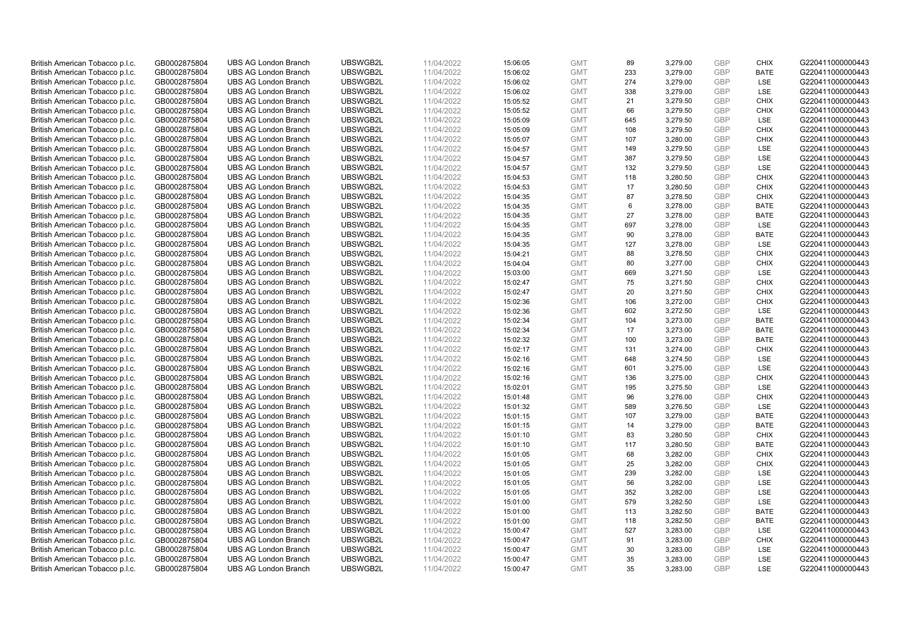| British American Tobacco p.l.c. | GB0002875804 | UBS AG London Branch | UBSWGB2L | 11/04/2022 | 15:06:05 | GMT | 89 | 3,279.00 | GBP | CHIX | G220411000000443 |
|---|---|---|---|---|---|---|---|---|---|---|---|
| British American Tobacco p.l.c. | GB0002875804 | UBS AG London Branch | UBSWGB2L | 11/04/2022 | 15:06:02 | GMT | 233 | 3,279.00 | GBP | BATE | G220411000000443 |
| British American Tobacco p.l.c. | GB0002875804 | UBS AG London Branch | UBSWGB2L | 11/04/2022 | 15:06:02 | GMT | 274 | 3,279.00 | GBP | LSE | G220411000000443 |
| British American Tobacco p.l.c. | GB0002875804 | UBS AG London Branch | UBSWGB2L | 11/04/2022 | 15:06:02 | GMT | 338 | 3,279.00 | GBP | LSE | G220411000000443 |
| British American Tobacco p.l.c. | GB0002875804 | UBS AG London Branch | UBSWGB2L | 11/04/2022 | 15:05:52 | GMT | 21 | 3,279.50 | GBP | CHIX | G220411000000443 |
| British American Tobacco p.l.c. | GB0002875804 | UBS AG London Branch | UBSWGB2L | 11/04/2022 | 15:05:52 | GMT | 66 | 3,279.50 | GBP | CHIX | G220411000000443 |
| British American Tobacco p.l.c. | GB0002875804 | UBS AG London Branch | UBSWGB2L | 11/04/2022 | 15:05:09 | GMT | 645 | 3,279.50 | GBP | LSE | G220411000000443 |
| British American Tobacco p.l.c. | GB0002875804 | UBS AG London Branch | UBSWGB2L | 11/04/2022 | 15:05:09 | GMT | 108 | 3,279.50 | GBP | CHIX | G220411000000443 |
| British American Tobacco p.l.c. | GB0002875804 | UBS AG London Branch | UBSWGB2L | 11/04/2022 | 15:05:07 | GMT | 107 | 3,280.00 | GBP | CHIX | G220411000000443 |
| British American Tobacco p.l.c. | GB0002875804 | UBS AG London Branch | UBSWGB2L | 11/04/2022 | 15:04:57 | GMT | 149 | 3,279.50 | GBP | LSE | G220411000000443 |
| British American Tobacco p.l.c. | GB0002875804 | UBS AG London Branch | UBSWGB2L | 11/04/2022 | 15:04:57 | GMT | 387 | 3,279.50 | GBP | LSE | G220411000000443 |
| British American Tobacco p.l.c. | GB0002875804 | UBS AG London Branch | UBSWGB2L | 11/04/2022 | 15:04:57 | GMT | 132 | 3,279.50 | GBP | LSE | G220411000000443 |
| British American Tobacco p.l.c. | GB0002875804 | UBS AG London Branch | UBSWGB2L | 11/04/2022 | 15:04:53 | GMT | 118 | 3,280.50 | GBP | CHIX | G220411000000443 |
| British American Tobacco p.l.c. | GB0002875804 | UBS AG London Branch | UBSWGB2L | 11/04/2022 | 15:04:53 | GMT | 17 | 3,280.50 | GBP | CHIX | G220411000000443 |
| British American Tobacco p.l.c. | GB0002875804 | UBS AG London Branch | UBSWGB2L | 11/04/2022 | 15:04:35 | GMT | 87 | 3,278.50 | GBP | CHIX | G220411000000443 |
| British American Tobacco p.l.c. | GB0002875804 | UBS AG London Branch | UBSWGB2L | 11/04/2022 | 15:04:35 | GMT | 6 | 3,278.00 | GBP | BATE | G220411000000443 |
| British American Tobacco p.l.c. | GB0002875804 | UBS AG London Branch | UBSWGB2L | 11/04/2022 | 15:04:35 | GMT | 27 | 3,278.00 | GBP | BATE | G220411000000443 |
| British American Tobacco p.l.c. | GB0002875804 | UBS AG London Branch | UBSWGB2L | 11/04/2022 | 15:04:35 | GMT | 697 | 3,278.00 | GBP | LSE | G220411000000443 |
| British American Tobacco p.l.c. | GB0002875804 | UBS AG London Branch | UBSWGB2L | 11/04/2022 | 15:04:35 | GMT | 90 | 3,278.00 | GBP | BATE | G220411000000443 |
| British American Tobacco p.l.c. | GB0002875804 | UBS AG London Branch | UBSWGB2L | 11/04/2022 | 15:04:35 | GMT | 127 | 3,278.00 | GBP | LSE | G220411000000443 |
| British American Tobacco p.l.c. | GB0002875804 | UBS AG London Branch | UBSWGB2L | 11/04/2022 | 15:04:21 | GMT | 88 | 3,278.50 | GBP | CHIX | G220411000000443 |
| British American Tobacco p.l.c. | GB0002875804 | UBS AG London Branch | UBSWGB2L | 11/04/2022 | 15:04:04 | GMT | 80 | 3,277.00 | GBP | CHIX | G220411000000443 |
| British American Tobacco p.l.c. | GB0002875804 | UBS AG London Branch | UBSWGB2L | 11/04/2022 | 15:03:00 | GMT | 669 | 3,271.50 | GBP | LSE | G220411000000443 |
| British American Tobacco p.l.c. | GB0002875804 | UBS AG London Branch | UBSWGB2L | 11/04/2022 | 15:02:47 | GMT | 75 | 3,271.50 | GBP | CHIX | G220411000000443 |
| British American Tobacco p.l.c. | GB0002875804 | UBS AG London Branch | UBSWGB2L | 11/04/2022 | 15:02:47 | GMT | 20 | 3,271.50 | GBP | CHIX | G220411000000443 |
| British American Tobacco p.l.c. | GB0002875804 | UBS AG London Branch | UBSWGB2L | 11/04/2022 | 15:02:36 | GMT | 106 | 3,272.00 | GBP | CHIX | G220411000000443 |
| British American Tobacco p.l.c. | GB0002875804 | UBS AG London Branch | UBSWGB2L | 11/04/2022 | 15:02:36 | GMT | 602 | 3,272.50 | GBP | LSE | G220411000000443 |
| British American Tobacco p.l.c. | GB0002875804 | UBS AG London Branch | UBSWGB2L | 11/04/2022 | 15:02:34 | GMT | 104 | 3,273.00 | GBP | BATE | G220411000000443 |
| British American Tobacco p.l.c. | GB0002875804 | UBS AG London Branch | UBSWGB2L | 11/04/2022 | 15:02:34 | GMT | 17 | 3,273.00 | GBP | BATE | G220411000000443 |
| British American Tobacco p.l.c. | GB0002875804 | UBS AG London Branch | UBSWGB2L | 11/04/2022 | 15:02:32 | GMT | 100 | 3,273.00 | GBP | BATE | G220411000000443 |
| British American Tobacco p.l.c. | GB0002875804 | UBS AG London Branch | UBSWGB2L | 11/04/2022 | 15:02:17 | GMT | 131 | 3,274.00 | GBP | CHIX | G220411000000443 |
| British American Tobacco p.l.c. | GB0002875804 | UBS AG London Branch | UBSWGB2L | 11/04/2022 | 15:02:16 | GMT | 648 | 3,274.50 | GBP | LSE | G220411000000443 |
| British American Tobacco p.l.c. | GB0002875804 | UBS AG London Branch | UBSWGB2L | 11/04/2022 | 15:02:16 | GMT | 601 | 3,275.00 | GBP | LSE | G220411000000443 |
| British American Tobacco p.l.c. | GB0002875804 | UBS AG London Branch | UBSWGB2L | 11/04/2022 | 15:02:16 | GMT | 136 | 3,275.00 | GBP | CHIX | G220411000000443 |
| British American Tobacco p.l.c. | GB0002875804 | UBS AG London Branch | UBSWGB2L | 11/04/2022 | 15:02:01 | GMT | 195 | 3,275.50 | GBP | LSE | G220411000000443 |
| British American Tobacco p.l.c. | GB0002875804 | UBS AG London Branch | UBSWGB2L | 11/04/2022 | 15:01:48 | GMT | 96 | 3,276.00 | GBP | CHIX | G220411000000443 |
| British American Tobacco p.l.c. | GB0002875804 | UBS AG London Branch | UBSWGB2L | 11/04/2022 | 15:01:32 | GMT | 589 | 3,276.50 | GBP | LSE | G220411000000443 |
| British American Tobacco p.l.c. | GB0002875804 | UBS AG London Branch | UBSWGB2L | 11/04/2022 | 15:01:15 | GMT | 107 | 3,279.00 | GBP | BATE | G220411000000443 |
| British American Tobacco p.l.c. | GB0002875804 | UBS AG London Branch | UBSWGB2L | 11/04/2022 | 15:01:15 | GMT | 14 | 3,279.00 | GBP | BATE | G220411000000443 |
| British American Tobacco p.l.c. | GB0002875804 | UBS AG London Branch | UBSWGB2L | 11/04/2022 | 15:01:10 | GMT | 83 | 3,280.50 | GBP | CHIX | G220411000000443 |
| British American Tobacco p.l.c. | GB0002875804 | UBS AG London Branch | UBSWGB2L | 11/04/2022 | 15:01:10 | GMT | 117 | 3,280.50 | GBP | BATE | G220411000000443 |
| British American Tobacco p.l.c. | GB0002875804 | UBS AG London Branch | UBSWGB2L | 11/04/2022 | 15:01:05 | GMT | 68 | 3,282.00 | GBP | CHIX | G220411000000443 |
| British American Tobacco p.l.c. | GB0002875804 | UBS AG London Branch | UBSWGB2L | 11/04/2022 | 15:01:05 | GMT | 25 | 3,282.00 | GBP | CHIX | G220411000000443 |
| British American Tobacco p.l.c. | GB0002875804 | UBS AG London Branch | UBSWGB2L | 11/04/2022 | 15:01:05 | GMT | 239 | 3,282.00 | GBP | LSE | G220411000000443 |
| British American Tobacco p.l.c. | GB0002875804 | UBS AG London Branch | UBSWGB2L | 11/04/2022 | 15:01:05 | GMT | 56 | 3,282.00 | GBP | LSE | G220411000000443 |
| British American Tobacco p.l.c. | GB0002875804 | UBS AG London Branch | UBSWGB2L | 11/04/2022 | 15:01:05 | GMT | 352 | 3,282.00 | GBP | LSE | G220411000000443 |
| British American Tobacco p.l.c. | GB0002875804 | UBS AG London Branch | UBSWGB2L | 11/04/2022 | 15:01:00 | GMT | 579 | 3,282.50 | GBP | LSE | G220411000000443 |
| British American Tobacco p.l.c. | GB0002875804 | UBS AG London Branch | UBSWGB2L | 11/04/2022 | 15:01:00 | GMT | 113 | 3,282.50 | GBP | BATE | G220411000000443 |
| British American Tobacco p.l.c. | GB0002875804 | UBS AG London Branch | UBSWGB2L | 11/04/2022 | 15:01:00 | GMT | 118 | 3,282.50 | GBP | BATE | G220411000000443 |
| British American Tobacco p.l.c. | GB0002875804 | UBS AG London Branch | UBSWGB2L | 11/04/2022 | 15:00:47 | GMT | 527 | 3,283.00 | GBP | LSE | G220411000000443 |
| British American Tobacco p.l.c. | GB0002875804 | UBS AG London Branch | UBSWGB2L | 11/04/2022 | 15:00:47 | GMT | 91 | 3,283.00 | GBP | CHIX | G220411000000443 |
| British American Tobacco p.l.c. | GB0002875804 | UBS AG London Branch | UBSWGB2L | 11/04/2022 | 15:00:47 | GMT | 30 | 3,283.00 | GBP | LSE | G220411000000443 |
| British American Tobacco p.l.c. | GB0002875804 | UBS AG London Branch | UBSWGB2L | 11/04/2022 | 15:00:47 | GMT | 35 | 3,283.00 | GBP | LSE | G220411000000443 |
| British American Tobacco p.l.c. | GB0002875804 | UBS AG London Branch | UBSWGB2L | 11/04/2022 | 15:00:47 | GMT | 35 | 3,283.00 | GBP | LSE | G220411000000443 |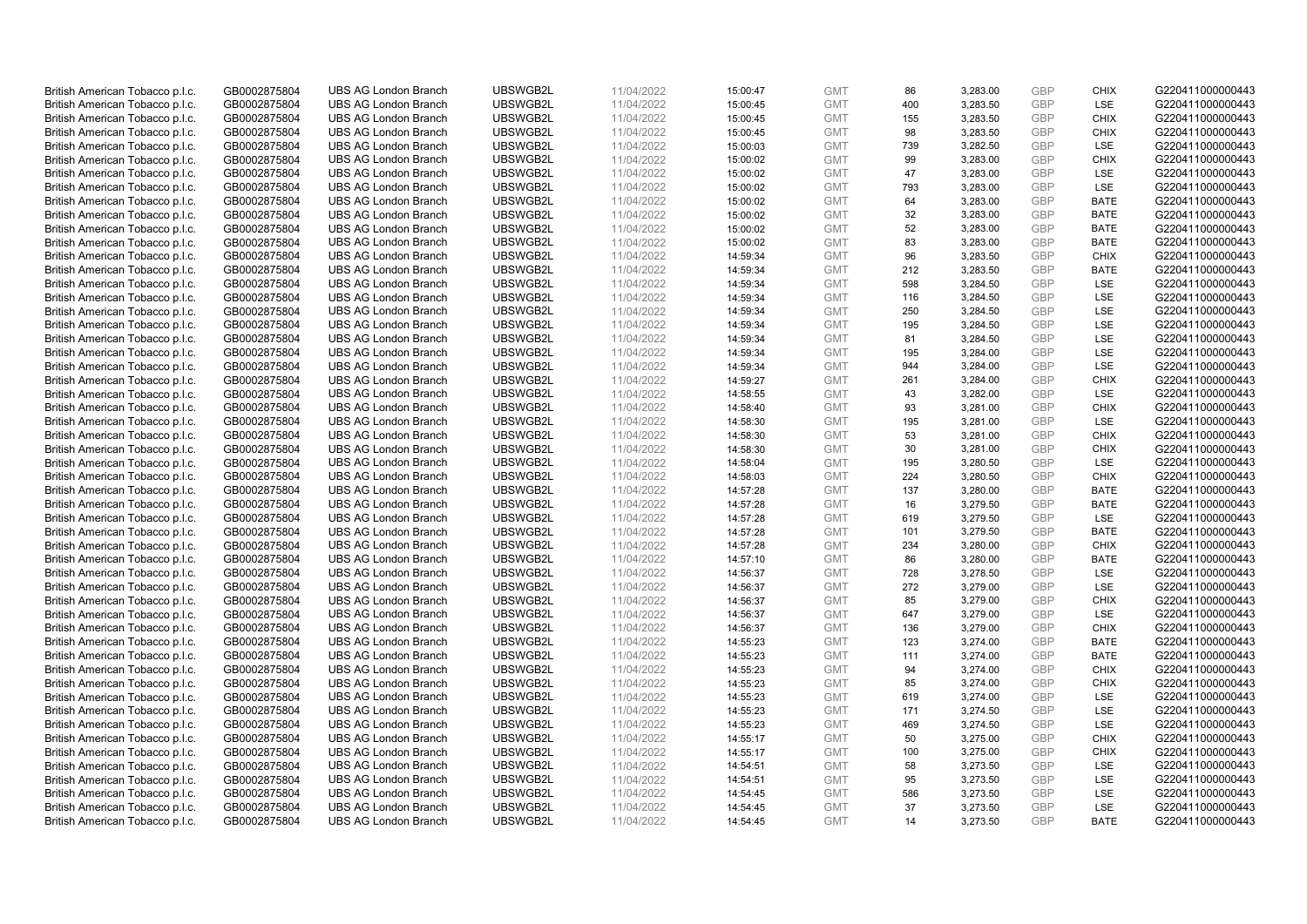| | | | | | | | | | | | |
|---|---|---|---|---|---|---|---|---|---|---|---|
| British American Tobacco p.l.c. | GB0002875804 | UBS AG London Branch | UBSWGB2L | 11/04/2022 | 15:00:47 | GMT | 86 | 3,283.00 | GBP | CHIX | G220411000000443 |
| British American Tobacco p.l.c. | GB0002875804 | UBS AG London Branch | UBSWGB2L | 11/04/2022 | 15:00:45 | GMT | 400 | 3,283.50 | GBP | LSE | G220411000000443 |
| British American Tobacco p.l.c. | GB0002875804 | UBS AG London Branch | UBSWGB2L | 11/04/2022 | 15:00:45 | GMT | 155 | 3,283.50 | GBP | CHIX | G220411000000443 |
| British American Tobacco p.l.c. | GB0002875804 | UBS AG London Branch | UBSWGB2L | 11/04/2022 | 15:00:45 | GMT | 98 | 3,283.50 | GBP | CHIX | G220411000000443 |
| British American Tobacco p.l.c. | GB0002875804 | UBS AG London Branch | UBSWGB2L | 11/04/2022 | 15:00:03 | GMT | 739 | 3,282.50 | GBP | LSE | G220411000000443 |
| British American Tobacco p.l.c. | GB0002875804 | UBS AG London Branch | UBSWGB2L | 11/04/2022 | 15:00:02 | GMT | 99 | 3,283.00 | GBP | CHIX | G220411000000443 |
| British American Tobacco p.l.c. | GB0002875804 | UBS AG London Branch | UBSWGB2L | 11/04/2022 | 15:00:02 | GMT | 47 | 3,283.00 | GBP | LSE | G220411000000443 |
| British American Tobacco p.l.c. | GB0002875804 | UBS AG London Branch | UBSWGB2L | 11/04/2022 | 15:00:02 | GMT | 793 | 3,283.00 | GBP | LSE | G220411000000443 |
| British American Tobacco p.l.c. | GB0002875804 | UBS AG London Branch | UBSWGB2L | 11/04/2022 | 15:00:02 | GMT | 64 | 3,283.00 | GBP | BATE | G220411000000443 |
| British American Tobacco p.l.c. | GB0002875804 | UBS AG London Branch | UBSWGB2L | 11/04/2022 | 15:00:02 | GMT | 32 | 3,283.00 | GBP | BATE | G220411000000443 |
| British American Tobacco p.l.c. | GB0002875804 | UBS AG London Branch | UBSWGB2L | 11/04/2022 | 15:00:02 | GMT | 52 | 3,283.00 | GBP | BATE | G220411000000443 |
| British American Tobacco p.l.c. | GB0002875804 | UBS AG London Branch | UBSWGB2L | 11/04/2022 | 15:00:02 | GMT | 83 | 3,283.00 | GBP | BATE | G220411000000443 |
| British American Tobacco p.l.c. | GB0002875804 | UBS AG London Branch | UBSWGB2L | 11/04/2022 | 14:59:34 | GMT | 96 | 3,283.50 | GBP | CHIX | G220411000000443 |
| British American Tobacco p.l.c. | GB0002875804 | UBS AG London Branch | UBSWGB2L | 11/04/2022 | 14:59:34 | GMT | 212 | 3,283.50 | GBP | BATE | G220411000000443 |
| British American Tobacco p.l.c. | GB0002875804 | UBS AG London Branch | UBSWGB2L | 11/04/2022 | 14:59:34 | GMT | 598 | 3,284.50 | GBP | LSE | G220411000000443 |
| British American Tobacco p.l.c. | GB0002875804 | UBS AG London Branch | UBSWGB2L | 11/04/2022 | 14:59:34 | GMT | 116 | 3,284.50 | GBP | LSE | G220411000000443 |
| British American Tobacco p.l.c. | GB0002875804 | UBS AG London Branch | UBSWGB2L | 11/04/2022 | 14:59:34 | GMT | 250 | 3,284.50 | GBP | LSE | G220411000000443 |
| British American Tobacco p.l.c. | GB0002875804 | UBS AG London Branch | UBSWGB2L | 11/04/2022 | 14:59:34 | GMT | 195 | 3,284.50 | GBP | LSE | G220411000000443 |
| British American Tobacco p.l.c. | GB0002875804 | UBS AG London Branch | UBSWGB2L | 11/04/2022 | 14:59:34 | GMT | 81 | 3,284.50 | GBP | LSE | G220411000000443 |
| British American Tobacco p.l.c. | GB0002875804 | UBS AG London Branch | UBSWGB2L | 11/04/2022 | 14:59:34 | GMT | 195 | 3,284.00 | GBP | LSE | G220411000000443 |
| British American Tobacco p.l.c. | GB0002875804 | UBS AG London Branch | UBSWGB2L | 11/04/2022 | 14:59:34 | GMT | 944 | 3,284.00 | GBP | LSE | G220411000000443 |
| British American Tobacco p.l.c. | GB0002875804 | UBS AG London Branch | UBSWGB2L | 11/04/2022 | 14:59:27 | GMT | 261 | 3,284.00 | GBP | CHIX | G220411000000443 |
| British American Tobacco p.l.c. | GB0002875804 | UBS AG London Branch | UBSWGB2L | 11/04/2022 | 14:58:55 | GMT | 43 | 3,282.00 | GBP | LSE | G220411000000443 |
| British American Tobacco p.l.c. | GB0002875804 | UBS AG London Branch | UBSWGB2L | 11/04/2022 | 14:58:40 | GMT | 93 | 3,281.00 | GBP | CHIX | G220411000000443 |
| British American Tobacco p.l.c. | GB0002875804 | UBS AG London Branch | UBSWGB2L | 11/04/2022 | 14:58:30 | GMT | 195 | 3,281.00 | GBP | LSE | G220411000000443 |
| British American Tobacco p.l.c. | GB0002875804 | UBS AG London Branch | UBSWGB2L | 11/04/2022 | 14:58:30 | GMT | 53 | 3,281.00 | GBP | CHIX | G220411000000443 |
| British American Tobacco p.l.c. | GB0002875804 | UBS AG London Branch | UBSWGB2L | 11/04/2022 | 14:58:30 | GMT | 30 | 3,281.00 | GBP | CHIX | G220411000000443 |
| British American Tobacco p.l.c. | GB0002875804 | UBS AG London Branch | UBSWGB2L | 11/04/2022 | 14:58:04 | GMT | 195 | 3,280.50 | GBP | LSE | G220411000000443 |
| British American Tobacco p.l.c. | GB0002875804 | UBS AG London Branch | UBSWGB2L | 11/04/2022 | 14:58:03 | GMT | 224 | 3,280.50 | GBP | CHIX | G220411000000443 |
| British American Tobacco p.l.c. | GB0002875804 | UBS AG London Branch | UBSWGB2L | 11/04/2022 | 14:57:28 | GMT | 137 | 3,280.00 | GBP | BATE | G220411000000443 |
| British American Tobacco p.l.c. | GB0002875804 | UBS AG London Branch | UBSWGB2L | 11/04/2022 | 14:57:28 | GMT | 16 | 3,279.50 | GBP | BATE | G220411000000443 |
| British American Tobacco p.l.c. | GB0002875804 | UBS AG London Branch | UBSWGB2L | 11/04/2022 | 14:57:28 | GMT | 619 | 3,279.50 | GBP | LSE | G220411000000443 |
| British American Tobacco p.l.c. | GB0002875804 | UBS AG London Branch | UBSWGB2L | 11/04/2022 | 14:57:28 | GMT | 101 | 3,279.50 | GBP | BATE | G220411000000443 |
| British American Tobacco p.l.c. | GB0002875804 | UBS AG London Branch | UBSWGB2L | 11/04/2022 | 14:57:28 | GMT | 234 | 3,280.00 | GBP | CHIX | G220411000000443 |
| British American Tobacco p.l.c. | GB0002875804 | UBS AG London Branch | UBSWGB2L | 11/04/2022 | 14:57:10 | GMT | 86 | 3,280.00 | GBP | BATE | G220411000000443 |
| British American Tobacco p.l.c. | GB0002875804 | UBS AG London Branch | UBSWGB2L | 11/04/2022 | 14:56:37 | GMT | 728 | 3,278.50 | GBP | LSE | G220411000000443 |
| British American Tobacco p.l.c. | GB0002875804 | UBS AG London Branch | UBSWGB2L | 11/04/2022 | 14:56:37 | GMT | 272 | 3,279.00 | GBP | LSE | G220411000000443 |
| British American Tobacco p.l.c. | GB0002875804 | UBS AG London Branch | UBSWGB2L | 11/04/2022 | 14:56:37 | GMT | 85 | 3,279.00 | GBP | CHIX | G220411000000443 |
| British American Tobacco p.l.c. | GB0002875804 | UBS AG London Branch | UBSWGB2L | 11/04/2022 | 14:56:37 | GMT | 647 | 3,279.00 | GBP | LSE | G220411000000443 |
| British American Tobacco p.l.c. | GB0002875804 | UBS AG London Branch | UBSWGB2L | 11/04/2022 | 14:56:37 | GMT | 136 | 3,279.00 | GBP | CHIX | G220411000000443 |
| British American Tobacco p.l.c. | GB0002875804 | UBS AG London Branch | UBSWGB2L | 11/04/2022 | 14:55:23 | GMT | 123 | 3,274.00 | GBP | BATE | G220411000000443 |
| British American Tobacco p.l.c. | GB0002875804 | UBS AG London Branch | UBSWGB2L | 11/04/2022 | 14:55:23 | GMT | 111 | 3,274.00 | GBP | BATE | G220411000000443 |
| British American Tobacco p.l.c. | GB0002875804 | UBS AG London Branch | UBSWGB2L | 11/04/2022 | 14:55:23 | GMT | 94 | 3,274.00 | GBP | CHIX | G220411000000443 |
| British American Tobacco p.l.c. | GB0002875804 | UBS AG London Branch | UBSWGB2L | 11/04/2022 | 14:55:23 | GMT | 85 | 3,274.00 | GBP | CHIX | G220411000000443 |
| British American Tobacco p.l.c. | GB0002875804 | UBS AG London Branch | UBSWGB2L | 11/04/2022 | 14:55:23 | GMT | 619 | 3,274.00 | GBP | LSE | G220411000000443 |
| British American Tobacco p.l.c. | GB0002875804 | UBS AG London Branch | UBSWGB2L | 11/04/2022 | 14:55:23 | GMT | 171 | 3,274.50 | GBP | LSE | G220411000000443 |
| British American Tobacco p.l.c. | GB0002875804 | UBS AG London Branch | UBSWGB2L | 11/04/2022 | 14:55:23 | GMT | 469 | 3,274.50 | GBP | LSE | G220411000000443 |
| British American Tobacco p.l.c. | GB0002875804 | UBS AG London Branch | UBSWGB2L | 11/04/2022 | 14:55:17 | GMT | 50 | 3,275.00 | GBP | CHIX | G220411000000443 |
| British American Tobacco p.l.c. | GB0002875804 | UBS AG London Branch | UBSWGB2L | 11/04/2022 | 14:55:17 | GMT | 100 | 3,275.00 | GBP | CHIX | G220411000000443 |
| British American Tobacco p.l.c. | GB0002875804 | UBS AG London Branch | UBSWGB2L | 11/04/2022 | 14:54:51 | GMT | 58 | 3,273.50 | GBP | LSE | G220411000000443 |
| British American Tobacco p.l.c. | GB0002875804 | UBS AG London Branch | UBSWGB2L | 11/04/2022 | 14:54:51 | GMT | 95 | 3,273.50 | GBP | LSE | G220411000000443 |
| British American Tobacco p.l.c. | GB0002875804 | UBS AG London Branch | UBSWGB2L | 11/04/2022 | 14:54:45 | GMT | 586 | 3,273.50 | GBP | LSE | G220411000000443 |
| British American Tobacco p.l.c. | GB0002875804 | UBS AG London Branch | UBSWGB2L | 11/04/2022 | 14:54:45 | GMT | 37 | 3,273.50 | GBP | LSE | G220411000000443 |
| British American Tobacco p.l.c. | GB0002875804 | UBS AG London Branch | UBSWGB2L | 11/04/2022 | 14:54:45 | GMT | 14 | 3,273.50 | GBP | BATE | G220411000000443 |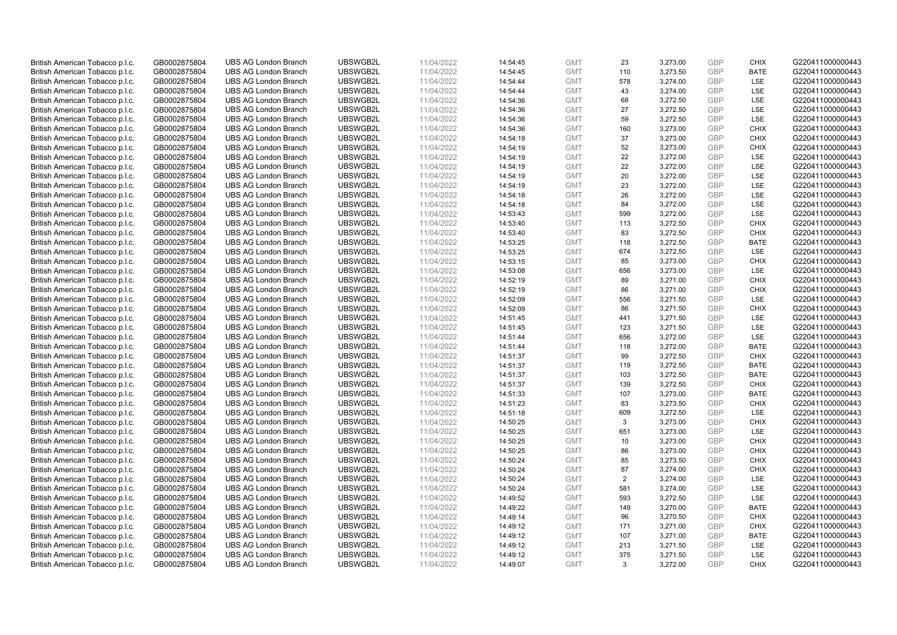| British American Tobacco p.l.c. | GB0002875804 | UBS AG London Branch | UBSWGB2L | 11/04/2022 | 14:54:45 | GMT | 23 | 3,273.00 | GBP | CHIX | G220411000000443 |
|---|---|---|---|---|---|---|---|---|---|---|---|
| British American Tobacco p.l.c. | GB0002875804 | UBS AG London Branch | UBSWGB2L | 11/04/2022 | 14:54:45 | GMT | 110 | 3,273.50 | GBP | BATE | G220411000000443 |
| British American Tobacco p.l.c. | GB0002875804 | UBS AG London Branch | UBSWGB2L | 11/04/2022 | 14:54:44 | GMT | 578 | 3,274.00 | GBP | LSE | G220411000000443 |
| British American Tobacco p.l.c. | GB0002875804 | UBS AG London Branch | UBSWGB2L | 11/04/2022 | 14:54:44 | GMT | 43 | 3,274.00 | GBP | LSE | G220411000000443 |
| British American Tobacco p.l.c. | GB0002875804 | UBS AG London Branch | UBSWGB2L | 11/04/2022 | 14:54:36 | GMT | 68 | 3,272.50 | GBP | LSE | G220411000000443 |
| British American Tobacco p.l.c. | GB0002875804 | UBS AG London Branch | UBSWGB2L | 11/04/2022 | 14:54:36 | GMT | 27 | 3,272.50 | GBP | LSE | G220411000000443 |
| British American Tobacco p.l.c. | GB0002875804 | UBS AG London Branch | UBSWGB2L | 11/04/2022 | 14:54:36 | GMT | 59 | 3,272.50 | GBP | LSE | G220411000000443 |
| British American Tobacco p.l.c. | GB0002875804 | UBS AG London Branch | UBSWGB2L | 11/04/2022 | 14:54:36 | GMT | 160 | 3,273.00 | GBP | CHIX | G220411000000443 |
| British American Tobacco p.l.c. | GB0002875804 | UBS AG London Branch | UBSWGB2L | 11/04/2022 | 14:54:19 | GMT | 37 | 3,273.00 | GBP | CHIX | G220411000000443 |
| British American Tobacco p.l.c. | GB0002875804 | UBS AG London Branch | UBSWGB2L | 11/04/2022 | 14:54:19 | GMT | 52 | 3,273.00 | GBP | CHIX | G220411000000443 |
| British American Tobacco p.l.c. | GB0002875804 | UBS AG London Branch | UBSWGB2L | 11/04/2022 | 14:54:19 | GMT | 22 | 3,272.00 | GBP | LSE | G220411000000443 |
| British American Tobacco p.l.c. | GB0002875804 | UBS AG London Branch | UBSWGB2L | 11/04/2022 | 14:54:19 | GMT | 22 | 3,272.00 | GBP | LSE | G220411000000443 |
| British American Tobacco p.l.c. | GB0002875804 | UBS AG London Branch | UBSWGB2L | 11/04/2022 | 14:54:19 | GMT | 20 | 3,272.00 | GBP | LSE | G220411000000443 |
| British American Tobacco p.l.c. | GB0002875804 | UBS AG London Branch | UBSWGB2L | 11/04/2022 | 14:54:19 | GMT | 23 | 3,272.00 | GBP | LSE | G220411000000443 |
| British American Tobacco p.l.c. | GB0002875804 | UBS AG London Branch | UBSWGB2L | 11/04/2022 | 14:54:18 | GMT | 26 | 3,272.00 | GBP | LSE | G220411000000443 |
| British American Tobacco p.l.c. | GB0002875804 | UBS AG London Branch | UBSWGB2L | 11/04/2022 | 14:54:18 | GMT | 84 | 3,272.00 | GBP | LSE | G220411000000443 |
| British American Tobacco p.l.c. | GB0002875804 | UBS AG London Branch | UBSWGB2L | 11/04/2022 | 14:53:43 | GMT | 599 | 3,272.00 | GBP | LSE | G220411000000443 |
| British American Tobacco p.l.c. | GB0002875804 | UBS AG London Branch | UBSWGB2L | 11/04/2022 | 14:53:40 | GMT | 113 | 3,272.50 | GBP | CHIX | G220411000000443 |
| British American Tobacco p.l.c. | GB0002875804 | UBS AG London Branch | UBSWGB2L | 11/04/2022 | 14:53:40 | GMT | 83 | 3,272.50 | GBP | CHIX | G220411000000443 |
| British American Tobacco p.l.c. | GB0002875804 | UBS AG London Branch | UBSWGB2L | 11/04/2022 | 14:53:25 | GMT | 118 | 3,272.50 | GBP | BATE | G220411000000443 |
| British American Tobacco p.l.c. | GB0002875804 | UBS AG London Branch | UBSWGB2L | 11/04/2022 | 14:53:25 | GMT | 674 | 3,272.50 | GBP | LSE | G220411000000443 |
| British American Tobacco p.l.c. | GB0002875804 | UBS AG London Branch | UBSWGB2L | 11/04/2022 | 14:53:15 | GMT | 85 | 3,273.00 | GBP | CHIX | G220411000000443 |
| British American Tobacco p.l.c. | GB0002875804 | UBS AG London Branch | UBSWGB2L | 11/04/2022 | 14:53:08 | GMT | 656 | 3,273.00 | GBP | LSE | G220411000000443 |
| British American Tobacco p.l.c. | GB0002875804 | UBS AG London Branch | UBSWGB2L | 11/04/2022 | 14:52:19 | GMT | 89 | 3,271.00 | GBP | CHIX | G220411000000443 |
| British American Tobacco p.l.c. | GB0002875804 | UBS AG London Branch | UBSWGB2L | 11/04/2022 | 14:52:19 | GMT | 86 | 3,271.00 | GBP | CHIX | G220411000000443 |
| British American Tobacco p.l.c. | GB0002875804 | UBS AG London Branch | UBSWGB2L | 11/04/2022 | 14:52:09 | GMT | 556 | 3,271.50 | GBP | LSE | G220411000000443 |
| British American Tobacco p.l.c. | GB0002875804 | UBS AG London Branch | UBSWGB2L | 11/04/2022 | 14:52:09 | GMT | 86 | 3,271.50 | GBP | CHIX | G220411000000443 |
| British American Tobacco p.l.c. | GB0002875804 | UBS AG London Branch | UBSWGB2L | 11/04/2022 | 14:51:45 | GMT | 441 | 3,271.50 | GBP | LSE | G220411000000443 |
| British American Tobacco p.l.c. | GB0002875804 | UBS AG London Branch | UBSWGB2L | 11/04/2022 | 14:51:45 | GMT | 123 | 3,271.50 | GBP | LSE | G220411000000443 |
| British American Tobacco p.l.c. | GB0002875804 | UBS AG London Branch | UBSWGB2L | 11/04/2022 | 14:51:44 | GMT | 656 | 3,272.00 | GBP | LSE | G220411000000443 |
| British American Tobacco p.l.c. | GB0002875804 | UBS AG London Branch | UBSWGB2L | 11/04/2022 | 14:51:44 | GMT | 118 | 3,272.00 | GBP | BATE | G220411000000443 |
| British American Tobacco p.l.c. | GB0002875804 | UBS AG London Branch | UBSWGB2L | 11/04/2022 | 14:51:37 | GMT | 99 | 3,272.50 | GBP | CHIX | G220411000000443 |
| British American Tobacco p.l.c. | GB0002875804 | UBS AG London Branch | UBSWGB2L | 11/04/2022 | 14:51:37 | GMT | 119 | 3,272.50 | GBP | BATE | G220411000000443 |
| British American Tobacco p.l.c. | GB0002875804 | UBS AG London Branch | UBSWGB2L | 11/04/2022 | 14:51:37 | GMT | 103 | 3,272.50 | GBP | BATE | G220411000000443 |
| British American Tobacco p.l.c. | GB0002875804 | UBS AG London Branch | UBSWGB2L | 11/04/2022 | 14:51:37 | GMT | 139 | 3,272.50 | GBP | CHIX | G220411000000443 |
| British American Tobacco p.l.c. | GB0002875804 | UBS AG London Branch | UBSWGB2L | 11/04/2022 | 14:51:33 | GMT | 107 | 3,273.00 | GBP | BATE | G220411000000443 |
| British American Tobacco p.l.c. | GB0002875804 | UBS AG London Branch | UBSWGB2L | 11/04/2022 | 14:51:23 | GMT | 83 | 3,273.50 | GBP | CHIX | G220411000000443 |
| British American Tobacco p.l.c. | GB0002875804 | UBS AG London Branch | UBSWGB2L | 11/04/2022 | 14:51:18 | GMT | 609 | 3,272.50 | GBP | LSE | G220411000000443 |
| British American Tobacco p.l.c. | GB0002875804 | UBS AG London Branch | UBSWGB2L | 11/04/2022 | 14:50:25 | GMT | 3 | 3,273.00 | GBP | CHIX | G220411000000443 |
| British American Tobacco p.l.c. | GB0002875804 | UBS AG London Branch | UBSWGB2L | 11/04/2022 | 14:50:25 | GMT | 651 | 3,273.00 | GBP | LSE | G220411000000443 |
| British American Tobacco p.l.c. | GB0002875804 | UBS AG London Branch | UBSWGB2L | 11/04/2022 | 14:50:25 | GMT | 10 | 3,273.00 | GBP | CHIX | G220411000000443 |
| British American Tobacco p.l.c. | GB0002875804 | UBS AG London Branch | UBSWGB2L | 11/04/2022 | 14:50:25 | GMT | 86 | 3,273.00 | GBP | CHIX | G220411000000443 |
| British American Tobacco p.l.c. | GB0002875804 | UBS AG London Branch | UBSWGB2L | 11/04/2022 | 14:50:24 | GMT | 85 | 3,273.50 | GBP | CHIX | G220411000000443 |
| British American Tobacco p.l.c. | GB0002875804 | UBS AG London Branch | UBSWGB2L | 11/04/2022 | 14:50:24 | GMT | 87 | 3,274.00 | GBP | CHIX | G220411000000443 |
| British American Tobacco p.l.c. | GB0002875804 | UBS AG London Branch | UBSWGB2L | 11/04/2022 | 14:50:24 | GMT | 2 | 3,274.00 | GBP | LSE | G220411000000443 |
| British American Tobacco p.l.c. | GB0002875804 | UBS AG London Branch | UBSWGB2L | 11/04/2022 | 14:50:24 | GMT | 581 | 3,274.00 | GBP | LSE | G220411000000443 |
| British American Tobacco p.l.c. | GB0002875804 | UBS AG London Branch | UBSWGB2L | 11/04/2022 | 14:49:52 | GMT | 593 | 3,272.50 | GBP | LSE | G220411000000443 |
| British American Tobacco p.l.c. | GB0002875804 | UBS AG London Branch | UBSWGB2L | 11/04/2022 | 14:49:22 | GMT | 149 | 3,270.00 | GBP | BATE | G220411000000443 |
| British American Tobacco p.l.c. | GB0002875804 | UBS AG London Branch | UBSWGB2L | 11/04/2022 | 14:49:14 | GMT | 96 | 3,270.50 | GBP | CHIX | G220411000000443 |
| British American Tobacco p.l.c. | GB0002875804 | UBS AG London Branch | UBSWGB2L | 11/04/2022 | 14:49:12 | GMT | 171 | 3,271.00 | GBP | CHIX | G220411000000443 |
| British American Tobacco p.l.c. | GB0002875804 | UBS AG London Branch | UBSWGB2L | 11/04/2022 | 14:49:12 | GMT | 107 | 3,271.00 | GBP | BATE | G220411000000443 |
| British American Tobacco p.l.c. | GB0002875804 | UBS AG London Branch | UBSWGB2L | 11/04/2022 | 14:49:12 | GMT | 213 | 3,271.50 | GBP | LSE | G220411000000443 |
| British American Tobacco p.l.c. | GB0002875804 | UBS AG London Branch | UBSWGB2L | 11/04/2022 | 14:49:12 | GMT | 375 | 3,271.50 | GBP | LSE | G220411000000443 |
| British American Tobacco p.l.c. | GB0002875804 | UBS AG London Branch | UBSWGB2L | 11/04/2022 | 14:49:07 | GMT | 3 | 3,272.00 | GBP | CHIX | G220411000000443 |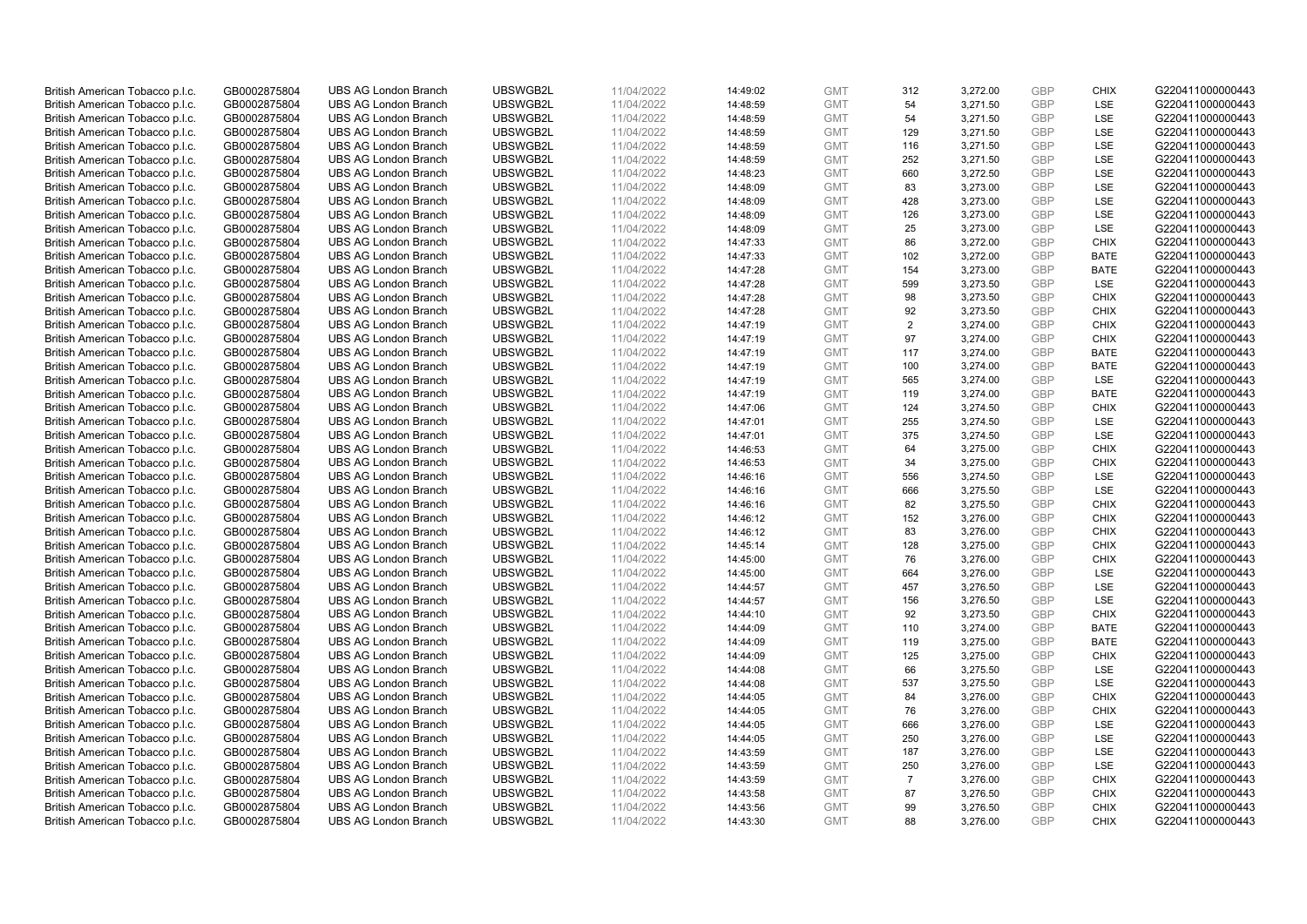| British American Tobacco p.l.c. | GB0002875804 | UBS AG London Branch | UBSWGB2L | 11/04/2022 | 14:49:02 | GMT | 312 | 3,272.00 | GBP | CHIX | G220411000000443 |
|---|---|---|---|---|---|---|---|---|---|---|---|
| British American Tobacco p.l.c. | GB0002875804 | UBS AG London Branch | UBSWGB2L | 11/04/2022 | 14:48:59 | GMT | 54 | 3,271.50 | GBP | LSE | G220411000000443 |
| British American Tobacco p.l.c. | GB0002875804 | UBS AG London Branch | UBSWGB2L | 11/04/2022 | 14:48:59 | GMT | 54 | 3,271.50 | GBP | LSE | G220411000000443 |
| British American Tobacco p.l.c. | GB0002875804 | UBS AG London Branch | UBSWGB2L | 11/04/2022 | 14:48:59 | GMT | 129 | 3,271.50 | GBP | LSE | G220411000000443 |
| British American Tobacco p.l.c. | GB0002875804 | UBS AG London Branch | UBSWGB2L | 11/04/2022 | 14:48:59 | GMT | 116 | 3,271.50 | GBP | LSE | G220411000000443 |
| British American Tobacco p.l.c. | GB0002875804 | UBS AG London Branch | UBSWGB2L | 11/04/2022 | 14:48:59 | GMT | 252 | 3,271.50 | GBP | LSE | G220411000000443 |
| British American Tobacco p.l.c. | GB0002875804 | UBS AG London Branch | UBSWGB2L | 11/04/2022 | 14:48:23 | GMT | 660 | 3,272.50 | GBP | LSE | G220411000000443 |
| British American Tobacco p.l.c. | GB0002875804 | UBS AG London Branch | UBSWGB2L | 11/04/2022 | 14:48:09 | GMT | 83 | 3,273.00 | GBP | LSE | G220411000000443 |
| British American Tobacco p.l.c. | GB0002875804 | UBS AG London Branch | UBSWGB2L | 11/04/2022 | 14:48:09 | GMT | 428 | 3,273.00 | GBP | LSE | G220411000000443 |
| British American Tobacco p.l.c. | GB0002875804 | UBS AG London Branch | UBSWGB2L | 11/04/2022 | 14:48:09 | GMT | 126 | 3,273.00 | GBP | LSE | G220411000000443 |
| British American Tobacco p.l.c. | GB0002875804 | UBS AG London Branch | UBSWGB2L | 11/04/2022 | 14:48:09 | GMT | 25 | 3,273.00 | GBP | LSE | G220411000000443 |
| British American Tobacco p.l.c. | GB0002875804 | UBS AG London Branch | UBSWGB2L | 11/04/2022 | 14:47:33 | GMT | 86 | 3,272.00 | GBP | CHIX | G220411000000443 |
| British American Tobacco p.l.c. | GB0002875804 | UBS AG London Branch | UBSWGB2L | 11/04/2022 | 14:47:33 | GMT | 102 | 3,272.00 | GBP | BATE | G220411000000443 |
| British American Tobacco p.l.c. | GB0002875804 | UBS AG London Branch | UBSWGB2L | 11/04/2022 | 14:47:28 | GMT | 154 | 3,273.00 | GBP | BATE | G220411000000443 |
| British American Tobacco p.l.c. | GB0002875804 | UBS AG London Branch | UBSWGB2L | 11/04/2022 | 14:47:28 | GMT | 599 | 3,273.50 | GBP | LSE | G220411000000443 |
| British American Tobacco p.l.c. | GB0002875804 | UBS AG London Branch | UBSWGB2L | 11/04/2022 | 14:47:28 | GMT | 98 | 3,273.50 | GBP | CHIX | G220411000000443 |
| British American Tobacco p.l.c. | GB0002875804 | UBS AG London Branch | UBSWGB2L | 11/04/2022 | 14:47:28 | GMT | 92 | 3,273.50 | GBP | CHIX | G220411000000443 |
| British American Tobacco p.l.c. | GB0002875804 | UBS AG London Branch | UBSWGB2L | 11/04/2022 | 14:47:19 | GMT | 2 | 3,274.00 | GBP | CHIX | G220411000000443 |
| British American Tobacco p.l.c. | GB0002875804 | UBS AG London Branch | UBSWGB2L | 11/04/2022 | 14:47:19 | GMT | 97 | 3,274.00 | GBP | CHIX | G220411000000443 |
| British American Tobacco p.l.c. | GB0002875804 | UBS AG London Branch | UBSWGB2L | 11/04/2022 | 14:47:19 | GMT | 117 | 3,274.00 | GBP | BATE | G220411000000443 |
| British American Tobacco p.l.c. | GB0002875804 | UBS AG London Branch | UBSWGB2L | 11/04/2022 | 14:47:19 | GMT | 100 | 3,274.00 | GBP | BATE | G220411000000443 |
| British American Tobacco p.l.c. | GB0002875804 | UBS AG London Branch | UBSWGB2L | 11/04/2022 | 14:47:19 | GMT | 565 | 3,274.00 | GBP | LSE | G220411000000443 |
| British American Tobacco p.l.c. | GB0002875804 | UBS AG London Branch | UBSWGB2L | 11/04/2022 | 14:47:19 | GMT | 119 | 3,274.00 | GBP | BATE | G220411000000443 |
| British American Tobacco p.l.c. | GB0002875804 | UBS AG London Branch | UBSWGB2L | 11/04/2022 | 14:47:06 | GMT | 124 | 3,274.50 | GBP | CHIX | G220411000000443 |
| British American Tobacco p.l.c. | GB0002875804 | UBS AG London Branch | UBSWGB2L | 11/04/2022 | 14:47:01 | GMT | 255 | 3,274.50 | GBP | LSE | G220411000000443 |
| British American Tobacco p.l.c. | GB0002875804 | UBS AG London Branch | UBSWGB2L | 11/04/2022 | 14:47:01 | GMT | 375 | 3,274.50 | GBP | LSE | G220411000000443 |
| British American Tobacco p.l.c. | GB0002875804 | UBS AG London Branch | UBSWGB2L | 11/04/2022 | 14:46:53 | GMT | 64 | 3,275.00 | GBP | CHIX | G220411000000443 |
| British American Tobacco p.l.c. | GB0002875804 | UBS AG London Branch | UBSWGB2L | 11/04/2022 | 14:46:53 | GMT | 34 | 3,275.00 | GBP | CHIX | G220411000000443 |
| British American Tobacco p.l.c. | GB0002875804 | UBS AG London Branch | UBSWGB2L | 11/04/2022 | 14:46:16 | GMT | 556 | 3,274.50 | GBP | LSE | G220411000000443 |
| British American Tobacco p.l.c. | GB0002875804 | UBS AG London Branch | UBSWGB2L | 11/04/2022 | 14:46:16 | GMT | 666 | 3,275.50 | GBP | LSE | G220411000000443 |
| British American Tobacco p.l.c. | GB0002875804 | UBS AG London Branch | UBSWGB2L | 11/04/2022 | 14:46:16 | GMT | 82 | 3,275.50 | GBP | CHIX | G220411000000443 |
| British American Tobacco p.l.c. | GB0002875804 | UBS AG London Branch | UBSWGB2L | 11/04/2022 | 14:46:12 | GMT | 152 | 3,276.00 | GBP | CHIX | G220411000000443 |
| British American Tobacco p.l.c. | GB0002875804 | UBS AG London Branch | UBSWGB2L | 11/04/2022 | 14:46:12 | GMT | 83 | 3,276.00 | GBP | CHIX | G220411000000443 |
| British American Tobacco p.l.c. | GB0002875804 | UBS AG London Branch | UBSWGB2L | 11/04/2022 | 14:45:14 | GMT | 128 | 3,275.00 | GBP | CHIX | G220411000000443 |
| British American Tobacco p.l.c. | GB0002875804 | UBS AG London Branch | UBSWGB2L | 11/04/2022 | 14:45:00 | GMT | 76 | 3,276.00 | GBP | CHIX | G220411000000443 |
| British American Tobacco p.l.c. | GB0002875804 | UBS AG London Branch | UBSWGB2L | 11/04/2022 | 14:45:00 | GMT | 664 | 3,276.00 | GBP | LSE | G220411000000443 |
| British American Tobacco p.l.c. | GB0002875804 | UBS AG London Branch | UBSWGB2L | 11/04/2022 | 14:44:57 | GMT | 457 | 3,276.50 | GBP | LSE | G220411000000443 |
| British American Tobacco p.l.c. | GB0002875804 | UBS AG London Branch | UBSWGB2L | 11/04/2022 | 14:44:57 | GMT | 156 | 3,276.50 | GBP | LSE | G220411000000443 |
| British American Tobacco p.l.c. | GB0002875804 | UBS AG London Branch | UBSWGB2L | 11/04/2022 | 14:44:10 | GMT | 92 | 3,273.50 | GBP | CHIX | G220411000000443 |
| British American Tobacco p.l.c. | GB0002875804 | UBS AG London Branch | UBSWGB2L | 11/04/2022 | 14:44:09 | GMT | 110 | 3,274.00 | GBP | BATE | G220411000000443 |
| British American Tobacco p.l.c. | GB0002875804 | UBS AG London Branch | UBSWGB2L | 11/04/2022 | 14:44:09 | GMT | 119 | 3,275.00 | GBP | BATE | G220411000000443 |
| British American Tobacco p.l.c. | GB0002875804 | UBS AG London Branch | UBSWGB2L | 11/04/2022 | 14:44:09 | GMT | 125 | 3,275.00 | GBP | CHIX | G220411000000443 |
| British American Tobacco p.l.c. | GB0002875804 | UBS AG London Branch | UBSWGB2L | 11/04/2022 | 14:44:08 | GMT | 66 | 3,275.50 | GBP | LSE | G220411000000443 |
| British American Tobacco p.l.c. | GB0002875804 | UBS AG London Branch | UBSWGB2L | 11/04/2022 | 14:44:08 | GMT | 537 | 3,275.50 | GBP | LSE | G220411000000443 |
| British American Tobacco p.l.c. | GB0002875804 | UBS AG London Branch | UBSWGB2L | 11/04/2022 | 14:44:05 | GMT | 84 | 3,276.00 | GBP | CHIX | G220411000000443 |
| British American Tobacco p.l.c. | GB0002875804 | UBS AG London Branch | UBSWGB2L | 11/04/2022 | 14:44:05 | GMT | 76 | 3,276.00 | GBP | CHIX | G220411000000443 |
| British American Tobacco p.l.c. | GB0002875804 | UBS AG London Branch | UBSWGB2L | 11/04/2022 | 14:44:05 | GMT | 666 | 3,276.00 | GBP | LSE | G220411000000443 |
| British American Tobacco p.l.c. | GB0002875804 | UBS AG London Branch | UBSWGB2L | 11/04/2022 | 14:44:05 | GMT | 250 | 3,276.00 | GBP | LSE | G220411000000443 |
| British American Tobacco p.l.c. | GB0002875804 | UBS AG London Branch | UBSWGB2L | 11/04/2022 | 14:43:59 | GMT | 187 | 3,276.00 | GBP | LSE | G220411000000443 |
| British American Tobacco p.l.c. | GB0002875804 | UBS AG London Branch | UBSWGB2L | 11/04/2022 | 14:43:59 | GMT | 250 | 3,276.00 | GBP | LSE | G220411000000443 |
| British American Tobacco p.l.c. | GB0002875804 | UBS AG London Branch | UBSWGB2L | 11/04/2022 | 14:43:59 | GMT | 7 | 3,276.00 | GBP | CHIX | G220411000000443 |
| British American Tobacco p.l.c. | GB0002875804 | UBS AG London Branch | UBSWGB2L | 11/04/2022 | 14:43:58 | GMT | 87 | 3,276.50 | GBP | CHIX | G220411000000443 |
| British American Tobacco p.l.c. | GB0002875804 | UBS AG London Branch | UBSWGB2L | 11/04/2022 | 14:43:56 | GMT | 99 | 3,276.50 | GBP | CHIX | G220411000000443 |
| British American Tobacco p.l.c. | GB0002875804 | UBS AG London Branch | UBSWGB2L | 11/04/2022 | 14:43:30 | GMT | 88 | 3,276.00 | GBP | CHIX | G220411000000443 |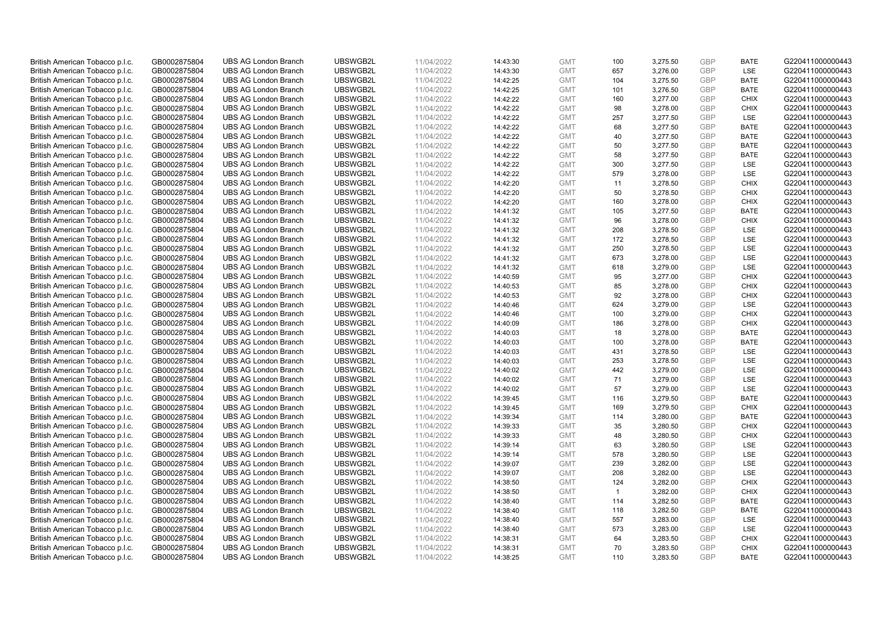| British American Tobacco p.l.c. | GB0002875804 | UBS AG London Branch | UBSWGB2L | 11/04/2022 | 14:43:30 | GMT | 100 | 3,275.50 | GBP | BATE | G220411000000443 |
|---|---|---|---|---|---|---|---|---|---|---|---|
| British American Tobacco p.l.c. | GB0002875804 | UBS AG London Branch | UBSWGB2L | 11/04/2022 | 14:43:30 | GMT | 657 | 3,276.00 | GBP | LSE | G220411000000443 |
| British American Tobacco p.l.c. | GB0002875804 | UBS AG London Branch | UBSWGB2L | 11/04/2022 | 14:42:25 | GMT | 104 | 3,275.50 | GBP | BATE | G220411000000443 |
| British American Tobacco p.l.c. | GB0002875804 | UBS AG London Branch | UBSWGB2L | 11/04/2022 | 14:42:25 | GMT | 101 | 3,276.50 | GBP | BATE | G220411000000443 |
| British American Tobacco p.l.c. | GB0002875804 | UBS AG London Branch | UBSWGB2L | 11/04/2022 | 14:42:22 | GMT | 160 | 3,277.00 | GBP | CHIX | G220411000000443 |
| British American Tobacco p.l.c. | GB0002875804 | UBS AG London Branch | UBSWGB2L | 11/04/2022 | 14:42:22 | GMT | 98 | 3,278.00 | GBP | CHIX | G220411000000443 |
| British American Tobacco p.l.c. | GB0002875804 | UBS AG London Branch | UBSWGB2L | 11/04/2022 | 14:42:22 | GMT | 257 | 3,277.50 | GBP | LSE | G220411000000443 |
| British American Tobacco p.l.c. | GB0002875804 | UBS AG London Branch | UBSWGB2L | 11/04/2022 | 14:42:22 | GMT | 68 | 3,277.50 | GBP | BATE | G220411000000443 |
| British American Tobacco p.l.c. | GB0002875804 | UBS AG London Branch | UBSWGB2L | 11/04/2022 | 14:42:22 | GMT | 40 | 3,277.50 | GBP | BATE | G220411000000443 |
| British American Tobacco p.l.c. | GB0002875804 | UBS AG London Branch | UBSWGB2L | 11/04/2022 | 14:42:22 | GMT | 50 | 3,277.50 | GBP | BATE | G220411000000443 |
| British American Tobacco p.l.c. | GB0002875804 | UBS AG London Branch | UBSWGB2L | 11/04/2022 | 14:42:22 | GMT | 58 | 3,277.50 | GBP | BATE | G220411000000443 |
| British American Tobacco p.l.c. | GB0002875804 | UBS AG London Branch | UBSWGB2L | 11/04/2022 | 14:42:22 | GMT | 300 | 3,277.50 | GBP | LSE | G220411000000443 |
| British American Tobacco p.l.c. | GB0002875804 | UBS AG London Branch | UBSWGB2L | 11/04/2022 | 14:42:22 | GMT | 579 | 3,278.00 | GBP | LSE | G220411000000443 |
| British American Tobacco p.l.c. | GB0002875804 | UBS AG London Branch | UBSWGB2L | 11/04/2022 | 14:42:20 | GMT | 11 | 3,278.50 | GBP | CHIX | G220411000000443 |
| British American Tobacco p.l.c. | GB0002875804 | UBS AG London Branch | UBSWGB2L | 11/04/2022 | 14:42:20 | GMT | 50 | 3,278.50 | GBP | CHIX | G220411000000443 |
| British American Tobacco p.l.c. | GB0002875804 | UBS AG London Branch | UBSWGB2L | 11/04/2022 | 14:42:20 | GMT | 160 | 3,278.00 | GBP | CHIX | G220411000000443 |
| British American Tobacco p.l.c. | GB0002875804 | UBS AG London Branch | UBSWGB2L | 11/04/2022 | 14:41:32 | GMT | 105 | 3,277.50 | GBP | BATE | G220411000000443 |
| British American Tobacco p.l.c. | GB0002875804 | UBS AG London Branch | UBSWGB2L | 11/04/2022 | 14:41:32 | GMT | 96 | 3,278.00 | GBP | CHIX | G220411000000443 |
| British American Tobacco p.l.c. | GB0002875804 | UBS AG London Branch | UBSWGB2L | 11/04/2022 | 14:41:32 | GMT | 208 | 3,278.50 | GBP | LSE | G220411000000443 |
| British American Tobacco p.l.c. | GB0002875804 | UBS AG London Branch | UBSWGB2L | 11/04/2022 | 14:41:32 | GMT | 172 | 3,278.50 | GBP | LSE | G220411000000443 |
| British American Tobacco p.l.c. | GB0002875804 | UBS AG London Branch | UBSWGB2L | 11/04/2022 | 14:41:32 | GMT | 250 | 3,278.50 | GBP | LSE | G220411000000443 |
| British American Tobacco p.l.c. | GB0002875804 | UBS AG London Branch | UBSWGB2L | 11/04/2022 | 14:41:32 | GMT | 673 | 3,278.00 | GBP | LSE | G220411000000443 |
| British American Tobacco p.l.c. | GB0002875804 | UBS AG London Branch | UBSWGB2L | 11/04/2022 | 14:41:32 | GMT | 618 | 3,279.00 | GBP | LSE | G220411000000443 |
| British American Tobacco p.l.c. | GB0002875804 | UBS AG London Branch | UBSWGB2L | 11/04/2022 | 14:40:59 | GMT | 95 | 3,277.00 | GBP | CHIX | G220411000000443 |
| British American Tobacco p.l.c. | GB0002875804 | UBS AG London Branch | UBSWGB2L | 11/04/2022 | 14:40:53 | GMT | 85 | 3,278.00 | GBP | CHIX | G220411000000443 |
| British American Tobacco p.l.c. | GB0002875804 | UBS AG London Branch | UBSWGB2L | 11/04/2022 | 14:40:53 | GMT | 92 | 3,278.00 | GBP | CHIX | G220411000000443 |
| British American Tobacco p.l.c. | GB0002875804 | UBS AG London Branch | UBSWGB2L | 11/04/2022 | 14:40:46 | GMT | 624 | 3,279.00 | GBP | LSE | G220411000000443 |
| British American Tobacco p.l.c. | GB0002875804 | UBS AG London Branch | UBSWGB2L | 11/04/2022 | 14:40:46 | GMT | 100 | 3,279.00 | GBP | CHIX | G220411000000443 |
| British American Tobacco p.l.c. | GB0002875804 | UBS AG London Branch | UBSWGB2L | 11/04/2022 | 14:40:09 | GMT | 186 | 3,278.00 | GBP | CHIX | G220411000000443 |
| British American Tobacco p.l.c. | GB0002875804 | UBS AG London Branch | UBSWGB2L | 11/04/2022 | 14:40:03 | GMT | 18 | 3,278.00 | GBP | BATE | G220411000000443 |
| British American Tobacco p.l.c. | GB0002875804 | UBS AG London Branch | UBSWGB2L | 11/04/2022 | 14:40:03 | GMT | 100 | 3,278.00 | GBP | BATE | G220411000000443 |
| British American Tobacco p.l.c. | GB0002875804 | UBS AG London Branch | UBSWGB2L | 11/04/2022 | 14:40:03 | GMT | 431 | 3,278.50 | GBP | LSE | G220411000000443 |
| British American Tobacco p.l.c. | GB0002875804 | UBS AG London Branch | UBSWGB2L | 11/04/2022 | 14:40:03 | GMT | 253 | 3,278.50 | GBP | LSE | G220411000000443 |
| British American Tobacco p.l.c. | GB0002875804 | UBS AG London Branch | UBSWGB2L | 11/04/2022 | 14:40:02 | GMT | 442 | 3,279.00 | GBP | LSE | G220411000000443 |
| British American Tobacco p.l.c. | GB0002875804 | UBS AG London Branch | UBSWGB2L | 11/04/2022 | 14:40:02 | GMT | 71 | 3,279.00 | GBP | LSE | G220411000000443 |
| British American Tobacco p.l.c. | GB0002875804 | UBS AG London Branch | UBSWGB2L | 11/04/2022 | 14:40:02 | GMT | 57 | 3,279.00 | GBP | LSE | G220411000000443 |
| British American Tobacco p.l.c. | GB0002875804 | UBS AG London Branch | UBSWGB2L | 11/04/2022 | 14:39:45 | GMT | 116 | 3,279.50 | GBP | BATE | G220411000000443 |
| British American Tobacco p.l.c. | GB0002875804 | UBS AG London Branch | UBSWGB2L | 11/04/2022 | 14:39:45 | GMT | 169 | 3,279.50 | GBP | CHIX | G220411000000443 |
| British American Tobacco p.l.c. | GB0002875804 | UBS AG London Branch | UBSWGB2L | 11/04/2022 | 14:39:34 | GMT | 114 | 3,280.00 | GBP | BATE | G220411000000443 |
| British American Tobacco p.l.c. | GB0002875804 | UBS AG London Branch | UBSWGB2L | 11/04/2022 | 14:39:33 | GMT | 35 | 3,280.50 | GBP | CHIX | G220411000000443 |
| British American Tobacco p.l.c. | GB0002875804 | UBS AG London Branch | UBSWGB2L | 11/04/2022 | 14:39:33 | GMT | 48 | 3,280.50 | GBP | CHIX | G220411000000443 |
| British American Tobacco p.l.c. | GB0002875804 | UBS AG London Branch | UBSWGB2L | 11/04/2022 | 14:39:14 | GMT | 63 | 3,280.50 | GBP | LSE | G220411000000443 |
| British American Tobacco p.l.c. | GB0002875804 | UBS AG London Branch | UBSWGB2L | 11/04/2022 | 14:39:14 | GMT | 578 | 3,280.50 | GBP | LSE | G220411000000443 |
| British American Tobacco p.l.c. | GB0002875804 | UBS AG London Branch | UBSWGB2L | 11/04/2022 | 14:39:07 | GMT | 239 | 3,282.00 | GBP | LSE | G220411000000443 |
| British American Tobacco p.l.c. | GB0002875804 | UBS AG London Branch | UBSWGB2L | 11/04/2022 | 14:39:07 | GMT | 208 | 3,282.00 | GBP | LSE | G220411000000443 |
| British American Tobacco p.l.c. | GB0002875804 | UBS AG London Branch | UBSWGB2L | 11/04/2022 | 14:38:50 | GMT | 124 | 3,282.00 | GBP | CHIX | G220411000000443 |
| British American Tobacco p.l.c. | GB0002875804 | UBS AG London Branch | UBSWGB2L | 11/04/2022 | 14:38:50 | GMT | 1 | 3,282.00 | GBP | CHIX | G220411000000443 |
| British American Tobacco p.l.c. | GB0002875804 | UBS AG London Branch | UBSWGB2L | 11/04/2022 | 14:38:40 | GMT | 114 | 3,282.50 | GBP | BATE | G220411000000443 |
| British American Tobacco p.l.c. | GB0002875804 | UBS AG London Branch | UBSWGB2L | 11/04/2022 | 14:38:40 | GMT | 118 | 3,282.50 | GBP | BATE | G220411000000443 |
| British American Tobacco p.l.c. | GB0002875804 | UBS AG London Branch | UBSWGB2L | 11/04/2022 | 14:38:40 | GMT | 557 | 3,283.00 | GBP | LSE | G220411000000443 |
| British American Tobacco p.l.c. | GB0002875804 | UBS AG London Branch | UBSWGB2L | 11/04/2022 | 14:38:40 | GMT | 573 | 3,283.00 | GBP | LSE | G220411000000443 |
| British American Tobacco p.l.c. | GB0002875804 | UBS AG London Branch | UBSWGB2L | 11/04/2022 | 14:38:31 | GMT | 64 | 3,283.50 | GBP | CHIX | G220411000000443 |
| British American Tobacco p.l.c. | GB0002875804 | UBS AG London Branch | UBSWGB2L | 11/04/2022 | 14:38:31 | GMT | 70 | 3,283.50 | GBP | CHIX | G220411000000443 |
| British American Tobacco p.l.c. | GB0002875804 | UBS AG London Branch | UBSWGB2L | 11/04/2022 | 14:38:25 | GMT | 110 | 3,283.50 | GBP | BATE | G220411000000443 |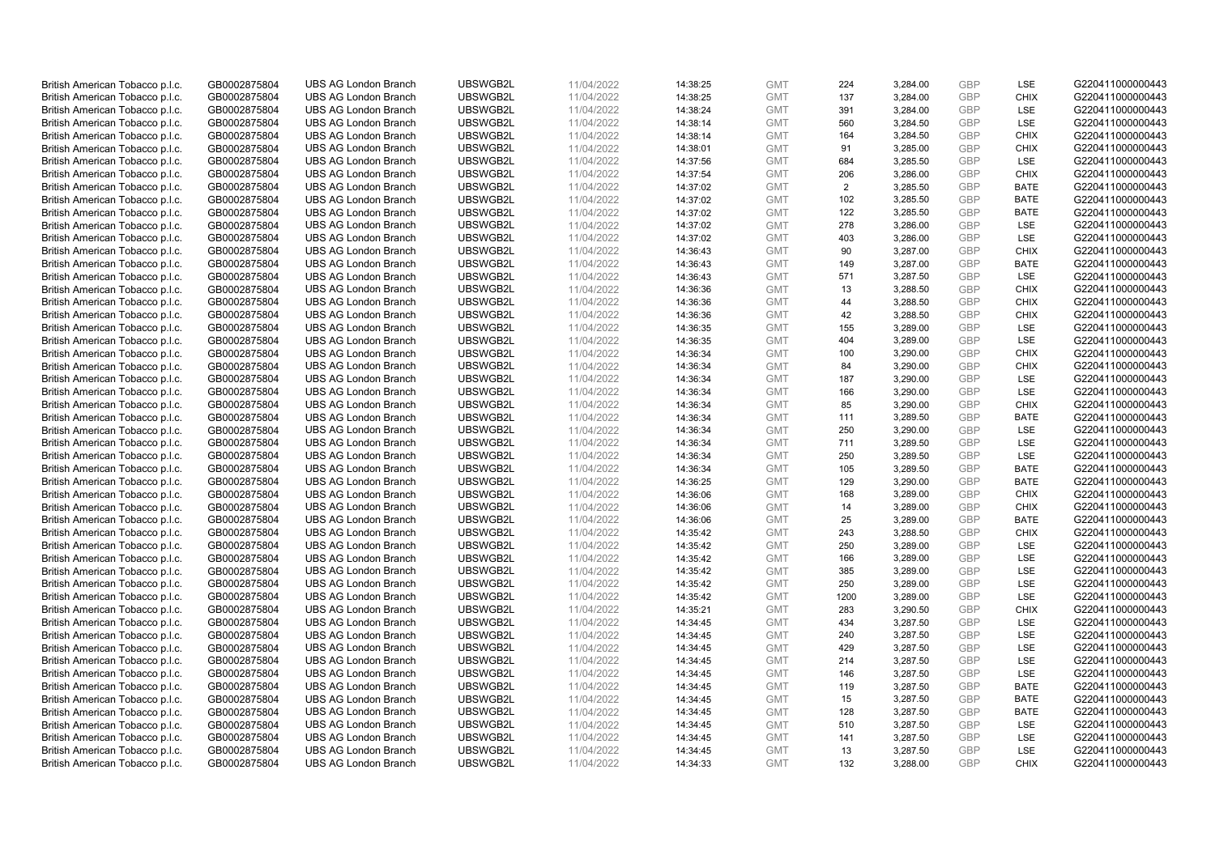| British American Tobacco p.l.c. | GB0002875804 | UBS AG London Branch | UBSWGB2L | 11/04/2022 | 14:38:25 | GMT | 224 | 3,284.00 | GBP | LSE | G220411000000443 |
|---|---|---|---|---|---|---|---|---|---|---|---|
| British American Tobacco p.l.c. | GB0002875804 | UBS AG London Branch | UBSWGB2L | 11/04/2022 | 14:38:25 | GMT | 137 | 3,284.00 | GBP | CHIX | G220411000000443 |
| British American Tobacco p.l.c. | GB0002875804 | UBS AG London Branch | UBSWGB2L | 11/04/2022 | 14:38:24 | GMT | 391 | 3,284.00 | GBP | LSE | G220411000000443 |
| British American Tobacco p.l.c. | GB0002875804 | UBS AG London Branch | UBSWGB2L | 11/04/2022 | 14:38:14 | GMT | 560 | 3,284.50 | GBP | LSE | G220411000000443 |
| British American Tobacco p.l.c. | GB0002875804 | UBS AG London Branch | UBSWGB2L | 11/04/2022 | 14:38:14 | GMT | 164 | 3,284.50 | GBP | CHIX | G220411000000443 |
| British American Tobacco p.l.c. | GB0002875804 | UBS AG London Branch | UBSWGB2L | 11/04/2022 | 14:38:01 | GMT | 91 | 3,285.00 | GBP | CHIX | G220411000000443 |
| British American Tobacco p.l.c. | GB0002875804 | UBS AG London Branch | UBSWGB2L | 11/04/2022 | 14:37:56 | GMT | 684 | 3,285.50 | GBP | LSE | G220411000000443 |
| British American Tobacco p.l.c. | GB0002875804 | UBS AG London Branch | UBSWGB2L | 11/04/2022 | 14:37:54 | GMT | 206 | 3,286.00 | GBP | CHIX | G220411000000443 |
| British American Tobacco p.l.c. | GB0002875804 | UBS AG London Branch | UBSWGB2L | 11/04/2022 | 14:37:02 | GMT | 2 | 3,285.50 | GBP | BATE | G220411000000443 |
| British American Tobacco p.l.c. | GB0002875804 | UBS AG London Branch | UBSWGB2L | 11/04/2022 | 14:37:02 | GMT | 102 | 3,285.50 | GBP | BATE | G220411000000443 |
| British American Tobacco p.l.c. | GB0002875804 | UBS AG London Branch | UBSWGB2L | 11/04/2022 | 14:37:02 | GMT | 122 | 3,285.50 | GBP | BATE | G220411000000443 |
| British American Tobacco p.l.c. | GB0002875804 | UBS AG London Branch | UBSWGB2L | 11/04/2022 | 14:37:02 | GMT | 278 | 3,286.00 | GBP | LSE | G220411000000443 |
| British American Tobacco p.l.c. | GB0002875804 | UBS AG London Branch | UBSWGB2L | 11/04/2022 | 14:37:02 | GMT | 403 | 3,286.00 | GBP | LSE | G220411000000443 |
| British American Tobacco p.l.c. | GB0002875804 | UBS AG London Branch | UBSWGB2L | 11/04/2022 | 14:36:43 | GMT | 90 | 3,287.00 | GBP | CHIX | G220411000000443 |
| British American Tobacco p.l.c. | GB0002875804 | UBS AG London Branch | UBSWGB2L | 11/04/2022 | 14:36:43 | GMT | 149 | 3,287.00 | GBP | BATE | G220411000000443 |
| British American Tobacco p.l.c. | GB0002875804 | UBS AG London Branch | UBSWGB2L | 11/04/2022 | 14:36:43 | GMT | 571 | 3,287.50 | GBP | LSE | G220411000000443 |
| British American Tobacco p.l.c. | GB0002875804 | UBS AG London Branch | UBSWGB2L | 11/04/2022 | 14:36:36 | GMT | 13 | 3,288.50 | GBP | CHIX | G220411000000443 |
| British American Tobacco p.l.c. | GB0002875804 | UBS AG London Branch | UBSWGB2L | 11/04/2022 | 14:36:36 | GMT | 44 | 3,288.50 | GBP | CHIX | G220411000000443 |
| British American Tobacco p.l.c. | GB0002875804 | UBS AG London Branch | UBSWGB2L | 11/04/2022 | 14:36:36 | GMT | 42 | 3,288.50 | GBP | CHIX | G220411000000443 |
| British American Tobacco p.l.c. | GB0002875804 | UBS AG London Branch | UBSWGB2L | 11/04/2022 | 14:36:35 | GMT | 155 | 3,289.00 | GBP | LSE | G220411000000443 |
| British American Tobacco p.l.c. | GB0002875804 | UBS AG London Branch | UBSWGB2L | 11/04/2022 | 14:36:35 | GMT | 404 | 3,289.00 | GBP | LSE | G220411000000443 |
| British American Tobacco p.l.c. | GB0002875804 | UBS AG London Branch | UBSWGB2L | 11/04/2022 | 14:36:34 | GMT | 100 | 3,290.00 | GBP | CHIX | G220411000000443 |
| British American Tobacco p.l.c. | GB0002875804 | UBS AG London Branch | UBSWGB2L | 11/04/2022 | 14:36:34 | GMT | 84 | 3,290.00 | GBP | CHIX | G220411000000443 |
| British American Tobacco p.l.c. | GB0002875804 | UBS AG London Branch | UBSWGB2L | 11/04/2022 | 14:36:34 | GMT | 187 | 3,290.00 | GBP | LSE | G220411000000443 |
| British American Tobacco p.l.c. | GB0002875804 | UBS AG London Branch | UBSWGB2L | 11/04/2022 | 14:36:34 | GMT | 166 | 3,290.00 | GBP | LSE | G220411000000443 |
| British American Tobacco p.l.c. | GB0002875804 | UBS AG London Branch | UBSWGB2L | 11/04/2022 | 14:36:34 | GMT | 85 | 3,290.00 | GBP | CHIX | G220411000000443 |
| British American Tobacco p.l.c. | GB0002875804 | UBS AG London Branch | UBSWGB2L | 11/04/2022 | 14:36:34 | GMT | 111 | 3,289.50 | GBP | BATE | G220411000000443 |
| British American Tobacco p.l.c. | GB0002875804 | UBS AG London Branch | UBSWGB2L | 11/04/2022 | 14:36:34 | GMT | 250 | 3,290.00 | GBP | LSE | G220411000000443 |
| British American Tobacco p.l.c. | GB0002875804 | UBS AG London Branch | UBSWGB2L | 11/04/2022 | 14:36:34 | GMT | 711 | 3,289.50 | GBP | LSE | G220411000000443 |
| British American Tobacco p.l.c. | GB0002875804 | UBS AG London Branch | UBSWGB2L | 11/04/2022 | 14:36:34 | GMT | 250 | 3,289.50 | GBP | LSE | G220411000000443 |
| British American Tobacco p.l.c. | GB0002875804 | UBS AG London Branch | UBSWGB2L | 11/04/2022 | 14:36:34 | GMT | 105 | 3,289.50 | GBP | BATE | G220411000000443 |
| British American Tobacco p.l.c. | GB0002875804 | UBS AG London Branch | UBSWGB2L | 11/04/2022 | 14:36:25 | GMT | 129 | 3,290.00 | GBP | BATE | G220411000000443 |
| British American Tobacco p.l.c. | GB0002875804 | UBS AG London Branch | UBSWGB2L | 11/04/2022 | 14:36:06 | GMT | 168 | 3,289.00 | GBP | CHIX | G220411000000443 |
| British American Tobacco p.l.c. | GB0002875804 | UBS AG London Branch | UBSWGB2L | 11/04/2022 | 14:36:06 | GMT | 14 | 3,289.00 | GBP | CHIX | G220411000000443 |
| British American Tobacco p.l.c. | GB0002875804 | UBS AG London Branch | UBSWGB2L | 11/04/2022 | 14:36:06 | GMT | 25 | 3,289.00 | GBP | BATE | G220411000000443 |
| British American Tobacco p.l.c. | GB0002875804 | UBS AG London Branch | UBSWGB2L | 11/04/2022 | 14:35:42 | GMT | 243 | 3,288.50 | GBP | CHIX | G220411000000443 |
| British American Tobacco p.l.c. | GB0002875804 | UBS AG London Branch | UBSWGB2L | 11/04/2022 | 14:35:42 | GMT | 250 | 3,289.00 | GBP | LSE | G220411000000443 |
| British American Tobacco p.l.c. | GB0002875804 | UBS AG London Branch | UBSWGB2L | 11/04/2022 | 14:35:42 | GMT | 166 | 3,289.00 | GBP | LSE | G220411000000443 |
| British American Tobacco p.l.c. | GB0002875804 | UBS AG London Branch | UBSWGB2L | 11/04/2022 | 14:35:42 | GMT | 385 | 3,289.00 | GBP | LSE | G220411000000443 |
| British American Tobacco p.l.c. | GB0002875804 | UBS AG London Branch | UBSWGB2L | 11/04/2022 | 14:35:42 | GMT | 250 | 3,289.00 | GBP | LSE | G220411000000443 |
| British American Tobacco p.l.c. | GB0002875804 | UBS AG London Branch | UBSWGB2L | 11/04/2022 | 14:35:42 | GMT | 1200 | 3,289.00 | GBP | LSE | G220411000000443 |
| British American Tobacco p.l.c. | GB0002875804 | UBS AG London Branch | UBSWGB2L | 11/04/2022 | 14:35:21 | GMT | 283 | 3,290.50 | GBP | CHIX | G220411000000443 |
| British American Tobacco p.l.c. | GB0002875804 | UBS AG London Branch | UBSWGB2L | 11/04/2022 | 14:34:45 | GMT | 434 | 3,287.50 | GBP | LSE | G220411000000443 |
| British American Tobacco p.l.c. | GB0002875804 | UBS AG London Branch | UBSWGB2L | 11/04/2022 | 14:34:45 | GMT | 240 | 3,287.50 | GBP | LSE | G220411000000443 |
| British American Tobacco p.l.c. | GB0002875804 | UBS AG London Branch | UBSWGB2L | 11/04/2022 | 14:34:45 | GMT | 429 | 3,287.50 | GBP | LSE | G220411000000443 |
| British American Tobacco p.l.c. | GB0002875804 | UBS AG London Branch | UBSWGB2L | 11/04/2022 | 14:34:45 | GMT | 214 | 3,287.50 | GBP | LSE | G220411000000443 |
| British American Tobacco p.l.c. | GB0002875804 | UBS AG London Branch | UBSWGB2L | 11/04/2022 | 14:34:45 | GMT | 146 | 3,287.50 | GBP | LSE | G220411000000443 |
| British American Tobacco p.l.c. | GB0002875804 | UBS AG London Branch | UBSWGB2L | 11/04/2022 | 14:34:45 | GMT | 119 | 3,287.50 | GBP | BATE | G220411000000443 |
| British American Tobacco p.l.c. | GB0002875804 | UBS AG London Branch | UBSWGB2L | 11/04/2022 | 14:34:45 | GMT | 15 | 3,287.50 | GBP | BATE | G220411000000443 |
| British American Tobacco p.l.c. | GB0002875804 | UBS AG London Branch | UBSWGB2L | 11/04/2022 | 14:34:45 | GMT | 128 | 3,287.50 | GBP | BATE | G220411000000443 |
| British American Tobacco p.l.c. | GB0002875804 | UBS AG London Branch | UBSWGB2L | 11/04/2022 | 14:34:45 | GMT | 510 | 3,287.50 | GBP | LSE | G220411000000443 |
| British American Tobacco p.l.c. | GB0002875804 | UBS AG London Branch | UBSWGB2L | 11/04/2022 | 14:34:45 | GMT | 141 | 3,287.50 | GBP | LSE | G220411000000443 |
| British American Tobacco p.l.c. | GB0002875804 | UBS AG London Branch | UBSWGB2L | 11/04/2022 | 14:34:45 | GMT | 13 | 3,287.50 | GBP | LSE | G220411000000443 |
| British American Tobacco p.l.c. | GB0002875804 | UBS AG London Branch | UBSWGB2L | 11/04/2022 | 14:34:33 | GMT | 132 | 3,288.00 | GBP | CHIX | G220411000000443 |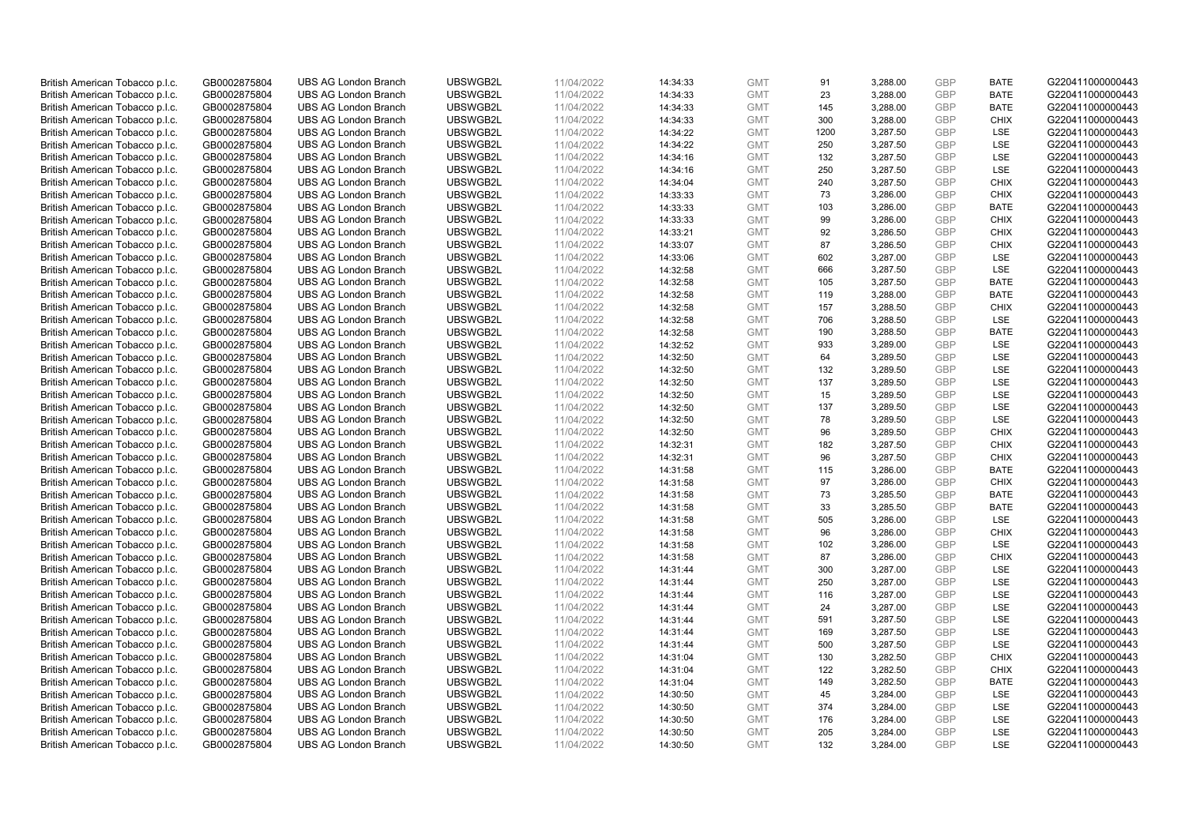| British American Tobacco p.l.c. | GB0002875804 | UBS AG London Branch | UBSWGB2L | 11/04/2022 | 14:34:33 | GMT | 91 | 3,288.00 | GBP | BATE | G220411000000443 |
|---|---|---|---|---|---|---|---|---|---|---|---|
| British American Tobacco p.l.c. | GB0002875804 | UBS AG London Branch | UBSWGB2L | 11/04/2022 | 14:34:33 | GMT | 23 | 3,288.00 | GBP | BATE | G220411000000443 |
| British American Tobacco p.l.c. | GB0002875804 | UBS AG London Branch | UBSWGB2L | 11/04/2022 | 14:34:33 | GMT | 145 | 3,288.00 | GBP | BATE | G220411000000443 |
| British American Tobacco p.l.c. | GB0002875804 | UBS AG London Branch | UBSWGB2L | 11/04/2022 | 14:34:33 | GMT | 300 | 3,288.00 | GBP | CHIX | G220411000000443 |
| British American Tobacco p.l.c. | GB0002875804 | UBS AG London Branch | UBSWGB2L | 11/04/2022 | 14:34:22 | GMT | 1200 | 3,287.50 | GBP | LSE | G220411000000443 |
| British American Tobacco p.l.c. | GB0002875804 | UBS AG London Branch | UBSWGB2L | 11/04/2022 | 14:34:22 | GMT | 250 | 3,287.50 | GBP | LSE | G220411000000443 |
| British American Tobacco p.l.c. | GB0002875804 | UBS AG London Branch | UBSWGB2L | 11/04/2022 | 14:34:16 | GMT | 132 | 3,287.50 | GBP | LSE | G220411000000443 |
| British American Tobacco p.l.c. | GB0002875804 | UBS AG London Branch | UBSWGB2L | 11/04/2022 | 14:34:16 | GMT | 250 | 3,287.50 | GBP | LSE | G220411000000443 |
| British American Tobacco p.l.c. | GB0002875804 | UBS AG London Branch | UBSWGB2L | 11/04/2022 | 14:34:04 | GMT | 240 | 3,287.50 | GBP | CHIX | G220411000000443 |
| British American Tobacco p.l.c. | GB0002875804 | UBS AG London Branch | UBSWGB2L | 11/04/2022 | 14:33:33 | GMT | 73 | 3,286.00 | GBP | CHIX | G220411000000443 |
| British American Tobacco p.l.c. | GB0002875804 | UBS AG London Branch | UBSWGB2L | 11/04/2022 | 14:33:33 | GMT | 103 | 3,286.00 | GBP | BATE | G220411000000443 |
| British American Tobacco p.l.c. | GB0002875804 | UBS AG London Branch | UBSWGB2L | 11/04/2022 | 14:33:33 | GMT | 99 | 3,286.00 | GBP | CHIX | G220411000000443 |
| British American Tobacco p.l.c. | GB0002875804 | UBS AG London Branch | UBSWGB2L | 11/04/2022 | 14:33:21 | GMT | 92 | 3,286.50 | GBP | CHIX | G220411000000443 |
| British American Tobacco p.l.c. | GB0002875804 | UBS AG London Branch | UBSWGB2L | 11/04/2022 | 14:33:07 | GMT | 87 | 3,286.50 | GBP | CHIX | G220411000000443 |
| British American Tobacco p.l.c. | GB0002875804 | UBS AG London Branch | UBSWGB2L | 11/04/2022 | 14:33:06 | GMT | 602 | 3,287.00 | GBP | LSE | G220411000000443 |
| British American Tobacco p.l.c. | GB0002875804 | UBS AG London Branch | UBSWGB2L | 11/04/2022 | 14:32:58 | GMT | 666 | 3,287.50 | GBP | LSE | G220411000000443 |
| British American Tobacco p.l.c. | GB0002875804 | UBS AG London Branch | UBSWGB2L | 11/04/2022 | 14:32:58 | GMT | 105 | 3,287.50 | GBP | BATE | G220411000000443 |
| British American Tobacco p.l.c. | GB0002875804 | UBS AG London Branch | UBSWGB2L | 11/04/2022 | 14:32:58 | GMT | 119 | 3,288.00 | GBP | BATE | G220411000000443 |
| British American Tobacco p.l.c. | GB0002875804 | UBS AG London Branch | UBSWGB2L | 11/04/2022 | 14:32:58 | GMT | 157 | 3,288.50 | GBP | CHIX | G220411000000443 |
| British American Tobacco p.l.c. | GB0002875804 | UBS AG London Branch | UBSWGB2L | 11/04/2022 | 14:32:58 | GMT | 706 | 3,288.50 | GBP | LSE | G220411000000443 |
| British American Tobacco p.l.c. | GB0002875804 | UBS AG London Branch | UBSWGB2L | 11/04/2022 | 14:32:58 | GMT | 190 | 3,288.50 | GBP | BATE | G220411000000443 |
| British American Tobacco p.l.c. | GB0002875804 | UBS AG London Branch | UBSWGB2L | 11/04/2022 | 14:32:52 | GMT | 933 | 3,289.00 | GBP | LSE | G220411000000443 |
| British American Tobacco p.l.c. | GB0002875804 | UBS AG London Branch | UBSWGB2L | 11/04/2022 | 14:32:50 | GMT | 64 | 3,289.50 | GBP | LSE | G220411000000443 |
| British American Tobacco p.l.c. | GB0002875804 | UBS AG London Branch | UBSWGB2L | 11/04/2022 | 14:32:50 | GMT | 132 | 3,289.50 | GBP | LSE | G220411000000443 |
| British American Tobacco p.l.c. | GB0002875804 | UBS AG London Branch | UBSWGB2L | 11/04/2022 | 14:32:50 | GMT | 137 | 3,289.50 | GBP | LSE | G220411000000443 |
| British American Tobacco p.l.c. | GB0002875804 | UBS AG London Branch | UBSWGB2L | 11/04/2022 | 14:32:50 | GMT | 15 | 3,289.50 | GBP | LSE | G220411000000443 |
| British American Tobacco p.l.c. | GB0002875804 | UBS AG London Branch | UBSWGB2L | 11/04/2022 | 14:32:50 | GMT | 137 | 3,289.50 | GBP | LSE | G220411000000443 |
| British American Tobacco p.l.c. | GB0002875804 | UBS AG London Branch | UBSWGB2L | 11/04/2022 | 14:32:50 | GMT | 78 | 3,289.50 | GBP | LSE | G220411000000443 |
| British American Tobacco p.l.c. | GB0002875804 | UBS AG London Branch | UBSWGB2L | 11/04/2022 | 14:32:50 | GMT | 96 | 3,289.50 | GBP | CHIX | G220411000000443 |
| British American Tobacco p.l.c. | GB0002875804 | UBS AG London Branch | UBSWGB2L | 11/04/2022 | 14:32:31 | GMT | 182 | 3,287.50 | GBP | CHIX | G220411000000443 |
| British American Tobacco p.l.c. | GB0002875804 | UBS AG London Branch | UBSWGB2L | 11/04/2022 | 14:32:31 | GMT | 96 | 3,287.50 | GBP | CHIX | G220411000000443 |
| British American Tobacco p.l.c. | GB0002875804 | UBS AG London Branch | UBSWGB2L | 11/04/2022 | 14:31:58 | GMT | 115 | 3,286.00 | GBP | BATE | G220411000000443 |
| British American Tobacco p.l.c. | GB0002875804 | UBS AG London Branch | UBSWGB2L | 11/04/2022 | 14:31:58 | GMT | 97 | 3,286.00 | GBP | CHIX | G220411000000443 |
| British American Tobacco p.l.c. | GB0002875804 | UBS AG London Branch | UBSWGB2L | 11/04/2022 | 14:31:58 | GMT | 73 | 3,285.50 | GBP | BATE | G220411000000443 |
| British American Tobacco p.l.c. | GB0002875804 | UBS AG London Branch | UBSWGB2L | 11/04/2022 | 14:31:58 | GMT | 33 | 3,285.50 | GBP | BATE | G220411000000443 |
| British American Tobacco p.l.c. | GB0002875804 | UBS AG London Branch | UBSWGB2L | 11/04/2022 | 14:31:58 | GMT | 505 | 3,286.00 | GBP | LSE | G220411000000443 |
| British American Tobacco p.l.c. | GB0002875804 | UBS AG London Branch | UBSWGB2L | 11/04/2022 | 14:31:58 | GMT | 96 | 3,286.00 | GBP | CHIX | G220411000000443 |
| British American Tobacco p.l.c. | GB0002875804 | UBS AG London Branch | UBSWGB2L | 11/04/2022 | 14:31:58 | GMT | 102 | 3,286.00 | GBP | LSE | G220411000000443 |
| British American Tobacco p.l.c. | GB0002875804 | UBS AG London Branch | UBSWGB2L | 11/04/2022 | 14:31:58 | GMT | 87 | 3,286.00 | GBP | CHIX | G220411000000443 |
| British American Tobacco p.l.c. | GB0002875804 | UBS AG London Branch | UBSWGB2L | 11/04/2022 | 14:31:44 | GMT | 300 | 3,287.00 | GBP | LSE | G220411000000443 |
| British American Tobacco p.l.c. | GB0002875804 | UBS AG London Branch | UBSWGB2L | 11/04/2022 | 14:31:44 | GMT | 250 | 3,287.00 | GBP | LSE | G220411000000443 |
| British American Tobacco p.l.c. | GB0002875804 | UBS AG London Branch | UBSWGB2L | 11/04/2022 | 14:31:44 | GMT | 116 | 3,287.00 | GBP | LSE | G220411000000443 |
| British American Tobacco p.l.c. | GB0002875804 | UBS AG London Branch | UBSWGB2L | 11/04/2022 | 14:31:44 | GMT | 24 | 3,287.00 | GBP | LSE | G220411000000443 |
| British American Tobacco p.l.c. | GB0002875804 | UBS AG London Branch | UBSWGB2L | 11/04/2022 | 14:31:44 | GMT | 591 | 3,287.50 | GBP | LSE | G220411000000443 |
| British American Tobacco p.l.c. | GB0002875804 | UBS AG London Branch | UBSWGB2L | 11/04/2022 | 14:31:44 | GMT | 169 | 3,287.50 | GBP | LSE | G220411000000443 |
| British American Tobacco p.l.c. | GB0002875804 | UBS AG London Branch | UBSWGB2L | 11/04/2022 | 14:31:44 | GMT | 500 | 3,287.50 | GBP | LSE | G220411000000443 |
| British American Tobacco p.l.c. | GB0002875804 | UBS AG London Branch | UBSWGB2L | 11/04/2022 | 14:31:04 | GMT | 130 | 3,282.50 | GBP | CHIX | G220411000000443 |
| British American Tobacco p.l.c. | GB0002875804 | UBS AG London Branch | UBSWGB2L | 11/04/2022 | 14:31:04 | GMT | 122 | 3,282.50 | GBP | CHIX | G220411000000443 |
| British American Tobacco p.l.c. | GB0002875804 | UBS AG London Branch | UBSWGB2L | 11/04/2022 | 14:31:04 | GMT | 149 | 3,282.50 | GBP | BATE | G220411000000443 |
| British American Tobacco p.l.c. | GB0002875804 | UBS AG London Branch | UBSWGB2L | 11/04/2022 | 14:30:50 | GMT | 45 | 3,284.00 | GBP | LSE | G220411000000443 |
| British American Tobacco p.l.c. | GB0002875804 | UBS AG London Branch | UBSWGB2L | 11/04/2022 | 14:30:50 | GMT | 374 | 3,284.00 | GBP | LSE | G220411000000443 |
| British American Tobacco p.l.c. | GB0002875804 | UBS AG London Branch | UBSWGB2L | 11/04/2022 | 14:30:50 | GMT | 176 | 3,284.00 | GBP | LSE | G220411000000443 |
| British American Tobacco p.l.c. | GB0002875804 | UBS AG London Branch | UBSWGB2L | 11/04/2022 | 14:30:50 | GMT | 205 | 3,284.00 | GBP | LSE | G220411000000443 |
| British American Tobacco p.l.c. | GB0002875804 | UBS AG London Branch | UBSWGB2L | 11/04/2022 | 14:30:50 | GMT | 132 | 3,284.00 | GBP | LSE | G220411000000443 |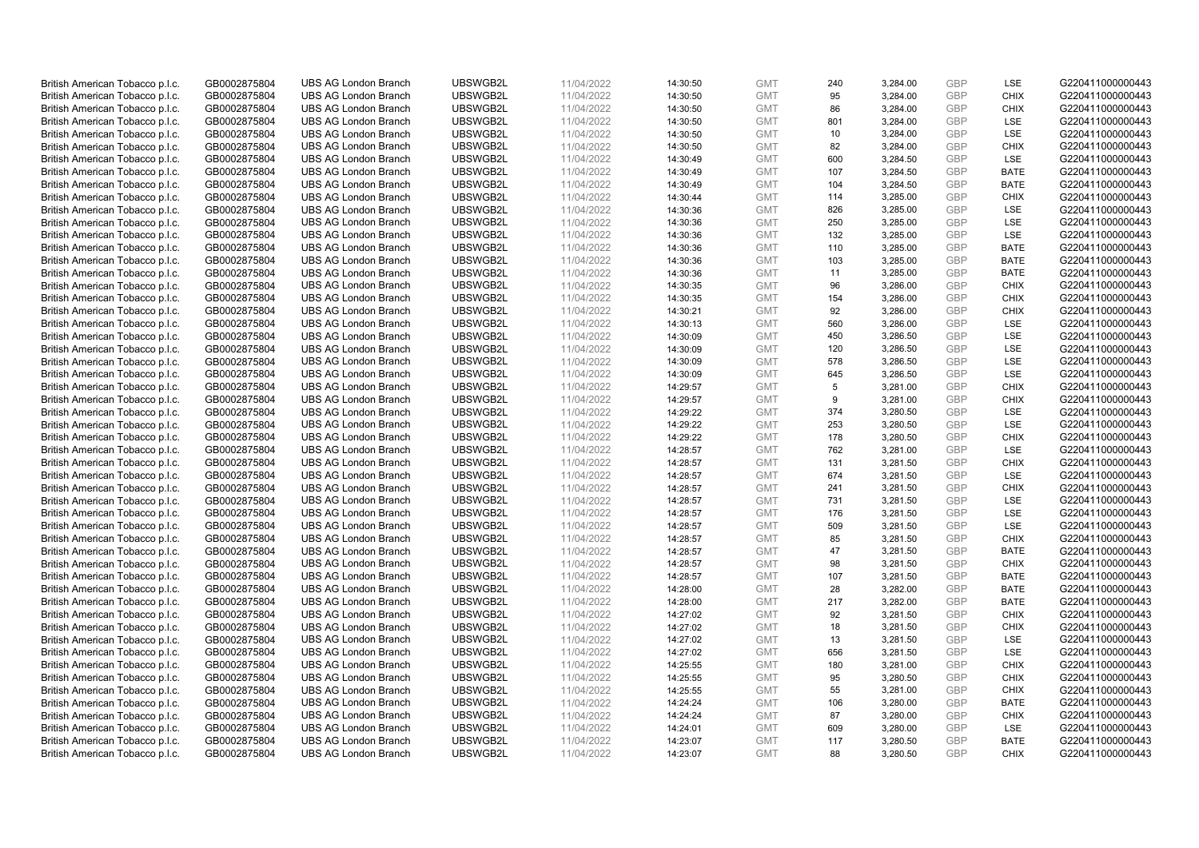| | | | | | | | | | | | |
|---|---|---|---|---|---|---|---|---|---|---|---|
| British American Tobacco p.l.c. | GB0002875804 | UBS AG London Branch | UBSWGB2L | 11/04/2022 | 14:30:50 | GMT | 240 | 3,284.00 | GBP | LSE | G220411000000443 |
| British American Tobacco p.l.c. | GB0002875804 | UBS AG London Branch | UBSWGB2L | 11/04/2022 | 14:30:50 | GMT | 95 | 3,284.00 | GBP | CHIX | G220411000000443 |
| British American Tobacco p.l.c. | GB0002875804 | UBS AG London Branch | UBSWGB2L | 11/04/2022 | 14:30:50 | GMT | 86 | 3,284.00 | GBP | CHIX | G220411000000443 |
| British American Tobacco p.l.c. | GB0002875804 | UBS AG London Branch | UBSWGB2L | 11/04/2022 | 14:30:50 | GMT | 801 | 3,284.00 | GBP | LSE | G220411000000443 |
| British American Tobacco p.l.c. | GB0002875804 | UBS AG London Branch | UBSWGB2L | 11/04/2022 | 14:30:50 | GMT | 10 | 3,284.00 | GBP | LSE | G220411000000443 |
| British American Tobacco p.l.c. | GB0002875804 | UBS AG London Branch | UBSWGB2L | 11/04/2022 | 14:30:50 | GMT | 82 | 3,284.00 | GBP | CHIX | G220411000000443 |
| British American Tobacco p.l.c. | GB0002875804 | UBS AG London Branch | UBSWGB2L | 11/04/2022 | 14:30:49 | GMT | 600 | 3,284.50 | GBP | LSE | G220411000000443 |
| British American Tobacco p.l.c. | GB0002875804 | UBS AG London Branch | UBSWGB2L | 11/04/2022 | 14:30:49 | GMT | 107 | 3,284.50 | GBP | BATE | G220411000000443 |
| British American Tobacco p.l.c. | GB0002875804 | UBS AG London Branch | UBSWGB2L | 11/04/2022 | 14:30:49 | GMT | 104 | 3,284.50 | GBP | BATE | G220411000000443 |
| British American Tobacco p.l.c. | GB0002875804 | UBS AG London Branch | UBSWGB2L | 11/04/2022 | 14:30:44 | GMT | 114 | 3,285.00 | GBP | CHIX | G220411000000443 |
| British American Tobacco p.l.c. | GB0002875804 | UBS AG London Branch | UBSWGB2L | 11/04/2022 | 14:30:36 | GMT | 826 | 3,285.00 | GBP | LSE | G220411000000443 |
| British American Tobacco p.l.c. | GB0002875804 | UBS AG London Branch | UBSWGB2L | 11/04/2022 | 14:30:36 | GMT | 250 | 3,285.00 | GBP | LSE | G220411000000443 |
| British American Tobacco p.l.c. | GB0002875804 | UBS AG London Branch | UBSWGB2L | 11/04/2022 | 14:30:36 | GMT | 132 | 3,285.00 | GBP | LSE | G220411000000443 |
| British American Tobacco p.l.c. | GB0002875804 | UBS AG London Branch | UBSWGB2L | 11/04/2022 | 14:30:36 | GMT | 110 | 3,285.00 | GBP | BATE | G220411000000443 |
| British American Tobacco p.l.c. | GB0002875804 | UBS AG London Branch | UBSWGB2L | 11/04/2022 | 14:30:36 | GMT | 103 | 3,285.00 | GBP | BATE | G220411000000443 |
| British American Tobacco p.l.c. | GB0002875804 | UBS AG London Branch | UBSWGB2L | 11/04/2022 | 14:30:36 | GMT | 11 | 3,285.00 | GBP | BATE | G220411000000443 |
| British American Tobacco p.l.c. | GB0002875804 | UBS AG London Branch | UBSWGB2L | 11/04/2022 | 14:30:35 | GMT | 96 | 3,286.00 | GBP | CHIX | G220411000000443 |
| British American Tobacco p.l.c. | GB0002875804 | UBS AG London Branch | UBSWGB2L | 11/04/2022 | 14:30:35 | GMT | 154 | 3,286.00 | GBP | CHIX | G220411000000443 |
| British American Tobacco p.l.c. | GB0002875804 | UBS AG London Branch | UBSWGB2L | 11/04/2022 | 14:30:21 | GMT | 92 | 3,286.00 | GBP | CHIX | G220411000000443 |
| British American Tobacco p.l.c. | GB0002875804 | UBS AG London Branch | UBSWGB2L | 11/04/2022 | 14:30:13 | GMT | 560 | 3,286.00 | GBP | LSE | G220411000000443 |
| British American Tobacco p.l.c. | GB0002875804 | UBS AG London Branch | UBSWGB2L | 11/04/2022 | 14:30:09 | GMT | 450 | 3,286.50 | GBP | LSE | G220411000000443 |
| British American Tobacco p.l.c. | GB0002875804 | UBS AG London Branch | UBSWGB2L | 11/04/2022 | 14:30:09 | GMT | 120 | 3,286.50 | GBP | LSE | G220411000000443 |
| British American Tobacco p.l.c. | GB0002875804 | UBS AG London Branch | UBSWGB2L | 11/04/2022 | 14:30:09 | GMT | 578 | 3,286.50 | GBP | LSE | G220411000000443 |
| British American Tobacco p.l.c. | GB0002875804 | UBS AG London Branch | UBSWGB2L | 11/04/2022 | 14:30:09 | GMT | 645 | 3,286.50 | GBP | LSE | G220411000000443 |
| British American Tobacco p.l.c. | GB0002875804 | UBS AG London Branch | UBSWGB2L | 11/04/2022 | 14:29:57 | GMT | 5 | 3,281.00 | GBP | CHIX | G220411000000443 |
| British American Tobacco p.l.c. | GB0002875804 | UBS AG London Branch | UBSWGB2L | 11/04/2022 | 14:29:57 | GMT | 9 | 3,281.00 | GBP | CHIX | G220411000000443 |
| British American Tobacco p.l.c. | GB0002875804 | UBS AG London Branch | UBSWGB2L | 11/04/2022 | 14:29:22 | GMT | 374 | 3,280.50 | GBP | LSE | G220411000000443 |
| British American Tobacco p.l.c. | GB0002875804 | UBS AG London Branch | UBSWGB2L | 11/04/2022 | 14:29:22 | GMT | 253 | 3,280.50 | GBP | LSE | G220411000000443 |
| British American Tobacco p.l.c. | GB0002875804 | UBS AG London Branch | UBSWGB2L | 11/04/2022 | 14:29:22 | GMT | 178 | 3,280.50 | GBP | CHIX | G220411000000443 |
| British American Tobacco p.l.c. | GB0002875804 | UBS AG London Branch | UBSWGB2L | 11/04/2022 | 14:28:57 | GMT | 762 | 3,281.00 | GBP | LSE | G220411000000443 |
| British American Tobacco p.l.c. | GB0002875804 | UBS AG London Branch | UBSWGB2L | 11/04/2022 | 14:28:57 | GMT | 131 | 3,281.50 | GBP | CHIX | G220411000000443 |
| British American Tobacco p.l.c. | GB0002875804 | UBS AG London Branch | UBSWGB2L | 11/04/2022 | 14:28:57 | GMT | 674 | 3,281.50 | GBP | LSE | G220411000000443 |
| British American Tobacco p.l.c. | GB0002875804 | UBS AG London Branch | UBSWGB2L | 11/04/2022 | 14:28:57 | GMT | 241 | 3,281.50 | GBP | CHIX | G220411000000443 |
| British American Tobacco p.l.c. | GB0002875804 | UBS AG London Branch | UBSWGB2L | 11/04/2022 | 14:28:57 | GMT | 731 | 3,281.50 | GBP | LSE | G220411000000443 |
| British American Tobacco p.l.c. | GB0002875804 | UBS AG London Branch | UBSWGB2L | 11/04/2022 | 14:28:57 | GMT | 176 | 3,281.50 | GBP | LSE | G220411000000443 |
| British American Tobacco p.l.c. | GB0002875804 | UBS AG London Branch | UBSWGB2L | 11/04/2022 | 14:28:57 | GMT | 509 | 3,281.50 | GBP | LSE | G220411000000443 |
| British American Tobacco p.l.c. | GB0002875804 | UBS AG London Branch | UBSWGB2L | 11/04/2022 | 14:28:57 | GMT | 85 | 3,281.50 | GBP | CHIX | G220411000000443 |
| British American Tobacco p.l.c. | GB0002875804 | UBS AG London Branch | UBSWGB2L | 11/04/2022 | 14:28:57 | GMT | 47 | 3,281.50 | GBP | BATE | G220411000000443 |
| British American Tobacco p.l.c. | GB0002875804 | UBS AG London Branch | UBSWGB2L | 11/04/2022 | 14:28:57 | GMT | 98 | 3,281.50 | GBP | CHIX | G220411000000443 |
| British American Tobacco p.l.c. | GB0002875804 | UBS AG London Branch | UBSWGB2L | 11/04/2022 | 14:28:57 | GMT | 107 | 3,281.50 | GBP | BATE | G220411000000443 |
| British American Tobacco p.l.c. | GB0002875804 | UBS AG London Branch | UBSWGB2L | 11/04/2022 | 14:28:00 | GMT | 28 | 3,282.00 | GBP | BATE | G220411000000443 |
| British American Tobacco p.l.c. | GB0002875804 | UBS AG London Branch | UBSWGB2L | 11/04/2022 | 14:28:00 | GMT | 217 | 3,282.00 | GBP | BATE | G220411000000443 |
| British American Tobacco p.l.c. | GB0002875804 | UBS AG London Branch | UBSWGB2L | 11/04/2022 | 14:27:02 | GMT | 92 | 3,281.50 | GBP | CHIX | G220411000000443 |
| British American Tobacco p.l.c. | GB0002875804 | UBS AG London Branch | UBSWGB2L | 11/04/2022 | 14:27:02 | GMT | 18 | 3,281.50 | GBP | CHIX | G220411000000443 |
| British American Tobacco p.l.c. | GB0002875804 | UBS AG London Branch | UBSWGB2L | 11/04/2022 | 14:27:02 | GMT | 13 | 3,281.50 | GBP | LSE | G220411000000443 |
| British American Tobacco p.l.c. | GB0002875804 | UBS AG London Branch | UBSWGB2L | 11/04/2022 | 14:27:02 | GMT | 656 | 3,281.50 | GBP | LSE | G220411000000443 |
| British American Tobacco p.l.c. | GB0002875804 | UBS AG London Branch | UBSWGB2L | 11/04/2022 | 14:25:55 | GMT | 180 | 3,281.00 | GBP | CHIX | G220411000000443 |
| British American Tobacco p.l.c. | GB0002875804 | UBS AG London Branch | UBSWGB2L | 11/04/2022 | 14:25:55 | GMT | 95 | 3,280.50 | GBP | CHIX | G220411000000443 |
| British American Tobacco p.l.c. | GB0002875804 | UBS AG London Branch | UBSWGB2L | 11/04/2022 | 14:25:55 | GMT | 55 | 3,281.00 | GBP | CHIX | G220411000000443 |
| British American Tobacco p.l.c. | GB0002875804 | UBS AG London Branch | UBSWGB2L | 11/04/2022 | 14:24:24 | GMT | 106 | 3,280.00 | GBP | BATE | G220411000000443 |
| British American Tobacco p.l.c. | GB0002875804 | UBS AG London Branch | UBSWGB2L | 11/04/2022 | 14:24:24 | GMT | 87 | 3,280.00 | GBP | CHIX | G220411000000443 |
| British American Tobacco p.l.c. | GB0002875804 | UBS AG London Branch | UBSWGB2L | 11/04/2022 | 14:24:01 | GMT | 609 | 3,280.00 | GBP | LSE | G220411000000443 |
| British American Tobacco p.l.c. | GB0002875804 | UBS AG London Branch | UBSWGB2L | 11/04/2022 | 14:23:07 | GMT | 117 | 3,280.50 | GBP | BATE | G220411000000443 |
| British American Tobacco p.l.c. | GB0002875804 | UBS AG London Branch | UBSWGB2L | 11/04/2022 | 14:23:07 | GMT | 88 | 3,280.50 | GBP | CHIX | G220411000000443 |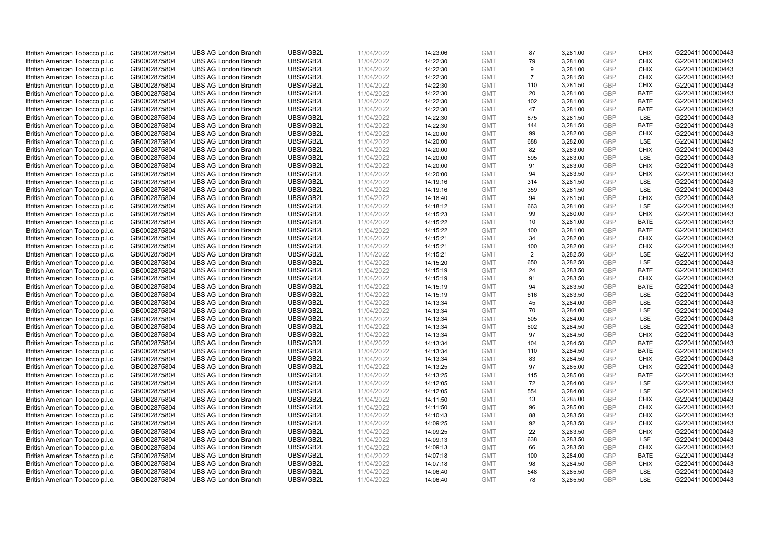| British American Tobacco p.l.c. | GB0002875804 | UBS AG London Branch | UBSWGB2L | 11/04/2022 | 14:23:06 | GMT | 87 | 3,281.00 | GBP | CHIX | G220411000000443 |
|---|---|---|---|---|---|---|---|---|---|---|---|
| British American Tobacco p.l.c. | GB0002875804 | UBS AG London Branch | UBSWGB2L | 11/04/2022 | 14:22:30 | GMT | 79 | 3,281.00 | GBP | CHIX | G220411000000443 |
| British American Tobacco p.l.c. | GB0002875804 | UBS AG London Branch | UBSWGB2L | 11/04/2022 | 14:22:30 | GMT | 9 | 3,281.00 | GBP | CHIX | G220411000000443 |
| British American Tobacco p.l.c. | GB0002875804 | UBS AG London Branch | UBSWGB2L | 11/04/2022 | 14:22:30 | GMT | 7 | 3,281.50 | GBP | CHIX | G220411000000443 |
| British American Tobacco p.l.c. | GB0002875804 | UBS AG London Branch | UBSWGB2L | 11/04/2022 | 14:22:30 | GMT | 110 | 3,281.50 | GBP | CHIX | G220411000000443 |
| British American Tobacco p.l.c. | GB0002875804 | UBS AG London Branch | UBSWGB2L | 11/04/2022 | 14:22:30 | GMT | 20 | 3,281.00 | GBP | BATE | G220411000000443 |
| British American Tobacco p.l.c. | GB0002875804 | UBS AG London Branch | UBSWGB2L | 11/04/2022 | 14:22:30 | GMT | 102 | 3,281.00 | GBP | BATE | G220411000000443 |
| British American Tobacco p.l.c. | GB0002875804 | UBS AG London Branch | UBSWGB2L | 11/04/2022 | 14:22:30 | GMT | 47 | 3,281.00 | GBP | BATE | G220411000000443 |
| British American Tobacco p.l.c. | GB0002875804 | UBS AG London Branch | UBSWGB2L | 11/04/2022 | 14:22:30 | GMT | 675 | 3,281.50 | GBP | LSE | G220411000000443 |
| British American Tobacco p.l.c. | GB0002875804 | UBS AG London Branch | UBSWGB2L | 11/04/2022 | 14:22:30 | GMT | 144 | 3,281.50 | GBP | BATE | G220411000000443 |
| British American Tobacco p.l.c. | GB0002875804 | UBS AG London Branch | UBSWGB2L | 11/04/2022 | 14:20:00 | GMT | 99 | 3,282.00 | GBP | CHIX | G220411000000443 |
| British American Tobacco p.l.c. | GB0002875804 | UBS AG London Branch | UBSWGB2L | 11/04/2022 | 14:20:00 | GMT | 688 | 3,282.00 | GBP | LSE | G220411000000443 |
| British American Tobacco p.l.c. | GB0002875804 | UBS AG London Branch | UBSWGB2L | 11/04/2022 | 14:20:00 | GMT | 82 | 3,283.00 | GBP | CHIX | G220411000000443 |
| British American Tobacco p.l.c. | GB0002875804 | UBS AG London Branch | UBSWGB2L | 11/04/2022 | 14:20:00 | GMT | 595 | 3,283.00 | GBP | LSE | G220411000000443 |
| British American Tobacco p.l.c. | GB0002875804 | UBS AG London Branch | UBSWGB2L | 11/04/2022 | 14:20:00 | GMT | 91 | 3,283.00 | GBP | CHIX | G220411000000443 |
| British American Tobacco p.l.c. | GB0002875804 | UBS AG London Branch | UBSWGB2L | 11/04/2022 | 14:20:00 | GMT | 94 | 3,283.50 | GBP | CHIX | G220411000000443 |
| British American Tobacco p.l.c. | GB0002875804 | UBS AG London Branch | UBSWGB2L | 11/04/2022 | 14:19:16 | GMT | 314 | 3,281.50 | GBP | LSE | G220411000000443 |
| British American Tobacco p.l.c. | GB0002875804 | UBS AG London Branch | UBSWGB2L | 11/04/2022 | 14:19:16 | GMT | 359 | 3,281.50 | GBP | LSE | G220411000000443 |
| British American Tobacco p.l.c. | GB0002875804 | UBS AG London Branch | UBSWGB2L | 11/04/2022 | 14:18:40 | GMT | 94 | 3,281.50 | GBP | CHIX | G220411000000443 |
| British American Tobacco p.l.c. | GB0002875804 | UBS AG London Branch | UBSWGB2L | 11/04/2022 | 14:18:12 | GMT | 663 | 3,281.00 | GBP | LSE | G220411000000443 |
| British American Tobacco p.l.c. | GB0002875804 | UBS AG London Branch | UBSWGB2L | 11/04/2022 | 14:15:23 | GMT | 99 | 3,280.00 | GBP | CHIX | G220411000000443 |
| British American Tobacco p.l.c. | GB0002875804 | UBS AG London Branch | UBSWGB2L | 11/04/2022 | 14:15:22 | GMT | 10 | 3,281.00 | GBP | BATE | G220411000000443 |
| British American Tobacco p.l.c. | GB0002875804 | UBS AG London Branch | UBSWGB2L | 11/04/2022 | 14:15:22 | GMT | 100 | 3,281.00 | GBP | BATE | G220411000000443 |
| British American Tobacco p.l.c. | GB0002875804 | UBS AG London Branch | UBSWGB2L | 11/04/2022 | 14:15:21 | GMT | 34 | 3,282.00 | GBP | CHIX | G220411000000443 |
| British American Tobacco p.l.c. | GB0002875804 | UBS AG London Branch | UBSWGB2L | 11/04/2022 | 14:15:21 | GMT | 100 | 3,282.00 | GBP | CHIX | G220411000000443 |
| British American Tobacco p.l.c. | GB0002875804 | UBS AG London Branch | UBSWGB2L | 11/04/2022 | 14:15:21 | GMT | 2 | 3,282.50 | GBP | LSE | G220411000000443 |
| British American Tobacco p.l.c. | GB0002875804 | UBS AG London Branch | UBSWGB2L | 11/04/2022 | 14:15:20 | GMT | 650 | 3,282.50 | GBP | LSE | G220411000000443 |
| British American Tobacco p.l.c. | GB0002875804 | UBS AG London Branch | UBSWGB2L | 11/04/2022 | 14:15:19 | GMT | 24 | 3,283.50 | GBP | BATE | G220411000000443 |
| British American Tobacco p.l.c. | GB0002875804 | UBS AG London Branch | UBSWGB2L | 11/04/2022 | 14:15:19 | GMT | 91 | 3,283.50 | GBP | CHIX | G220411000000443 |
| British American Tobacco p.l.c. | GB0002875804 | UBS AG London Branch | UBSWGB2L | 11/04/2022 | 14:15:19 | GMT | 94 | 3,283.50 | GBP | BATE | G220411000000443 |
| British American Tobacco p.l.c. | GB0002875804 | UBS AG London Branch | UBSWGB2L | 11/04/2022 | 14:15:19 | GMT | 616 | 3,283.50 | GBP | LSE | G220411000000443 |
| British American Tobacco p.l.c. | GB0002875804 | UBS AG London Branch | UBSWGB2L | 11/04/2022 | 14:13:34 | GMT | 45 | 3,284.00 | GBP | LSE | G220411000000443 |
| British American Tobacco p.l.c. | GB0002875804 | UBS AG London Branch | UBSWGB2L | 11/04/2022 | 14:13:34 | GMT | 70 | 3,284.00 | GBP | LSE | G220411000000443 |
| British American Tobacco p.l.c. | GB0002875804 | UBS AG London Branch | UBSWGB2L | 11/04/2022 | 14:13:34 | GMT | 505 | 3,284.00 | GBP | LSE | G220411000000443 |
| British American Tobacco p.l.c. | GB0002875804 | UBS AG London Branch | UBSWGB2L | 11/04/2022 | 14:13:34 | GMT | 602 | 3,284.50 | GBP | LSE | G220411000000443 |
| British American Tobacco p.l.c. | GB0002875804 | UBS AG London Branch | UBSWGB2L | 11/04/2022 | 14:13:34 | GMT | 97 | 3,284.50 | GBP | CHIX | G220411000000443 |
| British American Tobacco p.l.c. | GB0002875804 | UBS AG London Branch | UBSWGB2L | 11/04/2022 | 14:13:34 | GMT | 104 | 3,284.50 | GBP | BATE | G220411000000443 |
| British American Tobacco p.l.c. | GB0002875804 | UBS AG London Branch | UBSWGB2L | 11/04/2022 | 14:13:34 | GMT | 110 | 3,284.50 | GBP | BATE | G220411000000443 |
| British American Tobacco p.l.c. | GB0002875804 | UBS AG London Branch | UBSWGB2L | 11/04/2022 | 14:13:34 | GMT | 83 | 3,284.50 | GBP | CHIX | G220411000000443 |
| British American Tobacco p.l.c. | GB0002875804 | UBS AG London Branch | UBSWGB2L | 11/04/2022 | 14:13:25 | GMT | 97 | 3,285.00 | GBP | CHIX | G220411000000443 |
| British American Tobacco p.l.c. | GB0002875804 | UBS AG London Branch | UBSWGB2L | 11/04/2022 | 14:13:25 | GMT | 115 | 3,285.00 | GBP | BATE | G220411000000443 |
| British American Tobacco p.l.c. | GB0002875804 | UBS AG London Branch | UBSWGB2L | 11/04/2022 | 14:12:05 | GMT | 72 | 3,284.00 | GBP | LSE | G220411000000443 |
| British American Tobacco p.l.c. | GB0002875804 | UBS AG London Branch | UBSWGB2L | 11/04/2022 | 14:12:05 | GMT | 554 | 3,284.00 | GBP | LSE | G220411000000443 |
| British American Tobacco p.l.c. | GB0002875804 | UBS AG London Branch | UBSWGB2L | 11/04/2022 | 14:11:50 | GMT | 13 | 3,285.00 | GBP | CHIX | G220411000000443 |
| British American Tobacco p.l.c. | GB0002875804 | UBS AG London Branch | UBSWGB2L | 11/04/2022 | 14:11:50 | GMT | 96 | 3,285.00 | GBP | CHIX | G220411000000443 |
| British American Tobacco p.l.c. | GB0002875804 | UBS AG London Branch | UBSWGB2L | 11/04/2022 | 14:10:43 | GMT | 88 | 3,283.50 | GBP | CHIX | G220411000000443 |
| British American Tobacco p.l.c. | GB0002875804 | UBS AG London Branch | UBSWGB2L | 11/04/2022 | 14:09:25 | GMT | 92 | 3,283.50 | GBP | CHIX | G220411000000443 |
| British American Tobacco p.l.c. | GB0002875804 | UBS AG London Branch | UBSWGB2L | 11/04/2022 | 14:09:25 | GMT | 22 | 3,283.50 | GBP | CHIX | G220411000000443 |
| British American Tobacco p.l.c. | GB0002875804 | UBS AG London Branch | UBSWGB2L | 11/04/2022 | 14:09:13 | GMT | 638 | 3,283.50 | GBP | LSE | G220411000000443 |
| British American Tobacco p.l.c. | GB0002875804 | UBS AG London Branch | UBSWGB2L | 11/04/2022 | 14:09:13 | GMT | 66 | 3,283.50 | GBP | CHIX | G220411000000443 |
| British American Tobacco p.l.c. | GB0002875804 | UBS AG London Branch | UBSWGB2L | 11/04/2022 | 14:07:18 | GMT | 100 | 3,284.00 | GBP | BATE | G220411000000443 |
| British American Tobacco p.l.c. | GB0002875804 | UBS AG London Branch | UBSWGB2L | 11/04/2022 | 14:07:18 | GMT | 98 | 3,284.50 | GBP | CHIX | G220411000000443 |
| British American Tobacco p.l.c. | GB0002875804 | UBS AG London Branch | UBSWGB2L | 11/04/2022 | 14:06:40 | GMT | 548 | 3,285.50 | GBP | LSE | G220411000000443 |
| British American Tobacco p.l.c. | GB0002875804 | UBS AG London Branch | UBSWGB2L | 11/04/2022 | 14:06:40 | GMT | 78 | 3,285.50 | GBP | LSE | G220411000000443 |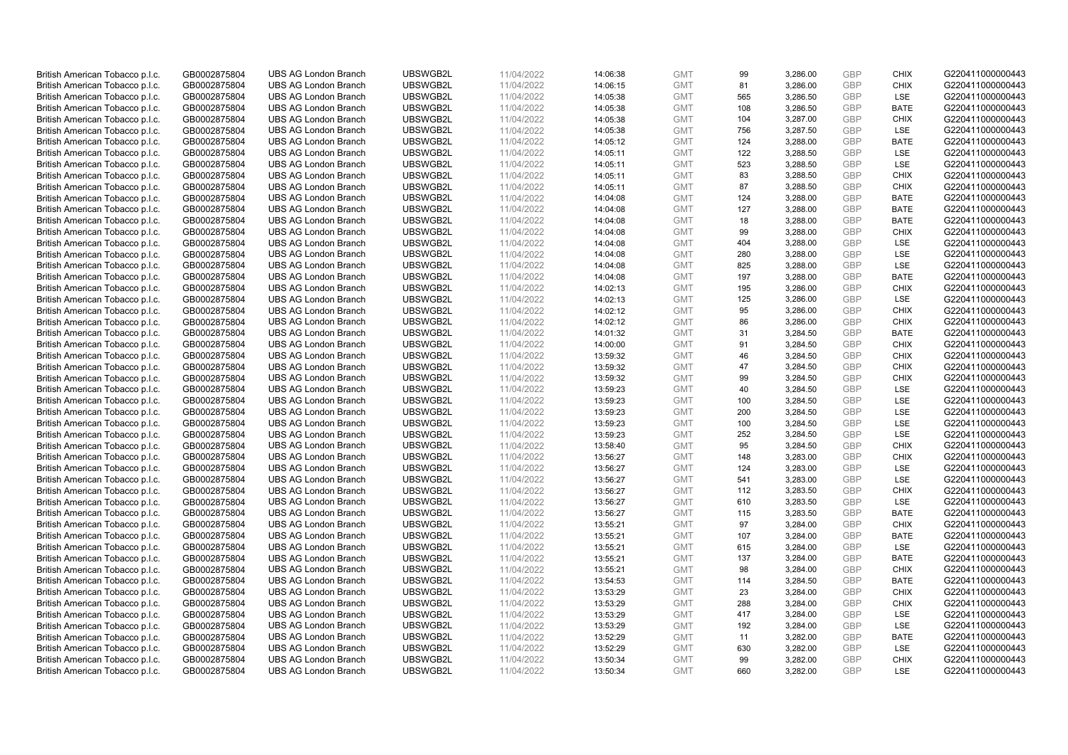| | | | | | | | | | | | |
|---|---|---|---|---|---|---|---|---|---|---|---|
| British American Tobacco p.l.c. | GB0002875804 | UBS AG London Branch | UBSWGB2L | 11/04/2022 | 14:06:38 | GMT | 99 | 3,286.00 | GBP | CHIX | G220411000000443 |
| British American Tobacco p.l.c. | GB0002875804 | UBS AG London Branch | UBSWGB2L | 11/04/2022 | 14:06:15 | GMT | 81 | 3,286.00 | GBP | CHIX | G220411000000443 |
| British American Tobacco p.l.c. | GB0002875804 | UBS AG London Branch | UBSWGB2L | 11/04/2022 | 14:05:38 | GMT | 565 | 3,286.50 | GBP | LSE | G220411000000443 |
| British American Tobacco p.l.c. | GB0002875804 | UBS AG London Branch | UBSWGB2L | 11/04/2022 | 14:05:38 | GMT | 108 | 3,286.50 | GBP | BATE | G220411000000443 |
| British American Tobacco p.l.c. | GB0002875804 | UBS AG London Branch | UBSWGB2L | 11/04/2022 | 14:05:38 | GMT | 104 | 3,287.00 | GBP | CHIX | G220411000000443 |
| British American Tobacco p.l.c. | GB0002875804 | UBS AG London Branch | UBSWGB2L | 11/04/2022 | 14:05:38 | GMT | 756 | 3,287.50 | GBP | LSE | G220411000000443 |
| British American Tobacco p.l.c. | GB0002875804 | UBS AG London Branch | UBSWGB2L | 11/04/2022 | 14:05:12 | GMT | 124 | 3,288.00 | GBP | BATE | G220411000000443 |
| British American Tobacco p.l.c. | GB0002875804 | UBS AG London Branch | UBSWGB2L | 11/04/2022 | 14:05:11 | GMT | 122 | 3,288.50 | GBP | LSE | G220411000000443 |
| British American Tobacco p.l.c. | GB0002875804 | UBS AG London Branch | UBSWGB2L | 11/04/2022 | 14:05:11 | GMT | 523 | 3,288.50 | GBP | LSE | G220411000000443 |
| British American Tobacco p.l.c. | GB0002875804 | UBS AG London Branch | UBSWGB2L | 11/04/2022 | 14:05:11 | GMT | 83 | 3,288.50 | GBP | CHIX | G220411000000443 |
| British American Tobacco p.l.c. | GB0002875804 | UBS AG London Branch | UBSWGB2L | 11/04/2022 | 14:05:11 | GMT | 87 | 3,288.50 | GBP | CHIX | G220411000000443 |
| British American Tobacco p.l.c. | GB0002875804 | UBS AG London Branch | UBSWGB2L | 11/04/2022 | 14:04:08 | GMT | 124 | 3,288.00 | GBP | BATE | G220411000000443 |
| British American Tobacco p.l.c. | GB0002875804 | UBS AG London Branch | UBSWGB2L | 11/04/2022 | 14:04:08 | GMT | 127 | 3,288.00 | GBP | BATE | G220411000000443 |
| British American Tobacco p.l.c. | GB0002875804 | UBS AG London Branch | UBSWGB2L | 11/04/2022 | 14:04:08 | GMT | 18 | 3,288.00 | GBP | BATE | G220411000000443 |
| British American Tobacco p.l.c. | GB0002875804 | UBS AG London Branch | UBSWGB2L | 11/04/2022 | 14:04:08 | GMT | 99 | 3,288.00 | GBP | CHIX | G220411000000443 |
| British American Tobacco p.l.c. | GB0002875804 | UBS AG London Branch | UBSWGB2L | 11/04/2022 | 14:04:08 | GMT | 404 | 3,288.00 | GBP | LSE | G220411000000443 |
| British American Tobacco p.l.c. | GB0002875804 | UBS AG London Branch | UBSWGB2L | 11/04/2022 | 14:04:08 | GMT | 280 | 3,288.00 | GBP | LSE | G220411000000443 |
| British American Tobacco p.l.c. | GB0002875804 | UBS AG London Branch | UBSWGB2L | 11/04/2022 | 14:04:08 | GMT | 825 | 3,288.00 | GBP | LSE | G220411000000443 |
| British American Tobacco p.l.c. | GB0002875804 | UBS AG London Branch | UBSWGB2L | 11/04/2022 | 14:04:08 | GMT | 197 | 3,288.00 | GBP | BATE | G220411000000443 |
| British American Tobacco p.l.c. | GB0002875804 | UBS AG London Branch | UBSWGB2L | 11/04/2022 | 14:02:13 | GMT | 195 | 3,286.00 | GBP | CHIX | G220411000000443 |
| British American Tobacco p.l.c. | GB0002875804 | UBS AG London Branch | UBSWGB2L | 11/04/2022 | 14:02:13 | GMT | 125 | 3,286.00 | GBP | LSE | G220411000000443 |
| British American Tobacco p.l.c. | GB0002875804 | UBS AG London Branch | UBSWGB2L | 11/04/2022 | 14:02:12 | GMT | 95 | 3,286.00 | GBP | CHIX | G220411000000443 |
| British American Tobacco p.l.c. | GB0002875804 | UBS AG London Branch | UBSWGB2L | 11/04/2022 | 14:02:12 | GMT | 86 | 3,286.00 | GBP | CHIX | G220411000000443 |
| British American Tobacco p.l.c. | GB0002875804 | UBS AG London Branch | UBSWGB2L | 11/04/2022 | 14:01:32 | GMT | 31 | 3,284.50 | GBP | BATE | G220411000000443 |
| British American Tobacco p.l.c. | GB0002875804 | UBS AG London Branch | UBSWGB2L | 11/04/2022 | 14:00:00 | GMT | 91 | 3,284.50 | GBP | CHIX | G220411000000443 |
| British American Tobacco p.l.c. | GB0002875804 | UBS AG London Branch | UBSWGB2L | 11/04/2022 | 13:59:32 | GMT | 46 | 3,284.50 | GBP | CHIX | G220411000000443 |
| British American Tobacco p.l.c. | GB0002875804 | UBS AG London Branch | UBSWGB2L | 11/04/2022 | 13:59:32 | GMT | 47 | 3,284.50 | GBP | CHIX | G220411000000443 |
| British American Tobacco p.l.c. | GB0002875804 | UBS AG London Branch | UBSWGB2L | 11/04/2022 | 13:59:32 | GMT | 99 | 3,284.50 | GBP | CHIX | G220411000000443 |
| British American Tobacco p.l.c. | GB0002875804 | UBS AG London Branch | UBSWGB2L | 11/04/2022 | 13:59:23 | GMT | 40 | 3,284.50 | GBP | LSE | G220411000000443 |
| British American Tobacco p.l.c. | GB0002875804 | UBS AG London Branch | UBSWGB2L | 11/04/2022 | 13:59:23 | GMT | 100 | 3,284.50 | GBP | LSE | G220411000000443 |
| British American Tobacco p.l.c. | GB0002875804 | UBS AG London Branch | UBSWGB2L | 11/04/2022 | 13:59:23 | GMT | 200 | 3,284.50 | GBP | LSE | G220411000000443 |
| British American Tobacco p.l.c. | GB0002875804 | UBS AG London Branch | UBSWGB2L | 11/04/2022 | 13:59:23 | GMT | 100 | 3,284.50 | GBP | LSE | G220411000000443 |
| British American Tobacco p.l.c. | GB0002875804 | UBS AG London Branch | UBSWGB2L | 11/04/2022 | 13:59:23 | GMT | 252 | 3,284.50 | GBP | LSE | G220411000000443 |
| British American Tobacco p.l.c. | GB0002875804 | UBS AG London Branch | UBSWGB2L | 11/04/2022 | 13:58:40 | GMT | 95 | 3,284.50 | GBP | CHIX | G220411000000443 |
| British American Tobacco p.l.c. | GB0002875804 | UBS AG London Branch | UBSWGB2L | 11/04/2022 | 13:56:27 | GMT | 148 | 3,283.00 | GBP | CHIX | G220411000000443 |
| British American Tobacco p.l.c. | GB0002875804 | UBS AG London Branch | UBSWGB2L | 11/04/2022 | 13:56:27 | GMT | 124 | 3,283.00 | GBP | LSE | G220411000000443 |
| British American Tobacco p.l.c. | GB0002875804 | UBS AG London Branch | UBSWGB2L | 11/04/2022 | 13:56:27 | GMT | 541 | 3,283.00 | GBP | LSE | G220411000000443 |
| British American Tobacco p.l.c. | GB0002875804 | UBS AG London Branch | UBSWGB2L | 11/04/2022 | 13:56:27 | GMT | 112 | 3,283.50 | GBP | CHIX | G220411000000443 |
| British American Tobacco p.l.c. | GB0002875804 | UBS AG London Branch | UBSWGB2L | 11/04/2022 | 13:56:27 | GMT | 610 | 3,283.50 | GBP | LSE | G220411000000443 |
| British American Tobacco p.l.c. | GB0002875804 | UBS AG London Branch | UBSWGB2L | 11/04/2022 | 13:56:27 | GMT | 115 | 3,283.50 | GBP | BATE | G220411000000443 |
| British American Tobacco p.l.c. | GB0002875804 | UBS AG London Branch | UBSWGB2L | 11/04/2022 | 13:55:21 | GMT | 97 | 3,284.00 | GBP | CHIX | G220411000000443 |
| British American Tobacco p.l.c. | GB0002875804 | UBS AG London Branch | UBSWGB2L | 11/04/2022 | 13:55:21 | GMT | 107 | 3,284.00 | GBP | BATE | G220411000000443 |
| British American Tobacco p.l.c. | GB0002875804 | UBS AG London Branch | UBSWGB2L | 11/04/2022 | 13:55:21 | GMT | 615 | 3,284.00 | GBP | LSE | G220411000000443 |
| British American Tobacco p.l.c. | GB0002875804 | UBS AG London Branch | UBSWGB2L | 11/04/2022 | 13:55:21 | GMT | 137 | 3,284.00 | GBP | BATE | G220411000000443 |
| British American Tobacco p.l.c. | GB0002875804 | UBS AG London Branch | UBSWGB2L | 11/04/2022 | 13:55:21 | GMT | 98 | 3,284.00 | GBP | CHIX | G220411000000443 |
| British American Tobacco p.l.c. | GB0002875804 | UBS AG London Branch | UBSWGB2L | 11/04/2022 | 13:54:53 | GMT | 114 | 3,284.50 | GBP | BATE | G220411000000443 |
| British American Tobacco p.l.c. | GB0002875804 | UBS AG London Branch | UBSWGB2L | 11/04/2022 | 13:53:29 | GMT | 23 | 3,284.00 | GBP | CHIX | G220411000000443 |
| British American Tobacco p.l.c. | GB0002875804 | UBS AG London Branch | UBSWGB2L | 11/04/2022 | 13:53:29 | GMT | 288 | 3,284.00 | GBP | CHIX | G220411000000443 |
| British American Tobacco p.l.c. | GB0002875804 | UBS AG London Branch | UBSWGB2L | 11/04/2022 | 13:53:29 | GMT | 417 | 3,284.00 | GBP | LSE | G220411000000443 |
| British American Tobacco p.l.c. | GB0002875804 | UBS AG London Branch | UBSWGB2L | 11/04/2022 | 13:53:29 | GMT | 192 | 3,284.00 | GBP | LSE | G220411000000443 |
| British American Tobacco p.l.c. | GB0002875804 | UBS AG London Branch | UBSWGB2L | 11/04/2022 | 13:52:29 | GMT | 11 | 3,282.00 | GBP | BATE | G220411000000443 |
| British American Tobacco p.l.c. | GB0002875804 | UBS AG London Branch | UBSWGB2L | 11/04/2022 | 13:52:29 | GMT | 630 | 3,282.00 | GBP | LSE | G220411000000443 |
| British American Tobacco p.l.c. | GB0002875804 | UBS AG London Branch | UBSWGB2L | 11/04/2022 | 13:50:34 | GMT | 99 | 3,282.00 | GBP | CHIX | G220411000000443 |
| British American Tobacco p.l.c. | GB0002875804 | UBS AG London Branch | UBSWGB2L | 11/04/2022 | 13:50:34 | GMT | 660 | 3,282.00 | GBP | LSE | G220411000000443 |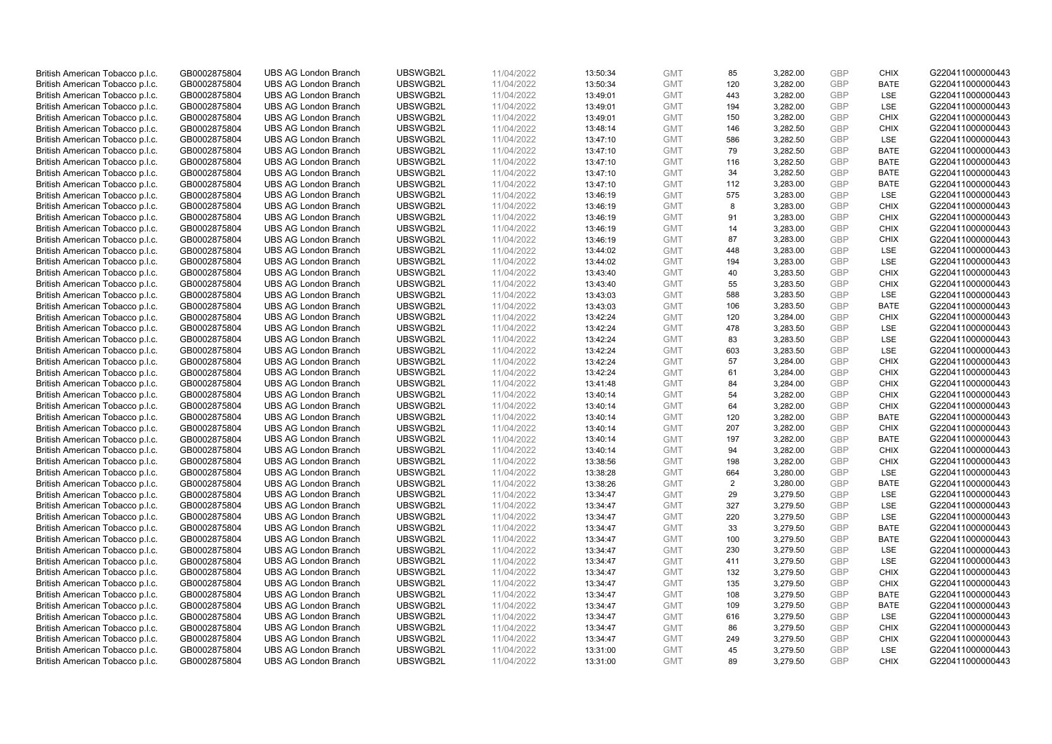| | | | | | | | | | | | |
|---|---|---|---|---|---|---|---|---|---|---|---|
| British American Tobacco p.l.c. | GB0002875804 | UBS AG London Branch | UBSWGB2L | 11/04/2022 | 13:50:34 | GMT | 85 | 3,282.00 | GBP | CHIX | G220411000000443 |
| British American Tobacco p.l.c. | GB0002875804 | UBS AG London Branch | UBSWGB2L | 11/04/2022 | 13:50:34 | GMT | 120 | 3,282.00 | GBP | BATE | G220411000000443 |
| British American Tobacco p.l.c. | GB0002875804 | UBS AG London Branch | UBSWGB2L | 11/04/2022 | 13:49:01 | GMT | 443 | 3,282.00 | GBP | LSE | G220411000000443 |
| British American Tobacco p.l.c. | GB0002875804 | UBS AG London Branch | UBSWGB2L | 11/04/2022 | 13:49:01 | GMT | 194 | 3,282.00 | GBP | LSE | G220411000000443 |
| British American Tobacco p.l.c. | GB0002875804 | UBS AG London Branch | UBSWGB2L | 11/04/2022 | 13:49:01 | GMT | 150 | 3,282.00 | GBP | CHIX | G220411000000443 |
| British American Tobacco p.l.c. | GB0002875804 | UBS AG London Branch | UBSWGB2L | 11/04/2022 | 13:48:14 | GMT | 146 | 3,282.50 | GBP | CHIX | G220411000000443 |
| British American Tobacco p.l.c. | GB0002875804 | UBS AG London Branch | UBSWGB2L | 11/04/2022 | 13:47:10 | GMT | 586 | 3,282.50 | GBP | LSE | G220411000000443 |
| British American Tobacco p.l.c. | GB0002875804 | UBS AG London Branch | UBSWGB2L | 11/04/2022 | 13:47:10 | GMT | 79 | 3,282.50 | GBP | BATE | G220411000000443 |
| British American Tobacco p.l.c. | GB0002875804 | UBS AG London Branch | UBSWGB2L | 11/04/2022 | 13:47:10 | GMT | 116 | 3,282.50 | GBP | BATE | G220411000000443 |
| British American Tobacco p.l.c. | GB0002875804 | UBS AG London Branch | UBSWGB2L | 11/04/2022 | 13:47:10 | GMT | 34 | 3,282.50 | GBP | BATE | G220411000000443 |
| British American Tobacco p.l.c. | GB0002875804 | UBS AG London Branch | UBSWGB2L | 11/04/2022 | 13:47:10 | GMT | 112 | 3,283.00 | GBP | BATE | G220411000000443 |
| British American Tobacco p.l.c. | GB0002875804 | UBS AG London Branch | UBSWGB2L | 11/04/2022 | 13:46:19 | GMT | 575 | 3,283.00 | GBP | LSE | G220411000000443 |
| British American Tobacco p.l.c. | GB0002875804 | UBS AG London Branch | UBSWGB2L | 11/04/2022 | 13:46:19 | GMT | 8 | 3,283.00 | GBP | CHIX | G220411000000443 |
| British American Tobacco p.l.c. | GB0002875804 | UBS AG London Branch | UBSWGB2L | 11/04/2022 | 13:46:19 | GMT | 91 | 3,283.00 | GBP | CHIX | G220411000000443 |
| British American Tobacco p.l.c. | GB0002875804 | UBS AG London Branch | UBSWGB2L | 11/04/2022 | 13:46:19 | GMT | 14 | 3,283.00 | GBP | CHIX | G220411000000443 |
| British American Tobacco p.l.c. | GB0002875804 | UBS AG London Branch | UBSWGB2L | 11/04/2022 | 13:46:19 | GMT | 87 | 3,283.00 | GBP | CHIX | G220411000000443 |
| British American Tobacco p.l.c. | GB0002875804 | UBS AG London Branch | UBSWGB2L | 11/04/2022 | 13:44:02 | GMT | 448 | 3,283.00 | GBP | LSE | G220411000000443 |
| British American Tobacco p.l.c. | GB0002875804 | UBS AG London Branch | UBSWGB2L | 11/04/2022 | 13:44:02 | GMT | 194 | 3,283.00 | GBP | LSE | G220411000000443 |
| British American Tobacco p.l.c. | GB0002875804 | UBS AG London Branch | UBSWGB2L | 11/04/2022 | 13:43:40 | GMT | 40 | 3,283.50 | GBP | CHIX | G220411000000443 |
| British American Tobacco p.l.c. | GB0002875804 | UBS AG London Branch | UBSWGB2L | 11/04/2022 | 13:43:40 | GMT | 55 | 3,283.50 | GBP | CHIX | G220411000000443 |
| British American Tobacco p.l.c. | GB0002875804 | UBS AG London Branch | UBSWGB2L | 11/04/2022 | 13:43:03 | GMT | 588 | 3,283.50 | GBP | LSE | G220411000000443 |
| British American Tobacco p.l.c. | GB0002875804 | UBS AG London Branch | UBSWGB2L | 11/04/2022 | 13:43:03 | GMT | 106 | 3,283.50 | GBP | BATE | G220411000000443 |
| British American Tobacco p.l.c. | GB0002875804 | UBS AG London Branch | UBSWGB2L | 11/04/2022 | 13:42:24 | GMT | 120 | 3,284.00 | GBP | CHIX | G220411000000443 |
| British American Tobacco p.l.c. | GB0002875804 | UBS AG London Branch | UBSWGB2L | 11/04/2022 | 13:42:24 | GMT | 478 | 3,283.50 | GBP | LSE | G220411000000443 |
| British American Tobacco p.l.c. | GB0002875804 | UBS AG London Branch | UBSWGB2L | 11/04/2022 | 13:42:24 | GMT | 83 | 3,283.50 | GBP | LSE | G220411000000443 |
| British American Tobacco p.l.c. | GB0002875804 | UBS AG London Branch | UBSWGB2L | 11/04/2022 | 13:42:24 | GMT | 603 | 3,283.50 | GBP | LSE | G220411000000443 |
| British American Tobacco p.l.c. | GB0002875804 | UBS AG London Branch | UBSWGB2L | 11/04/2022 | 13:42:24 | GMT | 57 | 3,284.00 | GBP | CHIX | G220411000000443 |
| British American Tobacco p.l.c. | GB0002875804 | UBS AG London Branch | UBSWGB2L | 11/04/2022 | 13:42:24 | GMT | 61 | 3,284.00 | GBP | CHIX | G220411000000443 |
| British American Tobacco p.l.c. | GB0002875804 | UBS AG London Branch | UBSWGB2L | 11/04/2022 | 13:41:48 | GMT | 84 | 3,284.00 | GBP | CHIX | G220411000000443 |
| British American Tobacco p.l.c. | GB0002875804 | UBS AG London Branch | UBSWGB2L | 11/04/2022 | 13:40:14 | GMT | 54 | 3,282.00 | GBP | CHIX | G220411000000443 |
| British American Tobacco p.l.c. | GB0002875804 | UBS AG London Branch | UBSWGB2L | 11/04/2022 | 13:40:14 | GMT | 64 | 3,282.00 | GBP | CHIX | G220411000000443 |
| British American Tobacco p.l.c. | GB0002875804 | UBS AG London Branch | UBSWGB2L | 11/04/2022 | 13:40:14 | GMT | 120 | 3,282.00 | GBP | BATE | G220411000000443 |
| British American Tobacco p.l.c. | GB0002875804 | UBS AG London Branch | UBSWGB2L | 11/04/2022 | 13:40:14 | GMT | 207 | 3,282.00 | GBP | CHIX | G220411000000443 |
| British American Tobacco p.l.c. | GB0002875804 | UBS AG London Branch | UBSWGB2L | 11/04/2022 | 13:40:14 | GMT | 197 | 3,282.00 | GBP | BATE | G220411000000443 |
| British American Tobacco p.l.c. | GB0002875804 | UBS AG London Branch | UBSWGB2L | 11/04/2022 | 13:40:14 | GMT | 94 | 3,282.00 | GBP | CHIX | G220411000000443 |
| British American Tobacco p.l.c. | GB0002875804 | UBS AG London Branch | UBSWGB2L | 11/04/2022 | 13:38:56 | GMT | 198 | 3,282.00 | GBP | CHIX | G220411000000443 |
| British American Tobacco p.l.c. | GB0002875804 | UBS AG London Branch | UBSWGB2L | 11/04/2022 | 13:38:28 | GMT | 664 | 3,280.00 | GBP | LSE | G220411000000443 |
| British American Tobacco p.l.c. | GB0002875804 | UBS AG London Branch | UBSWGB2L | 11/04/2022 | 13:38:26 | GMT | 2 | 3,280.00 | GBP | BATE | G220411000000443 |
| British American Tobacco p.l.c. | GB0002875804 | UBS AG London Branch | UBSWGB2L | 11/04/2022 | 13:34:47 | GMT | 29 | 3,279.50 | GBP | LSE | G220411000000443 |
| British American Tobacco p.l.c. | GB0002875804 | UBS AG London Branch | UBSWGB2L | 11/04/2022 | 13:34:47 | GMT | 327 | 3,279.50 | GBP | LSE | G220411000000443 |
| British American Tobacco p.l.c. | GB0002875804 | UBS AG London Branch | UBSWGB2L | 11/04/2022 | 13:34:47 | GMT | 220 | 3,279.50 | GBP | LSE | G220411000000443 |
| British American Tobacco p.l.c. | GB0002875804 | UBS AG London Branch | UBSWGB2L | 11/04/2022 | 13:34:47 | GMT | 33 | 3,279.50 | GBP | BATE | G220411000000443 |
| British American Tobacco p.l.c. | GB0002875804 | UBS AG London Branch | UBSWGB2L | 11/04/2022 | 13:34:47 | GMT | 100 | 3,279.50 | GBP | BATE | G220411000000443 |
| British American Tobacco p.l.c. | GB0002875804 | UBS AG London Branch | UBSWGB2L | 11/04/2022 | 13:34:47 | GMT | 230 | 3,279.50 | GBP | LSE | G220411000000443 |
| British American Tobacco p.l.c. | GB0002875804 | UBS AG London Branch | UBSWGB2L | 11/04/2022 | 13:34:47 | GMT | 411 | 3,279.50 | GBP | LSE | G220411000000443 |
| British American Tobacco p.l.c. | GB0002875804 | UBS AG London Branch | UBSWGB2L | 11/04/2022 | 13:34:47 | GMT | 132 | 3,279.50 | GBP | CHIX | G220411000000443 |
| British American Tobacco p.l.c. | GB0002875804 | UBS AG London Branch | UBSWGB2L | 11/04/2022 | 13:34:47 | GMT | 135 | 3,279.50 | GBP | CHIX | G220411000000443 |
| British American Tobacco p.l.c. | GB0002875804 | UBS AG London Branch | UBSWGB2L | 11/04/2022 | 13:34:47 | GMT | 108 | 3,279.50 | GBP | BATE | G220411000000443 |
| British American Tobacco p.l.c. | GB0002875804 | UBS AG London Branch | UBSWGB2L | 11/04/2022 | 13:34:47 | GMT | 109 | 3,279.50 | GBP | BATE | G220411000000443 |
| British American Tobacco p.l.c. | GB0002875804 | UBS AG London Branch | UBSWGB2L | 11/04/2022 | 13:34:47 | GMT | 616 | 3,279.50 | GBP | LSE | G220411000000443 |
| British American Tobacco p.l.c. | GB0002875804 | UBS AG London Branch | UBSWGB2L | 11/04/2022 | 13:34:47 | GMT | 86 | 3,279.50 | GBP | CHIX | G220411000000443 |
| British American Tobacco p.l.c. | GB0002875804 | UBS AG London Branch | UBSWGB2L | 11/04/2022 | 13:34:47 | GMT | 249 | 3,279.50 | GBP | CHIX | G220411000000443 |
| British American Tobacco p.l.c. | GB0002875804 | UBS AG London Branch | UBSWGB2L | 11/04/2022 | 13:31:00 | GMT | 45 | 3,279.50 | GBP | LSE | G220411000000443 |
| British American Tobacco p.l.c. | GB0002875804 | UBS AG London Branch | UBSWGB2L | 11/04/2022 | 13:31:00 | GMT | 89 | 3,279.50 | GBP | CHIX | G220411000000443 |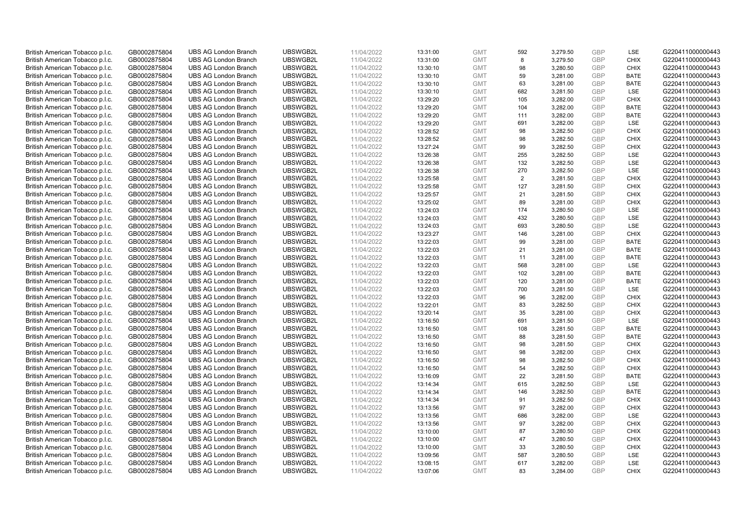| | | | | | | | | | | | |
|---|---|---|---|---|---|---|---|---|---|---|---|
| British American Tobacco p.l.c. | GB0002875804 | UBS AG London Branch | UBSWGB2L | 11/04/2022 | 13:31:00 | GMT | 592 | 3,279.50 | GBP | LSE | G220411000000443 |
| British American Tobacco p.l.c. | GB0002875804 | UBS AG London Branch | UBSWGB2L | 11/04/2022 | 13:31:00 | GMT | 8 | 3,279.50 | GBP | CHIX | G220411000000443 |
| British American Tobacco p.l.c. | GB0002875804 | UBS AG London Branch | UBSWGB2L | 11/04/2022 | 13:30:10 | GMT | 98 | 3,280.50 | GBP | CHIX | G220411000000443 |
| British American Tobacco p.l.c. | GB0002875804 | UBS AG London Branch | UBSWGB2L | 11/04/2022 | 13:30:10 | GMT | 59 | 3,281.00 | GBP | BATE | G220411000000443 |
| British American Tobacco p.l.c. | GB0002875804 | UBS AG London Branch | UBSWGB2L | 11/04/2022 | 13:30:10 | GMT | 63 | 3,281.00 | GBP | BATE | G220411000000443 |
| British American Tobacco p.l.c. | GB0002875804 | UBS AG London Branch | UBSWGB2L | 11/04/2022 | 13:30:10 | GMT | 682 | 3,281.50 | GBP | LSE | G220411000000443 |
| British American Tobacco p.l.c. | GB0002875804 | UBS AG London Branch | UBSWGB2L | 11/04/2022 | 13:29:20 | GMT | 105 | 3,282.00 | GBP | CHIX | G220411000000443 |
| British American Tobacco p.l.c. | GB0002875804 | UBS AG London Branch | UBSWGB2L | 11/04/2022 | 13:29:20 | GMT | 104 | 3,282.00 | GBP | BATE | G220411000000443 |
| British American Tobacco p.l.c. | GB0002875804 | UBS AG London Branch | UBSWGB2L | 11/04/2022 | 13:29:20 | GMT | 111 | 3,282.00 | GBP | BATE | G220411000000443 |
| British American Tobacco p.l.c. | GB0002875804 | UBS AG London Branch | UBSWGB2L | 11/04/2022 | 13:29:20 | GMT | 691 | 3,282.00 | GBP | LSE | G220411000000443 |
| British American Tobacco p.l.c. | GB0002875804 | UBS AG London Branch | UBSWGB2L | 11/04/2022 | 13:28:52 | GMT | 98 | 3,282.50 | GBP | CHIX | G220411000000443 |
| British American Tobacco p.l.c. | GB0002875804 | UBS AG London Branch | UBSWGB2L | 11/04/2022 | 13:28:52 | GMT | 98 | 3,282.50 | GBP | CHIX | G220411000000443 |
| British American Tobacco p.l.c. | GB0002875804 | UBS AG London Branch | UBSWGB2L | 11/04/2022 | 13:27:24 | GMT | 99 | 3,282.50 | GBP | CHIX | G220411000000443 |
| British American Tobacco p.l.c. | GB0002875804 | UBS AG London Branch | UBSWGB2L | 11/04/2022 | 13:26:38 | GMT | 255 | 3,282.50 | GBP | LSE | G220411000000443 |
| British American Tobacco p.l.c. | GB0002875804 | UBS AG London Branch | UBSWGB2L | 11/04/2022 | 13:26:38 | GMT | 132 | 3,282.50 | GBP | LSE | G220411000000443 |
| British American Tobacco p.l.c. | GB0002875804 | UBS AG London Branch | UBSWGB2L | 11/04/2022 | 13:26:38 | GMT | 270 | 3,282.50 | GBP | LSE | G220411000000443 |
| British American Tobacco p.l.c. | GB0002875804 | UBS AG London Branch | UBSWGB2L | 11/04/2022 | 13:25:58 | GMT | 2 | 3,281.50 | GBP | CHIX | G220411000000443 |
| British American Tobacco p.l.c. | GB0002875804 | UBS AG London Branch | UBSWGB2L | 11/04/2022 | 13:25:58 | GMT | 127 | 3,281.50 | GBP | CHIX | G220411000000443 |
| British American Tobacco p.l.c. | GB0002875804 | UBS AG London Branch | UBSWGB2L | 11/04/2022 | 13:25:57 | GMT | 21 | 3,281.50 | GBP | CHIX | G220411000000443 |
| British American Tobacco p.l.c. | GB0002875804 | UBS AG London Branch | UBSWGB2L | 11/04/2022 | 13:25:02 | GMT | 89 | 3,281.00 | GBP | CHIX | G220411000000443 |
| British American Tobacco p.l.c. | GB0002875804 | UBS AG London Branch | UBSWGB2L | 11/04/2022 | 13:24:03 | GMT | 174 | 3,280.50 | GBP | LSE | G220411000000443 |
| British American Tobacco p.l.c. | GB0002875804 | UBS AG London Branch | UBSWGB2L | 11/04/2022 | 13:24:03 | GMT | 432 | 3,280.50 | GBP | LSE | G220411000000443 |
| British American Tobacco p.l.c. | GB0002875804 | UBS AG London Branch | UBSWGB2L | 11/04/2022 | 13:24:03 | GMT | 693 | 3,280.50 | GBP | LSE | G220411000000443 |
| British American Tobacco p.l.c. | GB0002875804 | UBS AG London Branch | UBSWGB2L | 11/04/2022 | 13:23:27 | GMT | 146 | 3,281.00 | GBP | CHIX | G220411000000443 |
| British American Tobacco p.l.c. | GB0002875804 | UBS AG London Branch | UBSWGB2L | 11/04/2022 | 13:22:03 | GMT | 99 | 3,281.00 | GBP | BATE | G220411000000443 |
| British American Tobacco p.l.c. | GB0002875804 | UBS AG London Branch | UBSWGB2L | 11/04/2022 | 13:22:03 | GMT | 21 | 3,281.00 | GBP | BATE | G220411000000443 |
| British American Tobacco p.l.c. | GB0002875804 | UBS AG London Branch | UBSWGB2L | 11/04/2022 | 13:22:03 | GMT | 11 | 3,281.00 | GBP | BATE | G220411000000443 |
| British American Tobacco p.l.c. | GB0002875804 | UBS AG London Branch | UBSWGB2L | 11/04/2022 | 13:22:03 | GMT | 568 | 3,281.00 | GBP | LSE | G220411000000443 |
| British American Tobacco p.l.c. | GB0002875804 | UBS AG London Branch | UBSWGB2L | 11/04/2022 | 13:22:03 | GMT | 102 | 3,281.00 | GBP | BATE | G220411000000443 |
| British American Tobacco p.l.c. | GB0002875804 | UBS AG London Branch | UBSWGB2L | 11/04/2022 | 13:22:03 | GMT | 120 | 3,281.00 | GBP | BATE | G220411000000443 |
| British American Tobacco p.l.c. | GB0002875804 | UBS AG London Branch | UBSWGB2L | 11/04/2022 | 13:22:03 | GMT | 700 | 3,281.50 | GBP | LSE | G220411000000443 |
| British American Tobacco p.l.c. | GB0002875804 | UBS AG London Branch | UBSWGB2L | 11/04/2022 | 13:22:03 | GMT | 96 | 3,282.00 | GBP | CHIX | G220411000000443 |
| British American Tobacco p.l.c. | GB0002875804 | UBS AG London Branch | UBSWGB2L | 11/04/2022 | 13:22:01 | GMT | 83 | 3,282.50 | GBP | CHIX | G220411000000443 |
| British American Tobacco p.l.c. | GB0002875804 | UBS AG London Branch | UBSWGB2L | 11/04/2022 | 13:20:14 | GMT | 35 | 3,281.00 | GBP | CHIX | G220411000000443 |
| British American Tobacco p.l.c. | GB0002875804 | UBS AG London Branch | UBSWGB2L | 11/04/2022 | 13:16:50 | GMT | 691 | 3,281.50 | GBP | LSE | G220411000000443 |
| British American Tobacco p.l.c. | GB0002875804 | UBS AG London Branch | UBSWGB2L | 11/04/2022 | 13:16:50 | GMT | 108 | 3,281.50 | GBP | BATE | G220411000000443 |
| British American Tobacco p.l.c. | GB0002875804 | UBS AG London Branch | UBSWGB2L | 11/04/2022 | 13:16:50 | GMT | 88 | 3,281.50 | GBP | BATE | G220411000000443 |
| British American Tobacco p.l.c. | GB0002875804 | UBS AG London Branch | UBSWGB2L | 11/04/2022 | 13:16:50 | GMT | 98 | 3,281.50 | GBP | CHIX | G220411000000443 |
| British American Tobacco p.l.c. | GB0002875804 | UBS AG London Branch | UBSWGB2L | 11/04/2022 | 13:16:50 | GMT | 98 | 3,282.00 | GBP | CHIX | G220411000000443 |
| British American Tobacco p.l.c. | GB0002875804 | UBS AG London Branch | UBSWGB2L | 11/04/2022 | 13:16:50 | GMT | 98 | 3,282.50 | GBP | CHIX | G220411000000443 |
| British American Tobacco p.l.c. | GB0002875804 | UBS AG London Branch | UBSWGB2L | 11/04/2022 | 13:16:50 | GMT | 54 | 3,282.50 | GBP | CHIX | G220411000000443 |
| British American Tobacco p.l.c. | GB0002875804 | UBS AG London Branch | UBSWGB2L | 11/04/2022 | 13:16:09 | GMT | 22 | 3,281.50 | GBP | BATE | G220411000000443 |
| British American Tobacco p.l.c. | GB0002875804 | UBS AG London Branch | UBSWGB2L | 11/04/2022 | 13:14:34 | GMT | 615 | 3,282.50 | GBP | LSE | G220411000000443 |
| British American Tobacco p.l.c. | GB0002875804 | UBS AG London Branch | UBSWGB2L | 11/04/2022 | 13:14:34 | GMT | 146 | 3,282.50 | GBP | BATE | G220411000000443 |
| British American Tobacco p.l.c. | GB0002875804 | UBS AG London Branch | UBSWGB2L | 11/04/2022 | 13:14:34 | GMT | 91 | 3,282.50 | GBP | CHIX | G220411000000443 |
| British American Tobacco p.l.c. | GB0002875804 | UBS AG London Branch | UBSWGB2L | 11/04/2022 | 13:13:56 | GMT | 97 | 3,282.00 | GBP | CHIX | G220411000000443 |
| British American Tobacco p.l.c. | GB0002875804 | UBS AG London Branch | UBSWGB2L | 11/04/2022 | 13:13:56 | GMT | 686 | 3,282.00 | GBP | LSE | G220411000000443 |
| British American Tobacco p.l.c. | GB0002875804 | UBS AG London Branch | UBSWGB2L | 11/04/2022 | 13:13:56 | GMT | 97 | 3,282.00 | GBP | CHIX | G220411000000443 |
| British American Tobacco p.l.c. | GB0002875804 | UBS AG London Branch | UBSWGB2L | 11/04/2022 | 13:10:00 | GMT | 87 | 3,280.50 | GBP | CHIX | G220411000000443 |
| British American Tobacco p.l.c. | GB0002875804 | UBS AG London Branch | UBSWGB2L | 11/04/2022 | 13:10:00 | GMT | 47 | 3,280.50 | GBP | CHIX | G220411000000443 |
| British American Tobacco p.l.c. | GB0002875804 | UBS AG London Branch | UBSWGB2L | 11/04/2022 | 13:10:00 | GMT | 33 | 3,280.50 | GBP | CHIX | G220411000000443 |
| British American Tobacco p.l.c. | GB0002875804 | UBS AG London Branch | UBSWGB2L | 11/04/2022 | 13:09:56 | GMT | 587 | 3,280.50 | GBP | LSE | G220411000000443 |
| British American Tobacco p.l.c. | GB0002875804 | UBS AG London Branch | UBSWGB2L | 11/04/2022 | 13:08:15 | GMT | 617 | 3,282.00 | GBP | LSE | G220411000000443 |
| British American Tobacco p.l.c. | GB0002875804 | UBS AG London Branch | UBSWGB2L | 11/04/2022 | 13:07:06 | GMT | 83 | 3,284.00 | GBP | CHIX | G220411000000443 |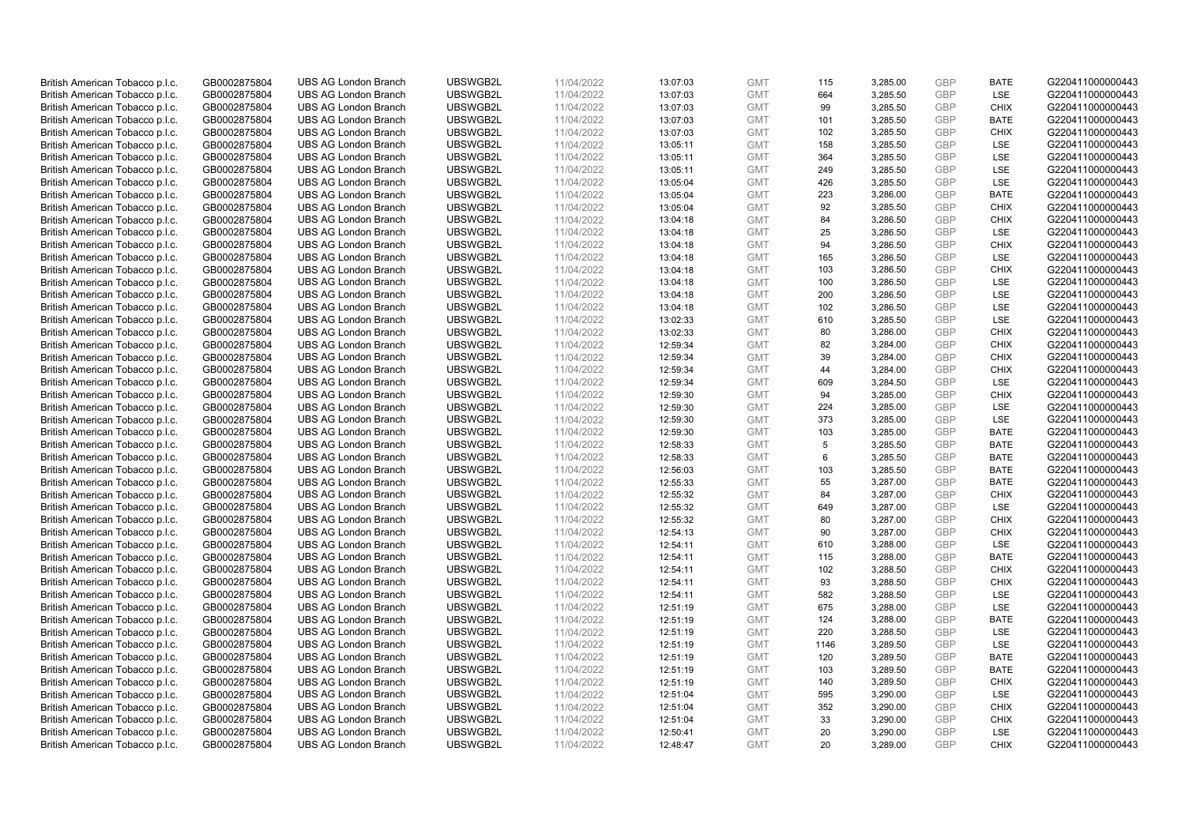| | | | | | | | | | | | |
|---|---|---|---|---|---|---|---|---|---|---|---|
| British American Tobacco p.l.c. | GB0002875804 | UBS AG London Branch | UBSWGB2L | 11/04/2022 | 13:07:03 | GMT | 115 | 3,285.00 | GBP | BATE | G220411000000443 |
| British American Tobacco p.l.c. | GB0002875804 | UBS AG London Branch | UBSWGB2L | 11/04/2022 | 13:07:03 | GMT | 664 | 3,285.50 | GBP | LSE | G220411000000443 |
| British American Tobacco p.l.c. | GB0002875804 | UBS AG London Branch | UBSWGB2L | 11/04/2022 | 13:07:03 | GMT | 99 | 3,285.50 | GBP | CHIX | G220411000000443 |
| British American Tobacco p.l.c. | GB0002875804 | UBS AG London Branch | UBSWGB2L | 11/04/2022 | 13:07:03 | GMT | 101 | 3,285.50 | GBP | BATE | G220411000000443 |
| British American Tobacco p.l.c. | GB0002875804 | UBS AG London Branch | UBSWGB2L | 11/04/2022 | 13:07:03 | GMT | 102 | 3,285.50 | GBP | CHIX | G220411000000443 |
| British American Tobacco p.l.c. | GB0002875804 | UBS AG London Branch | UBSWGB2L | 11/04/2022 | 13:05:11 | GMT | 158 | 3,285.50 | GBP | LSE | G220411000000443 |
| British American Tobacco p.l.c. | GB0002875804 | UBS AG London Branch | UBSWGB2L | 11/04/2022 | 13:05:11 | GMT | 364 | 3,285.50 | GBP | LSE | G220411000000443 |
| British American Tobacco p.l.c. | GB0002875804 | UBS AG London Branch | UBSWGB2L | 11/04/2022 | 13:05:11 | GMT | 249 | 3,285.50 | GBP | LSE | G220411000000443 |
| British American Tobacco p.l.c. | GB0002875804 | UBS AG London Branch | UBSWGB2L | 11/04/2022 | 13:05:04 | GMT | 426 | 3,285.50 | GBP | LSE | G220411000000443 |
| British American Tobacco p.l.c. | GB0002875804 | UBS AG London Branch | UBSWGB2L | 11/04/2022 | 13:05:04 | GMT | 223 | 3,286.00 | GBP | BATE | G220411000000443 |
| British American Tobacco p.l.c. | GB0002875804 | UBS AG London Branch | UBSWGB2L | 11/04/2022 | 13:05:04 | GMT | 92 | 3,285.50 | GBP | CHIX | G220411000000443 |
| British American Tobacco p.l.c. | GB0002875804 | UBS AG London Branch | UBSWGB2L | 11/04/2022 | 13:04:18 | GMT | 84 | 3,286.50 | GBP | CHIX | G220411000000443 |
| British American Tobacco p.l.c. | GB0002875804 | UBS AG London Branch | UBSWGB2L | 11/04/2022 | 13:04:18 | GMT | 25 | 3,286.50 | GBP | LSE | G220411000000443 |
| British American Tobacco p.l.c. | GB0002875804 | UBS AG London Branch | UBSWGB2L | 11/04/2022 | 13:04:18 | GMT | 94 | 3,286.50 | GBP | CHIX | G220411000000443 |
| British American Tobacco p.l.c. | GB0002875804 | UBS AG London Branch | UBSWGB2L | 11/04/2022 | 13:04:18 | GMT | 165 | 3,286.50 | GBP | LSE | G220411000000443 |
| British American Tobacco p.l.c. | GB0002875804 | UBS AG London Branch | UBSWGB2L | 11/04/2022 | 13:04:18 | GMT | 103 | 3,286.50 | GBP | CHIX | G220411000000443 |
| British American Tobacco p.l.c. | GB0002875804 | UBS AG London Branch | UBSWGB2L | 11/04/2022 | 13:04:18 | GMT | 100 | 3,286.50 | GBP | LSE | G220411000000443 |
| British American Tobacco p.l.c. | GB0002875804 | UBS AG London Branch | UBSWGB2L | 11/04/2022 | 13:04:18 | GMT | 200 | 3,286.50 | GBP | LSE | G220411000000443 |
| British American Tobacco p.l.c. | GB0002875804 | UBS AG London Branch | UBSWGB2L | 11/04/2022 | 13:04:18 | GMT | 102 | 3,286.50 | GBP | LSE | G220411000000443 |
| British American Tobacco p.l.c. | GB0002875804 | UBS AG London Branch | UBSWGB2L | 11/04/2022 | 13:02:33 | GMT | 610 | 3,285.50 | GBP | LSE | G220411000000443 |
| British American Tobacco p.l.c. | GB0002875804 | UBS AG London Branch | UBSWGB2L | 11/04/2022 | 13:02:33 | GMT | 80 | 3,286.00 | GBP | CHIX | G220411000000443 |
| British American Tobacco p.l.c. | GB0002875804 | UBS AG London Branch | UBSWGB2L | 11/04/2022 | 12:59:34 | GMT | 82 | 3,284.00 | GBP | CHIX | G220411000000443 |
| British American Tobacco p.l.c. | GB0002875804 | UBS AG London Branch | UBSWGB2L | 11/04/2022 | 12:59:34 | GMT | 39 | 3,284.00 | GBP | CHIX | G220411000000443 |
| British American Tobacco p.l.c. | GB0002875804 | UBS AG London Branch | UBSWGB2L | 11/04/2022 | 12:59:34 | GMT | 44 | 3,284.00 | GBP | CHIX | G220411000000443 |
| British American Tobacco p.l.c. | GB0002875804 | UBS AG London Branch | UBSWGB2L | 11/04/2022 | 12:59:34 | GMT | 609 | 3,284.50 | GBP | LSE | G220411000000443 |
| British American Tobacco p.l.c. | GB0002875804 | UBS AG London Branch | UBSWGB2L | 11/04/2022 | 12:59:30 | GMT | 94 | 3,285.00 | GBP | CHIX | G220411000000443 |
| British American Tobacco p.l.c. | GB0002875804 | UBS AG London Branch | UBSWGB2L | 11/04/2022 | 12:59:30 | GMT | 224 | 3,285.00 | GBP | LSE | G220411000000443 |
| British American Tobacco p.l.c. | GB0002875804 | UBS AG London Branch | UBSWGB2L | 11/04/2022 | 12:59:30 | GMT | 373 | 3,285.00 | GBP | LSE | G220411000000443 |
| British American Tobacco p.l.c. | GB0002875804 | UBS AG London Branch | UBSWGB2L | 11/04/2022 | 12:59:30 | GMT | 103 | 3,285.00 | GBP | BATE | G220411000000443 |
| British American Tobacco p.l.c. | GB0002875804 | UBS AG London Branch | UBSWGB2L | 11/04/2022 | 12:58:33 | GMT | 5 | 3,285.50 | GBP | BATE | G220411000000443 |
| British American Tobacco p.l.c. | GB0002875804 | UBS AG London Branch | UBSWGB2L | 11/04/2022 | 12:58:33 | GMT | 6 | 3,285.50 | GBP | BATE | G220411000000443 |
| British American Tobacco p.l.c. | GB0002875804 | UBS AG London Branch | UBSWGB2L | 11/04/2022 | 12:56:03 | GMT | 103 | 3,285.50 | GBP | BATE | G220411000000443 |
| British American Tobacco p.l.c. | GB0002875804 | UBS AG London Branch | UBSWGB2L | 11/04/2022 | 12:55:33 | GMT | 55 | 3,287.00 | GBP | BATE | G220411000000443 |
| British American Tobacco p.l.c. | GB0002875804 | UBS AG London Branch | UBSWGB2L | 11/04/2022 | 12:55:32 | GMT | 84 | 3,287.00 | GBP | CHIX | G220411000000443 |
| British American Tobacco p.l.c. | GB0002875804 | UBS AG London Branch | UBSWGB2L | 11/04/2022 | 12:55:32 | GMT | 649 | 3,287.00 | GBP | LSE | G220411000000443 |
| British American Tobacco p.l.c. | GB0002875804 | UBS AG London Branch | UBSWGB2L | 11/04/2022 | 12:55:32 | GMT | 80 | 3,287.00 | GBP | CHIX | G220411000000443 |
| British American Tobacco p.l.c. | GB0002875804 | UBS AG London Branch | UBSWGB2L | 11/04/2022 | 12:54:13 | GMT | 90 | 3,287.00 | GBP | CHIX | G220411000000443 |
| British American Tobacco p.l.c. | GB0002875804 | UBS AG London Branch | UBSWGB2L | 11/04/2022 | 12:54:11 | GMT | 610 | 3,288.00 | GBP | LSE | G220411000000443 |
| British American Tobacco p.l.c. | GB0002875804 | UBS AG London Branch | UBSWGB2L | 11/04/2022 | 12:54:11 | GMT | 115 | 3,288.00 | GBP | BATE | G220411000000443 |
| British American Tobacco p.l.c. | GB0002875804 | UBS AG London Branch | UBSWGB2L | 11/04/2022 | 12:54:11 | GMT | 102 | 3,288.50 | GBP | CHIX | G220411000000443 |
| British American Tobacco p.l.c. | GB0002875804 | UBS AG London Branch | UBSWGB2L | 11/04/2022 | 12:54:11 | GMT | 93 | 3,288.50 | GBP | CHIX | G220411000000443 |
| British American Tobacco p.l.c. | GB0002875804 | UBS AG London Branch | UBSWGB2L | 11/04/2022 | 12:54:11 | GMT | 582 | 3,288.50 | GBP | LSE | G220411000000443 |
| British American Tobacco p.l.c. | GB0002875804 | UBS AG London Branch | UBSWGB2L | 11/04/2022 | 12:51:19 | GMT | 675 | 3,288.00 | GBP | LSE | G220411000000443 |
| British American Tobacco p.l.c. | GB0002875804 | UBS AG London Branch | UBSWGB2L | 11/04/2022 | 12:51:19 | GMT | 124 | 3,288.00 | GBP | BATE | G220411000000443 |
| British American Tobacco p.l.c. | GB0002875804 | UBS AG London Branch | UBSWGB2L | 11/04/2022 | 12:51:19 | GMT | 220 | 3,288.50 | GBP | LSE | G220411000000443 |
| British American Tobacco p.l.c. | GB0002875804 | UBS AG London Branch | UBSWGB2L | 11/04/2022 | 12:51:19 | GMT | 1146 | 3,289.50 | GBP | LSE | G220411000000443 |
| British American Tobacco p.l.c. | GB0002875804 | UBS AG London Branch | UBSWGB2L | 11/04/2022 | 12:51:19 | GMT | 120 | 3,289.50 | GBP | BATE | G220411000000443 |
| British American Tobacco p.l.c. | GB0002875804 | UBS AG London Branch | UBSWGB2L | 11/04/2022 | 12:51:19 | GMT | 103 | 3,289.50 | GBP | BATE | G220411000000443 |
| British American Tobacco p.l.c. | GB0002875804 | UBS AG London Branch | UBSWGB2L | 11/04/2022 | 12:51:19 | GMT | 140 | 3,289.50 | GBP | CHIX | G220411000000443 |
| British American Tobacco p.l.c. | GB0002875804 | UBS AG London Branch | UBSWGB2L | 11/04/2022 | 12:51:04 | GMT | 595 | 3,290.00 | GBP | LSE | G220411000000443 |
| British American Tobacco p.l.c. | GB0002875804 | UBS AG London Branch | UBSWGB2L | 11/04/2022 | 12:51:04 | GMT | 352 | 3,290.00 | GBP | CHIX | G220411000000443 |
| British American Tobacco p.l.c. | GB0002875804 | UBS AG London Branch | UBSWGB2L | 11/04/2022 | 12:51:04 | GMT | 33 | 3,290.00 | GBP | CHIX | G220411000000443 |
| British American Tobacco p.l.c. | GB0002875804 | UBS AG London Branch | UBSWGB2L | 11/04/2022 | 12:50:41 | GMT | 20 | 3,290.00 | GBP | LSE | G220411000000443 |
| British American Tobacco p.l.c. | GB0002875804 | UBS AG London Branch | UBSWGB2L | 11/04/2022 | 12:48:47 | GMT | 20 | 3,289.00 | GBP | CHIX | G220411000000443 |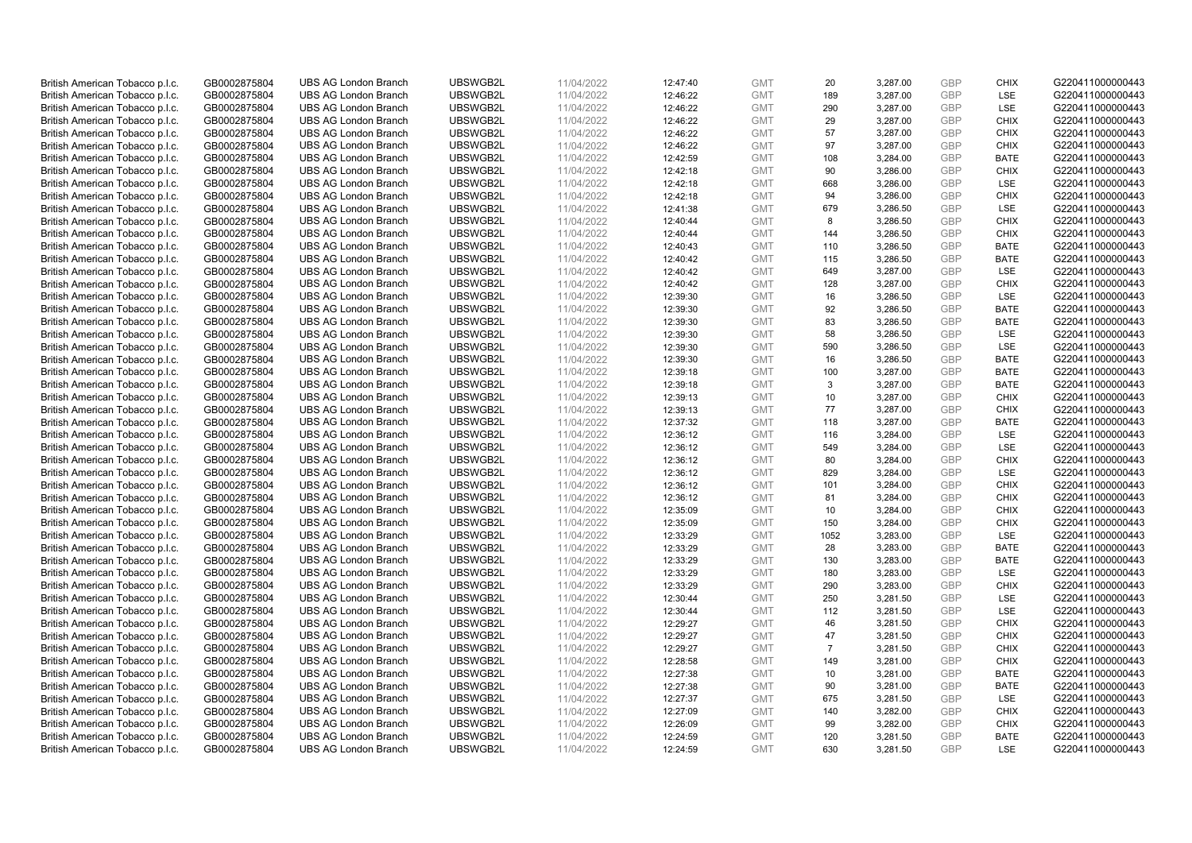| | | | | | | | | | | | |
|---|---|---|---|---|---|---|---|---|---|---|---|
| British American Tobacco p.l.c. | GB0002875804 | UBS AG London Branch | UBSWGB2L | 11/04/2022 | 12:47:40 | GMT | 20 | 3,287.00 | GBP | CHIX | G220411000000443 |
| British American Tobacco p.l.c. | GB0002875804 | UBS AG London Branch | UBSWGB2L | 11/04/2022 | 12:46:22 | GMT | 189 | 3,287.00 | GBP | LSE | G220411000000443 |
| British American Tobacco p.l.c. | GB0002875804 | UBS AG London Branch | UBSWGB2L | 11/04/2022 | 12:46:22 | GMT | 290 | 3,287.00 | GBP | LSE | G220411000000443 |
| British American Tobacco p.l.c. | GB0002875804 | UBS AG London Branch | UBSWGB2L | 11/04/2022 | 12:46:22 | GMT | 29 | 3,287.00 | GBP | CHIX | G220411000000443 |
| British American Tobacco p.l.c. | GB0002875804 | UBS AG London Branch | UBSWGB2L | 11/04/2022 | 12:46:22 | GMT | 57 | 3,287.00 | GBP | CHIX | G220411000000443 |
| British American Tobacco p.l.c. | GB0002875804 | UBS AG London Branch | UBSWGB2L | 11/04/2022 | 12:46:22 | GMT | 97 | 3,287.00 | GBP | CHIX | G220411000000443 |
| British American Tobacco p.l.c. | GB0002875804 | UBS AG London Branch | UBSWGB2L | 11/04/2022 | 12:42:59 | GMT | 108 | 3,284.00 | GBP | BATE | G220411000000443 |
| British American Tobacco p.l.c. | GB0002875804 | UBS AG London Branch | UBSWGB2L | 11/04/2022 | 12:42:18 | GMT | 90 | 3,286.00 | GBP | CHIX | G220411000000443 |
| British American Tobacco p.l.c. | GB0002875804 | UBS AG London Branch | UBSWGB2L | 11/04/2022 | 12:42:18 | GMT | 668 | 3,286.00 | GBP | LSE | G220411000000443 |
| British American Tobacco p.l.c. | GB0002875804 | UBS AG London Branch | UBSWGB2L | 11/04/2022 | 12:42:18 | GMT | 94 | 3,286.00 | GBP | CHIX | G220411000000443 |
| British American Tobacco p.l.c. | GB0002875804 | UBS AG London Branch | UBSWGB2L | 11/04/2022 | 12:41:38 | GMT | 679 | 3,286.50 | GBP | LSE | G220411000000443 |
| British American Tobacco p.l.c. | GB0002875804 | UBS AG London Branch | UBSWGB2L | 11/04/2022 | 12:40:44 | GMT | 8 | 3,286.50 | GBP | CHIX | G220411000000443 |
| British American Tobacco p.l.c. | GB0002875804 | UBS AG London Branch | UBSWGB2L | 11/04/2022 | 12:40:44 | GMT | 144 | 3,286.50 | GBP | CHIX | G220411000000443 |
| British American Tobacco p.l.c. | GB0002875804 | UBS AG London Branch | UBSWGB2L | 11/04/2022 | 12:40:43 | GMT | 110 | 3,286.50 | GBP | BATE | G220411000000443 |
| British American Tobacco p.l.c. | GB0002875804 | UBS AG London Branch | UBSWGB2L | 11/04/2022 | 12:40:42 | GMT | 115 | 3,286.50 | GBP | BATE | G220411000000443 |
| British American Tobacco p.l.c. | GB0002875804 | UBS AG London Branch | UBSWGB2L | 11/04/2022 | 12:40:42 | GMT | 649 | 3,287.00 | GBP | LSE | G220411000000443 |
| British American Tobacco p.l.c. | GB0002875804 | UBS AG London Branch | UBSWGB2L | 11/04/2022 | 12:40:42 | GMT | 128 | 3,287.00 | GBP | CHIX | G220411000000443 |
| British American Tobacco p.l.c. | GB0002875804 | UBS AG London Branch | UBSWGB2L | 11/04/2022 | 12:39:30 | GMT | 16 | 3,286.50 | GBP | LSE | G220411000000443 |
| British American Tobacco p.l.c. | GB0002875804 | UBS AG London Branch | UBSWGB2L | 11/04/2022 | 12:39:30 | GMT | 92 | 3,286.50 | GBP | BATE | G220411000000443 |
| British American Tobacco p.l.c. | GB0002875804 | UBS AG London Branch | UBSWGB2L | 11/04/2022 | 12:39:30 | GMT | 83 | 3,286.50 | GBP | BATE | G220411000000443 |
| British American Tobacco p.l.c. | GB0002875804 | UBS AG London Branch | UBSWGB2L | 11/04/2022 | 12:39:30 | GMT | 58 | 3,286.50 | GBP | LSE | G220411000000443 |
| British American Tobacco p.l.c. | GB0002875804 | UBS AG London Branch | UBSWGB2L | 11/04/2022 | 12:39:30 | GMT | 590 | 3,286.50 | GBP | LSE | G220411000000443 |
| British American Tobacco p.l.c. | GB0002875804 | UBS AG London Branch | UBSWGB2L | 11/04/2022 | 12:39:30 | GMT | 16 | 3,286.50 | GBP | BATE | G220411000000443 |
| British American Tobacco p.l.c. | GB0002875804 | UBS AG London Branch | UBSWGB2L | 11/04/2022 | 12:39:18 | GMT | 100 | 3,287.00 | GBP | BATE | G220411000000443 |
| British American Tobacco p.l.c. | GB0002875804 | UBS AG London Branch | UBSWGB2L | 11/04/2022 | 12:39:18 | GMT | 3 | 3,287.00 | GBP | BATE | G220411000000443 |
| British American Tobacco p.l.c. | GB0002875804 | UBS AG London Branch | UBSWGB2L | 11/04/2022 | 12:39:13 | GMT | 10 | 3,287.00 | GBP | CHIX | G220411000000443 |
| British American Tobacco p.l.c. | GB0002875804 | UBS AG London Branch | UBSWGB2L | 11/04/2022 | 12:39:13 | GMT | 77 | 3,287.00 | GBP | CHIX | G220411000000443 |
| British American Tobacco p.l.c. | GB0002875804 | UBS AG London Branch | UBSWGB2L | 11/04/2022 | 12:37:32 | GMT | 118 | 3,287.00 | GBP | BATE | G220411000000443 |
| British American Tobacco p.l.c. | GB0002875804 | UBS AG London Branch | UBSWGB2L | 11/04/2022 | 12:36:12 | GMT | 116 | 3,284.00 | GBP | LSE | G220411000000443 |
| British American Tobacco p.l.c. | GB0002875804 | UBS AG London Branch | UBSWGB2L | 11/04/2022 | 12:36:12 | GMT | 549 | 3,284.00 | GBP | LSE | G220411000000443 |
| British American Tobacco p.l.c. | GB0002875804 | UBS AG London Branch | UBSWGB2L | 11/04/2022 | 12:36:12 | GMT | 80 | 3,284.00 | GBP | CHIX | G220411000000443 |
| British American Tobacco p.l.c. | GB0002875804 | UBS AG London Branch | UBSWGB2L | 11/04/2022 | 12:36:12 | GMT | 829 | 3,284.00 | GBP | LSE | G220411000000443 |
| British American Tobacco p.l.c. | GB0002875804 | UBS AG London Branch | UBSWGB2L | 11/04/2022 | 12:36:12 | GMT | 101 | 3,284.00 | GBP | CHIX | G220411000000443 |
| British American Tobacco p.l.c. | GB0002875804 | UBS AG London Branch | UBSWGB2L | 11/04/2022 | 12:36:12 | GMT | 81 | 3,284.00 | GBP | CHIX | G220411000000443 |
| British American Tobacco p.l.c. | GB0002875804 | UBS AG London Branch | UBSWGB2L | 11/04/2022 | 12:35:09 | GMT | 10 | 3,284.00 | GBP | CHIX | G220411000000443 |
| British American Tobacco p.l.c. | GB0002875804 | UBS AG London Branch | UBSWGB2L | 11/04/2022 | 12:35:09 | GMT | 150 | 3,284.00 | GBP | CHIX | G220411000000443 |
| British American Tobacco p.l.c. | GB0002875804 | UBS AG London Branch | UBSWGB2L | 11/04/2022 | 12:33:29 | GMT | 1052 | 3,283.00 | GBP | LSE | G220411000000443 |
| British American Tobacco p.l.c. | GB0002875804 | UBS AG London Branch | UBSWGB2L | 11/04/2022 | 12:33:29 | GMT | 28 | 3,283.00 | GBP | BATE | G220411000000443 |
| British American Tobacco p.l.c. | GB0002875804 | UBS AG London Branch | UBSWGB2L | 11/04/2022 | 12:33:29 | GMT | 130 | 3,283.00 | GBP | BATE | G220411000000443 |
| British American Tobacco p.l.c. | GB0002875804 | UBS AG London Branch | UBSWGB2L | 11/04/2022 | 12:33:29 | GMT | 180 | 3,283.00 | GBP | LSE | G220411000000443 |
| British American Tobacco p.l.c. | GB0002875804 | UBS AG London Branch | UBSWGB2L | 11/04/2022 | 12:33:29 | GMT | 290 | 3,283.00 | GBP | CHIX | G220411000000443 |
| British American Tobacco p.l.c. | GB0002875804 | UBS AG London Branch | UBSWGB2L | 11/04/2022 | 12:30:44 | GMT | 250 | 3,281.50 | GBP | LSE | G220411000000443 |
| British American Tobacco p.l.c. | GB0002875804 | UBS AG London Branch | UBSWGB2L | 11/04/2022 | 12:30:44 | GMT | 112 | 3,281.50 | GBP | LSE | G220411000000443 |
| British American Tobacco p.l.c. | GB0002875804 | UBS AG London Branch | UBSWGB2L | 11/04/2022 | 12:29:27 | GMT | 46 | 3,281.50 | GBP | CHIX | G220411000000443 |
| British American Tobacco p.l.c. | GB0002875804 | UBS AG London Branch | UBSWGB2L | 11/04/2022 | 12:29:27 | GMT | 47 | 3,281.50 | GBP | CHIX | G220411000000443 |
| British American Tobacco p.l.c. | GB0002875804 | UBS AG London Branch | UBSWGB2L | 11/04/2022 | 12:29:27 | GMT | 7 | 3,281.50 | GBP | CHIX | G220411000000443 |
| British American Tobacco p.l.c. | GB0002875804 | UBS AG London Branch | UBSWGB2L | 11/04/2022 | 12:28:58 | GMT | 149 | 3,281.00 | GBP | CHIX | G220411000000443 |
| British American Tobacco p.l.c. | GB0002875804 | UBS AG London Branch | UBSWGB2L | 11/04/2022 | 12:27:38 | GMT | 10 | 3,281.00 | GBP | BATE | G220411000000443 |
| British American Tobacco p.l.c. | GB0002875804 | UBS AG London Branch | UBSWGB2L | 11/04/2022 | 12:27:38 | GMT | 90 | 3,281.00 | GBP | BATE | G220411000000443 |
| British American Tobacco p.l.c. | GB0002875804 | UBS AG London Branch | UBSWGB2L | 11/04/2022 | 12:27:37 | GMT | 675 | 3,281.50 | GBP | LSE | G220411000000443 |
| British American Tobacco p.l.c. | GB0002875804 | UBS AG London Branch | UBSWGB2L | 11/04/2022 | 12:27:09 | GMT | 140 | 3,282.00 | GBP | CHIX | G220411000000443 |
| British American Tobacco p.l.c. | GB0002875804 | UBS AG London Branch | UBSWGB2L | 11/04/2022 | 12:26:09 | GMT | 99 | 3,282.00 | GBP | CHIX | G220411000000443 |
| British American Tobacco p.l.c. | GB0002875804 | UBS AG London Branch | UBSWGB2L | 11/04/2022 | 12:24:59 | GMT | 120 | 3,281.50 | GBP | BATE | G220411000000443 |
| British American Tobacco p.l.c. | GB0002875804 | UBS AG London Branch | UBSWGB2L | 11/04/2022 | 12:24:59 | GMT | 630 | 3,281.50 | GBP | LSE | G220411000000443 |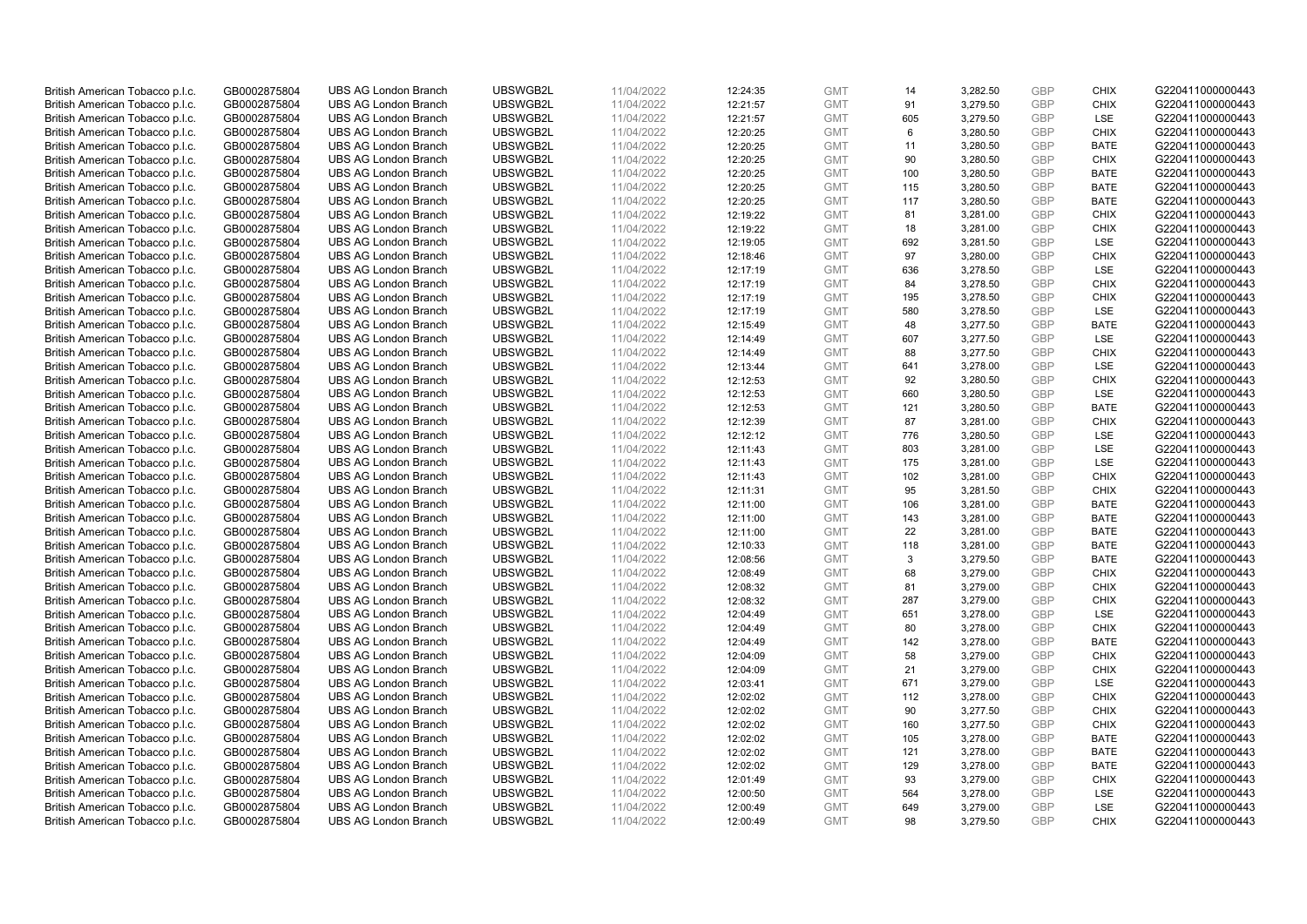| | | | | | | | | | | | |
|---|---|---|---|---|---|---|---|---|---|---|---|
| British American Tobacco p.l.c. | GB0002875804 | UBS AG London Branch | UBSWGB2L | 11/04/2022 | 12:24:35 | GMT | 14 | 3,282.50 | GBP | CHIX | G220411000000443 |
| British American Tobacco p.l.c. | GB0002875804 | UBS AG London Branch | UBSWGB2L | 11/04/2022 | 12:21:57 | GMT | 91 | 3,279.50 | GBP | CHIX | G220411000000443 |
| British American Tobacco p.l.c. | GB0002875804 | UBS AG London Branch | UBSWGB2L | 11/04/2022 | 12:21:57 | GMT | 605 | 3,279.50 | GBP | LSE | G220411000000443 |
| British American Tobacco p.l.c. | GB0002875804 | UBS AG London Branch | UBSWGB2L | 11/04/2022 | 12:20:25 | GMT | 6 | 3,280.50 | GBP | CHIX | G220411000000443 |
| British American Tobacco p.l.c. | GB0002875804 | UBS AG London Branch | UBSWGB2L | 11/04/2022 | 12:20:25 | GMT | 11 | 3,280.50 | GBP | BATE | G220411000000443 |
| British American Tobacco p.l.c. | GB0002875804 | UBS AG London Branch | UBSWGB2L | 11/04/2022 | 12:20:25 | GMT | 90 | 3,280.50 | GBP | CHIX | G220411000000443 |
| British American Tobacco p.l.c. | GB0002875804 | UBS AG London Branch | UBSWGB2L | 11/04/2022 | 12:20:25 | GMT | 100 | 3,280.50 | GBP | BATE | G220411000000443 |
| British American Tobacco p.l.c. | GB0002875804 | UBS AG London Branch | UBSWGB2L | 11/04/2022 | 12:20:25 | GMT | 115 | 3,280.50 | GBP | BATE | G220411000000443 |
| British American Tobacco p.l.c. | GB0002875804 | UBS AG London Branch | UBSWGB2L | 11/04/2022 | 12:20:25 | GMT | 117 | 3,280.50 | GBP | BATE | G220411000000443 |
| British American Tobacco p.l.c. | GB0002875804 | UBS AG London Branch | UBSWGB2L | 11/04/2022 | 12:19:22 | GMT | 81 | 3,281.00 | GBP | CHIX | G220411000000443 |
| British American Tobacco p.l.c. | GB0002875804 | UBS AG London Branch | UBSWGB2L | 11/04/2022 | 12:19:22 | GMT | 18 | 3,281.00 | GBP | CHIX | G220411000000443 |
| British American Tobacco p.l.c. | GB0002875804 | UBS AG London Branch | UBSWGB2L | 11/04/2022 | 12:19:05 | GMT | 692 | 3,281.50 | GBP | LSE | G220411000000443 |
| British American Tobacco p.l.c. | GB0002875804 | UBS AG London Branch | UBSWGB2L | 11/04/2022 | 12:18:46 | GMT | 97 | 3,280.00 | GBP | CHIX | G220411000000443 |
| British American Tobacco p.l.c. | GB0002875804 | UBS AG London Branch | UBSWGB2L | 11/04/2022 | 12:17:19 | GMT | 636 | 3,278.50 | GBP | LSE | G220411000000443 |
| British American Tobacco p.l.c. | GB0002875804 | UBS AG London Branch | UBSWGB2L | 11/04/2022 | 12:17:19 | GMT | 84 | 3,278.50 | GBP | CHIX | G220411000000443 |
| British American Tobacco p.l.c. | GB0002875804 | UBS AG London Branch | UBSWGB2L | 11/04/2022 | 12:17:19 | GMT | 195 | 3,278.50 | GBP | CHIX | G220411000000443 |
| British American Tobacco p.l.c. | GB0002875804 | UBS AG London Branch | UBSWGB2L | 11/04/2022 | 12:17:19 | GMT | 580 | 3,278.50 | GBP | LSE | G220411000000443 |
| British American Tobacco p.l.c. | GB0002875804 | UBS AG London Branch | UBSWGB2L | 11/04/2022 | 12:15:49 | GMT | 48 | 3,277.50 | GBP | BATE | G220411000000443 |
| British American Tobacco p.l.c. | GB0002875804 | UBS AG London Branch | UBSWGB2L | 11/04/2022 | 12:14:49 | GMT | 607 | 3,277.50 | GBP | LSE | G220411000000443 |
| British American Tobacco p.l.c. | GB0002875804 | UBS AG London Branch | UBSWGB2L | 11/04/2022 | 12:14:49 | GMT | 88 | 3,277.50 | GBP | CHIX | G220411000000443 |
| British American Tobacco p.l.c. | GB0002875804 | UBS AG London Branch | UBSWGB2L | 11/04/2022 | 12:13:44 | GMT | 641 | 3,278.00 | GBP | LSE | G220411000000443 |
| British American Tobacco p.l.c. | GB0002875804 | UBS AG London Branch | UBSWGB2L | 11/04/2022 | 12:12:53 | GMT | 92 | 3,280.50 | GBP | CHIX | G220411000000443 |
| British American Tobacco p.l.c. | GB0002875804 | UBS AG London Branch | UBSWGB2L | 11/04/2022 | 12:12:53 | GMT | 660 | 3,280.50 | GBP | LSE | G220411000000443 |
| British American Tobacco p.l.c. | GB0002875804 | UBS AG London Branch | UBSWGB2L | 11/04/2022 | 12:12:53 | GMT | 121 | 3,280.50 | GBP | BATE | G220411000000443 |
| British American Tobacco p.l.c. | GB0002875804 | UBS AG London Branch | UBSWGB2L | 11/04/2022 | 12:12:39 | GMT | 87 | 3,281.00 | GBP | CHIX | G220411000000443 |
| British American Tobacco p.l.c. | GB0002875804 | UBS AG London Branch | UBSWGB2L | 11/04/2022 | 12:12:12 | GMT | 776 | 3,280.50 | GBP | LSE | G220411000000443 |
| British American Tobacco p.l.c. | GB0002875804 | UBS AG London Branch | UBSWGB2L | 11/04/2022 | 12:11:43 | GMT | 803 | 3,281.00 | GBP | LSE | G220411000000443 |
| British American Tobacco p.l.c. | GB0002875804 | UBS AG London Branch | UBSWGB2L | 11/04/2022 | 12:11:43 | GMT | 175 | 3,281.00 | GBP | LSE | G220411000000443 |
| British American Tobacco p.l.c. | GB0002875804 | UBS AG London Branch | UBSWGB2L | 11/04/2022 | 12:11:43 | GMT | 102 | 3,281.00 | GBP | CHIX | G220411000000443 |
| British American Tobacco p.l.c. | GB0002875804 | UBS AG London Branch | UBSWGB2L | 11/04/2022 | 12:11:31 | GMT | 95 | 3,281.50 | GBP | CHIX | G220411000000443 |
| British American Tobacco p.l.c. | GB0002875804 | UBS AG London Branch | UBSWGB2L | 11/04/2022 | 12:11:00 | GMT | 106 | 3,281.00 | GBP | BATE | G220411000000443 |
| British American Tobacco p.l.c. | GB0002875804 | UBS AG London Branch | UBSWGB2L | 11/04/2022 | 12:11:00 | GMT | 143 | 3,281.00 | GBP | BATE | G220411000000443 |
| British American Tobacco p.l.c. | GB0002875804 | UBS AG London Branch | UBSWGB2L | 11/04/2022 | 12:11:00 | GMT | 22 | 3,281.00 | GBP | BATE | G220411000000443 |
| British American Tobacco p.l.c. | GB0002875804 | UBS AG London Branch | UBSWGB2L | 11/04/2022 | 12:10:33 | GMT | 118 | 3,281.00 | GBP | BATE | G220411000000443 |
| British American Tobacco p.l.c. | GB0002875804 | UBS AG London Branch | UBSWGB2L | 11/04/2022 | 12:08:56 | GMT | 3 | 3,279.50 | GBP | BATE | G220411000000443 |
| British American Tobacco p.l.c. | GB0002875804 | UBS AG London Branch | UBSWGB2L | 11/04/2022 | 12:08:49 | GMT | 68 | 3,279.00 | GBP | CHIX | G220411000000443 |
| British American Tobacco p.l.c. | GB0002875804 | UBS AG London Branch | UBSWGB2L | 11/04/2022 | 12:08:32 | GMT | 81 | 3,279.00 | GBP | CHIX | G220411000000443 |
| British American Tobacco p.l.c. | GB0002875804 | UBS AG London Branch | UBSWGB2L | 11/04/2022 | 12:08:32 | GMT | 287 | 3,279.00 | GBP | CHIX | G220411000000443 |
| British American Tobacco p.l.c. | GB0002875804 | UBS AG London Branch | UBSWGB2L | 11/04/2022 | 12:04:49 | GMT | 651 | 3,278.00 | GBP | LSE | G220411000000443 |
| British American Tobacco p.l.c. | GB0002875804 | UBS AG London Branch | UBSWGB2L | 11/04/2022 | 12:04:49 | GMT | 80 | 3,278.00 | GBP | CHIX | G220411000000443 |
| British American Tobacco p.l.c. | GB0002875804 | UBS AG London Branch | UBSWGB2L | 11/04/2022 | 12:04:49 | GMT | 142 | 3,278.00 | GBP | BATE | G220411000000443 |
| British American Tobacco p.l.c. | GB0002875804 | UBS AG London Branch | UBSWGB2L | 11/04/2022 | 12:04:09 | GMT | 58 | 3,279.00 | GBP | CHIX | G220411000000443 |
| British American Tobacco p.l.c. | GB0002875804 | UBS AG London Branch | UBSWGB2L | 11/04/2022 | 12:04:09 | GMT | 21 | 3,279.00 | GBP | CHIX | G220411000000443 |
| British American Tobacco p.l.c. | GB0002875804 | UBS AG London Branch | UBSWGB2L | 11/04/2022 | 12:03:41 | GMT | 671 | 3,279.00 | GBP | LSE | G220411000000443 |
| British American Tobacco p.l.c. | GB0002875804 | UBS AG London Branch | UBSWGB2L | 11/04/2022 | 12:02:02 | GMT | 112 | 3,278.00 | GBP | CHIX | G220411000000443 |
| British American Tobacco p.l.c. | GB0002875804 | UBS AG London Branch | UBSWGB2L | 11/04/2022 | 12:02:02 | GMT | 90 | 3,277.50 | GBP | CHIX | G220411000000443 |
| British American Tobacco p.l.c. | GB0002875804 | UBS AG London Branch | UBSWGB2L | 11/04/2022 | 12:02:02 | GMT | 160 | 3,277.50 | GBP | CHIX | G220411000000443 |
| British American Tobacco p.l.c. | GB0002875804 | UBS AG London Branch | UBSWGB2L | 11/04/2022 | 12:02:02 | GMT | 105 | 3,278.00 | GBP | BATE | G220411000000443 |
| British American Tobacco p.l.c. | GB0002875804 | UBS AG London Branch | UBSWGB2L | 11/04/2022 | 12:02:02 | GMT | 121 | 3,278.00 | GBP | BATE | G220411000000443 |
| British American Tobacco p.l.c. | GB0002875804 | UBS AG London Branch | UBSWGB2L | 11/04/2022 | 12:02:02 | GMT | 129 | 3,278.00 | GBP | BATE | G220411000000443 |
| British American Tobacco p.l.c. | GB0002875804 | UBS AG London Branch | UBSWGB2L | 11/04/2022 | 12:01:49 | GMT | 93 | 3,279.00 | GBP | CHIX | G220411000000443 |
| British American Tobacco p.l.c. | GB0002875804 | UBS AG London Branch | UBSWGB2L | 11/04/2022 | 12:00:50 | GMT | 564 | 3,278.00 | GBP | LSE | G220411000000443 |
| British American Tobacco p.l.c. | GB0002875804 | UBS AG London Branch | UBSWGB2L | 11/04/2022 | 12:00:49 | GMT | 649 | 3,279.00 | GBP | LSE | G220411000000443 |
| British American Tobacco p.l.c. | GB0002875804 | UBS AG London Branch | UBSWGB2L | 11/04/2022 | 12:00:49 | GMT | 98 | 3,279.50 | GBP | CHIX | G220411000000443 |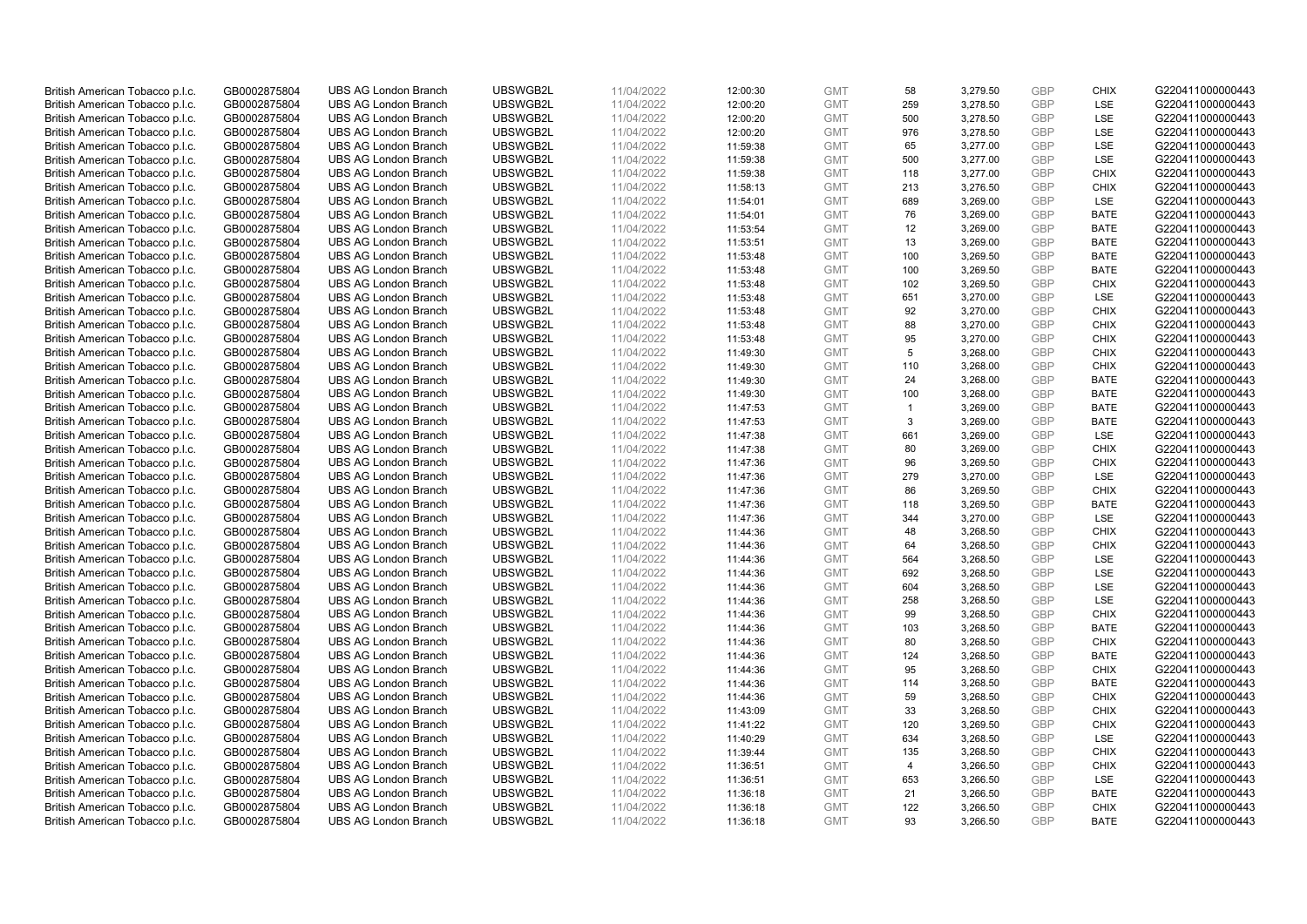| | | | | | | | | | | | |
|---|---|---|---|---|---|---|---|---|---|---|---|
| British American Tobacco p.l.c. | GB0002875804 | UBS AG London Branch | UBSWGB2L | 11/04/2022 | 12:00:30 | GMT | 58 | 3,279.50 | GBP | CHIX | G220411000000443 |
| British American Tobacco p.l.c. | GB0002875804 | UBS AG London Branch | UBSWGB2L | 11/04/2022 | 12:00:20 | GMT | 259 | 3,278.50 | GBP | LSE | G220411000000443 |
| British American Tobacco p.l.c. | GB0002875804 | UBS AG London Branch | UBSWGB2L | 11/04/2022 | 12:00:20 | GMT | 500 | 3,278.50 | GBP | LSE | G220411000000443 |
| British American Tobacco p.l.c. | GB0002875804 | UBS AG London Branch | UBSWGB2L | 11/04/2022 | 12:00:20 | GMT | 976 | 3,278.50 | GBP | LSE | G220411000000443 |
| British American Tobacco p.l.c. | GB0002875804 | UBS AG London Branch | UBSWGB2L | 11/04/2022 | 11:59:38 | GMT | 65 | 3,277.00 | GBP | LSE | G220411000000443 |
| British American Tobacco p.l.c. | GB0002875804 | UBS AG London Branch | UBSWGB2L | 11/04/2022 | 11:59:38 | GMT | 500 | 3,277.00 | GBP | LSE | G220411000000443 |
| British American Tobacco p.l.c. | GB0002875804 | UBS AG London Branch | UBSWGB2L | 11/04/2022 | 11:59:38 | GMT | 118 | 3,277.00 | GBP | CHIX | G220411000000443 |
| British American Tobacco p.l.c. | GB0002875804 | UBS AG London Branch | UBSWGB2L | 11/04/2022 | 11:58:13 | GMT | 213 | 3,276.50 | GBP | CHIX | G220411000000443 |
| British American Tobacco p.l.c. | GB0002875804 | UBS AG London Branch | UBSWGB2L | 11/04/2022 | 11:54:01 | GMT | 689 | 3,269.00 | GBP | LSE | G220411000000443 |
| British American Tobacco p.l.c. | GB0002875804 | UBS AG London Branch | UBSWGB2L | 11/04/2022 | 11:54:01 | GMT | 76 | 3,269.00 | GBP | BATE | G220411000000443 |
| British American Tobacco p.l.c. | GB0002875804 | UBS AG London Branch | UBSWGB2L | 11/04/2022 | 11:53:54 | GMT | 12 | 3,269.00 | GBP | BATE | G220411000000443 |
| British American Tobacco p.l.c. | GB0002875804 | UBS AG London Branch | UBSWGB2L | 11/04/2022 | 11:53:51 | GMT | 13 | 3,269.00 | GBP | BATE | G220411000000443 |
| British American Tobacco p.l.c. | GB0002875804 | UBS AG London Branch | UBSWGB2L | 11/04/2022 | 11:53:48 | GMT | 100 | 3,269.50 | GBP | BATE | G220411000000443 |
| British American Tobacco p.l.c. | GB0002875804 | UBS AG London Branch | UBSWGB2L | 11/04/2022 | 11:53:48 | GMT | 100 | 3,269.50 | GBP | BATE | G220411000000443 |
| British American Tobacco p.l.c. | GB0002875804 | UBS AG London Branch | UBSWGB2L | 11/04/2022 | 11:53:48 | GMT | 102 | 3,269.50 | GBP | CHIX | G220411000000443 |
| British American Tobacco p.l.c. | GB0002875804 | UBS AG London Branch | UBSWGB2L | 11/04/2022 | 11:53:48 | GMT | 651 | 3,270.00 | GBP | LSE | G220411000000443 |
| British American Tobacco p.l.c. | GB0002875804 | UBS AG London Branch | UBSWGB2L | 11/04/2022 | 11:53:48 | GMT | 92 | 3,270.00 | GBP | CHIX | G220411000000443 |
| British American Tobacco p.l.c. | GB0002875804 | UBS AG London Branch | UBSWGB2L | 11/04/2022 | 11:53:48 | GMT | 88 | 3,270.00 | GBP | CHIX | G220411000000443 |
| British American Tobacco p.l.c. | GB0002875804 | UBS AG London Branch | UBSWGB2L | 11/04/2022 | 11:53:48 | GMT | 95 | 3,270.00 | GBP | CHIX | G220411000000443 |
| British American Tobacco p.l.c. | GB0002875804 | UBS AG London Branch | UBSWGB2L | 11/04/2022 | 11:49:30 | GMT | 5 | 3,268.00 | GBP | CHIX | G220411000000443 |
| British American Tobacco p.l.c. | GB0002875804 | UBS AG London Branch | UBSWGB2L | 11/04/2022 | 11:49:30 | GMT | 110 | 3,268.00 | GBP | CHIX | G220411000000443 |
| British American Tobacco p.l.c. | GB0002875804 | UBS AG London Branch | UBSWGB2L | 11/04/2022 | 11:49:30 | GMT | 24 | 3,268.00 | GBP | BATE | G220411000000443 |
| British American Tobacco p.l.c. | GB0002875804 | UBS AG London Branch | UBSWGB2L | 11/04/2022 | 11:49:30 | GMT | 100 | 3,268.00 | GBP | BATE | G220411000000443 |
| British American Tobacco p.l.c. | GB0002875804 | UBS AG London Branch | UBSWGB2L | 11/04/2022 | 11:47:53 | GMT | 1 | 3,269.00 | GBP | BATE | G220411000000443 |
| British American Tobacco p.l.c. | GB0002875804 | UBS AG London Branch | UBSWGB2L | 11/04/2022 | 11:47:53 | GMT | 3 | 3,269.00 | GBP | BATE | G220411000000443 |
| British American Tobacco p.l.c. | GB0002875804 | UBS AG London Branch | UBSWGB2L | 11/04/2022 | 11:47:38 | GMT | 661 | 3,269.00 | GBP | LSE | G220411000000443 |
| British American Tobacco p.l.c. | GB0002875804 | UBS AG London Branch | UBSWGB2L | 11/04/2022 | 11:47:38 | GMT | 80 | 3,269.00 | GBP | CHIX | G220411000000443 |
| British American Tobacco p.l.c. | GB0002875804 | UBS AG London Branch | UBSWGB2L | 11/04/2022 | 11:47:36 | GMT | 96 | 3,269.50 | GBP | CHIX | G220411000000443 |
| British American Tobacco p.l.c. | GB0002875804 | UBS AG London Branch | UBSWGB2L | 11/04/2022 | 11:47:36 | GMT | 279 | 3,270.00 | GBP | LSE | G220411000000443 |
| British American Tobacco p.l.c. | GB0002875804 | UBS AG London Branch | UBSWGB2L | 11/04/2022 | 11:47:36 | GMT | 86 | 3,269.50 | GBP | CHIX | G220411000000443 |
| British American Tobacco p.l.c. | GB0002875804 | UBS AG London Branch | UBSWGB2L | 11/04/2022 | 11:47:36 | GMT | 118 | 3,269.50 | GBP | BATE | G220411000000443 |
| British American Tobacco p.l.c. | GB0002875804 | UBS AG London Branch | UBSWGB2L | 11/04/2022 | 11:47:36 | GMT | 344 | 3,270.00 | GBP | LSE | G220411000000443 |
| British American Tobacco p.l.c. | GB0002875804 | UBS AG London Branch | UBSWGB2L | 11/04/2022 | 11:44:36 | GMT | 48 | 3,268.50 | GBP | CHIX | G220411000000443 |
| British American Tobacco p.l.c. | GB0002875804 | UBS AG London Branch | UBSWGB2L | 11/04/2022 | 11:44:36 | GMT | 64 | 3,268.50 | GBP | CHIX | G220411000000443 |
| British American Tobacco p.l.c. | GB0002875804 | UBS AG London Branch | UBSWGB2L | 11/04/2022 | 11:44:36 | GMT | 564 | 3,268.50 | GBP | LSE | G220411000000443 |
| British American Tobacco p.l.c. | GB0002875804 | UBS AG London Branch | UBSWGB2L | 11/04/2022 | 11:44:36 | GMT | 692 | 3,268.50 | GBP | LSE | G220411000000443 |
| British American Tobacco p.l.c. | GB0002875804 | UBS AG London Branch | UBSWGB2L | 11/04/2022 | 11:44:36 | GMT | 604 | 3,268.50 | GBP | LSE | G220411000000443 |
| British American Tobacco p.l.c. | GB0002875804 | UBS AG London Branch | UBSWGB2L | 11/04/2022 | 11:44:36 | GMT | 258 | 3,268.50 | GBP | LSE | G220411000000443 |
| British American Tobacco p.l.c. | GB0002875804 | UBS AG London Branch | UBSWGB2L | 11/04/2022 | 11:44:36 | GMT | 99 | 3,268.50 | GBP | CHIX | G220411000000443 |
| British American Tobacco p.l.c. | GB0002875804 | UBS AG London Branch | UBSWGB2L | 11/04/2022 | 11:44:36 | GMT | 103 | 3,268.50 | GBP | BATE | G220411000000443 |
| British American Tobacco p.l.c. | GB0002875804 | UBS AG London Branch | UBSWGB2L | 11/04/2022 | 11:44:36 | GMT | 80 | 3,268.50 | GBP | CHIX | G220411000000443 |
| British American Tobacco p.l.c. | GB0002875804 | UBS AG London Branch | UBSWGB2L | 11/04/2022 | 11:44:36 | GMT | 124 | 3,268.50 | GBP | BATE | G220411000000443 |
| British American Tobacco p.l.c. | GB0002875804 | UBS AG London Branch | UBSWGB2L | 11/04/2022 | 11:44:36 | GMT | 95 | 3,268.50 | GBP | CHIX | G220411000000443 |
| British American Tobacco p.l.c. | GB0002875804 | UBS AG London Branch | UBSWGB2L | 11/04/2022 | 11:44:36 | GMT | 114 | 3,268.50 | GBP | BATE | G220411000000443 |
| British American Tobacco p.l.c. | GB0002875804 | UBS AG London Branch | UBSWGB2L | 11/04/2022 | 11:44:36 | GMT | 59 | 3,268.50 | GBP | CHIX | G220411000000443 |
| British American Tobacco p.l.c. | GB0002875804 | UBS AG London Branch | UBSWGB2L | 11/04/2022 | 11:43:09 | GMT | 33 | 3,268.50 | GBP | CHIX | G220411000000443 |
| British American Tobacco p.l.c. | GB0002875804 | UBS AG London Branch | UBSWGB2L | 11/04/2022 | 11:41:22 | GMT | 120 | 3,269.50 | GBP | CHIX | G220411000000443 |
| British American Tobacco p.l.c. | GB0002875804 | UBS AG London Branch | UBSWGB2L | 11/04/2022 | 11:40:29 | GMT | 634 | 3,268.50 | GBP | LSE | G220411000000443 |
| British American Tobacco p.l.c. | GB0002875804 | UBS AG London Branch | UBSWGB2L | 11/04/2022 | 11:39:44 | GMT | 135 | 3,268.50 | GBP | CHIX | G220411000000443 |
| British American Tobacco p.l.c. | GB0002875804 | UBS AG London Branch | UBSWGB2L | 11/04/2022 | 11:36:51 | GMT | 4 | 3,266.50 | GBP | CHIX | G220411000000443 |
| British American Tobacco p.l.c. | GB0002875804 | UBS AG London Branch | UBSWGB2L | 11/04/2022 | 11:36:51 | GMT | 653 | 3,266.50 | GBP | LSE | G220411000000443 |
| British American Tobacco p.l.c. | GB0002875804 | UBS AG London Branch | UBSWGB2L | 11/04/2022 | 11:36:18 | GMT | 21 | 3,266.50 | GBP | BATE | G220411000000443 |
| British American Tobacco p.l.c. | GB0002875804 | UBS AG London Branch | UBSWGB2L | 11/04/2022 | 11:36:18 | GMT | 122 | 3,266.50 | GBP | CHIX | G220411000000443 |
| British American Tobacco p.l.c. | GB0002875804 | UBS AG London Branch | UBSWGB2L | 11/04/2022 | 11:36:18 | GMT | 93 | 3,266.50 | GBP | BATE | G220411000000443 |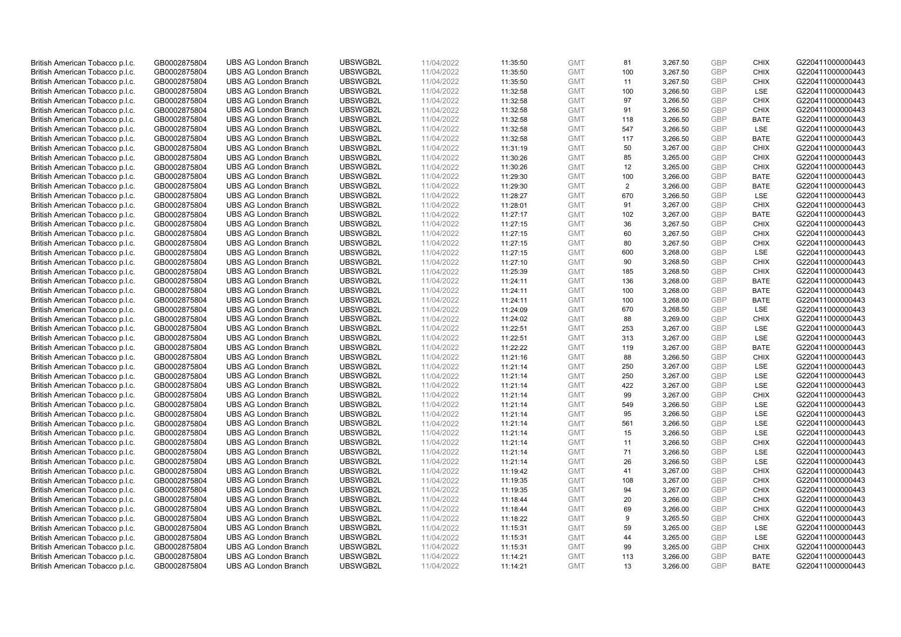| | | | | | | | | | | | |
|---|---|---|---|---|---|---|---|---|---|---|---|
| British American Tobacco p.l.c. | GB0002875804 | UBS AG London Branch | UBSWGB2L | 11/04/2022 | 11:35:50 | GMT | 81 | 3,267.50 | GBP | CHIX | G220411000000443 |
| British American Tobacco p.l.c. | GB0002875804 | UBS AG London Branch | UBSWGB2L | 11/04/2022 | 11:35:50 | GMT | 100 | 3,267.50 | GBP | CHIX | G220411000000443 |
| British American Tobacco p.l.c. | GB0002875804 | UBS AG London Branch | UBSWGB2L | 11/04/2022 | 11:35:50 | GMT | 11 | 3,267.50 | GBP | CHIX | G220411000000443 |
| British American Tobacco p.l.c. | GB0002875804 | UBS AG London Branch | UBSWGB2L | 11/04/2022 | 11:32:58 | GMT | 100 | 3,266.50 | GBP | LSE | G220411000000443 |
| British American Tobacco p.l.c. | GB0002875804 | UBS AG London Branch | UBSWGB2L | 11/04/2022 | 11:32:58 | GMT | 97 | 3,266.50 | GBP | CHIX | G220411000000443 |
| British American Tobacco p.l.c. | GB0002875804 | UBS AG London Branch | UBSWGB2L | 11/04/2022 | 11:32:58 | GMT | 91 | 3,266.50 | GBP | CHIX | G220411000000443 |
| British American Tobacco p.l.c. | GB0002875804 | UBS AG London Branch | UBSWGB2L | 11/04/2022 | 11:32:58 | GMT | 118 | 3,266.50 | GBP | BATE | G220411000000443 |
| British American Tobacco p.l.c. | GB0002875804 | UBS AG London Branch | UBSWGB2L | 11/04/2022 | 11:32:58 | GMT | 547 | 3,266.50 | GBP | LSE | G220411000000443 |
| British American Tobacco p.l.c. | GB0002875804 | UBS AG London Branch | UBSWGB2L | 11/04/2022 | 11:32:58 | GMT | 117 | 3,266.50 | GBP | BATE | G220411000000443 |
| British American Tobacco p.l.c. | GB0002875804 | UBS AG London Branch | UBSWGB2L | 11/04/2022 | 11:31:19 | GMT | 50 | 3,267.00 | GBP | CHIX | G220411000000443 |
| British American Tobacco p.l.c. | GB0002875804 | UBS AG London Branch | UBSWGB2L | 11/04/2022 | 11:30:26 | GMT | 85 | 3,265.00 | GBP | CHIX | G220411000000443 |
| British American Tobacco p.l.c. | GB0002875804 | UBS AG London Branch | UBSWGB2L | 11/04/2022 | 11:30:26 | GMT | 12 | 3,265.00 | GBP | CHIX | G220411000000443 |
| British American Tobacco p.l.c. | GB0002875804 | UBS AG London Branch | UBSWGB2L | 11/04/2022 | 11:29:30 | GMT | 100 | 3,266.00 | GBP | BATE | G220411000000443 |
| British American Tobacco p.l.c. | GB0002875804 | UBS AG London Branch | UBSWGB2L | 11/04/2022 | 11:29:30 | GMT | 2 | 3,266.00 | GBP | BATE | G220411000000443 |
| British American Tobacco p.l.c. | GB0002875804 | UBS AG London Branch | UBSWGB2L | 11/04/2022 | 11:28:27 | GMT | 670 | 3,266.50 | GBP | LSE | G220411000000443 |
| British American Tobacco p.l.c. | GB0002875804 | UBS AG London Branch | UBSWGB2L | 11/04/2022 | 11:28:01 | GMT | 91 | 3,267.00 | GBP | CHIX | G220411000000443 |
| British American Tobacco p.l.c. | GB0002875804 | UBS AG London Branch | UBSWGB2L | 11/04/2022 | 11:27:17 | GMT | 102 | 3,267.00 | GBP | BATE | G220411000000443 |
| British American Tobacco p.l.c. | GB0002875804 | UBS AG London Branch | UBSWGB2L | 11/04/2022 | 11:27:15 | GMT | 36 | 3,267.50 | GBP | CHIX | G220411000000443 |
| British American Tobacco p.l.c. | GB0002875804 | UBS AG London Branch | UBSWGB2L | 11/04/2022 | 11:27:15 | GMT | 60 | 3,267.50 | GBP | CHIX | G220411000000443 |
| British American Tobacco p.l.c. | GB0002875804 | UBS AG London Branch | UBSWGB2L | 11/04/2022 | 11:27:15 | GMT | 80 | 3,267.50 | GBP | CHIX | G220411000000443 |
| British American Tobacco p.l.c. | GB0002875804 | UBS AG London Branch | UBSWGB2L | 11/04/2022 | 11:27:15 | GMT | 600 | 3,268.00 | GBP | LSE | G220411000000443 |
| British American Tobacco p.l.c. | GB0002875804 | UBS AG London Branch | UBSWGB2L | 11/04/2022 | 11:27:10 | GMT | 90 | 3,268.50 | GBP | CHIX | G220411000000443 |
| British American Tobacco p.l.c. | GB0002875804 | UBS AG London Branch | UBSWGB2L | 11/04/2022 | 11:25:39 | GMT | 185 | 3,268.50 | GBP | CHIX | G220411000000443 |
| British American Tobacco p.l.c. | GB0002875804 | UBS AG London Branch | UBSWGB2L | 11/04/2022 | 11:24:11 | GMT | 136 | 3,268.00 | GBP | BATE | G220411000000443 |
| British American Tobacco p.l.c. | GB0002875804 | UBS AG London Branch | UBSWGB2L | 11/04/2022 | 11:24:11 | GMT | 100 | 3,268.00 | GBP | BATE | G220411000000443 |
| British American Tobacco p.l.c. | GB0002875804 | UBS AG London Branch | UBSWGB2L | 11/04/2022 | 11:24:11 | GMT | 100 | 3,268.00 | GBP | BATE | G220411000000443 |
| British American Tobacco p.l.c. | GB0002875804 | UBS AG London Branch | UBSWGB2L | 11/04/2022 | 11:24:09 | GMT | 670 | 3,268.50 | GBP | LSE | G220411000000443 |
| British American Tobacco p.l.c. | GB0002875804 | UBS AG London Branch | UBSWGB2L | 11/04/2022 | 11:24:02 | GMT | 88 | 3,269.00 | GBP | CHIX | G220411000000443 |
| British American Tobacco p.l.c. | GB0002875804 | UBS AG London Branch | UBSWGB2L | 11/04/2022 | 11:22:51 | GMT | 253 | 3,267.00 | GBP | LSE | G220411000000443 |
| British American Tobacco p.l.c. | GB0002875804 | UBS AG London Branch | UBSWGB2L | 11/04/2022 | 11:22:51 | GMT | 313 | 3,267.00 | GBP | LSE | G220411000000443 |
| British American Tobacco p.l.c. | GB0002875804 | UBS AG London Branch | UBSWGB2L | 11/04/2022 | 11:22:22 | GMT | 119 | 3,267.00 | GBP | BATE | G220411000000443 |
| British American Tobacco p.l.c. | GB0002875804 | UBS AG London Branch | UBSWGB2L | 11/04/2022 | 11:21:16 | GMT | 88 | 3,266.50 | GBP | CHIX | G220411000000443 |
| British American Tobacco p.l.c. | GB0002875804 | UBS AG London Branch | UBSWGB2L | 11/04/2022 | 11:21:14 | GMT | 250 | 3,267.00 | GBP | LSE | G220411000000443 |
| British American Tobacco p.l.c. | GB0002875804 | UBS AG London Branch | UBSWGB2L | 11/04/2022 | 11:21:14 | GMT | 250 | 3,267.00 | GBP | LSE | G220411000000443 |
| British American Tobacco p.l.c. | GB0002875804 | UBS AG London Branch | UBSWGB2L | 11/04/2022 | 11:21:14 | GMT | 422 | 3,267.00 | GBP | LSE | G220411000000443 |
| British American Tobacco p.l.c. | GB0002875804 | UBS AG London Branch | UBSWGB2L | 11/04/2022 | 11:21:14 | GMT | 99 | 3,267.00 | GBP | CHIX | G220411000000443 |
| British American Tobacco p.l.c. | GB0002875804 | UBS AG London Branch | UBSWGB2L | 11/04/2022 | 11:21:14 | GMT | 549 | 3,266.50 | GBP | LSE | G220411000000443 |
| British American Tobacco p.l.c. | GB0002875804 | UBS AG London Branch | UBSWGB2L | 11/04/2022 | 11:21:14 | GMT | 95 | 3,266.50 | GBP | LSE | G220411000000443 |
| British American Tobacco p.l.c. | GB0002875804 | UBS AG London Branch | UBSWGB2L | 11/04/2022 | 11:21:14 | GMT | 561 | 3,266.50 | GBP | LSE | G220411000000443 |
| British American Tobacco p.l.c. | GB0002875804 | UBS AG London Branch | UBSWGB2L | 11/04/2022 | 11:21:14 | GMT | 15 | 3,266.50 | GBP | LSE | G220411000000443 |
| British American Tobacco p.l.c. | GB0002875804 | UBS AG London Branch | UBSWGB2L | 11/04/2022 | 11:21:14 | GMT | 11 | 3,266.50 | GBP | CHIX | G220411000000443 |
| British American Tobacco p.l.c. | GB0002875804 | UBS AG London Branch | UBSWGB2L | 11/04/2022 | 11:21:14 | GMT | 71 | 3,266.50 | GBP | LSE | G220411000000443 |
| British American Tobacco p.l.c. | GB0002875804 | UBS AG London Branch | UBSWGB2L | 11/04/2022 | 11:21:14 | GMT | 26 | 3,266.50 | GBP | LSE | G220411000000443 |
| British American Tobacco p.l.c. | GB0002875804 | UBS AG London Branch | UBSWGB2L | 11/04/2022 | 11:19:42 | GMT | 41 | 3,267.00 | GBP | CHIX | G220411000000443 |
| British American Tobacco p.l.c. | GB0002875804 | UBS AG London Branch | UBSWGB2L | 11/04/2022 | 11:19:35 | GMT | 108 | 3,267.00 | GBP | CHIX | G220411000000443 |
| British American Tobacco p.l.c. | GB0002875804 | UBS AG London Branch | UBSWGB2L | 11/04/2022 | 11:19:35 | GMT | 94 | 3,267.00 | GBP | CHIX | G220411000000443 |
| British American Tobacco p.l.c. | GB0002875804 | UBS AG London Branch | UBSWGB2L | 11/04/2022 | 11:18:44 | GMT | 20 | 3,266.00 | GBP | CHIX | G220411000000443 |
| British American Tobacco p.l.c. | GB0002875804 | UBS AG London Branch | UBSWGB2L | 11/04/2022 | 11:18:44 | GMT | 69 | 3,266.00 | GBP | CHIX | G220411000000443 |
| British American Tobacco p.l.c. | GB0002875804 | UBS AG London Branch | UBSWGB2L | 11/04/2022 | 11:18:22 | GMT | 9 | 3,265.50 | GBP | CHIX | G220411000000443 |
| British American Tobacco p.l.c. | GB0002875804 | UBS AG London Branch | UBSWGB2L | 11/04/2022 | 11:15:31 | GMT | 59 | 3,265.00 | GBP | LSE | G220411000000443 |
| British American Tobacco p.l.c. | GB0002875804 | UBS AG London Branch | UBSWGB2L | 11/04/2022 | 11:15:31 | GMT | 44 | 3,265.00 | GBP | LSE | G220411000000443 |
| British American Tobacco p.l.c. | GB0002875804 | UBS AG London Branch | UBSWGB2L | 11/04/2022 | 11:15:31 | GMT | 99 | 3,265.00 | GBP | CHIX | G220411000000443 |
| British American Tobacco p.l.c. | GB0002875804 | UBS AG London Branch | UBSWGB2L | 11/04/2022 | 11:14:21 | GMT | 113 | 3,266.00 | GBP | BATE | G220411000000443 |
| British American Tobacco p.l.c. | GB0002875804 | UBS AG London Branch | UBSWGB2L | 11/04/2022 | 11:14:21 | GMT | 13 | 3,266.00 | GBP | BATE | G220411000000443 |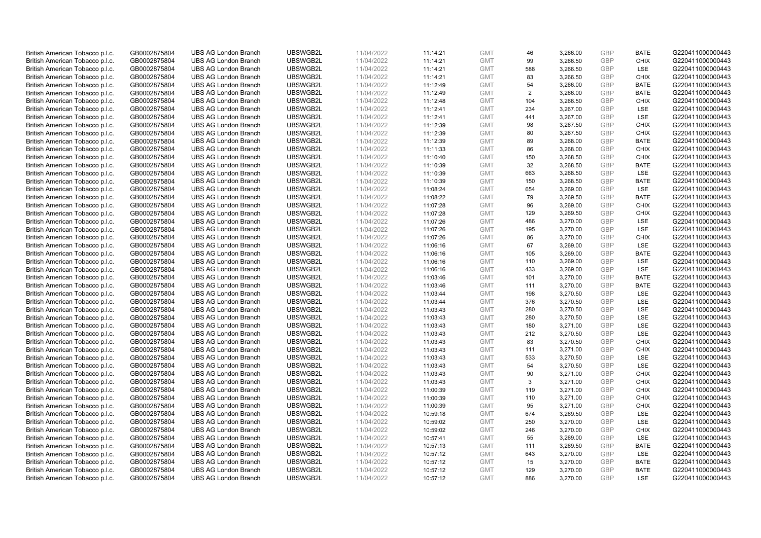| | | | | | | | | | | | |
|---|---|---|---|---|---|---|---|---|---|---|---|
| British American Tobacco p.l.c. | GB0002875804 | UBS AG London Branch | UBSWGB2L | 11/04/2022 | 11:14:21 | GMT | 46 | 3,266.00 | GBP | BATE | G220411000000443 |
| British American Tobacco p.l.c. | GB0002875804 | UBS AG London Branch | UBSWGB2L | 11/04/2022 | 11:14:21 | GMT | 99 | 3,266.50 | GBP | CHIX | G220411000000443 |
| British American Tobacco p.l.c. | GB0002875804 | UBS AG London Branch | UBSWGB2L | 11/04/2022 | 11:14:21 | GMT | 588 | 3,266.50 | GBP | LSE | G220411000000443 |
| British American Tobacco p.l.c. | GB0002875804 | UBS AG London Branch | UBSWGB2L | 11/04/2022 | 11:14:21 | GMT | 83 | 3,266.50 | GBP | CHIX | G220411000000443 |
| British American Tobacco p.l.c. | GB0002875804 | UBS AG London Branch | UBSWGB2L | 11/04/2022 | 11:12:49 | GMT | 54 | 3,266.00 | GBP | BATE | G220411000000443 |
| British American Tobacco p.l.c. | GB0002875804 | UBS AG London Branch | UBSWGB2L | 11/04/2022 | 11:12:49 | GMT | 2 | 3,266.00 | GBP | BATE | G220411000000443 |
| British American Tobacco p.l.c. | GB0002875804 | UBS AG London Branch | UBSWGB2L | 11/04/2022 | 11:12:48 | GMT | 104 | 3,266.50 | GBP | CHIX | G220411000000443 |
| British American Tobacco p.l.c. | GB0002875804 | UBS AG London Branch | UBSWGB2L | 11/04/2022 | 11:12:41 | GMT | 234 | 3,267.00 | GBP | LSE | G220411000000443 |
| British American Tobacco p.l.c. | GB0002875804 | UBS AG London Branch | UBSWGB2L | 11/04/2022 | 11:12:41 | GMT | 441 | 3,267.00 | GBP | LSE | G220411000000443 |
| British American Tobacco p.l.c. | GB0002875804 | UBS AG London Branch | UBSWGB2L | 11/04/2022 | 11:12:39 | GMT | 98 | 3,267.50 | GBP | CHIX | G220411000000443 |
| British American Tobacco p.l.c. | GB0002875804 | UBS AG London Branch | UBSWGB2L | 11/04/2022 | 11:12:39 | GMT | 80 | 3,267.50 | GBP | CHIX | G220411000000443 |
| British American Tobacco p.l.c. | GB0002875804 | UBS AG London Branch | UBSWGB2L | 11/04/2022 | 11:12:39 | GMT | 89 | 3,268.00 | GBP | BATE | G220411000000443 |
| British American Tobacco p.l.c. | GB0002875804 | UBS AG London Branch | UBSWGB2L | 11/04/2022 | 11:11:33 | GMT | 86 | 3,268.00 | GBP | CHIX | G220411000000443 |
| British American Tobacco p.l.c. | GB0002875804 | UBS AG London Branch | UBSWGB2L | 11/04/2022 | 11:10:40 | GMT | 150 | 3,268.50 | GBP | CHIX | G220411000000443 |
| British American Tobacco p.l.c. | GB0002875804 | UBS AG London Branch | UBSWGB2L | 11/04/2022 | 11:10:39 | GMT | 32 | 3,268.50 | GBP | BATE | G220411000000443 |
| British American Tobacco p.l.c. | GB0002875804 | UBS AG London Branch | UBSWGB2L | 11/04/2022 | 11:10:39 | GMT | 663 | 3,268.50 | GBP | LSE | G220411000000443 |
| British American Tobacco p.l.c. | GB0002875804 | UBS AG London Branch | UBSWGB2L | 11/04/2022 | 11:10:39 | GMT | 150 | 3,268.50 | GBP | BATE | G220411000000443 |
| British American Tobacco p.l.c. | GB0002875804 | UBS AG London Branch | UBSWGB2L | 11/04/2022 | 11:08:24 | GMT | 654 | 3,269.00 | GBP | LSE | G220411000000443 |
| British American Tobacco p.l.c. | GB0002875804 | UBS AG London Branch | UBSWGB2L | 11/04/2022 | 11:08:22 | GMT | 79 | 3,269.50 | GBP | BATE | G220411000000443 |
| British American Tobacco p.l.c. | GB0002875804 | UBS AG London Branch | UBSWGB2L | 11/04/2022 | 11:07:28 | GMT | 96 | 3,269.00 | GBP | CHIX | G220411000000443 |
| British American Tobacco p.l.c. | GB0002875804 | UBS AG London Branch | UBSWGB2L | 11/04/2022 | 11:07:28 | GMT | 129 | 3,269.50 | GBP | CHIX | G220411000000443 |
| British American Tobacco p.l.c. | GB0002875804 | UBS AG London Branch | UBSWGB2L | 11/04/2022 | 11:07:26 | GMT | 486 | 3,270.00 | GBP | LSE | G220411000000443 |
| British American Tobacco p.l.c. | GB0002875804 | UBS AG London Branch | UBSWGB2L | 11/04/2022 | 11:07:26 | GMT | 195 | 3,270.00 | GBP | LSE | G220411000000443 |
| British American Tobacco p.l.c. | GB0002875804 | UBS AG London Branch | UBSWGB2L | 11/04/2022 | 11:07:26 | GMT | 86 | 3,270.00 | GBP | CHIX | G220411000000443 |
| British American Tobacco p.l.c. | GB0002875804 | UBS AG London Branch | UBSWGB2L | 11/04/2022 | 11:06:16 | GMT | 67 | 3,269.00 | GBP | LSE | G220411000000443 |
| British American Tobacco p.l.c. | GB0002875804 | UBS AG London Branch | UBSWGB2L | 11/04/2022 | 11:06:16 | GMT | 105 | 3,269.00 | GBP | BATE | G220411000000443 |
| British American Tobacco p.l.c. | GB0002875804 | UBS AG London Branch | UBSWGB2L | 11/04/2022 | 11:06:16 | GMT | 110 | 3,269.00 | GBP | LSE | G220411000000443 |
| British American Tobacco p.l.c. | GB0002875804 | UBS AG London Branch | UBSWGB2L | 11/04/2022 | 11:06:16 | GMT | 433 | 3,269.00 | GBP | LSE | G220411000000443 |
| British American Tobacco p.l.c. | GB0002875804 | UBS AG London Branch | UBSWGB2L | 11/04/2022 | 11:03:46 | GMT | 101 | 3,270.00 | GBP | BATE | G220411000000443 |
| British American Tobacco p.l.c. | GB0002875804 | UBS AG London Branch | UBSWGB2L | 11/04/2022 | 11:03:46 | GMT | 111 | 3,270.00 | GBP | BATE | G220411000000443 |
| British American Tobacco p.l.c. | GB0002875804 | UBS AG London Branch | UBSWGB2L | 11/04/2022 | 11:03:44 | GMT | 198 | 3,270.50 | GBP | LSE | G220411000000443 |
| British American Tobacco p.l.c. | GB0002875804 | UBS AG London Branch | UBSWGB2L | 11/04/2022 | 11:03:44 | GMT | 376 | 3,270.50 | GBP | LSE | G220411000000443 |
| British American Tobacco p.l.c. | GB0002875804 | UBS AG London Branch | UBSWGB2L | 11/04/2022 | 11:03:43 | GMT | 280 | 3,270.50 | GBP | LSE | G220411000000443 |
| British American Tobacco p.l.c. | GB0002875804 | UBS AG London Branch | UBSWGB2L | 11/04/2022 | 11:03:43 | GMT | 280 | 3,270.50 | GBP | LSE | G220411000000443 |
| British American Tobacco p.l.c. | GB0002875804 | UBS AG London Branch | UBSWGB2L | 11/04/2022 | 11:03:43 | GMT | 180 | 3,271.00 | GBP | LSE | G220411000000443 |
| British American Tobacco p.l.c. | GB0002875804 | UBS AG London Branch | UBSWGB2L | 11/04/2022 | 11:03:43 | GMT | 212 | 3,270.50 | GBP | LSE | G220411000000443 |
| British American Tobacco p.l.c. | GB0002875804 | UBS AG London Branch | UBSWGB2L | 11/04/2022 | 11:03:43 | GMT | 83 | 3,270.50 | GBP | CHIX | G220411000000443 |
| British American Tobacco p.l.c. | GB0002875804 | UBS AG London Branch | UBSWGB2L | 11/04/2022 | 11:03:43 | GMT | 111 | 3,271.00 | GBP | CHIX | G220411000000443 |
| British American Tobacco p.l.c. | GB0002875804 | UBS AG London Branch | UBSWGB2L | 11/04/2022 | 11:03:43 | GMT | 533 | 3,270.50 | GBP | LSE | G220411000000443 |
| British American Tobacco p.l.c. | GB0002875804 | UBS AG London Branch | UBSWGB2L | 11/04/2022 | 11:03:43 | GMT | 54 | 3,270.50 | GBP | LSE | G220411000000443 |
| British American Tobacco p.l.c. | GB0002875804 | UBS AG London Branch | UBSWGB2L | 11/04/2022 | 11:03:43 | GMT | 90 | 3,271.00 | GBP | CHIX | G220411000000443 |
| British American Tobacco p.l.c. | GB0002875804 | UBS AG London Branch | UBSWGB2L | 11/04/2022 | 11:03:43 | GMT | 3 | 3,271.00 | GBP | CHIX | G220411000000443 |
| British American Tobacco p.l.c. | GB0002875804 | UBS AG London Branch | UBSWGB2L | 11/04/2022 | 11:00:39 | GMT | 119 | 3,271.00 | GBP | CHIX | G220411000000443 |
| British American Tobacco p.l.c. | GB0002875804 | UBS AG London Branch | UBSWGB2L | 11/04/2022 | 11:00:39 | GMT | 110 | 3,271.00 | GBP | CHIX | G220411000000443 |
| British American Tobacco p.l.c. | GB0002875804 | UBS AG London Branch | UBSWGB2L | 11/04/2022 | 11:00:39 | GMT | 95 | 3,271.00 | GBP | CHIX | G220411000000443 |
| British American Tobacco p.l.c. | GB0002875804 | UBS AG London Branch | UBSWGB2L | 11/04/2022 | 10:59:18 | GMT | 674 | 3,269.50 | GBP | LSE | G220411000000443 |
| British American Tobacco p.l.c. | GB0002875804 | UBS AG London Branch | UBSWGB2L | 11/04/2022 | 10:59:02 | GMT | 250 | 3,270.00 | GBP | LSE | G220411000000443 |
| British American Tobacco p.l.c. | GB0002875804 | UBS AG London Branch | UBSWGB2L | 11/04/2022 | 10:59:02 | GMT | 246 | 3,270.00 | GBP | CHIX | G220411000000443 |
| British American Tobacco p.l.c. | GB0002875804 | UBS AG London Branch | UBSWGB2L | 11/04/2022 | 10:57:41 | GMT | 55 | 3,269.00 | GBP | LSE | G220411000000443 |
| British American Tobacco p.l.c. | GB0002875804 | UBS AG London Branch | UBSWGB2L | 11/04/2022 | 10:57:13 | GMT | 111 | 3,269.50 | GBP | BATE | G220411000000443 |
| British American Tobacco p.l.c. | GB0002875804 | UBS AG London Branch | UBSWGB2L | 11/04/2022 | 10:57:12 | GMT | 643 | 3,270.00 | GBP | LSE | G220411000000443 |
| British American Tobacco p.l.c. | GB0002875804 | UBS AG London Branch | UBSWGB2L | 11/04/2022 | 10:57:12 | GMT | 15 | 3,270.00 | GBP | BATE | G220411000000443 |
| British American Tobacco p.l.c. | GB0002875804 | UBS AG London Branch | UBSWGB2L | 11/04/2022 | 10:57:12 | GMT | 129 | 3,270.00 | GBP | BATE | G220411000000443 |
| British American Tobacco p.l.c. | GB0002875804 | UBS AG London Branch | UBSWGB2L | 11/04/2022 | 10:57:12 | GMT | 886 | 3,270.00 | GBP | LSE | G220411000000443 |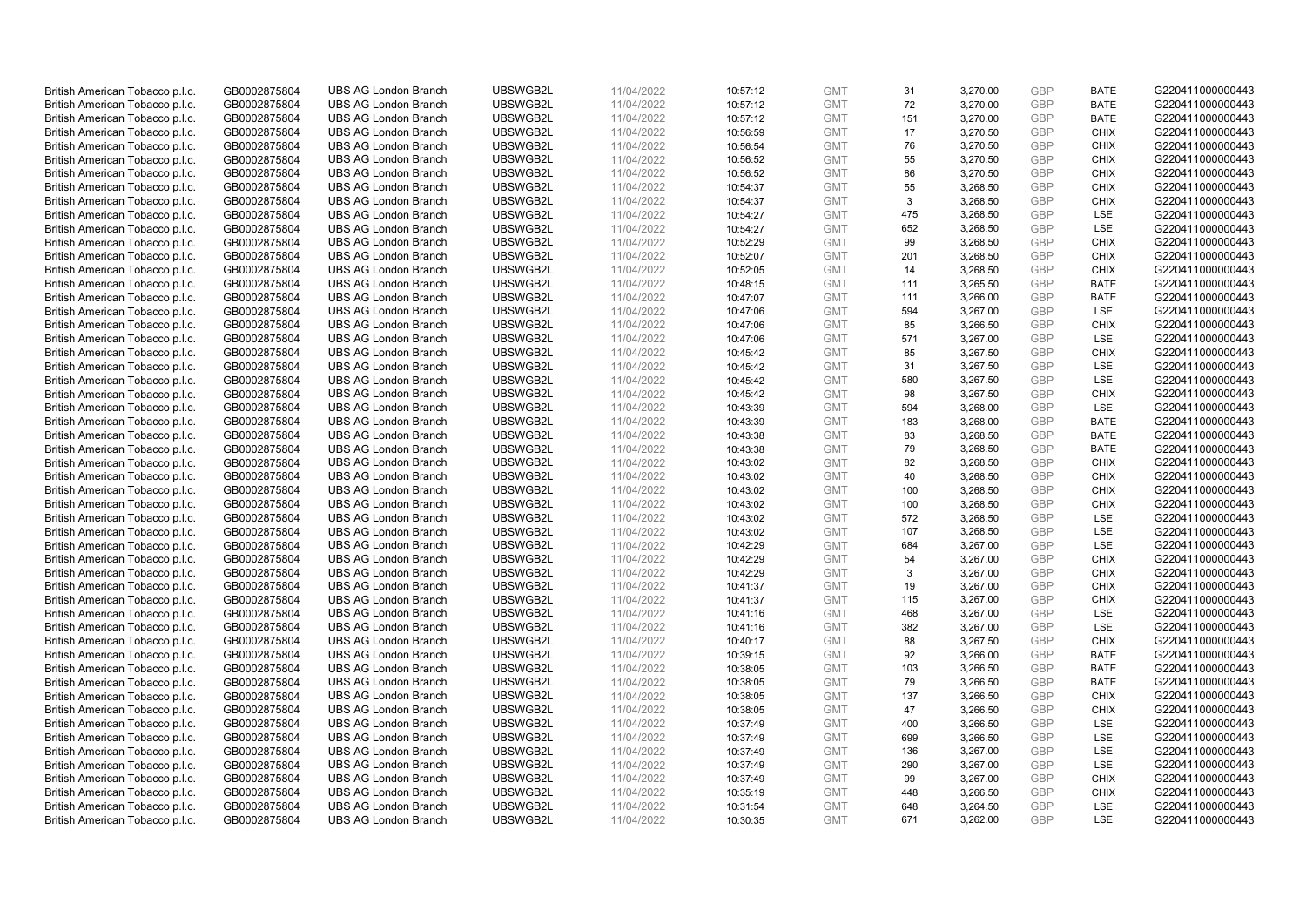| | | | | | | | | | | | |
|---|---|---|---|---|---|---|---|---|---|---|---|
| British American Tobacco p.l.c. | GB0002875804 | UBS AG London Branch | UBSWGB2L | 11/04/2022 | 10:57:12 | GMT | 31 | 3,270.00 | GBP | BATE | G220411000000443 |
| British American Tobacco p.l.c. | GB0002875804 | UBS AG London Branch | UBSWGB2L | 11/04/2022 | 10:57:12 | GMT | 72 | 3,270.00 | GBP | BATE | G220411000000443 |
| British American Tobacco p.l.c. | GB0002875804 | UBS AG London Branch | UBSWGB2L | 11/04/2022 | 10:57:12 | GMT | 151 | 3,270.00 | GBP | BATE | G220411000000443 |
| British American Tobacco p.l.c. | GB0002875804 | UBS AG London Branch | UBSWGB2L | 11/04/2022 | 10:56:59 | GMT | 17 | 3,270.50 | GBP | CHIX | G220411000000443 |
| British American Tobacco p.l.c. | GB0002875804 | UBS AG London Branch | UBSWGB2L | 11/04/2022 | 10:56:54 | GMT | 76 | 3,270.50 | GBP | CHIX | G220411000000443 |
| British American Tobacco p.l.c. | GB0002875804 | UBS AG London Branch | UBSWGB2L | 11/04/2022 | 10:56:52 | GMT | 55 | 3,270.50 | GBP | CHIX | G220411000000443 |
| British American Tobacco p.l.c. | GB0002875804 | UBS AG London Branch | UBSWGB2L | 11/04/2022 | 10:56:52 | GMT | 86 | 3,270.50 | GBP | CHIX | G220411000000443 |
| British American Tobacco p.l.c. | GB0002875804 | UBS AG London Branch | UBSWGB2L | 11/04/2022 | 10:54:37 | GMT | 55 | 3,268.50 | GBP | CHIX | G220411000000443 |
| British American Tobacco p.l.c. | GB0002875804 | UBS AG London Branch | UBSWGB2L | 11/04/2022 | 10:54:37 | GMT | 3 | 3,268.50 | GBP | CHIX | G220411000000443 |
| British American Tobacco p.l.c. | GB0002875804 | UBS AG London Branch | UBSWGB2L | 11/04/2022 | 10:54:27 | GMT | 475 | 3,268.50 | GBP | LSE | G220411000000443 |
| British American Tobacco p.l.c. | GB0002875804 | UBS AG London Branch | UBSWGB2L | 11/04/2022 | 10:54:27 | GMT | 652 | 3,268.50 | GBP | LSE | G220411000000443 |
| British American Tobacco p.l.c. | GB0002875804 | UBS AG London Branch | UBSWGB2L | 11/04/2022 | 10:52:29 | GMT | 99 | 3,268.50 | GBP | CHIX | G220411000000443 |
| British American Tobacco p.l.c. | GB0002875804 | UBS AG London Branch | UBSWGB2L | 11/04/2022 | 10:52:07 | GMT | 201 | 3,268.50 | GBP | CHIX | G220411000000443 |
| British American Tobacco p.l.c. | GB0002875804 | UBS AG London Branch | UBSWGB2L | 11/04/2022 | 10:52:05 | GMT | 14 | 3,268.50 | GBP | CHIX | G220411000000443 |
| British American Tobacco p.l.c. | GB0002875804 | UBS AG London Branch | UBSWGB2L | 11/04/2022 | 10:48:15 | GMT | 111 | 3,265.50 | GBP | BATE | G220411000000443 |
| British American Tobacco p.l.c. | GB0002875804 | UBS AG London Branch | UBSWGB2L | 11/04/2022 | 10:47:07 | GMT | 111 | 3,266.00 | GBP | BATE | G220411000000443 |
| British American Tobacco p.l.c. | GB0002875804 | UBS AG London Branch | UBSWGB2L | 11/04/2022 | 10:47:06 | GMT | 594 | 3,267.00 | GBP | LSE | G220411000000443 |
| British American Tobacco p.l.c. | GB0002875804 | UBS AG London Branch | UBSWGB2L | 11/04/2022 | 10:47:06 | GMT | 85 | 3,266.50 | GBP | CHIX | G220411000000443 |
| British American Tobacco p.l.c. | GB0002875804 | UBS AG London Branch | UBSWGB2L | 11/04/2022 | 10:47:06 | GMT | 571 | 3,267.00 | GBP | LSE | G220411000000443 |
| British American Tobacco p.l.c. | GB0002875804 | UBS AG London Branch | UBSWGB2L | 11/04/2022 | 10:45:42 | GMT | 85 | 3,267.50 | GBP | CHIX | G220411000000443 |
| British American Tobacco p.l.c. | GB0002875804 | UBS AG London Branch | UBSWGB2L | 11/04/2022 | 10:45:42 | GMT | 31 | 3,267.50 | GBP | LSE | G220411000000443 |
| British American Tobacco p.l.c. | GB0002875804 | UBS AG London Branch | UBSWGB2L | 11/04/2022 | 10:45:42 | GMT | 580 | 3,267.50 | GBP | LSE | G220411000000443 |
| British American Tobacco p.l.c. | GB0002875804 | UBS AG London Branch | UBSWGB2L | 11/04/2022 | 10:45:42 | GMT | 98 | 3,267.50 | GBP | CHIX | G220411000000443 |
| British American Tobacco p.l.c. | GB0002875804 | UBS AG London Branch | UBSWGB2L | 11/04/2022 | 10:43:39 | GMT | 594 | 3,268.00 | GBP | LSE | G220411000000443 |
| British American Tobacco p.l.c. | GB0002875804 | UBS AG London Branch | UBSWGB2L | 11/04/2022 | 10:43:39 | GMT | 183 | 3,268.00 | GBP | BATE | G220411000000443 |
| British American Tobacco p.l.c. | GB0002875804 | UBS AG London Branch | UBSWGB2L | 11/04/2022 | 10:43:38 | GMT | 83 | 3,268.50 | GBP | BATE | G220411000000443 |
| British American Tobacco p.l.c. | GB0002875804 | UBS AG London Branch | UBSWGB2L | 11/04/2022 | 10:43:38 | GMT | 79 | 3,268.50 | GBP | BATE | G220411000000443 |
| British American Tobacco p.l.c. | GB0002875804 | UBS AG London Branch | UBSWGB2L | 11/04/2022 | 10:43:02 | GMT | 82 | 3,268.50 | GBP | CHIX | G220411000000443 |
| British American Tobacco p.l.c. | GB0002875804 | UBS AG London Branch | UBSWGB2L | 11/04/2022 | 10:43:02 | GMT | 40 | 3,268.50 | GBP | CHIX | G220411000000443 |
| British American Tobacco p.l.c. | GB0002875804 | UBS AG London Branch | UBSWGB2L | 11/04/2022 | 10:43:02 | GMT | 100 | 3,268.50 | GBP | CHIX | G220411000000443 |
| British American Tobacco p.l.c. | GB0002875804 | UBS AG London Branch | UBSWGB2L | 11/04/2022 | 10:43:02 | GMT | 100 | 3,268.50 | GBP | CHIX | G220411000000443 |
| British American Tobacco p.l.c. | GB0002875804 | UBS AG London Branch | UBSWGB2L | 11/04/2022 | 10:43:02 | GMT | 572 | 3,268.50 | GBP | LSE | G220411000000443 |
| British American Tobacco p.l.c. | GB0002875804 | UBS AG London Branch | UBSWGB2L | 11/04/2022 | 10:43:02 | GMT | 107 | 3,268.50 | GBP | LSE | G220411000000443 |
| British American Tobacco p.l.c. | GB0002875804 | UBS AG London Branch | UBSWGB2L | 11/04/2022 | 10:42:29 | GMT | 684 | 3,267.00 | GBP | LSE | G220411000000443 |
| British American Tobacco p.l.c. | GB0002875804 | UBS AG London Branch | UBSWGB2L | 11/04/2022 | 10:42:29 | GMT | 54 | 3,267.00 | GBP | CHIX | G220411000000443 |
| British American Tobacco p.l.c. | GB0002875804 | UBS AG London Branch | UBSWGB2L | 11/04/2022 | 10:42:29 | GMT | 3 | 3,267.00 | GBP | CHIX | G220411000000443 |
| British American Tobacco p.l.c. | GB0002875804 | UBS AG London Branch | UBSWGB2L | 11/04/2022 | 10:41:37 | GMT | 19 | 3,267.00 | GBP | CHIX | G220411000000443 |
| British American Tobacco p.l.c. | GB0002875804 | UBS AG London Branch | UBSWGB2L | 11/04/2022 | 10:41:37 | GMT | 115 | 3,267.00 | GBP | CHIX | G220411000000443 |
| British American Tobacco p.l.c. | GB0002875804 | UBS AG London Branch | UBSWGB2L | 11/04/2022 | 10:41:16 | GMT | 468 | 3,267.00 | GBP | LSE | G220411000000443 |
| British American Tobacco p.l.c. | GB0002875804 | UBS AG London Branch | UBSWGB2L | 11/04/2022 | 10:41:16 | GMT | 382 | 3,267.00 | GBP | LSE | G220411000000443 |
| British American Tobacco p.l.c. | GB0002875804 | UBS AG London Branch | UBSWGB2L | 11/04/2022 | 10:40:17 | GMT | 88 | 3,267.50 | GBP | CHIX | G220411000000443 |
| British American Tobacco p.l.c. | GB0002875804 | UBS AG London Branch | UBSWGB2L | 11/04/2022 | 10:39:15 | GMT | 92 | 3,266.00 | GBP | BATE | G220411000000443 |
| British American Tobacco p.l.c. | GB0002875804 | UBS AG London Branch | UBSWGB2L | 11/04/2022 | 10:38:05 | GMT | 103 | 3,266.50 | GBP | BATE | G220411000000443 |
| British American Tobacco p.l.c. | GB0002875804 | UBS AG London Branch | UBSWGB2L | 11/04/2022 | 10:38:05 | GMT | 79 | 3,266.50 | GBP | BATE | G220411000000443 |
| British American Tobacco p.l.c. | GB0002875804 | UBS AG London Branch | UBSWGB2L | 11/04/2022 | 10:38:05 | GMT | 137 | 3,266.50 | GBP | CHIX | G220411000000443 |
| British American Tobacco p.l.c. | GB0002875804 | UBS AG London Branch | UBSWGB2L | 11/04/2022 | 10:38:05 | GMT | 47 | 3,266.50 | GBP | CHIX | G220411000000443 |
| British American Tobacco p.l.c. | GB0002875804 | UBS AG London Branch | UBSWGB2L | 11/04/2022 | 10:37:49 | GMT | 400 | 3,266.50 | GBP | LSE | G220411000000443 |
| British American Tobacco p.l.c. | GB0002875804 | UBS AG London Branch | UBSWGB2L | 11/04/2022 | 10:37:49 | GMT | 699 | 3,266.50 | GBP | LSE | G220411000000443 |
| British American Tobacco p.l.c. | GB0002875804 | UBS AG London Branch | UBSWGB2L | 11/04/2022 | 10:37:49 | GMT | 136 | 3,267.00 | GBP | LSE | G220411000000443 |
| British American Tobacco p.l.c. | GB0002875804 | UBS AG London Branch | UBSWGB2L | 11/04/2022 | 10:37:49 | GMT | 290 | 3,267.00 | GBP | LSE | G220411000000443 |
| British American Tobacco p.l.c. | GB0002875804 | UBS AG London Branch | UBSWGB2L | 11/04/2022 | 10:37:49 | GMT | 99 | 3,267.00 | GBP | CHIX | G220411000000443 |
| British American Tobacco p.l.c. | GB0002875804 | UBS AG London Branch | UBSWGB2L | 11/04/2022 | 10:35:19 | GMT | 448 | 3,266.50 | GBP | CHIX | G220411000000443 |
| British American Tobacco p.l.c. | GB0002875804 | UBS AG London Branch | UBSWGB2L | 11/04/2022 | 10:31:54 | GMT | 648 | 3,264.50 | GBP | LSE | G220411000000443 |
| British American Tobacco p.l.c. | GB0002875804 | UBS AG London Branch | UBSWGB2L | 11/04/2022 | 10:30:35 | GMT | 671 | 3,262.00 | GBP | LSE | G220411000000443 |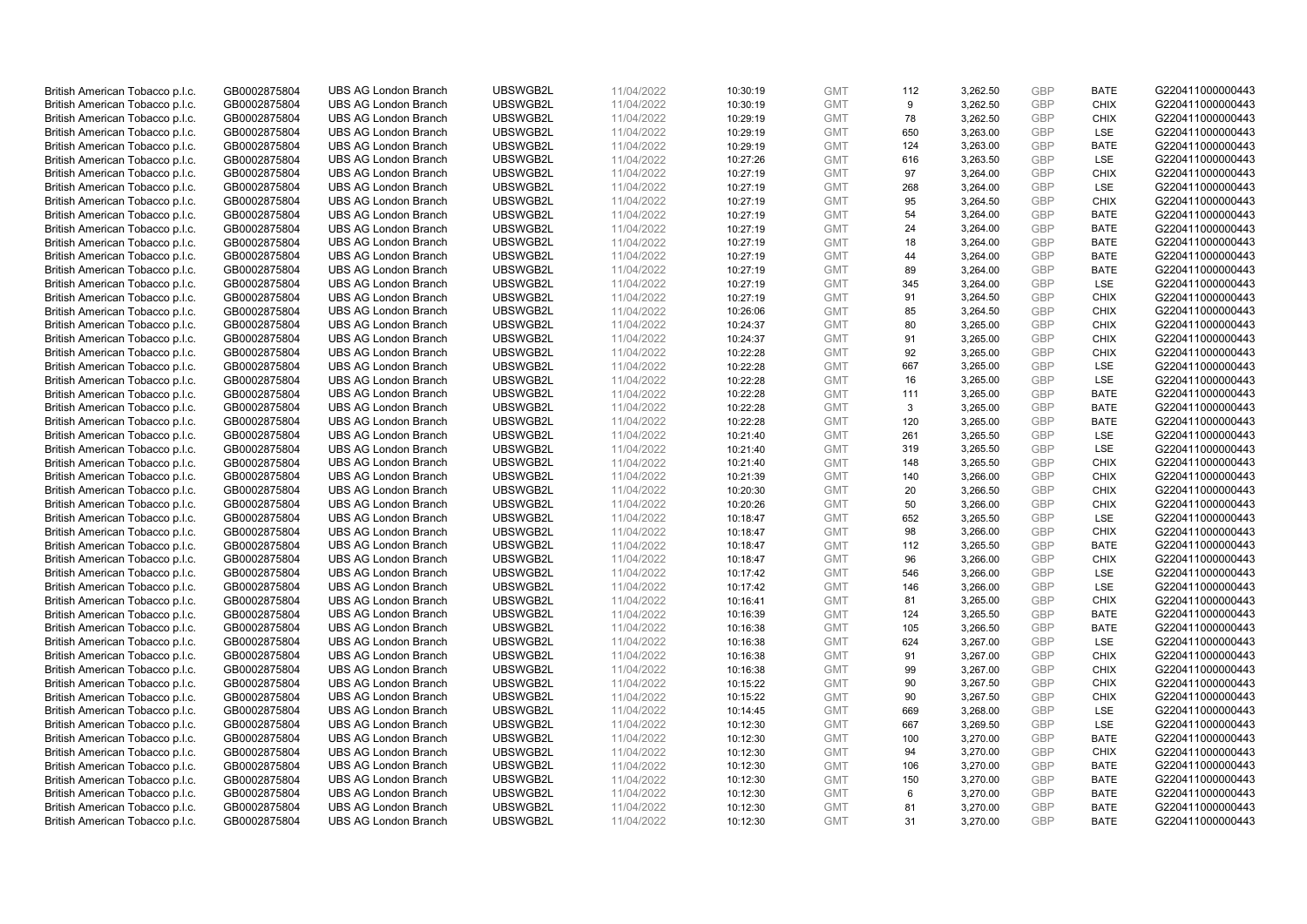| | | | | | | | | | | | |
|---|---|---|---|---|---|---|---|---|---|---|---|
| British American Tobacco p.l.c. | GB0002875804 | UBS AG London Branch | UBSWGB2L | 11/04/2022 | 10:30:19 | GMT | 112 | 3,262.50 | GBP | BATE | G220411000000443 |
| British American Tobacco p.l.c. | GB0002875804 | UBS AG London Branch | UBSWGB2L | 11/04/2022 | 10:30:19 | GMT | 9 | 3,262.50 | GBP | CHIX | G220411000000443 |
| British American Tobacco p.l.c. | GB0002875804 | UBS AG London Branch | UBSWGB2L | 11/04/2022 | 10:29:19 | GMT | 78 | 3,262.50 | GBP | CHIX | G220411000000443 |
| British American Tobacco p.l.c. | GB0002875804 | UBS AG London Branch | UBSWGB2L | 11/04/2022 | 10:29:19 | GMT | 650 | 3,263.00 | GBP | LSE | G220411000000443 |
| British American Tobacco p.l.c. | GB0002875804 | UBS AG London Branch | UBSWGB2L | 11/04/2022 | 10:29:19 | GMT | 124 | 3,263.00 | GBP | BATE | G220411000000443 |
| British American Tobacco p.l.c. | GB0002875804 | UBS AG London Branch | UBSWGB2L | 11/04/2022 | 10:27:26 | GMT | 616 | 3,263.50 | GBP | LSE | G220411000000443 |
| British American Tobacco p.l.c. | GB0002875804 | UBS AG London Branch | UBSWGB2L | 11/04/2022 | 10:27:19 | GMT | 97 | 3,264.00 | GBP | CHIX | G220411000000443 |
| British American Tobacco p.l.c. | GB0002875804 | UBS AG London Branch | UBSWGB2L | 11/04/2022 | 10:27:19 | GMT | 268 | 3,264.00 | GBP | LSE | G220411000000443 |
| British American Tobacco p.l.c. | GB0002875804 | UBS AG London Branch | UBSWGB2L | 11/04/2022 | 10:27:19 | GMT | 95 | 3,264.50 | GBP | CHIX | G220411000000443 |
| British American Tobacco p.l.c. | GB0002875804 | UBS AG London Branch | UBSWGB2L | 11/04/2022 | 10:27:19 | GMT | 54 | 3,264.00 | GBP | BATE | G220411000000443 |
| British American Tobacco p.l.c. | GB0002875804 | UBS AG London Branch | UBSWGB2L | 11/04/2022 | 10:27:19 | GMT | 24 | 3,264.00 | GBP | BATE | G220411000000443 |
| British American Tobacco p.l.c. | GB0002875804 | UBS AG London Branch | UBSWGB2L | 11/04/2022 | 10:27:19 | GMT | 18 | 3,264.00 | GBP | BATE | G220411000000443 |
| British American Tobacco p.l.c. | GB0002875804 | UBS AG London Branch | UBSWGB2L | 11/04/2022 | 10:27:19 | GMT | 44 | 3,264.00 | GBP | BATE | G220411000000443 |
| British American Tobacco p.l.c. | GB0002875804 | UBS AG London Branch | UBSWGB2L | 11/04/2022 | 10:27:19 | GMT | 89 | 3,264.00 | GBP | BATE | G220411000000443 |
| British American Tobacco p.l.c. | GB0002875804 | UBS AG London Branch | UBSWGB2L | 11/04/2022 | 10:27:19 | GMT | 345 | 3,264.00 | GBP | LSE | G220411000000443 |
| British American Tobacco p.l.c. | GB0002875804 | UBS AG London Branch | UBSWGB2L | 11/04/2022 | 10:27:19 | GMT | 91 | 3,264.50 | GBP | CHIX | G220411000000443 |
| British American Tobacco p.l.c. | GB0002875804 | UBS AG London Branch | UBSWGB2L | 11/04/2022 | 10:26:06 | GMT | 85 | 3,264.50 | GBP | CHIX | G220411000000443 |
| British American Tobacco p.l.c. | GB0002875804 | UBS AG London Branch | UBSWGB2L | 11/04/2022 | 10:24:37 | GMT | 80 | 3,265.00 | GBP | CHIX | G220411000000443 |
| British American Tobacco p.l.c. | GB0002875804 | UBS AG London Branch | UBSWGB2L | 11/04/2022 | 10:24:37 | GMT | 91 | 3,265.00 | GBP | CHIX | G220411000000443 |
| British American Tobacco p.l.c. | GB0002875804 | UBS AG London Branch | UBSWGB2L | 11/04/2022 | 10:22:28 | GMT | 92 | 3,265.00 | GBP | CHIX | G220411000000443 |
| British American Tobacco p.l.c. | GB0002875804 | UBS AG London Branch | UBSWGB2L | 11/04/2022 | 10:22:28 | GMT | 667 | 3,265.00 | GBP | LSE | G220411000000443 |
| British American Tobacco p.l.c. | GB0002875804 | UBS AG London Branch | UBSWGB2L | 11/04/2022 | 10:22:28 | GMT | 16 | 3,265.00 | GBP | LSE | G220411000000443 |
| British American Tobacco p.l.c. | GB0002875804 | UBS AG London Branch | UBSWGB2L | 11/04/2022 | 10:22:28 | GMT | 111 | 3,265.00 | GBP | BATE | G220411000000443 |
| British American Tobacco p.l.c. | GB0002875804 | UBS AG London Branch | UBSWGB2L | 11/04/2022 | 10:22:28 | GMT | 3 | 3,265.00 | GBP | BATE | G220411000000443 |
| British American Tobacco p.l.c. | GB0002875804 | UBS AG London Branch | UBSWGB2L | 11/04/2022 | 10:22:28 | GMT | 120 | 3,265.00 | GBP | BATE | G220411000000443 |
| British American Tobacco p.l.c. | GB0002875804 | UBS AG London Branch | UBSWGB2L | 11/04/2022 | 10:21:40 | GMT | 261 | 3,265.50 | GBP | LSE | G220411000000443 |
| British American Tobacco p.l.c. | GB0002875804 | UBS AG London Branch | UBSWGB2L | 11/04/2022 | 10:21:40 | GMT | 319 | 3,265.50 | GBP | LSE | G220411000000443 |
| British American Tobacco p.l.c. | GB0002875804 | UBS AG London Branch | UBSWGB2L | 11/04/2022 | 10:21:40 | GMT | 148 | 3,265.50 | GBP | CHIX | G220411000000443 |
| British American Tobacco p.l.c. | GB0002875804 | UBS AG London Branch | UBSWGB2L | 11/04/2022 | 10:21:39 | GMT | 140 | 3,266.00 | GBP | CHIX | G220411000000443 |
| British American Tobacco p.l.c. | GB0002875804 | UBS AG London Branch | UBSWGB2L | 11/04/2022 | 10:20:30 | GMT | 20 | 3,266.50 | GBP | CHIX | G220411000000443 |
| British American Tobacco p.l.c. | GB0002875804 | UBS AG London Branch | UBSWGB2L | 11/04/2022 | 10:20:26 | GMT | 50 | 3,266.00 | GBP | CHIX | G220411000000443 |
| British American Tobacco p.l.c. | GB0002875804 | UBS AG London Branch | UBSWGB2L | 11/04/2022 | 10:18:47 | GMT | 652 | 3,265.50 | GBP | LSE | G220411000000443 |
| British American Tobacco p.l.c. | GB0002875804 | UBS AG London Branch | UBSWGB2L | 11/04/2022 | 10:18:47 | GMT | 98 | 3,266.00 | GBP | CHIX | G220411000000443 |
| British American Tobacco p.l.c. | GB0002875804 | UBS AG London Branch | UBSWGB2L | 11/04/2022 | 10:18:47 | GMT | 112 | 3,265.50 | GBP | BATE | G220411000000443 |
| British American Tobacco p.l.c. | GB0002875804 | UBS AG London Branch | UBSWGB2L | 11/04/2022 | 10:18:47 | GMT | 96 | 3,266.00 | GBP | CHIX | G220411000000443 |
| British American Tobacco p.l.c. | GB0002875804 | UBS AG London Branch | UBSWGB2L | 11/04/2022 | 10:17:42 | GMT | 546 | 3,266.00 | GBP | LSE | G220411000000443 |
| British American Tobacco p.l.c. | GB0002875804 | UBS AG London Branch | UBSWGB2L | 11/04/2022 | 10:17:42 | GMT | 146 | 3,266.00 | GBP | LSE | G220411000000443 |
| British American Tobacco p.l.c. | GB0002875804 | UBS AG London Branch | UBSWGB2L | 11/04/2022 | 10:16:41 | GMT | 81 | 3,265.00 | GBP | CHIX | G220411000000443 |
| British American Tobacco p.l.c. | GB0002875804 | UBS AG London Branch | UBSWGB2L | 11/04/2022 | 10:16:39 | GMT | 124 | 3,265.50 | GBP | BATE | G220411000000443 |
| British American Tobacco p.l.c. | GB0002875804 | UBS AG London Branch | UBSWGB2L | 11/04/2022 | 10:16:38 | GMT | 105 | 3,266.50 | GBP | BATE | G220411000000443 |
| British American Tobacco p.l.c. | GB0002875804 | UBS AG London Branch | UBSWGB2L | 11/04/2022 | 10:16:38 | GMT | 624 | 3,267.00 | GBP | LSE | G220411000000443 |
| British American Tobacco p.l.c. | GB0002875804 | UBS AG London Branch | UBSWGB2L | 11/04/2022 | 10:16:38 | GMT | 91 | 3,267.00 | GBP | CHIX | G220411000000443 |
| British American Tobacco p.l.c. | GB0002875804 | UBS AG London Branch | UBSWGB2L | 11/04/2022 | 10:16:38 | GMT | 99 | 3,267.00 | GBP | CHIX | G220411000000443 |
| British American Tobacco p.l.c. | GB0002875804 | UBS AG London Branch | UBSWGB2L | 11/04/2022 | 10:15:22 | GMT | 90 | 3,267.50 | GBP | CHIX | G220411000000443 |
| British American Tobacco p.l.c. | GB0002875804 | UBS AG London Branch | UBSWGB2L | 11/04/2022 | 10:15:22 | GMT | 90 | 3,267.50 | GBP | CHIX | G220411000000443 |
| British American Tobacco p.l.c. | GB0002875804 | UBS AG London Branch | UBSWGB2L | 11/04/2022 | 10:14:45 | GMT | 669 | 3,268.00 | GBP | LSE | G220411000000443 |
| British American Tobacco p.l.c. | GB0002875804 | UBS AG London Branch | UBSWGB2L | 11/04/2022 | 10:12:30 | GMT | 667 | 3,269.50 | GBP | LSE | G220411000000443 |
| British American Tobacco p.l.c. | GB0002875804 | UBS AG London Branch | UBSWGB2L | 11/04/2022 | 10:12:30 | GMT | 100 | 3,270.00 | GBP | BATE | G220411000000443 |
| British American Tobacco p.l.c. | GB0002875804 | UBS AG London Branch | UBSWGB2L | 11/04/2022 | 10:12:30 | GMT | 94 | 3,270.00 | GBP | CHIX | G220411000000443 |
| British American Tobacco p.l.c. | GB0002875804 | UBS AG London Branch | UBSWGB2L | 11/04/2022 | 10:12:30 | GMT | 106 | 3,270.00 | GBP | BATE | G220411000000443 |
| British American Tobacco p.l.c. | GB0002875804 | UBS AG London Branch | UBSWGB2L | 11/04/2022 | 10:12:30 | GMT | 150 | 3,270.00 | GBP | BATE | G220411000000443 |
| British American Tobacco p.l.c. | GB0002875804 | UBS AG London Branch | UBSWGB2L | 11/04/2022 | 10:12:30 | GMT | 6 | 3,270.00 | GBP | BATE | G220411000000443 |
| British American Tobacco p.l.c. | GB0002875804 | UBS AG London Branch | UBSWGB2L | 11/04/2022 | 10:12:30 | GMT | 81 | 3,270.00 | GBP | BATE | G220411000000443 |
| British American Tobacco p.l.c. | GB0002875804 | UBS AG London Branch | UBSWGB2L | 11/04/2022 | 10:12:30 | GMT | 31 | 3,270.00 | GBP | BATE | G220411000000443 |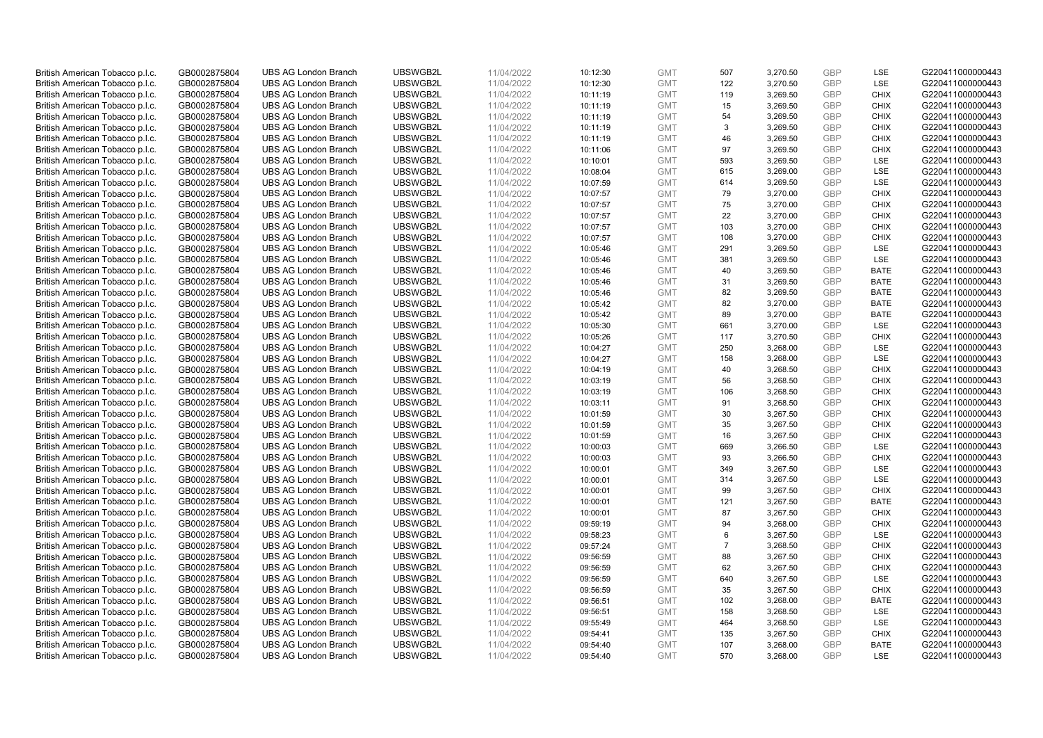| | | | | | | | | | | | |
|---|---|---|---|---|---|---|---|---|---|---|---|
| British American Tobacco p.l.c. | GB0002875804 | UBS AG London Branch | UBSWGB2L | 11/04/2022 | 10:12:30 | GMT | 507 | 3,270.50 | GBP | LSE | G220411000000443 |
| British American Tobacco p.l.c. | GB0002875804 | UBS AG London Branch | UBSWGB2L | 11/04/2022 | 10:12:30 | GMT | 122 | 3,270.50 | GBP | LSE | G220411000000443 |
| British American Tobacco p.l.c. | GB0002875804 | UBS AG London Branch | UBSWGB2L | 11/04/2022 | 10:11:19 | GMT | 119 | 3,269.50 | GBP | CHIX | G220411000000443 |
| British American Tobacco p.l.c. | GB0002875804 | UBS AG London Branch | UBSWGB2L | 11/04/2022 | 10:11:19 | GMT | 15 | 3,269.50 | GBP | CHIX | G220411000000443 |
| British American Tobacco p.l.c. | GB0002875804 | UBS AG London Branch | UBSWGB2L | 11/04/2022 | 10:11:19 | GMT | 54 | 3,269.50 | GBP | CHIX | G220411000000443 |
| British American Tobacco p.l.c. | GB0002875804 | UBS AG London Branch | UBSWGB2L | 11/04/2022 | 10:11:19 | GMT | 3 | 3,269.50 | GBP | CHIX | G220411000000443 |
| British American Tobacco p.l.c. | GB0002875804 | UBS AG London Branch | UBSWGB2L | 11/04/2022 | 10:11:19 | GMT | 46 | 3,269.50 | GBP | CHIX | G220411000000443 |
| British American Tobacco p.l.c. | GB0002875804 | UBS AG London Branch | UBSWGB2L | 11/04/2022 | 10:11:06 | GMT | 97 | 3,269.50 | GBP | CHIX | G220411000000443 |
| British American Tobacco p.l.c. | GB0002875804 | UBS AG London Branch | UBSWGB2L | 11/04/2022 | 10:10:01 | GMT | 593 | 3,269.50 | GBP | LSE | G220411000000443 |
| British American Tobacco p.l.c. | GB0002875804 | UBS AG London Branch | UBSWGB2L | 11/04/2022 | 10:08:04 | GMT | 615 | 3,269.00 | GBP | LSE | G220411000000443 |
| British American Tobacco p.l.c. | GB0002875804 | UBS AG London Branch | UBSWGB2L | 11/04/2022 | 10:07:59 | GMT | 614 | 3,269.50 | GBP | LSE | G220411000000443 |
| British American Tobacco p.l.c. | GB0002875804 | UBS AG London Branch | UBSWGB2L | 11/04/2022 | 10:07:57 | GMT | 79 | 3,270.00 | GBP | CHIX | G220411000000443 |
| British American Tobacco p.l.c. | GB0002875804 | UBS AG London Branch | UBSWGB2L | 11/04/2022 | 10:07:57 | GMT | 75 | 3,270.00 | GBP | CHIX | G220411000000443 |
| British American Tobacco p.l.c. | GB0002875804 | UBS AG London Branch | UBSWGB2L | 11/04/2022 | 10:07:57 | GMT | 22 | 3,270.00 | GBP | CHIX | G220411000000443 |
| British American Tobacco p.l.c. | GB0002875804 | UBS AG London Branch | UBSWGB2L | 11/04/2022 | 10:07:57 | GMT | 103 | 3,270.00 | GBP | CHIX | G220411000000443 |
| British American Tobacco p.l.c. | GB0002875804 | UBS AG London Branch | UBSWGB2L | 11/04/2022 | 10:07:57 | GMT | 108 | 3,270.00 | GBP | CHIX | G220411000000443 |
| British American Tobacco p.l.c. | GB0002875804 | UBS AG London Branch | UBSWGB2L | 11/04/2022 | 10:05:46 | GMT | 291 | 3,269.50 | GBP | LSE | G220411000000443 |
| British American Tobacco p.l.c. | GB0002875804 | UBS AG London Branch | UBSWGB2L | 11/04/2022 | 10:05:46 | GMT | 381 | 3,269.50 | GBP | LSE | G220411000000443 |
| British American Tobacco p.l.c. | GB0002875804 | UBS AG London Branch | UBSWGB2L | 11/04/2022 | 10:05:46 | GMT | 40 | 3,269.50 | GBP | BATE | G220411000000443 |
| British American Tobacco p.l.c. | GB0002875804 | UBS AG London Branch | UBSWGB2L | 11/04/2022 | 10:05:46 | GMT | 31 | 3,269.50 | GBP | BATE | G220411000000443 |
| British American Tobacco p.l.c. | GB0002875804 | UBS AG London Branch | UBSWGB2L | 11/04/2022 | 10:05:46 | GMT | 82 | 3,269.50 | GBP | BATE | G220411000000443 |
| British American Tobacco p.l.c. | GB0002875804 | UBS AG London Branch | UBSWGB2L | 11/04/2022 | 10:05:42 | GMT | 82 | 3,270.00 | GBP | BATE | G220411000000443 |
| British American Tobacco p.l.c. | GB0002875804 | UBS AG London Branch | UBSWGB2L | 11/04/2022 | 10:05:42 | GMT | 89 | 3,270.00 | GBP | BATE | G220411000000443 |
| British American Tobacco p.l.c. | GB0002875804 | UBS AG London Branch | UBSWGB2L | 11/04/2022 | 10:05:30 | GMT | 661 | 3,270.00 | GBP | LSE | G220411000000443 |
| British American Tobacco p.l.c. | GB0002875804 | UBS AG London Branch | UBSWGB2L | 11/04/2022 | 10:05:26 | GMT | 117 | 3,270.50 | GBP | CHIX | G220411000000443 |
| British American Tobacco p.l.c. | GB0002875804 | UBS AG London Branch | UBSWGB2L | 11/04/2022 | 10:04:27 | GMT | 250 | 3,268.00 | GBP | LSE | G220411000000443 |
| British American Tobacco p.l.c. | GB0002875804 | UBS AG London Branch | UBSWGB2L | 11/04/2022 | 10:04:27 | GMT | 158 | 3,268.00 | GBP | LSE | G220411000000443 |
| British American Tobacco p.l.c. | GB0002875804 | UBS AG London Branch | UBSWGB2L | 11/04/2022 | 10:04:19 | GMT | 40 | 3,268.50 | GBP | CHIX | G220411000000443 |
| British American Tobacco p.l.c. | GB0002875804 | UBS AG London Branch | UBSWGB2L | 11/04/2022 | 10:03:19 | GMT | 56 | 3,268.50 | GBP | CHIX | G220411000000443 |
| British American Tobacco p.l.c. | GB0002875804 | UBS AG London Branch | UBSWGB2L | 11/04/2022 | 10:03:19 | GMT | 106 | 3,268.50 | GBP | CHIX | G220411000000443 |
| British American Tobacco p.l.c. | GB0002875804 | UBS AG London Branch | UBSWGB2L | 11/04/2022 | 10:03:11 | GMT | 91 | 3,268.50 | GBP | CHIX | G220411000000443 |
| British American Tobacco p.l.c. | GB0002875804 | UBS AG London Branch | UBSWGB2L | 11/04/2022 | 10:01:59 | GMT | 30 | 3,267.50 | GBP | CHIX | G220411000000443 |
| British American Tobacco p.l.c. | GB0002875804 | UBS AG London Branch | UBSWGB2L | 11/04/2022 | 10:01:59 | GMT | 35 | 3,267.50 | GBP | CHIX | G220411000000443 |
| British American Tobacco p.l.c. | GB0002875804 | UBS AG London Branch | UBSWGB2L | 11/04/2022 | 10:01:59 | GMT | 16 | 3,267.50 | GBP | CHIX | G220411000000443 |
| British American Tobacco p.l.c. | GB0002875804 | UBS AG London Branch | UBSWGB2L | 11/04/2022 | 10:00:03 | GMT | 669 | 3,266.50 | GBP | LSE | G220411000000443 |
| British American Tobacco p.l.c. | GB0002875804 | UBS AG London Branch | UBSWGB2L | 11/04/2022 | 10:00:03 | GMT | 93 | 3,266.50 | GBP | CHIX | G220411000000443 |
| British American Tobacco p.l.c. | GB0002875804 | UBS AG London Branch | UBSWGB2L | 11/04/2022 | 10:00:01 | GMT | 349 | 3,267.50 | GBP | LSE | G220411000000443 |
| British American Tobacco p.l.c. | GB0002875804 | UBS AG London Branch | UBSWGB2L | 11/04/2022 | 10:00:01 | GMT | 314 | 3,267.50 | GBP | LSE | G220411000000443 |
| British American Tobacco p.l.c. | GB0002875804 | UBS AG London Branch | UBSWGB2L | 11/04/2022 | 10:00:01 | GMT | 99 | 3,267.50 | GBP | CHIX | G220411000000443 |
| British American Tobacco p.l.c. | GB0002875804 | UBS AG London Branch | UBSWGB2L | 11/04/2022 | 10:00:01 | GMT | 121 | 3,267.50 | GBP | BATE | G220411000000443 |
| British American Tobacco p.l.c. | GB0002875804 | UBS AG London Branch | UBSWGB2L | 11/04/2022 | 10:00:01 | GMT | 87 | 3,267.50 | GBP | CHIX | G220411000000443 |
| British American Tobacco p.l.c. | GB0002875804 | UBS AG London Branch | UBSWGB2L | 11/04/2022 | 09:59:19 | GMT | 94 | 3,268.00 | GBP | CHIX | G220411000000443 |
| British American Tobacco p.l.c. | GB0002875804 | UBS AG London Branch | UBSWGB2L | 11/04/2022 | 09:58:23 | GMT | 6 | 3,267.50 | GBP | LSE | G220411000000443 |
| British American Tobacco p.l.c. | GB0002875804 | UBS AG London Branch | UBSWGB2L | 11/04/2022 | 09:57:24 | GMT | 7 | 3,268.50 | GBP | CHIX | G220411000000443 |
| British American Tobacco p.l.c. | GB0002875804 | UBS AG London Branch | UBSWGB2L | 11/04/2022 | 09:56:59 | GMT | 88 | 3,267.50 | GBP | CHIX | G220411000000443 |
| British American Tobacco p.l.c. | GB0002875804 | UBS AG London Branch | UBSWGB2L | 11/04/2022 | 09:56:59 | GMT | 62 | 3,267.50 | GBP | CHIX | G220411000000443 |
| British American Tobacco p.l.c. | GB0002875804 | UBS AG London Branch | UBSWGB2L | 11/04/2022 | 09:56:59 | GMT | 640 | 3,267.50 | GBP | LSE | G220411000000443 |
| British American Tobacco p.l.c. | GB0002875804 | UBS AG London Branch | UBSWGB2L | 11/04/2022 | 09:56:59 | GMT | 35 | 3,267.50 | GBP | CHIX | G220411000000443 |
| British American Tobacco p.l.c. | GB0002875804 | UBS AG London Branch | UBSWGB2L | 11/04/2022 | 09:56:51 | GMT | 102 | 3,268.00 | GBP | BATE | G220411000000443 |
| British American Tobacco p.l.c. | GB0002875804 | UBS AG London Branch | UBSWGB2L | 11/04/2022 | 09:56:51 | GMT | 158 | 3,268.50 | GBP | LSE | G220411000000443 |
| British American Tobacco p.l.c. | GB0002875804 | UBS AG London Branch | UBSWGB2L | 11/04/2022 | 09:55:49 | GMT | 464 | 3,268.50 | GBP | LSE | G220411000000443 |
| British American Tobacco p.l.c. | GB0002875804 | UBS AG London Branch | UBSWGB2L | 11/04/2022 | 09:54:41 | GMT | 135 | 3,267.50 | GBP | CHIX | G220411000000443 |
| British American Tobacco p.l.c. | GB0002875804 | UBS AG London Branch | UBSWGB2L | 11/04/2022 | 09:54:40 | GMT | 107 | 3,268.00 | GBP | BATE | G220411000000443 |
| British American Tobacco p.l.c. | GB0002875804 | UBS AG London Branch | UBSWGB2L | 11/04/2022 | 09:54:40 | GMT | 570 | 3,268.00 | GBP | LSE | G220411000000443 |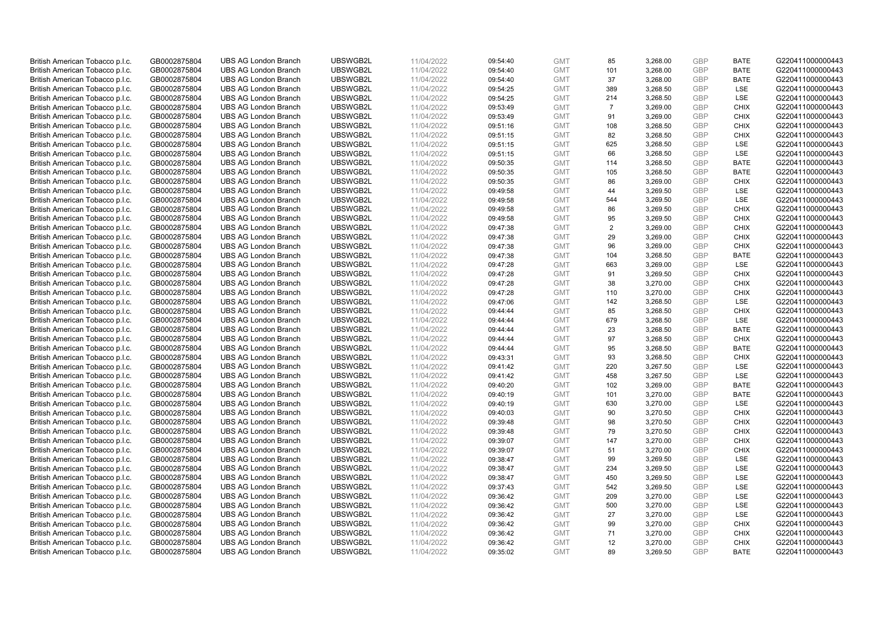| British American Tobacco p.l.c. | GB0002875804 | UBS AG London Branch | UBSWGB2L | 11/04/2022 | 09:54:40 | GMT | 85 | 3,268.00 | GBP | BATE | G220411000000443 |
|---|---|---|---|---|---|---|---|---|---|---|---|
| British American Tobacco p.l.c. | GB0002875804 | UBS AG London Branch | UBSWGB2L | 11/04/2022 | 09:54:40 | GMT | 101 | 3,268.00 | GBP | BATE | G220411000000443 |
| British American Tobacco p.l.c. | GB0002875804 | UBS AG London Branch | UBSWGB2L | 11/04/2022 | 09:54:40 | GMT | 37 | 3,268.00 | GBP | BATE | G220411000000443 |
| British American Tobacco p.l.c. | GB0002875804 | UBS AG London Branch | UBSWGB2L | 11/04/2022 | 09:54:25 | GMT | 389 | 3,268.50 | GBP | LSE | G220411000000443 |
| British American Tobacco p.l.c. | GB0002875804 | UBS AG London Branch | UBSWGB2L | 11/04/2022 | 09:54:25 | GMT | 214 | 3,268.50 | GBP | LSE | G220411000000443 |
| British American Tobacco p.l.c. | GB0002875804 | UBS AG London Branch | UBSWGB2L | 11/04/2022 | 09:53:49 | GMT | 7 | 3,269.00 | GBP | CHIX | G220411000000443 |
| British American Tobacco p.l.c. | GB0002875804 | UBS AG London Branch | UBSWGB2L | 11/04/2022 | 09:53:49 | GMT | 91 | 3,269.00 | GBP | CHIX | G220411000000443 |
| British American Tobacco p.l.c. | GB0002875804 | UBS AG London Branch | UBSWGB2L | 11/04/2022 | 09:51:16 | GMT | 108 | 3,268.50 | GBP | CHIX | G220411000000443 |
| British American Tobacco p.l.c. | GB0002875804 | UBS AG London Branch | UBSWGB2L | 11/04/2022 | 09:51:15 | GMT | 82 | 3,268.50 | GBP | CHIX | G220411000000443 |
| British American Tobacco p.l.c. | GB0002875804 | UBS AG London Branch | UBSWGB2L | 11/04/2022 | 09:51:15 | GMT | 625 | 3,268.50 | GBP | LSE | G220411000000443 |
| British American Tobacco p.l.c. | GB0002875804 | UBS AG London Branch | UBSWGB2L | 11/04/2022 | 09:51:15 | GMT | 66 | 3,268.50 | GBP | LSE | G220411000000443 |
| British American Tobacco p.l.c. | GB0002875804 | UBS AG London Branch | UBSWGB2L | 11/04/2022 | 09:50:35 | GMT | 114 | 3,268.50 | GBP | BATE | G220411000000443 |
| British American Tobacco p.l.c. | GB0002875804 | UBS AG London Branch | UBSWGB2L | 11/04/2022 | 09:50:35 | GMT | 105 | 3,268.50 | GBP | BATE | G220411000000443 |
| British American Tobacco p.l.c. | GB0002875804 | UBS AG London Branch | UBSWGB2L | 11/04/2022 | 09:50:35 | GMT | 86 | 3,269.00 | GBP | CHIX | G220411000000443 |
| British American Tobacco p.l.c. | GB0002875804 | UBS AG London Branch | UBSWGB2L | 11/04/2022 | 09:49:58 | GMT | 44 | 3,269.50 | GBP | LSE | G220411000000443 |
| British American Tobacco p.l.c. | GB0002875804 | UBS AG London Branch | UBSWGB2L | 11/04/2022 | 09:49:58 | GMT | 544 | 3,269.50 | GBP | LSE | G220411000000443 |
| British American Tobacco p.l.c. | GB0002875804 | UBS AG London Branch | UBSWGB2L | 11/04/2022 | 09:49:58 | GMT | 86 | 3,269.50 | GBP | CHIX | G220411000000443 |
| British American Tobacco p.l.c. | GB0002875804 | UBS AG London Branch | UBSWGB2L | 11/04/2022 | 09:49:58 | GMT | 95 | 3,269.50 | GBP | CHIX | G220411000000443 |
| British American Tobacco p.l.c. | GB0002875804 | UBS AG London Branch | UBSWGB2L | 11/04/2022 | 09:47:38 | GMT | 2 | 3,269.00 | GBP | CHIX | G220411000000443 |
| British American Tobacco p.l.c. | GB0002875804 | UBS AG London Branch | UBSWGB2L | 11/04/2022 | 09:47:38 | GMT | 29 | 3,269.00 | GBP | CHIX | G220411000000443 |
| British American Tobacco p.l.c. | GB0002875804 | UBS AG London Branch | UBSWGB2L | 11/04/2022 | 09:47:38 | GMT | 96 | 3,269.00 | GBP | CHIX | G220411000000443 |
| British American Tobacco p.l.c. | GB0002875804 | UBS AG London Branch | UBSWGB2L | 11/04/2022 | 09:47:38 | GMT | 104 | 3,268.50 | GBP | BATE | G220411000000443 |
| British American Tobacco p.l.c. | GB0002875804 | UBS AG London Branch | UBSWGB2L | 11/04/2022 | 09:47:28 | GMT | 663 | 3,269.00 | GBP | LSE | G220411000000443 |
| British American Tobacco p.l.c. | GB0002875804 | UBS AG London Branch | UBSWGB2L | 11/04/2022 | 09:47:28 | GMT | 91 | 3,269.50 | GBP | CHIX | G220411000000443 |
| British American Tobacco p.l.c. | GB0002875804 | UBS AG London Branch | UBSWGB2L | 11/04/2022 | 09:47:28 | GMT | 38 | 3,270.00 | GBP | CHIX | G220411000000443 |
| British American Tobacco p.l.c. | GB0002875804 | UBS AG London Branch | UBSWGB2L | 11/04/2022 | 09:47:28 | GMT | 110 | 3,270.00 | GBP | CHIX | G220411000000443 |
| British American Tobacco p.l.c. | GB0002875804 | UBS AG London Branch | UBSWGB2L | 11/04/2022 | 09:47:06 | GMT | 142 | 3,268.50 | GBP | LSE | G220411000000443 |
| British American Tobacco p.l.c. | GB0002875804 | UBS AG London Branch | UBSWGB2L | 11/04/2022 | 09:44:44 | GMT | 85 | 3,268.50 | GBP | CHIX | G220411000000443 |
| British American Tobacco p.l.c. | GB0002875804 | UBS AG London Branch | UBSWGB2L | 11/04/2022 | 09:44:44 | GMT | 679 | 3,268.50 | GBP | LSE | G220411000000443 |
| British American Tobacco p.l.c. | GB0002875804 | UBS AG London Branch | UBSWGB2L | 11/04/2022 | 09:44:44 | GMT | 23 | 3,268.50 | GBP | BATE | G220411000000443 |
| British American Tobacco p.l.c. | GB0002875804 | UBS AG London Branch | UBSWGB2L | 11/04/2022 | 09:44:44 | GMT | 97 | 3,268.50 | GBP | CHIX | G220411000000443 |
| British American Tobacco p.l.c. | GB0002875804 | UBS AG London Branch | UBSWGB2L | 11/04/2022 | 09:44:44 | GMT | 95 | 3,268.50 | GBP | BATE | G220411000000443 |
| British American Tobacco p.l.c. | GB0002875804 | UBS AG London Branch | UBSWGB2L | 11/04/2022 | 09:43:31 | GMT | 93 | 3,268.50 | GBP | CHIX | G220411000000443 |
| British American Tobacco p.l.c. | GB0002875804 | UBS AG London Branch | UBSWGB2L | 11/04/2022 | 09:41:42 | GMT | 220 | 3,267.50 | GBP | LSE | G220411000000443 |
| British American Tobacco p.l.c. | GB0002875804 | UBS AG London Branch | UBSWGB2L | 11/04/2022 | 09:41:42 | GMT | 458 | 3,267.50 | GBP | LSE | G220411000000443 |
| British American Tobacco p.l.c. | GB0002875804 | UBS AG London Branch | UBSWGB2L | 11/04/2022 | 09:40:20 | GMT | 102 | 3,269.00 | GBP | BATE | G220411000000443 |
| British American Tobacco p.l.c. | GB0002875804 | UBS AG London Branch | UBSWGB2L | 11/04/2022 | 09:40:19 | GMT | 101 | 3,270.00 | GBP | BATE | G220411000000443 |
| British American Tobacco p.l.c. | GB0002875804 | UBS AG London Branch | UBSWGB2L | 11/04/2022 | 09:40:19 | GMT | 630 | 3,270.00 | GBP | LSE | G220411000000443 |
| British American Tobacco p.l.c. | GB0002875804 | UBS AG London Branch | UBSWGB2L | 11/04/2022 | 09:40:03 | GMT | 90 | 3,270.50 | GBP | CHIX | G220411000000443 |
| British American Tobacco p.l.c. | GB0002875804 | UBS AG London Branch | UBSWGB2L | 11/04/2022 | 09:39:48 | GMT | 98 | 3,270.50 | GBP | CHIX | G220411000000443 |
| British American Tobacco p.l.c. | GB0002875804 | UBS AG London Branch | UBSWGB2L | 11/04/2022 | 09:39:48 | GMT | 79 | 3,270.50 | GBP | CHIX | G220411000000443 |
| British American Tobacco p.l.c. | GB0002875804 | UBS AG London Branch | UBSWGB2L | 11/04/2022 | 09:39:07 | GMT | 147 | 3,270.00 | GBP | CHIX | G220411000000443 |
| British American Tobacco p.l.c. | GB0002875804 | UBS AG London Branch | UBSWGB2L | 11/04/2022 | 09:39:07 | GMT | 51 | 3,270.00 | GBP | CHIX | G220411000000443 |
| British American Tobacco p.l.c. | GB0002875804 | UBS AG London Branch | UBSWGB2L | 11/04/2022 | 09:38:47 | GMT | 99 | 3,269.50 | GBP | LSE | G220411000000443 |
| British American Tobacco p.l.c. | GB0002875804 | UBS AG London Branch | UBSWGB2L | 11/04/2022 | 09:38:47 | GMT | 234 | 3,269.50 | GBP | LSE | G220411000000443 |
| British American Tobacco p.l.c. | GB0002875804 | UBS AG London Branch | UBSWGB2L | 11/04/2022 | 09:38:47 | GMT | 450 | 3,269.50 | GBP | LSE | G220411000000443 |
| British American Tobacco p.l.c. | GB0002875804 | UBS AG London Branch | UBSWGB2L | 11/04/2022 | 09:37:43 | GMT | 542 | 3,269.50 | GBP | LSE | G220411000000443 |
| British American Tobacco p.l.c. | GB0002875804 | UBS AG London Branch | UBSWGB2L | 11/04/2022 | 09:36:42 | GMT | 209 | 3,270.00 | GBP | LSE | G220411000000443 |
| British American Tobacco p.l.c. | GB0002875804 | UBS AG London Branch | UBSWGB2L | 11/04/2022 | 09:36:42 | GMT | 500 | 3,270.00 | GBP | LSE | G220411000000443 |
| British American Tobacco p.l.c. | GB0002875804 | UBS AG London Branch | UBSWGB2L | 11/04/2022 | 09:36:42 | GMT | 27 | 3,270.00 | GBP | LSE | G220411000000443 |
| British American Tobacco p.l.c. | GB0002875804 | UBS AG London Branch | UBSWGB2L | 11/04/2022 | 09:36:42 | GMT | 99 | 3,270.00 | GBP | CHIX | G220411000000443 |
| British American Tobacco p.l.c. | GB0002875804 | UBS AG London Branch | UBSWGB2L | 11/04/2022 | 09:36:42 | GMT | 71 | 3,270.00 | GBP | CHIX | G220411000000443 |
| British American Tobacco p.l.c. | GB0002875804 | UBS AG London Branch | UBSWGB2L | 11/04/2022 | 09:36:42 | GMT | 12 | 3,270.00 | GBP | CHIX | G220411000000443 |
| British American Tobacco p.l.c. | GB0002875804 | UBS AG London Branch | UBSWGB2L | 11/04/2022 | 09:35:02 | GMT | 89 | 3,269.50 | GBP | BATE | G220411000000443 |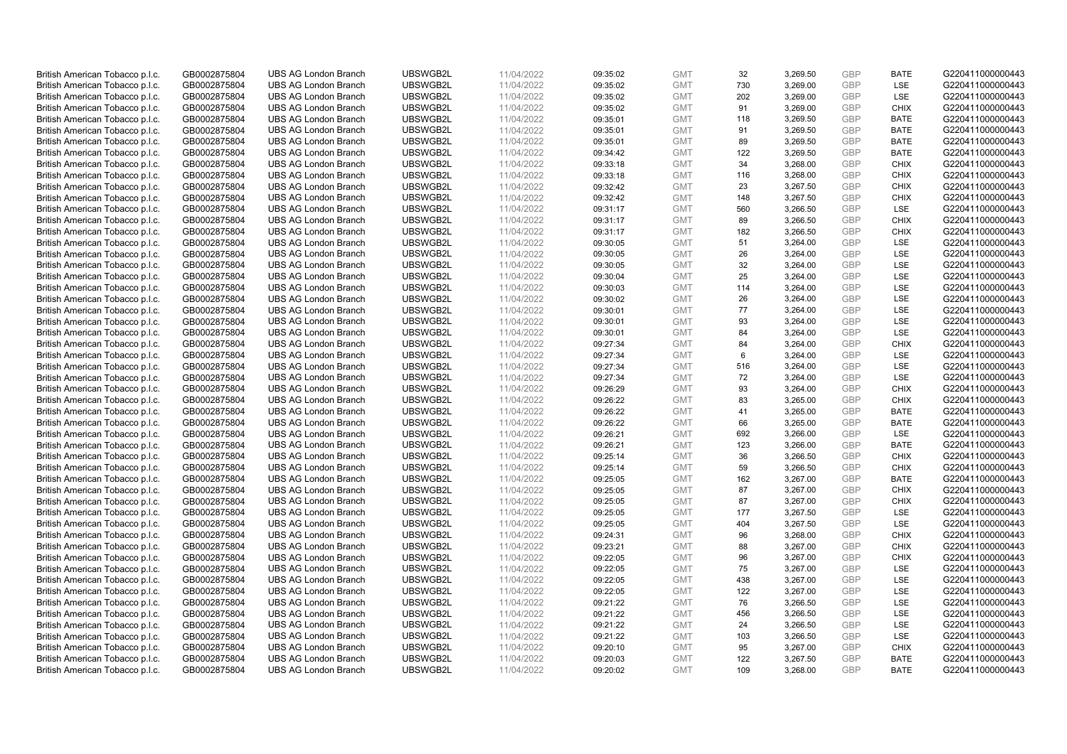| British American Tobacco p.l.c. | GB0002875804 | UBS AG London Branch | UBSWGB2L | 11/04/2022 | 09:35:02 | GMT | 32 | 3,269.50 | GBP | BATE | G220411000000443 |
|---|---|---|---|---|---|---|---|---|---|---|---|
| British American Tobacco p.l.c. | GB0002875804 | UBS AG London Branch | UBSWGB2L | 11/04/2022 | 09:35:02 | GMT | 730 | 3,269.00 | GBP | LSE | G220411000000443 |
| British American Tobacco p.l.c. | GB0002875804 | UBS AG London Branch | UBSWGB2L | 11/04/2022 | 09:35:02 | GMT | 202 | 3,269.00 | GBP | LSE | G220411000000443 |
| British American Tobacco p.l.c. | GB0002875804 | UBS AG London Branch | UBSWGB2L | 11/04/2022 | 09:35:02 | GMT | 91 | 3,269.00 | GBP | CHIX | G220411000000443 |
| British American Tobacco p.l.c. | GB0002875804 | UBS AG London Branch | UBSWGB2L | 11/04/2022 | 09:35:01 | GMT | 118 | 3,269.50 | GBP | BATE | G220411000000443 |
| British American Tobacco p.l.c. | GB0002875804 | UBS AG London Branch | UBSWGB2L | 11/04/2022 | 09:35:01 | GMT | 91 | 3,269.50 | GBP | BATE | G220411000000443 |
| British American Tobacco p.l.c. | GB0002875804 | UBS AG London Branch | UBSWGB2L | 11/04/2022 | 09:35:01 | GMT | 89 | 3,269.50 | GBP | BATE | G220411000000443 |
| British American Tobacco p.l.c. | GB0002875804 | UBS AG London Branch | UBSWGB2L | 11/04/2022 | 09:34:42 | GMT | 122 | 3,269.50 | GBP | BATE | G220411000000443 |
| British American Tobacco p.l.c. | GB0002875804 | UBS AG London Branch | UBSWGB2L | 11/04/2022 | 09:33:18 | GMT | 34 | 3,268.00 | GBP | CHIX | G220411000000443 |
| British American Tobacco p.l.c. | GB0002875804 | UBS AG London Branch | UBSWGB2L | 11/04/2022 | 09:33:18 | GMT | 116 | 3,268.00 | GBP | CHIX | G220411000000443 |
| British American Tobacco p.l.c. | GB0002875804 | UBS AG London Branch | UBSWGB2L | 11/04/2022 | 09:32:42 | GMT | 23 | 3,267.50 | GBP | CHIX | G220411000000443 |
| British American Tobacco p.l.c. | GB0002875804 | UBS AG London Branch | UBSWGB2L | 11/04/2022 | 09:32:42 | GMT | 148 | 3,267.50 | GBP | CHIX | G220411000000443 |
| British American Tobacco p.l.c. | GB0002875804 | UBS AG London Branch | UBSWGB2L | 11/04/2022 | 09:31:17 | GMT | 560 | 3,266.50 | GBP | LSE | G220411000000443 |
| British American Tobacco p.l.c. | GB0002875804 | UBS AG London Branch | UBSWGB2L | 11/04/2022 | 09:31:17 | GMT | 89 | 3,266.50 | GBP | CHIX | G220411000000443 |
| British American Tobacco p.l.c. | GB0002875804 | UBS AG London Branch | UBSWGB2L | 11/04/2022 | 09:31:17 | GMT | 182 | 3,266.50 | GBP | CHIX | G220411000000443 |
| British American Tobacco p.l.c. | GB0002875804 | UBS AG London Branch | UBSWGB2L | 11/04/2022 | 09:30:05 | GMT | 51 | 3,264.00 | GBP | LSE | G220411000000443 |
| British American Tobacco p.l.c. | GB0002875804 | UBS AG London Branch | UBSWGB2L | 11/04/2022 | 09:30:05 | GMT | 26 | 3,264.00 | GBP | LSE | G220411000000443 |
| British American Tobacco p.l.c. | GB0002875804 | UBS AG London Branch | UBSWGB2L | 11/04/2022 | 09:30:05 | GMT | 32 | 3,264.00 | GBP | LSE | G220411000000443 |
| British American Tobacco p.l.c. | GB0002875804 | UBS AG London Branch | UBSWGB2L | 11/04/2022 | 09:30:04 | GMT | 25 | 3,264.00 | GBP | LSE | G220411000000443 |
| British American Tobacco p.l.c. | GB0002875804 | UBS AG London Branch | UBSWGB2L | 11/04/2022 | 09:30:03 | GMT | 114 | 3,264.00 | GBP | LSE | G220411000000443 |
| British American Tobacco p.l.c. | GB0002875804 | UBS AG London Branch | UBSWGB2L | 11/04/2022 | 09:30:02 | GMT | 26 | 3,264.00 | GBP | LSE | G220411000000443 |
| British American Tobacco p.l.c. | GB0002875804 | UBS AG London Branch | UBSWGB2L | 11/04/2022 | 09:30:01 | GMT | 77 | 3,264.00 | GBP | LSE | G220411000000443 |
| British American Tobacco p.l.c. | GB0002875804 | UBS AG London Branch | UBSWGB2L | 11/04/2022 | 09:30:01 | GMT | 93 | 3,264.00 | GBP | LSE | G220411000000443 |
| British American Tobacco p.l.c. | GB0002875804 | UBS AG London Branch | UBSWGB2L | 11/04/2022 | 09:30:01 | GMT | 84 | 3,264.00 | GBP | LSE | G220411000000443 |
| British American Tobacco p.l.c. | GB0002875804 | UBS AG London Branch | UBSWGB2L | 11/04/2022 | 09:27:34 | GMT | 84 | 3,264.00 | GBP | CHIX | G220411000000443 |
| British American Tobacco p.l.c. | GB0002875804 | UBS AG London Branch | UBSWGB2L | 11/04/2022 | 09:27:34 | GMT | 6 | 3,264.00 | GBP | LSE | G220411000000443 |
| British American Tobacco p.l.c. | GB0002875804 | UBS AG London Branch | UBSWGB2L | 11/04/2022 | 09:27:34 | GMT | 516 | 3,264.00 | GBP | LSE | G220411000000443 |
| British American Tobacco p.l.c. | GB0002875804 | UBS AG London Branch | UBSWGB2L | 11/04/2022 | 09:27:34 | GMT | 72 | 3,264.00 | GBP | LSE | G220411000000443 |
| British American Tobacco p.l.c. | GB0002875804 | UBS AG London Branch | UBSWGB2L | 11/04/2022 | 09:26:29 | GMT | 93 | 3,264.00 | GBP | CHIX | G220411000000443 |
| British American Tobacco p.l.c. | GB0002875804 | UBS AG London Branch | UBSWGB2L | 11/04/2022 | 09:26:22 | GMT | 83 | 3,265.00 | GBP | CHIX | G220411000000443 |
| British American Tobacco p.l.c. | GB0002875804 | UBS AG London Branch | UBSWGB2L | 11/04/2022 | 09:26:22 | GMT | 41 | 3,265.00 | GBP | BATE | G220411000000443 |
| British American Tobacco p.l.c. | GB0002875804 | UBS AG London Branch | UBSWGB2L | 11/04/2022 | 09:26:22 | GMT | 66 | 3,265.00 | GBP | BATE | G220411000000443 |
| British American Tobacco p.l.c. | GB0002875804 | UBS AG London Branch | UBSWGB2L | 11/04/2022 | 09:26:21 | GMT | 692 | 3,266.00 | GBP | LSE | G220411000000443 |
| British American Tobacco p.l.c. | GB0002875804 | UBS AG London Branch | UBSWGB2L | 11/04/2022 | 09:26:21 | GMT | 123 | 3,266.00 | GBP | BATE | G220411000000443 |
| British American Tobacco p.l.c. | GB0002875804 | UBS AG London Branch | UBSWGB2L | 11/04/2022 | 09:25:14 | GMT | 36 | 3,266.50 | GBP | CHIX | G220411000000443 |
| British American Tobacco p.l.c. | GB0002875804 | UBS AG London Branch | UBSWGB2L | 11/04/2022 | 09:25:14 | GMT | 59 | 3,266.50 | GBP | CHIX | G220411000000443 |
| British American Tobacco p.l.c. | GB0002875804 | UBS AG London Branch | UBSWGB2L | 11/04/2022 | 09:25:05 | GMT | 162 | 3,267.00 | GBP | BATE | G220411000000443 |
| British American Tobacco p.l.c. | GB0002875804 | UBS AG London Branch | UBSWGB2L | 11/04/2022 | 09:25:05 | GMT | 87 | 3,267.00 | GBP | CHIX | G220411000000443 |
| British American Tobacco p.l.c. | GB0002875804 | UBS AG London Branch | UBSWGB2L | 11/04/2022 | 09:25:05 | GMT | 87 | 3,267.00 | GBP | CHIX | G220411000000443 |
| British American Tobacco p.l.c. | GB0002875804 | UBS AG London Branch | UBSWGB2L | 11/04/2022 | 09:25:05 | GMT | 177 | 3,267.50 | GBP | LSE | G220411000000443 |
| British American Tobacco p.l.c. | GB0002875804 | UBS AG London Branch | UBSWGB2L | 11/04/2022 | 09:25:05 | GMT | 404 | 3,267.50 | GBP | LSE | G220411000000443 |
| British American Tobacco p.l.c. | GB0002875804 | UBS AG London Branch | UBSWGB2L | 11/04/2022 | 09:24:31 | GMT | 96 | 3,268.00 | GBP | CHIX | G220411000000443 |
| British American Tobacco p.l.c. | GB0002875804 | UBS AG London Branch | UBSWGB2L | 11/04/2022 | 09:23:21 | GMT | 88 | 3,267.00 | GBP | CHIX | G220411000000443 |
| British American Tobacco p.l.c. | GB0002875804 | UBS AG London Branch | UBSWGB2L | 11/04/2022 | 09:22:05 | GMT | 96 | 3,267.00 | GBP | CHIX | G220411000000443 |
| British American Tobacco p.l.c. | GB0002875804 | UBS AG London Branch | UBSWGB2L | 11/04/2022 | 09:22:05 | GMT | 75 | 3,267.00 | GBP | LSE | G220411000000443 |
| British American Tobacco p.l.c. | GB0002875804 | UBS AG London Branch | UBSWGB2L | 11/04/2022 | 09:22:05 | GMT | 438 | 3,267.00 | GBP | LSE | G220411000000443 |
| British American Tobacco p.l.c. | GB0002875804 | UBS AG London Branch | UBSWGB2L | 11/04/2022 | 09:22:05 | GMT | 122 | 3,267.00 | GBP | LSE | G220411000000443 |
| British American Tobacco p.l.c. | GB0002875804 | UBS AG London Branch | UBSWGB2L | 11/04/2022 | 09:21:22 | GMT | 76 | 3,266.50 | GBP | LSE | G220411000000443 |
| British American Tobacco p.l.c. | GB0002875804 | UBS AG London Branch | UBSWGB2L | 11/04/2022 | 09:21:22 | GMT | 456 | 3,266.50 | GBP | LSE | G220411000000443 |
| British American Tobacco p.l.c. | GB0002875804 | UBS AG London Branch | UBSWGB2L | 11/04/2022 | 09:21:22 | GMT | 24 | 3,266.50 | GBP | LSE | G220411000000443 |
| British American Tobacco p.l.c. | GB0002875804 | UBS AG London Branch | UBSWGB2L | 11/04/2022 | 09:21:22 | GMT | 103 | 3,266.50 | GBP | LSE | G220411000000443 |
| British American Tobacco p.l.c. | GB0002875804 | UBS AG London Branch | UBSWGB2L | 11/04/2022 | 09:20:10 | GMT | 95 | 3,267.00 | GBP | CHIX | G220411000000443 |
| British American Tobacco p.l.c. | GB0002875804 | UBS AG London Branch | UBSWGB2L | 11/04/2022 | 09:20:03 | GMT | 122 | 3,267.50 | GBP | BATE | G220411000000443 |
| British American Tobacco p.l.c. | GB0002875804 | UBS AG London Branch | UBSWGB2L | 11/04/2022 | 09:20:02 | GMT | 109 | 3,268.00 | GBP | BATE | G220411000000443 |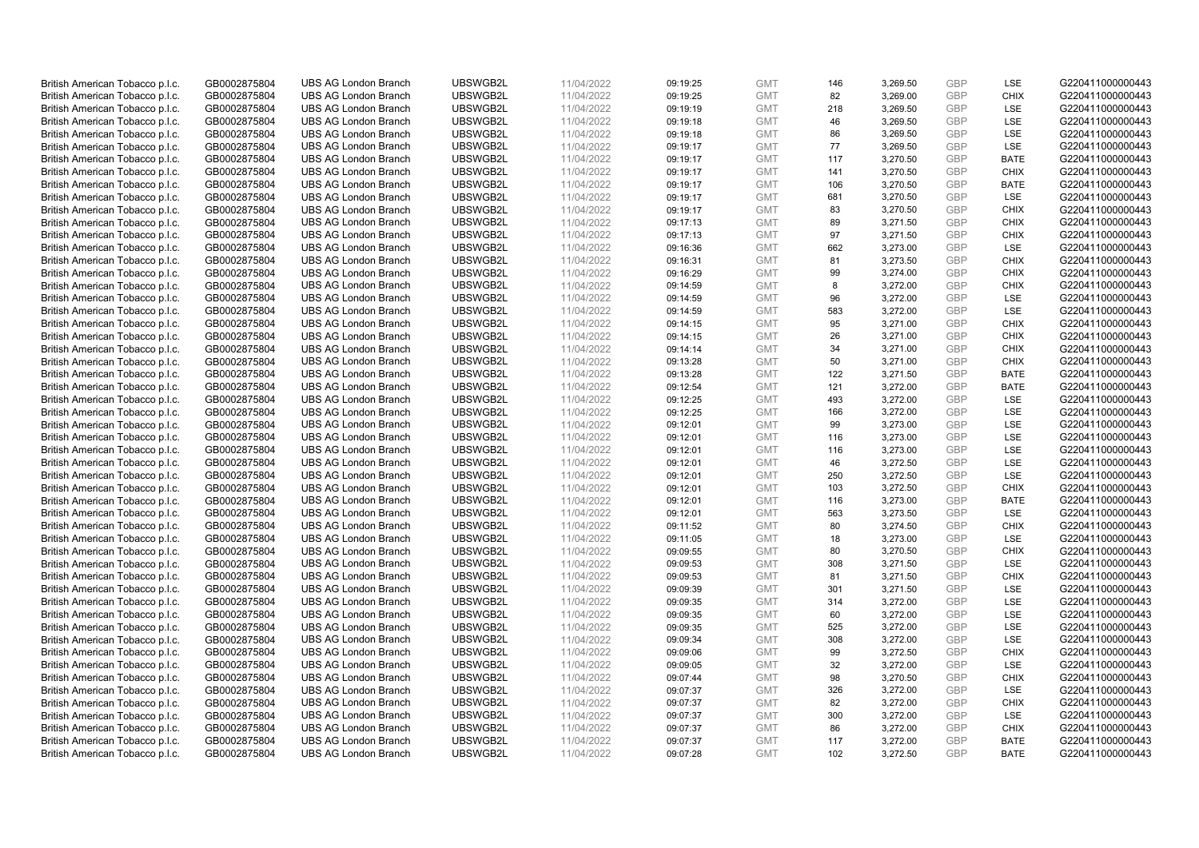| | | | | | | | | | | | |
|---|---|---|---|---|---|---|---|---|---|---|---|
| British American Tobacco p.l.c. | GB0002875804 | UBS AG London Branch | UBSWGB2L | 11/04/2022 | 09:19:25 | GMT | 146 | 3,269.50 | GBP | LSE | G220411000000443 |
| British American Tobacco p.l.c. | GB0002875804 | UBS AG London Branch | UBSWGB2L | 11/04/2022 | 09:19:25 | GMT | 82 | 3,269.00 | GBP | CHIX | G220411000000443 |
| British American Tobacco p.l.c. | GB0002875804 | UBS AG London Branch | UBSWGB2L | 11/04/2022 | 09:19:19 | GMT | 218 | 3,269.50 | GBP | LSE | G220411000000443 |
| British American Tobacco p.l.c. | GB0002875804 | UBS AG London Branch | UBSWGB2L | 11/04/2022 | 09:19:18 | GMT | 46 | 3,269.50 | GBP | LSE | G220411000000443 |
| British American Tobacco p.l.c. | GB0002875804 | UBS AG London Branch | UBSWGB2L | 11/04/2022 | 09:19:18 | GMT | 86 | 3,269.50 | GBP | LSE | G220411000000443 |
| British American Tobacco p.l.c. | GB0002875804 | UBS AG London Branch | UBSWGB2L | 11/04/2022 | 09:19:17 | GMT | 77 | 3,269.50 | GBP | LSE | G220411000000443 |
| British American Tobacco p.l.c. | GB0002875804 | UBS AG London Branch | UBSWGB2L | 11/04/2022 | 09:19:17 | GMT | 117 | 3,270.50 | GBP | BATE | G220411000000443 |
| British American Tobacco p.l.c. | GB0002875804 | UBS AG London Branch | UBSWGB2L | 11/04/2022 | 09:19:17 | GMT | 141 | 3,270.50 | GBP | CHIX | G220411000000443 |
| British American Tobacco p.l.c. | GB0002875804 | UBS AG London Branch | UBSWGB2L | 11/04/2022 | 09:19:17 | GMT | 106 | 3,270.50 | GBP | BATE | G220411000000443 |
| British American Tobacco p.l.c. | GB0002875804 | UBS AG London Branch | UBSWGB2L | 11/04/2022 | 09:19:17 | GMT | 681 | 3,270.50 | GBP | LSE | G220411000000443 |
| British American Tobacco p.l.c. | GB0002875804 | UBS AG London Branch | UBSWGB2L | 11/04/2022 | 09:19:17 | GMT | 83 | 3,270.50 | GBP | CHIX | G220411000000443 |
| British American Tobacco p.l.c. | GB0002875804 | UBS AG London Branch | UBSWGB2L | 11/04/2022 | 09:17:13 | GMT | 89 | 3,271.50 | GBP | CHIX | G220411000000443 |
| British American Tobacco p.l.c. | GB0002875804 | UBS AG London Branch | UBSWGB2L | 11/04/2022 | 09:17:13 | GMT | 97 | 3,271.50 | GBP | CHIX | G220411000000443 |
| British American Tobacco p.l.c. | GB0002875804 | UBS AG London Branch | UBSWGB2L | 11/04/2022 | 09:16:36 | GMT | 662 | 3,273.00 | GBP | LSE | G220411000000443 |
| British American Tobacco p.l.c. | GB0002875804 | UBS AG London Branch | UBSWGB2L | 11/04/2022 | 09:16:31 | GMT | 81 | 3,273.50 | GBP | CHIX | G220411000000443 |
| British American Tobacco p.l.c. | GB0002875804 | UBS AG London Branch | UBSWGB2L | 11/04/2022 | 09:16:29 | GMT | 99 | 3,274.00 | GBP | CHIX | G220411000000443 |
| British American Tobacco p.l.c. | GB0002875804 | UBS AG London Branch | UBSWGB2L | 11/04/2022 | 09:14:59 | GMT | 8 | 3,272.00 | GBP | CHIX | G220411000000443 |
| British American Tobacco p.l.c. | GB0002875804 | UBS AG London Branch | UBSWGB2L | 11/04/2022 | 09:14:59 | GMT | 96 | 3,272.00 | GBP | LSE | G220411000000443 |
| British American Tobacco p.l.c. | GB0002875804 | UBS AG London Branch | UBSWGB2L | 11/04/2022 | 09:14:59 | GMT | 583 | 3,272.00 | GBP | LSE | G220411000000443 |
| British American Tobacco p.l.c. | GB0002875804 | UBS AG London Branch | UBSWGB2L | 11/04/2022 | 09:14:15 | GMT | 95 | 3,271.00 | GBP | CHIX | G220411000000443 |
| British American Tobacco p.l.c. | GB0002875804 | UBS AG London Branch | UBSWGB2L | 11/04/2022 | 09:14:15 | GMT | 26 | 3,271.00 | GBP | CHIX | G220411000000443 |
| British American Tobacco p.l.c. | GB0002875804 | UBS AG London Branch | UBSWGB2L | 11/04/2022 | 09:14:14 | GMT | 34 | 3,271.00 | GBP | CHIX | G220411000000443 |
| British American Tobacco p.l.c. | GB0002875804 | UBS AG London Branch | UBSWGB2L | 11/04/2022 | 09:13:28 | GMT | 50 | 3,271.00 | GBP | CHIX | G220411000000443 |
| British American Tobacco p.l.c. | GB0002875804 | UBS AG London Branch | UBSWGB2L | 11/04/2022 | 09:13:28 | GMT | 122 | 3,271.50 | GBP | BATE | G220411000000443 |
| British American Tobacco p.l.c. | GB0002875804 | UBS AG London Branch | UBSWGB2L | 11/04/2022 | 09:12:54 | GMT | 121 | 3,272.00 | GBP | BATE | G220411000000443 |
| British American Tobacco p.l.c. | GB0002875804 | UBS AG London Branch | UBSWGB2L | 11/04/2022 | 09:12:25 | GMT | 493 | 3,272.00 | GBP | LSE | G220411000000443 |
| British American Tobacco p.l.c. | GB0002875804 | UBS AG London Branch | UBSWGB2L | 11/04/2022 | 09:12:25 | GMT | 166 | 3,272.00 | GBP | LSE | G220411000000443 |
| British American Tobacco p.l.c. | GB0002875804 | UBS AG London Branch | UBSWGB2L | 11/04/2022 | 09:12:01 | GMT | 99 | 3,273.00 | GBP | LSE | G220411000000443 |
| British American Tobacco p.l.c. | GB0002875804 | UBS AG London Branch | UBSWGB2L | 11/04/2022 | 09:12:01 | GMT | 116 | 3,273.00 | GBP | LSE | G220411000000443 |
| British American Tobacco p.l.c. | GB0002875804 | UBS AG London Branch | UBSWGB2L | 11/04/2022 | 09:12:01 | GMT | 116 | 3,273.00 | GBP | LSE | G220411000000443 |
| British American Tobacco p.l.c. | GB0002875804 | UBS AG London Branch | UBSWGB2L | 11/04/2022 | 09:12:01 | GMT | 46 | 3,272.50 | GBP | LSE | G220411000000443 |
| British American Tobacco p.l.c. | GB0002875804 | UBS AG London Branch | UBSWGB2L | 11/04/2022 | 09:12:01 | GMT | 250 | 3,272.50 | GBP | LSE | G220411000000443 |
| British American Tobacco p.l.c. | GB0002875804 | UBS AG London Branch | UBSWGB2L | 11/04/2022 | 09:12:01 | GMT | 103 | 3,272.50 | GBP | CHIX | G220411000000443 |
| British American Tobacco p.l.c. | GB0002875804 | UBS AG London Branch | UBSWGB2L | 11/04/2022 | 09:12:01 | GMT | 116 | 3,273.00 | GBP | BATE | G220411000000443 |
| British American Tobacco p.l.c. | GB0002875804 | UBS AG London Branch | UBSWGB2L | 11/04/2022 | 09:12:01 | GMT | 563 | 3,273.50 | GBP | LSE | G220411000000443 |
| British American Tobacco p.l.c. | GB0002875804 | UBS AG London Branch | UBSWGB2L | 11/04/2022 | 09:11:52 | GMT | 80 | 3,274.50 | GBP | CHIX | G220411000000443 |
| British American Tobacco p.l.c. | GB0002875804 | UBS AG London Branch | UBSWGB2L | 11/04/2022 | 09:11:05 | GMT | 18 | 3,273.00 | GBP | LSE | G220411000000443 |
| British American Tobacco p.l.c. | GB0002875804 | UBS AG London Branch | UBSWGB2L | 11/04/2022 | 09:09:55 | GMT | 80 | 3,270.50 | GBP | CHIX | G220411000000443 |
| British American Tobacco p.l.c. | GB0002875804 | UBS AG London Branch | UBSWGB2L | 11/04/2022 | 09:09:53 | GMT | 308 | 3,271.50 | GBP | LSE | G220411000000443 |
| British American Tobacco p.l.c. | GB0002875804 | UBS AG London Branch | UBSWGB2L | 11/04/2022 | 09:09:53 | GMT | 81 | 3,271.50 | GBP | CHIX | G220411000000443 |
| British American Tobacco p.l.c. | GB0002875804 | UBS AG London Branch | UBSWGB2L | 11/04/2022 | 09:09:39 | GMT | 301 | 3,271.50 | GBP | LSE | G220411000000443 |
| British American Tobacco p.l.c. | GB0002875804 | UBS AG London Branch | UBSWGB2L | 11/04/2022 | 09:09:35 | GMT | 314 | 3,272.00 | GBP | LSE | G220411000000443 |
| British American Tobacco p.l.c. | GB0002875804 | UBS AG London Branch | UBSWGB2L | 11/04/2022 | 09:09:35 | GMT | 60 | 3,272.00 | GBP | LSE | G220411000000443 |
| British American Tobacco p.l.c. | GB0002875804 | UBS AG London Branch | UBSWGB2L | 11/04/2022 | 09:09:35 | GMT | 525 | 3,272.00 | GBP | LSE | G220411000000443 |
| British American Tobacco p.l.c. | GB0002875804 | UBS AG London Branch | UBSWGB2L | 11/04/2022 | 09:09:34 | GMT | 308 | 3,272.00 | GBP | LSE | G220411000000443 |
| British American Tobacco p.l.c. | GB0002875804 | UBS AG London Branch | UBSWGB2L | 11/04/2022 | 09:09:06 | GMT | 99 | 3,272.50 | GBP | CHIX | G220411000000443 |
| British American Tobacco p.l.c. | GB0002875804 | UBS AG London Branch | UBSWGB2L | 11/04/2022 | 09:09:05 | GMT | 32 | 3,272.00 | GBP | LSE | G220411000000443 |
| British American Tobacco p.l.c. | GB0002875804 | UBS AG London Branch | UBSWGB2L | 11/04/2022 | 09:07:44 | GMT | 98 | 3,270.50 | GBP | CHIX | G220411000000443 |
| British American Tobacco p.l.c. | GB0002875804 | UBS AG London Branch | UBSWGB2L | 11/04/2022 | 09:07:37 | GMT | 326 | 3,272.00 | GBP | LSE | G220411000000443 |
| British American Tobacco p.l.c. | GB0002875804 | UBS AG London Branch | UBSWGB2L | 11/04/2022 | 09:07:37 | GMT | 82 | 3,272.00 | GBP | CHIX | G220411000000443 |
| British American Tobacco p.l.c. | GB0002875804 | UBS AG London Branch | UBSWGB2L | 11/04/2022 | 09:07:37 | GMT | 300 | 3,272.00 | GBP | LSE | G220411000000443 |
| British American Tobacco p.l.c. | GB0002875804 | UBS AG London Branch | UBSWGB2L | 11/04/2022 | 09:07:37 | GMT | 86 | 3,272.00 | GBP | CHIX | G220411000000443 |
| British American Tobacco p.l.c. | GB0002875804 | UBS AG London Branch | UBSWGB2L | 11/04/2022 | 09:07:37 | GMT | 117 | 3,272.00 | GBP | BATE | G220411000000443 |
| British American Tobacco p.l.c. | GB0002875804 | UBS AG London Branch | UBSWGB2L | 11/04/2022 | 09:07:28 | GMT | 102 | 3,272.50 | GBP | BATE | G220411000000443 |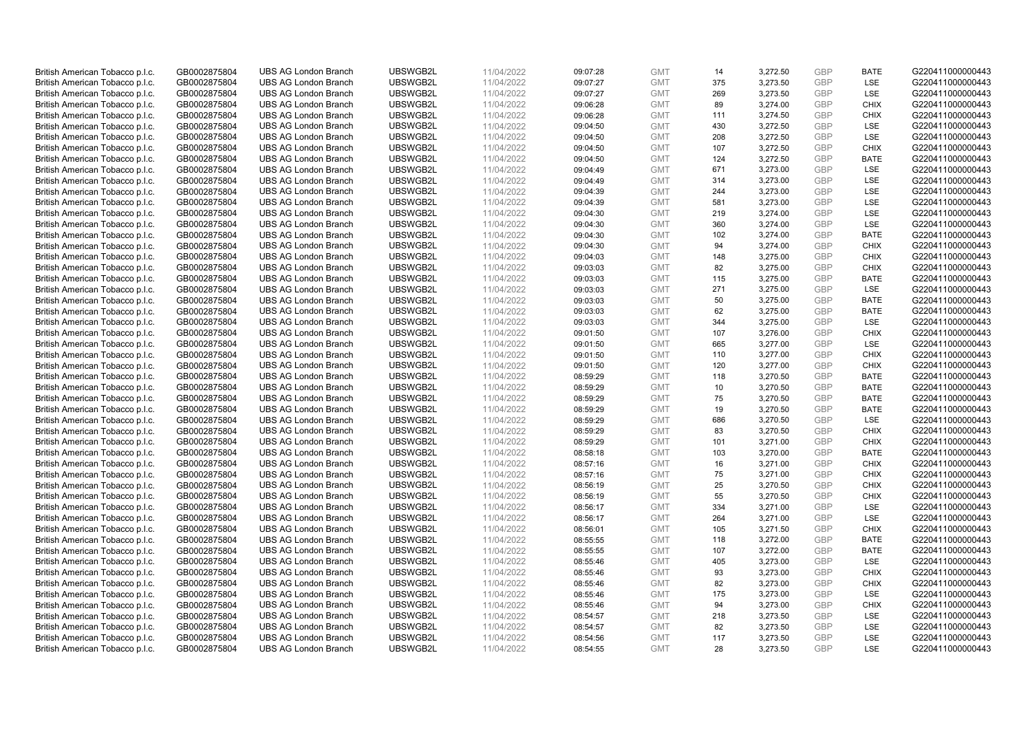| | | | | | | | | | | | |
|---|---|---|---|---|---|---|---|---|---|---|---|
| British American Tobacco p.l.c. | GB0002875804 | UBS AG London Branch | UBSWGB2L | 11/04/2022 | 09:07:28 | GMT | 14 | 3,272.50 | GBP | BATE | G220411000000443 |
| British American Tobacco p.l.c. | GB0002875804 | UBS AG London Branch | UBSWGB2L | 11/04/2022 | 09:07:27 | GMT | 375 | 3,273.50 | GBP | LSE | G220411000000443 |
| British American Tobacco p.l.c. | GB0002875804 | UBS AG London Branch | UBSWGB2L | 11/04/2022 | 09:07:27 | GMT | 269 | 3,273.50 | GBP | LSE | G220411000000443 |
| British American Tobacco p.l.c. | GB0002875804 | UBS AG London Branch | UBSWGB2L | 11/04/2022 | 09:06:28 | GMT | 89 | 3,274.00 | GBP | CHIX | G220411000000443 |
| British American Tobacco p.l.c. | GB0002875804 | UBS AG London Branch | UBSWGB2L | 11/04/2022 | 09:06:28 | GMT | 111 | 3,274.50 | GBP | CHIX | G220411000000443 |
| British American Tobacco p.l.c. | GB0002875804 | UBS AG London Branch | UBSWGB2L | 11/04/2022 | 09:04:50 | GMT | 430 | 3,272.50 | GBP | LSE | G220411000000443 |
| British American Tobacco p.l.c. | GB0002875804 | UBS AG London Branch | UBSWGB2L | 11/04/2022 | 09:04:50 | GMT | 208 | 3,272.50 | GBP | LSE | G220411000000443 |
| British American Tobacco p.l.c. | GB0002875804 | UBS AG London Branch | UBSWGB2L | 11/04/2022 | 09:04:50 | GMT | 107 | 3,272.50 | GBP | CHIX | G220411000000443 |
| British American Tobacco p.l.c. | GB0002875804 | UBS AG London Branch | UBSWGB2L | 11/04/2022 | 09:04:50 | GMT | 124 | 3,272.50 | GBP | BATE | G220411000000443 |
| British American Tobacco p.l.c. | GB0002875804 | UBS AG London Branch | UBSWGB2L | 11/04/2022 | 09:04:49 | GMT | 671 | 3,273.00 | GBP | LSE | G220411000000443 |
| British American Tobacco p.l.c. | GB0002875804 | UBS AG London Branch | UBSWGB2L | 11/04/2022 | 09:04:49 | GMT | 314 | 3,273.00 | GBP | LSE | G220411000000443 |
| British American Tobacco p.l.c. | GB0002875804 | UBS AG London Branch | UBSWGB2L | 11/04/2022 | 09:04:39 | GMT | 244 | 3,273.00 | GBP | LSE | G220411000000443 |
| British American Tobacco p.l.c. | GB0002875804 | UBS AG London Branch | UBSWGB2L | 11/04/2022 | 09:04:39 | GMT | 581 | 3,273.00 | GBP | LSE | G220411000000443 |
| British American Tobacco p.l.c. | GB0002875804 | UBS AG London Branch | UBSWGB2L | 11/04/2022 | 09:04:30 | GMT | 219 | 3,274.00 | GBP | LSE | G220411000000443 |
| British American Tobacco p.l.c. | GB0002875804 | UBS AG London Branch | UBSWGB2L | 11/04/2022 | 09:04:30 | GMT | 360 | 3,274.00 | GBP | LSE | G220411000000443 |
| British American Tobacco p.l.c. | GB0002875804 | UBS AG London Branch | UBSWGB2L | 11/04/2022 | 09:04:30 | GMT | 102 | 3,274.00 | GBP | BATE | G220411000000443 |
| British American Tobacco p.l.c. | GB0002875804 | UBS AG London Branch | UBSWGB2L | 11/04/2022 | 09:04:30 | GMT | 94 | 3,274.00 | GBP | CHIX | G220411000000443 |
| British American Tobacco p.l.c. | GB0002875804 | UBS AG London Branch | UBSWGB2L | 11/04/2022 | 09:04:03 | GMT | 148 | 3,275.00 | GBP | CHIX | G220411000000443 |
| British American Tobacco p.l.c. | GB0002875804 | UBS AG London Branch | UBSWGB2L | 11/04/2022 | 09:03:03 | GMT | 82 | 3,275.00 | GBP | CHIX | G220411000000443 |
| British American Tobacco p.l.c. | GB0002875804 | UBS AG London Branch | UBSWGB2L | 11/04/2022 | 09:03:03 | GMT | 115 | 3,275.00 | GBP | BATE | G220411000000443 |
| British American Tobacco p.l.c. | GB0002875804 | UBS AG London Branch | UBSWGB2L | 11/04/2022 | 09:03:03 | GMT | 271 | 3,275.00 | GBP | LSE | G220411000000443 |
| British American Tobacco p.l.c. | GB0002875804 | UBS AG London Branch | UBSWGB2L | 11/04/2022 | 09:03:03 | GMT | 50 | 3,275.00 | GBP | BATE | G220411000000443 |
| British American Tobacco p.l.c. | GB0002875804 | UBS AG London Branch | UBSWGB2L | 11/04/2022 | 09:03:03 | GMT | 62 | 3,275.00 | GBP | BATE | G220411000000443 |
| British American Tobacco p.l.c. | GB0002875804 | UBS AG London Branch | UBSWGB2L | 11/04/2022 | 09:03:03 | GMT | 344 | 3,275.00 | GBP | LSE | G220411000000443 |
| British American Tobacco p.l.c. | GB0002875804 | UBS AG London Branch | UBSWGB2L | 11/04/2022 | 09:01:50 | GMT | 107 | 3,276.00 | GBP | CHIX | G220411000000443 |
| British American Tobacco p.l.c. | GB0002875804 | UBS AG London Branch | UBSWGB2L | 11/04/2022 | 09:01:50 | GMT | 665 | 3,277.00 | GBP | LSE | G220411000000443 |
| British American Tobacco p.l.c. | GB0002875804 | UBS AG London Branch | UBSWGB2L | 11/04/2022 | 09:01:50 | GMT | 110 | 3,277.00 | GBP | CHIX | G220411000000443 |
| British American Tobacco p.l.c. | GB0002875804 | UBS AG London Branch | UBSWGB2L | 11/04/2022 | 09:01:50 | GMT | 120 | 3,277.00 | GBP | CHIX | G220411000000443 |
| British American Tobacco p.l.c. | GB0002875804 | UBS AG London Branch | UBSWGB2L | 11/04/2022 | 08:59:29 | GMT | 118 | 3,270.50 | GBP | BATE | G220411000000443 |
| British American Tobacco p.l.c. | GB0002875804 | UBS AG London Branch | UBSWGB2L | 11/04/2022 | 08:59:29 | GMT | 10 | 3,270.50 | GBP | BATE | G220411000000443 |
| British American Tobacco p.l.c. | GB0002875804 | UBS AG London Branch | UBSWGB2L | 11/04/2022 | 08:59:29 | GMT | 75 | 3,270.50 | GBP | BATE | G220411000000443 |
| British American Tobacco p.l.c. | GB0002875804 | UBS AG London Branch | UBSWGB2L | 11/04/2022 | 08:59:29 | GMT | 19 | 3,270.50 | GBP | BATE | G220411000000443 |
| British American Tobacco p.l.c. | GB0002875804 | UBS AG London Branch | UBSWGB2L | 11/04/2022 | 08:59:29 | GMT | 686 | 3,270.50 | GBP | LSE | G220411000000443 |
| British American Tobacco p.l.c. | GB0002875804 | UBS AG London Branch | UBSWGB2L | 11/04/2022 | 08:59:29 | GMT | 83 | 3,270.50 | GBP | CHIX | G220411000000443 |
| British American Tobacco p.l.c. | GB0002875804 | UBS AG London Branch | UBSWGB2L | 11/04/2022 | 08:59:29 | GMT | 101 | 3,271.00 | GBP | CHIX | G220411000000443 |
| British American Tobacco p.l.c. | GB0002875804 | UBS AG London Branch | UBSWGB2L | 11/04/2022 | 08:58:18 | GMT | 103 | 3,270.00 | GBP | BATE | G220411000000443 |
| British American Tobacco p.l.c. | GB0002875804 | UBS AG London Branch | UBSWGB2L | 11/04/2022 | 08:57:16 | GMT | 16 | 3,271.00 | GBP | CHIX | G220411000000443 |
| British American Tobacco p.l.c. | GB0002875804 | UBS AG London Branch | UBSWGB2L | 11/04/2022 | 08:57:16 | GMT | 75 | 3,271.00 | GBP | CHIX | G220411000000443 |
| British American Tobacco p.l.c. | GB0002875804 | UBS AG London Branch | UBSWGB2L | 11/04/2022 | 08:56:19 | GMT | 25 | 3,270.50 | GBP | CHIX | G220411000000443 |
| British American Tobacco p.l.c. | GB0002875804 | UBS AG London Branch | UBSWGB2L | 11/04/2022 | 08:56:19 | GMT | 55 | 3,270.50 | GBP | CHIX | G220411000000443 |
| British American Tobacco p.l.c. | GB0002875804 | UBS AG London Branch | UBSWGB2L | 11/04/2022 | 08:56:17 | GMT | 334 | 3,271.00 | GBP | LSE | G220411000000443 |
| British American Tobacco p.l.c. | GB0002875804 | UBS AG London Branch | UBSWGB2L | 11/04/2022 | 08:56:17 | GMT | 264 | 3,271.00 | GBP | LSE | G220411000000443 |
| British American Tobacco p.l.c. | GB0002875804 | UBS AG London Branch | UBSWGB2L | 11/04/2022 | 08:56:01 | GMT | 105 | 3,271.50 | GBP | CHIX | G220411000000443 |
| British American Tobacco p.l.c. | GB0002875804 | UBS AG London Branch | UBSWGB2L | 11/04/2022 | 08:55:55 | GMT | 118 | 3,272.00 | GBP | BATE | G220411000000443 |
| British American Tobacco p.l.c. | GB0002875804 | UBS AG London Branch | UBSWGB2L | 11/04/2022 | 08:55:55 | GMT | 107 | 3,272.00 | GBP | BATE | G220411000000443 |
| British American Tobacco p.l.c. | GB0002875804 | UBS AG London Branch | UBSWGB2L | 11/04/2022 | 08:55:46 | GMT | 405 | 3,273.00 | GBP | LSE | G220411000000443 |
| British American Tobacco p.l.c. | GB0002875804 | UBS AG London Branch | UBSWGB2L | 11/04/2022 | 08:55:46 | GMT | 93 | 3,273.00 | GBP | CHIX | G220411000000443 |
| British American Tobacco p.l.c. | GB0002875804 | UBS AG London Branch | UBSWGB2L | 11/04/2022 | 08:55:46 | GMT | 82 | 3,273.00 | GBP | CHIX | G220411000000443 |
| British American Tobacco p.l.c. | GB0002875804 | UBS AG London Branch | UBSWGB2L | 11/04/2022 | 08:55:46 | GMT | 175 | 3,273.00 | GBP | LSE | G220411000000443 |
| British American Tobacco p.l.c. | GB0002875804 | UBS AG London Branch | UBSWGB2L | 11/04/2022 | 08:55:46 | GMT | 94 | 3,273.00 | GBP | CHIX | G220411000000443 |
| British American Tobacco p.l.c. | GB0002875804 | UBS AG London Branch | UBSWGB2L | 11/04/2022 | 08:54:57 | GMT | 218 | 3,273.50 | GBP | LSE | G220411000000443 |
| British American Tobacco p.l.c. | GB0002875804 | UBS AG London Branch | UBSWGB2L | 11/04/2022 | 08:54:57 | GMT | 82 | 3,273.50 | GBP | LSE | G220411000000443 |
| British American Tobacco p.l.c. | GB0002875804 | UBS AG London Branch | UBSWGB2L | 11/04/2022 | 08:54:56 | GMT | 117 | 3,273.50 | GBP | LSE | G220411000000443 |
| British American Tobacco p.l.c. | GB0002875804 | UBS AG London Branch | UBSWGB2L | 11/04/2022 | 08:54:55 | GMT | 28 | 3,273.50 | GBP | LSE | G220411000000443 |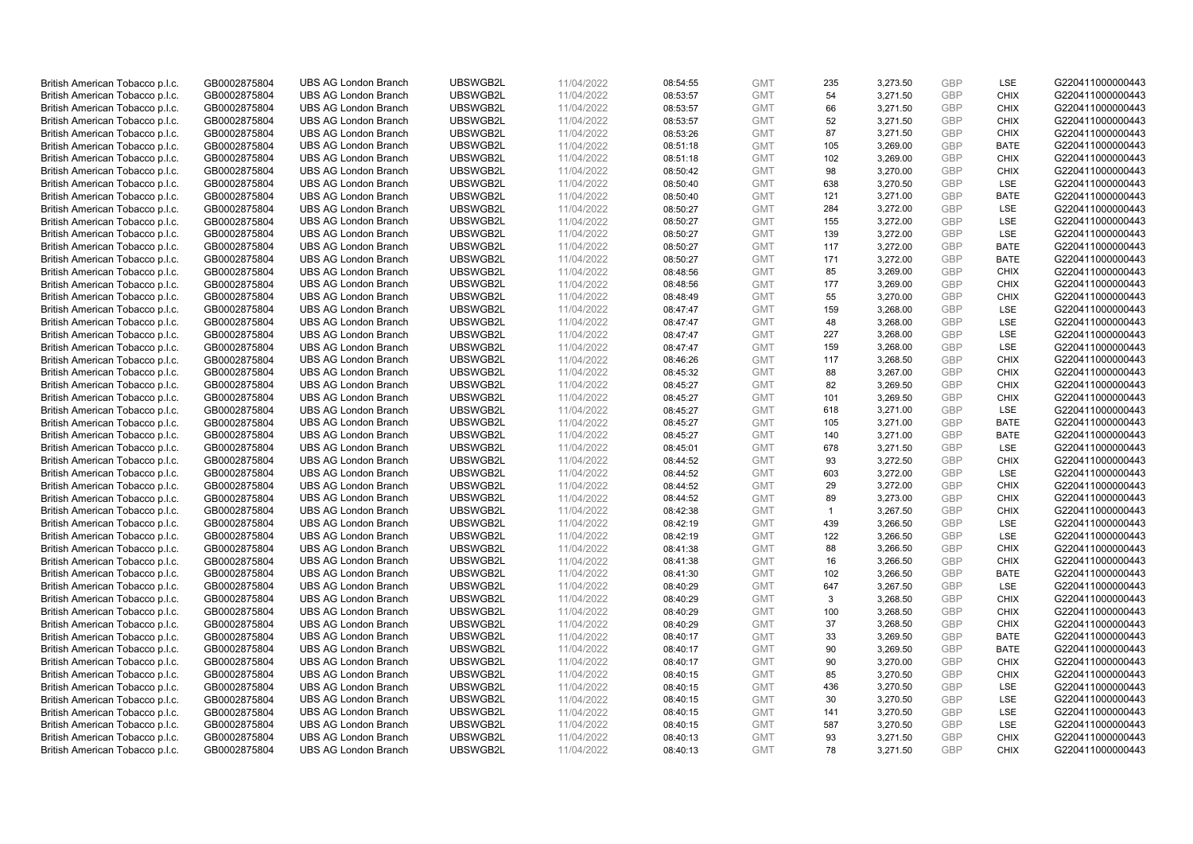| British American Tobacco p.l.c. | GB0002875804 | UBS AG London Branch | UBSWGB2L | 11/04/2022 | 08:54:55 | GMT | 235 | 3,273.50 | GBP | LSE | G220411000000443 |
|---|---|---|---|---|---|---|---|---|---|---|---|
| British American Tobacco p.l.c. | GB0002875804 | UBS AG London Branch | UBSWGB2L | 11/04/2022 | 08:53:57 | GMT | 54 | 3,271.50 | GBP | CHIX | G220411000000443 |
| British American Tobacco p.l.c. | GB0002875804 | UBS AG London Branch | UBSWGB2L | 11/04/2022 | 08:53:57 | GMT | 66 | 3,271.50 | GBP | CHIX | G220411000000443 |
| British American Tobacco p.l.c. | GB0002875804 | UBS AG London Branch | UBSWGB2L | 11/04/2022 | 08:53:57 | GMT | 52 | 3,271.50 | GBP | CHIX | G220411000000443 |
| British American Tobacco p.l.c. | GB0002875804 | UBS AG London Branch | UBSWGB2L | 11/04/2022 | 08:53:26 | GMT | 87 | 3,271.50 | GBP | CHIX | G220411000000443 |
| British American Tobacco p.l.c. | GB0002875804 | UBS AG London Branch | UBSWGB2L | 11/04/2022 | 08:51:18 | GMT | 105 | 3,269.00 | GBP | BATE | G220411000000443 |
| British American Tobacco p.l.c. | GB0002875804 | UBS AG London Branch | UBSWGB2L | 11/04/2022 | 08:51:18 | GMT | 102 | 3,269.00 | GBP | CHIX | G220411000000443 |
| British American Tobacco p.l.c. | GB0002875804 | UBS AG London Branch | UBSWGB2L | 11/04/2022 | 08:50:42 | GMT | 98 | 3,270.00 | GBP | CHIX | G220411000000443 |
| British American Tobacco p.l.c. | GB0002875804 | UBS AG London Branch | UBSWGB2L | 11/04/2022 | 08:50:40 | GMT | 638 | 3,270.50 | GBP | LSE | G220411000000443 |
| British American Tobacco p.l.c. | GB0002875804 | UBS AG London Branch | UBSWGB2L | 11/04/2022 | 08:50:40 | GMT | 121 | 3,271.00 | GBP | BATE | G220411000000443 |
| British American Tobacco p.l.c. | GB0002875804 | UBS AG London Branch | UBSWGB2L | 11/04/2022 | 08:50:27 | GMT | 284 | 3,272.00 | GBP | LSE | G220411000000443 |
| British American Tobacco p.l.c. | GB0002875804 | UBS AG London Branch | UBSWGB2L | 11/04/2022 | 08:50:27 | GMT | 155 | 3,272.00 | GBP | LSE | G220411000000443 |
| British American Tobacco p.l.c. | GB0002875804 | UBS AG London Branch | UBSWGB2L | 11/04/2022 | 08:50:27 | GMT | 139 | 3,272.00 | GBP | LSE | G220411000000443 |
| British American Tobacco p.l.c. | GB0002875804 | UBS AG London Branch | UBSWGB2L | 11/04/2022 | 08:50:27 | GMT | 117 | 3,272.00 | GBP | BATE | G220411000000443 |
| British American Tobacco p.l.c. | GB0002875804 | UBS AG London Branch | UBSWGB2L | 11/04/2022 | 08:50:27 | GMT | 171 | 3,272.00 | GBP | BATE | G220411000000443 |
| British American Tobacco p.l.c. | GB0002875804 | UBS AG London Branch | UBSWGB2L | 11/04/2022 | 08:48:56 | GMT | 85 | 3,269.00 | GBP | CHIX | G220411000000443 |
| British American Tobacco p.l.c. | GB0002875804 | UBS AG London Branch | UBSWGB2L | 11/04/2022 | 08:48:56 | GMT | 177 | 3,269.00 | GBP | CHIX | G220411000000443 |
| British American Tobacco p.l.c. | GB0002875804 | UBS AG London Branch | UBSWGB2L | 11/04/2022 | 08:48:49 | GMT | 55 | 3,270.00 | GBP | CHIX | G220411000000443 |
| British American Tobacco p.l.c. | GB0002875804 | UBS AG London Branch | UBSWGB2L | 11/04/2022 | 08:47:47 | GMT | 159 | 3,268.00 | GBP | LSE | G220411000000443 |
| British American Tobacco p.l.c. | GB0002875804 | UBS AG London Branch | UBSWGB2L | 11/04/2022 | 08:47:47 | GMT | 48 | 3,268.00 | GBP | LSE | G220411000000443 |
| British American Tobacco p.l.c. | GB0002875804 | UBS AG London Branch | UBSWGB2L | 11/04/2022 | 08:47:47 | GMT | 227 | 3,268.00 | GBP | LSE | G220411000000443 |
| British American Tobacco p.l.c. | GB0002875804 | UBS AG London Branch | UBSWGB2L | 11/04/2022 | 08:47:47 | GMT | 159 | 3,268.00 | GBP | LSE | G220411000000443 |
| British American Tobacco p.l.c. | GB0002875804 | UBS AG London Branch | UBSWGB2L | 11/04/2022 | 08:46:26 | GMT | 117 | 3,268.50 | GBP | CHIX | G220411000000443 |
| British American Tobacco p.l.c. | GB0002875804 | UBS AG London Branch | UBSWGB2L | 11/04/2022 | 08:45:32 | GMT | 88 | 3,267.00 | GBP | CHIX | G220411000000443 |
| British American Tobacco p.l.c. | GB0002875804 | UBS AG London Branch | UBSWGB2L | 11/04/2022 | 08:45:27 | GMT | 82 | 3,269.50 | GBP | CHIX | G220411000000443 |
| British American Tobacco p.l.c. | GB0002875804 | UBS AG London Branch | UBSWGB2L | 11/04/2022 | 08:45:27 | GMT | 101 | 3,269.50 | GBP | CHIX | G220411000000443 |
| British American Tobacco p.l.c. | GB0002875804 | UBS AG London Branch | UBSWGB2L | 11/04/2022 | 08:45:27 | GMT | 618 | 3,271.00 | GBP | LSE | G220411000000443 |
| British American Tobacco p.l.c. | GB0002875804 | UBS AG London Branch | UBSWGB2L | 11/04/2022 | 08:45:27 | GMT | 105 | 3,271.00 | GBP | BATE | G220411000000443 |
| British American Tobacco p.l.c. | GB0002875804 | UBS AG London Branch | UBSWGB2L | 11/04/2022 | 08:45:27 | GMT | 140 | 3,271.00 | GBP | BATE | G220411000000443 |
| British American Tobacco p.l.c. | GB0002875804 | UBS AG London Branch | UBSWGB2L | 11/04/2022 | 08:45:01 | GMT | 678 | 3,271.50 | GBP | LSE | G220411000000443 |
| British American Tobacco p.l.c. | GB0002875804 | UBS AG London Branch | UBSWGB2L | 11/04/2022 | 08:44:52 | GMT | 93 | 3,272.50 | GBP | CHIX | G220411000000443 |
| British American Tobacco p.l.c. | GB0002875804 | UBS AG London Branch | UBSWGB2L | 11/04/2022 | 08:44:52 | GMT | 603 | 3,272.00 | GBP | LSE | G220411000000443 |
| British American Tobacco p.l.c. | GB0002875804 | UBS AG London Branch | UBSWGB2L | 11/04/2022 | 08:44:52 | GMT | 29 | 3,272.00 | GBP | CHIX | G220411000000443 |
| British American Tobacco p.l.c. | GB0002875804 | UBS AG London Branch | UBSWGB2L | 11/04/2022 | 08:44:52 | GMT | 89 | 3,273.00 | GBP | CHIX | G220411000000443 |
| British American Tobacco p.l.c. | GB0002875804 | UBS AG London Branch | UBSWGB2L | 11/04/2022 | 08:42:38 | GMT | 1 | 3,267.50 | GBP | CHIX | G220411000000443 |
| British American Tobacco p.l.c. | GB0002875804 | UBS AG London Branch | UBSWGB2L | 11/04/2022 | 08:42:19 | GMT | 439 | 3,266.50 | GBP | LSE | G220411000000443 |
| British American Tobacco p.l.c. | GB0002875804 | UBS AG London Branch | UBSWGB2L | 11/04/2022 | 08:42:19 | GMT | 122 | 3,266.50 | GBP | LSE | G220411000000443 |
| British American Tobacco p.l.c. | GB0002875804 | UBS AG London Branch | UBSWGB2L | 11/04/2022 | 08:41:38 | GMT | 88 | 3,266.50 | GBP | CHIX | G220411000000443 |
| British American Tobacco p.l.c. | GB0002875804 | UBS AG London Branch | UBSWGB2L | 11/04/2022 | 08:41:38 | GMT | 16 | 3,266.50 | GBP | CHIX | G220411000000443 |
| British American Tobacco p.l.c. | GB0002875804 | UBS AG London Branch | UBSWGB2L | 11/04/2022 | 08:41:30 | GMT | 102 | 3,266.50 | GBP | BATE | G220411000000443 |
| British American Tobacco p.l.c. | GB0002875804 | UBS AG London Branch | UBSWGB2L | 11/04/2022 | 08:40:29 | GMT | 647 | 3,267.50 | GBP | LSE | G220411000000443 |
| British American Tobacco p.l.c. | GB0002875804 | UBS AG London Branch | UBSWGB2L | 11/04/2022 | 08:40:29 | GMT | 3 | 3,268.50 | GBP | CHIX | G220411000000443 |
| British American Tobacco p.l.c. | GB0002875804 | UBS AG London Branch | UBSWGB2L | 11/04/2022 | 08:40:29 | GMT | 100 | 3,268.50 | GBP | CHIX | G220411000000443 |
| British American Tobacco p.l.c. | GB0002875804 | UBS AG London Branch | UBSWGB2L | 11/04/2022 | 08:40:29 | GMT | 37 | 3,268.50 | GBP | CHIX | G220411000000443 |
| British American Tobacco p.l.c. | GB0002875804 | UBS AG London Branch | UBSWGB2L | 11/04/2022 | 08:40:17 | GMT | 33 | 3,269.50 | GBP | BATE | G220411000000443 |
| British American Tobacco p.l.c. | GB0002875804 | UBS AG London Branch | UBSWGB2L | 11/04/2022 | 08:40:17 | GMT | 90 | 3,269.50 | GBP | BATE | G220411000000443 |
| British American Tobacco p.l.c. | GB0002875804 | UBS AG London Branch | UBSWGB2L | 11/04/2022 | 08:40:17 | GMT | 90 | 3,270.00 | GBP | CHIX | G220411000000443 |
| British American Tobacco p.l.c. | GB0002875804 | UBS AG London Branch | UBSWGB2L | 11/04/2022 | 08:40:15 | GMT | 85 | 3,270.50 | GBP | CHIX | G220411000000443 |
| British American Tobacco p.l.c. | GB0002875804 | UBS AG London Branch | UBSWGB2L | 11/04/2022 | 08:40:15 | GMT | 436 | 3,270.50 | GBP | LSE | G220411000000443 |
| British American Tobacco p.l.c. | GB0002875804 | UBS AG London Branch | UBSWGB2L | 11/04/2022 | 08:40:15 | GMT | 30 | 3,270.50 | GBP | LSE | G220411000000443 |
| British American Tobacco p.l.c. | GB0002875804 | UBS AG London Branch | UBSWGB2L | 11/04/2022 | 08:40:15 | GMT | 141 | 3,270.50 | GBP | LSE | G220411000000443 |
| British American Tobacco p.l.c. | GB0002875804 | UBS AG London Branch | UBSWGB2L | 11/04/2022 | 08:40:15 | GMT | 587 | 3,270.50 | GBP | LSE | G220411000000443 |
| British American Tobacco p.l.c. | GB0002875804 | UBS AG London Branch | UBSWGB2L | 11/04/2022 | 08:40:13 | GMT | 93 | 3,271.50 | GBP | CHIX | G220411000000443 |
| British American Tobacco p.l.c. | GB0002875804 | UBS AG London Branch | UBSWGB2L | 11/04/2022 | 08:40:13 | GMT | 78 | 3,271.50 | GBP | CHIX | G220411000000443 |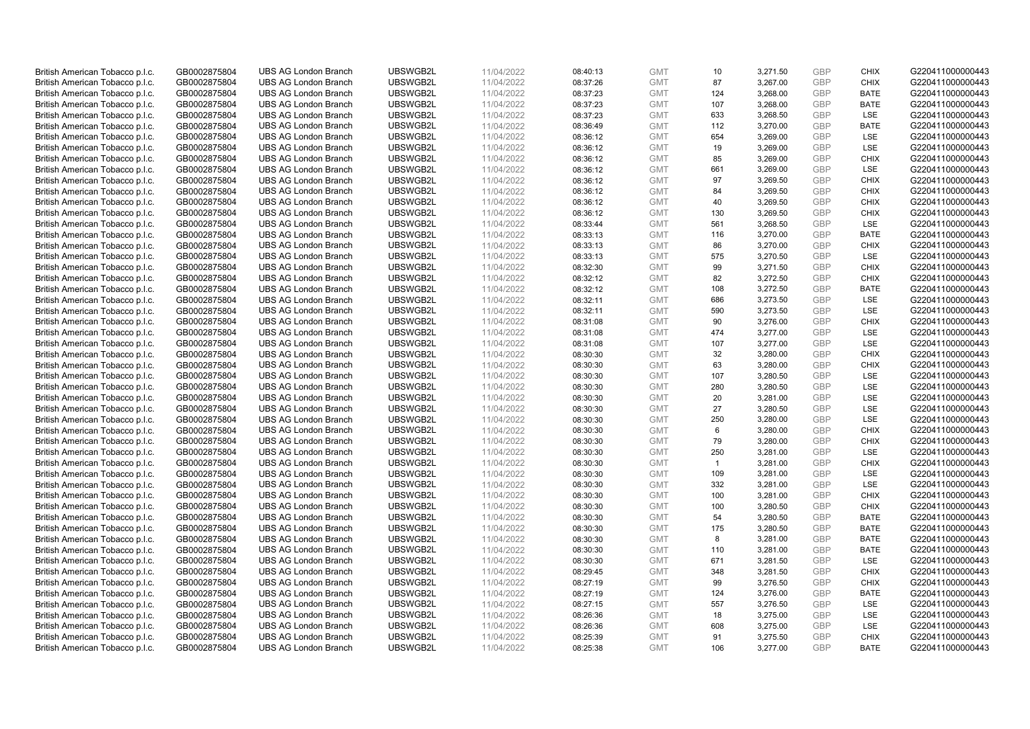| | | | | | | | | | | | |
|---|---|---|---|---|---|---|---|---|---|---|---|
| British American Tobacco p.l.c. | GB0002875804 | UBS AG London Branch | UBSWGB2L | 11/04/2022 | 08:40:13 | GMT | 10 | 3,271.50 | GBP | CHIX | G220411000000443 |
| British American Tobacco p.l.c. | GB0002875804 | UBS AG London Branch | UBSWGB2L | 11/04/2022 | 08:37:26 | GMT | 87 | 3,267.00 | GBP | CHIX | G220411000000443 |
| British American Tobacco p.l.c. | GB0002875804 | UBS AG London Branch | UBSWGB2L | 11/04/2022 | 08:37:23 | GMT | 124 | 3,268.00 | GBP | BATE | G220411000000443 |
| British American Tobacco p.l.c. | GB0002875804 | UBS AG London Branch | UBSWGB2L | 11/04/2022 | 08:37:23 | GMT | 107 | 3,268.00 | GBP | BATE | G220411000000443 |
| British American Tobacco p.l.c. | GB0002875804 | UBS AG London Branch | UBSWGB2L | 11/04/2022 | 08:37:23 | GMT | 633 | 3,268.50 | GBP | LSE | G220411000000443 |
| British American Tobacco p.l.c. | GB0002875804 | UBS AG London Branch | UBSWGB2L | 11/04/2022 | 08:36:49 | GMT | 112 | 3,270.00 | GBP | BATE | G220411000000443 |
| British American Tobacco p.l.c. | GB0002875804 | UBS AG London Branch | UBSWGB2L | 11/04/2022 | 08:36:12 | GMT | 654 | 3,269.00 | GBP | LSE | G220411000000443 |
| British American Tobacco p.l.c. | GB0002875804 | UBS AG London Branch | UBSWGB2L | 11/04/2022 | 08:36:12 | GMT | 19 | 3,269.00 | GBP | LSE | G220411000000443 |
| British American Tobacco p.l.c. | GB0002875804 | UBS AG London Branch | UBSWGB2L | 11/04/2022 | 08:36:12 | GMT | 85 | 3,269.00 | GBP | CHIX | G220411000000443 |
| British American Tobacco p.l.c. | GB0002875804 | UBS AG London Branch | UBSWGB2L | 11/04/2022 | 08:36:12 | GMT | 661 | 3,269.00 | GBP | LSE | G220411000000443 |
| British American Tobacco p.l.c. | GB0002875804 | UBS AG London Branch | UBSWGB2L | 11/04/2022 | 08:36:12 | GMT | 97 | 3,269.50 | GBP | CHIX | G220411000000443 |
| British American Tobacco p.l.c. | GB0002875804 | UBS AG London Branch | UBSWGB2L | 11/04/2022 | 08:36:12 | GMT | 84 | 3,269.50 | GBP | CHIX | G220411000000443 |
| British American Tobacco p.l.c. | GB0002875804 | UBS AG London Branch | UBSWGB2L | 11/04/2022 | 08:36:12 | GMT | 40 | 3,269.50 | GBP | CHIX | G220411000000443 |
| British American Tobacco p.l.c. | GB0002875804 | UBS AG London Branch | UBSWGB2L | 11/04/2022 | 08:36:12 | GMT | 130 | 3,269.50 | GBP | CHIX | G220411000000443 |
| British American Tobacco p.l.c. | GB0002875804 | UBS AG London Branch | UBSWGB2L | 11/04/2022 | 08:33:44 | GMT | 561 | 3,268.50 | GBP | LSE | G220411000000443 |
| British American Tobacco p.l.c. | GB0002875804 | UBS AG London Branch | UBSWGB2L | 11/04/2022 | 08:33:13 | GMT | 116 | 3,270.00 | GBP | BATE | G220411000000443 |
| British American Tobacco p.l.c. | GB0002875804 | UBS AG London Branch | UBSWGB2L | 11/04/2022 | 08:33:13 | GMT | 86 | 3,270.00 | GBP | CHIX | G220411000000443 |
| British American Tobacco p.l.c. | GB0002875804 | UBS AG London Branch | UBSWGB2L | 11/04/2022 | 08:33:13 | GMT | 575 | 3,270.50 | GBP | LSE | G220411000000443 |
| British American Tobacco p.l.c. | GB0002875804 | UBS AG London Branch | UBSWGB2L | 11/04/2022 | 08:32:30 | GMT | 99 | 3,271.50 | GBP | CHIX | G220411000000443 |
| British American Tobacco p.l.c. | GB0002875804 | UBS AG London Branch | UBSWGB2L | 11/04/2022 | 08:32:12 | GMT | 82 | 3,272.50 | GBP | CHIX | G220411000000443 |
| British American Tobacco p.l.c. | GB0002875804 | UBS AG London Branch | UBSWGB2L | 11/04/2022 | 08:32:12 | GMT | 108 | 3,272.50 | GBP | BATE | G220411000000443 |
| British American Tobacco p.l.c. | GB0002875804 | UBS AG London Branch | UBSWGB2L | 11/04/2022 | 08:32:11 | GMT | 686 | 3,273.50 | GBP | LSE | G220411000000443 |
| British American Tobacco p.l.c. | GB0002875804 | UBS AG London Branch | UBSWGB2L | 11/04/2022 | 08:32:11 | GMT | 590 | 3,273.50 | GBP | LSE | G220411000000443 |
| British American Tobacco p.l.c. | GB0002875804 | UBS AG London Branch | UBSWGB2L | 11/04/2022 | 08:31:08 | GMT | 90 | 3,276.00 | GBP | CHIX | G220411000000443 |
| British American Tobacco p.l.c. | GB0002875804 | UBS AG London Branch | UBSWGB2L | 11/04/2022 | 08:31:08 | GMT | 474 | 3,277.00 | GBP | LSE | G220411000000443 |
| British American Tobacco p.l.c. | GB0002875804 | UBS AG London Branch | UBSWGB2L | 11/04/2022 | 08:31:08 | GMT | 107 | 3,277.00 | GBP | LSE | G220411000000443 |
| British American Tobacco p.l.c. | GB0002875804 | UBS AG London Branch | UBSWGB2L | 11/04/2022 | 08:30:30 | GMT | 32 | 3,280.00 | GBP | CHIX | G220411000000443 |
| British American Tobacco p.l.c. | GB0002875804 | UBS AG London Branch | UBSWGB2L | 11/04/2022 | 08:30:30 | GMT | 63 | 3,280.00 | GBP | CHIX | G220411000000443 |
| British American Tobacco p.l.c. | GB0002875804 | UBS AG London Branch | UBSWGB2L | 11/04/2022 | 08:30:30 | GMT | 107 | 3,280.50 | GBP | LSE | G220411000000443 |
| British American Tobacco p.l.c. | GB0002875804 | UBS AG London Branch | UBSWGB2L | 11/04/2022 | 08:30:30 | GMT | 280 | 3,280.50 | GBP | LSE | G220411000000443 |
| British American Tobacco p.l.c. | GB0002875804 | UBS AG London Branch | UBSWGB2L | 11/04/2022 | 08:30:30 | GMT | 20 | 3,281.00 | GBP | LSE | G220411000000443 |
| British American Tobacco p.l.c. | GB0002875804 | UBS AG London Branch | UBSWGB2L | 11/04/2022 | 08:30:30 | GMT | 27 | 3,280.50 | GBP | LSE | G220411000000443 |
| British American Tobacco p.l.c. | GB0002875804 | UBS AG London Branch | UBSWGB2L | 11/04/2022 | 08:30:30 | GMT | 250 | 3,280.00 | GBP | LSE | G220411000000443 |
| British American Tobacco p.l.c. | GB0002875804 | UBS AG London Branch | UBSWGB2L | 11/04/2022 | 08:30:30 | GMT | 6 | 3,280.00 | GBP | CHIX | G220411000000443 |
| British American Tobacco p.l.c. | GB0002875804 | UBS AG London Branch | UBSWGB2L | 11/04/2022 | 08:30:30 | GMT | 79 | 3,280.00 | GBP | CHIX | G220411000000443 |
| British American Tobacco p.l.c. | GB0002875804 | UBS AG London Branch | UBSWGB2L | 11/04/2022 | 08:30:30 | GMT | 250 | 3,281.00 | GBP | LSE | G220411000000443 |
| British American Tobacco p.l.c. | GB0002875804 | UBS AG London Branch | UBSWGB2L | 11/04/2022 | 08:30:30 | GMT | 1 | 3,281.00 | GBP | CHIX | G220411000000443 |
| British American Tobacco p.l.c. | GB0002875804 | UBS AG London Branch | UBSWGB2L | 11/04/2022 | 08:30:30 | GMT | 109 | 3,281.00 | GBP | LSE | G220411000000443 |
| British American Tobacco p.l.c. | GB0002875804 | UBS AG London Branch | UBSWGB2L | 11/04/2022 | 08:30:30 | GMT | 332 | 3,281.00 | GBP | LSE | G220411000000443 |
| British American Tobacco p.l.c. | GB0002875804 | UBS AG London Branch | UBSWGB2L | 11/04/2022 | 08:30:30 | GMT | 100 | 3,281.00 | GBP | CHIX | G220411000000443 |
| British American Tobacco p.l.c. | GB0002875804 | UBS AG London Branch | UBSWGB2L | 11/04/2022 | 08:30:30 | GMT | 100 | 3,280.50 | GBP | CHIX | G220411000000443 |
| British American Tobacco p.l.c. | GB0002875804 | UBS AG London Branch | UBSWGB2L | 11/04/2022 | 08:30:30 | GMT | 54 | 3,280.50 | GBP | BATE | G220411000000443 |
| British American Tobacco p.l.c. | GB0002875804 | UBS AG London Branch | UBSWGB2L | 11/04/2022 | 08:30:30 | GMT | 175 | 3,280.50 | GBP | BATE | G220411000000443 |
| British American Tobacco p.l.c. | GB0002875804 | UBS AG London Branch | UBSWGB2L | 11/04/2022 | 08:30:30 | GMT | 8 | 3,281.00 | GBP | BATE | G220411000000443 |
| British American Tobacco p.l.c. | GB0002875804 | UBS AG London Branch | UBSWGB2L | 11/04/2022 | 08:30:30 | GMT | 110 | 3,281.00 | GBP | BATE | G220411000000443 |
| British American Tobacco p.l.c. | GB0002875804 | UBS AG London Branch | UBSWGB2L | 11/04/2022 | 08:30:30 | GMT | 671 | 3,281.50 | GBP | LSE | G220411000000443 |
| British American Tobacco p.l.c. | GB0002875804 | UBS AG London Branch | UBSWGB2L | 11/04/2022 | 08:29:45 | GMT | 348 | 3,281.50 | GBP | CHIX | G220411000000443 |
| British American Tobacco p.l.c. | GB0002875804 | UBS AG London Branch | UBSWGB2L | 11/04/2022 | 08:27:19 | GMT | 99 | 3,276.50 | GBP | CHIX | G220411000000443 |
| British American Tobacco p.l.c. | GB0002875804 | UBS AG London Branch | UBSWGB2L | 11/04/2022 | 08:27:19 | GMT | 124 | 3,276.00 | GBP | BATE | G220411000000443 |
| British American Tobacco p.l.c. | GB0002875804 | UBS AG London Branch | UBSWGB2L | 11/04/2022 | 08:27:15 | GMT | 557 | 3,276.50 | GBP | LSE | G220411000000443 |
| British American Tobacco p.l.c. | GB0002875804 | UBS AG London Branch | UBSWGB2L | 11/04/2022 | 08:26:36 | GMT | 18 | 3,275.00 | GBP | LSE | G220411000000443 |
| British American Tobacco p.l.c. | GB0002875804 | UBS AG London Branch | UBSWGB2L | 11/04/2022 | 08:26:36 | GMT | 608 | 3,275.00 | GBP | LSE | G220411000000443 |
| British American Tobacco p.l.c. | GB0002875804 | UBS AG London Branch | UBSWGB2L | 11/04/2022 | 08:25:39 | GMT | 91 | 3,275.50 | GBP | CHIX | G220411000000443 |
| British American Tobacco p.l.c. | GB0002875804 | UBS AG London Branch | UBSWGB2L | 11/04/2022 | 08:25:38 | GMT | 106 | 3,277.00 | GBP | BATE | G220411000000443 |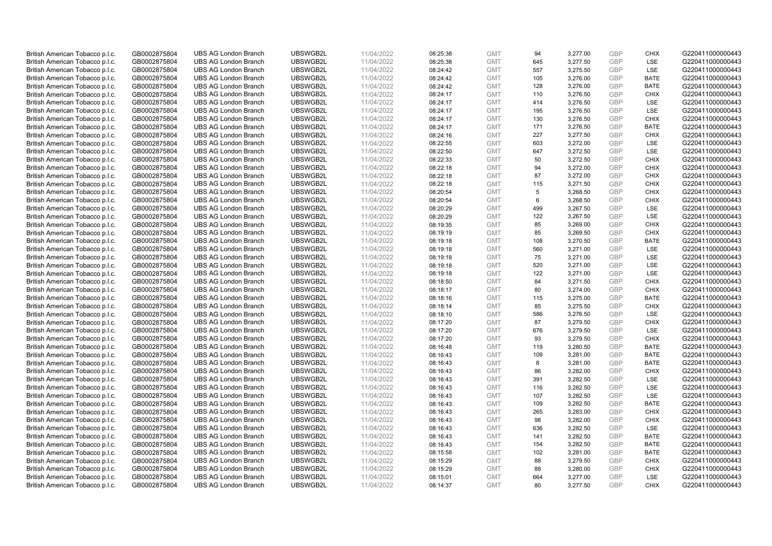| | | | | | | | | | | | |
|---|---|---|---|---|---|---|---|---|---|---|---|
| British American Tobacco p.l.c. | GB0002875804 | UBS AG London Branch | UBSWGB2L | 11/04/2022 | 08:25:38 | GMT | 94 | 3,277.00 | GBP | CHIX | G220411000000443 |
| British American Tobacco p.l.c. | GB0002875804 | UBS AG London Branch | UBSWGB2L | 11/04/2022 | 08:25:38 | GMT | 645 | 3,277.50 | GBP | LSE | G220411000000443 |
| British American Tobacco p.l.c. | GB0002875804 | UBS AG London Branch | UBSWGB2L | 11/04/2022 | 08:24:42 | GMT | 557 | 3,275.50 | GBP | LSE | G220411000000443 |
| British American Tobacco p.l.c. | GB0002875804 | UBS AG London Branch | UBSWGB2L | 11/04/2022 | 08:24:42 | GMT | 105 | 3,276.00 | GBP | BATE | G220411000000443 |
| British American Tobacco p.l.c. | GB0002875804 | UBS AG London Branch | UBSWGB2L | 11/04/2022 | 08:24:42 | GMT | 128 | 3,276.00 | GBP | BATE | G220411000000443 |
| British American Tobacco p.l.c. | GB0002875804 | UBS AG London Branch | UBSWGB2L | 11/04/2022 | 08:24:17 | GMT | 110 | 3,276.50 | GBP | CHIX | G220411000000443 |
| British American Tobacco p.l.c. | GB0002875804 | UBS AG London Branch | UBSWGB2L | 11/04/2022 | 08:24:17 | GMT | 414 | 3,276.50 | GBP | LSE | G220411000000443 |
| British American Tobacco p.l.c. | GB0002875804 | UBS AG London Branch | UBSWGB2L | 11/04/2022 | 08:24:17 | GMT | 195 | 3,276.50 | GBP | LSE | G220411000000443 |
| British American Tobacco p.l.c. | GB0002875804 | UBS AG London Branch | UBSWGB2L | 11/04/2022 | 08:24:17 | GMT | 130 | 3,276.50 | GBP | CHIX | G220411000000443 |
| British American Tobacco p.l.c. | GB0002875804 | UBS AG London Branch | UBSWGB2L | 11/04/2022 | 08:24:17 | GMT | 171 | 3,276.50 | GBP | BATE | G220411000000443 |
| British American Tobacco p.l.c. | GB0002875804 | UBS AG London Branch | UBSWGB2L | 11/04/2022 | 08:24:16 | GMT | 227 | 3,277.50 | GBP | CHIX | G220411000000443 |
| British American Tobacco p.l.c. | GB0002875804 | UBS AG London Branch | UBSWGB2L | 11/04/2022 | 08:22:55 | GMT | 603 | 3,272.00 | GBP | LSE | G220411000000443 |
| British American Tobacco p.l.c. | GB0002875804 | UBS AG London Branch | UBSWGB2L | 11/04/2022 | 08:22:50 | GMT | 647 | 3,272.50 | GBP | LSE | G220411000000443 |
| British American Tobacco p.l.c. | GB0002875804 | UBS AG London Branch | UBSWGB2L | 11/04/2022 | 08:22:33 | GMT | 50 | 3,272.50 | GBP | CHIX | G220411000000443 |
| British American Tobacco p.l.c. | GB0002875804 | UBS AG London Branch | UBSWGB2L | 11/04/2022 | 08:22:18 | GMT | 94 | 3,272.00 | GBP | CHIX | G220411000000443 |
| British American Tobacco p.l.c. | GB0002875804 | UBS AG London Branch | UBSWGB2L | 11/04/2022 | 08:22:18 | GMT | 87 | 3,272.00 | GBP | CHIX | G220411000000443 |
| British American Tobacco p.l.c. | GB0002875804 | UBS AG London Branch | UBSWGB2L | 11/04/2022 | 08:22:18 | GMT | 115 | 3,271.50 | GBP | CHIX | G220411000000443 |
| British American Tobacco p.l.c. | GB0002875804 | UBS AG London Branch | UBSWGB2L | 11/04/2022 | 08:20:54 | GMT | 5 | 3,268.50 | GBP | CHIX | G220411000000443 |
| British American Tobacco p.l.c. | GB0002875804 | UBS AG London Branch | UBSWGB2L | 11/04/2022 | 08:20:54 | GMT | 6 | 3,268.50 | GBP | CHIX | G220411000000443 |
| British American Tobacco p.l.c. | GB0002875804 | UBS AG London Branch | UBSWGB2L | 11/04/2022 | 08:20:29 | GMT | 499 | 3,267.50 | GBP | LSE | G220411000000443 |
| British American Tobacco p.l.c. | GB0002875804 | UBS AG London Branch | UBSWGB2L | 11/04/2022 | 08:20:29 | GMT | 122 | 3,267.50 | GBP | LSE | G220411000000443 |
| British American Tobacco p.l.c. | GB0002875804 | UBS AG London Branch | UBSWGB2L | 11/04/2022 | 08:19:35 | GMT | 85 | 3,269.00 | GBP | CHIX | G220411000000443 |
| British American Tobacco p.l.c. | GB0002875804 | UBS AG London Branch | UBSWGB2L | 11/04/2022 | 08:19:19 | GMT | 85 | 3,269.50 | GBP | CHIX | G220411000000443 |
| British American Tobacco p.l.c. | GB0002875804 | UBS AG London Branch | UBSWGB2L | 11/04/2022 | 08:19:18 | GMT | 108 | 3,270.50 | GBP | BATE | G220411000000443 |
| British American Tobacco p.l.c. | GB0002875804 | UBS AG London Branch | UBSWGB2L | 11/04/2022 | 08:19:18 | GMT | 560 | 3,271.00 | GBP | LSE | G220411000000443 |
| British American Tobacco p.l.c. | GB0002875804 | UBS AG London Branch | UBSWGB2L | 11/04/2022 | 08:19:18 | GMT | 75 | 3,271.00 | GBP | LSE | G220411000000443 |
| British American Tobacco p.l.c. | GB0002875804 | UBS AG London Branch | UBSWGB2L | 11/04/2022 | 08:19:18 | GMT | 520 | 3,271.00 | GBP | LSE | G220411000000443 |
| British American Tobacco p.l.c. | GB0002875804 | UBS AG London Branch | UBSWGB2L | 11/04/2022 | 08:19:18 | GMT | 122 | 3,271.00 | GBP | LSE | G220411000000443 |
| British American Tobacco p.l.c. | GB0002875804 | UBS AG London Branch | UBSWGB2L | 11/04/2022 | 08:18:50 | GMT | 84 | 3,271.50 | GBP | CHIX | G220411000000443 |
| British American Tobacco p.l.c. | GB0002875804 | UBS AG London Branch | UBSWGB2L | 11/04/2022 | 08:18:17 | GMT | 80 | 3,274.00 | GBP | CHIX | G220411000000443 |
| British American Tobacco p.l.c. | GB0002875804 | UBS AG London Branch | UBSWGB2L | 11/04/2022 | 08:18:16 | GMT | 115 | 3,275.00 | GBP | BATE | G220411000000443 |
| British American Tobacco p.l.c. | GB0002875804 | UBS AG London Branch | UBSWGB2L | 11/04/2022 | 08:18:14 | GMT | 85 | 3,275.50 | GBP | CHIX | G220411000000443 |
| British American Tobacco p.l.c. | GB0002875804 | UBS AG London Branch | UBSWGB2L | 11/04/2022 | 08:18:10 | GMT | 586 | 3,276.50 | GBP | LSE | G220411000000443 |
| British American Tobacco p.l.c. | GB0002875804 | UBS AG London Branch | UBSWGB2L | 11/04/2022 | 08:17:20 | GMT | 87 | 3,279.50 | GBP | CHIX | G220411000000443 |
| British American Tobacco p.l.c. | GB0002875804 | UBS AG London Branch | UBSWGB2L | 11/04/2022 | 08:17:20 | GMT | 676 | 3,279.50 | GBP | LSE | G220411000000443 |
| British American Tobacco p.l.c. | GB0002875804 | UBS AG London Branch | UBSWGB2L | 11/04/2022 | 08:17:20 | GMT | 93 | 3,279.50 | GBP | CHIX | G220411000000443 |
| British American Tobacco p.l.c. | GB0002875804 | UBS AG London Branch | UBSWGB2L | 11/04/2022 | 08:16:48 | GMT | 119 | 3,280.50 | GBP | BATE | G220411000000443 |
| British American Tobacco p.l.c. | GB0002875804 | UBS AG London Branch | UBSWGB2L | 11/04/2022 | 08:16:43 | GMT | 109 | 3,281.00 | GBP | BATE | G220411000000443 |
| British American Tobacco p.l.c. | GB0002875804 | UBS AG London Branch | UBSWGB2L | 11/04/2022 | 08:16:43 | GMT | 8 | 3,281.00 | GBP | BATE | G220411000000443 |
| British American Tobacco p.l.c. | GB0002875804 | UBS AG London Branch | UBSWGB2L | 11/04/2022 | 08:16:43 | GMT | 86 | 3,282.00 | GBP | CHIX | G220411000000443 |
| British American Tobacco p.l.c. | GB0002875804 | UBS AG London Branch | UBSWGB2L | 11/04/2022 | 08:16:43 | GMT | 391 | 3,282.50 | GBP | LSE | G220411000000443 |
| British American Tobacco p.l.c. | GB0002875804 | UBS AG London Branch | UBSWGB2L | 11/04/2022 | 08:16:43 | GMT | 116 | 3,282.50 | GBP | LSE | G220411000000443 |
| British American Tobacco p.l.c. | GB0002875804 | UBS AG London Branch | UBSWGB2L | 11/04/2022 | 08:16:43 | GMT | 107 | 3,282.50 | GBP | LSE | G220411000000443 |
| British American Tobacco p.l.c. | GB0002875804 | UBS AG London Branch | UBSWGB2L | 11/04/2022 | 08:16:43 | GMT | 109 | 3,282.50 | GBP | BATE | G220411000000443 |
| British American Tobacco p.l.c. | GB0002875804 | UBS AG London Branch | UBSWGB2L | 11/04/2022 | 08:16:43 | GMT | 265 | 3,283.00 | GBP | CHIX | G220411000000443 |
| British American Tobacco p.l.c. | GB0002875804 | UBS AG London Branch | UBSWGB2L | 11/04/2022 | 08:16:43 | GMT | 98 | 3,282.00 | GBP | CHIX | G220411000000443 |
| British American Tobacco p.l.c. | GB0002875804 | UBS AG London Branch | UBSWGB2L | 11/04/2022 | 08:16:43 | GMT | 636 | 3,282.50 | GBP | LSE | G220411000000443 |
| British American Tobacco p.l.c. | GB0002875804 | UBS AG London Branch | UBSWGB2L | 11/04/2022 | 08:16:43 | GMT | 141 | 3,282.50 | GBP | BATE | G220411000000443 |
| British American Tobacco p.l.c. | GB0002875804 | UBS AG London Branch | UBSWGB2L | 11/04/2022 | 08:16:43 | GMT | 154 | 3,282.50 | GBP | BATE | G220411000000443 |
| British American Tobacco p.l.c. | GB0002875804 | UBS AG London Branch | UBSWGB2L | 11/04/2022 | 08:15:58 | GMT | 102 | 3,281.00 | GBP | BATE | G220411000000443 |
| British American Tobacco p.l.c. | GB0002875804 | UBS AG London Branch | UBSWGB2L | 11/04/2022 | 08:15:29 | GMT | 88 | 3,279.50 | GBP | CHIX | G220411000000443 |
| British American Tobacco p.l.c. | GB0002875804 | UBS AG London Branch | UBSWGB2L | 11/04/2022 | 08:15:29 | GMT | 88 | 3,280.00 | GBP | CHIX | G220411000000443 |
| British American Tobacco p.l.c. | GB0002875804 | UBS AG London Branch | UBSWGB2L | 11/04/2022 | 08:15:01 | GMT | 664 | 3,277.00 | GBP | LSE | G220411000000443 |
| British American Tobacco p.l.c. | GB0002875804 | UBS AG London Branch | UBSWGB2L | 11/04/2022 | 08:14:37 | GMT | 80 | 3,277.50 | GBP | CHIX | G220411000000443 |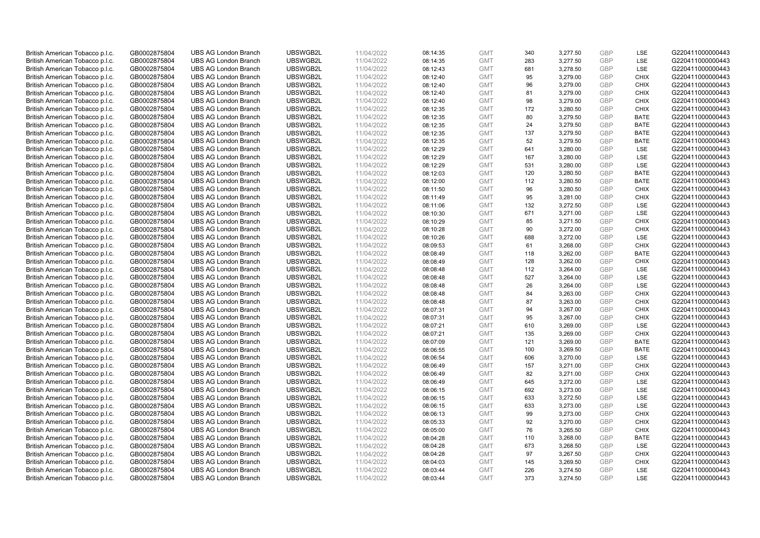| | | | | | | | | | | | |
|---|---|---|---|---|---|---|---|---|---|---|---|
| British American Tobacco p.l.c. | GB0002875804 | UBS AG London Branch | UBSWGB2L | 11/04/2022 | 08:14:35 | GMT | 340 | 3,277.50 | GBP | LSE | G220411000000443 |
| British American Tobacco p.l.c. | GB0002875804 | UBS AG London Branch | UBSWGB2L | 11/04/2022 | 08:14:35 | GMT | 283 | 3,277.50 | GBP | LSE | G220411000000443 |
| British American Tobacco p.l.c. | GB0002875804 | UBS AG London Branch | UBSWGB2L | 11/04/2022 | 08:12:43 | GMT | 681 | 3,278.50 | GBP | LSE | G220411000000443 |
| British American Tobacco p.l.c. | GB0002875804 | UBS AG London Branch | UBSWGB2L | 11/04/2022 | 08:12:40 | GMT | 95 | 3,279.00 | GBP | CHIX | G220411000000443 |
| British American Tobacco p.l.c. | GB0002875804 | UBS AG London Branch | UBSWGB2L | 11/04/2022 | 08:12:40 | GMT | 96 | 3,279.00 | GBP | CHIX | G220411000000443 |
| British American Tobacco p.l.c. | GB0002875804 | UBS AG London Branch | UBSWGB2L | 11/04/2022 | 08:12:40 | GMT | 81 | 3,279.00 | GBP | CHIX | G220411000000443 |
| British American Tobacco p.l.c. | GB0002875804 | UBS AG London Branch | UBSWGB2L | 11/04/2022 | 08:12:40 | GMT | 98 | 3,279.00 | GBP | CHIX | G220411000000443 |
| British American Tobacco p.l.c. | GB0002875804 | UBS AG London Branch | UBSWGB2L | 11/04/2022 | 08:12:35 | GMT | 172 | 3,280.50 | GBP | CHIX | G220411000000443 |
| British American Tobacco p.l.c. | GB0002875804 | UBS AG London Branch | UBSWGB2L | 11/04/2022 | 08:12:35 | GMT | 80 | 3,279.50 | GBP | BATE | G220411000000443 |
| British American Tobacco p.l.c. | GB0002875804 | UBS AG London Branch | UBSWGB2L | 11/04/2022 | 08:12:35 | GMT | 24 | 3,279.50 | GBP | BATE | G220411000000443 |
| British American Tobacco p.l.c. | GB0002875804 | UBS AG London Branch | UBSWGB2L | 11/04/2022 | 08:12:35 | GMT | 137 | 3,279.50 | GBP | BATE | G220411000000443 |
| British American Tobacco p.l.c. | GB0002875804 | UBS AG London Branch | UBSWGB2L | 11/04/2022 | 08:12:35 | GMT | 52 | 3,279.50 | GBP | BATE | G220411000000443 |
| British American Tobacco p.l.c. | GB0002875804 | UBS AG London Branch | UBSWGB2L | 11/04/2022 | 08:12:29 | GMT | 641 | 3,280.00 | GBP | LSE | G220411000000443 |
| British American Tobacco p.l.c. | GB0002875804 | UBS AG London Branch | UBSWGB2L | 11/04/2022 | 08:12:29 | GMT | 167 | 3,280.00 | GBP | LSE | G220411000000443 |
| British American Tobacco p.l.c. | GB0002875804 | UBS AG London Branch | UBSWGB2L | 11/04/2022 | 08:12:29 | GMT | 531 | 3,280.00 | GBP | LSE | G220411000000443 |
| British American Tobacco p.l.c. | GB0002875804 | UBS AG London Branch | UBSWGB2L | 11/04/2022 | 08:12:03 | GMT | 120 | 3,280.50 | GBP | BATE | G220411000000443 |
| British American Tobacco p.l.c. | GB0002875804 | UBS AG London Branch | UBSWGB2L | 11/04/2022 | 08:12:00 | GMT | 112 | 3,280.50 | GBP | BATE | G220411000000443 |
| British American Tobacco p.l.c. | GB0002875804 | UBS AG London Branch | UBSWGB2L | 11/04/2022 | 08:11:50 | GMT | 96 | 3,280.50 | GBP | CHIX | G220411000000443 |
| British American Tobacco p.l.c. | GB0002875804 | UBS AG London Branch | UBSWGB2L | 11/04/2022 | 08:11:49 | GMT | 95 | 3,281.00 | GBP | CHIX | G220411000000443 |
| British American Tobacco p.l.c. | GB0002875804 | UBS AG London Branch | UBSWGB2L | 11/04/2022 | 08:11:06 | GMT | 132 | 3,272.50 | GBP | LSE | G220411000000443 |
| British American Tobacco p.l.c. | GB0002875804 | UBS AG London Branch | UBSWGB2L | 11/04/2022 | 08:10:30 | GMT | 671 | 3,271.00 | GBP | LSE | G220411000000443 |
| British American Tobacco p.l.c. | GB0002875804 | UBS AG London Branch | UBSWGB2L | 11/04/2022 | 08:10:29 | GMT | 85 | 3,271.50 | GBP | CHIX | G220411000000443 |
| British American Tobacco p.l.c. | GB0002875804 | UBS AG London Branch | UBSWGB2L | 11/04/2022 | 08:10:28 | GMT | 90 | 3,272.00 | GBP | CHIX | G220411000000443 |
| British American Tobacco p.l.c. | GB0002875804 | UBS AG London Branch | UBSWGB2L | 11/04/2022 | 08:10:26 | GMT | 688 | 3,272.00 | GBP | LSE | G220411000000443 |
| British American Tobacco p.l.c. | GB0002875804 | UBS AG London Branch | UBSWGB2L | 11/04/2022 | 08:09:53 | GMT | 61 | 3,268.00 | GBP | CHIX | G220411000000443 |
| British American Tobacco p.l.c. | GB0002875804 | UBS AG London Branch | UBSWGB2L | 11/04/2022 | 08:08:49 | GMT | 118 | 3,262.00 | GBP | BATE | G220411000000443 |
| British American Tobacco p.l.c. | GB0002875804 | UBS AG London Branch | UBSWGB2L | 11/04/2022 | 08:08:49 | GMT | 128 | 3,262.00 | GBP | CHIX | G220411000000443 |
| British American Tobacco p.l.c. | GB0002875804 | UBS AG London Branch | UBSWGB2L | 11/04/2022 | 08:08:48 | GMT | 112 | 3,264.00 | GBP | LSE | G220411000000443 |
| British American Tobacco p.l.c. | GB0002875804 | UBS AG London Branch | UBSWGB2L | 11/04/2022 | 08:08:48 | GMT | 527 | 3,264.00 | GBP | LSE | G220411000000443 |
| British American Tobacco p.l.c. | GB0002875804 | UBS AG London Branch | UBSWGB2L | 11/04/2022 | 08:08:48 | GMT | 26 | 3,264.00 | GBP | LSE | G220411000000443 |
| British American Tobacco p.l.c. | GB0002875804 | UBS AG London Branch | UBSWGB2L | 11/04/2022 | 08:08:48 | GMT | 84 | 3,263.00 | GBP | CHIX | G220411000000443 |
| British American Tobacco p.l.c. | GB0002875804 | UBS AG London Branch | UBSWGB2L | 11/04/2022 | 08:08:48 | GMT | 87 | 3,263.00 | GBP | CHIX | G220411000000443 |
| British American Tobacco p.l.c. | GB0002875804 | UBS AG London Branch | UBSWGB2L | 11/04/2022 | 08:07:31 | GMT | 94 | 3,267.00 | GBP | CHIX | G220411000000443 |
| British American Tobacco p.l.c. | GB0002875804 | UBS AG London Branch | UBSWGB2L | 11/04/2022 | 08:07:31 | GMT | 95 | 3,267.00 | GBP | CHIX | G220411000000443 |
| British American Tobacco p.l.c. | GB0002875804 | UBS AG London Branch | UBSWGB2L | 11/04/2022 | 08:07:21 | GMT | 610 | 3,269.00 | GBP | LSE | G220411000000443 |
| British American Tobacco p.l.c. | GB0002875804 | UBS AG London Branch | UBSWGB2L | 11/04/2022 | 08:07:21 | GMT | 135 | 3,269.00 | GBP | CHIX | G220411000000443 |
| British American Tobacco p.l.c. | GB0002875804 | UBS AG London Branch | UBSWGB2L | 11/04/2022 | 08:07:09 | GMT | 121 | 3,269.00 | GBP | BATE | G220411000000443 |
| British American Tobacco p.l.c. | GB0002875804 | UBS AG London Branch | UBSWGB2L | 11/04/2022 | 08:06:55 | GMT | 100 | 3,269.50 | GBP | BATE | G220411000000443 |
| British American Tobacco p.l.c. | GB0002875804 | UBS AG London Branch | UBSWGB2L | 11/04/2022 | 08:06:54 | GMT | 606 | 3,270.00 | GBP | LSE | G220411000000443 |
| British American Tobacco p.l.c. | GB0002875804 | UBS AG London Branch | UBSWGB2L | 11/04/2022 | 08:06:49 | GMT | 157 | 3,271.00 | GBP | CHIX | G220411000000443 |
| British American Tobacco p.l.c. | GB0002875804 | UBS AG London Branch | UBSWGB2L | 11/04/2022 | 08:06:49 | GMT | 82 | 3,271.00 | GBP | CHIX | G220411000000443 |
| British American Tobacco p.l.c. | GB0002875804 | UBS AG London Branch | UBSWGB2L | 11/04/2022 | 08:06:49 | GMT | 645 | 3,272.00 | GBP | LSE | G220411000000443 |
| British American Tobacco p.l.c. | GB0002875804 | UBS AG London Branch | UBSWGB2L | 11/04/2022 | 08:06:15 | GMT | 692 | 3,273.00 | GBP | LSE | G220411000000443 |
| British American Tobacco p.l.c. | GB0002875804 | UBS AG London Branch | UBSWGB2L | 11/04/2022 | 08:06:15 | GMT | 633 | 3,272.50 | GBP | LSE | G220411000000443 |
| British American Tobacco p.l.c. | GB0002875804 | UBS AG London Branch | UBSWGB2L | 11/04/2022 | 08:06:15 | GMT | 633 | 3,273.00 | GBP | LSE | G220411000000443 |
| British American Tobacco p.l.c. | GB0002875804 | UBS AG London Branch | UBSWGB2L | 11/04/2022 | 08:06:13 | GMT | 99 | 3,273.00 | GBP | CHIX | G220411000000443 |
| British American Tobacco p.l.c. | GB0002875804 | UBS AG London Branch | UBSWGB2L | 11/04/2022 | 08:05:33 | GMT | 92 | 3,270.00 | GBP | CHIX | G220411000000443 |
| British American Tobacco p.l.c. | GB0002875804 | UBS AG London Branch | UBSWGB2L | 11/04/2022 | 08:05:00 | GMT | 76 | 3,265.50 | GBP | CHIX | G220411000000443 |
| British American Tobacco p.l.c. | GB0002875804 | UBS AG London Branch | UBSWGB2L | 11/04/2022 | 08:04:28 | GMT | 110 | 3,268.00 | GBP | BATE | G220411000000443 |
| British American Tobacco p.l.c. | GB0002875804 | UBS AG London Branch | UBSWGB2L | 11/04/2022 | 08:04:28 | GMT | 673 | 3,268.50 | GBP | LSE | G220411000000443 |
| British American Tobacco p.l.c. | GB0002875804 | UBS AG London Branch | UBSWGB2L | 11/04/2022 | 08:04:28 | GMT | 97 | 3,267.50 | GBP | CHIX | G220411000000443 |
| British American Tobacco p.l.c. | GB0002875804 | UBS AG London Branch | UBSWGB2L | 11/04/2022 | 08:04:03 | GMT | 145 | 3,269.50 | GBP | CHIX | G220411000000443 |
| British American Tobacco p.l.c. | GB0002875804 | UBS AG London Branch | UBSWGB2L | 11/04/2022 | 08:03:44 | GMT | 226 | 3,274.50 | GBP | LSE | G220411000000443 |
| British American Tobacco p.l.c. | GB0002875804 | UBS AG London Branch | UBSWGB2L | 11/04/2022 | 08:03:44 | GMT | 373 | 3,274.50 | GBP | LSE | G220411000000443 |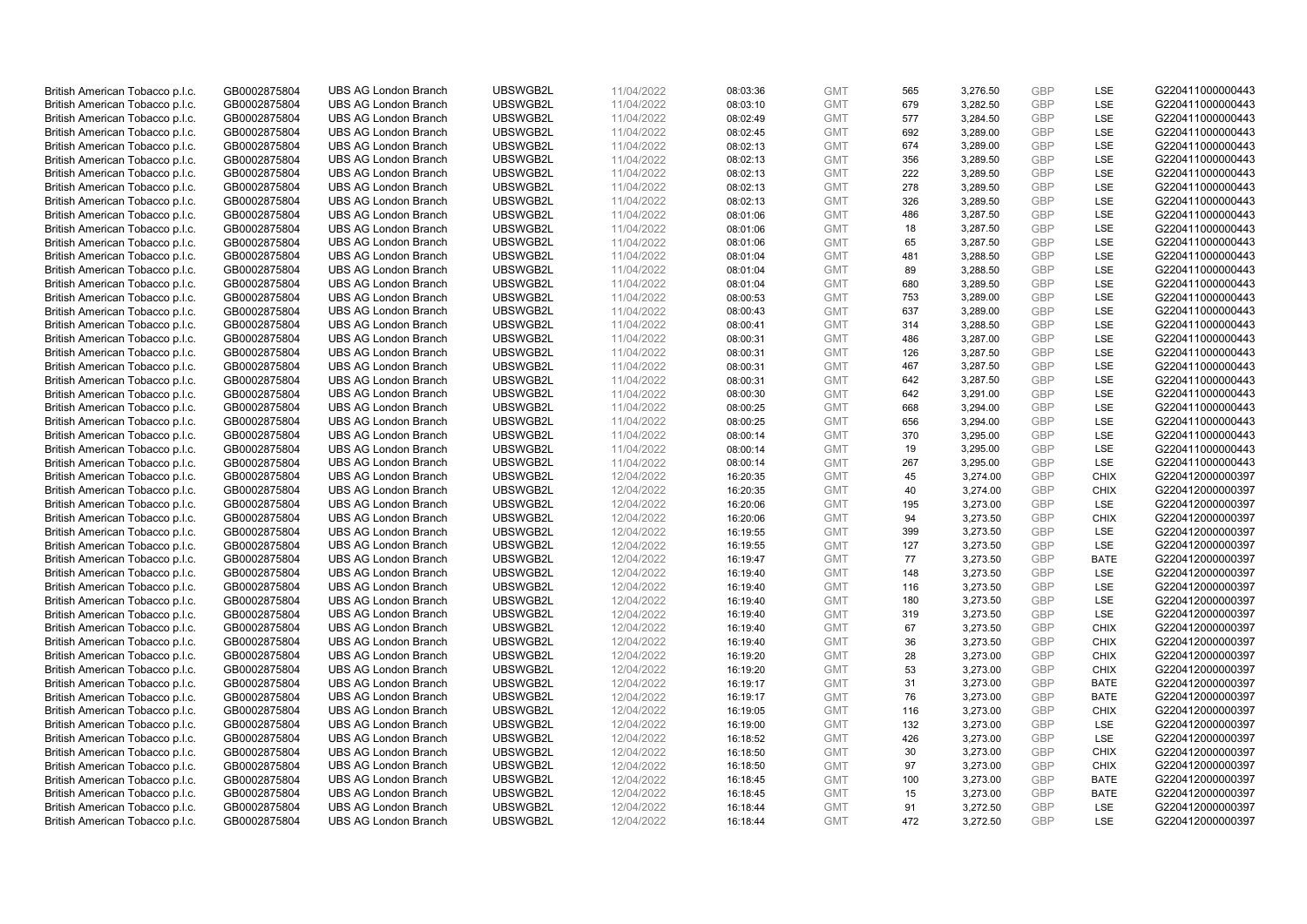| | | | | | | | | | | | |
|---|---|---|---|---|---|---|---|---|---|---|---|
| British American Tobacco p.l.c. | GB0002875804 | UBS AG London Branch | UBSWGB2L | 11/04/2022 | 08:03:36 | GMT | 565 | 3,276.50 | GBP | LSE | G220411000000443 |
| British American Tobacco p.l.c. | GB0002875804 | UBS AG London Branch | UBSWGB2L | 11/04/2022 | 08:03:10 | GMT | 679 | 3,282.50 | GBP | LSE | G220411000000443 |
| British American Tobacco p.l.c. | GB0002875804 | UBS AG London Branch | UBSWGB2L | 11/04/2022 | 08:02:49 | GMT | 577 | 3,284.50 | GBP | LSE | G220411000000443 |
| British American Tobacco p.l.c. | GB0002875804 | UBS AG London Branch | UBSWGB2L | 11/04/2022 | 08:02:45 | GMT | 692 | 3,289.00 | GBP | LSE | G220411000000443 |
| British American Tobacco p.l.c. | GB0002875804 | UBS AG London Branch | UBSWGB2L | 11/04/2022 | 08:02:13 | GMT | 674 | 3,289.00 | GBP | LSE | G220411000000443 |
| British American Tobacco p.l.c. | GB0002875804 | UBS AG London Branch | UBSWGB2L | 11/04/2022 | 08:02:13 | GMT | 356 | 3,289.50 | GBP | LSE | G220411000000443 |
| British American Tobacco p.l.c. | GB0002875804 | UBS AG London Branch | UBSWGB2L | 11/04/2022 | 08:02:13 | GMT | 222 | 3,289.50 | GBP | LSE | G220411000000443 |
| British American Tobacco p.l.c. | GB0002875804 | UBS AG London Branch | UBSWGB2L | 11/04/2022 | 08:02:13 | GMT | 278 | 3,289.50 | GBP | LSE | G220411000000443 |
| British American Tobacco p.l.c. | GB0002875804 | UBS AG London Branch | UBSWGB2L | 11/04/2022 | 08:02:13 | GMT | 326 | 3,289.50 | GBP | LSE | G220411000000443 |
| British American Tobacco p.l.c. | GB0002875804 | UBS AG London Branch | UBSWGB2L | 11/04/2022 | 08:01:06 | GMT | 486 | 3,287.50 | GBP | LSE | G220411000000443 |
| British American Tobacco p.l.c. | GB0002875804 | UBS AG London Branch | UBSWGB2L | 11/04/2022 | 08:01:06 | GMT | 18 | 3,287.50 | GBP | LSE | G220411000000443 |
| British American Tobacco p.l.c. | GB0002875804 | UBS AG London Branch | UBSWGB2L | 11/04/2022 | 08:01:06 | GMT | 65 | 3,287.50 | GBP | LSE | G220411000000443 |
| British American Tobacco p.l.c. | GB0002875804 | UBS AG London Branch | UBSWGB2L | 11/04/2022 | 08:01:04 | GMT | 481 | 3,288.50 | GBP | LSE | G220411000000443 |
| British American Tobacco p.l.c. | GB0002875804 | UBS AG London Branch | UBSWGB2L | 11/04/2022 | 08:01:04 | GMT | 89 | 3,288.50 | GBP | LSE | G220411000000443 |
| British American Tobacco p.l.c. | GB0002875804 | UBS AG London Branch | UBSWGB2L | 11/04/2022 | 08:01:04 | GMT | 680 | 3,289.50 | GBP | LSE | G220411000000443 |
| British American Tobacco p.l.c. | GB0002875804 | UBS AG London Branch | UBSWGB2L | 11/04/2022 | 08:00:53 | GMT | 753 | 3,289.00 | GBP | LSE | G220411000000443 |
| British American Tobacco p.l.c. | GB0002875804 | UBS AG London Branch | UBSWGB2L | 11/04/2022 | 08:00:43 | GMT | 637 | 3,289.00 | GBP | LSE | G220411000000443 |
| British American Tobacco p.l.c. | GB0002875804 | UBS AG London Branch | UBSWGB2L | 11/04/2022 | 08:00:41 | GMT | 314 | 3,288.50 | GBP | LSE | G220411000000443 |
| British American Tobacco p.l.c. | GB0002875804 | UBS AG London Branch | UBSWGB2L | 11/04/2022 | 08:00:31 | GMT | 486 | 3,287.00 | GBP | LSE | G220411000000443 |
| British American Tobacco p.l.c. | GB0002875804 | UBS AG London Branch | UBSWGB2L | 11/04/2022 | 08:00:31 | GMT | 126 | 3,287.50 | GBP | LSE | G220411000000443 |
| British American Tobacco p.l.c. | GB0002875804 | UBS AG London Branch | UBSWGB2L | 11/04/2022 | 08:00:31 | GMT | 467 | 3,287.50 | GBP | LSE | G220411000000443 |
| British American Tobacco p.l.c. | GB0002875804 | UBS AG London Branch | UBSWGB2L | 11/04/2022 | 08:00:31 | GMT | 642 | 3,287.50 | GBP | LSE | G220411000000443 |
| British American Tobacco p.l.c. | GB0002875804 | UBS AG London Branch | UBSWGB2L | 11/04/2022 | 08:00:30 | GMT | 642 | 3,291.00 | GBP | LSE | G220411000000443 |
| British American Tobacco p.l.c. | GB0002875804 | UBS AG London Branch | UBSWGB2L | 11/04/2022 | 08:00:25 | GMT | 668 | 3,294.00 | GBP | LSE | G220411000000443 |
| British American Tobacco p.l.c. | GB0002875804 | UBS AG London Branch | UBSWGB2L | 11/04/2022 | 08:00:25 | GMT | 656 | 3,294.00 | GBP | LSE | G220411000000443 |
| British American Tobacco p.l.c. | GB0002875804 | UBS AG London Branch | UBSWGB2L | 11/04/2022 | 08:00:14 | GMT | 370 | 3,295.00 | GBP | LSE | G220411000000443 |
| British American Tobacco p.l.c. | GB0002875804 | UBS AG London Branch | UBSWGB2L | 11/04/2022 | 08:00:14 | GMT | 19 | 3,295.00 | GBP | LSE | G220411000000443 |
| British American Tobacco p.l.c. | GB0002875804 | UBS AG London Branch | UBSWGB2L | 11/04/2022 | 08:00:14 | GMT | 267 | 3,295.00 | GBP | LSE | G220411000000443 |
| British American Tobacco p.l.c. | GB0002875804 | UBS AG London Branch | UBSWGB2L | 12/04/2022 | 16:20:35 | GMT | 45 | 3,274.00 | GBP | CHIX | G220412000000397 |
| British American Tobacco p.l.c. | GB0002875804 | UBS AG London Branch | UBSWGB2L | 12/04/2022 | 16:20:35 | GMT | 40 | 3,274.00 | GBP | CHIX | G220412000000397 |
| British American Tobacco p.l.c. | GB0002875804 | UBS AG London Branch | UBSWGB2L | 12/04/2022 | 16:20:06 | GMT | 195 | 3,273.00 | GBP | LSE | G220412000000397 |
| British American Tobacco p.l.c. | GB0002875804 | UBS AG London Branch | UBSWGB2L | 12/04/2022 | 16:20:06 | GMT | 94 | 3,273.50 | GBP | CHIX | G220412000000397 |
| British American Tobacco p.l.c. | GB0002875804 | UBS AG London Branch | UBSWGB2L | 12/04/2022 | 16:19:55 | GMT | 399 | 3,273.50 | GBP | LSE | G220412000000397 |
| British American Tobacco p.l.c. | GB0002875804 | UBS AG London Branch | UBSWGB2L | 12/04/2022 | 16:19:55 | GMT | 127 | 3,273.50 | GBP | LSE | G220412000000397 |
| British American Tobacco p.l.c. | GB0002875804 | UBS AG London Branch | UBSWGB2L | 12/04/2022 | 16:19:47 | GMT | 77 | 3,273.50 | GBP | BATE | G220412000000397 |
| British American Tobacco p.l.c. | GB0002875804 | UBS AG London Branch | UBSWGB2L | 12/04/2022 | 16:19:40 | GMT | 148 | 3,273.50 | GBP | LSE | G220412000000397 |
| British American Tobacco p.l.c. | GB0002875804 | UBS AG London Branch | UBSWGB2L | 12/04/2022 | 16:19:40 | GMT | 116 | 3,273.50 | GBP | LSE | G220412000000397 |
| British American Tobacco p.l.c. | GB0002875804 | UBS AG London Branch | UBSWGB2L | 12/04/2022 | 16:19:40 | GMT | 180 | 3,273.50 | GBP | LSE | G220412000000397 |
| British American Tobacco p.l.c. | GB0002875804 | UBS AG London Branch | UBSWGB2L | 12/04/2022 | 16:19:40 | GMT | 319 | 3,273.50 | GBP | LSE | G220412000000397 |
| British American Tobacco p.l.c. | GB0002875804 | UBS AG London Branch | UBSWGB2L | 12/04/2022 | 16:19:40 | GMT | 67 | 3,273.50 | GBP | CHIX | G220412000000397 |
| British American Tobacco p.l.c. | GB0002875804 | UBS AG London Branch | UBSWGB2L | 12/04/2022 | 16:19:40 | GMT | 36 | 3,273.50 | GBP | CHIX | G220412000000397 |
| British American Tobacco p.l.c. | GB0002875804 | UBS AG London Branch | UBSWGB2L | 12/04/2022 | 16:19:20 | GMT | 28 | 3,273.00 | GBP | CHIX | G220412000000397 |
| British American Tobacco p.l.c. | GB0002875804 | UBS AG London Branch | UBSWGB2L | 12/04/2022 | 16:19:20 | GMT | 53 | 3,273.00 | GBP | CHIX | G220412000000397 |
| British American Tobacco p.l.c. | GB0002875804 | UBS AG London Branch | UBSWGB2L | 12/04/2022 | 16:19:17 | GMT | 31 | 3,273.00 | GBP | BATE | G220412000000397 |
| British American Tobacco p.l.c. | GB0002875804 | UBS AG London Branch | UBSWGB2L | 12/04/2022 | 16:19:17 | GMT | 76 | 3,273.00 | GBP | BATE | G220412000000397 |
| British American Tobacco p.l.c. | GB0002875804 | UBS AG London Branch | UBSWGB2L | 12/04/2022 | 16:19:05 | GMT | 116 | 3,273.00 | GBP | CHIX | G220412000000397 |
| British American Tobacco p.l.c. | GB0002875804 | UBS AG London Branch | UBSWGB2L | 12/04/2022 | 16:19:00 | GMT | 132 | 3,273.00 | GBP | LSE | G220412000000397 |
| British American Tobacco p.l.c. | GB0002875804 | UBS AG London Branch | UBSWGB2L | 12/04/2022 | 16:18:52 | GMT | 426 | 3,273.00 | GBP | LSE | G220412000000397 |
| British American Tobacco p.l.c. | GB0002875804 | UBS AG London Branch | UBSWGB2L | 12/04/2022 | 16:18:50 | GMT | 30 | 3,273.00 | GBP | CHIX | G220412000000397 |
| British American Tobacco p.l.c. | GB0002875804 | UBS AG London Branch | UBSWGB2L | 12/04/2022 | 16:18:50 | GMT | 97 | 3,273.00 | GBP | CHIX | G220412000000397 |
| British American Tobacco p.l.c. | GB0002875804 | UBS AG London Branch | UBSWGB2L | 12/04/2022 | 16:18:45 | GMT | 100 | 3,273.00 | GBP | BATE | G220412000000397 |
| British American Tobacco p.l.c. | GB0002875804 | UBS AG London Branch | UBSWGB2L | 12/04/2022 | 16:18:45 | GMT | 15 | 3,273.00 | GBP | BATE | G220412000000397 |
| British American Tobacco p.l.c. | GB0002875804 | UBS AG London Branch | UBSWGB2L | 12/04/2022 | 16:18:44 | GMT | 91 | 3,272.50 | GBP | LSE | G220412000000397 |
| British American Tobacco p.l.c. | GB0002875804 | UBS AG London Branch | UBSWGB2L | 12/04/2022 | 16:18:44 | GMT | 472 | 3,272.50 | GBP | LSE | G220412000000397 |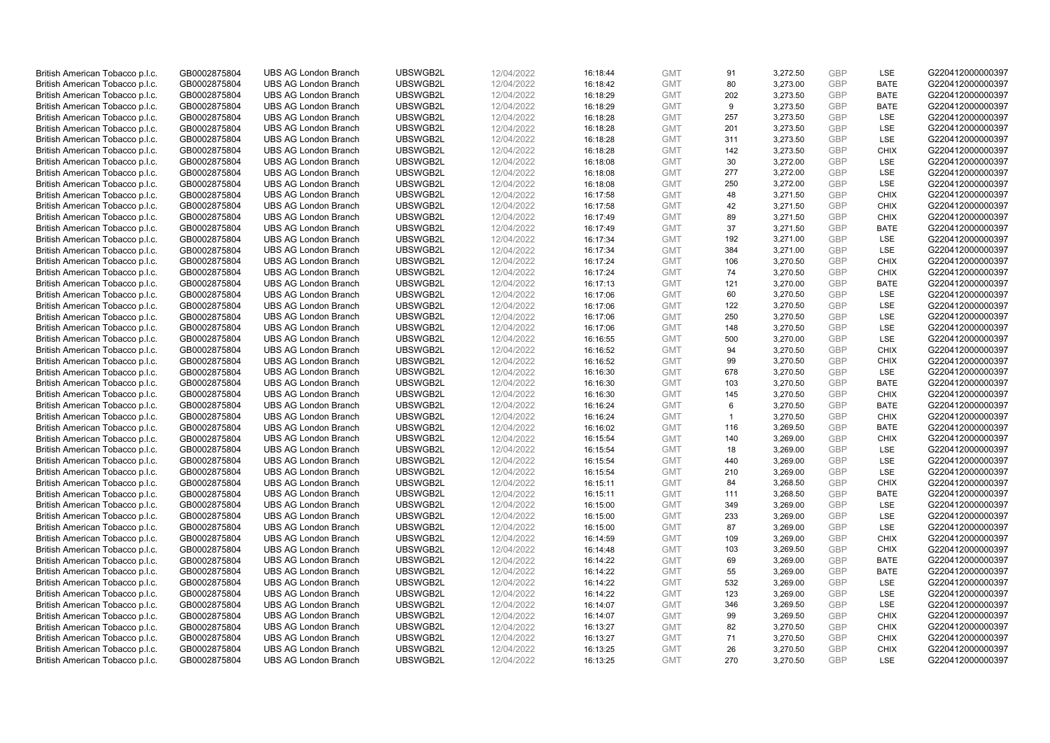| | | | | | | | | | | | |
|---|---|---|---|---|---|---|---|---|---|---|---|
| British American Tobacco p.l.c. | GB0002875804 | UBS AG London Branch | UBSWGB2L | 12/04/2022 | 16:18:44 | GMT | 91 | 3,272.50 | GBP | LSE | G220412000000397 |
| British American Tobacco p.l.c. | GB0002875804 | UBS AG London Branch | UBSWGB2L | 12/04/2022 | 16:18:42 | GMT | 80 | 3,273.00 | GBP | BATE | G220412000000397 |
| British American Tobacco p.l.c. | GB0002875804 | UBS AG London Branch | UBSWGB2L | 12/04/2022 | 16:18:29 | GMT | 202 | 3,273.50 | GBP | BATE | G220412000000397 |
| British American Tobacco p.l.c. | GB0002875804 | UBS AG London Branch | UBSWGB2L | 12/04/2022 | 16:18:29 | GMT | 9 | 3,273.50 | GBP | BATE | G220412000000397 |
| British American Tobacco p.l.c. | GB0002875804 | UBS AG London Branch | UBSWGB2L | 12/04/2022 | 16:18:28 | GMT | 257 | 3,273.50 | GBP | LSE | G220412000000397 |
| British American Tobacco p.l.c. | GB0002875804 | UBS AG London Branch | UBSWGB2L | 12/04/2022 | 16:18:28 | GMT | 201 | 3,273.50 | GBP | LSE | G220412000000397 |
| British American Tobacco p.l.c. | GB0002875804 | UBS AG London Branch | UBSWGB2L | 12/04/2022 | 16:18:28 | GMT | 311 | 3,273.50 | GBP | LSE | G220412000000397 |
| British American Tobacco p.l.c. | GB0002875804 | UBS AG London Branch | UBSWGB2L | 12/04/2022 | 16:18:28 | GMT | 142 | 3,273.50 | GBP | CHIX | G220412000000397 |
| British American Tobacco p.l.c. | GB0002875804 | UBS AG London Branch | UBSWGB2L | 12/04/2022 | 16:18:08 | GMT | 30 | 3,272.00 | GBP | LSE | G220412000000397 |
| British American Tobacco p.l.c. | GB0002875804 | UBS AG London Branch | UBSWGB2L | 12/04/2022 | 16:18:08 | GMT | 277 | 3,272.00 | GBP | LSE | G220412000000397 |
| British American Tobacco p.l.c. | GB0002875804 | UBS AG London Branch | UBSWGB2L | 12/04/2022 | 16:18:08 | GMT | 250 | 3,272.00 | GBP | LSE | G220412000000397 |
| British American Tobacco p.l.c. | GB0002875804 | UBS AG London Branch | UBSWGB2L | 12/04/2022 | 16:17:58 | GMT | 48 | 3,271.50 | GBP | CHIX | G220412000000397 |
| British American Tobacco p.l.c. | GB0002875804 | UBS AG London Branch | UBSWGB2L | 12/04/2022 | 16:17:58 | GMT | 42 | 3,271.50 | GBP | CHIX | G220412000000397 |
| British American Tobacco p.l.c. | GB0002875804 | UBS AG London Branch | UBSWGB2L | 12/04/2022 | 16:17:49 | GMT | 89 | 3,271.50 | GBP | CHIX | G220412000000397 |
| British American Tobacco p.l.c. | GB0002875804 | UBS AG London Branch | UBSWGB2L | 12/04/2022 | 16:17:49 | GMT | 37 | 3,271.50 | GBP | BATE | G220412000000397 |
| British American Tobacco p.l.c. | GB0002875804 | UBS AG London Branch | UBSWGB2L | 12/04/2022 | 16:17:34 | GMT | 192 | 3,271.00 | GBP | LSE | G220412000000397 |
| British American Tobacco p.l.c. | GB0002875804 | UBS AG London Branch | UBSWGB2L | 12/04/2022 | 16:17:34 | GMT | 384 | 3,271.00 | GBP | LSE | G220412000000397 |
| British American Tobacco p.l.c. | GB0002875804 | UBS AG London Branch | UBSWGB2L | 12/04/2022 | 16:17:24 | GMT | 106 | 3,270.50 | GBP | CHIX | G220412000000397 |
| British American Tobacco p.l.c. | GB0002875804 | UBS AG London Branch | UBSWGB2L | 12/04/2022 | 16:17:24 | GMT | 74 | 3,270.50 | GBP | CHIX | G220412000000397 |
| British American Tobacco p.l.c. | GB0002875804 | UBS AG London Branch | UBSWGB2L | 12/04/2022 | 16:17:13 | GMT | 121 | 3,270.00 | GBP | BATE | G220412000000397 |
| British American Tobacco p.l.c. | GB0002875804 | UBS AG London Branch | UBSWGB2L | 12/04/2022 | 16:17:06 | GMT | 60 | 3,270.50 | GBP | LSE | G220412000000397 |
| British American Tobacco p.l.c. | GB0002875804 | UBS AG London Branch | UBSWGB2L | 12/04/2022 | 16:17:06 | GMT | 122 | 3,270.50 | GBP | LSE | G220412000000397 |
| British American Tobacco p.l.c. | GB0002875804 | UBS AG London Branch | UBSWGB2L | 12/04/2022 | 16:17:06 | GMT | 250 | 3,270.50 | GBP | LSE | G220412000000397 |
| British American Tobacco p.l.c. | GB0002875804 | UBS AG London Branch | UBSWGB2L | 12/04/2022 | 16:17:06 | GMT | 148 | 3,270.50 | GBP | LSE | G220412000000397 |
| British American Tobacco p.l.c. | GB0002875804 | UBS AG London Branch | UBSWGB2L | 12/04/2022 | 16:16:55 | GMT | 500 | 3,270.00 | GBP | LSE | G220412000000397 |
| British American Tobacco p.l.c. | GB0002875804 | UBS AG London Branch | UBSWGB2L | 12/04/2022 | 16:16:52 | GMT | 94 | 3,270.50 | GBP | CHIX | G220412000000397 |
| British American Tobacco p.l.c. | GB0002875804 | UBS AG London Branch | UBSWGB2L | 12/04/2022 | 16:16:52 | GMT | 99 | 3,270.50 | GBP | CHIX | G220412000000397 |
| British American Tobacco p.l.c. | GB0002875804 | UBS AG London Branch | UBSWGB2L | 12/04/2022 | 16:16:30 | GMT | 678 | 3,270.50 | GBP | LSE | G220412000000397 |
| British American Tobacco p.l.c. | GB0002875804 | UBS AG London Branch | UBSWGB2L | 12/04/2022 | 16:16:30 | GMT | 103 | 3,270.50 | GBP | BATE | G220412000000397 |
| British American Tobacco p.l.c. | GB0002875804 | UBS AG London Branch | UBSWGB2L | 12/04/2022 | 16:16:30 | GMT | 145 | 3,270.50 | GBP | CHIX | G220412000000397 |
| British American Tobacco p.l.c. | GB0002875804 | UBS AG London Branch | UBSWGB2L | 12/04/2022 | 16:16:24 | GMT | 6 | 3,270.50 | GBP | BATE | G220412000000397 |
| British American Tobacco p.l.c. | GB0002875804 | UBS AG London Branch | UBSWGB2L | 12/04/2022 | 16:16:24 | GMT | 1 | 3,270.50 | GBP | CHIX | G220412000000397 |
| British American Tobacco p.l.c. | GB0002875804 | UBS AG London Branch | UBSWGB2L | 12/04/2022 | 16:16:02 | GMT | 116 | 3,269.50 | GBP | BATE | G220412000000397 |
| British American Tobacco p.l.c. | GB0002875804 | UBS AG London Branch | UBSWGB2L | 12/04/2022 | 16:15:54 | GMT | 140 | 3,269.00 | GBP | CHIX | G220412000000397 |
| British American Tobacco p.l.c. | GB0002875804 | UBS AG London Branch | UBSWGB2L | 12/04/2022 | 16:15:54 | GMT | 18 | 3,269.00 | GBP | LSE | G220412000000397 |
| British American Tobacco p.l.c. | GB0002875804 | UBS AG London Branch | UBSWGB2L | 12/04/2022 | 16:15:54 | GMT | 440 | 3,269.00 | GBP | LSE | G220412000000397 |
| British American Tobacco p.l.c. | GB0002875804 | UBS AG London Branch | UBSWGB2L | 12/04/2022 | 16:15:54 | GMT | 210 | 3,269.00 | GBP | LSE | G220412000000397 |
| British American Tobacco p.l.c. | GB0002875804 | UBS AG London Branch | UBSWGB2L | 12/04/2022 | 16:15:11 | GMT | 84 | 3,268.50 | GBP | CHIX | G220412000000397 |
| British American Tobacco p.l.c. | GB0002875804 | UBS AG London Branch | UBSWGB2L | 12/04/2022 | 16:15:11 | GMT | 111 | 3,268.50 | GBP | BATE | G220412000000397 |
| British American Tobacco p.l.c. | GB0002875804 | UBS AG London Branch | UBSWGB2L | 12/04/2022 | 16:15:00 | GMT | 349 | 3,269.00 | GBP | LSE | G220412000000397 |
| British American Tobacco p.l.c. | GB0002875804 | UBS AG London Branch | UBSWGB2L | 12/04/2022 | 16:15:00 | GMT | 233 | 3,269.00 | GBP | LSE | G220412000000397 |
| British American Tobacco p.l.c. | GB0002875804 | UBS AG London Branch | UBSWGB2L | 12/04/2022 | 16:15:00 | GMT | 87 | 3,269.00 | GBP | LSE | G220412000000397 |
| British American Tobacco p.l.c. | GB0002875804 | UBS AG London Branch | UBSWGB2L | 12/04/2022 | 16:14:59 | GMT | 109 | 3,269.00 | GBP | CHIX | G220412000000397 |
| British American Tobacco p.l.c. | GB0002875804 | UBS AG London Branch | UBSWGB2L | 12/04/2022 | 16:14:48 | GMT | 103 | 3,269.50 | GBP | CHIX | G220412000000397 |
| British American Tobacco p.l.c. | GB0002875804 | UBS AG London Branch | UBSWGB2L | 12/04/2022 | 16:14:22 | GMT | 69 | 3,269.00 | GBP | BATE | G220412000000397 |
| British American Tobacco p.l.c. | GB0002875804 | UBS AG London Branch | UBSWGB2L | 12/04/2022 | 16:14:22 | GMT | 55 | 3,269.00 | GBP | BATE | G220412000000397 |
| British American Tobacco p.l.c. | GB0002875804 | UBS AG London Branch | UBSWGB2L | 12/04/2022 | 16:14:22 | GMT | 532 | 3,269.00 | GBP | LSE | G220412000000397 |
| British American Tobacco p.l.c. | GB0002875804 | UBS AG London Branch | UBSWGB2L | 12/04/2022 | 16:14:22 | GMT | 123 | 3,269.00 | GBP | LSE | G220412000000397 |
| British American Tobacco p.l.c. | GB0002875804 | UBS AG London Branch | UBSWGB2L | 12/04/2022 | 16:14:07 | GMT | 346 | 3,269.50 | GBP | LSE | G220412000000397 |
| British American Tobacco p.l.c. | GB0002875804 | UBS AG London Branch | UBSWGB2L | 12/04/2022 | 16:14:07 | GMT | 99 | 3,269.50 | GBP | CHIX | G220412000000397 |
| British American Tobacco p.l.c. | GB0002875804 | UBS AG London Branch | UBSWGB2L | 12/04/2022 | 16:13:27 | GMT | 82 | 3,270.50 | GBP | CHIX | G220412000000397 |
| British American Tobacco p.l.c. | GB0002875804 | UBS AG London Branch | UBSWGB2L | 12/04/2022 | 16:13:27 | GMT | 71 | 3,270.50 | GBP | CHIX | G220412000000397 |
| British American Tobacco p.l.c. | GB0002875804 | UBS AG London Branch | UBSWGB2L | 12/04/2022 | 16:13:25 | GMT | 26 | 3,270.50 | GBP | CHIX | G220412000000397 |
| British American Tobacco p.l.c. | GB0002875804 | UBS AG London Branch | UBSWGB2L | 12/04/2022 | 16:13:25 | GMT | 270 | 3,270.50 | GBP | LSE | G220412000000397 |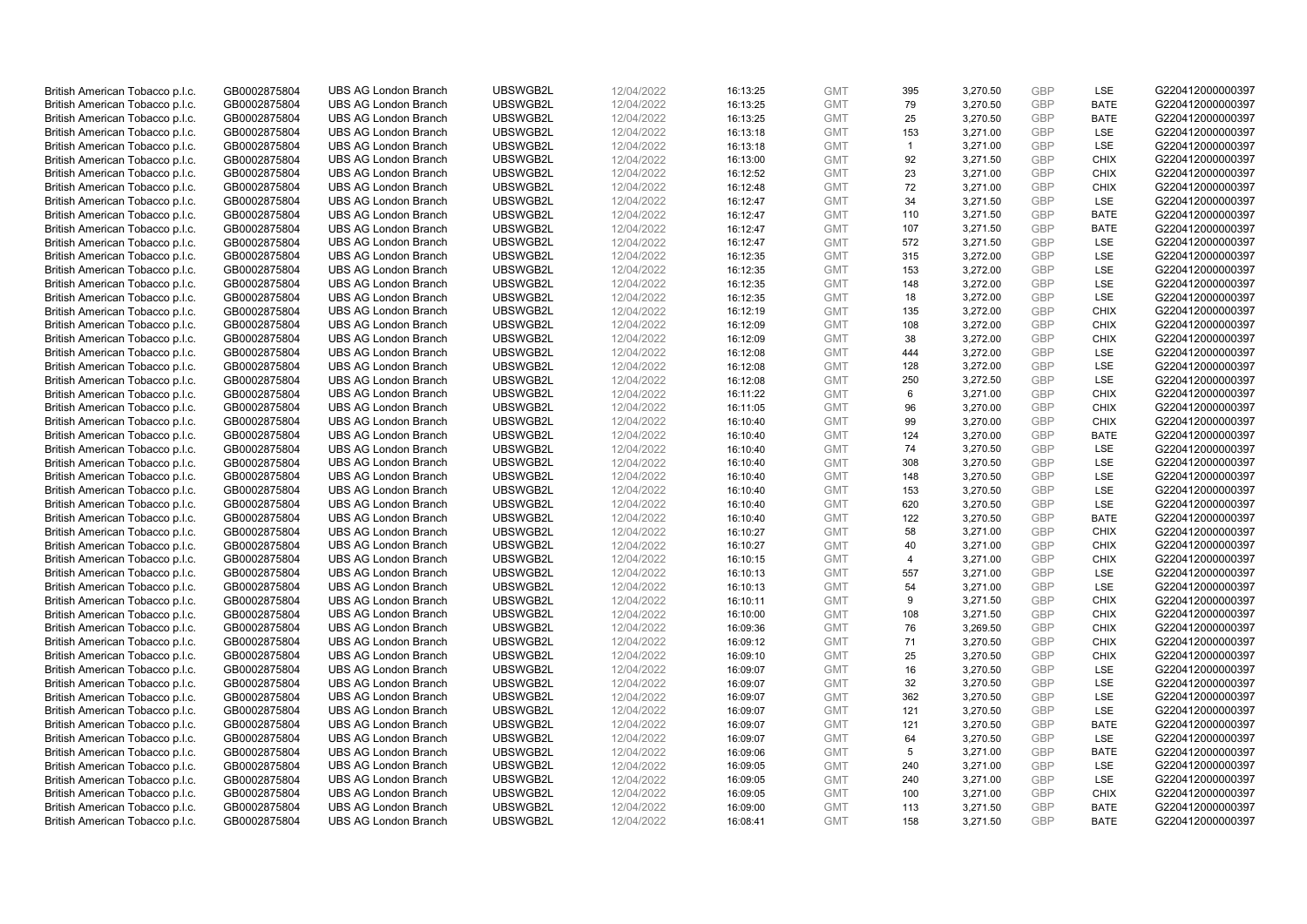| British American Tobacco p.l.c. | GB0002875804 | UBS AG London Branch | UBSWGB2L | 12/04/2022 | 16:13:25 | GMT | 395 | 3,270.50 | GBP | LSE | G220412000000397 |
|---|---|---|---|---|---|---|---|---|---|---|---|
| British American Tobacco p.l.c. | GB0002875804 | UBS AG London Branch | UBSWGB2L | 12/04/2022 | 16:13:25 | GMT | 79 | 3,270.50 | GBP | BATE | G220412000000397 |
| British American Tobacco p.l.c. | GB0002875804 | UBS AG London Branch | UBSWGB2L | 12/04/2022 | 16:13:25 | GMT | 25 | 3,270.50 | GBP | BATE | G220412000000397 |
| British American Tobacco p.l.c. | GB0002875804 | UBS AG London Branch | UBSWGB2L | 12/04/2022 | 16:13:18 | GMT | 153 | 3,271.00 | GBP | LSE | G220412000000397 |
| British American Tobacco p.l.c. | GB0002875804 | UBS AG London Branch | UBSWGB2L | 12/04/2022 | 16:13:18 | GMT | 1 | 3,271.00 | GBP | LSE | G220412000000397 |
| British American Tobacco p.l.c. | GB0002875804 | UBS AG London Branch | UBSWGB2L | 12/04/2022 | 16:13:00 | GMT | 92 | 3,271.50 | GBP | CHIX | G220412000000397 |
| British American Tobacco p.l.c. | GB0002875804 | UBS AG London Branch | UBSWGB2L | 12/04/2022 | 16:12:52 | GMT | 23 | 3,271.00 | GBP | CHIX | G220412000000397 |
| British American Tobacco p.l.c. | GB0002875804 | UBS AG London Branch | UBSWGB2L | 12/04/2022 | 16:12:48 | GMT | 72 | 3,271.00 | GBP | CHIX | G220412000000397 |
| British American Tobacco p.l.c. | GB0002875804 | UBS AG London Branch | UBSWGB2L | 12/04/2022 | 16:12:47 | GMT | 34 | 3,271.50 | GBP | LSE | G220412000000397 |
| British American Tobacco p.l.c. | GB0002875804 | UBS AG London Branch | UBSWGB2L | 12/04/2022 | 16:12:47 | GMT | 110 | 3,271.50 | GBP | BATE | G220412000000397 |
| British American Tobacco p.l.c. | GB0002875804 | UBS AG London Branch | UBSWGB2L | 12/04/2022 | 16:12:47 | GMT | 107 | 3,271.50 | GBP | BATE | G220412000000397 |
| British American Tobacco p.l.c. | GB0002875804 | UBS AG London Branch | UBSWGB2L | 12/04/2022 | 16:12:47 | GMT | 572 | 3,271.50 | GBP | LSE | G220412000000397 |
| British American Tobacco p.l.c. | GB0002875804 | UBS AG London Branch | UBSWGB2L | 12/04/2022 | 16:12:35 | GMT | 315 | 3,272.00 | GBP | LSE | G220412000000397 |
| British American Tobacco p.l.c. | GB0002875804 | UBS AG London Branch | UBSWGB2L | 12/04/2022 | 16:12:35 | GMT | 153 | 3,272.00 | GBP | LSE | G220412000000397 |
| British American Tobacco p.l.c. | GB0002875804 | UBS AG London Branch | UBSWGB2L | 12/04/2022 | 16:12:35 | GMT | 148 | 3,272.00 | GBP | LSE | G220412000000397 |
| British American Tobacco p.l.c. | GB0002875804 | UBS AG London Branch | UBSWGB2L | 12/04/2022 | 16:12:35 | GMT | 18 | 3,272.00 | GBP | LSE | G220412000000397 |
| British American Tobacco p.l.c. | GB0002875804 | UBS AG London Branch | UBSWGB2L | 12/04/2022 | 16:12:19 | GMT | 135 | 3,272.00 | GBP | CHIX | G220412000000397 |
| British American Tobacco p.l.c. | GB0002875804 | UBS AG London Branch | UBSWGB2L | 12/04/2022 | 16:12:09 | GMT | 108 | 3,272.00 | GBP | CHIX | G220412000000397 |
| British American Tobacco p.l.c. | GB0002875804 | UBS AG London Branch | UBSWGB2L | 12/04/2022 | 16:12:09 | GMT | 38 | 3,272.00 | GBP | CHIX | G220412000000397 |
| British American Tobacco p.l.c. | GB0002875804 | UBS AG London Branch | UBSWGB2L | 12/04/2022 | 16:12:08 | GMT | 444 | 3,272.00 | GBP | LSE | G220412000000397 |
| British American Tobacco p.l.c. | GB0002875804 | UBS AG London Branch | UBSWGB2L | 12/04/2022 | 16:12:08 | GMT | 128 | 3,272.00 | GBP | LSE | G220412000000397 |
| British American Tobacco p.l.c. | GB0002875804 | UBS AG London Branch | UBSWGB2L | 12/04/2022 | 16:12:08 | GMT | 250 | 3,272.50 | GBP | LSE | G220412000000397 |
| British American Tobacco p.l.c. | GB0002875804 | UBS AG London Branch | UBSWGB2L | 12/04/2022 | 16:11:22 | GMT | 6 | 3,271.00 | GBP | CHIX | G220412000000397 |
| British American Tobacco p.l.c. | GB0002875804 | UBS AG London Branch | UBSWGB2L | 12/04/2022 | 16:11:05 | GMT | 96 | 3,270.00 | GBP | CHIX | G220412000000397 |
| British American Tobacco p.l.c. | GB0002875804 | UBS AG London Branch | UBSWGB2L | 12/04/2022 | 16:10:40 | GMT | 99 | 3,270.00 | GBP | CHIX | G220412000000397 |
| British American Tobacco p.l.c. | GB0002875804 | UBS AG London Branch | UBSWGB2L | 12/04/2022 | 16:10:40 | GMT | 124 | 3,270.00 | GBP | BATE | G220412000000397 |
| British American Tobacco p.l.c. | GB0002875804 | UBS AG London Branch | UBSWGB2L | 12/04/2022 | 16:10:40 | GMT | 74 | 3,270.50 | GBP | LSE | G220412000000397 |
| British American Tobacco p.l.c. | GB0002875804 | UBS AG London Branch | UBSWGB2L | 12/04/2022 | 16:10:40 | GMT | 308 | 3,270.50 | GBP | LSE | G220412000000397 |
| British American Tobacco p.l.c. | GB0002875804 | UBS AG London Branch | UBSWGB2L | 12/04/2022 | 16:10:40 | GMT | 148 | 3,270.50 | GBP | LSE | G220412000000397 |
| British American Tobacco p.l.c. | GB0002875804 | UBS AG London Branch | UBSWGB2L | 12/04/2022 | 16:10:40 | GMT | 153 | 3,270.50 | GBP | LSE | G220412000000397 |
| British American Tobacco p.l.c. | GB0002875804 | UBS AG London Branch | UBSWGB2L | 12/04/2022 | 16:10:40 | GMT | 620 | 3,270.50 | GBP | LSE | G220412000000397 |
| British American Tobacco p.l.c. | GB0002875804 | UBS AG London Branch | UBSWGB2L | 12/04/2022 | 16:10:40 | GMT | 122 | 3,270.50 | GBP | BATE | G220412000000397 |
| British American Tobacco p.l.c. | GB0002875804 | UBS AG London Branch | UBSWGB2L | 12/04/2022 | 16:10:27 | GMT | 58 | 3,271.00 | GBP | CHIX | G220412000000397 |
| British American Tobacco p.l.c. | GB0002875804 | UBS AG London Branch | UBSWGB2L | 12/04/2022 | 16:10:27 | GMT | 40 | 3,271.00 | GBP | CHIX | G220412000000397 |
| British American Tobacco p.l.c. | GB0002875804 | UBS AG London Branch | UBSWGB2L | 12/04/2022 | 16:10:15 | GMT | 4 | 3,271.00 | GBP | CHIX | G220412000000397 |
| British American Tobacco p.l.c. | GB0002875804 | UBS AG London Branch | UBSWGB2L | 12/04/2022 | 16:10:13 | GMT | 557 | 3,271.00 | GBP | LSE | G220412000000397 |
| British American Tobacco p.l.c. | GB0002875804 | UBS AG London Branch | UBSWGB2L | 12/04/2022 | 16:10:13 | GMT | 54 | 3,271.00 | GBP | LSE | G220412000000397 |
| British American Tobacco p.l.c. | GB0002875804 | UBS AG London Branch | UBSWGB2L | 12/04/2022 | 16:10:11 | GMT | 9 | 3,271.50 | GBP | CHIX | G220412000000397 |
| British American Tobacco p.l.c. | GB0002875804 | UBS AG London Branch | UBSWGB2L | 12/04/2022 | 16:10:00 | GMT | 108 | 3,271.50 | GBP | CHIX | G220412000000397 |
| British American Tobacco p.l.c. | GB0002875804 | UBS AG London Branch | UBSWGB2L | 12/04/2022 | 16:09:36 | GMT | 76 | 3,269.50 | GBP | CHIX | G220412000000397 |
| British American Tobacco p.l.c. | GB0002875804 | UBS AG London Branch | UBSWGB2L | 12/04/2022 | 16:09:12 | GMT | 71 | 3,270.50 | GBP | CHIX | G220412000000397 |
| British American Tobacco p.l.c. | GB0002875804 | UBS AG London Branch | UBSWGB2L | 12/04/2022 | 16:09:10 | GMT | 25 | 3,270.50 | GBP | CHIX | G220412000000397 |
| British American Tobacco p.l.c. | GB0002875804 | UBS AG London Branch | UBSWGB2L | 12/04/2022 | 16:09:07 | GMT | 16 | 3,270.50 | GBP | LSE | G220412000000397 |
| British American Tobacco p.l.c. | GB0002875804 | UBS AG London Branch | UBSWGB2L | 12/04/2022 | 16:09:07 | GMT | 32 | 3,270.50 | GBP | LSE | G220412000000397 |
| British American Tobacco p.l.c. | GB0002875804 | UBS AG London Branch | UBSWGB2L | 12/04/2022 | 16:09:07 | GMT | 362 | 3,270.50 | GBP | LSE | G220412000000397 |
| British American Tobacco p.l.c. | GB0002875804 | UBS AG London Branch | UBSWGB2L | 12/04/2022 | 16:09:07 | GMT | 121 | 3,270.50 | GBP | LSE | G220412000000397 |
| British American Tobacco p.l.c. | GB0002875804 | UBS AG London Branch | UBSWGB2L | 12/04/2022 | 16:09:07 | GMT | 121 | 3,270.50 | GBP | BATE | G220412000000397 |
| British American Tobacco p.l.c. | GB0002875804 | UBS AG London Branch | UBSWGB2L | 12/04/2022 | 16:09:07 | GMT | 64 | 3,270.50 | GBP | LSE | G220412000000397 |
| British American Tobacco p.l.c. | GB0002875804 | UBS AG London Branch | UBSWGB2L | 12/04/2022 | 16:09:06 | GMT | 5 | 3,271.00 | GBP | BATE | G220412000000397 |
| British American Tobacco p.l.c. | GB0002875804 | UBS AG London Branch | UBSWGB2L | 12/04/2022 | 16:09:05 | GMT | 240 | 3,271.00 | GBP | LSE | G220412000000397 |
| British American Tobacco p.l.c. | GB0002875804 | UBS AG London Branch | UBSWGB2L | 12/04/2022 | 16:09:05 | GMT | 240 | 3,271.00 | GBP | LSE | G220412000000397 |
| British American Tobacco p.l.c. | GB0002875804 | UBS AG London Branch | UBSWGB2L | 12/04/2022 | 16:09:05 | GMT | 100 | 3,271.00 | GBP | CHIX | G220412000000397 |
| British American Tobacco p.l.c. | GB0002875804 | UBS AG London Branch | UBSWGB2L | 12/04/2022 | 16:09:00 | GMT | 113 | 3,271.50 | GBP | BATE | G220412000000397 |
| British American Tobacco p.l.c. | GB0002875804 | UBS AG London Branch | UBSWGB2L | 12/04/2022 | 16:08:41 | GMT | 158 | 3,271.50 | GBP | BATE | G220412000000397 |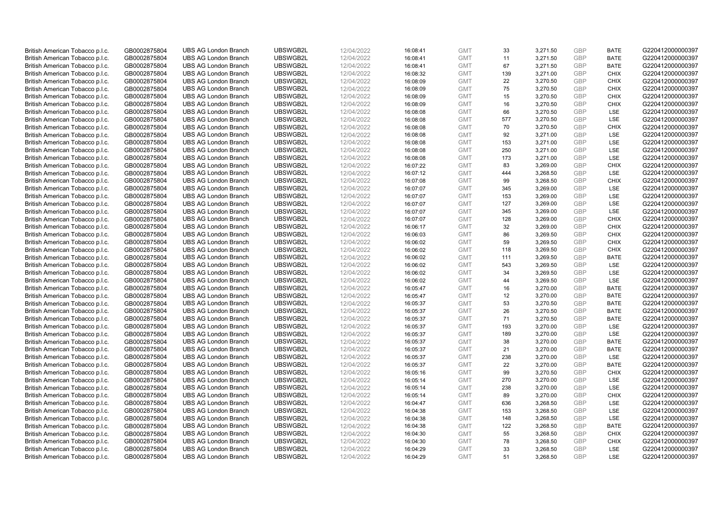| British American Tobacco p.l.c. | GB0002875804 | UBS AG London Branch | UBSWGB2L | 12/04/2022 | 16:08:41 | GMT | 33 | 3,271.50 | GBP | BATE | G220412000000397 |
|---|---|---|---|---|---|---|---|---|---|---|---|
| British American Tobacco p.l.c. | GB0002875804 | UBS AG London Branch | UBSWGB2L | 12/04/2022 | 16:08:41 | GMT | 11 | 3,271.50 | GBP | BATE | G220412000000397 |
| British American Tobacco p.l.c. | GB0002875804 | UBS AG London Branch | UBSWGB2L | 12/04/2022 | 16:08:41 | GMT | 67 | 3,271.50 | GBP | BATE | G220412000000397 |
| British American Tobacco p.l.c. | GB0002875804 | UBS AG London Branch | UBSWGB2L | 12/04/2022 | 16:08:32 | GMT | 139 | 3,271.00 | GBP | CHIX | G220412000000397 |
| British American Tobacco p.l.c. | GB0002875804 | UBS AG London Branch | UBSWGB2L | 12/04/2022 | 16:08:09 | GMT | 22 | 3,270.50 | GBP | CHIX | G220412000000397 |
| British American Tobacco p.l.c. | GB0002875804 | UBS AG London Branch | UBSWGB2L | 12/04/2022 | 16:08:09 | GMT | 75 | 3,270.50 | GBP | CHIX | G220412000000397 |
| British American Tobacco p.l.c. | GB0002875804 | UBS AG London Branch | UBSWGB2L | 12/04/2022 | 16:08:09 | GMT | 15 | 3,270.50 | GBP | CHIX | G220412000000397 |
| British American Tobacco p.l.c. | GB0002875804 | UBS AG London Branch | UBSWGB2L | 12/04/2022 | 16:08:09 | GMT | 16 | 3,270.50 | GBP | CHIX | G220412000000397 |
| British American Tobacco p.l.c. | GB0002875804 | UBS AG London Branch | UBSWGB2L | 12/04/2022 | 16:08:08 | GMT | 66 | 3,270.50 | GBP | LSE | G220412000000397 |
| British American Tobacco p.l.c. | GB0002875804 | UBS AG London Branch | UBSWGB2L | 12/04/2022 | 16:08:08 | GMT | 577 | 3,270.50 | GBP | LSE | G220412000000397 |
| British American Tobacco p.l.c. | GB0002875804 | UBS AG London Branch | UBSWGB2L | 12/04/2022 | 16:08:08 | GMT | 70 | 3,270.50 | GBP | CHIX | G220412000000397 |
| British American Tobacco p.l.c. | GB0002875804 | UBS AG London Branch | UBSWGB2L | 12/04/2022 | 16:08:08 | GMT | 92 | 3,271.00 | GBP | LSE | G220412000000397 |
| British American Tobacco p.l.c. | GB0002875804 | UBS AG London Branch | UBSWGB2L | 12/04/2022 | 16:08:08 | GMT | 153 | 3,271.00 | GBP | LSE | G220412000000397 |
| British American Tobacco p.l.c. | GB0002875804 | UBS AG London Branch | UBSWGB2L | 12/04/2022 | 16:08:08 | GMT | 250 | 3,271.00 | GBP | LSE | G220412000000397 |
| British American Tobacco p.l.c. | GB0002875804 | UBS AG London Branch | UBSWGB2L | 12/04/2022 | 16:08:08 | GMT | 173 | 3,271.00 | GBP | LSE | G220412000000397 |
| British American Tobacco p.l.c. | GB0002875804 | UBS AG London Branch | UBSWGB2L | 12/04/2022 | 16:07:22 | GMT | 83 | 3,269.00 | GBP | CHIX | G220412000000397 |
| British American Tobacco p.l.c. | GB0002875804 | UBS AG London Branch | UBSWGB2L | 12/04/2022 | 16:07:12 | GMT | 444 | 3,268.50 | GBP | LSE | G220412000000397 |
| British American Tobacco p.l.c. | GB0002875804 | UBS AG London Branch | UBSWGB2L | 12/04/2022 | 16:07:08 | GMT | 99 | 3,268.50 | GBP | CHIX | G220412000000397 |
| British American Tobacco p.l.c. | GB0002875804 | UBS AG London Branch | UBSWGB2L | 12/04/2022 | 16:07:07 | GMT | 345 | 3,269.00 | GBP | LSE | G220412000000397 |
| British American Tobacco p.l.c. | GB0002875804 | UBS AG London Branch | UBSWGB2L | 12/04/2022 | 16:07:07 | GMT | 153 | 3,269.00 | GBP | LSE | G220412000000397 |
| British American Tobacco p.l.c. | GB0002875804 | UBS AG London Branch | UBSWGB2L | 12/04/2022 | 16:07:07 | GMT | 127 | 3,269.00 | GBP | LSE | G220412000000397 |
| British American Tobacco p.l.c. | GB0002875804 | UBS AG London Branch | UBSWGB2L | 12/04/2022 | 16:07:07 | GMT | 345 | 3,269.00 | GBP | LSE | G220412000000397 |
| British American Tobacco p.l.c. | GB0002875804 | UBS AG London Branch | UBSWGB2L | 12/04/2022 | 16:07:07 | GMT | 128 | 3,269.00 | GBP | CHIX | G220412000000397 |
| British American Tobacco p.l.c. | GB0002875804 | UBS AG London Branch | UBSWGB2L | 12/04/2022 | 16:06:17 | GMT | 32 | 3,269.00 | GBP | CHIX | G220412000000397 |
| British American Tobacco p.l.c. | GB0002875804 | UBS AG London Branch | UBSWGB2L | 12/04/2022 | 16:06:03 | GMT | 86 | 3,269.50 | GBP | CHIX | G220412000000397 |
| British American Tobacco p.l.c. | GB0002875804 | UBS AG London Branch | UBSWGB2L | 12/04/2022 | 16:06:02 | GMT | 59 | 3,269.50 | GBP | CHIX | G220412000000397 |
| British American Tobacco p.l.c. | GB0002875804 | UBS AG London Branch | UBSWGB2L | 12/04/2022 | 16:06:02 | GMT | 118 | 3,269.50 | GBP | CHIX | G220412000000397 |
| British American Tobacco p.l.c. | GB0002875804 | UBS AG London Branch | UBSWGB2L | 12/04/2022 | 16:06:02 | GMT | 111 | 3,269.50 | GBP | BATE | G220412000000397 |
| British American Tobacco p.l.c. | GB0002875804 | UBS AG London Branch | UBSWGB2L | 12/04/2022 | 16:06:02 | GMT | 543 | 3,269.50 | GBP | LSE | G220412000000397 |
| British American Tobacco p.l.c. | GB0002875804 | UBS AG London Branch | UBSWGB2L | 12/04/2022 | 16:06:02 | GMT | 34 | 3,269.50 | GBP | LSE | G220412000000397 |
| British American Tobacco p.l.c. | GB0002875804 | UBS AG London Branch | UBSWGB2L | 12/04/2022 | 16:06:02 | GMT | 44 | 3,269.50 | GBP | LSE | G220412000000397 |
| British American Tobacco p.l.c. | GB0002875804 | UBS AG London Branch | UBSWGB2L | 12/04/2022 | 16:05:47 | GMT | 16 | 3,270.00 | GBP | BATE | G220412000000397 |
| British American Tobacco p.l.c. | GB0002875804 | UBS AG London Branch | UBSWGB2L | 12/04/2022 | 16:05:47 | GMT | 12 | 3,270.00 | GBP | BATE | G220412000000397 |
| British American Tobacco p.l.c. | GB0002875804 | UBS AG London Branch | UBSWGB2L | 12/04/2022 | 16:05:37 | GMT | 53 | 3,270.50 | GBP | BATE | G220412000000397 |
| British American Tobacco p.l.c. | GB0002875804 | UBS AG London Branch | UBSWGB2L | 12/04/2022 | 16:05:37 | GMT | 26 | 3,270.50 | GBP | BATE | G220412000000397 |
| British American Tobacco p.l.c. | GB0002875804 | UBS AG London Branch | UBSWGB2L | 12/04/2022 | 16:05:37 | GMT | 71 | 3,270.50 | GBP | BATE | G220412000000397 |
| British American Tobacco p.l.c. | GB0002875804 | UBS AG London Branch | UBSWGB2L | 12/04/2022 | 16:05:37 | GMT | 193 | 3,270.00 | GBP | LSE | G220412000000397 |
| British American Tobacco p.l.c. | GB0002875804 | UBS AG London Branch | UBSWGB2L | 12/04/2022 | 16:05:37 | GMT | 189 | 3,270.00 | GBP | LSE | G220412000000397 |
| British American Tobacco p.l.c. | GB0002875804 | UBS AG London Branch | UBSWGB2L | 12/04/2022 | 16:05:37 | GMT | 38 | 3,270.00 | GBP | BATE | G220412000000397 |
| British American Tobacco p.l.c. | GB0002875804 | UBS AG London Branch | UBSWGB2L | 12/04/2022 | 16:05:37 | GMT | 21 | 3,270.00 | GBP | BATE | G220412000000397 |
| British American Tobacco p.l.c. | GB0002875804 | UBS AG London Branch | UBSWGB2L | 12/04/2022 | 16:05:37 | GMT | 238 | 3,270.00 | GBP | LSE | G220412000000397 |
| British American Tobacco p.l.c. | GB0002875804 | UBS AG London Branch | UBSWGB2L | 12/04/2022 | 16:05:37 | GMT | 22 | 3,270.00 | GBP | BATE | G220412000000397 |
| British American Tobacco p.l.c. | GB0002875804 | UBS AG London Branch | UBSWGB2L | 12/04/2022 | 16:05:16 | GMT | 99 | 3,270.50 | GBP | CHIX | G220412000000397 |
| British American Tobacco p.l.c. | GB0002875804 | UBS AG London Branch | UBSWGB2L | 12/04/2022 | 16:05:14 | GMT | 270 | 3,270.00 | GBP | LSE | G220412000000397 |
| British American Tobacco p.l.c. | GB0002875804 | UBS AG London Branch | UBSWGB2L | 12/04/2022 | 16:05:14 | GMT | 238 | 3,270.00 | GBP | LSE | G220412000000397 |
| British American Tobacco p.l.c. | GB0002875804 | UBS AG London Branch | UBSWGB2L | 12/04/2022 | 16:05:14 | GMT | 89 | 3,270.00 | GBP | CHIX | G220412000000397 |
| British American Tobacco p.l.c. | GB0002875804 | UBS AG London Branch | UBSWGB2L | 12/04/2022 | 16:04:47 | GMT | 636 | 3,268.50 | GBP | LSE | G220412000000397 |
| British American Tobacco p.l.c. | GB0002875804 | UBS AG London Branch | UBSWGB2L | 12/04/2022 | 16:04:38 | GMT | 153 | 3,268.50 | GBP | LSE | G220412000000397 |
| British American Tobacco p.l.c. | GB0002875804 | UBS AG London Branch | UBSWGB2L | 12/04/2022 | 16:04:38 | GMT | 148 | 3,268.50 | GBP | LSE | G220412000000397 |
| British American Tobacco p.l.c. | GB0002875804 | UBS AG London Branch | UBSWGB2L | 12/04/2022 | 16:04:38 | GMT | 122 | 3,268.50 | GBP | BATE | G220412000000397 |
| British American Tobacco p.l.c. | GB0002875804 | UBS AG London Branch | UBSWGB2L | 12/04/2022 | 16:04:30 | GMT | 55 | 3,268.50 | GBP | CHIX | G220412000000397 |
| British American Tobacco p.l.c. | GB0002875804 | UBS AG London Branch | UBSWGB2L | 12/04/2022 | 16:04:30 | GMT | 78 | 3,268.50 | GBP | CHIX | G220412000000397 |
| British American Tobacco p.l.c. | GB0002875804 | UBS AG London Branch | UBSWGB2L | 12/04/2022 | 16:04:29 | GMT | 33 | 3,268.50 | GBP | LSE | G220412000000397 |
| British American Tobacco p.l.c. | GB0002875804 | UBS AG London Branch | UBSWGB2L | 12/04/2022 | 16:04:29 | GMT | 51 | 3,268.50 | GBP | LSE | G220412000000397 |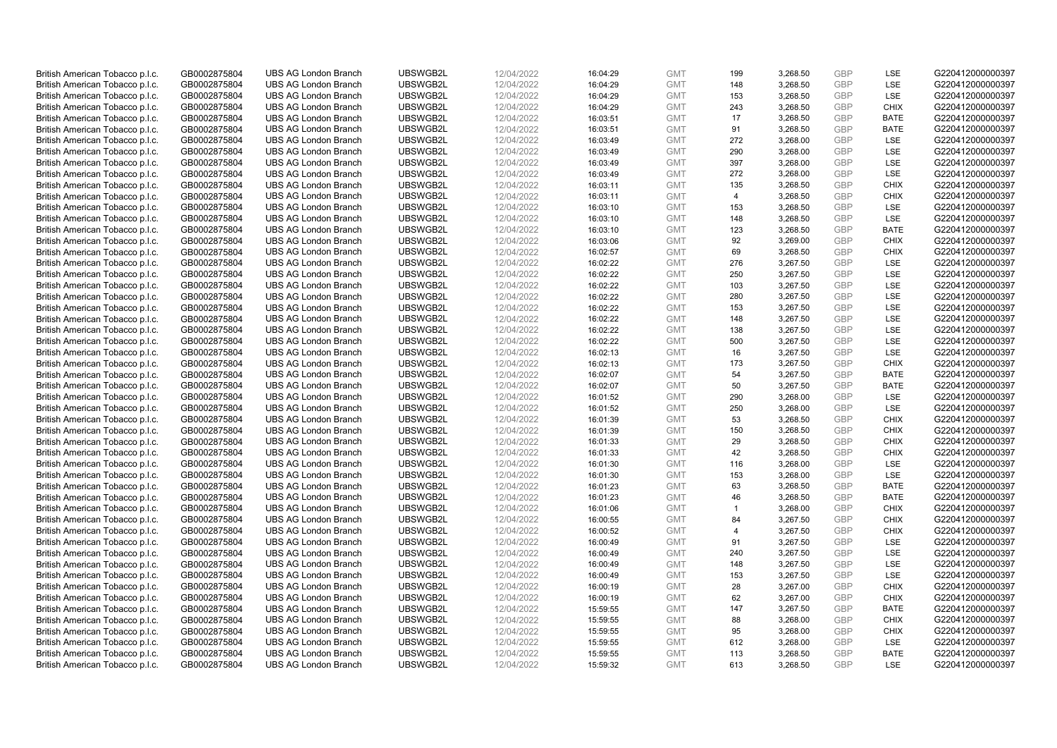| | | | | | | | | | | | |
|---|---|---|---|---|---|---|---|---|---|---|---|
| British American Tobacco p.l.c. | GB0002875804 | UBS AG London Branch | UBSWGB2L | 12/04/2022 | 16:04:29 | GMT | 199 | 3,268.50 | GBP | LSE | G220412000000397 |
| British American Tobacco p.l.c. | GB0002875804 | UBS AG London Branch | UBSWGB2L | 12/04/2022 | 16:04:29 | GMT | 148 | 3,268.50 | GBP | LSE | G220412000000397 |
| British American Tobacco p.l.c. | GB0002875804 | UBS AG London Branch | UBSWGB2L | 12/04/2022 | 16:04:29 | GMT | 153 | 3,268.50 | GBP | LSE | G220412000000397 |
| British American Tobacco p.l.c. | GB0002875804 | UBS AG London Branch | UBSWGB2L | 12/04/2022 | 16:04:29 | GMT | 243 | 3,268.50 | GBP | CHIX | G220412000000397 |
| British American Tobacco p.l.c. | GB0002875804 | UBS AG London Branch | UBSWGB2L | 12/04/2022 | 16:03:51 | GMT | 17 | 3,268.50 | GBP | BATE | G220412000000397 |
| British American Tobacco p.l.c. | GB0002875804 | UBS AG London Branch | UBSWGB2L | 12/04/2022 | 16:03:51 | GMT | 91 | 3,268.50 | GBP | BATE | G220412000000397 |
| British American Tobacco p.l.c. | GB0002875804 | UBS AG London Branch | UBSWGB2L | 12/04/2022 | 16:03:49 | GMT | 272 | 3,268.00 | GBP | LSE | G220412000000397 |
| British American Tobacco p.l.c. | GB0002875804 | UBS AG London Branch | UBSWGB2L | 12/04/2022 | 16:03:49 | GMT | 290 | 3,268.00 | GBP | LSE | G220412000000397 |
| British American Tobacco p.l.c. | GB0002875804 | UBS AG London Branch | UBSWGB2L | 12/04/2022 | 16:03:49 | GMT | 397 | 3,268.00 | GBP | LSE | G220412000000397 |
| British American Tobacco p.l.c. | GB0002875804 | UBS AG London Branch | UBSWGB2L | 12/04/2022 | 16:03:49 | GMT | 272 | 3,268.00 | GBP | LSE | G220412000000397 |
| British American Tobacco p.l.c. | GB0002875804 | UBS AG London Branch | UBSWGB2L | 12/04/2022 | 16:03:11 | GMT | 135 | 3,268.50 | GBP | CHIX | G220412000000397 |
| British American Tobacco p.l.c. | GB0002875804 | UBS AG London Branch | UBSWGB2L | 12/04/2022 | 16:03:11 | GMT | 4 | 3,268.50 | GBP | CHIX | G220412000000397 |
| British American Tobacco p.l.c. | GB0002875804 | UBS AG London Branch | UBSWGB2L | 12/04/2022 | 16:03:10 | GMT | 153 | 3,268.50 | GBP | LSE | G220412000000397 |
| British American Tobacco p.l.c. | GB0002875804 | UBS AG London Branch | UBSWGB2L | 12/04/2022 | 16:03:10 | GMT | 148 | 3,268.50 | GBP | LSE | G220412000000397 |
| British American Tobacco p.l.c. | GB0002875804 | UBS AG London Branch | UBSWGB2L | 12/04/2022 | 16:03:10 | GMT | 123 | 3,268.50 | GBP | BATE | G220412000000397 |
| British American Tobacco p.l.c. | GB0002875804 | UBS AG London Branch | UBSWGB2L | 12/04/2022 | 16:03:06 | GMT | 92 | 3,269.00 | GBP | CHIX | G220412000000397 |
| British American Tobacco p.l.c. | GB0002875804 | UBS AG London Branch | UBSWGB2L | 12/04/2022 | 16:02:57 | GMT | 69 | 3,268.50 | GBP | CHIX | G220412000000397 |
| British American Tobacco p.l.c. | GB0002875804 | UBS AG London Branch | UBSWGB2L | 12/04/2022 | 16:02:22 | GMT | 276 | 3,267.50 | GBP | LSE | G220412000000397 |
| British American Tobacco p.l.c. | GB0002875804 | UBS AG London Branch | UBSWGB2L | 12/04/2022 | 16:02:22 | GMT | 250 | 3,267.50 | GBP | LSE | G220412000000397 |
| British American Tobacco p.l.c. | GB0002875804 | UBS AG London Branch | UBSWGB2L | 12/04/2022 | 16:02:22 | GMT | 103 | 3,267.50 | GBP | LSE | G220412000000397 |
| British American Tobacco p.l.c. | GB0002875804 | UBS AG London Branch | UBSWGB2L | 12/04/2022 | 16:02:22 | GMT | 280 | 3,267.50 | GBP | LSE | G220412000000397 |
| British American Tobacco p.l.c. | GB0002875804 | UBS AG London Branch | UBSWGB2L | 12/04/2022 | 16:02:22 | GMT | 153 | 3,267.50 | GBP | LSE | G220412000000397 |
| British American Tobacco p.l.c. | GB0002875804 | UBS AG London Branch | UBSWGB2L | 12/04/2022 | 16:02:22 | GMT | 148 | 3,267.50 | GBP | LSE | G220412000000397 |
| British American Tobacco p.l.c. | GB0002875804 | UBS AG London Branch | UBSWGB2L | 12/04/2022 | 16:02:22 | GMT | 138 | 3,267.50 | GBP | LSE | G220412000000397 |
| British American Tobacco p.l.c. | GB0002875804 | UBS AG London Branch | UBSWGB2L | 12/04/2022 | 16:02:22 | GMT | 500 | 3,267.50 | GBP | LSE | G220412000000397 |
| British American Tobacco p.l.c. | GB0002875804 | UBS AG London Branch | UBSWGB2L | 12/04/2022 | 16:02:13 | GMT | 16 | 3,267.50 | GBP | LSE | G220412000000397 |
| British American Tobacco p.l.c. | GB0002875804 | UBS AG London Branch | UBSWGB2L | 12/04/2022 | 16:02:13 | GMT | 173 | 3,267.50 | GBP | CHIX | G220412000000397 |
| British American Tobacco p.l.c. | GB0002875804 | UBS AG London Branch | UBSWGB2L | 12/04/2022 | 16:02:07 | GMT | 54 | 3,267.50 | GBP | BATE | G220412000000397 |
| British American Tobacco p.l.c. | GB0002875804 | UBS AG London Branch | UBSWGB2L | 12/04/2022 | 16:02:07 | GMT | 50 | 3,267.50 | GBP | BATE | G220412000000397 |
| British American Tobacco p.l.c. | GB0002875804 | UBS AG London Branch | UBSWGB2L | 12/04/2022 | 16:01:52 | GMT | 290 | 3,268.00 | GBP | LSE | G220412000000397 |
| British American Tobacco p.l.c. | GB0002875804 | UBS AG London Branch | UBSWGB2L | 12/04/2022 | 16:01:52 | GMT | 250 | 3,268.00 | GBP | LSE | G220412000000397 |
| British American Tobacco p.l.c. | GB0002875804 | UBS AG London Branch | UBSWGB2L | 12/04/2022 | 16:01:39 | GMT | 53 | 3,268.50 | GBP | CHIX | G220412000000397 |
| British American Tobacco p.l.c. | GB0002875804 | UBS AG London Branch | UBSWGB2L | 12/04/2022 | 16:01:39 | GMT | 150 | 3,268.50 | GBP | CHIX | G220412000000397 |
| British American Tobacco p.l.c. | GB0002875804 | UBS AG London Branch | UBSWGB2L | 12/04/2022 | 16:01:33 | GMT | 29 | 3,268.50 | GBP | CHIX | G220412000000397 |
| British American Tobacco p.l.c. | GB0002875804 | UBS AG London Branch | UBSWGB2L | 12/04/2022 | 16:01:33 | GMT | 42 | 3,268.50 | GBP | CHIX | G220412000000397 |
| British American Tobacco p.l.c. | GB0002875804 | UBS AG London Branch | UBSWGB2L | 12/04/2022 | 16:01:30 | GMT | 116 | 3,268.00 | GBP | LSE | G220412000000397 |
| British American Tobacco p.l.c. | GB0002875804 | UBS AG London Branch | UBSWGB2L | 12/04/2022 | 16:01:30 | GMT | 153 | 3,268.00 | GBP | LSE | G220412000000397 |
| British American Tobacco p.l.c. | GB0002875804 | UBS AG London Branch | UBSWGB2L | 12/04/2022 | 16:01:23 | GMT | 63 | 3,268.50 | GBP | BATE | G220412000000397 |
| British American Tobacco p.l.c. | GB0002875804 | UBS AG London Branch | UBSWGB2L | 12/04/2022 | 16:01:23 | GMT | 46 | 3,268.50 | GBP | BATE | G220412000000397 |
| British American Tobacco p.l.c. | GB0002875804 | UBS AG London Branch | UBSWGB2L | 12/04/2022 | 16:01:06 | GMT | 1 | 3,268.00 | GBP | CHIX | G220412000000397 |
| British American Tobacco p.l.c. | GB0002875804 | UBS AG London Branch | UBSWGB2L | 12/04/2022 | 16:00:55 | GMT | 84 | 3,267.50 | GBP | CHIX | G220412000000397 |
| British American Tobacco p.l.c. | GB0002875804 | UBS AG London Branch | UBSWGB2L | 12/04/2022 | 16:00:52 | GMT | 4 | 3,267.50 | GBP | CHIX | G220412000000397 |
| British American Tobacco p.l.c. | GB0002875804 | UBS AG London Branch | UBSWGB2L | 12/04/2022 | 16:00:49 | GMT | 91 | 3,267.50 | GBP | LSE | G220412000000397 |
| British American Tobacco p.l.c. | GB0002875804 | UBS AG London Branch | UBSWGB2L | 12/04/2022 | 16:00:49 | GMT | 240 | 3,267.50 | GBP | LSE | G220412000000397 |
| British American Tobacco p.l.c. | GB0002875804 | UBS AG London Branch | UBSWGB2L | 12/04/2022 | 16:00:49 | GMT | 148 | 3,267.50 | GBP | LSE | G220412000000397 |
| British American Tobacco p.l.c. | GB0002875804 | UBS AG London Branch | UBSWGB2L | 12/04/2022 | 16:00:49 | GMT | 153 | 3,267.50 | GBP | LSE | G220412000000397 |
| British American Tobacco p.l.c. | GB0002875804 | UBS AG London Branch | UBSWGB2L | 12/04/2022 | 16:00:19 | GMT | 28 | 3,267.00 | GBP | CHIX | G220412000000397 |
| British American Tobacco p.l.c. | GB0002875804 | UBS AG London Branch | UBSWGB2L | 12/04/2022 | 16:00:19 | GMT | 62 | 3,267.00 | GBP | CHIX | G220412000000397 |
| British American Tobacco p.l.c. | GB0002875804 | UBS AG London Branch | UBSWGB2L | 12/04/2022 | 15:59:55 | GMT | 147 | 3,267.50 | GBP | BATE | G220412000000397 |
| British American Tobacco p.l.c. | GB0002875804 | UBS AG London Branch | UBSWGB2L | 12/04/2022 | 15:59:55 | GMT | 88 | 3,268.00 | GBP | CHIX | G220412000000397 |
| British American Tobacco p.l.c. | GB0002875804 | UBS AG London Branch | UBSWGB2L | 12/04/2022 | 15:59:55 | GMT | 95 | 3,268.00 | GBP | CHIX | G220412000000397 |
| British American Tobacco p.l.c. | GB0002875804 | UBS AG London Branch | UBSWGB2L | 12/04/2022 | 15:59:55 | GMT | 612 | 3,268.00 | GBP | LSE | G220412000000397 |
| British American Tobacco p.l.c. | GB0002875804 | UBS AG London Branch | UBSWGB2L | 12/04/2022 | 15:59:55 | GMT | 113 | 3,268.50 | GBP | BATE | G220412000000397 |
| British American Tobacco p.l.c. | GB0002875804 | UBS AG London Branch | UBSWGB2L | 12/04/2022 | 15:59:32 | GMT | 613 | 3,268.50 | GBP | LSE | G220412000000397 |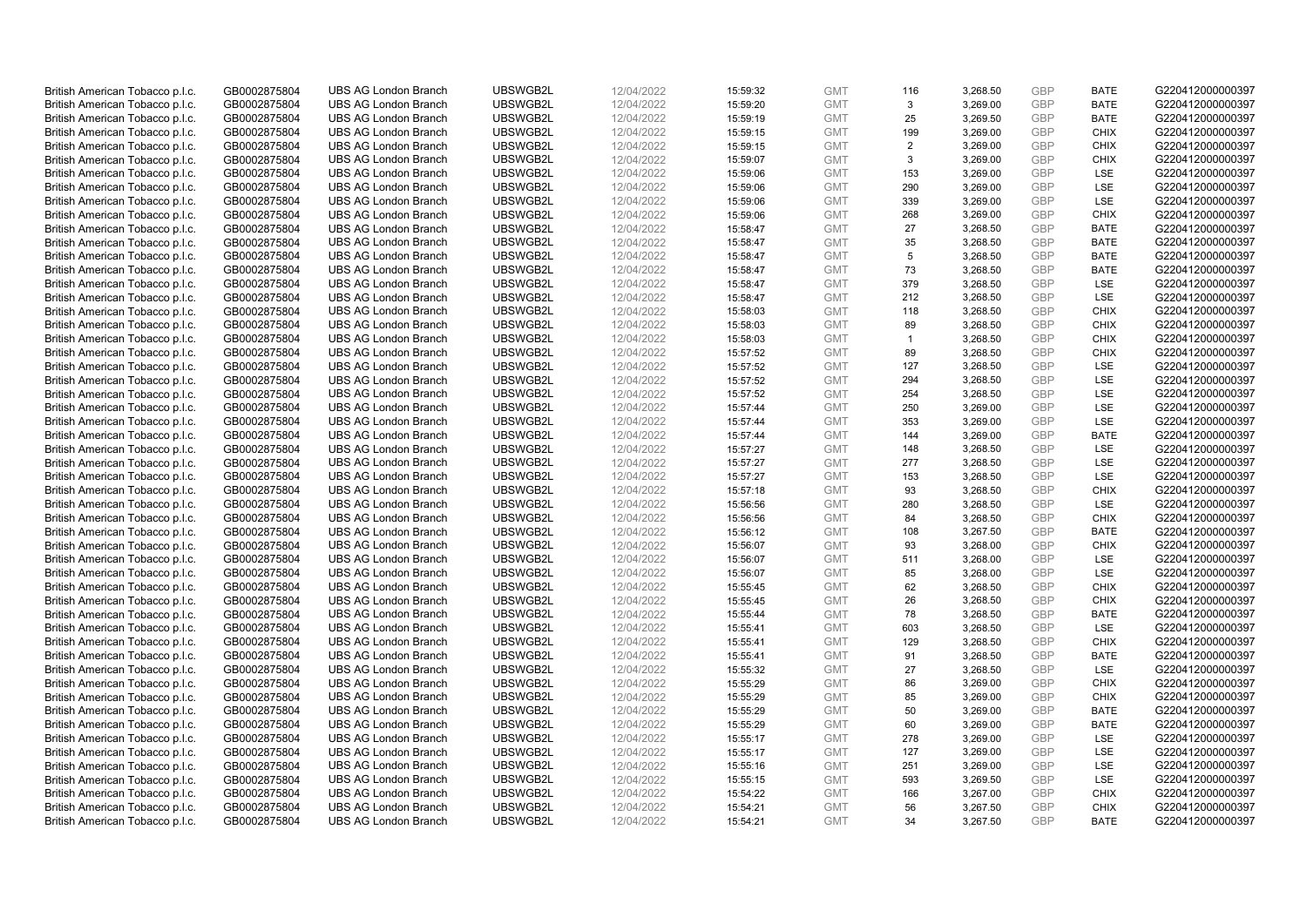| | | | | | | | | | | | |
|---|---|---|---|---|---|---|---|---|---|---|---|
| British American Tobacco p.l.c. | GB0002875804 | UBS AG London Branch | UBSWGB2L | 12/04/2022 | 15:59:32 | GMT | 116 | 3,268.50 | GBP | BATE | G220412000000397 |
| British American Tobacco p.l.c. | GB0002875804 | UBS AG London Branch | UBSWGB2L | 12/04/2022 | 15:59:20 | GMT | 3 | 3,269.00 | GBP | BATE | G220412000000397 |
| British American Tobacco p.l.c. | GB0002875804 | UBS AG London Branch | UBSWGB2L | 12/04/2022 | 15:59:19 | GMT | 25 | 3,269.50 | GBP | BATE | G220412000000397 |
| British American Tobacco p.l.c. | GB0002875804 | UBS AG London Branch | UBSWGB2L | 12/04/2022 | 15:59:15 | GMT | 199 | 3,269.00 | GBP | CHIX | G220412000000397 |
| British American Tobacco p.l.c. | GB0002875804 | UBS AG London Branch | UBSWGB2L | 12/04/2022 | 15:59:15 | GMT | 2 | 3,269.00 | GBP | CHIX | G220412000000397 |
| British American Tobacco p.l.c. | GB0002875804 | UBS AG London Branch | UBSWGB2L | 12/04/2022 | 15:59:07 | GMT | 3 | 3,269.00 | GBP | CHIX | G220412000000397 |
| British American Tobacco p.l.c. | GB0002875804 | UBS AG London Branch | UBSWGB2L | 12/04/2022 | 15:59:06 | GMT | 153 | 3,269.00 | GBP | LSE | G220412000000397 |
| British American Tobacco p.l.c. | GB0002875804 | UBS AG London Branch | UBSWGB2L | 12/04/2022 | 15:59:06 | GMT | 290 | 3,269.00 | GBP | LSE | G220412000000397 |
| British American Tobacco p.l.c. | GB0002875804 | UBS AG London Branch | UBSWGB2L | 12/04/2022 | 15:59:06 | GMT | 339 | 3,269.00 | GBP | LSE | G220412000000397 |
| British American Tobacco p.l.c. | GB0002875804 | UBS AG London Branch | UBSWGB2L | 12/04/2022 | 15:59:06 | GMT | 268 | 3,269.00 | GBP | CHIX | G220412000000397 |
| British American Tobacco p.l.c. | GB0002875804 | UBS AG London Branch | UBSWGB2L | 12/04/2022 | 15:58:47 | GMT | 27 | 3,268.50 | GBP | BATE | G220412000000397 |
| British American Tobacco p.l.c. | GB0002875804 | UBS AG London Branch | UBSWGB2L | 12/04/2022 | 15:58:47 | GMT | 35 | 3,268.50 | GBP | BATE | G220412000000397 |
| British American Tobacco p.l.c. | GB0002875804 | UBS AG London Branch | UBSWGB2L | 12/04/2022 | 15:58:47 | GMT | 5 | 3,268.50 | GBP | BATE | G220412000000397 |
| British American Tobacco p.l.c. | GB0002875804 | UBS AG London Branch | UBSWGB2L | 12/04/2022 | 15:58:47 | GMT | 73 | 3,268.50 | GBP | BATE | G220412000000397 |
| British American Tobacco p.l.c. | GB0002875804 | UBS AG London Branch | UBSWGB2L | 12/04/2022 | 15:58:47 | GMT | 379 | 3,268.50 | GBP | LSE | G220412000000397 |
| British American Tobacco p.l.c. | GB0002875804 | UBS AG London Branch | UBSWGB2L | 12/04/2022 | 15:58:47 | GMT | 212 | 3,268.50 | GBP | LSE | G220412000000397 |
| British American Tobacco p.l.c. | GB0002875804 | UBS AG London Branch | UBSWGB2L | 12/04/2022 | 15:58:03 | GMT | 118 | 3,268.50 | GBP | CHIX | G220412000000397 |
| British American Tobacco p.l.c. | GB0002875804 | UBS AG London Branch | UBSWGB2L | 12/04/2022 | 15:58:03 | GMT | 89 | 3,268.50 | GBP | CHIX | G220412000000397 |
| British American Tobacco p.l.c. | GB0002875804 | UBS AG London Branch | UBSWGB2L | 12/04/2022 | 15:58:03 | GMT | 1 | 3,268.50 | GBP | CHIX | G220412000000397 |
| British American Tobacco p.l.c. | GB0002875804 | UBS AG London Branch | UBSWGB2L | 12/04/2022 | 15:57:52 | GMT | 89 | 3,268.50 | GBP | CHIX | G220412000000397 |
| British American Tobacco p.l.c. | GB0002875804 | UBS AG London Branch | UBSWGB2L | 12/04/2022 | 15:57:52 | GMT | 127 | 3,268.50 | GBP | LSE | G220412000000397 |
| British American Tobacco p.l.c. | GB0002875804 | UBS AG London Branch | UBSWGB2L | 12/04/2022 | 15:57:52 | GMT | 294 | 3,268.50 | GBP | LSE | G220412000000397 |
| British American Tobacco p.l.c. | GB0002875804 | UBS AG London Branch | UBSWGB2L | 12/04/2022 | 15:57:52 | GMT | 254 | 3,268.50 | GBP | LSE | G220412000000397 |
| British American Tobacco p.l.c. | GB0002875804 | UBS AG London Branch | UBSWGB2L | 12/04/2022 | 15:57:44 | GMT | 250 | 3,269.00 | GBP | LSE | G220412000000397 |
| British American Tobacco p.l.c. | GB0002875804 | UBS AG London Branch | UBSWGB2L | 12/04/2022 | 15:57:44 | GMT | 353 | 3,269.00 | GBP | LSE | G220412000000397 |
| British American Tobacco p.l.c. | GB0002875804 | UBS AG London Branch | UBSWGB2L | 12/04/2022 | 15:57:44 | GMT | 144 | 3,269.00 | GBP | BATE | G220412000000397 |
| British American Tobacco p.l.c. | GB0002875804 | UBS AG London Branch | UBSWGB2L | 12/04/2022 | 15:57:27 | GMT | 148 | 3,268.50 | GBP | LSE | G220412000000397 |
| British American Tobacco p.l.c. | GB0002875804 | UBS AG London Branch | UBSWGB2L | 12/04/2022 | 15:57:27 | GMT | 277 | 3,268.50 | GBP | LSE | G220412000000397 |
| British American Tobacco p.l.c. | GB0002875804 | UBS AG London Branch | UBSWGB2L | 12/04/2022 | 15:57:27 | GMT | 153 | 3,268.50 | GBP | LSE | G220412000000397 |
| British American Tobacco p.l.c. | GB0002875804 | UBS AG London Branch | UBSWGB2L | 12/04/2022 | 15:57:18 | GMT | 93 | 3,268.50 | GBP | CHIX | G220412000000397 |
| British American Tobacco p.l.c. | GB0002875804 | UBS AG London Branch | UBSWGB2L | 12/04/2022 | 15:56:56 | GMT | 280 | 3,268.50 | GBP | LSE | G220412000000397 |
| British American Tobacco p.l.c. | GB0002875804 | UBS AG London Branch | UBSWGB2L | 12/04/2022 | 15:56:56 | GMT | 84 | 3,268.50 | GBP | CHIX | G220412000000397 |
| British American Tobacco p.l.c. | GB0002875804 | UBS AG London Branch | UBSWGB2L | 12/04/2022 | 15:56:12 | GMT | 108 | 3,267.50 | GBP | BATE | G220412000000397 |
| British American Tobacco p.l.c. | GB0002875804 | UBS AG London Branch | UBSWGB2L | 12/04/2022 | 15:56:07 | GMT | 93 | 3,268.00 | GBP | CHIX | G220412000000397 |
| British American Tobacco p.l.c. | GB0002875804 | UBS AG London Branch | UBSWGB2L | 12/04/2022 | 15:56:07 | GMT | 511 | 3,268.00 | GBP | LSE | G220412000000397 |
| British American Tobacco p.l.c. | GB0002875804 | UBS AG London Branch | UBSWGB2L | 12/04/2022 | 15:56:07 | GMT | 85 | 3,268.00 | GBP | LSE | G220412000000397 |
| British American Tobacco p.l.c. | GB0002875804 | UBS AG London Branch | UBSWGB2L | 12/04/2022 | 15:55:45 | GMT | 62 | 3,268.50 | GBP | CHIX | G220412000000397 |
| British American Tobacco p.l.c. | GB0002875804 | UBS AG London Branch | UBSWGB2L | 12/04/2022 | 15:55:45 | GMT | 26 | 3,268.50 | GBP | CHIX | G220412000000397 |
| British American Tobacco p.l.c. | GB0002875804 | UBS AG London Branch | UBSWGB2L | 12/04/2022 | 15:55:44 | GMT | 78 | 3,268.50 | GBP | BATE | G220412000000397 |
| British American Tobacco p.l.c. | GB0002875804 | UBS AG London Branch | UBSWGB2L | 12/04/2022 | 15:55:41 | GMT | 603 | 3,268.50 | GBP | LSE | G220412000000397 |
| British American Tobacco p.l.c. | GB0002875804 | UBS AG London Branch | UBSWGB2L | 12/04/2022 | 15:55:41 | GMT | 129 | 3,268.50 | GBP | CHIX | G220412000000397 |
| British American Tobacco p.l.c. | GB0002875804 | UBS AG London Branch | UBSWGB2L | 12/04/2022 | 15:55:41 | GMT | 91 | 3,268.50 | GBP | BATE | G220412000000397 |
| British American Tobacco p.l.c. | GB0002875804 | UBS AG London Branch | UBSWGB2L | 12/04/2022 | 15:55:32 | GMT | 27 | 3,268.50 | GBP | LSE | G220412000000397 |
| British American Tobacco p.l.c. | GB0002875804 | UBS AG London Branch | UBSWGB2L | 12/04/2022 | 15:55:29 | GMT | 86 | 3,269.00 | GBP | CHIX | G220412000000397 |
| British American Tobacco p.l.c. | GB0002875804 | UBS AG London Branch | UBSWGB2L | 12/04/2022 | 15:55:29 | GMT | 85 | 3,269.00 | GBP | CHIX | G220412000000397 |
| British American Tobacco p.l.c. | GB0002875804 | UBS AG London Branch | UBSWGB2L | 12/04/2022 | 15:55:29 | GMT | 50 | 3,269.00 | GBP | BATE | G220412000000397 |
| British American Tobacco p.l.c. | GB0002875804 | UBS AG London Branch | UBSWGB2L | 12/04/2022 | 15:55:29 | GMT | 60 | 3,269.00 | GBP | BATE | G220412000000397 |
| British American Tobacco p.l.c. | GB0002875804 | UBS AG London Branch | UBSWGB2L | 12/04/2022 | 15:55:17 | GMT | 278 | 3,269.00 | GBP | LSE | G220412000000397 |
| British American Tobacco p.l.c. | GB0002875804 | UBS AG London Branch | UBSWGB2L | 12/04/2022 | 15:55:17 | GMT | 127 | 3,269.00 | GBP | LSE | G220412000000397 |
| British American Tobacco p.l.c. | GB0002875804 | UBS AG London Branch | UBSWGB2L | 12/04/2022 | 15:55:16 | GMT | 251 | 3,269.00 | GBP | LSE | G220412000000397 |
| British American Tobacco p.l.c. | GB0002875804 | UBS AG London Branch | UBSWGB2L | 12/04/2022 | 15:55:15 | GMT | 593 | 3,269.50 | GBP | LSE | G220412000000397 |
| British American Tobacco p.l.c. | GB0002875804 | UBS AG London Branch | UBSWGB2L | 12/04/2022 | 15:54:22 | GMT | 166 | 3,267.00 | GBP | CHIX | G220412000000397 |
| British American Tobacco p.l.c. | GB0002875804 | UBS AG London Branch | UBSWGB2L | 12/04/2022 | 15:54:21 | GMT | 56 | 3,267.50 | GBP | CHIX | G220412000000397 |
| British American Tobacco p.l.c. | GB0002875804 | UBS AG London Branch | UBSWGB2L | 12/04/2022 | 15:54:21 | GMT | 34 | 3,267.50 | GBP | BATE | G220412000000397 |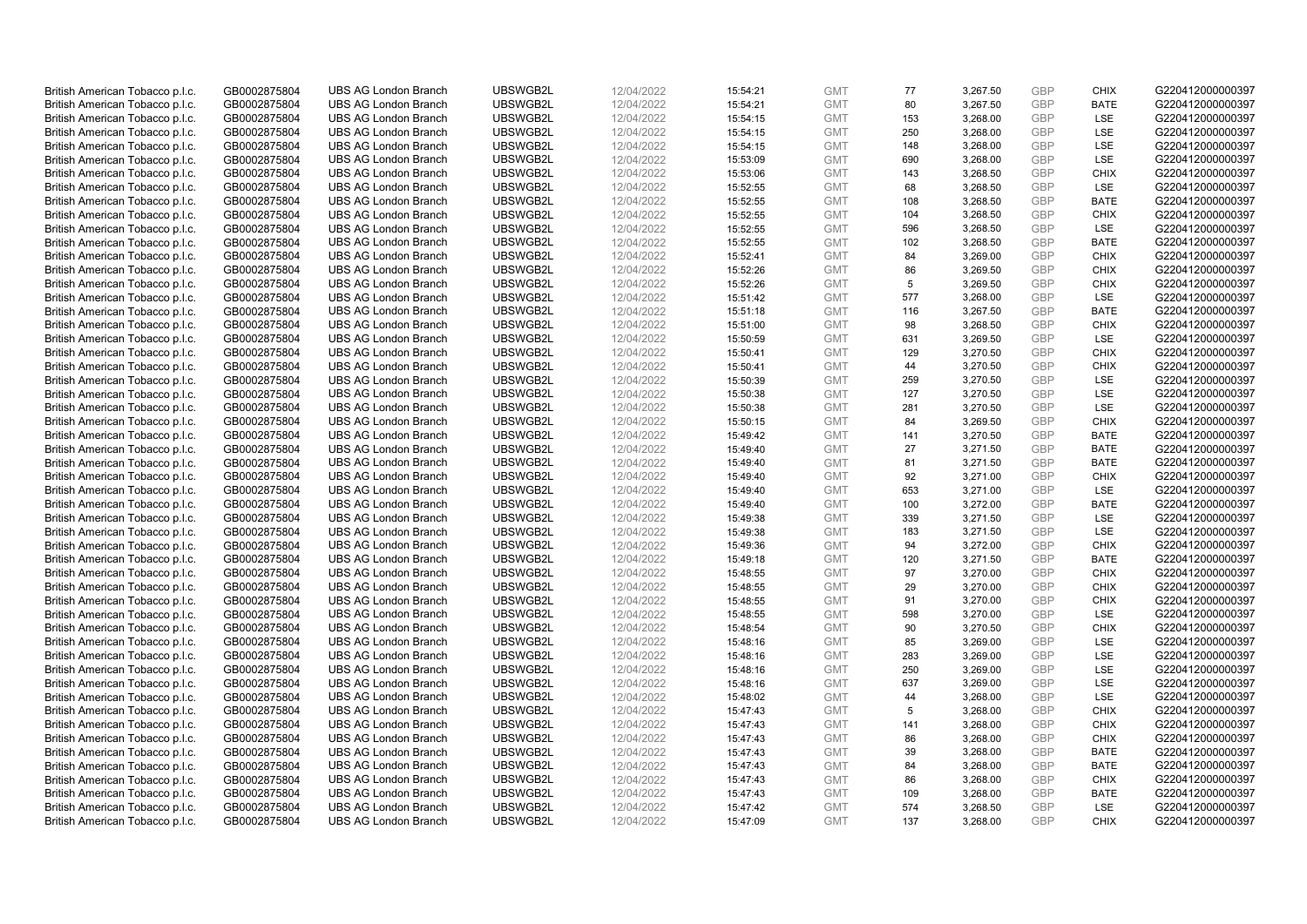| | | | | | | | | | | | |
|---|---|---|---|---|---|---|---|---|---|---|---|
| British American Tobacco p.l.c. | GB0002875804 | UBS AG London Branch | UBSWGB2L | 12/04/2022 | 15:54:21 | GMT | 77 | 3,267.50 | GBP | CHIX | G220412000000397 |
| British American Tobacco p.l.c. | GB0002875804 | UBS AG London Branch | UBSWGB2L | 12/04/2022 | 15:54:21 | GMT | 80 | 3,267.50 | GBP | BATE | G220412000000397 |
| British American Tobacco p.l.c. | GB0002875804 | UBS AG London Branch | UBSWGB2L | 12/04/2022 | 15:54:15 | GMT | 153 | 3,268.00 | GBP | LSE | G220412000000397 |
| British American Tobacco p.l.c. | GB0002875804 | UBS AG London Branch | UBSWGB2L | 12/04/2022 | 15:54:15 | GMT | 250 | 3,268.00 | GBP | LSE | G220412000000397 |
| British American Tobacco p.l.c. | GB0002875804 | UBS AG London Branch | UBSWGB2L | 12/04/2022 | 15:54:15 | GMT | 148 | 3,268.00 | GBP | LSE | G220412000000397 |
| British American Tobacco p.l.c. | GB0002875804 | UBS AG London Branch | UBSWGB2L | 12/04/2022 | 15:53:09 | GMT | 690 | 3,268.00 | GBP | LSE | G220412000000397 |
| British American Tobacco p.l.c. | GB0002875804 | UBS AG London Branch | UBSWGB2L | 12/04/2022 | 15:53:06 | GMT | 143 | 3,268.50 | GBP | CHIX | G220412000000397 |
| British American Tobacco p.l.c. | GB0002875804 | UBS AG London Branch | UBSWGB2L | 12/04/2022 | 15:52:55 | GMT | 68 | 3,268.50 | GBP | LSE | G220412000000397 |
| British American Tobacco p.l.c. | GB0002875804 | UBS AG London Branch | UBSWGB2L | 12/04/2022 | 15:52:55 | GMT | 108 | 3,268.50 | GBP | BATE | G220412000000397 |
| British American Tobacco p.l.c. | GB0002875804 | UBS AG London Branch | UBSWGB2L | 12/04/2022 | 15:52:55 | GMT | 104 | 3,268.50 | GBP | CHIX | G220412000000397 |
| British American Tobacco p.l.c. | GB0002875804 | UBS AG London Branch | UBSWGB2L | 12/04/2022 | 15:52:55 | GMT | 596 | 3,268.50 | GBP | LSE | G220412000000397 |
| British American Tobacco p.l.c. | GB0002875804 | UBS AG London Branch | UBSWGB2L | 12/04/2022 | 15:52:55 | GMT | 102 | 3,268.50 | GBP | BATE | G220412000000397 |
| British American Tobacco p.l.c. | GB0002875804 | UBS AG London Branch | UBSWGB2L | 12/04/2022 | 15:52:41 | GMT | 84 | 3,269.00 | GBP | CHIX | G220412000000397 |
| British American Tobacco p.l.c. | GB0002875804 | UBS AG London Branch | UBSWGB2L | 12/04/2022 | 15:52:26 | GMT | 86 | 3,269.50 | GBP | CHIX | G220412000000397 |
| British American Tobacco p.l.c. | GB0002875804 | UBS AG London Branch | UBSWGB2L | 12/04/2022 | 15:52:26 | GMT | 5 | 3,269.50 | GBP | CHIX | G220412000000397 |
| British American Tobacco p.l.c. | GB0002875804 | UBS AG London Branch | UBSWGB2L | 12/04/2022 | 15:51:42 | GMT | 577 | 3,268.00 | GBP | LSE | G220412000000397 |
| British American Tobacco p.l.c. | GB0002875804 | UBS AG London Branch | UBSWGB2L | 12/04/2022 | 15:51:18 | GMT | 116 | 3,267.50 | GBP | BATE | G220412000000397 |
| British American Tobacco p.l.c. | GB0002875804 | UBS AG London Branch | UBSWGB2L | 12/04/2022 | 15:51:00 | GMT | 98 | 3,268.50 | GBP | CHIX | G220412000000397 |
| British American Tobacco p.l.c. | GB0002875804 | UBS AG London Branch | UBSWGB2L | 12/04/2022 | 15:50:59 | GMT | 631 | 3,269.50 | GBP | LSE | G220412000000397 |
| British American Tobacco p.l.c. | GB0002875804 | UBS AG London Branch | UBSWGB2L | 12/04/2022 | 15:50:41 | GMT | 129 | 3,270.50 | GBP | CHIX | G220412000000397 |
| British American Tobacco p.l.c. | GB0002875804 | UBS AG London Branch | UBSWGB2L | 12/04/2022 | 15:50:41 | GMT | 44 | 3,270.50 | GBP | CHIX | G220412000000397 |
| British American Tobacco p.l.c. | GB0002875804 | UBS AG London Branch | UBSWGB2L | 12/04/2022 | 15:50:39 | GMT | 259 | 3,270.50 | GBP | LSE | G220412000000397 |
| British American Tobacco p.l.c. | GB0002875804 | UBS AG London Branch | UBSWGB2L | 12/04/2022 | 15:50:38 | GMT | 127 | 3,270.50 | GBP | LSE | G220412000000397 |
| British American Tobacco p.l.c. | GB0002875804 | UBS AG London Branch | UBSWGB2L | 12/04/2022 | 15:50:38 | GMT | 281 | 3,270.50 | GBP | LSE | G220412000000397 |
| British American Tobacco p.l.c. | GB0002875804 | UBS AG London Branch | UBSWGB2L | 12/04/2022 | 15:50:15 | GMT | 84 | 3,269.50 | GBP | CHIX | G220412000000397 |
| British American Tobacco p.l.c. | GB0002875804 | UBS AG London Branch | UBSWGB2L | 12/04/2022 | 15:49:42 | GMT | 141 | 3,270.50 | GBP | BATE | G220412000000397 |
| British American Tobacco p.l.c. | GB0002875804 | UBS AG London Branch | UBSWGB2L | 12/04/2022 | 15:49:40 | GMT | 27 | 3,271.50 | GBP | BATE | G220412000000397 |
| British American Tobacco p.l.c. | GB0002875804 | UBS AG London Branch | UBSWGB2L | 12/04/2022 | 15:49:40 | GMT | 81 | 3,271.50 | GBP | BATE | G220412000000397 |
| British American Tobacco p.l.c. | GB0002875804 | UBS AG London Branch | UBSWGB2L | 12/04/2022 | 15:49:40 | GMT | 92 | 3,271.00 | GBP | CHIX | G220412000000397 |
| British American Tobacco p.l.c. | GB0002875804 | UBS AG London Branch | UBSWGB2L | 12/04/2022 | 15:49:40 | GMT | 653 | 3,271.00 | GBP | LSE | G220412000000397 |
| British American Tobacco p.l.c. | GB0002875804 | UBS AG London Branch | UBSWGB2L | 12/04/2022 | 15:49:40 | GMT | 100 | 3,272.00 | GBP | BATE | G220412000000397 |
| British American Tobacco p.l.c. | GB0002875804 | UBS AG London Branch | UBSWGB2L | 12/04/2022 | 15:49:38 | GMT | 339 | 3,271.50 | GBP | LSE | G220412000000397 |
| British American Tobacco p.l.c. | GB0002875804 | UBS AG London Branch | UBSWGB2L | 12/04/2022 | 15:49:38 | GMT | 183 | 3,271.50 | GBP | LSE | G220412000000397 |
| British American Tobacco p.l.c. | GB0002875804 | UBS AG London Branch | UBSWGB2L | 12/04/2022 | 15:49:36 | GMT | 94 | 3,272.00 | GBP | CHIX | G220412000000397 |
| British American Tobacco p.l.c. | GB0002875804 | UBS AG London Branch | UBSWGB2L | 12/04/2022 | 15:49:18 | GMT | 120 | 3,271.50 | GBP | BATE | G220412000000397 |
| British American Tobacco p.l.c. | GB0002875804 | UBS AG London Branch | UBSWGB2L | 12/04/2022 | 15:48:55 | GMT | 97 | 3,270.00 | GBP | CHIX | G220412000000397 |
| British American Tobacco p.l.c. | GB0002875804 | UBS AG London Branch | UBSWGB2L | 12/04/2022 | 15:48:55 | GMT | 29 | 3,270.00 | GBP | CHIX | G220412000000397 |
| British American Tobacco p.l.c. | GB0002875804 | UBS AG London Branch | UBSWGB2L | 12/04/2022 | 15:48:55 | GMT | 91 | 3,270.00 | GBP | CHIX | G220412000000397 |
| British American Tobacco p.l.c. | GB0002875804 | UBS AG London Branch | UBSWGB2L | 12/04/2022 | 15:48:55 | GMT | 598 | 3,270.00 | GBP | LSE | G220412000000397 |
| British American Tobacco p.l.c. | GB0002875804 | UBS AG London Branch | UBSWGB2L | 12/04/2022 | 15:48:54 | GMT | 90 | 3,270.50 | GBP | CHIX | G220412000000397 |
| British American Tobacco p.l.c. | GB0002875804 | UBS AG London Branch | UBSWGB2L | 12/04/2022 | 15:48:16 | GMT | 85 | 3,269.00 | GBP | LSE | G220412000000397 |
| British American Tobacco p.l.c. | GB0002875804 | UBS AG London Branch | UBSWGB2L | 12/04/2022 | 15:48:16 | GMT | 283 | 3,269.00 | GBP | LSE | G220412000000397 |
| British American Tobacco p.l.c. | GB0002875804 | UBS AG London Branch | UBSWGB2L | 12/04/2022 | 15:48:16 | GMT | 250 | 3,269.00 | GBP | LSE | G220412000000397 |
| British American Tobacco p.l.c. | GB0002875804 | UBS AG London Branch | UBSWGB2L | 12/04/2022 | 15:48:16 | GMT | 637 | 3,269.00 | GBP | LSE | G220412000000397 |
| British American Tobacco p.l.c. | GB0002875804 | UBS AG London Branch | UBSWGB2L | 12/04/2022 | 15:48:02 | GMT | 44 | 3,268.00 | GBP | LSE | G220412000000397 |
| British American Tobacco p.l.c. | GB0002875804 | UBS AG London Branch | UBSWGB2L | 12/04/2022 | 15:47:43 | GMT | 5 | 3,268.00 | GBP | CHIX | G220412000000397 |
| British American Tobacco p.l.c. | GB0002875804 | UBS AG London Branch | UBSWGB2L | 12/04/2022 | 15:47:43 | GMT | 141 | 3,268.00 | GBP | CHIX | G220412000000397 |
| British American Tobacco p.l.c. | GB0002875804 | UBS AG London Branch | UBSWGB2L | 12/04/2022 | 15:47:43 | GMT | 86 | 3,268.00 | GBP | CHIX | G220412000000397 |
| British American Tobacco p.l.c. | GB0002875804 | UBS AG London Branch | UBSWGB2L | 12/04/2022 | 15:47:43 | GMT | 39 | 3,268.00 | GBP | BATE | G220412000000397 |
| British American Tobacco p.l.c. | GB0002875804 | UBS AG London Branch | UBSWGB2L | 12/04/2022 | 15:47:43 | GMT | 84 | 3,268.00 | GBP | BATE | G220412000000397 |
| British American Tobacco p.l.c. | GB0002875804 | UBS AG London Branch | UBSWGB2L | 12/04/2022 | 15:47:43 | GMT | 86 | 3,268.00 | GBP | CHIX | G220412000000397 |
| British American Tobacco p.l.c. | GB0002875804 | UBS AG London Branch | UBSWGB2L | 12/04/2022 | 15:47:43 | GMT | 109 | 3,268.00 | GBP | BATE | G220412000000397 |
| British American Tobacco p.l.c. | GB0002875804 | UBS AG London Branch | UBSWGB2L | 12/04/2022 | 15:47:42 | GMT | 574 | 3,268.50 | GBP | LSE | G220412000000397 |
| British American Tobacco p.l.c. | GB0002875804 | UBS AG London Branch | UBSWGB2L | 12/04/2022 | 15:47:09 | GMT | 137 | 3,268.00 | GBP | CHIX | G220412000000397 |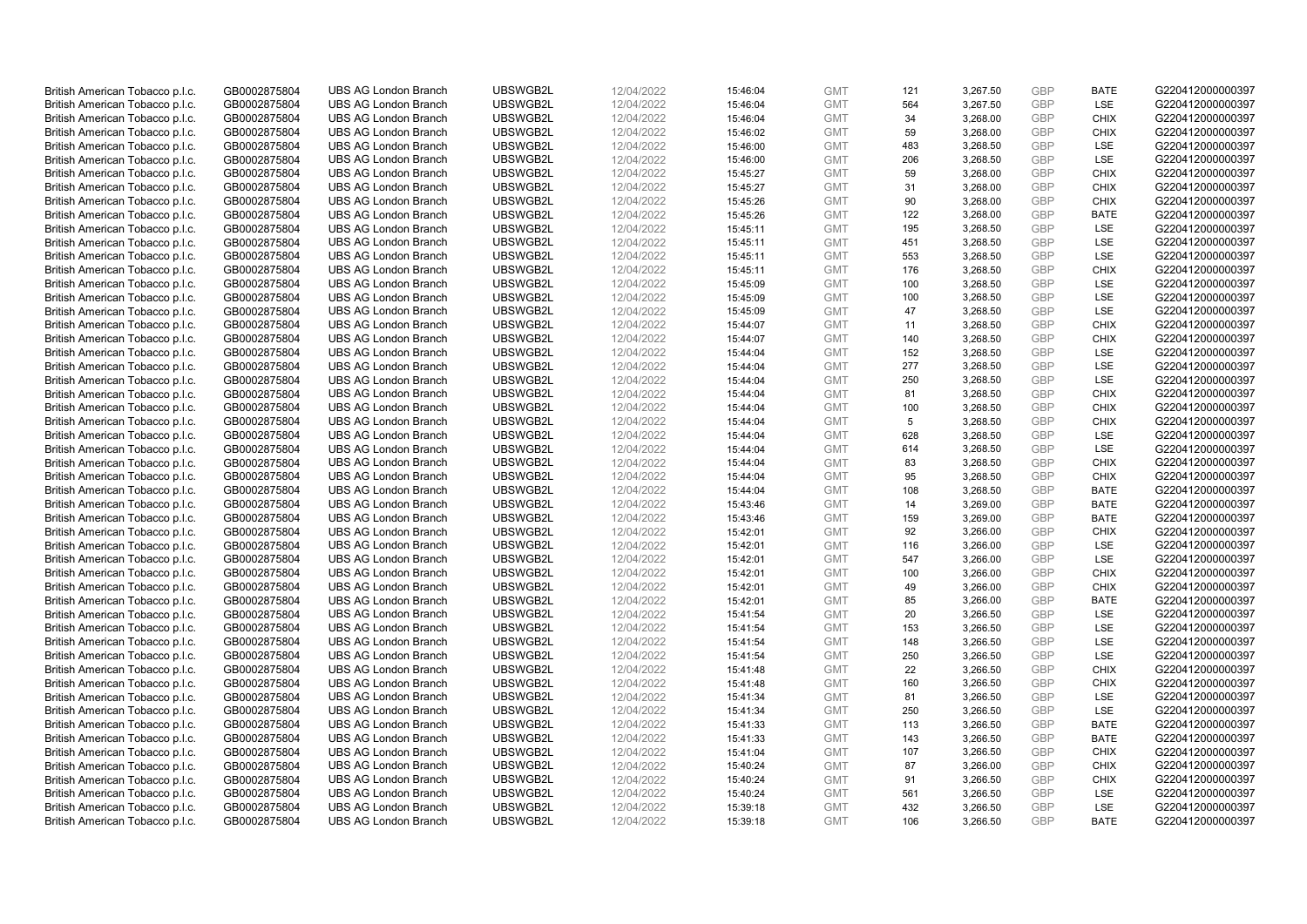| | | | | | | | | | | | |
|---|---|---|---|---|---|---|---|---|---|---|---|
| British American Tobacco p.l.c. | GB0002875804 | UBS AG London Branch | UBSWGB2L | 12/04/2022 | 15:46:04 | GMT | 121 | 3,267.50 | GBP | BATE | G220412000000397 |
| British American Tobacco p.l.c. | GB0002875804 | UBS AG London Branch | UBSWGB2L | 12/04/2022 | 15:46:04 | GMT | 564 | 3,267.50 | GBP | LSE | G220412000000397 |
| British American Tobacco p.l.c. | GB0002875804 | UBS AG London Branch | UBSWGB2L | 12/04/2022 | 15:46:04 | GMT | 34 | 3,268.00 | GBP | CHIX | G220412000000397 |
| British American Tobacco p.l.c. | GB0002875804 | UBS AG London Branch | UBSWGB2L | 12/04/2022 | 15:46:02 | GMT | 59 | 3,268.00 | GBP | CHIX | G220412000000397 |
| British American Tobacco p.l.c. | GB0002875804 | UBS AG London Branch | UBSWGB2L | 12/04/2022 | 15:46:00 | GMT | 483 | 3,268.50 | GBP | LSE | G220412000000397 |
| British American Tobacco p.l.c. | GB0002875804 | UBS AG London Branch | UBSWGB2L | 12/04/2022 | 15:46:00 | GMT | 206 | 3,268.50 | GBP | LSE | G220412000000397 |
| British American Tobacco p.l.c. | GB0002875804 | UBS AG London Branch | UBSWGB2L | 12/04/2022 | 15:45:27 | GMT | 59 | 3,268.00 | GBP | CHIX | G220412000000397 |
| British American Tobacco p.l.c. | GB0002875804 | UBS AG London Branch | UBSWGB2L | 12/04/2022 | 15:45:27 | GMT | 31 | 3,268.00 | GBP | CHIX | G220412000000397 |
| British American Tobacco p.l.c. | GB0002875804 | UBS AG London Branch | UBSWGB2L | 12/04/2022 | 15:45:26 | GMT | 90 | 3,268.00 | GBP | CHIX | G220412000000397 |
| British American Tobacco p.l.c. | GB0002875804 | UBS AG London Branch | UBSWGB2L | 12/04/2022 | 15:45:26 | GMT | 122 | 3,268.00 | GBP | BATE | G220412000000397 |
| British American Tobacco p.l.c. | GB0002875804 | UBS AG London Branch | UBSWGB2L | 12/04/2022 | 15:45:11 | GMT | 195 | 3,268.50 | GBP | LSE | G220412000000397 |
| British American Tobacco p.l.c. | GB0002875804 | UBS AG London Branch | UBSWGB2L | 12/04/2022 | 15:45:11 | GMT | 451 | 3,268.50 | GBP | LSE | G220412000000397 |
| British American Tobacco p.l.c. | GB0002875804 | UBS AG London Branch | UBSWGB2L | 12/04/2022 | 15:45:11 | GMT | 553 | 3,268.50 | GBP | LSE | G220412000000397 |
| British American Tobacco p.l.c. | GB0002875804 | UBS AG London Branch | UBSWGB2L | 12/04/2022 | 15:45:11 | GMT | 176 | 3,268.50 | GBP | CHIX | G220412000000397 |
| British American Tobacco p.l.c. | GB0002875804 | UBS AG London Branch | UBSWGB2L | 12/04/2022 | 15:45:09 | GMT | 100 | 3,268.50 | GBP | LSE | G220412000000397 |
| British American Tobacco p.l.c. | GB0002875804 | UBS AG London Branch | UBSWGB2L | 12/04/2022 | 15:45:09 | GMT | 100 | 3,268.50 | GBP | LSE | G220412000000397 |
| British American Tobacco p.l.c. | GB0002875804 | UBS AG London Branch | UBSWGB2L | 12/04/2022 | 15:45:09 | GMT | 47 | 3,268.50 | GBP | LSE | G220412000000397 |
| British American Tobacco p.l.c. | GB0002875804 | UBS AG London Branch | UBSWGB2L | 12/04/2022 | 15:44:07 | GMT | 11 | 3,268.50 | GBP | CHIX | G220412000000397 |
| British American Tobacco p.l.c. | GB0002875804 | UBS AG London Branch | UBSWGB2L | 12/04/2022 | 15:44:07 | GMT | 140 | 3,268.50 | GBP | CHIX | G220412000000397 |
| British American Tobacco p.l.c. | GB0002875804 | UBS AG London Branch | UBSWGB2L | 12/04/2022 | 15:44:04 | GMT | 152 | 3,268.50 | GBP | LSE | G220412000000397 |
| British American Tobacco p.l.c. | GB0002875804 | UBS AG London Branch | UBSWGB2L | 12/04/2022 | 15:44:04 | GMT | 277 | 3,268.50 | GBP | LSE | G220412000000397 |
| British American Tobacco p.l.c. | GB0002875804 | UBS AG London Branch | UBSWGB2L | 12/04/2022 | 15:44:04 | GMT | 250 | 3,268.50 | GBP | LSE | G220412000000397 |
| British American Tobacco p.l.c. | GB0002875804 | UBS AG London Branch | UBSWGB2L | 12/04/2022 | 15:44:04 | GMT | 81 | 3,268.50 | GBP | CHIX | G220412000000397 |
| British American Tobacco p.l.c. | GB0002875804 | UBS AG London Branch | UBSWGB2L | 12/04/2022 | 15:44:04 | GMT | 100 | 3,268.50 | GBP | CHIX | G220412000000397 |
| British American Tobacco p.l.c. | GB0002875804 | UBS AG London Branch | UBSWGB2L | 12/04/2022 | 15:44:04 | GMT | 5 | 3,268.50 | GBP | CHIX | G220412000000397 |
| British American Tobacco p.l.c. | GB0002875804 | UBS AG London Branch | UBSWGB2L | 12/04/2022 | 15:44:04 | GMT | 628 | 3,268.50 | GBP | LSE | G220412000000397 |
| British American Tobacco p.l.c. | GB0002875804 | UBS AG London Branch | UBSWGB2L | 12/04/2022 | 15:44:04 | GMT | 614 | 3,268.50 | GBP | LSE | G220412000000397 |
| British American Tobacco p.l.c. | GB0002875804 | UBS AG London Branch | UBSWGB2L | 12/04/2022 | 15:44:04 | GMT | 83 | 3,268.50 | GBP | CHIX | G220412000000397 |
| British American Tobacco p.l.c. | GB0002875804 | UBS AG London Branch | UBSWGB2L | 12/04/2022 | 15:44:04 | GMT | 95 | 3,268.50 | GBP | CHIX | G220412000000397 |
| British American Tobacco p.l.c. | GB0002875804 | UBS AG London Branch | UBSWGB2L | 12/04/2022 | 15:44:04 | GMT | 108 | 3,268.50 | GBP | BATE | G220412000000397 |
| British American Tobacco p.l.c. | GB0002875804 | UBS AG London Branch | UBSWGB2L | 12/04/2022 | 15:43:46 | GMT | 14 | 3,269.00 | GBP | BATE | G220412000000397 |
| British American Tobacco p.l.c. | GB0002875804 | UBS AG London Branch | UBSWGB2L | 12/04/2022 | 15:43:46 | GMT | 159 | 3,269.00 | GBP | BATE | G220412000000397 |
| British American Tobacco p.l.c. | GB0002875804 | UBS AG London Branch | UBSWGB2L | 12/04/2022 | 15:42:01 | GMT | 92 | 3,266.00 | GBP | CHIX | G220412000000397 |
| British American Tobacco p.l.c. | GB0002875804 | UBS AG London Branch | UBSWGB2L | 12/04/2022 | 15:42:01 | GMT | 116 | 3,266.00 | GBP | LSE | G220412000000397 |
| British American Tobacco p.l.c. | GB0002875804 | UBS AG London Branch | UBSWGB2L | 12/04/2022 | 15:42:01 | GMT | 547 | 3,266.00 | GBP | LSE | G220412000000397 |
| British American Tobacco p.l.c. | GB0002875804 | UBS AG London Branch | UBSWGB2L | 12/04/2022 | 15:42:01 | GMT | 100 | 3,266.00 | GBP | CHIX | G220412000000397 |
| British American Tobacco p.l.c. | GB0002875804 | UBS AG London Branch | UBSWGB2L | 12/04/2022 | 15:42:01 | GMT | 49 | 3,266.00 | GBP | CHIX | G220412000000397 |
| British American Tobacco p.l.c. | GB0002875804 | UBS AG London Branch | UBSWGB2L | 12/04/2022 | 15:42:01 | GMT | 85 | 3,266.00 | GBP | BATE | G220412000000397 |
| British American Tobacco p.l.c. | GB0002875804 | UBS AG London Branch | UBSWGB2L | 12/04/2022 | 15:41:54 | GMT | 20 | 3,266.50 | GBP | LSE | G220412000000397 |
| British American Tobacco p.l.c. | GB0002875804 | UBS AG London Branch | UBSWGB2L | 12/04/2022 | 15:41:54 | GMT | 153 | 3,266.50 | GBP | LSE | G220412000000397 |
| British American Tobacco p.l.c. | GB0002875804 | UBS AG London Branch | UBSWGB2L | 12/04/2022 | 15:41:54 | GMT | 148 | 3,266.50 | GBP | LSE | G220412000000397 |
| British American Tobacco p.l.c. | GB0002875804 | UBS AG London Branch | UBSWGB2L | 12/04/2022 | 15:41:54 | GMT | 250 | 3,266.50 | GBP | LSE | G220412000000397 |
| British American Tobacco p.l.c. | GB0002875804 | UBS AG London Branch | UBSWGB2L | 12/04/2022 | 15:41:48 | GMT | 22 | 3,266.50 | GBP | CHIX | G220412000000397 |
| British American Tobacco p.l.c. | GB0002875804 | UBS AG London Branch | UBSWGB2L | 12/04/2022 | 15:41:48 | GMT | 160 | 3,266.50 | GBP | CHIX | G220412000000397 |
| British American Tobacco p.l.c. | GB0002875804 | UBS AG London Branch | UBSWGB2L | 12/04/2022 | 15:41:34 | GMT | 81 | 3,266.50 | GBP | LSE | G220412000000397 |
| British American Tobacco p.l.c. | GB0002875804 | UBS AG London Branch | UBSWGB2L | 12/04/2022 | 15:41:34 | GMT | 250 | 3,266.50 | GBP | LSE | G220412000000397 |
| British American Tobacco p.l.c. | GB0002875804 | UBS AG London Branch | UBSWGB2L | 12/04/2022 | 15:41:33 | GMT | 113 | 3,266.50 | GBP | BATE | G220412000000397 |
| British American Tobacco p.l.c. | GB0002875804 | UBS AG London Branch | UBSWGB2L | 12/04/2022 | 15:41:33 | GMT | 143 | 3,266.50 | GBP | BATE | G220412000000397 |
| British American Tobacco p.l.c. | GB0002875804 | UBS AG London Branch | UBSWGB2L | 12/04/2022 | 15:41:04 | GMT | 107 | 3,266.50 | GBP | CHIX | G220412000000397 |
| British American Tobacco p.l.c. | GB0002875804 | UBS AG London Branch | UBSWGB2L | 12/04/2022 | 15:40:24 | GMT | 87 | 3,266.00 | GBP | CHIX | G220412000000397 |
| British American Tobacco p.l.c. | GB0002875804 | UBS AG London Branch | UBSWGB2L | 12/04/2022 | 15:40:24 | GMT | 91 | 3,266.50 | GBP | CHIX | G220412000000397 |
| British American Tobacco p.l.c. | GB0002875804 | UBS AG London Branch | UBSWGB2L | 12/04/2022 | 15:40:24 | GMT | 561 | 3,266.50 | GBP | LSE | G220412000000397 |
| British American Tobacco p.l.c. | GB0002875804 | UBS AG London Branch | UBSWGB2L | 12/04/2022 | 15:39:18 | GMT | 432 | 3,266.50 | GBP | LSE | G220412000000397 |
| British American Tobacco p.l.c. | GB0002875804 | UBS AG London Branch | UBSWGB2L | 12/04/2022 | 15:39:18 | GMT | 106 | 3,266.50 | GBP | BATE | G220412000000397 |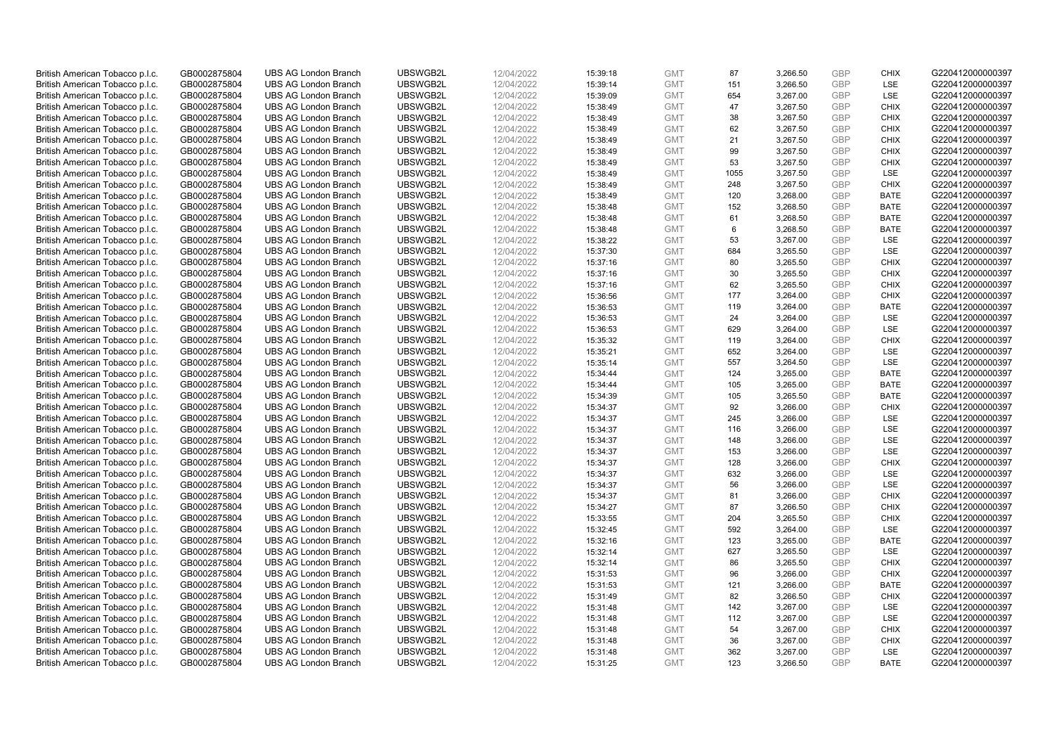| | | | | | | | | | | | |
|---|---|---|---|---|---|---|---|---|---|---|---|
| British American Tobacco p.l.c. | GB0002875804 | UBS AG London Branch | UBSWGB2L | 12/04/2022 | 15:39:18 | GMT | 87 | 3,266.50 | GBP | CHIX | G220412000000397 |
| British American Tobacco p.l.c. | GB0002875804 | UBS AG London Branch | UBSWGB2L | 12/04/2022 | 15:39:14 | GMT | 151 | 3,266.50 | GBP | LSE | G220412000000397 |
| British American Tobacco p.l.c. | GB0002875804 | UBS AG London Branch | UBSWGB2L | 12/04/2022 | 15:39:09 | GMT | 654 | 3,267.00 | GBP | LSE | G220412000000397 |
| British American Tobacco p.l.c. | GB0002875804 | UBS AG London Branch | UBSWGB2L | 12/04/2022 | 15:38:49 | GMT | 47 | 3,267.50 | GBP | CHIX | G220412000000397 |
| British American Tobacco p.l.c. | GB0002875804 | UBS AG London Branch | UBSWGB2L | 12/04/2022 | 15:38:49 | GMT | 38 | 3,267.50 | GBP | CHIX | G220412000000397 |
| British American Tobacco p.l.c. | GB0002875804 | UBS AG London Branch | UBSWGB2L | 12/04/2022 | 15:38:49 | GMT | 62 | 3,267.50 | GBP | CHIX | G220412000000397 |
| British American Tobacco p.l.c. | GB0002875804 | UBS AG London Branch | UBSWGB2L | 12/04/2022 | 15:38:49 | GMT | 21 | 3,267.50 | GBP | CHIX | G220412000000397 |
| British American Tobacco p.l.c. | GB0002875804 | UBS AG London Branch | UBSWGB2L | 12/04/2022 | 15:38:49 | GMT | 99 | 3,267.50 | GBP | CHIX | G220412000000397 |
| British American Tobacco p.l.c. | GB0002875804 | UBS AG London Branch | UBSWGB2L | 12/04/2022 | 15:38:49 | GMT | 53 | 3,267.50 | GBP | CHIX | G220412000000397 |
| British American Tobacco p.l.c. | GB0002875804 | UBS AG London Branch | UBSWGB2L | 12/04/2022 | 15:38:49 | GMT | 1055 | 3,267.50 | GBP | LSE | G220412000000397 |
| British American Tobacco p.l.c. | GB0002875804 | UBS AG London Branch | UBSWGB2L | 12/04/2022 | 15:38:49 | GMT | 248 | 3,267.50 | GBP | CHIX | G220412000000397 |
| British American Tobacco p.l.c. | GB0002875804 | UBS AG London Branch | UBSWGB2L | 12/04/2022 | 15:38:49 | GMT | 120 | 3,268.00 | GBP | BATE | G220412000000397 |
| British American Tobacco p.l.c. | GB0002875804 | UBS AG London Branch | UBSWGB2L | 12/04/2022 | 15:38:48 | GMT | 152 | 3,268.50 | GBP | BATE | G220412000000397 |
| British American Tobacco p.l.c. | GB0002875804 | UBS AG London Branch | UBSWGB2L | 12/04/2022 | 15:38:48 | GMT | 61 | 3,268.50 | GBP | BATE | G220412000000397 |
| British American Tobacco p.l.c. | GB0002875804 | UBS AG London Branch | UBSWGB2L | 12/04/2022 | 15:38:48 | GMT | 6 | 3,268.50 | GBP | BATE | G220412000000397 |
| British American Tobacco p.l.c. | GB0002875804 | UBS AG London Branch | UBSWGB2L | 12/04/2022 | 15:38:22 | GMT | 53 | 3,267.00 | GBP | LSE | G220412000000397 |
| British American Tobacco p.l.c. | GB0002875804 | UBS AG London Branch | UBSWGB2L | 12/04/2022 | 15:37:30 | GMT | 684 | 3,265.50 | GBP | LSE | G220412000000397 |
| British American Tobacco p.l.c. | GB0002875804 | UBS AG London Branch | UBSWGB2L | 12/04/2022 | 15:37:16 | GMT | 80 | 3,265.50 | GBP | CHIX | G220412000000397 |
| British American Tobacco p.l.c. | GB0002875804 | UBS AG London Branch | UBSWGB2L | 12/04/2022 | 15:37:16 | GMT | 30 | 3,265.50 | GBP | CHIX | G220412000000397 |
| British American Tobacco p.l.c. | GB0002875804 | UBS AG London Branch | UBSWGB2L | 12/04/2022 | 15:37:16 | GMT | 62 | 3,265.50 | GBP | CHIX | G220412000000397 |
| British American Tobacco p.l.c. | GB0002875804 | UBS AG London Branch | UBSWGB2L | 12/04/2022 | 15:36:56 | GMT | 177 | 3,264.00 | GBP | CHIX | G220412000000397 |
| British American Tobacco p.l.c. | GB0002875804 | UBS AG London Branch | UBSWGB2L | 12/04/2022 | 15:36:53 | GMT | 119 | 3,264.00 | GBP | BATE | G220412000000397 |
| British American Tobacco p.l.c. | GB0002875804 | UBS AG London Branch | UBSWGB2L | 12/04/2022 | 15:36:53 | GMT | 24 | 3,264.00 | GBP | LSE | G220412000000397 |
| British American Tobacco p.l.c. | GB0002875804 | UBS AG London Branch | UBSWGB2L | 12/04/2022 | 15:36:53 | GMT | 629 | 3,264.00 | GBP | LSE | G220412000000397 |
| British American Tobacco p.l.c. | GB0002875804 | UBS AG London Branch | UBSWGB2L | 12/04/2022 | 15:35:32 | GMT | 119 | 3,264.00 | GBP | CHIX | G220412000000397 |
| British American Tobacco p.l.c. | GB0002875804 | UBS AG London Branch | UBSWGB2L | 12/04/2022 | 15:35:21 | GMT | 652 | 3,264.00 | GBP | LSE | G220412000000397 |
| British American Tobacco p.l.c. | GB0002875804 | UBS AG London Branch | UBSWGB2L | 12/04/2022 | 15:35:14 | GMT | 557 | 3,264.50 | GBP | LSE | G220412000000397 |
| British American Tobacco p.l.c. | GB0002875804 | UBS AG London Branch | UBSWGB2L | 12/04/2022 | 15:34:44 | GMT | 124 | 3,265.00 | GBP | BATE | G220412000000397 |
| British American Tobacco p.l.c. | GB0002875804 | UBS AG London Branch | UBSWGB2L | 12/04/2022 | 15:34:44 | GMT | 105 | 3,265.00 | GBP | BATE | G220412000000397 |
| British American Tobacco p.l.c. | GB0002875804 | UBS AG London Branch | UBSWGB2L | 12/04/2022 | 15:34:39 | GMT | 105 | 3,265.50 | GBP | BATE | G220412000000397 |
| British American Tobacco p.l.c. | GB0002875804 | UBS AG London Branch | UBSWGB2L | 12/04/2022 | 15:34:37 | GMT | 92 | 3,266.00 | GBP | CHIX | G220412000000397 |
| British American Tobacco p.l.c. | GB0002875804 | UBS AG London Branch | UBSWGB2L | 12/04/2022 | 15:34:37 | GMT | 245 | 3,266.00 | GBP | LSE | G220412000000397 |
| British American Tobacco p.l.c. | GB0002875804 | UBS AG London Branch | UBSWGB2L | 12/04/2022 | 15:34:37 | GMT | 116 | 3,266.00 | GBP | LSE | G220412000000397 |
| British American Tobacco p.l.c. | GB0002875804 | UBS AG London Branch | UBSWGB2L | 12/04/2022 | 15:34:37 | GMT | 148 | 3,266.00 | GBP | LSE | G220412000000397 |
| British American Tobacco p.l.c. | GB0002875804 | UBS AG London Branch | UBSWGB2L | 12/04/2022 | 15:34:37 | GMT | 153 | 3,266.00 | GBP | LSE | G220412000000397 |
| British American Tobacco p.l.c. | GB0002875804 | UBS AG London Branch | UBSWGB2L | 12/04/2022 | 15:34:37 | GMT | 128 | 3,266.00 | GBP | CHIX | G220412000000397 |
| British American Tobacco p.l.c. | GB0002875804 | UBS AG London Branch | UBSWGB2L | 12/04/2022 | 15:34:37 | GMT | 632 | 3,266.00 | GBP | LSE | G220412000000397 |
| British American Tobacco p.l.c. | GB0002875804 | UBS AG London Branch | UBSWGB2L | 12/04/2022 | 15:34:37 | GMT | 56 | 3,266.00 | GBP | LSE | G220412000000397 |
| British American Tobacco p.l.c. | GB0002875804 | UBS AG London Branch | UBSWGB2L | 12/04/2022 | 15:34:37 | GMT | 81 | 3,266.00 | GBP | CHIX | G220412000000397 |
| British American Tobacco p.l.c. | GB0002875804 | UBS AG London Branch | UBSWGB2L | 12/04/2022 | 15:34:27 | GMT | 87 | 3,266.50 | GBP | CHIX | G220412000000397 |
| British American Tobacco p.l.c. | GB0002875804 | UBS AG London Branch | UBSWGB2L | 12/04/2022 | 15:33:55 | GMT | 204 | 3,265.50 | GBP | CHIX | G220412000000397 |
| British American Tobacco p.l.c. | GB0002875804 | UBS AG London Branch | UBSWGB2L | 12/04/2022 | 15:32:45 | GMT | 592 | 3,264.00 | GBP | LSE | G220412000000397 |
| British American Tobacco p.l.c. | GB0002875804 | UBS AG London Branch | UBSWGB2L | 12/04/2022 | 15:32:16 | GMT | 123 | 3,265.00 | GBP | BATE | G220412000000397 |
| British American Tobacco p.l.c. | GB0002875804 | UBS AG London Branch | UBSWGB2L | 12/04/2022 | 15:32:14 | GMT | 627 | 3,265.50 | GBP | LSE | G220412000000397 |
| British American Tobacco p.l.c. | GB0002875804 | UBS AG London Branch | UBSWGB2L | 12/04/2022 | 15:32:14 | GMT | 86 | 3,265.50 | GBP | CHIX | G220412000000397 |
| British American Tobacco p.l.c. | GB0002875804 | UBS AG London Branch | UBSWGB2L | 12/04/2022 | 15:31:53 | GMT | 96 | 3,266.00 | GBP | CHIX | G220412000000397 |
| British American Tobacco p.l.c. | GB0002875804 | UBS AG London Branch | UBSWGB2L | 12/04/2022 | 15:31:53 | GMT | 121 | 3,266.00 | GBP | BATE | G220412000000397 |
| British American Tobacco p.l.c. | GB0002875804 | UBS AG London Branch | UBSWGB2L | 12/04/2022 | 15:31:49 | GMT | 82 | 3,266.50 | GBP | CHIX | G220412000000397 |
| British American Tobacco p.l.c. | GB0002875804 | UBS AG London Branch | UBSWGB2L | 12/04/2022 | 15:31:48 | GMT | 142 | 3,267.00 | GBP | LSE | G220412000000397 |
| British American Tobacco p.l.c. | GB0002875804 | UBS AG London Branch | UBSWGB2L | 12/04/2022 | 15:31:48 | GMT | 112 | 3,267.00 | GBP | LSE | G220412000000397 |
| British American Tobacco p.l.c. | GB0002875804 | UBS AG London Branch | UBSWGB2L | 12/04/2022 | 15:31:48 | GMT | 54 | 3,267.00 | GBP | CHIX | G220412000000397 |
| British American Tobacco p.l.c. | GB0002875804 | UBS AG London Branch | UBSWGB2L | 12/04/2022 | 15:31:48 | GMT | 36 | 3,267.00 | GBP | CHIX | G220412000000397 |
| British American Tobacco p.l.c. | GB0002875804 | UBS AG London Branch | UBSWGB2L | 12/04/2022 | 15:31:48 | GMT | 362 | 3,267.00 | GBP | LSE | G220412000000397 |
| British American Tobacco p.l.c. | GB0002875804 | UBS AG London Branch | UBSWGB2L | 12/04/2022 | 15:31:25 | GMT | 123 | 3,266.50 | GBP | BATE | G220412000000397 |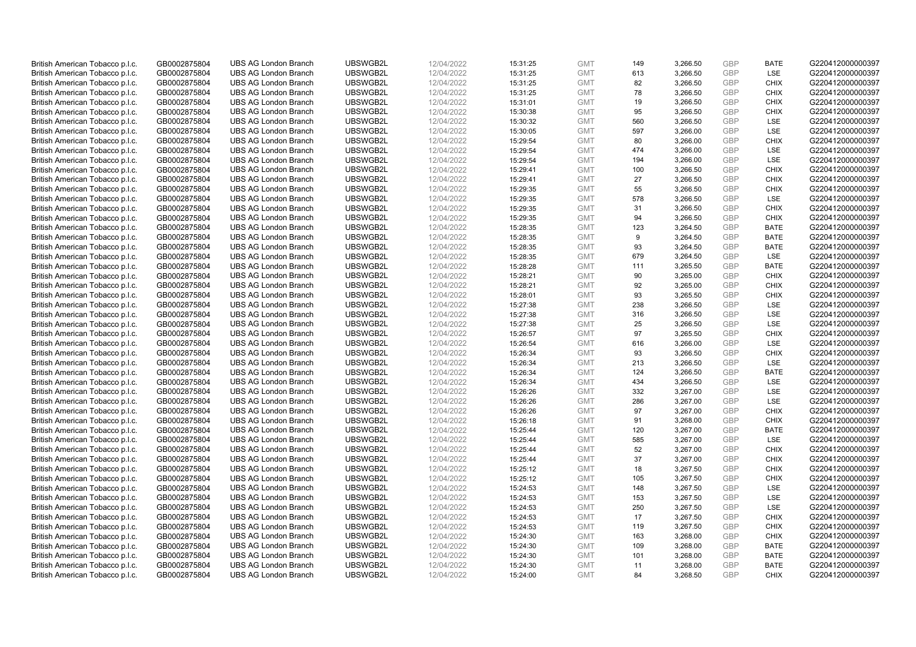| British American Tobacco p.l.c. | GB0002875804 | UBS AG London Branch | UBSWGB2L | 12/04/2022 | 15:31:25 | GMT | 149 | 3,266.50 | GBP | BATE | G220412000000397 |
|---|---|---|---|---|---|---|---|---|---|---|---|
| British American Tobacco p.l.c. | GB0002875804 | UBS AG London Branch | UBSWGB2L | 12/04/2022 | 15:31:25 | GMT | 613 | 3,266.50 | GBP | LSE | G220412000000397 |
| British American Tobacco p.l.c. | GB0002875804 | UBS AG London Branch | UBSWGB2L | 12/04/2022 | 15:31:25 | GMT | 82 | 3,266.50 | GBP | CHIX | G220412000000397 |
| British American Tobacco p.l.c. | GB0002875804 | UBS AG London Branch | UBSWGB2L | 12/04/2022 | 15:31:25 | GMT | 78 | 3,266.50 | GBP | CHIX | G220412000000397 |
| British American Tobacco p.l.c. | GB0002875804 | UBS AG London Branch | UBSWGB2L | 12/04/2022 | 15:31:01 | GMT | 19 | 3,266.50 | GBP | CHIX | G220412000000397 |
| British American Tobacco p.l.c. | GB0002875804 | UBS AG London Branch | UBSWGB2L | 12/04/2022 | 15:30:38 | GMT | 95 | 3,266.50 | GBP | CHIX | G220412000000397 |
| British American Tobacco p.l.c. | GB0002875804 | UBS AG London Branch | UBSWGB2L | 12/04/2022 | 15:30:32 | GMT | 560 | 3,266.50 | GBP | LSE | G220412000000397 |
| British American Tobacco p.l.c. | GB0002875804 | UBS AG London Branch | UBSWGB2L | 12/04/2022 | 15:30:05 | GMT | 597 | 3,266.00 | GBP | LSE | G220412000000397 |
| British American Tobacco p.l.c. | GB0002875804 | UBS AG London Branch | UBSWGB2L | 12/04/2022 | 15:29:54 | GMT | 80 | 3,266.00 | GBP | CHIX | G220412000000397 |
| British American Tobacco p.l.c. | GB0002875804 | UBS AG London Branch | UBSWGB2L | 12/04/2022 | 15:29:54 | GMT | 474 | 3,266.00 | GBP | LSE | G220412000000397 |
| British American Tobacco p.l.c. | GB0002875804 | UBS AG London Branch | UBSWGB2L | 12/04/2022 | 15:29:54 | GMT | 194 | 3,266.00 | GBP | LSE | G220412000000397 |
| British American Tobacco p.l.c. | GB0002875804 | UBS AG London Branch | UBSWGB2L | 12/04/2022 | 15:29:41 | GMT | 100 | 3,266.50 | GBP | CHIX | G220412000000397 |
| British American Tobacco p.l.c. | GB0002875804 | UBS AG London Branch | UBSWGB2L | 12/04/2022 | 15:29:41 | GMT | 27 | 3,266.50 | GBP | CHIX | G220412000000397 |
| British American Tobacco p.l.c. | GB0002875804 | UBS AG London Branch | UBSWGB2L | 12/04/2022 | 15:29:35 | GMT | 55 | 3,266.50 | GBP | CHIX | G220412000000397 |
| British American Tobacco p.l.c. | GB0002875804 | UBS AG London Branch | UBSWGB2L | 12/04/2022 | 15:29:35 | GMT | 578 | 3,266.50 | GBP | LSE | G220412000000397 |
| British American Tobacco p.l.c. | GB0002875804 | UBS AG London Branch | UBSWGB2L | 12/04/2022 | 15:29:35 | GMT | 31 | 3,266.50 | GBP | CHIX | G220412000000397 |
| British American Tobacco p.l.c. | GB0002875804 | UBS AG London Branch | UBSWGB2L | 12/04/2022 | 15:29:35 | GMT | 94 | 3,266.50 | GBP | CHIX | G220412000000397 |
| British American Tobacco p.l.c. | GB0002875804 | UBS AG London Branch | UBSWGB2L | 12/04/2022 | 15:28:35 | GMT | 123 | 3,264.50 | GBP | BATE | G220412000000397 |
| British American Tobacco p.l.c. | GB0002875804 | UBS AG London Branch | UBSWGB2L | 12/04/2022 | 15:28:35 | GMT | 9 | 3,264.50 | GBP | BATE | G220412000000397 |
| British American Tobacco p.l.c. | GB0002875804 | UBS AG London Branch | UBSWGB2L | 12/04/2022 | 15:28:35 | GMT | 93 | 3,264.50 | GBP | BATE | G220412000000397 |
| British American Tobacco p.l.c. | GB0002875804 | UBS AG London Branch | UBSWGB2L | 12/04/2022 | 15:28:35 | GMT | 679 | 3,264.50 | GBP | LSE | G220412000000397 |
| British American Tobacco p.l.c. | GB0002875804 | UBS AG London Branch | UBSWGB2L | 12/04/2022 | 15:28:28 | GMT | 111 | 3,265.50 | GBP | BATE | G220412000000397 |
| British American Tobacco p.l.c. | GB0002875804 | UBS AG London Branch | UBSWGB2L | 12/04/2022 | 15:28:21 | GMT | 90 | 3,265.00 | GBP | CHIX | G220412000000397 |
| British American Tobacco p.l.c. | GB0002875804 | UBS AG London Branch | UBSWGB2L | 12/04/2022 | 15:28:21 | GMT | 92 | 3,265.00 | GBP | CHIX | G220412000000397 |
| British American Tobacco p.l.c. | GB0002875804 | UBS AG London Branch | UBSWGB2L | 12/04/2022 | 15:28:01 | GMT | 93 | 3,265.50 | GBP | CHIX | G220412000000397 |
| British American Tobacco p.l.c. | GB0002875804 | UBS AG London Branch | UBSWGB2L | 12/04/2022 | 15:27:38 | GMT | 238 | 3,266.50 | GBP | LSE | G220412000000397 |
| British American Tobacco p.l.c. | GB0002875804 | UBS AG London Branch | UBSWGB2L | 12/04/2022 | 15:27:38 | GMT | 316 | 3,266.50 | GBP | LSE | G220412000000397 |
| British American Tobacco p.l.c. | GB0002875804 | UBS AG London Branch | UBSWGB2L | 12/04/2022 | 15:27:38 | GMT | 25 | 3,266.50 | GBP | LSE | G220412000000397 |
| British American Tobacco p.l.c. | GB0002875804 | UBS AG London Branch | UBSWGB2L | 12/04/2022 | 15:26:57 | GMT | 97 | 3,265.50 | GBP | CHIX | G220412000000397 |
| British American Tobacco p.l.c. | GB0002875804 | UBS AG London Branch | UBSWGB2L | 12/04/2022 | 15:26:54 | GMT | 616 | 3,266.00 | GBP | LSE | G220412000000397 |
| British American Tobacco p.l.c. | GB0002875804 | UBS AG London Branch | UBSWGB2L | 12/04/2022 | 15:26:34 | GMT | 93 | 3,266.50 | GBP | CHIX | G220412000000397 |
| British American Tobacco p.l.c. | GB0002875804 | UBS AG London Branch | UBSWGB2L | 12/04/2022 | 15:26:34 | GMT | 213 | 3,266.50 | GBP | LSE | G220412000000397 |
| British American Tobacco p.l.c. | GB0002875804 | UBS AG London Branch | UBSWGB2L | 12/04/2022 | 15:26:34 | GMT | 124 | 3,266.50 | GBP | BATE | G220412000000397 |
| British American Tobacco p.l.c. | GB0002875804 | UBS AG London Branch | UBSWGB2L | 12/04/2022 | 15:26:34 | GMT | 434 | 3,266.50 | GBP | LSE | G220412000000397 |
| British American Tobacco p.l.c. | GB0002875804 | UBS AG London Branch | UBSWGB2L | 12/04/2022 | 15:26:26 | GMT | 332 | 3,267.00 | GBP | LSE | G220412000000397 |
| British American Tobacco p.l.c. | GB0002875804 | UBS AG London Branch | UBSWGB2L | 12/04/2022 | 15:26:26 | GMT | 286 | 3,267.00 | GBP | LSE | G220412000000397 |
| British American Tobacco p.l.c. | GB0002875804 | UBS AG London Branch | UBSWGB2L | 12/04/2022 | 15:26:26 | GMT | 97 | 3,267.00 | GBP | CHIX | G220412000000397 |
| British American Tobacco p.l.c. | GB0002875804 | UBS AG London Branch | UBSWGB2L | 12/04/2022 | 15:26:18 | GMT | 91 | 3,268.00 | GBP | CHIX | G220412000000397 |
| British American Tobacco p.l.c. | GB0002875804 | UBS AG London Branch | UBSWGB2L | 12/04/2022 | 15:25:44 | GMT | 120 | 3,267.00 | GBP | BATE | G220412000000397 |
| British American Tobacco p.l.c. | GB0002875804 | UBS AG London Branch | UBSWGB2L | 12/04/2022 | 15:25:44 | GMT | 585 | 3,267.00 | GBP | LSE | G220412000000397 |
| British American Tobacco p.l.c. | GB0002875804 | UBS AG London Branch | UBSWGB2L | 12/04/2022 | 15:25:44 | GMT | 52 | 3,267.00 | GBP | CHIX | G220412000000397 |
| British American Tobacco p.l.c. | GB0002875804 | UBS AG London Branch | UBSWGB2L | 12/04/2022 | 15:25:44 | GMT | 37 | 3,267.00 | GBP | CHIX | G220412000000397 |
| British American Tobacco p.l.c. | GB0002875804 | UBS AG London Branch | UBSWGB2L | 12/04/2022 | 15:25:12 | GMT | 18 | 3,267.50 | GBP | CHIX | G220412000000397 |
| British American Tobacco p.l.c. | GB0002875804 | UBS AG London Branch | UBSWGB2L | 12/04/2022 | 15:25:12 | GMT | 105 | 3,267.50 | GBP | CHIX | G220412000000397 |
| British American Tobacco p.l.c. | GB0002875804 | UBS AG London Branch | UBSWGB2L | 12/04/2022 | 15:24:53 | GMT | 148 | 3,267.50 | GBP | LSE | G220412000000397 |
| British American Tobacco p.l.c. | GB0002875804 | UBS AG London Branch | UBSWGB2L | 12/04/2022 | 15:24:53 | GMT | 153 | 3,267.50 | GBP | LSE | G220412000000397 |
| British American Tobacco p.l.c. | GB0002875804 | UBS AG London Branch | UBSWGB2L | 12/04/2022 | 15:24:53 | GMT | 250 | 3,267.50 | GBP | LSE | G220412000000397 |
| British American Tobacco p.l.c. | GB0002875804 | UBS AG London Branch | UBSWGB2L | 12/04/2022 | 15:24:53 | GMT | 17 | 3,267.50 | GBP | CHIX | G220412000000397 |
| British American Tobacco p.l.c. | GB0002875804 | UBS AG London Branch | UBSWGB2L | 12/04/2022 | 15:24:53 | GMT | 119 | 3,267.50 | GBP | CHIX | G220412000000397 |
| British American Tobacco p.l.c. | GB0002875804 | UBS AG London Branch | UBSWGB2L | 12/04/2022 | 15:24:30 | GMT | 163 | 3,268.00 | GBP | CHIX | G220412000000397 |
| British American Tobacco p.l.c. | GB0002875804 | UBS AG London Branch | UBSWGB2L | 12/04/2022 | 15:24:30 | GMT | 109 | 3,268.00 | GBP | BATE | G220412000000397 |
| British American Tobacco p.l.c. | GB0002875804 | UBS AG London Branch | UBSWGB2L | 12/04/2022 | 15:24:30 | GMT | 101 | 3,268.00 | GBP | BATE | G220412000000397 |
| British American Tobacco p.l.c. | GB0002875804 | UBS AG London Branch | UBSWGB2L | 12/04/2022 | 15:24:30 | GMT | 11 | 3,268.00 | GBP | BATE | G220412000000397 |
| British American Tobacco p.l.c. | GB0002875804 | UBS AG London Branch | UBSWGB2L | 12/04/2022 | 15:24:00 | GMT | 84 | 3,268.50 | GBP | CHIX | G220412000000397 |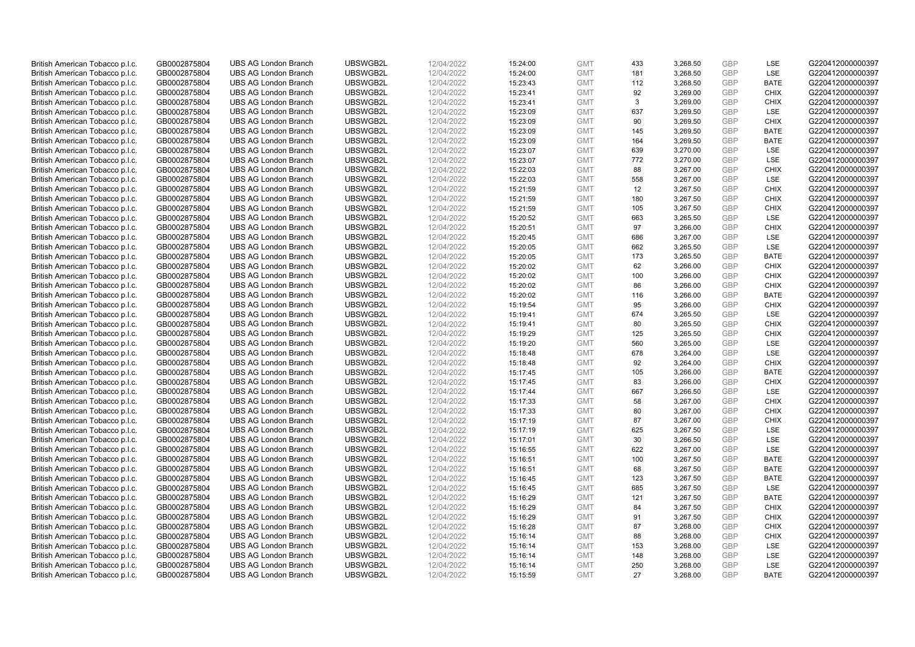| | | | | | | | | | | | |
|---|---|---|---|---|---|---|---|---|---|---|---|
| British American Tobacco p.l.c. | GB0002875804 | UBS AG London Branch | UBSWGB2L | 12/04/2022 | 15:24:00 | GMT | 433 | 3,268.50 | GBP | LSE | G220412000000397 |
| British American Tobacco p.l.c. | GB0002875804 | UBS AG London Branch | UBSWGB2L | 12/04/2022 | 15:24:00 | GMT | 181 | 3,268.50 | GBP | LSE | G220412000000397 |
| British American Tobacco p.l.c. | GB0002875804 | UBS AG London Branch | UBSWGB2L | 12/04/2022 | 15:23:43 | GMT | 112 | 3,268.50 | GBP | BATE | G220412000000397 |
| British American Tobacco p.l.c. | GB0002875804 | UBS AG London Branch | UBSWGB2L | 12/04/2022 | 15:23:41 | GMT | 92 | 3,269.00 | GBP | CHIX | G220412000000397 |
| British American Tobacco p.l.c. | GB0002875804 | UBS AG London Branch | UBSWGB2L | 12/04/2022 | 15:23:41 | GMT | 3 | 3,269.00 | GBP | CHIX | G220412000000397 |
| British American Tobacco p.l.c. | GB0002875804 | UBS AG London Branch | UBSWGB2L | 12/04/2022 | 15:23:09 | GMT | 637 | 3,269.50 | GBP | LSE | G220412000000397 |
| British American Tobacco p.l.c. | GB0002875804 | UBS AG London Branch | UBSWGB2L | 12/04/2022 | 15:23:09 | GMT | 90 | 3,269.50 | GBP | CHIX | G220412000000397 |
| British American Tobacco p.l.c. | GB0002875804 | UBS AG London Branch | UBSWGB2L | 12/04/2022 | 15:23:09 | GMT | 145 | 3,269.50 | GBP | BATE | G220412000000397 |
| British American Tobacco p.l.c. | GB0002875804 | UBS AG London Branch | UBSWGB2L | 12/04/2022 | 15:23:09 | GMT | 164 | 3,269.50 | GBP | BATE | G220412000000397 |
| British American Tobacco p.l.c. | GB0002875804 | UBS AG London Branch | UBSWGB2L | 12/04/2022 | 15:23:07 | GMT | 639 | 3,270.00 | GBP | LSE | G220412000000397 |
| British American Tobacco p.l.c. | GB0002875804 | UBS AG London Branch | UBSWGB2L | 12/04/2022 | 15:23:07 | GMT | 772 | 3,270.00 | GBP | LSE | G220412000000397 |
| British American Tobacco p.l.c. | GB0002875804 | UBS AG London Branch | UBSWGB2L | 12/04/2022 | 15:22:03 | GMT | 88 | 3,267.00 | GBP | CHIX | G220412000000397 |
| British American Tobacco p.l.c. | GB0002875804 | UBS AG London Branch | UBSWGB2L | 12/04/2022 | 15:22:03 | GMT | 558 | 3,267.00 | GBP | LSE | G220412000000397 |
| British American Tobacco p.l.c. | GB0002875804 | UBS AG London Branch | UBSWGB2L | 12/04/2022 | 15:21:59 | GMT | 12 | 3,267.50 | GBP | CHIX | G220412000000397 |
| British American Tobacco p.l.c. | GB0002875804 | UBS AG London Branch | UBSWGB2L | 12/04/2022 | 15:21:59 | GMT | 180 | 3,267.50 | GBP | CHIX | G220412000000397 |
| British American Tobacco p.l.c. | GB0002875804 | UBS AG London Branch | UBSWGB2L | 12/04/2022 | 15:21:59 | GMT | 105 | 3,267.50 | GBP | CHIX | G220412000000397 |
| British American Tobacco p.l.c. | GB0002875804 | UBS AG London Branch | UBSWGB2L | 12/04/2022 | 15:20:52 | GMT | 663 | 3,265.50 | GBP | LSE | G220412000000397 |
| British American Tobacco p.l.c. | GB0002875804 | UBS AG London Branch | UBSWGB2L | 12/04/2022 | 15:20:51 | GMT | 97 | 3,266.00 | GBP | CHIX | G220412000000397 |
| British American Tobacco p.l.c. | GB0002875804 | UBS AG London Branch | UBSWGB2L | 12/04/2022 | 15:20:45 | GMT | 686 | 3,267.00 | GBP | LSE | G220412000000397 |
| British American Tobacco p.l.c. | GB0002875804 | UBS AG London Branch | UBSWGB2L | 12/04/2022 | 15:20:05 | GMT | 662 | 3,265.50 | GBP | LSE | G220412000000397 |
| British American Tobacco p.l.c. | GB0002875804 | UBS AG London Branch | UBSWGB2L | 12/04/2022 | 15:20:05 | GMT | 173 | 3,265.50 | GBP | BATE | G220412000000397 |
| British American Tobacco p.l.c. | GB0002875804 | UBS AG London Branch | UBSWGB2L | 12/04/2022 | 15:20:02 | GMT | 62 | 3,266.00 | GBP | CHIX | G220412000000397 |
| British American Tobacco p.l.c. | GB0002875804 | UBS AG London Branch | UBSWGB2L | 12/04/2022 | 15:20:02 | GMT | 100 | 3,266.00 | GBP | CHIX | G220412000000397 |
| British American Tobacco p.l.c. | GB0002875804 | UBS AG London Branch | UBSWGB2L | 12/04/2022 | 15:20:02 | GMT | 86 | 3,266.00 | GBP | CHIX | G220412000000397 |
| British American Tobacco p.l.c. | GB0002875804 | UBS AG London Branch | UBSWGB2L | 12/04/2022 | 15:20:02 | GMT | 116 | 3,266.00 | GBP | BATE | G220412000000397 |
| British American Tobacco p.l.c. | GB0002875804 | UBS AG London Branch | UBSWGB2L | 12/04/2022 | 15:19:54 | GMT | 95 | 3,266.00 | GBP | CHIX | G220412000000397 |
| British American Tobacco p.l.c. | GB0002875804 | UBS AG London Branch | UBSWGB2L | 12/04/2022 | 15:19:41 | GMT | 674 | 3,265.50 | GBP | LSE | G220412000000397 |
| British American Tobacco p.l.c. | GB0002875804 | UBS AG London Branch | UBSWGB2L | 12/04/2022 | 15:19:41 | GMT | 80 | 3,265.50 | GBP | CHIX | G220412000000397 |
| British American Tobacco p.l.c. | GB0002875804 | UBS AG London Branch | UBSWGB2L | 12/04/2022 | 15:19:29 | GMT | 125 | 3,265.50 | GBP | CHIX | G220412000000397 |
| British American Tobacco p.l.c. | GB0002875804 | UBS AG London Branch | UBSWGB2L | 12/04/2022 | 15:19:20 | GMT | 560 | 3,265.00 | GBP | LSE | G220412000000397 |
| British American Tobacco p.l.c. | GB0002875804 | UBS AG London Branch | UBSWGB2L | 12/04/2022 | 15:18:48 | GMT | 678 | 3,264.00 | GBP | LSE | G220412000000397 |
| British American Tobacco p.l.c. | GB0002875804 | UBS AG London Branch | UBSWGB2L | 12/04/2022 | 15:18:48 | GMT | 92 | 3,264.00 | GBP | CHIX | G220412000000397 |
| British American Tobacco p.l.c. | GB0002875804 | UBS AG London Branch | UBSWGB2L | 12/04/2022 | 15:17:45 | GMT | 105 | 3,266.00 | GBP | BATE | G220412000000397 |
| British American Tobacco p.l.c. | GB0002875804 | UBS AG London Branch | UBSWGB2L | 12/04/2022 | 15:17:45 | GMT | 83 | 3,266.00 | GBP | CHIX | G220412000000397 |
| British American Tobacco p.l.c. | GB0002875804 | UBS AG London Branch | UBSWGB2L | 12/04/2022 | 15:17:44 | GMT | 667 | 3,266.50 | GBP | LSE | G220412000000397 |
| British American Tobacco p.l.c. | GB0002875804 | UBS AG London Branch | UBSWGB2L | 12/04/2022 | 15:17:33 | GMT | 58 | 3,267.00 | GBP | CHIX | G220412000000397 |
| British American Tobacco p.l.c. | GB0002875804 | UBS AG London Branch | UBSWGB2L | 12/04/2022 | 15:17:33 | GMT | 80 | 3,267.00 | GBP | CHIX | G220412000000397 |
| British American Tobacco p.l.c. | GB0002875804 | UBS AG London Branch | UBSWGB2L | 12/04/2022 | 15:17:19 | GMT | 87 | 3,267.00 | GBP | CHIX | G220412000000397 |
| British American Tobacco p.l.c. | GB0002875804 | UBS AG London Branch | UBSWGB2L | 12/04/2022 | 15:17:19 | GMT | 625 | 3,267.50 | GBP | LSE | G220412000000397 |
| British American Tobacco p.l.c. | GB0002875804 | UBS AG London Branch | UBSWGB2L | 12/04/2022 | 15:17:01 | GMT | 30 | 3,266.50 | GBP | LSE | G220412000000397 |
| British American Tobacco p.l.c. | GB0002875804 | UBS AG London Branch | UBSWGB2L | 12/04/2022 | 15:16:55 | GMT | 622 | 3,267.00 | GBP | LSE | G220412000000397 |
| British American Tobacco p.l.c. | GB0002875804 | UBS AG London Branch | UBSWGB2L | 12/04/2022 | 15:16:51 | GMT | 100 | 3,267.50 | GBP | BATE | G220412000000397 |
| British American Tobacco p.l.c. | GB0002875804 | UBS AG London Branch | UBSWGB2L | 12/04/2022 | 15:16:51 | GMT | 68 | 3,267.50 | GBP | BATE | G220412000000397 |
| British American Tobacco p.l.c. | GB0002875804 | UBS AG London Branch | UBSWGB2L | 12/04/2022 | 15:16:45 | GMT | 123 | 3,267.50 | GBP | BATE | G220412000000397 |
| British American Tobacco p.l.c. | GB0002875804 | UBS AG London Branch | UBSWGB2L | 12/04/2022 | 15:16:45 | GMT | 685 | 3,267.50 | GBP | LSE | G220412000000397 |
| British American Tobacco p.l.c. | GB0002875804 | UBS AG London Branch | UBSWGB2L | 12/04/2022 | 15:16:29 | GMT | 121 | 3,267.50 | GBP | BATE | G220412000000397 |
| British American Tobacco p.l.c. | GB0002875804 | UBS AG London Branch | UBSWGB2L | 12/04/2022 | 15:16:29 | GMT | 84 | 3,267.50 | GBP | CHIX | G220412000000397 |
| British American Tobacco p.l.c. | GB0002875804 | UBS AG London Branch | UBSWGB2L | 12/04/2022 | 15:16:29 | GMT | 91 | 3,267.50 | GBP | CHIX | G220412000000397 |
| British American Tobacco p.l.c. | GB0002875804 | UBS AG London Branch | UBSWGB2L | 12/04/2022 | 15:16:28 | GMT | 87 | 3,268.00 | GBP | CHIX | G220412000000397 |
| British American Tobacco p.l.c. | GB0002875804 | UBS AG London Branch | UBSWGB2L | 12/04/2022 | 15:16:14 | GMT | 88 | 3,268.00 | GBP | CHIX | G220412000000397 |
| British American Tobacco p.l.c. | GB0002875804 | UBS AG London Branch | UBSWGB2L | 12/04/2022 | 15:16:14 | GMT | 153 | 3,268.00 | GBP | LSE | G220412000000397 |
| British American Tobacco p.l.c. | GB0002875804 | UBS AG London Branch | UBSWGB2L | 12/04/2022 | 15:16:14 | GMT | 148 | 3,268.00 | GBP | LSE | G220412000000397 |
| British American Tobacco p.l.c. | GB0002875804 | UBS AG London Branch | UBSWGB2L | 12/04/2022 | 15:16:14 | GMT | 250 | 3,268.00 | GBP | LSE | G220412000000397 |
| British American Tobacco p.l.c. | GB0002875804 | UBS AG London Branch | UBSWGB2L | 12/04/2022 | 15:15:59 | GMT | 27 | 3,268.00 | GBP | BATE | G220412000000397 |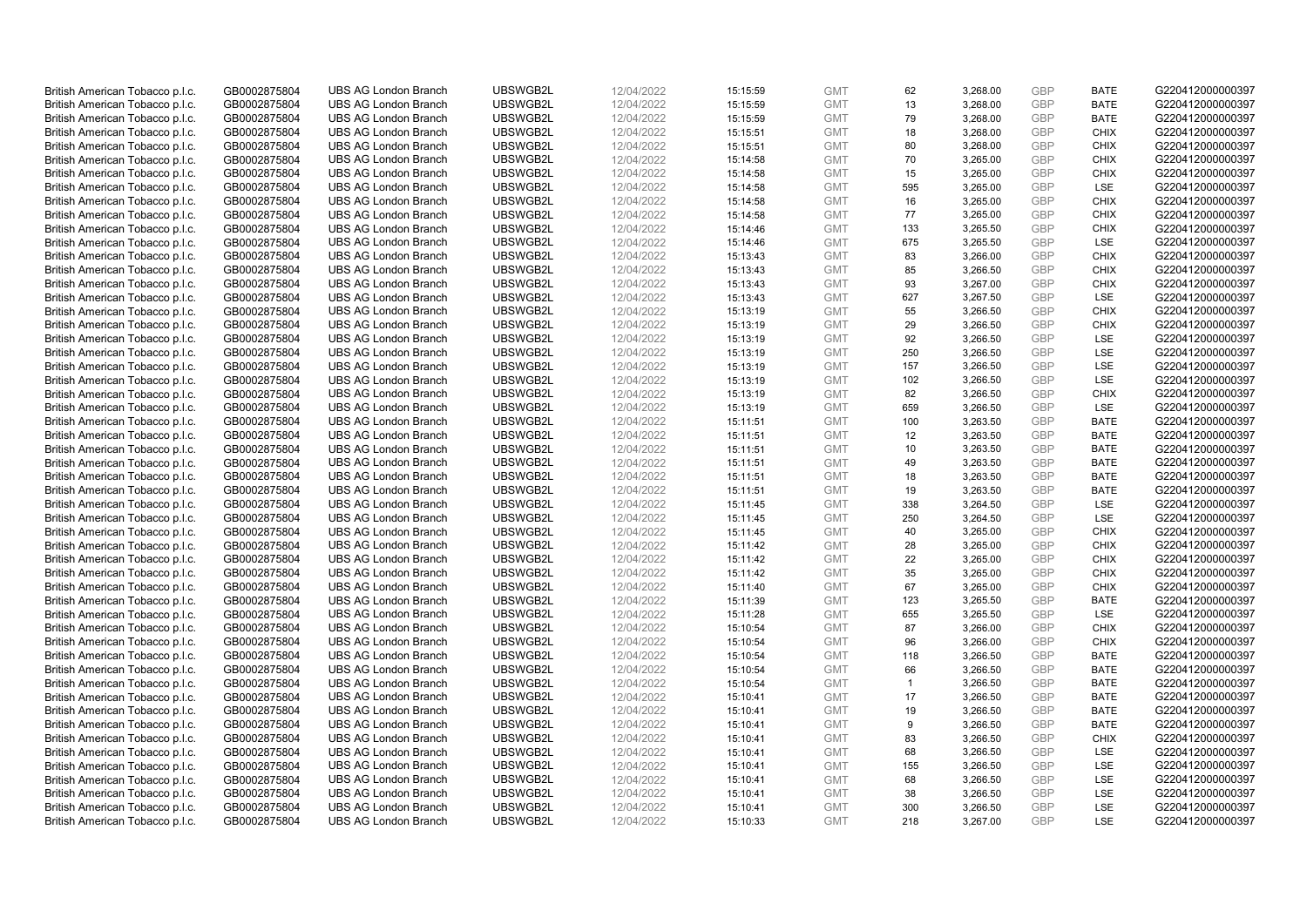| British American Tobacco p.l.c. | GB0002875804 | UBS AG London Branch | UBSWGB2L | 12/04/2022 | 15:15:59 | GMT | 62 | 3,268.00 | GBP | BATE | G220412000000397 |
|---|---|---|---|---|---|---|---|---|---|---|---|
| British American Tobacco p.l.c. | GB0002875804 | UBS AG London Branch | UBSWGB2L | 12/04/2022 | 15:15:59 | GMT | 13 | 3,268.00 | GBP | BATE | G220412000000397 |
| British American Tobacco p.l.c. | GB0002875804 | UBS AG London Branch | UBSWGB2L | 12/04/2022 | 15:15:59 | GMT | 79 | 3,268.00 | GBP | BATE | G220412000000397 |
| British American Tobacco p.l.c. | GB0002875804 | UBS AG London Branch | UBSWGB2L | 12/04/2022 | 15:15:51 | GMT | 18 | 3,268.00 | GBP | CHIX | G220412000000397 |
| British American Tobacco p.l.c. | GB0002875804 | UBS AG London Branch | UBSWGB2L | 12/04/2022 | 15:15:51 | GMT | 80 | 3,268.00 | GBP | CHIX | G220412000000397 |
| British American Tobacco p.l.c. | GB0002875804 | UBS AG London Branch | UBSWGB2L | 12/04/2022 | 15:14:58 | GMT | 70 | 3,265.00 | GBP | CHIX | G220412000000397 |
| British American Tobacco p.l.c. | GB0002875804 | UBS AG London Branch | UBSWGB2L | 12/04/2022 | 15:14:58 | GMT | 15 | 3,265.00 | GBP | CHIX | G220412000000397 |
| British American Tobacco p.l.c. | GB0002875804 | UBS AG London Branch | UBSWGB2L | 12/04/2022 | 15:14:58 | GMT | 595 | 3,265.00 | GBP | LSE | G220412000000397 |
| British American Tobacco p.l.c. | GB0002875804 | UBS AG London Branch | UBSWGB2L | 12/04/2022 | 15:14:58 | GMT | 16 | 3,265.00 | GBP | CHIX | G220412000000397 |
| British American Tobacco p.l.c. | GB0002875804 | UBS AG London Branch | UBSWGB2L | 12/04/2022 | 15:14:58 | GMT | 77 | 3,265.00 | GBP | CHIX | G220412000000397 |
| British American Tobacco p.l.c. | GB0002875804 | UBS AG London Branch | UBSWGB2L | 12/04/2022 | 15:14:46 | GMT | 133 | 3,265.50 | GBP | CHIX | G220412000000397 |
| British American Tobacco p.l.c. | GB0002875804 | UBS AG London Branch | UBSWGB2L | 12/04/2022 | 15:14:46 | GMT | 675 | 3,265.50 | GBP | LSE | G220412000000397 |
| British American Tobacco p.l.c. | GB0002875804 | UBS AG London Branch | UBSWGB2L | 12/04/2022 | 15:13:43 | GMT | 83 | 3,266.00 | GBP | CHIX | G220412000000397 |
| British American Tobacco p.l.c. | GB0002875804 | UBS AG London Branch | UBSWGB2L | 12/04/2022 | 15:13:43 | GMT | 85 | 3,266.50 | GBP | CHIX | G220412000000397 |
| British American Tobacco p.l.c. | GB0002875804 | UBS AG London Branch | UBSWGB2L | 12/04/2022 | 15:13:43 | GMT | 93 | 3,267.00 | GBP | CHIX | G220412000000397 |
| British American Tobacco p.l.c. | GB0002875804 | UBS AG London Branch | UBSWGB2L | 12/04/2022 | 15:13:43 | GMT | 627 | 3,267.50 | GBP | LSE | G220412000000397 |
| British American Tobacco p.l.c. | GB0002875804 | UBS AG London Branch | UBSWGB2L | 12/04/2022 | 15:13:19 | GMT | 55 | 3,266.50 | GBP | CHIX | G220412000000397 |
| British American Tobacco p.l.c. | GB0002875804 | UBS AG London Branch | UBSWGB2L | 12/04/2022 | 15:13:19 | GMT | 29 | 3,266.50 | GBP | CHIX | G220412000000397 |
| British American Tobacco p.l.c. | GB0002875804 | UBS AG London Branch | UBSWGB2L | 12/04/2022 | 15:13:19 | GMT | 92 | 3,266.50 | GBP | LSE | G220412000000397 |
| British American Tobacco p.l.c. | GB0002875804 | UBS AG London Branch | UBSWGB2L | 12/04/2022 | 15:13:19 | GMT | 250 | 3,266.50 | GBP | LSE | G220412000000397 |
| British American Tobacco p.l.c. | GB0002875804 | UBS AG London Branch | UBSWGB2L | 12/04/2022 | 15:13:19 | GMT | 157 | 3,266.50 | GBP | LSE | G220412000000397 |
| British American Tobacco p.l.c. | GB0002875804 | UBS AG London Branch | UBSWGB2L | 12/04/2022 | 15:13:19 | GMT | 102 | 3,266.50 | GBP | LSE | G220412000000397 |
| British American Tobacco p.l.c. | GB0002875804 | UBS AG London Branch | UBSWGB2L | 12/04/2022 | 15:13:19 | GMT | 82 | 3,266.50 | GBP | CHIX | G220412000000397 |
| British American Tobacco p.l.c. | GB0002875804 | UBS AG London Branch | UBSWGB2L | 12/04/2022 | 15:13:19 | GMT | 659 | 3,266.50 | GBP | LSE | G220412000000397 |
| British American Tobacco p.l.c. | GB0002875804 | UBS AG London Branch | UBSWGB2L | 12/04/2022 | 15:11:51 | GMT | 100 | 3,263.50 | GBP | BATE | G220412000000397 |
| British American Tobacco p.l.c. | GB0002875804 | UBS AG London Branch | UBSWGB2L | 12/04/2022 | 15:11:51 | GMT | 12 | 3,263.50 | GBP | BATE | G220412000000397 |
| British American Tobacco p.l.c. | GB0002875804 | UBS AG London Branch | UBSWGB2L | 12/04/2022 | 15:11:51 | GMT | 10 | 3,263.50 | GBP | BATE | G220412000000397 |
| British American Tobacco p.l.c. | GB0002875804 | UBS AG London Branch | UBSWGB2L | 12/04/2022 | 15:11:51 | GMT | 49 | 3,263.50 | GBP | BATE | G220412000000397 |
| British American Tobacco p.l.c. | GB0002875804 | UBS AG London Branch | UBSWGB2L | 12/04/2022 | 15:11:51 | GMT | 18 | 3,263.50 | GBP | BATE | G220412000000397 |
| British American Tobacco p.l.c. | GB0002875804 | UBS AG London Branch | UBSWGB2L | 12/04/2022 | 15:11:51 | GMT | 19 | 3,263.50 | GBP | BATE | G220412000000397 |
| British American Tobacco p.l.c. | GB0002875804 | UBS AG London Branch | UBSWGB2L | 12/04/2022 | 15:11:45 | GMT | 338 | 3,264.50 | GBP | LSE | G220412000000397 |
| British American Tobacco p.l.c. | GB0002875804 | UBS AG London Branch | UBSWGB2L | 12/04/2022 | 15:11:45 | GMT | 250 | 3,264.50 | GBP | LSE | G220412000000397 |
| British American Tobacco p.l.c. | GB0002875804 | UBS AG London Branch | UBSWGB2L | 12/04/2022 | 15:11:45 | GMT | 40 | 3,265.00 | GBP | CHIX | G220412000000397 |
| British American Tobacco p.l.c. | GB0002875804 | UBS AG London Branch | UBSWGB2L | 12/04/2022 | 15:11:42 | GMT | 28 | 3,265.00 | GBP | CHIX | G220412000000397 |
| British American Tobacco p.l.c. | GB0002875804 | UBS AG London Branch | UBSWGB2L | 12/04/2022 | 15:11:42 | GMT | 22 | 3,265.00 | GBP | CHIX | G220412000000397 |
| British American Tobacco p.l.c. | GB0002875804 | UBS AG London Branch | UBSWGB2L | 12/04/2022 | 15:11:42 | GMT | 35 | 3,265.00 | GBP | CHIX | G220412000000397 |
| British American Tobacco p.l.c. | GB0002875804 | UBS AG London Branch | UBSWGB2L | 12/04/2022 | 15:11:40 | GMT | 67 | 3,265.00 | GBP | CHIX | G220412000000397 |
| British American Tobacco p.l.c. | GB0002875804 | UBS AG London Branch | UBSWGB2L | 12/04/2022 | 15:11:39 | GMT | 123 | 3,265.50 | GBP | BATE | G220412000000397 |
| British American Tobacco p.l.c. | GB0002875804 | UBS AG London Branch | UBSWGB2L | 12/04/2022 | 15:11:28 | GMT | 655 | 3,265.50 | GBP | LSE | G220412000000397 |
| British American Tobacco p.l.c. | GB0002875804 | UBS AG London Branch | UBSWGB2L | 12/04/2022 | 15:10:54 | GMT | 87 | 3,266.00 | GBP | CHIX | G220412000000397 |
| British American Tobacco p.l.c. | GB0002875804 | UBS AG London Branch | UBSWGB2L | 12/04/2022 | 15:10:54 | GMT | 96 | 3,266.00 | GBP | CHIX | G220412000000397 |
| British American Tobacco p.l.c. | GB0002875804 | UBS AG London Branch | UBSWGB2L | 12/04/2022 | 15:10:54 | GMT | 118 | 3,266.50 | GBP | BATE | G220412000000397 |
| British American Tobacco p.l.c. | GB0002875804 | UBS AG London Branch | UBSWGB2L | 12/04/2022 | 15:10:54 | GMT | 66 | 3,266.50 | GBP | BATE | G220412000000397 |
| British American Tobacco p.l.c. | GB0002875804 | UBS AG London Branch | UBSWGB2L | 12/04/2022 | 15:10:54 | GMT | 1 | 3,266.50 | GBP | BATE | G220412000000397 |
| British American Tobacco p.l.c. | GB0002875804 | UBS AG London Branch | UBSWGB2L | 12/04/2022 | 15:10:41 | GMT | 17 | 3,266.50 | GBP | BATE | G220412000000397 |
| British American Tobacco p.l.c. | GB0002875804 | UBS AG London Branch | UBSWGB2L | 12/04/2022 | 15:10:41 | GMT | 19 | 3,266.50 | GBP | BATE | G220412000000397 |
| British American Tobacco p.l.c. | GB0002875804 | UBS AG London Branch | UBSWGB2L | 12/04/2022 | 15:10:41 | GMT | 9 | 3,266.50 | GBP | BATE | G220412000000397 |
| British American Tobacco p.l.c. | GB0002875804 | UBS AG London Branch | UBSWGB2L | 12/04/2022 | 15:10:41 | GMT | 83 | 3,266.50 | GBP | CHIX | G220412000000397 |
| British American Tobacco p.l.c. | GB0002875804 | UBS AG London Branch | UBSWGB2L | 12/04/2022 | 15:10:41 | GMT | 68 | 3,266.50 | GBP | LSE | G220412000000397 |
| British American Tobacco p.l.c. | GB0002875804 | UBS AG London Branch | UBSWGB2L | 12/04/2022 | 15:10:41 | GMT | 155 | 3,266.50 | GBP | LSE | G220412000000397 |
| British American Tobacco p.l.c. | GB0002875804 | UBS AG London Branch | UBSWGB2L | 12/04/2022 | 15:10:41 | GMT | 68 | 3,266.50 | GBP | LSE | G220412000000397 |
| British American Tobacco p.l.c. | GB0002875804 | UBS AG London Branch | UBSWGB2L | 12/04/2022 | 15:10:41 | GMT | 38 | 3,266.50 | GBP | LSE | G220412000000397 |
| British American Tobacco p.l.c. | GB0002875804 | UBS AG London Branch | UBSWGB2L | 12/04/2022 | 15:10:41 | GMT | 300 | 3,266.50 | GBP | LSE | G220412000000397 |
| British American Tobacco p.l.c. | GB0002875804 | UBS AG London Branch | UBSWGB2L | 12/04/2022 | 15:10:33 | GMT | 218 | 3,267.00 | GBP | LSE | G220412000000397 |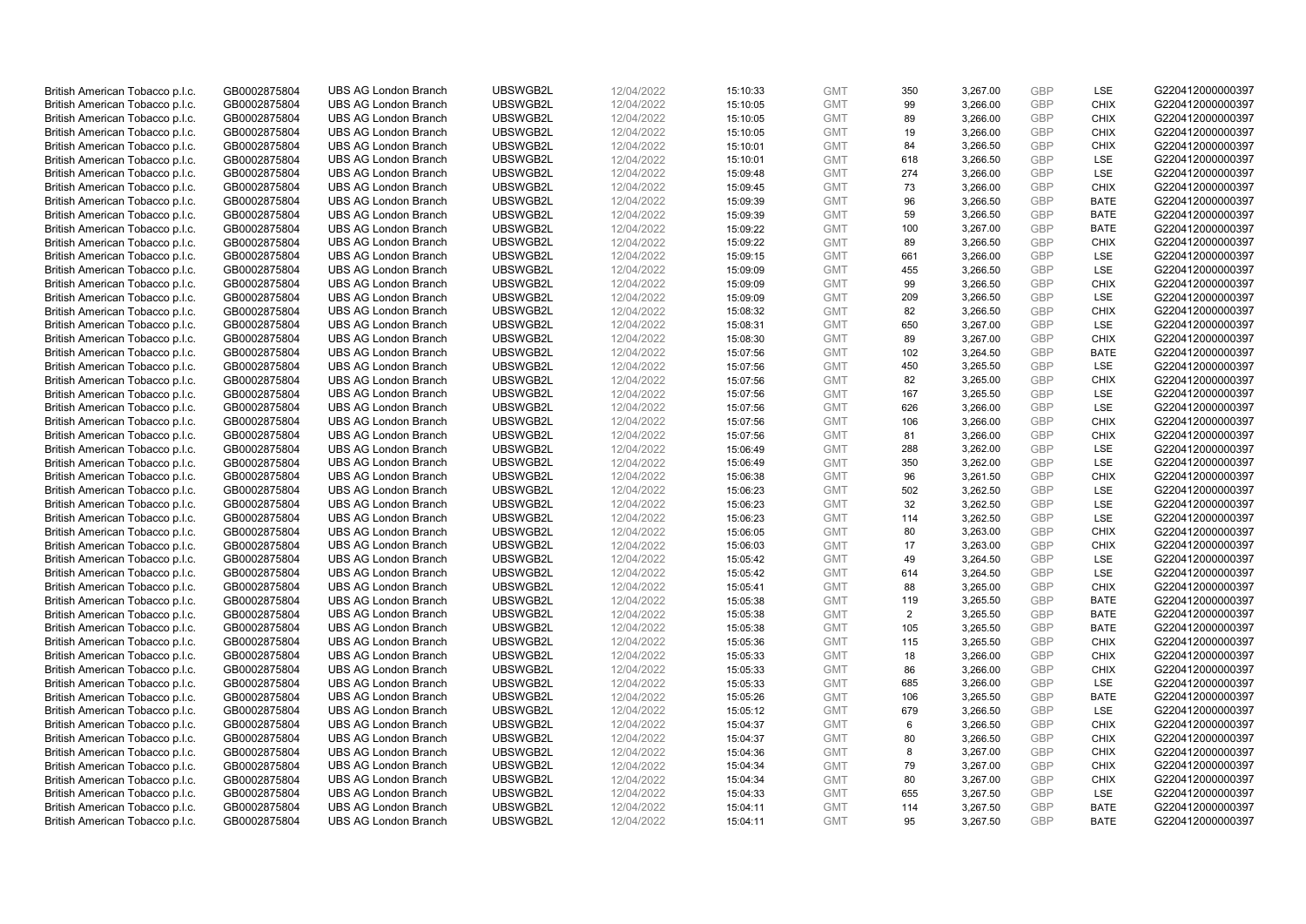| | | | | | | | | | | | |
|---|---|---|---|---|---|---|---|---|---|---|---|
| British American Tobacco p.l.c. | GB0002875804 | UBS AG London Branch | UBSWGB2L | 12/04/2022 | 15:10:33 | GMT | 350 | 3,267.00 | GBP | LSE | G220412000000397 |
| British American Tobacco p.l.c. | GB0002875804 | UBS AG London Branch | UBSWGB2L | 12/04/2022 | 15:10:05 | GMT | 99 | 3,266.00 | GBP | CHIX | G220412000000397 |
| British American Tobacco p.l.c. | GB0002875804 | UBS AG London Branch | UBSWGB2L | 12/04/2022 | 15:10:05 | GMT | 89 | 3,266.00 | GBP | CHIX | G220412000000397 |
| British American Tobacco p.l.c. | GB0002875804 | UBS AG London Branch | UBSWGB2L | 12/04/2022 | 15:10:05 | GMT | 19 | 3,266.00 | GBP | CHIX | G220412000000397 |
| British American Tobacco p.l.c. | GB0002875804 | UBS AG London Branch | UBSWGB2L | 12/04/2022 | 15:10:01 | GMT | 84 | 3,266.50 | GBP | CHIX | G220412000000397 |
| British American Tobacco p.l.c. | GB0002875804 | UBS AG London Branch | UBSWGB2L | 12/04/2022 | 15:10:01 | GMT | 618 | 3,266.50 | GBP | LSE | G220412000000397 |
| British American Tobacco p.l.c. | GB0002875804 | UBS AG London Branch | UBSWGB2L | 12/04/2022 | 15:09:48 | GMT | 274 | 3,266.00 | GBP | LSE | G220412000000397 |
| British American Tobacco p.l.c. | GB0002875804 | UBS AG London Branch | UBSWGB2L | 12/04/2022 | 15:09:45 | GMT | 73 | 3,266.00 | GBP | CHIX | G220412000000397 |
| British American Tobacco p.l.c. | GB0002875804 | UBS AG London Branch | UBSWGB2L | 12/04/2022 | 15:09:39 | GMT | 96 | 3,266.50 | GBP | BATE | G220412000000397 |
| British American Tobacco p.l.c. | GB0002875804 | UBS AG London Branch | UBSWGB2L | 12/04/2022 | 15:09:39 | GMT | 59 | 3,266.50 | GBP | BATE | G220412000000397 |
| British American Tobacco p.l.c. | GB0002875804 | UBS AG London Branch | UBSWGB2L | 12/04/2022 | 15:09:22 | GMT | 100 | 3,267.00 | GBP | BATE | G220412000000397 |
| British American Tobacco p.l.c. | GB0002875804 | UBS AG London Branch | UBSWGB2L | 12/04/2022 | 15:09:22 | GMT | 89 | 3,266.50 | GBP | CHIX | G220412000000397 |
| British American Tobacco p.l.c. | GB0002875804 | UBS AG London Branch | UBSWGB2L | 12/04/2022 | 15:09:15 | GMT | 661 | 3,266.00 | GBP | LSE | G220412000000397 |
| British American Tobacco p.l.c. | GB0002875804 | UBS AG London Branch | UBSWGB2L | 12/04/2022 | 15:09:09 | GMT | 455 | 3,266.50 | GBP | LSE | G220412000000397 |
| British American Tobacco p.l.c. | GB0002875804 | UBS AG London Branch | UBSWGB2L | 12/04/2022 | 15:09:09 | GMT | 99 | 3,266.50 | GBP | CHIX | G220412000000397 |
| British American Tobacco p.l.c. | GB0002875804 | UBS AG London Branch | UBSWGB2L | 12/04/2022 | 15:09:09 | GMT | 209 | 3,266.50 | GBP | LSE | G220412000000397 |
| British American Tobacco p.l.c. | GB0002875804 | UBS AG London Branch | UBSWGB2L | 12/04/2022 | 15:08:32 | GMT | 82 | 3,266.50 | GBP | CHIX | G220412000000397 |
| British American Tobacco p.l.c. | GB0002875804 | UBS AG London Branch | UBSWGB2L | 12/04/2022 | 15:08:31 | GMT | 650 | 3,267.00 | GBP | LSE | G220412000000397 |
| British American Tobacco p.l.c. | GB0002875804 | UBS AG London Branch | UBSWGB2L | 12/04/2022 | 15:08:30 | GMT | 89 | 3,267.00 | GBP | CHIX | G220412000000397 |
| British American Tobacco p.l.c. | GB0002875804 | UBS AG London Branch | UBSWGB2L | 12/04/2022 | 15:07:56 | GMT | 102 | 3,264.50 | GBP | BATE | G220412000000397 |
| British American Tobacco p.l.c. | GB0002875804 | UBS AG London Branch | UBSWGB2L | 12/04/2022 | 15:07:56 | GMT | 450 | 3,265.50 | GBP | LSE | G220412000000397 |
| British American Tobacco p.l.c. | GB0002875804 | UBS AG London Branch | UBSWGB2L | 12/04/2022 | 15:07:56 | GMT | 82 | 3,265.00 | GBP | CHIX | G220412000000397 |
| British American Tobacco p.l.c. | GB0002875804 | UBS AG London Branch | UBSWGB2L | 12/04/2022 | 15:07:56 | GMT | 167 | 3,265.50 | GBP | LSE | G220412000000397 |
| British American Tobacco p.l.c. | GB0002875804 | UBS AG London Branch | UBSWGB2L | 12/04/2022 | 15:07:56 | GMT | 626 | 3,266.00 | GBP | LSE | G220412000000397 |
| British American Tobacco p.l.c. | GB0002875804 | UBS AG London Branch | UBSWGB2L | 12/04/2022 | 15:07:56 | GMT | 106 | 3,266.00 | GBP | CHIX | G220412000000397 |
| British American Tobacco p.l.c. | GB0002875804 | UBS AG London Branch | UBSWGB2L | 12/04/2022 | 15:07:56 | GMT | 81 | 3,266.00 | GBP | CHIX | G220412000000397 |
| British American Tobacco p.l.c. | GB0002875804 | UBS AG London Branch | UBSWGB2L | 12/04/2022 | 15:06:49 | GMT | 288 | 3,262.00 | GBP | LSE | G220412000000397 |
| British American Tobacco p.l.c. | GB0002875804 | UBS AG London Branch | UBSWGB2L | 12/04/2022 | 15:06:49 | GMT | 350 | 3,262.00 | GBP | LSE | G220412000000397 |
| British American Tobacco p.l.c. | GB0002875804 | UBS AG London Branch | UBSWGB2L | 12/04/2022 | 15:06:38 | GMT | 96 | 3,261.50 | GBP | CHIX | G220412000000397 |
| British American Tobacco p.l.c. | GB0002875804 | UBS AG London Branch | UBSWGB2L | 12/04/2022 | 15:06:23 | GMT | 502 | 3,262.50 | GBP | LSE | G220412000000397 |
| British American Tobacco p.l.c. | GB0002875804 | UBS AG London Branch | UBSWGB2L | 12/04/2022 | 15:06:23 | GMT | 32 | 3,262.50 | GBP | LSE | G220412000000397 |
| British American Tobacco p.l.c. | GB0002875804 | UBS AG London Branch | UBSWGB2L | 12/04/2022 | 15:06:23 | GMT | 114 | 3,262.50 | GBP | LSE | G220412000000397 |
| British American Tobacco p.l.c. | GB0002875804 | UBS AG London Branch | UBSWGB2L | 12/04/2022 | 15:06:05 | GMT | 80 | 3,263.00 | GBP | CHIX | G220412000000397 |
| British American Tobacco p.l.c. | GB0002875804 | UBS AG London Branch | UBSWGB2L | 12/04/2022 | 15:06:03 | GMT | 17 | 3,263.00 | GBP | CHIX | G220412000000397 |
| British American Tobacco p.l.c. | GB0002875804 | UBS AG London Branch | UBSWGB2L | 12/04/2022 | 15:05:42 | GMT | 49 | 3,264.50 | GBP | LSE | G220412000000397 |
| British American Tobacco p.l.c. | GB0002875804 | UBS AG London Branch | UBSWGB2L | 12/04/2022 | 15:05:42 | GMT | 614 | 3,264.50 | GBP | LSE | G220412000000397 |
| British American Tobacco p.l.c. | GB0002875804 | UBS AG London Branch | UBSWGB2L | 12/04/2022 | 15:05:41 | GMT | 88 | 3,265.00 | GBP | CHIX | G220412000000397 |
| British American Tobacco p.l.c. | GB0002875804 | UBS AG London Branch | UBSWGB2L | 12/04/2022 | 15:05:38 | GMT | 119 | 3,265.50 | GBP | BATE | G220412000000397 |
| British American Tobacco p.l.c. | GB0002875804 | UBS AG London Branch | UBSWGB2L | 12/04/2022 | 15:05:38 | GMT | 2 | 3,265.50 | GBP | BATE | G220412000000397 |
| British American Tobacco p.l.c. | GB0002875804 | UBS AG London Branch | UBSWGB2L | 12/04/2022 | 15:05:38 | GMT | 105 | 3,265.50 | GBP | BATE | G220412000000397 |
| British American Tobacco p.l.c. | GB0002875804 | UBS AG London Branch | UBSWGB2L | 12/04/2022 | 15:05:36 | GMT | 115 | 3,265.50 | GBP | CHIX | G220412000000397 |
| British American Tobacco p.l.c. | GB0002875804 | UBS AG London Branch | UBSWGB2L | 12/04/2022 | 15:05:33 | GMT | 18 | 3,266.00 | GBP | CHIX | G220412000000397 |
| British American Tobacco p.l.c. | GB0002875804 | UBS AG London Branch | UBSWGB2L | 12/04/2022 | 15:05:33 | GMT | 86 | 3,266.00 | GBP | CHIX | G220412000000397 |
| British American Tobacco p.l.c. | GB0002875804 | UBS AG London Branch | UBSWGB2L | 12/04/2022 | 15:05:33 | GMT | 685 | 3,266.00 | GBP | LSE | G220412000000397 |
| British American Tobacco p.l.c. | GB0002875804 | UBS AG London Branch | UBSWGB2L | 12/04/2022 | 15:05:26 | GMT | 106 | 3,265.50 | GBP | BATE | G220412000000397 |
| British American Tobacco p.l.c. | GB0002875804 | UBS AG London Branch | UBSWGB2L | 12/04/2022 | 15:05:12 | GMT | 679 | 3,266.50 | GBP | LSE | G220412000000397 |
| British American Tobacco p.l.c. | GB0002875804 | UBS AG London Branch | UBSWGB2L | 12/04/2022 | 15:04:37 | GMT | 6 | 3,266.50 | GBP | CHIX | G220412000000397 |
| British American Tobacco p.l.c. | GB0002875804 | UBS AG London Branch | UBSWGB2L | 12/04/2022 | 15:04:37 | GMT | 80 | 3,266.50 | GBP | CHIX | G220412000000397 |
| British American Tobacco p.l.c. | GB0002875804 | UBS AG London Branch | UBSWGB2L | 12/04/2022 | 15:04:36 | GMT | 8 | 3,267.00 | GBP | CHIX | G220412000000397 |
| British American Tobacco p.l.c. | GB0002875804 | UBS AG London Branch | UBSWGB2L | 12/04/2022 | 15:04:34 | GMT | 79 | 3,267.00 | GBP | CHIX | G220412000000397 |
| British American Tobacco p.l.c. | GB0002875804 | UBS AG London Branch | UBSWGB2L | 12/04/2022 | 15:04:34 | GMT | 80 | 3,267.00 | GBP | CHIX | G220412000000397 |
| British American Tobacco p.l.c. | GB0002875804 | UBS AG London Branch | UBSWGB2L | 12/04/2022 | 15:04:33 | GMT | 655 | 3,267.50 | GBP | LSE | G220412000000397 |
| British American Tobacco p.l.c. | GB0002875804 | UBS AG London Branch | UBSWGB2L | 12/04/2022 | 15:04:11 | GMT | 114 | 3,267.50 | GBP | BATE | G220412000000397 |
| British American Tobacco p.l.c. | GB0002875804 | UBS AG London Branch | UBSWGB2L | 12/04/2022 | 15:04:11 | GMT | 95 | 3,267.50 | GBP | BATE | G220412000000397 |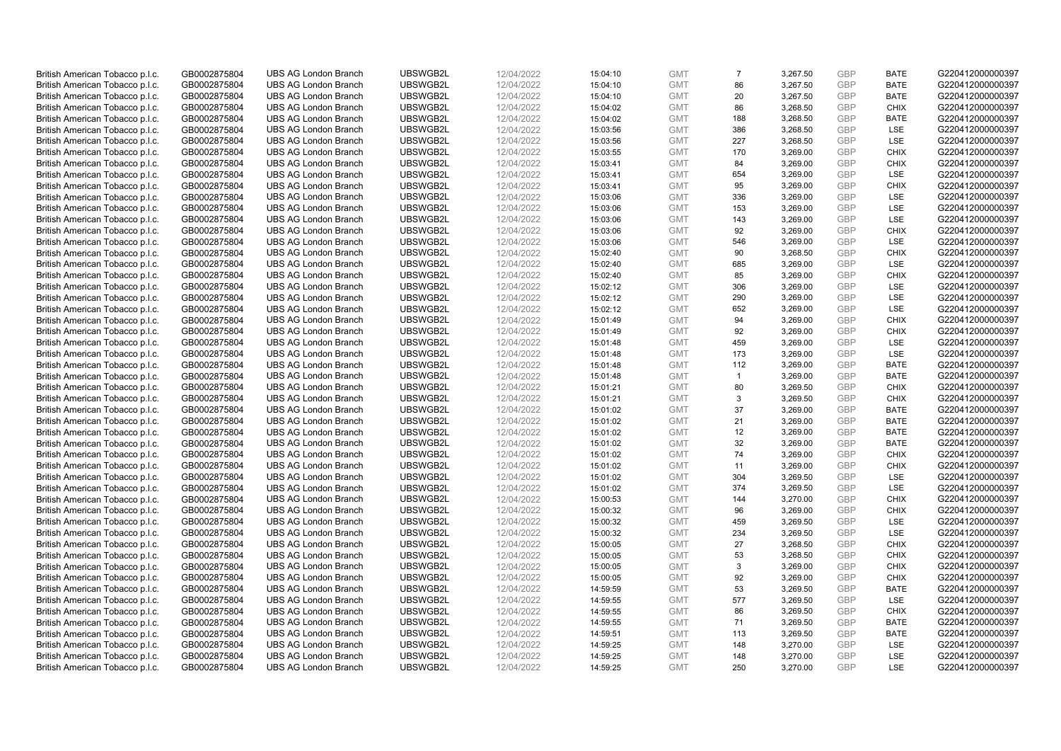| | | | | | | | | | | | |
|---|---|---|---|---|---|---|---|---|---|---|---|
| British American Tobacco p.l.c. | GB0002875804 | UBS AG London Branch | UBSWGB2L | 12/04/2022 | 15:04:10 | GMT | 7 | 3,267.50 | GBP | BATE | G220412000000397 |
| British American Tobacco p.l.c. | GB0002875804 | UBS AG London Branch | UBSWGB2L | 12/04/2022 | 15:04:10 | GMT | 86 | 3,267.50 | GBP | BATE | G220412000000397 |
| British American Tobacco p.l.c. | GB0002875804 | UBS AG London Branch | UBSWGB2L | 12/04/2022 | 15:04:10 | GMT | 20 | 3,267.50 | GBP | BATE | G220412000000397 |
| British American Tobacco p.l.c. | GB0002875804 | UBS AG London Branch | UBSWGB2L | 12/04/2022 | 15:04:02 | GMT | 86 | 3,268.50 | GBP | CHIX | G220412000000397 |
| British American Tobacco p.l.c. | GB0002875804 | UBS AG London Branch | UBSWGB2L | 12/04/2022 | 15:04:02 | GMT | 188 | 3,268.50 | GBP | BATE | G220412000000397 |
| British American Tobacco p.l.c. | GB0002875804 | UBS AG London Branch | UBSWGB2L | 12/04/2022 | 15:03:56 | GMT | 386 | 3,268.50 | GBP | LSE | G220412000000397 |
| British American Tobacco p.l.c. | GB0002875804 | UBS AG London Branch | UBSWGB2L | 12/04/2022 | 15:03:56 | GMT | 227 | 3,268.50 | GBP | LSE | G220412000000397 |
| British American Tobacco p.l.c. | GB0002875804 | UBS AG London Branch | UBSWGB2L | 12/04/2022 | 15:03:55 | GMT | 170 | 3,269.00 | GBP | CHIX | G220412000000397 |
| British American Tobacco p.l.c. | GB0002875804 | UBS AG London Branch | UBSWGB2L | 12/04/2022 | 15:03:41 | GMT | 84 | 3,269.00 | GBP | CHIX | G220412000000397 |
| British American Tobacco p.l.c. | GB0002875804 | UBS AG London Branch | UBSWGB2L | 12/04/2022 | 15:03:41 | GMT | 654 | 3,269.00 | GBP | LSE | G220412000000397 |
| British American Tobacco p.l.c. | GB0002875804 | UBS AG London Branch | UBSWGB2L | 12/04/2022 | 15:03:41 | GMT | 95 | 3,269.00 | GBP | CHIX | G220412000000397 |
| British American Tobacco p.l.c. | GB0002875804 | UBS AG London Branch | UBSWGB2L | 12/04/2022 | 15:03:06 | GMT | 336 | 3,269.00 | GBP | LSE | G220412000000397 |
| British American Tobacco p.l.c. | GB0002875804 | UBS AG London Branch | UBSWGB2L | 12/04/2022 | 15:03:06 | GMT | 153 | 3,269.00 | GBP | LSE | G220412000000397 |
| British American Tobacco p.l.c. | GB0002875804 | UBS AG London Branch | UBSWGB2L | 12/04/2022 | 15:03:06 | GMT | 143 | 3,269.00 | GBP | LSE | G220412000000397 |
| British American Tobacco p.l.c. | GB0002875804 | UBS AG London Branch | UBSWGB2L | 12/04/2022 | 15:03:06 | GMT | 92 | 3,269.00 | GBP | CHIX | G220412000000397 |
| British American Tobacco p.l.c. | GB0002875804 | UBS AG London Branch | UBSWGB2L | 12/04/2022 | 15:03:06 | GMT | 546 | 3,269.00 | GBP | LSE | G220412000000397 |
| British American Tobacco p.l.c. | GB0002875804 | UBS AG London Branch | UBSWGB2L | 12/04/2022 | 15:02:40 | GMT | 90 | 3,268.50 | GBP | CHIX | G220412000000397 |
| British American Tobacco p.l.c. | GB0002875804 | UBS AG London Branch | UBSWGB2L | 12/04/2022 | 15:02:40 | GMT | 685 | 3,269.00 | GBP | LSE | G220412000000397 |
| British American Tobacco p.l.c. | GB0002875804 | UBS AG London Branch | UBSWGB2L | 12/04/2022 | 15:02:40 | GMT | 85 | 3,269.00 | GBP | CHIX | G220412000000397 |
| British American Tobacco p.l.c. | GB0002875804 | UBS AG London Branch | UBSWGB2L | 12/04/2022 | 15:02:12 | GMT | 306 | 3,269.00 | GBP | LSE | G220412000000397 |
| British American Tobacco p.l.c. | GB0002875804 | UBS AG London Branch | UBSWGB2L | 12/04/2022 | 15:02:12 | GMT | 290 | 3,269.00 | GBP | LSE | G220412000000397 |
| British American Tobacco p.l.c. | GB0002875804 | UBS AG London Branch | UBSWGB2L | 12/04/2022 | 15:02:12 | GMT | 652 | 3,269.00 | GBP | LSE | G220412000000397 |
| British American Tobacco p.l.c. | GB0002875804 | UBS AG London Branch | UBSWGB2L | 12/04/2022 | 15:01:49 | GMT | 94 | 3,269.00 | GBP | CHIX | G220412000000397 |
| British American Tobacco p.l.c. | GB0002875804 | UBS AG London Branch | UBSWGB2L | 12/04/2022 | 15:01:49 | GMT | 92 | 3,269.00 | GBP | CHIX | G220412000000397 |
| British American Tobacco p.l.c. | GB0002875804 | UBS AG London Branch | UBSWGB2L | 12/04/2022 | 15:01:48 | GMT | 459 | 3,269.00 | GBP | LSE | G220412000000397 |
| British American Tobacco p.l.c. | GB0002875804 | UBS AG London Branch | UBSWGB2L | 12/04/2022 | 15:01:48 | GMT | 173 | 3,269.00 | GBP | LSE | G220412000000397 |
| British American Tobacco p.l.c. | GB0002875804 | UBS AG London Branch | UBSWGB2L | 12/04/2022 | 15:01:48 | GMT | 112 | 3,269.00 | GBP | BATE | G220412000000397 |
| British American Tobacco p.l.c. | GB0002875804 | UBS AG London Branch | UBSWGB2L | 12/04/2022 | 15:01:48 | GMT | 1 | 3,269.00 | GBP | BATE | G220412000000397 |
| British American Tobacco p.l.c. | GB0002875804 | UBS AG London Branch | UBSWGB2L | 12/04/2022 | 15:01:21 | GMT | 80 | 3,269.50 | GBP | CHIX | G220412000000397 |
| British American Tobacco p.l.c. | GB0002875804 | UBS AG London Branch | UBSWGB2L | 12/04/2022 | 15:01:21 | GMT | 3 | 3,269.50 | GBP | CHIX | G220412000000397 |
| British American Tobacco p.l.c. | GB0002875804 | UBS AG London Branch | UBSWGB2L | 12/04/2022 | 15:01:02 | GMT | 37 | 3,269.00 | GBP | BATE | G220412000000397 |
| British American Tobacco p.l.c. | GB0002875804 | UBS AG London Branch | UBSWGB2L | 12/04/2022 | 15:01:02 | GMT | 21 | 3,269.00 | GBP | BATE | G220412000000397 |
| British American Tobacco p.l.c. | GB0002875804 | UBS AG London Branch | UBSWGB2L | 12/04/2022 | 15:01:02 | GMT | 12 | 3,269.00 | GBP | BATE | G220412000000397 |
| British American Tobacco p.l.c. | GB0002875804 | UBS AG London Branch | UBSWGB2L | 12/04/2022 | 15:01:02 | GMT | 32 | 3,269.00 | GBP | BATE | G220412000000397 |
| British American Tobacco p.l.c. | GB0002875804 | UBS AG London Branch | UBSWGB2L | 12/04/2022 | 15:01:02 | GMT | 74 | 3,269.00 | GBP | CHIX | G220412000000397 |
| British American Tobacco p.l.c. | GB0002875804 | UBS AG London Branch | UBSWGB2L | 12/04/2022 | 15:01:02 | GMT | 11 | 3,269.00 | GBP | CHIX | G220412000000397 |
| British American Tobacco p.l.c. | GB0002875804 | UBS AG London Branch | UBSWGB2L | 12/04/2022 | 15:01:02 | GMT | 304 | 3,269.50 | GBP | LSE | G220412000000397 |
| British American Tobacco p.l.c. | GB0002875804 | UBS AG London Branch | UBSWGB2L | 12/04/2022 | 15:01:02 | GMT | 374 | 3,269.50 | GBP | LSE | G220412000000397 |
| British American Tobacco p.l.c. | GB0002875804 | UBS AG London Branch | UBSWGB2L | 12/04/2022 | 15:00:53 | GMT | 144 | 3,270.00 | GBP | CHIX | G220412000000397 |
| British American Tobacco p.l.c. | GB0002875804 | UBS AG London Branch | UBSWGB2L | 12/04/2022 | 15:00:32 | GMT | 96 | 3,269.00 | GBP | CHIX | G220412000000397 |
| British American Tobacco p.l.c. | GB0002875804 | UBS AG London Branch | UBSWGB2L | 12/04/2022 | 15:00:32 | GMT | 459 | 3,269.50 | GBP | LSE | G220412000000397 |
| British American Tobacco p.l.c. | GB0002875804 | UBS AG London Branch | UBSWGB2L | 12/04/2022 | 15:00:32 | GMT | 234 | 3,269.50 | GBP | LSE | G220412000000397 |
| British American Tobacco p.l.c. | GB0002875804 | UBS AG London Branch | UBSWGB2L | 12/04/2022 | 15:00:05 | GMT | 27 | 3,268.50 | GBP | CHIX | G220412000000397 |
| British American Tobacco p.l.c. | GB0002875804 | UBS AG London Branch | UBSWGB2L | 12/04/2022 | 15:00:05 | GMT | 53 | 3,268.50 | GBP | CHIX | G220412000000397 |
| British American Tobacco p.l.c. | GB0002875804 | UBS AG London Branch | UBSWGB2L | 12/04/2022 | 15:00:05 | GMT | 3 | 3,269.00 | GBP | CHIX | G220412000000397 |
| British American Tobacco p.l.c. | GB0002875804 | UBS AG London Branch | UBSWGB2L | 12/04/2022 | 15:00:05 | GMT | 92 | 3,269.00 | GBP | CHIX | G220412000000397 |
| British American Tobacco p.l.c. | GB0002875804 | UBS AG London Branch | UBSWGB2L | 12/04/2022 | 14:59:59 | GMT | 53 | 3,269.50 | GBP | BATE | G220412000000397 |
| British American Tobacco p.l.c. | GB0002875804 | UBS AG London Branch | UBSWGB2L | 12/04/2022 | 14:59:55 | GMT | 577 | 3,269.50 | GBP | LSE | G220412000000397 |
| British American Tobacco p.l.c. | GB0002875804 | UBS AG London Branch | UBSWGB2L | 12/04/2022 | 14:59:55 | GMT | 86 | 3,269.50 | GBP | CHIX | G220412000000397 |
| British American Tobacco p.l.c. | GB0002875804 | UBS AG London Branch | UBSWGB2L | 12/04/2022 | 14:59:55 | GMT | 71 | 3,269.50 | GBP | BATE | G220412000000397 |
| British American Tobacco p.l.c. | GB0002875804 | UBS AG London Branch | UBSWGB2L | 12/04/2022 | 14:59:51 | GMT | 113 | 3,269.50 | GBP | BATE | G220412000000397 |
| British American Tobacco p.l.c. | GB0002875804 | UBS AG London Branch | UBSWGB2L | 12/04/2022 | 14:59:25 | GMT | 148 | 3,270.00 | GBP | LSE | G220412000000397 |
| British American Tobacco p.l.c. | GB0002875804 | UBS AG London Branch | UBSWGB2L | 12/04/2022 | 14:59:25 | GMT | 148 | 3,270.00 | GBP | LSE | G220412000000397 |
| British American Tobacco p.l.c. | GB0002875804 | UBS AG London Branch | UBSWGB2L | 12/04/2022 | 14:59:25 | GMT | 250 | 3,270.00 | GBP | LSE | G220412000000397 |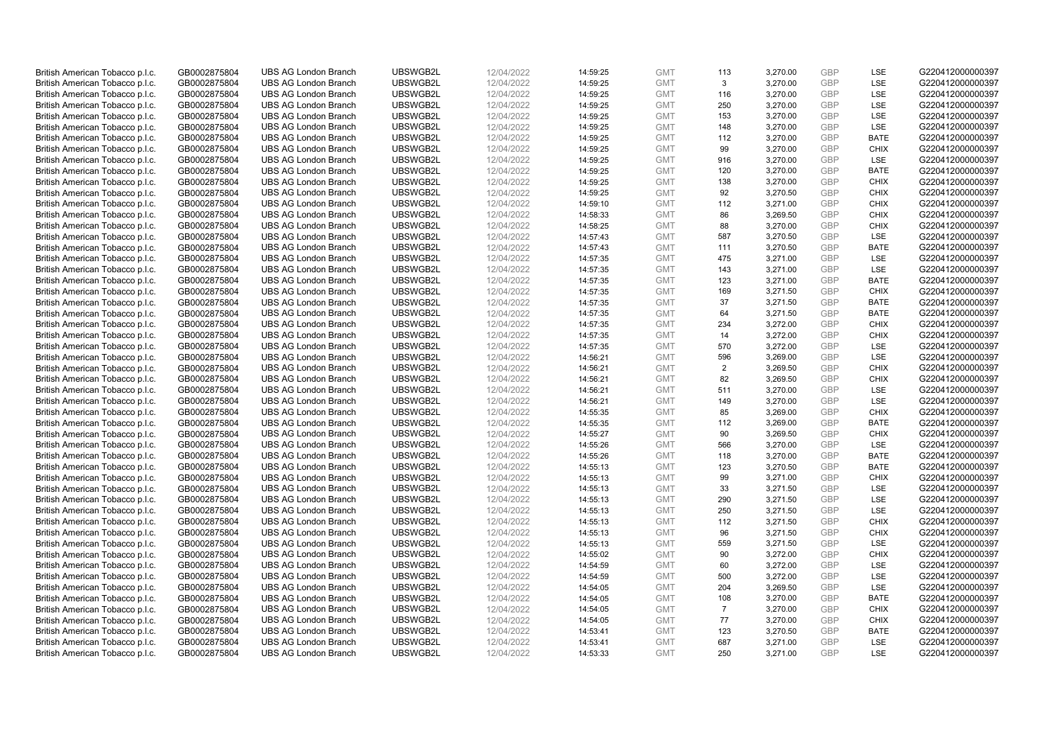| | | | | | | | | | | | |
|---|---|---|---|---|---|---|---|---|---|---|---|
| British American Tobacco p.l.c. | GB0002875804 | UBS AG London Branch | UBSWGB2L | 12/04/2022 | 14:59:25 | GMT | 113 | 3,270.00 | GBP | LSE | G220412000000397 |
| British American Tobacco p.l.c. | GB0002875804 | UBS AG London Branch | UBSWGB2L | 12/04/2022 | 14:59:25 | GMT | 3 | 3,270.00 | GBP | LSE | G220412000000397 |
| British American Tobacco p.l.c. | GB0002875804 | UBS AG London Branch | UBSWGB2L | 12/04/2022 | 14:59:25 | GMT | 116 | 3,270.00 | GBP | LSE | G220412000000397 |
| British American Tobacco p.l.c. | GB0002875804 | UBS AG London Branch | UBSWGB2L | 12/04/2022 | 14:59:25 | GMT | 250 | 3,270.00 | GBP | LSE | G220412000000397 |
| British American Tobacco p.l.c. | GB0002875804 | UBS AG London Branch | UBSWGB2L | 12/04/2022 | 14:59:25 | GMT | 153 | 3,270.00 | GBP | LSE | G220412000000397 |
| British American Tobacco p.l.c. | GB0002875804 | UBS AG London Branch | UBSWGB2L | 12/04/2022 | 14:59:25 | GMT | 148 | 3,270.00 | GBP | LSE | G220412000000397 |
| British American Tobacco p.l.c. | GB0002875804 | UBS AG London Branch | UBSWGB2L | 12/04/2022 | 14:59:25 | GMT | 112 | 3,270.00 | GBP | BATE | G220412000000397 |
| British American Tobacco p.l.c. | GB0002875804 | UBS AG London Branch | UBSWGB2L | 12/04/2022 | 14:59:25 | GMT | 99 | 3,270.00 | GBP | CHIX | G220412000000397 |
| British American Tobacco p.l.c. | GB0002875804 | UBS AG London Branch | UBSWGB2L | 12/04/2022 | 14:59:25 | GMT | 916 | 3,270.00 | GBP | LSE | G220412000000397 |
| British American Tobacco p.l.c. | GB0002875804 | UBS AG London Branch | UBSWGB2L | 12/04/2022 | 14:59:25 | GMT | 120 | 3,270.00 | GBP | BATE | G220412000000397 |
| British American Tobacco p.l.c. | GB0002875804 | UBS AG London Branch | UBSWGB2L | 12/04/2022 | 14:59:25 | GMT | 138 | 3,270.00 | GBP | CHIX | G220412000000397 |
| British American Tobacco p.l.c. | GB0002875804 | UBS AG London Branch | UBSWGB2L | 12/04/2022 | 14:59:25 | GMT | 92 | 3,270.50 | GBP | CHIX | G220412000000397 |
| British American Tobacco p.l.c. | GB0002875804 | UBS AG London Branch | UBSWGB2L | 12/04/2022 | 14:59:10 | GMT | 112 | 3,271.00 | GBP | CHIX | G220412000000397 |
| British American Tobacco p.l.c. | GB0002875804 | UBS AG London Branch | UBSWGB2L | 12/04/2022 | 14:58:33 | GMT | 86 | 3,269.50 | GBP | CHIX | G220412000000397 |
| British American Tobacco p.l.c. | GB0002875804 | UBS AG London Branch | UBSWGB2L | 12/04/2022 | 14:58:25 | GMT | 88 | 3,270.00 | GBP | CHIX | G220412000000397 |
| British American Tobacco p.l.c. | GB0002875804 | UBS AG London Branch | UBSWGB2L | 12/04/2022 | 14:57:43 | GMT | 587 | 3,270.50 | GBP | LSE | G220412000000397 |
| British American Tobacco p.l.c. | GB0002875804 | UBS AG London Branch | UBSWGB2L | 12/04/2022 | 14:57:43 | GMT | 111 | 3,270.50 | GBP | BATE | G220412000000397 |
| British American Tobacco p.l.c. | GB0002875804 | UBS AG London Branch | UBSWGB2L | 12/04/2022 | 14:57:35 | GMT | 475 | 3,271.00 | GBP | LSE | G220412000000397 |
| British American Tobacco p.l.c. | GB0002875804 | UBS AG London Branch | UBSWGB2L | 12/04/2022 | 14:57:35 | GMT | 143 | 3,271.00 | GBP | LSE | G220412000000397 |
| British American Tobacco p.l.c. | GB0002875804 | UBS AG London Branch | UBSWGB2L | 12/04/2022 | 14:57:35 | GMT | 123 | 3,271.00 | GBP | BATE | G220412000000397 |
| British American Tobacco p.l.c. | GB0002875804 | UBS AG London Branch | UBSWGB2L | 12/04/2022 | 14:57:35 | GMT | 169 | 3,271.50 | GBP | CHIX | G220412000000397 |
| British American Tobacco p.l.c. | GB0002875804 | UBS AG London Branch | UBSWGB2L | 12/04/2022 | 14:57:35 | GMT | 37 | 3,271.50 | GBP | BATE | G220412000000397 |
| British American Tobacco p.l.c. | GB0002875804 | UBS AG London Branch | UBSWGB2L | 12/04/2022 | 14:57:35 | GMT | 64 | 3,271.50 | GBP | BATE | G220412000000397 |
| British American Tobacco p.l.c. | GB0002875804 | UBS AG London Branch | UBSWGB2L | 12/04/2022 | 14:57:35 | GMT | 234 | 3,272.00 | GBP | CHIX | G220412000000397 |
| British American Tobacco p.l.c. | GB0002875804 | UBS AG London Branch | UBSWGB2L | 12/04/2022 | 14:57:35 | GMT | 14 | 3,272.00 | GBP | CHIX | G220412000000397 |
| British American Tobacco p.l.c. | GB0002875804 | UBS AG London Branch | UBSWGB2L | 12/04/2022 | 14:57:35 | GMT | 570 | 3,272.00 | GBP | LSE | G220412000000397 |
| British American Tobacco p.l.c. | GB0002875804 | UBS AG London Branch | UBSWGB2L | 12/04/2022 | 14:56:21 | GMT | 596 | 3,269.00 | GBP | LSE | G220412000000397 |
| British American Tobacco p.l.c. | GB0002875804 | UBS AG London Branch | UBSWGB2L | 12/04/2022 | 14:56:21 | GMT | 2 | 3,269.50 | GBP | CHIX | G220412000000397 |
| British American Tobacco p.l.c. | GB0002875804 | UBS AG London Branch | UBSWGB2L | 12/04/2022 | 14:56:21 | GMT | 82 | 3,269.50 | GBP | CHIX | G220412000000397 |
| British American Tobacco p.l.c. | GB0002875804 | UBS AG London Branch | UBSWGB2L | 12/04/2022 | 14:56:21 | GMT | 511 | 3,270.00 | GBP | LSE | G220412000000397 |
| British American Tobacco p.l.c. | GB0002875804 | UBS AG London Branch | UBSWGB2L | 12/04/2022 | 14:56:21 | GMT | 149 | 3,270.00 | GBP | LSE | G220412000000397 |
| British American Tobacco p.l.c. | GB0002875804 | UBS AG London Branch | UBSWGB2L | 12/04/2022 | 14:55:35 | GMT | 85 | 3,269.00 | GBP | CHIX | G220412000000397 |
| British American Tobacco p.l.c. | GB0002875804 | UBS AG London Branch | UBSWGB2L | 12/04/2022 | 14:55:35 | GMT | 112 | 3,269.00 | GBP | BATE | G220412000000397 |
| British American Tobacco p.l.c. | GB0002875804 | UBS AG London Branch | UBSWGB2L | 12/04/2022 | 14:55:27 | GMT | 90 | 3,269.50 | GBP | CHIX | G220412000000397 |
| British American Tobacco p.l.c. | GB0002875804 | UBS AG London Branch | UBSWGB2L | 12/04/2022 | 14:55:26 | GMT | 566 | 3,270.00 | GBP | LSE | G220412000000397 |
| British American Tobacco p.l.c. | GB0002875804 | UBS AG London Branch | UBSWGB2L | 12/04/2022 | 14:55:26 | GMT | 118 | 3,270.00 | GBP | BATE | G220412000000397 |
| British American Tobacco p.l.c. | GB0002875804 | UBS AG London Branch | UBSWGB2L | 12/04/2022 | 14:55:13 | GMT | 123 | 3,270.50 | GBP | BATE | G220412000000397 |
| British American Tobacco p.l.c. | GB0002875804 | UBS AG London Branch | UBSWGB2L | 12/04/2022 | 14:55:13 | GMT | 99 | 3,271.00 | GBP | CHIX | G220412000000397 |
| British American Tobacco p.l.c. | GB0002875804 | UBS AG London Branch | UBSWGB2L | 12/04/2022 | 14:55:13 | GMT | 33 | 3,271.50 | GBP | LSE | G220412000000397 |
| British American Tobacco p.l.c. | GB0002875804 | UBS AG London Branch | UBSWGB2L | 12/04/2022 | 14:55:13 | GMT | 290 | 3,271.50 | GBP | LSE | G220412000000397 |
| British American Tobacco p.l.c. | GB0002875804 | UBS AG London Branch | UBSWGB2L | 12/04/2022 | 14:55:13 | GMT | 250 | 3,271.50 | GBP | LSE | G220412000000397 |
| British American Tobacco p.l.c. | GB0002875804 | UBS AG London Branch | UBSWGB2L | 12/04/2022 | 14:55:13 | GMT | 112 | 3,271.50 | GBP | CHIX | G220412000000397 |
| British American Tobacco p.l.c. | GB0002875804 | UBS AG London Branch | UBSWGB2L | 12/04/2022 | 14:55:13 | GMT | 96 | 3,271.50 | GBP | CHIX | G220412000000397 |
| British American Tobacco p.l.c. | GB0002875804 | UBS AG London Branch | UBSWGB2L | 12/04/2022 | 14:55:13 | GMT | 559 | 3,271.50 | GBP | LSE | G220412000000397 |
| British American Tobacco p.l.c. | GB0002875804 | UBS AG London Branch | UBSWGB2L | 12/04/2022 | 14:55:02 | GMT | 90 | 3,272.00 | GBP | CHIX | G220412000000397 |
| British American Tobacco p.l.c. | GB0002875804 | UBS AG London Branch | UBSWGB2L | 12/04/2022 | 14:54:59 | GMT | 60 | 3,272.00 | GBP | LSE | G220412000000397 |
| British American Tobacco p.l.c. | GB0002875804 | UBS AG London Branch | UBSWGB2L | 12/04/2022 | 14:54:59 | GMT | 500 | 3,272.00 | GBP | LSE | G220412000000397 |
| British American Tobacco p.l.c. | GB0002875804 | UBS AG London Branch | UBSWGB2L | 12/04/2022 | 14:54:05 | GMT | 204 | 3,269.50 | GBP | LSE | G220412000000397 |
| British American Tobacco p.l.c. | GB0002875804 | UBS AG London Branch | UBSWGB2L | 12/04/2022 | 14:54:05 | GMT | 108 | 3,270.00 | GBP | BATE | G220412000000397 |
| British American Tobacco p.l.c. | GB0002875804 | UBS AG London Branch | UBSWGB2L | 12/04/2022 | 14:54:05 | GMT | 7 | 3,270.00 | GBP | CHIX | G220412000000397 |
| British American Tobacco p.l.c. | GB0002875804 | UBS AG London Branch | UBSWGB2L | 12/04/2022 | 14:54:05 | GMT | 77 | 3,270.00 | GBP | CHIX | G220412000000397 |
| British American Tobacco p.l.c. | GB0002875804 | UBS AG London Branch | UBSWGB2L | 12/04/2022 | 14:53:41 | GMT | 123 | 3,270.50 | GBP | BATE | G220412000000397 |
| British American Tobacco p.l.c. | GB0002875804 | UBS AG London Branch | UBSWGB2L | 12/04/2022 | 14:53:41 | GMT | 687 | 3,271.00 | GBP | LSE | G220412000000397 |
| British American Tobacco p.l.c. | GB0002875804 | UBS AG London Branch | UBSWGB2L | 12/04/2022 | 14:53:33 | GMT | 250 | 3,271.00 | GBP | LSE | G220412000000397 |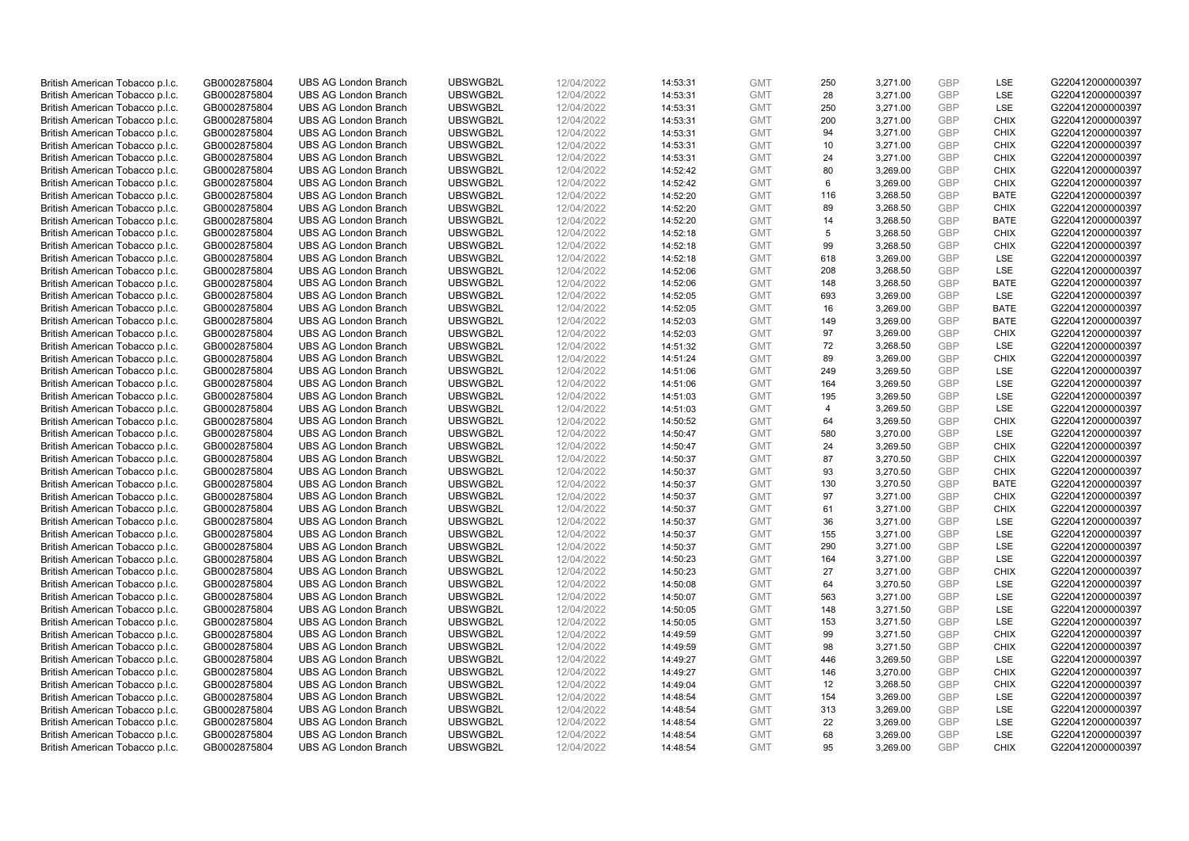| British American Tobacco p.l.c. | GB0002875804 | UBS AG London Branch | UBSWGB2L | 12/04/2022 | 14:53:31 | GMT | 250 | 3,271.00 | GBP | LSE | G220412000000397 |
|---|---|---|---|---|---|---|---|---|---|---|---|
| British American Tobacco p.l.c. | GB0002875804 | UBS AG London Branch | UBSWGB2L | 12/04/2022 | 14:53:31 | GMT | 28 | 3,271.00 | GBP | LSE | G220412000000397 |
| British American Tobacco p.l.c. | GB0002875804 | UBS AG London Branch | UBSWGB2L | 12/04/2022 | 14:53:31 | GMT | 250 | 3,271.00 | GBP | LSE | G220412000000397 |
| British American Tobacco p.l.c. | GB0002875804 | UBS AG London Branch | UBSWGB2L | 12/04/2022 | 14:53:31 | GMT | 200 | 3,271.00 | GBP | CHIX | G220412000000397 |
| British American Tobacco p.l.c. | GB0002875804 | UBS AG London Branch | UBSWGB2L | 12/04/2022 | 14:53:31 | GMT | 94 | 3,271.00 | GBP | CHIX | G220412000000397 |
| British American Tobacco p.l.c. | GB0002875804 | UBS AG London Branch | UBSWGB2L | 12/04/2022 | 14:53:31 | GMT | 10 | 3,271.00 | GBP | CHIX | G220412000000397 |
| British American Tobacco p.l.c. | GB0002875804 | UBS AG London Branch | UBSWGB2L | 12/04/2022 | 14:53:31 | GMT | 24 | 3,271.00 | GBP | CHIX | G220412000000397 |
| British American Tobacco p.l.c. | GB0002875804 | UBS AG London Branch | UBSWGB2L | 12/04/2022 | 14:52:42 | GMT | 80 | 3,269.00 | GBP | CHIX | G220412000000397 |
| British American Tobacco p.l.c. | GB0002875804 | UBS AG London Branch | UBSWGB2L | 12/04/2022 | 14:52:42 | GMT | 6 | 3,269.00 | GBP | CHIX | G220412000000397 |
| British American Tobacco p.l.c. | GB0002875804 | UBS AG London Branch | UBSWGB2L | 12/04/2022 | 14:52:20 | GMT | 116 | 3,268.50 | GBP | BATE | G220412000000397 |
| British American Tobacco p.l.c. | GB0002875804 | UBS AG London Branch | UBSWGB2L | 12/04/2022 | 14:52:20 | GMT | 89 | 3,268.50 | GBP | CHIX | G220412000000397 |
| British American Tobacco p.l.c. | GB0002875804 | UBS AG London Branch | UBSWGB2L | 12/04/2022 | 14:52:20 | GMT | 14 | 3,268.50 | GBP | BATE | G220412000000397 |
| British American Tobacco p.l.c. | GB0002875804 | UBS AG London Branch | UBSWGB2L | 12/04/2022 | 14:52:18 | GMT | 5 | 3,268.50 | GBP | CHIX | G220412000000397 |
| British American Tobacco p.l.c. | GB0002875804 | UBS AG London Branch | UBSWGB2L | 12/04/2022 | 14:52:18 | GMT | 99 | 3,268.50 | GBP | CHIX | G220412000000397 |
| British American Tobacco p.l.c. | GB0002875804 | UBS AG London Branch | UBSWGB2L | 12/04/2022 | 14:52:18 | GMT | 618 | 3,269.00 | GBP | LSE | G220412000000397 |
| British American Tobacco p.l.c. | GB0002875804 | UBS AG London Branch | UBSWGB2L | 12/04/2022 | 14:52:06 | GMT | 208 | 3,268.50 | GBP | LSE | G220412000000397 |
| British American Tobacco p.l.c. | GB0002875804 | UBS AG London Branch | UBSWGB2L | 12/04/2022 | 14:52:06 | GMT | 148 | 3,268.50 | GBP | BATE | G220412000000397 |
| British American Tobacco p.l.c. | GB0002875804 | UBS AG London Branch | UBSWGB2L | 12/04/2022 | 14:52:05 | GMT | 693 | 3,269.00 | GBP | LSE | G220412000000397 |
| British American Tobacco p.l.c. | GB0002875804 | UBS AG London Branch | UBSWGB2L | 12/04/2022 | 14:52:05 | GMT | 16 | 3,269.00 | GBP | BATE | G220412000000397 |
| British American Tobacco p.l.c. | GB0002875804 | UBS AG London Branch | UBSWGB2L | 12/04/2022 | 14:52:03 | GMT | 149 | 3,269.00 | GBP | BATE | G220412000000397 |
| British American Tobacco p.l.c. | GB0002875804 | UBS AG London Branch | UBSWGB2L | 12/04/2022 | 14:52:03 | GMT | 97 | 3,269.00 | GBP | CHIX | G220412000000397 |
| British American Tobacco p.l.c. | GB0002875804 | UBS AG London Branch | UBSWGB2L | 12/04/2022 | 14:51:32 | GMT | 72 | 3,268.50 | GBP | LSE | G220412000000397 |
| British American Tobacco p.l.c. | GB0002875804 | UBS AG London Branch | UBSWGB2L | 12/04/2022 | 14:51:24 | GMT | 89 | 3,269.00 | GBP | CHIX | G220412000000397 |
| British American Tobacco p.l.c. | GB0002875804 | UBS AG London Branch | UBSWGB2L | 12/04/2022 | 14:51:06 | GMT | 249 | 3,269.50 | GBP | LSE | G220412000000397 |
| British American Tobacco p.l.c. | GB0002875804 | UBS AG London Branch | UBSWGB2L | 12/04/2022 | 14:51:06 | GMT | 164 | 3,269.50 | GBP | LSE | G220412000000397 |
| British American Tobacco p.l.c. | GB0002875804 | UBS AG London Branch | UBSWGB2L | 12/04/2022 | 14:51:03 | GMT | 195 | 3,269.50 | GBP | LSE | G220412000000397 |
| British American Tobacco p.l.c. | GB0002875804 | UBS AG London Branch | UBSWGB2L | 12/04/2022 | 14:51:03 | GMT | 4 | 3,269.50 | GBP | LSE | G220412000000397 |
| British American Tobacco p.l.c. | GB0002875804 | UBS AG London Branch | UBSWGB2L | 12/04/2022 | 14:50:52 | GMT | 64 | 3,269.50 | GBP | CHIX | G220412000000397 |
| British American Tobacco p.l.c. | GB0002875804 | UBS AG London Branch | UBSWGB2L | 12/04/2022 | 14:50:47 | GMT | 580 | 3,270.00 | GBP | LSE | G220412000000397 |
| British American Tobacco p.l.c. | GB0002875804 | UBS AG London Branch | UBSWGB2L | 12/04/2022 | 14:50:47 | GMT | 24 | 3,269.50 | GBP | CHIX | G220412000000397 |
| British American Tobacco p.l.c. | GB0002875804 | UBS AG London Branch | UBSWGB2L | 12/04/2022 | 14:50:37 | GMT | 87 | 3,270.50 | GBP | CHIX | G220412000000397 |
| British American Tobacco p.l.c. | GB0002875804 | UBS AG London Branch | UBSWGB2L | 12/04/2022 | 14:50:37 | GMT | 93 | 3,270.50 | GBP | CHIX | G220412000000397 |
| British American Tobacco p.l.c. | GB0002875804 | UBS AG London Branch | UBSWGB2L | 12/04/2022 | 14:50:37 | GMT | 130 | 3,270.50 | GBP | BATE | G220412000000397 |
| British American Tobacco p.l.c. | GB0002875804 | UBS AG London Branch | UBSWGB2L | 12/04/2022 | 14:50:37 | GMT | 97 | 3,271.00 | GBP | CHIX | G220412000000397 |
| British American Tobacco p.l.c. | GB0002875804 | UBS AG London Branch | UBSWGB2L | 12/04/2022 | 14:50:37 | GMT | 61 | 3,271.00 | GBP | CHIX | G220412000000397 |
| British American Tobacco p.l.c. | GB0002875804 | UBS AG London Branch | UBSWGB2L | 12/04/2022 | 14:50:37 | GMT | 36 | 3,271.00 | GBP | LSE | G220412000000397 |
| British American Tobacco p.l.c. | GB0002875804 | UBS AG London Branch | UBSWGB2L | 12/04/2022 | 14:50:37 | GMT | 155 | 3,271.00 | GBP | LSE | G220412000000397 |
| British American Tobacco p.l.c. | GB0002875804 | UBS AG London Branch | UBSWGB2L | 12/04/2022 | 14:50:37 | GMT | 290 | 3,271.00 | GBP | LSE | G220412000000397 |
| British American Tobacco p.l.c. | GB0002875804 | UBS AG London Branch | UBSWGB2L | 12/04/2022 | 14:50:23 | GMT | 164 | 3,271.00 | GBP | LSE | G220412000000397 |
| British American Tobacco p.l.c. | GB0002875804 | UBS AG London Branch | UBSWGB2L | 12/04/2022 | 14:50:23 | GMT | 27 | 3,271.00 | GBP | CHIX | G220412000000397 |
| British American Tobacco p.l.c. | GB0002875804 | UBS AG London Branch | UBSWGB2L | 12/04/2022 | 14:50:08 | GMT | 64 | 3,270.50 | GBP | LSE | G220412000000397 |
| British American Tobacco p.l.c. | GB0002875804 | UBS AG London Branch | UBSWGB2L | 12/04/2022 | 14:50:07 | GMT | 563 | 3,271.00 | GBP | LSE | G220412000000397 |
| British American Tobacco p.l.c. | GB0002875804 | UBS AG London Branch | UBSWGB2L | 12/04/2022 | 14:50:05 | GMT | 148 | 3,271.50 | GBP | LSE | G220412000000397 |
| British American Tobacco p.l.c. | GB0002875804 | UBS AG London Branch | UBSWGB2L | 12/04/2022 | 14:50:05 | GMT | 153 | 3,271.50 | GBP | LSE | G220412000000397 |
| British American Tobacco p.l.c. | GB0002875804 | UBS AG London Branch | UBSWGB2L | 12/04/2022 | 14:49:59 | GMT | 99 | 3,271.50 | GBP | CHIX | G220412000000397 |
| British American Tobacco p.l.c. | GB0002875804 | UBS AG London Branch | UBSWGB2L | 12/04/2022 | 14:49:59 | GMT | 98 | 3,271.50 | GBP | CHIX | G220412000000397 |
| British American Tobacco p.l.c. | GB0002875804 | UBS AG London Branch | UBSWGB2L | 12/04/2022 | 14:49:27 | GMT | 446 | 3,269.50 | GBP | LSE | G220412000000397 |
| British American Tobacco p.l.c. | GB0002875804 | UBS AG London Branch | UBSWGB2L | 12/04/2022 | 14:49:27 | GMT | 146 | 3,270.00 | GBP | CHIX | G220412000000397 |
| British American Tobacco p.l.c. | GB0002875804 | UBS AG London Branch | UBSWGB2L | 12/04/2022 | 14:49:04 | GMT | 12 | 3,268.50 | GBP | CHIX | G220412000000397 |
| British American Tobacco p.l.c. | GB0002875804 | UBS AG London Branch | UBSWGB2L | 12/04/2022 | 14:48:54 | GMT | 154 | 3,269.00 | GBP | LSE | G220412000000397 |
| British American Tobacco p.l.c. | GB0002875804 | UBS AG London Branch | UBSWGB2L | 12/04/2022 | 14:48:54 | GMT | 313 | 3,269.00 | GBP | LSE | G220412000000397 |
| British American Tobacco p.l.c. | GB0002875804 | UBS AG London Branch | UBSWGB2L | 12/04/2022 | 14:48:54 | GMT | 22 | 3,269.00 | GBP | LSE | G220412000000397 |
| British American Tobacco p.l.c. | GB0002875804 | UBS AG London Branch | UBSWGB2L | 12/04/2022 | 14:48:54 | GMT | 68 | 3,269.00 | GBP | LSE | G220412000000397 |
| British American Tobacco p.l.c. | GB0002875804 | UBS AG London Branch | UBSWGB2L | 12/04/2022 | 14:48:54 | GMT | 95 | 3,269.00 | GBP | CHIX | G220412000000397 |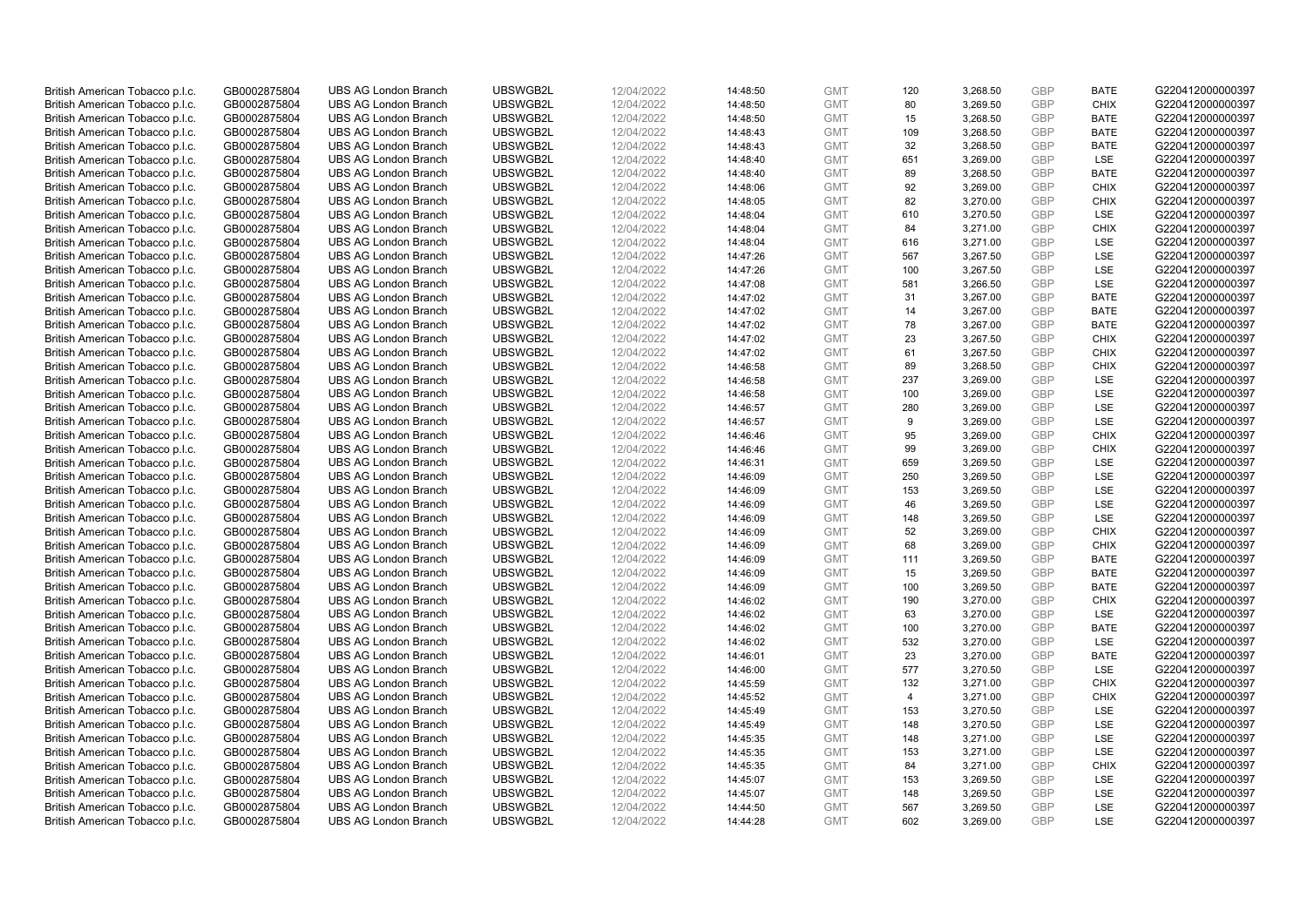| | | | | | | | | | | | |
|---|---|---|---|---|---|---|---|---|---|---|---|
| British American Tobacco p.l.c. | GB0002875804 | UBS AG London Branch | UBSWGB2L | 12/04/2022 | 14:48:50 | GMT | 120 | 3,268.50 | GBP | BATE | G220412000000397 |
| British American Tobacco p.l.c. | GB0002875804 | UBS AG London Branch | UBSWGB2L | 12/04/2022 | 14:48:50 | GMT | 80 | 3,269.50 | GBP | CHIX | G220412000000397 |
| British American Tobacco p.l.c. | GB0002875804 | UBS AG London Branch | UBSWGB2L | 12/04/2022 | 14:48:50 | GMT | 15 | 3,268.50 | GBP | BATE | G220412000000397 |
| British American Tobacco p.l.c. | GB0002875804 | UBS AG London Branch | UBSWGB2L | 12/04/2022 | 14:48:43 | GMT | 109 | 3,268.50 | GBP | BATE | G220412000000397 |
| British American Tobacco p.l.c. | GB0002875804 | UBS AG London Branch | UBSWGB2L | 12/04/2022 | 14:48:43 | GMT | 32 | 3,268.50 | GBP | BATE | G220412000000397 |
| British American Tobacco p.l.c. | GB0002875804 | UBS AG London Branch | UBSWGB2L | 12/04/2022 | 14:48:40 | GMT | 651 | 3,269.00 | GBP | LSE | G220412000000397 |
| British American Tobacco p.l.c. | GB0002875804 | UBS AG London Branch | UBSWGB2L | 12/04/2022 | 14:48:40 | GMT | 89 | 3,268.50 | GBP | BATE | G220412000000397 |
| British American Tobacco p.l.c. | GB0002875804 | UBS AG London Branch | UBSWGB2L | 12/04/2022 | 14:48:06 | GMT | 92 | 3,269.00 | GBP | CHIX | G220412000000397 |
| British American Tobacco p.l.c. | GB0002875804 | UBS AG London Branch | UBSWGB2L | 12/04/2022 | 14:48:05 | GMT | 82 | 3,270.00 | GBP | CHIX | G220412000000397 |
| British American Tobacco p.l.c. | GB0002875804 | UBS AG London Branch | UBSWGB2L | 12/04/2022 | 14:48:04 | GMT | 610 | 3,270.50 | GBP | LSE | G220412000000397 |
| British American Tobacco p.l.c. | GB0002875804 | UBS AG London Branch | UBSWGB2L | 12/04/2022 | 14:48:04 | GMT | 84 | 3,271.00 | GBP | CHIX | G220412000000397 |
| British American Tobacco p.l.c. | GB0002875804 | UBS AG London Branch | UBSWGB2L | 12/04/2022 | 14:48:04 | GMT | 616 | 3,271.00 | GBP | LSE | G220412000000397 |
| British American Tobacco p.l.c. | GB0002875804 | UBS AG London Branch | UBSWGB2L | 12/04/2022 | 14:47:26 | GMT | 567 | 3,267.50 | GBP | LSE | G220412000000397 |
| British American Tobacco p.l.c. | GB0002875804 | UBS AG London Branch | UBSWGB2L | 12/04/2022 | 14:47:26 | GMT | 100 | 3,267.50 | GBP | LSE | G220412000000397 |
| British American Tobacco p.l.c. | GB0002875804 | UBS AG London Branch | UBSWGB2L | 12/04/2022 | 14:47:08 | GMT | 581 | 3,266.50 | GBP | LSE | G220412000000397 |
| British American Tobacco p.l.c. | GB0002875804 | UBS AG London Branch | UBSWGB2L | 12/04/2022 | 14:47:02 | GMT | 31 | 3,267.00 | GBP | BATE | G220412000000397 |
| British American Tobacco p.l.c. | GB0002875804 | UBS AG London Branch | UBSWGB2L | 12/04/2022 | 14:47:02 | GMT | 14 | 3,267.00 | GBP | BATE | G220412000000397 |
| British American Tobacco p.l.c. | GB0002875804 | UBS AG London Branch | UBSWGB2L | 12/04/2022 | 14:47:02 | GMT | 78 | 3,267.00 | GBP | BATE | G220412000000397 |
| British American Tobacco p.l.c. | GB0002875804 | UBS AG London Branch | UBSWGB2L | 12/04/2022 | 14:47:02 | GMT | 23 | 3,267.50 | GBP | CHIX | G220412000000397 |
| British American Tobacco p.l.c. | GB0002875804 | UBS AG London Branch | UBSWGB2L | 12/04/2022 | 14:47:02 | GMT | 61 | 3,267.50 | GBP | CHIX | G220412000000397 |
| British American Tobacco p.l.c. | GB0002875804 | UBS AG London Branch | UBSWGB2L | 12/04/2022 | 14:46:58 | GMT | 89 | 3,268.50 | GBP | CHIX | G220412000000397 |
| British American Tobacco p.l.c. | GB0002875804 | UBS AG London Branch | UBSWGB2L | 12/04/2022 | 14:46:58 | GMT | 237 | 3,269.00 | GBP | LSE | G220412000000397 |
| British American Tobacco p.l.c. | GB0002875804 | UBS AG London Branch | UBSWGB2L | 12/04/2022 | 14:46:58 | GMT | 100 | 3,269.00 | GBP | LSE | G220412000000397 |
| British American Tobacco p.l.c. | GB0002875804 | UBS AG London Branch | UBSWGB2L | 12/04/2022 | 14:46:57 | GMT | 280 | 3,269.00 | GBP | LSE | G220412000000397 |
| British American Tobacco p.l.c. | GB0002875804 | UBS AG London Branch | UBSWGB2L | 12/04/2022 | 14:46:57 | GMT | 9 | 3,269.00 | GBP | LSE | G220412000000397 |
| British American Tobacco p.l.c. | GB0002875804 | UBS AG London Branch | UBSWGB2L | 12/04/2022 | 14:46:46 | GMT | 95 | 3,269.00 | GBP | CHIX | G220412000000397 |
| British American Tobacco p.l.c. | GB0002875804 | UBS AG London Branch | UBSWGB2L | 12/04/2022 | 14:46:46 | GMT | 99 | 3,269.00 | GBP | CHIX | G220412000000397 |
| British American Tobacco p.l.c. | GB0002875804 | UBS AG London Branch | UBSWGB2L | 12/04/2022 | 14:46:31 | GMT | 659 | 3,269.50 | GBP | LSE | G220412000000397 |
| British American Tobacco p.l.c. | GB0002875804 | UBS AG London Branch | UBSWGB2L | 12/04/2022 | 14:46:09 | GMT | 250 | 3,269.50 | GBP | LSE | G220412000000397 |
| British American Tobacco p.l.c. | GB0002875804 | UBS AG London Branch | UBSWGB2L | 12/04/2022 | 14:46:09 | GMT | 153 | 3,269.50 | GBP | LSE | G220412000000397 |
| British American Tobacco p.l.c. | GB0002875804 | UBS AG London Branch | UBSWGB2L | 12/04/2022 | 14:46:09 | GMT | 46 | 3,269.50 | GBP | LSE | G220412000000397 |
| British American Tobacco p.l.c. | GB0002875804 | UBS AG London Branch | UBSWGB2L | 12/04/2022 | 14:46:09 | GMT | 148 | 3,269.50 | GBP | LSE | G220412000000397 |
| British American Tobacco p.l.c. | GB0002875804 | UBS AG London Branch | UBSWGB2L | 12/04/2022 | 14:46:09 | GMT | 52 | 3,269.00 | GBP | CHIX | G220412000000397 |
| British American Tobacco p.l.c. | GB0002875804 | UBS AG London Branch | UBSWGB2L | 12/04/2022 | 14:46:09 | GMT | 68 | 3,269.00 | GBP | CHIX | G220412000000397 |
| British American Tobacco p.l.c. | GB0002875804 | UBS AG London Branch | UBSWGB2L | 12/04/2022 | 14:46:09 | GMT | 111 | 3,269.50 | GBP | BATE | G220412000000397 |
| British American Tobacco p.l.c. | GB0002875804 | UBS AG London Branch | UBSWGB2L | 12/04/2022 | 14:46:09 | GMT | 15 | 3,269.50 | GBP | BATE | G220412000000397 |
| British American Tobacco p.l.c. | GB0002875804 | UBS AG London Branch | UBSWGB2L | 12/04/2022 | 14:46:09 | GMT | 100 | 3,269.50 | GBP | BATE | G220412000000397 |
| British American Tobacco p.l.c. | GB0002875804 | UBS AG London Branch | UBSWGB2L | 12/04/2022 | 14:46:02 | GMT | 190 | 3,270.00 | GBP | CHIX | G220412000000397 |
| British American Tobacco p.l.c. | GB0002875804 | UBS AG London Branch | UBSWGB2L | 12/04/2022 | 14:46:02 | GMT | 63 | 3,270.00 | GBP | LSE | G220412000000397 |
| British American Tobacco p.l.c. | GB0002875804 | UBS AG London Branch | UBSWGB2L | 12/04/2022 | 14:46:02 | GMT | 100 | 3,270.00 | GBP | BATE | G220412000000397 |
| British American Tobacco p.l.c. | GB0002875804 | UBS AG London Branch | UBSWGB2L | 12/04/2022 | 14:46:02 | GMT | 532 | 3,270.00 | GBP | LSE | G220412000000397 |
| British American Tobacco p.l.c. | GB0002875804 | UBS AG London Branch | UBSWGB2L | 12/04/2022 | 14:46:01 | GMT | 23 | 3,270.00 | GBP | BATE | G220412000000397 |
| British American Tobacco p.l.c. | GB0002875804 | UBS AG London Branch | UBSWGB2L | 12/04/2022 | 14:46:00 | GMT | 577 | 3,270.50 | GBP | LSE | G220412000000397 |
| British American Tobacco p.l.c. | GB0002875804 | UBS AG London Branch | UBSWGB2L | 12/04/2022 | 14:45:59 | GMT | 132 | 3,271.00 | GBP | CHIX | G220412000000397 |
| British American Tobacco p.l.c. | GB0002875804 | UBS AG London Branch | UBSWGB2L | 12/04/2022 | 14:45:52 | GMT | 4 | 3,271.00 | GBP | CHIX | G220412000000397 |
| British American Tobacco p.l.c. | GB0002875804 | UBS AG London Branch | UBSWGB2L | 12/04/2022 | 14:45:49 | GMT | 153 | 3,270.50 | GBP | LSE | G220412000000397 |
| British American Tobacco p.l.c. | GB0002875804 | UBS AG London Branch | UBSWGB2L | 12/04/2022 | 14:45:49 | GMT | 148 | 3,270.50 | GBP | LSE | G220412000000397 |
| British American Tobacco p.l.c. | GB0002875804 | UBS AG London Branch | UBSWGB2L | 12/04/2022 | 14:45:35 | GMT | 148 | 3,271.00 | GBP | LSE | G220412000000397 |
| British American Tobacco p.l.c. | GB0002875804 | UBS AG London Branch | UBSWGB2L | 12/04/2022 | 14:45:35 | GMT | 153 | 3,271.00 | GBP | LSE | G220412000000397 |
| British American Tobacco p.l.c. | GB0002875804 | UBS AG London Branch | UBSWGB2L | 12/04/2022 | 14:45:35 | GMT | 84 | 3,271.00 | GBP | CHIX | G220412000000397 |
| British American Tobacco p.l.c. | GB0002875804 | UBS AG London Branch | UBSWGB2L | 12/04/2022 | 14:45:07 | GMT | 153 | 3,269.50 | GBP | LSE | G220412000000397 |
| British American Tobacco p.l.c. | GB0002875804 | UBS AG London Branch | UBSWGB2L | 12/04/2022 | 14:45:07 | GMT | 148 | 3,269.50 | GBP | LSE | G220412000000397 |
| British American Tobacco p.l.c. | GB0002875804 | UBS AG London Branch | UBSWGB2L | 12/04/2022 | 14:44:50 | GMT | 567 | 3,269.50 | GBP | LSE | G220412000000397 |
| British American Tobacco p.l.c. | GB0002875804 | UBS AG London Branch | UBSWGB2L | 12/04/2022 | 14:44:28 | GMT | 602 | 3,269.00 | GBP | LSE | G220412000000397 |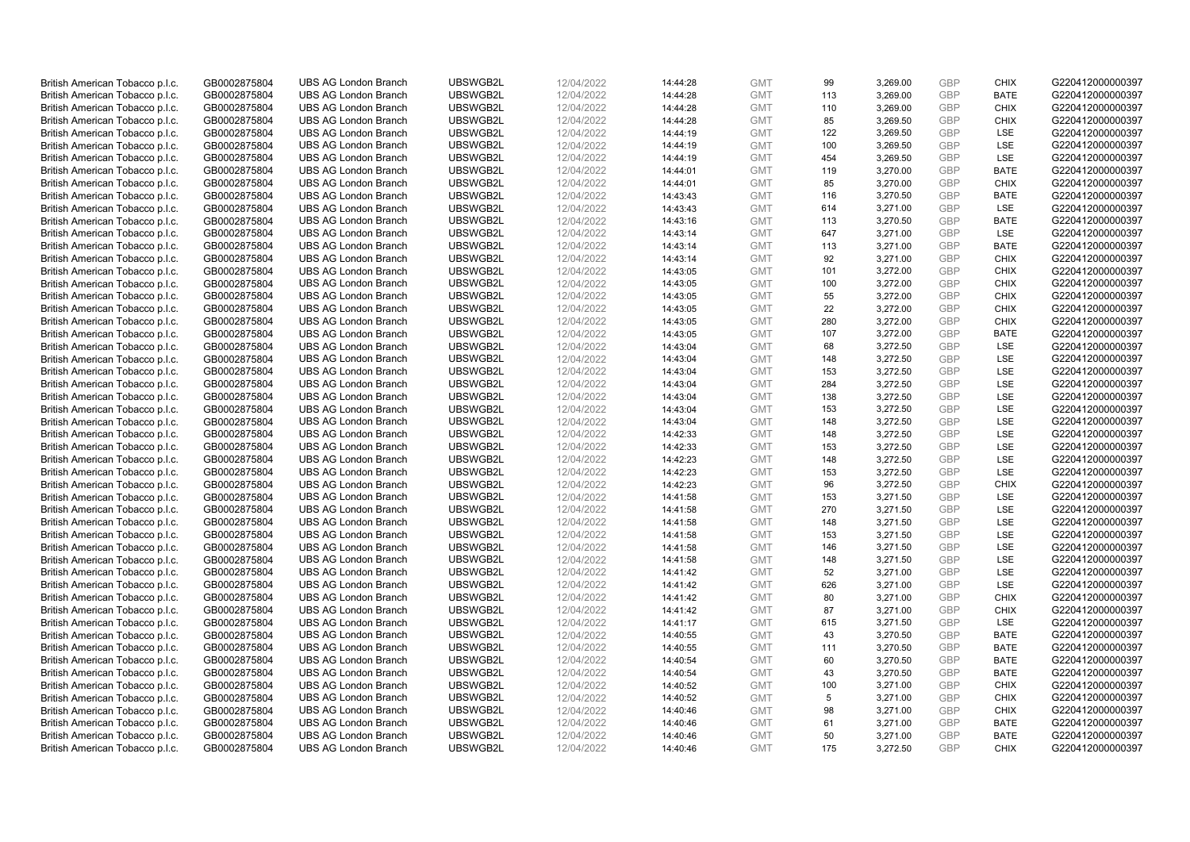| | | | | | | | | | | | |
|---|---|---|---|---|---|---|---|---|---|---|---|
| British American Tobacco p.l.c. | GB0002875804 | UBS AG London Branch | UBSWGB2L | 12/04/2022 | 14:44:28 | GMT | 99 | 3,269.00 | GBP | CHIX | G220412000000397 |
| British American Tobacco p.l.c. | GB0002875804 | UBS AG London Branch | UBSWGB2L | 12/04/2022 | 14:44:28 | GMT | 113 | 3,269.00 | GBP | BATE | G220412000000397 |
| British American Tobacco p.l.c. | GB0002875804 | UBS AG London Branch | UBSWGB2L | 12/04/2022 | 14:44:28 | GMT | 110 | 3,269.00 | GBP | CHIX | G220412000000397 |
| British American Tobacco p.l.c. | GB0002875804 | UBS AG London Branch | UBSWGB2L | 12/04/2022 | 14:44:28 | GMT | 85 | 3,269.50 | GBP | CHIX | G220412000000397 |
| British American Tobacco p.l.c. | GB0002875804 | UBS AG London Branch | UBSWGB2L | 12/04/2022 | 14:44:19 | GMT | 122 | 3,269.50 | GBP | LSE | G220412000000397 |
| British American Tobacco p.l.c. | GB0002875804 | UBS AG London Branch | UBSWGB2L | 12/04/2022 | 14:44:19 | GMT | 100 | 3,269.50 | GBP | LSE | G220412000000397 |
| British American Tobacco p.l.c. | GB0002875804 | UBS AG London Branch | UBSWGB2L | 12/04/2022 | 14:44:19 | GMT | 454 | 3,269.50 | GBP | LSE | G220412000000397 |
| British American Tobacco p.l.c. | GB0002875804 | UBS AG London Branch | UBSWGB2L | 12/04/2022 | 14:44:01 | GMT | 119 | 3,270.00 | GBP | BATE | G220412000000397 |
| British American Tobacco p.l.c. | GB0002875804 | UBS AG London Branch | UBSWGB2L | 12/04/2022 | 14:44:01 | GMT | 85 | 3,270.00 | GBP | CHIX | G220412000000397 |
| British American Tobacco p.l.c. | GB0002875804 | UBS AG London Branch | UBSWGB2L | 12/04/2022 | 14:43:43 | GMT | 116 | 3,270.50 | GBP | BATE | G220412000000397 |
| British American Tobacco p.l.c. | GB0002875804 | UBS AG London Branch | UBSWGB2L | 12/04/2022 | 14:43:43 | GMT | 614 | 3,271.00 | GBP | LSE | G220412000000397 |
| British American Tobacco p.l.c. | GB0002875804 | UBS AG London Branch | UBSWGB2L | 12/04/2022 | 14:43:16 | GMT | 113 | 3,270.50 | GBP | BATE | G220412000000397 |
| British American Tobacco p.l.c. | GB0002875804 | UBS AG London Branch | UBSWGB2L | 12/04/2022 | 14:43:14 | GMT | 647 | 3,271.00 | GBP | LSE | G220412000000397 |
| British American Tobacco p.l.c. | GB0002875804 | UBS AG London Branch | UBSWGB2L | 12/04/2022 | 14:43:14 | GMT | 113 | 3,271.00 | GBP | BATE | G220412000000397 |
| British American Tobacco p.l.c. | GB0002875804 | UBS AG London Branch | UBSWGB2L | 12/04/2022 | 14:43:14 | GMT | 92 | 3,271.00 | GBP | CHIX | G220412000000397 |
| British American Tobacco p.l.c. | GB0002875804 | UBS AG London Branch | UBSWGB2L | 12/04/2022 | 14:43:05 | GMT | 101 | 3,272.00 | GBP | CHIX | G220412000000397 |
| British American Tobacco p.l.c. | GB0002875804 | UBS AG London Branch | UBSWGB2L | 12/04/2022 | 14:43:05 | GMT | 100 | 3,272.00 | GBP | CHIX | G220412000000397 |
| British American Tobacco p.l.c. | GB0002875804 | UBS AG London Branch | UBSWGB2L | 12/04/2022 | 14:43:05 | GMT | 55 | 3,272.00 | GBP | CHIX | G220412000000397 |
| British American Tobacco p.l.c. | GB0002875804 | UBS AG London Branch | UBSWGB2L | 12/04/2022 | 14:43:05 | GMT | 22 | 3,272.00 | GBP | CHIX | G220412000000397 |
| British American Tobacco p.l.c. | GB0002875804 | UBS AG London Branch | UBSWGB2L | 12/04/2022 | 14:43:05 | GMT | 280 | 3,272.00 | GBP | CHIX | G220412000000397 |
| British American Tobacco p.l.c. | GB0002875804 | UBS AG London Branch | UBSWGB2L | 12/04/2022 | 14:43:05 | GMT | 107 | 3,272.00 | GBP | BATE | G220412000000397 |
| British American Tobacco p.l.c. | GB0002875804 | UBS AG London Branch | UBSWGB2L | 12/04/2022 | 14:43:04 | GMT | 68 | 3,272.50 | GBP | LSE | G220412000000397 |
| British American Tobacco p.l.c. | GB0002875804 | UBS AG London Branch | UBSWGB2L | 12/04/2022 | 14:43:04 | GMT | 148 | 3,272.50 | GBP | LSE | G220412000000397 |
| British American Tobacco p.l.c. | GB0002875804 | UBS AG London Branch | UBSWGB2L | 12/04/2022 | 14:43:04 | GMT | 153 | 3,272.50 | GBP | LSE | G220412000000397 |
| British American Tobacco p.l.c. | GB0002875804 | UBS AG London Branch | UBSWGB2L | 12/04/2022 | 14:43:04 | GMT | 284 | 3,272.50 | GBP | LSE | G220412000000397 |
| British American Tobacco p.l.c. | GB0002875804 | UBS AG London Branch | UBSWGB2L | 12/04/2022 | 14:43:04 | GMT | 138 | 3,272.50 | GBP | LSE | G220412000000397 |
| British American Tobacco p.l.c. | GB0002875804 | UBS AG London Branch | UBSWGB2L | 12/04/2022 | 14:43:04 | GMT | 153 | 3,272.50 | GBP | LSE | G220412000000397 |
| British American Tobacco p.l.c. | GB0002875804 | UBS AG London Branch | UBSWGB2L | 12/04/2022 | 14:43:04 | GMT | 148 | 3,272.50 | GBP | LSE | G220412000000397 |
| British American Tobacco p.l.c. | GB0002875804 | UBS AG London Branch | UBSWGB2L | 12/04/2022 | 14:42:33 | GMT | 148 | 3,272.50 | GBP | LSE | G220412000000397 |
| British American Tobacco p.l.c. | GB0002875804 | UBS AG London Branch | UBSWGB2L | 12/04/2022 | 14:42:33 | GMT | 153 | 3,272.50 | GBP | LSE | G220412000000397 |
| British American Tobacco p.l.c. | GB0002875804 | UBS AG London Branch | UBSWGB2L | 12/04/2022 | 14:42:23 | GMT | 148 | 3,272.50 | GBP | LSE | G220412000000397 |
| British American Tobacco p.l.c. | GB0002875804 | UBS AG London Branch | UBSWGB2L | 12/04/2022 | 14:42:23 | GMT | 153 | 3,272.50 | GBP | LSE | G220412000000397 |
| British American Tobacco p.l.c. | GB0002875804 | UBS AG London Branch | UBSWGB2L | 12/04/2022 | 14:42:23 | GMT | 96 | 3,272.50 | GBP | CHIX | G220412000000397 |
| British American Tobacco p.l.c. | GB0002875804 | UBS AG London Branch | UBSWGB2L | 12/04/2022 | 14:41:58 | GMT | 153 | 3,271.50 | GBP | LSE | G220412000000397 |
| British American Tobacco p.l.c. | GB0002875804 | UBS AG London Branch | UBSWGB2L | 12/04/2022 | 14:41:58 | GMT | 270 | 3,271.50 | GBP | LSE | G220412000000397 |
| British American Tobacco p.l.c. | GB0002875804 | UBS AG London Branch | UBSWGB2L | 12/04/2022 | 14:41:58 | GMT | 148 | 3,271.50 | GBP | LSE | G220412000000397 |
| British American Tobacco p.l.c. | GB0002875804 | UBS AG London Branch | UBSWGB2L | 12/04/2022 | 14:41:58 | GMT | 153 | 3,271.50 | GBP | LSE | G220412000000397 |
| British American Tobacco p.l.c. | GB0002875804 | UBS AG London Branch | UBSWGB2L | 12/04/2022 | 14:41:58 | GMT | 146 | 3,271.50 | GBP | LSE | G220412000000397 |
| British American Tobacco p.l.c. | GB0002875804 | UBS AG London Branch | UBSWGB2L | 12/04/2022 | 14:41:58 | GMT | 148 | 3,271.50 | GBP | LSE | G220412000000397 |
| British American Tobacco p.l.c. | GB0002875804 | UBS AG London Branch | UBSWGB2L | 12/04/2022 | 14:41:42 | GMT | 52 | 3,271.00 | GBP | LSE | G220412000000397 |
| British American Tobacco p.l.c. | GB0002875804 | UBS AG London Branch | UBSWGB2L | 12/04/2022 | 14:41:42 | GMT | 626 | 3,271.00 | GBP | LSE | G220412000000397 |
| British American Tobacco p.l.c. | GB0002875804 | UBS AG London Branch | UBSWGB2L | 12/04/2022 | 14:41:42 | GMT | 80 | 3,271.00 | GBP | CHIX | G220412000000397 |
| British American Tobacco p.l.c. | GB0002875804 | UBS AG London Branch | UBSWGB2L | 12/04/2022 | 14:41:42 | GMT | 87 | 3,271.00 | GBP | CHIX | G220412000000397 |
| British American Tobacco p.l.c. | GB0002875804 | UBS AG London Branch | UBSWGB2L | 12/04/2022 | 14:41:17 | GMT | 615 | 3,271.50 | GBP | LSE | G220412000000397 |
| British American Tobacco p.l.c. | GB0002875804 | UBS AG London Branch | UBSWGB2L | 12/04/2022 | 14:40:55 | GMT | 43 | 3,270.50 | GBP | BATE | G220412000000397 |
| British American Tobacco p.l.c. | GB0002875804 | UBS AG London Branch | UBSWGB2L | 12/04/2022 | 14:40:55 | GMT | 111 | 3,270.50 | GBP | BATE | G220412000000397 |
| British American Tobacco p.l.c. | GB0002875804 | UBS AG London Branch | UBSWGB2L | 12/04/2022 | 14:40:54 | GMT | 60 | 3,270.50 | GBP | BATE | G220412000000397 |
| British American Tobacco p.l.c. | GB0002875804 | UBS AG London Branch | UBSWGB2L | 12/04/2022 | 14:40:54 | GMT | 43 | 3,270.50 | GBP | BATE | G220412000000397 |
| British American Tobacco p.l.c. | GB0002875804 | UBS AG London Branch | UBSWGB2L | 12/04/2022 | 14:40:52 | GMT | 100 | 3,271.00 | GBP | CHIX | G220412000000397 |
| British American Tobacco p.l.c. | GB0002875804 | UBS AG London Branch | UBSWGB2L | 12/04/2022 | 14:40:52 | GMT | 5 | 3,271.00 | GBP | CHIX | G220412000000397 |
| British American Tobacco p.l.c. | GB0002875804 | UBS AG London Branch | UBSWGB2L | 12/04/2022 | 14:40:46 | GMT | 98 | 3,271.00 | GBP | CHIX | G220412000000397 |
| British American Tobacco p.l.c. | GB0002875804 | UBS AG London Branch | UBSWGB2L | 12/04/2022 | 14:40:46 | GMT | 61 | 3,271.00 | GBP | BATE | G220412000000397 |
| British American Tobacco p.l.c. | GB0002875804 | UBS AG London Branch | UBSWGB2L | 12/04/2022 | 14:40:46 | GMT | 50 | 3,271.00 | GBP | BATE | G220412000000397 |
| British American Tobacco p.l.c. | GB0002875804 | UBS AG London Branch | UBSWGB2L | 12/04/2022 | 14:40:46 | GMT | 175 | 3,272.50 | GBP | CHIX | G220412000000397 |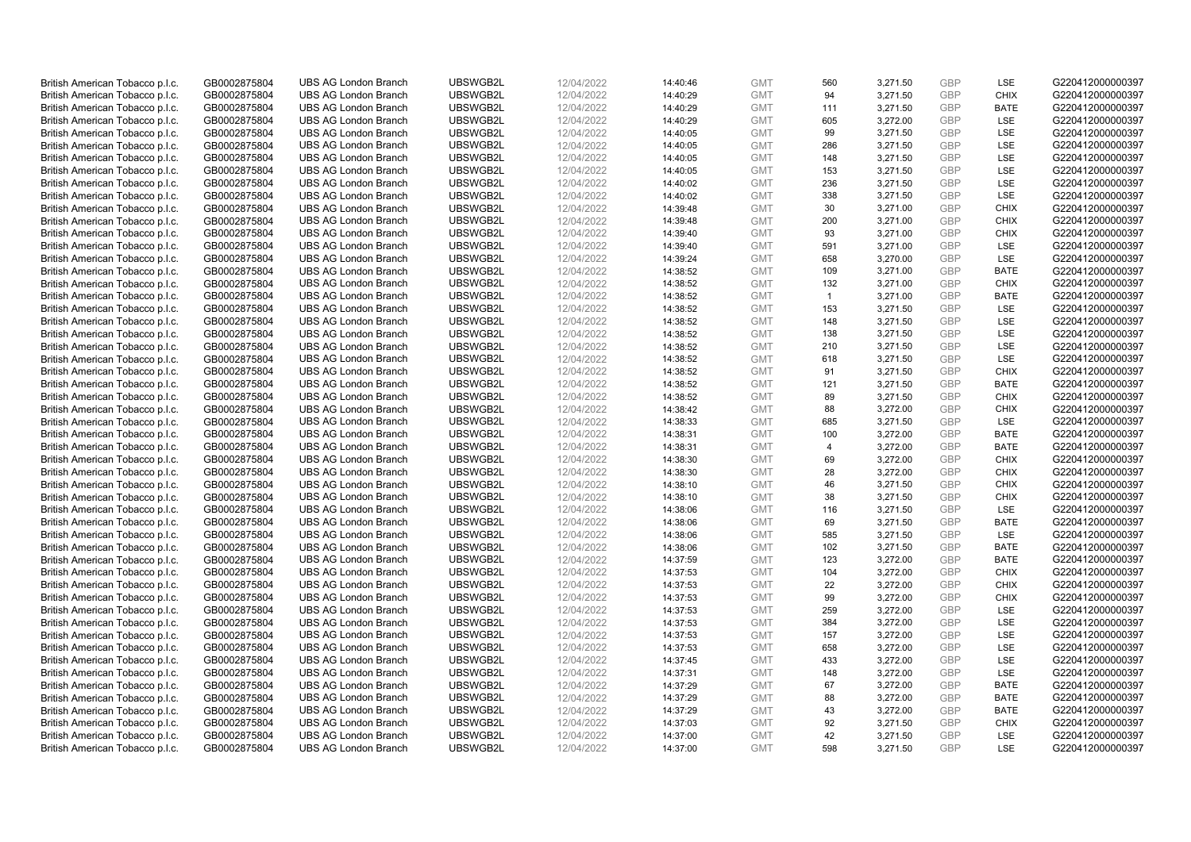| British American Tobacco p.l.c. | GB0002875804 | UBS AG London Branch | UBSWGB2L | 12/04/2022 | 14:40:46 | GMT | 560 | 3,271.50 | GBP | LSE | G220412000000397 |
|---|---|---|---|---|---|---|---|---|---|---|---|
| British American Tobacco p.l.c. | GB0002875804 | UBS AG London Branch | UBSWGB2L | 12/04/2022 | 14:40:29 | GMT | 94 | 3,271.50 | GBP | CHIX | G220412000000397 |
| British American Tobacco p.l.c. | GB0002875804 | UBS AG London Branch | UBSWGB2L | 12/04/2022 | 14:40:29 | GMT | 111 | 3,271.50 | GBP | BATE | G220412000000397 |
| British American Tobacco p.l.c. | GB0002875804 | UBS AG London Branch | UBSWGB2L | 12/04/2022 | 14:40:29 | GMT | 605 | 3,272.00 | GBP | LSE | G220412000000397 |
| British American Tobacco p.l.c. | GB0002875804 | UBS AG London Branch | UBSWGB2L | 12/04/2022 | 14:40:05 | GMT | 99 | 3,271.50 | GBP | LSE | G220412000000397 |
| British American Tobacco p.l.c. | GB0002875804 | UBS AG London Branch | UBSWGB2L | 12/04/2022 | 14:40:05 | GMT | 286 | 3,271.50 | GBP | LSE | G220412000000397 |
| British American Tobacco p.l.c. | GB0002875804 | UBS AG London Branch | UBSWGB2L | 12/04/2022 | 14:40:05 | GMT | 148 | 3,271.50 | GBP | LSE | G220412000000397 |
| British American Tobacco p.l.c. | GB0002875804 | UBS AG London Branch | UBSWGB2L | 12/04/2022 | 14:40:05 | GMT | 153 | 3,271.50 | GBP | LSE | G220412000000397 |
| British American Tobacco p.l.c. | GB0002875804 | UBS AG London Branch | UBSWGB2L | 12/04/2022 | 14:40:02 | GMT | 236 | 3,271.50 | GBP | LSE | G220412000000397 |
| British American Tobacco p.l.c. | GB0002875804 | UBS AG London Branch | UBSWGB2L | 12/04/2022 | 14:40:02 | GMT | 338 | 3,271.50 | GBP | LSE | G220412000000397 |
| British American Tobacco p.l.c. | GB0002875804 | UBS AG London Branch | UBSWGB2L | 12/04/2022 | 14:39:48 | GMT | 30 | 3,271.00 | GBP | CHIX | G220412000000397 |
| British American Tobacco p.l.c. | GB0002875804 | UBS AG London Branch | UBSWGB2L | 12/04/2022 | 14:39:48 | GMT | 200 | 3,271.00 | GBP | CHIX | G220412000000397 |
| British American Tobacco p.l.c. | GB0002875804 | UBS AG London Branch | UBSWGB2L | 12/04/2022 | 14:39:40 | GMT | 93 | 3,271.00 | GBP | CHIX | G220412000000397 |
| British American Tobacco p.l.c. | GB0002875804 | UBS AG London Branch | UBSWGB2L | 12/04/2022 | 14:39:40 | GMT | 591 | 3,271.00 | GBP | LSE | G220412000000397 |
| British American Tobacco p.l.c. | GB0002875804 | UBS AG London Branch | UBSWGB2L | 12/04/2022 | 14:39:24 | GMT | 658 | 3,270.00 | GBP | LSE | G220412000000397 |
| British American Tobacco p.l.c. | GB0002875804 | UBS AG London Branch | UBSWGB2L | 12/04/2022 | 14:38:52 | GMT | 109 | 3,271.00 | GBP | BATE | G220412000000397 |
| British American Tobacco p.l.c. | GB0002875804 | UBS AG London Branch | UBSWGB2L | 12/04/2022 | 14:38:52 | GMT | 132 | 3,271.00 | GBP | CHIX | G220412000000397 |
| British American Tobacco p.l.c. | GB0002875804 | UBS AG London Branch | UBSWGB2L | 12/04/2022 | 14:38:52 | GMT | 1 | 3,271.00 | GBP | BATE | G220412000000397 |
| British American Tobacco p.l.c. | GB0002875804 | UBS AG London Branch | UBSWGB2L | 12/04/2022 | 14:38:52 | GMT | 153 | 3,271.50 | GBP | LSE | G220412000000397 |
| British American Tobacco p.l.c. | GB0002875804 | UBS AG London Branch | UBSWGB2L | 12/04/2022 | 14:38:52 | GMT | 148 | 3,271.50 | GBP | LSE | G220412000000397 |
| British American Tobacco p.l.c. | GB0002875804 | UBS AG London Branch | UBSWGB2L | 12/04/2022 | 14:38:52 | GMT | 138 | 3,271.50 | GBP | LSE | G220412000000397 |
| British American Tobacco p.l.c. | GB0002875804 | UBS AG London Branch | UBSWGB2L | 12/04/2022 | 14:38:52 | GMT | 210 | 3,271.50 | GBP | LSE | G220412000000397 |
| British American Tobacco p.l.c. | GB0002875804 | UBS AG London Branch | UBSWGB2L | 12/04/2022 | 14:38:52 | GMT | 618 | 3,271.50 | GBP | LSE | G220412000000397 |
| British American Tobacco p.l.c. | GB0002875804 | UBS AG London Branch | UBSWGB2L | 12/04/2022 | 14:38:52 | GMT | 91 | 3,271.50 | GBP | CHIX | G220412000000397 |
| British American Tobacco p.l.c. | GB0002875804 | UBS AG London Branch | UBSWGB2L | 12/04/2022 | 14:38:52 | GMT | 121 | 3,271.50 | GBP | BATE | G220412000000397 |
| British American Tobacco p.l.c. | GB0002875804 | UBS AG London Branch | UBSWGB2L | 12/04/2022 | 14:38:52 | GMT | 89 | 3,271.50 | GBP | CHIX | G220412000000397 |
| British American Tobacco p.l.c. | GB0002875804 | UBS AG London Branch | UBSWGB2L | 12/04/2022 | 14:38:42 | GMT | 88 | 3,272.00 | GBP | CHIX | G220412000000397 |
| British American Tobacco p.l.c. | GB0002875804 | UBS AG London Branch | UBSWGB2L | 12/04/2022 | 14:38:33 | GMT | 685 | 3,271.50 | GBP | LSE | G220412000000397 |
| British American Tobacco p.l.c. | GB0002875804 | UBS AG London Branch | UBSWGB2L | 12/04/2022 | 14:38:31 | GMT | 100 | 3,272.00 | GBP | BATE | G220412000000397 |
| British American Tobacco p.l.c. | GB0002875804 | UBS AG London Branch | UBSWGB2L | 12/04/2022 | 14:38:31 | GMT | 4 | 3,272.00 | GBP | BATE | G220412000000397 |
| British American Tobacco p.l.c. | GB0002875804 | UBS AG London Branch | UBSWGB2L | 12/04/2022 | 14:38:30 | GMT | 69 | 3,272.00 | GBP | CHIX | G220412000000397 |
| British American Tobacco p.l.c. | GB0002875804 | UBS AG London Branch | UBSWGB2L | 12/04/2022 | 14:38:30 | GMT | 28 | 3,272.00 | GBP | CHIX | G220412000000397 |
| British American Tobacco p.l.c. | GB0002875804 | UBS AG London Branch | UBSWGB2L | 12/04/2022 | 14:38:10 | GMT | 46 | 3,271.50 | GBP | CHIX | G220412000000397 |
| British American Tobacco p.l.c. | GB0002875804 | UBS AG London Branch | UBSWGB2L | 12/04/2022 | 14:38:10 | GMT | 38 | 3,271.50 | GBP | CHIX | G220412000000397 |
| British American Tobacco p.l.c. | GB0002875804 | UBS AG London Branch | UBSWGB2L | 12/04/2022 | 14:38:06 | GMT | 116 | 3,271.50 | GBP | LSE | G220412000000397 |
| British American Tobacco p.l.c. | GB0002875804 | UBS AG London Branch | UBSWGB2L | 12/04/2022 | 14:38:06 | GMT | 69 | 3,271.50 | GBP | BATE | G220412000000397 |
| British American Tobacco p.l.c. | GB0002875804 | UBS AG London Branch | UBSWGB2L | 12/04/2022 | 14:38:06 | GMT | 585 | 3,271.50 | GBP | LSE | G220412000000397 |
| British American Tobacco p.l.c. | GB0002875804 | UBS AG London Branch | UBSWGB2L | 12/04/2022 | 14:38:06 | GMT | 102 | 3,271.50 | GBP | BATE | G220412000000397 |
| British American Tobacco p.l.c. | GB0002875804 | UBS AG London Branch | UBSWGB2L | 12/04/2022 | 14:37:59 | GMT | 123 | 3,272.00 | GBP | BATE | G220412000000397 |
| British American Tobacco p.l.c. | GB0002875804 | UBS AG London Branch | UBSWGB2L | 12/04/2022 | 14:37:53 | GMT | 104 | 3,272.00 | GBP | CHIX | G220412000000397 |
| British American Tobacco p.l.c. | GB0002875804 | UBS AG London Branch | UBSWGB2L | 12/04/2022 | 14:37:53 | GMT | 22 | 3,272.00 | GBP | CHIX | G220412000000397 |
| British American Tobacco p.l.c. | GB0002875804 | UBS AG London Branch | UBSWGB2L | 12/04/2022 | 14:37:53 | GMT | 99 | 3,272.00 | GBP | CHIX | G220412000000397 |
| British American Tobacco p.l.c. | GB0002875804 | UBS AG London Branch | UBSWGB2L | 12/04/2022 | 14:37:53 | GMT | 259 | 3,272.00 | GBP | LSE | G220412000000397 |
| British American Tobacco p.l.c. | GB0002875804 | UBS AG London Branch | UBSWGB2L | 12/04/2022 | 14:37:53 | GMT | 384 | 3,272.00 | GBP | LSE | G220412000000397 |
| British American Tobacco p.l.c. | GB0002875804 | UBS AG London Branch | UBSWGB2L | 12/04/2022 | 14:37:53 | GMT | 157 | 3,272.00 | GBP | LSE | G220412000000397 |
| British American Tobacco p.l.c. | GB0002875804 | UBS AG London Branch | UBSWGB2L | 12/04/2022 | 14:37:53 | GMT | 658 | 3,272.00 | GBP | LSE | G220412000000397 |
| British American Tobacco p.l.c. | GB0002875804 | UBS AG London Branch | UBSWGB2L | 12/04/2022 | 14:37:45 | GMT | 433 | 3,272.00 | GBP | LSE | G220412000000397 |
| British American Tobacco p.l.c. | GB0002875804 | UBS AG London Branch | UBSWGB2L | 12/04/2022 | 14:37:31 | GMT | 148 | 3,272.00 | GBP | LSE | G220412000000397 |
| British American Tobacco p.l.c. | GB0002875804 | UBS AG London Branch | UBSWGB2L | 12/04/2022 | 14:37:29 | GMT | 67 | 3,272.00 | GBP | BATE | G220412000000397 |
| British American Tobacco p.l.c. | GB0002875804 | UBS AG London Branch | UBSWGB2L | 12/04/2022 | 14:37:29 | GMT | 88 | 3,272.00 | GBP | BATE | G220412000000397 |
| British American Tobacco p.l.c. | GB0002875804 | UBS AG London Branch | UBSWGB2L | 12/04/2022 | 14:37:29 | GMT | 43 | 3,272.00 | GBP | BATE | G220412000000397 |
| British American Tobacco p.l.c. | GB0002875804 | UBS AG London Branch | UBSWGB2L | 12/04/2022 | 14:37:03 | GMT | 92 | 3,271.50 | GBP | CHIX | G220412000000397 |
| British American Tobacco p.l.c. | GB0002875804 | UBS AG London Branch | UBSWGB2L | 12/04/2022 | 14:37:00 | GMT | 42 | 3,271.50 | GBP | LSE | G220412000000397 |
| British American Tobacco p.l.c. | GB0002875804 | UBS AG London Branch | UBSWGB2L | 12/04/2022 | 14:37:00 | GMT | 598 | 3,271.50 | GBP | LSE | G220412000000397 |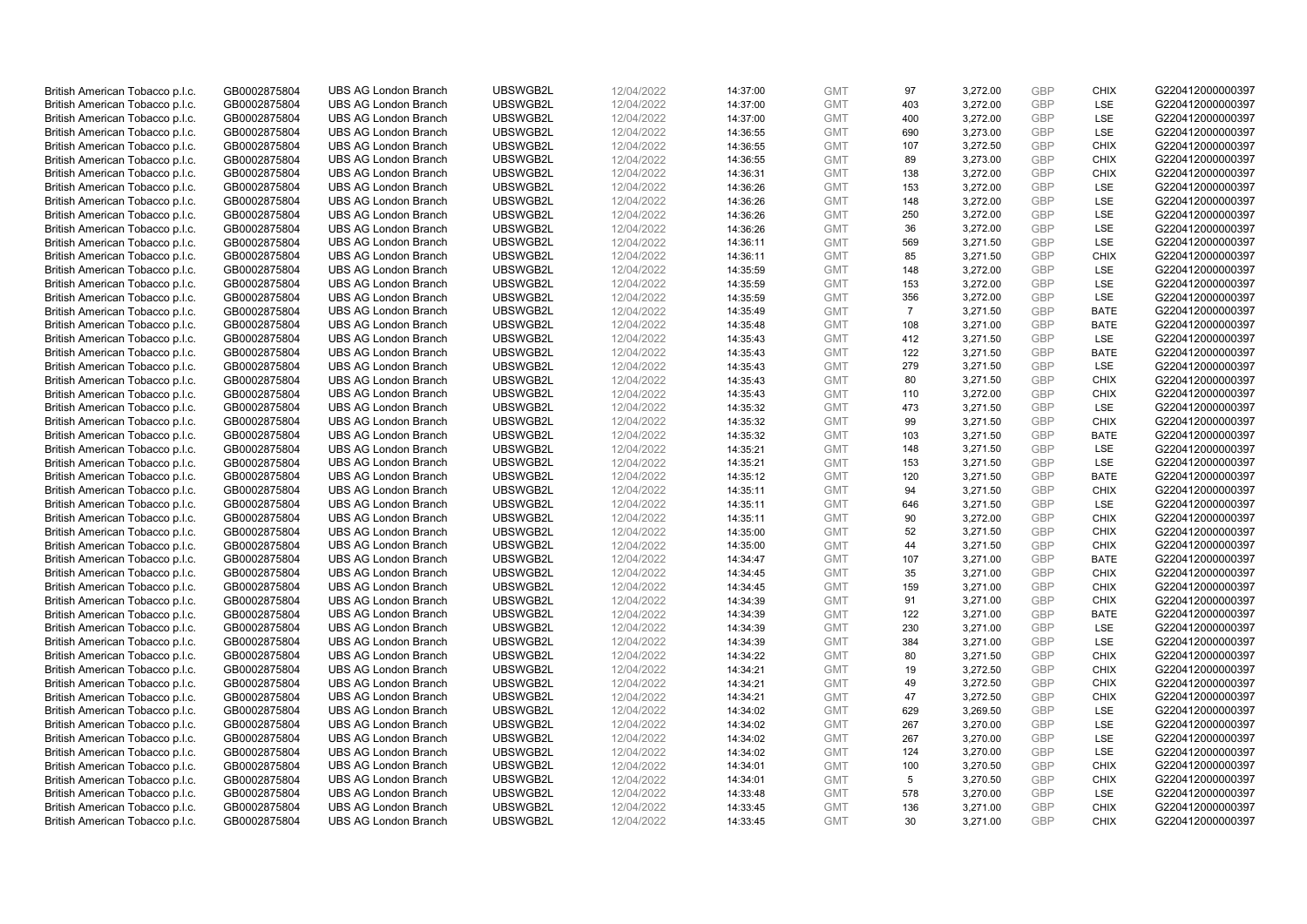| British American Tobacco p.l.c. | GB0002875804 | UBS AG London Branch | UBSWGB2L | 12/04/2022 | 14:37:00 | GMT | 97 | 3,272.00 | GBP | CHIX | G220412000000397 |
|---|---|---|---|---|---|---|---|---|---|---|---|
| British American Tobacco p.l.c. | GB0002875804 | UBS AG London Branch | UBSWGB2L | 12/04/2022 | 14:37:00 | GMT | 403 | 3,272.00 | GBP | LSE | G220412000000397 |
| British American Tobacco p.l.c. | GB0002875804 | UBS AG London Branch | UBSWGB2L | 12/04/2022 | 14:37:00 | GMT | 400 | 3,272.00 | GBP | LSE | G220412000000397 |
| British American Tobacco p.l.c. | GB0002875804 | UBS AG London Branch | UBSWGB2L | 12/04/2022 | 14:36:55 | GMT | 690 | 3,273.00 | GBP | LSE | G220412000000397 |
| British American Tobacco p.l.c. | GB0002875804 | UBS AG London Branch | UBSWGB2L | 12/04/2022 | 14:36:55 | GMT | 107 | 3,272.50 | GBP | CHIX | G220412000000397 |
| British American Tobacco p.l.c. | GB0002875804 | UBS AG London Branch | UBSWGB2L | 12/04/2022 | 14:36:55 | GMT | 89 | 3,273.00 | GBP | CHIX | G220412000000397 |
| British American Tobacco p.l.c. | GB0002875804 | UBS AG London Branch | UBSWGB2L | 12/04/2022 | 14:36:31 | GMT | 138 | 3,272.00 | GBP | CHIX | G220412000000397 |
| British American Tobacco p.l.c. | GB0002875804 | UBS AG London Branch | UBSWGB2L | 12/04/2022 | 14:36:26 | GMT | 153 | 3,272.00 | GBP | LSE | G220412000000397 |
| British American Tobacco p.l.c. | GB0002875804 | UBS AG London Branch | UBSWGB2L | 12/04/2022 | 14:36:26 | GMT | 148 | 3,272.00 | GBP | LSE | G220412000000397 |
| British American Tobacco p.l.c. | GB0002875804 | UBS AG London Branch | UBSWGB2L | 12/04/2022 | 14:36:26 | GMT | 250 | 3,272.00 | GBP | LSE | G220412000000397 |
| British American Tobacco p.l.c. | GB0002875804 | UBS AG London Branch | UBSWGB2L | 12/04/2022 | 14:36:26 | GMT | 36 | 3,272.00 | GBP | LSE | G220412000000397 |
| British American Tobacco p.l.c. | GB0002875804 | UBS AG London Branch | UBSWGB2L | 12/04/2022 | 14:36:11 | GMT | 569 | 3,271.50 | GBP | LSE | G220412000000397 |
| British American Tobacco p.l.c. | GB0002875804 | UBS AG London Branch | UBSWGB2L | 12/04/2022 | 14:36:11 | GMT | 85 | 3,271.50 | GBP | CHIX | G220412000000397 |
| British American Tobacco p.l.c. | GB0002875804 | UBS AG London Branch | UBSWGB2L | 12/04/2022 | 14:35:59 | GMT | 148 | 3,272.00 | GBP | LSE | G220412000000397 |
| British American Tobacco p.l.c. | GB0002875804 | UBS AG London Branch | UBSWGB2L | 12/04/2022 | 14:35:59 | GMT | 153 | 3,272.00 | GBP | LSE | G220412000000397 |
| British American Tobacco p.l.c. | GB0002875804 | UBS AG London Branch | UBSWGB2L | 12/04/2022 | 14:35:59 | GMT | 356 | 3,272.00 | GBP | LSE | G220412000000397 |
| British American Tobacco p.l.c. | GB0002875804 | UBS AG London Branch | UBSWGB2L | 12/04/2022 | 14:35:49 | GMT | 7 | 3,271.50 | GBP | BATE | G220412000000397 |
| British American Tobacco p.l.c. | GB0002875804 | UBS AG London Branch | UBSWGB2L | 12/04/2022 | 14:35:48 | GMT | 108 | 3,271.00 | GBP | BATE | G220412000000397 |
| British American Tobacco p.l.c. | GB0002875804 | UBS AG London Branch | UBSWGB2L | 12/04/2022 | 14:35:43 | GMT | 412 | 3,271.50 | GBP | LSE | G220412000000397 |
| British American Tobacco p.l.c. | GB0002875804 | UBS AG London Branch | UBSWGB2L | 12/04/2022 | 14:35:43 | GMT | 122 | 3,271.50 | GBP | BATE | G220412000000397 |
| British American Tobacco p.l.c. | GB0002875804 | UBS AG London Branch | UBSWGB2L | 12/04/2022 | 14:35:43 | GMT | 279 | 3,271.50 | GBP | LSE | G220412000000397 |
| British American Tobacco p.l.c. | GB0002875804 | UBS AG London Branch | UBSWGB2L | 12/04/2022 | 14:35:43 | GMT | 80 | 3,271.50 | GBP | CHIX | G220412000000397 |
| British American Tobacco p.l.c. | GB0002875804 | UBS AG London Branch | UBSWGB2L | 12/04/2022 | 14:35:43 | GMT | 110 | 3,272.00 | GBP | CHIX | G220412000000397 |
| British American Tobacco p.l.c. | GB0002875804 | UBS AG London Branch | UBSWGB2L | 12/04/2022 | 14:35:32 | GMT | 473 | 3,271.50 | GBP | LSE | G220412000000397 |
| British American Tobacco p.l.c. | GB0002875804 | UBS AG London Branch | UBSWGB2L | 12/04/2022 | 14:35:32 | GMT | 99 | 3,271.50 | GBP | CHIX | G220412000000397 |
| British American Tobacco p.l.c. | GB0002875804 | UBS AG London Branch | UBSWGB2L | 12/04/2022 | 14:35:32 | GMT | 103 | 3,271.50 | GBP | BATE | G220412000000397 |
| British American Tobacco p.l.c. | GB0002875804 | UBS AG London Branch | UBSWGB2L | 12/04/2022 | 14:35:21 | GMT | 148 | 3,271.50 | GBP | LSE | G220412000000397 |
| British American Tobacco p.l.c. | GB0002875804 | UBS AG London Branch | UBSWGB2L | 12/04/2022 | 14:35:21 | GMT | 153 | 3,271.50 | GBP | LSE | G220412000000397 |
| British American Tobacco p.l.c. | GB0002875804 | UBS AG London Branch | UBSWGB2L | 12/04/2022 | 14:35:12 | GMT | 120 | 3,271.50 | GBP | BATE | G220412000000397 |
| British American Tobacco p.l.c. | GB0002875804 | UBS AG London Branch | UBSWGB2L | 12/04/2022 | 14:35:11 | GMT | 94 | 3,271.50 | GBP | CHIX | G220412000000397 |
| British American Tobacco p.l.c. | GB0002875804 | UBS AG London Branch | UBSWGB2L | 12/04/2022 | 14:35:11 | GMT | 646 | 3,271.50 | GBP | LSE | G220412000000397 |
| British American Tobacco p.l.c. | GB0002875804 | UBS AG London Branch | UBSWGB2L | 12/04/2022 | 14:35:11 | GMT | 90 | 3,272.00 | GBP | CHIX | G220412000000397 |
| British American Tobacco p.l.c. | GB0002875804 | UBS AG London Branch | UBSWGB2L | 12/04/2022 | 14:35:00 | GMT | 52 | 3,271.50 | GBP | CHIX | G220412000000397 |
| British American Tobacco p.l.c. | GB0002875804 | UBS AG London Branch | UBSWGB2L | 12/04/2022 | 14:35:00 | GMT | 44 | 3,271.50 | GBP | CHIX | G220412000000397 |
| British American Tobacco p.l.c. | GB0002875804 | UBS AG London Branch | UBSWGB2L | 12/04/2022 | 14:34:47 | GMT | 107 | 3,271.00 | GBP | BATE | G220412000000397 |
| British American Tobacco p.l.c. | GB0002875804 | UBS AG London Branch | UBSWGB2L | 12/04/2022 | 14:34:45 | GMT | 35 | 3,271.00 | GBP | CHIX | G220412000000397 |
| British American Tobacco p.l.c. | GB0002875804 | UBS AG London Branch | UBSWGB2L | 12/04/2022 | 14:34:45 | GMT | 159 | 3,271.00 | GBP | CHIX | G220412000000397 |
| British American Tobacco p.l.c. | GB0002875804 | UBS AG London Branch | UBSWGB2L | 12/04/2022 | 14:34:39 | GMT | 91 | 3,271.00 | GBP | CHIX | G220412000000397 |
| British American Tobacco p.l.c. | GB0002875804 | UBS AG London Branch | UBSWGB2L | 12/04/2022 | 14:34:39 | GMT | 122 | 3,271.00 | GBP | BATE | G220412000000397 |
| British American Tobacco p.l.c. | GB0002875804 | UBS AG London Branch | UBSWGB2L | 12/04/2022 | 14:34:39 | GMT | 230 | 3,271.00 | GBP | LSE | G220412000000397 |
| British American Tobacco p.l.c. | GB0002875804 | UBS AG London Branch | UBSWGB2L | 12/04/2022 | 14:34:39 | GMT | 384 | 3,271.00 | GBP | LSE | G220412000000397 |
| British American Tobacco p.l.c. | GB0002875804 | UBS AG London Branch | UBSWGB2L | 12/04/2022 | 14:34:22 | GMT | 80 | 3,271.50 | GBP | CHIX | G220412000000397 |
| British American Tobacco p.l.c. | GB0002875804 | UBS AG London Branch | UBSWGB2L | 12/04/2022 | 14:34:21 | GMT | 19 | 3,272.50 | GBP | CHIX | G220412000000397 |
| British American Tobacco p.l.c. | GB0002875804 | UBS AG London Branch | UBSWGB2L | 12/04/2022 | 14:34:21 | GMT | 49 | 3,272.50 | GBP | CHIX | G220412000000397 |
| British American Tobacco p.l.c. | GB0002875804 | UBS AG London Branch | UBSWGB2L | 12/04/2022 | 14:34:21 | GMT | 47 | 3,272.50 | GBP | CHIX | G220412000000397 |
| British American Tobacco p.l.c. | GB0002875804 | UBS AG London Branch | UBSWGB2L | 12/04/2022 | 14:34:02 | GMT | 629 | 3,269.50 | GBP | LSE | G220412000000397 |
| British American Tobacco p.l.c. | GB0002875804 | UBS AG London Branch | UBSWGB2L | 12/04/2022 | 14:34:02 | GMT | 267 | 3,270.00 | GBP | LSE | G220412000000397 |
| British American Tobacco p.l.c. | GB0002875804 | UBS AG London Branch | UBSWGB2L | 12/04/2022 | 14:34:02 | GMT | 267 | 3,270.00 | GBP | LSE | G220412000000397 |
| British American Tobacco p.l.c. | GB0002875804 | UBS AG London Branch | UBSWGB2L | 12/04/2022 | 14:34:02 | GMT | 124 | 3,270.00 | GBP | LSE | G220412000000397 |
| British American Tobacco p.l.c. | GB0002875804 | UBS AG London Branch | UBSWGB2L | 12/04/2022 | 14:34:01 | GMT | 100 | 3,270.50 | GBP | CHIX | G220412000000397 |
| British American Tobacco p.l.c. | GB0002875804 | UBS AG London Branch | UBSWGB2L | 12/04/2022 | 14:34:01 | GMT | 5 | 3,270.50 | GBP | CHIX | G220412000000397 |
| British American Tobacco p.l.c. | GB0002875804 | UBS AG London Branch | UBSWGB2L | 12/04/2022 | 14:33:48 | GMT | 578 | 3,270.00 | GBP | LSE | G220412000000397 |
| British American Tobacco p.l.c. | GB0002875804 | UBS AG London Branch | UBSWGB2L | 12/04/2022 | 14:33:45 | GMT | 136 | 3,271.00 | GBP | CHIX | G220412000000397 |
| British American Tobacco p.l.c. | GB0002875804 | UBS AG London Branch | UBSWGB2L | 12/04/2022 | 14:33:45 | GMT | 30 | 3,271.00 | GBP | CHIX | G220412000000397 |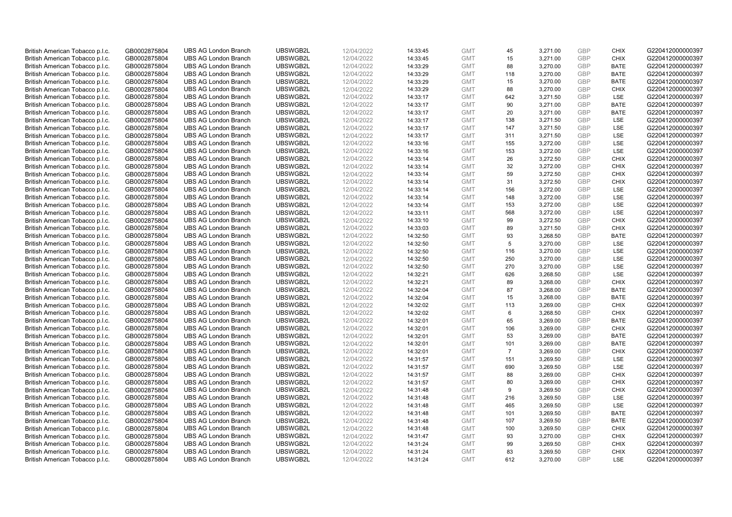| British American Tobacco p.l.c. | GB0002875804 | UBS AG London Branch | UBSWGB2L | 12/04/2022 | 14:33:45 | GMT | 45 | 3,271.00 | GBP | CHIX | G220412000000397 |
|---|---|---|---|---|---|---|---|---|---|---|---|
| British American Tobacco p.l.c. | GB0002875804 | UBS AG London Branch | UBSWGB2L | 12/04/2022 | 14:33:45 | GMT | 15 | 3,271.00 | GBP | CHIX | G220412000000397 |
| British American Tobacco p.l.c. | GB0002875804 | UBS AG London Branch | UBSWGB2L | 12/04/2022 | 14:33:29 | GMT | 88 | 3,270.00 | GBP | BATE | G220412000000397 |
| British American Tobacco p.l.c. | GB0002875804 | UBS AG London Branch | UBSWGB2L | 12/04/2022 | 14:33:29 | GMT | 118 | 3,270.00 | GBP | BATE | G220412000000397 |
| British American Tobacco p.l.c. | GB0002875804 | UBS AG London Branch | UBSWGB2L | 12/04/2022 | 14:33:29 | GMT | 15 | 3,270.00 | GBP | BATE | G220412000000397 |
| British American Tobacco p.l.c. | GB0002875804 | UBS AG London Branch | UBSWGB2L | 12/04/2022 | 14:33:29 | GMT | 88 | 3,270.00 | GBP | CHIX | G220412000000397 |
| British American Tobacco p.l.c. | GB0002875804 | UBS AG London Branch | UBSWGB2L | 12/04/2022 | 14:33:17 | GMT | 642 | 3,271.50 | GBP | LSE | G220412000000397 |
| British American Tobacco p.l.c. | GB0002875804 | UBS AG London Branch | UBSWGB2L | 12/04/2022 | 14:33:17 | GMT | 90 | 3,271.00 | GBP | BATE | G220412000000397 |
| British American Tobacco p.l.c. | GB0002875804 | UBS AG London Branch | UBSWGB2L | 12/04/2022 | 14:33:17 | GMT | 20 | 3,271.00 | GBP | BATE | G220412000000397 |
| British American Tobacco p.l.c. | GB0002875804 | UBS AG London Branch | UBSWGB2L | 12/04/2022 | 14:33:17 | GMT | 138 | 3,271.50 | GBP | LSE | G220412000000397 |
| British American Tobacco p.l.c. | GB0002875804 | UBS AG London Branch | UBSWGB2L | 12/04/2022 | 14:33:17 | GMT | 147 | 3,271.50 | GBP | LSE | G220412000000397 |
| British American Tobacco p.l.c. | GB0002875804 | UBS AG London Branch | UBSWGB2L | 12/04/2022 | 14:33:17 | GMT | 311 | 3,271.50 | GBP | LSE | G220412000000397 |
| British American Tobacco p.l.c. | GB0002875804 | UBS AG London Branch | UBSWGB2L | 12/04/2022 | 14:33:16 | GMT | 155 | 3,272.00 | GBP | LSE | G220412000000397 |
| British American Tobacco p.l.c. | GB0002875804 | UBS AG London Branch | UBSWGB2L | 12/04/2022 | 14:33:16 | GMT | 153 | 3,272.00 | GBP | LSE | G220412000000397 |
| British American Tobacco p.l.c. | GB0002875804 | UBS AG London Branch | UBSWGB2L | 12/04/2022 | 14:33:14 | GMT | 26 | 3,272.50 | GBP | CHIX | G220412000000397 |
| British American Tobacco p.l.c. | GB0002875804 | UBS AG London Branch | UBSWGB2L | 12/04/2022 | 14:33:14 | GMT | 32 | 3,272.00 | GBP | CHIX | G220412000000397 |
| British American Tobacco p.l.c. | GB0002875804 | UBS AG London Branch | UBSWGB2L | 12/04/2022 | 14:33:14 | GMT | 59 | 3,272.50 | GBP | CHIX | G220412000000397 |
| British American Tobacco p.l.c. | GB0002875804 | UBS AG London Branch | UBSWGB2L | 12/04/2022 | 14:33:14 | GMT | 31 | 3,272.50 | GBP | CHIX | G220412000000397 |
| British American Tobacco p.l.c. | GB0002875804 | UBS AG London Branch | UBSWGB2L | 12/04/2022 | 14:33:14 | GMT | 156 | 3,272.00 | GBP | LSE | G220412000000397 |
| British American Tobacco p.l.c. | GB0002875804 | UBS AG London Branch | UBSWGB2L | 12/04/2022 | 14:33:14 | GMT | 148 | 3,272.00 | GBP | LSE | G220412000000397 |
| British American Tobacco p.l.c. | GB0002875804 | UBS AG London Branch | UBSWGB2L | 12/04/2022 | 14:33:14 | GMT | 153 | 3,272.00 | GBP | LSE | G220412000000397 |
| British American Tobacco p.l.c. | GB0002875804 | UBS AG London Branch | UBSWGB2L | 12/04/2022 | 14:33:11 | GMT | 568 | 3,272.00 | GBP | LSE | G220412000000397 |
| British American Tobacco p.l.c. | GB0002875804 | UBS AG London Branch | UBSWGB2L | 12/04/2022 | 14:33:10 | GMT | 99 | 3,272.50 | GBP | CHIX | G220412000000397 |
| British American Tobacco p.l.c. | GB0002875804 | UBS AG London Branch | UBSWGB2L | 12/04/2022 | 14:33:03 | GMT | 89 | 3,271.50 | GBP | CHIX | G220412000000397 |
| British American Tobacco p.l.c. | GB0002875804 | UBS AG London Branch | UBSWGB2L | 12/04/2022 | 14:32:50 | GMT | 93 | 3,268.50 | GBP | BATE | G220412000000397 |
| British American Tobacco p.l.c. | GB0002875804 | UBS AG London Branch | UBSWGB2L | 12/04/2022 | 14:32:50 | GMT | 5 | 3,270.00 | GBP | LSE | G220412000000397 |
| British American Tobacco p.l.c. | GB0002875804 | UBS AG London Branch | UBSWGB2L | 12/04/2022 | 14:32:50 | GMT | 116 | 3,270.00 | GBP | LSE | G220412000000397 |
| British American Tobacco p.l.c. | GB0002875804 | UBS AG London Branch | UBSWGB2L | 12/04/2022 | 14:32:50 | GMT | 250 | 3,270.00 | GBP | LSE | G220412000000397 |
| British American Tobacco p.l.c. | GB0002875804 | UBS AG London Branch | UBSWGB2L | 12/04/2022 | 14:32:50 | GMT | 270 | 3,270.00 | GBP | LSE | G220412000000397 |
| British American Tobacco p.l.c. | GB0002875804 | UBS AG London Branch | UBSWGB2L | 12/04/2022 | 14:32:21 | GMT | 626 | 3,268.50 | GBP | LSE | G220412000000397 |
| British American Tobacco p.l.c. | GB0002875804 | UBS AG London Branch | UBSWGB2L | 12/04/2022 | 14:32:21 | GMT | 89 | 3,268.00 | GBP | CHIX | G220412000000397 |
| British American Tobacco p.l.c. | GB0002875804 | UBS AG London Branch | UBSWGB2L | 12/04/2022 | 14:32:04 | GMT | 87 | 3,268.00 | GBP | BATE | G220412000000397 |
| British American Tobacco p.l.c. | GB0002875804 | UBS AG London Branch | UBSWGB2L | 12/04/2022 | 14:32:04 | GMT | 15 | 3,268.00 | GBP | BATE | G220412000000397 |
| British American Tobacco p.l.c. | GB0002875804 | UBS AG London Branch | UBSWGB2L | 12/04/2022 | 14:32:02 | GMT | 113 | 3,269.00 | GBP | CHIX | G220412000000397 |
| British American Tobacco p.l.c. | GB0002875804 | UBS AG London Branch | UBSWGB2L | 12/04/2022 | 14:32:02 | GMT | 6 | 3,268.50 | GBP | CHIX | G220412000000397 |
| British American Tobacco p.l.c. | GB0002875804 | UBS AG London Branch | UBSWGB2L | 12/04/2022 | 14:32:01 | GMT | 65 | 3,269.00 | GBP | BATE | G220412000000397 |
| British American Tobacco p.l.c. | GB0002875804 | UBS AG London Branch | UBSWGB2L | 12/04/2022 | 14:32:01 | GMT | 106 | 3,269.00 | GBP | CHIX | G220412000000397 |
| British American Tobacco p.l.c. | GB0002875804 | UBS AG London Branch | UBSWGB2L | 12/04/2022 | 14:32:01 | GMT | 53 | 3,269.00 | GBP | BATE | G220412000000397 |
| British American Tobacco p.l.c. | GB0002875804 | UBS AG London Branch | UBSWGB2L | 12/04/2022 | 14:32:01 | GMT | 101 | 3,269.00 | GBP | BATE | G220412000000397 |
| British American Tobacco p.l.c. | GB0002875804 | UBS AG London Branch | UBSWGB2L | 12/04/2022 | 14:32:01 | GMT | 7 | 3,269.00 | GBP | CHIX | G220412000000397 |
| British American Tobacco p.l.c. | GB0002875804 | UBS AG London Branch | UBSWGB2L | 12/04/2022 | 14:31:57 | GMT | 151 | 3,269.50 | GBP | LSE | G220412000000397 |
| British American Tobacco p.l.c. | GB0002875804 | UBS AG London Branch | UBSWGB2L | 12/04/2022 | 14:31:57 | GMT | 690 | 3,269.50 | GBP | LSE | G220412000000397 |
| British American Tobacco p.l.c. | GB0002875804 | UBS AG London Branch | UBSWGB2L | 12/04/2022 | 14:31:57 | GMT | 88 | 3,269.00 | GBP | CHIX | G220412000000397 |
| British American Tobacco p.l.c. | GB0002875804 | UBS AG London Branch | UBSWGB2L | 12/04/2022 | 14:31:57 | GMT | 80 | 3,269.00 | GBP | CHIX | G220412000000397 |
| British American Tobacco p.l.c. | GB0002875804 | UBS AG London Branch | UBSWGB2L | 12/04/2022 | 14:31:48 | GMT | 9 | 3,269.50 | GBP | CHIX | G220412000000397 |
| British American Tobacco p.l.c. | GB0002875804 | UBS AG London Branch | UBSWGB2L | 12/04/2022 | 14:31:48 | GMT | 216 | 3,269.50 | GBP | LSE | G220412000000397 |
| British American Tobacco p.l.c. | GB0002875804 | UBS AG London Branch | UBSWGB2L | 12/04/2022 | 14:31:48 | GMT | 465 | 3,269.50 | GBP | LSE | G220412000000397 |
| British American Tobacco p.l.c. | GB0002875804 | UBS AG London Branch | UBSWGB2L | 12/04/2022 | 14:31:48 | GMT | 101 | 3,269.50 | GBP | BATE | G220412000000397 |
| British American Tobacco p.l.c. | GB0002875804 | UBS AG London Branch | UBSWGB2L | 12/04/2022 | 14:31:48 | GMT | 107 | 3,269.50 | GBP | BATE | G220412000000397 |
| British American Tobacco p.l.c. | GB0002875804 | UBS AG London Branch | UBSWGB2L | 12/04/2022 | 14:31:48 | GMT | 100 | 3,269.50 | GBP | CHIX | G220412000000397 |
| British American Tobacco p.l.c. | GB0002875804 | UBS AG London Branch | UBSWGB2L | 12/04/2022 | 14:31:47 | GMT | 93 | 3,270.00 | GBP | CHIX | G220412000000397 |
| British American Tobacco p.l.c. | GB0002875804 | UBS AG London Branch | UBSWGB2L | 12/04/2022 | 14:31:24 | GMT | 99 | 3,269.50 | GBP | CHIX | G220412000000397 |
| British American Tobacco p.l.c. | GB0002875804 | UBS AG London Branch | UBSWGB2L | 12/04/2022 | 14:31:24 | GMT | 83 | 3,269.50 | GBP | CHIX | G220412000000397 |
| British American Tobacco p.l.c. | GB0002875804 | UBS AG London Branch | UBSWGB2L | 12/04/2022 | 14:31:24 | GMT | 612 | 3,270.00 | GBP | LSE | G220412000000397 |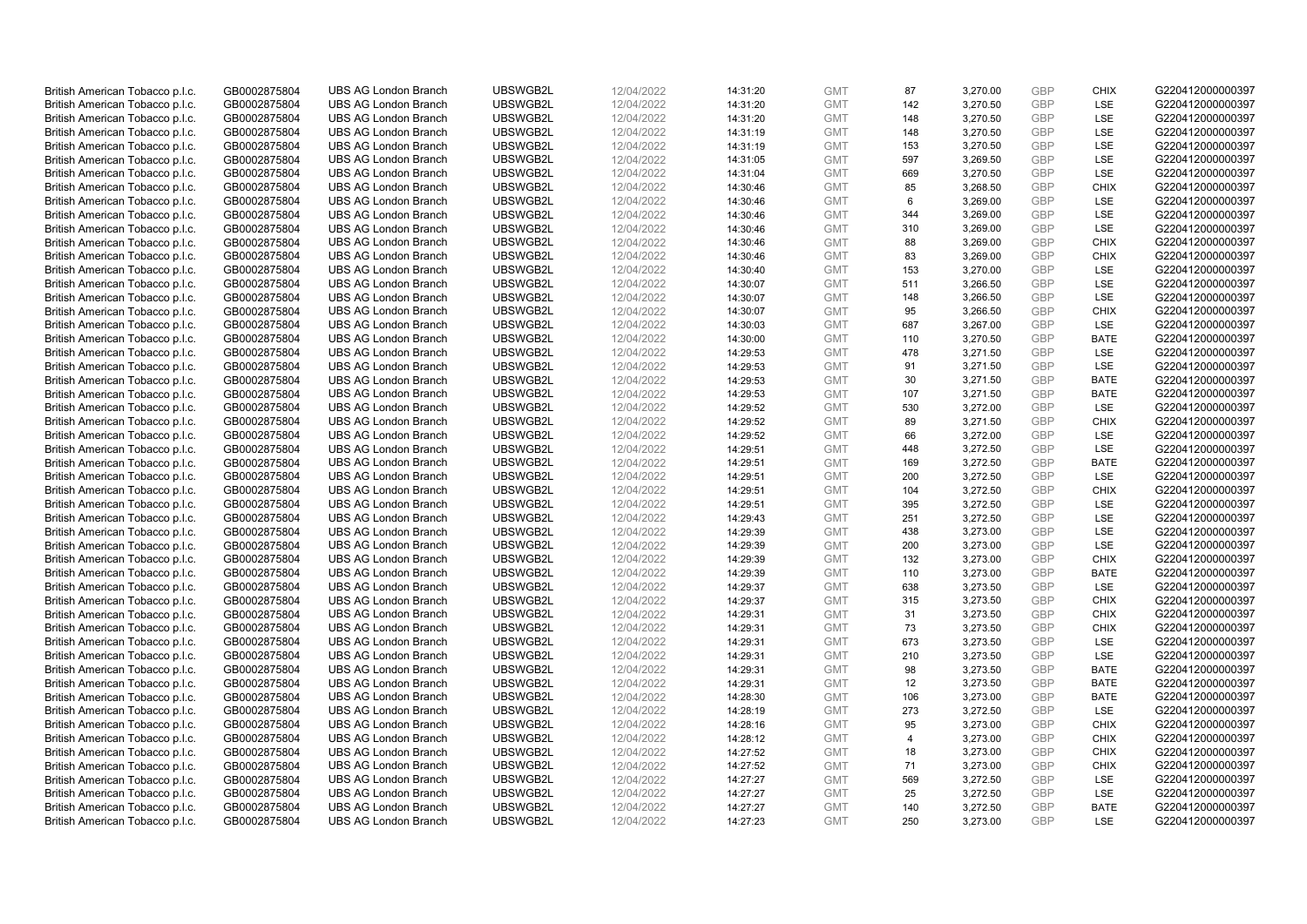| British American Tobacco p.l.c. | GB0002875804 | UBS AG London Branch | UBSWGB2L | 12/04/2022 | 14:31:20 | GMT | 87 | 3,270.00 | GBP | CHIX | G220412000000397 |
|---|---|---|---|---|---|---|---|---|---|---|---|
| British American Tobacco p.l.c. | GB0002875804 | UBS AG London Branch | UBSWGB2L | 12/04/2022 | 14:31:20 | GMT | 142 | 3,270.50 | GBP | LSE | G220412000000397 |
| British American Tobacco p.l.c. | GB0002875804 | UBS AG London Branch | UBSWGB2L | 12/04/2022 | 14:31:20 | GMT | 148 | 3,270.50 | GBP | LSE | G220412000000397 |
| British American Tobacco p.l.c. | GB0002875804 | UBS AG London Branch | UBSWGB2L | 12/04/2022 | 14:31:19 | GMT | 148 | 3,270.50 | GBP | LSE | G220412000000397 |
| British American Tobacco p.l.c. | GB0002875804 | UBS AG London Branch | UBSWGB2L | 12/04/2022 | 14:31:19 | GMT | 153 | 3,270.50 | GBP | LSE | G220412000000397 |
| British American Tobacco p.l.c. | GB0002875804 | UBS AG London Branch | UBSWGB2L | 12/04/2022 | 14:31:05 | GMT | 597 | 3,269.50 | GBP | LSE | G220412000000397 |
| British American Tobacco p.l.c. | GB0002875804 | UBS AG London Branch | UBSWGB2L | 12/04/2022 | 14:31:04 | GMT | 669 | 3,270.50 | GBP | LSE | G220412000000397 |
| British American Tobacco p.l.c. | GB0002875804 | UBS AG London Branch | UBSWGB2L | 12/04/2022 | 14:30:46 | GMT | 85 | 3,268.50 | GBP | CHIX | G220412000000397 |
| British American Tobacco p.l.c. | GB0002875804 | UBS AG London Branch | UBSWGB2L | 12/04/2022 | 14:30:46 | GMT | 6 | 3,269.00 | GBP | LSE | G220412000000397 |
| British American Tobacco p.l.c. | GB0002875804 | UBS AG London Branch | UBSWGB2L | 12/04/2022 | 14:30:46 | GMT | 344 | 3,269.00 | GBP | LSE | G220412000000397 |
| British American Tobacco p.l.c. | GB0002875804 | UBS AG London Branch | UBSWGB2L | 12/04/2022 | 14:30:46 | GMT | 310 | 3,269.00 | GBP | LSE | G220412000000397 |
| British American Tobacco p.l.c. | GB0002875804 | UBS AG London Branch | UBSWGB2L | 12/04/2022 | 14:30:46 | GMT | 88 | 3,269.00 | GBP | CHIX | G220412000000397 |
| British American Tobacco p.l.c. | GB0002875804 | UBS AG London Branch | UBSWGB2L | 12/04/2022 | 14:30:46 | GMT | 83 | 3,269.00 | GBP | CHIX | G220412000000397 |
| British American Tobacco p.l.c. | GB0002875804 | UBS AG London Branch | UBSWGB2L | 12/04/2022 | 14:30:40 | GMT | 153 | 3,270.00 | GBP | LSE | G220412000000397 |
| British American Tobacco p.l.c. | GB0002875804 | UBS AG London Branch | UBSWGB2L | 12/04/2022 | 14:30:07 | GMT | 511 | 3,266.50 | GBP | LSE | G220412000000397 |
| British American Tobacco p.l.c. | GB0002875804 | UBS AG London Branch | UBSWGB2L | 12/04/2022 | 14:30:07 | GMT | 148 | 3,266.50 | GBP | LSE | G220412000000397 |
| British American Tobacco p.l.c. | GB0002875804 | UBS AG London Branch | UBSWGB2L | 12/04/2022 | 14:30:07 | GMT | 95 | 3,266.50 | GBP | CHIX | G220412000000397 |
| British American Tobacco p.l.c. | GB0002875804 | UBS AG London Branch | UBSWGB2L | 12/04/2022 | 14:30:03 | GMT | 687 | 3,267.00 | GBP | LSE | G220412000000397 |
| British American Tobacco p.l.c. | GB0002875804 | UBS AG London Branch | UBSWGB2L | 12/04/2022 | 14:30:00 | GMT | 110 | 3,270.50 | GBP | BATE | G220412000000397 |
| British American Tobacco p.l.c. | GB0002875804 | UBS AG London Branch | UBSWGB2L | 12/04/2022 | 14:29:53 | GMT | 478 | 3,271.50 | GBP | LSE | G220412000000397 |
| British American Tobacco p.l.c. | GB0002875804 | UBS AG London Branch | UBSWGB2L | 12/04/2022 | 14:29:53 | GMT | 91 | 3,271.50 | GBP | LSE | G220412000000397 |
| British American Tobacco p.l.c. | GB0002875804 | UBS AG London Branch | UBSWGB2L | 12/04/2022 | 14:29:53 | GMT | 30 | 3,271.50 | GBP | BATE | G220412000000397 |
| British American Tobacco p.l.c. | GB0002875804 | UBS AG London Branch | UBSWGB2L | 12/04/2022 | 14:29:53 | GMT | 107 | 3,271.50 | GBP | BATE | G220412000000397 |
| British American Tobacco p.l.c. | GB0002875804 | UBS AG London Branch | UBSWGB2L | 12/04/2022 | 14:29:52 | GMT | 530 | 3,272.00 | GBP | LSE | G220412000000397 |
| British American Tobacco p.l.c. | GB0002875804 | UBS AG London Branch | UBSWGB2L | 12/04/2022 | 14:29:52 | GMT | 89 | 3,271.50 | GBP | CHIX | G220412000000397 |
| British American Tobacco p.l.c. | GB0002875804 | UBS AG London Branch | UBSWGB2L | 12/04/2022 | 14:29:52 | GMT | 66 | 3,272.00 | GBP | LSE | G220412000000397 |
| British American Tobacco p.l.c. | GB0002875804 | UBS AG London Branch | UBSWGB2L | 12/04/2022 | 14:29:51 | GMT | 448 | 3,272.50 | GBP | LSE | G220412000000397 |
| British American Tobacco p.l.c. | GB0002875804 | UBS AG London Branch | UBSWGB2L | 12/04/2022 | 14:29:51 | GMT | 169 | 3,272.50 | GBP | BATE | G220412000000397 |
| British American Tobacco p.l.c. | GB0002875804 | UBS AG London Branch | UBSWGB2L | 12/04/2022 | 14:29:51 | GMT | 200 | 3,272.50 | GBP | LSE | G220412000000397 |
| British American Tobacco p.l.c. | GB0002875804 | UBS AG London Branch | UBSWGB2L | 12/04/2022 | 14:29:51 | GMT | 104 | 3,272.50 | GBP | CHIX | G220412000000397 |
| British American Tobacco p.l.c. | GB0002875804 | UBS AG London Branch | UBSWGB2L | 12/04/2022 | 14:29:51 | GMT | 395 | 3,272.50 | GBP | LSE | G220412000000397 |
| British American Tobacco p.l.c. | GB0002875804 | UBS AG London Branch | UBSWGB2L | 12/04/2022 | 14:29:43 | GMT | 251 | 3,272.50 | GBP | LSE | G220412000000397 |
| British American Tobacco p.l.c. | GB0002875804 | UBS AG London Branch | UBSWGB2L | 12/04/2022 | 14:29:39 | GMT | 438 | 3,273.00 | GBP | LSE | G220412000000397 |
| British American Tobacco p.l.c. | GB0002875804 | UBS AG London Branch | UBSWGB2L | 12/04/2022 | 14:29:39 | GMT | 200 | 3,273.00 | GBP | LSE | G220412000000397 |
| British American Tobacco p.l.c. | GB0002875804 | UBS AG London Branch | UBSWGB2L | 12/04/2022 | 14:29:39 | GMT | 132 | 3,273.00 | GBP | CHIX | G220412000000397 |
| British American Tobacco p.l.c. | GB0002875804 | UBS AG London Branch | UBSWGB2L | 12/04/2022 | 14:29:39 | GMT | 110 | 3,273.00 | GBP | BATE | G220412000000397 |
| British American Tobacco p.l.c. | GB0002875804 | UBS AG London Branch | UBSWGB2L | 12/04/2022 | 14:29:37 | GMT | 638 | 3,273.50 | GBP | LSE | G220412000000397 |
| British American Tobacco p.l.c. | GB0002875804 | UBS AG London Branch | UBSWGB2L | 12/04/2022 | 14:29:37 | GMT | 315 | 3,273.50 | GBP | CHIX | G220412000000397 |
| British American Tobacco p.l.c. | GB0002875804 | UBS AG London Branch | UBSWGB2L | 12/04/2022 | 14:29:31 | GMT | 31 | 3,273.50 | GBP | CHIX | G220412000000397 |
| British American Tobacco p.l.c. | GB0002875804 | UBS AG London Branch | UBSWGB2L | 12/04/2022 | 14:29:31 | GMT | 73 | 3,273.50 | GBP | CHIX | G220412000000397 |
| British American Tobacco p.l.c. | GB0002875804 | UBS AG London Branch | UBSWGB2L | 12/04/2022 | 14:29:31 | GMT | 673 | 3,273.50 | GBP | LSE | G220412000000397 |
| British American Tobacco p.l.c. | GB0002875804 | UBS AG London Branch | UBSWGB2L | 12/04/2022 | 14:29:31 | GMT | 210 | 3,273.50 | GBP | LSE | G220412000000397 |
| British American Tobacco p.l.c. | GB0002875804 | UBS AG London Branch | UBSWGB2L | 12/04/2022 | 14:29:31 | GMT | 98 | 3,273.50 | GBP | BATE | G220412000000397 |
| British American Tobacco p.l.c. | GB0002875804 | UBS AG London Branch | UBSWGB2L | 12/04/2022 | 14:29:31 | GMT | 12 | 3,273.50 | GBP | BATE | G220412000000397 |
| British American Tobacco p.l.c. | GB0002875804 | UBS AG London Branch | UBSWGB2L | 12/04/2022 | 14:28:30 | GMT | 106 | 3,273.00 | GBP | BATE | G220412000000397 |
| British American Tobacco p.l.c. | GB0002875804 | UBS AG London Branch | UBSWGB2L | 12/04/2022 | 14:28:19 | GMT | 273 | 3,272.50 | GBP | LSE | G220412000000397 |
| British American Tobacco p.l.c. | GB0002875804 | UBS AG London Branch | UBSWGB2L | 12/04/2022 | 14:28:16 | GMT | 95 | 3,273.00 | GBP | CHIX | G220412000000397 |
| British American Tobacco p.l.c. | GB0002875804 | UBS AG London Branch | UBSWGB2L | 12/04/2022 | 14:28:12 | GMT | 4 | 3,273.00 | GBP | CHIX | G220412000000397 |
| British American Tobacco p.l.c. | GB0002875804 | UBS AG London Branch | UBSWGB2L | 12/04/2022 | 14:27:52 | GMT | 18 | 3,273.00 | GBP | CHIX | G220412000000397 |
| British American Tobacco p.l.c. | GB0002875804 | UBS AG London Branch | UBSWGB2L | 12/04/2022 | 14:27:52 | GMT | 71 | 3,273.00 | GBP | CHIX | G220412000000397 |
| British American Tobacco p.l.c. | GB0002875804 | UBS AG London Branch | UBSWGB2L | 12/04/2022 | 14:27:27 | GMT | 569 | 3,272.50 | GBP | LSE | G220412000000397 |
| British American Tobacco p.l.c. | GB0002875804 | UBS AG London Branch | UBSWGB2L | 12/04/2022 | 14:27:27 | GMT | 25 | 3,272.50 | GBP | LSE | G220412000000397 |
| British American Tobacco p.l.c. | GB0002875804 | UBS AG London Branch | UBSWGB2L | 12/04/2022 | 14:27:27 | GMT | 140 | 3,272.50 | GBP | BATE | G220412000000397 |
| British American Tobacco p.l.c. | GB0002875804 | UBS AG London Branch | UBSWGB2L | 12/04/2022 | 14:27:23 | GMT | 250 | 3,273.00 | GBP | LSE | G220412000000397 |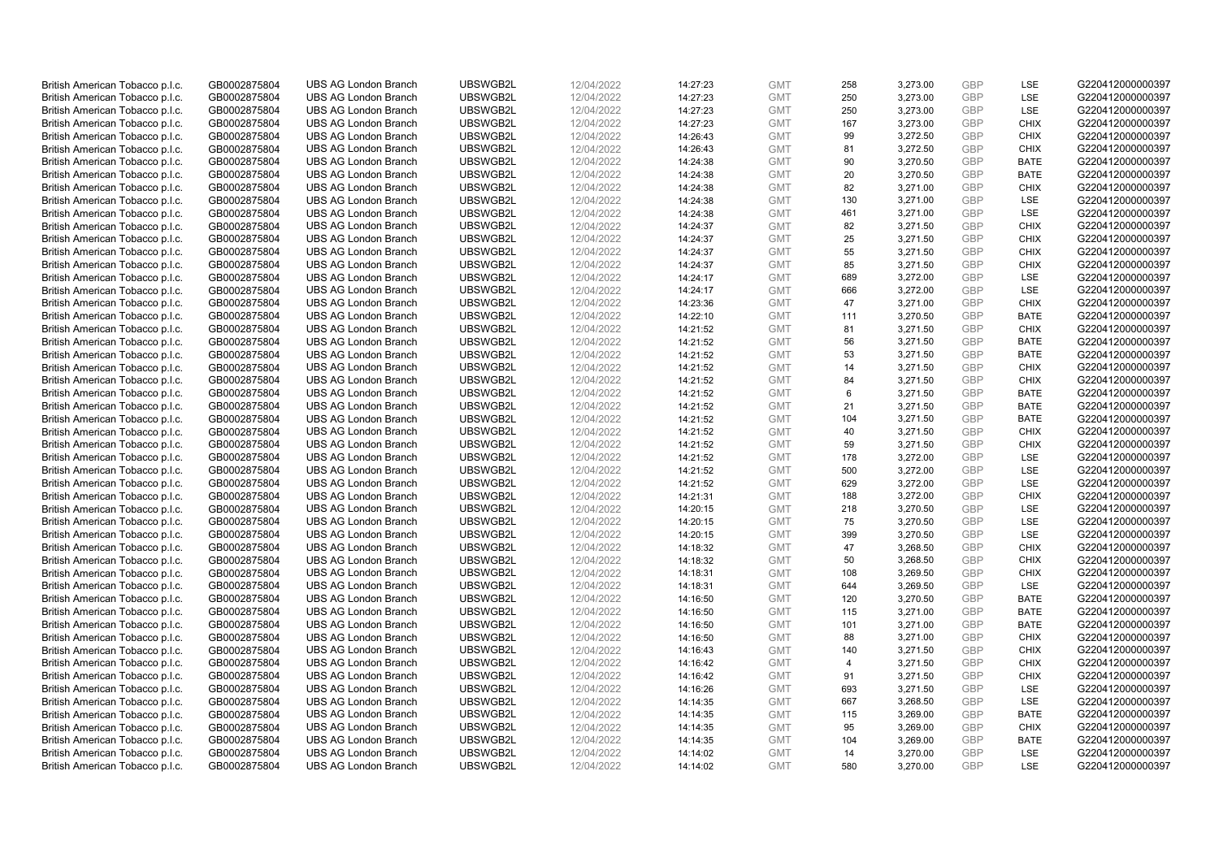| | | | | | | | | | | | |
|---|---|---|---|---|---|---|---|---|---|---|---|
| British American Tobacco p.l.c. | GB0002875804 | UBS AG London Branch | UBSWGB2L | 12/04/2022 | 14:27:23 | GMT | 258 | 3,273.00 | GBP | LSE | G220412000000397 |
| British American Tobacco p.l.c. | GB0002875804 | UBS AG London Branch | UBSWGB2L | 12/04/2022 | 14:27:23 | GMT | 250 | 3,273.00 | GBP | LSE | G220412000000397 |
| British American Tobacco p.l.c. | GB0002875804 | UBS AG London Branch | UBSWGB2L | 12/04/2022 | 14:27:23 | GMT | 250 | 3,273.00 | GBP | LSE | G220412000000397 |
| British American Tobacco p.l.c. | GB0002875804 | UBS AG London Branch | UBSWGB2L | 12/04/2022 | 14:27:23 | GMT | 167 | 3,273.00 | GBP | CHIX | G220412000000397 |
| British American Tobacco p.l.c. | GB0002875804 | UBS AG London Branch | UBSWGB2L | 12/04/2022 | 14:26:43 | GMT | 99 | 3,272.50 | GBP | CHIX | G220412000000397 |
| British American Tobacco p.l.c. | GB0002875804 | UBS AG London Branch | UBSWGB2L | 12/04/2022 | 14:26:43 | GMT | 81 | 3,272.50 | GBP | CHIX | G220412000000397 |
| British American Tobacco p.l.c. | GB0002875804 | UBS AG London Branch | UBSWGB2L | 12/04/2022 | 14:24:38 | GMT | 90 | 3,270.50 | GBP | BATE | G220412000000397 |
| British American Tobacco p.l.c. | GB0002875804 | UBS AG London Branch | UBSWGB2L | 12/04/2022 | 14:24:38 | GMT | 20 | 3,270.50 | GBP | BATE | G220412000000397 |
| British American Tobacco p.l.c. | GB0002875804 | UBS AG London Branch | UBSWGB2L | 12/04/2022 | 14:24:38 | GMT | 82 | 3,271.00 | GBP | CHIX | G220412000000397 |
| British American Tobacco p.l.c. | GB0002875804 | UBS AG London Branch | UBSWGB2L | 12/04/2022 | 14:24:38 | GMT | 130 | 3,271.00 | GBP | LSE | G220412000000397 |
| British American Tobacco p.l.c. | GB0002875804 | UBS AG London Branch | UBSWGB2L | 12/04/2022 | 14:24:38 | GMT | 461 | 3,271.00 | GBP | LSE | G220412000000397 |
| British American Tobacco p.l.c. | GB0002875804 | UBS AG London Branch | UBSWGB2L | 12/04/2022 | 14:24:37 | GMT | 82 | 3,271.50 | GBP | CHIX | G220412000000397 |
| British American Tobacco p.l.c. | GB0002875804 | UBS AG London Branch | UBSWGB2L | 12/04/2022 | 14:24:37 | GMT | 25 | 3,271.50 | GBP | CHIX | G220412000000397 |
| British American Tobacco p.l.c. | GB0002875804 | UBS AG London Branch | UBSWGB2L | 12/04/2022 | 14:24:37 | GMT | 55 | 3,271.50 | GBP | CHIX | G220412000000397 |
| British American Tobacco p.l.c. | GB0002875804 | UBS AG London Branch | UBSWGB2L | 12/04/2022 | 14:24:37 | GMT | 85 | 3,271.50 | GBP | CHIX | G220412000000397 |
| British American Tobacco p.l.c. | GB0002875804 | UBS AG London Branch | UBSWGB2L | 12/04/2022 | 14:24:17 | GMT | 689 | 3,272.00 | GBP | LSE | G220412000000397 |
| British American Tobacco p.l.c. | GB0002875804 | UBS AG London Branch | UBSWGB2L | 12/04/2022 | 14:24:17 | GMT | 666 | 3,272.00 | GBP | LSE | G220412000000397 |
| British American Tobacco p.l.c. | GB0002875804 | UBS AG London Branch | UBSWGB2L | 12/04/2022 | 14:23:36 | GMT | 47 | 3,271.00 | GBP | CHIX | G220412000000397 |
| British American Tobacco p.l.c. | GB0002875804 | UBS AG London Branch | UBSWGB2L | 12/04/2022 | 14:22:10 | GMT | 111 | 3,270.50 | GBP | BATE | G220412000000397 |
| British American Tobacco p.l.c. | GB0002875804 | UBS AG London Branch | UBSWGB2L | 12/04/2022 | 14:21:52 | GMT | 81 | 3,271.50 | GBP | CHIX | G220412000000397 |
| British American Tobacco p.l.c. | GB0002875804 | UBS AG London Branch | UBSWGB2L | 12/04/2022 | 14:21:52 | GMT | 56 | 3,271.50 | GBP | BATE | G220412000000397 |
| British American Tobacco p.l.c. | GB0002875804 | UBS AG London Branch | UBSWGB2L | 12/04/2022 | 14:21:52 | GMT | 53 | 3,271.50 | GBP | BATE | G220412000000397 |
| British American Tobacco p.l.c. | GB0002875804 | UBS AG London Branch | UBSWGB2L | 12/04/2022 | 14:21:52 | GMT | 14 | 3,271.50 | GBP | CHIX | G220412000000397 |
| British American Tobacco p.l.c. | GB0002875804 | UBS AG London Branch | UBSWGB2L | 12/04/2022 | 14:21:52 | GMT | 84 | 3,271.50 | GBP | CHIX | G220412000000397 |
| British American Tobacco p.l.c. | GB0002875804 | UBS AG London Branch | UBSWGB2L | 12/04/2022 | 14:21:52 | GMT | 6 | 3,271.50 | GBP | BATE | G220412000000397 |
| British American Tobacco p.l.c. | GB0002875804 | UBS AG London Branch | UBSWGB2L | 12/04/2022 | 14:21:52 | GMT | 21 | 3,271.50 | GBP | BATE | G220412000000397 |
| British American Tobacco p.l.c. | GB0002875804 | UBS AG London Branch | UBSWGB2L | 12/04/2022 | 14:21:52 | GMT | 104 | 3,271.50 | GBP | BATE | G220412000000397 |
| British American Tobacco p.l.c. | GB0002875804 | UBS AG London Branch | UBSWGB2L | 12/04/2022 | 14:21:52 | GMT | 40 | 3,271.50 | GBP | CHIX | G220412000000397 |
| British American Tobacco p.l.c. | GB0002875804 | UBS AG London Branch | UBSWGB2L | 12/04/2022 | 14:21:52 | GMT | 59 | 3,271.50 | GBP | CHIX | G220412000000397 |
| British American Tobacco p.l.c. | GB0002875804 | UBS AG London Branch | UBSWGB2L | 12/04/2022 | 14:21:52 | GMT | 178 | 3,272.00 | GBP | LSE | G220412000000397 |
| British American Tobacco p.l.c. | GB0002875804 | UBS AG London Branch | UBSWGB2L | 12/04/2022 | 14:21:52 | GMT | 500 | 3,272.00 | GBP | LSE | G220412000000397 |
| British American Tobacco p.l.c. | GB0002875804 | UBS AG London Branch | UBSWGB2L | 12/04/2022 | 14:21:52 | GMT | 629 | 3,272.00 | GBP | LSE | G220412000000397 |
| British American Tobacco p.l.c. | GB0002875804 | UBS AG London Branch | UBSWGB2L | 12/04/2022 | 14:21:31 | GMT | 188 | 3,272.00 | GBP | CHIX | G220412000000397 |
| British American Tobacco p.l.c. | GB0002875804 | UBS AG London Branch | UBSWGB2L | 12/04/2022 | 14:20:15 | GMT | 218 | 3,270.50 | GBP | LSE | G220412000000397 |
| British American Tobacco p.l.c. | GB0002875804 | UBS AG London Branch | UBSWGB2L | 12/04/2022 | 14:20:15 | GMT | 75 | 3,270.50 | GBP | LSE | G220412000000397 |
| British American Tobacco p.l.c. | GB0002875804 | UBS AG London Branch | UBSWGB2L | 12/04/2022 | 14:20:15 | GMT | 399 | 3,270.50 | GBP | LSE | G220412000000397 |
| British American Tobacco p.l.c. | GB0002875804 | UBS AG London Branch | UBSWGB2L | 12/04/2022 | 14:18:32 | GMT | 47 | 3,268.50 | GBP | CHIX | G220412000000397 |
| British American Tobacco p.l.c. | GB0002875804 | UBS AG London Branch | UBSWGB2L | 12/04/2022 | 14:18:32 | GMT | 50 | 3,268.50 | GBP | CHIX | G220412000000397 |
| British American Tobacco p.l.c. | GB0002875804 | UBS AG London Branch | UBSWGB2L | 12/04/2022 | 14:18:31 | GMT | 108 | 3,269.50 | GBP | CHIX | G220412000000397 |
| British American Tobacco p.l.c. | GB0002875804 | UBS AG London Branch | UBSWGB2L | 12/04/2022 | 14:18:31 | GMT | 644 | 3,269.50 | GBP | LSE | G220412000000397 |
| British American Tobacco p.l.c. | GB0002875804 | UBS AG London Branch | UBSWGB2L | 12/04/2022 | 14:16:50 | GMT | 120 | 3,270.50 | GBP | BATE | G220412000000397 |
| British American Tobacco p.l.c. | GB0002875804 | UBS AG London Branch | UBSWGB2L | 12/04/2022 | 14:16:50 | GMT | 115 | 3,271.00 | GBP | BATE | G220412000000397 |
| British American Tobacco p.l.c. | GB0002875804 | UBS AG London Branch | UBSWGB2L | 12/04/2022 | 14:16:50 | GMT | 101 | 3,271.00 | GBP | BATE | G220412000000397 |
| British American Tobacco p.l.c. | GB0002875804 | UBS AG London Branch | UBSWGB2L | 12/04/2022 | 14:16:50 | GMT | 88 | 3,271.00 | GBP | CHIX | G220412000000397 |
| British American Tobacco p.l.c. | GB0002875804 | UBS AG London Branch | UBSWGB2L | 12/04/2022 | 14:16:43 | GMT | 140 | 3,271.50 | GBP | CHIX | G220412000000397 |
| British American Tobacco p.l.c. | GB0002875804 | UBS AG London Branch | UBSWGB2L | 12/04/2022 | 14:16:42 | GMT | 4 | 3,271.50 | GBP | CHIX | G220412000000397 |
| British American Tobacco p.l.c. | GB0002875804 | UBS AG London Branch | UBSWGB2L | 12/04/2022 | 14:16:42 | GMT | 91 | 3,271.50 | GBP | CHIX | G220412000000397 |
| British American Tobacco p.l.c. | GB0002875804 | UBS AG London Branch | UBSWGB2L | 12/04/2022 | 14:16:26 | GMT | 693 | 3,271.50 | GBP | LSE | G220412000000397 |
| British American Tobacco p.l.c. | GB0002875804 | UBS AG London Branch | UBSWGB2L | 12/04/2022 | 14:14:35 | GMT | 667 | 3,268.50 | GBP | LSE | G220412000000397 |
| British American Tobacco p.l.c. | GB0002875804 | UBS AG London Branch | UBSWGB2L | 12/04/2022 | 14:14:35 | GMT | 115 | 3,269.00 | GBP | BATE | G220412000000397 |
| British American Tobacco p.l.c. | GB0002875804 | UBS AG London Branch | UBSWGB2L | 12/04/2022 | 14:14:35 | GMT | 95 | 3,269.00 | GBP | CHIX | G220412000000397 |
| British American Tobacco p.l.c. | GB0002875804 | UBS AG London Branch | UBSWGB2L | 12/04/2022 | 14:14:35 | GMT | 104 | 3,269.00 | GBP | BATE | G220412000000397 |
| British American Tobacco p.l.c. | GB0002875804 | UBS AG London Branch | UBSWGB2L | 12/04/2022 | 14:14:02 | GMT | 14 | 3,270.00 | GBP | LSE | G220412000000397 |
| British American Tobacco p.l.c. | GB0002875804 | UBS AG London Branch | UBSWGB2L | 12/04/2022 | 14:14:02 | GMT | 580 | 3,270.00 | GBP | LSE | G220412000000397 |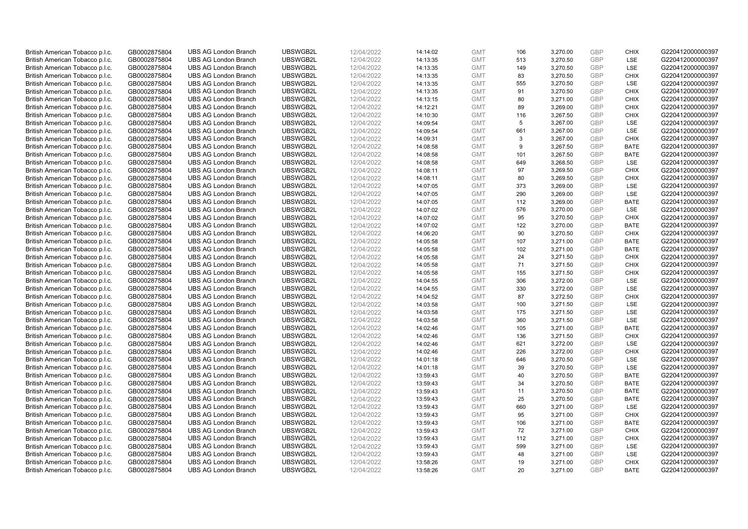| | | | | | | | | | | | |
|---|---|---|---|---|---|---|---|---|---|---|---|
| British American Tobacco p.l.c. | GB0002875804 | UBS AG London Branch | UBSWGB2L | 12/04/2022 | 14:14:02 | GMT | 106 | 3,270.00 | GBP | CHIX | G220412000000397 |
| British American Tobacco p.l.c. | GB0002875804 | UBS AG London Branch | UBSWGB2L | 12/04/2022 | 14:13:35 | GMT | 513 | 3,270.50 | GBP | LSE | G220412000000397 |
| British American Tobacco p.l.c. | GB0002875804 | UBS AG London Branch | UBSWGB2L | 12/04/2022 | 14:13:35 | GMT | 149 | 3,270.50 | GBP | LSE | G220412000000397 |
| British American Tobacco p.l.c. | GB0002875804 | UBS AG London Branch | UBSWGB2L | 12/04/2022 | 14:13:35 | GMT | 83 | 3,270.50 | GBP | CHIX | G220412000000397 |
| British American Tobacco p.l.c. | GB0002875804 | UBS AG London Branch | UBSWGB2L | 12/04/2022 | 14:13:35 | GMT | 555 | 3,270.50 | GBP | LSE | G220412000000397 |
| British American Tobacco p.l.c. | GB0002875804 | UBS AG London Branch | UBSWGB2L | 12/04/2022 | 14:13:35 | GMT | 91 | 3,270.50 | GBP | CHIX | G220412000000397 |
| British American Tobacco p.l.c. | GB0002875804 | UBS AG London Branch | UBSWGB2L | 12/04/2022 | 14:13:15 | GMT | 80 | 3,271.00 | GBP | CHIX | G220412000000397 |
| British American Tobacco p.l.c. | GB0002875804 | UBS AG London Branch | UBSWGB2L | 12/04/2022 | 14:12:21 | GMT | 89 | 3,269.00 | GBP | CHIX | G220412000000397 |
| British American Tobacco p.l.c. | GB0002875804 | UBS AG London Branch | UBSWGB2L | 12/04/2022 | 14:10:30 | GMT | 116 | 3,267.50 | GBP | CHIX | G220412000000397 |
| British American Tobacco p.l.c. | GB0002875804 | UBS AG London Branch | UBSWGB2L | 12/04/2022 | 14:09:54 | GMT | 5 | 3,267.00 | GBP | LSE | G220412000000397 |
| British American Tobacco p.l.c. | GB0002875804 | UBS AG London Branch | UBSWGB2L | 12/04/2022 | 14:09:54 | GMT | 661 | 3,267.00 | GBP | LSE | G220412000000397 |
| British American Tobacco p.l.c. | GB0002875804 | UBS AG London Branch | UBSWGB2L | 12/04/2022 | 14:09:31 | GMT | 3 | 3,267.00 | GBP | CHIX | G220412000000397 |
| British American Tobacco p.l.c. | GB0002875804 | UBS AG London Branch | UBSWGB2L | 12/04/2022 | 14:08:58 | GMT | 9 | 3,267.50 | GBP | BATE | G220412000000397 |
| British American Tobacco p.l.c. | GB0002875804 | UBS AG London Branch | UBSWGB2L | 12/04/2022 | 14:08:58 | GMT | 101 | 3,267.50 | GBP | BATE | G220412000000397 |
| British American Tobacco p.l.c. | GB0002875804 | UBS AG London Branch | UBSWGB2L | 12/04/2022 | 14:08:58 | GMT | 649 | 3,268.50 | GBP | LSE | G220412000000397 |
| British American Tobacco p.l.c. | GB0002875804 | UBS AG London Branch | UBSWGB2L | 12/04/2022 | 14:08:11 | GMT | 97 | 3,269.50 | GBP | CHIX | G220412000000397 |
| British American Tobacco p.l.c. | GB0002875804 | UBS AG London Branch | UBSWGB2L | 12/04/2022 | 14:08:11 | GMT | 80 | 3,269.50 | GBP | CHIX | G220412000000397 |
| British American Tobacco p.l.c. | GB0002875804 | UBS AG London Branch | UBSWGB2L | 12/04/2022 | 14:07:05 | GMT | 373 | 3,269.00 | GBP | LSE | G220412000000397 |
| British American Tobacco p.l.c. | GB0002875804 | UBS AG London Branch | UBSWGB2L | 12/04/2022 | 14:07:05 | GMT | 290 | 3,269.00 | GBP | LSE | G220412000000397 |
| British American Tobacco p.l.c. | GB0002875804 | UBS AG London Branch | UBSWGB2L | 12/04/2022 | 14:07:05 | GMT | 112 | 3,269.00 | GBP | BATE | G220412000000397 |
| British American Tobacco p.l.c. | GB0002875804 | UBS AG London Branch | UBSWGB2L | 12/04/2022 | 14:07:02 | GMT | 576 | 3,270.00 | GBP | LSE | G220412000000397 |
| British American Tobacco p.l.c. | GB0002875804 | UBS AG London Branch | UBSWGB2L | 12/04/2022 | 14:07:02 | GMT | 95 | 3,270.50 | GBP | CHIX | G220412000000397 |
| British American Tobacco p.l.c. | GB0002875804 | UBS AG London Branch | UBSWGB2L | 12/04/2022 | 14:07:02 | GMT | 122 | 3,270.00 | GBP | BATE | G220412000000397 |
| British American Tobacco p.l.c. | GB0002875804 | UBS AG London Branch | UBSWGB2L | 12/04/2022 | 14:06:20 | GMT | 90 | 3,270.50 | GBP | CHIX | G220412000000397 |
| British American Tobacco p.l.c. | GB0002875804 | UBS AG London Branch | UBSWGB2L | 12/04/2022 | 14:05:58 | GMT | 107 | 3,271.00 | GBP | BATE | G220412000000397 |
| British American Tobacco p.l.c. | GB0002875804 | UBS AG London Branch | UBSWGB2L | 12/04/2022 | 14:05:58 | GMT | 102 | 3,271.00 | GBP | BATE | G220412000000397 |
| British American Tobacco p.l.c. | GB0002875804 | UBS AG London Branch | UBSWGB2L | 12/04/2022 | 14:05:58 | GMT | 24 | 3,271.50 | GBP | CHIX | G220412000000397 |
| British American Tobacco p.l.c. | GB0002875804 | UBS AG London Branch | UBSWGB2L | 12/04/2022 | 14:05:58 | GMT | 71 | 3,271.50 | GBP | CHIX | G220412000000397 |
| British American Tobacco p.l.c. | GB0002875804 | UBS AG London Branch | UBSWGB2L | 12/04/2022 | 14:05:58 | GMT | 155 | 3,271.50 | GBP | CHIX | G220412000000397 |
| British American Tobacco p.l.c. | GB0002875804 | UBS AG London Branch | UBSWGB2L | 12/04/2022 | 14:04:55 | GMT | 306 | 3,272.00 | GBP | LSE | G220412000000397 |
| British American Tobacco p.l.c. | GB0002875804 | UBS AG London Branch | UBSWGB2L | 12/04/2022 | 14:04:55 | GMT | 330 | 3,272.00 | GBP | LSE | G220412000000397 |
| British American Tobacco p.l.c. | GB0002875804 | UBS AG London Branch | UBSWGB2L | 12/04/2022 | 14:04:52 | GMT | 87 | 3,272.50 | GBP | CHIX | G220412000000397 |
| British American Tobacco p.l.c. | GB0002875804 | UBS AG London Branch | UBSWGB2L | 12/04/2022 | 14:03:58 | GMT | 100 | 3,271.50 | GBP | LSE | G220412000000397 |
| British American Tobacco p.l.c. | GB0002875804 | UBS AG London Branch | UBSWGB2L | 12/04/2022 | 14:03:58 | GMT | 175 | 3,271.50 | GBP | LSE | G220412000000397 |
| British American Tobacco p.l.c. | GB0002875804 | UBS AG London Branch | UBSWGB2L | 12/04/2022 | 14:03:58 | GMT | 360 | 3,271.50 | GBP | LSE | G220412000000397 |
| British American Tobacco p.l.c. | GB0002875804 | UBS AG London Branch | UBSWGB2L | 12/04/2022 | 14:02:46 | GMT | 105 | 3,271.00 | GBP | BATE | G220412000000397 |
| British American Tobacco p.l.c. | GB0002875804 | UBS AG London Branch | UBSWGB2L | 12/04/2022 | 14:02:46 | GMT | 136 | 3,271.50 | GBP | CHIX | G220412000000397 |
| British American Tobacco p.l.c. | GB0002875804 | UBS AG London Branch | UBSWGB2L | 12/04/2022 | 14:02:46 | GMT | 621 | 3,272.00 | GBP | LSE | G220412000000397 |
| British American Tobacco p.l.c. | GB0002875804 | UBS AG London Branch | UBSWGB2L | 12/04/2022 | 14:02:46 | GMT | 226 | 3,272.00 | GBP | CHIX | G220412000000397 |
| British American Tobacco p.l.c. | GB0002875804 | UBS AG London Branch | UBSWGB2L | 12/04/2022 | 14:01:18 | GMT | 646 | 3,270.50 | GBP | LSE | G220412000000397 |
| British American Tobacco p.l.c. | GB0002875804 | UBS AG London Branch | UBSWGB2L | 12/04/2022 | 14:01:18 | GMT | 39 | 3,270.50 | GBP | LSE | G220412000000397 |
| British American Tobacco p.l.c. | GB0002875804 | UBS AG London Branch | UBSWGB2L | 12/04/2022 | 13:59:43 | GMT | 40 | 3,270.50 | GBP | BATE | G220412000000397 |
| British American Tobacco p.l.c. | GB0002875804 | UBS AG London Branch | UBSWGB2L | 12/04/2022 | 13:59:43 | GMT | 34 | 3,270.50 | GBP | BATE | G220412000000397 |
| British American Tobacco p.l.c. | GB0002875804 | UBS AG London Branch | UBSWGB2L | 12/04/2022 | 13:59:43 | GMT | 11 | 3,270.50 | GBP | BATE | G220412000000397 |
| British American Tobacco p.l.c. | GB0002875804 | UBS AG London Branch | UBSWGB2L | 12/04/2022 | 13:59:43 | GMT | 25 | 3,270.50 | GBP | BATE | G220412000000397 |
| British American Tobacco p.l.c. | GB0002875804 | UBS AG London Branch | UBSWGB2L | 12/04/2022 | 13:59:43 | GMT | 660 | 3,271.00 | GBP | LSE | G220412000000397 |
| British American Tobacco p.l.c. | GB0002875804 | UBS AG London Branch | UBSWGB2L | 12/04/2022 | 13:59:43 | GMT | 95 | 3,271.00 | GBP | CHIX | G220412000000397 |
| British American Tobacco p.l.c. | GB0002875804 | UBS AG London Branch | UBSWGB2L | 12/04/2022 | 13:59:43 | GMT | 106 | 3,271.00 | GBP | BATE | G220412000000397 |
| British American Tobacco p.l.c. | GB0002875804 | UBS AG London Branch | UBSWGB2L | 12/04/2022 | 13:59:43 | GMT | 72 | 3,271.00 | GBP | CHIX | G220412000000397 |
| British American Tobacco p.l.c. | GB0002875804 | UBS AG London Branch | UBSWGB2L | 12/04/2022 | 13:59:43 | GMT | 112 | 3,271.00 | GBP | CHIX | G220412000000397 |
| British American Tobacco p.l.c. | GB0002875804 | UBS AG London Branch | UBSWGB2L | 12/04/2022 | 13:59:43 | GMT | 599 | 3,271.00 | GBP | LSE | G220412000000397 |
| British American Tobacco p.l.c. | GB0002875804 | UBS AG London Branch | UBSWGB2L | 12/04/2022 | 13:59:43 | GMT | 48 | 3,271.00 | GBP | LSE | G220412000000397 |
| British American Tobacco p.l.c. | GB0002875804 | UBS AG London Branch | UBSWGB2L | 12/04/2022 | 13:58:26 | GMT | 19 | 3,271.00 | GBP | CHIX | G220412000000397 |
| British American Tobacco p.l.c. | GB0002875804 | UBS AG London Branch | UBSWGB2L | 12/04/2022 | 13:58:26 | GMT | 20 | 3,271.00 | GBP | BATE | G220412000000397 |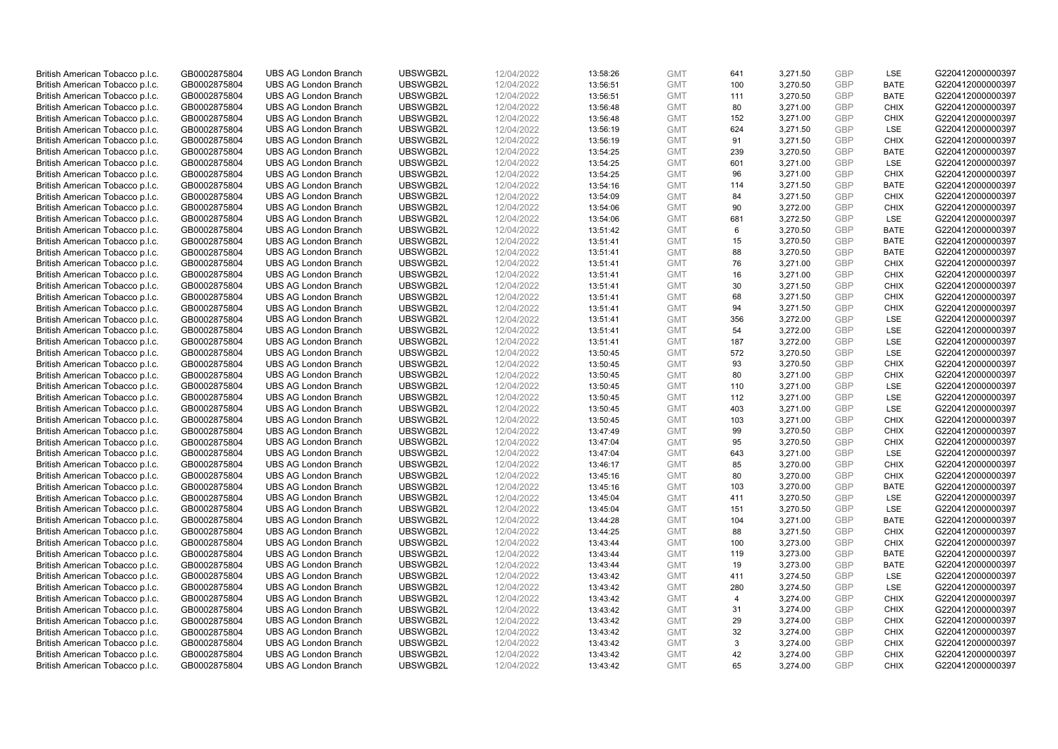| | | | | | | | | | | | |
|---|---|---|---|---|---|---|---|---|---|---|---|
| British American Tobacco p.l.c. | GB0002875804 | UBS AG London Branch | UBSWGB2L | 12/04/2022 | 13:58:26 | GMT | 641 | 3,271.50 | GBP | LSE | G220412000000397 |
| British American Tobacco p.l.c. | GB0002875804 | UBS AG London Branch | UBSWGB2L | 12/04/2022 | 13:56:51 | GMT | 100 | 3,270.50 | GBP | BATE | G220412000000397 |
| British American Tobacco p.l.c. | GB0002875804 | UBS AG London Branch | UBSWGB2L | 12/04/2022 | 13:56:51 | GMT | 111 | 3,270.50 | GBP | BATE | G220412000000397 |
| British American Tobacco p.l.c. | GB0002875804 | UBS AG London Branch | UBSWGB2L | 12/04/2022 | 13:56:48 | GMT | 80 | 3,271.00 | GBP | CHIX | G220412000000397 |
| British American Tobacco p.l.c. | GB0002875804 | UBS AG London Branch | UBSWGB2L | 12/04/2022 | 13:56:48 | GMT | 152 | 3,271.00 | GBP | CHIX | G220412000000397 |
| British American Tobacco p.l.c. | GB0002875804 | UBS AG London Branch | UBSWGB2L | 12/04/2022 | 13:56:19 | GMT | 624 | 3,271.50 | GBP | LSE | G220412000000397 |
| British American Tobacco p.l.c. | GB0002875804 | UBS AG London Branch | UBSWGB2L | 12/04/2022 | 13:56:19 | GMT | 91 | 3,271.50 | GBP | CHIX | G220412000000397 |
| British American Tobacco p.l.c. | GB0002875804 | UBS AG London Branch | UBSWGB2L | 12/04/2022 | 13:54:25 | GMT | 239 | 3,270.50 | GBP | BATE | G220412000000397 |
| British American Tobacco p.l.c. | GB0002875804 | UBS AG London Branch | UBSWGB2L | 12/04/2022 | 13:54:25 | GMT | 601 | 3,271.00 | GBP | LSE | G220412000000397 |
| British American Tobacco p.l.c. | GB0002875804 | UBS AG London Branch | UBSWGB2L | 12/04/2022 | 13:54:25 | GMT | 96 | 3,271.00 | GBP | CHIX | G220412000000397 |
| British American Tobacco p.l.c. | GB0002875804 | UBS AG London Branch | UBSWGB2L | 12/04/2022 | 13:54:16 | GMT | 114 | 3,271.50 | GBP | BATE | G220412000000397 |
| British American Tobacco p.l.c. | GB0002875804 | UBS AG London Branch | UBSWGB2L | 12/04/2022 | 13:54:09 | GMT | 84 | 3,271.50 | GBP | CHIX | G220412000000397 |
| British American Tobacco p.l.c. | GB0002875804 | UBS AG London Branch | UBSWGB2L | 12/04/2022 | 13:54:06 | GMT | 90 | 3,272.00 | GBP | CHIX | G220412000000397 |
| British American Tobacco p.l.c. | GB0002875804 | UBS AG London Branch | UBSWGB2L | 12/04/2022 | 13:54:06 | GMT | 681 | 3,272.50 | GBP | LSE | G220412000000397 |
| British American Tobacco p.l.c. | GB0002875804 | UBS AG London Branch | UBSWGB2L | 12/04/2022 | 13:51:42 | GMT | 6 | 3,270.50 | GBP | BATE | G220412000000397 |
| British American Tobacco p.l.c. | GB0002875804 | UBS AG London Branch | UBSWGB2L | 12/04/2022 | 13:51:41 | GMT | 15 | 3,270.50 | GBP | BATE | G220412000000397 |
| British American Tobacco p.l.c. | GB0002875804 | UBS AG London Branch | UBSWGB2L | 12/04/2022 | 13:51:41 | GMT | 88 | 3,270.50 | GBP | BATE | G220412000000397 |
| British American Tobacco p.l.c. | GB0002875804 | UBS AG London Branch | UBSWGB2L | 12/04/2022 | 13:51:41 | GMT | 76 | 3,271.00 | GBP | CHIX | G220412000000397 |
| British American Tobacco p.l.c. | GB0002875804 | UBS AG London Branch | UBSWGB2L | 12/04/2022 | 13:51:41 | GMT | 16 | 3,271.00 | GBP | CHIX | G220412000000397 |
| British American Tobacco p.l.c. | GB0002875804 | UBS AG London Branch | UBSWGB2L | 12/04/2022 | 13:51:41 | GMT | 30 | 3,271.50 | GBP | CHIX | G220412000000397 |
| British American Tobacco p.l.c. | GB0002875804 | UBS AG London Branch | UBSWGB2L | 12/04/2022 | 13:51:41 | GMT | 68 | 3,271.50 | GBP | CHIX | G220412000000397 |
| British American Tobacco p.l.c. | GB0002875804 | UBS AG London Branch | UBSWGB2L | 12/04/2022 | 13:51:41 | GMT | 94 | 3,271.50 | GBP | CHIX | G220412000000397 |
| British American Tobacco p.l.c. | GB0002875804 | UBS AG London Branch | UBSWGB2L | 12/04/2022 | 13:51:41 | GMT | 356 | 3,272.00 | GBP | LSE | G220412000000397 |
| British American Tobacco p.l.c. | GB0002875804 | UBS AG London Branch | UBSWGB2L | 12/04/2022 | 13:51:41 | GMT | 54 | 3,272.00 | GBP | LSE | G220412000000397 |
| British American Tobacco p.l.c. | GB0002875804 | UBS AG London Branch | UBSWGB2L | 12/04/2022 | 13:51:41 | GMT | 187 | 3,272.00 | GBP | LSE | G220412000000397 |
| British American Tobacco p.l.c. | GB0002875804 | UBS AG London Branch | UBSWGB2L | 12/04/2022 | 13:50:45 | GMT | 572 | 3,270.50 | GBP | LSE | G220412000000397 |
| British American Tobacco p.l.c. | GB0002875804 | UBS AG London Branch | UBSWGB2L | 12/04/2022 | 13:50:45 | GMT | 93 | 3,270.50 | GBP | CHIX | G220412000000397 |
| British American Tobacco p.l.c. | GB0002875804 | UBS AG London Branch | UBSWGB2L | 12/04/2022 | 13:50:45 | GMT | 80 | 3,271.00 | GBP | CHIX | G220412000000397 |
| British American Tobacco p.l.c. | GB0002875804 | UBS AG London Branch | UBSWGB2L | 12/04/2022 | 13:50:45 | GMT | 110 | 3,271.00 | GBP | LSE | G220412000000397 |
| British American Tobacco p.l.c. | GB0002875804 | UBS AG London Branch | UBSWGB2L | 12/04/2022 | 13:50:45 | GMT | 112 | 3,271.00 | GBP | LSE | G220412000000397 |
| British American Tobacco p.l.c. | GB0002875804 | UBS AG London Branch | UBSWGB2L | 12/04/2022 | 13:50:45 | GMT | 403 | 3,271.00 | GBP | LSE | G220412000000397 |
| British American Tobacco p.l.c. | GB0002875804 | UBS AG London Branch | UBSWGB2L | 12/04/2022 | 13:50:45 | GMT | 103 | 3,271.00 | GBP | CHIX | G220412000000397 |
| British American Tobacco p.l.c. | GB0002875804 | UBS AG London Branch | UBSWGB2L | 12/04/2022 | 13:47:49 | GMT | 99 | 3,270.50 | GBP | CHIX | G220412000000397 |
| British American Tobacco p.l.c. | GB0002875804 | UBS AG London Branch | UBSWGB2L | 12/04/2022 | 13:47:04 | GMT | 95 | 3,270.50 | GBP | CHIX | G220412000000397 |
| British American Tobacco p.l.c. | GB0002875804 | UBS AG London Branch | UBSWGB2L | 12/04/2022 | 13:47:04 | GMT | 643 | 3,271.00 | GBP | LSE | G220412000000397 |
| British American Tobacco p.l.c. | GB0002875804 | UBS AG London Branch | UBSWGB2L | 12/04/2022 | 13:46:17 | GMT | 85 | 3,270.00 | GBP | CHIX | G220412000000397 |
| British American Tobacco p.l.c. | GB0002875804 | UBS AG London Branch | UBSWGB2L | 12/04/2022 | 13:45:16 | GMT | 80 | 3,270.00 | GBP | CHIX | G220412000000397 |
| British American Tobacco p.l.c. | GB0002875804 | UBS AG London Branch | UBSWGB2L | 12/04/2022 | 13:45:16 | GMT | 103 | 3,270.00 | GBP | BATE | G220412000000397 |
| British American Tobacco p.l.c. | GB0002875804 | UBS AG London Branch | UBSWGB2L | 12/04/2022 | 13:45:04 | GMT | 411 | 3,270.50 | GBP | LSE | G220412000000397 |
| British American Tobacco p.l.c. | GB0002875804 | UBS AG London Branch | UBSWGB2L | 12/04/2022 | 13:45:04 | GMT | 151 | 3,270.50 | GBP | LSE | G220412000000397 |
| British American Tobacco p.l.c. | GB0002875804 | UBS AG London Branch | UBSWGB2L | 12/04/2022 | 13:44:28 | GMT | 104 | 3,271.00 | GBP | BATE | G220412000000397 |
| British American Tobacco p.l.c. | GB0002875804 | UBS AG London Branch | UBSWGB2L | 12/04/2022 | 13:44:25 | GMT | 88 | 3,271.50 | GBP | CHIX | G220412000000397 |
| British American Tobacco p.l.c. | GB0002875804 | UBS AG London Branch | UBSWGB2L | 12/04/2022 | 13:43:44 | GMT | 100 | 3,273.00 | GBP | CHIX | G220412000000397 |
| British American Tobacco p.l.c. | GB0002875804 | UBS AG London Branch | UBSWGB2L | 12/04/2022 | 13:43:44 | GMT | 119 | 3,273.00 | GBP | BATE | G220412000000397 |
| British American Tobacco p.l.c. | GB0002875804 | UBS AG London Branch | UBSWGB2L | 12/04/2022 | 13:43:44 | GMT | 19 | 3,273.00 | GBP | BATE | G220412000000397 |
| British American Tobacco p.l.c. | GB0002875804 | UBS AG London Branch | UBSWGB2L | 12/04/2022 | 13:43:42 | GMT | 411 | 3,274.50 | GBP | LSE | G220412000000397 |
| British American Tobacco p.l.c. | GB0002875804 | UBS AG London Branch | UBSWGB2L | 12/04/2022 | 13:43:42 | GMT | 280 | 3,274.50 | GBP | LSE | G220412000000397 |
| British American Tobacco p.l.c. | GB0002875804 | UBS AG London Branch | UBSWGB2L | 12/04/2022 | 13:43:42 | GMT | 4 | 3,274.00 | GBP | CHIX | G220412000000397 |
| British American Tobacco p.l.c. | GB0002875804 | UBS AG London Branch | UBSWGB2L | 12/04/2022 | 13:43:42 | GMT | 31 | 3,274.00 | GBP | CHIX | G220412000000397 |
| British American Tobacco p.l.c. | GB0002875804 | UBS AG London Branch | UBSWGB2L | 12/04/2022 | 13:43:42 | GMT | 29 | 3,274.00 | GBP | CHIX | G220412000000397 |
| British American Tobacco p.l.c. | GB0002875804 | UBS AG London Branch | UBSWGB2L | 12/04/2022 | 13:43:42 | GMT | 32 | 3,274.00 | GBP | CHIX | G220412000000397 |
| British American Tobacco p.l.c. | GB0002875804 | UBS AG London Branch | UBSWGB2L | 12/04/2022 | 13:43:42 | GMT | 3 | 3,274.00 | GBP | CHIX | G220412000000397 |
| British American Tobacco p.l.c. | GB0002875804 | UBS AG London Branch | UBSWGB2L | 12/04/2022 | 13:43:42 | GMT | 42 | 3,274.00 | GBP | CHIX | G220412000000397 |
| British American Tobacco p.l.c. | GB0002875804 | UBS AG London Branch | UBSWGB2L | 12/04/2022 | 13:43:42 | GMT | 65 | 3,274.00 | GBP | CHIX | G220412000000397 |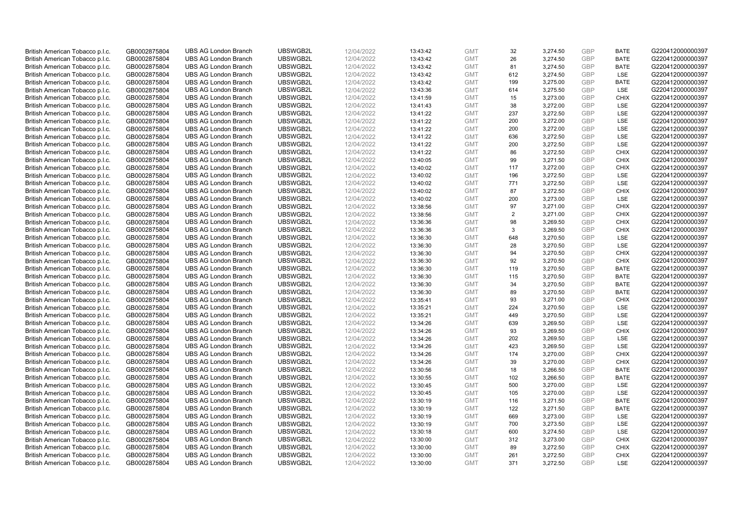| British American Tobacco p.l.c. | GB0002875804 | UBS AG London Branch | UBSWGB2L | 12/04/2022 | 13:43:42 | GMT | 32 | 3,274.50 | GBP | BATE | G220412000000397 |
|---|---|---|---|---|---|---|---|---|---|---|---|
| British American Tobacco p.l.c. | GB0002875804 | UBS AG London Branch | UBSWGB2L | 12/04/2022 | 13:43:42 | GMT | 26 | 3,274.50 | GBP | BATE | G220412000000397 |
| British American Tobacco p.l.c. | GB0002875804 | UBS AG London Branch | UBSWGB2L | 12/04/2022 | 13:43:42 | GMT | 81 | 3,274.50 | GBP | BATE | G220412000000397 |
| British American Tobacco p.l.c. | GB0002875804 | UBS AG London Branch | UBSWGB2L | 12/04/2022 | 13:43:42 | GMT | 612 | 3,274.50 | GBP | LSE | G220412000000397 |
| British American Tobacco p.l.c. | GB0002875804 | UBS AG London Branch | UBSWGB2L | 12/04/2022 | 13:43:42 | GMT | 199 | 3,275.00 | GBP | BATE | G220412000000397 |
| British American Tobacco p.l.c. | GB0002875804 | UBS AG London Branch | UBSWGB2L | 12/04/2022 | 13:43:36 | GMT | 614 | 3,275.50 | GBP | LSE | G220412000000397 |
| British American Tobacco p.l.c. | GB0002875804 | UBS AG London Branch | UBSWGB2L | 12/04/2022 | 13:41:59 | GMT | 15 | 3,273.00 | GBP | CHIX | G220412000000397 |
| British American Tobacco p.l.c. | GB0002875804 | UBS AG London Branch | UBSWGB2L | 12/04/2022 | 13:41:43 | GMT | 38 | 3,272.00 | GBP | LSE | G220412000000397 |
| British American Tobacco p.l.c. | GB0002875804 | UBS AG London Branch | UBSWGB2L | 12/04/2022 | 13:41:22 | GMT | 237 | 3,272.50 | GBP | LSE | G220412000000397 |
| British American Tobacco p.l.c. | GB0002875804 | UBS AG London Branch | UBSWGB2L | 12/04/2022 | 13:41:22 | GMT | 200 | 3,272.00 | GBP | LSE | G220412000000397 |
| British American Tobacco p.l.c. | GB0002875804 | UBS AG London Branch | UBSWGB2L | 12/04/2022 | 13:41:22 | GMT | 200 | 3,272.00 | GBP | LSE | G220412000000397 |
| British American Tobacco p.l.c. | GB0002875804 | UBS AG London Branch | UBSWGB2L | 12/04/2022 | 13:41:22 | GMT | 636 | 3,272.50 | GBP | LSE | G220412000000397 |
| British American Tobacco p.l.c. | GB0002875804 | UBS AG London Branch | UBSWGB2L | 12/04/2022 | 13:41:22 | GMT | 200 | 3,272.50 | GBP | LSE | G220412000000397 |
| British American Tobacco p.l.c. | GB0002875804 | UBS AG London Branch | UBSWGB2L | 12/04/2022 | 13:41:22 | GMT | 86 | 3,272.50 | GBP | CHIX | G220412000000397 |
| British American Tobacco p.l.c. | GB0002875804 | UBS AG London Branch | UBSWGB2L | 12/04/2022 | 13:40:05 | GMT | 99 | 3,271.50 | GBP | CHIX | G220412000000397 |
| British American Tobacco p.l.c. | GB0002875804 | UBS AG London Branch | UBSWGB2L | 12/04/2022 | 13:40:02 | GMT | 117 | 3,272.00 | GBP | CHIX | G220412000000397 |
| British American Tobacco p.l.c. | GB0002875804 | UBS AG London Branch | UBSWGB2L | 12/04/2022 | 13:40:02 | GMT | 196 | 3,272.50 | GBP | LSE | G220412000000397 |
| British American Tobacco p.l.c. | GB0002875804 | UBS AG London Branch | UBSWGB2L | 12/04/2022 | 13:40:02 | GMT | 771 | 3,272.50 | GBP | LSE | G220412000000397 |
| British American Tobacco p.l.c. | GB0002875804 | UBS AG London Branch | UBSWGB2L | 12/04/2022 | 13:40:02 | GMT | 87 | 3,272.50 | GBP | CHIX | G220412000000397 |
| British American Tobacco p.l.c. | GB0002875804 | UBS AG London Branch | UBSWGB2L | 12/04/2022 | 13:40:02 | GMT | 200 | 3,273.00 | GBP | LSE | G220412000000397 |
| British American Tobacco p.l.c. | GB0002875804 | UBS AG London Branch | UBSWGB2L | 12/04/2022 | 13:38:56 | GMT | 97 | 3,271.00 | GBP | CHIX | G220412000000397 |
| British American Tobacco p.l.c. | GB0002875804 | UBS AG London Branch | UBSWGB2L | 12/04/2022 | 13:38:56 | GMT | 2 | 3,271.00 | GBP | CHIX | G220412000000397 |
| British American Tobacco p.l.c. | GB0002875804 | UBS AG London Branch | UBSWGB2L | 12/04/2022 | 13:36:36 | GMT | 98 | 3,269.50 | GBP | CHIX | G220412000000397 |
| British American Tobacco p.l.c. | GB0002875804 | UBS AG London Branch | UBSWGB2L | 12/04/2022 | 13:36:36 | GMT | 3 | 3,269.50 | GBP | CHIX | G220412000000397 |
| British American Tobacco p.l.c. | GB0002875804 | UBS AG London Branch | UBSWGB2L | 12/04/2022 | 13:36:30 | GMT | 648 | 3,270.50 | GBP | LSE | G220412000000397 |
| British American Tobacco p.l.c. | GB0002875804 | UBS AG London Branch | UBSWGB2L | 12/04/2022 | 13:36:30 | GMT | 28 | 3,270.50 | GBP | LSE | G220412000000397 |
| British American Tobacco p.l.c. | GB0002875804 | UBS AG London Branch | UBSWGB2L | 12/04/2022 | 13:36:30 | GMT | 94 | 3,270.50 | GBP | CHIX | G220412000000397 |
| British American Tobacco p.l.c. | GB0002875804 | UBS AG London Branch | UBSWGB2L | 12/04/2022 | 13:36:30 | GMT | 92 | 3,270.50 | GBP | CHIX | G220412000000397 |
| British American Tobacco p.l.c. | GB0002875804 | UBS AG London Branch | UBSWGB2L | 12/04/2022 | 13:36:30 | GMT | 119 | 3,270.50 | GBP | BATE | G220412000000397 |
| British American Tobacco p.l.c. | GB0002875804 | UBS AG London Branch | UBSWGB2L | 12/04/2022 | 13:36:30 | GMT | 115 | 3,270.50 | GBP | BATE | G220412000000397 |
| British American Tobacco p.l.c. | GB0002875804 | UBS AG London Branch | UBSWGB2L | 12/04/2022 | 13:36:30 | GMT | 34 | 3,270.50 | GBP | BATE | G220412000000397 |
| British American Tobacco p.l.c. | GB0002875804 | UBS AG London Branch | UBSWGB2L | 12/04/2022 | 13:36:30 | GMT | 89 | 3,270.50 | GBP | BATE | G220412000000397 |
| British American Tobacco p.l.c. | GB0002875804 | UBS AG London Branch | UBSWGB2L | 12/04/2022 | 13:35:41 | GMT | 93 | 3,271.00 | GBP | CHIX | G220412000000397 |
| British American Tobacco p.l.c. | GB0002875804 | UBS AG London Branch | UBSWGB2L | 12/04/2022 | 13:35:21 | GMT | 224 | 3,270.50 | GBP | LSE | G220412000000397 |
| British American Tobacco p.l.c. | GB0002875804 | UBS AG London Branch | UBSWGB2L | 12/04/2022 | 13:35:21 | GMT | 449 | 3,270.50 | GBP | LSE | G220412000000397 |
| British American Tobacco p.l.c. | GB0002875804 | UBS AG London Branch | UBSWGB2L | 12/04/2022 | 13:34:26 | GMT | 639 | 3,269.50 | GBP | LSE | G220412000000397 |
| British American Tobacco p.l.c. | GB0002875804 | UBS AG London Branch | UBSWGB2L | 12/04/2022 | 13:34:26 | GMT | 93 | 3,269.50 | GBP | CHIX | G220412000000397 |
| British American Tobacco p.l.c. | GB0002875804 | UBS AG London Branch | UBSWGB2L | 12/04/2022 | 13:34:26 | GMT | 202 | 3,269.50 | GBP | LSE | G220412000000397 |
| British American Tobacco p.l.c. | GB0002875804 | UBS AG London Branch | UBSWGB2L | 12/04/2022 | 13:34:26 | GMT | 423 | 3,269.50 | GBP | LSE | G220412000000397 |
| British American Tobacco p.l.c. | GB0002875804 | UBS AG London Branch | UBSWGB2L | 12/04/2022 | 13:34:26 | GMT | 174 | 3,270.00 | GBP | CHIX | G220412000000397 |
| British American Tobacco p.l.c. | GB0002875804 | UBS AG London Branch | UBSWGB2L | 12/04/2022 | 13:34:26 | GMT | 39 | 3,270.00 | GBP | CHIX | G220412000000397 |
| British American Tobacco p.l.c. | GB0002875804 | UBS AG London Branch | UBSWGB2L | 12/04/2022 | 13:30:56 | GMT | 18 | 3,266.50 | GBP | BATE | G220412000000397 |
| British American Tobacco p.l.c. | GB0002875804 | UBS AG London Branch | UBSWGB2L | 12/04/2022 | 13:30:55 | GMT | 102 | 3,266.50 | GBP | BATE | G220412000000397 |
| British American Tobacco p.l.c. | GB0002875804 | UBS AG London Branch | UBSWGB2L | 12/04/2022 | 13:30:45 | GMT | 500 | 3,270.00 | GBP | LSE | G220412000000397 |
| British American Tobacco p.l.c. | GB0002875804 | UBS AG London Branch | UBSWGB2L | 12/04/2022 | 13:30:45 | GMT | 105 | 3,270.00 | GBP | LSE | G220412000000397 |
| British American Tobacco p.l.c. | GB0002875804 | UBS AG London Branch | UBSWGB2L | 12/04/2022 | 13:30:19 | GMT | 116 | 3,271.50 | GBP | BATE | G220412000000397 |
| British American Tobacco p.l.c. | GB0002875804 | UBS AG London Branch | UBSWGB2L | 12/04/2022 | 13:30:19 | GMT | 122 | 3,271.50 | GBP | BATE | G220412000000397 |
| British American Tobacco p.l.c. | GB0002875804 | UBS AG London Branch | UBSWGB2L | 12/04/2022 | 13:30:19 | GMT | 669 | 3,273.00 | GBP | LSE | G220412000000397 |
| British American Tobacco p.l.c. | GB0002875804 | UBS AG London Branch | UBSWGB2L | 12/04/2022 | 13:30:19 | GMT | 700 | 3,273.50 | GBP | LSE | G220412000000397 |
| British American Tobacco p.l.c. | GB0002875804 | UBS AG London Branch | UBSWGB2L | 12/04/2022 | 13:30:18 | GMT | 600 | 3,274.50 | GBP | LSE | G220412000000397 |
| British American Tobacco p.l.c. | GB0002875804 | UBS AG London Branch | UBSWGB2L | 12/04/2022 | 13:30:00 | GMT | 312 | 3,273.00 | GBP | CHIX | G220412000000397 |
| British American Tobacco p.l.c. | GB0002875804 | UBS AG London Branch | UBSWGB2L | 12/04/2022 | 13:30:00 | GMT | 89 | 3,272.50 | GBP | CHIX | G220412000000397 |
| British American Tobacco p.l.c. | GB0002875804 | UBS AG London Branch | UBSWGB2L | 12/04/2022 | 13:30:00 | GMT | 261 | 3,272.50 | GBP | CHIX | G220412000000397 |
| British American Tobacco p.l.c. | GB0002875804 | UBS AG London Branch | UBSWGB2L | 12/04/2022 | 13:30:00 | GMT | 371 | 3,272.50 | GBP | LSE | G220412000000397 |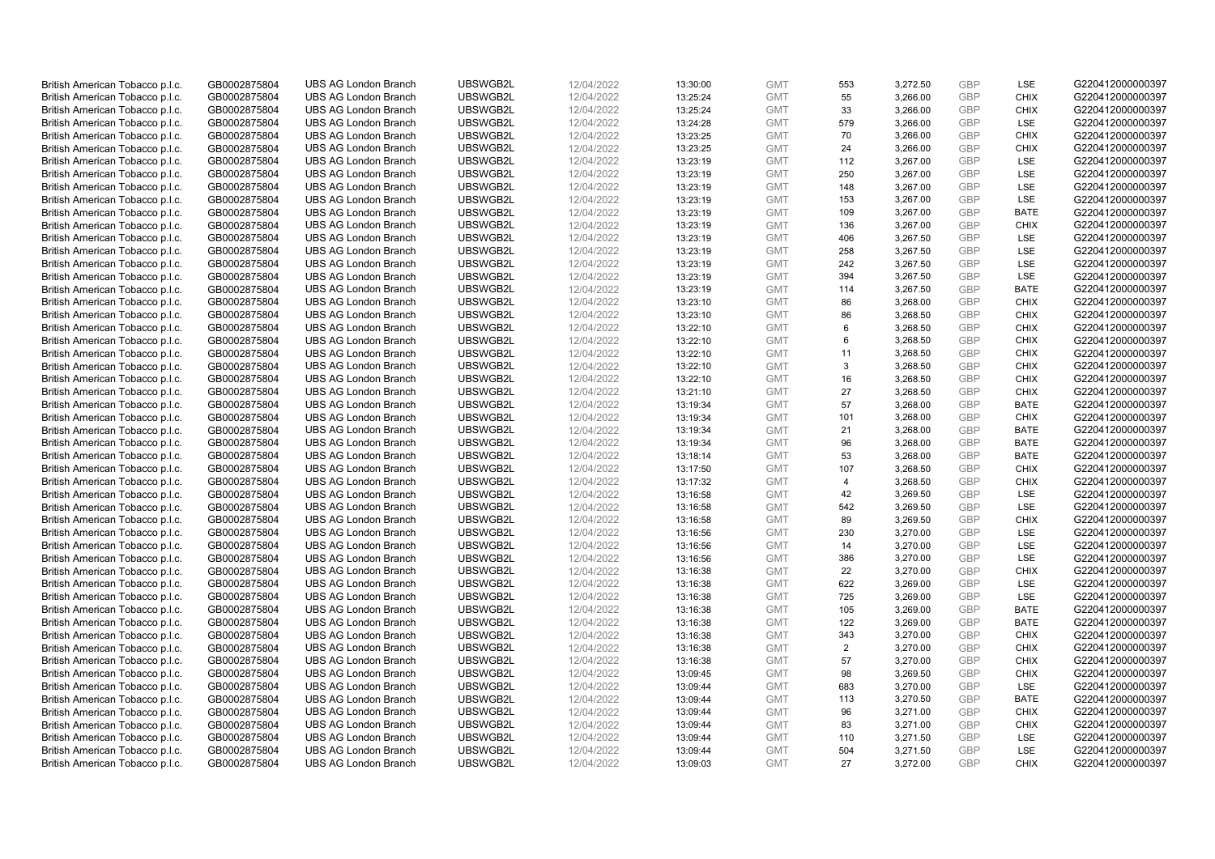| British American Tobacco p.l.c. | GB0002875804 | UBS AG London Branch | UBSWGB2L | 12/04/2022 | 13:30:00 | GMT | 553 | 3,272.50 | GBP | LSE | G220412000000397 |
|---|---|---|---|---|---|---|---|---|---|---|---|
| British American Tobacco p.l.c. | GB0002875804 | UBS AG London Branch | UBSWGB2L | 12/04/2022 | 13:25:24 | GMT | 55 | 3,266.00 | GBP | CHIX | G220412000000397 |
| British American Tobacco p.l.c. | GB0002875804 | UBS AG London Branch | UBSWGB2L | 12/04/2022 | 13:25:24 | GMT | 33 | 3,266.00 | GBP | CHIX | G220412000000397 |
| British American Tobacco p.l.c. | GB0002875804 | UBS AG London Branch | UBSWGB2L | 12/04/2022 | 13:24:28 | GMT | 579 | 3,266.00 | GBP | LSE | G220412000000397 |
| British American Tobacco p.l.c. | GB0002875804 | UBS AG London Branch | UBSWGB2L | 12/04/2022 | 13:23:25 | GMT | 70 | 3,266.00 | GBP | CHIX | G220412000000397 |
| British American Tobacco p.l.c. | GB0002875804 | UBS AG London Branch | UBSWGB2L | 12/04/2022 | 13:23:25 | GMT | 24 | 3,266.00 | GBP | CHIX | G220412000000397 |
| British American Tobacco p.l.c. | GB0002875804 | UBS AG London Branch | UBSWGB2L | 12/04/2022 | 13:23:19 | GMT | 112 | 3,267.00 | GBP | LSE | G220412000000397 |
| British American Tobacco p.l.c. | GB0002875804 | UBS AG London Branch | UBSWGB2L | 12/04/2022 | 13:23:19 | GMT | 250 | 3,267.00 | GBP | LSE | G220412000000397 |
| British American Tobacco p.l.c. | GB0002875804 | UBS AG London Branch | UBSWGB2L | 12/04/2022 | 13:23:19 | GMT | 148 | 3,267.00 | GBP | LSE | G220412000000397 |
| British American Tobacco p.l.c. | GB0002875804 | UBS AG London Branch | UBSWGB2L | 12/04/2022 | 13:23:19 | GMT | 153 | 3,267.00 | GBP | LSE | G220412000000397 |
| British American Tobacco p.l.c. | GB0002875804 | UBS AG London Branch | UBSWGB2L | 12/04/2022 | 13:23:19 | GMT | 109 | 3,267.00 | GBP | BATE | G220412000000397 |
| British American Tobacco p.l.c. | GB0002875804 | UBS AG London Branch | UBSWGB2L | 12/04/2022 | 13:23:19 | GMT | 136 | 3,267.00 | GBP | CHIX | G220412000000397 |
| British American Tobacco p.l.c. | GB0002875804 | UBS AG London Branch | UBSWGB2L | 12/04/2022 | 13:23:19 | GMT | 406 | 3,267.50 | GBP | LSE | G220412000000397 |
| British American Tobacco p.l.c. | GB0002875804 | UBS AG London Branch | UBSWGB2L | 12/04/2022 | 13:23:19 | GMT | 258 | 3,267.50 | GBP | LSE | G220412000000397 |
| British American Tobacco p.l.c. | GB0002875804 | UBS AG London Branch | UBSWGB2L | 12/04/2022 | 13:23:19 | GMT | 242 | 3,267.50 | GBP | LSE | G220412000000397 |
| British American Tobacco p.l.c. | GB0002875804 | UBS AG London Branch | UBSWGB2L | 12/04/2022 | 13:23:19 | GMT | 394 | 3,267.50 | GBP | LSE | G220412000000397 |
| British American Tobacco p.l.c. | GB0002875804 | UBS AG London Branch | UBSWGB2L | 12/04/2022 | 13:23:19 | GMT | 114 | 3,267.50 | GBP | BATE | G220412000000397 |
| British American Tobacco p.l.c. | GB0002875804 | UBS AG London Branch | UBSWGB2L | 12/04/2022 | 13:23:10 | GMT | 86 | 3,268.00 | GBP | CHIX | G220412000000397 |
| British American Tobacco p.l.c. | GB0002875804 | UBS AG London Branch | UBSWGB2L | 12/04/2022 | 13:23:10 | GMT | 86 | 3,268.50 | GBP | CHIX | G220412000000397 |
| British American Tobacco p.l.c. | GB0002875804 | UBS AG London Branch | UBSWGB2L | 12/04/2022 | 13:22:10 | GMT | 6 | 3,268.50 | GBP | CHIX | G220412000000397 |
| British American Tobacco p.l.c. | GB0002875804 | UBS AG London Branch | UBSWGB2L | 12/04/2022 | 13:22:10 | GMT | 6 | 3,268.50 | GBP | CHIX | G220412000000397 |
| British American Tobacco p.l.c. | GB0002875804 | UBS AG London Branch | UBSWGB2L | 12/04/2022 | 13:22:10 | GMT | 11 | 3,268.50 | GBP | CHIX | G220412000000397 |
| British American Tobacco p.l.c. | GB0002875804 | UBS AG London Branch | UBSWGB2L | 12/04/2022 | 13:22:10 | GMT | 3 | 3,268.50 | GBP | CHIX | G220412000000397 |
| British American Tobacco p.l.c. | GB0002875804 | UBS AG London Branch | UBSWGB2L | 12/04/2022 | 13:22:10 | GMT | 16 | 3,268.50 | GBP | CHIX | G220412000000397 |
| British American Tobacco p.l.c. | GB0002875804 | UBS AG London Branch | UBSWGB2L | 12/04/2022 | 13:21:10 | GMT | 27 | 3,268.50 | GBP | CHIX | G220412000000397 |
| British American Tobacco p.l.c. | GB0002875804 | UBS AG London Branch | UBSWGB2L | 12/04/2022 | 13:19:34 | GMT | 57 | 3,268.00 | GBP | BATE | G220412000000397 |
| British American Tobacco p.l.c. | GB0002875804 | UBS AG London Branch | UBSWGB2L | 12/04/2022 | 13:19:34 | GMT | 101 | 3,268.00 | GBP | CHIX | G220412000000397 |
| British American Tobacco p.l.c. | GB0002875804 | UBS AG London Branch | UBSWGB2L | 12/04/2022 | 13:19:34 | GMT | 21 | 3,268.00 | GBP | BATE | G220412000000397 |
| British American Tobacco p.l.c. | GB0002875804 | UBS AG London Branch | UBSWGB2L | 12/04/2022 | 13:19:34 | GMT | 96 | 3,268.00 | GBP | BATE | G220412000000397 |
| British American Tobacco p.l.c. | GB0002875804 | UBS AG London Branch | UBSWGB2L | 12/04/2022 | 13:18:14 | GMT | 53 | 3,268.00 | GBP | BATE | G220412000000397 |
| British American Tobacco p.l.c. | GB0002875804 | UBS AG London Branch | UBSWGB2L | 12/04/2022 | 13:17:50 | GMT | 107 | 3,268.50 | GBP | CHIX | G220412000000397 |
| British American Tobacco p.l.c. | GB0002875804 | UBS AG London Branch | UBSWGB2L | 12/04/2022 | 13:17:32 | GMT | 4 | 3,268.50 | GBP | CHIX | G220412000000397 |
| British American Tobacco p.l.c. | GB0002875804 | UBS AG London Branch | UBSWGB2L | 12/04/2022 | 13:16:58 | GMT | 42 | 3,269.50 | GBP | LSE | G220412000000397 |
| British American Tobacco p.l.c. | GB0002875804 | UBS AG London Branch | UBSWGB2L | 12/04/2022 | 13:16:58 | GMT | 542 | 3,269.50 | GBP | LSE | G220412000000397 |
| British American Tobacco p.l.c. | GB0002875804 | UBS AG London Branch | UBSWGB2L | 12/04/2022 | 13:16:58 | GMT | 89 | 3,269.50 | GBP | CHIX | G220412000000397 |
| British American Tobacco p.l.c. | GB0002875804 | UBS AG London Branch | UBSWGB2L | 12/04/2022 | 13:16:56 | GMT | 230 | 3,270.00 | GBP | LSE | G220412000000397 |
| British American Tobacco p.l.c. | GB0002875804 | UBS AG London Branch | UBSWGB2L | 12/04/2022 | 13:16:56 | GMT | 14 | 3,270.00 | GBP | LSE | G220412000000397 |
| British American Tobacco p.l.c. | GB0002875804 | UBS AG London Branch | UBSWGB2L | 12/04/2022 | 13:16:56 | GMT | 386 | 3,270.00 | GBP | LSE | G220412000000397 |
| British American Tobacco p.l.c. | GB0002875804 | UBS AG London Branch | UBSWGB2L | 12/04/2022 | 13:16:38 | GMT | 22 | 3,270.00 | GBP | CHIX | G220412000000397 |
| British American Tobacco p.l.c. | GB0002875804 | UBS AG London Branch | UBSWGB2L | 12/04/2022 | 13:16:38 | GMT | 622 | 3,269.00 | GBP | LSE | G220412000000397 |
| British American Tobacco p.l.c. | GB0002875804 | UBS AG London Branch | UBSWGB2L | 12/04/2022 | 13:16:38 | GMT | 725 | 3,269.00 | GBP | LSE | G220412000000397 |
| British American Tobacco p.l.c. | GB0002875804 | UBS AG London Branch | UBSWGB2L | 12/04/2022 | 13:16:38 | GMT | 105 | 3,269.00 | GBP | BATE | G220412000000397 |
| British American Tobacco p.l.c. | GB0002875804 | UBS AG London Branch | UBSWGB2L | 12/04/2022 | 13:16:38 | GMT | 122 | 3,269.00 | GBP | BATE | G220412000000397 |
| British American Tobacco p.l.c. | GB0002875804 | UBS AG London Branch | UBSWGB2L | 12/04/2022 | 13:16:38 | GMT | 343 | 3,270.00 | GBP | CHIX | G220412000000397 |
| British American Tobacco p.l.c. | GB0002875804 | UBS AG London Branch | UBSWGB2L | 12/04/2022 | 13:16:38 | GMT | 2 | 3,270.00 | GBP | CHIX | G220412000000397 |
| British American Tobacco p.l.c. | GB0002875804 | UBS AG London Branch | UBSWGB2L | 12/04/2022 | 13:16:38 | GMT | 57 | 3,270.00 | GBP | CHIX | G220412000000397 |
| British American Tobacco p.l.c. | GB0002875804 | UBS AG London Branch | UBSWGB2L | 12/04/2022 | 13:09:45 | GMT | 98 | 3,269.50 | GBP | CHIX | G220412000000397 |
| British American Tobacco p.l.c. | GB0002875804 | UBS AG London Branch | UBSWGB2L | 12/04/2022 | 13:09:44 | GMT | 683 | 3,270.00 | GBP | LSE | G220412000000397 |
| British American Tobacco p.l.c. | GB0002875804 | UBS AG London Branch | UBSWGB2L | 12/04/2022 | 13:09:44 | GMT | 113 | 3,270.50 | GBP | BATE | G220412000000397 |
| British American Tobacco p.l.c. | GB0002875804 | UBS AG London Branch | UBSWGB2L | 12/04/2022 | 13:09:44 | GMT | 96 | 3,271.00 | GBP | CHIX | G220412000000397 |
| British American Tobacco p.l.c. | GB0002875804 | UBS AG London Branch | UBSWGB2L | 12/04/2022 | 13:09:44 | GMT | 83 | 3,271.00 | GBP | CHIX | G220412000000397 |
| British American Tobacco p.l.c. | GB0002875804 | UBS AG London Branch | UBSWGB2L | 12/04/2022 | 13:09:44 | GMT | 110 | 3,271.50 | GBP | LSE | G220412000000397 |
| British American Tobacco p.l.c. | GB0002875804 | UBS AG London Branch | UBSWGB2L | 12/04/2022 | 13:09:44 | GMT | 504 | 3,271.50 | GBP | LSE | G220412000000397 |
| British American Tobacco p.l.c. | GB0002875804 | UBS AG London Branch | UBSWGB2L | 12/04/2022 | 13:09:03 | GMT | 27 | 3,272.00 | GBP | CHIX | G220412000000397 |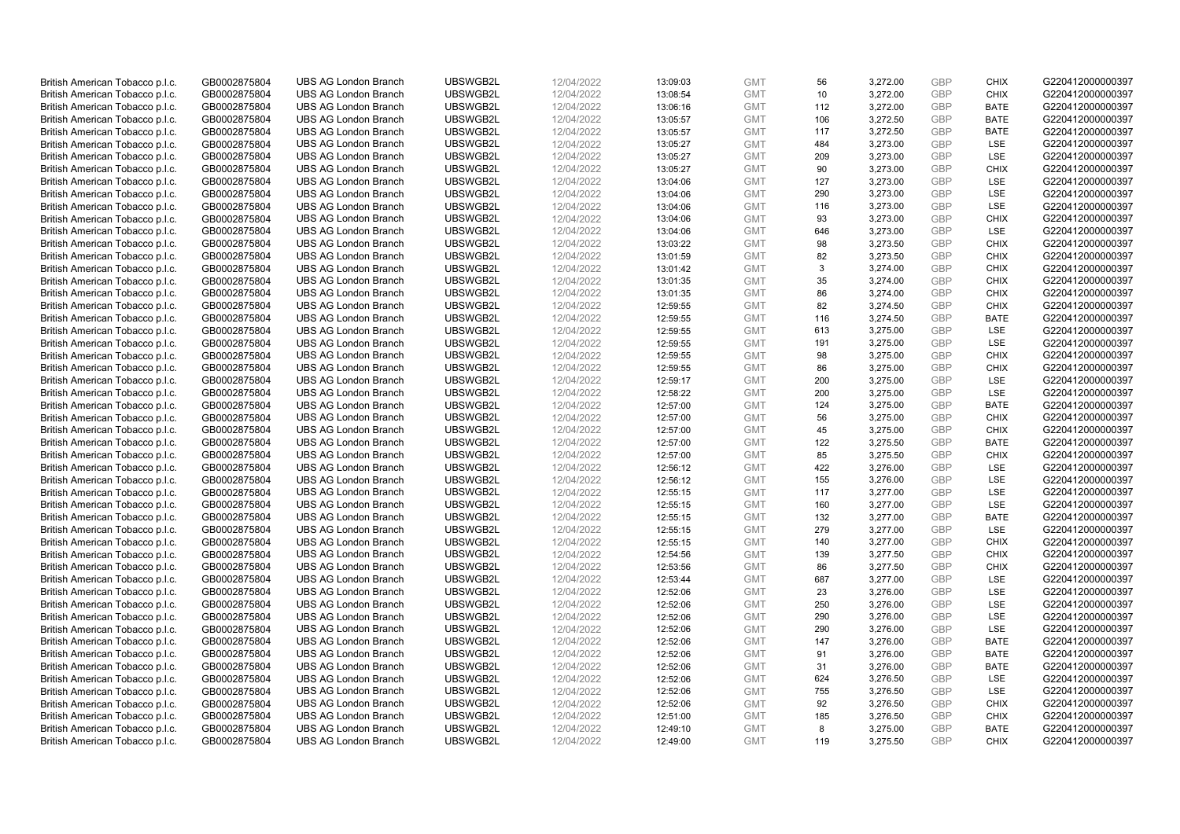| British American Tobacco p.l.c. | GB0002875804 | UBS AG London Branch | UBSWGB2L | 12/04/2022 | 13:09:03 | GMT | 56 | 3,272.00 | GBP | CHIX | G220412000000397 |
|---|---|---|---|---|---|---|---|---|---|---|---|
| British American Tobacco p.l.c. | GB0002875804 | UBS AG London Branch | UBSWGB2L | 12/04/2022 | 13:08:54 | GMT | 10 | 3,272.00 | GBP | CHIX | G220412000000397 |
| British American Tobacco p.l.c. | GB0002875804 | UBS AG London Branch | UBSWGB2L | 12/04/2022 | 13:06:16 | GMT | 112 | 3,272.00 | GBP | BATE | G220412000000397 |
| British American Tobacco p.l.c. | GB0002875804 | UBS AG London Branch | UBSWGB2L | 12/04/2022 | 13:05:57 | GMT | 106 | 3,272.50 | GBP | BATE | G220412000000397 |
| British American Tobacco p.l.c. | GB0002875804 | UBS AG London Branch | UBSWGB2L | 12/04/2022 | 13:05:57 | GMT | 117 | 3,272.50 | GBP | BATE | G220412000000397 |
| British American Tobacco p.l.c. | GB0002875804 | UBS AG London Branch | UBSWGB2L | 12/04/2022 | 13:05:27 | GMT | 484 | 3,273.00 | GBP | LSE | G220412000000397 |
| British American Tobacco p.l.c. | GB0002875804 | UBS AG London Branch | UBSWGB2L | 12/04/2022 | 13:05:27 | GMT | 209 | 3,273.00 | GBP | LSE | G220412000000397 |
| British American Tobacco p.l.c. | GB0002875804 | UBS AG London Branch | UBSWGB2L | 12/04/2022 | 13:05:27 | GMT | 90 | 3,273.00 | GBP | CHIX | G220412000000397 |
| British American Tobacco p.l.c. | GB0002875804 | UBS AG London Branch | UBSWGB2L | 12/04/2022 | 13:04:06 | GMT | 127 | 3,273.00 | GBP | LSE | G220412000000397 |
| British American Tobacco p.l.c. | GB0002875804 | UBS AG London Branch | UBSWGB2L | 12/04/2022 | 13:04:06 | GMT | 290 | 3,273.00 | GBP | LSE | G220412000000397 |
| British American Tobacco p.l.c. | GB0002875804 | UBS AG London Branch | UBSWGB2L | 12/04/2022 | 13:04:06 | GMT | 116 | 3,273.00 | GBP | LSE | G220412000000397 |
| British American Tobacco p.l.c. | GB0002875804 | UBS AG London Branch | UBSWGB2L | 12/04/2022 | 13:04:06 | GMT | 93 | 3,273.00 | GBP | CHIX | G220412000000397 |
| British American Tobacco p.l.c. | GB0002875804 | UBS AG London Branch | UBSWGB2L | 12/04/2022 | 13:04:06 | GMT | 646 | 3,273.00 | GBP | LSE | G220412000000397 |
| British American Tobacco p.l.c. | GB0002875804 | UBS AG London Branch | UBSWGB2L | 12/04/2022 | 13:03:22 | GMT | 98 | 3,273.50 | GBP | CHIX | G220412000000397 |
| British American Tobacco p.l.c. | GB0002875804 | UBS AG London Branch | UBSWGB2L | 12/04/2022 | 13:01:59 | GMT | 82 | 3,273.50 | GBP | CHIX | G220412000000397 |
| British American Tobacco p.l.c. | GB0002875804 | UBS AG London Branch | UBSWGB2L | 12/04/2022 | 13:01:42 | GMT | 3 | 3,274.00 | GBP | CHIX | G220412000000397 |
| British American Tobacco p.l.c. | GB0002875804 | UBS AG London Branch | UBSWGB2L | 12/04/2022 | 13:01:35 | GMT | 35 | 3,274.00 | GBP | CHIX | G220412000000397 |
| British American Tobacco p.l.c. | GB0002875804 | UBS AG London Branch | UBSWGB2L | 12/04/2022 | 13:01:35 | GMT | 86 | 3,274.00 | GBP | CHIX | G220412000000397 |
| British American Tobacco p.l.c. | GB0002875804 | UBS AG London Branch | UBSWGB2L | 12/04/2022 | 12:59:55 | GMT | 82 | 3,274.50 | GBP | CHIX | G220412000000397 |
| British American Tobacco p.l.c. | GB0002875804 | UBS AG London Branch | UBSWGB2L | 12/04/2022 | 12:59:55 | GMT | 116 | 3,274.50 | GBP | BATE | G220412000000397 |
| British American Tobacco p.l.c. | GB0002875804 | UBS AG London Branch | UBSWGB2L | 12/04/2022 | 12:59:55 | GMT | 613 | 3,275.00 | GBP | LSE | G220412000000397 |
| British American Tobacco p.l.c. | GB0002875804 | UBS AG London Branch | UBSWGB2L | 12/04/2022 | 12:59:55 | GMT | 191 | 3,275.00 | GBP | LSE | G220412000000397 |
| British American Tobacco p.l.c. | GB0002875804 | UBS AG London Branch | UBSWGB2L | 12/04/2022 | 12:59:55 | GMT | 98 | 3,275.00 | GBP | CHIX | G220412000000397 |
| British American Tobacco p.l.c. | GB0002875804 | UBS AG London Branch | UBSWGB2L | 12/04/2022 | 12:59:55 | GMT | 86 | 3,275.00 | GBP | CHIX | G220412000000397 |
| British American Tobacco p.l.c. | GB0002875804 | UBS AG London Branch | UBSWGB2L | 12/04/2022 | 12:59:17 | GMT | 200 | 3,275.00 | GBP | LSE | G220412000000397 |
| British American Tobacco p.l.c. | GB0002875804 | UBS AG London Branch | UBSWGB2L | 12/04/2022 | 12:58:22 | GMT | 200 | 3,275.00 | GBP | LSE | G220412000000397 |
| British American Tobacco p.l.c. | GB0002875804 | UBS AG London Branch | UBSWGB2L | 12/04/2022 | 12:57:00 | GMT | 124 | 3,275.00 | GBP | BATE | G220412000000397 |
| British American Tobacco p.l.c. | GB0002875804 | UBS AG London Branch | UBSWGB2L | 12/04/2022 | 12:57:00 | GMT | 56 | 3,275.00 | GBP | CHIX | G220412000000397 |
| British American Tobacco p.l.c. | GB0002875804 | UBS AG London Branch | UBSWGB2L | 12/04/2022 | 12:57:00 | GMT | 45 | 3,275.00 | GBP | CHIX | G220412000000397 |
| British American Tobacco p.l.c. | GB0002875804 | UBS AG London Branch | UBSWGB2L | 12/04/2022 | 12:57:00 | GMT | 122 | 3,275.50 | GBP | BATE | G220412000000397 |
| British American Tobacco p.l.c. | GB0002875804 | UBS AG London Branch | UBSWGB2L | 12/04/2022 | 12:57:00 | GMT | 85 | 3,275.50 | GBP | CHIX | G220412000000397 |
| British American Tobacco p.l.c. | GB0002875804 | UBS AG London Branch | UBSWGB2L | 12/04/2022 | 12:56:12 | GMT | 422 | 3,276.00 | GBP | LSE | G220412000000397 |
| British American Tobacco p.l.c. | GB0002875804 | UBS AG London Branch | UBSWGB2L | 12/04/2022 | 12:56:12 | GMT | 155 | 3,276.00 | GBP | LSE | G220412000000397 |
| British American Tobacco p.l.c. | GB0002875804 | UBS AG London Branch | UBSWGB2L | 12/04/2022 | 12:55:15 | GMT | 117 | 3,277.00 | GBP | LSE | G220412000000397 |
| British American Tobacco p.l.c. | GB0002875804 | UBS AG London Branch | UBSWGB2L | 12/04/2022 | 12:55:15 | GMT | 160 | 3,277.00 | GBP | LSE | G220412000000397 |
| British American Tobacco p.l.c. | GB0002875804 | UBS AG London Branch | UBSWGB2L | 12/04/2022 | 12:55:15 | GMT | 132 | 3,277.00 | GBP | BATE | G220412000000397 |
| British American Tobacco p.l.c. | GB0002875804 | UBS AG London Branch | UBSWGB2L | 12/04/2022 | 12:55:15 | GMT | 279 | 3,277.00 | GBP | LSE | G220412000000397 |
| British American Tobacco p.l.c. | GB0002875804 | UBS AG London Branch | UBSWGB2L | 12/04/2022 | 12:55:15 | GMT | 140 | 3,277.00 | GBP | CHIX | G220412000000397 |
| British American Tobacco p.l.c. | GB0002875804 | UBS AG London Branch | UBSWGB2L | 12/04/2022 | 12:54:56 | GMT | 139 | 3,277.50 | GBP | CHIX | G220412000000397 |
| British American Tobacco p.l.c. | GB0002875804 | UBS AG London Branch | UBSWGB2L | 12/04/2022 | 12:53:56 | GMT | 86 | 3,277.50 | GBP | CHIX | G220412000000397 |
| British American Tobacco p.l.c. | GB0002875804 | UBS AG London Branch | UBSWGB2L | 12/04/2022 | 12:53:44 | GMT | 687 | 3,277.00 | GBP | LSE | G220412000000397 |
| British American Tobacco p.l.c. | GB0002875804 | UBS AG London Branch | UBSWGB2L | 12/04/2022 | 12:52:06 | GMT | 23 | 3,276.00 | GBP | LSE | G220412000000397 |
| British American Tobacco p.l.c. | GB0002875804 | UBS AG London Branch | UBSWGB2L | 12/04/2022 | 12:52:06 | GMT | 250 | 3,276.00 | GBP | LSE | G220412000000397 |
| British American Tobacco p.l.c. | GB0002875804 | UBS AG London Branch | UBSWGB2L | 12/04/2022 | 12:52:06 | GMT | 290 | 3,276.00 | GBP | LSE | G220412000000397 |
| British American Tobacco p.l.c. | GB0002875804 | UBS AG London Branch | UBSWGB2L | 12/04/2022 | 12:52:06 | GMT | 290 | 3,276.00 | GBP | LSE | G220412000000397 |
| British American Tobacco p.l.c. | GB0002875804 | UBS AG London Branch | UBSWGB2L | 12/04/2022 | 12:52:06 | GMT | 147 | 3,276.00 | GBP | BATE | G220412000000397 |
| British American Tobacco p.l.c. | GB0002875804 | UBS AG London Branch | UBSWGB2L | 12/04/2022 | 12:52:06 | GMT | 91 | 3,276.00 | GBP | BATE | G220412000000397 |
| British American Tobacco p.l.c. | GB0002875804 | UBS AG London Branch | UBSWGB2L | 12/04/2022 | 12:52:06 | GMT | 31 | 3,276.00 | GBP | BATE | G220412000000397 |
| British American Tobacco p.l.c. | GB0002875804 | UBS AG London Branch | UBSWGB2L | 12/04/2022 | 12:52:06 | GMT | 624 | 3,276.50 | GBP | LSE | G220412000000397 |
| British American Tobacco p.l.c. | GB0002875804 | UBS AG London Branch | UBSWGB2L | 12/04/2022 | 12:52:06 | GMT | 755 | 3,276.50 | GBP | LSE | G220412000000397 |
| British American Tobacco p.l.c. | GB0002875804 | UBS AG London Branch | UBSWGB2L | 12/04/2022 | 12:52:06 | GMT | 92 | 3,276.50 | GBP | CHIX | G220412000000397 |
| British American Tobacco p.l.c. | GB0002875804 | UBS AG London Branch | UBSWGB2L | 12/04/2022 | 12:51:00 | GMT | 185 | 3,276.50 | GBP | CHIX | G220412000000397 |
| British American Tobacco p.l.c. | GB0002875804 | UBS AG London Branch | UBSWGB2L | 12/04/2022 | 12:49:10 | GMT | 8 | 3,275.00 | GBP | BATE | G220412000000397 |
| British American Tobacco p.l.c. | GB0002875804 | UBS AG London Branch | UBSWGB2L | 12/04/2022 | 12:49:00 | GMT | 119 | 3,275.50 | GBP | CHIX | G220412000000397 |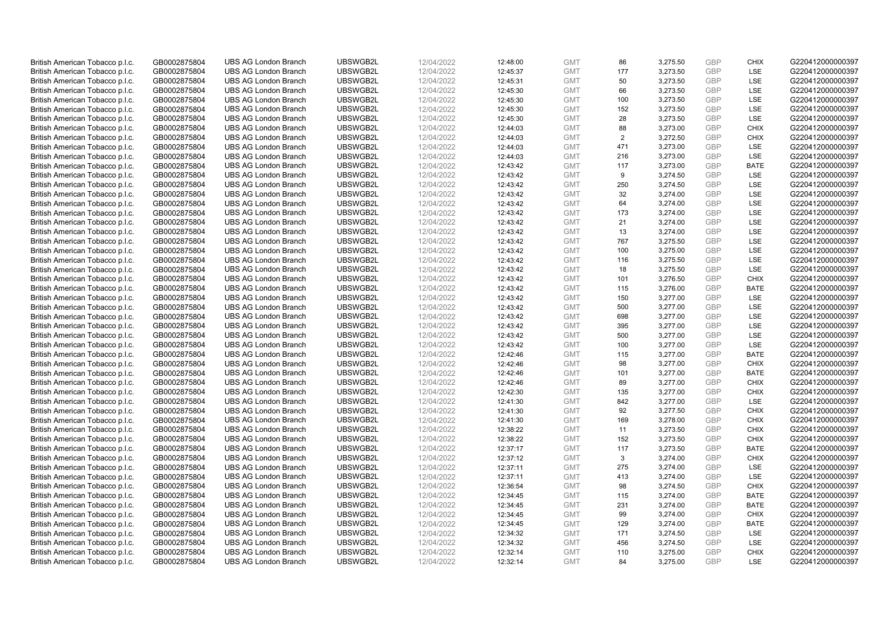| British American Tobacco p.l.c. | GB0002875804 | UBS AG London Branch | UBSWGB2L | 12/04/2022 | 12:48:00 | GMT | 86 | 3,275.50 | GBP | CHIX | G220412000000397 |
|---|---|---|---|---|---|---|---|---|---|---|---|
| British American Tobacco p.l.c. | GB0002875804 | UBS AG London Branch | UBSWGB2L | 12/04/2022 | 12:45:37 | GMT | 177 | 3,273.50 | GBP | LSE | G220412000000397 |
| British American Tobacco p.l.c. | GB0002875804 | UBS AG London Branch | UBSWGB2L | 12/04/2022 | 12:45:31 | GMT | 50 | 3,273.50 | GBP | LSE | G220412000000397 |
| British American Tobacco p.l.c. | GB0002875804 | UBS AG London Branch | UBSWGB2L | 12/04/2022 | 12:45:30 | GMT | 66 | 3,273.50 | GBP | LSE | G220412000000397 |
| British American Tobacco p.l.c. | GB0002875804 | UBS AG London Branch | UBSWGB2L | 12/04/2022 | 12:45:30 | GMT | 100 | 3,273.50 | GBP | LSE | G220412000000397 |
| British American Tobacco p.l.c. | GB0002875804 | UBS AG London Branch | UBSWGB2L | 12/04/2022 | 12:45:30 | GMT | 152 | 3,273.50 | GBP | LSE | G220412000000397 |
| British American Tobacco p.l.c. | GB0002875804 | UBS AG London Branch | UBSWGB2L | 12/04/2022 | 12:45:30 | GMT | 28 | 3,273.50 | GBP | LSE | G220412000000397 |
| British American Tobacco p.l.c. | GB0002875804 | UBS AG London Branch | UBSWGB2L | 12/04/2022 | 12:44:03 | GMT | 88 | 3,273.00 | GBP | CHIX | G220412000000397 |
| British American Tobacco p.l.c. | GB0002875804 | UBS AG London Branch | UBSWGB2L | 12/04/2022 | 12:44:03 | GMT | 2 | 3,272.50 | GBP | CHIX | G220412000000397 |
| British American Tobacco p.l.c. | GB0002875804 | UBS AG London Branch | UBSWGB2L | 12/04/2022 | 12:44:03 | GMT | 471 | 3,273.00 | GBP | LSE | G220412000000397 |
| British American Tobacco p.l.c. | GB0002875804 | UBS AG London Branch | UBSWGB2L | 12/04/2022 | 12:44:03 | GMT | 216 | 3,273.00 | GBP | LSE | G220412000000397 |
| British American Tobacco p.l.c. | GB0002875804 | UBS AG London Branch | UBSWGB2L | 12/04/2022 | 12:43:42 | GMT | 117 | 3,273.00 | GBP | BATE | G220412000000397 |
| British American Tobacco p.l.c. | GB0002875804 | UBS AG London Branch | UBSWGB2L | 12/04/2022 | 12:43:42 | GMT | 9 | 3,274.50 | GBP | LSE | G220412000000397 |
| British American Tobacco p.l.c. | GB0002875804 | UBS AG London Branch | UBSWGB2L | 12/04/2022 | 12:43:42 | GMT | 250 | 3,274.50 | GBP | LSE | G220412000000397 |
| British American Tobacco p.l.c. | GB0002875804 | UBS AG London Branch | UBSWGB2L | 12/04/2022 | 12:43:42 | GMT | 32 | 3,274.00 | GBP | LSE | G220412000000397 |
| British American Tobacco p.l.c. | GB0002875804 | UBS AG London Branch | UBSWGB2L | 12/04/2022 | 12:43:42 | GMT | 64 | 3,274.00 | GBP | LSE | G220412000000397 |
| British American Tobacco p.l.c. | GB0002875804 | UBS AG London Branch | UBSWGB2L | 12/04/2022 | 12:43:42 | GMT | 173 | 3,274.00 | GBP | LSE | G220412000000397 |
| British American Tobacco p.l.c. | GB0002875804 | UBS AG London Branch | UBSWGB2L | 12/04/2022 | 12:43:42 | GMT | 21 | 3,274.00 | GBP | LSE | G220412000000397 |
| British American Tobacco p.l.c. | GB0002875804 | UBS AG London Branch | UBSWGB2L | 12/04/2022 | 12:43:42 | GMT | 13 | 3,274.00 | GBP | LSE | G220412000000397 |
| British American Tobacco p.l.c. | GB0002875804 | UBS AG London Branch | UBSWGB2L | 12/04/2022 | 12:43:42 | GMT | 767 | 3,275.50 | GBP | LSE | G220412000000397 |
| British American Tobacco p.l.c. | GB0002875804 | UBS AG London Branch | UBSWGB2L | 12/04/2022 | 12:43:42 | GMT | 100 | 3,275.00 | GBP | LSE | G220412000000397 |
| British American Tobacco p.l.c. | GB0002875804 | UBS AG London Branch | UBSWGB2L | 12/04/2022 | 12:43:42 | GMT | 116 | 3,275.50 | GBP | LSE | G220412000000397 |
| British American Tobacco p.l.c. | GB0002875804 | UBS AG London Branch | UBSWGB2L | 12/04/2022 | 12:43:42 | GMT | 18 | 3,275.50 | GBP | LSE | G220412000000397 |
| British American Tobacco p.l.c. | GB0002875804 | UBS AG London Branch | UBSWGB2L | 12/04/2022 | 12:43:42 | GMT | 101 | 3,276.50 | GBP | CHIX | G220412000000397 |
| British American Tobacco p.l.c. | GB0002875804 | UBS AG London Branch | UBSWGB2L | 12/04/2022 | 12:43:42 | GMT | 115 | 3,276.00 | GBP | BATE | G220412000000397 |
| British American Tobacco p.l.c. | GB0002875804 | UBS AG London Branch | UBSWGB2L | 12/04/2022 | 12:43:42 | GMT | 150 | 3,277.00 | GBP | LSE | G220412000000397 |
| British American Tobacco p.l.c. | GB0002875804 | UBS AG London Branch | UBSWGB2L | 12/04/2022 | 12:43:42 | GMT | 500 | 3,277.00 | GBP | LSE | G220412000000397 |
| British American Tobacco p.l.c. | GB0002875804 | UBS AG London Branch | UBSWGB2L | 12/04/2022 | 12:43:42 | GMT | 698 | 3,277.00 | GBP | LSE | G220412000000397 |
| British American Tobacco p.l.c. | GB0002875804 | UBS AG London Branch | UBSWGB2L | 12/04/2022 | 12:43:42 | GMT | 395 | 3,277.00 | GBP | LSE | G220412000000397 |
| British American Tobacco p.l.c. | GB0002875804 | UBS AG London Branch | UBSWGB2L | 12/04/2022 | 12:43:42 | GMT | 500 | 3,277.00 | GBP | LSE | G220412000000397 |
| British American Tobacco p.l.c. | GB0002875804 | UBS AG London Branch | UBSWGB2L | 12/04/2022 | 12:43:42 | GMT | 100 | 3,277.00 | GBP | LSE | G220412000000397 |
| British American Tobacco p.l.c. | GB0002875804 | UBS AG London Branch | UBSWGB2L | 12/04/2022 | 12:42:46 | GMT | 115 | 3,277.00 | GBP | BATE | G220412000000397 |
| British American Tobacco p.l.c. | GB0002875804 | UBS AG London Branch | UBSWGB2L | 12/04/2022 | 12:42:46 | GMT | 98 | 3,277.00 | GBP | CHIX | G220412000000397 |
| British American Tobacco p.l.c. | GB0002875804 | UBS AG London Branch | UBSWGB2L | 12/04/2022 | 12:42:46 | GMT | 101 | 3,277.00 | GBP | BATE | G220412000000397 |
| British American Tobacco p.l.c. | GB0002875804 | UBS AG London Branch | UBSWGB2L | 12/04/2022 | 12:42:46 | GMT | 89 | 3,277.00 | GBP | CHIX | G220412000000397 |
| British American Tobacco p.l.c. | GB0002875804 | UBS AG London Branch | UBSWGB2L | 12/04/2022 | 12:42:30 | GMT | 135 | 3,277.00 | GBP | CHIX | G220412000000397 |
| British American Tobacco p.l.c. | GB0002875804 | UBS AG London Branch | UBSWGB2L | 12/04/2022 | 12:41:30 | GMT | 842 | 3,277.00 | GBP | LSE | G220412000000397 |
| British American Tobacco p.l.c. | GB0002875804 | UBS AG London Branch | UBSWGB2L | 12/04/2022 | 12:41:30 | GMT | 92 | 3,277.50 | GBP | CHIX | G220412000000397 |
| British American Tobacco p.l.c. | GB0002875804 | UBS AG London Branch | UBSWGB2L | 12/04/2022 | 12:41:30 | GMT | 169 | 3,278.00 | GBP | CHIX | G220412000000397 |
| British American Tobacco p.l.c. | GB0002875804 | UBS AG London Branch | UBSWGB2L | 12/04/2022 | 12:38:22 | GMT | 11 | 3,273.50 | GBP | CHIX | G220412000000397 |
| British American Tobacco p.l.c. | GB0002875804 | UBS AG London Branch | UBSWGB2L | 12/04/2022 | 12:38:22 | GMT | 152 | 3,273.50 | GBP | CHIX | G220412000000397 |
| British American Tobacco p.l.c. | GB0002875804 | UBS AG London Branch | UBSWGB2L | 12/04/2022 | 12:37:17 | GMT | 117 | 3,273.50 | GBP | BATE | G220412000000397 |
| British American Tobacco p.l.c. | GB0002875804 | UBS AG London Branch | UBSWGB2L | 12/04/2022 | 12:37:12 | GMT | 3 | 3,274.00 | GBP | CHIX | G220412000000397 |
| British American Tobacco p.l.c. | GB0002875804 | UBS AG London Branch | UBSWGB2L | 12/04/2022 | 12:37:11 | GMT | 275 | 3,274.00 | GBP | LSE | G220412000000397 |
| British American Tobacco p.l.c. | GB0002875804 | UBS AG London Branch | UBSWGB2L | 12/04/2022 | 12:37:11 | GMT | 413 | 3,274.00 | GBP | LSE | G220412000000397 |
| British American Tobacco p.l.c. | GB0002875804 | UBS AG London Branch | UBSWGB2L | 12/04/2022 | 12:36:54 | GMT | 98 | 3,274.50 | GBP | CHIX | G220412000000397 |
| British American Tobacco p.l.c. | GB0002875804 | UBS AG London Branch | UBSWGB2L | 12/04/2022 | 12:34:45 | GMT | 115 | 3,274.00 | GBP | BATE | G220412000000397 |
| British American Tobacco p.l.c. | GB0002875804 | UBS AG London Branch | UBSWGB2L | 12/04/2022 | 12:34:45 | GMT | 231 | 3,274.00 | GBP | BATE | G220412000000397 |
| British American Tobacco p.l.c. | GB0002875804 | UBS AG London Branch | UBSWGB2L | 12/04/2022 | 12:34:45 | GMT | 99 | 3,274.00 | GBP | CHIX | G220412000000397 |
| British American Tobacco p.l.c. | GB0002875804 | UBS AG London Branch | UBSWGB2L | 12/04/2022 | 12:34:45 | GMT | 129 | 3,274.00 | GBP | BATE | G220412000000397 |
| British American Tobacco p.l.c. | GB0002875804 | UBS AG London Branch | UBSWGB2L | 12/04/2022 | 12:34:32 | GMT | 171 | 3,274.50 | GBP | LSE | G220412000000397 |
| British American Tobacco p.l.c. | GB0002875804 | UBS AG London Branch | UBSWGB2L | 12/04/2022 | 12:34:32 | GMT | 456 | 3,274.50 | GBP | LSE | G220412000000397 |
| British American Tobacco p.l.c. | GB0002875804 | UBS AG London Branch | UBSWGB2L | 12/04/2022 | 12:32:14 | GMT | 110 | 3,275.00 | GBP | CHIX | G220412000000397 |
| British American Tobacco p.l.c. | GB0002875804 | UBS AG London Branch | UBSWGB2L | 12/04/2022 | 12:32:14 | GMT | 84 | 3,275.00 | GBP | LSE | G220412000000397 |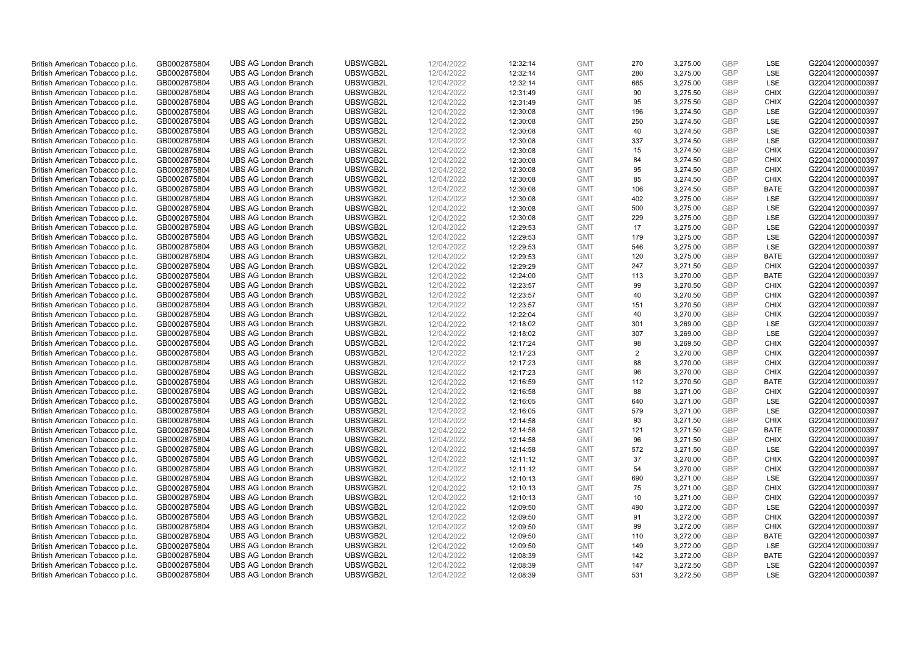| British American Tobacco p.l.c. | GB0002875804 | UBS AG London Branch | UBSWGB2L | 12/04/2022 | 12:32:14 | GMT | 270 | 3,275.00 | GBP | LSE | G220412000000397 |
|---|---|---|---|---|---|---|---|---|---|---|---|
| British American Tobacco p.l.c. | GB0002875804 | UBS AG London Branch | UBSWGB2L | 12/04/2022 | 12:32:14 | GMT | 280 | 3,275.00 | GBP | LSE | G220412000000397 |
| British American Tobacco p.l.c. | GB0002875804 | UBS AG London Branch | UBSWGB2L | 12/04/2022 | 12:32:14 | GMT | 665 | 3,275.00 | GBP | LSE | G220412000000397 |
| British American Tobacco p.l.c. | GB0002875804 | UBS AG London Branch | UBSWGB2L | 12/04/2022 | 12:31:49 | GMT | 90 | 3,275.50 | GBP | CHIX | G220412000000397 |
| British American Tobacco p.l.c. | GB0002875804 | UBS AG London Branch | UBSWGB2L | 12/04/2022 | 12:31:49 | GMT | 95 | 3,275.50 | GBP | CHIX | G220412000000397 |
| British American Tobacco p.l.c. | GB0002875804 | UBS AG London Branch | UBSWGB2L | 12/04/2022 | 12:30:08 | GMT | 196 | 3,274.50 | GBP | LSE | G220412000000397 |
| British American Tobacco p.l.c. | GB0002875804 | UBS AG London Branch | UBSWGB2L | 12/04/2022 | 12:30:08 | GMT | 250 | 3,274.50 | GBP | LSE | G220412000000397 |
| British American Tobacco p.l.c. | GB0002875804 | UBS AG London Branch | UBSWGB2L | 12/04/2022 | 12:30:08 | GMT | 40 | 3,274.50 | GBP | LSE | G220412000000397 |
| British American Tobacco p.l.c. | GB0002875804 | UBS AG London Branch | UBSWGB2L | 12/04/2022 | 12:30:08 | GMT | 337 | 3,274.50 | GBP | LSE | G220412000000397 |
| British American Tobacco p.l.c. | GB0002875804 | UBS AG London Branch | UBSWGB2L | 12/04/2022 | 12:30:08 | GMT | 15 | 3,274.50 | GBP | CHIX | G220412000000397 |
| British American Tobacco p.l.c. | GB0002875804 | UBS AG London Branch | UBSWGB2L | 12/04/2022 | 12:30:08 | GMT | 84 | 3,274.50 | GBP | CHIX | G220412000000397 |
| British American Tobacco p.l.c. | GB0002875804 | UBS AG London Branch | UBSWGB2L | 12/04/2022 | 12:30:08 | GMT | 95 | 3,274.50 | GBP | CHIX | G220412000000397 |
| British American Tobacco p.l.c. | GB0002875804 | UBS AG London Branch | UBSWGB2L | 12/04/2022 | 12:30:08 | GMT | 85 | 3,274.50 | GBP | CHIX | G220412000000397 |
| British American Tobacco p.l.c. | GB0002875804 | UBS AG London Branch | UBSWGB2L | 12/04/2022 | 12:30:08 | GMT | 106 | 3,274.50 | GBP | BATE | G220412000000397 |
| British American Tobacco p.l.c. | GB0002875804 | UBS AG London Branch | UBSWGB2L | 12/04/2022 | 12:30:08 | GMT | 402 | 3,275.00 | GBP | LSE | G220412000000397 |
| British American Tobacco p.l.c. | GB0002875804 | UBS AG London Branch | UBSWGB2L | 12/04/2022 | 12:30:08 | GMT | 500 | 3,275.00 | GBP | LSE | G220412000000397 |
| British American Tobacco p.l.c. | GB0002875804 | UBS AG London Branch | UBSWGB2L | 12/04/2022 | 12:30:08 | GMT | 229 | 3,275.00 | GBP | LSE | G220412000000397 |
| British American Tobacco p.l.c. | GB0002875804 | UBS AG London Branch | UBSWGB2L | 12/04/2022 | 12:29:53 | GMT | 17 | 3,275.00 | GBP | LSE | G220412000000397 |
| British American Tobacco p.l.c. | GB0002875804 | UBS AG London Branch | UBSWGB2L | 12/04/2022 | 12:29:53 | GMT | 179 | 3,275.00 | GBP | LSE | G220412000000397 |
| British American Tobacco p.l.c. | GB0002875804 | UBS AG London Branch | UBSWGB2L | 12/04/2022 | 12:29:53 | GMT | 546 | 3,275.00 | GBP | LSE | G220412000000397 |
| British American Tobacco p.l.c. | GB0002875804 | UBS AG London Branch | UBSWGB2L | 12/04/2022 | 12:29:53 | GMT | 120 | 3,275.00 | GBP | BATE | G220412000000397 |
| British American Tobacco p.l.c. | GB0002875804 | UBS AG London Branch | UBSWGB2L | 12/04/2022 | 12:29:29 | GMT | 247 | 3,271.50 | GBP | CHIX | G220412000000397 |
| British American Tobacco p.l.c. | GB0002875804 | UBS AG London Branch | UBSWGB2L | 12/04/2022 | 12:24:00 | GMT | 113 | 3,270.00 | GBP | BATE | G220412000000397 |
| British American Tobacco p.l.c. | GB0002875804 | UBS AG London Branch | UBSWGB2L | 12/04/2022 | 12:23:57 | GMT | 99 | 3,270.50 | GBP | CHIX | G220412000000397 |
| British American Tobacco p.l.c. | GB0002875804 | UBS AG London Branch | UBSWGB2L | 12/04/2022 | 12:23:57 | GMT | 40 | 3,270.50 | GBP | CHIX | G220412000000397 |
| British American Tobacco p.l.c. | GB0002875804 | UBS AG London Branch | UBSWGB2L | 12/04/2022 | 12:23:57 | GMT | 151 | 3,270.50 | GBP | CHIX | G220412000000397 |
| British American Tobacco p.l.c. | GB0002875804 | UBS AG London Branch | UBSWGB2L | 12/04/2022 | 12:22:04 | GMT | 40 | 3,270.00 | GBP | CHIX | G220412000000397 |
| British American Tobacco p.l.c. | GB0002875804 | UBS AG London Branch | UBSWGB2L | 12/04/2022 | 12:18:02 | GMT | 301 | 3,269.00 | GBP | LSE | G220412000000397 |
| British American Tobacco p.l.c. | GB0002875804 | UBS AG London Branch | UBSWGB2L | 12/04/2022 | 12:18:02 | GMT | 307 | 3,269.00 | GBP | LSE | G220412000000397 |
| British American Tobacco p.l.c. | GB0002875804 | UBS AG London Branch | UBSWGB2L | 12/04/2022 | 12:17:24 | GMT | 98 | 3,269.50 | GBP | CHIX | G220412000000397 |
| British American Tobacco p.l.c. | GB0002875804 | UBS AG London Branch | UBSWGB2L | 12/04/2022 | 12:17:23 | GMT | 2 | 3,270.00 | GBP | CHIX | G220412000000397 |
| British American Tobacco p.l.c. | GB0002875804 | UBS AG London Branch | UBSWGB2L | 12/04/2022 | 12:17:23 | GMT | 88 | 3,270.00 | GBP | CHIX | G220412000000397 |
| British American Tobacco p.l.c. | GB0002875804 | UBS AG London Branch | UBSWGB2L | 12/04/2022 | 12:17:23 | GMT | 96 | 3,270.00 | GBP | CHIX | G220412000000397 |
| British American Tobacco p.l.c. | GB0002875804 | UBS AG London Branch | UBSWGB2L | 12/04/2022 | 12:16:59 | GMT | 112 | 3,270.50 | GBP | BATE | G220412000000397 |
| British American Tobacco p.l.c. | GB0002875804 | UBS AG London Branch | UBSWGB2L | 12/04/2022 | 12:16:58 | GMT | 88 | 3,271.00 | GBP | CHIX | G220412000000397 |
| British American Tobacco p.l.c. | GB0002875804 | UBS AG London Branch | UBSWGB2L | 12/04/2022 | 12:16:05 | GMT | 640 | 3,271.00 | GBP | LSE | G220412000000397 |
| British American Tobacco p.l.c. | GB0002875804 | UBS AG London Branch | UBSWGB2L | 12/04/2022 | 12:16:05 | GMT | 579 | 3,271.00 | GBP | LSE | G220412000000397 |
| British American Tobacco p.l.c. | GB0002875804 | UBS AG London Branch | UBSWGB2L | 12/04/2022 | 12:14:58 | GMT | 93 | 3,271.50 | GBP | CHIX | G220412000000397 |
| British American Tobacco p.l.c. | GB0002875804 | UBS AG London Branch | UBSWGB2L | 12/04/2022 | 12:14:58 | GMT | 121 | 3,271.50 | GBP | BATE | G220412000000397 |
| British American Tobacco p.l.c. | GB0002875804 | UBS AG London Branch | UBSWGB2L | 12/04/2022 | 12:14:58 | GMT | 96 | 3,271.50 | GBP | CHIX | G220412000000397 |
| British American Tobacco p.l.c. | GB0002875804 | UBS AG London Branch | UBSWGB2L | 12/04/2022 | 12:14:58 | GMT | 572 | 3,271.50 | GBP | LSE | G220412000000397 |
| British American Tobacco p.l.c. | GB0002875804 | UBS AG London Branch | UBSWGB2L | 12/04/2022 | 12:11:12 | GMT | 37 | 3,270.00 | GBP | CHIX | G220412000000397 |
| British American Tobacco p.l.c. | GB0002875804 | UBS AG London Branch | UBSWGB2L | 12/04/2022 | 12:11:12 | GMT | 54 | 3,270.00 | GBP | CHIX | G220412000000397 |
| British American Tobacco p.l.c. | GB0002875804 | UBS AG London Branch | UBSWGB2L | 12/04/2022 | 12:10:13 | GMT | 690 | 3,271.00 | GBP | LSE | G220412000000397 |
| British American Tobacco p.l.c. | GB0002875804 | UBS AG London Branch | UBSWGB2L | 12/04/2022 | 12:10:13 | GMT | 75 | 3,271.00 | GBP | CHIX | G220412000000397 |
| British American Tobacco p.l.c. | GB0002875804 | UBS AG London Branch | UBSWGB2L | 12/04/2022 | 12:10:13 | GMT | 10 | 3,271.00 | GBP | CHIX | G220412000000397 |
| British American Tobacco p.l.c. | GB0002875804 | UBS AG London Branch | UBSWGB2L | 12/04/2022 | 12:09:50 | GMT | 490 | 3,272.00 | GBP | LSE | G220412000000397 |
| British American Tobacco p.l.c. | GB0002875804 | UBS AG London Branch | UBSWGB2L | 12/04/2022 | 12:09:50 | GMT | 91 | 3,272.00 | GBP | CHIX | G220412000000397 |
| British American Tobacco p.l.c. | GB0002875804 | UBS AG London Branch | UBSWGB2L | 12/04/2022 | 12:09:50 | GMT | 99 | 3,272.00 | GBP | CHIX | G220412000000397 |
| British American Tobacco p.l.c. | GB0002875804 | UBS AG London Branch | UBSWGB2L | 12/04/2022 | 12:09:50 | GMT | 110 | 3,272.00 | GBP | BATE | G220412000000397 |
| British American Tobacco p.l.c. | GB0002875804 | UBS AG London Branch | UBSWGB2L | 12/04/2022 | 12:09:50 | GMT | 149 | 3,272.00 | GBP | LSE | G220412000000397 |
| British American Tobacco p.l.c. | GB0002875804 | UBS AG London Branch | UBSWGB2L | 12/04/2022 | 12:08:39 | GMT | 142 | 3,272.00 | GBP | BATE | G220412000000397 |
| British American Tobacco p.l.c. | GB0002875804 | UBS AG London Branch | UBSWGB2L | 12/04/2022 | 12:08:39 | GMT | 147 | 3,272.50 | GBP | LSE | G220412000000397 |
| British American Tobacco p.l.c. | GB0002875804 | UBS AG London Branch | UBSWGB2L | 12/04/2022 | 12:08:39 | GMT | 531 | 3,272.50 | GBP | LSE | G220412000000397 |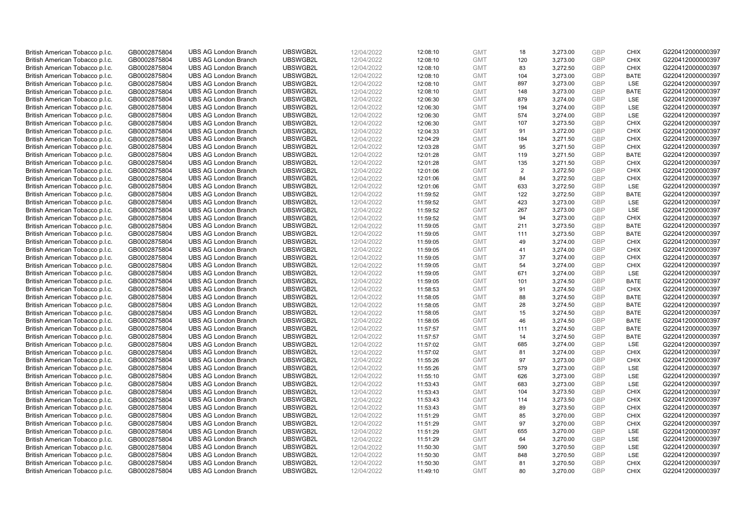| | | | | | | | | | | | |
|---|---|---|---|---|---|---|---|---|---|---|---|
| British American Tobacco p.l.c. | GB0002875804 | UBS AG London Branch | UBSWGB2L | 12/04/2022 | 12:08:10 | GMT | 18 | 3,273.00 | GBP | CHIX | G220412000000397 |
| British American Tobacco p.l.c. | GB0002875804 | UBS AG London Branch | UBSWGB2L | 12/04/2022 | 12:08:10 | GMT | 120 | 3,273.00 | GBP | CHIX | G220412000000397 |
| British American Tobacco p.l.c. | GB0002875804 | UBS AG London Branch | UBSWGB2L | 12/04/2022 | 12:08:10 | GMT | 83 | 3,272.50 | GBP | CHIX | G220412000000397 |
| British American Tobacco p.l.c. | GB0002875804 | UBS AG London Branch | UBSWGB2L | 12/04/2022 | 12:08:10 | GMT | 104 | 3,273.00 | GBP | BATE | G220412000000397 |
| British American Tobacco p.l.c. | GB0002875804 | UBS AG London Branch | UBSWGB2L | 12/04/2022 | 12:08:10 | GMT | 897 | 3,273.00 | GBP | LSE | G220412000000397 |
| British American Tobacco p.l.c. | GB0002875804 | UBS AG London Branch | UBSWGB2L | 12/04/2022 | 12:08:10 | GMT | 148 | 3,273.00 | GBP | BATE | G220412000000397 |
| British American Tobacco p.l.c. | GB0002875804 | UBS AG London Branch | UBSWGB2L | 12/04/2022 | 12:06:30 | GMT | 879 | 3,274.00 | GBP | LSE | G220412000000397 |
| British American Tobacco p.l.c. | GB0002875804 | UBS AG London Branch | UBSWGB2L | 12/04/2022 | 12:06:30 | GMT | 194 | 3,274.00 | GBP | LSE | G220412000000397 |
| British American Tobacco p.l.c. | GB0002875804 | UBS AG London Branch | UBSWGB2L | 12/04/2022 | 12:06:30 | GMT | 574 | 3,274.00 | GBP | LSE | G220412000000397 |
| British American Tobacco p.l.c. | GB0002875804 | UBS AG London Branch | UBSWGB2L | 12/04/2022 | 12:06:30 | GMT | 107 | 3,273.50 | GBP | CHIX | G220412000000397 |
| British American Tobacco p.l.c. | GB0002875804 | UBS AG London Branch | UBSWGB2L | 12/04/2022 | 12:04:33 | GMT | 91 | 3,272.00 | GBP | CHIX | G220412000000397 |
| British American Tobacco p.l.c. | GB0002875804 | UBS AG London Branch | UBSWGB2L | 12/04/2022 | 12:04:29 | GMT | 184 | 3,271.50 | GBP | CHIX | G220412000000397 |
| British American Tobacco p.l.c. | GB0002875804 | UBS AG London Branch | UBSWGB2L | 12/04/2022 | 12:03:28 | GMT | 95 | 3,271.50 | GBP | CHIX | G220412000000397 |
| British American Tobacco p.l.c. | GB0002875804 | UBS AG London Branch | UBSWGB2L | 12/04/2022 | 12:01:28 | GMT | 119 | 3,271.50 | GBP | BATE | G220412000000397 |
| British American Tobacco p.l.c. | GB0002875804 | UBS AG London Branch | UBSWGB2L | 12/04/2022 | 12:01:28 | GMT | 135 | 3,271.50 | GBP | CHIX | G220412000000397 |
| British American Tobacco p.l.c. | GB0002875804 | UBS AG London Branch | UBSWGB2L | 12/04/2022 | 12:01:06 | GMT | 2 | 3,272.50 | GBP | CHIX | G220412000000397 |
| British American Tobacco p.l.c. | GB0002875804 | UBS AG London Branch | UBSWGB2L | 12/04/2022 | 12:01:06 | GMT | 84 | 3,272.50 | GBP | CHIX | G220412000000397 |
| British American Tobacco p.l.c. | GB0002875804 | UBS AG London Branch | UBSWGB2L | 12/04/2022 | 12:01:06 | GMT | 633 | 3,272.50 | GBP | LSE | G220412000000397 |
| British American Tobacco p.l.c. | GB0002875804 | UBS AG London Branch | UBSWGB2L | 12/04/2022 | 11:59:52 | GMT | 122 | 3,272.50 | GBP | BATE | G220412000000397 |
| British American Tobacco p.l.c. | GB0002875804 | UBS AG London Branch | UBSWGB2L | 12/04/2022 | 11:59:52 | GMT | 423 | 3,273.00 | GBP | LSE | G220412000000397 |
| British American Tobacco p.l.c. | GB0002875804 | UBS AG London Branch | UBSWGB2L | 12/04/2022 | 11:59:52 | GMT | 267 | 3,273.00 | GBP | LSE | G220412000000397 |
| British American Tobacco p.l.c. | GB0002875804 | UBS AG London Branch | UBSWGB2L | 12/04/2022 | 11:59:52 | GMT | 94 | 3,273.00 | GBP | CHIX | G220412000000397 |
| British American Tobacco p.l.c. | GB0002875804 | UBS AG London Branch | UBSWGB2L | 12/04/2022 | 11:59:05 | GMT | 211 | 3,273.50 | GBP | BATE | G220412000000397 |
| British American Tobacco p.l.c. | GB0002875804 | UBS AG London Branch | UBSWGB2L | 12/04/2022 | 11:59:05 | GMT | 111 | 3,273.50 | GBP | BATE | G220412000000397 |
| British American Tobacco p.l.c. | GB0002875804 | UBS AG London Branch | UBSWGB2L | 12/04/2022 | 11:59:05 | GMT | 49 | 3,274.00 | GBP | CHIX | G220412000000397 |
| British American Tobacco p.l.c. | GB0002875804 | UBS AG London Branch | UBSWGB2L | 12/04/2022 | 11:59:05 | GMT | 41 | 3,274.00 | GBP | CHIX | G220412000000397 |
| British American Tobacco p.l.c. | GB0002875804 | UBS AG London Branch | UBSWGB2L | 12/04/2022 | 11:59:05 | GMT | 37 | 3,274.00 | GBP | CHIX | G220412000000397 |
| British American Tobacco p.l.c. | GB0002875804 | UBS AG London Branch | UBSWGB2L | 12/04/2022 | 11:59:05 | GMT | 54 | 3,274.00 | GBP | CHIX | G220412000000397 |
| British American Tobacco p.l.c. | GB0002875804 | UBS AG London Branch | UBSWGB2L | 12/04/2022 | 11:59:05 | GMT | 671 | 3,274.00 | GBP | LSE | G220412000000397 |
| British American Tobacco p.l.c. | GB0002875804 | UBS AG London Branch | UBSWGB2L | 12/04/2022 | 11:59:05 | GMT | 101 | 3,274.50 | GBP | BATE | G220412000000397 |
| British American Tobacco p.l.c. | GB0002875804 | UBS AG London Branch | UBSWGB2L | 12/04/2022 | 11:58:53 | GMT | 91 | 3,274.50 | GBP | CHIX | G220412000000397 |
| British American Tobacco p.l.c. | GB0002875804 | UBS AG London Branch | UBSWGB2L | 12/04/2022 | 11:58:05 | GMT | 88 | 3,274.50 | GBP | BATE | G220412000000397 |
| British American Tobacco p.l.c. | GB0002875804 | UBS AG London Branch | UBSWGB2L | 12/04/2022 | 11:58:05 | GMT | 28 | 3,274.50 | GBP | BATE | G220412000000397 |
| British American Tobacco p.l.c. | GB0002875804 | UBS AG London Branch | UBSWGB2L | 12/04/2022 | 11:58:05 | GMT | 15 | 3,274.50 | GBP | BATE | G220412000000397 |
| British American Tobacco p.l.c. | GB0002875804 | UBS AG London Branch | UBSWGB2L | 12/04/2022 | 11:58:05 | GMT | 46 | 3,274.50 | GBP | BATE | G220412000000397 |
| British American Tobacco p.l.c. | GB0002875804 | UBS AG London Branch | UBSWGB2L | 12/04/2022 | 11:57:57 | GMT | 111 | 3,274.50 | GBP | BATE | G220412000000397 |
| British American Tobacco p.l.c. | GB0002875804 | UBS AG London Branch | UBSWGB2L | 12/04/2022 | 11:57:57 | GMT | 14 | 3,274.50 | GBP | BATE | G220412000000397 |
| British American Tobacco p.l.c. | GB0002875804 | UBS AG London Branch | UBSWGB2L | 12/04/2022 | 11:57:02 | GMT | 685 | 3,274.00 | GBP | LSE | G220412000000397 |
| British American Tobacco p.l.c. | GB0002875804 | UBS AG London Branch | UBSWGB2L | 12/04/2022 | 11:57:02 | GMT | 81 | 3,274.00 | GBP | CHIX | G220412000000397 |
| British American Tobacco p.l.c. | GB0002875804 | UBS AG London Branch | UBSWGB2L | 12/04/2022 | 11:55:26 | GMT | 97 | 3,273.00 | GBP | CHIX | G220412000000397 |
| British American Tobacco p.l.c. | GB0002875804 | UBS AG London Branch | UBSWGB2L | 12/04/2022 | 11:55:26 | GMT | 579 | 3,273.00 | GBP | LSE | G220412000000397 |
| British American Tobacco p.l.c. | GB0002875804 | UBS AG London Branch | UBSWGB2L | 12/04/2022 | 11:55:10 | GMT | 626 | 3,273.00 | GBP | LSE | G220412000000397 |
| British American Tobacco p.l.c. | GB0002875804 | UBS AG London Branch | UBSWGB2L | 12/04/2022 | 11:53:43 | GMT | 683 | 3,273.00 | GBP | LSE | G220412000000397 |
| British American Tobacco p.l.c. | GB0002875804 | UBS AG London Branch | UBSWGB2L | 12/04/2022 | 11:53:43 | GMT | 104 | 3,273.50 | GBP | CHIX | G220412000000397 |
| British American Tobacco p.l.c. | GB0002875804 | UBS AG London Branch | UBSWGB2L | 12/04/2022 | 11:53:43 | GMT | 114 | 3,273.50 | GBP | CHIX | G220412000000397 |
| British American Tobacco p.l.c. | GB0002875804 | UBS AG London Branch | UBSWGB2L | 12/04/2022 | 11:53:43 | GMT | 89 | 3,273.50 | GBP | CHIX | G220412000000397 |
| British American Tobacco p.l.c. | GB0002875804 | UBS AG London Branch | UBSWGB2L | 12/04/2022 | 11:51:29 | GMT | 85 | 3,270.00 | GBP | CHIX | G220412000000397 |
| British American Tobacco p.l.c. | GB0002875804 | UBS AG London Branch | UBSWGB2L | 12/04/2022 | 11:51:29 | GMT | 97 | 3,270.00 | GBP | CHIX | G220412000000397 |
| British American Tobacco p.l.c. | GB0002875804 | UBS AG London Branch | UBSWGB2L | 12/04/2022 | 11:51:29 | GMT | 655 | 3,270.00 | GBP | LSE | G220412000000397 |
| British American Tobacco p.l.c. | GB0002875804 | UBS AG London Branch | UBSWGB2L | 12/04/2022 | 11:51:29 | GMT | 64 | 3,270.00 | GBP | LSE | G220412000000397 |
| British American Tobacco p.l.c. | GB0002875804 | UBS AG London Branch | UBSWGB2L | 12/04/2022 | 11:50:30 | GMT | 590 | 3,270.50 | GBP | LSE | G220412000000397 |
| British American Tobacco p.l.c. | GB0002875804 | UBS AG London Branch | UBSWGB2L | 12/04/2022 | 11:50:30 | GMT | 848 | 3,270.50 | GBP | LSE | G220412000000397 |
| British American Tobacco p.l.c. | GB0002875804 | UBS AG London Branch | UBSWGB2L | 12/04/2022 | 11:50:30 | GMT | 81 | 3,270.50 | GBP | CHIX | G220412000000397 |
| British American Tobacco p.l.c. | GB0002875804 | UBS AG London Branch | UBSWGB2L | 12/04/2022 | 11:49:10 | GMT | 80 | 3,270.00 | GBP | CHIX | G220412000000397 |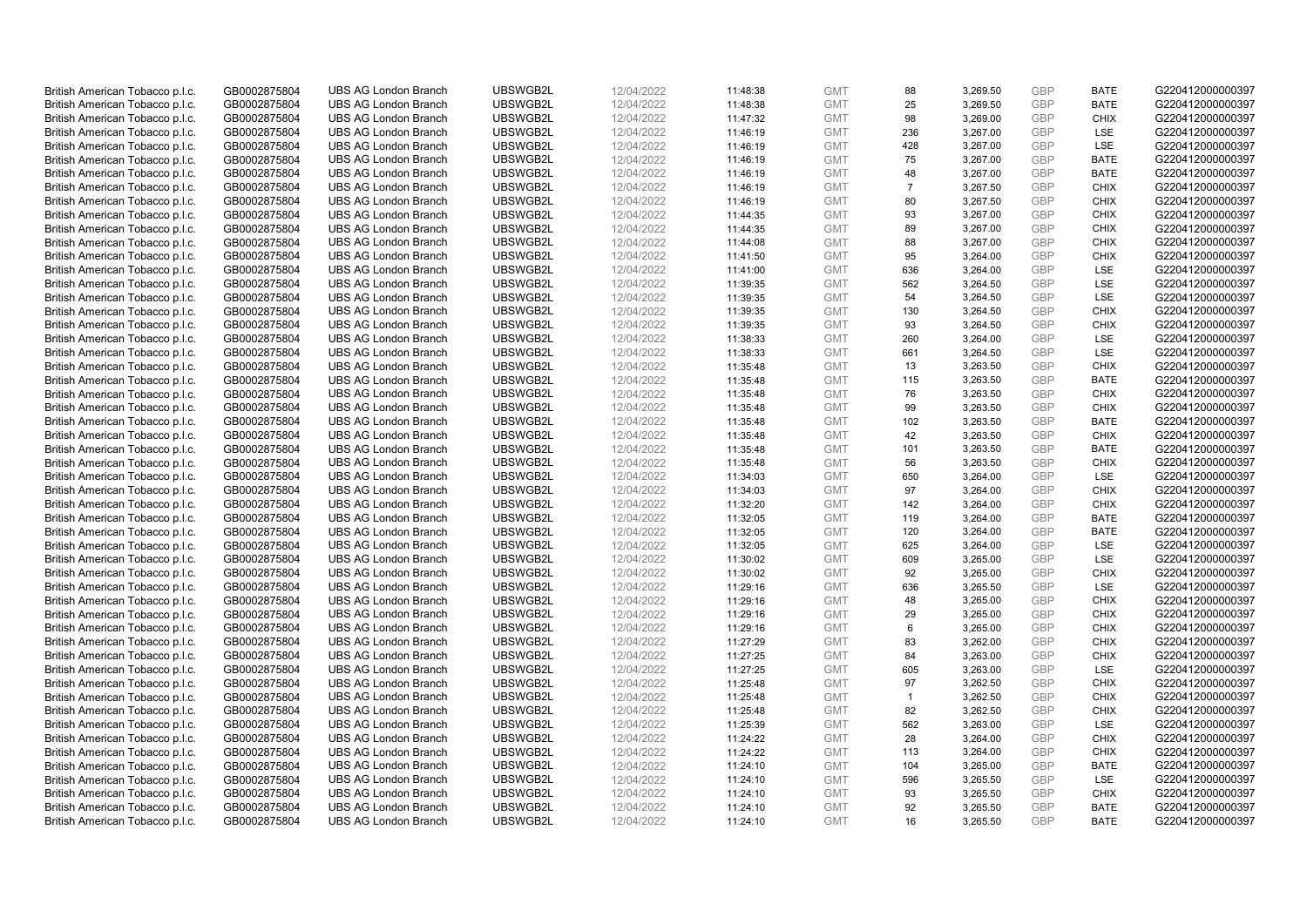| | | | | | | | | | | | |
|---|---|---|---|---|---|---|---|---|---|---|---|
| British American Tobacco p.l.c. | GB0002875804 | UBS AG London Branch | UBSWGB2L | 12/04/2022 | 11:48:38 | GMT | 88 | 3,269.50 | GBP | BATE | G220412000000397 |
| British American Tobacco p.l.c. | GB0002875804 | UBS AG London Branch | UBSWGB2L | 12/04/2022 | 11:48:38 | GMT | 25 | 3,269.50 | GBP | BATE | G220412000000397 |
| British American Tobacco p.l.c. | GB0002875804 | UBS AG London Branch | UBSWGB2L | 12/04/2022 | 11:47:32 | GMT | 98 | 3,269.00 | GBP | CHIX | G220412000000397 |
| British American Tobacco p.l.c. | GB0002875804 | UBS AG London Branch | UBSWGB2L | 12/04/2022 | 11:46:19 | GMT | 236 | 3,267.00 | GBP | LSE | G220412000000397 |
| British American Tobacco p.l.c. | GB0002875804 | UBS AG London Branch | UBSWGB2L | 12/04/2022 | 11:46:19 | GMT | 428 | 3,267.00 | GBP | LSE | G220412000000397 |
| British American Tobacco p.l.c. | GB0002875804 | UBS AG London Branch | UBSWGB2L | 12/04/2022 | 11:46:19 | GMT | 75 | 3,267.00 | GBP | BATE | G220412000000397 |
| British American Tobacco p.l.c. | GB0002875804 | UBS AG London Branch | UBSWGB2L | 12/04/2022 | 11:46:19 | GMT | 48 | 3,267.00 | GBP | BATE | G220412000000397 |
| British American Tobacco p.l.c. | GB0002875804 | UBS AG London Branch | UBSWGB2L | 12/04/2022 | 11:46:19 | GMT | 7 | 3,267.50 | GBP | CHIX | G220412000000397 |
| British American Tobacco p.l.c. | GB0002875804 | UBS AG London Branch | UBSWGB2L | 12/04/2022 | 11:46:19 | GMT | 80 | 3,267.50 | GBP | CHIX | G220412000000397 |
| British American Tobacco p.l.c. | GB0002875804 | UBS AG London Branch | UBSWGB2L | 12/04/2022 | 11:44:35 | GMT | 93 | 3,267.00 | GBP | CHIX | G220412000000397 |
| British American Tobacco p.l.c. | GB0002875804 | UBS AG London Branch | UBSWGB2L | 12/04/2022 | 11:44:35 | GMT | 89 | 3,267.00 | GBP | CHIX | G220412000000397 |
| British American Tobacco p.l.c. | GB0002875804 | UBS AG London Branch | UBSWGB2L | 12/04/2022 | 11:44:08 | GMT | 88 | 3,267.00 | GBP | CHIX | G220412000000397 |
| British American Tobacco p.l.c. | GB0002875804 | UBS AG London Branch | UBSWGB2L | 12/04/2022 | 11:41:50 | GMT | 95 | 3,264.00 | GBP | CHIX | G220412000000397 |
| British American Tobacco p.l.c. | GB0002875804 | UBS AG London Branch | UBSWGB2L | 12/04/2022 | 11:41:00 | GMT | 636 | 3,264.00 | GBP | LSE | G220412000000397 |
| British American Tobacco p.l.c. | GB0002875804 | UBS AG London Branch | UBSWGB2L | 12/04/2022 | 11:39:35 | GMT | 562 | 3,264.50 | GBP | LSE | G220412000000397 |
| British American Tobacco p.l.c. | GB0002875804 | UBS AG London Branch | UBSWGB2L | 12/04/2022 | 11:39:35 | GMT | 54 | 3,264.50 | GBP | LSE | G220412000000397 |
| British American Tobacco p.l.c. | GB0002875804 | UBS AG London Branch | UBSWGB2L | 12/04/2022 | 11:39:35 | GMT | 130 | 3,264.50 | GBP | CHIX | G220412000000397 |
| British American Tobacco p.l.c. | GB0002875804 | UBS AG London Branch | UBSWGB2L | 12/04/2022 | 11:39:35 | GMT | 93 | 3,264.50 | GBP | CHIX | G220412000000397 |
| British American Tobacco p.l.c. | GB0002875804 | UBS AG London Branch | UBSWGB2L | 12/04/2022 | 11:38:33 | GMT | 260 | 3,264.00 | GBP | LSE | G220412000000397 |
| British American Tobacco p.l.c. | GB0002875804 | UBS AG London Branch | UBSWGB2L | 12/04/2022 | 11:38:33 | GMT | 661 | 3,264.50 | GBP | LSE | G220412000000397 |
| British American Tobacco p.l.c. | GB0002875804 | UBS AG London Branch | UBSWGB2L | 12/04/2022 | 11:35:48 | GMT | 13 | 3,263.50 | GBP | CHIX | G220412000000397 |
| British American Tobacco p.l.c. | GB0002875804 | UBS AG London Branch | UBSWGB2L | 12/04/2022 | 11:35:48 | GMT | 115 | 3,263.50 | GBP | BATE | G220412000000397 |
| British American Tobacco p.l.c. | GB0002875804 | UBS AG London Branch | UBSWGB2L | 12/04/2022 | 11:35:48 | GMT | 76 | 3,263.50 | GBP | CHIX | G220412000000397 |
| British American Tobacco p.l.c. | GB0002875804 | UBS AG London Branch | UBSWGB2L | 12/04/2022 | 11:35:48 | GMT | 99 | 3,263.50 | GBP | CHIX | G220412000000397 |
| British American Tobacco p.l.c. | GB0002875804 | UBS AG London Branch | UBSWGB2L | 12/04/2022 | 11:35:48 | GMT | 102 | 3,263.50 | GBP | BATE | G220412000000397 |
| British American Tobacco p.l.c. | GB0002875804 | UBS AG London Branch | UBSWGB2L | 12/04/2022 | 11:35:48 | GMT | 42 | 3,263.50 | GBP | CHIX | G220412000000397 |
| British American Tobacco p.l.c. | GB0002875804 | UBS AG London Branch | UBSWGB2L | 12/04/2022 | 11:35:48 | GMT | 101 | 3,263.50 | GBP | BATE | G220412000000397 |
| British American Tobacco p.l.c. | GB0002875804 | UBS AG London Branch | UBSWGB2L | 12/04/2022 | 11:35:48 | GMT | 56 | 3,263.50 | GBP | CHIX | G220412000000397 |
| British American Tobacco p.l.c. | GB0002875804 | UBS AG London Branch | UBSWGB2L | 12/04/2022 | 11:34:03 | GMT | 650 | 3,264.00 | GBP | LSE | G220412000000397 |
| British American Tobacco p.l.c. | GB0002875804 | UBS AG London Branch | UBSWGB2L | 12/04/2022 | 11:34:03 | GMT | 97 | 3,264.00 | GBP | CHIX | G220412000000397 |
| British American Tobacco p.l.c. | GB0002875804 | UBS AG London Branch | UBSWGB2L | 12/04/2022 | 11:32:20 | GMT | 142 | 3,264.00 | GBP | CHIX | G220412000000397 |
| British American Tobacco p.l.c. | GB0002875804 | UBS AG London Branch | UBSWGB2L | 12/04/2022 | 11:32:05 | GMT | 119 | 3,264.00 | GBP | BATE | G220412000000397 |
| British American Tobacco p.l.c. | GB0002875804 | UBS AG London Branch | UBSWGB2L | 12/04/2022 | 11:32:05 | GMT | 120 | 3,264.00 | GBP | BATE | G220412000000397 |
| British American Tobacco p.l.c. | GB0002875804 | UBS AG London Branch | UBSWGB2L | 12/04/2022 | 11:32:05 | GMT | 625 | 3,264.00 | GBP | LSE | G220412000000397 |
| British American Tobacco p.l.c. | GB0002875804 | UBS AG London Branch | UBSWGB2L | 12/04/2022 | 11:30:02 | GMT | 609 | 3,265.00 | GBP | LSE | G220412000000397 |
| British American Tobacco p.l.c. | GB0002875804 | UBS AG London Branch | UBSWGB2L | 12/04/2022 | 11:30:02 | GMT | 92 | 3,265.00 | GBP | CHIX | G220412000000397 |
| British American Tobacco p.l.c. | GB0002875804 | UBS AG London Branch | UBSWGB2L | 12/04/2022 | 11:29:16 | GMT | 636 | 3,265.50 | GBP | LSE | G220412000000397 |
| British American Tobacco p.l.c. | GB0002875804 | UBS AG London Branch | UBSWGB2L | 12/04/2022 | 11:29:16 | GMT | 48 | 3,265.00 | GBP | CHIX | G220412000000397 |
| British American Tobacco p.l.c. | GB0002875804 | UBS AG London Branch | UBSWGB2L | 12/04/2022 | 11:29:16 | GMT | 29 | 3,265.00 | GBP | CHIX | G220412000000397 |
| British American Tobacco p.l.c. | GB0002875804 | UBS AG London Branch | UBSWGB2L | 12/04/2022 | 11:29:16 | GMT | 6 | 3,265.00 | GBP | CHIX | G220412000000397 |
| British American Tobacco p.l.c. | GB0002875804 | UBS AG London Branch | UBSWGB2L | 12/04/2022 | 11:27:29 | GMT | 83 | 3,262.00 | GBP | CHIX | G220412000000397 |
| British American Tobacco p.l.c. | GB0002875804 | UBS AG London Branch | UBSWGB2L | 12/04/2022 | 11:27:25 | GMT | 84 | 3,263.00 | GBP | CHIX | G220412000000397 |
| British American Tobacco p.l.c. | GB0002875804 | UBS AG London Branch | UBSWGB2L | 12/04/2022 | 11:27:25 | GMT | 605 | 3,263.00 | GBP | LSE | G220412000000397 |
| British American Tobacco p.l.c. | GB0002875804 | UBS AG London Branch | UBSWGB2L | 12/04/2022 | 11:25:48 | GMT | 97 | 3,262.50 | GBP | CHIX | G220412000000397 |
| British American Tobacco p.l.c. | GB0002875804 | UBS AG London Branch | UBSWGB2L | 12/04/2022 | 11:25:48 | GMT | 1 | 3,262.50 | GBP | CHIX | G220412000000397 |
| British American Tobacco p.l.c. | GB0002875804 | UBS AG London Branch | UBSWGB2L | 12/04/2022 | 11:25:48 | GMT | 82 | 3,262.50 | GBP | CHIX | G220412000000397 |
| British American Tobacco p.l.c. | GB0002875804 | UBS AG London Branch | UBSWGB2L | 12/04/2022 | 11:25:39 | GMT | 562 | 3,263.00 | GBP | LSE | G220412000000397 |
| British American Tobacco p.l.c. | GB0002875804 | UBS AG London Branch | UBSWGB2L | 12/04/2022 | 11:24:22 | GMT | 28 | 3,264.00 | GBP | CHIX | G220412000000397 |
| British American Tobacco p.l.c. | GB0002875804 | UBS AG London Branch | UBSWGB2L | 12/04/2022 | 11:24:22 | GMT | 113 | 3,264.00 | GBP | CHIX | G220412000000397 |
| British American Tobacco p.l.c. | GB0002875804 | UBS AG London Branch | UBSWGB2L | 12/04/2022 | 11:24:10 | GMT | 104 | 3,265.00 | GBP | BATE | G220412000000397 |
| British American Tobacco p.l.c. | GB0002875804 | UBS AG London Branch | UBSWGB2L | 12/04/2022 | 11:24:10 | GMT | 596 | 3,265.50 | GBP | LSE | G220412000000397 |
| British American Tobacco p.l.c. | GB0002875804 | UBS AG London Branch | UBSWGB2L | 12/04/2022 | 11:24:10 | GMT | 93 | 3,265.50 | GBP | CHIX | G220412000000397 |
| British American Tobacco p.l.c. | GB0002875804 | UBS AG London Branch | UBSWGB2L | 12/04/2022 | 11:24:10 | GMT | 92 | 3,265.50 | GBP | BATE | G220412000000397 |
| British American Tobacco p.l.c. | GB0002875804 | UBS AG London Branch | UBSWGB2L | 12/04/2022 | 11:24:10 | GMT | 16 | 3,265.50 | GBP | BATE | G220412000000397 |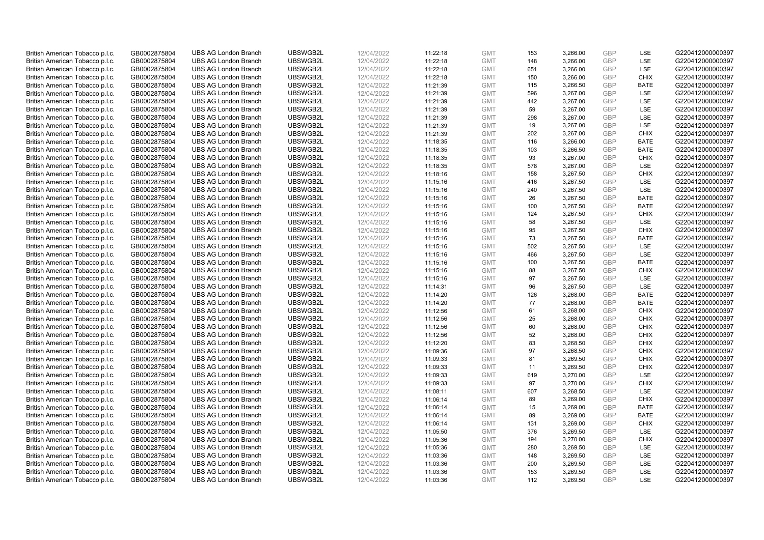| British American Tobacco p.l.c. | GB0002875804 | UBS AG London Branch | UBSWGB2L | 12/04/2022 | 11:22:18 | GMT | 153 | 3,266.00 | GBP | LSE | G220412000000397 |
|---|---|---|---|---|---|---|---|---|---|---|---|
| British American Tobacco p.l.c. | GB0002875804 | UBS AG London Branch | UBSWGB2L | 12/04/2022 | 11:22:18 | GMT | 148 | 3,266.00 | GBP | LSE | G220412000000397 |
| British American Tobacco p.l.c. | GB0002875804 | UBS AG London Branch | UBSWGB2L | 12/04/2022 | 11:22:18 | GMT | 651 | 3,266.00 | GBP | LSE | G220412000000397 |
| British American Tobacco p.l.c. | GB0002875804 | UBS AG London Branch | UBSWGB2L | 12/04/2022 | 11:22:18 | GMT | 150 | 3,266.00 | GBP | CHIX | G220412000000397 |
| British American Tobacco p.l.c. | GB0002875804 | UBS AG London Branch | UBSWGB2L | 12/04/2022 | 11:21:39 | GMT | 115 | 3,266.50 | GBP | BATE | G220412000000397 |
| British American Tobacco p.l.c. | GB0002875804 | UBS AG London Branch | UBSWGB2L | 12/04/2022 | 11:21:39 | GMT | 596 | 3,267.00 | GBP | LSE | G220412000000397 |
| British American Tobacco p.l.c. | GB0002875804 | UBS AG London Branch | UBSWGB2L | 12/04/2022 | 11:21:39 | GMT | 442 | 3,267.00 | GBP | LSE | G220412000000397 |
| British American Tobacco p.l.c. | GB0002875804 | UBS AG London Branch | UBSWGB2L | 12/04/2022 | 11:21:39 | GMT | 59 | 3,267.00 | GBP | LSE | G220412000000397 |
| British American Tobacco p.l.c. | GB0002875804 | UBS AG London Branch | UBSWGB2L | 12/04/2022 | 11:21:39 | GMT | 298 | 3,267.00 | GBP | LSE | G220412000000397 |
| British American Tobacco p.l.c. | GB0002875804 | UBS AG London Branch | UBSWGB2L | 12/04/2022 | 11:21:39 | GMT | 19 | 3,267.00 | GBP | LSE | G220412000000397 |
| British American Tobacco p.l.c. | GB0002875804 | UBS AG London Branch | UBSWGB2L | 12/04/2022 | 11:21:39 | GMT | 202 | 3,267.00 | GBP | CHIX | G220412000000397 |
| British American Tobacco p.l.c. | GB0002875804 | UBS AG London Branch | UBSWGB2L | 12/04/2022 | 11:18:35 | GMT | 116 | 3,266.00 | GBP | BATE | G220412000000397 |
| British American Tobacco p.l.c. | GB0002875804 | UBS AG London Branch | UBSWGB2L | 12/04/2022 | 11:18:35 | GMT | 103 | 3,266.50 | GBP | BATE | G220412000000397 |
| British American Tobacco p.l.c. | GB0002875804 | UBS AG London Branch | UBSWGB2L | 12/04/2022 | 11:18:35 | GMT | 93 | 3,267.00 | GBP | CHIX | G220412000000397 |
| British American Tobacco p.l.c. | GB0002875804 | UBS AG London Branch | UBSWGB2L | 12/04/2022 | 11:18:35 | GMT | 578 | 3,267.00 | GBP | LSE | G220412000000397 |
| British American Tobacco p.l.c. | GB0002875804 | UBS AG London Branch | UBSWGB2L | 12/04/2022 | 11:18:16 | GMT | 158 | 3,267.50 | GBP | CHIX | G220412000000397 |
| British American Tobacco p.l.c. | GB0002875804 | UBS AG London Branch | UBSWGB2L | 12/04/2022 | 11:15:16 | GMT | 416 | 3,267.50 | GBP | LSE | G220412000000397 |
| British American Tobacco p.l.c. | GB0002875804 | UBS AG London Branch | UBSWGB2L | 12/04/2022 | 11:15:16 | GMT | 240 | 3,267.50 | GBP | LSE | G220412000000397 |
| British American Tobacco p.l.c. | GB0002875804 | UBS AG London Branch | UBSWGB2L | 12/04/2022 | 11:15:16 | GMT | 26 | 3,267.50 | GBP | BATE | G220412000000397 |
| British American Tobacco p.l.c. | GB0002875804 | UBS AG London Branch | UBSWGB2L | 12/04/2022 | 11:15:16 | GMT | 100 | 3,267.50 | GBP | BATE | G220412000000397 |
| British American Tobacco p.l.c. | GB0002875804 | UBS AG London Branch | UBSWGB2L | 12/04/2022 | 11:15:16 | GMT | 124 | 3,267.50 | GBP | CHIX | G220412000000397 |
| British American Tobacco p.l.c. | GB0002875804 | UBS AG London Branch | UBSWGB2L | 12/04/2022 | 11:15:16 | GMT | 58 | 3,267.50 | GBP | LSE | G220412000000397 |
| British American Tobacco p.l.c. | GB0002875804 | UBS AG London Branch | UBSWGB2L | 12/04/2022 | 11:15:16 | GMT | 95 | 3,267.50 | GBP | CHIX | G220412000000397 |
| British American Tobacco p.l.c. | GB0002875804 | UBS AG London Branch | UBSWGB2L | 12/04/2022 | 11:15:16 | GMT | 73 | 3,267.50 | GBP | BATE | G220412000000397 |
| British American Tobacco p.l.c. | GB0002875804 | UBS AG London Branch | UBSWGB2L | 12/04/2022 | 11:15:16 | GMT | 502 | 3,267.50 | GBP | LSE | G220412000000397 |
| British American Tobacco p.l.c. | GB0002875804 | UBS AG London Branch | UBSWGB2L | 12/04/2022 | 11:15:16 | GMT | 466 | 3,267.50 | GBP | LSE | G220412000000397 |
| British American Tobacco p.l.c. | GB0002875804 | UBS AG London Branch | UBSWGB2L | 12/04/2022 | 11:15:16 | GMT | 100 | 3,267.50 | GBP | BATE | G220412000000397 |
| British American Tobacco p.l.c. | GB0002875804 | UBS AG London Branch | UBSWGB2L | 12/04/2022 | 11:15:16 | GMT | 88 | 3,267.50 | GBP | CHIX | G220412000000397 |
| British American Tobacco p.l.c. | GB0002875804 | UBS AG London Branch | UBSWGB2L | 12/04/2022 | 11:15:16 | GMT | 97 | 3,267.50 | GBP | LSE | G220412000000397 |
| British American Tobacco p.l.c. | GB0002875804 | UBS AG London Branch | UBSWGB2L | 12/04/2022 | 11:14:31 | GMT | 96 | 3,267.50 | GBP | LSE | G220412000000397 |
| British American Tobacco p.l.c. | GB0002875804 | UBS AG London Branch | UBSWGB2L | 12/04/2022 | 11:14:20 | GMT | 126 | 3,268.00 | GBP | BATE | G220412000000397 |
| British American Tobacco p.l.c. | GB0002875804 | UBS AG London Branch | UBSWGB2L | 12/04/2022 | 11:14:20 | GMT | 77 | 3,268.00 | GBP | BATE | G220412000000397 |
| British American Tobacco p.l.c. | GB0002875804 | UBS AG London Branch | UBSWGB2L | 12/04/2022 | 11:12:56 | GMT | 61 | 3,268.00 | GBP | CHIX | G220412000000397 |
| British American Tobacco p.l.c. | GB0002875804 | UBS AG London Branch | UBSWGB2L | 12/04/2022 | 11:12:56 | GMT | 25 | 3,268.00 | GBP | CHIX | G220412000000397 |
| British American Tobacco p.l.c. | GB0002875804 | UBS AG London Branch | UBSWGB2L | 12/04/2022 | 11:12:56 | GMT | 60 | 3,268.00 | GBP | CHIX | G220412000000397 |
| British American Tobacco p.l.c. | GB0002875804 | UBS AG London Branch | UBSWGB2L | 12/04/2022 | 11:12:56 | GMT | 52 | 3,268.00 | GBP | CHIX | G220412000000397 |
| British American Tobacco p.l.c. | GB0002875804 | UBS AG London Branch | UBSWGB2L | 12/04/2022 | 11:12:20 | GMT | 83 | 3,268.50 | GBP | CHIX | G220412000000397 |
| British American Tobacco p.l.c. | GB0002875804 | UBS AG London Branch | UBSWGB2L | 12/04/2022 | 11:09:36 | GMT | 97 | 3,268.50 | GBP | CHIX | G220412000000397 |
| British American Tobacco p.l.c. | GB0002875804 | UBS AG London Branch | UBSWGB2L | 12/04/2022 | 11:09:33 | GMT | 81 | 3,269.50 | GBP | CHIX | G220412000000397 |
| British American Tobacco p.l.c. | GB0002875804 | UBS AG London Branch | UBSWGB2L | 12/04/2022 | 11:09:33 | GMT | 11 | 3,269.50 | GBP | CHIX | G220412000000397 |
| British American Tobacco p.l.c. | GB0002875804 | UBS AG London Branch | UBSWGB2L | 12/04/2022 | 11:09:33 | GMT | 619 | 3,270.00 | GBP | LSE | G220412000000397 |
| British American Tobacco p.l.c. | GB0002875804 | UBS AG London Branch | UBSWGB2L | 12/04/2022 | 11:09:33 | GMT | 97 | 3,270.00 | GBP | CHIX | G220412000000397 |
| British American Tobacco p.l.c. | GB0002875804 | UBS AG London Branch | UBSWGB2L | 12/04/2022 | 11:08:11 | GMT | 607 | 3,268.50 | GBP | LSE | G220412000000397 |
| British American Tobacco p.l.c. | GB0002875804 | UBS AG London Branch | UBSWGB2L | 12/04/2022 | 11:06:14 | GMT | 89 | 3,269.00 | GBP | CHIX | G220412000000397 |
| British American Tobacco p.l.c. | GB0002875804 | UBS AG London Branch | UBSWGB2L | 12/04/2022 | 11:06:14 | GMT | 15 | 3,269.00 | GBP | BATE | G220412000000397 |
| British American Tobacco p.l.c. | GB0002875804 | UBS AG London Branch | UBSWGB2L | 12/04/2022 | 11:06:14 | GMT | 89 | 3,269.00 | GBP | BATE | G220412000000397 |
| British American Tobacco p.l.c. | GB0002875804 | UBS AG London Branch | UBSWGB2L | 12/04/2022 | 11:06:14 | GMT | 131 | 3,269.00 | GBP | CHIX | G220412000000397 |
| British American Tobacco p.l.c. | GB0002875804 | UBS AG London Branch | UBSWGB2L | 12/04/2022 | 11:05:50 | GMT | 376 | 3,269.50 | GBP | LSE | G220412000000397 |
| British American Tobacco p.l.c. | GB0002875804 | UBS AG London Branch | UBSWGB2L | 12/04/2022 | 11:05:36 | GMT | 194 | 3,270.00 | GBP | CHIX | G220412000000397 |
| British American Tobacco p.l.c. | GB0002875804 | UBS AG London Branch | UBSWGB2L | 12/04/2022 | 11:05:36 | GMT | 280 | 3,269.50 | GBP | LSE | G220412000000397 |
| British American Tobacco p.l.c. | GB0002875804 | UBS AG London Branch | UBSWGB2L | 12/04/2022 | 11:03:36 | GMT | 148 | 3,269.50 | GBP | LSE | G220412000000397 |
| British American Tobacco p.l.c. | GB0002875804 | UBS AG London Branch | UBSWGB2L | 12/04/2022 | 11:03:36 | GMT | 200 | 3,269.50 | GBP | LSE | G220412000000397 |
| British American Tobacco p.l.c. | GB0002875804 | UBS AG London Branch | UBSWGB2L | 12/04/2022 | 11:03:36 | GMT | 153 | 3,269.50 | GBP | LSE | G220412000000397 |
| British American Tobacco p.l.c. | GB0002875804 | UBS AG London Branch | UBSWGB2L | 12/04/2022 | 11:03:36 | GMT | 112 | 3,269.50 | GBP | LSE | G220412000000397 |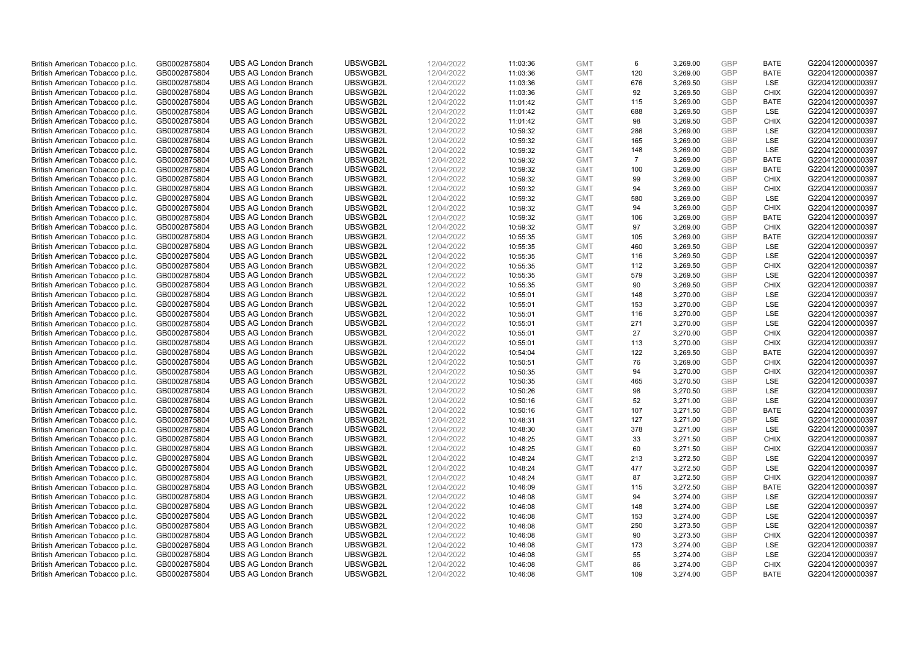| | | | | | | | | | | | |
|---|---|---|---|---|---|---|---|---|---|---|---|
| British American Tobacco p.l.c. | GB0002875804 | UBS AG London Branch | UBSWGB2L | 12/04/2022 | 11:03:36 | GMT | 6 | 3,269.00 | GBP | BATE | G220412000000397 |
| British American Tobacco p.l.c. | GB0002875804 | UBS AG London Branch | UBSWGB2L | 12/04/2022 | 11:03:36 | GMT | 120 | 3,269.00 | GBP | BATE | G220412000000397 |
| British American Tobacco p.l.c. | GB0002875804 | UBS AG London Branch | UBSWGB2L | 12/04/2022 | 11:03:36 | GMT | 676 | 3,269.50 | GBP | LSE | G220412000000397 |
| British American Tobacco p.l.c. | GB0002875804 | UBS AG London Branch | UBSWGB2L | 12/04/2022 | 11:03:36 | GMT | 92 | 3,269.50 | GBP | CHIX | G220412000000397 |
| British American Tobacco p.l.c. | GB0002875804 | UBS AG London Branch | UBSWGB2L | 12/04/2022 | 11:01:42 | GMT | 115 | 3,269.00 | GBP | BATE | G220412000000397 |
| British American Tobacco p.l.c. | GB0002875804 | UBS AG London Branch | UBSWGB2L | 12/04/2022 | 11:01:42 | GMT | 688 | 3,269.50 | GBP | LSE | G220412000000397 |
| British American Tobacco p.l.c. | GB0002875804 | UBS AG London Branch | UBSWGB2L | 12/04/2022 | 11:01:42 | GMT | 98 | 3,269.50 | GBP | CHIX | G220412000000397 |
| British American Tobacco p.l.c. | GB0002875804 | UBS AG London Branch | UBSWGB2L | 12/04/2022 | 10:59:32 | GMT | 286 | 3,269.00 | GBP | LSE | G220412000000397 |
| British American Tobacco p.l.c. | GB0002875804 | UBS AG London Branch | UBSWGB2L | 12/04/2022 | 10:59:32 | GMT | 165 | 3,269.00 | GBP | LSE | G220412000000397 |
| British American Tobacco p.l.c. | GB0002875804 | UBS AG London Branch | UBSWGB2L | 12/04/2022 | 10:59:32 | GMT | 148 | 3,269.00 | GBP | LSE | G220412000000397 |
| British American Tobacco p.l.c. | GB0002875804 | UBS AG London Branch | UBSWGB2L | 12/04/2022 | 10:59:32 | GMT | 7 | 3,269.00 | GBP | BATE | G220412000000397 |
| British American Tobacco p.l.c. | GB0002875804 | UBS AG London Branch | UBSWGB2L | 12/04/2022 | 10:59:32 | GMT | 100 | 3,269.00 | GBP | BATE | G220412000000397 |
| British American Tobacco p.l.c. | GB0002875804 | UBS AG London Branch | UBSWGB2L | 12/04/2022 | 10:59:32 | GMT | 99 | 3,269.00 | GBP | CHIX | G220412000000397 |
| British American Tobacco p.l.c. | GB0002875804 | UBS AG London Branch | UBSWGB2L | 12/04/2022 | 10:59:32 | GMT | 94 | 3,269.00 | GBP | CHIX | G220412000000397 |
| British American Tobacco p.l.c. | GB0002875804 | UBS AG London Branch | UBSWGB2L | 12/04/2022 | 10:59:32 | GMT | 580 | 3,269.00 | GBP | LSE | G220412000000397 |
| British American Tobacco p.l.c. | GB0002875804 | UBS AG London Branch | UBSWGB2L | 12/04/2022 | 10:59:32 | GMT | 94 | 3,269.00 | GBP | CHIX | G220412000000397 |
| British American Tobacco p.l.c. | GB0002875804 | UBS AG London Branch | UBSWGB2L | 12/04/2022 | 10:59:32 | GMT | 106 | 3,269.00 | GBP | BATE | G220412000000397 |
| British American Tobacco p.l.c. | GB0002875804 | UBS AG London Branch | UBSWGB2L | 12/04/2022 | 10:59:32 | GMT | 97 | 3,269.00 | GBP | CHIX | G220412000000397 |
| British American Tobacco p.l.c. | GB0002875804 | UBS AG London Branch | UBSWGB2L | 12/04/2022 | 10:55:35 | GMT | 105 | 3,269.00 | GBP | BATE | G220412000000397 |
| British American Tobacco p.l.c. | GB0002875804 | UBS AG London Branch | UBSWGB2L | 12/04/2022 | 10:55:35 | GMT | 460 | 3,269.50 | GBP | LSE | G220412000000397 |
| British American Tobacco p.l.c. | GB0002875804 | UBS AG London Branch | UBSWGB2L | 12/04/2022 | 10:55:35 | GMT | 116 | 3,269.50 | GBP | LSE | G220412000000397 |
| British American Tobacco p.l.c. | GB0002875804 | UBS AG London Branch | UBSWGB2L | 12/04/2022 | 10:55:35 | GMT | 112 | 3,269.50 | GBP | CHIX | G220412000000397 |
| British American Tobacco p.l.c. | GB0002875804 | UBS AG London Branch | UBSWGB2L | 12/04/2022 | 10:55:35 | GMT | 579 | 3,269.50 | GBP | LSE | G220412000000397 |
| British American Tobacco p.l.c. | GB0002875804 | UBS AG London Branch | UBSWGB2L | 12/04/2022 | 10:55:35 | GMT | 90 | 3,269.50 | GBP | CHIX | G220412000000397 |
| British American Tobacco p.l.c. | GB0002875804 | UBS AG London Branch | UBSWGB2L | 12/04/2022 | 10:55:01 | GMT | 148 | 3,270.00 | GBP | LSE | G220412000000397 |
| British American Tobacco p.l.c. | GB0002875804 | UBS AG London Branch | UBSWGB2L | 12/04/2022 | 10:55:01 | GMT | 153 | 3,270.00 | GBP | LSE | G220412000000397 |
| British American Tobacco p.l.c. | GB0002875804 | UBS AG London Branch | UBSWGB2L | 12/04/2022 | 10:55:01 | GMT | 116 | 3,270.00 | GBP | LSE | G220412000000397 |
| British American Tobacco p.l.c. | GB0002875804 | UBS AG London Branch | UBSWGB2L | 12/04/2022 | 10:55:01 | GMT | 271 | 3,270.00 | GBP | LSE | G220412000000397 |
| British American Tobacco p.l.c. | GB0002875804 | UBS AG London Branch | UBSWGB2L | 12/04/2022 | 10:55:01 | GMT | 27 | 3,270.00 | GBP | CHIX | G220412000000397 |
| British American Tobacco p.l.c. | GB0002875804 | UBS AG London Branch | UBSWGB2L | 12/04/2022 | 10:55:01 | GMT | 113 | 3,270.00 | GBP | CHIX | G220412000000397 |
| British American Tobacco p.l.c. | GB0002875804 | UBS AG London Branch | UBSWGB2L | 12/04/2022 | 10:54:04 | GMT | 122 | 3,269.50 | GBP | BATE | G220412000000397 |
| British American Tobacco p.l.c. | GB0002875804 | UBS AG London Branch | UBSWGB2L | 12/04/2022 | 10:50:51 | GMT | 76 | 3,269.00 | GBP | CHIX | G220412000000397 |
| British American Tobacco p.l.c. | GB0002875804 | UBS AG London Branch | UBSWGB2L | 12/04/2022 | 10:50:35 | GMT | 94 | 3,270.00 | GBP | CHIX | G220412000000397 |
| British American Tobacco p.l.c. | GB0002875804 | UBS AG London Branch | UBSWGB2L | 12/04/2022 | 10:50:35 | GMT | 465 | 3,270.50 | GBP | LSE | G220412000000397 |
| British American Tobacco p.l.c. | GB0002875804 | UBS AG London Branch | UBSWGB2L | 12/04/2022 | 10:50:26 | GMT | 98 | 3,270.50 | GBP | LSE | G220412000000397 |
| British American Tobacco p.l.c. | GB0002875804 | UBS AG London Branch | UBSWGB2L | 12/04/2022 | 10:50:16 | GMT | 52 | 3,271.00 | GBP | LSE | G220412000000397 |
| British American Tobacco p.l.c. | GB0002875804 | UBS AG London Branch | UBSWGB2L | 12/04/2022 | 10:50:16 | GMT | 107 | 3,271.50 | GBP | BATE | G220412000000397 |
| British American Tobacco p.l.c. | GB0002875804 | UBS AG London Branch | UBSWGB2L | 12/04/2022 | 10:48:31 | GMT | 127 | 3,271.00 | GBP | LSE | G220412000000397 |
| British American Tobacco p.l.c. | GB0002875804 | UBS AG London Branch | UBSWGB2L | 12/04/2022 | 10:48:30 | GMT | 378 | 3,271.00 | GBP | LSE | G220412000000397 |
| British American Tobacco p.l.c. | GB0002875804 | UBS AG London Branch | UBSWGB2L | 12/04/2022 | 10:48:25 | GMT | 33 | 3,271.50 | GBP | CHIX | G220412000000397 |
| British American Tobacco p.l.c. | GB0002875804 | UBS AG London Branch | UBSWGB2L | 12/04/2022 | 10:48:25 | GMT | 60 | 3,271.50 | GBP | CHIX | G220412000000397 |
| British American Tobacco p.l.c. | GB0002875804 | UBS AG London Branch | UBSWGB2L | 12/04/2022 | 10:48:24 | GMT | 213 | 3,272.50 | GBP | LSE | G220412000000397 |
| British American Tobacco p.l.c. | GB0002875804 | UBS AG London Branch | UBSWGB2L | 12/04/2022 | 10:48:24 | GMT | 477 | 3,272.50 | GBP | LSE | G220412000000397 |
| British American Tobacco p.l.c. | GB0002875804 | UBS AG London Branch | UBSWGB2L | 12/04/2022 | 10:48:24 | GMT | 87 | 3,272.50 | GBP | CHIX | G220412000000397 |
| British American Tobacco p.l.c. | GB0002875804 | UBS AG London Branch | UBSWGB2L | 12/04/2022 | 10:46:09 | GMT | 115 | 3,272.50 | GBP | BATE | G220412000000397 |
| British American Tobacco p.l.c. | GB0002875804 | UBS AG London Branch | UBSWGB2L | 12/04/2022 | 10:46:08 | GMT | 94 | 3,274.00 | GBP | LSE | G220412000000397 |
| British American Tobacco p.l.c. | GB0002875804 | UBS AG London Branch | UBSWGB2L | 12/04/2022 | 10:46:08 | GMT | 148 | 3,274.00 | GBP | LSE | G220412000000397 |
| British American Tobacco p.l.c. | GB0002875804 | UBS AG London Branch | UBSWGB2L | 12/04/2022 | 10:46:08 | GMT | 153 | 3,274.00 | GBP | LSE | G220412000000397 |
| British American Tobacco p.l.c. | GB0002875804 | UBS AG London Branch | UBSWGB2L | 12/04/2022 | 10:46:08 | GMT | 250 | 3,273.50 | GBP | LSE | G220412000000397 |
| British American Tobacco p.l.c. | GB0002875804 | UBS AG London Branch | UBSWGB2L | 12/04/2022 | 10:46:08 | GMT | 90 | 3,273.50 | GBP | CHIX | G220412000000397 |
| British American Tobacco p.l.c. | GB0002875804 | UBS AG London Branch | UBSWGB2L | 12/04/2022 | 10:46:08 | GMT | 173 | 3,274.00 | GBP | LSE | G220412000000397 |
| British American Tobacco p.l.c. | GB0002875804 | UBS AG London Branch | UBSWGB2L | 12/04/2022 | 10:46:08 | GMT | 55 | 3,274.00 | GBP | LSE | G220412000000397 |
| British American Tobacco p.l.c. | GB0002875804 | UBS AG London Branch | UBSWGB2L | 12/04/2022 | 10:46:08 | GMT | 86 | 3,274.00 | GBP | CHIX | G220412000000397 |
| British American Tobacco p.l.c. | GB0002875804 | UBS AG London Branch | UBSWGB2L | 12/04/2022 | 10:46:08 | GMT | 109 | 3,274.00 | GBP | BATE | G220412000000397 |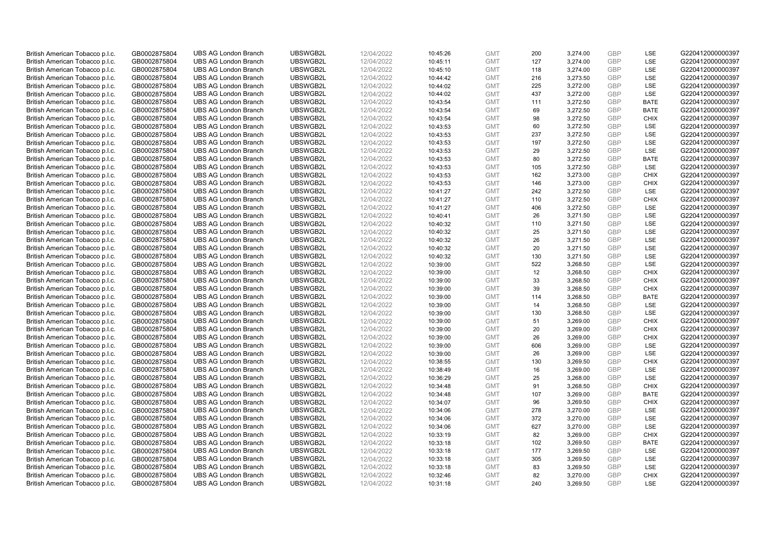| | | | | | | | | | | | |
|---|---|---|---|---|---|---|---|---|---|---|---|
| British American Tobacco p.l.c. | GB0002875804 | UBS AG London Branch | UBSWGB2L | 12/04/2022 | 10:45:26 | GMT | 200 | 3,274.00 | GBP | LSE | G220412000000397 |
| British American Tobacco p.l.c. | GB0002875804 | UBS AG London Branch | UBSWGB2L | 12/04/2022 | 10:45:11 | GMT | 127 | 3,274.00 | GBP | LSE | G220412000000397 |
| British American Tobacco p.l.c. | GB0002875804 | UBS AG London Branch | UBSWGB2L | 12/04/2022 | 10:45:10 | GMT | 118 | 3,274.00 | GBP | LSE | G220412000000397 |
| British American Tobacco p.l.c. | GB0002875804 | UBS AG London Branch | UBSWGB2L | 12/04/2022 | 10:44:42 | GMT | 216 | 3,273.50 | GBP | LSE | G220412000000397 |
| British American Tobacco p.l.c. | GB0002875804 | UBS AG London Branch | UBSWGB2L | 12/04/2022 | 10:44:02 | GMT | 225 | 3,272.00 | GBP | LSE | G220412000000397 |
| British American Tobacco p.l.c. | GB0002875804 | UBS AG London Branch | UBSWGB2L | 12/04/2022 | 10:44:02 | GMT | 437 | 3,272.00 | GBP | LSE | G220412000000397 |
| British American Tobacco p.l.c. | GB0002875804 | UBS AG London Branch | UBSWGB2L | 12/04/2022 | 10:43:54 | GMT | 111 | 3,272.50 | GBP | BATE | G220412000000397 |
| British American Tobacco p.l.c. | GB0002875804 | UBS AG London Branch | UBSWGB2L | 12/04/2022 | 10:43:54 | GMT | 69 | 3,272.50 | GBP | BATE | G220412000000397 |
| British American Tobacco p.l.c. | GB0002875804 | UBS AG London Branch | UBSWGB2L | 12/04/2022 | 10:43:54 | GMT | 98 | 3,272.50 | GBP | CHIX | G220412000000397 |
| British American Tobacco p.l.c. | GB0002875804 | UBS AG London Branch | UBSWGB2L | 12/04/2022 | 10:43:53 | GMT | 60 | 3,272.50 | GBP | LSE | G220412000000397 |
| British American Tobacco p.l.c. | GB0002875804 | UBS AG London Branch | UBSWGB2L | 12/04/2022 | 10:43:53 | GMT | 237 | 3,272.50 | GBP | LSE | G220412000000397 |
| British American Tobacco p.l.c. | GB0002875804 | UBS AG London Branch | UBSWGB2L | 12/04/2022 | 10:43:53 | GMT | 197 | 3,272.50 | GBP | LSE | G220412000000397 |
| British American Tobacco p.l.c. | GB0002875804 | UBS AG London Branch | UBSWGB2L | 12/04/2022 | 10:43:53 | GMT | 29 | 3,272.50 | GBP | LSE | G220412000000397 |
| British American Tobacco p.l.c. | GB0002875804 | UBS AG London Branch | UBSWGB2L | 12/04/2022 | 10:43:53 | GMT | 80 | 3,272.50 | GBP | BATE | G220412000000397 |
| British American Tobacco p.l.c. | GB0002875804 | UBS AG London Branch | UBSWGB2L | 12/04/2022 | 10:43:53 | GMT | 105 | 3,272.50 | GBP | LSE | G220412000000397 |
| British American Tobacco p.l.c. | GB0002875804 | UBS AG London Branch | UBSWGB2L | 12/04/2022 | 10:43:53 | GMT | 162 | 3,273.00 | GBP | CHIX | G220412000000397 |
| British American Tobacco p.l.c. | GB0002875804 | UBS AG London Branch | UBSWGB2L | 12/04/2022 | 10:43:53 | GMT | 146 | 3,273.00 | GBP | CHIX | G220412000000397 |
| British American Tobacco p.l.c. | GB0002875804 | UBS AG London Branch | UBSWGB2L | 12/04/2022 | 10:41:27 | GMT | 242 | 3,272.50 | GBP | LSE | G220412000000397 |
| British American Tobacco p.l.c. | GB0002875804 | UBS AG London Branch | UBSWGB2L | 12/04/2022 | 10:41:27 | GMT | 110 | 3,272.50 | GBP | CHIX | G220412000000397 |
| British American Tobacco p.l.c. | GB0002875804 | UBS AG London Branch | UBSWGB2L | 12/04/2022 | 10:41:27 | GMT | 406 | 3,272.50 | GBP | LSE | G220412000000397 |
| British American Tobacco p.l.c. | GB0002875804 | UBS AG London Branch | UBSWGB2L | 12/04/2022 | 10:40:41 | GMT | 26 | 3,271.50 | GBP | LSE | G220412000000397 |
| British American Tobacco p.l.c. | GB0002875804 | UBS AG London Branch | UBSWGB2L | 12/04/2022 | 10:40:32 | GMT | 110 | 3,271.50 | GBP | LSE | G220412000000397 |
| British American Tobacco p.l.c. | GB0002875804 | UBS AG London Branch | UBSWGB2L | 12/04/2022 | 10:40:32 | GMT | 25 | 3,271.50 | GBP | LSE | G220412000000397 |
| British American Tobacco p.l.c. | GB0002875804 | UBS AG London Branch | UBSWGB2L | 12/04/2022 | 10:40:32 | GMT | 26 | 3,271.50 | GBP | LSE | G220412000000397 |
| British American Tobacco p.l.c. | GB0002875804 | UBS AG London Branch | UBSWGB2L | 12/04/2022 | 10:40:32 | GMT | 20 | 3,271.50 | GBP | LSE | G220412000000397 |
| British American Tobacco p.l.c. | GB0002875804 | UBS AG London Branch | UBSWGB2L | 12/04/2022 | 10:40:32 | GMT | 130 | 3,271.50 | GBP | LSE | G220412000000397 |
| British American Tobacco p.l.c. | GB0002875804 | UBS AG London Branch | UBSWGB2L | 12/04/2022 | 10:39:00 | GMT | 522 | 3,268.50 | GBP | LSE | G220412000000397 |
| British American Tobacco p.l.c. | GB0002875804 | UBS AG London Branch | UBSWGB2L | 12/04/2022 | 10:39:00 | GMT | 12 | 3,268.50 | GBP | CHIX | G220412000000397 |
| British American Tobacco p.l.c. | GB0002875804 | UBS AG London Branch | UBSWGB2L | 12/04/2022 | 10:39:00 | GMT | 33 | 3,268.50 | GBP | CHIX | G220412000000397 |
| British American Tobacco p.l.c. | GB0002875804 | UBS AG London Branch | UBSWGB2L | 12/04/2022 | 10:39:00 | GMT | 39 | 3,268.50 | GBP | CHIX | G220412000000397 |
| British American Tobacco p.l.c. | GB0002875804 | UBS AG London Branch | UBSWGB2L | 12/04/2022 | 10:39:00 | GMT | 114 | 3,268.50 | GBP | BATE | G220412000000397 |
| British American Tobacco p.l.c. | GB0002875804 | UBS AG London Branch | UBSWGB2L | 12/04/2022 | 10:39:00 | GMT | 14 | 3,268.50 | GBP | LSE | G220412000000397 |
| British American Tobacco p.l.c. | GB0002875804 | UBS AG London Branch | UBSWGB2L | 12/04/2022 | 10:39:00 | GMT | 130 | 3,268.50 | GBP | LSE | G220412000000397 |
| British American Tobacco p.l.c. | GB0002875804 | UBS AG London Branch | UBSWGB2L | 12/04/2022 | 10:39:00 | GMT | 51 | 3,269.00 | GBP | CHIX | G220412000000397 |
| British American Tobacco p.l.c. | GB0002875804 | UBS AG London Branch | UBSWGB2L | 12/04/2022 | 10:39:00 | GMT | 20 | 3,269.00 | GBP | CHIX | G220412000000397 |
| British American Tobacco p.l.c. | GB0002875804 | UBS AG London Branch | UBSWGB2L | 12/04/2022 | 10:39:00 | GMT | 26 | 3,269.00 | GBP | CHIX | G220412000000397 |
| British American Tobacco p.l.c. | GB0002875804 | UBS AG London Branch | UBSWGB2L | 12/04/2022 | 10:39:00 | GMT | 606 | 3,269.00 | GBP | LSE | G220412000000397 |
| British American Tobacco p.l.c. | GB0002875804 | UBS AG London Branch | UBSWGB2L | 12/04/2022 | 10:39:00 | GMT | 26 | 3,269.00 | GBP | LSE | G220412000000397 |
| British American Tobacco p.l.c. | GB0002875804 | UBS AG London Branch | UBSWGB2L | 12/04/2022 | 10:38:55 | GMT | 130 | 3,269.50 | GBP | CHIX | G220412000000397 |
| British American Tobacco p.l.c. | GB0002875804 | UBS AG London Branch | UBSWGB2L | 12/04/2022 | 10:38:49 | GMT | 16 | 3,269.00 | GBP | LSE | G220412000000397 |
| British American Tobacco p.l.c. | GB0002875804 | UBS AG London Branch | UBSWGB2L | 12/04/2022 | 10:36:29 | GMT | 25 | 3,268.00 | GBP | LSE | G220412000000397 |
| British American Tobacco p.l.c. | GB0002875804 | UBS AG London Branch | UBSWGB2L | 12/04/2022 | 10:34:48 | GMT | 91 | 3,268.50 | GBP | CHIX | G220412000000397 |
| British American Tobacco p.l.c. | GB0002875804 | UBS AG London Branch | UBSWGB2L | 12/04/2022 | 10:34:48 | GMT | 107 | 3,269.00 | GBP | BATE | G220412000000397 |
| British American Tobacco p.l.c. | GB0002875804 | UBS AG London Branch | UBSWGB2L | 12/04/2022 | 10:34:07 | GMT | 96 | 3,269.50 | GBP | CHIX | G220412000000397 |
| British American Tobacco p.l.c. | GB0002875804 | UBS AG London Branch | UBSWGB2L | 12/04/2022 | 10:34:06 | GMT | 278 | 3,270.00 | GBP | LSE | G220412000000397 |
| British American Tobacco p.l.c. | GB0002875804 | UBS AG London Branch | UBSWGB2L | 12/04/2022 | 10:34:06 | GMT | 372 | 3,270.00 | GBP | LSE | G220412000000397 |
| British American Tobacco p.l.c. | GB0002875804 | UBS AG London Branch | UBSWGB2L | 12/04/2022 | 10:34:06 | GMT | 627 | 3,270.00 | GBP | LSE | G220412000000397 |
| British American Tobacco p.l.c. | GB0002875804 | UBS AG London Branch | UBSWGB2L | 12/04/2022 | 10:33:19 | GMT | 82 | 3,269.00 | GBP | CHIX | G220412000000397 |
| British American Tobacco p.l.c. | GB0002875804 | UBS AG London Branch | UBSWGB2L | 12/04/2022 | 10:33:18 | GMT | 102 | 3,269.50 | GBP | BATE | G220412000000397 |
| British American Tobacco p.l.c. | GB0002875804 | UBS AG London Branch | UBSWGB2L | 12/04/2022 | 10:33:18 | GMT | 177 | 3,269.50 | GBP | LSE | G220412000000397 |
| British American Tobacco p.l.c. | GB0002875804 | UBS AG London Branch | UBSWGB2L | 12/04/2022 | 10:33:18 | GMT | 305 | 3,269.50 | GBP | LSE | G220412000000397 |
| British American Tobacco p.l.c. | GB0002875804 | UBS AG London Branch | UBSWGB2L | 12/04/2022 | 10:33:18 | GMT | 83 | 3,269.50 | GBP | LSE | G220412000000397 |
| British American Tobacco p.l.c. | GB0002875804 | UBS AG London Branch | UBSWGB2L | 12/04/2022 | 10:32:46 | GMT | 82 | 3,270.00 | GBP | CHIX | G220412000000397 |
| British American Tobacco p.l.c. | GB0002875804 | UBS AG London Branch | UBSWGB2L | 12/04/2022 | 10:31:18 | GMT | 240 | 3,269.50 | GBP | LSE | G220412000000397 |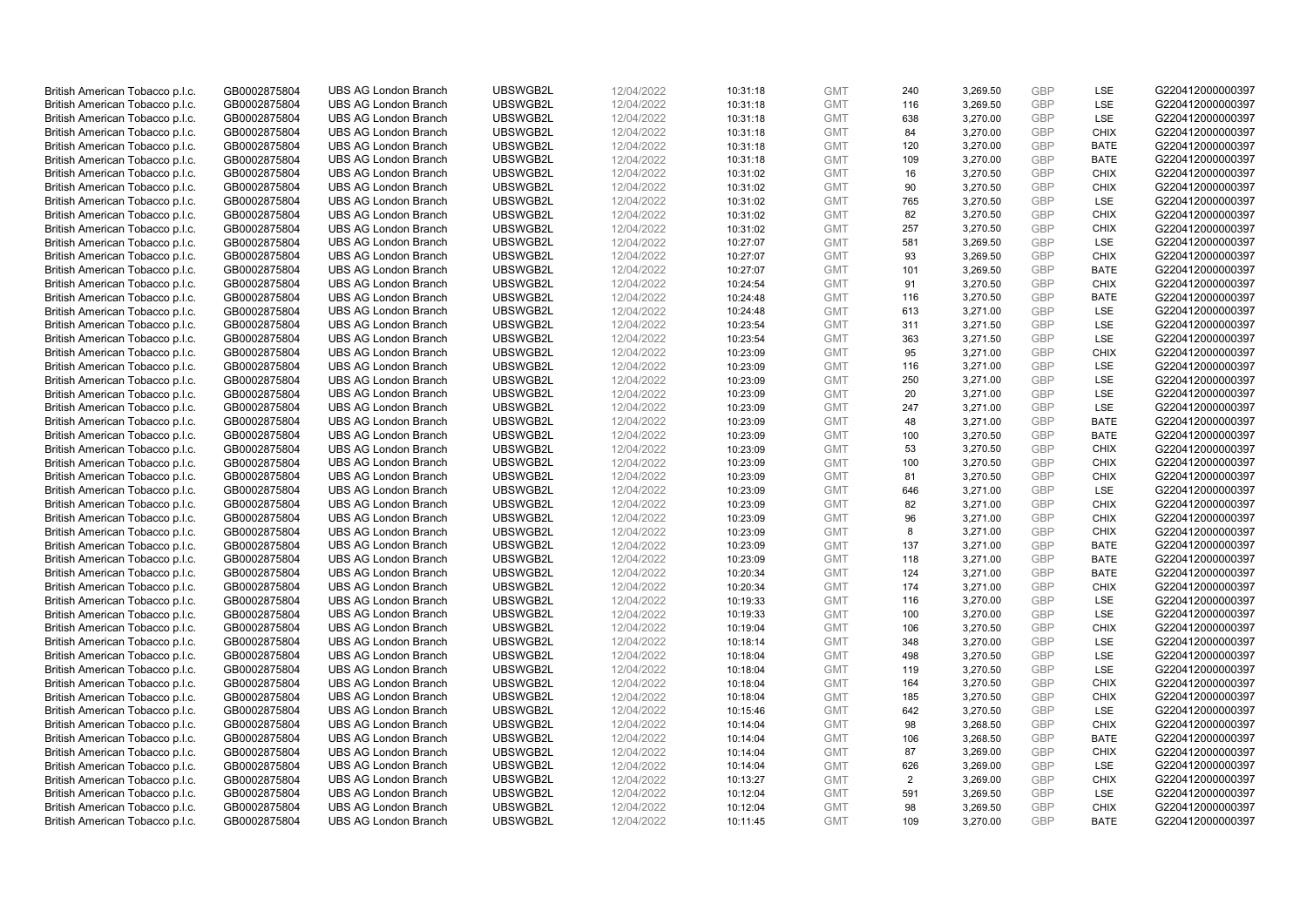| British American Tobacco p.l.c. | GB0002875804 | UBS AG London Branch | UBSWGB2L | 12/04/2022 | 10:31:18 | GMT | 240 | 3,269.50 | GBP | LSE | G220412000000397 |
|---|---|---|---|---|---|---|---|---|---|---|---|
| British American Tobacco p.l.c. | GB0002875804 | UBS AG London Branch | UBSWGB2L | 12/04/2022 | 10:31:18 | GMT | 116 | 3,269.50 | GBP | LSE | G220412000000397 |
| British American Tobacco p.l.c. | GB0002875804 | UBS AG London Branch | UBSWGB2L | 12/04/2022 | 10:31:18 | GMT | 638 | 3,270.00 | GBP | LSE | G220412000000397 |
| British American Tobacco p.l.c. | GB0002875804 | UBS AG London Branch | UBSWGB2L | 12/04/2022 | 10:31:18 | GMT | 84 | 3,270.00 | GBP | CHIX | G220412000000397 |
| British American Tobacco p.l.c. | GB0002875804 | UBS AG London Branch | UBSWGB2L | 12/04/2022 | 10:31:18 | GMT | 120 | 3,270.00 | GBP | BATE | G220412000000397 |
| British American Tobacco p.l.c. | GB0002875804 | UBS AG London Branch | UBSWGB2L | 12/04/2022 | 10:31:18 | GMT | 109 | 3,270.00 | GBP | BATE | G220412000000397 |
| British American Tobacco p.l.c. | GB0002875804 | UBS AG London Branch | UBSWGB2L | 12/04/2022 | 10:31:02 | GMT | 16 | 3,270.50 | GBP | CHIX | G220412000000397 |
| British American Tobacco p.l.c. | GB0002875804 | UBS AG London Branch | UBSWGB2L | 12/04/2022 | 10:31:02 | GMT | 90 | 3,270.50 | GBP | CHIX | G220412000000397 |
| British American Tobacco p.l.c. | GB0002875804 | UBS AG London Branch | UBSWGB2L | 12/04/2022 | 10:31:02 | GMT | 765 | 3,270.50 | GBP | LSE | G220412000000397 |
| British American Tobacco p.l.c. | GB0002875804 | UBS AG London Branch | UBSWGB2L | 12/04/2022 | 10:31:02 | GMT | 82 | 3,270.50 | GBP | CHIX | G220412000000397 |
| British American Tobacco p.l.c. | GB0002875804 | UBS AG London Branch | UBSWGB2L | 12/04/2022 | 10:31:02 | GMT | 257 | 3,270.50 | GBP | CHIX | G220412000000397 |
| British American Tobacco p.l.c. | GB0002875804 | UBS AG London Branch | UBSWGB2L | 12/04/2022 | 10:27:07 | GMT | 581 | 3,269.50 | GBP | LSE | G220412000000397 |
| British American Tobacco p.l.c. | GB0002875804 | UBS AG London Branch | UBSWGB2L | 12/04/2022 | 10:27:07 | GMT | 93 | 3,269.50 | GBP | CHIX | G220412000000397 |
| British American Tobacco p.l.c. | GB0002875804 | UBS AG London Branch | UBSWGB2L | 12/04/2022 | 10:27:07 | GMT | 101 | 3,269.50 | GBP | BATE | G220412000000397 |
| British American Tobacco p.l.c. | GB0002875804 | UBS AG London Branch | UBSWGB2L | 12/04/2022 | 10:24:54 | GMT | 91 | 3,270.50 | GBP | CHIX | G220412000000397 |
| British American Tobacco p.l.c. | GB0002875804 | UBS AG London Branch | UBSWGB2L | 12/04/2022 | 10:24:48 | GMT | 116 | 3,270.50 | GBP | BATE | G220412000000397 |
| British American Tobacco p.l.c. | GB0002875804 | UBS AG London Branch | UBSWGB2L | 12/04/2022 | 10:24:48 | GMT | 613 | 3,271.00 | GBP | LSE | G220412000000397 |
| British American Tobacco p.l.c. | GB0002875804 | UBS AG London Branch | UBSWGB2L | 12/04/2022 | 10:23:54 | GMT | 311 | 3,271.50 | GBP | LSE | G220412000000397 |
| British American Tobacco p.l.c. | GB0002875804 | UBS AG London Branch | UBSWGB2L | 12/04/2022 | 10:23:54 | GMT | 363 | 3,271.50 | GBP | LSE | G220412000000397 |
| British American Tobacco p.l.c. | GB0002875804 | UBS AG London Branch | UBSWGB2L | 12/04/2022 | 10:23:09 | GMT | 95 | 3,271.00 | GBP | CHIX | G220412000000397 |
| British American Tobacco p.l.c. | GB0002875804 | UBS AG London Branch | UBSWGB2L | 12/04/2022 | 10:23:09 | GMT | 116 | 3,271.00 | GBP | LSE | G220412000000397 |
| British American Tobacco p.l.c. | GB0002875804 | UBS AG London Branch | UBSWGB2L | 12/04/2022 | 10:23:09 | GMT | 250 | 3,271.00 | GBP | LSE | G220412000000397 |
| British American Tobacco p.l.c. | GB0002875804 | UBS AG London Branch | UBSWGB2L | 12/04/2022 | 10:23:09 | GMT | 20 | 3,271.00 | GBP | LSE | G220412000000397 |
| British American Tobacco p.l.c. | GB0002875804 | UBS AG London Branch | UBSWGB2L | 12/04/2022 | 10:23:09 | GMT | 247 | 3,271.00 | GBP | LSE | G220412000000397 |
| British American Tobacco p.l.c. | GB0002875804 | UBS AG London Branch | UBSWGB2L | 12/04/2022 | 10:23:09 | GMT | 48 | 3,271.00 | GBP | BATE | G220412000000397 |
| British American Tobacco p.l.c. | GB0002875804 | UBS AG London Branch | UBSWGB2L | 12/04/2022 | 10:23:09 | GMT | 100 | 3,270.50 | GBP | BATE | G220412000000397 |
| British American Tobacco p.l.c. | GB0002875804 | UBS AG London Branch | UBSWGB2L | 12/04/2022 | 10:23:09 | GMT | 53 | 3,270.50 | GBP | CHIX | G220412000000397 |
| British American Tobacco p.l.c. | GB0002875804 | UBS AG London Branch | UBSWGB2L | 12/04/2022 | 10:23:09 | GMT | 100 | 3,270.50 | GBP | CHIX | G220412000000397 |
| British American Tobacco p.l.c. | GB0002875804 | UBS AG London Branch | UBSWGB2L | 12/04/2022 | 10:23:09 | GMT | 81 | 3,270.50 | GBP | CHIX | G220412000000397 |
| British American Tobacco p.l.c. | GB0002875804 | UBS AG London Branch | UBSWGB2L | 12/04/2022 | 10:23:09 | GMT | 646 | 3,271.00 | GBP | LSE | G220412000000397 |
| British American Tobacco p.l.c. | GB0002875804 | UBS AG London Branch | UBSWGB2L | 12/04/2022 | 10:23:09 | GMT | 82 | 3,271.00 | GBP | CHIX | G220412000000397 |
| British American Tobacco p.l.c. | GB0002875804 | UBS AG London Branch | UBSWGB2L | 12/04/2022 | 10:23:09 | GMT | 96 | 3,271.00 | GBP | CHIX | G220412000000397 |
| British American Tobacco p.l.c. | GB0002875804 | UBS AG London Branch | UBSWGB2L | 12/04/2022 | 10:23:09 | GMT | 8 | 3,271.00 | GBP | CHIX | G220412000000397 |
| British American Tobacco p.l.c. | GB0002875804 | UBS AG London Branch | UBSWGB2L | 12/04/2022 | 10:23:09 | GMT | 137 | 3,271.00 | GBP | BATE | G220412000000397 |
| British American Tobacco p.l.c. | GB0002875804 | UBS AG London Branch | UBSWGB2L | 12/04/2022 | 10:23:09 | GMT | 118 | 3,271.00 | GBP | BATE | G220412000000397 |
| British American Tobacco p.l.c. | GB0002875804 | UBS AG London Branch | UBSWGB2L | 12/04/2022 | 10:20:34 | GMT | 124 | 3,271.00 | GBP | BATE | G220412000000397 |
| British American Tobacco p.l.c. | GB0002875804 | UBS AG London Branch | UBSWGB2L | 12/04/2022 | 10:20:34 | GMT | 174 | 3,271.00 | GBP | CHIX | G220412000000397 |
| British American Tobacco p.l.c. | GB0002875804 | UBS AG London Branch | UBSWGB2L | 12/04/2022 | 10:19:33 | GMT | 116 | 3,270.00 | GBP | LSE | G220412000000397 |
| British American Tobacco p.l.c. | GB0002875804 | UBS AG London Branch | UBSWGB2L | 12/04/2022 | 10:19:33 | GMT | 100 | 3,270.00 | GBP | LSE | G220412000000397 |
| British American Tobacco p.l.c. | GB0002875804 | UBS AG London Branch | UBSWGB2L | 12/04/2022 | 10:19:04 | GMT | 106 | 3,270.50 | GBP | CHIX | G220412000000397 |
| British American Tobacco p.l.c. | GB0002875804 | UBS AG London Branch | UBSWGB2L | 12/04/2022 | 10:18:14 | GMT | 348 | 3,270.00 | GBP | LSE | G220412000000397 |
| British American Tobacco p.l.c. | GB0002875804 | UBS AG London Branch | UBSWGB2L | 12/04/2022 | 10:18:04 | GMT | 498 | 3,270.50 | GBP | LSE | G220412000000397 |
| British American Tobacco p.l.c. | GB0002875804 | UBS AG London Branch | UBSWGB2L | 12/04/2022 | 10:18:04 | GMT | 119 | 3,270.50 | GBP | LSE | G220412000000397 |
| British American Tobacco p.l.c. | GB0002875804 | UBS AG London Branch | UBSWGB2L | 12/04/2022 | 10:18:04 | GMT | 164 | 3,270.50 | GBP | CHIX | G220412000000397 |
| British American Tobacco p.l.c. | GB0002875804 | UBS AG London Branch | UBSWGB2L | 12/04/2022 | 10:18:04 | GMT | 185 | 3,270.50 | GBP | CHIX | G220412000000397 |
| British American Tobacco p.l.c. | GB0002875804 | UBS AG London Branch | UBSWGB2L | 12/04/2022 | 10:15:46 | GMT | 642 | 3,270.50 | GBP | LSE | G220412000000397 |
| British American Tobacco p.l.c. | GB0002875804 | UBS AG London Branch | UBSWGB2L | 12/04/2022 | 10:14:04 | GMT | 98 | 3,268.50 | GBP | CHIX | G220412000000397 |
| British American Tobacco p.l.c. | GB0002875804 | UBS AG London Branch | UBSWGB2L | 12/04/2022 | 10:14:04 | GMT | 106 | 3,268.50 | GBP | BATE | G220412000000397 |
| British American Tobacco p.l.c. | GB0002875804 | UBS AG London Branch | UBSWGB2L | 12/04/2022 | 10:14:04 | GMT | 87 | 3,269.00 | GBP | CHIX | G220412000000397 |
| British American Tobacco p.l.c. | GB0002875804 | UBS AG London Branch | UBSWGB2L | 12/04/2022 | 10:14:04 | GMT | 626 | 3,269.00 | GBP | LSE | G220412000000397 |
| British American Tobacco p.l.c. | GB0002875804 | UBS AG London Branch | UBSWGB2L | 12/04/2022 | 10:13:27 | GMT | 2 | 3,269.00 | GBP | CHIX | G220412000000397 |
| British American Tobacco p.l.c. | GB0002875804 | UBS AG London Branch | UBSWGB2L | 12/04/2022 | 10:12:04 | GMT | 591 | 3,269.50 | GBP | LSE | G220412000000397 |
| British American Tobacco p.l.c. | GB0002875804 | UBS AG London Branch | UBSWGB2L | 12/04/2022 | 10:12:04 | GMT | 98 | 3,269.50 | GBP | CHIX | G220412000000397 |
| British American Tobacco p.l.c. | GB0002875804 | UBS AG London Branch | UBSWGB2L | 12/04/2022 | 10:11:45 | GMT | 109 | 3,270.00 | GBP | BATE | G220412000000397 |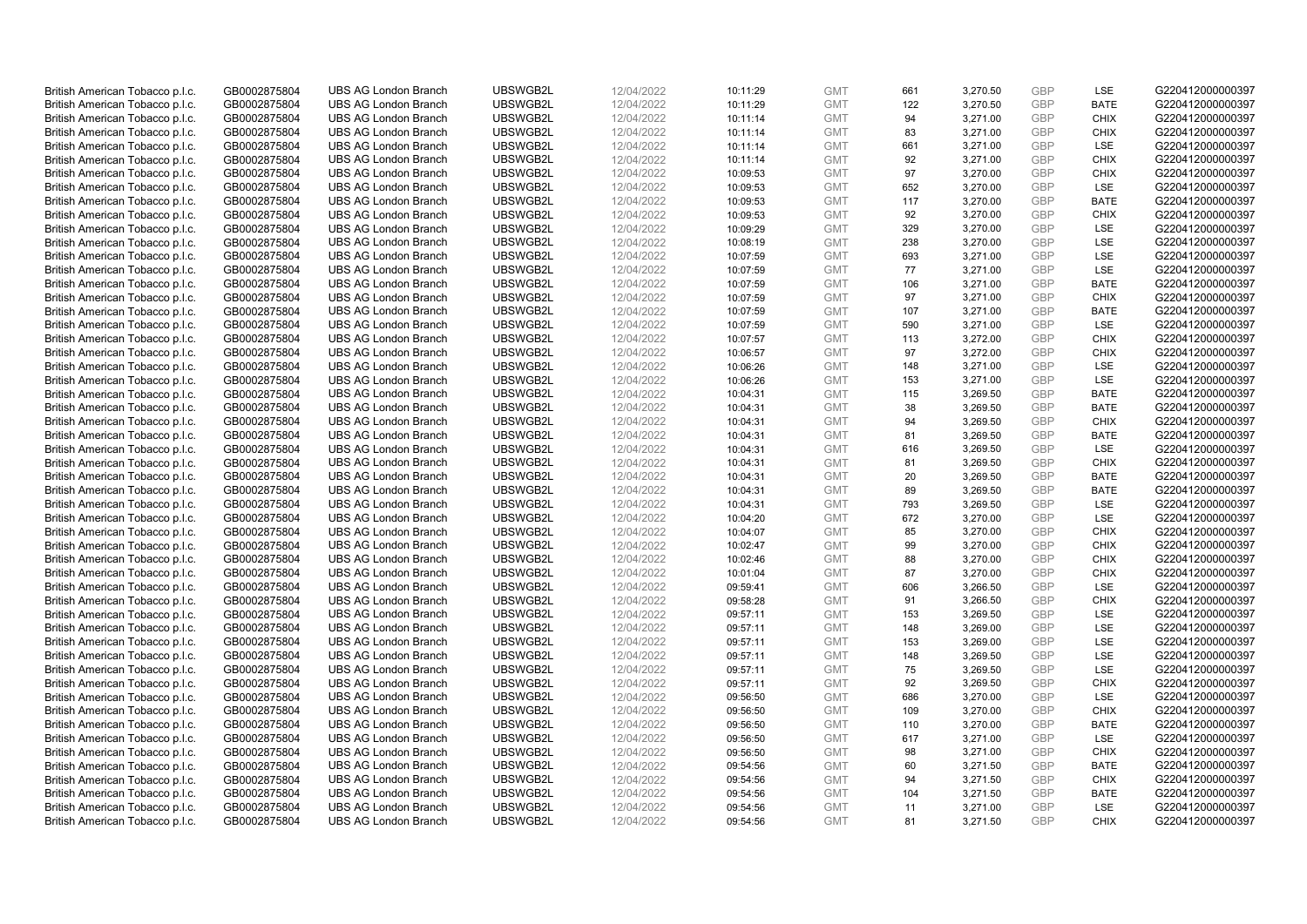| | | | | | | | | | | | |
|---|---|---|---|---|---|---|---|---|---|---|---|
| British American Tobacco p.l.c. | GB0002875804 | UBS AG London Branch | UBSWGB2L | 12/04/2022 | 10:11:29 | GMT | 661 | 3,270.50 | GBP | LSE | G220412000000397 |
| British American Tobacco p.l.c. | GB0002875804 | UBS AG London Branch | UBSWGB2L | 12/04/2022 | 10:11:29 | GMT | 122 | 3,270.50 | GBP | BATE | G220412000000397 |
| British American Tobacco p.l.c. | GB0002875804 | UBS AG London Branch | UBSWGB2L | 12/04/2022 | 10:11:14 | GMT | 94 | 3,271.00 | GBP | CHIX | G220412000000397 |
| British American Tobacco p.l.c. | GB0002875804 | UBS AG London Branch | UBSWGB2L | 12/04/2022 | 10:11:14 | GMT | 83 | 3,271.00 | GBP | CHIX | G220412000000397 |
| British American Tobacco p.l.c. | GB0002875804 | UBS AG London Branch | UBSWGB2L | 12/04/2022 | 10:11:14 | GMT | 661 | 3,271.00 | GBP | LSE | G220412000000397 |
| British American Tobacco p.l.c. | GB0002875804 | UBS AG London Branch | UBSWGB2L | 12/04/2022 | 10:11:14 | GMT | 92 | 3,271.00 | GBP | CHIX | G220412000000397 |
| British American Tobacco p.l.c. | GB0002875804 | UBS AG London Branch | UBSWGB2L | 12/04/2022 | 10:09:53 | GMT | 97 | 3,270.00 | GBP | CHIX | G220412000000397 |
| British American Tobacco p.l.c. | GB0002875804 | UBS AG London Branch | UBSWGB2L | 12/04/2022 | 10:09:53 | GMT | 652 | 3,270.00 | GBP | LSE | G220412000000397 |
| British American Tobacco p.l.c. | GB0002875804 | UBS AG London Branch | UBSWGB2L | 12/04/2022 | 10:09:53 | GMT | 117 | 3,270.00 | GBP | BATE | G220412000000397 |
| British American Tobacco p.l.c. | GB0002875804 | UBS AG London Branch | UBSWGB2L | 12/04/2022 | 10:09:53 | GMT | 92 | 3,270.00 | GBP | CHIX | G220412000000397 |
| British American Tobacco p.l.c. | GB0002875804 | UBS AG London Branch | UBSWGB2L | 12/04/2022 | 10:09:29 | GMT | 329 | 3,270.00 | GBP | LSE | G220412000000397 |
| British American Tobacco p.l.c. | GB0002875804 | UBS AG London Branch | UBSWGB2L | 12/04/2022 | 10:08:19 | GMT | 238 | 3,270.00 | GBP | LSE | G220412000000397 |
| British American Tobacco p.l.c. | GB0002875804 | UBS AG London Branch | UBSWGB2L | 12/04/2022 | 10:07:59 | GMT | 693 | 3,271.00 | GBP | LSE | G220412000000397 |
| British American Tobacco p.l.c. | GB0002875804 | UBS AG London Branch | UBSWGB2L | 12/04/2022 | 10:07:59 | GMT | 77 | 3,271.00 | GBP | LSE | G220412000000397 |
| British American Tobacco p.l.c. | GB0002875804 | UBS AG London Branch | UBSWGB2L | 12/04/2022 | 10:07:59 | GMT | 106 | 3,271.00 | GBP | BATE | G220412000000397 |
| British American Tobacco p.l.c. | GB0002875804 | UBS AG London Branch | UBSWGB2L | 12/04/2022 | 10:07:59 | GMT | 97 | 3,271.00 | GBP | CHIX | G220412000000397 |
| British American Tobacco p.l.c. | GB0002875804 | UBS AG London Branch | UBSWGB2L | 12/04/2022 | 10:07:59 | GMT | 107 | 3,271.00 | GBP | BATE | G220412000000397 |
| British American Tobacco p.l.c. | GB0002875804 | UBS AG London Branch | UBSWGB2L | 12/04/2022 | 10:07:59 | GMT | 590 | 3,271.00 | GBP | LSE | G220412000000397 |
| British American Tobacco p.l.c. | GB0002875804 | UBS AG London Branch | UBSWGB2L | 12/04/2022 | 10:07:57 | GMT | 113 | 3,272.00 | GBP | CHIX | G220412000000397 |
| British American Tobacco p.l.c. | GB0002875804 | UBS AG London Branch | UBSWGB2L | 12/04/2022 | 10:06:57 | GMT | 97 | 3,272.00 | GBP | CHIX | G220412000000397 |
| British American Tobacco p.l.c. | GB0002875804 | UBS AG London Branch | UBSWGB2L | 12/04/2022 | 10:06:26 | GMT | 148 | 3,271.00 | GBP | LSE | G220412000000397 |
| British American Tobacco p.l.c. | GB0002875804 | UBS AG London Branch | UBSWGB2L | 12/04/2022 | 10:06:26 | GMT | 153 | 3,271.00 | GBP | LSE | G220412000000397 |
| British American Tobacco p.l.c. | GB0002875804 | UBS AG London Branch | UBSWGB2L | 12/04/2022 | 10:04:31 | GMT | 115 | 3,269.50 | GBP | BATE | G220412000000397 |
| British American Tobacco p.l.c. | GB0002875804 | UBS AG London Branch | UBSWGB2L | 12/04/2022 | 10:04:31 | GMT | 38 | 3,269.50 | GBP | BATE | G220412000000397 |
| British American Tobacco p.l.c. | GB0002875804 | UBS AG London Branch | UBSWGB2L | 12/04/2022 | 10:04:31 | GMT | 94 | 3,269.50 | GBP | CHIX | G220412000000397 |
| British American Tobacco p.l.c. | GB0002875804 | UBS AG London Branch | UBSWGB2L | 12/04/2022 | 10:04:31 | GMT | 81 | 3,269.50 | GBP | BATE | G220412000000397 |
| British American Tobacco p.l.c. | GB0002875804 | UBS AG London Branch | UBSWGB2L | 12/04/2022 | 10:04:31 | GMT | 616 | 3,269.50 | GBP | LSE | G220412000000397 |
| British American Tobacco p.l.c. | GB0002875804 | UBS AG London Branch | UBSWGB2L | 12/04/2022 | 10:04:31 | GMT | 81 | 3,269.50 | GBP | CHIX | G220412000000397 |
| British American Tobacco p.l.c. | GB0002875804 | UBS AG London Branch | UBSWGB2L | 12/04/2022 | 10:04:31 | GMT | 20 | 3,269.50 | GBP | BATE | G220412000000397 |
| British American Tobacco p.l.c. | GB0002875804 | UBS AG London Branch | UBSWGB2L | 12/04/2022 | 10:04:31 | GMT | 89 | 3,269.50 | GBP | BATE | G220412000000397 |
| British American Tobacco p.l.c. | GB0002875804 | UBS AG London Branch | UBSWGB2L | 12/04/2022 | 10:04:31 | GMT | 793 | 3,269.50 | GBP | LSE | G220412000000397 |
| British American Tobacco p.l.c. | GB0002875804 | UBS AG London Branch | UBSWGB2L | 12/04/2022 | 10:04:20 | GMT | 672 | 3,270.00 | GBP | LSE | G220412000000397 |
| British American Tobacco p.l.c. | GB0002875804 | UBS AG London Branch | UBSWGB2L | 12/04/2022 | 10:04:07 | GMT | 85 | 3,270.00 | GBP | CHIX | G220412000000397 |
| British American Tobacco p.l.c. | GB0002875804 | UBS AG London Branch | UBSWGB2L | 12/04/2022 | 10:02:47 | GMT | 99 | 3,270.00 | GBP | CHIX | G220412000000397 |
| British American Tobacco p.l.c. | GB0002875804 | UBS AG London Branch | UBSWGB2L | 12/04/2022 | 10:02:46 | GMT | 88 | 3,270.00 | GBP | CHIX | G220412000000397 |
| British American Tobacco p.l.c. | GB0002875804 | UBS AG London Branch | UBSWGB2L | 12/04/2022 | 10:01:04 | GMT | 87 | 3,270.00 | GBP | CHIX | G220412000000397 |
| British American Tobacco p.l.c. | GB0002875804 | UBS AG London Branch | UBSWGB2L | 12/04/2022 | 09:59:41 | GMT | 606 | 3,266.50 | GBP | LSE | G220412000000397 |
| British American Tobacco p.l.c. | GB0002875804 | UBS AG London Branch | UBSWGB2L | 12/04/2022 | 09:58:28 | GMT | 91 | 3,266.50 | GBP | CHIX | G220412000000397 |
| British American Tobacco p.l.c. | GB0002875804 | UBS AG London Branch | UBSWGB2L | 12/04/2022 | 09:57:11 | GMT | 153 | 3,269.50 | GBP | LSE | G220412000000397 |
| British American Tobacco p.l.c. | GB0002875804 | UBS AG London Branch | UBSWGB2L | 12/04/2022 | 09:57:11 | GMT | 148 | 3,269.00 | GBP | LSE | G220412000000397 |
| British American Tobacco p.l.c. | GB0002875804 | UBS AG London Branch | UBSWGB2L | 12/04/2022 | 09:57:11 | GMT | 153 | 3,269.00 | GBP | LSE | G220412000000397 |
| British American Tobacco p.l.c. | GB0002875804 | UBS AG London Branch | UBSWGB2L | 12/04/2022 | 09:57:11 | GMT | 148 | 3,269.50 | GBP | LSE | G220412000000397 |
| British American Tobacco p.l.c. | GB0002875804 | UBS AG London Branch | UBSWGB2L | 12/04/2022 | 09:57:11 | GMT | 75 | 3,269.50 | GBP | LSE | G220412000000397 |
| British American Tobacco p.l.c. | GB0002875804 | UBS AG London Branch | UBSWGB2L | 12/04/2022 | 09:57:11 | GMT | 92 | 3,269.50 | GBP | CHIX | G220412000000397 |
| British American Tobacco p.l.c. | GB0002875804 | UBS AG London Branch | UBSWGB2L | 12/04/2022 | 09:56:50 | GMT | 686 | 3,270.00 | GBP | LSE | G220412000000397 |
| British American Tobacco p.l.c. | GB0002875804 | UBS AG London Branch | UBSWGB2L | 12/04/2022 | 09:56:50 | GMT | 109 | 3,270.00 | GBP | CHIX | G220412000000397 |
| British American Tobacco p.l.c. | GB0002875804 | UBS AG London Branch | UBSWGB2L | 12/04/2022 | 09:56:50 | GMT | 110 | 3,270.00 | GBP | BATE | G220412000000397 |
| British American Tobacco p.l.c. | GB0002875804 | UBS AG London Branch | UBSWGB2L | 12/04/2022 | 09:56:50 | GMT | 617 | 3,271.00 | GBP | LSE | G220412000000397 |
| British American Tobacco p.l.c. | GB0002875804 | UBS AG London Branch | UBSWGB2L | 12/04/2022 | 09:56:50 | GMT | 98 | 3,271.00 | GBP | CHIX | G220412000000397 |
| British American Tobacco p.l.c. | GB0002875804 | UBS AG London Branch | UBSWGB2L | 12/04/2022 | 09:54:56 | GMT | 60 | 3,271.50 | GBP | BATE | G220412000000397 |
| British American Tobacco p.l.c. | GB0002875804 | UBS AG London Branch | UBSWGB2L | 12/04/2022 | 09:54:56 | GMT | 94 | 3,271.50 | GBP | CHIX | G220412000000397 |
| British American Tobacco p.l.c. | GB0002875804 | UBS AG London Branch | UBSWGB2L | 12/04/2022 | 09:54:56 | GMT | 104 | 3,271.50 | GBP | BATE | G220412000000397 |
| British American Tobacco p.l.c. | GB0002875804 | UBS AG London Branch | UBSWGB2L | 12/04/2022 | 09:54:56 | GMT | 11 | 3,271.00 | GBP | LSE | G220412000000397 |
| British American Tobacco p.l.c. | GB0002875804 | UBS AG London Branch | UBSWGB2L | 12/04/2022 | 09:54:56 | GMT | 81 | 3,271.50 | GBP | CHIX | G220412000000397 |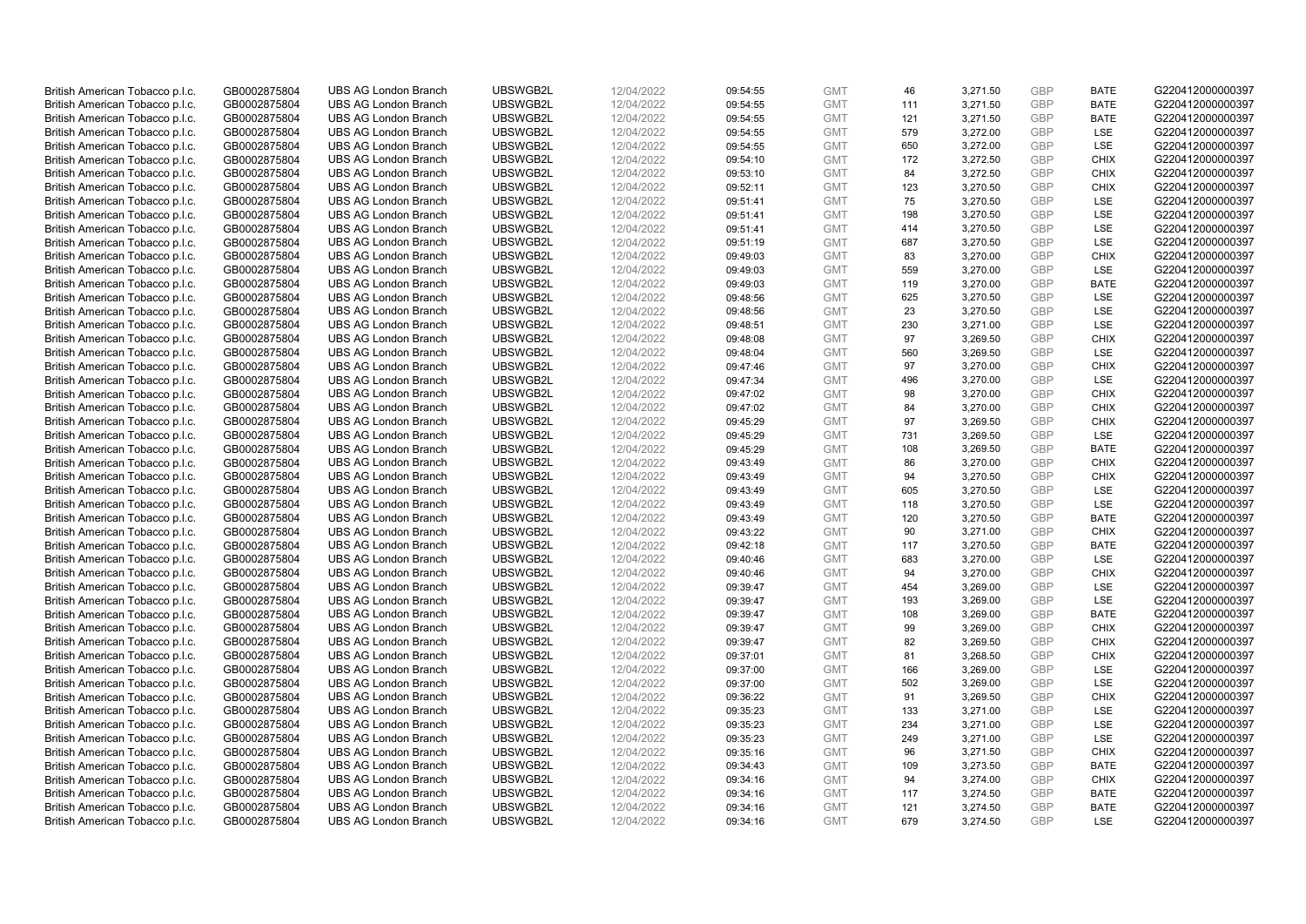| | | | | | | | | | | | |
|---|---|---|---|---|---|---|---|---|---|---|---|
| British American Tobacco p.l.c. | GB0002875804 | UBS AG London Branch | UBSWGB2L | 12/04/2022 | 09:54:55 | GMT | 46 | 3,271.50 | GBP | BATE | G220412000000397 |
| British American Tobacco p.l.c. | GB0002875804 | UBS AG London Branch | UBSWGB2L | 12/04/2022 | 09:54:55 | GMT | 111 | 3,271.50 | GBP | BATE | G220412000000397 |
| British American Tobacco p.l.c. | GB0002875804 | UBS AG London Branch | UBSWGB2L | 12/04/2022 | 09:54:55 | GMT | 121 | 3,271.50 | GBP | BATE | G220412000000397 |
| British American Tobacco p.l.c. | GB0002875804 | UBS AG London Branch | UBSWGB2L | 12/04/2022 | 09:54:55 | GMT | 579 | 3,272.00 | GBP | LSE | G220412000000397 |
| British American Tobacco p.l.c. | GB0002875804 | UBS AG London Branch | UBSWGB2L | 12/04/2022 | 09:54:55 | GMT | 650 | 3,272.00 | GBP | LSE | G220412000000397 |
| British American Tobacco p.l.c. | GB0002875804 | UBS AG London Branch | UBSWGB2L | 12/04/2022 | 09:54:10 | GMT | 172 | 3,272.50 | GBP | CHIX | G220412000000397 |
| British American Tobacco p.l.c. | GB0002875804 | UBS AG London Branch | UBSWGB2L | 12/04/2022 | 09:53:10 | GMT | 84 | 3,272.50 | GBP | CHIX | G220412000000397 |
| British American Tobacco p.l.c. | GB0002875804 | UBS AG London Branch | UBSWGB2L | 12/04/2022 | 09:52:11 | GMT | 123 | 3,270.50 | GBP | CHIX | G220412000000397 |
| British American Tobacco p.l.c. | GB0002875804 | UBS AG London Branch | UBSWGB2L | 12/04/2022 | 09:51:41 | GMT | 75 | 3,270.50 | GBP | LSE | G220412000000397 |
| British American Tobacco p.l.c. | GB0002875804 | UBS AG London Branch | UBSWGB2L | 12/04/2022 | 09:51:41 | GMT | 198 | 3,270.50 | GBP | LSE | G220412000000397 |
| British American Tobacco p.l.c. | GB0002875804 | UBS AG London Branch | UBSWGB2L | 12/04/2022 | 09:51:41 | GMT | 414 | 3,270.50 | GBP | LSE | G220412000000397 |
| British American Tobacco p.l.c. | GB0002875804 | UBS AG London Branch | UBSWGB2L | 12/04/2022 | 09:51:19 | GMT | 687 | 3,270.50 | GBP | LSE | G220412000000397 |
| British American Tobacco p.l.c. | GB0002875804 | UBS AG London Branch | UBSWGB2L | 12/04/2022 | 09:49:03 | GMT | 83 | 3,270.00 | GBP | CHIX | G220412000000397 |
| British American Tobacco p.l.c. | GB0002875804 | UBS AG London Branch | UBSWGB2L | 12/04/2022 | 09:49:03 | GMT | 559 | 3,270.00 | GBP | LSE | G220412000000397 |
| British American Tobacco p.l.c. | GB0002875804 | UBS AG London Branch | UBSWGB2L | 12/04/2022 | 09:49:03 | GMT | 119 | 3,270.00 | GBP | BATE | G220412000000397 |
| British American Tobacco p.l.c. | GB0002875804 | UBS AG London Branch | UBSWGB2L | 12/04/2022 | 09:48:56 | GMT | 625 | 3,270.50 | GBP | LSE | G220412000000397 |
| British American Tobacco p.l.c. | GB0002875804 | UBS AG London Branch | UBSWGB2L | 12/04/2022 | 09:48:56 | GMT | 23 | 3,270.50 | GBP | LSE | G220412000000397 |
| British American Tobacco p.l.c. | GB0002875804 | UBS AG London Branch | UBSWGB2L | 12/04/2022 | 09:48:51 | GMT | 230 | 3,271.00 | GBP | LSE | G220412000000397 |
| British American Tobacco p.l.c. | GB0002875804 | UBS AG London Branch | UBSWGB2L | 12/04/2022 | 09:48:08 | GMT | 97 | 3,269.50 | GBP | CHIX | G220412000000397 |
| British American Tobacco p.l.c. | GB0002875804 | UBS AG London Branch | UBSWGB2L | 12/04/2022 | 09:48:04 | GMT | 560 | 3,269.50 | GBP | LSE | G220412000000397 |
| British American Tobacco p.l.c. | GB0002875804 | UBS AG London Branch | UBSWGB2L | 12/04/2022 | 09:47:46 | GMT | 97 | 3,270.00 | GBP | CHIX | G220412000000397 |
| British American Tobacco p.l.c. | GB0002875804 | UBS AG London Branch | UBSWGB2L | 12/04/2022 | 09:47:34 | GMT | 496 | 3,270.00 | GBP | LSE | G220412000000397 |
| British American Tobacco p.l.c. | GB0002875804 | UBS AG London Branch | UBSWGB2L | 12/04/2022 | 09:47:02 | GMT | 98 | 3,270.00 | GBP | CHIX | G220412000000397 |
| British American Tobacco p.l.c. | GB0002875804 | UBS AG London Branch | UBSWGB2L | 12/04/2022 | 09:47:02 | GMT | 84 | 3,270.00 | GBP | CHIX | G220412000000397 |
| British American Tobacco p.l.c. | GB0002875804 | UBS AG London Branch | UBSWGB2L | 12/04/2022 | 09:45:29 | GMT | 97 | 3,269.50 | GBP | CHIX | G220412000000397 |
| British American Tobacco p.l.c. | GB0002875804 | UBS AG London Branch | UBSWGB2L | 12/04/2022 | 09:45:29 | GMT | 731 | 3,269.50 | GBP | LSE | G220412000000397 |
| British American Tobacco p.l.c. | GB0002875804 | UBS AG London Branch | UBSWGB2L | 12/04/2022 | 09:45:29 | GMT | 108 | 3,269.50 | GBP | BATE | G220412000000397 |
| British American Tobacco p.l.c. | GB0002875804 | UBS AG London Branch | UBSWGB2L | 12/04/2022 | 09:43:49 | GMT | 86 | 3,270.00 | GBP | CHIX | G220412000000397 |
| British American Tobacco p.l.c. | GB0002875804 | UBS AG London Branch | UBSWGB2L | 12/04/2022 | 09:43:49 | GMT | 94 | 3,270.50 | GBP | CHIX | G220412000000397 |
| British American Tobacco p.l.c. | GB0002875804 | UBS AG London Branch | UBSWGB2L | 12/04/2022 | 09:43:49 | GMT | 605 | 3,270.50 | GBP | LSE | G220412000000397 |
| British American Tobacco p.l.c. | GB0002875804 | UBS AG London Branch | UBSWGB2L | 12/04/2022 | 09:43:49 | GMT | 118 | 3,270.50 | GBP | LSE | G220412000000397 |
| British American Tobacco p.l.c. | GB0002875804 | UBS AG London Branch | UBSWGB2L | 12/04/2022 | 09:43:49 | GMT | 120 | 3,270.50 | GBP | BATE | G220412000000397 |
| British American Tobacco p.l.c. | GB0002875804 | UBS AG London Branch | UBSWGB2L | 12/04/2022 | 09:43:22 | GMT | 90 | 3,271.00 | GBP | CHIX | G220412000000397 |
| British American Tobacco p.l.c. | GB0002875804 | UBS AG London Branch | UBSWGB2L | 12/04/2022 | 09:42:18 | GMT | 117 | 3,270.50 | GBP | BATE | G220412000000397 |
| British American Tobacco p.l.c. | GB0002875804 | UBS AG London Branch | UBSWGB2L | 12/04/2022 | 09:40:46 | GMT | 683 | 3,270.00 | GBP | LSE | G220412000000397 |
| British American Tobacco p.l.c. | GB0002875804 | UBS AG London Branch | UBSWGB2L | 12/04/2022 | 09:40:46 | GMT | 94 | 3,270.00 | GBP | CHIX | G220412000000397 |
| British American Tobacco p.l.c. | GB0002875804 | UBS AG London Branch | UBSWGB2L | 12/04/2022 | 09:39:47 | GMT | 454 | 3,269.00 | GBP | LSE | G220412000000397 |
| British American Tobacco p.l.c. | GB0002875804 | UBS AG London Branch | UBSWGB2L | 12/04/2022 | 09:39:47 | GMT | 193 | 3,269.00 | GBP | LSE | G220412000000397 |
| British American Tobacco p.l.c. | GB0002875804 | UBS AG London Branch | UBSWGB2L | 12/04/2022 | 09:39:47 | GMT | 108 | 3,269.00 | GBP | BATE | G220412000000397 |
| British American Tobacco p.l.c. | GB0002875804 | UBS AG London Branch | UBSWGB2L | 12/04/2022 | 09:39:47 | GMT | 99 | 3,269.00 | GBP | CHIX | G220412000000397 |
| British American Tobacco p.l.c. | GB0002875804 | UBS AG London Branch | UBSWGB2L | 12/04/2022 | 09:39:47 | GMT | 82 | 3,269.50 | GBP | CHIX | G220412000000397 |
| British American Tobacco p.l.c. | GB0002875804 | UBS AG London Branch | UBSWGB2L | 12/04/2022 | 09:37:01 | GMT | 81 | 3,268.50 | GBP | CHIX | G220412000000397 |
| British American Tobacco p.l.c. | GB0002875804 | UBS AG London Branch | UBSWGB2L | 12/04/2022 | 09:37:00 | GMT | 166 | 3,269.00 | GBP | LSE | G220412000000397 |
| British American Tobacco p.l.c. | GB0002875804 | UBS AG London Branch | UBSWGB2L | 12/04/2022 | 09:37:00 | GMT | 502 | 3,269.00 | GBP | LSE | G220412000000397 |
| British American Tobacco p.l.c. | GB0002875804 | UBS AG London Branch | UBSWGB2L | 12/04/2022 | 09:36:22 | GMT | 91 | 3,269.50 | GBP | CHIX | G220412000000397 |
| British American Tobacco p.l.c. | GB0002875804 | UBS AG London Branch | UBSWGB2L | 12/04/2022 | 09:35:23 | GMT | 133 | 3,271.00 | GBP | LSE | G220412000000397 |
| British American Tobacco p.l.c. | GB0002875804 | UBS AG London Branch | UBSWGB2L | 12/04/2022 | 09:35:23 | GMT | 234 | 3,271.00 | GBP | LSE | G220412000000397 |
| British American Tobacco p.l.c. | GB0002875804 | UBS AG London Branch | UBSWGB2L | 12/04/2022 | 09:35:23 | GMT | 249 | 3,271.00 | GBP | LSE | G220412000000397 |
| British American Tobacco p.l.c. | GB0002875804 | UBS AG London Branch | UBSWGB2L | 12/04/2022 | 09:35:16 | GMT | 96 | 3,271.50 | GBP | CHIX | G220412000000397 |
| British American Tobacco p.l.c. | GB0002875804 | UBS AG London Branch | UBSWGB2L | 12/04/2022 | 09:34:43 | GMT | 109 | 3,273.50 | GBP | BATE | G220412000000397 |
| British American Tobacco p.l.c. | GB0002875804 | UBS AG London Branch | UBSWGB2L | 12/04/2022 | 09:34:16 | GMT | 94 | 3,274.00 | GBP | CHIX | G220412000000397 |
| British American Tobacco p.l.c. | GB0002875804 | UBS AG London Branch | UBSWGB2L | 12/04/2022 | 09:34:16 | GMT | 117 | 3,274.50 | GBP | BATE | G220412000000397 |
| British American Tobacco p.l.c. | GB0002875804 | UBS AG London Branch | UBSWGB2L | 12/04/2022 | 09:34:16 | GMT | 121 | 3,274.50 | GBP | BATE | G220412000000397 |
| British American Tobacco p.l.c. | GB0002875804 | UBS AG London Branch | UBSWGB2L | 12/04/2022 | 09:34:16 | GMT | 679 | 3,274.50 | GBP | LSE | G220412000000397 |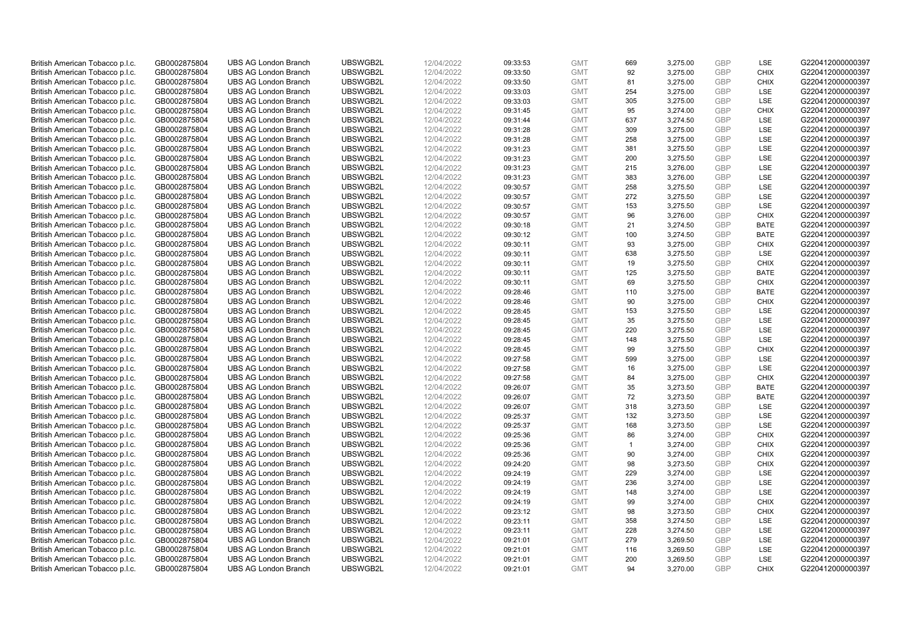| | | | | | | | | | | | |
|---|---|---|---|---|---|---|---|---|---|---|---|
| British American Tobacco p.l.c. | GB0002875804 | UBS AG London Branch | UBSWGB2L | 12/04/2022 | 09:33:53 | GMT | 669 | 3,275.00 | GBP | LSE | G220412000000397 |
| British American Tobacco p.l.c. | GB0002875804 | UBS AG London Branch | UBSWGB2L | 12/04/2022 | 09:33:50 | GMT | 92 | 3,275.00 | GBP | CHIX | G220412000000397 |
| British American Tobacco p.l.c. | GB0002875804 | UBS AG London Branch | UBSWGB2L | 12/04/2022 | 09:33:50 | GMT | 81 | 3,275.00 | GBP | CHIX | G220412000000397 |
| British American Tobacco p.l.c. | GB0002875804 | UBS AG London Branch | UBSWGB2L | 12/04/2022 | 09:33:03 | GMT | 254 | 3,275.00 | GBP | LSE | G220412000000397 |
| British American Tobacco p.l.c. | GB0002875804 | UBS AG London Branch | UBSWGB2L | 12/04/2022 | 09:33:03 | GMT | 305 | 3,275.00 | GBP | LSE | G220412000000397 |
| British American Tobacco p.l.c. | GB0002875804 | UBS AG London Branch | UBSWGB2L | 12/04/2022 | 09:31:45 | GMT | 95 | 3,274.00 | GBP | CHIX | G220412000000397 |
| British American Tobacco p.l.c. | GB0002875804 | UBS AG London Branch | UBSWGB2L | 12/04/2022 | 09:31:44 | GMT | 637 | 3,274.50 | GBP | LSE | G220412000000397 |
| British American Tobacco p.l.c. | GB0002875804 | UBS AG London Branch | UBSWGB2L | 12/04/2022 | 09:31:28 | GMT | 309 | 3,275.00 | GBP | LSE | G220412000000397 |
| British American Tobacco p.l.c. | GB0002875804 | UBS AG London Branch | UBSWGB2L | 12/04/2022 | 09:31:28 | GMT | 258 | 3,275.00 | GBP | LSE | G220412000000397 |
| British American Tobacco p.l.c. | GB0002875804 | UBS AG London Branch | UBSWGB2L | 12/04/2022 | 09:31:23 | GMT | 381 | 3,275.50 | GBP | LSE | G220412000000397 |
| British American Tobacco p.l.c. | GB0002875804 | UBS AG London Branch | UBSWGB2L | 12/04/2022 | 09:31:23 | GMT | 200 | 3,275.50 | GBP | LSE | G220412000000397 |
| British American Tobacco p.l.c. | GB0002875804 | UBS AG London Branch | UBSWGB2L | 12/04/2022 | 09:31:23 | GMT | 215 | 3,276.00 | GBP | LSE | G220412000000397 |
| British American Tobacco p.l.c. | GB0002875804 | UBS AG London Branch | UBSWGB2L | 12/04/2022 | 09:31:23 | GMT | 383 | 3,276.00 | GBP | LSE | G220412000000397 |
| British American Tobacco p.l.c. | GB0002875804 | UBS AG London Branch | UBSWGB2L | 12/04/2022 | 09:30:57 | GMT | 258 | 3,275.50 | GBP | LSE | G220412000000397 |
| British American Tobacco p.l.c. | GB0002875804 | UBS AG London Branch | UBSWGB2L | 12/04/2022 | 09:30:57 | GMT | 272 | 3,275.50 | GBP | LSE | G220412000000397 |
| British American Tobacco p.l.c. | GB0002875804 | UBS AG London Branch | UBSWGB2L | 12/04/2022 | 09:30:57 | GMT | 153 | 3,275.50 | GBP | LSE | G220412000000397 |
| British American Tobacco p.l.c. | GB0002875804 | UBS AG London Branch | UBSWGB2L | 12/04/2022 | 09:30:57 | GMT | 96 | 3,276.00 | GBP | CHIX | G220412000000397 |
| British American Tobacco p.l.c. | GB0002875804 | UBS AG London Branch | UBSWGB2L | 12/04/2022 | 09:30:18 | GMT | 21 | 3,274.50 | GBP | BATE | G220412000000397 |
| British American Tobacco p.l.c. | GB0002875804 | UBS AG London Branch | UBSWGB2L | 12/04/2022 | 09:30:12 | GMT | 100 | 3,274.50 | GBP | BATE | G220412000000397 |
| British American Tobacco p.l.c. | GB0002875804 | UBS AG London Branch | UBSWGB2L | 12/04/2022 | 09:30:11 | GMT | 93 | 3,275.00 | GBP | CHIX | G220412000000397 |
| British American Tobacco p.l.c. | GB0002875804 | UBS AG London Branch | UBSWGB2L | 12/04/2022 | 09:30:11 | GMT | 638 | 3,275.50 | GBP | LSE | G220412000000397 |
| British American Tobacco p.l.c. | GB0002875804 | UBS AG London Branch | UBSWGB2L | 12/04/2022 | 09:30:11 | GMT | 19 | 3,275.50 | GBP | CHIX | G220412000000397 |
| British American Tobacco p.l.c. | GB0002875804 | UBS AG London Branch | UBSWGB2L | 12/04/2022 | 09:30:11 | GMT | 125 | 3,275.50 | GBP | BATE | G220412000000397 |
| British American Tobacco p.l.c. | GB0002875804 | UBS AG London Branch | UBSWGB2L | 12/04/2022 | 09:30:11 | GMT | 69 | 3,275.50 | GBP | CHIX | G220412000000397 |
| British American Tobacco p.l.c. | GB0002875804 | UBS AG London Branch | UBSWGB2L | 12/04/2022 | 09:28:46 | GMT | 110 | 3,275.00 | GBP | BATE | G220412000000397 |
| British American Tobacco p.l.c. | GB0002875804 | UBS AG London Branch | UBSWGB2L | 12/04/2022 | 09:28:46 | GMT | 90 | 3,275.00 | GBP | CHIX | G220412000000397 |
| British American Tobacco p.l.c. | GB0002875804 | UBS AG London Branch | UBSWGB2L | 12/04/2022 | 09:28:45 | GMT | 153 | 3,275.50 | GBP | LSE | G220412000000397 |
| British American Tobacco p.l.c. | GB0002875804 | UBS AG London Branch | UBSWGB2L | 12/04/2022 | 09:28:45 | GMT | 35 | 3,275.50 | GBP | LSE | G220412000000397 |
| British American Tobacco p.l.c. | GB0002875804 | UBS AG London Branch | UBSWGB2L | 12/04/2022 | 09:28:45 | GMT | 220 | 3,275.50 | GBP | LSE | G220412000000397 |
| British American Tobacco p.l.c. | GB0002875804 | UBS AG London Branch | UBSWGB2L | 12/04/2022 | 09:28:45 | GMT | 148 | 3,275.50 | GBP | LSE | G220412000000397 |
| British American Tobacco p.l.c. | GB0002875804 | UBS AG London Branch | UBSWGB2L | 12/04/2022 | 09:28:45 | GMT | 99 | 3,275.50 | GBP | CHIX | G220412000000397 |
| British American Tobacco p.l.c. | GB0002875804 | UBS AG London Branch | UBSWGB2L | 12/04/2022 | 09:27:58 | GMT | 599 | 3,275.00 | GBP | LSE | G220412000000397 |
| British American Tobacco p.l.c. | GB0002875804 | UBS AG London Branch | UBSWGB2L | 12/04/2022 | 09:27:58 | GMT | 16 | 3,275.00 | GBP | LSE | G220412000000397 |
| British American Tobacco p.l.c. | GB0002875804 | UBS AG London Branch | UBSWGB2L | 12/04/2022 | 09:27:58 | GMT | 84 | 3,275.00 | GBP | CHIX | G220412000000397 |
| British American Tobacco p.l.c. | GB0002875804 | UBS AG London Branch | UBSWGB2L | 12/04/2022 | 09:26:07 | GMT | 35 | 3,273.50 | GBP | BATE | G220412000000397 |
| British American Tobacco p.l.c. | GB0002875804 | UBS AG London Branch | UBSWGB2L | 12/04/2022 | 09:26:07 | GMT | 72 | 3,273.50 | GBP | BATE | G220412000000397 |
| British American Tobacco p.l.c. | GB0002875804 | UBS AG London Branch | UBSWGB2L | 12/04/2022 | 09:26:07 | GMT | 318 | 3,273.50 | GBP | LSE | G220412000000397 |
| British American Tobacco p.l.c. | GB0002875804 | UBS AG London Branch | UBSWGB2L | 12/04/2022 | 09:25:37 | GMT | 132 | 3,273.50 | GBP | LSE | G220412000000397 |
| British American Tobacco p.l.c. | GB0002875804 | UBS AG London Branch | UBSWGB2L | 12/04/2022 | 09:25:37 | GMT | 168 | 3,273.50 | GBP | LSE | G220412000000397 |
| British American Tobacco p.l.c. | GB0002875804 | UBS AG London Branch | UBSWGB2L | 12/04/2022 | 09:25:36 | GMT | 86 | 3,274.00 | GBP | CHIX | G220412000000397 |
| British American Tobacco p.l.c. | GB0002875804 | UBS AG London Branch | UBSWGB2L | 12/04/2022 | 09:25:36 | GMT | 1 | 3,274.00 | GBP | CHIX | G220412000000397 |
| British American Tobacco p.l.c. | GB0002875804 | UBS AG London Branch | UBSWGB2L | 12/04/2022 | 09:25:36 | GMT | 90 | 3,274.00 | GBP | CHIX | G220412000000397 |
| British American Tobacco p.l.c. | GB0002875804 | UBS AG London Branch | UBSWGB2L | 12/04/2022 | 09:24:20 | GMT | 98 | 3,273.50 | GBP | CHIX | G220412000000397 |
| British American Tobacco p.l.c. | GB0002875804 | UBS AG London Branch | UBSWGB2L | 12/04/2022 | 09:24:19 | GMT | 229 | 3,274.00 | GBP | LSE | G220412000000397 |
| British American Tobacco p.l.c. | GB0002875804 | UBS AG London Branch | UBSWGB2L | 12/04/2022 | 09:24:19 | GMT | 236 | 3,274.00 | GBP | LSE | G220412000000397 |
| British American Tobacco p.l.c. | GB0002875804 | UBS AG London Branch | UBSWGB2L | 12/04/2022 | 09:24:19 | GMT | 148 | 3,274.00 | GBP | LSE | G220412000000397 |
| British American Tobacco p.l.c. | GB0002875804 | UBS AG London Branch | UBSWGB2L | 12/04/2022 | 09:24:19 | GMT | 99 | 3,274.00 | GBP | CHIX | G220412000000397 |
| British American Tobacco p.l.c. | GB0002875804 | UBS AG London Branch | UBSWGB2L | 12/04/2022 | 09:23:12 | GMT | 98 | 3,273.50 | GBP | CHIX | G220412000000397 |
| British American Tobacco p.l.c. | GB0002875804 | UBS AG London Branch | UBSWGB2L | 12/04/2022 | 09:23:11 | GMT | 358 | 3,274.50 | GBP | LSE | G220412000000397 |
| British American Tobacco p.l.c. | GB0002875804 | UBS AG London Branch | UBSWGB2L | 12/04/2022 | 09:23:11 | GMT | 228 | 3,274.50 | GBP | LSE | G220412000000397 |
| British American Tobacco p.l.c. | GB0002875804 | UBS AG London Branch | UBSWGB2L | 12/04/2022 | 09:21:01 | GMT | 279 | 3,269.50 | GBP | LSE | G220412000000397 |
| British American Tobacco p.l.c. | GB0002875804 | UBS AG London Branch | UBSWGB2L | 12/04/2022 | 09:21:01 | GMT | 116 | 3,269.50 | GBP | LSE | G220412000000397 |
| British American Tobacco p.l.c. | GB0002875804 | UBS AG London Branch | UBSWGB2L | 12/04/2022 | 09:21:01 | GMT | 200 | 3,269.50 | GBP | LSE | G220412000000397 |
| British American Tobacco p.l.c. | GB0002875804 | UBS AG London Branch | UBSWGB2L | 12/04/2022 | 09:21:01 | GMT | 94 | 3,270.00 | GBP | CHIX | G220412000000397 |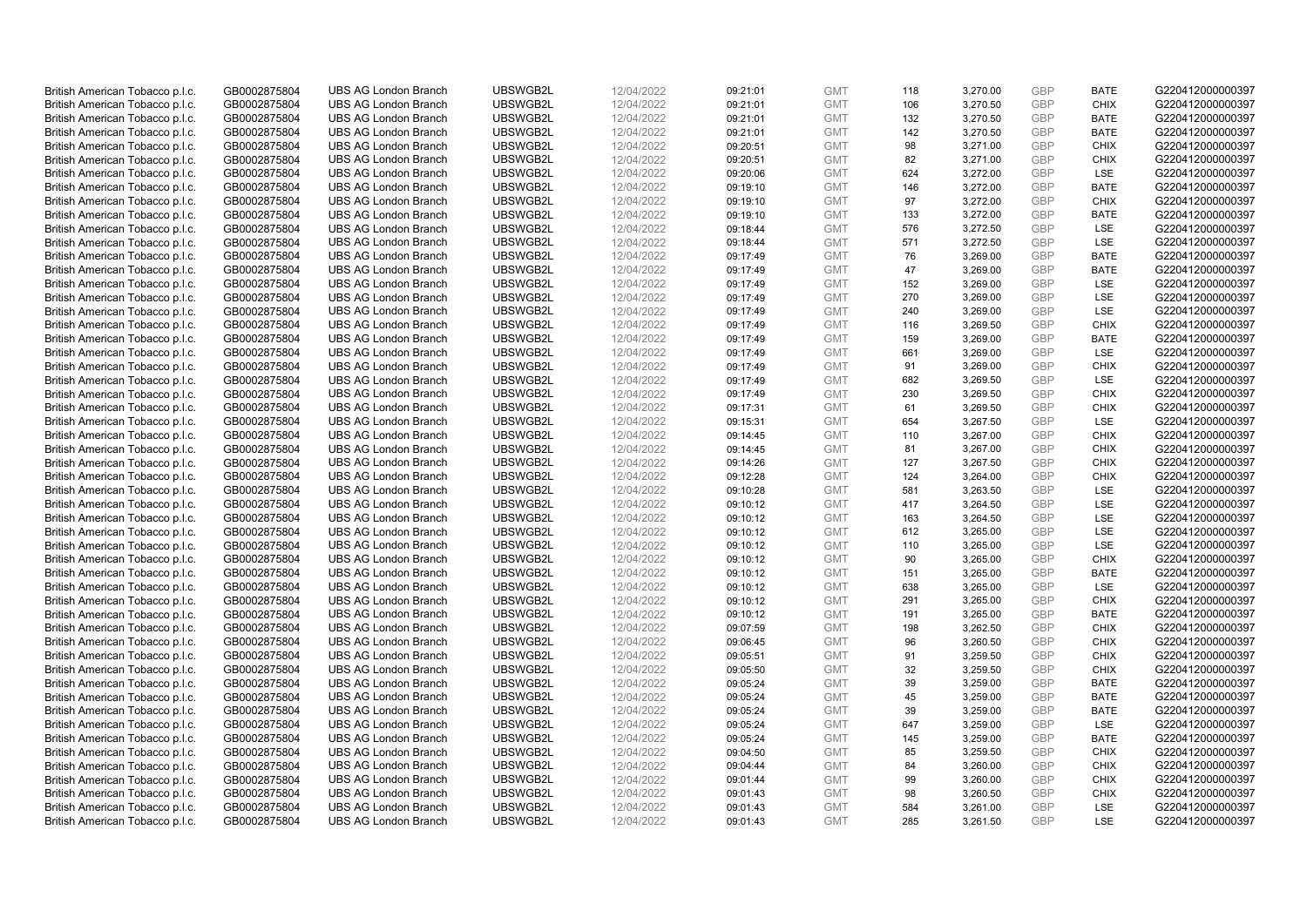| | | | | | | | | | | | |
|---|---|---|---|---|---|---|---|---|---|---|---|
| British American Tobacco p.l.c. | GB0002875804 | UBS AG London Branch | UBSWGB2L | 12/04/2022 | 09:21:01 | GMT | 118 | 3,270.00 | GBP | BATE | G220412000000397 |
| British American Tobacco p.l.c. | GB0002875804 | UBS AG London Branch | UBSWGB2L | 12/04/2022 | 09:21:01 | GMT | 106 | 3,270.50 | GBP | CHIX | G220412000000397 |
| British American Tobacco p.l.c. | GB0002875804 | UBS AG London Branch | UBSWGB2L | 12/04/2022 | 09:21:01 | GMT | 132 | 3,270.50 | GBP | BATE | G220412000000397 |
| British American Tobacco p.l.c. | GB0002875804 | UBS AG London Branch | UBSWGB2L | 12/04/2022 | 09:21:01 | GMT | 142 | 3,270.50 | GBP | BATE | G220412000000397 |
| British American Tobacco p.l.c. | GB0002875804 | UBS AG London Branch | UBSWGB2L | 12/04/2022 | 09:20:51 | GMT | 98 | 3,271.00 | GBP | CHIX | G220412000000397 |
| British American Tobacco p.l.c. | GB0002875804 | UBS AG London Branch | UBSWGB2L | 12/04/2022 | 09:20:51 | GMT | 82 | 3,271.00 | GBP | CHIX | G220412000000397 |
| British American Tobacco p.l.c. | GB0002875804 | UBS AG London Branch | UBSWGB2L | 12/04/2022 | 09:20:06 | GMT | 624 | 3,272.00 | GBP | LSE | G220412000000397 |
| British American Tobacco p.l.c. | GB0002875804 | UBS AG London Branch | UBSWGB2L | 12/04/2022 | 09:19:10 | GMT | 146 | 3,272.00 | GBP | BATE | G220412000000397 |
| British American Tobacco p.l.c. | GB0002875804 | UBS AG London Branch | UBSWGB2L | 12/04/2022 | 09:19:10 | GMT | 97 | 3,272.00 | GBP | CHIX | G220412000000397 |
| British American Tobacco p.l.c. | GB0002875804 | UBS AG London Branch | UBSWGB2L | 12/04/2022 | 09:19:10 | GMT | 133 | 3,272.00 | GBP | BATE | G220412000000397 |
| British American Tobacco p.l.c. | GB0002875804 | UBS AG London Branch | UBSWGB2L | 12/04/2022 | 09:18:44 | GMT | 576 | 3,272.50 | GBP | LSE | G220412000000397 |
| British American Tobacco p.l.c. | GB0002875804 | UBS AG London Branch | UBSWGB2L | 12/04/2022 | 09:18:44 | GMT | 571 | 3,272.50 | GBP | LSE | G220412000000397 |
| British American Tobacco p.l.c. | GB0002875804 | UBS AG London Branch | UBSWGB2L | 12/04/2022 | 09:17:49 | GMT | 76 | 3,269.00 | GBP | BATE | G220412000000397 |
| British American Tobacco p.l.c. | GB0002875804 | UBS AG London Branch | UBSWGB2L | 12/04/2022 | 09:17:49 | GMT | 47 | 3,269.00 | GBP | BATE | G220412000000397 |
| British American Tobacco p.l.c. | GB0002875804 | UBS AG London Branch | UBSWGB2L | 12/04/2022 | 09:17:49 | GMT | 152 | 3,269.00 | GBP | LSE | G220412000000397 |
| British American Tobacco p.l.c. | GB0002875804 | UBS AG London Branch | UBSWGB2L | 12/04/2022 | 09:17:49 | GMT | 270 | 3,269.00 | GBP | LSE | G220412000000397 |
| British American Tobacco p.l.c. | GB0002875804 | UBS AG London Branch | UBSWGB2L | 12/04/2022 | 09:17:49 | GMT | 240 | 3,269.00 | GBP | LSE | G220412000000397 |
| British American Tobacco p.l.c. | GB0002875804 | UBS AG London Branch | UBSWGB2L | 12/04/2022 | 09:17:49 | GMT | 116 | 3,269.50 | GBP | CHIX | G220412000000397 |
| British American Tobacco p.l.c. | GB0002875804 | UBS AG London Branch | UBSWGB2L | 12/04/2022 | 09:17:49 | GMT | 159 | 3,269.00 | GBP | BATE | G220412000000397 |
| British American Tobacco p.l.c. | GB0002875804 | UBS AG London Branch | UBSWGB2L | 12/04/2022 | 09:17:49 | GMT | 661 | 3,269.00 | GBP | LSE | G220412000000397 |
| British American Tobacco p.l.c. | GB0002875804 | UBS AG London Branch | UBSWGB2L | 12/04/2022 | 09:17:49 | GMT | 91 | 3,269.00 | GBP | CHIX | G220412000000397 |
| British American Tobacco p.l.c. | GB0002875804 | UBS AG London Branch | UBSWGB2L | 12/04/2022 | 09:17:49 | GMT | 682 | 3,269.50 | GBP | LSE | G220412000000397 |
| British American Tobacco p.l.c. | GB0002875804 | UBS AG London Branch | UBSWGB2L | 12/04/2022 | 09:17:49 | GMT | 230 | 3,269.50 | GBP | CHIX | G220412000000397 |
| British American Tobacco p.l.c. | GB0002875804 | UBS AG London Branch | UBSWGB2L | 12/04/2022 | 09:17:31 | GMT | 61 | 3,269.50 | GBP | CHIX | G220412000000397 |
| British American Tobacco p.l.c. | GB0002875804 | UBS AG London Branch | UBSWGB2L | 12/04/2022 | 09:15:31 | GMT | 654 | 3,267.50 | GBP | LSE | G220412000000397 |
| British American Tobacco p.l.c. | GB0002875804 | UBS AG London Branch | UBSWGB2L | 12/04/2022 | 09:14:45 | GMT | 110 | 3,267.00 | GBP | CHIX | G220412000000397 |
| British American Tobacco p.l.c. | GB0002875804 | UBS AG London Branch | UBSWGB2L | 12/04/2022 | 09:14:45 | GMT | 81 | 3,267.00 | GBP | CHIX | G220412000000397 |
| British American Tobacco p.l.c. | GB0002875804 | UBS AG London Branch | UBSWGB2L | 12/04/2022 | 09:14:26 | GMT | 127 | 3,267.50 | GBP | CHIX | G220412000000397 |
| British American Tobacco p.l.c. | GB0002875804 | UBS AG London Branch | UBSWGB2L | 12/04/2022 | 09:12:28 | GMT | 124 | 3,264.00 | GBP | CHIX | G220412000000397 |
| British American Tobacco p.l.c. | GB0002875804 | UBS AG London Branch | UBSWGB2L | 12/04/2022 | 09:10:28 | GMT | 581 | 3,263.50 | GBP | LSE | G220412000000397 |
| British American Tobacco p.l.c. | GB0002875804 | UBS AG London Branch | UBSWGB2L | 12/04/2022 | 09:10:12 | GMT | 417 | 3,264.50 | GBP | LSE | G220412000000397 |
| British American Tobacco p.l.c. | GB0002875804 | UBS AG London Branch | UBSWGB2L | 12/04/2022 | 09:10:12 | GMT | 163 | 3,264.50 | GBP | LSE | G220412000000397 |
| British American Tobacco p.l.c. | GB0002875804 | UBS AG London Branch | UBSWGB2L | 12/04/2022 | 09:10:12 | GMT | 612 | 3,265.00 | GBP | LSE | G220412000000397 |
| British American Tobacco p.l.c. | GB0002875804 | UBS AG London Branch | UBSWGB2L | 12/04/2022 | 09:10:12 | GMT | 110 | 3,265.00 | GBP | LSE | G220412000000397 |
| British American Tobacco p.l.c. | GB0002875804 | UBS AG London Branch | UBSWGB2L | 12/04/2022 | 09:10:12 | GMT | 90 | 3,265.00 | GBP | CHIX | G220412000000397 |
| British American Tobacco p.l.c. | GB0002875804 | UBS AG London Branch | UBSWGB2L | 12/04/2022 | 09:10:12 | GMT | 151 | 3,265.00 | GBP | BATE | G220412000000397 |
| British American Tobacco p.l.c. | GB0002875804 | UBS AG London Branch | UBSWGB2L | 12/04/2022 | 09:10:12 | GMT | 638 | 3,265.00 | GBP | LSE | G220412000000397 |
| British American Tobacco p.l.c. | GB0002875804 | UBS AG London Branch | UBSWGB2L | 12/04/2022 | 09:10:12 | GMT | 291 | 3,265.00 | GBP | CHIX | G220412000000397 |
| British American Tobacco p.l.c. | GB0002875804 | UBS AG London Branch | UBSWGB2L | 12/04/2022 | 09:10:12 | GMT | 191 | 3,265.00 | GBP | BATE | G220412000000397 |
| British American Tobacco p.l.c. | GB0002875804 | UBS AG London Branch | UBSWGB2L | 12/04/2022 | 09:07:59 | GMT | 198 | 3,262.50 | GBP | CHIX | G220412000000397 |
| British American Tobacco p.l.c. | GB0002875804 | UBS AG London Branch | UBSWGB2L | 12/04/2022 | 09:06:45 | GMT | 96 | 3,260.50 | GBP | CHIX | G220412000000397 |
| British American Tobacco p.l.c. | GB0002875804 | UBS AG London Branch | UBSWGB2L | 12/04/2022 | 09:05:51 | GMT | 91 | 3,259.50 | GBP | CHIX | G220412000000397 |
| British American Tobacco p.l.c. | GB0002875804 | UBS AG London Branch | UBSWGB2L | 12/04/2022 | 09:05:50 | GMT | 32 | 3,259.50 | GBP | CHIX | G220412000000397 |
| British American Tobacco p.l.c. | GB0002875804 | UBS AG London Branch | UBSWGB2L | 12/04/2022 | 09:05:24 | GMT | 39 | 3,259.00 | GBP | BATE | G220412000000397 |
| British American Tobacco p.l.c. | GB0002875804 | UBS AG London Branch | UBSWGB2L | 12/04/2022 | 09:05:24 | GMT | 45 | 3,259.00 | GBP | BATE | G220412000000397 |
| British American Tobacco p.l.c. | GB0002875804 | UBS AG London Branch | UBSWGB2L | 12/04/2022 | 09:05:24 | GMT | 39 | 3,259.00 | GBP | BATE | G220412000000397 |
| British American Tobacco p.l.c. | GB0002875804 | UBS AG London Branch | UBSWGB2L | 12/04/2022 | 09:05:24 | GMT | 647 | 3,259.00 | GBP | LSE | G220412000000397 |
| British American Tobacco p.l.c. | GB0002875804 | UBS AG London Branch | UBSWGB2L | 12/04/2022 | 09:05:24 | GMT | 145 | 3,259.00 | GBP | BATE | G220412000000397 |
| British American Tobacco p.l.c. | GB0002875804 | UBS AG London Branch | UBSWGB2L | 12/04/2022 | 09:04:50 | GMT | 85 | 3,259.50 | GBP | CHIX | G220412000000397 |
| British American Tobacco p.l.c. | GB0002875804 | UBS AG London Branch | UBSWGB2L | 12/04/2022 | 09:04:44 | GMT | 84 | 3,260.00 | GBP | CHIX | G220412000000397 |
| British American Tobacco p.l.c. | GB0002875804 | UBS AG London Branch | UBSWGB2L | 12/04/2022 | 09:01:44 | GMT | 99 | 3,260.00 | GBP | CHIX | G220412000000397 |
| British American Tobacco p.l.c. | GB0002875804 | UBS AG London Branch | UBSWGB2L | 12/04/2022 | 09:01:43 | GMT | 98 | 3,260.50 | GBP | CHIX | G220412000000397 |
| British American Tobacco p.l.c. | GB0002875804 | UBS AG London Branch | UBSWGB2L | 12/04/2022 | 09:01:43 | GMT | 584 | 3,261.00 | GBP | LSE | G220412000000397 |
| British American Tobacco p.l.c. | GB0002875804 | UBS AG London Branch | UBSWGB2L | 12/04/2022 | 09:01:43 | GMT | 285 | 3,261.50 | GBP | LSE | G220412000000397 |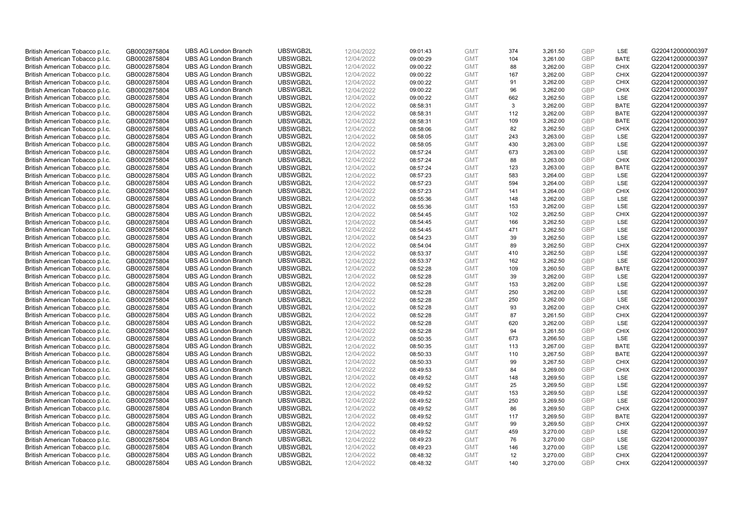| British American Tobacco p.l.c. | GB0002875804 | UBS AG London Branch | UBSWGB2L | 12/04/2022 | 09:01:43 | GMT | 374 | 3,261.50 | GBP | LSE | G220412000000397 |
|---|---|---|---|---|---|---|---|---|---|---|---|
| British American Tobacco p.l.c. | GB0002875804 | UBS AG London Branch | UBSWGB2L | 12/04/2022 | 09:00:29 | GMT | 104 | 3,261.00 | GBP | BATE | G220412000000397 |
| British American Tobacco p.l.c. | GB0002875804 | UBS AG London Branch | UBSWGB2L | 12/04/2022 | 09:00:22 | GMT | 88 | 3,262.00 | GBP | CHIX | G220412000000397 |
| British American Tobacco p.l.c. | GB0002875804 | UBS AG London Branch | UBSWGB2L | 12/04/2022 | 09:00:22 | GMT | 167 | 3,262.00 | GBP | CHIX | G220412000000397 |
| British American Tobacco p.l.c. | GB0002875804 | UBS AG London Branch | UBSWGB2L | 12/04/2022 | 09:00:22 | GMT | 91 | 3,262.00 | GBP | CHIX | G220412000000397 |
| British American Tobacco p.l.c. | GB0002875804 | UBS AG London Branch | UBSWGB2L | 12/04/2022 | 09:00:22 | GMT | 96 | 3,262.00 | GBP | CHIX | G220412000000397 |
| British American Tobacco p.l.c. | GB0002875804 | UBS AG London Branch | UBSWGB2L | 12/04/2022 | 09:00:22 | GMT | 662 | 3,262.50 | GBP | LSE | G220412000000397 |
| British American Tobacco p.l.c. | GB0002875804 | UBS AG London Branch | UBSWGB2L | 12/04/2022 | 08:58:31 | GMT | 3 | 3,262.00 | GBP | BATE | G220412000000397 |
| British American Tobacco p.l.c. | GB0002875804 | UBS AG London Branch | UBSWGB2L | 12/04/2022 | 08:58:31 | GMT | 112 | 3,262.00 | GBP | BATE | G220412000000397 |
| British American Tobacco p.l.c. | GB0002875804 | UBS AG London Branch | UBSWGB2L | 12/04/2022 | 08:58:31 | GMT | 109 | 3,262.00 | GBP | BATE | G220412000000397 |
| British American Tobacco p.l.c. | GB0002875804 | UBS AG London Branch | UBSWGB2L | 12/04/2022 | 08:58:06 | GMT | 82 | 3,262.50 | GBP | CHIX | G220412000000397 |
| British American Tobacco p.l.c. | GB0002875804 | UBS AG London Branch | UBSWGB2L | 12/04/2022 | 08:58:05 | GMT | 243 | 3,263.00 | GBP | LSE | G220412000000397 |
| British American Tobacco p.l.c. | GB0002875804 | UBS AG London Branch | UBSWGB2L | 12/04/2022 | 08:58:05 | GMT | 430 | 3,263.00 | GBP | LSE | G220412000000397 |
| British American Tobacco p.l.c. | GB0002875804 | UBS AG London Branch | UBSWGB2L | 12/04/2022 | 08:57:24 | GMT | 673 | 3,263.00 | GBP | LSE | G220412000000397 |
| British American Tobacco p.l.c. | GB0002875804 | UBS AG London Branch | UBSWGB2L | 12/04/2022 | 08:57:24 | GMT | 88 | 3,263.00 | GBP | CHIX | G220412000000397 |
| British American Tobacco p.l.c. | GB0002875804 | UBS AG London Branch | UBSWGB2L | 12/04/2022 | 08:57:24 | GMT | 123 | 3,263.00 | GBP | BATE | G220412000000397 |
| British American Tobacco p.l.c. | GB0002875804 | UBS AG London Branch | UBSWGB2L | 12/04/2022 | 08:57:23 | GMT | 583 | 3,264.00 | GBP | LSE | G220412000000397 |
| British American Tobacco p.l.c. | GB0002875804 | UBS AG London Branch | UBSWGB2L | 12/04/2022 | 08:57:23 | GMT | 594 | 3,264.00 | GBP | LSE | G220412000000397 |
| British American Tobacco p.l.c. | GB0002875804 | UBS AG London Branch | UBSWGB2L | 12/04/2022 | 08:57:23 | GMT | 141 | 3,264.00 | GBP | CHIX | G220412000000397 |
| British American Tobacco p.l.c. | GB0002875804 | UBS AG London Branch | UBSWGB2L | 12/04/2022 | 08:55:36 | GMT | 148 | 3,262.00 | GBP | LSE | G220412000000397 |
| British American Tobacco p.l.c. | GB0002875804 | UBS AG London Branch | UBSWGB2L | 12/04/2022 | 08:55:36 | GMT | 153 | 3,262.00 | GBP | LSE | G220412000000397 |
| British American Tobacco p.l.c. | GB0002875804 | UBS AG London Branch | UBSWGB2L | 12/04/2022 | 08:54:45 | GMT | 102 | 3,262.50 | GBP | CHIX | G220412000000397 |
| British American Tobacco p.l.c. | GB0002875804 | UBS AG London Branch | UBSWGB2L | 12/04/2022 | 08:54:45 | GMT | 166 | 3,262.50 | GBP | LSE | G220412000000397 |
| British American Tobacco p.l.c. | GB0002875804 | UBS AG London Branch | UBSWGB2L | 12/04/2022 | 08:54:45 | GMT | 471 | 3,262.50 | GBP | LSE | G220412000000397 |
| British American Tobacco p.l.c. | GB0002875804 | UBS AG London Branch | UBSWGB2L | 12/04/2022 | 08:54:23 | GMT | 39 | 3,262.50 | GBP | LSE | G220412000000397 |
| British American Tobacco p.l.c. | GB0002875804 | UBS AG London Branch | UBSWGB2L | 12/04/2022 | 08:54:04 | GMT | 89 | 3,262.50 | GBP | CHIX | G220412000000397 |
| British American Tobacco p.l.c. | GB0002875804 | UBS AG London Branch | UBSWGB2L | 12/04/2022 | 08:53:37 | GMT | 410 | 3,262.50 | GBP | LSE | G220412000000397 |
| British American Tobacco p.l.c. | GB0002875804 | UBS AG London Branch | UBSWGB2L | 12/04/2022 | 08:53:37 | GMT | 162 | 3,262.50 | GBP | LSE | G220412000000397 |
| British American Tobacco p.l.c. | GB0002875804 | UBS AG London Branch | UBSWGB2L | 12/04/2022 | 08:52:28 | GMT | 109 | 3,260.50 | GBP | BATE | G220412000000397 |
| British American Tobacco p.l.c. | GB0002875804 | UBS AG London Branch | UBSWGB2L | 12/04/2022 | 08:52:28 | GMT | 39 | 3,262.00 | GBP | LSE | G220412000000397 |
| British American Tobacco p.l.c. | GB0002875804 | UBS AG London Branch | UBSWGB2L | 12/04/2022 | 08:52:28 | GMT | 153 | 3,262.00 | GBP | LSE | G220412000000397 |
| British American Tobacco p.l.c. | GB0002875804 | UBS AG London Branch | UBSWGB2L | 12/04/2022 | 08:52:28 | GMT | 250 | 3,262.00 | GBP | LSE | G220412000000397 |
| British American Tobacco p.l.c. | GB0002875804 | UBS AG London Branch | UBSWGB2L | 12/04/2022 | 08:52:28 | GMT | 250 | 3,262.00 | GBP | LSE | G220412000000397 |
| British American Tobacco p.l.c. | GB0002875804 | UBS AG London Branch | UBSWGB2L | 12/04/2022 | 08:52:28 | GMT | 93 | 3,262.00 | GBP | CHIX | G220412000000397 |
| British American Tobacco p.l.c. | GB0002875804 | UBS AG London Branch | UBSWGB2L | 12/04/2022 | 08:52:28 | GMT | 87 | 3,261.50 | GBP | CHIX | G220412000000397 |
| British American Tobacco p.l.c. | GB0002875804 | UBS AG London Branch | UBSWGB2L | 12/04/2022 | 08:52:28 | GMT | 620 | 3,262.00 | GBP | LSE | G220412000000397 |
| British American Tobacco p.l.c. | GB0002875804 | UBS AG London Branch | UBSWGB2L | 12/04/2022 | 08:52:28 | GMT | 94 | 3,261.50 | GBP | CHIX | G220412000000397 |
| British American Tobacco p.l.c. | GB0002875804 | UBS AG London Branch | UBSWGB2L | 12/04/2022 | 08:50:35 | GMT | 673 | 3,266.50 | GBP | LSE | G220412000000397 |
| British American Tobacco p.l.c. | GB0002875804 | UBS AG London Branch | UBSWGB2L | 12/04/2022 | 08:50:35 | GMT | 113 | 3,267.00 | GBP | BATE | G220412000000397 |
| British American Tobacco p.l.c. | GB0002875804 | UBS AG London Branch | UBSWGB2L | 12/04/2022 | 08:50:33 | GMT | 110 | 3,267.50 | GBP | BATE | G220412000000397 |
| British American Tobacco p.l.c. | GB0002875804 | UBS AG London Branch | UBSWGB2L | 12/04/2022 | 08:50:33 | GMT | 99 | 3,267.50 | GBP | CHIX | G220412000000397 |
| British American Tobacco p.l.c. | GB0002875804 | UBS AG London Branch | UBSWGB2L | 12/04/2022 | 08:49:53 | GMT | 84 | 3,269.00 | GBP | CHIX | G220412000000397 |
| British American Tobacco p.l.c. | GB0002875804 | UBS AG London Branch | UBSWGB2L | 12/04/2022 | 08:49:52 | GMT | 148 | 3,269.50 | GBP | LSE | G220412000000397 |
| British American Tobacco p.l.c. | GB0002875804 | UBS AG London Branch | UBSWGB2L | 12/04/2022 | 08:49:52 | GMT | 25 | 3,269.50 | GBP | LSE | G220412000000397 |
| British American Tobacco p.l.c. | GB0002875804 | UBS AG London Branch | UBSWGB2L | 12/04/2022 | 08:49:52 | GMT | 153 | 3,269.50 | GBP | LSE | G220412000000397 |
| British American Tobacco p.l.c. | GB0002875804 | UBS AG London Branch | UBSWGB2L | 12/04/2022 | 08:49:52 | GMT | 250 | 3,269.50 | GBP | LSE | G220412000000397 |
| British American Tobacco p.l.c. | GB0002875804 | UBS AG London Branch | UBSWGB2L | 12/04/2022 | 08:49:52 | GMT | 86 | 3,269.50 | GBP | CHIX | G220412000000397 |
| British American Tobacco p.l.c. | GB0002875804 | UBS AG London Branch | UBSWGB2L | 12/04/2022 | 08:49:52 | GMT | 117 | 3,269.50 | GBP | BATE | G220412000000397 |
| British American Tobacco p.l.c. | GB0002875804 | UBS AG London Branch | UBSWGB2L | 12/04/2022 | 08:49:52 | GMT | 99 | 3,269.50 | GBP | CHIX | G220412000000397 |
| British American Tobacco p.l.c. | GB0002875804 | UBS AG London Branch | UBSWGB2L | 12/04/2022 | 08:49:52 | GMT | 459 | 3,270.00 | GBP | LSE | G220412000000397 |
| British American Tobacco p.l.c. | GB0002875804 | UBS AG London Branch | UBSWGB2L | 12/04/2022 | 08:49:23 | GMT | 76 | 3,270.00 | GBP | LSE | G220412000000397 |
| British American Tobacco p.l.c. | GB0002875804 | UBS AG London Branch | UBSWGB2L | 12/04/2022 | 08:49:23 | GMT | 146 | 3,270.00 | GBP | LSE | G220412000000397 |
| British American Tobacco p.l.c. | GB0002875804 | UBS AG London Branch | UBSWGB2L | 12/04/2022 | 08:48:32 | GMT | 12 | 3,270.00 | GBP | CHIX | G220412000000397 |
| British American Tobacco p.l.c. | GB0002875804 | UBS AG London Branch | UBSWGB2L | 12/04/2022 | 08:48:32 | GMT | 140 | 3,270.00 | GBP | CHIX | G220412000000397 |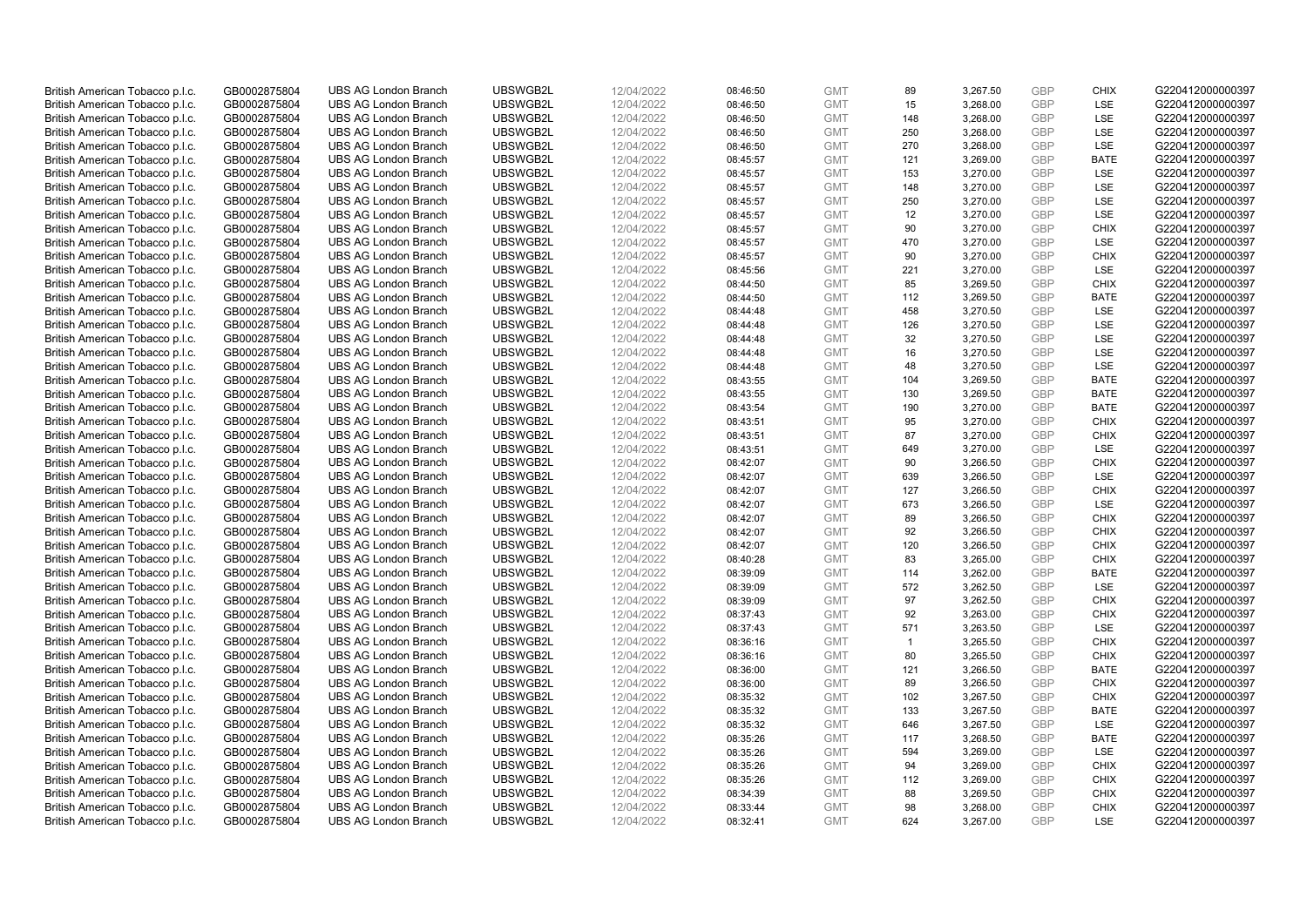| | | | | | | | | | | | |
|---|---|---|---|---|---|---|---|---|---|---|---|
| British American Tobacco p.l.c. | GB0002875804 | UBS AG London Branch | UBSWGB2L | 12/04/2022 | 08:46:50 | GMT | 89 | 3,267.50 | GBP | CHIX | G220412000000397 |
| British American Tobacco p.l.c. | GB0002875804 | UBS AG London Branch | UBSWGB2L | 12/04/2022 | 08:46:50 | GMT | 15 | 3,268.00 | GBP | LSE | G220412000000397 |
| British American Tobacco p.l.c. | GB0002875804 | UBS AG London Branch | UBSWGB2L | 12/04/2022 | 08:46:50 | GMT | 148 | 3,268.00 | GBP | LSE | G220412000000397 |
| British American Tobacco p.l.c. | GB0002875804 | UBS AG London Branch | UBSWGB2L | 12/04/2022 | 08:46:50 | GMT | 250 | 3,268.00 | GBP | LSE | G220412000000397 |
| British American Tobacco p.l.c. | GB0002875804 | UBS AG London Branch | UBSWGB2L | 12/04/2022 | 08:46:50 | GMT | 270 | 3,268.00 | GBP | LSE | G220412000000397 |
| British American Tobacco p.l.c. | GB0002875804 | UBS AG London Branch | UBSWGB2L | 12/04/2022 | 08:45:57 | GMT | 121 | 3,269.00 | GBP | BATE | G220412000000397 |
| British American Tobacco p.l.c. | GB0002875804 | UBS AG London Branch | UBSWGB2L | 12/04/2022 | 08:45:57 | GMT | 153 | 3,270.00 | GBP | LSE | G220412000000397 |
| British American Tobacco p.l.c. | GB0002875804 | UBS AG London Branch | UBSWGB2L | 12/04/2022 | 08:45:57 | GMT | 148 | 3,270.00 | GBP | LSE | G220412000000397 |
| British American Tobacco p.l.c. | GB0002875804 | UBS AG London Branch | UBSWGB2L | 12/04/2022 | 08:45:57 | GMT | 250 | 3,270.00 | GBP | LSE | G220412000000397 |
| British American Tobacco p.l.c. | GB0002875804 | UBS AG London Branch | UBSWGB2L | 12/04/2022 | 08:45:57 | GMT | 12 | 3,270.00 | GBP | LSE | G220412000000397 |
| British American Tobacco p.l.c. | GB0002875804 | UBS AG London Branch | UBSWGB2L | 12/04/2022 | 08:45:57 | GMT | 90 | 3,270.00 | GBP | CHIX | G220412000000397 |
| British American Tobacco p.l.c. | GB0002875804 | UBS AG London Branch | UBSWGB2L | 12/04/2022 | 08:45:57 | GMT | 470 | 3,270.00 | GBP | LSE | G220412000000397 |
| British American Tobacco p.l.c. | GB0002875804 | UBS AG London Branch | UBSWGB2L | 12/04/2022 | 08:45:57 | GMT | 90 | 3,270.00 | GBP | CHIX | G220412000000397 |
| British American Tobacco p.l.c. | GB0002875804 | UBS AG London Branch | UBSWGB2L | 12/04/2022 | 08:45:56 | GMT | 221 | 3,270.00 | GBP | LSE | G220412000000397 |
| British American Tobacco p.l.c. | GB0002875804 | UBS AG London Branch | UBSWGB2L | 12/04/2022 | 08:44:50 | GMT | 85 | 3,269.50 | GBP | CHIX | G220412000000397 |
| British American Tobacco p.l.c. | GB0002875804 | UBS AG London Branch | UBSWGB2L | 12/04/2022 | 08:44:50 | GMT | 112 | 3,269.50 | GBP | BATE | G220412000000397 |
| British American Tobacco p.l.c. | GB0002875804 | UBS AG London Branch | UBSWGB2L | 12/04/2022 | 08:44:48 | GMT | 458 | 3,270.50 | GBP | LSE | G220412000000397 |
| British American Tobacco p.l.c. | GB0002875804 | UBS AG London Branch | UBSWGB2L | 12/04/2022 | 08:44:48 | GMT | 126 | 3,270.50 | GBP | LSE | G220412000000397 |
| British American Tobacco p.l.c. | GB0002875804 | UBS AG London Branch | UBSWGB2L | 12/04/2022 | 08:44:48 | GMT | 32 | 3,270.50 | GBP | LSE | G220412000000397 |
| British American Tobacco p.l.c. | GB0002875804 | UBS AG London Branch | UBSWGB2L | 12/04/2022 | 08:44:48 | GMT | 16 | 3,270.50 | GBP | LSE | G220412000000397 |
| British American Tobacco p.l.c. | GB0002875804 | UBS AG London Branch | UBSWGB2L | 12/04/2022 | 08:44:48 | GMT | 48 | 3,270.50 | GBP | LSE | G220412000000397 |
| British American Tobacco p.l.c. | GB0002875804 | UBS AG London Branch | UBSWGB2L | 12/04/2022 | 08:43:55 | GMT | 104 | 3,269.50 | GBP | BATE | G220412000000397 |
| British American Tobacco p.l.c. | GB0002875804 | UBS AG London Branch | UBSWGB2L | 12/04/2022 | 08:43:55 | GMT | 130 | 3,269.50 | GBP | BATE | G220412000000397 |
| British American Tobacco p.l.c. | GB0002875804 | UBS AG London Branch | UBSWGB2L | 12/04/2022 | 08:43:54 | GMT | 190 | 3,270.00 | GBP | BATE | G220412000000397 |
| British American Tobacco p.l.c. | GB0002875804 | UBS AG London Branch | UBSWGB2L | 12/04/2022 | 08:43:51 | GMT | 95 | 3,270.00 | GBP | CHIX | G220412000000397 |
| British American Tobacco p.l.c. | GB0002875804 | UBS AG London Branch | UBSWGB2L | 12/04/2022 | 08:43:51 | GMT | 87 | 3,270.00 | GBP | CHIX | G220412000000397 |
| British American Tobacco p.l.c. | GB0002875804 | UBS AG London Branch | UBSWGB2L | 12/04/2022 | 08:43:51 | GMT | 649 | 3,270.00 | GBP | LSE | G220412000000397 |
| British American Tobacco p.l.c. | GB0002875804 | UBS AG London Branch | UBSWGB2L | 12/04/2022 | 08:42:07 | GMT | 90 | 3,266.50 | GBP | CHIX | G220412000000397 |
| British American Tobacco p.l.c. | GB0002875804 | UBS AG London Branch | UBSWGB2L | 12/04/2022 | 08:42:07 | GMT | 639 | 3,266.50 | GBP | LSE | G220412000000397 |
| British American Tobacco p.l.c. | GB0002875804 | UBS AG London Branch | UBSWGB2L | 12/04/2022 | 08:42:07 | GMT | 127 | 3,266.50 | GBP | CHIX | G220412000000397 |
| British American Tobacco p.l.c. | GB0002875804 | UBS AG London Branch | UBSWGB2L | 12/04/2022 | 08:42:07 | GMT | 673 | 3,266.50 | GBP | LSE | G220412000000397 |
| British American Tobacco p.l.c. | GB0002875804 | UBS AG London Branch | UBSWGB2L | 12/04/2022 | 08:42:07 | GMT | 89 | 3,266.50 | GBP | CHIX | G220412000000397 |
| British American Tobacco p.l.c. | GB0002875804 | UBS AG London Branch | UBSWGB2L | 12/04/2022 | 08:42:07 | GMT | 92 | 3,266.50 | GBP | CHIX | G220412000000397 |
| British American Tobacco p.l.c. | GB0002875804 | UBS AG London Branch | UBSWGB2L | 12/04/2022 | 08:42:07 | GMT | 120 | 3,266.50 | GBP | CHIX | G220412000000397 |
| British American Tobacco p.l.c. | GB0002875804 | UBS AG London Branch | UBSWGB2L | 12/04/2022 | 08:40:28 | GMT | 83 | 3,265.00 | GBP | CHIX | G220412000000397 |
| British American Tobacco p.l.c. | GB0002875804 | UBS AG London Branch | UBSWGB2L | 12/04/2022 | 08:39:09 | GMT | 114 | 3,262.00 | GBP | BATE | G220412000000397 |
| British American Tobacco p.l.c. | GB0002875804 | UBS AG London Branch | UBSWGB2L | 12/04/2022 | 08:39:09 | GMT | 572 | 3,262.50 | GBP | LSE | G220412000000397 |
| British American Tobacco p.l.c. | GB0002875804 | UBS AG London Branch | UBSWGB2L | 12/04/2022 | 08:39:09 | GMT | 97 | 3,262.50 | GBP | CHIX | G220412000000397 |
| British American Tobacco p.l.c. | GB0002875804 | UBS AG London Branch | UBSWGB2L | 12/04/2022 | 08:37:43 | GMT | 92 | 3,263.00 | GBP | CHIX | G220412000000397 |
| British American Tobacco p.l.c. | GB0002875804 | UBS AG London Branch | UBSWGB2L | 12/04/2022 | 08:37:43 | GMT | 571 | 3,263.50 | GBP | LSE | G220412000000397 |
| British American Tobacco p.l.c. | GB0002875804 | UBS AG London Branch | UBSWGB2L | 12/04/2022 | 08:36:16 | GMT | 1 | 3,265.50 | GBP | CHIX | G220412000000397 |
| British American Tobacco p.l.c. | GB0002875804 | UBS AG London Branch | UBSWGB2L | 12/04/2022 | 08:36:16 | GMT | 80 | 3,265.50 | GBP | CHIX | G220412000000397 |
| British American Tobacco p.l.c. | GB0002875804 | UBS AG London Branch | UBSWGB2L | 12/04/2022 | 08:36:00 | GMT | 121 | 3,266.50 | GBP | BATE | G220412000000397 |
| British American Tobacco p.l.c. | GB0002875804 | UBS AG London Branch | UBSWGB2L | 12/04/2022 | 08:36:00 | GMT | 89 | 3,266.50 | GBP | CHIX | G220412000000397 |
| British American Tobacco p.l.c. | GB0002875804 | UBS AG London Branch | UBSWGB2L | 12/04/2022 | 08:35:32 | GMT | 102 | 3,267.50 | GBP | CHIX | G220412000000397 |
| British American Tobacco p.l.c. | GB0002875804 | UBS AG London Branch | UBSWGB2L | 12/04/2022 | 08:35:32 | GMT | 133 | 3,267.50 | GBP | BATE | G220412000000397 |
| British American Tobacco p.l.c. | GB0002875804 | UBS AG London Branch | UBSWGB2L | 12/04/2022 | 08:35:32 | GMT | 646 | 3,267.50 | GBP | LSE | G220412000000397 |
| British American Tobacco p.l.c. | GB0002875804 | UBS AG London Branch | UBSWGB2L | 12/04/2022 | 08:35:26 | GMT | 117 | 3,268.50 | GBP | BATE | G220412000000397 |
| British American Tobacco p.l.c. | GB0002875804 | UBS AG London Branch | UBSWGB2L | 12/04/2022 | 08:35:26 | GMT | 594 | 3,269.00 | GBP | LSE | G220412000000397 |
| British American Tobacco p.l.c. | GB0002875804 | UBS AG London Branch | UBSWGB2L | 12/04/2022 | 08:35:26 | GMT | 94 | 3,269.00 | GBP | CHIX | G220412000000397 |
| British American Tobacco p.l.c. | GB0002875804 | UBS AG London Branch | UBSWGB2L | 12/04/2022 | 08:35:26 | GMT | 112 | 3,269.00 | GBP | CHIX | G220412000000397 |
| British American Tobacco p.l.c. | GB0002875804 | UBS AG London Branch | UBSWGB2L | 12/04/2022 | 08:34:39 | GMT | 88 | 3,269.50 | GBP | CHIX | G220412000000397 |
| British American Tobacco p.l.c. | GB0002875804 | UBS AG London Branch | UBSWGB2L | 12/04/2022 | 08:33:44 | GMT | 98 | 3,268.00 | GBP | CHIX | G220412000000397 |
| British American Tobacco p.l.c. | GB0002875804 | UBS AG London Branch | UBSWGB2L | 12/04/2022 | 08:32:41 | GMT | 624 | 3,267.00 | GBP | LSE | G220412000000397 |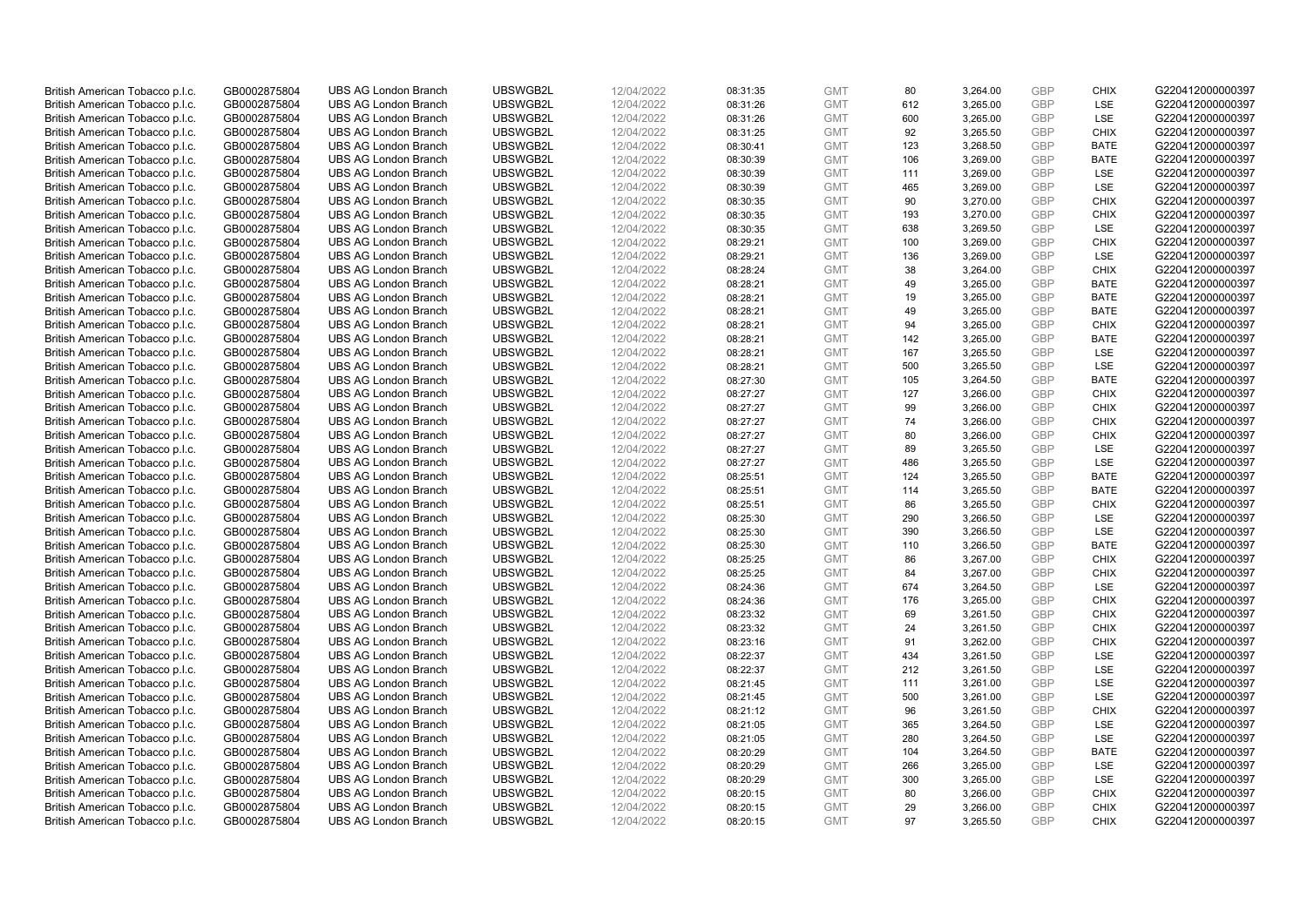| British American Tobacco p.l.c. | GB0002875804 | UBS AG London Branch | UBSWGB2L | 12/04/2022 | 08:31:35 | GMT | 80 | 3,264.00 | GBP | CHIX | G220412000000397 |
|---|---|---|---|---|---|---|---|---|---|---|---|
| British American Tobacco p.l.c. | GB0002875804 | UBS AG London Branch | UBSWGB2L | 12/04/2022 | 08:31:26 | GMT | 612 | 3,265.00 | GBP | LSE | G220412000000397 |
| British American Tobacco p.l.c. | GB0002875804 | UBS AG London Branch | UBSWGB2L | 12/04/2022 | 08:31:26 | GMT | 600 | 3,265.00 | GBP | LSE | G220412000000397 |
| British American Tobacco p.l.c. | GB0002875804 | UBS AG London Branch | UBSWGB2L | 12/04/2022 | 08:31:25 | GMT | 92 | 3,265.50 | GBP | CHIX | G220412000000397 |
| British American Tobacco p.l.c. | GB0002875804 | UBS AG London Branch | UBSWGB2L | 12/04/2022 | 08:30:41 | GMT | 123 | 3,268.50 | GBP | BATE | G220412000000397 |
| British American Tobacco p.l.c. | GB0002875804 | UBS AG London Branch | UBSWGB2L | 12/04/2022 | 08:30:39 | GMT | 106 | 3,269.00 | GBP | BATE | G220412000000397 |
| British American Tobacco p.l.c. | GB0002875804 | UBS AG London Branch | UBSWGB2L | 12/04/2022 | 08:30:39 | GMT | 111 | 3,269.00 | GBP | LSE | G220412000000397 |
| British American Tobacco p.l.c. | GB0002875804 | UBS AG London Branch | UBSWGB2L | 12/04/2022 | 08:30:39 | GMT | 465 | 3,269.00 | GBP | LSE | G220412000000397 |
| British American Tobacco p.l.c. | GB0002875804 | UBS AG London Branch | UBSWGB2L | 12/04/2022 | 08:30:35 | GMT | 90 | 3,270.00 | GBP | CHIX | G220412000000397 |
| British American Tobacco p.l.c. | GB0002875804 | UBS AG London Branch | UBSWGB2L | 12/04/2022 | 08:30:35 | GMT | 193 | 3,270.00 | GBP | CHIX | G220412000000397 |
| British American Tobacco p.l.c. | GB0002875804 | UBS AG London Branch | UBSWGB2L | 12/04/2022 | 08:30:35 | GMT | 638 | 3,269.50 | GBP | LSE | G220412000000397 |
| British American Tobacco p.l.c. | GB0002875804 | UBS AG London Branch | UBSWGB2L | 12/04/2022 | 08:29:21 | GMT | 100 | 3,269.00 | GBP | CHIX | G220412000000397 |
| British American Tobacco p.l.c. | GB0002875804 | UBS AG London Branch | UBSWGB2L | 12/04/2022 | 08:29:21 | GMT | 136 | 3,269.00 | GBP | LSE | G220412000000397 |
| British American Tobacco p.l.c. | GB0002875804 | UBS AG London Branch | UBSWGB2L | 12/04/2022 | 08:28:24 | GMT | 38 | 3,264.00 | GBP | CHIX | G220412000000397 |
| British American Tobacco p.l.c. | GB0002875804 | UBS AG London Branch | UBSWGB2L | 12/04/2022 | 08:28:21 | GMT | 49 | 3,265.00 | GBP | BATE | G220412000000397 |
| British American Tobacco p.l.c. | GB0002875804 | UBS AG London Branch | UBSWGB2L | 12/04/2022 | 08:28:21 | GMT | 19 | 3,265.00 | GBP | BATE | G220412000000397 |
| British American Tobacco p.l.c. | GB0002875804 | UBS AG London Branch | UBSWGB2L | 12/04/2022 | 08:28:21 | GMT | 49 | 3,265.00 | GBP | BATE | G220412000000397 |
| British American Tobacco p.l.c. | GB0002875804 | UBS AG London Branch | UBSWGB2L | 12/04/2022 | 08:28:21 | GMT | 94 | 3,265.00 | GBP | CHIX | G220412000000397 |
| British American Tobacco p.l.c. | GB0002875804 | UBS AG London Branch | UBSWGB2L | 12/04/2022 | 08:28:21 | GMT | 142 | 3,265.00 | GBP | BATE | G220412000000397 |
| British American Tobacco p.l.c. | GB0002875804 | UBS AG London Branch | UBSWGB2L | 12/04/2022 | 08:28:21 | GMT | 167 | 3,265.50 | GBP | LSE | G220412000000397 |
| British American Tobacco p.l.c. | GB0002875804 | UBS AG London Branch | UBSWGB2L | 12/04/2022 | 08:28:21 | GMT | 500 | 3,265.50 | GBP | LSE | G220412000000397 |
| British American Tobacco p.l.c. | GB0002875804 | UBS AG London Branch | UBSWGB2L | 12/04/2022 | 08:27:30 | GMT | 105 | 3,264.50 | GBP | BATE | G220412000000397 |
| British American Tobacco p.l.c. | GB0002875804 | UBS AG London Branch | UBSWGB2L | 12/04/2022 | 08:27:27 | GMT | 127 | 3,266.00 | GBP | CHIX | G220412000000397 |
| British American Tobacco p.l.c. | GB0002875804 | UBS AG London Branch | UBSWGB2L | 12/04/2022 | 08:27:27 | GMT | 99 | 3,266.00 | GBP | CHIX | G220412000000397 |
| British American Tobacco p.l.c. | GB0002875804 | UBS AG London Branch | UBSWGB2L | 12/04/2022 | 08:27:27 | GMT | 74 | 3,266.00 | GBP | CHIX | G220412000000397 |
| British American Tobacco p.l.c. | GB0002875804 | UBS AG London Branch | UBSWGB2L | 12/04/2022 | 08:27:27 | GMT | 80 | 3,266.00 | GBP | CHIX | G220412000000397 |
| British American Tobacco p.l.c. | GB0002875804 | UBS AG London Branch | UBSWGB2L | 12/04/2022 | 08:27:27 | GMT | 89 | 3,265.50 | GBP | LSE | G220412000000397 |
| British American Tobacco p.l.c. | GB0002875804 | UBS AG London Branch | UBSWGB2L | 12/04/2022 | 08:27:27 | GMT | 486 | 3,265.50 | GBP | LSE | G220412000000397 |
| British American Tobacco p.l.c. | GB0002875804 | UBS AG London Branch | UBSWGB2L | 12/04/2022 | 08:25:51 | GMT | 124 | 3,265.50 | GBP | BATE | G220412000000397 |
| British American Tobacco p.l.c. | GB0002875804 | UBS AG London Branch | UBSWGB2L | 12/04/2022 | 08:25:51 | GMT | 114 | 3,265.50 | GBP | BATE | G220412000000397 |
| British American Tobacco p.l.c. | GB0002875804 | UBS AG London Branch | UBSWGB2L | 12/04/2022 | 08:25:51 | GMT | 86 | 3,265.50 | GBP | CHIX | G220412000000397 |
| British American Tobacco p.l.c. | GB0002875804 | UBS AG London Branch | UBSWGB2L | 12/04/2022 | 08:25:30 | GMT | 290 | 3,266.50 | GBP | LSE | G220412000000397 |
| British American Tobacco p.l.c. | GB0002875804 | UBS AG London Branch | UBSWGB2L | 12/04/2022 | 08:25:30 | GMT | 390 | 3,266.50 | GBP | LSE | G220412000000397 |
| British American Tobacco p.l.c. | GB0002875804 | UBS AG London Branch | UBSWGB2L | 12/04/2022 | 08:25:30 | GMT | 110 | 3,266.50 | GBP | BATE | G220412000000397 |
| British American Tobacco p.l.c. | GB0002875804 | UBS AG London Branch | UBSWGB2L | 12/04/2022 | 08:25:25 | GMT | 86 | 3,267.00 | GBP | CHIX | G220412000000397 |
| British American Tobacco p.l.c. | GB0002875804 | UBS AG London Branch | UBSWGB2L | 12/04/2022 | 08:25:25 | GMT | 84 | 3,267.00 | GBP | CHIX | G220412000000397 |
| British American Tobacco p.l.c. | GB0002875804 | UBS AG London Branch | UBSWGB2L | 12/04/2022 | 08:24:36 | GMT | 674 | 3,264.50 | GBP | LSE | G220412000000397 |
| British American Tobacco p.l.c. | GB0002875804 | UBS AG London Branch | UBSWGB2L | 12/04/2022 | 08:24:36 | GMT | 176 | 3,265.00 | GBP | CHIX | G220412000000397 |
| British American Tobacco p.l.c. | GB0002875804 | UBS AG London Branch | UBSWGB2L | 12/04/2022 | 08:23:32 | GMT | 69 | 3,261.50 | GBP | CHIX | G220412000000397 |
| British American Tobacco p.l.c. | GB0002875804 | UBS AG London Branch | UBSWGB2L | 12/04/2022 | 08:23:32 | GMT | 24 | 3,261.50 | GBP | CHIX | G220412000000397 |
| British American Tobacco p.l.c. | GB0002875804 | UBS AG London Branch | UBSWGB2L | 12/04/2022 | 08:23:16 | GMT | 91 | 3,262.00 | GBP | CHIX | G220412000000397 |
| British American Tobacco p.l.c. | GB0002875804 | UBS AG London Branch | UBSWGB2L | 12/04/2022 | 08:22:37 | GMT | 434 | 3,261.50 | GBP | LSE | G220412000000397 |
| British American Tobacco p.l.c. | GB0002875804 | UBS AG London Branch | UBSWGB2L | 12/04/2022 | 08:22:37 | GMT | 212 | 3,261.50 | GBP | LSE | G220412000000397 |
| British American Tobacco p.l.c. | GB0002875804 | UBS AG London Branch | UBSWGB2L | 12/04/2022 | 08:21:45 | GMT | 111 | 3,261.00 | GBP | LSE | G220412000000397 |
| British American Tobacco p.l.c. | GB0002875804 | UBS AG London Branch | UBSWGB2L | 12/04/2022 | 08:21:45 | GMT | 500 | 3,261.00 | GBP | LSE | G220412000000397 |
| British American Tobacco p.l.c. | GB0002875804 | UBS AG London Branch | UBSWGB2L | 12/04/2022 | 08:21:12 | GMT | 96 | 3,261.50 | GBP | CHIX | G220412000000397 |
| British American Tobacco p.l.c. | GB0002875804 | UBS AG London Branch | UBSWGB2L | 12/04/2022 | 08:21:05 | GMT | 365 | 3,264.50 | GBP | LSE | G220412000000397 |
| British American Tobacco p.l.c. | GB0002875804 | UBS AG London Branch | UBSWGB2L | 12/04/2022 | 08:21:05 | GMT | 280 | 3,264.50 | GBP | LSE | G220412000000397 |
| British American Tobacco p.l.c. | GB0002875804 | UBS AG London Branch | UBSWGB2L | 12/04/2022 | 08:20:29 | GMT | 104 | 3,264.50 | GBP | BATE | G220412000000397 |
| British American Tobacco p.l.c. | GB0002875804 | UBS AG London Branch | UBSWGB2L | 12/04/2022 | 08:20:29 | GMT | 266 | 3,265.00 | GBP | LSE | G220412000000397 |
| British American Tobacco p.l.c. | GB0002875804 | UBS AG London Branch | UBSWGB2L | 12/04/2022 | 08:20:29 | GMT | 300 | 3,265.00 | GBP | LSE | G220412000000397 |
| British American Tobacco p.l.c. | GB0002875804 | UBS AG London Branch | UBSWGB2L | 12/04/2022 | 08:20:15 | GMT | 80 | 3,266.00 | GBP | CHIX | G220412000000397 |
| British American Tobacco p.l.c. | GB0002875804 | UBS AG London Branch | UBSWGB2L | 12/04/2022 | 08:20:15 | GMT | 29 | 3,266.00 | GBP | CHIX | G220412000000397 |
| British American Tobacco p.l.c. | GB0002875804 | UBS AG London Branch | UBSWGB2L | 12/04/2022 | 08:20:15 | GMT | 97 | 3,265.50 | GBP | CHIX | G220412000000397 |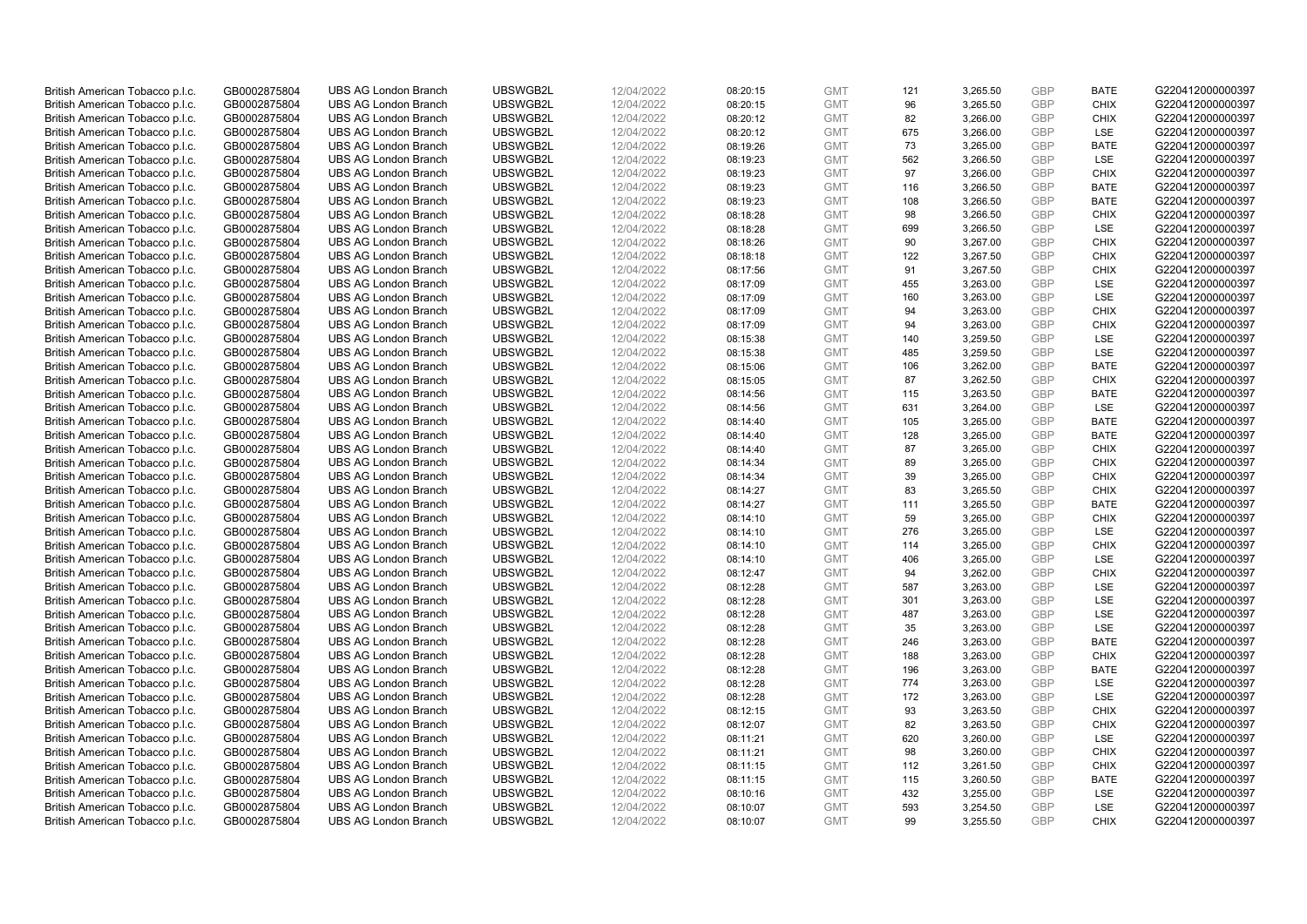| British American Tobacco p.l.c. | GB0002875804 | UBS AG London Branch | UBSWGB2L | 12/04/2022 | 08:20:15 | GMT | 121 | 3,265.50 | GBP | BATE | G220412000000397 |
|---|---|---|---|---|---|---|---|---|---|---|---|
| British American Tobacco p.l.c. | GB0002875804 | UBS AG London Branch | UBSWGB2L | 12/04/2022 | 08:20:15 | GMT | 96 | 3,265.50 | GBP | CHIX | G220412000000397 |
| British American Tobacco p.l.c. | GB0002875804 | UBS AG London Branch | UBSWGB2L | 12/04/2022 | 08:20:12 | GMT | 82 | 3,266.00 | GBP | CHIX | G220412000000397 |
| British American Tobacco p.l.c. | GB0002875804 | UBS AG London Branch | UBSWGB2L | 12/04/2022 | 08:20:12 | GMT | 675 | 3,266.00 | GBP | LSE | G220412000000397 |
| British American Tobacco p.l.c. | GB0002875804 | UBS AG London Branch | UBSWGB2L | 12/04/2022 | 08:19:26 | GMT | 73 | 3,265.00 | GBP | BATE | G220412000000397 |
| British American Tobacco p.l.c. | GB0002875804 | UBS AG London Branch | UBSWGB2L | 12/04/2022 | 08:19:23 | GMT | 562 | 3,266.50 | GBP | LSE | G220412000000397 |
| British American Tobacco p.l.c. | GB0002875804 | UBS AG London Branch | UBSWGB2L | 12/04/2022 | 08:19:23 | GMT | 97 | 3,266.00 | GBP | CHIX | G220412000000397 |
| British American Tobacco p.l.c. | GB0002875804 | UBS AG London Branch | UBSWGB2L | 12/04/2022 | 08:19:23 | GMT | 116 | 3,266.50 | GBP | BATE | G220412000000397 |
| British American Tobacco p.l.c. | GB0002875804 | UBS AG London Branch | UBSWGB2L | 12/04/2022 | 08:19:23 | GMT | 108 | 3,266.50 | GBP | BATE | G220412000000397 |
| British American Tobacco p.l.c. | GB0002875804 | UBS AG London Branch | UBSWGB2L | 12/04/2022 | 08:18:28 | GMT | 98 | 3,266.50 | GBP | CHIX | G220412000000397 |
| British American Tobacco p.l.c. | GB0002875804 | UBS AG London Branch | UBSWGB2L | 12/04/2022 | 08:18:28 | GMT | 699 | 3,266.50 | GBP | LSE | G220412000000397 |
| British American Tobacco p.l.c. | GB0002875804 | UBS AG London Branch | UBSWGB2L | 12/04/2022 | 08:18:26 | GMT | 90 | 3,267.00 | GBP | CHIX | G220412000000397 |
| British American Tobacco p.l.c. | GB0002875804 | UBS AG London Branch | UBSWGB2L | 12/04/2022 | 08:18:18 | GMT | 122 | 3,267.50 | GBP | CHIX | G220412000000397 |
| British American Tobacco p.l.c. | GB0002875804 | UBS AG London Branch | UBSWGB2L | 12/04/2022 | 08:17:56 | GMT | 91 | 3,267.50 | GBP | CHIX | G220412000000397 |
| British American Tobacco p.l.c. | GB0002875804 | UBS AG London Branch | UBSWGB2L | 12/04/2022 | 08:17:09 | GMT | 455 | 3,263.00 | GBP | LSE | G220412000000397 |
| British American Tobacco p.l.c. | GB0002875804 | UBS AG London Branch | UBSWGB2L | 12/04/2022 | 08:17:09 | GMT | 160 | 3,263.00 | GBP | LSE | G220412000000397 |
| British American Tobacco p.l.c. | GB0002875804 | UBS AG London Branch | UBSWGB2L | 12/04/2022 | 08:17:09 | GMT | 94 | 3,263.00 | GBP | CHIX | G220412000000397 |
| British American Tobacco p.l.c. | GB0002875804 | UBS AG London Branch | UBSWGB2L | 12/04/2022 | 08:17:09 | GMT | 94 | 3,263.00 | GBP | CHIX | G220412000000397 |
| British American Tobacco p.l.c. | GB0002875804 | UBS AG London Branch | UBSWGB2L | 12/04/2022 | 08:15:38 | GMT | 140 | 3,259.50 | GBP | LSE | G220412000000397 |
| British American Tobacco p.l.c. | GB0002875804 | UBS AG London Branch | UBSWGB2L | 12/04/2022 | 08:15:38 | GMT | 485 | 3,259.50 | GBP | LSE | G220412000000397 |
| British American Tobacco p.l.c. | GB0002875804 | UBS AG London Branch | UBSWGB2L | 12/04/2022 | 08:15:06 | GMT | 106 | 3,262.00 | GBP | BATE | G220412000000397 |
| British American Tobacco p.l.c. | GB0002875804 | UBS AG London Branch | UBSWGB2L | 12/04/2022 | 08:15:05 | GMT | 87 | 3,262.50 | GBP | CHIX | G220412000000397 |
| British American Tobacco p.l.c. | GB0002875804 | UBS AG London Branch | UBSWGB2L | 12/04/2022 | 08:14:56 | GMT | 115 | 3,263.50 | GBP | BATE | G220412000000397 |
| British American Tobacco p.l.c. | GB0002875804 | UBS AG London Branch | UBSWGB2L | 12/04/2022 | 08:14:56 | GMT | 631 | 3,264.00 | GBP | LSE | G220412000000397 |
| British American Tobacco p.l.c. | GB0002875804 | UBS AG London Branch | UBSWGB2L | 12/04/2022 | 08:14:40 | GMT | 105 | 3,265.00 | GBP | BATE | G220412000000397 |
| British American Tobacco p.l.c. | GB0002875804 | UBS AG London Branch | UBSWGB2L | 12/04/2022 | 08:14:40 | GMT | 128 | 3,265.00 | GBP | BATE | G220412000000397 |
| British American Tobacco p.l.c. | GB0002875804 | UBS AG London Branch | UBSWGB2L | 12/04/2022 | 08:14:40 | GMT | 87 | 3,265.00 | GBP | CHIX | G220412000000397 |
| British American Tobacco p.l.c. | GB0002875804 | UBS AG London Branch | UBSWGB2L | 12/04/2022 | 08:14:34 | GMT | 89 | 3,265.00 | GBP | CHIX | G220412000000397 |
| British American Tobacco p.l.c. | GB0002875804 | UBS AG London Branch | UBSWGB2L | 12/04/2022 | 08:14:34 | GMT | 39 | 3,265.00 | GBP | CHIX | G220412000000397 |
| British American Tobacco p.l.c. | GB0002875804 | UBS AG London Branch | UBSWGB2L | 12/04/2022 | 08:14:27 | GMT | 83 | 3,265.50 | GBP | CHIX | G220412000000397 |
| British American Tobacco p.l.c. | GB0002875804 | UBS AG London Branch | UBSWGB2L | 12/04/2022 | 08:14:27 | GMT | 111 | 3,265.50 | GBP | BATE | G220412000000397 |
| British American Tobacco p.l.c. | GB0002875804 | UBS AG London Branch | UBSWGB2L | 12/04/2022 | 08:14:10 | GMT | 59 | 3,265.00 | GBP | CHIX | G220412000000397 |
| British American Tobacco p.l.c. | GB0002875804 | UBS AG London Branch | UBSWGB2L | 12/04/2022 | 08:14:10 | GMT | 276 | 3,265.00 | GBP | LSE | G220412000000397 |
| British American Tobacco p.l.c. | GB0002875804 | UBS AG London Branch | UBSWGB2L | 12/04/2022 | 08:14:10 | GMT | 114 | 3,265.00 | GBP | CHIX | G220412000000397 |
| British American Tobacco p.l.c. | GB0002875804 | UBS AG London Branch | UBSWGB2L | 12/04/2022 | 08:14:10 | GMT | 406 | 3,265.00 | GBP | LSE | G220412000000397 |
| British American Tobacco p.l.c. | GB0002875804 | UBS AG London Branch | UBSWGB2L | 12/04/2022 | 08:12:47 | GMT | 94 | 3,262.00 | GBP | CHIX | G220412000000397 |
| British American Tobacco p.l.c. | GB0002875804 | UBS AG London Branch | UBSWGB2L | 12/04/2022 | 08:12:28 | GMT | 587 | 3,263.00 | GBP | LSE | G220412000000397 |
| British American Tobacco p.l.c. | GB0002875804 | UBS AG London Branch | UBSWGB2L | 12/04/2022 | 08:12:28 | GMT | 301 | 3,263.00 | GBP | LSE | G220412000000397 |
| British American Tobacco p.l.c. | GB0002875804 | UBS AG London Branch | UBSWGB2L | 12/04/2022 | 08:12:28 | GMT | 487 | 3,263.00 | GBP | LSE | G220412000000397 |
| British American Tobacco p.l.c. | GB0002875804 | UBS AG London Branch | UBSWGB2L | 12/04/2022 | 08:12:28 | GMT | 35 | 3,263.00 | GBP | LSE | G220412000000397 |
| British American Tobacco p.l.c. | GB0002875804 | UBS AG London Branch | UBSWGB2L | 12/04/2022 | 08:12:28 | GMT | 246 | 3,263.00 | GBP | BATE | G220412000000397 |
| British American Tobacco p.l.c. | GB0002875804 | UBS AG London Branch | UBSWGB2L | 12/04/2022 | 08:12:28 | GMT | 188 | 3,263.00 | GBP | CHIX | G220412000000397 |
| British American Tobacco p.l.c. | GB0002875804 | UBS AG London Branch | UBSWGB2L | 12/04/2022 | 08:12:28 | GMT | 196 | 3,263.00 | GBP | BATE | G220412000000397 |
| British American Tobacco p.l.c. | GB0002875804 | UBS AG London Branch | UBSWGB2L | 12/04/2022 | 08:12:28 | GMT | 774 | 3,263.00 | GBP | LSE | G220412000000397 |
| British American Tobacco p.l.c. | GB0002875804 | UBS AG London Branch | UBSWGB2L | 12/04/2022 | 08:12:28 | GMT | 172 | 3,263.00 | GBP | LSE | G220412000000397 |
| British American Tobacco p.l.c. | GB0002875804 | UBS AG London Branch | UBSWGB2L | 12/04/2022 | 08:12:15 | GMT | 93 | 3,263.50 | GBP | CHIX | G220412000000397 |
| British American Tobacco p.l.c. | GB0002875804 | UBS AG London Branch | UBSWGB2L | 12/04/2022 | 08:12:07 | GMT | 82 | 3,263.50 | GBP | CHIX | G220412000000397 |
| British American Tobacco p.l.c. | GB0002875804 | UBS AG London Branch | UBSWGB2L | 12/04/2022 | 08:11:21 | GMT | 620 | 3,260.00 | GBP | LSE | G220412000000397 |
| British American Tobacco p.l.c. | GB0002875804 | UBS AG London Branch | UBSWGB2L | 12/04/2022 | 08:11:21 | GMT | 98 | 3,260.00 | GBP | CHIX | G220412000000397 |
| British American Tobacco p.l.c. | GB0002875804 | UBS AG London Branch | UBSWGB2L | 12/04/2022 | 08:11:15 | GMT | 112 | 3,261.50 | GBP | CHIX | G220412000000397 |
| British American Tobacco p.l.c. | GB0002875804 | UBS AG London Branch | UBSWGB2L | 12/04/2022 | 08:11:15 | GMT | 115 | 3,260.50 | GBP | BATE | G220412000000397 |
| British American Tobacco p.l.c. | GB0002875804 | UBS AG London Branch | UBSWGB2L | 12/04/2022 | 08:10:16 | GMT | 432 | 3,255.00 | GBP | LSE | G220412000000397 |
| British American Tobacco p.l.c. | GB0002875804 | UBS AG London Branch | UBSWGB2L | 12/04/2022 | 08:10:07 | GMT | 593 | 3,254.50 | GBP | LSE | G220412000000397 |
| British American Tobacco p.l.c. | GB0002875804 | UBS AG London Branch | UBSWGB2L | 12/04/2022 | 08:10:07 | GMT | 99 | 3,255.50 | GBP | CHIX | G220412000000397 |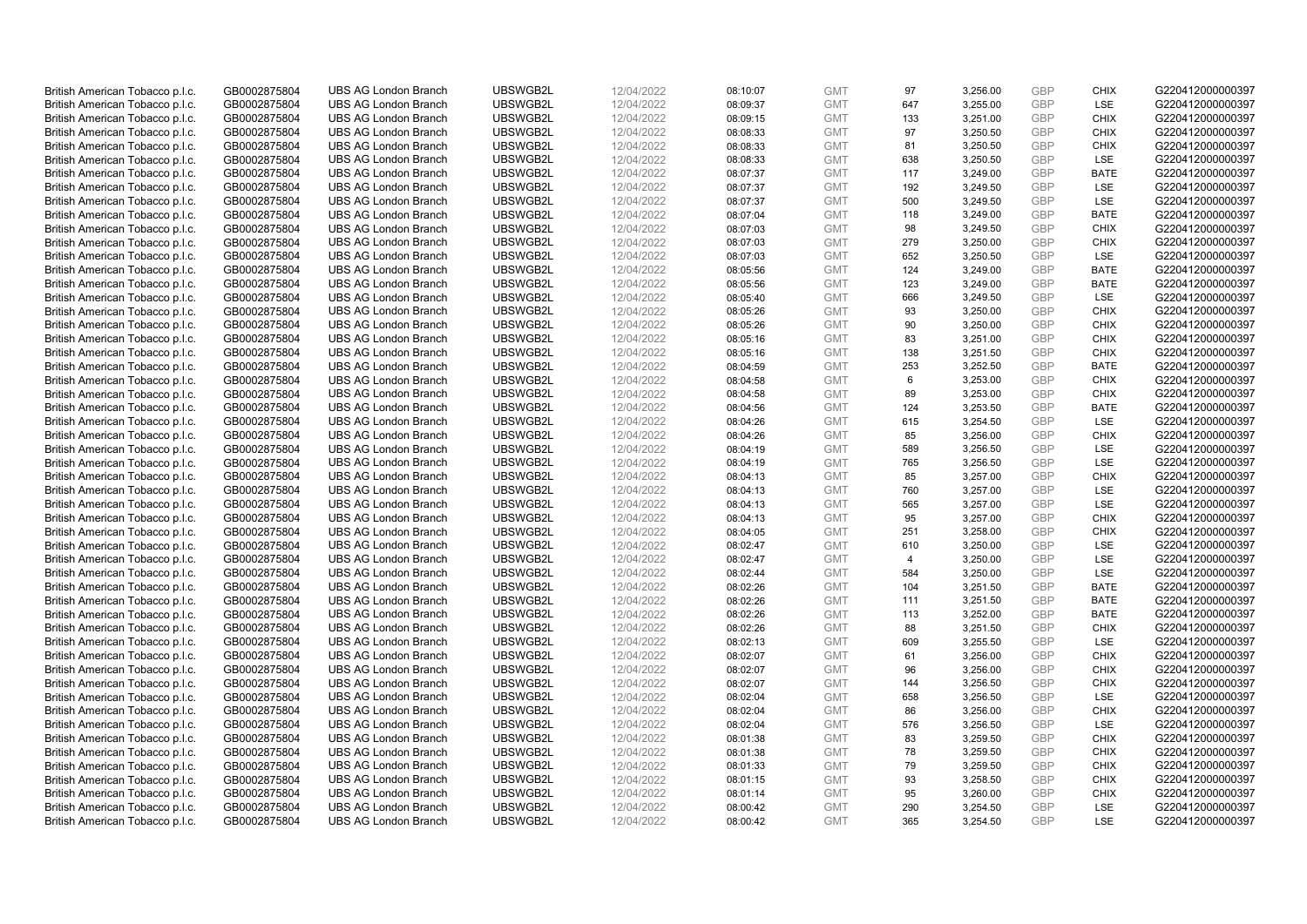| British American Tobacco p.l.c. | GB0002875804 | UBS AG London Branch | UBSWGB2L | 12/04/2022 | 08:10:07 | GMT | 97 | 3,256.00 | GBP | CHIX | G220412000000397 |
|---|---|---|---|---|---|---|---|---|---|---|---|
| British American Tobacco p.l.c. | GB0002875804 | UBS AG London Branch | UBSWGB2L | 12/04/2022 | 08:09:37 | GMT | 647 | 3,255.00 | GBP | LSE | G220412000000397 |
| British American Tobacco p.l.c. | GB0002875804 | UBS AG London Branch | UBSWGB2L | 12/04/2022 | 08:09:15 | GMT | 133 | 3,251.00 | GBP | CHIX | G220412000000397 |
| British American Tobacco p.l.c. | GB0002875804 | UBS AG London Branch | UBSWGB2L | 12/04/2022 | 08:08:33 | GMT | 97 | 3,250.50 | GBP | CHIX | G220412000000397 |
| British American Tobacco p.l.c. | GB0002875804 | UBS AG London Branch | UBSWGB2L | 12/04/2022 | 08:08:33 | GMT | 81 | 3,250.50 | GBP | CHIX | G220412000000397 |
| British American Tobacco p.l.c. | GB0002875804 | UBS AG London Branch | UBSWGB2L | 12/04/2022 | 08:08:33 | GMT | 638 | 3,250.50 | GBP | LSE | G220412000000397 |
| British American Tobacco p.l.c. | GB0002875804 | UBS AG London Branch | UBSWGB2L | 12/04/2022 | 08:07:37 | GMT | 117 | 3,249.00 | GBP | BATE | G220412000000397 |
| British American Tobacco p.l.c. | GB0002875804 | UBS AG London Branch | UBSWGB2L | 12/04/2022 | 08:07:37 | GMT | 192 | 3,249.50 | GBP | LSE | G220412000000397 |
| British American Tobacco p.l.c. | GB0002875804 | UBS AG London Branch | UBSWGB2L | 12/04/2022 | 08:07:37 | GMT | 500 | 3,249.50 | GBP | LSE | G220412000000397 |
| British American Tobacco p.l.c. | GB0002875804 | UBS AG London Branch | UBSWGB2L | 12/04/2022 | 08:07:04 | GMT | 118 | 3,249.00 | GBP | BATE | G220412000000397 |
| British American Tobacco p.l.c. | GB0002875804 | UBS AG London Branch | UBSWGB2L | 12/04/2022 | 08:07:03 | GMT | 98 | 3,249.50 | GBP | CHIX | G220412000000397 |
| British American Tobacco p.l.c. | GB0002875804 | UBS AG London Branch | UBSWGB2L | 12/04/2022 | 08:07:03 | GMT | 279 | 3,250.00 | GBP | CHIX | G220412000000397 |
| British American Tobacco p.l.c. | GB0002875804 | UBS AG London Branch | UBSWGB2L | 12/04/2022 | 08:07:03 | GMT | 652 | 3,250.50 | GBP | LSE | G220412000000397 |
| British American Tobacco p.l.c. | GB0002875804 | UBS AG London Branch | UBSWGB2L | 12/04/2022 | 08:05:56 | GMT | 124 | 3,249.00 | GBP | BATE | G220412000000397 |
| British American Tobacco p.l.c. | GB0002875804 | UBS AG London Branch | UBSWGB2L | 12/04/2022 | 08:05:56 | GMT | 123 | 3,249.00 | GBP | BATE | G220412000000397 |
| British American Tobacco p.l.c. | GB0002875804 | UBS AG London Branch | UBSWGB2L | 12/04/2022 | 08:05:40 | GMT | 666 | 3,249.50 | GBP | LSE | G220412000000397 |
| British American Tobacco p.l.c. | GB0002875804 | UBS AG London Branch | UBSWGB2L | 12/04/2022 | 08:05:26 | GMT | 93 | 3,250.00 | GBP | CHIX | G220412000000397 |
| British American Tobacco p.l.c. | GB0002875804 | UBS AG London Branch | UBSWGB2L | 12/04/2022 | 08:05:26 | GMT | 90 | 3,250.00 | GBP | CHIX | G220412000000397 |
| British American Tobacco p.l.c. | GB0002875804 | UBS AG London Branch | UBSWGB2L | 12/04/2022 | 08:05:16 | GMT | 83 | 3,251.00 | GBP | CHIX | G220412000000397 |
| British American Tobacco p.l.c. | GB0002875804 | UBS AG London Branch | UBSWGB2L | 12/04/2022 | 08:05:16 | GMT | 138 | 3,251.50 | GBP | CHIX | G220412000000397 |
| British American Tobacco p.l.c. | GB0002875804 | UBS AG London Branch | UBSWGB2L | 12/04/2022 | 08:04:59 | GMT | 253 | 3,252.50 | GBP | BATE | G220412000000397 |
| British American Tobacco p.l.c. | GB0002875804 | UBS AG London Branch | UBSWGB2L | 12/04/2022 | 08:04:58 | GMT | 6 | 3,253.00 | GBP | CHIX | G220412000000397 |
| British American Tobacco p.l.c. | GB0002875804 | UBS AG London Branch | UBSWGB2L | 12/04/2022 | 08:04:58 | GMT | 89 | 3,253.00 | GBP | CHIX | G220412000000397 |
| British American Tobacco p.l.c. | GB0002875804 | UBS AG London Branch | UBSWGB2L | 12/04/2022 | 08:04:56 | GMT | 124 | 3,253.50 | GBP | BATE | G220412000000397 |
| British American Tobacco p.l.c. | GB0002875804 | UBS AG London Branch | UBSWGB2L | 12/04/2022 | 08:04:26 | GMT | 615 | 3,254.50 | GBP | LSE | G220412000000397 |
| British American Tobacco p.l.c. | GB0002875804 | UBS AG London Branch | UBSWGB2L | 12/04/2022 | 08:04:26 | GMT | 85 | 3,256.00 | GBP | CHIX | G220412000000397 |
| British American Tobacco p.l.c. | GB0002875804 | UBS AG London Branch | UBSWGB2L | 12/04/2022 | 08:04:19 | GMT | 589 | 3,256.50 | GBP | LSE | G220412000000397 |
| British American Tobacco p.l.c. | GB0002875804 | UBS AG London Branch | UBSWGB2L | 12/04/2022 | 08:04:19 | GMT | 765 | 3,256.50 | GBP | LSE | G220412000000397 |
| British American Tobacco p.l.c. | GB0002875804 | UBS AG London Branch | UBSWGB2L | 12/04/2022 | 08:04:13 | GMT | 85 | 3,257.00 | GBP | CHIX | G220412000000397 |
| British American Tobacco p.l.c. | GB0002875804 | UBS AG London Branch | UBSWGB2L | 12/04/2022 | 08:04:13 | GMT | 760 | 3,257.00 | GBP | LSE | G220412000000397 |
| British American Tobacco p.l.c. | GB0002875804 | UBS AG London Branch | UBSWGB2L | 12/04/2022 | 08:04:13 | GMT | 565 | 3,257.00 | GBP | LSE | G220412000000397 |
| British American Tobacco p.l.c. | GB0002875804 | UBS AG London Branch | UBSWGB2L | 12/04/2022 | 08:04:13 | GMT | 95 | 3,257.00 | GBP | CHIX | G220412000000397 |
| British American Tobacco p.l.c. | GB0002875804 | UBS AG London Branch | UBSWGB2L | 12/04/2022 | 08:04:05 | GMT | 251 | 3,258.00 | GBP | CHIX | G220412000000397 |
| British American Tobacco p.l.c. | GB0002875804 | UBS AG London Branch | UBSWGB2L | 12/04/2022 | 08:02:47 | GMT | 610 | 3,250.00 | GBP | LSE | G220412000000397 |
| British American Tobacco p.l.c. | GB0002875804 | UBS AG London Branch | UBSWGB2L | 12/04/2022 | 08:02:47 | GMT | 4 | 3,250.00 | GBP | LSE | G220412000000397 |
| British American Tobacco p.l.c. | GB0002875804 | UBS AG London Branch | UBSWGB2L | 12/04/2022 | 08:02:44 | GMT | 584 | 3,250.00 | GBP | LSE | G220412000000397 |
| British American Tobacco p.l.c. | GB0002875804 | UBS AG London Branch | UBSWGB2L | 12/04/2022 | 08:02:26 | GMT | 104 | 3,251.50 | GBP | BATE | G220412000000397 |
| British American Tobacco p.l.c. | GB0002875804 | UBS AG London Branch | UBSWGB2L | 12/04/2022 | 08:02:26 | GMT | 111 | 3,251.50 | GBP | BATE | G220412000000397 |
| British American Tobacco p.l.c. | GB0002875804 | UBS AG London Branch | UBSWGB2L | 12/04/2022 | 08:02:26 | GMT | 113 | 3,252.00 | GBP | BATE | G220412000000397 |
| British American Tobacco p.l.c. | GB0002875804 | UBS AG London Branch | UBSWGB2L | 12/04/2022 | 08:02:26 | GMT | 88 | 3,251.50 | GBP | CHIX | G220412000000397 |
| British American Tobacco p.l.c. | GB0002875804 | UBS AG London Branch | UBSWGB2L | 12/04/2022 | 08:02:13 | GMT | 609 | 3,255.50 | GBP | LSE | G220412000000397 |
| British American Tobacco p.l.c. | GB0002875804 | UBS AG London Branch | UBSWGB2L | 12/04/2022 | 08:02:07 | GMT | 61 | 3,256.00 | GBP | CHIX | G220412000000397 |
| British American Tobacco p.l.c. | GB0002875804 | UBS AG London Branch | UBSWGB2L | 12/04/2022 | 08:02:07 | GMT | 96 | 3,256.00 | GBP | CHIX | G220412000000397 |
| British American Tobacco p.l.c. | GB0002875804 | UBS AG London Branch | UBSWGB2L | 12/04/2022 | 08:02:07 | GMT | 144 | 3,256.50 | GBP | CHIX | G220412000000397 |
| British American Tobacco p.l.c. | GB0002875804 | UBS AG London Branch | UBSWGB2L | 12/04/2022 | 08:02:04 | GMT | 658 | 3,256.50 | GBP | LSE | G220412000000397 |
| British American Tobacco p.l.c. | GB0002875804 | UBS AG London Branch | UBSWGB2L | 12/04/2022 | 08:02:04 | GMT | 86 | 3,256.00 | GBP | CHIX | G220412000000397 |
| British American Tobacco p.l.c. | GB0002875804 | UBS AG London Branch | UBSWGB2L | 12/04/2022 | 08:02:04 | GMT | 576 | 3,256.50 | GBP | LSE | G220412000000397 |
| British American Tobacco p.l.c. | GB0002875804 | UBS AG London Branch | UBSWGB2L | 12/04/2022 | 08:01:38 | GMT | 83 | 3,259.50 | GBP | CHIX | G220412000000397 |
| British American Tobacco p.l.c. | GB0002875804 | UBS AG London Branch | UBSWGB2L | 12/04/2022 | 08:01:38 | GMT | 78 | 3,259.50 | GBP | CHIX | G220412000000397 |
| British American Tobacco p.l.c. | GB0002875804 | UBS AG London Branch | UBSWGB2L | 12/04/2022 | 08:01:33 | GMT | 79 | 3,259.50 | GBP | CHIX | G220412000000397 |
| British American Tobacco p.l.c. | GB0002875804 | UBS AG London Branch | UBSWGB2L | 12/04/2022 | 08:01:15 | GMT | 93 | 3,258.50 | GBP | CHIX | G220412000000397 |
| British American Tobacco p.l.c. | GB0002875804 | UBS AG London Branch | UBSWGB2L | 12/04/2022 | 08:01:14 | GMT | 95 | 3,260.00 | GBP | CHIX | G220412000000397 |
| British American Tobacco p.l.c. | GB0002875804 | UBS AG London Branch | UBSWGB2L | 12/04/2022 | 08:00:42 | GMT | 290 | 3,254.50 | GBP | LSE | G220412000000397 |
| British American Tobacco p.l.c. | GB0002875804 | UBS AG London Branch | UBSWGB2L | 12/04/2022 | 08:00:42 | GMT | 365 | 3,254.50 | GBP | LSE | G220412000000397 |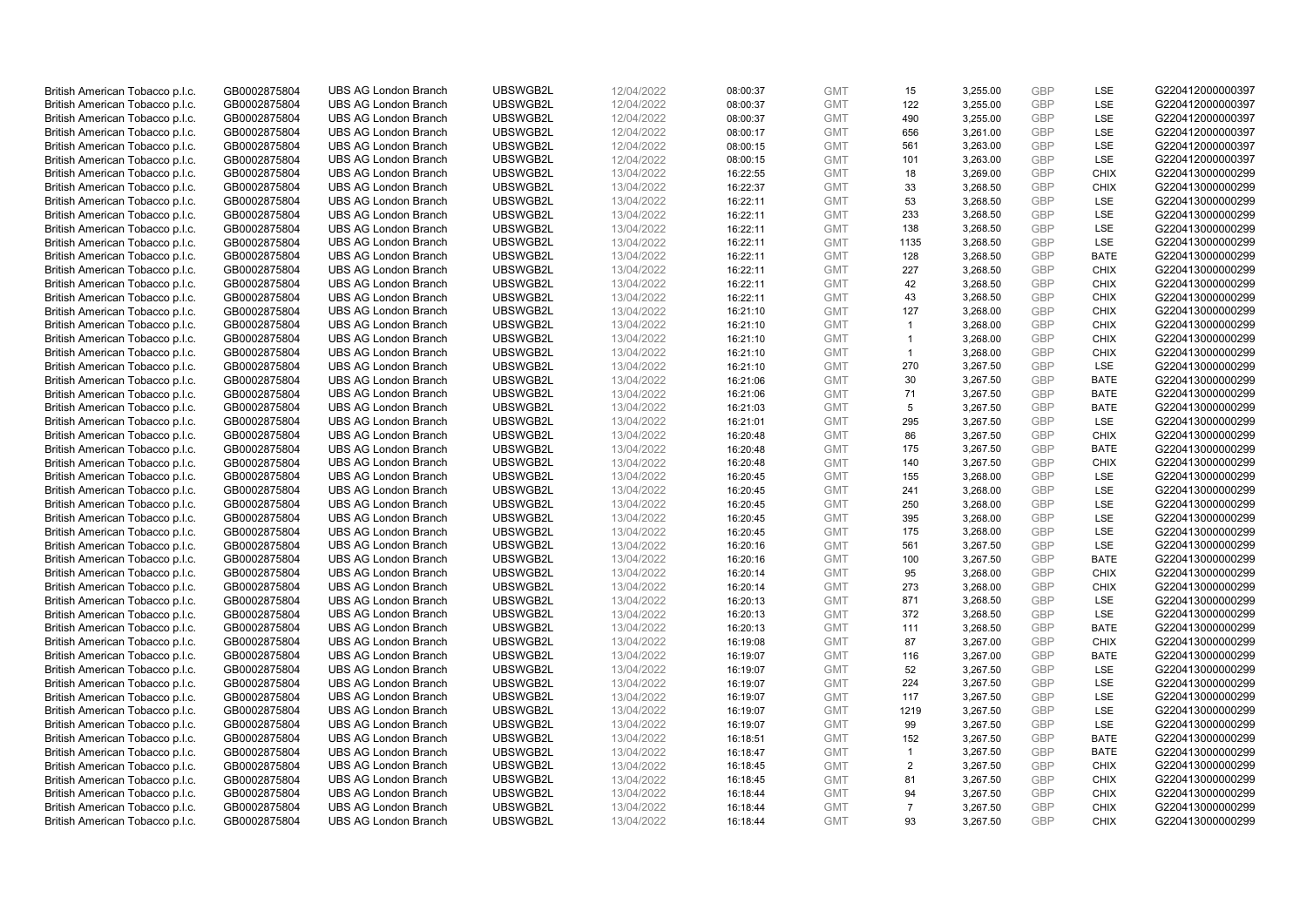| | | | | | | | | | | | |
|---|---|---|---|---|---|---|---|---|---|---|---|
| British American Tobacco p.l.c. | GB0002875804 | UBS AG London Branch | UBSWGB2L | 12/04/2022 | 08:00:37 | GMT | 15 | 3,255.00 | GBP | LSE | G220412000000397 |
| British American Tobacco p.l.c. | GB0002875804 | UBS AG London Branch | UBSWGB2L | 12/04/2022 | 08:00:37 | GMT | 122 | 3,255.00 | GBP | LSE | G220412000000397 |
| British American Tobacco p.l.c. | GB0002875804 | UBS AG London Branch | UBSWGB2L | 12/04/2022 | 08:00:37 | GMT | 490 | 3,255.00 | GBP | LSE | G220412000000397 |
| British American Tobacco p.l.c. | GB0002875804 | UBS AG London Branch | UBSWGB2L | 12/04/2022 | 08:00:17 | GMT | 656 | 3,261.00 | GBP | LSE | G220412000000397 |
| British American Tobacco p.l.c. | GB0002875804 | UBS AG London Branch | UBSWGB2L | 12/04/2022 | 08:00:15 | GMT | 561 | 3,263.00 | GBP | LSE | G220412000000397 |
| British American Tobacco p.l.c. | GB0002875804 | UBS AG London Branch | UBSWGB2L | 12/04/2022 | 08:00:15 | GMT | 101 | 3,263.00 | GBP | LSE | G220412000000397 |
| British American Tobacco p.l.c. | GB0002875804 | UBS AG London Branch | UBSWGB2L | 13/04/2022 | 16:22:55 | GMT | 18 | 3,269.00 | GBP | CHIX | G220413000000299 |
| British American Tobacco p.l.c. | GB0002875804 | UBS AG London Branch | UBSWGB2L | 13/04/2022 | 16:22:37 | GMT | 33 | 3,268.50 | GBP | CHIX | G220413000000299 |
| British American Tobacco p.l.c. | GB0002875804 | UBS AG London Branch | UBSWGB2L | 13/04/2022 | 16:22:11 | GMT | 53 | 3,268.50 | GBP | LSE | G220413000000299 |
| British American Tobacco p.l.c. | GB0002875804 | UBS AG London Branch | UBSWGB2L | 13/04/2022 | 16:22:11 | GMT | 233 | 3,268.50 | GBP | LSE | G220413000000299 |
| British American Tobacco p.l.c. | GB0002875804 | UBS AG London Branch | UBSWGB2L | 13/04/2022 | 16:22:11 | GMT | 138 | 3,268.50 | GBP | LSE | G220413000000299 |
| British American Tobacco p.l.c. | GB0002875804 | UBS AG London Branch | UBSWGB2L | 13/04/2022 | 16:22:11 | GMT | 1135 | 3,268.50 | GBP | LSE | G220413000000299 |
| British American Tobacco p.l.c. | GB0002875804 | UBS AG London Branch | UBSWGB2L | 13/04/2022 | 16:22:11 | GMT | 128 | 3,268.50 | GBP | BATE | G220413000000299 |
| British American Tobacco p.l.c. | GB0002875804 | UBS AG London Branch | UBSWGB2L | 13/04/2022 | 16:22:11 | GMT | 227 | 3,268.50 | GBP | CHIX | G220413000000299 |
| British American Tobacco p.l.c. | GB0002875804 | UBS AG London Branch | UBSWGB2L | 13/04/2022 | 16:22:11 | GMT | 42 | 3,268.50 | GBP | CHIX | G220413000000299 |
| British American Tobacco p.l.c. | GB0002875804 | UBS AG London Branch | UBSWGB2L | 13/04/2022 | 16:22:11 | GMT | 43 | 3,268.50 | GBP | CHIX | G220413000000299 |
| British American Tobacco p.l.c. | GB0002875804 | UBS AG London Branch | UBSWGB2L | 13/04/2022 | 16:21:10 | GMT | 127 | 3,268.00 | GBP | CHIX | G220413000000299 |
| British American Tobacco p.l.c. | GB0002875804 | UBS AG London Branch | UBSWGB2L | 13/04/2022 | 16:21:10 | GMT | 1 | 3,268.00 | GBP | CHIX | G220413000000299 |
| British American Tobacco p.l.c. | GB0002875804 | UBS AG London Branch | UBSWGB2L | 13/04/2022 | 16:21:10 | GMT | 1 | 3,268.00 | GBP | CHIX | G220413000000299 |
| British American Tobacco p.l.c. | GB0002875804 | UBS AG London Branch | UBSWGB2L | 13/04/2022 | 16:21:10 | GMT | 1 | 3,268.00 | GBP | CHIX | G220413000000299 |
| British American Tobacco p.l.c. | GB0002875804 | UBS AG London Branch | UBSWGB2L | 13/04/2022 | 16:21:10 | GMT | 270 | 3,267.50 | GBP | LSE | G220413000000299 |
| British American Tobacco p.l.c. | GB0002875804 | UBS AG London Branch | UBSWGB2L | 13/04/2022 | 16:21:06 | GMT | 30 | 3,267.50 | GBP | BATE | G220413000000299 |
| British American Tobacco p.l.c. | GB0002875804 | UBS AG London Branch | UBSWGB2L | 13/04/2022 | 16:21:06 | GMT | 71 | 3,267.50 | GBP | BATE | G220413000000299 |
| British American Tobacco p.l.c. | GB0002875804 | UBS AG London Branch | UBSWGB2L | 13/04/2022 | 16:21:03 | GMT | 5 | 3,267.50 | GBP | BATE | G220413000000299 |
| British American Tobacco p.l.c. | GB0002875804 | UBS AG London Branch | UBSWGB2L | 13/04/2022 | 16:21:01 | GMT | 295 | 3,267.50 | GBP | LSE | G220413000000299 |
| British American Tobacco p.l.c. | GB0002875804 | UBS AG London Branch | UBSWGB2L | 13/04/2022 | 16:20:48 | GMT | 86 | 3,267.50 | GBP | CHIX | G220413000000299 |
| British American Tobacco p.l.c. | GB0002875804 | UBS AG London Branch | UBSWGB2L | 13/04/2022 | 16:20:48 | GMT | 175 | 3,267.50 | GBP | BATE | G220413000000299 |
| British American Tobacco p.l.c. | GB0002875804 | UBS AG London Branch | UBSWGB2L | 13/04/2022 | 16:20:48 | GMT | 140 | 3,267.50 | GBP | CHIX | G220413000000299 |
| British American Tobacco p.l.c. | GB0002875804 | UBS AG London Branch | UBSWGB2L | 13/04/2022 | 16:20:45 | GMT | 155 | 3,268.00 | GBP | LSE | G220413000000299 |
| British American Tobacco p.l.c. | GB0002875804 | UBS AG London Branch | UBSWGB2L | 13/04/2022 | 16:20:45 | GMT | 241 | 3,268.00 | GBP | LSE | G220413000000299 |
| British American Tobacco p.l.c. | GB0002875804 | UBS AG London Branch | UBSWGB2L | 13/04/2022 | 16:20:45 | GMT | 250 | 3,268.00 | GBP | LSE | G220413000000299 |
| British American Tobacco p.l.c. | GB0002875804 | UBS AG London Branch | UBSWGB2L | 13/04/2022 | 16:20:45 | GMT | 395 | 3,268.00 | GBP | LSE | G220413000000299 |
| British American Tobacco p.l.c. | GB0002875804 | UBS AG London Branch | UBSWGB2L | 13/04/2022 | 16:20:45 | GMT | 175 | 3,268.00 | GBP | LSE | G220413000000299 |
| British American Tobacco p.l.c. | GB0002875804 | UBS AG London Branch | UBSWGB2L | 13/04/2022 | 16:20:16 | GMT | 561 | 3,267.50 | GBP | LSE | G220413000000299 |
| British American Tobacco p.l.c. | GB0002875804 | UBS AG London Branch | UBSWGB2L | 13/04/2022 | 16:20:16 | GMT | 100 | 3,267.50 | GBP | BATE | G220413000000299 |
| British American Tobacco p.l.c. | GB0002875804 | UBS AG London Branch | UBSWGB2L | 13/04/2022 | 16:20:14 | GMT | 95 | 3,268.00 | GBP | CHIX | G220413000000299 |
| British American Tobacco p.l.c. | GB0002875804 | UBS AG London Branch | UBSWGB2L | 13/04/2022 | 16:20:14 | GMT | 273 | 3,268.00 | GBP | CHIX | G220413000000299 |
| British American Tobacco p.l.c. | GB0002875804 | UBS AG London Branch | UBSWGB2L | 13/04/2022 | 16:20:13 | GMT | 871 | 3,268.50 | GBP | LSE | G220413000000299 |
| British American Tobacco p.l.c. | GB0002875804 | UBS AG London Branch | UBSWGB2L | 13/04/2022 | 16:20:13 | GMT | 372 | 3,268.50 | GBP | LSE | G220413000000299 |
| British American Tobacco p.l.c. | GB0002875804 | UBS AG London Branch | UBSWGB2L | 13/04/2022 | 16:20:13 | GMT | 111 | 3,268.50 | GBP | BATE | G220413000000299 |
| British American Tobacco p.l.c. | GB0002875804 | UBS AG London Branch | UBSWGB2L | 13/04/2022 | 16:19:08 | GMT | 87 | 3,267.00 | GBP | CHIX | G220413000000299 |
| British American Tobacco p.l.c. | GB0002875804 | UBS AG London Branch | UBSWGB2L | 13/04/2022 | 16:19:07 | GMT | 116 | 3,267.00 | GBP | BATE | G220413000000299 |
| British American Tobacco p.l.c. | GB0002875804 | UBS AG London Branch | UBSWGB2L | 13/04/2022 | 16:19:07 | GMT | 52 | 3,267.50 | GBP | LSE | G220413000000299 |
| British American Tobacco p.l.c. | GB0002875804 | UBS AG London Branch | UBSWGB2L | 13/04/2022 | 16:19:07 | GMT | 224 | 3,267.50 | GBP | LSE | G220413000000299 |
| British American Tobacco p.l.c. | GB0002875804 | UBS AG London Branch | UBSWGB2L | 13/04/2022 | 16:19:07 | GMT | 117 | 3,267.50 | GBP | LSE | G220413000000299 |
| British American Tobacco p.l.c. | GB0002875804 | UBS AG London Branch | UBSWGB2L | 13/04/2022 | 16:19:07 | GMT | 1219 | 3,267.50 | GBP | LSE | G220413000000299 |
| British American Tobacco p.l.c. | GB0002875804 | UBS AG London Branch | UBSWGB2L | 13/04/2022 | 16:19:07 | GMT | 99 | 3,267.50 | GBP | LSE | G220413000000299 |
| British American Tobacco p.l.c. | GB0002875804 | UBS AG London Branch | UBSWGB2L | 13/04/2022 | 16:18:51 | GMT | 152 | 3,267.50 | GBP | BATE | G220413000000299 |
| British American Tobacco p.l.c. | GB0002875804 | UBS AG London Branch | UBSWGB2L | 13/04/2022 | 16:18:47 | GMT | 1 | 3,267.50 | GBP | BATE | G220413000000299 |
| British American Tobacco p.l.c. | GB0002875804 | UBS AG London Branch | UBSWGB2L | 13/04/2022 | 16:18:45 | GMT | 2 | 3,267.50 | GBP | CHIX | G220413000000299 |
| British American Tobacco p.l.c. | GB0002875804 | UBS AG London Branch | UBSWGB2L | 13/04/2022 | 16:18:45 | GMT | 81 | 3,267.50 | GBP | CHIX | G220413000000299 |
| British American Tobacco p.l.c. | GB0002875804 | UBS AG London Branch | UBSWGB2L | 13/04/2022 | 16:18:44 | GMT | 94 | 3,267.50 | GBP | CHIX | G220413000000299 |
| British American Tobacco p.l.c. | GB0002875804 | UBS AG London Branch | UBSWGB2L | 13/04/2022 | 16:18:44 | GMT | 7 | 3,267.50 | GBP | CHIX | G220413000000299 |
| British American Tobacco p.l.c. | GB0002875804 | UBS AG London Branch | UBSWGB2L | 13/04/2022 | 16:18:44 | GMT | 93 | 3,267.50 | GBP | CHIX | G220413000000299 |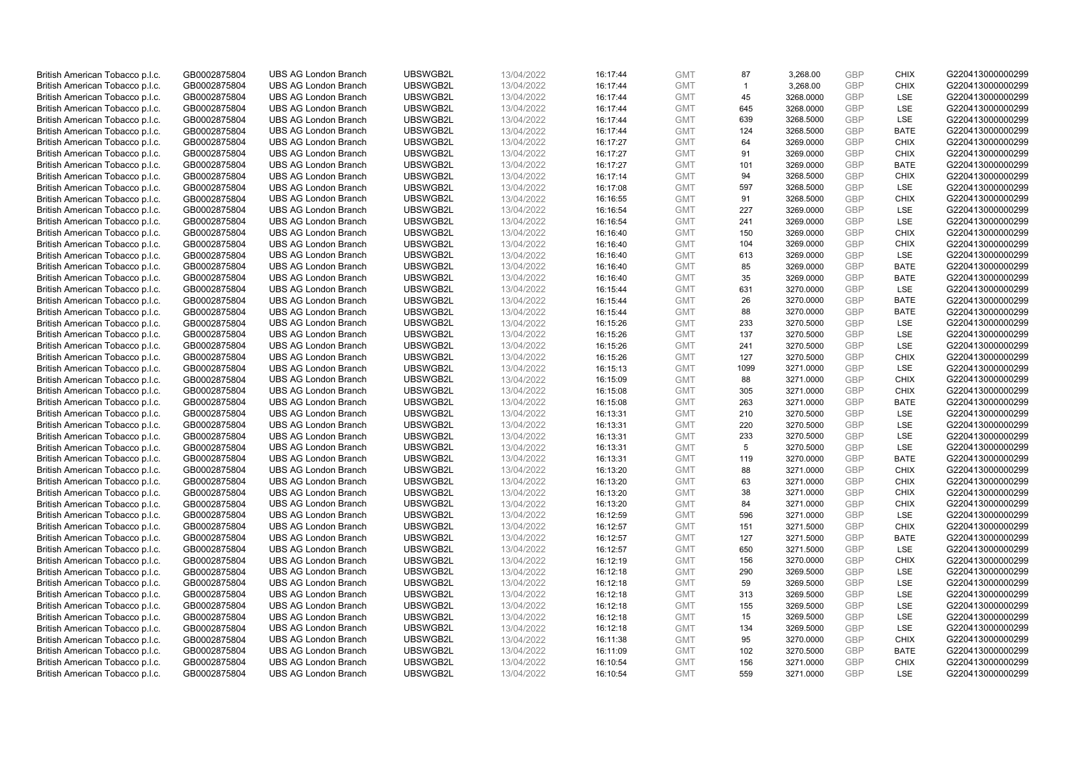| British American Tobacco p.l.c. | GB0002875804 | UBS AG London Branch | UBSWGB2L | 13/04/2022 | 16:17:44 | GMT | 87 | 3,268.00 | GBP | CHIX | G220413000000299 |
|---|---|---|---|---|---|---|---|---|---|---|---|
| British American Tobacco p.l.c. | GB0002875804 | UBS AG London Branch | UBSWGB2L | 13/04/2022 | 16:17:44 | GMT | 1 | 3,268.00 | GBP | CHIX | G220413000000299 |
| British American Tobacco p.l.c. | GB0002875804 | UBS AG London Branch | UBSWGB2L | 13/04/2022 | 16:17:44 | GMT | 45 | 3268.0000 | GBP | LSE | G220413000000299 |
| British American Tobacco p.l.c. | GB0002875804 | UBS AG London Branch | UBSWGB2L | 13/04/2022 | 16:17:44 | GMT | 645 | 3268.0000 | GBP | LSE | G220413000000299 |
| British American Tobacco p.l.c. | GB0002875804 | UBS AG London Branch | UBSWGB2L | 13/04/2022 | 16:17:44 | GMT | 639 | 3268.5000 | GBP | LSE | G220413000000299 |
| British American Tobacco p.l.c. | GB0002875804 | UBS AG London Branch | UBSWGB2L | 13/04/2022 | 16:17:44 | GMT | 124 | 3268.5000 | GBP | BATE | G220413000000299 |
| British American Tobacco p.l.c. | GB0002875804 | UBS AG London Branch | UBSWGB2L | 13/04/2022 | 16:17:27 | GMT | 64 | 3269.0000 | GBP | CHIX | G220413000000299 |
| British American Tobacco p.l.c. | GB0002875804 | UBS AG London Branch | UBSWGB2L | 13/04/2022 | 16:17:27 | GMT | 91 | 3269.0000 | GBP | CHIX | G220413000000299 |
| British American Tobacco p.l.c. | GB0002875804 | UBS AG London Branch | UBSWGB2L | 13/04/2022 | 16:17:27 | GMT | 101 | 3269.0000 | GBP | BATE | G220413000000299 |
| British American Tobacco p.l.c. | GB0002875804 | UBS AG London Branch | UBSWGB2L | 13/04/2022 | 16:17:14 | GMT | 94 | 3268.5000 | GBP | CHIX | G220413000000299 |
| British American Tobacco p.l.c. | GB0002875804 | UBS AG London Branch | UBSWGB2L | 13/04/2022 | 16:17:08 | GMT | 597 | 3268.5000 | GBP | LSE | G220413000000299 |
| British American Tobacco p.l.c. | GB0002875804 | UBS AG London Branch | UBSWGB2L | 13/04/2022 | 16:16:55 | GMT | 91 | 3268.5000 | GBP | CHIX | G220413000000299 |
| British American Tobacco p.l.c. | GB0002875804 | UBS AG London Branch | UBSWGB2L | 13/04/2022 | 16:16:54 | GMT | 227 | 3269.0000 | GBP | LSE | G220413000000299 |
| British American Tobacco p.l.c. | GB0002875804 | UBS AG London Branch | UBSWGB2L | 13/04/2022 | 16:16:54 | GMT | 241 | 3269.0000 | GBP | LSE | G220413000000299 |
| British American Tobacco p.l.c. | GB0002875804 | UBS AG London Branch | UBSWGB2L | 13/04/2022 | 16:16:40 | GMT | 150 | 3269.0000 | GBP | CHIX | G220413000000299 |
| British American Tobacco p.l.c. | GB0002875804 | UBS AG London Branch | UBSWGB2L | 13/04/2022 | 16:16:40 | GMT | 104 | 3269.0000 | GBP | CHIX | G220413000000299 |
| British American Tobacco p.l.c. | GB0002875804 | UBS AG London Branch | UBSWGB2L | 13/04/2022 | 16:16:40 | GMT | 613 | 3269.0000 | GBP | LSE | G220413000000299 |
| British American Tobacco p.l.c. | GB0002875804 | UBS AG London Branch | UBSWGB2L | 13/04/2022 | 16:16:40 | GMT | 85 | 3269.0000 | GBP | BATE | G220413000000299 |
| British American Tobacco p.l.c. | GB0002875804 | UBS AG London Branch | UBSWGB2L | 13/04/2022 | 16:16:40 | GMT | 35 | 3269.0000 | GBP | BATE | G220413000000299 |
| British American Tobacco p.l.c. | GB0002875804 | UBS AG London Branch | UBSWGB2L | 13/04/2022 | 16:15:44 | GMT | 631 | 3270.0000 | GBP | LSE | G220413000000299 |
| British American Tobacco p.l.c. | GB0002875804 | UBS AG London Branch | UBSWGB2L | 13/04/2022 | 16:15:44 | GMT | 26 | 3270.0000 | GBP | BATE | G220413000000299 |
| British American Tobacco p.l.c. | GB0002875804 | UBS AG London Branch | UBSWGB2L | 13/04/2022 | 16:15:44 | GMT | 88 | 3270.0000 | GBP | BATE | G220413000000299 |
| British American Tobacco p.l.c. | GB0002875804 | UBS AG London Branch | UBSWGB2L | 13/04/2022 | 16:15:26 | GMT | 233 | 3270.5000 | GBP | LSE | G220413000000299 |
| British American Tobacco p.l.c. | GB0002875804 | UBS AG London Branch | UBSWGB2L | 13/04/2022 | 16:15:26 | GMT | 137 | 3270.5000 | GBP | LSE | G220413000000299 |
| British American Tobacco p.l.c. | GB0002875804 | UBS AG London Branch | UBSWGB2L | 13/04/2022 | 16:15:26 | GMT | 241 | 3270.5000 | GBP | LSE | G220413000000299 |
| British American Tobacco p.l.c. | GB0002875804 | UBS AG London Branch | UBSWGB2L | 13/04/2022 | 16:15:26 | GMT | 127 | 3270.5000 | GBP | CHIX | G220413000000299 |
| British American Tobacco p.l.c. | GB0002875804 | UBS AG London Branch | UBSWGB2L | 13/04/2022 | 16:15:13 | GMT | 1099 | 3271.0000 | GBP | LSE | G220413000000299 |
| British American Tobacco p.l.c. | GB0002875804 | UBS AG London Branch | UBSWGB2L | 13/04/2022 | 16:15:09 | GMT | 88 | 3271.0000 | GBP | CHIX | G220413000000299 |
| British American Tobacco p.l.c. | GB0002875804 | UBS AG London Branch | UBSWGB2L | 13/04/2022 | 16:15:08 | GMT | 305 | 3271.0000 | GBP | CHIX | G220413000000299 |
| British American Tobacco p.l.c. | GB0002875804 | UBS AG London Branch | UBSWGB2L | 13/04/2022 | 16:15:08 | GMT | 263 | 3271.0000 | GBP | BATE | G220413000000299 |
| British American Tobacco p.l.c. | GB0002875804 | UBS AG London Branch | UBSWGB2L | 13/04/2022 | 16:13:31 | GMT | 210 | 3270.5000 | GBP | LSE | G220413000000299 |
| British American Tobacco p.l.c. | GB0002875804 | UBS AG London Branch | UBSWGB2L | 13/04/2022 | 16:13:31 | GMT | 220 | 3270.5000 | GBP | LSE | G220413000000299 |
| British American Tobacco p.l.c. | GB0002875804 | UBS AG London Branch | UBSWGB2L | 13/04/2022 | 16:13:31 | GMT | 233 | 3270.5000 | GBP | LSE | G220413000000299 |
| British American Tobacco p.l.c. | GB0002875804 | UBS AG London Branch | UBSWGB2L | 13/04/2022 | 16:13:31 | GMT | 5 | 3270.5000 | GBP | LSE | G220413000000299 |
| British American Tobacco p.l.c. | GB0002875804 | UBS AG London Branch | UBSWGB2L | 13/04/2022 | 16:13:31 | GMT | 119 | 3270.0000 | GBP | BATE | G220413000000299 |
| British American Tobacco p.l.c. | GB0002875804 | UBS AG London Branch | UBSWGB2L | 13/04/2022 | 16:13:20 | GMT | 88 | 3271.0000 | GBP | CHIX | G220413000000299 |
| British American Tobacco p.l.c. | GB0002875804 | UBS AG London Branch | UBSWGB2L | 13/04/2022 | 16:13:20 | GMT | 63 | 3271.0000 | GBP | CHIX | G220413000000299 |
| British American Tobacco p.l.c. | GB0002875804 | UBS AG London Branch | UBSWGB2L | 13/04/2022 | 16:13:20 | GMT | 38 | 3271.0000 | GBP | CHIX | G220413000000299 |
| British American Tobacco p.l.c. | GB0002875804 | UBS AG London Branch | UBSWGB2L | 13/04/2022 | 16:13:20 | GMT | 84 | 3271.0000 | GBP | CHIX | G220413000000299 |
| British American Tobacco p.l.c. | GB0002875804 | UBS AG London Branch | UBSWGB2L | 13/04/2022 | 16:12:59 | GMT | 596 | 3271.0000 | GBP | LSE | G220413000000299 |
| British American Tobacco p.l.c. | GB0002875804 | UBS AG London Branch | UBSWGB2L | 13/04/2022 | 16:12:57 | GMT | 151 | 3271.5000 | GBP | CHIX | G220413000000299 |
| British American Tobacco p.l.c. | GB0002875804 | UBS AG London Branch | UBSWGB2L | 13/04/2022 | 16:12:57 | GMT | 127 | 3271.5000 | GBP | BATE | G220413000000299 |
| British American Tobacco p.l.c. | GB0002875804 | UBS AG London Branch | UBSWGB2L | 13/04/2022 | 16:12:57 | GMT | 650 | 3271.5000 | GBP | LSE | G220413000000299 |
| British American Tobacco p.l.c. | GB0002875804 | UBS AG London Branch | UBSWGB2L | 13/04/2022 | 16:12:19 | GMT | 156 | 3270.0000 | GBP | CHIX | G220413000000299 |
| British American Tobacco p.l.c. | GB0002875804 | UBS AG London Branch | UBSWGB2L | 13/04/2022 | 16:12:18 | GMT | 290 | 3269.5000 | GBP | LSE | G220413000000299 |
| British American Tobacco p.l.c. | GB0002875804 | UBS AG London Branch | UBSWGB2L | 13/04/2022 | 16:12:18 | GMT | 59 | 3269.5000 | GBP | LSE | G220413000000299 |
| British American Tobacco p.l.c. | GB0002875804 | UBS AG London Branch | UBSWGB2L | 13/04/2022 | 16:12:18 | GMT | 313 | 3269.5000 | GBP | LSE | G220413000000299 |
| British American Tobacco p.l.c. | GB0002875804 | UBS AG London Branch | UBSWGB2L | 13/04/2022 | 16:12:18 | GMT | 155 | 3269.5000 | GBP | LSE | G220413000000299 |
| British American Tobacco p.l.c. | GB0002875804 | UBS AG London Branch | UBSWGB2L | 13/04/2022 | 16:12:18 | GMT | 15 | 3269.5000 | GBP | LSE | G220413000000299 |
| British American Tobacco p.l.c. | GB0002875804 | UBS AG London Branch | UBSWGB2L | 13/04/2022 | 16:12:18 | GMT | 134 | 3269.5000 | GBP | LSE | G220413000000299 |
| British American Tobacco p.l.c. | GB0002875804 | UBS AG London Branch | UBSWGB2L | 13/04/2022 | 16:11:38 | GMT | 95 | 3270.0000 | GBP | CHIX | G220413000000299 |
| British American Tobacco p.l.c. | GB0002875804 | UBS AG London Branch | UBSWGB2L | 13/04/2022 | 16:11:09 | GMT | 102 | 3270.5000 | GBP | BATE | G220413000000299 |
| British American Tobacco p.l.c. | GB0002875804 | UBS AG London Branch | UBSWGB2L | 13/04/2022 | 16:10:54 | GMT | 156 | 3271.0000 | GBP | CHIX | G220413000000299 |
| British American Tobacco p.l.c. | GB0002875804 | UBS AG London Branch | UBSWGB2L | 13/04/2022 | 16:10:54 | GMT | 559 | 3271.0000 | GBP | LSE | G220413000000299 |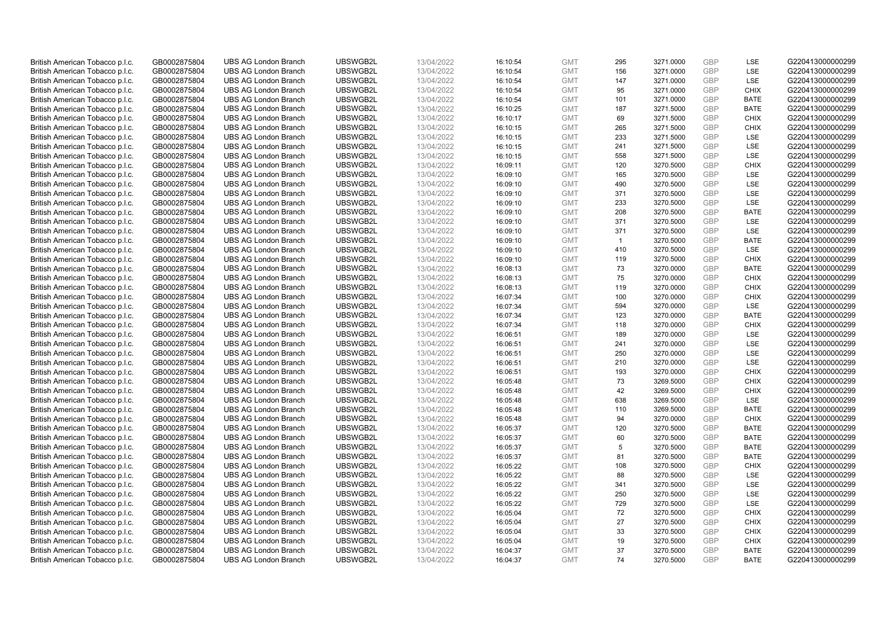| | | | | | | | | | | | |
|---|---|---|---|---|---|---|---|---|---|---|---|
| British American Tobacco p.l.c. | GB0002875804 | UBS AG London Branch | UBSWGB2L | 13/04/2022 | 16:10:54 | GMT | 295 | 3271.0000 | GBP | LSE | G220413000000299 |
| British American Tobacco p.l.c. | GB0002875804 | UBS AG London Branch | UBSWGB2L | 13/04/2022 | 16:10:54 | GMT | 156 | 3271.0000 | GBP | LSE | G220413000000299 |
| British American Tobacco p.l.c. | GB0002875804 | UBS AG London Branch | UBSWGB2L | 13/04/2022 | 16:10:54 | GMT | 147 | 3271.0000 | GBP | LSE | G220413000000299 |
| British American Tobacco p.l.c. | GB0002875804 | UBS AG London Branch | UBSWGB2L | 13/04/2022 | 16:10:54 | GMT | 95 | 3271.0000 | GBP | CHIX | G220413000000299 |
| British American Tobacco p.l.c. | GB0002875804 | UBS AG London Branch | UBSWGB2L | 13/04/2022 | 16:10:54 | GMT | 101 | 3271.0000 | GBP | BATE | G220413000000299 |
| British American Tobacco p.l.c. | GB0002875804 | UBS AG London Branch | UBSWGB2L | 13/04/2022 | 16:10:25 | GMT | 187 | 3271.5000 | GBP | BATE | G220413000000299 |
| British American Tobacco p.l.c. | GB0002875804 | UBS AG London Branch | UBSWGB2L | 13/04/2022 | 16:10:17 | GMT | 69 | 3271.5000 | GBP | CHIX | G220413000000299 |
| British American Tobacco p.l.c. | GB0002875804 | UBS AG London Branch | UBSWGB2L | 13/04/2022 | 16:10:15 | GMT | 265 | 3271.5000 | GBP | CHIX | G220413000000299 |
| British American Tobacco p.l.c. | GB0002875804 | UBS AG London Branch | UBSWGB2L | 13/04/2022 | 16:10:15 | GMT | 233 | 3271.5000 | GBP | LSE | G220413000000299 |
| British American Tobacco p.l.c. | GB0002875804 | UBS AG London Branch | UBSWGB2L | 13/04/2022 | 16:10:15 | GMT | 241 | 3271.5000 | GBP | LSE | G220413000000299 |
| British American Tobacco p.l.c. | GB0002875804 | UBS AG London Branch | UBSWGB2L | 13/04/2022 | 16:10:15 | GMT | 558 | 3271.5000 | GBP | LSE | G220413000000299 |
| British American Tobacco p.l.c. | GB0002875804 | UBS AG London Branch | UBSWGB2L | 13/04/2022 | 16:09:11 | GMT | 120 | 3270.5000 | GBP | CHIX | G220413000000299 |
| British American Tobacco p.l.c. | GB0002875804 | UBS AG London Branch | UBSWGB2L | 13/04/2022 | 16:09:10 | GMT | 165 | 3270.5000 | GBP | LSE | G220413000000299 |
| British American Tobacco p.l.c. | GB0002875804 | UBS AG London Branch | UBSWGB2L | 13/04/2022 | 16:09:10 | GMT | 490 | 3270.5000 | GBP | LSE | G220413000000299 |
| British American Tobacco p.l.c. | GB0002875804 | UBS AG London Branch | UBSWGB2L | 13/04/2022 | 16:09:10 | GMT | 371 | 3270.5000 | GBP | LSE | G220413000000299 |
| British American Tobacco p.l.c. | GB0002875804 | UBS AG London Branch | UBSWGB2L | 13/04/2022 | 16:09:10 | GMT | 233 | 3270.5000 | GBP | LSE | G220413000000299 |
| British American Tobacco p.l.c. | GB0002875804 | UBS AG London Branch | UBSWGB2L | 13/04/2022 | 16:09:10 | GMT | 208 | 3270.5000 | GBP | BATE | G220413000000299 |
| British American Tobacco p.l.c. | GB0002875804 | UBS AG London Branch | UBSWGB2L | 13/04/2022 | 16:09:10 | GMT | 371 | 3270.5000 | GBP | LSE | G220413000000299 |
| British American Tobacco p.l.c. | GB0002875804 | UBS AG London Branch | UBSWGB2L | 13/04/2022 | 16:09:10 | GMT | 371 | 3270.5000 | GBP | LSE | G220413000000299 |
| British American Tobacco p.l.c. | GB0002875804 | UBS AG London Branch | UBSWGB2L | 13/04/2022 | 16:09:10 | GMT | 1 | 3270.5000 | GBP | BATE | G220413000000299 |
| British American Tobacco p.l.c. | GB0002875804 | UBS AG London Branch | UBSWGB2L | 13/04/2022 | 16:09:10 | GMT | 410 | 3270.5000 | GBP | LSE | G220413000000299 |
| British American Tobacco p.l.c. | GB0002875804 | UBS AG London Branch | UBSWGB2L | 13/04/2022 | 16:09:10 | GMT | 119 | 3270.5000 | GBP | CHIX | G220413000000299 |
| British American Tobacco p.l.c. | GB0002875804 | UBS AG London Branch | UBSWGB2L | 13/04/2022 | 16:08:13 | GMT | 73 | 3270.0000 | GBP | BATE | G220413000000299 |
| British American Tobacco p.l.c. | GB0002875804 | UBS AG London Branch | UBSWGB2L | 13/04/2022 | 16:08:13 | GMT | 75 | 3270.0000 | GBP | CHIX | G220413000000299 |
| British American Tobacco p.l.c. | GB0002875804 | UBS AG London Branch | UBSWGB2L | 13/04/2022 | 16:08:13 | GMT | 119 | 3270.0000 | GBP | CHIX | G220413000000299 |
| British American Tobacco p.l.c. | GB0002875804 | UBS AG London Branch | UBSWGB2L | 13/04/2022 | 16:07:34 | GMT | 100 | 3270.0000 | GBP | CHIX | G220413000000299 |
| British American Tobacco p.l.c. | GB0002875804 | UBS AG London Branch | UBSWGB2L | 13/04/2022 | 16:07:34 | GMT | 594 | 3270.0000 | GBP | LSE | G220413000000299 |
| British American Tobacco p.l.c. | GB0002875804 | UBS AG London Branch | UBSWGB2L | 13/04/2022 | 16:07:34 | GMT | 123 | 3270.0000 | GBP | BATE | G220413000000299 |
| British American Tobacco p.l.c. | GB0002875804 | UBS AG London Branch | UBSWGB2L | 13/04/2022 | 16:07:34 | GMT | 118 | 3270.0000 | GBP | CHIX | G220413000000299 |
| British American Tobacco p.l.c. | GB0002875804 | UBS AG London Branch | UBSWGB2L | 13/04/2022 | 16:06:51 | GMT | 189 | 3270.0000 | GBP | LSE | G220413000000299 |
| British American Tobacco p.l.c. | GB0002875804 | UBS AG London Branch | UBSWGB2L | 13/04/2022 | 16:06:51 | GMT | 241 | 3270.0000 | GBP | LSE | G220413000000299 |
| British American Tobacco p.l.c. | GB0002875804 | UBS AG London Branch | UBSWGB2L | 13/04/2022 | 16:06:51 | GMT | 250 | 3270.0000 | GBP | LSE | G220413000000299 |
| British American Tobacco p.l.c. | GB0002875804 | UBS AG London Branch | UBSWGB2L | 13/04/2022 | 16:06:51 | GMT | 210 | 3270.0000 | GBP | LSE | G220413000000299 |
| British American Tobacco p.l.c. | GB0002875804 | UBS AG London Branch | UBSWGB2L | 13/04/2022 | 16:06:51 | GMT | 193 | 3270.0000 | GBP | CHIX | G220413000000299 |
| British American Tobacco p.l.c. | GB0002875804 | UBS AG London Branch | UBSWGB2L | 13/04/2022 | 16:05:48 | GMT | 73 | 3269.5000 | GBP | CHIX | G220413000000299 |
| British American Tobacco p.l.c. | GB0002875804 | UBS AG London Branch | UBSWGB2L | 13/04/2022 | 16:05:48 | GMT | 42 | 3269.5000 | GBP | CHIX | G220413000000299 |
| British American Tobacco p.l.c. | GB0002875804 | UBS AG London Branch | UBSWGB2L | 13/04/2022 | 16:05:48 | GMT | 638 | 3269.5000 | GBP | LSE | G220413000000299 |
| British American Tobacco p.l.c. | GB0002875804 | UBS AG London Branch | UBSWGB2L | 13/04/2022 | 16:05:48 | GMT | 110 | 3269.5000 | GBP | BATE | G220413000000299 |
| British American Tobacco p.l.c. | GB0002875804 | UBS AG London Branch | UBSWGB2L | 13/04/2022 | 16:05:48 | GMT | 94 | 3270.0000 | GBP | CHIX | G220413000000299 |
| British American Tobacco p.l.c. | GB0002875804 | UBS AG London Branch | UBSWGB2L | 13/04/2022 | 16:05:37 | GMT | 120 | 3270.5000 | GBP | BATE | G220413000000299 |
| British American Tobacco p.l.c. | GB0002875804 | UBS AG London Branch | UBSWGB2L | 13/04/2022 | 16:05:37 | GMT | 60 | 3270.5000 | GBP | BATE | G220413000000299 |
| British American Tobacco p.l.c. | GB0002875804 | UBS AG London Branch | UBSWGB2L | 13/04/2022 | 16:05:37 | GMT | 5 | 3270.5000 | GBP | BATE | G220413000000299 |
| British American Tobacco p.l.c. | GB0002875804 | UBS AG London Branch | UBSWGB2L | 13/04/2022 | 16:05:37 | GMT | 81 | 3270.5000 | GBP | BATE | G220413000000299 |
| British American Tobacco p.l.c. | GB0002875804 | UBS AG London Branch | UBSWGB2L | 13/04/2022 | 16:05:22 | GMT | 108 | 3270.5000 | GBP | CHIX | G220413000000299 |
| British American Tobacco p.l.c. | GB0002875804 | UBS AG London Branch | UBSWGB2L | 13/04/2022 | 16:05:22 | GMT | 88 | 3270.5000 | GBP | LSE | G220413000000299 |
| British American Tobacco p.l.c. | GB0002875804 | UBS AG London Branch | UBSWGB2L | 13/04/2022 | 16:05:22 | GMT | 341 | 3270.5000 | GBP | LSE | G220413000000299 |
| British American Tobacco p.l.c. | GB0002875804 | UBS AG London Branch | UBSWGB2L | 13/04/2022 | 16:05:22 | GMT | 250 | 3270.5000 | GBP | LSE | G220413000000299 |
| British American Tobacco p.l.c. | GB0002875804 | UBS AG London Branch | UBSWGB2L | 13/04/2022 | 16:05:22 | GMT | 729 | 3270.5000 | GBP | LSE | G220413000000299 |
| British American Tobacco p.l.c. | GB0002875804 | UBS AG London Branch | UBSWGB2L | 13/04/2022 | 16:05:04 | GMT | 72 | 3270.5000 | GBP | CHIX | G220413000000299 |
| British American Tobacco p.l.c. | GB0002875804 | UBS AG London Branch | UBSWGB2L | 13/04/2022 | 16:05:04 | GMT | 27 | 3270.5000 | GBP | CHIX | G220413000000299 |
| British American Tobacco p.l.c. | GB0002875804 | UBS AG London Branch | UBSWGB2L | 13/04/2022 | 16:05:04 | GMT | 33 | 3270.5000 | GBP | CHIX | G220413000000299 |
| British American Tobacco p.l.c. | GB0002875804 | UBS AG London Branch | UBSWGB2L | 13/04/2022 | 16:05:04 | GMT | 19 | 3270.5000 | GBP | CHIX | G220413000000299 |
| British American Tobacco p.l.c. | GB0002875804 | UBS AG London Branch | UBSWGB2L | 13/04/2022 | 16:04:37 | GMT | 37 | 3270.5000 | GBP | BATE | G220413000000299 |
| British American Tobacco p.l.c. | GB0002875804 | UBS AG London Branch | UBSWGB2L | 13/04/2022 | 16:04:37 | GMT | 74 | 3270.5000 | GBP | BATE | G220413000000299 |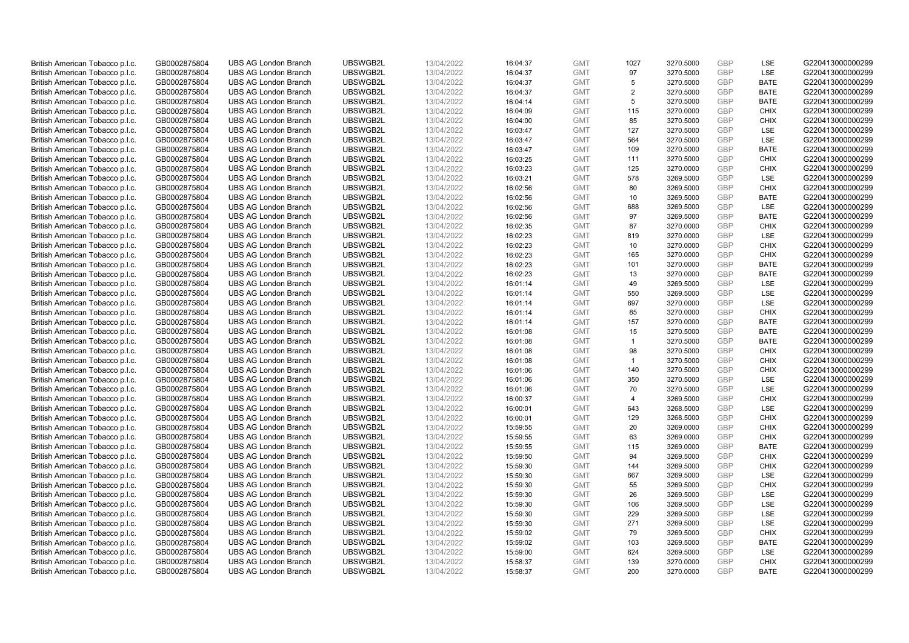| | | | | | | | | | | | |
|---|---|---|---|---|---|---|---|---|---|---|---|
| British American Tobacco p.l.c. | GB0002875804 | UBS AG London Branch | UBSWGB2L | 13/04/2022 | 16:04:37 | GMT | 1027 | 3270.5000 | GBP | LSE | G220413000000299 |
| British American Tobacco p.l.c. | GB0002875804 | UBS AG London Branch | UBSWGB2L | 13/04/2022 | 16:04:37 | GMT | 97 | 3270.5000 | GBP | LSE | G220413000000299 |
| British American Tobacco p.l.c. | GB0002875804 | UBS AG London Branch | UBSWGB2L | 13/04/2022 | 16:04:37 | GMT | 5 | 3270.5000 | GBP | BATE | G220413000000299 |
| British American Tobacco p.l.c. | GB0002875804 | UBS AG London Branch | UBSWGB2L | 13/04/2022 | 16:04:37 | GMT | 2 | 3270.5000 | GBP | BATE | G220413000000299 |
| British American Tobacco p.l.c. | GB0002875804 | UBS AG London Branch | UBSWGB2L | 13/04/2022 | 16:04:14 | GMT | 5 | 3270.5000 | GBP | BATE | G220413000000299 |
| British American Tobacco p.l.c. | GB0002875804 | UBS AG London Branch | UBSWGB2L | 13/04/2022 | 16:04:09 | GMT | 115 | 3270.0000 | GBP | CHIX | G220413000000299 |
| British American Tobacco p.l.c. | GB0002875804 | UBS AG London Branch | UBSWGB2L | 13/04/2022 | 16:04:00 | GMT | 85 | 3270.5000 | GBP | CHIX | G220413000000299 |
| British American Tobacco p.l.c. | GB0002875804 | UBS AG London Branch | UBSWGB2L | 13/04/2022 | 16:03:47 | GMT | 127 | 3270.5000 | GBP | LSE | G220413000000299 |
| British American Tobacco p.l.c. | GB0002875804 | UBS AG London Branch | UBSWGB2L | 13/04/2022 | 16:03:47 | GMT | 564 | 3270.5000 | GBP | LSE | G220413000000299 |
| British American Tobacco p.l.c. | GB0002875804 | UBS AG London Branch | UBSWGB2L | 13/04/2022 | 16:03:47 | GMT | 109 | 3270.5000 | GBP | BATE | G220413000000299 |
| British American Tobacco p.l.c. | GB0002875804 | UBS AG London Branch | UBSWGB2L | 13/04/2022 | 16:03:25 | GMT | 111 | 3270.5000 | GBP | CHIX | G220413000000299 |
| British American Tobacco p.l.c. | GB0002875804 | UBS AG London Branch | UBSWGB2L | 13/04/2022 | 16:03:23 | GMT | 125 | 3270.0000 | GBP | CHIX | G220413000000299 |
| British American Tobacco p.l.c. | GB0002875804 | UBS AG London Branch | UBSWGB2L | 13/04/2022 | 16:03:21 | GMT | 578 | 3269.5000 | GBP | LSE | G220413000000299 |
| British American Tobacco p.l.c. | GB0002875804 | UBS AG London Branch | UBSWGB2L | 13/04/2022 | 16:02:56 | GMT | 80 | 3269.5000 | GBP | CHIX | G220413000000299 |
| British American Tobacco p.l.c. | GB0002875804 | UBS AG London Branch | UBSWGB2L | 13/04/2022 | 16:02:56 | GMT | 10 | 3269.5000 | GBP | BATE | G220413000000299 |
| British American Tobacco p.l.c. | GB0002875804 | UBS AG London Branch | UBSWGB2L | 13/04/2022 | 16:02:56 | GMT | 688 | 3269.5000 | GBP | LSE | G220413000000299 |
| British American Tobacco p.l.c. | GB0002875804 | UBS AG London Branch | UBSWGB2L | 13/04/2022 | 16:02:56 | GMT | 97 | 3269.5000 | GBP | BATE | G220413000000299 |
| British American Tobacco p.l.c. | GB0002875804 | UBS AG London Branch | UBSWGB2L | 13/04/2022 | 16:02:35 | GMT | 87 | 3270.0000 | GBP | CHIX | G220413000000299 |
| British American Tobacco p.l.c. | GB0002875804 | UBS AG London Branch | UBSWGB2L | 13/04/2022 | 16:02:23 | GMT | 819 | 3270.0000 | GBP | LSE | G220413000000299 |
| British American Tobacco p.l.c. | GB0002875804 | UBS AG London Branch | UBSWGB2L | 13/04/2022 | 16:02:23 | GMT | 10 | 3270.0000 | GBP | CHIX | G220413000000299 |
| British American Tobacco p.l.c. | GB0002875804 | UBS AG London Branch | UBSWGB2L | 13/04/2022 | 16:02:23 | GMT | 165 | 3270.0000 | GBP | CHIX | G220413000000299 |
| British American Tobacco p.l.c. | GB0002875804 | UBS AG London Branch | UBSWGB2L | 13/04/2022 | 16:02:23 | GMT | 101 | 3270.0000 | GBP | BATE | G220413000000299 |
| British American Tobacco p.l.c. | GB0002875804 | UBS AG London Branch | UBSWGB2L | 13/04/2022 | 16:02:23 | GMT | 13 | 3270.0000 | GBP | BATE | G220413000000299 |
| British American Tobacco p.l.c. | GB0002875804 | UBS AG London Branch | UBSWGB2L | 13/04/2022 | 16:01:14 | GMT | 49 | 3269.5000 | GBP | LSE | G220413000000299 |
| British American Tobacco p.l.c. | GB0002875804 | UBS AG London Branch | UBSWGB2L | 13/04/2022 | 16:01:14 | GMT | 550 | 3269.5000 | GBP | LSE | G220413000000299 |
| British American Tobacco p.l.c. | GB0002875804 | UBS AG London Branch | UBSWGB2L | 13/04/2022 | 16:01:14 | GMT | 697 | 3270.0000 | GBP | LSE | G220413000000299 |
| British American Tobacco p.l.c. | GB0002875804 | UBS AG London Branch | UBSWGB2L | 13/04/2022 | 16:01:14 | GMT | 85 | 3270.0000 | GBP | CHIX | G220413000000299 |
| British American Tobacco p.l.c. | GB0002875804 | UBS AG London Branch | UBSWGB2L | 13/04/2022 | 16:01:14 | GMT | 157 | 3270.0000 | GBP | BATE | G220413000000299 |
| British American Tobacco p.l.c. | GB0002875804 | UBS AG London Branch | UBSWGB2L | 13/04/2022 | 16:01:08 | GMT | 15 | 3270.5000 | GBP | BATE | G220413000000299 |
| British American Tobacco p.l.c. | GB0002875804 | UBS AG London Branch | UBSWGB2L | 13/04/2022 | 16:01:08 | GMT | 1 | 3270.5000 | GBP | BATE | G220413000000299 |
| British American Tobacco p.l.c. | GB0002875804 | UBS AG London Branch | UBSWGB2L | 13/04/2022 | 16:01:08 | GMT | 98 | 3270.5000 | GBP | CHIX | G220413000000299 |
| British American Tobacco p.l.c. | GB0002875804 | UBS AG London Branch | UBSWGB2L | 13/04/2022 | 16:01:08 | GMT | 1 | 3270.5000 | GBP | CHIX | G220413000000299 |
| British American Tobacco p.l.c. | GB0002875804 | UBS AG London Branch | UBSWGB2L | 13/04/2022 | 16:01:06 | GMT | 140 | 3270.5000 | GBP | CHIX | G220413000000299 |
| British American Tobacco p.l.c. | GB0002875804 | UBS AG London Branch | UBSWGB2L | 13/04/2022 | 16:01:06 | GMT | 350 | 3270.5000 | GBP | LSE | G220413000000299 |
| British American Tobacco p.l.c. | GB0002875804 | UBS AG London Branch | UBSWGB2L | 13/04/2022 | 16:01:06 | GMT | 70 | 3270.5000 | GBP | LSE | G220413000000299 |
| British American Tobacco p.l.c. | GB0002875804 | UBS AG London Branch | UBSWGB2L | 13/04/2022 | 16:00:37 | GMT | 4 | 3269.5000 | GBP | CHIX | G220413000000299 |
| British American Tobacco p.l.c. | GB0002875804 | UBS AG London Branch | UBSWGB2L | 13/04/2022 | 16:00:01 | GMT | 643 | 3268.5000 | GBP | LSE | G220413000000299 |
| British American Tobacco p.l.c. | GB0002875804 | UBS AG London Branch | UBSWGB2L | 13/04/2022 | 16:00:01 | GMT | 129 | 3268.5000 | GBP | CHIX | G220413000000299 |
| British American Tobacco p.l.c. | GB0002875804 | UBS AG London Branch | UBSWGB2L | 13/04/2022 | 15:59:55 | GMT | 20 | 3269.0000 | GBP | CHIX | G220413000000299 |
| British American Tobacco p.l.c. | GB0002875804 | UBS AG London Branch | UBSWGB2L | 13/04/2022 | 15:59:55 | GMT | 63 | 3269.0000 | GBP | CHIX | G220413000000299 |
| British American Tobacco p.l.c. | GB0002875804 | UBS AG London Branch | UBSWGB2L | 13/04/2022 | 15:59:55 | GMT | 115 | 3269.0000 | GBP | BATE | G220413000000299 |
| British American Tobacco p.l.c. | GB0002875804 | UBS AG London Branch | UBSWGB2L | 13/04/2022 | 15:59:50 | GMT | 94 | 3269.5000 | GBP | CHIX | G220413000000299 |
| British American Tobacco p.l.c. | GB0002875804 | UBS AG London Branch | UBSWGB2L | 13/04/2022 | 15:59:30 | GMT | 144 | 3269.5000 | GBP | CHIX | G220413000000299 |
| British American Tobacco p.l.c. | GB0002875804 | UBS AG London Branch | UBSWGB2L | 13/04/2022 | 15:59:30 | GMT | 667 | 3269.5000 | GBP | LSE | G220413000000299 |
| British American Tobacco p.l.c. | GB0002875804 | UBS AG London Branch | UBSWGB2L | 13/04/2022 | 15:59:30 | GMT | 55 | 3269.5000 | GBP | CHIX | G220413000000299 |
| British American Tobacco p.l.c. | GB0002875804 | UBS AG London Branch | UBSWGB2L | 13/04/2022 | 15:59:30 | GMT | 26 | 3269.5000 | GBP | LSE | G220413000000299 |
| British American Tobacco p.l.c. | GB0002875804 | UBS AG London Branch | UBSWGB2L | 13/04/2022 | 15:59:30 | GMT | 106 | 3269.5000 | GBP | LSE | G220413000000299 |
| British American Tobacco p.l.c. | GB0002875804 | UBS AG London Branch | UBSWGB2L | 13/04/2022 | 15:59:30 | GMT | 229 | 3269.5000 | GBP | LSE | G220413000000299 |
| British American Tobacco p.l.c. | GB0002875804 | UBS AG London Branch | UBSWGB2L | 13/04/2022 | 15:59:30 | GMT | 271 | 3269.5000 | GBP | LSE | G220413000000299 |
| British American Tobacco p.l.c. | GB0002875804 | UBS AG London Branch | UBSWGB2L | 13/04/2022 | 15:59:02 | GMT | 79 | 3269.5000 | GBP | CHIX | G220413000000299 |
| British American Tobacco p.l.c. | GB0002875804 | UBS AG London Branch | UBSWGB2L | 13/04/2022 | 15:59:02 | GMT | 103 | 3269.5000 | GBP | BATE | G220413000000299 |
| British American Tobacco p.l.c. | GB0002875804 | UBS AG London Branch | UBSWGB2L | 13/04/2022 | 15:59:00 | GMT | 624 | 3269.5000 | GBP | LSE | G220413000000299 |
| British American Tobacco p.l.c. | GB0002875804 | UBS AG London Branch | UBSWGB2L | 13/04/2022 | 15:58:37 | GMT | 139 | 3270.0000 | GBP | CHIX | G220413000000299 |
| British American Tobacco p.l.c. | GB0002875804 | UBS AG London Branch | UBSWGB2L | 13/04/2022 | 15:58:37 | GMT | 200 | 3270.0000 | GBP | BATE | G220413000000299 |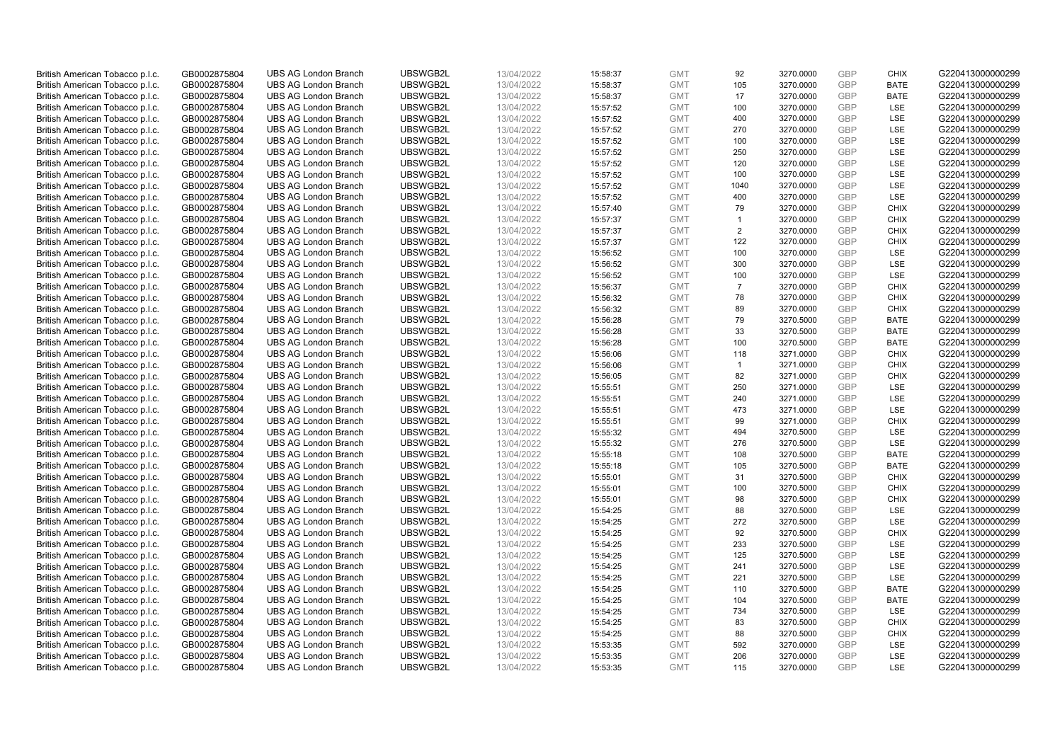| | | | | | | | | | | | |
|---|---|---|---|---|---|---|---|---|---|---|---|
| British American Tobacco p.l.c. | GB0002875804 | UBS AG London Branch | UBSWGB2L | 13/04/2022 | 15:58:37 | GMT | 92 | 3270.0000 | GBP | CHIX | G220413000000299 |
| British American Tobacco p.l.c. | GB0002875804 | UBS AG London Branch | UBSWGB2L | 13/04/2022 | 15:58:37 | GMT | 105 | 3270.0000 | GBP | BATE | G220413000000299 |
| British American Tobacco p.l.c. | GB0002875804 | UBS AG London Branch | UBSWGB2L | 13/04/2022 | 15:58:37 | GMT | 17 | 3270.0000 | GBP | BATE | G220413000000299 |
| British American Tobacco p.l.c. | GB0002875804 | UBS AG London Branch | UBSWGB2L | 13/04/2022 | 15:57:52 | GMT | 100 | 3270.0000 | GBP | LSE | G220413000000299 |
| British American Tobacco p.l.c. | GB0002875804 | UBS AG London Branch | UBSWGB2L | 13/04/2022 | 15:57:52 | GMT | 400 | 3270.0000 | GBP | LSE | G220413000000299 |
| British American Tobacco p.l.c. | GB0002875804 | UBS AG London Branch | UBSWGB2L | 13/04/2022 | 15:57:52 | GMT | 270 | 3270.0000 | GBP | LSE | G220413000000299 |
| British American Tobacco p.l.c. | GB0002875804 | UBS AG London Branch | UBSWGB2L | 13/04/2022 | 15:57:52 | GMT | 100 | 3270.0000 | GBP | LSE | G220413000000299 |
| British American Tobacco p.l.c. | GB0002875804 | UBS AG London Branch | UBSWGB2L | 13/04/2022 | 15:57:52 | GMT | 250 | 3270.0000 | GBP | LSE | G220413000000299 |
| British American Tobacco p.l.c. | GB0002875804 | UBS AG London Branch | UBSWGB2L | 13/04/2022 | 15:57:52 | GMT | 120 | 3270.0000 | GBP | LSE | G220413000000299 |
| British American Tobacco p.l.c. | GB0002875804 | UBS AG London Branch | UBSWGB2L | 13/04/2022 | 15:57:52 | GMT | 100 | 3270.0000 | GBP | LSE | G220413000000299 |
| British American Tobacco p.l.c. | GB0002875804 | UBS AG London Branch | UBSWGB2L | 13/04/2022 | 15:57:52 | GMT | 1040 | 3270.0000 | GBP | LSE | G220413000000299 |
| British American Tobacco p.l.c. | GB0002875804 | UBS AG London Branch | UBSWGB2L | 13/04/2022 | 15:57:52 | GMT | 400 | 3270.0000 | GBP | LSE | G220413000000299 |
| British American Tobacco p.l.c. | GB0002875804 | UBS AG London Branch | UBSWGB2L | 13/04/2022 | 15:57:40 | GMT | 79 | 3270.0000 | GBP | CHIX | G220413000000299 |
| British American Tobacco p.l.c. | GB0002875804 | UBS AG London Branch | UBSWGB2L | 13/04/2022 | 15:57:37 | GMT | 1 | 3270.0000 | GBP | CHIX | G220413000000299 |
| British American Tobacco p.l.c. | GB0002875804 | UBS AG London Branch | UBSWGB2L | 13/04/2022 | 15:57:37 | GMT | 2 | 3270.0000 | GBP | CHIX | G220413000000299 |
| British American Tobacco p.l.c. | GB0002875804 | UBS AG London Branch | UBSWGB2L | 13/04/2022 | 15:57:37 | GMT | 122 | 3270.0000 | GBP | CHIX | G220413000000299 |
| British American Tobacco p.l.c. | GB0002875804 | UBS AG London Branch | UBSWGB2L | 13/04/2022 | 15:56:52 | GMT | 100 | 3270.0000 | GBP | LSE | G220413000000299 |
| British American Tobacco p.l.c. | GB0002875804 | UBS AG London Branch | UBSWGB2L | 13/04/2022 | 15:56:52 | GMT | 300 | 3270.0000 | GBP | LSE | G220413000000299 |
| British American Tobacco p.l.c. | GB0002875804 | UBS AG London Branch | UBSWGB2L | 13/04/2022 | 15:56:52 | GMT | 100 | 3270.0000 | GBP | LSE | G220413000000299 |
| British American Tobacco p.l.c. | GB0002875804 | UBS AG London Branch | UBSWGB2L | 13/04/2022 | 15:56:37 | GMT | 7 | 3270.0000 | GBP | CHIX | G220413000000299 |
| British American Tobacco p.l.c. | GB0002875804 | UBS AG London Branch | UBSWGB2L | 13/04/2022 | 15:56:32 | GMT | 78 | 3270.0000 | GBP | CHIX | G220413000000299 |
| British American Tobacco p.l.c. | GB0002875804 | UBS AG London Branch | UBSWGB2L | 13/04/2022 | 15:56:32 | GMT | 89 | 3270.0000 | GBP | CHIX | G220413000000299 |
| British American Tobacco p.l.c. | GB0002875804 | UBS AG London Branch | UBSWGB2L | 13/04/2022 | 15:56:28 | GMT | 79 | 3270.5000 | GBP | BATE | G220413000000299 |
| British American Tobacco p.l.c. | GB0002875804 | UBS AG London Branch | UBSWGB2L | 13/04/2022 | 15:56:28 | GMT | 33 | 3270.5000 | GBP | BATE | G220413000000299 |
| British American Tobacco p.l.c. | GB0002875804 | UBS AG London Branch | UBSWGB2L | 13/04/2022 | 15:56:28 | GMT | 100 | 3270.5000 | GBP | BATE | G220413000000299 |
| British American Tobacco p.l.c. | GB0002875804 | UBS AG London Branch | UBSWGB2L | 13/04/2022 | 15:56:06 | GMT | 118 | 3271.0000 | GBP | CHIX | G220413000000299 |
| British American Tobacco p.l.c. | GB0002875804 | UBS AG London Branch | UBSWGB2L | 13/04/2022 | 15:56:06 | GMT | 1 | 3271.0000 | GBP | CHIX | G220413000000299 |
| British American Tobacco p.l.c. | GB0002875804 | UBS AG London Branch | UBSWGB2L | 13/04/2022 | 15:56:05 | GMT | 82 | 3271.0000 | GBP | CHIX | G220413000000299 |
| British American Tobacco p.l.c. | GB0002875804 | UBS AG London Branch | UBSWGB2L | 13/04/2022 | 15:55:51 | GMT | 250 | 3271.0000 | GBP | LSE | G220413000000299 |
| British American Tobacco p.l.c. | GB0002875804 | UBS AG London Branch | UBSWGB2L | 13/04/2022 | 15:55:51 | GMT | 240 | 3271.0000 | GBP | LSE | G220413000000299 |
| British American Tobacco p.l.c. | GB0002875804 | UBS AG London Branch | UBSWGB2L | 13/04/2022 | 15:55:51 | GMT | 473 | 3271.0000 | GBP | LSE | G220413000000299 |
| British American Tobacco p.l.c. | GB0002875804 | UBS AG London Branch | UBSWGB2L | 13/04/2022 | 15:55:51 | GMT | 99 | 3271.0000 | GBP | CHIX | G220413000000299 |
| British American Tobacco p.l.c. | GB0002875804 | UBS AG London Branch | UBSWGB2L | 13/04/2022 | 15:55:32 | GMT | 494 | 3270.5000 | GBP | LSE | G220413000000299 |
| British American Tobacco p.l.c. | GB0002875804 | UBS AG London Branch | UBSWGB2L | 13/04/2022 | 15:55:32 | GMT | 276 | 3270.5000 | GBP | LSE | G220413000000299 |
| British American Tobacco p.l.c. | GB0002875804 | UBS AG London Branch | UBSWGB2L | 13/04/2022 | 15:55:18 | GMT | 108 | 3270.5000 | GBP | BATE | G220413000000299 |
| British American Tobacco p.l.c. | GB0002875804 | UBS AG London Branch | UBSWGB2L | 13/04/2022 | 15:55:18 | GMT | 105 | 3270.5000 | GBP | BATE | G220413000000299 |
| British American Tobacco p.l.c. | GB0002875804 | UBS AG London Branch | UBSWGB2L | 13/04/2022 | 15:55:01 | GMT | 31 | 3270.5000 | GBP | CHIX | G220413000000299 |
| British American Tobacco p.l.c. | GB0002875804 | UBS AG London Branch | UBSWGB2L | 13/04/2022 | 15:55:01 | GMT | 100 | 3270.5000 | GBP | CHIX | G220413000000299 |
| British American Tobacco p.l.c. | GB0002875804 | UBS AG London Branch | UBSWGB2L | 13/04/2022 | 15:55:01 | GMT | 98 | 3270.5000 | GBP | CHIX | G220413000000299 |
| British American Tobacco p.l.c. | GB0002875804 | UBS AG London Branch | UBSWGB2L | 13/04/2022 | 15:54:25 | GMT | 88 | 3270.5000 | GBP | LSE | G220413000000299 |
| British American Tobacco p.l.c. | GB0002875804 | UBS AG London Branch | UBSWGB2L | 13/04/2022 | 15:54:25 | GMT | 272 | 3270.5000 | GBP | LSE | G220413000000299 |
| British American Tobacco p.l.c. | GB0002875804 | UBS AG London Branch | UBSWGB2L | 13/04/2022 | 15:54:25 | GMT | 92 | 3270.5000 | GBP | CHIX | G220413000000299 |
| British American Tobacco p.l.c. | GB0002875804 | UBS AG London Branch | UBSWGB2L | 13/04/2022 | 15:54:25 | GMT | 233 | 3270.5000 | GBP | LSE | G220413000000299 |
| British American Tobacco p.l.c. | GB0002875804 | UBS AG London Branch | UBSWGB2L | 13/04/2022 | 15:54:25 | GMT | 125 | 3270.5000 | GBP | LSE | G220413000000299 |
| British American Tobacco p.l.c. | GB0002875804 | UBS AG London Branch | UBSWGB2L | 13/04/2022 | 15:54:25 | GMT | 241 | 3270.5000 | GBP | LSE | G220413000000299 |
| British American Tobacco p.l.c. | GB0002875804 | UBS AG London Branch | UBSWGB2L | 13/04/2022 | 15:54:25 | GMT | 221 | 3270.5000 | GBP | LSE | G220413000000299 |
| British American Tobacco p.l.c. | GB0002875804 | UBS AG London Branch | UBSWGB2L | 13/04/2022 | 15:54:25 | GMT | 110 | 3270.5000 | GBP | BATE | G220413000000299 |
| British American Tobacco p.l.c. | GB0002875804 | UBS AG London Branch | UBSWGB2L | 13/04/2022 | 15:54:25 | GMT | 104 | 3270.5000 | GBP | BATE | G220413000000299 |
| British American Tobacco p.l.c. | GB0002875804 | UBS AG London Branch | UBSWGB2L | 13/04/2022 | 15:54:25 | GMT | 734 | 3270.5000 | GBP | LSE | G220413000000299 |
| British American Tobacco p.l.c. | GB0002875804 | UBS AG London Branch | UBSWGB2L | 13/04/2022 | 15:54:25 | GMT | 83 | 3270.5000 | GBP | CHIX | G220413000000299 |
| British American Tobacco p.l.c. | GB0002875804 | UBS AG London Branch | UBSWGB2L | 13/04/2022 | 15:54:25 | GMT | 88 | 3270.5000 | GBP | CHIX | G220413000000299 |
| British American Tobacco p.l.c. | GB0002875804 | UBS AG London Branch | UBSWGB2L | 13/04/2022 | 15:53:35 | GMT | 592 | 3270.0000 | GBP | LSE | G220413000000299 |
| British American Tobacco p.l.c. | GB0002875804 | UBS AG London Branch | UBSWGB2L | 13/04/2022 | 15:53:35 | GMT | 206 | 3270.0000 | GBP | LSE | G220413000000299 |
| British American Tobacco p.l.c. | GB0002875804 | UBS AG London Branch | UBSWGB2L | 13/04/2022 | 15:53:35 | GMT | 115 | 3270.0000 | GBP | LSE | G220413000000299 |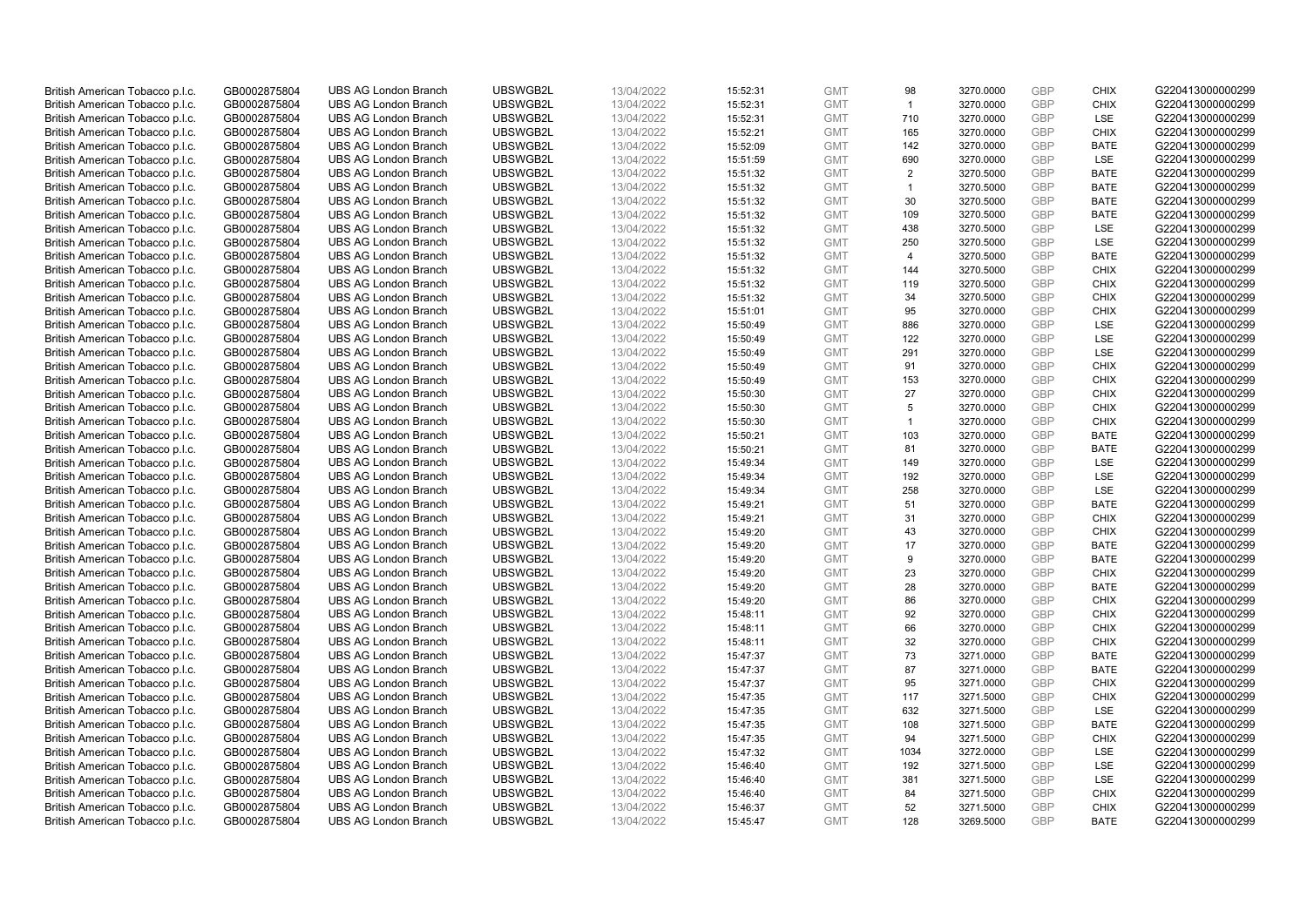| | | | | | | | | | | | |
|---|---|---|---|---|---|---|---|---|---|---|---|
| British American Tobacco p.l.c. | GB0002875804 | UBS AG London Branch | UBSWGB2L | 13/04/2022 | 15:52:31 | GMT | 98 | 3270.0000 | GBP | CHIX | G220413000000299 |
| British American Tobacco p.l.c. | GB0002875804 | UBS AG London Branch | UBSWGB2L | 13/04/2022 | 15:52:31 | GMT | 1 | 3270.0000 | GBP | CHIX | G220413000000299 |
| British American Tobacco p.l.c. | GB0002875804 | UBS AG London Branch | UBSWGB2L | 13/04/2022 | 15:52:31 | GMT | 710 | 3270.0000 | GBP | LSE | G220413000000299 |
| British American Tobacco p.l.c. | GB0002875804 | UBS AG London Branch | UBSWGB2L | 13/04/2022 | 15:52:21 | GMT | 165 | 3270.0000 | GBP | CHIX | G220413000000299 |
| British American Tobacco p.l.c. | GB0002875804 | UBS AG London Branch | UBSWGB2L | 13/04/2022 | 15:52:09 | GMT | 142 | 3270.0000 | GBP | BATE | G220413000000299 |
| British American Tobacco p.l.c. | GB0002875804 | UBS AG London Branch | UBSWGB2L | 13/04/2022 | 15:51:59 | GMT | 690 | 3270.0000 | GBP | LSE | G220413000000299 |
| British American Tobacco p.l.c. | GB0002875804 | UBS AG London Branch | UBSWGB2L | 13/04/2022 | 15:51:32 | GMT | 2 | 3270.5000 | GBP | BATE | G220413000000299 |
| British American Tobacco p.l.c. | GB0002875804 | UBS AG London Branch | UBSWGB2L | 13/04/2022 | 15:51:32 | GMT | 1 | 3270.5000 | GBP | BATE | G220413000000299 |
| British American Tobacco p.l.c. | GB0002875804 | UBS AG London Branch | UBSWGB2L | 13/04/2022 | 15:51:32 | GMT | 30 | 3270.5000 | GBP | BATE | G220413000000299 |
| British American Tobacco p.l.c. | GB0002875804 | UBS AG London Branch | UBSWGB2L | 13/04/2022 | 15:51:32 | GMT | 109 | 3270.5000 | GBP | BATE | G220413000000299 |
| British American Tobacco p.l.c. | GB0002875804 | UBS AG London Branch | UBSWGB2L | 13/04/2022 | 15:51:32 | GMT | 438 | 3270.5000 | GBP | LSE | G220413000000299 |
| British American Tobacco p.l.c. | GB0002875804 | UBS AG London Branch | UBSWGB2L | 13/04/2022 | 15:51:32 | GMT | 250 | 3270.5000 | GBP | LSE | G220413000000299 |
| British American Tobacco p.l.c. | GB0002875804 | UBS AG London Branch | UBSWGB2L | 13/04/2022 | 15:51:32 | GMT | 4 | 3270.5000 | GBP | BATE | G220413000000299 |
| British American Tobacco p.l.c. | GB0002875804 | UBS AG London Branch | UBSWGB2L | 13/04/2022 | 15:51:32 | GMT | 144 | 3270.5000 | GBP | CHIX | G220413000000299 |
| British American Tobacco p.l.c. | GB0002875804 | UBS AG London Branch | UBSWGB2L | 13/04/2022 | 15:51:32 | GMT | 119 | 3270.5000 | GBP | CHIX | G220413000000299 |
| British American Tobacco p.l.c. | GB0002875804 | UBS AG London Branch | UBSWGB2L | 13/04/2022 | 15:51:32 | GMT | 34 | 3270.5000 | GBP | CHIX | G220413000000299 |
| British American Tobacco p.l.c. | GB0002875804 | UBS AG London Branch | UBSWGB2L | 13/04/2022 | 15:51:01 | GMT | 95 | 3270.0000 | GBP | CHIX | G220413000000299 |
| British American Tobacco p.l.c. | GB0002875804 | UBS AG London Branch | UBSWGB2L | 13/04/2022 | 15:50:49 | GMT | 886 | 3270.0000 | GBP | LSE | G220413000000299 |
| British American Tobacco p.l.c. | GB0002875804 | UBS AG London Branch | UBSWGB2L | 13/04/2022 | 15:50:49 | GMT | 122 | 3270.0000 | GBP | LSE | G220413000000299 |
| British American Tobacco p.l.c. | GB0002875804 | UBS AG London Branch | UBSWGB2L | 13/04/2022 | 15:50:49 | GMT | 291 | 3270.0000 | GBP | LSE | G220413000000299 |
| British American Tobacco p.l.c. | GB0002875804 | UBS AG London Branch | UBSWGB2L | 13/04/2022 | 15:50:49 | GMT | 91 | 3270.0000 | GBP | CHIX | G220413000000299 |
| British American Tobacco p.l.c. | GB0002875804 | UBS AG London Branch | UBSWGB2L | 13/04/2022 | 15:50:49 | GMT | 153 | 3270.0000 | GBP | CHIX | G220413000000299 |
| British American Tobacco p.l.c. | GB0002875804 | UBS AG London Branch | UBSWGB2L | 13/04/2022 | 15:50:30 | GMT | 27 | 3270.0000 | GBP | CHIX | G220413000000299 |
| British American Tobacco p.l.c. | GB0002875804 | UBS AG London Branch | UBSWGB2L | 13/04/2022 | 15:50:30 | GMT | 5 | 3270.0000 | GBP | CHIX | G220413000000299 |
| British American Tobacco p.l.c. | GB0002875804 | UBS AG London Branch | UBSWGB2L | 13/04/2022 | 15:50:30 | GMT | 1 | 3270.0000 | GBP | CHIX | G220413000000299 |
| British American Tobacco p.l.c. | GB0002875804 | UBS AG London Branch | UBSWGB2L | 13/04/2022 | 15:50:21 | GMT | 103 | 3270.0000 | GBP | BATE | G220413000000299 |
| British American Tobacco p.l.c. | GB0002875804 | UBS AG London Branch | UBSWGB2L | 13/04/2022 | 15:50:21 | GMT | 81 | 3270.0000 | GBP | BATE | G220413000000299 |
| British American Tobacco p.l.c. | GB0002875804 | UBS AG London Branch | UBSWGB2L | 13/04/2022 | 15:49:34 | GMT | 149 | 3270.0000 | GBP | LSE | G220413000000299 |
| British American Tobacco p.l.c. | GB0002875804 | UBS AG London Branch | UBSWGB2L | 13/04/2022 | 15:49:34 | GMT | 192 | 3270.0000 | GBP | LSE | G220413000000299 |
| British American Tobacco p.l.c. | GB0002875804 | UBS AG London Branch | UBSWGB2L | 13/04/2022 | 15:49:34 | GMT | 258 | 3270.0000 | GBP | LSE | G220413000000299 |
| British American Tobacco p.l.c. | GB0002875804 | UBS AG London Branch | UBSWGB2L | 13/04/2022 | 15:49:21 | GMT | 51 | 3270.0000 | GBP | BATE | G220413000000299 |
| British American Tobacco p.l.c. | GB0002875804 | UBS AG London Branch | UBSWGB2L | 13/04/2022 | 15:49:21 | GMT | 31 | 3270.0000 | GBP | CHIX | G220413000000299 |
| British American Tobacco p.l.c. | GB0002875804 | UBS AG London Branch | UBSWGB2L | 13/04/2022 | 15:49:20 | GMT | 43 | 3270.0000 | GBP | CHIX | G220413000000299 |
| British American Tobacco p.l.c. | GB0002875804 | UBS AG London Branch | UBSWGB2L | 13/04/2022 | 15:49:20 | GMT | 17 | 3270.0000 | GBP | BATE | G220413000000299 |
| British American Tobacco p.l.c. | GB0002875804 | UBS AG London Branch | UBSWGB2L | 13/04/2022 | 15:49:20 | GMT | 9 | 3270.0000 | GBP | BATE | G220413000000299 |
| British American Tobacco p.l.c. | GB0002875804 | UBS AG London Branch | UBSWGB2L | 13/04/2022 | 15:49:20 | GMT | 23 | 3270.0000 | GBP | CHIX | G220413000000299 |
| British American Tobacco p.l.c. | GB0002875804 | UBS AG London Branch | UBSWGB2L | 13/04/2022 | 15:49:20 | GMT | 28 | 3270.0000 | GBP | BATE | G220413000000299 |
| British American Tobacco p.l.c. | GB0002875804 | UBS AG London Branch | UBSWGB2L | 13/04/2022 | 15:49:20 | GMT | 86 | 3270.0000 | GBP | CHIX | G220413000000299 |
| British American Tobacco p.l.c. | GB0002875804 | UBS AG London Branch | UBSWGB2L | 13/04/2022 | 15:48:11 | GMT | 92 | 3270.0000 | GBP | CHIX | G220413000000299 |
| British American Tobacco p.l.c. | GB0002875804 | UBS AG London Branch | UBSWGB2L | 13/04/2022 | 15:48:11 | GMT | 66 | 3270.0000 | GBP | CHIX | G220413000000299 |
| British American Tobacco p.l.c. | GB0002875804 | UBS AG London Branch | UBSWGB2L | 13/04/2022 | 15:48:11 | GMT | 32 | 3270.0000 | GBP | CHIX | G220413000000299 |
| British American Tobacco p.l.c. | GB0002875804 | UBS AG London Branch | UBSWGB2L | 13/04/2022 | 15:47:37 | GMT | 73 | 3271.0000 | GBP | BATE | G220413000000299 |
| British American Tobacco p.l.c. | GB0002875804 | UBS AG London Branch | UBSWGB2L | 13/04/2022 | 15:47:37 | GMT | 87 | 3271.0000 | GBP | BATE | G220413000000299 |
| British American Tobacco p.l.c. | GB0002875804 | UBS AG London Branch | UBSWGB2L | 13/04/2022 | 15:47:37 | GMT | 95 | 3271.0000 | GBP | CHIX | G220413000000299 |
| British American Tobacco p.l.c. | GB0002875804 | UBS AG London Branch | UBSWGB2L | 13/04/2022 | 15:47:35 | GMT | 117 | 3271.5000 | GBP | CHIX | G220413000000299 |
| British American Tobacco p.l.c. | GB0002875804 | UBS AG London Branch | UBSWGB2L | 13/04/2022 | 15:47:35 | GMT | 632 | 3271.5000 | GBP | LSE | G220413000000299 |
| British American Tobacco p.l.c. | GB0002875804 | UBS AG London Branch | UBSWGB2L | 13/04/2022 | 15:47:35 | GMT | 108 | 3271.5000 | GBP | BATE | G220413000000299 |
| British American Tobacco p.l.c. | GB0002875804 | UBS AG London Branch | UBSWGB2L | 13/04/2022 | 15:47:35 | GMT | 94 | 3271.5000 | GBP | CHIX | G220413000000299 |
| British American Tobacco p.l.c. | GB0002875804 | UBS AG London Branch | UBSWGB2L | 13/04/2022 | 15:47:32 | GMT | 1034 | 3272.0000 | GBP | LSE | G220413000000299 |
| British American Tobacco p.l.c. | GB0002875804 | UBS AG London Branch | UBSWGB2L | 13/04/2022 | 15:46:40 | GMT | 192 | 3271.5000 | GBP | LSE | G220413000000299 |
| British American Tobacco p.l.c. | GB0002875804 | UBS AG London Branch | UBSWGB2L | 13/04/2022 | 15:46:40 | GMT | 381 | 3271.5000 | GBP | LSE | G220413000000299 |
| British American Tobacco p.l.c. | GB0002875804 | UBS AG London Branch | UBSWGB2L | 13/04/2022 | 15:46:40 | GMT | 84 | 3271.5000 | GBP | CHIX | G220413000000299 |
| British American Tobacco p.l.c. | GB0002875804 | UBS AG London Branch | UBSWGB2L | 13/04/2022 | 15:46:37 | GMT | 52 | 3271.5000 | GBP | CHIX | G220413000000299 |
| British American Tobacco p.l.c. | GB0002875804 | UBS AG London Branch | UBSWGB2L | 13/04/2022 | 15:45:47 | GMT | 128 | 3269.5000 | GBP | BATE | G220413000000299 |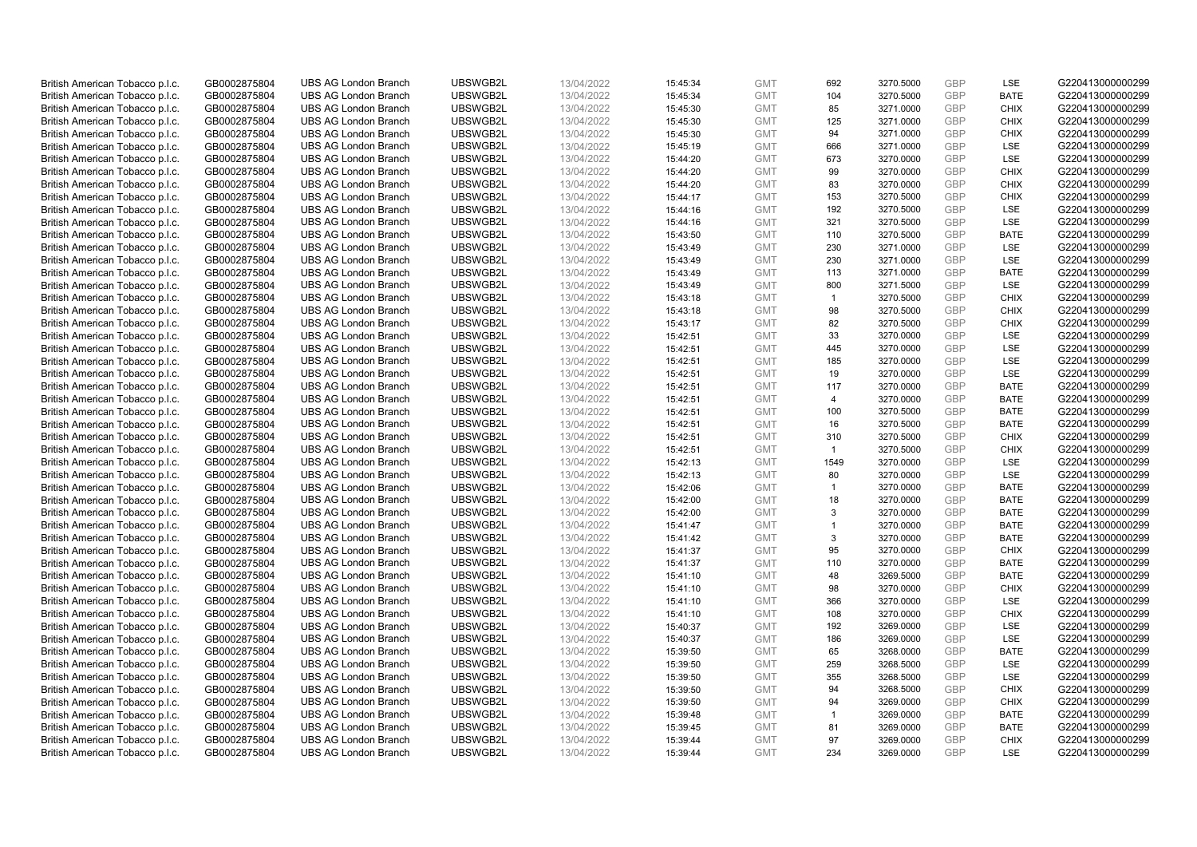| | | | | | | | | | | | |
|---|---|---|---|---|---|---|---|---|---|---|---|
| British American Tobacco p.l.c. | GB0002875804 | UBS AG London Branch | UBSWGB2L | 13/04/2022 | 15:45:34 | GMT | 692 | 3270.5000 | GBP | LSE | G220413000000299 |
| British American Tobacco p.l.c. | GB0002875804 | UBS AG London Branch | UBSWGB2L | 13/04/2022 | 15:45:34 | GMT | 104 | 3270.5000 | GBP | BATE | G220413000000299 |
| British American Tobacco p.l.c. | GB0002875804 | UBS AG London Branch | UBSWGB2L | 13/04/2022 | 15:45:30 | GMT | 85 | 3271.0000 | GBP | CHIX | G220413000000299 |
| British American Tobacco p.l.c. | GB0002875804 | UBS AG London Branch | UBSWGB2L | 13/04/2022 | 15:45:30 | GMT | 125 | 3271.0000 | GBP | CHIX | G220413000000299 |
| British American Tobacco p.l.c. | GB0002875804 | UBS AG London Branch | UBSWGB2L | 13/04/2022 | 15:45:30 | GMT | 94 | 3271.0000 | GBP | CHIX | G220413000000299 |
| British American Tobacco p.l.c. | GB0002875804 | UBS AG London Branch | UBSWGB2L | 13/04/2022 | 15:45:19 | GMT | 666 | 3271.0000 | GBP | LSE | G220413000000299 |
| British American Tobacco p.l.c. | GB0002875804 | UBS AG London Branch | UBSWGB2L | 13/04/2022 | 15:44:20 | GMT | 673 | 3270.0000 | GBP | LSE | G220413000000299 |
| British American Tobacco p.l.c. | GB0002875804 | UBS AG London Branch | UBSWGB2L | 13/04/2022 | 15:44:20 | GMT | 99 | 3270.0000 | GBP | CHIX | G220413000000299 |
| British American Tobacco p.l.c. | GB0002875804 | UBS AG London Branch | UBSWGB2L | 13/04/2022 | 15:44:20 | GMT | 83 | 3270.0000 | GBP | CHIX | G220413000000299 |
| British American Tobacco p.l.c. | GB0002875804 | UBS AG London Branch | UBSWGB2L | 13/04/2022 | 15:44:17 | GMT | 153 | 3270.5000 | GBP | CHIX | G220413000000299 |
| British American Tobacco p.l.c. | GB0002875804 | UBS AG London Branch | UBSWGB2L | 13/04/2022 | 15:44:16 | GMT | 192 | 3270.5000 | GBP | LSE | G220413000000299 |
| British American Tobacco p.l.c. | GB0002875804 | UBS AG London Branch | UBSWGB2L | 13/04/2022 | 15:44:16 | GMT | 321 | 3270.5000 | GBP | LSE | G220413000000299 |
| British American Tobacco p.l.c. | GB0002875804 | UBS AG London Branch | UBSWGB2L | 13/04/2022 | 15:43:50 | GMT | 110 | 3270.5000 | GBP | BATE | G220413000000299 |
| British American Tobacco p.l.c. | GB0002875804 | UBS AG London Branch | UBSWGB2L | 13/04/2022 | 15:43:49 | GMT | 230 | 3271.0000 | GBP | LSE | G220413000000299 |
| British American Tobacco p.l.c. | GB0002875804 | UBS AG London Branch | UBSWGB2L | 13/04/2022 | 15:43:49 | GMT | 230 | 3271.0000 | GBP | LSE | G220413000000299 |
| British American Tobacco p.l.c. | GB0002875804 | UBS AG London Branch | UBSWGB2L | 13/04/2022 | 15:43:49 | GMT | 113 | 3271.0000 | GBP | BATE | G220413000000299 |
| British American Tobacco p.l.c. | GB0002875804 | UBS AG London Branch | UBSWGB2L | 13/04/2022 | 15:43:49 | GMT | 800 | 3271.5000 | GBP | LSE | G220413000000299 |
| British American Tobacco p.l.c. | GB0002875804 | UBS AG London Branch | UBSWGB2L | 13/04/2022 | 15:43:18 | GMT | 1 | 3270.5000 | GBP | CHIX | G220413000000299 |
| British American Tobacco p.l.c. | GB0002875804 | UBS AG London Branch | UBSWGB2L | 13/04/2022 | 15:43:18 | GMT | 98 | 3270.5000 | GBP | CHIX | G220413000000299 |
| British American Tobacco p.l.c. | GB0002875804 | UBS AG London Branch | UBSWGB2L | 13/04/2022 | 15:43:17 | GMT | 82 | 3270.5000 | GBP | CHIX | G220413000000299 |
| British American Tobacco p.l.c. | GB0002875804 | UBS AG London Branch | UBSWGB2L | 13/04/2022 | 15:42:51 | GMT | 33 | 3270.0000 | GBP | LSE | G220413000000299 |
| British American Tobacco p.l.c. | GB0002875804 | UBS AG London Branch | UBSWGB2L | 13/04/2022 | 15:42:51 | GMT | 445 | 3270.0000 | GBP | LSE | G220413000000299 |
| British American Tobacco p.l.c. | GB0002875804 | UBS AG London Branch | UBSWGB2L | 13/04/2022 | 15:42:51 | GMT | 185 | 3270.0000 | GBP | LSE | G220413000000299 |
| British American Tobacco p.l.c. | GB0002875804 | UBS AG London Branch | UBSWGB2L | 13/04/2022 | 15:42:51 | GMT | 19 | 3270.0000 | GBP | LSE | G220413000000299 |
| British American Tobacco p.l.c. | GB0002875804 | UBS AG London Branch | UBSWGB2L | 13/04/2022 | 15:42:51 | GMT | 117 | 3270.0000 | GBP | BATE | G220413000000299 |
| British American Tobacco p.l.c. | GB0002875804 | UBS AG London Branch | UBSWGB2L | 13/04/2022 | 15:42:51 | GMT | 4 | 3270.0000 | GBP | BATE | G220413000000299 |
| British American Tobacco p.l.c. | GB0002875804 | UBS AG London Branch | UBSWGB2L | 13/04/2022 | 15:42:51 | GMT | 100 | 3270.5000 | GBP | BATE | G220413000000299 |
| British American Tobacco p.l.c. | GB0002875804 | UBS AG London Branch | UBSWGB2L | 13/04/2022 | 15:42:51 | GMT | 16 | 3270.5000 | GBP | BATE | G220413000000299 |
| British American Tobacco p.l.c. | GB0002875804 | UBS AG London Branch | UBSWGB2L | 13/04/2022 | 15:42:51 | GMT | 310 | 3270.5000 | GBP | CHIX | G220413000000299 |
| British American Tobacco p.l.c. | GB0002875804 | UBS AG London Branch | UBSWGB2L | 13/04/2022 | 15:42:51 | GMT | 1 | 3270.5000 | GBP | CHIX | G220413000000299 |
| British American Tobacco p.l.c. | GB0002875804 | UBS AG London Branch | UBSWGB2L | 13/04/2022 | 15:42:13 | GMT | 1549 | 3270.0000 | GBP | LSE | G220413000000299 |
| British American Tobacco p.l.c. | GB0002875804 | UBS AG London Branch | UBSWGB2L | 13/04/2022 | 15:42:13 | GMT | 80 | 3270.0000 | GBP | LSE | G220413000000299 |
| British American Tobacco p.l.c. | GB0002875804 | UBS AG London Branch | UBSWGB2L | 13/04/2022 | 15:42:06 | GMT | 1 | 3270.0000 | GBP | BATE | G220413000000299 |
| British American Tobacco p.l.c. | GB0002875804 | UBS AG London Branch | UBSWGB2L | 13/04/2022 | 15:42:00 | GMT | 18 | 3270.0000 | GBP | BATE | G220413000000299 |
| British American Tobacco p.l.c. | GB0002875804 | UBS AG London Branch | UBSWGB2L | 13/04/2022 | 15:42:00 | GMT | 3 | 3270.0000 | GBP | BATE | G220413000000299 |
| British American Tobacco p.l.c. | GB0002875804 | UBS AG London Branch | UBSWGB2L | 13/04/2022 | 15:41:47 | GMT | 1 | 3270.0000 | GBP | BATE | G220413000000299 |
| British American Tobacco p.l.c. | GB0002875804 | UBS AG London Branch | UBSWGB2L | 13/04/2022 | 15:41:42 | GMT | 3 | 3270.0000 | GBP | BATE | G220413000000299 |
| British American Tobacco p.l.c. | GB0002875804 | UBS AG London Branch | UBSWGB2L | 13/04/2022 | 15:41:37 | GMT | 95 | 3270.0000 | GBP | CHIX | G220413000000299 |
| British American Tobacco p.l.c. | GB0002875804 | UBS AG London Branch | UBSWGB2L | 13/04/2022 | 15:41:37 | GMT | 110 | 3270.0000 | GBP | BATE | G220413000000299 |
| British American Tobacco p.l.c. | GB0002875804 | UBS AG London Branch | UBSWGB2L | 13/04/2022 | 15:41:10 | GMT | 48 | 3269.5000 | GBP | BATE | G220413000000299 |
| British American Tobacco p.l.c. | GB0002875804 | UBS AG London Branch | UBSWGB2L | 13/04/2022 | 15:41:10 | GMT | 98 | 3270.0000 | GBP | CHIX | G220413000000299 |
| British American Tobacco p.l.c. | GB0002875804 | UBS AG London Branch | UBSWGB2L | 13/04/2022 | 15:41:10 | GMT | 366 | 3270.0000 | GBP | LSE | G220413000000299 |
| British American Tobacco p.l.c. | GB0002875804 | UBS AG London Branch | UBSWGB2L | 13/04/2022 | 15:41:10 | GMT | 108 | 3270.0000 | GBP | CHIX | G220413000000299 |
| British American Tobacco p.l.c. | GB0002875804 | UBS AG London Branch | UBSWGB2L | 13/04/2022 | 15:40:37 | GMT | 192 | 3269.0000 | GBP | LSE | G220413000000299 |
| British American Tobacco p.l.c. | GB0002875804 | UBS AG London Branch | UBSWGB2L | 13/04/2022 | 15:40:37 | GMT | 186 | 3269.0000 | GBP | LSE | G220413000000299 |
| British American Tobacco p.l.c. | GB0002875804 | UBS AG London Branch | UBSWGB2L | 13/04/2022 | 15:39:50 | GMT | 65 | 3268.0000 | GBP | BATE | G220413000000299 |
| British American Tobacco p.l.c. | GB0002875804 | UBS AG London Branch | UBSWGB2L | 13/04/2022 | 15:39:50 | GMT | 259 | 3268.5000 | GBP | LSE | G220413000000299 |
| British American Tobacco p.l.c. | GB0002875804 | UBS AG London Branch | UBSWGB2L | 13/04/2022 | 15:39:50 | GMT | 355 | 3268.5000 | GBP | LSE | G220413000000299 |
| British American Tobacco p.l.c. | GB0002875804 | UBS AG London Branch | UBSWGB2L | 13/04/2022 | 15:39:50 | GMT | 94 | 3268.5000 | GBP | CHIX | G220413000000299 |
| British American Tobacco p.l.c. | GB0002875804 | UBS AG London Branch | UBSWGB2L | 13/04/2022 | 15:39:50 | GMT | 94 | 3269.0000 | GBP | CHIX | G220413000000299 |
| British American Tobacco p.l.c. | GB0002875804 | UBS AG London Branch | UBSWGB2L | 13/04/2022 | 15:39:48 | GMT | 1 | 3269.0000 | GBP | BATE | G220413000000299 |
| British American Tobacco p.l.c. | GB0002875804 | UBS AG London Branch | UBSWGB2L | 13/04/2022 | 15:39:45 | GMT | 81 | 3269.0000 | GBP | BATE | G220413000000299 |
| British American Tobacco p.l.c. | GB0002875804 | UBS AG London Branch | UBSWGB2L | 13/04/2022 | 15:39:44 | GMT | 97 | 3269.0000 | GBP | CHIX | G220413000000299 |
| British American Tobacco p.l.c. | GB0002875804 | UBS AG London Branch | UBSWGB2L | 13/04/2022 | 15:39:44 | GMT | 234 | 3269.0000 | GBP | LSE | G220413000000299 |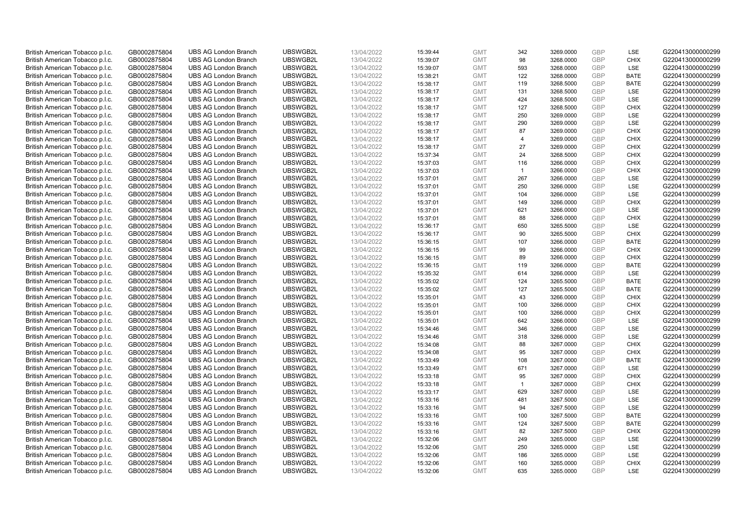| British American Tobacco p.l.c. | GB0002875804 | UBS AG London Branch | UBSWGB2L | 13/04/2022 | 15:39:44 | GMT | 342 | 3269.0000 | GBP | LSE | G220413000000299 |
|---|---|---|---|---|---|---|---|---|---|---|---|
| British American Tobacco p.l.c. | GB0002875804 | UBS AG London Branch | UBSWGB2L | 13/04/2022 | 15:39:07 | GMT | 98 | 3268.0000 | GBP | CHIX | G220413000000299 |
| British American Tobacco p.l.c. | GB0002875804 | UBS AG London Branch | UBSWGB2L | 13/04/2022 | 15:39:07 | GMT | 593 | 3268.0000 | GBP | LSE | G220413000000299 |
| British American Tobacco p.l.c. | GB0002875804 | UBS AG London Branch | UBSWGB2L | 13/04/2022 | 15:38:21 | GMT | 122 | 3268.0000 | GBP | BATE | G220413000000299 |
| British American Tobacco p.l.c. | GB0002875804 | UBS AG London Branch | UBSWGB2L | 13/04/2022 | 15:38:17 | GMT | 119 | 3268.5000 | GBP | BATE | G220413000000299 |
| British American Tobacco p.l.c. | GB0002875804 | UBS AG London Branch | UBSWGB2L | 13/04/2022 | 15:38:17 | GMT | 131 | 3268.5000 | GBP | LSE | G220413000000299 |
| British American Tobacco p.l.c. | GB0002875804 | UBS AG London Branch | UBSWGB2L | 13/04/2022 | 15:38:17 | GMT | 424 | 3268.5000 | GBP | LSE | G220413000000299 |
| British American Tobacco p.l.c. | GB0002875804 | UBS AG London Branch | UBSWGB2L | 13/04/2022 | 15:38:17 | GMT | 127 | 3268.5000 | GBP | CHIX | G220413000000299 |
| British American Tobacco p.l.c. | GB0002875804 | UBS AG London Branch | UBSWGB2L | 13/04/2022 | 15:38:17 | GMT | 250 | 3269.0000 | GBP | LSE | G220413000000299 |
| British American Tobacco p.l.c. | GB0002875804 | UBS AG London Branch | UBSWGB2L | 13/04/2022 | 15:38:17 | GMT | 290 | 3269.0000 | GBP | LSE | G220413000000299 |
| British American Tobacco p.l.c. | GB0002875804 | UBS AG London Branch | UBSWGB2L | 13/04/2022 | 15:38:17 | GMT | 87 | 3269.0000 | GBP | CHIX | G220413000000299 |
| British American Tobacco p.l.c. | GB0002875804 | UBS AG London Branch | UBSWGB2L | 13/04/2022 | 15:38:17 | GMT | 4 | 3269.0000 | GBP | CHIX | G220413000000299 |
| British American Tobacco p.l.c. | GB0002875804 | UBS AG London Branch | UBSWGB2L | 13/04/2022 | 15:38:17 | GMT | 27 | 3269.0000 | GBP | CHIX | G220413000000299 |
| British American Tobacco p.l.c. | GB0002875804 | UBS AG London Branch | UBSWGB2L | 13/04/2022 | 15:37:34 | GMT | 24 | 3268.5000 | GBP | CHIX | G220413000000299 |
| British American Tobacco p.l.c. | GB0002875804 | UBS AG London Branch | UBSWGB2L | 13/04/2022 | 15:37:03 | GMT | 116 | 3266.0000 | GBP | CHIX | G220413000000299 |
| British American Tobacco p.l.c. | GB0002875804 | UBS AG London Branch | UBSWGB2L | 13/04/2022 | 15:37:03 | GMT | 1 | 3266.0000 | GBP | CHIX | G220413000000299 |
| British American Tobacco p.l.c. | GB0002875804 | UBS AG London Branch | UBSWGB2L | 13/04/2022 | 15:37:01 | GMT | 267 | 3266.0000 | GBP | LSE | G220413000000299 |
| British American Tobacco p.l.c. | GB0002875804 | UBS AG London Branch | UBSWGB2L | 13/04/2022 | 15:37:01 | GMT | 250 | 3266.0000 | GBP | LSE | G220413000000299 |
| British American Tobacco p.l.c. | GB0002875804 | UBS AG London Branch | UBSWGB2L | 13/04/2022 | 15:37:01 | GMT | 104 | 3266.0000 | GBP | LSE | G220413000000299 |
| British American Tobacco p.l.c. | GB0002875804 | UBS AG London Branch | UBSWGB2L | 13/04/2022 | 15:37:01 | GMT | 149 | 3266.0000 | GBP | CHIX | G220413000000299 |
| British American Tobacco p.l.c. | GB0002875804 | UBS AG London Branch | UBSWGB2L | 13/04/2022 | 15:37:01 | GMT | 621 | 3266.0000 | GBP | LSE | G220413000000299 |
| British American Tobacco p.l.c. | GB0002875804 | UBS AG London Branch | UBSWGB2L | 13/04/2022 | 15:37:01 | GMT | 88 | 3266.0000 | GBP | CHIX | G220413000000299 |
| British American Tobacco p.l.c. | GB0002875804 | UBS AG London Branch | UBSWGB2L | 13/04/2022 | 15:36:17 | GMT | 650 | 3265.5000 | GBP | LSE | G220413000000299 |
| British American Tobacco p.l.c. | GB0002875804 | UBS AG London Branch | UBSWGB2L | 13/04/2022 | 15:36:17 | GMT | 90 | 3265.5000 | GBP | CHIX | G220413000000299 |
| British American Tobacco p.l.c. | GB0002875804 | UBS AG London Branch | UBSWGB2L | 13/04/2022 | 15:36:15 | GMT | 107 | 3266.0000 | GBP | BATE | G220413000000299 |
| British American Tobacco p.l.c. | GB0002875804 | UBS AG London Branch | UBSWGB2L | 13/04/2022 | 15:36:15 | GMT | 99 | 3266.0000 | GBP | CHIX | G220413000000299 |
| British American Tobacco p.l.c. | GB0002875804 | UBS AG London Branch | UBSWGB2L | 13/04/2022 | 15:36:15 | GMT | 89 | 3266.0000 | GBP | CHIX | G220413000000299 |
| British American Tobacco p.l.c. | GB0002875804 | UBS AG London Branch | UBSWGB2L | 13/04/2022 | 15:36:15 | GMT | 119 | 3266.0000 | GBP | BATE | G220413000000299 |
| British American Tobacco p.l.c. | GB0002875804 | UBS AG London Branch | UBSWGB2L | 13/04/2022 | 15:35:32 | GMT | 614 | 3266.0000 | GBP | LSE | G220413000000299 |
| British American Tobacco p.l.c. | GB0002875804 | UBS AG London Branch | UBSWGB2L | 13/04/2022 | 15:35:02 | GMT | 124 | 3265.5000 | GBP | BATE | G220413000000299 |
| British American Tobacco p.l.c. | GB0002875804 | UBS AG London Branch | UBSWGB2L | 13/04/2022 | 15:35:02 | GMT | 127 | 3265.5000 | GBP | BATE | G220413000000299 |
| British American Tobacco p.l.c. | GB0002875804 | UBS AG London Branch | UBSWGB2L | 13/04/2022 | 15:35:01 | GMT | 43 | 3266.0000 | GBP | CHIX | G220413000000299 |
| British American Tobacco p.l.c. | GB0002875804 | UBS AG London Branch | UBSWGB2L | 13/04/2022 | 15:35:01 | GMT | 100 | 3266.0000 | GBP | CHIX | G220413000000299 |
| British American Tobacco p.l.c. | GB0002875804 | UBS AG London Branch | UBSWGB2L | 13/04/2022 | 15:35:01 | GMT | 100 | 3266.0000 | GBP | CHIX | G220413000000299 |
| British American Tobacco p.l.c. | GB0002875804 | UBS AG London Branch | UBSWGB2L | 13/04/2022 | 15:35:01 | GMT | 642 | 3266.0000 | GBP | LSE | G220413000000299 |
| British American Tobacco p.l.c. | GB0002875804 | UBS AG London Branch | UBSWGB2L | 13/04/2022 | 15:34:46 | GMT | 346 | 3266.0000 | GBP | LSE | G220413000000299 |
| British American Tobacco p.l.c. | GB0002875804 | UBS AG London Branch | UBSWGB2L | 13/04/2022 | 15:34:46 | GMT | 318 | 3266.0000 | GBP | LSE | G220413000000299 |
| British American Tobacco p.l.c. | GB0002875804 | UBS AG London Branch | UBSWGB2L | 13/04/2022 | 15:34:08 | GMT | 88 | 3267.0000 | GBP | CHIX | G220413000000299 |
| British American Tobacco p.l.c. | GB0002875804 | UBS AG London Branch | UBSWGB2L | 13/04/2022 | 15:34:08 | GMT | 95 | 3267.0000 | GBP | CHIX | G220413000000299 |
| British American Tobacco p.l.c. | GB0002875804 | UBS AG London Branch | UBSWGB2L | 13/04/2022 | 15:33:49 | GMT | 108 | 3267.0000 | GBP | BATE | G220413000000299 |
| British American Tobacco p.l.c. | GB0002875804 | UBS AG London Branch | UBSWGB2L | 13/04/2022 | 15:33:49 | GMT | 671 | 3267.0000 | GBP | LSE | G220413000000299 |
| British American Tobacco p.l.c. | GB0002875804 | UBS AG London Branch | UBSWGB2L | 13/04/2022 | 15:33:18 | GMT | 95 | 3267.0000 | GBP | CHIX | G220413000000299 |
| British American Tobacco p.l.c. | GB0002875804 | UBS AG London Branch | UBSWGB2L | 13/04/2022 | 15:33:18 | GMT | 1 | 3267.0000 | GBP | CHIX | G220413000000299 |
| British American Tobacco p.l.c. | GB0002875804 | UBS AG London Branch | UBSWGB2L | 13/04/2022 | 15:33:17 | GMT | 629 | 3267.0000 | GBP | LSE | G220413000000299 |
| British American Tobacco p.l.c. | GB0002875804 | UBS AG London Branch | UBSWGB2L | 13/04/2022 | 15:33:16 | GMT | 481 | 3267.5000 | GBP | LSE | G220413000000299 |
| British American Tobacco p.l.c. | GB0002875804 | UBS AG London Branch | UBSWGB2L | 13/04/2022 | 15:33:16 | GMT | 94 | 3267.5000 | GBP | LSE | G220413000000299 |
| British American Tobacco p.l.c. | GB0002875804 | UBS AG London Branch | UBSWGB2L | 13/04/2022 | 15:33:16 | GMT | 100 | 3267.5000 | GBP | BATE | G220413000000299 |
| British American Tobacco p.l.c. | GB0002875804 | UBS AG London Branch | UBSWGB2L | 13/04/2022 | 15:33:16 | GMT | 124 | 3267.5000 | GBP | BATE | G220413000000299 |
| British American Tobacco p.l.c. | GB0002875804 | UBS AG London Branch | UBSWGB2L | 13/04/2022 | 15:33:16 | GMT | 82 | 3267.5000 | GBP | CHIX | G220413000000299 |
| British American Tobacco p.l.c. | GB0002875804 | UBS AG London Branch | UBSWGB2L | 13/04/2022 | 15:32:06 | GMT | 249 | 3265.0000 | GBP | LSE | G220413000000299 |
| British American Tobacco p.l.c. | GB0002875804 | UBS AG London Branch | UBSWGB2L | 13/04/2022 | 15:32:06 | GMT | 250 | 3265.0000 | GBP | LSE | G220413000000299 |
| British American Tobacco p.l.c. | GB0002875804 | UBS AG London Branch | UBSWGB2L | 13/04/2022 | 15:32:06 | GMT | 186 | 3265.0000 | GBP | LSE | G220413000000299 |
| British American Tobacco p.l.c. | GB0002875804 | UBS AG London Branch | UBSWGB2L | 13/04/2022 | 15:32:06 | GMT | 160 | 3265.0000 | GBP | CHIX | G220413000000299 |
| British American Tobacco p.l.c. | GB0002875804 | UBS AG London Branch | UBSWGB2L | 13/04/2022 | 15:32:06 | GMT | 635 | 3265.0000 | GBP | LSE | G220413000000299 |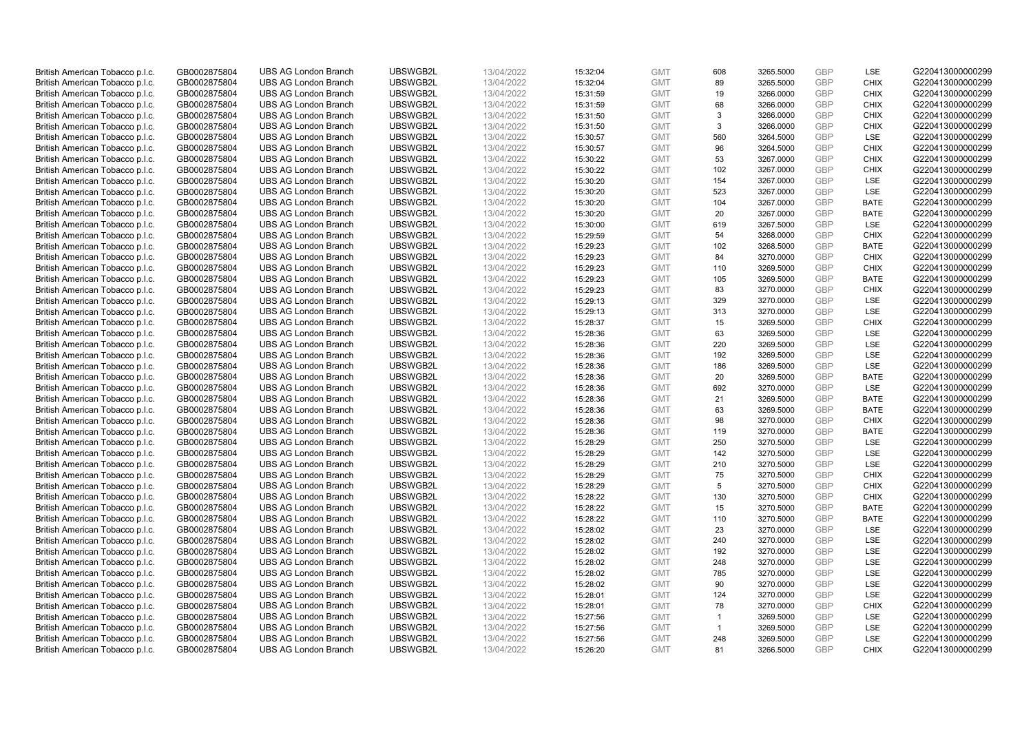| British American Tobacco p.l.c. | GB0002875804 | UBS AG London Branch | UBSWGB2L | 13/04/2022 | 15:32:04 | GMT | 608 | 3265.5000 | GBP | LSE | G220413000000299 |
|---|---|---|---|---|---|---|---|---|---|---|---|
| British American Tobacco p.l.c. | GB0002875804 | UBS AG London Branch | UBSWGB2L | 13/04/2022 | 15:32:04 | GMT | 89 | 3265.5000 | GBP | CHIX | G220413000000299 |
| British American Tobacco p.l.c. | GB0002875804 | UBS AG London Branch | UBSWGB2L | 13/04/2022 | 15:31:59 | GMT | 19 | 3266.0000 | GBP | CHIX | G220413000000299 |
| British American Tobacco p.l.c. | GB0002875804 | UBS AG London Branch | UBSWGB2L | 13/04/2022 | 15:31:59 | GMT | 68 | 3266.0000 | GBP | CHIX | G220413000000299 |
| British American Tobacco p.l.c. | GB0002875804 | UBS AG London Branch | UBSWGB2L | 13/04/2022 | 15:31:50 | GMT | 3 | 3266.0000 | GBP | CHIX | G220413000000299 |
| British American Tobacco p.l.c. | GB0002875804 | UBS AG London Branch | UBSWGB2L | 13/04/2022 | 15:31:50 | GMT | 3 | 3266.0000 | GBP | CHIX | G220413000000299 |
| British American Tobacco p.l.c. | GB0002875804 | UBS AG London Branch | UBSWGB2L | 13/04/2022 | 15:30:57 | GMT | 560 | 3264.5000 | GBP | LSE | G220413000000299 |
| British American Tobacco p.l.c. | GB0002875804 | UBS AG London Branch | UBSWGB2L | 13/04/2022 | 15:30:57 | GMT | 96 | 3264.5000 | GBP | CHIX | G220413000000299 |
| British American Tobacco p.l.c. | GB0002875804 | UBS AG London Branch | UBSWGB2L | 13/04/2022 | 15:30:22 | GMT | 53 | 3267.0000 | GBP | CHIX | G220413000000299 |
| British American Tobacco p.l.c. | GB0002875804 | UBS AG London Branch | UBSWGB2L | 13/04/2022 | 15:30:22 | GMT | 102 | 3267.0000 | GBP | CHIX | G220413000000299 |
| British American Tobacco p.l.c. | GB0002875804 | UBS AG London Branch | UBSWGB2L | 13/04/2022 | 15:30:20 | GMT | 154 | 3267.0000 | GBP | LSE | G220413000000299 |
| British American Tobacco p.l.c. | GB0002875804 | UBS AG London Branch | UBSWGB2L | 13/04/2022 | 15:30:20 | GMT | 523 | 3267.0000 | GBP | LSE | G220413000000299 |
| British American Tobacco p.l.c. | GB0002875804 | UBS AG London Branch | UBSWGB2L | 13/04/2022 | 15:30:20 | GMT | 104 | 3267.0000 | GBP | BATE | G220413000000299 |
| British American Tobacco p.l.c. | GB0002875804 | UBS AG London Branch | UBSWGB2L | 13/04/2022 | 15:30:20 | GMT | 20 | 3267.0000 | GBP | BATE | G220413000000299 |
| British American Tobacco p.l.c. | GB0002875804 | UBS AG London Branch | UBSWGB2L | 13/04/2022 | 15:30:00 | GMT | 619 | 3267.5000 | GBP | LSE | G220413000000299 |
| British American Tobacco p.l.c. | GB0002875804 | UBS AG London Branch | UBSWGB2L | 13/04/2022 | 15:29:59 | GMT | 54 | 3268.0000 | GBP | CHIX | G220413000000299 |
| British American Tobacco p.l.c. | GB0002875804 | UBS AG London Branch | UBSWGB2L | 13/04/2022 | 15:29:23 | GMT | 102 | 3268.5000 | GBP | BATE | G220413000000299 |
| British American Tobacco p.l.c. | GB0002875804 | UBS AG London Branch | UBSWGB2L | 13/04/2022 | 15:29:23 | GMT | 84 | 3270.0000 | GBP | CHIX | G220413000000299 |
| British American Tobacco p.l.c. | GB0002875804 | UBS AG London Branch | UBSWGB2L | 13/04/2022 | 15:29:23 | GMT | 110 | 3269.5000 | GBP | CHIX | G220413000000299 |
| British American Tobacco p.l.c. | GB0002875804 | UBS AG London Branch | UBSWGB2L | 13/04/2022 | 15:29:23 | GMT | 105 | 3269.5000 | GBP | BATE | G220413000000299 |
| British American Tobacco p.l.c. | GB0002875804 | UBS AG London Branch | UBSWGB2L | 13/04/2022 | 15:29:23 | GMT | 83 | 3270.0000 | GBP | CHIX | G220413000000299 |
| British American Tobacco p.l.c. | GB0002875804 | UBS AG London Branch | UBSWGB2L | 13/04/2022 | 15:29:13 | GMT | 329 | 3270.0000 | GBP | LSE | G220413000000299 |
| British American Tobacco p.l.c. | GB0002875804 | UBS AG London Branch | UBSWGB2L | 13/04/2022 | 15:29:13 | GMT | 313 | 3270.0000 | GBP | LSE | G220413000000299 |
| British American Tobacco p.l.c. | GB0002875804 | UBS AG London Branch | UBSWGB2L | 13/04/2022 | 15:28:37 | GMT | 15 | 3269.5000 | GBP | CHIX | G220413000000299 |
| British American Tobacco p.l.c. | GB0002875804 | UBS AG London Branch | UBSWGB2L | 13/04/2022 | 15:28:36 | GMT | 63 | 3269.5000 | GBP | LSE | G220413000000299 |
| British American Tobacco p.l.c. | GB0002875804 | UBS AG London Branch | UBSWGB2L | 13/04/2022 | 15:28:36 | GMT | 220 | 3269.5000 | GBP | LSE | G220413000000299 |
| British American Tobacco p.l.c. | GB0002875804 | UBS AG London Branch | UBSWGB2L | 13/04/2022 | 15:28:36 | GMT | 192 | 3269.5000 | GBP | LSE | G220413000000299 |
| British American Tobacco p.l.c. | GB0002875804 | UBS AG London Branch | UBSWGB2L | 13/04/2022 | 15:28:36 | GMT | 186 | 3269.5000 | GBP | LSE | G220413000000299 |
| British American Tobacco p.l.c. | GB0002875804 | UBS AG London Branch | UBSWGB2L | 13/04/2022 | 15:28:36 | GMT | 20 | 3269.5000 | GBP | BATE | G220413000000299 |
| British American Tobacco p.l.c. | GB0002875804 | UBS AG London Branch | UBSWGB2L | 13/04/2022 | 15:28:36 | GMT | 692 | 3270.0000 | GBP | LSE | G220413000000299 |
| British American Tobacco p.l.c. | GB0002875804 | UBS AG London Branch | UBSWGB2L | 13/04/2022 | 15:28:36 | GMT | 21 | 3269.5000 | GBP | BATE | G220413000000299 |
| British American Tobacco p.l.c. | GB0002875804 | UBS AG London Branch | UBSWGB2L | 13/04/2022 | 15:28:36 | GMT | 63 | 3269.5000 | GBP | BATE | G220413000000299 |
| British American Tobacco p.l.c. | GB0002875804 | UBS AG London Branch | UBSWGB2L | 13/04/2022 | 15:28:36 | GMT | 98 | 3270.0000 | GBP | CHIX | G220413000000299 |
| British American Tobacco p.l.c. | GB0002875804 | UBS AG London Branch | UBSWGB2L | 13/04/2022 | 15:28:36 | GMT | 119 | 3270.0000 | GBP | BATE | G220413000000299 |
| British American Tobacco p.l.c. | GB0002875804 | UBS AG London Branch | UBSWGB2L | 13/04/2022 | 15:28:29 | GMT | 250 | 3270.5000 | GBP | LSE | G220413000000299 |
| British American Tobacco p.l.c. | GB0002875804 | UBS AG London Branch | UBSWGB2L | 13/04/2022 | 15:28:29 | GMT | 142 | 3270.5000 | GBP | LSE | G220413000000299 |
| British American Tobacco p.l.c. | GB0002875804 | UBS AG London Branch | UBSWGB2L | 13/04/2022 | 15:28:29 | GMT | 210 | 3270.5000 | GBP | LSE | G220413000000299 |
| British American Tobacco p.l.c. | GB0002875804 | UBS AG London Branch | UBSWGB2L | 13/04/2022 | 15:28:29 | GMT | 75 | 3270.5000 | GBP | CHIX | G220413000000299 |
| British American Tobacco p.l.c. | GB0002875804 | UBS AG London Branch | UBSWGB2L | 13/04/2022 | 15:28:29 | GMT | 5 | 3270.5000 | GBP | CHIX | G220413000000299 |
| British American Tobacco p.l.c. | GB0002875804 | UBS AG London Branch | UBSWGB2L | 13/04/2022 | 15:28:22 | GMT | 130 | 3270.5000 | GBP | CHIX | G220413000000299 |
| British American Tobacco p.l.c. | GB0002875804 | UBS AG London Branch | UBSWGB2L | 13/04/2022 | 15:28:22 | GMT | 15 | 3270.5000 | GBP | BATE | G220413000000299 |
| British American Tobacco p.l.c. | GB0002875804 | UBS AG London Branch | UBSWGB2L | 13/04/2022 | 15:28:22 | GMT | 110 | 3270.5000 | GBP | BATE | G220413000000299 |
| British American Tobacco p.l.c. | GB0002875804 | UBS AG London Branch | UBSWGB2L | 13/04/2022 | 15:28:02 | GMT | 23 | 3270.0000 | GBP | LSE | G220413000000299 |
| British American Tobacco p.l.c. | GB0002875804 | UBS AG London Branch | UBSWGB2L | 13/04/2022 | 15:28:02 | GMT | 240 | 3270.0000 | GBP | LSE | G220413000000299 |
| British American Tobacco p.l.c. | GB0002875804 | UBS AG London Branch | UBSWGB2L | 13/04/2022 | 15:28:02 | GMT | 192 | 3270.0000 | GBP | LSE | G220413000000299 |
| British American Tobacco p.l.c. | GB0002875804 | UBS AG London Branch | UBSWGB2L | 13/04/2022 | 15:28:02 | GMT | 248 | 3270.0000 | GBP | LSE | G220413000000299 |
| British American Tobacco p.l.c. | GB0002875804 | UBS AG London Branch | UBSWGB2L | 13/04/2022 | 15:28:02 | GMT | 785 | 3270.0000 | GBP | LSE | G220413000000299 |
| British American Tobacco p.l.c. | GB0002875804 | UBS AG London Branch | UBSWGB2L | 13/04/2022 | 15:28:02 | GMT | 90 | 3270.0000 | GBP | LSE | G220413000000299 |
| British American Tobacco p.l.c. | GB0002875804 | UBS AG London Branch | UBSWGB2L | 13/04/2022 | 15:28:01 | GMT | 124 | 3270.0000 | GBP | LSE | G220413000000299 |
| British American Tobacco p.l.c. | GB0002875804 | UBS AG London Branch | UBSWGB2L | 13/04/2022 | 15:28:01 | GMT | 78 | 3270.0000 | GBP | CHIX | G220413000000299 |
| British American Tobacco p.l.c. | GB0002875804 | UBS AG London Branch | UBSWGB2L | 13/04/2022 | 15:27:56 | GMT | 1 | 3269.5000 | GBP | LSE | G220413000000299 |
| British American Tobacco p.l.c. | GB0002875804 | UBS AG London Branch | UBSWGB2L | 13/04/2022 | 15:27:56 | GMT | 1 | 3269.5000 | GBP | LSE | G220413000000299 |
| British American Tobacco p.l.c. | GB0002875804 | UBS AG London Branch | UBSWGB2L | 13/04/2022 | 15:27:56 | GMT | 248 | 3269.5000 | GBP | LSE | G220413000000299 |
| British American Tobacco p.l.c. | GB0002875804 | UBS AG London Branch | UBSWGB2L | 13/04/2022 | 15:26:20 | GMT | 81 | 3266.5000 | GBP | CHIX | G220413000000299 |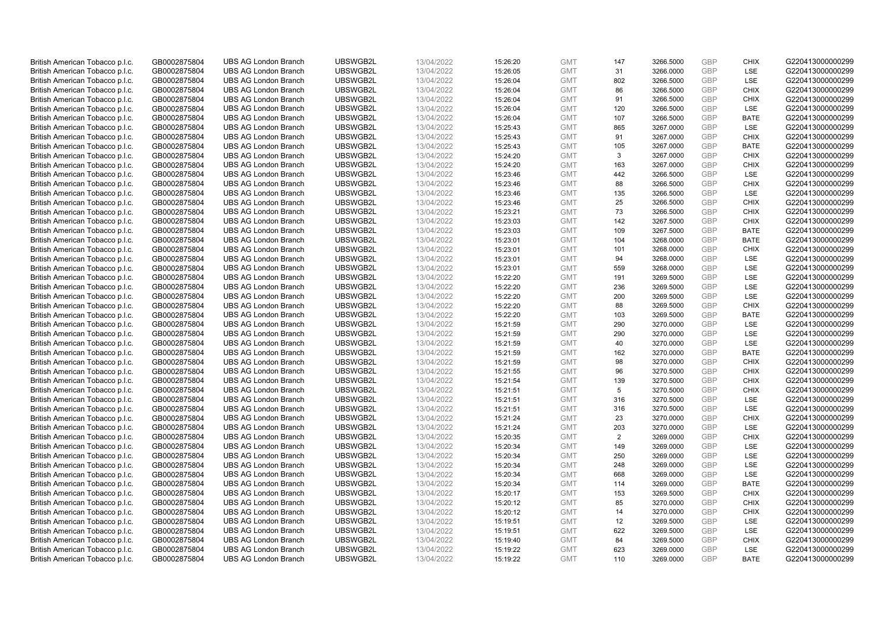| British American Tobacco p.l.c. | GB0002875804 | UBS AG London Branch | UBSWGB2L | 13/04/2022 | 15:26:20 | GMT | 147 | 3266.5000 | GBP | CHIX | G220413000000299 |
|---|---|---|---|---|---|---|---|---|---|---|---|
| British American Tobacco p.l.c. | GB0002875804 | UBS AG London Branch | UBSWGB2L | 13/04/2022 | 15:26:05 | GMT | 31 | 3266.0000 | GBP | LSE | G220413000000299 |
| British American Tobacco p.l.c. | GB0002875804 | UBS AG London Branch | UBSWGB2L | 13/04/2022 | 15:26:04 | GMT | 802 | 3266.5000 | GBP | LSE | G220413000000299 |
| British American Tobacco p.l.c. | GB0002875804 | UBS AG London Branch | UBSWGB2L | 13/04/2022 | 15:26:04 | GMT | 86 | 3266.5000 | GBP | CHIX | G220413000000299 |
| British American Tobacco p.l.c. | GB0002875804 | UBS AG London Branch | UBSWGB2L | 13/04/2022 | 15:26:04 | GMT | 91 | 3266.5000 | GBP | CHIX | G220413000000299 |
| British American Tobacco p.l.c. | GB0002875804 | UBS AG London Branch | UBSWGB2L | 13/04/2022 | 15:26:04 | GMT | 120 | 3266.5000 | GBP | LSE | G220413000000299 |
| British American Tobacco p.l.c. | GB0002875804 | UBS AG London Branch | UBSWGB2L | 13/04/2022 | 15:26:04 | GMT | 107 | 3266.5000 | GBP | BATE | G220413000000299 |
| British American Tobacco p.l.c. | GB0002875804 | UBS AG London Branch | UBSWGB2L | 13/04/2022 | 15:25:43 | GMT | 865 | 3267.0000 | GBP | LSE | G220413000000299 |
| British American Tobacco p.l.c. | GB0002875804 | UBS AG London Branch | UBSWGB2L | 13/04/2022 | 15:25:43 | GMT | 91 | 3267.0000 | GBP | CHIX | G220413000000299 |
| British American Tobacco p.l.c. | GB0002875804 | UBS AG London Branch | UBSWGB2L | 13/04/2022 | 15:25:43 | GMT | 105 | 3267.0000 | GBP | BATE | G220413000000299 |
| British American Tobacco p.l.c. | GB0002875804 | UBS AG London Branch | UBSWGB2L | 13/04/2022 | 15:24:20 | GMT | 3 | 3267.0000 | GBP | CHIX | G220413000000299 |
| British American Tobacco p.l.c. | GB0002875804 | UBS AG London Branch | UBSWGB2L | 13/04/2022 | 15:24:20 | GMT | 163 | 3267.0000 | GBP | CHIX | G220413000000299 |
| British American Tobacco p.l.c. | GB0002875804 | UBS AG London Branch | UBSWGB2L | 13/04/2022 | 15:23:46 | GMT | 442 | 3266.5000 | GBP | LSE | G220413000000299 |
| British American Tobacco p.l.c. | GB0002875804 | UBS AG London Branch | UBSWGB2L | 13/04/2022 | 15:23:46 | GMT | 88 | 3266.5000 | GBP | CHIX | G220413000000299 |
| British American Tobacco p.l.c. | GB0002875804 | UBS AG London Branch | UBSWGB2L | 13/04/2022 | 15:23:46 | GMT | 135 | 3266.5000 | GBP | LSE | G220413000000299 |
| British American Tobacco p.l.c. | GB0002875804 | UBS AG London Branch | UBSWGB2L | 13/04/2022 | 15:23:46 | GMT | 25 | 3266.5000 | GBP | CHIX | G220413000000299 |
| British American Tobacco p.l.c. | GB0002875804 | UBS AG London Branch | UBSWGB2L | 13/04/2022 | 15:23:21 | GMT | 73 | 3266.5000 | GBP | CHIX | G220413000000299 |
| British American Tobacco p.l.c. | GB0002875804 | UBS AG London Branch | UBSWGB2L | 13/04/2022 | 15:23:03 | GMT | 142 | 3267.5000 | GBP | CHIX | G220413000000299 |
| British American Tobacco p.l.c. | GB0002875804 | UBS AG London Branch | UBSWGB2L | 13/04/2022 | 15:23:03 | GMT | 109 | 3267.5000 | GBP | BATE | G220413000000299 |
| British American Tobacco p.l.c. | GB0002875804 | UBS AG London Branch | UBSWGB2L | 13/04/2022 | 15:23:01 | GMT | 104 | 3268.0000 | GBP | BATE | G220413000000299 |
| British American Tobacco p.l.c. | GB0002875804 | UBS AG London Branch | UBSWGB2L | 13/04/2022 | 15:23:01 | GMT | 101 | 3268.0000 | GBP | CHIX | G220413000000299 |
| British American Tobacco p.l.c. | GB0002875804 | UBS AG London Branch | UBSWGB2L | 13/04/2022 | 15:23:01 | GMT | 94 | 3268.0000 | GBP | LSE | G220413000000299 |
| British American Tobacco p.l.c. | GB0002875804 | UBS AG London Branch | UBSWGB2L | 13/04/2022 | 15:23:01 | GMT | 559 | 3268.0000 | GBP | LSE | G220413000000299 |
| British American Tobacco p.l.c. | GB0002875804 | UBS AG London Branch | UBSWGB2L | 13/04/2022 | 15:22:20 | GMT | 191 | 3269.5000 | GBP | LSE | G220413000000299 |
| British American Tobacco p.l.c. | GB0002875804 | UBS AG London Branch | UBSWGB2L | 13/04/2022 | 15:22:20 | GMT | 236 | 3269.5000 | GBP | LSE | G220413000000299 |
| British American Tobacco p.l.c. | GB0002875804 | UBS AG London Branch | UBSWGB2L | 13/04/2022 | 15:22:20 | GMT | 200 | 3269.5000 | GBP | LSE | G220413000000299 |
| British American Tobacco p.l.c. | GB0002875804 | UBS AG London Branch | UBSWGB2L | 13/04/2022 | 15:22:20 | GMT | 88 | 3269.5000 | GBP | CHIX | G220413000000299 |
| British American Tobacco p.l.c. | GB0002875804 | UBS AG London Branch | UBSWGB2L | 13/04/2022 | 15:22:20 | GMT | 103 | 3269.5000 | GBP | BATE | G220413000000299 |
| British American Tobacco p.l.c. | GB0002875804 | UBS AG London Branch | UBSWGB2L | 13/04/2022 | 15:21:59 | GMT | 290 | 3270.0000 | GBP | LSE | G220413000000299 |
| British American Tobacco p.l.c. | GB0002875804 | UBS AG London Branch | UBSWGB2L | 13/04/2022 | 15:21:59 | GMT | 290 | 3270.0000 | GBP | LSE | G220413000000299 |
| British American Tobacco p.l.c. | GB0002875804 | UBS AG London Branch | UBSWGB2L | 13/04/2022 | 15:21:59 | GMT | 40 | 3270.0000 | GBP | LSE | G220413000000299 |
| British American Tobacco p.l.c. | GB0002875804 | UBS AG London Branch | UBSWGB2L | 13/04/2022 | 15:21:59 | GMT | 162 | 3270.0000 | GBP | BATE | G220413000000299 |
| British American Tobacco p.l.c. | GB0002875804 | UBS AG London Branch | UBSWGB2L | 13/04/2022 | 15:21:59 | GMT | 98 | 3270.0000 | GBP | CHIX | G220413000000299 |
| British American Tobacco p.l.c. | GB0002875804 | UBS AG London Branch | UBSWGB2L | 13/04/2022 | 15:21:55 | GMT | 96 | 3270.5000 | GBP | CHIX | G220413000000299 |
| British American Tobacco p.l.c. | GB0002875804 | UBS AG London Branch | UBSWGB2L | 13/04/2022 | 15:21:54 | GMT | 139 | 3270.5000 | GBP | CHIX | G220413000000299 |
| British American Tobacco p.l.c. | GB0002875804 | UBS AG London Branch | UBSWGB2L | 13/04/2022 | 15:21:51 | GMT | 5 | 3270.5000 | GBP | CHIX | G220413000000299 |
| British American Tobacco p.l.c. | GB0002875804 | UBS AG London Branch | UBSWGB2L | 13/04/2022 | 15:21:51 | GMT | 316 | 3270.5000 | GBP | LSE | G220413000000299 |
| British American Tobacco p.l.c. | GB0002875804 | UBS AG London Branch | UBSWGB2L | 13/04/2022 | 15:21:51 | GMT | 316 | 3270.5000 | GBP | LSE | G220413000000299 |
| British American Tobacco p.l.c. | GB0002875804 | UBS AG London Branch | UBSWGB2L | 13/04/2022 | 15:21:24 | GMT | 23 | 3270.0000 | GBP | CHIX | G220413000000299 |
| British American Tobacco p.l.c. | GB0002875804 | UBS AG London Branch | UBSWGB2L | 13/04/2022 | 15:21:24 | GMT | 203 | 3270.0000 | GBP | LSE | G220413000000299 |
| British American Tobacco p.l.c. | GB0002875804 | UBS AG London Branch | UBSWGB2L | 13/04/2022 | 15:20:35 | GMT | 2 | 3269.0000 | GBP | CHIX | G220413000000299 |
| British American Tobacco p.l.c. | GB0002875804 | UBS AG London Branch | UBSWGB2L | 13/04/2022 | 15:20:34 | GMT | 149 | 3269.0000 | GBP | LSE | G220413000000299 |
| British American Tobacco p.l.c. | GB0002875804 | UBS AG London Branch | UBSWGB2L | 13/04/2022 | 15:20:34 | GMT | 250 | 3269.0000 | GBP | LSE | G220413000000299 |
| British American Tobacco p.l.c. | GB0002875804 | UBS AG London Branch | UBSWGB2L | 13/04/2022 | 15:20:34 | GMT | 248 | 3269.0000 | GBP | LSE | G220413000000299 |
| British American Tobacco p.l.c. | GB0002875804 | UBS AG London Branch | UBSWGB2L | 13/04/2022 | 15:20:34 | GMT | 668 | 3269.0000 | GBP | LSE | G220413000000299 |
| British American Tobacco p.l.c. | GB0002875804 | UBS AG London Branch | UBSWGB2L | 13/04/2022 | 15:20:34 | GMT | 114 | 3269.0000 | GBP | BATE | G220413000000299 |
| British American Tobacco p.l.c. | GB0002875804 | UBS AG London Branch | UBSWGB2L | 13/04/2022 | 15:20:17 | GMT | 153 | 3269.5000 | GBP | CHIX | G220413000000299 |
| British American Tobacco p.l.c. | GB0002875804 | UBS AG London Branch | UBSWGB2L | 13/04/2022 | 15:20:12 | GMT | 85 | 3270.0000 | GBP | CHIX | G220413000000299 |
| British American Tobacco p.l.c. | GB0002875804 | UBS AG London Branch | UBSWGB2L | 13/04/2022 | 15:20:12 | GMT | 14 | 3270.0000 | GBP | CHIX | G220413000000299 |
| British American Tobacco p.l.c. | GB0002875804 | UBS AG London Branch | UBSWGB2L | 13/04/2022 | 15:19:51 | GMT | 12 | 3269.5000 | GBP | LSE | G220413000000299 |
| British American Tobacco p.l.c. | GB0002875804 | UBS AG London Branch | UBSWGB2L | 13/04/2022 | 15:19:51 | GMT | 622 | 3269.5000 | GBP | LSE | G220413000000299 |
| British American Tobacco p.l.c. | GB0002875804 | UBS AG London Branch | UBSWGB2L | 13/04/2022 | 15:19:40 | GMT | 84 | 3269.5000 | GBP | CHIX | G220413000000299 |
| British American Tobacco p.l.c. | GB0002875804 | UBS AG London Branch | UBSWGB2L | 13/04/2022 | 15:19:22 | GMT | 623 | 3269.0000 | GBP | LSE | G220413000000299 |
| British American Tobacco p.l.c. | GB0002875804 | UBS AG London Branch | UBSWGB2L | 13/04/2022 | 15:19:22 | GMT | 110 | 3269.0000 | GBP | BATE | G220413000000299 |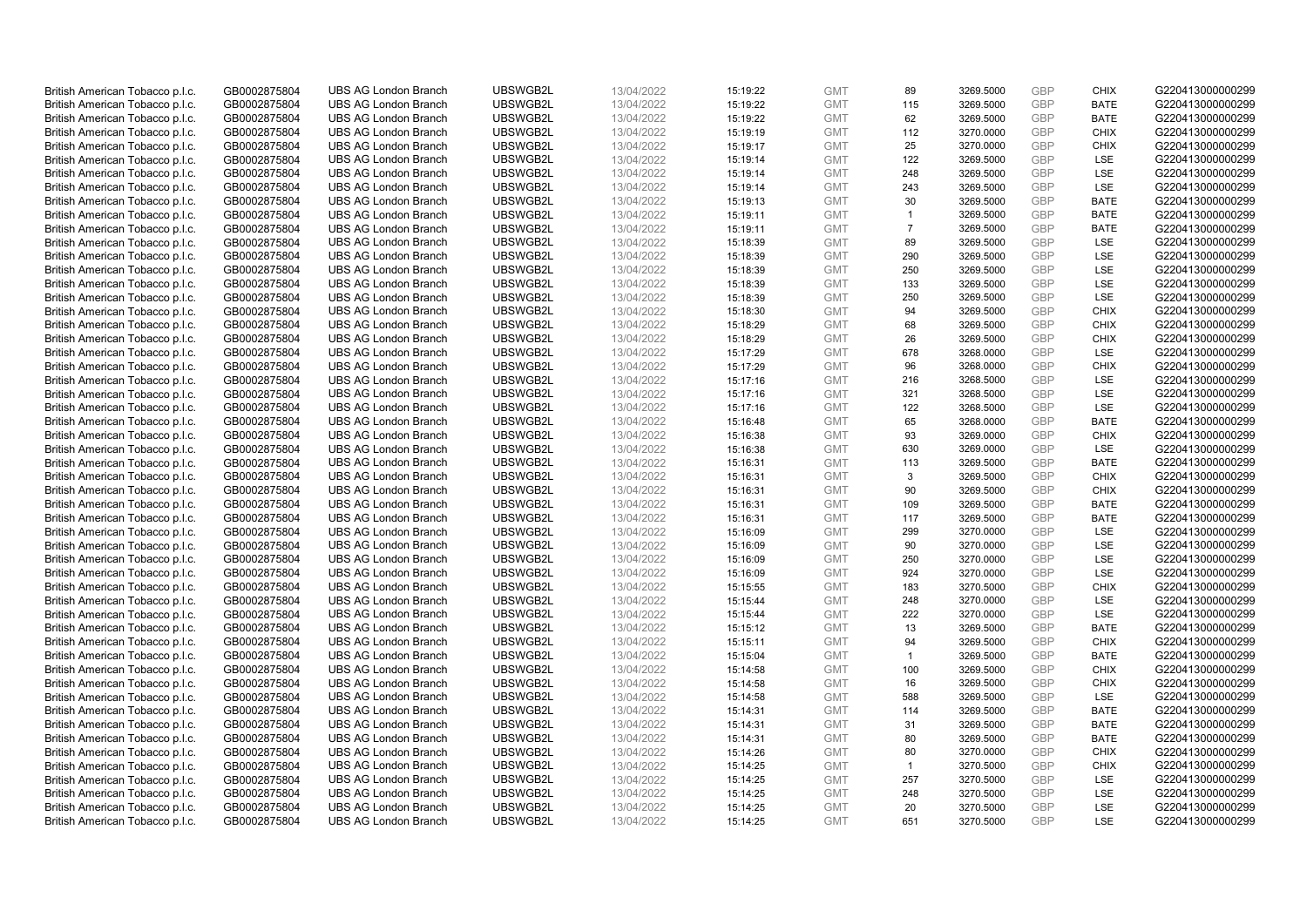| | | | | | | | | | | | |
|---|---|---|---|---|---|---|---|---|---|---|---|
| British American Tobacco p.l.c. | GB0002875804 | UBS AG London Branch | UBSWGB2L | 13/04/2022 | 15:19:22 | GMT | 89 | 3269.5000 | GBP | CHIX | G220413000000299 |
| British American Tobacco p.l.c. | GB0002875804 | UBS AG London Branch | UBSWGB2L | 13/04/2022 | 15:19:22 | GMT | 115 | 3269.5000 | GBP | BATE | G220413000000299 |
| British American Tobacco p.l.c. | GB0002875804 | UBS AG London Branch | UBSWGB2L | 13/04/2022 | 15:19:22 | GMT | 62 | 3269.5000 | GBP | BATE | G220413000000299 |
| British American Tobacco p.l.c. | GB0002875804 | UBS AG London Branch | UBSWGB2L | 13/04/2022 | 15:19:19 | GMT | 112 | 3270.0000 | GBP | CHIX | G220413000000299 |
| British American Tobacco p.l.c. | GB0002875804 | UBS AG London Branch | UBSWGB2L | 13/04/2022 | 15:19:17 | GMT | 25 | 3270.0000 | GBP | CHIX | G220413000000299 |
| British American Tobacco p.l.c. | GB0002875804 | UBS AG London Branch | UBSWGB2L | 13/04/2022 | 15:19:14 | GMT | 122 | 3269.5000 | GBP | LSE | G220413000000299 |
| British American Tobacco p.l.c. | GB0002875804 | UBS AG London Branch | UBSWGB2L | 13/04/2022 | 15:19:14 | GMT | 248 | 3269.5000 | GBP | LSE | G220413000000299 |
| British American Tobacco p.l.c. | GB0002875804 | UBS AG London Branch | UBSWGB2L | 13/04/2022 | 15:19:14 | GMT | 243 | 3269.5000 | GBP | LSE | G220413000000299 |
| British American Tobacco p.l.c. | GB0002875804 | UBS AG London Branch | UBSWGB2L | 13/04/2022 | 15:19:13 | GMT | 30 | 3269.5000 | GBP | BATE | G220413000000299 |
| British American Tobacco p.l.c. | GB0002875804 | UBS AG London Branch | UBSWGB2L | 13/04/2022 | 15:19:11 | GMT | 1 | 3269.5000 | GBP | BATE | G220413000000299 |
| British American Tobacco p.l.c. | GB0002875804 | UBS AG London Branch | UBSWGB2L | 13/04/2022 | 15:19:11 | GMT | 7 | 3269.5000 | GBP | BATE | G220413000000299 |
| British American Tobacco p.l.c. | GB0002875804 | UBS AG London Branch | UBSWGB2L | 13/04/2022 | 15:18:39 | GMT | 89 | 3269.5000 | GBP | LSE | G220413000000299 |
| British American Tobacco p.l.c. | GB0002875804 | UBS AG London Branch | UBSWGB2L | 13/04/2022 | 15:18:39 | GMT | 290 | 3269.5000 | GBP | LSE | G220413000000299 |
| British American Tobacco p.l.c. | GB0002875804 | UBS AG London Branch | UBSWGB2L | 13/04/2022 | 15:18:39 | GMT | 250 | 3269.5000 | GBP | LSE | G220413000000299 |
| British American Tobacco p.l.c. | GB0002875804 | UBS AG London Branch | UBSWGB2L | 13/04/2022 | 15:18:39 | GMT | 133 | 3269.5000 | GBP | LSE | G220413000000299 |
| British American Tobacco p.l.c. | GB0002875804 | UBS AG London Branch | UBSWGB2L | 13/04/2022 | 15:18:39 | GMT | 250 | 3269.5000 | GBP | LSE | G220413000000299 |
| British American Tobacco p.l.c. | GB0002875804 | UBS AG London Branch | UBSWGB2L | 13/04/2022 | 15:18:30 | GMT | 94 | 3269.5000 | GBP | CHIX | G220413000000299 |
| British American Tobacco p.l.c. | GB0002875804 | UBS AG London Branch | UBSWGB2L | 13/04/2022 | 15:18:29 | GMT | 68 | 3269.5000 | GBP | CHIX | G220413000000299 |
| British American Tobacco p.l.c. | GB0002875804 | UBS AG London Branch | UBSWGB2L | 13/04/2022 | 15:18:29 | GMT | 26 | 3269.5000 | GBP | CHIX | G220413000000299 |
| British American Tobacco p.l.c. | GB0002875804 | UBS AG London Branch | UBSWGB2L | 13/04/2022 | 15:17:29 | GMT | 678 | 3268.0000 | GBP | LSE | G220413000000299 |
| British American Tobacco p.l.c. | GB0002875804 | UBS AG London Branch | UBSWGB2L | 13/04/2022 | 15:17:29 | GMT | 96 | 3268.0000 | GBP | CHIX | G220413000000299 |
| British American Tobacco p.l.c. | GB0002875804 | UBS AG London Branch | UBSWGB2L | 13/04/2022 | 15:17:16 | GMT | 216 | 3268.5000 | GBP | LSE | G220413000000299 |
| British American Tobacco p.l.c. | GB0002875804 | UBS AG London Branch | UBSWGB2L | 13/04/2022 | 15:17:16 | GMT | 321 | 3268.5000 | GBP | LSE | G220413000000299 |
| British American Tobacco p.l.c. | GB0002875804 | UBS AG London Branch | UBSWGB2L | 13/04/2022 | 15:17:16 | GMT | 122 | 3268.5000 | GBP | LSE | G220413000000299 |
| British American Tobacco p.l.c. | GB0002875804 | UBS AG London Branch | UBSWGB2L | 13/04/2022 | 15:16:48 | GMT | 65 | 3268.0000 | GBP | BATE | G220413000000299 |
| British American Tobacco p.l.c. | GB0002875804 | UBS AG London Branch | UBSWGB2L | 13/04/2022 | 15:16:38 | GMT | 93 | 3269.0000 | GBP | CHIX | G220413000000299 |
| British American Tobacco p.l.c. | GB0002875804 | UBS AG London Branch | UBSWGB2L | 13/04/2022 | 15:16:38 | GMT | 630 | 3269.0000 | GBP | LSE | G220413000000299 |
| British American Tobacco p.l.c. | GB0002875804 | UBS AG London Branch | UBSWGB2L | 13/04/2022 | 15:16:31 | GMT | 113 | 3269.5000 | GBP | BATE | G220413000000299 |
| British American Tobacco p.l.c. | GB0002875804 | UBS AG London Branch | UBSWGB2L | 13/04/2022 | 15:16:31 | GMT | 3 | 3269.5000 | GBP | CHIX | G220413000000299 |
| British American Tobacco p.l.c. | GB0002875804 | UBS AG London Branch | UBSWGB2L | 13/04/2022 | 15:16:31 | GMT | 90 | 3269.5000 | GBP | CHIX | G220413000000299 |
| British American Tobacco p.l.c. | GB0002875804 | UBS AG London Branch | UBSWGB2L | 13/04/2022 | 15:16:31 | GMT | 109 | 3269.5000 | GBP | BATE | G220413000000299 |
| British American Tobacco p.l.c. | GB0002875804 | UBS AG London Branch | UBSWGB2L | 13/04/2022 | 15:16:31 | GMT | 117 | 3269.5000 | GBP | BATE | G220413000000299 |
| British American Tobacco p.l.c. | GB0002875804 | UBS AG London Branch | UBSWGB2L | 13/04/2022 | 15:16:09 | GMT | 299 | 3270.0000 | GBP | LSE | G220413000000299 |
| British American Tobacco p.l.c. | GB0002875804 | UBS AG London Branch | UBSWGB2L | 13/04/2022 | 15:16:09 | GMT | 90 | 3270.0000 | GBP | LSE | G220413000000299 |
| British American Tobacco p.l.c. | GB0002875804 | UBS AG London Branch | UBSWGB2L | 13/04/2022 | 15:16:09 | GMT | 250 | 3270.0000 | GBP | LSE | G220413000000299 |
| British American Tobacco p.l.c. | GB0002875804 | UBS AG London Branch | UBSWGB2L | 13/04/2022 | 15:16:09 | GMT | 924 | 3270.0000 | GBP | LSE | G220413000000299 |
| British American Tobacco p.l.c. | GB0002875804 | UBS AG London Branch | UBSWGB2L | 13/04/2022 | 15:15:55 | GMT | 183 | 3270.5000 | GBP | CHIX | G220413000000299 |
| British American Tobacco p.l.c. | GB0002875804 | UBS AG London Branch | UBSWGB2L | 13/04/2022 | 15:15:44 | GMT | 248 | 3270.0000 | GBP | LSE | G220413000000299 |
| British American Tobacco p.l.c. | GB0002875804 | UBS AG London Branch | UBSWGB2L | 13/04/2022 | 15:15:44 | GMT | 222 | 3270.0000 | GBP | LSE | G220413000000299 |
| British American Tobacco p.l.c. | GB0002875804 | UBS AG London Branch | UBSWGB2L | 13/04/2022 | 15:15:12 | GMT | 13 | 3269.5000 | GBP | BATE | G220413000000299 |
| British American Tobacco p.l.c. | GB0002875804 | UBS AG London Branch | UBSWGB2L | 13/04/2022 | 15:15:11 | GMT | 94 | 3269.5000 | GBP | CHIX | G220413000000299 |
| British American Tobacco p.l.c. | GB0002875804 | UBS AG London Branch | UBSWGB2L | 13/04/2022 | 15:15:04 | GMT | 1 | 3269.5000 | GBP | BATE | G220413000000299 |
| British American Tobacco p.l.c. | GB0002875804 | UBS AG London Branch | UBSWGB2L | 13/04/2022 | 15:14:58 | GMT | 100 | 3269.5000 | GBP | CHIX | G220413000000299 |
| British American Tobacco p.l.c. | GB0002875804 | UBS AG London Branch | UBSWGB2L | 13/04/2022 | 15:14:58 | GMT | 16 | 3269.5000 | GBP | CHIX | G220413000000299 |
| British American Tobacco p.l.c. | GB0002875804 | UBS AG London Branch | UBSWGB2L | 13/04/2022 | 15:14:58 | GMT | 588 | 3269.5000 | GBP | LSE | G220413000000299 |
| British American Tobacco p.l.c. | GB0002875804 | UBS AG London Branch | UBSWGB2L | 13/04/2022 | 15:14:31 | GMT | 114 | 3269.5000 | GBP | BATE | G220413000000299 |
| British American Tobacco p.l.c. | GB0002875804 | UBS AG London Branch | UBSWGB2L | 13/04/2022 | 15:14:31 | GMT | 31 | 3269.5000 | GBP | BATE | G220413000000299 |
| British American Tobacco p.l.c. | GB0002875804 | UBS AG London Branch | UBSWGB2L | 13/04/2022 | 15:14:31 | GMT | 80 | 3269.5000 | GBP | BATE | G220413000000299 |
| British American Tobacco p.l.c. | GB0002875804 | UBS AG London Branch | UBSWGB2L | 13/04/2022 | 15:14:26 | GMT | 80 | 3270.0000 | GBP | CHIX | G220413000000299 |
| British American Tobacco p.l.c. | GB0002875804 | UBS AG London Branch | UBSWGB2L | 13/04/2022 | 15:14:25 | GMT | 1 | 3270.5000 | GBP | CHIX | G220413000000299 |
| British American Tobacco p.l.c. | GB0002875804 | UBS AG London Branch | UBSWGB2L | 13/04/2022 | 15:14:25 | GMT | 257 | 3270.5000 | GBP | LSE | G220413000000299 |
| British American Tobacco p.l.c. | GB0002875804 | UBS AG London Branch | UBSWGB2L | 13/04/2022 | 15:14:25 | GMT | 248 | 3270.5000 | GBP | LSE | G220413000000299 |
| British American Tobacco p.l.c. | GB0002875804 | UBS AG London Branch | UBSWGB2L | 13/04/2022 | 15:14:25 | GMT | 20 | 3270.5000 | GBP | LSE | G220413000000299 |
| British American Tobacco p.l.c. | GB0002875804 | UBS AG London Branch | UBSWGB2L | 13/04/2022 | 15:14:25 | GMT | 651 | 3270.5000 | GBP | LSE | G220413000000299 |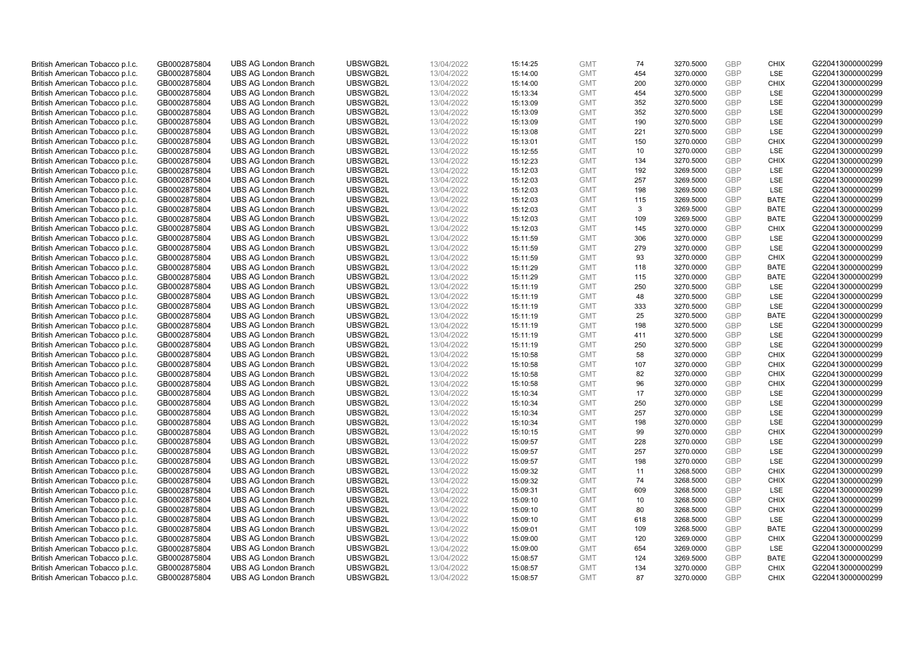| | | | | | | | | | | | |
|---|---|---|---|---|---|---|---|---|---|---|---|
| British American Tobacco p.l.c. | GB0002875804 | UBS AG London Branch | UBSWGB2L | 13/04/2022 | 15:14:25 | GMT | 74 | 3270.5000 | GBP | CHIX | G220413000000299 |
| British American Tobacco p.l.c. | GB0002875804 | UBS AG London Branch | UBSWGB2L | 13/04/2022 | 15:14:00 | GMT | 454 | 3270.0000 | GBP | LSE | G220413000000299 |
| British American Tobacco p.l.c. | GB0002875804 | UBS AG London Branch | UBSWGB2L | 13/04/2022 | 15:14:00 | GMT | 200 | 3270.0000 | GBP | CHIX | G220413000000299 |
| British American Tobacco p.l.c. | GB0002875804 | UBS AG London Branch | UBSWGB2L | 13/04/2022 | 15:13:34 | GMT | 454 | 3270.5000 | GBP | LSE | G220413000000299 |
| British American Tobacco p.l.c. | GB0002875804 | UBS AG London Branch | UBSWGB2L | 13/04/2022 | 15:13:09 | GMT | 352 | 3270.5000 | GBP | LSE | G220413000000299 |
| British American Tobacco p.l.c. | GB0002875804 | UBS AG London Branch | UBSWGB2L | 13/04/2022 | 15:13:09 | GMT | 352 | 3270.5000 | GBP | LSE | G220413000000299 |
| British American Tobacco p.l.c. | GB0002875804 | UBS AG London Branch | UBSWGB2L | 13/04/2022 | 15:13:09 | GMT | 190 | 3270.5000 | GBP | LSE | G220413000000299 |
| British American Tobacco p.l.c. | GB0002875804 | UBS AG London Branch | UBSWGB2L | 13/04/2022 | 15:13:08 | GMT | 221 | 3270.5000 | GBP | LSE | G220413000000299 |
| British American Tobacco p.l.c. | GB0002875804 | UBS AG London Branch | UBSWGB2L | 13/04/2022 | 15:13:01 | GMT | 150 | 3270.0000 | GBP | CHIX | G220413000000299 |
| British American Tobacco p.l.c. | GB0002875804 | UBS AG London Branch | UBSWGB2L | 13/04/2022 | 15:12:55 | GMT | 10 | 3270.0000 | GBP | LSE | G220413000000299 |
| British American Tobacco p.l.c. | GB0002875804 | UBS AG London Branch | UBSWGB2L | 13/04/2022 | 15:12:23 | GMT | 134 | 3270.5000 | GBP | CHIX | G220413000000299 |
| British American Tobacco p.l.c. | GB0002875804 | UBS AG London Branch | UBSWGB2L | 13/04/2022 | 15:12:03 | GMT | 192 | 3269.5000 | GBP | LSE | G220413000000299 |
| British American Tobacco p.l.c. | GB0002875804 | UBS AG London Branch | UBSWGB2L | 13/04/2022 | 15:12:03 | GMT | 257 | 3269.5000 | GBP | LSE | G220413000000299 |
| British American Tobacco p.l.c. | GB0002875804 | UBS AG London Branch | UBSWGB2L | 13/04/2022 | 15:12:03 | GMT | 198 | 3269.5000 | GBP | LSE | G220413000000299 |
| British American Tobacco p.l.c. | GB0002875804 | UBS AG London Branch | UBSWGB2L | 13/04/2022 | 15:12:03 | GMT | 115 | 3269.5000 | GBP | BATE | G220413000000299 |
| British American Tobacco p.l.c. | GB0002875804 | UBS AG London Branch | UBSWGB2L | 13/04/2022 | 15:12:03 | GMT | 3 | 3269.5000 | GBP | BATE | G220413000000299 |
| British American Tobacco p.l.c. | GB0002875804 | UBS AG London Branch | UBSWGB2L | 13/04/2022 | 15:12:03 | GMT | 109 | 3269.5000 | GBP | BATE | G220413000000299 |
| British American Tobacco p.l.c. | GB0002875804 | UBS AG London Branch | UBSWGB2L | 13/04/2022 | 15:12:03 | GMT | 145 | 3270.0000 | GBP | CHIX | G220413000000299 |
| British American Tobacco p.l.c. | GB0002875804 | UBS AG London Branch | UBSWGB2L | 13/04/2022 | 15:11:59 | GMT | 306 | 3270.0000 | GBP | LSE | G220413000000299 |
| British American Tobacco p.l.c. | GB0002875804 | UBS AG London Branch | UBSWGB2L | 13/04/2022 | 15:11:59 | GMT | 279 | 3270.0000 | GBP | LSE | G220413000000299 |
| British American Tobacco p.l.c. | GB0002875804 | UBS AG London Branch | UBSWGB2L | 13/04/2022 | 15:11:59 | GMT | 93 | 3270.0000 | GBP | CHIX | G220413000000299 |
| British American Tobacco p.l.c. | GB0002875804 | UBS AG London Branch | UBSWGB2L | 13/04/2022 | 15:11:29 | GMT | 118 | 3270.0000 | GBP | BATE | G220413000000299 |
| British American Tobacco p.l.c. | GB0002875804 | UBS AG London Branch | UBSWGB2L | 13/04/2022 | 15:11:29 | GMT | 115 | 3270.0000 | GBP | BATE | G220413000000299 |
| British American Tobacco p.l.c. | GB0002875804 | UBS AG London Branch | UBSWGB2L | 13/04/2022 | 15:11:19 | GMT | 250 | 3270.5000 | GBP | LSE | G220413000000299 |
| British American Tobacco p.l.c. | GB0002875804 | UBS AG London Branch | UBSWGB2L | 13/04/2022 | 15:11:19 | GMT | 48 | 3270.5000 | GBP | LSE | G220413000000299 |
| British American Tobacco p.l.c. | GB0002875804 | UBS AG London Branch | UBSWGB2L | 13/04/2022 | 15:11:19 | GMT | 333 | 3270.5000 | GBP | LSE | G220413000000299 |
| British American Tobacco p.l.c. | GB0002875804 | UBS AG London Branch | UBSWGB2L | 13/04/2022 | 15:11:19 | GMT | 25 | 3270.5000 | GBP | BATE | G220413000000299 |
| British American Tobacco p.l.c. | GB0002875804 | UBS AG London Branch | UBSWGB2L | 13/04/2022 | 15:11:19 | GMT | 198 | 3270.5000 | GBP | LSE | G220413000000299 |
| British American Tobacco p.l.c. | GB0002875804 | UBS AG London Branch | UBSWGB2L | 13/04/2022 | 15:11:19 | GMT | 411 | 3270.5000 | GBP | LSE | G220413000000299 |
| British American Tobacco p.l.c. | GB0002875804 | UBS AG London Branch | UBSWGB2L | 13/04/2022 | 15:11:19 | GMT | 250 | 3270.5000 | GBP | LSE | G220413000000299 |
| British American Tobacco p.l.c. | GB0002875804 | UBS AG London Branch | UBSWGB2L | 13/04/2022 | 15:10:58 | GMT | 58 | 3270.0000 | GBP | CHIX | G220413000000299 |
| British American Tobacco p.l.c. | GB0002875804 | UBS AG London Branch | UBSWGB2L | 13/04/2022 | 15:10:58 | GMT | 107 | 3270.0000 | GBP | CHIX | G220413000000299 |
| British American Tobacco p.l.c. | GB0002875804 | UBS AG London Branch | UBSWGB2L | 13/04/2022 | 15:10:58 | GMT | 82 | 3270.0000 | GBP | CHIX | G220413000000299 |
| British American Tobacco p.l.c. | GB0002875804 | UBS AG London Branch | UBSWGB2L | 13/04/2022 | 15:10:58 | GMT | 96 | 3270.0000 | GBP | CHIX | G220413000000299 |
| British American Tobacco p.l.c. | GB0002875804 | UBS AG London Branch | UBSWGB2L | 13/04/2022 | 15:10:34 | GMT | 17 | 3270.0000 | GBP | LSE | G220413000000299 |
| British American Tobacco p.l.c. | GB0002875804 | UBS AG London Branch | UBSWGB2L | 13/04/2022 | 15:10:34 | GMT | 250 | 3270.0000 | GBP | LSE | G220413000000299 |
| British American Tobacco p.l.c. | GB0002875804 | UBS AG London Branch | UBSWGB2L | 13/04/2022 | 15:10:34 | GMT | 257 | 3270.0000 | GBP | LSE | G220413000000299 |
| British American Tobacco p.l.c. | GB0002875804 | UBS AG London Branch | UBSWGB2L | 13/04/2022 | 15:10:34 | GMT | 198 | 3270.0000 | GBP | LSE | G220413000000299 |
| British American Tobacco p.l.c. | GB0002875804 | UBS AG London Branch | UBSWGB2L | 13/04/2022 | 15:10:15 | GMT | 99 | 3270.0000 | GBP | CHIX | G220413000000299 |
| British American Tobacco p.l.c. | GB0002875804 | UBS AG London Branch | UBSWGB2L | 13/04/2022 | 15:09:57 | GMT | 228 | 3270.0000 | GBP | LSE | G220413000000299 |
| British American Tobacco p.l.c. | GB0002875804 | UBS AG London Branch | UBSWGB2L | 13/04/2022 | 15:09:57 | GMT | 257 | 3270.0000 | GBP | LSE | G220413000000299 |
| British American Tobacco p.l.c. | GB0002875804 | UBS AG London Branch | UBSWGB2L | 13/04/2022 | 15:09:57 | GMT | 198 | 3270.0000 | GBP | LSE | G220413000000299 |
| British American Tobacco p.l.c. | GB0002875804 | UBS AG London Branch | UBSWGB2L | 13/04/2022 | 15:09:32 | GMT | 11 | 3268.5000 | GBP | CHIX | G220413000000299 |
| British American Tobacco p.l.c. | GB0002875804 | UBS AG London Branch | UBSWGB2L | 13/04/2022 | 15:09:32 | GMT | 74 | 3268.5000 | GBP | CHIX | G220413000000299 |
| British American Tobacco p.l.c. | GB0002875804 | UBS AG London Branch | UBSWGB2L | 13/04/2022 | 15:09:31 | GMT | 609 | 3268.5000 | GBP | LSE | G220413000000299 |
| British American Tobacco p.l.c. | GB0002875804 | UBS AG London Branch | UBSWGB2L | 13/04/2022 | 15:09:10 | GMT | 10 | 3268.5000 | GBP | CHIX | G220413000000299 |
| British American Tobacco p.l.c. | GB0002875804 | UBS AG London Branch | UBSWGB2L | 13/04/2022 | 15:09:10 | GMT | 80 | 3268.5000 | GBP | CHIX | G220413000000299 |
| British American Tobacco p.l.c. | GB0002875804 | UBS AG London Branch | UBSWGB2L | 13/04/2022 | 15:09:10 | GMT | 618 | 3268.5000 | GBP | LSE | G220413000000299 |
| British American Tobacco p.l.c. | GB0002875804 | UBS AG London Branch | UBSWGB2L | 13/04/2022 | 15:09:01 | GMT | 109 | 3268.5000 | GBP | BATE | G220413000000299 |
| British American Tobacco p.l.c. | GB0002875804 | UBS AG London Branch | UBSWGB2L | 13/04/2022 | 15:09:00 | GMT | 120 | 3269.0000 | GBP | CHIX | G220413000000299 |
| British American Tobacco p.l.c. | GB0002875804 | UBS AG London Branch | UBSWGB2L | 13/04/2022 | 15:09:00 | GMT | 654 | 3269.0000 | GBP | LSE | G220413000000299 |
| British American Tobacco p.l.c. | GB0002875804 | UBS AG London Branch | UBSWGB2L | 13/04/2022 | 15:08:57 | GMT | 124 | 3269.5000 | GBP | BATE | G220413000000299 |
| British American Tobacco p.l.c. | GB0002875804 | UBS AG London Branch | UBSWGB2L | 13/04/2022 | 15:08:57 | GMT | 134 | 3270.0000 | GBP | CHIX | G220413000000299 |
| British American Tobacco p.l.c. | GB0002875804 | UBS AG London Branch | UBSWGB2L | 13/04/2022 | 15:08:57 | GMT | 87 | 3270.0000 | GBP | CHIX | G220413000000299 |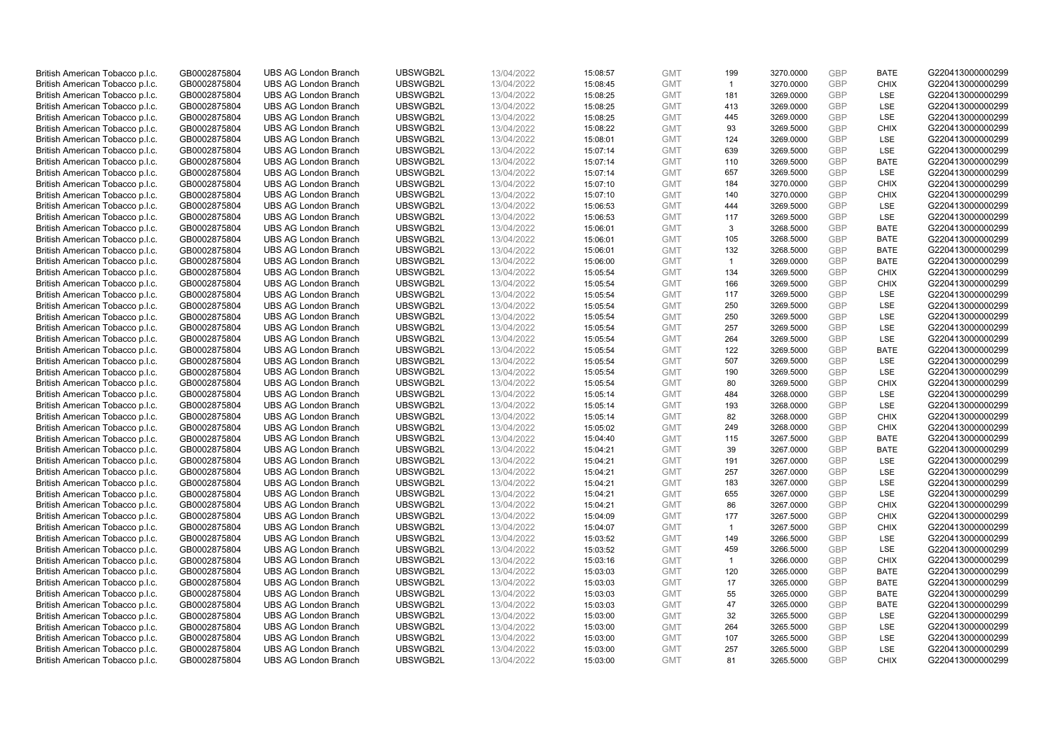| British American Tobacco p.l.c. | GB0002875804 | UBS AG London Branch | UBSWGB2L | 13/04/2022 | 15:08:57 | GMT | 199 | 3270.0000 | GBP | BATE | G220413000000299 |
|---|---|---|---|---|---|---|---|---|---|---|---|
| British American Tobacco p.l.c. | GB0002875804 | UBS AG London Branch | UBSWGB2L | 13/04/2022 | 15:08:45 | GMT | 1 | 3270.0000 | GBP | CHIX | G220413000000299 |
| British American Tobacco p.l.c. | GB0002875804 | UBS AG London Branch | UBSWGB2L | 13/04/2022 | 15:08:25 | GMT | 181 | 3269.0000 | GBP | LSE | G220413000000299 |
| British American Tobacco p.l.c. | GB0002875804 | UBS AG London Branch | UBSWGB2L | 13/04/2022 | 15:08:25 | GMT | 413 | 3269.0000 | GBP | LSE | G220413000000299 |
| British American Tobacco p.l.c. | GB0002875804 | UBS AG London Branch | UBSWGB2L | 13/04/2022 | 15:08:25 | GMT | 445 | 3269.0000 | GBP | LSE | G220413000000299 |
| British American Tobacco p.l.c. | GB0002875804 | UBS AG London Branch | UBSWGB2L | 13/04/2022 | 15:08:22 | GMT | 93 | 3269.5000 | GBP | CHIX | G220413000000299 |
| British American Tobacco p.l.c. | GB0002875804 | UBS AG London Branch | UBSWGB2L | 13/04/2022 | 15:08:01 | GMT | 124 | 3269.0000 | GBP | LSE | G220413000000299 |
| British American Tobacco p.l.c. | GB0002875804 | UBS AG London Branch | UBSWGB2L | 13/04/2022 | 15:07:14 | GMT | 639 | 3269.5000 | GBP | LSE | G220413000000299 |
| British American Tobacco p.l.c. | GB0002875804 | UBS AG London Branch | UBSWGB2L | 13/04/2022 | 15:07:14 | GMT | 110 | 3269.5000 | GBP | BATE | G220413000000299 |
| British American Tobacco p.l.c. | GB0002875804 | UBS AG London Branch | UBSWGB2L | 13/04/2022 | 15:07:14 | GMT | 657 | 3269.5000 | GBP | LSE | G220413000000299 |
| British American Tobacco p.l.c. | GB0002875804 | UBS AG London Branch | UBSWGB2L | 13/04/2022 | 15:07:10 | GMT | 184 | 3270.0000 | GBP | CHIX | G220413000000299 |
| British American Tobacco p.l.c. | GB0002875804 | UBS AG London Branch | UBSWGB2L | 13/04/2022 | 15:07:10 | GMT | 140 | 3270.0000 | GBP | CHIX | G220413000000299 |
| British American Tobacco p.l.c. | GB0002875804 | UBS AG London Branch | UBSWGB2L | 13/04/2022 | 15:06:53 | GMT | 444 | 3269.5000 | GBP | LSE | G220413000000299 |
| British American Tobacco p.l.c. | GB0002875804 | UBS AG London Branch | UBSWGB2L | 13/04/2022 | 15:06:53 | GMT | 117 | 3269.5000 | GBP | LSE | G220413000000299 |
| British American Tobacco p.l.c. | GB0002875804 | UBS AG London Branch | UBSWGB2L | 13/04/2022 | 15:06:01 | GMT | 3 | 3268.5000 | GBP | BATE | G220413000000299 |
| British American Tobacco p.l.c. | GB0002875804 | UBS AG London Branch | UBSWGB2L | 13/04/2022 | 15:06:01 | GMT | 105 | 3268.5000 | GBP | BATE | G220413000000299 |
| British American Tobacco p.l.c. | GB0002875804 | UBS AG London Branch | UBSWGB2L | 13/04/2022 | 15:06:01 | GMT | 132 | 3268.5000 | GBP | BATE | G220413000000299 |
| British American Tobacco p.l.c. | GB0002875804 | UBS AG London Branch | UBSWGB2L | 13/04/2022 | 15:06:00 | GMT | 1 | 3269.0000 | GBP | BATE | G220413000000299 |
| British American Tobacco p.l.c. | GB0002875804 | UBS AG London Branch | UBSWGB2L | 13/04/2022 | 15:05:54 | GMT | 134 | 3269.5000 | GBP | CHIX | G220413000000299 |
| British American Tobacco p.l.c. | GB0002875804 | UBS AG London Branch | UBSWGB2L | 13/04/2022 | 15:05:54 | GMT | 166 | 3269.5000 | GBP | CHIX | G220413000000299 |
| British American Tobacco p.l.c. | GB0002875804 | UBS AG London Branch | UBSWGB2L | 13/04/2022 | 15:05:54 | GMT | 117 | 3269.5000 | GBP | LSE | G220413000000299 |
| British American Tobacco p.l.c. | GB0002875804 | UBS AG London Branch | UBSWGB2L | 13/04/2022 | 15:05:54 | GMT | 250 | 3269.5000 | GBP | LSE | G220413000000299 |
| British American Tobacco p.l.c. | GB0002875804 | UBS AG London Branch | UBSWGB2L | 13/04/2022 | 15:05:54 | GMT | 250 | 3269.5000 | GBP | LSE | G220413000000299 |
| British American Tobacco p.l.c. | GB0002875804 | UBS AG London Branch | UBSWGB2L | 13/04/2022 | 15:05:54 | GMT | 257 | 3269.5000 | GBP | LSE | G220413000000299 |
| British American Tobacco p.l.c. | GB0002875804 | UBS AG London Branch | UBSWGB2L | 13/04/2022 | 15:05:54 | GMT | 264 | 3269.5000 | GBP | LSE | G220413000000299 |
| British American Tobacco p.l.c. | GB0002875804 | UBS AG London Branch | UBSWGB2L | 13/04/2022 | 15:05:54 | GMT | 122 | 3269.5000 | GBP | BATE | G220413000000299 |
| British American Tobacco p.l.c. | GB0002875804 | UBS AG London Branch | UBSWGB2L | 13/04/2022 | 15:05:54 | GMT | 507 | 3269.5000 | GBP | LSE | G220413000000299 |
| British American Tobacco p.l.c. | GB0002875804 | UBS AG London Branch | UBSWGB2L | 13/04/2022 | 15:05:54 | GMT | 190 | 3269.5000 | GBP | LSE | G220413000000299 |
| British American Tobacco p.l.c. | GB0002875804 | UBS AG London Branch | UBSWGB2L | 13/04/2022 | 15:05:54 | GMT | 80 | 3269.5000 | GBP | CHIX | G220413000000299 |
| British American Tobacco p.l.c. | GB0002875804 | UBS AG London Branch | UBSWGB2L | 13/04/2022 | 15:05:14 | GMT | 484 | 3268.0000 | GBP | LSE | G220413000000299 |
| British American Tobacco p.l.c. | GB0002875804 | UBS AG London Branch | UBSWGB2L | 13/04/2022 | 15:05:14 | GMT | 193 | 3268.0000 | GBP | LSE | G220413000000299 |
| British American Tobacco p.l.c. | GB0002875804 | UBS AG London Branch | UBSWGB2L | 13/04/2022 | 15:05:14 | GMT | 82 | 3268.0000 | GBP | CHIX | G220413000000299 |
| British American Tobacco p.l.c. | GB0002875804 | UBS AG London Branch | UBSWGB2L | 13/04/2022 | 15:05:02 | GMT | 249 | 3268.0000 | GBP | CHIX | G220413000000299 |
| British American Tobacco p.l.c. | GB0002875804 | UBS AG London Branch | UBSWGB2L | 13/04/2022 | 15:04:40 | GMT | 115 | 3267.5000 | GBP | BATE | G220413000000299 |
| British American Tobacco p.l.c. | GB0002875804 | UBS AG London Branch | UBSWGB2L | 13/04/2022 | 15:04:21 | GMT | 39 | 3267.0000 | GBP | BATE | G220413000000299 |
| British American Tobacco p.l.c. | GB0002875804 | UBS AG London Branch | UBSWGB2L | 13/04/2022 | 15:04:21 | GMT | 191 | 3267.0000 | GBP | LSE | G220413000000299 |
| British American Tobacco p.l.c. | GB0002875804 | UBS AG London Branch | UBSWGB2L | 13/04/2022 | 15:04:21 | GMT | 257 | 3267.0000 | GBP | LSE | G220413000000299 |
| British American Tobacco p.l.c. | GB0002875804 | UBS AG London Branch | UBSWGB2L | 13/04/2022 | 15:04:21 | GMT | 183 | 3267.0000 | GBP | LSE | G220413000000299 |
| British American Tobacco p.l.c. | GB0002875804 | UBS AG London Branch | UBSWGB2L | 13/04/2022 | 15:04:21 | GMT | 655 | 3267.0000 | GBP | LSE | G220413000000299 |
| British American Tobacco p.l.c. | GB0002875804 | UBS AG London Branch | UBSWGB2L | 13/04/2022 | 15:04:21 | GMT | 86 | 3267.0000 | GBP | CHIX | G220413000000299 |
| British American Tobacco p.l.c. | GB0002875804 | UBS AG London Branch | UBSWGB2L | 13/04/2022 | 15:04:09 | GMT | 177 | 3267.5000 | GBP | CHIX | G220413000000299 |
| British American Tobacco p.l.c. | GB0002875804 | UBS AG London Branch | UBSWGB2L | 13/04/2022 | 15:04:07 | GMT | 1 | 3267.5000 | GBP | CHIX | G220413000000299 |
| British American Tobacco p.l.c. | GB0002875804 | UBS AG London Branch | UBSWGB2L | 13/04/2022 | 15:03:52 | GMT | 149 | 3266.5000 | GBP | LSE | G220413000000299 |
| British American Tobacco p.l.c. | GB0002875804 | UBS AG London Branch | UBSWGB2L | 13/04/2022 | 15:03:52 | GMT | 459 | 3266.5000 | GBP | LSE | G220413000000299 |
| British American Tobacco p.l.c. | GB0002875804 | UBS AG London Branch | UBSWGB2L | 13/04/2022 | 15:03:16 | GMT | 1 | 3266.0000 | GBP | CHIX | G220413000000299 |
| British American Tobacco p.l.c. | GB0002875804 | UBS AG London Branch | UBSWGB2L | 13/04/2022 | 15:03:03 | GMT | 120 | 3265.0000 | GBP | BATE | G220413000000299 |
| British American Tobacco p.l.c. | GB0002875804 | UBS AG London Branch | UBSWGB2L | 13/04/2022 | 15:03:03 | GMT | 17 | 3265.0000 | GBP | BATE | G220413000000299 |
| British American Tobacco p.l.c. | GB0002875804 | UBS AG London Branch | UBSWGB2L | 13/04/2022 | 15:03:03 | GMT | 55 | 3265.0000 | GBP | BATE | G220413000000299 |
| British American Tobacco p.l.c. | GB0002875804 | UBS AG London Branch | UBSWGB2L | 13/04/2022 | 15:03:03 | GMT | 47 | 3265.0000 | GBP | BATE | G220413000000299 |
| British American Tobacco p.l.c. | GB0002875804 | UBS AG London Branch | UBSWGB2L | 13/04/2022 | 15:03:00 | GMT | 32 | 3265.5000 | GBP | LSE | G220413000000299 |
| British American Tobacco p.l.c. | GB0002875804 | UBS AG London Branch | UBSWGB2L | 13/04/2022 | 15:03:00 | GMT | 264 | 3265.5000 | GBP | LSE | G220413000000299 |
| British American Tobacco p.l.c. | GB0002875804 | UBS AG London Branch | UBSWGB2L | 13/04/2022 | 15:03:00 | GMT | 107 | 3265.5000 | GBP | LSE | G220413000000299 |
| British American Tobacco p.l.c. | GB0002875804 | UBS AG London Branch | UBSWGB2L | 13/04/2022 | 15:03:00 | GMT | 257 | 3265.5000 | GBP | LSE | G220413000000299 |
| British American Tobacco p.l.c. | GB0002875804 | UBS AG London Branch | UBSWGB2L | 13/04/2022 | 15:03:00 | GMT | 81 | 3265.5000 | GBP | CHIX | G220413000000299 |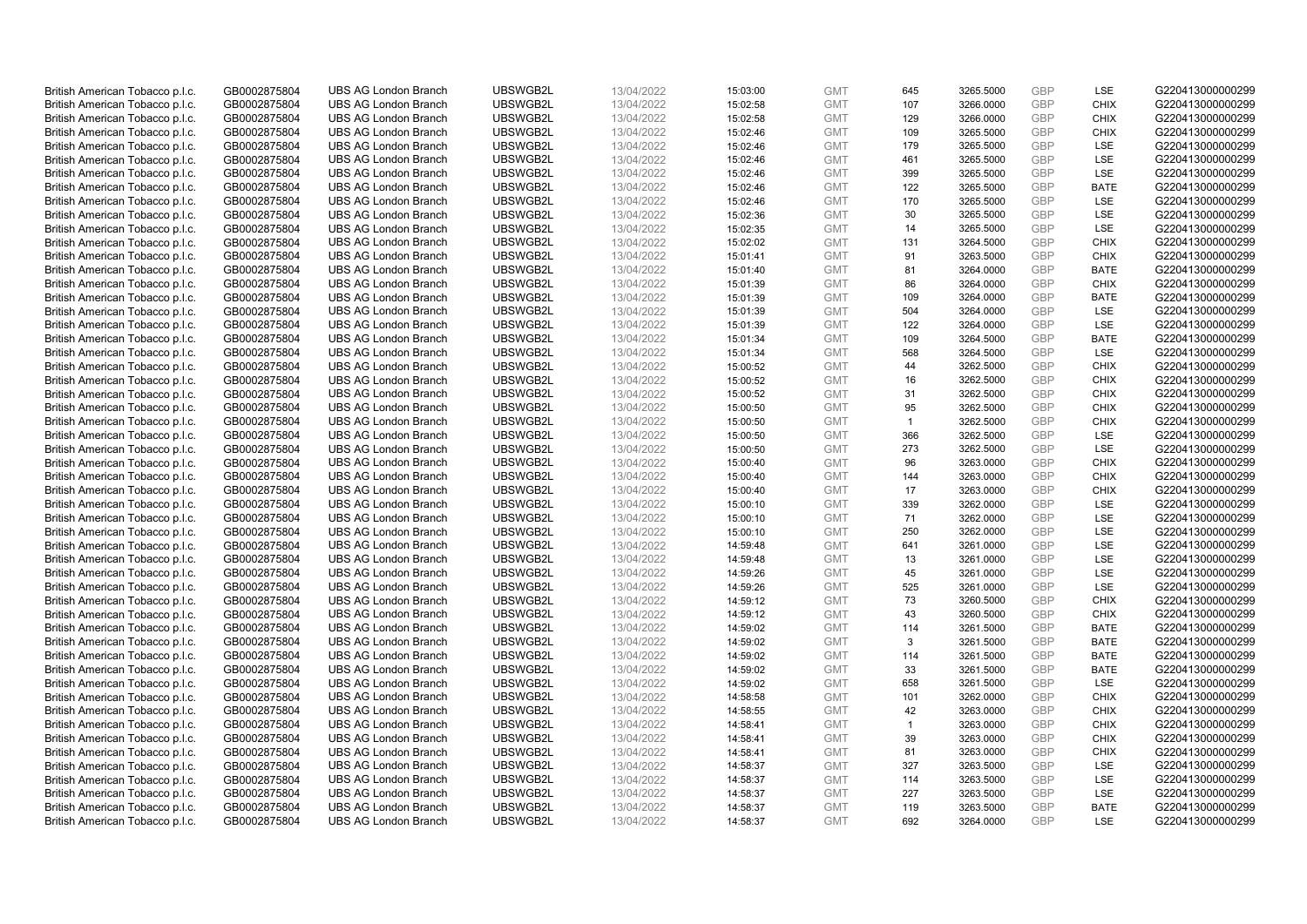| | | | | | | | | | | | |
|---|---|---|---|---|---|---|---|---|---|---|---|
| British American Tobacco p.l.c. | GB0002875804 | UBS AG London Branch | UBSWGB2L | 13/04/2022 | 15:03:00 | GMT | 645 | 3265.5000 | GBP | LSE | G220413000000299 |
| British American Tobacco p.l.c. | GB0002875804 | UBS AG London Branch | UBSWGB2L | 13/04/2022 | 15:02:58 | GMT | 107 | 3266.0000 | GBP | CHIX | G220413000000299 |
| British American Tobacco p.l.c. | GB0002875804 | UBS AG London Branch | UBSWGB2L | 13/04/2022 | 15:02:58 | GMT | 129 | 3266.0000 | GBP | CHIX | G220413000000299 |
| British American Tobacco p.l.c. | GB0002875804 | UBS AG London Branch | UBSWGB2L | 13/04/2022 | 15:02:46 | GMT | 109 | 3265.5000 | GBP | CHIX | G220413000000299 |
| British American Tobacco p.l.c. | GB0002875804 | UBS AG London Branch | UBSWGB2L | 13/04/2022 | 15:02:46 | GMT | 179 | 3265.5000 | GBP | LSE | G220413000000299 |
| British American Tobacco p.l.c. | GB0002875804 | UBS AG London Branch | UBSWGB2L | 13/04/2022 | 15:02:46 | GMT | 461 | 3265.5000 | GBP | LSE | G220413000000299 |
| British American Tobacco p.l.c. | GB0002875804 | UBS AG London Branch | UBSWGB2L | 13/04/2022 | 15:02:46 | GMT | 399 | 3265.5000 | GBP | LSE | G220413000000299 |
| British American Tobacco p.l.c. | GB0002875804 | UBS AG London Branch | UBSWGB2L | 13/04/2022 | 15:02:46 | GMT | 122 | 3265.5000 | GBP | BATE | G220413000000299 |
| British American Tobacco p.l.c. | GB0002875804 | UBS AG London Branch | UBSWGB2L | 13/04/2022 | 15:02:46 | GMT | 170 | 3265.5000 | GBP | LSE | G220413000000299 |
| British American Tobacco p.l.c. | GB0002875804 | UBS AG London Branch | UBSWGB2L | 13/04/2022 | 15:02:36 | GMT | 30 | 3265.5000 | GBP | LSE | G220413000000299 |
| British American Tobacco p.l.c. | GB0002875804 | UBS AG London Branch | UBSWGB2L | 13/04/2022 | 15:02:35 | GMT | 14 | 3265.5000 | GBP | LSE | G220413000000299 |
| British American Tobacco p.l.c. | GB0002875804 | UBS AG London Branch | UBSWGB2L | 13/04/2022 | 15:02:02 | GMT | 131 | 3264.5000 | GBP | CHIX | G220413000000299 |
| British American Tobacco p.l.c. | GB0002875804 | UBS AG London Branch | UBSWGB2L | 13/04/2022 | 15:01:41 | GMT | 91 | 3263.5000 | GBP | CHIX | G220413000000299 |
| British American Tobacco p.l.c. | GB0002875804 | UBS AG London Branch | UBSWGB2L | 13/04/2022 | 15:01:40 | GMT | 81 | 3264.0000 | GBP | BATE | G220413000000299 |
| British American Tobacco p.l.c. | GB0002875804 | UBS AG London Branch | UBSWGB2L | 13/04/2022 | 15:01:39 | GMT | 86 | 3264.0000 | GBP | CHIX | G220413000000299 |
| British American Tobacco p.l.c. | GB0002875804 | UBS AG London Branch | UBSWGB2L | 13/04/2022 | 15:01:39 | GMT | 109 | 3264.0000 | GBP | BATE | G220413000000299 |
| British American Tobacco p.l.c. | GB0002875804 | UBS AG London Branch | UBSWGB2L | 13/04/2022 | 15:01:39 | GMT | 504 | 3264.0000 | GBP | LSE | G220413000000299 |
| British American Tobacco p.l.c. | GB0002875804 | UBS AG London Branch | UBSWGB2L | 13/04/2022 | 15:01:39 | GMT | 122 | 3264.0000 | GBP | LSE | G220413000000299 |
| British American Tobacco p.l.c. | GB0002875804 | UBS AG London Branch | UBSWGB2L | 13/04/2022 | 15:01:34 | GMT | 109 | 3264.5000 | GBP | BATE | G220413000000299 |
| British American Tobacco p.l.c. | GB0002875804 | UBS AG London Branch | UBSWGB2L | 13/04/2022 | 15:01:34 | GMT | 568 | 3264.5000 | GBP | LSE | G220413000000299 |
| British American Tobacco p.l.c. | GB0002875804 | UBS AG London Branch | UBSWGB2L | 13/04/2022 | 15:00:52 | GMT | 44 | 3262.5000 | GBP | CHIX | G220413000000299 |
| British American Tobacco p.l.c. | GB0002875804 | UBS AG London Branch | UBSWGB2L | 13/04/2022 | 15:00:52 | GMT | 16 | 3262.5000 | GBP | CHIX | G220413000000299 |
| British American Tobacco p.l.c. | GB0002875804 | UBS AG London Branch | UBSWGB2L | 13/04/2022 | 15:00:52 | GMT | 31 | 3262.5000 | GBP | CHIX | G220413000000299 |
| British American Tobacco p.l.c. | GB0002875804 | UBS AG London Branch | UBSWGB2L | 13/04/2022 | 15:00:50 | GMT | 95 | 3262.5000 | GBP | CHIX | G220413000000299 |
| British American Tobacco p.l.c. | GB0002875804 | UBS AG London Branch | UBSWGB2L | 13/04/2022 | 15:00:50 | GMT | 1 | 3262.5000 | GBP | CHIX | G220413000000299 |
| British American Tobacco p.l.c. | GB0002875804 | UBS AG London Branch | UBSWGB2L | 13/04/2022 | 15:00:50 | GMT | 366 | 3262.5000 | GBP | LSE | G220413000000299 |
| British American Tobacco p.l.c. | GB0002875804 | UBS AG London Branch | UBSWGB2L | 13/04/2022 | 15:00:50 | GMT | 273 | 3262.5000 | GBP | LSE | G220413000000299 |
| British American Tobacco p.l.c. | GB0002875804 | UBS AG London Branch | UBSWGB2L | 13/04/2022 | 15:00:40 | GMT | 96 | 3263.0000 | GBP | CHIX | G220413000000299 |
| British American Tobacco p.l.c. | GB0002875804 | UBS AG London Branch | UBSWGB2L | 13/04/2022 | 15:00:40 | GMT | 144 | 3263.0000 | GBP | CHIX | G220413000000299 |
| British American Tobacco p.l.c. | GB0002875804 | UBS AG London Branch | UBSWGB2L | 13/04/2022 | 15:00:40 | GMT | 17 | 3263.0000 | GBP | CHIX | G220413000000299 |
| British American Tobacco p.l.c. | GB0002875804 | UBS AG London Branch | UBSWGB2L | 13/04/2022 | 15:00:10 | GMT | 339 | 3262.0000 | GBP | LSE | G220413000000299 |
| British American Tobacco p.l.c. | GB0002875804 | UBS AG London Branch | UBSWGB2L | 13/04/2022 | 15:00:10 | GMT | 71 | 3262.0000 | GBP | LSE | G220413000000299 |
| British American Tobacco p.l.c. | GB0002875804 | UBS AG London Branch | UBSWGB2L | 13/04/2022 | 15:00:10 | GMT | 250 | 3262.0000 | GBP | LSE | G220413000000299 |
| British American Tobacco p.l.c. | GB0002875804 | UBS AG London Branch | UBSWGB2L | 13/04/2022 | 14:59:48 | GMT | 641 | 3261.0000 | GBP | LSE | G220413000000299 |
| British American Tobacco p.l.c. | GB0002875804 | UBS AG London Branch | UBSWGB2L | 13/04/2022 | 14:59:48 | GMT | 13 | 3261.0000 | GBP | LSE | G220413000000299 |
| British American Tobacco p.l.c. | GB0002875804 | UBS AG London Branch | UBSWGB2L | 13/04/2022 | 14:59:26 | GMT | 45 | 3261.0000 | GBP | LSE | G220413000000299 |
| British American Tobacco p.l.c. | GB0002875804 | UBS AG London Branch | UBSWGB2L | 13/04/2022 | 14:59:26 | GMT | 525 | 3261.0000 | GBP | LSE | G220413000000299 |
| British American Tobacco p.l.c. | GB0002875804 | UBS AG London Branch | UBSWGB2L | 13/04/2022 | 14:59:12 | GMT | 73 | 3260.5000 | GBP | CHIX | G220413000000299 |
| British American Tobacco p.l.c. | GB0002875804 | UBS AG London Branch | UBSWGB2L | 13/04/2022 | 14:59:12 | GMT | 43 | 3260.5000 | GBP | CHIX | G220413000000299 |
| British American Tobacco p.l.c. | GB0002875804 | UBS AG London Branch | UBSWGB2L | 13/04/2022 | 14:59:02 | GMT | 114 | 3261.5000 | GBP | BATE | G220413000000299 |
| British American Tobacco p.l.c. | GB0002875804 | UBS AG London Branch | UBSWGB2L | 13/04/2022 | 14:59:02 | GMT | 3 | 3261.5000 | GBP | BATE | G220413000000299 |
| British American Tobacco p.l.c. | GB0002875804 | UBS AG London Branch | UBSWGB2L | 13/04/2022 | 14:59:02 | GMT | 114 | 3261.5000 | GBP | BATE | G220413000000299 |
| British American Tobacco p.l.c. | GB0002875804 | UBS AG London Branch | UBSWGB2L | 13/04/2022 | 14:59:02 | GMT | 33 | 3261.5000 | GBP | BATE | G220413000000299 |
| British American Tobacco p.l.c. | GB0002875804 | UBS AG London Branch | UBSWGB2L | 13/04/2022 | 14:59:02 | GMT | 658 | 3261.5000 | GBP | LSE | G220413000000299 |
| British American Tobacco p.l.c. | GB0002875804 | UBS AG London Branch | UBSWGB2L | 13/04/2022 | 14:58:58 | GMT | 101 | 3262.0000 | GBP | CHIX | G220413000000299 |
| British American Tobacco p.l.c. | GB0002875804 | UBS AG London Branch | UBSWGB2L | 13/04/2022 | 14:58:55 | GMT | 42 | 3263.0000 | GBP | CHIX | G220413000000299 |
| British American Tobacco p.l.c. | GB0002875804 | UBS AG London Branch | UBSWGB2L | 13/04/2022 | 14:58:41 | GMT | 1 | 3263.0000 | GBP | CHIX | G220413000000299 |
| British American Tobacco p.l.c. | GB0002875804 | UBS AG London Branch | UBSWGB2L | 13/04/2022 | 14:58:41 | GMT | 39 | 3263.0000 | GBP | CHIX | G220413000000299 |
| British American Tobacco p.l.c. | GB0002875804 | UBS AG London Branch | UBSWGB2L | 13/04/2022 | 14:58:41 | GMT | 81 | 3263.0000 | GBP | CHIX | G220413000000299 |
| British American Tobacco p.l.c. | GB0002875804 | UBS AG London Branch | UBSWGB2L | 13/04/2022 | 14:58:37 | GMT | 327 | 3263.5000 | GBP | LSE | G220413000000299 |
| British American Tobacco p.l.c. | GB0002875804 | UBS AG London Branch | UBSWGB2L | 13/04/2022 | 14:58:37 | GMT | 114 | 3263.5000 | GBP | LSE | G220413000000299 |
| British American Tobacco p.l.c. | GB0002875804 | UBS AG London Branch | UBSWGB2L | 13/04/2022 | 14:58:37 | GMT | 227 | 3263.5000 | GBP | LSE | G220413000000299 |
| British American Tobacco p.l.c. | GB0002875804 | UBS AG London Branch | UBSWGB2L | 13/04/2022 | 14:58:37 | GMT | 119 | 3263.5000 | GBP | BATE | G220413000000299 |
| British American Tobacco p.l.c. | GB0002875804 | UBS AG London Branch | UBSWGB2L | 13/04/2022 | 14:58:37 | GMT | 692 | 3264.0000 | GBP | LSE | G220413000000299 |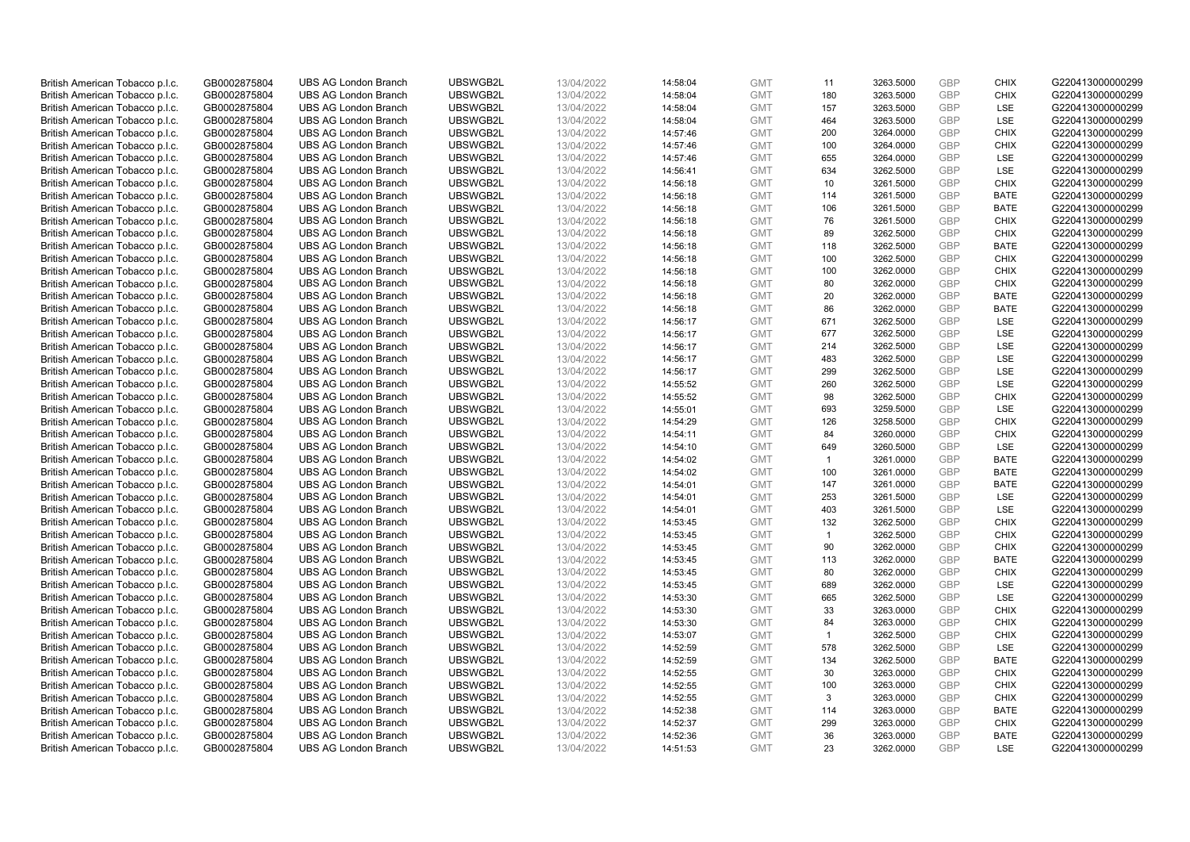| | | | | | | | | | | | |
|---|---|---|---|---|---|---|---|---|---|---|---|
| British American Tobacco p.l.c. | GB0002875804 | UBS AG London Branch | UBSWGB2L | 13/04/2022 | 14:58:04 | GMT | 11 | 3263.5000 | GBP | CHIX | G220413000000299 |
| British American Tobacco p.l.c. | GB0002875804 | UBS AG London Branch | UBSWGB2L | 13/04/2022 | 14:58:04 | GMT | 180 | 3263.5000 | GBP | CHIX | G220413000000299 |
| British American Tobacco p.l.c. | GB0002875804 | UBS AG London Branch | UBSWGB2L | 13/04/2022 | 14:58:04 | GMT | 157 | 3263.5000 | GBP | LSE | G220413000000299 |
| British American Tobacco p.l.c. | GB0002875804 | UBS AG London Branch | UBSWGB2L | 13/04/2022 | 14:58:04 | GMT | 464 | 3263.5000 | GBP | LSE | G220413000000299 |
| British American Tobacco p.l.c. | GB0002875804 | UBS AG London Branch | UBSWGB2L | 13/04/2022 | 14:57:46 | GMT | 200 | 3264.0000 | GBP | CHIX | G220413000000299 |
| British American Tobacco p.l.c. | GB0002875804 | UBS AG London Branch | UBSWGB2L | 13/04/2022 | 14:57:46 | GMT | 100 | 3264.0000 | GBP | CHIX | G220413000000299 |
| British American Tobacco p.l.c. | GB0002875804 | UBS AG London Branch | UBSWGB2L | 13/04/2022 | 14:57:46 | GMT | 655 | 3264.0000 | GBP | LSE | G220413000000299 |
| British American Tobacco p.l.c. | GB0002875804 | UBS AG London Branch | UBSWGB2L | 13/04/2022 | 14:56:41 | GMT | 634 | 3262.5000 | GBP | LSE | G220413000000299 |
| British American Tobacco p.l.c. | GB0002875804 | UBS AG London Branch | UBSWGB2L | 13/04/2022 | 14:56:18 | GMT | 10 | 3261.5000 | GBP | CHIX | G220413000000299 |
| British American Tobacco p.l.c. | GB0002875804 | UBS AG London Branch | UBSWGB2L | 13/04/2022 | 14:56:18 | GMT | 114 | 3261.5000 | GBP | BATE | G220413000000299 |
| British American Tobacco p.l.c. | GB0002875804 | UBS AG London Branch | UBSWGB2L | 13/04/2022 | 14:56:18 | GMT | 106 | 3261.5000 | GBP | BATE | G220413000000299 |
| British American Tobacco p.l.c. | GB0002875804 | UBS AG London Branch | UBSWGB2L | 13/04/2022 | 14:56:18 | GMT | 76 | 3261.5000 | GBP | CHIX | G220413000000299 |
| British American Tobacco p.l.c. | GB0002875804 | UBS AG London Branch | UBSWGB2L | 13/04/2022 | 14:56:18 | GMT | 89 | 3262.5000 | GBP | CHIX | G220413000000299 |
| British American Tobacco p.l.c. | GB0002875804 | UBS AG London Branch | UBSWGB2L | 13/04/2022 | 14:56:18 | GMT | 118 | 3262.5000 | GBP | BATE | G220413000000299 |
| British American Tobacco p.l.c. | GB0002875804 | UBS AG London Branch | UBSWGB2L | 13/04/2022 | 14:56:18 | GMT | 100 | 3262.5000 | GBP | CHIX | G220413000000299 |
| British American Tobacco p.l.c. | GB0002875804 | UBS AG London Branch | UBSWGB2L | 13/04/2022 | 14:56:18 | GMT | 100 | 3262.0000 | GBP | CHIX | G220413000000299 |
| British American Tobacco p.l.c. | GB0002875804 | UBS AG London Branch | UBSWGB2L | 13/04/2022 | 14:56:18 | GMT | 80 | 3262.0000 | GBP | CHIX | G220413000000299 |
| British American Tobacco p.l.c. | GB0002875804 | UBS AG London Branch | UBSWGB2L | 13/04/2022 | 14:56:18 | GMT | 20 | 3262.0000 | GBP | BATE | G220413000000299 |
| British American Tobacco p.l.c. | GB0002875804 | UBS AG London Branch | UBSWGB2L | 13/04/2022 | 14:56:18 | GMT | 86 | 3262.0000 | GBP | BATE | G220413000000299 |
| British American Tobacco p.l.c. | GB0002875804 | UBS AG London Branch | UBSWGB2L | 13/04/2022 | 14:56:17 | GMT | 671 | 3262.5000 | GBP | LSE | G220413000000299 |
| British American Tobacco p.l.c. | GB0002875804 | UBS AG London Branch | UBSWGB2L | 13/04/2022 | 14:56:17 | GMT | 677 | 3262.5000 | GBP | LSE | G220413000000299 |
| British American Tobacco p.l.c. | GB0002875804 | UBS AG London Branch | UBSWGB2L | 13/04/2022 | 14:56:17 | GMT | 214 | 3262.5000 | GBP | LSE | G220413000000299 |
| British American Tobacco p.l.c. | GB0002875804 | UBS AG London Branch | UBSWGB2L | 13/04/2022 | 14:56:17 | GMT | 483 | 3262.5000 | GBP | LSE | G220413000000299 |
| British American Tobacco p.l.c. | GB0002875804 | UBS AG London Branch | UBSWGB2L | 13/04/2022 | 14:56:17 | GMT | 299 | 3262.5000 | GBP | LSE | G220413000000299 |
| British American Tobacco p.l.c. | GB0002875804 | UBS AG London Branch | UBSWGB2L | 13/04/2022 | 14:55:52 | GMT | 260 | 3262.5000 | GBP | LSE | G220413000000299 |
| British American Tobacco p.l.c. | GB0002875804 | UBS AG London Branch | UBSWGB2L | 13/04/2022 | 14:55:52 | GMT | 98 | 3262.5000 | GBP | CHIX | G220413000000299 |
| British American Tobacco p.l.c. | GB0002875804 | UBS AG London Branch | UBSWGB2L | 13/04/2022 | 14:55:01 | GMT | 693 | 3259.5000 | GBP | LSE | G220413000000299 |
| British American Tobacco p.l.c. | GB0002875804 | UBS AG London Branch | UBSWGB2L | 13/04/2022 | 14:54:29 | GMT | 126 | 3258.5000 | GBP | CHIX | G220413000000299 |
| British American Tobacco p.l.c. | GB0002875804 | UBS AG London Branch | UBSWGB2L | 13/04/2022 | 14:54:11 | GMT | 84 | 3260.0000 | GBP | CHIX | G220413000000299 |
| British American Tobacco p.l.c. | GB0002875804 | UBS AG London Branch | UBSWGB2L | 13/04/2022 | 14:54:10 | GMT | 649 | 3260.5000 | GBP | LSE | G220413000000299 |
| British American Tobacco p.l.c. | GB0002875804 | UBS AG London Branch | UBSWGB2L | 13/04/2022 | 14:54:02 | GMT | 1 | 3261.0000 | GBP | BATE | G220413000000299 |
| British American Tobacco p.l.c. | GB0002875804 | UBS AG London Branch | UBSWGB2L | 13/04/2022 | 14:54:02 | GMT | 100 | 3261.0000 | GBP | BATE | G220413000000299 |
| British American Tobacco p.l.c. | GB0002875804 | UBS AG London Branch | UBSWGB2L | 13/04/2022 | 14:54:01 | GMT | 147 | 3261.0000 | GBP | BATE | G220413000000299 |
| British American Tobacco p.l.c. | GB0002875804 | UBS AG London Branch | UBSWGB2L | 13/04/2022 | 14:54:01 | GMT | 253 | 3261.5000 | GBP | LSE | G220413000000299 |
| British American Tobacco p.l.c. | GB0002875804 | UBS AG London Branch | UBSWGB2L | 13/04/2022 | 14:54:01 | GMT | 403 | 3261.5000 | GBP | LSE | G220413000000299 |
| British American Tobacco p.l.c. | GB0002875804 | UBS AG London Branch | UBSWGB2L | 13/04/2022 | 14:53:45 | GMT | 132 | 3262.5000 | GBP | CHIX | G220413000000299 |
| British American Tobacco p.l.c. | GB0002875804 | UBS AG London Branch | UBSWGB2L | 13/04/2022 | 14:53:45 | GMT | 1 | 3262.5000 | GBP | CHIX | G220413000000299 |
| British American Tobacco p.l.c. | GB0002875804 | UBS AG London Branch | UBSWGB2L | 13/04/2022 | 14:53:45 | GMT | 90 | 3262.0000 | GBP | CHIX | G220413000000299 |
| British American Tobacco p.l.c. | GB0002875804 | UBS AG London Branch | UBSWGB2L | 13/04/2022 | 14:53:45 | GMT | 113 | 3262.0000 | GBP | BATE | G220413000000299 |
| British American Tobacco p.l.c. | GB0002875804 | UBS AG London Branch | UBSWGB2L | 13/04/2022 | 14:53:45 | GMT | 80 | 3262.0000 | GBP | CHIX | G220413000000299 |
| British American Tobacco p.l.c. | GB0002875804 | UBS AG London Branch | UBSWGB2L | 13/04/2022 | 14:53:45 | GMT | 689 | 3262.0000 | GBP | LSE | G220413000000299 |
| British American Tobacco p.l.c. | GB0002875804 | UBS AG London Branch | UBSWGB2L | 13/04/2022 | 14:53:30 | GMT | 665 | 3262.5000 | GBP | LSE | G220413000000299 |
| British American Tobacco p.l.c. | GB0002875804 | UBS AG London Branch | UBSWGB2L | 13/04/2022 | 14:53:30 | GMT | 33 | 3263.0000 | GBP | CHIX | G220413000000299 |
| British American Tobacco p.l.c. | GB0002875804 | UBS AG London Branch | UBSWGB2L | 13/04/2022 | 14:53:30 | GMT | 84 | 3263.0000 | GBP | CHIX | G220413000000299 |
| British American Tobacco p.l.c. | GB0002875804 | UBS AG London Branch | UBSWGB2L | 13/04/2022 | 14:53:07 | GMT | 1 | 3262.5000 | GBP | CHIX | G220413000000299 |
| British American Tobacco p.l.c. | GB0002875804 | UBS AG London Branch | UBSWGB2L | 13/04/2022 | 14:52:59 | GMT | 578 | 3262.5000 | GBP | LSE | G220413000000299 |
| British American Tobacco p.l.c. | GB0002875804 | UBS AG London Branch | UBSWGB2L | 13/04/2022 | 14:52:59 | GMT | 134 | 3262.5000 | GBP | BATE | G220413000000299 |
| British American Tobacco p.l.c. | GB0002875804 | UBS AG London Branch | UBSWGB2L | 13/04/2022 | 14:52:55 | GMT | 30 | 3263.0000 | GBP | CHIX | G220413000000299 |
| British American Tobacco p.l.c. | GB0002875804 | UBS AG London Branch | UBSWGB2L | 13/04/2022 | 14:52:55 | GMT | 100 | 3263.0000 | GBP | CHIX | G220413000000299 |
| British American Tobacco p.l.c. | GB0002875804 | UBS AG London Branch | UBSWGB2L | 13/04/2022 | 14:52:55 | GMT | 3 | 3263.0000 | GBP | CHIX | G220413000000299 |
| British American Tobacco p.l.c. | GB0002875804 | UBS AG London Branch | UBSWGB2L | 13/04/2022 | 14:52:38 | GMT | 114 | 3263.0000 | GBP | BATE | G220413000000299 |
| British American Tobacco p.l.c. | GB0002875804 | UBS AG London Branch | UBSWGB2L | 13/04/2022 | 14:52:37 | GMT | 299 | 3263.0000 | GBP | CHIX | G220413000000299 |
| British American Tobacco p.l.c. | GB0002875804 | UBS AG London Branch | UBSWGB2L | 13/04/2022 | 14:52:36 | GMT | 36 | 3263.0000 | GBP | BATE | G220413000000299 |
| British American Tobacco p.l.c. | GB0002875804 | UBS AG London Branch | UBSWGB2L | 13/04/2022 | 14:51:53 | GMT | 23 | 3262.0000 | GBP | LSE | G220413000000299 |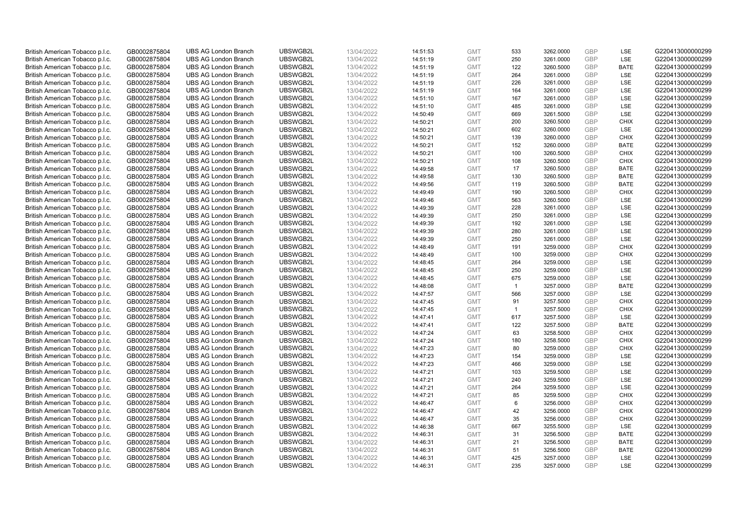| British American Tobacco p.l.c. | GB0002875804 | UBS AG London Branch | UBSWGB2L | 13/04/2022 | 14:51:53 | GMT | 533 | 3262.0000 | GBP | LSE | G220413000000299 |
|---|---|---|---|---|---|---|---|---|---|---|---|
| British American Tobacco p.l.c. | GB0002875804 | UBS AG London Branch | UBSWGB2L | 13/04/2022 | 14:51:19 | GMT | 250 | 3261.0000 | GBP | LSE | G220413000000299 |
| British American Tobacco p.l.c. | GB0002875804 | UBS AG London Branch | UBSWGB2L | 13/04/2022 | 14:51:19 | GMT | 122 | 3260.5000 | GBP | BATE | G220413000000299 |
| British American Tobacco p.l.c. | GB0002875804 | UBS AG London Branch | UBSWGB2L | 13/04/2022 | 14:51:19 | GMT | 264 | 3261.0000 | GBP | LSE | G220413000000299 |
| British American Tobacco p.l.c. | GB0002875804 | UBS AG London Branch | UBSWGB2L | 13/04/2022 | 14:51:19 | GMT | 226 | 3261.0000 | GBP | LSE | G220413000000299 |
| British American Tobacco p.l.c. | GB0002875804 | UBS AG London Branch | UBSWGB2L | 13/04/2022 | 14:51:19 | GMT | 164 | 3261.0000 | GBP | LSE | G220413000000299 |
| British American Tobacco p.l.c. | GB0002875804 | UBS AG London Branch | UBSWGB2L | 13/04/2022 | 14:51:10 | GMT | 167 | 3261.0000 | GBP | LSE | G220413000000299 |
| British American Tobacco p.l.c. | GB0002875804 | UBS AG London Branch | UBSWGB2L | 13/04/2022 | 14:51:10 | GMT | 485 | 3261.0000 | GBP | LSE | G220413000000299 |
| British American Tobacco p.l.c. | GB0002875804 | UBS AG London Branch | UBSWGB2L | 13/04/2022 | 14:50:49 | GMT | 669 | 3261.5000 | GBP | LSE | G220413000000299 |
| British American Tobacco p.l.c. | GB0002875804 | UBS AG London Branch | UBSWGB2L | 13/04/2022 | 14:50:21 | GMT | 200 | 3260.5000 | GBP | CHIX | G220413000000299 |
| British American Tobacco p.l.c. | GB0002875804 | UBS AG London Branch | UBSWGB2L | 13/04/2022 | 14:50:21 | GMT | 602 | 3260.0000 | GBP | LSE | G220413000000299 |
| British American Tobacco p.l.c. | GB0002875804 | UBS AG London Branch | UBSWGB2L | 13/04/2022 | 14:50:21 | GMT | 139 | 3260.0000 | GBP | CHIX | G220413000000299 |
| British American Tobacco p.l.c. | GB0002875804 | UBS AG London Branch | UBSWGB2L | 13/04/2022 | 14:50:21 | GMT | 152 | 3260.0000 | GBP | BATE | G220413000000299 |
| British American Tobacco p.l.c. | GB0002875804 | UBS AG London Branch | UBSWGB2L | 13/04/2022 | 14:50:21 | GMT | 100 | 3260.5000 | GBP | CHIX | G220413000000299 |
| British American Tobacco p.l.c. | GB0002875804 | UBS AG London Branch | UBSWGB2L | 13/04/2022 | 14:50:21 | GMT | 108 | 3260.5000 | GBP | CHIX | G220413000000299 |
| British American Tobacco p.l.c. | GB0002875804 | UBS AG London Branch | UBSWGB2L | 13/04/2022 | 14:49:58 | GMT | 17 | 3260.5000 | GBP | BATE | G220413000000299 |
| British American Tobacco p.l.c. | GB0002875804 | UBS AG London Branch | UBSWGB2L | 13/04/2022 | 14:49:58 | GMT | 130 | 3260.5000 | GBP | BATE | G220413000000299 |
| British American Tobacco p.l.c. | GB0002875804 | UBS AG London Branch | UBSWGB2L | 13/04/2022 | 14:49:56 | GMT | 119 | 3260.5000 | GBP | BATE | G220413000000299 |
| British American Tobacco p.l.c. | GB0002875804 | UBS AG London Branch | UBSWGB2L | 13/04/2022 | 14:49:49 | GMT | 190 | 3260.5000 | GBP | CHIX | G220413000000299 |
| British American Tobacco p.l.c. | GB0002875804 | UBS AG London Branch | UBSWGB2L | 13/04/2022 | 14:49:46 | GMT | 563 | 3260.5000 | GBP | LSE | G220413000000299 |
| British American Tobacco p.l.c. | GB0002875804 | UBS AG London Branch | UBSWGB2L | 13/04/2022 | 14:49:39 | GMT | 228 | 3261.0000 | GBP | LSE | G220413000000299 |
| British American Tobacco p.l.c. | GB0002875804 | UBS AG London Branch | UBSWGB2L | 13/04/2022 | 14:49:39 | GMT | 250 | 3261.0000 | GBP | LSE | G220413000000299 |
| British American Tobacco p.l.c. | GB0002875804 | UBS AG London Branch | UBSWGB2L | 13/04/2022 | 14:49:39 | GMT | 192 | 3261.0000 | GBP | LSE | G220413000000299 |
| British American Tobacco p.l.c. | GB0002875804 | UBS AG London Branch | UBSWGB2L | 13/04/2022 | 14:49:39 | GMT | 280 | 3261.0000 | GBP | LSE | G220413000000299 |
| British American Tobacco p.l.c. | GB0002875804 | UBS AG London Branch | UBSWGB2L | 13/04/2022 | 14:49:39 | GMT | 250 | 3261.0000 | GBP | LSE | G220413000000299 |
| British American Tobacco p.l.c. | GB0002875804 | UBS AG London Branch | UBSWGB2L | 13/04/2022 | 14:48:49 | GMT | 191 | 3259.0000 | GBP | CHIX | G220413000000299 |
| British American Tobacco p.l.c. | GB0002875804 | UBS AG London Branch | UBSWGB2L | 13/04/2022 | 14:48:49 | GMT | 100 | 3259.0000 | GBP | CHIX | G220413000000299 |
| British American Tobacco p.l.c. | GB0002875804 | UBS AG London Branch | UBSWGB2L | 13/04/2022 | 14:48:45 | GMT | 264 | 3259.0000 | GBP | LSE | G220413000000299 |
| British American Tobacco p.l.c. | GB0002875804 | UBS AG London Branch | UBSWGB2L | 13/04/2022 | 14:48:45 | GMT | 250 | 3259.0000 | GBP | LSE | G220413000000299 |
| British American Tobacco p.l.c. | GB0002875804 | UBS AG London Branch | UBSWGB2L | 13/04/2022 | 14:48:45 | GMT | 675 | 3259.0000 | GBP | LSE | G220413000000299 |
| British American Tobacco p.l.c. | GB0002875804 | UBS AG London Branch | UBSWGB2L | 13/04/2022 | 14:48:08 | GMT | 1 | 3257.0000 | GBP | BATE | G220413000000299 |
| British American Tobacco p.l.c. | GB0002875804 | UBS AG London Branch | UBSWGB2L | 13/04/2022 | 14:47:57 | GMT | 566 | 3257.0000 | GBP | LSE | G220413000000299 |
| British American Tobacco p.l.c. | GB0002875804 | UBS AG London Branch | UBSWGB2L | 13/04/2022 | 14:47:45 | GMT | 91 | 3257.5000 | GBP | CHIX | G220413000000299 |
| British American Tobacco p.l.c. | GB0002875804 | UBS AG London Branch | UBSWGB2L | 13/04/2022 | 14:47:45 | GMT | 1 | 3257.5000 | GBP | CHIX | G220413000000299 |
| British American Tobacco p.l.c. | GB0002875804 | UBS AG London Branch | UBSWGB2L | 13/04/2022 | 14:47:41 | GMT | 617 | 3257.5000 | GBP | LSE | G220413000000299 |
| British American Tobacco p.l.c. | GB0002875804 | UBS AG London Branch | UBSWGB2L | 13/04/2022 | 14:47:41 | GMT | 122 | 3257.5000 | GBP | BATE | G220413000000299 |
| British American Tobacco p.l.c. | GB0002875804 | UBS AG London Branch | UBSWGB2L | 13/04/2022 | 14:47:24 | GMT | 63 | 3258.5000 | GBP | CHIX | G220413000000299 |
| British American Tobacco p.l.c. | GB0002875804 | UBS AG London Branch | UBSWGB2L | 13/04/2022 | 14:47:24 | GMT | 180 | 3258.5000 | GBP | CHIX | G220413000000299 |
| British American Tobacco p.l.c. | GB0002875804 | UBS AG London Branch | UBSWGB2L | 13/04/2022 | 14:47:23 | GMT | 80 | 3259.0000 | GBP | CHIX | G220413000000299 |
| British American Tobacco p.l.c. | GB0002875804 | UBS AG London Branch | UBSWGB2L | 13/04/2022 | 14:47:23 | GMT | 154 | 3259.0000 | GBP | LSE | G220413000000299 |
| British American Tobacco p.l.c. | GB0002875804 | UBS AG London Branch | UBSWGB2L | 13/04/2022 | 14:47:23 | GMT | 466 | 3259.0000 | GBP | LSE | G220413000000299 |
| British American Tobacco p.l.c. | GB0002875804 | UBS AG London Branch | UBSWGB2L | 13/04/2022 | 14:47:21 | GMT | 103 | 3259.5000 | GBP | LSE | G220413000000299 |
| British American Tobacco p.l.c. | GB0002875804 | UBS AG London Branch | UBSWGB2L | 13/04/2022 | 14:47:21 | GMT | 240 | 3259.5000 | GBP | LSE | G220413000000299 |
| British American Tobacco p.l.c. | GB0002875804 | UBS AG London Branch | UBSWGB2L | 13/04/2022 | 14:47:21 | GMT | 264 | 3259.5000 | GBP | LSE | G220413000000299 |
| British American Tobacco p.l.c. | GB0002875804 | UBS AG London Branch | UBSWGB2L | 13/04/2022 | 14:47:21 | GMT | 85 | 3259.5000 | GBP | CHIX | G220413000000299 |
| British American Tobacco p.l.c. | GB0002875804 | UBS AG London Branch | UBSWGB2L | 13/04/2022 | 14:46:47 | GMT | 6 | 3256.0000 | GBP | CHIX | G220413000000299 |
| British American Tobacco p.l.c. | GB0002875804 | UBS AG London Branch | UBSWGB2L | 13/04/2022 | 14:46:47 | GMT | 42 | 3256.0000 | GBP | CHIX | G220413000000299 |
| British American Tobacco p.l.c. | GB0002875804 | UBS AG London Branch | UBSWGB2L | 13/04/2022 | 14:46:47 | GMT | 35 | 3256.0000 | GBP | CHIX | G220413000000299 |
| British American Tobacco p.l.c. | GB0002875804 | UBS AG London Branch | UBSWGB2L | 13/04/2022 | 14:46:38 | GMT | 667 | 3255.5000 | GBP | LSE | G220413000000299 |
| British American Tobacco p.l.c. | GB0002875804 | UBS AG London Branch | UBSWGB2L | 13/04/2022 | 14:46:31 | GMT | 31 | 3256.5000 | GBP | BATE | G220413000000299 |
| British American Tobacco p.l.c. | GB0002875804 | UBS AG London Branch | UBSWGB2L | 13/04/2022 | 14:46:31 | GMT | 21 | 3256.5000 | GBP | BATE | G220413000000299 |
| British American Tobacco p.l.c. | GB0002875804 | UBS AG London Branch | UBSWGB2L | 13/04/2022 | 14:46:31 | GMT | 51 | 3256.5000 | GBP | BATE | G220413000000299 |
| British American Tobacco p.l.c. | GB0002875804 | UBS AG London Branch | UBSWGB2L | 13/04/2022 | 14:46:31 | GMT | 425 | 3257.0000 | GBP | LSE | G220413000000299 |
| British American Tobacco p.l.c. | GB0002875804 | UBS AG London Branch | UBSWGB2L | 13/04/2022 | 14:46:31 | GMT | 235 | 3257.0000 | GBP | LSE | G220413000000299 |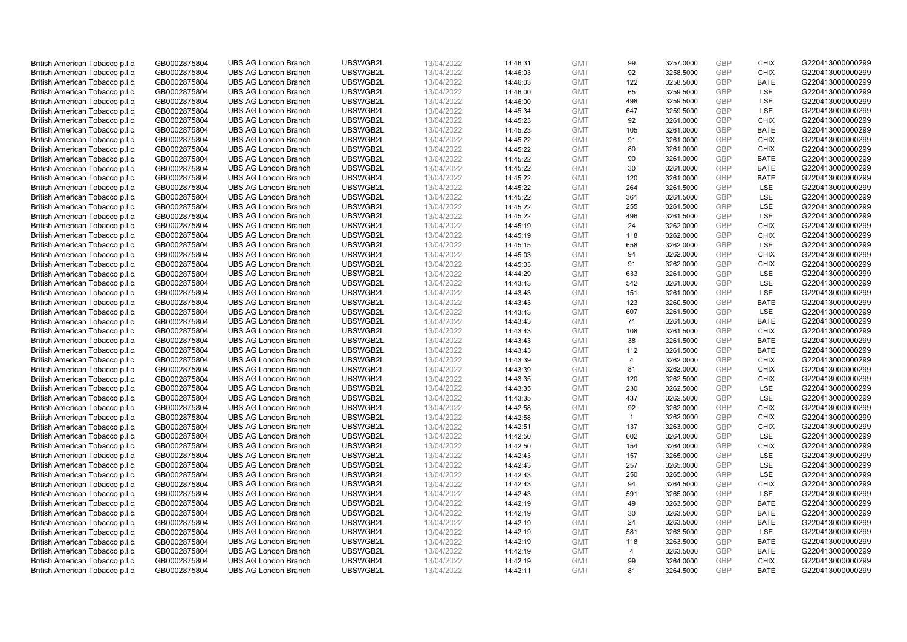| | | | | | | | | | | | |
|---|---|---|---|---|---|---|---|---|---|---|---|
| British American Tobacco p.l.c. | GB0002875804 | UBS AG London Branch | UBSWGB2L | 13/04/2022 | 14:46:31 | GMT | 99 | 3257.0000 | GBP | CHIX | G220413000000299 |
| British American Tobacco p.l.c. | GB0002875804 | UBS AG London Branch | UBSWGB2L | 13/04/2022 | 14:46:03 | GMT | 92 | 3258.5000 | GBP | CHIX | G220413000000299 |
| British American Tobacco p.l.c. | GB0002875804 | UBS AG London Branch | UBSWGB2L | 13/04/2022 | 14:46:03 | GMT | 122 | 3258.5000 | GBP | BATE | G220413000000299 |
| British American Tobacco p.l.c. | GB0002875804 | UBS AG London Branch | UBSWGB2L | 13/04/2022 | 14:46:00 | GMT | 65 | 3259.5000 | GBP | LSE | G220413000000299 |
| British American Tobacco p.l.c. | GB0002875804 | UBS AG London Branch | UBSWGB2L | 13/04/2022 | 14:46:00 | GMT | 498 | 3259.5000 | GBP | LSE | G220413000000299 |
| British American Tobacco p.l.c. | GB0002875804 | UBS AG London Branch | UBSWGB2L | 13/04/2022 | 14:45:34 | GMT | 647 | 3259.5000 | GBP | LSE | G220413000000299 |
| British American Tobacco p.l.c. | GB0002875804 | UBS AG London Branch | UBSWGB2L | 13/04/2022 | 14:45:23 | GMT | 92 | 3261.0000 | GBP | CHIX | G220413000000299 |
| British American Tobacco p.l.c. | GB0002875804 | UBS AG London Branch | UBSWGB2L | 13/04/2022 | 14:45:23 | GMT | 105 | 3261.0000 | GBP | BATE | G220413000000299 |
| British American Tobacco p.l.c. | GB0002875804 | UBS AG London Branch | UBSWGB2L | 13/04/2022 | 14:45:22 | GMT | 91 | 3261.0000 | GBP | CHIX | G220413000000299 |
| British American Tobacco p.l.c. | GB0002875804 | UBS AG London Branch | UBSWGB2L | 13/04/2022 | 14:45:22 | GMT | 80 | 3261.0000 | GBP | CHIX | G220413000000299 |
| British American Tobacco p.l.c. | GB0002875804 | UBS AG London Branch | UBSWGB2L | 13/04/2022 | 14:45:22 | GMT | 90 | 3261.0000 | GBP | BATE | G220413000000299 |
| British American Tobacco p.l.c. | GB0002875804 | UBS AG London Branch | UBSWGB2L | 13/04/2022 | 14:45:22 | GMT | 30 | 3261.0000 | GBP | BATE | G220413000000299 |
| British American Tobacco p.l.c. | GB0002875804 | UBS AG London Branch | UBSWGB2L | 13/04/2022 | 14:45:22 | GMT | 120 | 3261.0000 | GBP | BATE | G220413000000299 |
| British American Tobacco p.l.c. | GB0002875804 | UBS AG London Branch | UBSWGB2L | 13/04/2022 | 14:45:22 | GMT | 264 | 3261.5000 | GBP | LSE | G220413000000299 |
| British American Tobacco p.l.c. | GB0002875804 | UBS AG London Branch | UBSWGB2L | 13/04/2022 | 14:45:22 | GMT | 361 | 3261.5000 | GBP | LSE | G220413000000299 |
| British American Tobacco p.l.c. | GB0002875804 | UBS AG London Branch | UBSWGB2L | 13/04/2022 | 14:45:22 | GMT | 255 | 3261.5000 | GBP | LSE | G220413000000299 |
| British American Tobacco p.l.c. | GB0002875804 | UBS AG London Branch | UBSWGB2L | 13/04/2022 | 14:45:22 | GMT | 496 | 3261.5000 | GBP | LSE | G220413000000299 |
| British American Tobacco p.l.c. | GB0002875804 | UBS AG London Branch | UBSWGB2L | 13/04/2022 | 14:45:19 | GMT | 24 | 3262.0000 | GBP | CHIX | G220413000000299 |
| British American Tobacco p.l.c. | GB0002875804 | UBS AG London Branch | UBSWGB2L | 13/04/2022 | 14:45:19 | GMT | 118 | 3262.0000 | GBP | CHIX | G220413000000299 |
| British American Tobacco p.l.c. | GB0002875804 | UBS AG London Branch | UBSWGB2L | 13/04/2022 | 14:45:15 | GMT | 658 | 3262.0000 | GBP | LSE | G220413000000299 |
| British American Tobacco p.l.c. | GB0002875804 | UBS AG London Branch | UBSWGB2L | 13/04/2022 | 14:45:03 | GMT | 94 | 3262.0000 | GBP | CHIX | G220413000000299 |
| British American Tobacco p.l.c. | GB0002875804 | UBS AG London Branch | UBSWGB2L | 13/04/2022 | 14:45:03 | GMT | 91 | 3262.0000 | GBP | CHIX | G220413000000299 |
| British American Tobacco p.l.c. | GB0002875804 | UBS AG London Branch | UBSWGB2L | 13/04/2022 | 14:44:29 | GMT | 633 | 3261.0000 | GBP | LSE | G220413000000299 |
| British American Tobacco p.l.c. | GB0002875804 | UBS AG London Branch | UBSWGB2L | 13/04/2022 | 14:43:43 | GMT | 542 | 3261.0000 | GBP | LSE | G220413000000299 |
| British American Tobacco p.l.c. | GB0002875804 | UBS AG London Branch | UBSWGB2L | 13/04/2022 | 14:43:43 | GMT | 151 | 3261.0000 | GBP | LSE | G220413000000299 |
| British American Tobacco p.l.c. | GB0002875804 | UBS AG London Branch | UBSWGB2L | 13/04/2022 | 14:43:43 | GMT | 123 | 3260.5000 | GBP | BATE | G220413000000299 |
| British American Tobacco p.l.c. | GB0002875804 | UBS AG London Branch | UBSWGB2L | 13/04/2022 | 14:43:43 | GMT | 607 | 3261.5000 | GBP | LSE | G220413000000299 |
| British American Tobacco p.l.c. | GB0002875804 | UBS AG London Branch | UBSWGB2L | 13/04/2022 | 14:43:43 | GMT | 71 | 3261.5000 | GBP | BATE | G220413000000299 |
| British American Tobacco p.l.c. | GB0002875804 | UBS AG London Branch | UBSWGB2L | 13/04/2022 | 14:43:43 | GMT | 108 | 3261.5000 | GBP | CHIX | G220413000000299 |
| British American Tobacco p.l.c. | GB0002875804 | UBS AG London Branch | UBSWGB2L | 13/04/2022 | 14:43:43 | GMT | 38 | 3261.5000 | GBP | BATE | G220413000000299 |
| British American Tobacco p.l.c. | GB0002875804 | UBS AG London Branch | UBSWGB2L | 13/04/2022 | 14:43:43 | GMT | 112 | 3261.5000 | GBP | BATE | G220413000000299 |
| British American Tobacco p.l.c. | GB0002875804 | UBS AG London Branch | UBSWGB2L | 13/04/2022 | 14:43:39 | GMT | 4 | 3262.0000 | GBP | CHIX | G220413000000299 |
| British American Tobacco p.l.c. | GB0002875804 | UBS AG London Branch | UBSWGB2L | 13/04/2022 | 14:43:39 | GMT | 81 | 3262.0000 | GBP | CHIX | G220413000000299 |
| British American Tobacco p.l.c. | GB0002875804 | UBS AG London Branch | UBSWGB2L | 13/04/2022 | 14:43:35 | GMT | 120 | 3262.5000 | GBP | CHIX | G220413000000299 |
| British American Tobacco p.l.c. | GB0002875804 | UBS AG London Branch | UBSWGB2L | 13/04/2022 | 14:43:35 | GMT | 230 | 3262.5000 | GBP | LSE | G220413000000299 |
| British American Tobacco p.l.c. | GB0002875804 | UBS AG London Branch | UBSWGB2L | 13/04/2022 | 14:43:35 | GMT | 437 | 3262.5000 | GBP | LSE | G220413000000299 |
| British American Tobacco p.l.c. | GB0002875804 | UBS AG London Branch | UBSWGB2L | 13/04/2022 | 14:42:58 | GMT | 92 | 3262.0000 | GBP | CHIX | G220413000000299 |
| British American Tobacco p.l.c. | GB0002875804 | UBS AG London Branch | UBSWGB2L | 13/04/2022 | 14:42:58 | GMT | 1 | 3262.0000 | GBP | CHIX | G220413000000299 |
| British American Tobacco p.l.c. | GB0002875804 | UBS AG London Branch | UBSWGB2L | 13/04/2022 | 14:42:51 | GMT | 137 | 3263.0000 | GBP | CHIX | G220413000000299 |
| British American Tobacco p.l.c. | GB0002875804 | UBS AG London Branch | UBSWGB2L | 13/04/2022 | 14:42:50 | GMT | 602 | 3264.0000 | GBP | LSE | G220413000000299 |
| British American Tobacco p.l.c. | GB0002875804 | UBS AG London Branch | UBSWGB2L | 13/04/2022 | 14:42:50 | GMT | 154 | 3264.0000 | GBP | CHIX | G220413000000299 |
| British American Tobacco p.l.c. | GB0002875804 | UBS AG London Branch | UBSWGB2L | 13/04/2022 | 14:42:43 | GMT | 157 | 3265.0000 | GBP | LSE | G220413000000299 |
| British American Tobacco p.l.c. | GB0002875804 | UBS AG London Branch | UBSWGB2L | 13/04/2022 | 14:42:43 | GMT | 257 | 3265.0000 | GBP | LSE | G220413000000299 |
| British American Tobacco p.l.c. | GB0002875804 | UBS AG London Branch | UBSWGB2L | 13/04/2022 | 14:42:43 | GMT | 250 | 3265.0000 | GBP | LSE | G220413000000299 |
| British American Tobacco p.l.c. | GB0002875804 | UBS AG London Branch | UBSWGB2L | 13/04/2022 | 14:42:43 | GMT | 94 | 3264.5000 | GBP | CHIX | G220413000000299 |
| British American Tobacco p.l.c. | GB0002875804 | UBS AG London Branch | UBSWGB2L | 13/04/2022 | 14:42:43 | GMT | 591 | 3265.0000 | GBP | LSE | G220413000000299 |
| British American Tobacco p.l.c. | GB0002875804 | UBS AG London Branch | UBSWGB2L | 13/04/2022 | 14:42:19 | GMT | 49 | 3263.5000 | GBP | BATE | G220413000000299 |
| British American Tobacco p.l.c. | GB0002875804 | UBS AG London Branch | UBSWGB2L | 13/04/2022 | 14:42:19 | GMT | 30 | 3263.5000 | GBP | BATE | G220413000000299 |
| British American Tobacco p.l.c. | GB0002875804 | UBS AG London Branch | UBSWGB2L | 13/04/2022 | 14:42:19 | GMT | 24 | 3263.5000 | GBP | BATE | G220413000000299 |
| British American Tobacco p.l.c. | GB0002875804 | UBS AG London Branch | UBSWGB2L | 13/04/2022 | 14:42:19 | GMT | 581 | 3263.5000 | GBP | LSE | G220413000000299 |
| British American Tobacco p.l.c. | GB0002875804 | UBS AG London Branch | UBSWGB2L | 13/04/2022 | 14:42:19 | GMT | 118 | 3263.5000 | GBP | BATE | G220413000000299 |
| British American Tobacco p.l.c. | GB0002875804 | UBS AG London Branch | UBSWGB2L | 13/04/2022 | 14:42:19 | GMT | 4 | 3263.5000 | GBP | BATE | G220413000000299 |
| British American Tobacco p.l.c. | GB0002875804 | UBS AG London Branch | UBSWGB2L | 13/04/2022 | 14:42:19 | GMT | 99 | 3264.0000 | GBP | CHIX | G220413000000299 |
| British American Tobacco p.l.c. | GB0002875804 | UBS AG London Branch | UBSWGB2L | 13/04/2022 | 14:42:11 | GMT | 81 | 3264.5000 | GBP | BATE | G220413000000299 |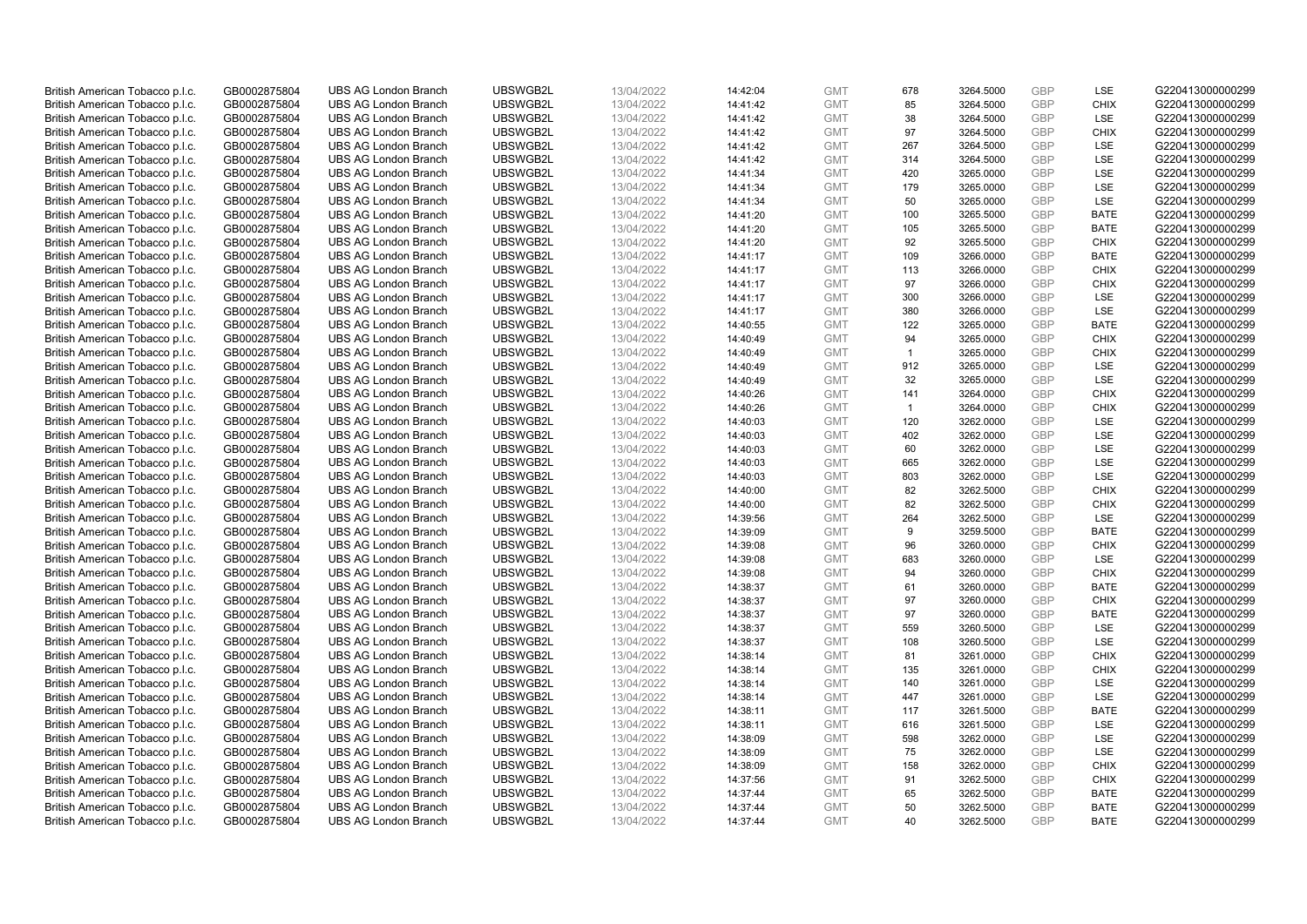| British American Tobacco p.l.c. | GB0002875804 | UBS AG London Branch | UBSWGB2L | 13/04/2022 | 14:42:04 | GMT | 678 | 3264.5000 | GBP | LSE | G220413000000299 |
|---|---|---|---|---|---|---|---|---|---|---|---|
| British American Tobacco p.l.c. | GB0002875804 | UBS AG London Branch | UBSWGB2L | 13/04/2022 | 14:41:42 | GMT | 85 | 3264.5000 | GBP | CHIX | G220413000000299 |
| British American Tobacco p.l.c. | GB0002875804 | UBS AG London Branch | UBSWGB2L | 13/04/2022 | 14:41:42 | GMT | 38 | 3264.5000 | GBP | LSE | G220413000000299 |
| British American Tobacco p.l.c. | GB0002875804 | UBS AG London Branch | UBSWGB2L | 13/04/2022 | 14:41:42 | GMT | 97 | 3264.5000 | GBP | CHIX | G220413000000299 |
| British American Tobacco p.l.c. | GB0002875804 | UBS AG London Branch | UBSWGB2L | 13/04/2022 | 14:41:42 | GMT | 267 | 3264.5000 | GBP | LSE | G220413000000299 |
| British American Tobacco p.l.c. | GB0002875804 | UBS AG London Branch | UBSWGB2L | 13/04/2022 | 14:41:42 | GMT | 314 | 3264.5000 | GBP | LSE | G220413000000299 |
| British American Tobacco p.l.c. | GB0002875804 | UBS AG London Branch | UBSWGB2L | 13/04/2022 | 14:41:34 | GMT | 420 | 3265.0000 | GBP | LSE | G220413000000299 |
| British American Tobacco p.l.c. | GB0002875804 | UBS AG London Branch | UBSWGB2L | 13/04/2022 | 14:41:34 | GMT | 179 | 3265.0000 | GBP | LSE | G220413000000299 |
| British American Tobacco p.l.c. | GB0002875804 | UBS AG London Branch | UBSWGB2L | 13/04/2022 | 14:41:34 | GMT | 50 | 3265.0000 | GBP | LSE | G220413000000299 |
| British American Tobacco p.l.c. | GB0002875804 | UBS AG London Branch | UBSWGB2L | 13/04/2022 | 14:41:20 | GMT | 100 | 3265.5000 | GBP | BATE | G220413000000299 |
| British American Tobacco p.l.c. | GB0002875804 | UBS AG London Branch | UBSWGB2L | 13/04/2022 | 14:41:20 | GMT | 105 | 3265.5000 | GBP | BATE | G220413000000299 |
| British American Tobacco p.l.c. | GB0002875804 | UBS AG London Branch | UBSWGB2L | 13/04/2022 | 14:41:20 | GMT | 92 | 3265.5000 | GBP | CHIX | G220413000000299 |
| British American Tobacco p.l.c. | GB0002875804 | UBS AG London Branch | UBSWGB2L | 13/04/2022 | 14:41:17 | GMT | 109 | 3266.0000 | GBP | BATE | G220413000000299 |
| British American Tobacco p.l.c. | GB0002875804 | UBS AG London Branch | UBSWGB2L | 13/04/2022 | 14:41:17 | GMT | 113 | 3266.0000 | GBP | CHIX | G220413000000299 |
| British American Tobacco p.l.c. | GB0002875804 | UBS AG London Branch | UBSWGB2L | 13/04/2022 | 14:41:17 | GMT | 97 | 3266.0000 | GBP | CHIX | G220413000000299 |
| British American Tobacco p.l.c. | GB0002875804 | UBS AG London Branch | UBSWGB2L | 13/04/2022 | 14:41:17 | GMT | 300 | 3266.0000 | GBP | LSE | G220413000000299 |
| British American Tobacco p.l.c. | GB0002875804 | UBS AG London Branch | UBSWGB2L | 13/04/2022 | 14:41:17 | GMT | 380 | 3266.0000 | GBP | LSE | G220413000000299 |
| British American Tobacco p.l.c. | GB0002875804 | UBS AG London Branch | UBSWGB2L | 13/04/2022 | 14:40:55 | GMT | 122 | 3265.0000 | GBP | BATE | G220413000000299 |
| British American Tobacco p.l.c. | GB0002875804 | UBS AG London Branch | UBSWGB2L | 13/04/2022 | 14:40:49 | GMT | 94 | 3265.0000 | GBP | CHIX | G220413000000299 |
| British American Tobacco p.l.c. | GB0002875804 | UBS AG London Branch | UBSWGB2L | 13/04/2022 | 14:40:49 | GMT | 1 | 3265.0000 | GBP | CHIX | G220413000000299 |
| British American Tobacco p.l.c. | GB0002875804 | UBS AG London Branch | UBSWGB2L | 13/04/2022 | 14:40:49 | GMT | 912 | 3265.0000 | GBP | LSE | G220413000000299 |
| British American Tobacco p.l.c. | GB0002875804 | UBS AG London Branch | UBSWGB2L | 13/04/2022 | 14:40:49 | GMT | 32 | 3265.0000 | GBP | LSE | G220413000000299 |
| British American Tobacco p.l.c. | GB0002875804 | UBS AG London Branch | UBSWGB2L | 13/04/2022 | 14:40:26 | GMT | 141 | 3264.0000 | GBP | CHIX | G220413000000299 |
| British American Tobacco p.l.c. | GB0002875804 | UBS AG London Branch | UBSWGB2L | 13/04/2022 | 14:40:26 | GMT | 1 | 3264.0000 | GBP | CHIX | G220413000000299 |
| British American Tobacco p.l.c. | GB0002875804 | UBS AG London Branch | UBSWGB2L | 13/04/2022 | 14:40:03 | GMT | 120 | 3262.0000 | GBP | LSE | G220413000000299 |
| British American Tobacco p.l.c. | GB0002875804 | UBS AG London Branch | UBSWGB2L | 13/04/2022 | 14:40:03 | GMT | 402 | 3262.0000 | GBP | LSE | G220413000000299 |
| British American Tobacco p.l.c. | GB0002875804 | UBS AG London Branch | UBSWGB2L | 13/04/2022 | 14:40:03 | GMT | 60 | 3262.0000 | GBP | LSE | G220413000000299 |
| British American Tobacco p.l.c. | GB0002875804 | UBS AG London Branch | UBSWGB2L | 13/04/2022 | 14:40:03 | GMT | 665 | 3262.0000 | GBP | LSE | G220413000000299 |
| British American Tobacco p.l.c. | GB0002875804 | UBS AG London Branch | UBSWGB2L | 13/04/2022 | 14:40:03 | GMT | 803 | 3262.0000 | GBP | LSE | G220413000000299 |
| British American Tobacco p.l.c. | GB0002875804 | UBS AG London Branch | UBSWGB2L | 13/04/2022 | 14:40:00 | GMT | 82 | 3262.5000 | GBP | CHIX | G220413000000299 |
| British American Tobacco p.l.c. | GB0002875804 | UBS AG London Branch | UBSWGB2L | 13/04/2022 | 14:40:00 | GMT | 82 | 3262.5000 | GBP | CHIX | G220413000000299 |
| British American Tobacco p.l.c. | GB0002875804 | UBS AG London Branch | UBSWGB2L | 13/04/2022 | 14:39:56 | GMT | 264 | 3262.5000 | GBP | LSE | G220413000000299 |
| British American Tobacco p.l.c. | GB0002875804 | UBS AG London Branch | UBSWGB2L | 13/04/2022 | 14:39:09 | GMT | 9 | 3259.5000 | GBP | BATE | G220413000000299 |
| British American Tobacco p.l.c. | GB0002875804 | UBS AG London Branch | UBSWGB2L | 13/04/2022 | 14:39:08 | GMT | 96 | 3260.0000 | GBP | CHIX | G220413000000299 |
| British American Tobacco p.l.c. | GB0002875804 | UBS AG London Branch | UBSWGB2L | 13/04/2022 | 14:39:08 | GMT | 683 | 3260.0000 | GBP | LSE | G220413000000299 |
| British American Tobacco p.l.c. | GB0002875804 | UBS AG London Branch | UBSWGB2L | 13/04/2022 | 14:39:08 | GMT | 94 | 3260.0000 | GBP | CHIX | G220413000000299 |
| British American Tobacco p.l.c. | GB0002875804 | UBS AG London Branch | UBSWGB2L | 13/04/2022 | 14:38:37 | GMT | 61 | 3260.0000 | GBP | BATE | G220413000000299 |
| British American Tobacco p.l.c. | GB0002875804 | UBS AG London Branch | UBSWGB2L | 13/04/2022 | 14:38:37 | GMT | 97 | 3260.0000 | GBP | CHIX | G220413000000299 |
| British American Tobacco p.l.c. | GB0002875804 | UBS AG London Branch | UBSWGB2L | 13/04/2022 | 14:38:37 | GMT | 97 | 3260.0000 | GBP | BATE | G220413000000299 |
| British American Tobacco p.l.c. | GB0002875804 | UBS AG London Branch | UBSWGB2L | 13/04/2022 | 14:38:37 | GMT | 559 | 3260.5000 | GBP | LSE | G220413000000299 |
| British American Tobacco p.l.c. | GB0002875804 | UBS AG London Branch | UBSWGB2L | 13/04/2022 | 14:38:37 | GMT | 108 | 3260.5000 | GBP | LSE | G220413000000299 |
| British American Tobacco p.l.c. | GB0002875804 | UBS AG London Branch | UBSWGB2L | 13/04/2022 | 14:38:14 | GMT | 81 | 3261.0000 | GBP | CHIX | G220413000000299 |
| British American Tobacco p.l.c. | GB0002875804 | UBS AG London Branch | UBSWGB2L | 13/04/2022 | 14:38:14 | GMT | 135 | 3261.0000 | GBP | CHIX | G220413000000299 |
| British American Tobacco p.l.c. | GB0002875804 | UBS AG London Branch | UBSWGB2L | 13/04/2022 | 14:38:14 | GMT | 140 | 3261.0000 | GBP | LSE | G220413000000299 |
| British American Tobacco p.l.c. | GB0002875804 | UBS AG London Branch | UBSWGB2L | 13/04/2022 | 14:38:14 | GMT | 447 | 3261.0000 | GBP | LSE | G220413000000299 |
| British American Tobacco p.l.c. | GB0002875804 | UBS AG London Branch | UBSWGB2L | 13/04/2022 | 14:38:11 | GMT | 117 | 3261.5000 | GBP | BATE | G220413000000299 |
| British American Tobacco p.l.c. | GB0002875804 | UBS AG London Branch | UBSWGB2L | 13/04/2022 | 14:38:11 | GMT | 616 | 3261.5000 | GBP | LSE | G220413000000299 |
| British American Tobacco p.l.c. | GB0002875804 | UBS AG London Branch | UBSWGB2L | 13/04/2022 | 14:38:09 | GMT | 598 | 3262.0000 | GBP | LSE | G220413000000299 |
| British American Tobacco p.l.c. | GB0002875804 | UBS AG London Branch | UBSWGB2L | 13/04/2022 | 14:38:09 | GMT | 75 | 3262.0000 | GBP | LSE | G220413000000299 |
| British American Tobacco p.l.c. | GB0002875804 | UBS AG London Branch | UBSWGB2L | 13/04/2022 | 14:38:09 | GMT | 158 | 3262.0000 | GBP | CHIX | G220413000000299 |
| British American Tobacco p.l.c. | GB0002875804 | UBS AG London Branch | UBSWGB2L | 13/04/2022 | 14:37:56 | GMT | 91 | 3262.5000 | GBP | CHIX | G220413000000299 |
| British American Tobacco p.l.c. | GB0002875804 | UBS AG London Branch | UBSWGB2L | 13/04/2022 | 14:37:44 | GMT | 65 | 3262.5000 | GBP | BATE | G220413000000299 |
| British American Tobacco p.l.c. | GB0002875804 | UBS AG London Branch | UBSWGB2L | 13/04/2022 | 14:37:44 | GMT | 50 | 3262.5000 | GBP | BATE | G220413000000299 |
| British American Tobacco p.l.c. | GB0002875804 | UBS AG London Branch | UBSWGB2L | 13/04/2022 | 14:37:44 | GMT | 40 | 3262.5000 | GBP | BATE | G220413000000299 |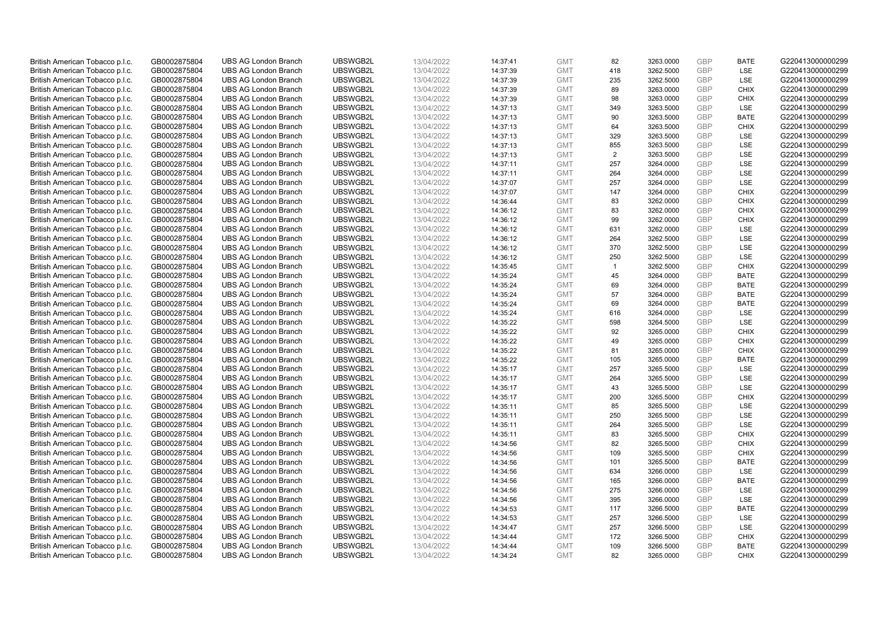| British American Tobacco p.l.c. | GB0002875804 | UBS AG London Branch | UBSWGB2L | 13/04/2022 | 14:37:41 | GMT | 82 | 3263.0000 | GBP | BATE | G220413000000299 |
|---|---|---|---|---|---|---|---|---|---|---|---|
| British American Tobacco p.l.c. | GB0002875804 | UBS AG London Branch | UBSWGB2L | 13/04/2022 | 14:37:39 | GMT | 418 | 3262.5000 | GBP | LSE | G220413000000299 |
| British American Tobacco p.l.c. | GB0002875804 | UBS AG London Branch | UBSWGB2L | 13/04/2022 | 14:37:39 | GMT | 235 | 3262.5000 | GBP | LSE | G220413000000299 |
| British American Tobacco p.l.c. | GB0002875804 | UBS AG London Branch | UBSWGB2L | 13/04/2022 | 14:37:39 | GMT | 89 | 3263.0000 | GBP | CHIX | G220413000000299 |
| British American Tobacco p.l.c. | GB0002875804 | UBS AG London Branch | UBSWGB2L | 13/04/2022 | 14:37:39 | GMT | 98 | 3263.0000 | GBP | CHIX | G220413000000299 |
| British American Tobacco p.l.c. | GB0002875804 | UBS AG London Branch | UBSWGB2L | 13/04/2022 | 14:37:13 | GMT | 349 | 3263.5000 | GBP | LSE | G220413000000299 |
| British American Tobacco p.l.c. | GB0002875804 | UBS AG London Branch | UBSWGB2L | 13/04/2022 | 14:37:13 | GMT | 90 | 3263.5000 | GBP | BATE | G220413000000299 |
| British American Tobacco p.l.c. | GB0002875804 | UBS AG London Branch | UBSWGB2L | 13/04/2022 | 14:37:13 | GMT | 64 | 3263.5000 | GBP | CHIX | G220413000000299 |
| British American Tobacco p.l.c. | GB0002875804 | UBS AG London Branch | UBSWGB2L | 13/04/2022 | 14:37:13 | GMT | 329 | 3263.5000 | GBP | LSE | G220413000000299 |
| British American Tobacco p.l.c. | GB0002875804 | UBS AG London Branch | UBSWGB2L | 13/04/2022 | 14:37:13 | GMT | 855 | 3263.5000 | GBP | LSE | G220413000000299 |
| British American Tobacco p.l.c. | GB0002875804 | UBS AG London Branch | UBSWGB2L | 13/04/2022 | 14:37:13 | GMT | 2 | 3263.5000 | GBP | LSE | G220413000000299 |
| British American Tobacco p.l.c. | GB0002875804 | UBS AG London Branch | UBSWGB2L | 13/04/2022 | 14:37:11 | GMT | 257 | 3264.0000 | GBP | LSE | G220413000000299 |
| British American Tobacco p.l.c. | GB0002875804 | UBS AG London Branch | UBSWGB2L | 13/04/2022 | 14:37:11 | GMT | 264 | 3264.0000 | GBP | LSE | G220413000000299 |
| British American Tobacco p.l.c. | GB0002875804 | UBS AG London Branch | UBSWGB2L | 13/04/2022 | 14:37:07 | GMT | 257 | 3264.0000 | GBP | LSE | G220413000000299 |
| British American Tobacco p.l.c. | GB0002875804 | UBS AG London Branch | UBSWGB2L | 13/04/2022 | 14:37:07 | GMT | 147 | 3264.0000 | GBP | CHIX | G220413000000299 |
| British American Tobacco p.l.c. | GB0002875804 | UBS AG London Branch | UBSWGB2L | 13/04/2022 | 14:36:44 | GMT | 83 | 3262.0000 | GBP | CHIX | G220413000000299 |
| British American Tobacco p.l.c. | GB0002875804 | UBS AG London Branch | UBSWGB2L | 13/04/2022 | 14:36:12 | GMT | 83 | 3262.0000 | GBP | CHIX | G220413000000299 |
| British American Tobacco p.l.c. | GB0002875804 | UBS AG London Branch | UBSWGB2L | 13/04/2022 | 14:36:12 | GMT | 99 | 3262.0000 | GBP | CHIX | G220413000000299 |
| British American Tobacco p.l.c. | GB0002875804 | UBS AG London Branch | UBSWGB2L | 13/04/2022 | 14:36:12 | GMT | 631 | 3262.0000 | GBP | LSE | G220413000000299 |
| British American Tobacco p.l.c. | GB0002875804 | UBS AG London Branch | UBSWGB2L | 13/04/2022 | 14:36:12 | GMT | 264 | 3262.5000 | GBP | LSE | G220413000000299 |
| British American Tobacco p.l.c. | GB0002875804 | UBS AG London Branch | UBSWGB2L | 13/04/2022 | 14:36:12 | GMT | 370 | 3262.5000 | GBP | LSE | G220413000000299 |
| British American Tobacco p.l.c. | GB0002875804 | UBS AG London Branch | UBSWGB2L | 13/04/2022 | 14:36:12 | GMT | 250 | 3262.5000 | GBP | LSE | G220413000000299 |
| British American Tobacco p.l.c. | GB0002875804 | UBS AG London Branch | UBSWGB2L | 13/04/2022 | 14:35:45 | GMT | 1 | 3262.5000 | GBP | CHIX | G220413000000299 |
| British American Tobacco p.l.c. | GB0002875804 | UBS AG London Branch | UBSWGB2L | 13/04/2022 | 14:35:24 | GMT | 45 | 3264.0000 | GBP | BATE | G220413000000299 |
| British American Tobacco p.l.c. | GB0002875804 | UBS AG London Branch | UBSWGB2L | 13/04/2022 | 14:35:24 | GMT | 69 | 3264.0000 | GBP | BATE | G220413000000299 |
| British American Tobacco p.l.c. | GB0002875804 | UBS AG London Branch | UBSWGB2L | 13/04/2022 | 14:35:24 | GMT | 57 | 3264.0000 | GBP | BATE | G220413000000299 |
| British American Tobacco p.l.c. | GB0002875804 | UBS AG London Branch | UBSWGB2L | 13/04/2022 | 14:35:24 | GMT | 69 | 3264.0000 | GBP | BATE | G220413000000299 |
| British American Tobacco p.l.c. | GB0002875804 | UBS AG London Branch | UBSWGB2L | 13/04/2022 | 14:35:24 | GMT | 616 | 3264.0000 | GBP | LSE | G220413000000299 |
| British American Tobacco p.l.c. | GB0002875804 | UBS AG London Branch | UBSWGB2L | 13/04/2022 | 14:35:22 | GMT | 598 | 3264.5000 | GBP | LSE | G220413000000299 |
| British American Tobacco p.l.c. | GB0002875804 | UBS AG London Branch | UBSWGB2L | 13/04/2022 | 14:35:22 | GMT | 92 | 3265.0000 | GBP | CHIX | G220413000000299 |
| British American Tobacco p.l.c. | GB0002875804 | UBS AG London Branch | UBSWGB2L | 13/04/2022 | 14:35:22 | GMT | 49 | 3265.0000 | GBP | CHIX | G220413000000299 |
| British American Tobacco p.l.c. | GB0002875804 | UBS AG London Branch | UBSWGB2L | 13/04/2022 | 14:35:22 | GMT | 81 | 3265.0000 | GBP | CHIX | G220413000000299 |
| British American Tobacco p.l.c. | GB0002875804 | UBS AG London Branch | UBSWGB2L | 13/04/2022 | 14:35:22 | GMT | 105 | 3265.0000 | GBP | BATE | G220413000000299 |
| British American Tobacco p.l.c. | GB0002875804 | UBS AG London Branch | UBSWGB2L | 13/04/2022 | 14:35:17 | GMT | 257 | 3265.5000 | GBP | LSE | G220413000000299 |
| British American Tobacco p.l.c. | GB0002875804 | UBS AG London Branch | UBSWGB2L | 13/04/2022 | 14:35:17 | GMT | 264 | 3265.5000 | GBP | LSE | G220413000000299 |
| British American Tobacco p.l.c. | GB0002875804 | UBS AG London Branch | UBSWGB2L | 13/04/2022 | 14:35:17 | GMT | 43 | 3265.5000 | GBP | LSE | G220413000000299 |
| British American Tobacco p.l.c. | GB0002875804 | UBS AG London Branch | UBSWGB2L | 13/04/2022 | 14:35:17 | GMT | 200 | 3265.5000 | GBP | CHIX | G220413000000299 |
| British American Tobacco p.l.c. | GB0002875804 | UBS AG London Branch | UBSWGB2L | 13/04/2022 | 14:35:11 | GMT | 85 | 3265.5000 | GBP | LSE | G220413000000299 |
| British American Tobacco p.l.c. | GB0002875804 | UBS AG London Branch | UBSWGB2L | 13/04/2022 | 14:35:11 | GMT | 250 | 3265.5000 | GBP | LSE | G220413000000299 |
| British American Tobacco p.l.c. | GB0002875804 | UBS AG London Branch | UBSWGB2L | 13/04/2022 | 14:35:11 | GMT | 264 | 3265.5000 | GBP | LSE | G220413000000299 |
| British American Tobacco p.l.c. | GB0002875804 | UBS AG London Branch | UBSWGB2L | 13/04/2022 | 14:35:11 | GMT | 83 | 3265.5000 | GBP | CHIX | G220413000000299 |
| British American Tobacco p.l.c. | GB0002875804 | UBS AG London Branch | UBSWGB2L | 13/04/2022 | 14:34:56 | GMT | 82 | 3265.5000 | GBP | CHIX | G220413000000299 |
| British American Tobacco p.l.c. | GB0002875804 | UBS AG London Branch | UBSWGB2L | 13/04/2022 | 14:34:56 | GMT | 109 | 3265.5000 | GBP | CHIX | G220413000000299 |
| British American Tobacco p.l.c. | GB0002875804 | UBS AG London Branch | UBSWGB2L | 13/04/2022 | 14:34:56 | GMT | 101 | 3265.5000 | GBP | BATE | G220413000000299 |
| British American Tobacco p.l.c. | GB0002875804 | UBS AG London Branch | UBSWGB2L | 13/04/2022 | 14:34:56 | GMT | 634 | 3266.0000 | GBP | LSE | G220413000000299 |
| British American Tobacco p.l.c. | GB0002875804 | UBS AG London Branch | UBSWGB2L | 13/04/2022 | 14:34:56 | GMT | 165 | 3266.0000 | GBP | BATE | G220413000000299 |
| British American Tobacco p.l.c. | GB0002875804 | UBS AG London Branch | UBSWGB2L | 13/04/2022 | 14:34:56 | GMT | 275 | 3266.0000 | GBP | LSE | G220413000000299 |
| British American Tobacco p.l.c. | GB0002875804 | UBS AG London Branch | UBSWGB2L | 13/04/2022 | 14:34:56 | GMT | 395 | 3266.0000 | GBP | LSE | G220413000000299 |
| British American Tobacco p.l.c. | GB0002875804 | UBS AG London Branch | UBSWGB2L | 13/04/2022 | 14:34:53 | GMT | 117 | 3266.5000 | GBP | BATE | G220413000000299 |
| British American Tobacco p.l.c. | GB0002875804 | UBS AG London Branch | UBSWGB2L | 13/04/2022 | 14:34:53 | GMT | 257 | 3266.5000 | GBP | LSE | G220413000000299 |
| British American Tobacco p.l.c. | GB0002875804 | UBS AG London Branch | UBSWGB2L | 13/04/2022 | 14:34:47 | GMT | 257 | 3266.5000 | GBP | LSE | G220413000000299 |
| British American Tobacco p.l.c. | GB0002875804 | UBS AG London Branch | UBSWGB2L | 13/04/2022 | 14:34:44 | GMT | 172 | 3266.5000 | GBP | CHIX | G220413000000299 |
| British American Tobacco p.l.c. | GB0002875804 | UBS AG London Branch | UBSWGB2L | 13/04/2022 | 14:34:44 | GMT | 109 | 3266.5000 | GBP | BATE | G220413000000299 |
| British American Tobacco p.l.c. | GB0002875804 | UBS AG London Branch | UBSWGB2L | 13/04/2022 | 14:34:24 | GMT | 82 | 3265.0000 | GBP | CHIX | G220413000000299 |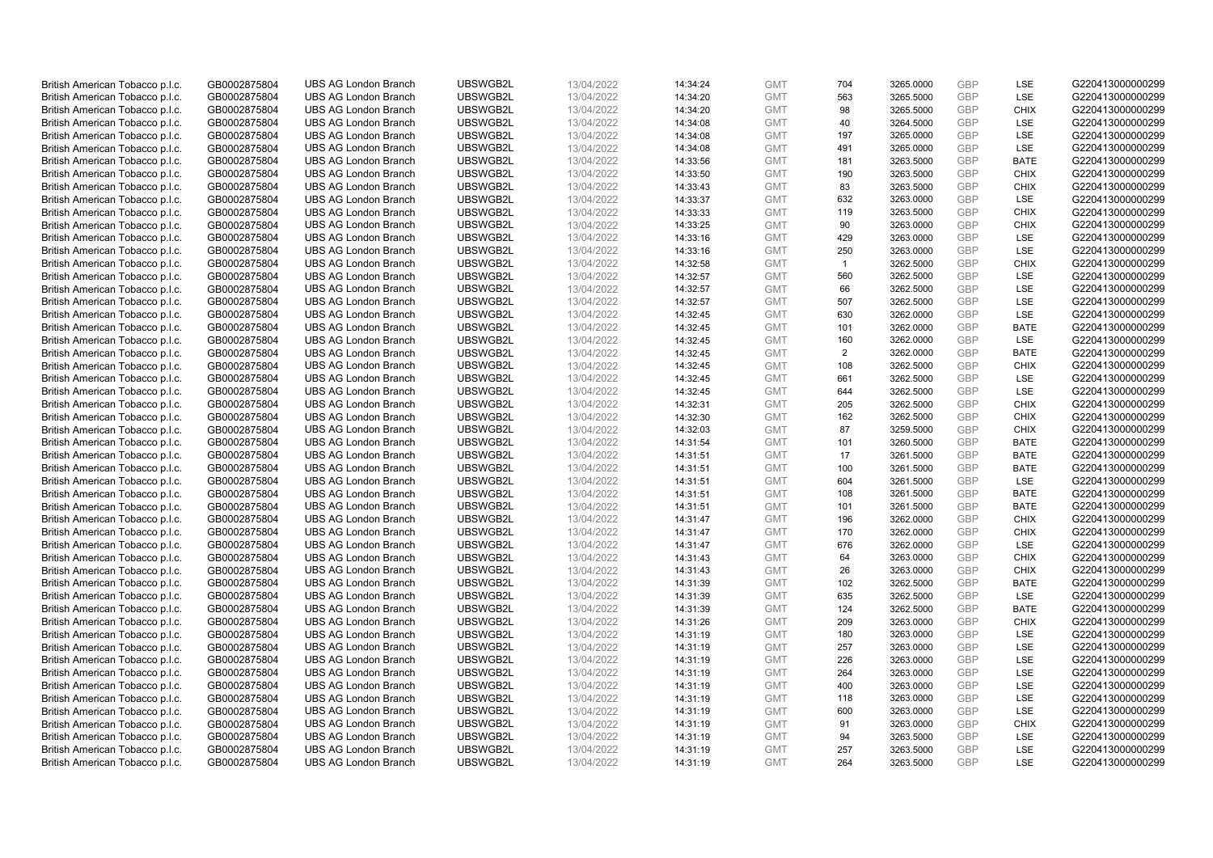| | | | | | | | | | | | |
|---|---|---|---|---|---|---|---|---|---|---|---|
| British American Tobacco p.l.c. | GB0002875804 | UBS AG London Branch | UBSWGB2L | 13/04/2022 | 14:34:24 | GMT | 704 | 3265.0000 | GBP | LSE | G220413000000299 |
| British American Tobacco p.l.c. | GB0002875804 | UBS AG London Branch | UBSWGB2L | 13/04/2022 | 14:34:20 | GMT | 563 | 3265.5000 | GBP | LSE | G220413000000299 |
| British American Tobacco p.l.c. | GB0002875804 | UBS AG London Branch | UBSWGB2L | 13/04/2022 | 14:34:20 | GMT | 98 | 3265.5000 | GBP | CHIX | G220413000000299 |
| British American Tobacco p.l.c. | GB0002875804 | UBS AG London Branch | UBSWGB2L | 13/04/2022 | 14:34:08 | GMT | 40 | 3264.5000 | GBP | LSE | G220413000000299 |
| British American Tobacco p.l.c. | GB0002875804 | UBS AG London Branch | UBSWGB2L | 13/04/2022 | 14:34:08 | GMT | 197 | 3265.0000 | GBP | LSE | G220413000000299 |
| British American Tobacco p.l.c. | GB0002875804 | UBS AG London Branch | UBSWGB2L | 13/04/2022 | 14:34:08 | GMT | 491 | 3265.0000 | GBP | LSE | G220413000000299 |
| British American Tobacco p.l.c. | GB0002875804 | UBS AG London Branch | UBSWGB2L | 13/04/2022 | 14:33:56 | GMT | 181 | 3263.5000 | GBP | BATE | G220413000000299 |
| British American Tobacco p.l.c. | GB0002875804 | UBS AG London Branch | UBSWGB2L | 13/04/2022 | 14:33:50 | GMT | 190 | 3263.5000 | GBP | CHIX | G220413000000299 |
| British American Tobacco p.l.c. | GB0002875804 | UBS AG London Branch | UBSWGB2L | 13/04/2022 | 14:33:43 | GMT | 83 | 3263.5000 | GBP | CHIX | G220413000000299 |
| British American Tobacco p.l.c. | GB0002875804 | UBS AG London Branch | UBSWGB2L | 13/04/2022 | 14:33:37 | GMT | 632 | 3263.0000 | GBP | LSE | G220413000000299 |
| British American Tobacco p.l.c. | GB0002875804 | UBS AG London Branch | UBSWGB2L | 13/04/2022 | 14:33:33 | GMT | 119 | 3263.5000 | GBP | CHIX | G220413000000299 |
| British American Tobacco p.l.c. | GB0002875804 | UBS AG London Branch | UBSWGB2L | 13/04/2022 | 14:33:25 | GMT | 90 | 3263.0000 | GBP | CHIX | G220413000000299 |
| British American Tobacco p.l.c. | GB0002875804 | UBS AG London Branch | UBSWGB2L | 13/04/2022 | 14:33:16 | GMT | 429 | 3263.0000 | GBP | LSE | G220413000000299 |
| British American Tobacco p.l.c. | GB0002875804 | UBS AG London Branch | UBSWGB2L | 13/04/2022 | 14:33:16 | GMT | 250 | 3263.0000 | GBP | LSE | G220413000000299 |
| British American Tobacco p.l.c. | GB0002875804 | UBS AG London Branch | UBSWGB2L | 13/04/2022 | 14:32:58 | GMT | 1 | 3262.5000 | GBP | CHIX | G220413000000299 |
| British American Tobacco p.l.c. | GB0002875804 | UBS AG London Branch | UBSWGB2L | 13/04/2022 | 14:32:57 | GMT | 560 | 3262.5000 | GBP | LSE | G220413000000299 |
| British American Tobacco p.l.c. | GB0002875804 | UBS AG London Branch | UBSWGB2L | 13/04/2022 | 14:32:57 | GMT | 66 | 3262.5000 | GBP | LSE | G220413000000299 |
| British American Tobacco p.l.c. | GB0002875804 | UBS AG London Branch | UBSWGB2L | 13/04/2022 | 14:32:57 | GMT | 507 | 3262.5000 | GBP | LSE | G220413000000299 |
| British American Tobacco p.l.c. | GB0002875804 | UBS AG London Branch | UBSWGB2L | 13/04/2022 | 14:32:45 | GMT | 630 | 3262.0000 | GBP | LSE | G220413000000299 |
| British American Tobacco p.l.c. | GB0002875804 | UBS AG London Branch | UBSWGB2L | 13/04/2022 | 14:32:45 | GMT | 101 | 3262.0000 | GBP | BATE | G220413000000299 |
| British American Tobacco p.l.c. | GB0002875804 | UBS AG London Branch | UBSWGB2L | 13/04/2022 | 14:32:45 | GMT | 160 | 3262.0000 | GBP | LSE | G220413000000299 |
| British American Tobacco p.l.c. | GB0002875804 | UBS AG London Branch | UBSWGB2L | 13/04/2022 | 14:32:45 | GMT | 2 | 3262.0000 | GBP | BATE | G220413000000299 |
| British American Tobacco p.l.c. | GB0002875804 | UBS AG London Branch | UBSWGB2L | 13/04/2022 | 14:32:45 | GMT | 108 | 3262.5000 | GBP | CHIX | G220413000000299 |
| British American Tobacco p.l.c. | GB0002875804 | UBS AG London Branch | UBSWGB2L | 13/04/2022 | 14:32:45 | GMT | 661 | 3262.5000 | GBP | LSE | G220413000000299 |
| British American Tobacco p.l.c. | GB0002875804 | UBS AG London Branch | UBSWGB2L | 13/04/2022 | 14:32:45 | GMT | 644 | 3262.5000 | GBP | LSE | G220413000000299 |
| British American Tobacco p.l.c. | GB0002875804 | UBS AG London Branch | UBSWGB2L | 13/04/2022 | 14:32:31 | GMT | 205 | 3262.5000 | GBP | CHIX | G220413000000299 |
| British American Tobacco p.l.c. | GB0002875804 | UBS AG London Branch | UBSWGB2L | 13/04/2022 | 14:32:30 | GMT | 162 | 3262.5000 | GBP | CHIX | G220413000000299 |
| British American Tobacco p.l.c. | GB0002875804 | UBS AG London Branch | UBSWGB2L | 13/04/2022 | 14:32:03 | GMT | 87 | 3259.5000 | GBP | CHIX | G220413000000299 |
| British American Tobacco p.l.c. | GB0002875804 | UBS AG London Branch | UBSWGB2L | 13/04/2022 | 14:31:54 | GMT | 101 | 3260.5000 | GBP | BATE | G220413000000299 |
| British American Tobacco p.l.c. | GB0002875804 | UBS AG London Branch | UBSWGB2L | 13/04/2022 | 14:31:51 | GMT | 17 | 3261.5000 | GBP | BATE | G220413000000299 |
| British American Tobacco p.l.c. | GB0002875804 | UBS AG London Branch | UBSWGB2L | 13/04/2022 | 14:31:51 | GMT | 100 | 3261.5000 | GBP | BATE | G220413000000299 |
| British American Tobacco p.l.c. | GB0002875804 | UBS AG London Branch | UBSWGB2L | 13/04/2022 | 14:31:51 | GMT | 604 | 3261.5000 | GBP | LSE | G220413000000299 |
| British American Tobacco p.l.c. | GB0002875804 | UBS AG London Branch | UBSWGB2L | 13/04/2022 | 14:31:51 | GMT | 108 | 3261.5000 | GBP | BATE | G220413000000299 |
| British American Tobacco p.l.c. | GB0002875804 | UBS AG London Branch | UBSWGB2L | 13/04/2022 | 14:31:51 | GMT | 101 | 3261.5000 | GBP | BATE | G220413000000299 |
| British American Tobacco p.l.c. | GB0002875804 | UBS AG London Branch | UBSWGB2L | 13/04/2022 | 14:31:47 | GMT | 196 | 3262.0000 | GBP | CHIX | G220413000000299 |
| British American Tobacco p.l.c. | GB0002875804 | UBS AG London Branch | UBSWGB2L | 13/04/2022 | 14:31:47 | GMT | 170 | 3262.0000 | GBP | CHIX | G220413000000299 |
| British American Tobacco p.l.c. | GB0002875804 | UBS AG London Branch | UBSWGB2L | 13/04/2022 | 14:31:47 | GMT | 676 | 3262.0000 | GBP | LSE | G220413000000299 |
| British American Tobacco p.l.c. | GB0002875804 | UBS AG London Branch | UBSWGB2L | 13/04/2022 | 14:31:43 | GMT | 64 | 3263.0000 | GBP | CHIX | G220413000000299 |
| British American Tobacco p.l.c. | GB0002875804 | UBS AG London Branch | UBSWGB2L | 13/04/2022 | 14:31:43 | GMT | 26 | 3263.0000 | GBP | CHIX | G220413000000299 |
| British American Tobacco p.l.c. | GB0002875804 | UBS AG London Branch | UBSWGB2L | 13/04/2022 | 14:31:39 | GMT | 102 | 3262.5000 | GBP | BATE | G220413000000299 |
| British American Tobacco p.l.c. | GB0002875804 | UBS AG London Branch | UBSWGB2L | 13/04/2022 | 14:31:39 | GMT | 635 | 3262.5000 | GBP | LSE | G220413000000299 |
| British American Tobacco p.l.c. | GB0002875804 | UBS AG London Branch | UBSWGB2L | 13/04/2022 | 14:31:39 | GMT | 124 | 3262.5000 | GBP | BATE | G220413000000299 |
| British American Tobacco p.l.c. | GB0002875804 | UBS AG London Branch | UBSWGB2L | 13/04/2022 | 14:31:26 | GMT | 209 | 3263.0000 | GBP | CHIX | G220413000000299 |
| British American Tobacco p.l.c. | GB0002875804 | UBS AG London Branch | UBSWGB2L | 13/04/2022 | 14:31:19 | GMT | 180 | 3263.0000 | GBP | LSE | G220413000000299 |
| British American Tobacco p.l.c. | GB0002875804 | UBS AG London Branch | UBSWGB2L | 13/04/2022 | 14:31:19 | GMT | 257 | 3263.0000 | GBP | LSE | G220413000000299 |
| British American Tobacco p.l.c. | GB0002875804 | UBS AG London Branch | UBSWGB2L | 13/04/2022 | 14:31:19 | GMT | 226 | 3263.0000 | GBP | LSE | G220413000000299 |
| British American Tobacco p.l.c. | GB0002875804 | UBS AG London Branch | UBSWGB2L | 13/04/2022 | 14:31:19 | GMT | 264 | 3263.0000 | GBP | LSE | G220413000000299 |
| British American Tobacco p.l.c. | GB0002875804 | UBS AG London Branch | UBSWGB2L | 13/04/2022 | 14:31:19 | GMT | 400 | 3263.0000 | GBP | LSE | G220413000000299 |
| British American Tobacco p.l.c. | GB0002875804 | UBS AG London Branch | UBSWGB2L | 13/04/2022 | 14:31:19 | GMT | 118 | 3263.0000 | GBP | LSE | G220413000000299 |
| British American Tobacco p.l.c. | GB0002875804 | UBS AG London Branch | UBSWGB2L | 13/04/2022 | 14:31:19 | GMT | 600 | 3263.0000 | GBP | LSE | G220413000000299 |
| British American Tobacco p.l.c. | GB0002875804 | UBS AG London Branch | UBSWGB2L | 13/04/2022 | 14:31:19 | GMT | 91 | 3263.0000 | GBP | CHIX | G220413000000299 |
| British American Tobacco p.l.c. | GB0002875804 | UBS AG London Branch | UBSWGB2L | 13/04/2022 | 14:31:19 | GMT | 94 | 3263.5000 | GBP | LSE | G220413000000299 |
| British American Tobacco p.l.c. | GB0002875804 | UBS AG London Branch | UBSWGB2L | 13/04/2022 | 14:31:19 | GMT | 257 | 3263.5000 | GBP | LSE | G220413000000299 |
| British American Tobacco p.l.c. | GB0002875804 | UBS AG London Branch | UBSWGB2L | 13/04/2022 | 14:31:19 | GMT | 264 | 3263.5000 | GBP | LSE | G220413000000299 |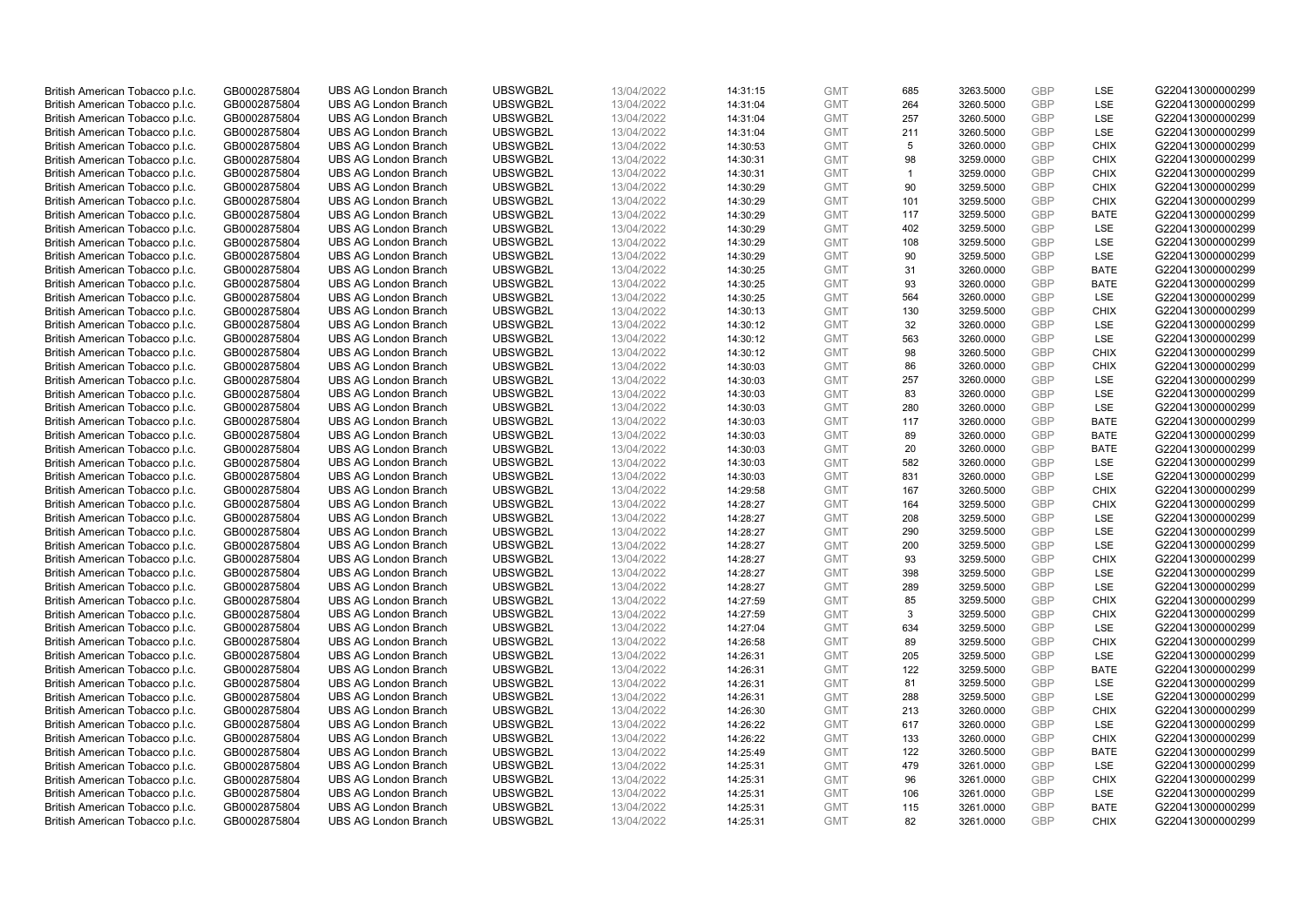| | | | | | | | | | | | |
|---|---|---|---|---|---|---|---|---|---|---|---|
| British American Tobacco p.l.c. | GB0002875804 | UBS AG London Branch | UBSWGB2L | 13/04/2022 | 14:31:15 | GMT | 685 | 3263.5000 | GBP | LSE | G220413000000299 |
| British American Tobacco p.l.c. | GB0002875804 | UBS AG London Branch | UBSWGB2L | 13/04/2022 | 14:31:04 | GMT | 264 | 3260.5000 | GBP | LSE | G220413000000299 |
| British American Tobacco p.l.c. | GB0002875804 | UBS AG London Branch | UBSWGB2L | 13/04/2022 | 14:31:04 | GMT | 257 | 3260.5000 | GBP | LSE | G220413000000299 |
| British American Tobacco p.l.c. | GB0002875804 | UBS AG London Branch | UBSWGB2L | 13/04/2022 | 14:31:04 | GMT | 211 | 3260.5000 | GBP | LSE | G220413000000299 |
| British American Tobacco p.l.c. | GB0002875804 | UBS AG London Branch | UBSWGB2L | 13/04/2022 | 14:30:53 | GMT | 5 | 3260.0000 | GBP | CHIX | G220413000000299 |
| British American Tobacco p.l.c. | GB0002875804 | UBS AG London Branch | UBSWGB2L | 13/04/2022 | 14:30:31 | GMT | 98 | 3259.0000 | GBP | CHIX | G220413000000299 |
| British American Tobacco p.l.c. | GB0002875804 | UBS AG London Branch | UBSWGB2L | 13/04/2022 | 14:30:31 | GMT | 1 | 3259.0000 | GBP | CHIX | G220413000000299 |
| British American Tobacco p.l.c. | GB0002875804 | UBS AG London Branch | UBSWGB2L | 13/04/2022 | 14:30:29 | GMT | 90 | 3259.5000 | GBP | CHIX | G220413000000299 |
| British American Tobacco p.l.c. | GB0002875804 | UBS AG London Branch | UBSWGB2L | 13/04/2022 | 14:30:29 | GMT | 101 | 3259.5000 | GBP | CHIX | G220413000000299 |
| British American Tobacco p.l.c. | GB0002875804 | UBS AG London Branch | UBSWGB2L | 13/04/2022 | 14:30:29 | GMT | 117 | 3259.5000 | GBP | BATE | G220413000000299 |
| British American Tobacco p.l.c. | GB0002875804 | UBS AG London Branch | UBSWGB2L | 13/04/2022 | 14:30:29 | GMT | 402 | 3259.5000 | GBP | LSE | G220413000000299 |
| British American Tobacco p.l.c. | GB0002875804 | UBS AG London Branch | UBSWGB2L | 13/04/2022 | 14:30:29 | GMT | 108 | 3259.5000 | GBP | LSE | G220413000000299 |
| British American Tobacco p.l.c. | GB0002875804 | UBS AG London Branch | UBSWGB2L | 13/04/2022 | 14:30:29 | GMT | 90 | 3259.5000 | GBP | LSE | G220413000000299 |
| British American Tobacco p.l.c. | GB0002875804 | UBS AG London Branch | UBSWGB2L | 13/04/2022 | 14:30:25 | GMT | 31 | 3260.0000 | GBP | BATE | G220413000000299 |
| British American Tobacco p.l.c. | GB0002875804 | UBS AG London Branch | UBSWGB2L | 13/04/2022 | 14:30:25 | GMT | 93 | 3260.0000 | GBP | BATE | G220413000000299 |
| British American Tobacco p.l.c. | GB0002875804 | UBS AG London Branch | UBSWGB2L | 13/04/2022 | 14:30:25 | GMT | 564 | 3260.0000 | GBP | LSE | G220413000000299 |
| British American Tobacco p.l.c. | GB0002875804 | UBS AG London Branch | UBSWGB2L | 13/04/2022 | 14:30:13 | GMT | 130 | 3259.5000 | GBP | CHIX | G220413000000299 |
| British American Tobacco p.l.c. | GB0002875804 | UBS AG London Branch | UBSWGB2L | 13/04/2022 | 14:30:12 | GMT | 32 | 3260.0000 | GBP | LSE | G220413000000299 |
| British American Tobacco p.l.c. | GB0002875804 | UBS AG London Branch | UBSWGB2L | 13/04/2022 | 14:30:12 | GMT | 563 | 3260.0000 | GBP | LSE | G220413000000299 |
| British American Tobacco p.l.c. | GB0002875804 | UBS AG London Branch | UBSWGB2L | 13/04/2022 | 14:30:12 | GMT | 98 | 3260.5000 | GBP | CHIX | G220413000000299 |
| British American Tobacco p.l.c. | GB0002875804 | UBS AG London Branch | UBSWGB2L | 13/04/2022 | 14:30:03 | GMT | 86 | 3260.0000 | GBP | CHIX | G220413000000299 |
| British American Tobacco p.l.c. | GB0002875804 | UBS AG London Branch | UBSWGB2L | 13/04/2022 | 14:30:03 | GMT | 257 | 3260.0000 | GBP | LSE | G220413000000299 |
| British American Tobacco p.l.c. | GB0002875804 | UBS AG London Branch | UBSWGB2L | 13/04/2022 | 14:30:03 | GMT | 83 | 3260.0000 | GBP | LSE | G220413000000299 |
| British American Tobacco p.l.c. | GB0002875804 | UBS AG London Branch | UBSWGB2L | 13/04/2022 | 14:30:03 | GMT | 280 | 3260.0000 | GBP | LSE | G220413000000299 |
| British American Tobacco p.l.c. | GB0002875804 | UBS AG London Branch | UBSWGB2L | 13/04/2022 | 14:30:03 | GMT | 117 | 3260.0000 | GBP | BATE | G220413000000299 |
| British American Tobacco p.l.c. | GB0002875804 | UBS AG London Branch | UBSWGB2L | 13/04/2022 | 14:30:03 | GMT | 89 | 3260.0000 | GBP | BATE | G220413000000299 |
| British American Tobacco p.l.c. | GB0002875804 | UBS AG London Branch | UBSWGB2L | 13/04/2022 | 14:30:03 | GMT | 20 | 3260.0000 | GBP | BATE | G220413000000299 |
| British American Tobacco p.l.c. | GB0002875804 | UBS AG London Branch | UBSWGB2L | 13/04/2022 | 14:30:03 | GMT | 582 | 3260.0000 | GBP | LSE | G220413000000299 |
| British American Tobacco p.l.c. | GB0002875804 | UBS AG London Branch | UBSWGB2L | 13/04/2022 | 14:30:03 | GMT | 831 | 3260.0000 | GBP | LSE | G220413000000299 |
| British American Tobacco p.l.c. | GB0002875804 | UBS AG London Branch | UBSWGB2L | 13/04/2022 | 14:29:58 | GMT | 167 | 3260.5000 | GBP | CHIX | G220413000000299 |
| British American Tobacco p.l.c. | GB0002875804 | UBS AG London Branch | UBSWGB2L | 13/04/2022 | 14:28:27 | GMT | 164 | 3259.5000 | GBP | CHIX | G220413000000299 |
| British American Tobacco p.l.c. | GB0002875804 | UBS AG London Branch | UBSWGB2L | 13/04/2022 | 14:28:27 | GMT | 208 | 3259.5000 | GBP | LSE | G220413000000299 |
| British American Tobacco p.l.c. | GB0002875804 | UBS AG London Branch | UBSWGB2L | 13/04/2022 | 14:28:27 | GMT | 290 | 3259.5000 | GBP | LSE | G220413000000299 |
| British American Tobacco p.l.c. | GB0002875804 | UBS AG London Branch | UBSWGB2L | 13/04/2022 | 14:28:27 | GMT | 200 | 3259.5000 | GBP | LSE | G220413000000299 |
| British American Tobacco p.l.c. | GB0002875804 | UBS AG London Branch | UBSWGB2L | 13/04/2022 | 14:28:27 | GMT | 93 | 3259.5000 | GBP | CHIX | G220413000000299 |
| British American Tobacco p.l.c. | GB0002875804 | UBS AG London Branch | UBSWGB2L | 13/04/2022 | 14:28:27 | GMT | 398 | 3259.5000 | GBP | LSE | G220413000000299 |
| British American Tobacco p.l.c. | GB0002875804 | UBS AG London Branch | UBSWGB2L | 13/04/2022 | 14:28:27 | GMT | 289 | 3259.5000 | GBP | LSE | G220413000000299 |
| British American Tobacco p.l.c. | GB0002875804 | UBS AG London Branch | UBSWGB2L | 13/04/2022 | 14:27:59 | GMT | 85 | 3259.5000 | GBP | CHIX | G220413000000299 |
| British American Tobacco p.l.c. | GB0002875804 | UBS AG London Branch | UBSWGB2L | 13/04/2022 | 14:27:59 | GMT | 3 | 3259.5000 | GBP | CHIX | G220413000000299 |
| British American Tobacco p.l.c. | GB0002875804 | UBS AG London Branch | UBSWGB2L | 13/04/2022 | 14:27:04 | GMT | 634 | 3259.5000 | GBP | LSE | G220413000000299 |
| British American Tobacco p.l.c. | GB0002875804 | UBS AG London Branch | UBSWGB2L | 13/04/2022 | 14:26:58 | GMT | 89 | 3259.5000 | GBP | CHIX | G220413000000299 |
| British American Tobacco p.l.c. | GB0002875804 | UBS AG London Branch | UBSWGB2L | 13/04/2022 | 14:26:31 | GMT | 205 | 3259.5000 | GBP | LSE | G220413000000299 |
| British American Tobacco p.l.c. | GB0002875804 | UBS AG London Branch | UBSWGB2L | 13/04/2022 | 14:26:31 | GMT | 122 | 3259.5000 | GBP | BATE | G220413000000299 |
| British American Tobacco p.l.c. | GB0002875804 | UBS AG London Branch | UBSWGB2L | 13/04/2022 | 14:26:31 | GMT | 81 | 3259.5000 | GBP | LSE | G220413000000299 |
| British American Tobacco p.l.c. | GB0002875804 | UBS AG London Branch | UBSWGB2L | 13/04/2022 | 14:26:31 | GMT | 288 | 3259.5000 | GBP | LSE | G220413000000299 |
| British American Tobacco p.l.c. | GB0002875804 | UBS AG London Branch | UBSWGB2L | 13/04/2022 | 14:26:30 | GMT | 213 | 3260.0000 | GBP | CHIX | G220413000000299 |
| British American Tobacco p.l.c. | GB0002875804 | UBS AG London Branch | UBSWGB2L | 13/04/2022 | 14:26:22 | GMT | 617 | 3260.0000 | GBP | LSE | G220413000000299 |
| British American Tobacco p.l.c. | GB0002875804 | UBS AG London Branch | UBSWGB2L | 13/04/2022 | 14:26:22 | GMT | 133 | 3260.0000 | GBP | CHIX | G220413000000299 |
| British American Tobacco p.l.c. | GB0002875804 | UBS AG London Branch | UBSWGB2L | 13/04/2022 | 14:25:49 | GMT | 122 | 3260.5000 | GBP | BATE | G220413000000299 |
| British American Tobacco p.l.c. | GB0002875804 | UBS AG London Branch | UBSWGB2L | 13/04/2022 | 14:25:31 | GMT | 479 | 3261.0000 | GBP | LSE | G220413000000299 |
| British American Tobacco p.l.c. | GB0002875804 | UBS AG London Branch | UBSWGB2L | 13/04/2022 | 14:25:31 | GMT | 96 | 3261.0000 | GBP | CHIX | G220413000000299 |
| British American Tobacco p.l.c. | GB0002875804 | UBS AG London Branch | UBSWGB2L | 13/04/2022 | 14:25:31 | GMT | 106 | 3261.0000 | GBP | LSE | G220413000000299 |
| British American Tobacco p.l.c. | GB0002875804 | UBS AG London Branch | UBSWGB2L | 13/04/2022 | 14:25:31 | GMT | 115 | 3261.0000 | GBP | BATE | G220413000000299 |
| British American Tobacco p.l.c. | GB0002875804 | UBS AG London Branch | UBSWGB2L | 13/04/2022 | 14:25:31 | GMT | 82 | 3261.0000 | GBP | CHIX | G220413000000299 |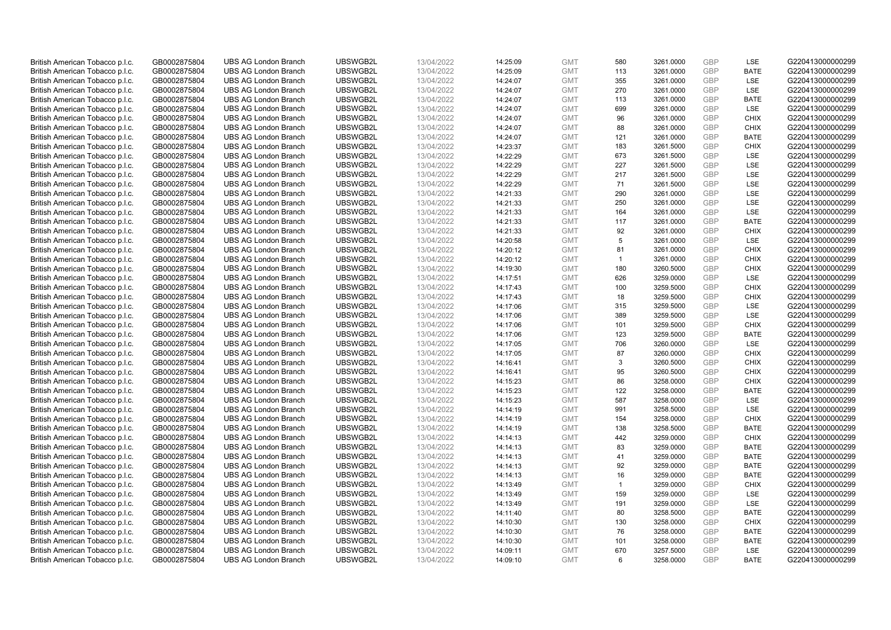| British American Tobacco p.l.c. | GB0002875804 | UBS AG London Branch | UBSWGB2L | 13/04/2022 | 14:25:09 | GMT | 580 | 3261.0000 | GBP | LSE | G220413000000299 |
|---|---|---|---|---|---|---|---|---|---|---|---|
| British American Tobacco p.l.c. | GB0002875804 | UBS AG London Branch | UBSWGB2L | 13/04/2022 | 14:25:09 | GMT | 113 | 3261.0000 | GBP | BATE | G220413000000299 |
| British American Tobacco p.l.c. | GB0002875804 | UBS AG London Branch | UBSWGB2L | 13/04/2022 | 14:24:07 | GMT | 355 | 3261.0000 | GBP | LSE | G220413000000299 |
| British American Tobacco p.l.c. | GB0002875804 | UBS AG London Branch | UBSWGB2L | 13/04/2022 | 14:24:07 | GMT | 270 | 3261.0000 | GBP | LSE | G220413000000299 |
| British American Tobacco p.l.c. | GB0002875804 | UBS AG London Branch | UBSWGB2L | 13/04/2022 | 14:24:07 | GMT | 113 | 3261.0000 | GBP | BATE | G220413000000299 |
| British American Tobacco p.l.c. | GB0002875804 | UBS AG London Branch | UBSWGB2L | 13/04/2022 | 14:24:07 | GMT | 699 | 3261.0000 | GBP | LSE | G220413000000299 |
| British American Tobacco p.l.c. | GB0002875804 | UBS AG London Branch | UBSWGB2L | 13/04/2022 | 14:24:07 | GMT | 96 | 3261.0000 | GBP | CHIX | G220413000000299 |
| British American Tobacco p.l.c. | GB0002875804 | UBS AG London Branch | UBSWGB2L | 13/04/2022 | 14:24:07 | GMT | 88 | 3261.0000 | GBP | CHIX | G220413000000299 |
| British American Tobacco p.l.c. | GB0002875804 | UBS AG London Branch | UBSWGB2L | 13/04/2022 | 14:24:07 | GMT | 121 | 3261.0000 | GBP | BATE | G220413000000299 |
| British American Tobacco p.l.c. | GB0002875804 | UBS AG London Branch | UBSWGB2L | 13/04/2022 | 14:23:37 | GMT | 183 | 3261.5000 | GBP | CHIX | G220413000000299 |
| British American Tobacco p.l.c. | GB0002875804 | UBS AG London Branch | UBSWGB2L | 13/04/2022 | 14:22:29 | GMT | 673 | 3261.5000 | GBP | LSE | G220413000000299 |
| British American Tobacco p.l.c. | GB0002875804 | UBS AG London Branch | UBSWGB2L | 13/04/2022 | 14:22:29 | GMT | 227 | 3261.5000 | GBP | LSE | G220413000000299 |
| British American Tobacco p.l.c. | GB0002875804 | UBS AG London Branch | UBSWGB2L | 13/04/2022 | 14:22:29 | GMT | 217 | 3261.5000 | GBP | LSE | G220413000000299 |
| British American Tobacco p.l.c. | GB0002875804 | UBS AG London Branch | UBSWGB2L | 13/04/2022 | 14:22:29 | GMT | 71 | 3261.5000 | GBP | LSE | G220413000000299 |
| British American Tobacco p.l.c. | GB0002875804 | UBS AG London Branch | UBSWGB2L | 13/04/2022 | 14:21:33 | GMT | 290 | 3261.0000 | GBP | LSE | G220413000000299 |
| British American Tobacco p.l.c. | GB0002875804 | UBS AG London Branch | UBSWGB2L | 13/04/2022 | 14:21:33 | GMT | 250 | 3261.0000 | GBP | LSE | G220413000000299 |
| British American Tobacco p.l.c. | GB0002875804 | UBS AG London Branch | UBSWGB2L | 13/04/2022 | 14:21:33 | GMT | 164 | 3261.0000 | GBP | LSE | G220413000000299 |
| British American Tobacco p.l.c. | GB0002875804 | UBS AG London Branch | UBSWGB2L | 13/04/2022 | 14:21:33 | GMT | 117 | 3261.0000 | GBP | BATE | G220413000000299 |
| British American Tobacco p.l.c. | GB0002875804 | UBS AG London Branch | UBSWGB2L | 13/04/2022 | 14:21:33 | GMT | 92 | 3261.0000 | GBP | CHIX | G220413000000299 |
| British American Tobacco p.l.c. | GB0002875804 | UBS AG London Branch | UBSWGB2L | 13/04/2022 | 14:20:58 | GMT | 5 | 3261.0000 | GBP | LSE | G220413000000299 |
| British American Tobacco p.l.c. | GB0002875804 | UBS AG London Branch | UBSWGB2L | 13/04/2022 | 14:20:12 | GMT | 81 | 3261.0000 | GBP | CHIX | G220413000000299 |
| British American Tobacco p.l.c. | GB0002875804 | UBS AG London Branch | UBSWGB2L | 13/04/2022 | 14:20:12 | GMT | 1 | 3261.0000 | GBP | CHIX | G220413000000299 |
| British American Tobacco p.l.c. | GB0002875804 | UBS AG London Branch | UBSWGB2L | 13/04/2022 | 14:19:30 | GMT | 180 | 3260.5000 | GBP | CHIX | G220413000000299 |
| British American Tobacco p.l.c. | GB0002875804 | UBS AG London Branch | UBSWGB2L | 13/04/2022 | 14:17:51 | GMT | 626 | 3259.0000 | GBP | LSE | G220413000000299 |
| British American Tobacco p.l.c. | GB0002875804 | UBS AG London Branch | UBSWGB2L | 13/04/2022 | 14:17:43 | GMT | 100 | 3259.5000 | GBP | CHIX | G220413000000299 |
| British American Tobacco p.l.c. | GB0002875804 | UBS AG London Branch | UBSWGB2L | 13/04/2022 | 14:17:43 | GMT | 18 | 3259.5000 | GBP | CHIX | G220413000000299 |
| British American Tobacco p.l.c. | GB0002875804 | UBS AG London Branch | UBSWGB2L | 13/04/2022 | 14:17:06 | GMT | 315 | 3259.5000 | GBP | LSE | G220413000000299 |
| British American Tobacco p.l.c. | GB0002875804 | UBS AG London Branch | UBSWGB2L | 13/04/2022 | 14:17:06 | GMT | 389 | 3259.5000 | GBP | LSE | G220413000000299 |
| British American Tobacco p.l.c. | GB0002875804 | UBS AG London Branch | UBSWGB2L | 13/04/2022 | 14:17:06 | GMT | 101 | 3259.5000 | GBP | CHIX | G220413000000299 |
| British American Tobacco p.l.c. | GB0002875804 | UBS AG London Branch | UBSWGB2L | 13/04/2022 | 14:17:06 | GMT | 123 | 3259.5000 | GBP | BATE | G220413000000299 |
| British American Tobacco p.l.c. | GB0002875804 | UBS AG London Branch | UBSWGB2L | 13/04/2022 | 14:17:05 | GMT | 706 | 3260.0000 | GBP | LSE | G220413000000299 |
| British American Tobacco p.l.c. | GB0002875804 | UBS AG London Branch | UBSWGB2L | 13/04/2022 | 14:17:05 | GMT | 87 | 3260.0000 | GBP | CHIX | G220413000000299 |
| British American Tobacco p.l.c. | GB0002875804 | UBS AG London Branch | UBSWGB2L | 13/04/2022 | 14:16:41 | GMT | 3 | 3260.5000 | GBP | CHIX | G220413000000299 |
| British American Tobacco p.l.c. | GB0002875804 | UBS AG London Branch | UBSWGB2L | 13/04/2022 | 14:16:41 | GMT | 95 | 3260.5000 | GBP | CHIX | G220413000000299 |
| British American Tobacco p.l.c. | GB0002875804 | UBS AG London Branch | UBSWGB2L | 13/04/2022 | 14:15:23 | GMT | 86 | 3258.0000 | GBP | CHIX | G220413000000299 |
| British American Tobacco p.l.c. | GB0002875804 | UBS AG London Branch | UBSWGB2L | 13/04/2022 | 14:15:23 | GMT | 122 | 3258.0000 | GBP | BATE | G220413000000299 |
| British American Tobacco p.l.c. | GB0002875804 | UBS AG London Branch | UBSWGB2L | 13/04/2022 | 14:15:23 | GMT | 587 | 3258.0000 | GBP | LSE | G220413000000299 |
| British American Tobacco p.l.c. | GB0002875804 | UBS AG London Branch | UBSWGB2L | 13/04/2022 | 14:14:19 | GMT | 991 | 3258.5000 | GBP | LSE | G220413000000299 |
| British American Tobacco p.l.c. | GB0002875804 | UBS AG London Branch | UBSWGB2L | 13/04/2022 | 14:14:19 | GMT | 154 | 3258.0000 | GBP | CHIX | G220413000000299 |
| British American Tobacco p.l.c. | GB0002875804 | UBS AG London Branch | UBSWGB2L | 13/04/2022 | 14:14:19 | GMT | 138 | 3258.5000 | GBP | BATE | G220413000000299 |
| British American Tobacco p.l.c. | GB0002875804 | UBS AG London Branch | UBSWGB2L | 13/04/2022 | 14:14:13 | GMT | 442 | 3259.0000 | GBP | CHIX | G220413000000299 |
| British American Tobacco p.l.c. | GB0002875804 | UBS AG London Branch | UBSWGB2L | 13/04/2022 | 14:14:13 | GMT | 83 | 3259.0000 | GBP | BATE | G220413000000299 |
| British American Tobacco p.l.c. | GB0002875804 | UBS AG London Branch | UBSWGB2L | 13/04/2022 | 14:14:13 | GMT | 41 | 3259.0000 | GBP | BATE | G220413000000299 |
| British American Tobacco p.l.c. | GB0002875804 | UBS AG London Branch | UBSWGB2L | 13/04/2022 | 14:14:13 | GMT | 92 | 3259.0000 | GBP | BATE | G220413000000299 |
| British American Tobacco p.l.c. | GB0002875804 | UBS AG London Branch | UBSWGB2L | 13/04/2022 | 14:14:13 | GMT | 16 | 3259.0000 | GBP | BATE | G220413000000299 |
| British American Tobacco p.l.c. | GB0002875804 | UBS AG London Branch | UBSWGB2L | 13/04/2022 | 14:13:49 | GMT | 1 | 3259.0000 | GBP | CHIX | G220413000000299 |
| British American Tobacco p.l.c. | GB0002875804 | UBS AG London Branch | UBSWGB2L | 13/04/2022 | 14:13:49 | GMT | 159 | 3259.0000 | GBP | LSE | G220413000000299 |
| British American Tobacco p.l.c. | GB0002875804 | UBS AG London Branch | UBSWGB2L | 13/04/2022 | 14:13:49 | GMT | 191 | 3259.0000 | GBP | LSE | G220413000000299 |
| British American Tobacco p.l.c. | GB0002875804 | UBS AG London Branch | UBSWGB2L | 13/04/2022 | 14:11:40 | GMT | 80 | 3258.5000 | GBP | BATE | G220413000000299 |
| British American Tobacco p.l.c. | GB0002875804 | UBS AG London Branch | UBSWGB2L | 13/04/2022 | 14:10:30 | GMT | 130 | 3258.0000 | GBP | CHIX | G220413000000299 |
| British American Tobacco p.l.c. | GB0002875804 | UBS AG London Branch | UBSWGB2L | 13/04/2022 | 14:10:30 | GMT | 76 | 3258.0000 | GBP | BATE | G220413000000299 |
| British American Tobacco p.l.c. | GB0002875804 | UBS AG London Branch | UBSWGB2L | 13/04/2022 | 14:10:30 | GMT | 101 | 3258.0000 | GBP | BATE | G220413000000299 |
| British American Tobacco p.l.c. | GB0002875804 | UBS AG London Branch | UBSWGB2L | 13/04/2022 | 14:09:11 | GMT | 670 | 3257.5000 | GBP | LSE | G220413000000299 |
| British American Tobacco p.l.c. | GB0002875804 | UBS AG London Branch | UBSWGB2L | 13/04/2022 | 14:09:10 | GMT | 6 | 3258.0000 | GBP | BATE | G220413000000299 |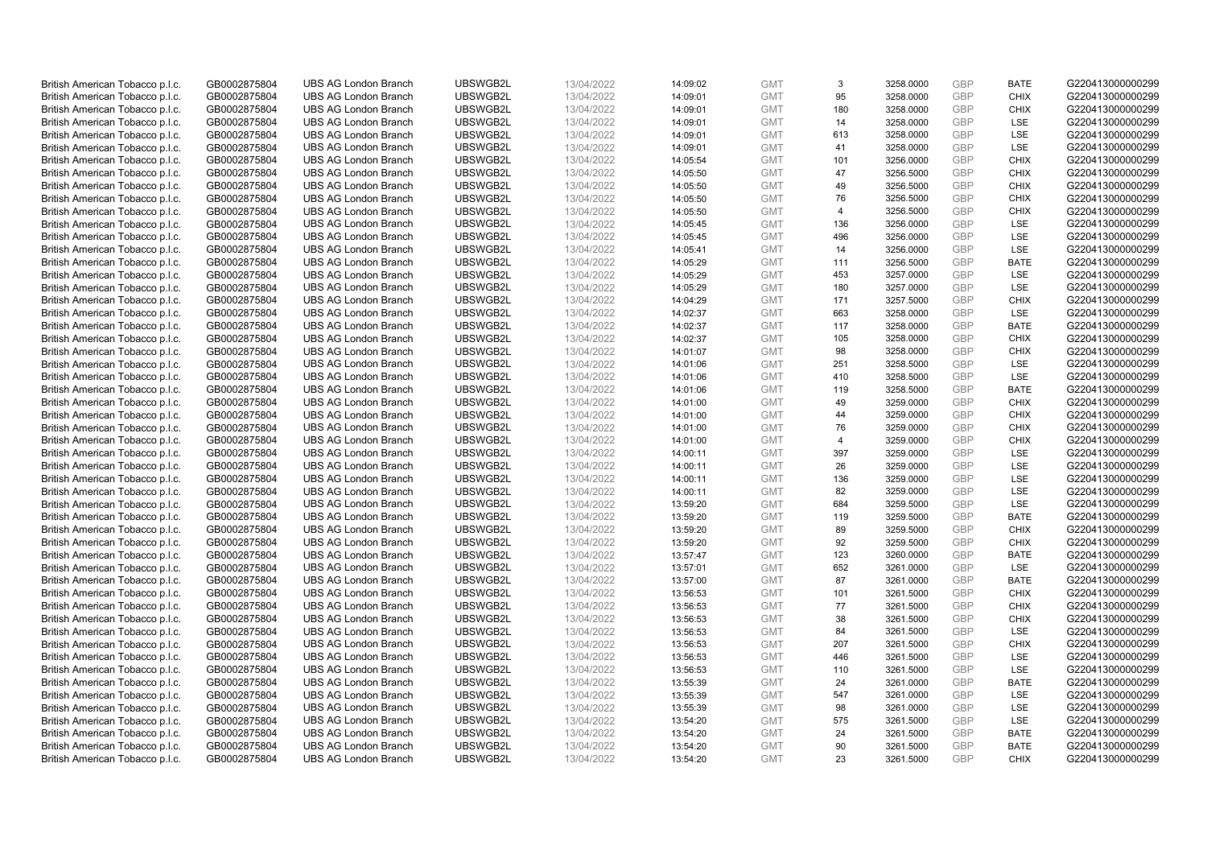| | | | | | | | | | | | |
|---|---|---|---|---|---|---|---|---|---|---|---|
| British American Tobacco p.l.c. | GB0002875804 | UBS AG London Branch | UBSWGB2L | 13/04/2022 | 14:09:02 | GMT | 3 | 3258.0000 | GBP | BATE | G220413000000299 |
| British American Tobacco p.l.c. | GB0002875804 | UBS AG London Branch | UBSWGB2L | 13/04/2022 | 14:09:01 | GMT | 95 | 3258.0000 | GBP | CHIX | G220413000000299 |
| British American Tobacco p.l.c. | GB0002875804 | UBS AG London Branch | UBSWGB2L | 13/04/2022 | 14:09:01 | GMT | 180 | 3258.0000 | GBP | CHIX | G220413000000299 |
| British American Tobacco p.l.c. | GB0002875804 | UBS AG London Branch | UBSWGB2L | 13/04/2022 | 14:09:01 | GMT | 14 | 3258.0000 | GBP | LSE | G220413000000299 |
| British American Tobacco p.l.c. | GB0002875804 | UBS AG London Branch | UBSWGB2L | 13/04/2022 | 14:09:01 | GMT | 613 | 3258.0000 | GBP | LSE | G220413000000299 |
| British American Tobacco p.l.c. | GB0002875804 | UBS AG London Branch | UBSWGB2L | 13/04/2022 | 14:09:01 | GMT | 41 | 3258.0000 | GBP | LSE | G220413000000299 |
| British American Tobacco p.l.c. | GB0002875804 | UBS AG London Branch | UBSWGB2L | 13/04/2022 | 14:05:54 | GMT | 101 | 3256.0000 | GBP | CHIX | G220413000000299 |
| British American Tobacco p.l.c. | GB0002875804 | UBS AG London Branch | UBSWGB2L | 13/04/2022 | 14:05:50 | GMT | 47 | 3256.5000 | GBP | CHIX | G220413000000299 |
| British American Tobacco p.l.c. | GB0002875804 | UBS AG London Branch | UBSWGB2L | 13/04/2022 | 14:05:50 | GMT | 49 | 3256.5000 | GBP | CHIX | G220413000000299 |
| British American Tobacco p.l.c. | GB0002875804 | UBS AG London Branch | UBSWGB2L | 13/04/2022 | 14:05:50 | GMT | 76 | 3256.5000 | GBP | CHIX | G220413000000299 |
| British American Tobacco p.l.c. | GB0002875804 | UBS AG London Branch | UBSWGB2L | 13/04/2022 | 14:05:50 | GMT | 4 | 3256.5000 | GBP | CHIX | G220413000000299 |
| British American Tobacco p.l.c. | GB0002875804 | UBS AG London Branch | UBSWGB2L | 13/04/2022 | 14:05:45 | GMT | 136 | 3256.0000 | GBP | LSE | G220413000000299 |
| British American Tobacco p.l.c. | GB0002875804 | UBS AG London Branch | UBSWGB2L | 13/04/2022 | 14:05:45 | GMT | 496 | 3256.0000 | GBP | LSE | G220413000000299 |
| British American Tobacco p.l.c. | GB0002875804 | UBS AG London Branch | UBSWGB2L | 13/04/2022 | 14:05:41 | GMT | 14 | 3256.0000 | GBP | LSE | G220413000000299 |
| British American Tobacco p.l.c. | GB0002875804 | UBS AG London Branch | UBSWGB2L | 13/04/2022 | 14:05:29 | GMT | 111 | 3256.5000 | GBP | BATE | G220413000000299 |
| British American Tobacco p.l.c. | GB0002875804 | UBS AG London Branch | UBSWGB2L | 13/04/2022 | 14:05:29 | GMT | 453 | 3257.0000 | GBP | LSE | G220413000000299 |
| British American Tobacco p.l.c. | GB0002875804 | UBS AG London Branch | UBSWGB2L | 13/04/2022 | 14:05:29 | GMT | 180 | 3257.0000 | GBP | LSE | G220413000000299 |
| British American Tobacco p.l.c. | GB0002875804 | UBS AG London Branch | UBSWGB2L | 13/04/2022 | 14:04:29 | GMT | 171 | 3257.5000 | GBP | CHIX | G220413000000299 |
| British American Tobacco p.l.c. | GB0002875804 | UBS AG London Branch | UBSWGB2L | 13/04/2022 | 14:02:37 | GMT | 663 | 3258.0000 | GBP | LSE | G220413000000299 |
| British American Tobacco p.l.c. | GB0002875804 | UBS AG London Branch | UBSWGB2L | 13/04/2022 | 14:02:37 | GMT | 117 | 3258.0000 | GBP | BATE | G220413000000299 |
| British American Tobacco p.l.c. | GB0002875804 | UBS AG London Branch | UBSWGB2L | 13/04/2022 | 14:02:37 | GMT | 105 | 3258.0000 | GBP | CHIX | G220413000000299 |
| British American Tobacco p.l.c. | GB0002875804 | UBS AG London Branch | UBSWGB2L | 13/04/2022 | 14:01:07 | GMT | 98 | 3258.0000 | GBP | CHIX | G220413000000299 |
| British American Tobacco p.l.c. | GB0002875804 | UBS AG London Branch | UBSWGB2L | 13/04/2022 | 14:01:06 | GMT | 251 | 3258.5000 | GBP | LSE | G220413000000299 |
| British American Tobacco p.l.c. | GB0002875804 | UBS AG London Branch | UBSWGB2L | 13/04/2022 | 14:01:06 | GMT | 410 | 3258.5000 | GBP | LSE | G220413000000299 |
| British American Tobacco p.l.c. | GB0002875804 | UBS AG London Branch | UBSWGB2L | 13/04/2022 | 14:01:06 | GMT | 119 | 3258.5000 | GBP | BATE | G220413000000299 |
| British American Tobacco p.l.c. | GB0002875804 | UBS AG London Branch | UBSWGB2L | 13/04/2022 | 14:01:00 | GMT | 49 | 3259.0000 | GBP | CHIX | G220413000000299 |
| British American Tobacco p.l.c. | GB0002875804 | UBS AG London Branch | UBSWGB2L | 13/04/2022 | 14:01:00 | GMT | 44 | 3259.0000 | GBP | CHIX | G220413000000299 |
| British American Tobacco p.l.c. | GB0002875804 | UBS AG London Branch | UBSWGB2L | 13/04/2022 | 14:01:00 | GMT | 76 | 3259.0000 | GBP | CHIX | G220413000000299 |
| British American Tobacco p.l.c. | GB0002875804 | UBS AG London Branch | UBSWGB2L | 13/04/2022 | 14:01:00 | GMT | 4 | 3259.0000 | GBP | CHIX | G220413000000299 |
| British American Tobacco p.l.c. | GB0002875804 | UBS AG London Branch | UBSWGB2L | 13/04/2022 | 14:00:11 | GMT | 397 | 3259.0000 | GBP | LSE | G220413000000299 |
| British American Tobacco p.l.c. | GB0002875804 | UBS AG London Branch | UBSWGB2L | 13/04/2022 | 14:00:11 | GMT | 26 | 3259.0000 | GBP | LSE | G220413000000299 |
| British American Tobacco p.l.c. | GB0002875804 | UBS AG London Branch | UBSWGB2L | 13/04/2022 | 14:00:11 | GMT | 136 | 3259.0000 | GBP | LSE | G220413000000299 |
| British American Tobacco p.l.c. | GB0002875804 | UBS AG London Branch | UBSWGB2L | 13/04/2022 | 14:00:11 | GMT | 82 | 3259.0000 | GBP | LSE | G220413000000299 |
| British American Tobacco p.l.c. | GB0002875804 | UBS AG London Branch | UBSWGB2L | 13/04/2022 | 13:59:20 | GMT | 684 | 3259.5000 | GBP | LSE | G220413000000299 |
| British American Tobacco p.l.c. | GB0002875804 | UBS AG London Branch | UBSWGB2L | 13/04/2022 | 13:59:20 | GMT | 119 | 3259.5000 | GBP | BATE | G220413000000299 |
| British American Tobacco p.l.c. | GB0002875804 | UBS AG London Branch | UBSWGB2L | 13/04/2022 | 13:59:20 | GMT | 89 | 3259.5000 | GBP | CHIX | G220413000000299 |
| British American Tobacco p.l.c. | GB0002875804 | UBS AG London Branch | UBSWGB2L | 13/04/2022 | 13:59:20 | GMT | 92 | 3259.5000 | GBP | CHIX | G220413000000299 |
| British American Tobacco p.l.c. | GB0002875804 | UBS AG London Branch | UBSWGB2L | 13/04/2022 | 13:57:47 | GMT | 123 | 3260.0000 | GBP | BATE | G220413000000299 |
| British American Tobacco p.l.c. | GB0002875804 | UBS AG London Branch | UBSWGB2L | 13/04/2022 | 13:57:01 | GMT | 652 | 3261.0000 | GBP | LSE | G220413000000299 |
| British American Tobacco p.l.c. | GB0002875804 | UBS AG London Branch | UBSWGB2L | 13/04/2022 | 13:57:00 | GMT | 87 | 3261.0000 | GBP | BATE | G220413000000299 |
| British American Tobacco p.l.c. | GB0002875804 | UBS AG London Branch | UBSWGB2L | 13/04/2022 | 13:56:53 | GMT | 101 | 3261.5000 | GBP | CHIX | G220413000000299 |
| British American Tobacco p.l.c. | GB0002875804 | UBS AG London Branch | UBSWGB2L | 13/04/2022 | 13:56:53 | GMT | 77 | 3261.5000 | GBP | CHIX | G220413000000299 |
| British American Tobacco p.l.c. | GB0002875804 | UBS AG London Branch | UBSWGB2L | 13/04/2022 | 13:56:53 | GMT | 38 | 3261.5000 | GBP | CHIX | G220413000000299 |
| British American Tobacco p.l.c. | GB0002875804 | UBS AG London Branch | UBSWGB2L | 13/04/2022 | 13:56:53 | GMT | 84 | 3261.5000 | GBP | LSE | G220413000000299 |
| British American Tobacco p.l.c. | GB0002875804 | UBS AG London Branch | UBSWGB2L | 13/04/2022 | 13:56:53 | GMT | 207 | 3261.5000 | GBP | CHIX | G220413000000299 |
| British American Tobacco p.l.c. | GB0002875804 | UBS AG London Branch | UBSWGB2L | 13/04/2022 | 13:56:53 | GMT | 446 | 3261.5000 | GBP | LSE | G220413000000299 |
| British American Tobacco p.l.c. | GB0002875804 | UBS AG London Branch | UBSWGB2L | 13/04/2022 | 13:56:53 | GMT | 110 | 3261.5000 | GBP | LSE | G220413000000299 |
| British American Tobacco p.l.c. | GB0002875804 | UBS AG London Branch | UBSWGB2L | 13/04/2022 | 13:55:39 | GMT | 24 | 3261.0000 | GBP | BATE | G220413000000299 |
| British American Tobacco p.l.c. | GB0002875804 | UBS AG London Branch | UBSWGB2L | 13/04/2022 | 13:55:39 | GMT | 547 | 3261.0000 | GBP | LSE | G220413000000299 |
| British American Tobacco p.l.c. | GB0002875804 | UBS AG London Branch | UBSWGB2L | 13/04/2022 | 13:55:39 | GMT | 98 | 3261.0000 | GBP | LSE | G220413000000299 |
| British American Tobacco p.l.c. | GB0002875804 | UBS AG London Branch | UBSWGB2L | 13/04/2022 | 13:54:20 | GMT | 575 | 3261.5000 | GBP | LSE | G220413000000299 |
| British American Tobacco p.l.c. | GB0002875804 | UBS AG London Branch | UBSWGB2L | 13/04/2022 | 13:54:20 | GMT | 24 | 3261.5000 | GBP | BATE | G220413000000299 |
| British American Tobacco p.l.c. | GB0002875804 | UBS AG London Branch | UBSWGB2L | 13/04/2022 | 13:54:20 | GMT | 90 | 3261.5000 | GBP | BATE | G220413000000299 |
| British American Tobacco p.l.c. | GB0002875804 | UBS AG London Branch | UBSWGB2L | 13/04/2022 | 13:54:20 | GMT | 23 | 3261.5000 | GBP | CHIX | G220413000000299 |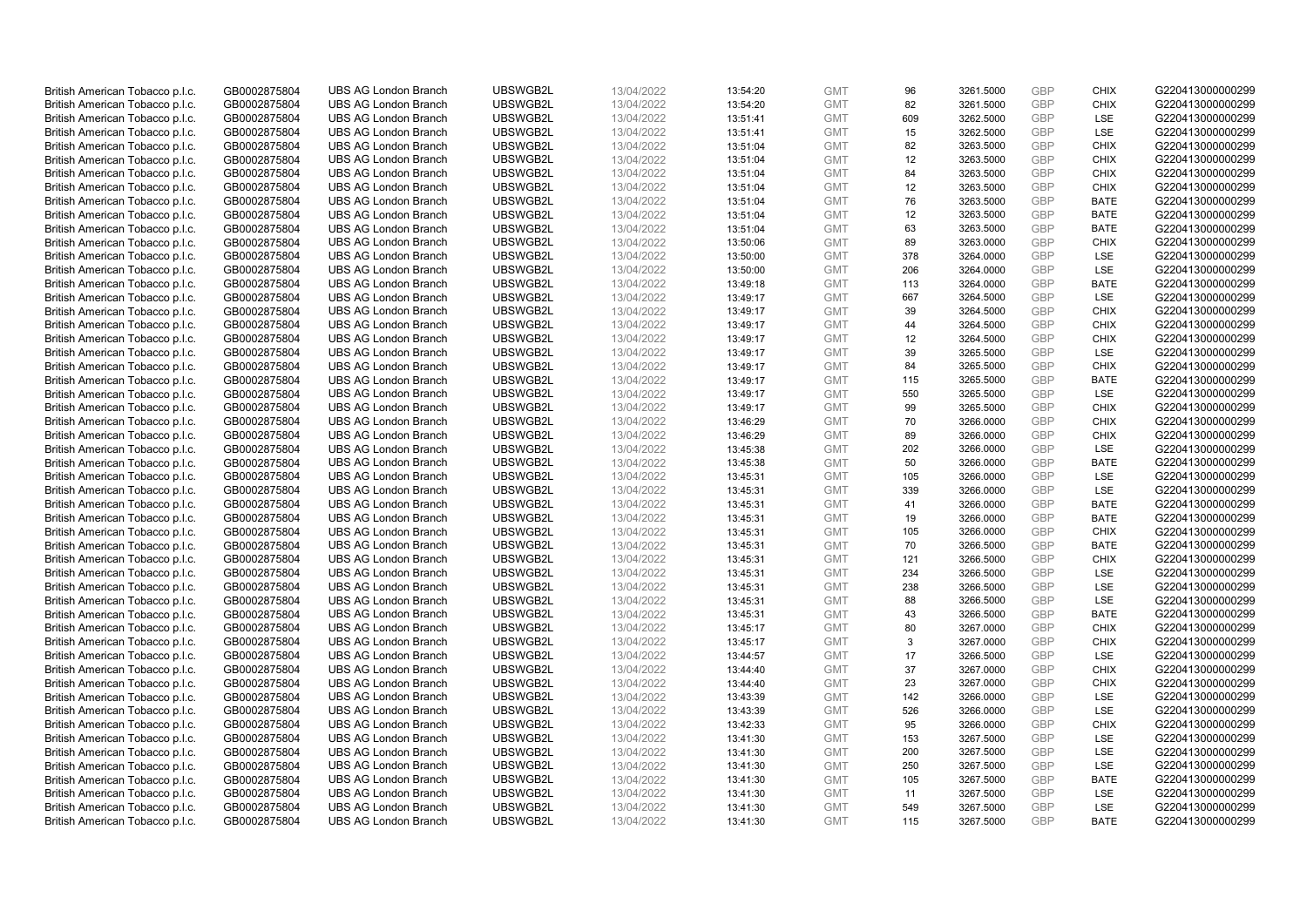| | | | | | | | | | | | |
|---|---|---|---|---|---|---|---|---|---|---|---|
| British American Tobacco p.l.c. | GB0002875804 | UBS AG London Branch | UBSWGB2L | 13/04/2022 | 13:54:20 | GMT | 96 | 3261.5000 | GBP | CHIX | G220413000000299 |
| British American Tobacco p.l.c. | GB0002875804 | UBS AG London Branch | UBSWGB2L | 13/04/2022 | 13:54:20 | GMT | 82 | 3261.5000 | GBP | CHIX | G220413000000299 |
| British American Tobacco p.l.c. | GB0002875804 | UBS AG London Branch | UBSWGB2L | 13/04/2022 | 13:51:41 | GMT | 609 | 3262.5000 | GBP | LSE | G220413000000299 |
| British American Tobacco p.l.c. | GB0002875804 | UBS AG London Branch | UBSWGB2L | 13/04/2022 | 13:51:41 | GMT | 15 | 3262.5000 | GBP | LSE | G220413000000299 |
| British American Tobacco p.l.c. | GB0002875804 | UBS AG London Branch | UBSWGB2L | 13/04/2022 | 13:51:04 | GMT | 82 | 3263.5000 | GBP | CHIX | G220413000000299 |
| British American Tobacco p.l.c. | GB0002875804 | UBS AG London Branch | UBSWGB2L | 13/04/2022 | 13:51:04 | GMT | 12 | 3263.5000 | GBP | CHIX | G220413000000299 |
| British American Tobacco p.l.c. | GB0002875804 | UBS AG London Branch | UBSWGB2L | 13/04/2022 | 13:51:04 | GMT | 84 | 3263.5000 | GBP | CHIX | G220413000000299 |
| British American Tobacco p.l.c. | GB0002875804 | UBS AG London Branch | UBSWGB2L | 13/04/2022 | 13:51:04 | GMT | 12 | 3263.5000 | GBP | CHIX | G220413000000299 |
| British American Tobacco p.l.c. | GB0002875804 | UBS AG London Branch | UBSWGB2L | 13/04/2022 | 13:51:04 | GMT | 76 | 3263.5000 | GBP | BATE | G220413000000299 |
| British American Tobacco p.l.c. | GB0002875804 | UBS AG London Branch | UBSWGB2L | 13/04/2022 | 13:51:04 | GMT | 12 | 3263.5000 | GBP | BATE | G220413000000299 |
| British American Tobacco p.l.c. | GB0002875804 | UBS AG London Branch | UBSWGB2L | 13/04/2022 | 13:51:04 | GMT | 63 | 3263.5000 | GBP | BATE | G220413000000299 |
| British American Tobacco p.l.c. | GB0002875804 | UBS AG London Branch | UBSWGB2L | 13/04/2022 | 13:50:06 | GMT | 89 | 3263.0000 | GBP | CHIX | G220413000000299 |
| British American Tobacco p.l.c. | GB0002875804 | UBS AG London Branch | UBSWGB2L | 13/04/2022 | 13:50:00 | GMT | 378 | 3264.0000 | GBP | LSE | G220413000000299 |
| British American Tobacco p.l.c. | GB0002875804 | UBS AG London Branch | UBSWGB2L | 13/04/2022 | 13:50:00 | GMT | 206 | 3264.0000 | GBP | LSE | G220413000000299 |
| British American Tobacco p.l.c. | GB0002875804 | UBS AG London Branch | UBSWGB2L | 13/04/2022 | 13:49:18 | GMT | 113 | 3264.0000 | GBP | BATE | G220413000000299 |
| British American Tobacco p.l.c. | GB0002875804 | UBS AG London Branch | UBSWGB2L | 13/04/2022 | 13:49:17 | GMT | 667 | 3264.5000 | GBP | LSE | G220413000000299 |
| British American Tobacco p.l.c. | GB0002875804 | UBS AG London Branch | UBSWGB2L | 13/04/2022 | 13:49:17 | GMT | 39 | 3264.5000 | GBP | CHIX | G220413000000299 |
| British American Tobacco p.l.c. | GB0002875804 | UBS AG London Branch | UBSWGB2L | 13/04/2022 | 13:49:17 | GMT | 44 | 3264.5000 | GBP | CHIX | G220413000000299 |
| British American Tobacco p.l.c. | GB0002875804 | UBS AG London Branch | UBSWGB2L | 13/04/2022 | 13:49:17 | GMT | 12 | 3264.5000 | GBP | CHIX | G220413000000299 |
| British American Tobacco p.l.c. | GB0002875804 | UBS AG London Branch | UBSWGB2L | 13/04/2022 | 13:49:17 | GMT | 39 | 3265.5000 | GBP | LSE | G220413000000299 |
| British American Tobacco p.l.c. | GB0002875804 | UBS AG London Branch | UBSWGB2L | 13/04/2022 | 13:49:17 | GMT | 84 | 3265.5000 | GBP | CHIX | G220413000000299 |
| British American Tobacco p.l.c. | GB0002875804 | UBS AG London Branch | UBSWGB2L | 13/04/2022 | 13:49:17 | GMT | 115 | 3265.5000 | GBP | BATE | G220413000000299 |
| British American Tobacco p.l.c. | GB0002875804 | UBS AG London Branch | UBSWGB2L | 13/04/2022 | 13:49:17 | GMT | 550 | 3265.5000 | GBP | LSE | G220413000000299 |
| British American Tobacco p.l.c. | GB0002875804 | UBS AG London Branch | UBSWGB2L | 13/04/2022 | 13:49:17 | GMT | 99 | 3265.5000 | GBP | CHIX | G220413000000299 |
| British American Tobacco p.l.c. | GB0002875804 | UBS AG London Branch | UBSWGB2L | 13/04/2022 | 13:46:29 | GMT | 70 | 3266.0000 | GBP | CHIX | G220413000000299 |
| British American Tobacco p.l.c. | GB0002875804 | UBS AG London Branch | UBSWGB2L | 13/04/2022 | 13:46:29 | GMT | 89 | 3266.0000 | GBP | CHIX | G220413000000299 |
| British American Tobacco p.l.c. | GB0002875804 | UBS AG London Branch | UBSWGB2L | 13/04/2022 | 13:45:38 | GMT | 202 | 3266.0000 | GBP | LSE | G220413000000299 |
| British American Tobacco p.l.c. | GB0002875804 | UBS AG London Branch | UBSWGB2L | 13/04/2022 | 13:45:38 | GMT | 50 | 3266.0000 | GBP | BATE | G220413000000299 |
| British American Tobacco p.l.c. | GB0002875804 | UBS AG London Branch | UBSWGB2L | 13/04/2022 | 13:45:31 | GMT | 105 | 3266.0000 | GBP | LSE | G220413000000299 |
| British American Tobacco p.l.c. | GB0002875804 | UBS AG London Branch | UBSWGB2L | 13/04/2022 | 13:45:31 | GMT | 339 | 3266.0000 | GBP | LSE | G220413000000299 |
| British American Tobacco p.l.c. | GB0002875804 | UBS AG London Branch | UBSWGB2L | 13/04/2022 | 13:45:31 | GMT | 41 | 3266.0000 | GBP | BATE | G220413000000299 |
| British American Tobacco p.l.c. | GB0002875804 | UBS AG London Branch | UBSWGB2L | 13/04/2022 | 13:45:31 | GMT | 19 | 3266.0000 | GBP | BATE | G220413000000299 |
| British American Tobacco p.l.c. | GB0002875804 | UBS AG London Branch | UBSWGB2L | 13/04/2022 | 13:45:31 | GMT | 105 | 3266.0000 | GBP | CHIX | G220413000000299 |
| British American Tobacco p.l.c. | GB0002875804 | UBS AG London Branch | UBSWGB2L | 13/04/2022 | 13:45:31 | GMT | 70 | 3266.5000 | GBP | BATE | G220413000000299 |
| British American Tobacco p.l.c. | GB0002875804 | UBS AG London Branch | UBSWGB2L | 13/04/2022 | 13:45:31 | GMT | 121 | 3266.5000 | GBP | CHIX | G220413000000299 |
| British American Tobacco p.l.c. | GB0002875804 | UBS AG London Branch | UBSWGB2L | 13/04/2022 | 13:45:31 | GMT | 234 | 3266.5000 | GBP | LSE | G220413000000299 |
| British American Tobacco p.l.c. | GB0002875804 | UBS AG London Branch | UBSWGB2L | 13/04/2022 | 13:45:31 | GMT | 238 | 3266.5000 | GBP | LSE | G220413000000299 |
| British American Tobacco p.l.c. | GB0002875804 | UBS AG London Branch | UBSWGB2L | 13/04/2022 | 13:45:31 | GMT | 88 | 3266.5000 | GBP | LSE | G220413000000299 |
| British American Tobacco p.l.c. | GB0002875804 | UBS AG London Branch | UBSWGB2L | 13/04/2022 | 13:45:31 | GMT | 43 | 3266.5000 | GBP | BATE | G220413000000299 |
| British American Tobacco p.l.c. | GB0002875804 | UBS AG London Branch | UBSWGB2L | 13/04/2022 | 13:45:17 | GMT | 80 | 3267.0000 | GBP | CHIX | G220413000000299 |
| British American Tobacco p.l.c. | GB0002875804 | UBS AG London Branch | UBSWGB2L | 13/04/2022 | 13:45:17 | GMT | 3 | 3267.0000 | GBP | CHIX | G220413000000299 |
| British American Tobacco p.l.c. | GB0002875804 | UBS AG London Branch | UBSWGB2L | 13/04/2022 | 13:44:57 | GMT | 17 | 3266.5000 | GBP | LSE | G220413000000299 |
| British American Tobacco p.l.c. | GB0002875804 | UBS AG London Branch | UBSWGB2L | 13/04/2022 | 13:44:40 | GMT | 37 | 3267.0000 | GBP | CHIX | G220413000000299 |
| British American Tobacco p.l.c. | GB0002875804 | UBS AG London Branch | UBSWGB2L | 13/04/2022 | 13:44:40 | GMT | 23 | 3267.0000 | GBP | CHIX | G220413000000299 |
| British American Tobacco p.l.c. | GB0002875804 | UBS AG London Branch | UBSWGB2L | 13/04/2022 | 13:43:39 | GMT | 142 | 3266.0000 | GBP | LSE | G220413000000299 |
| British American Tobacco p.l.c. | GB0002875804 | UBS AG London Branch | UBSWGB2L | 13/04/2022 | 13:43:39 | GMT | 526 | 3266.0000 | GBP | LSE | G220413000000299 |
| British American Tobacco p.l.c. | GB0002875804 | UBS AG London Branch | UBSWGB2L | 13/04/2022 | 13:42:33 | GMT | 95 | 3266.0000 | GBP | CHIX | G220413000000299 |
| British American Tobacco p.l.c. | GB0002875804 | UBS AG London Branch | UBSWGB2L | 13/04/2022 | 13:41:30 | GMT | 153 | 3267.5000 | GBP | LSE | G220413000000299 |
| British American Tobacco p.l.c. | GB0002875804 | UBS AG London Branch | UBSWGB2L | 13/04/2022 | 13:41:30 | GMT | 200 | 3267.5000 | GBP | LSE | G220413000000299 |
| British American Tobacco p.l.c. | GB0002875804 | UBS AG London Branch | UBSWGB2L | 13/04/2022 | 13:41:30 | GMT | 250 | 3267.5000 | GBP | LSE | G220413000000299 |
| British American Tobacco p.l.c. | GB0002875804 | UBS AG London Branch | UBSWGB2L | 13/04/2022 | 13:41:30 | GMT | 105 | 3267.5000 | GBP | BATE | G220413000000299 |
| British American Tobacco p.l.c. | GB0002875804 | UBS AG London Branch | UBSWGB2L | 13/04/2022 | 13:41:30 | GMT | 11 | 3267.5000 | GBP | LSE | G220413000000299 |
| British American Tobacco p.l.c. | GB0002875804 | UBS AG London Branch | UBSWGB2L | 13/04/2022 | 13:41:30 | GMT | 549 | 3267.5000 | GBP | LSE | G220413000000299 |
| British American Tobacco p.l.c. | GB0002875804 | UBS AG London Branch | UBSWGB2L | 13/04/2022 | 13:41:30 | GMT | 115 | 3267.5000 | GBP | BATE | G220413000000299 |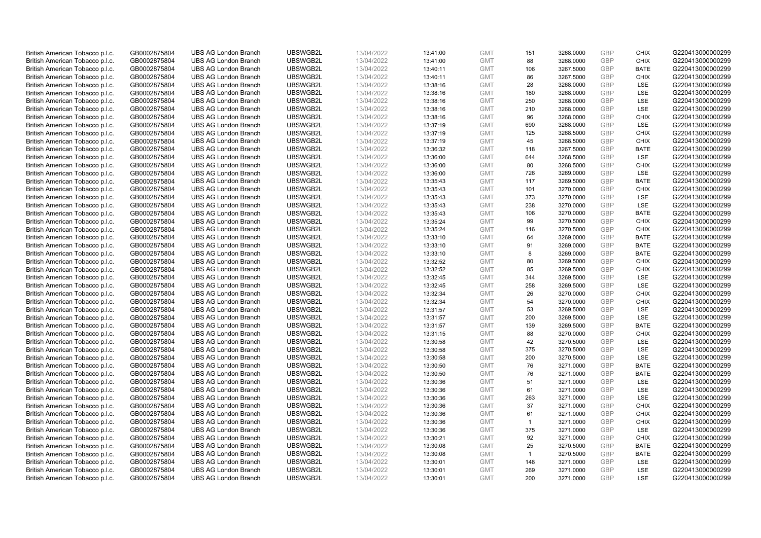| British American Tobacco p.l.c. | GB0002875804 | UBS AG London Branch | UBSWGB2L | 13/04/2022 | 13:41:00 | GMT | 151 | 3268.0000 | GBP | CHIX | G220413000000299 |
|---|---|---|---|---|---|---|---|---|---|---|---|
| British American Tobacco p.l.c. | GB0002875804 | UBS AG London Branch | UBSWGB2L | 13/04/2022 | 13:41:00 | GMT | 88 | 3268.0000 | GBP | CHIX | G220413000000299 |
| British American Tobacco p.l.c. | GB0002875804 | UBS AG London Branch | UBSWGB2L | 13/04/2022 | 13:40:11 | GMT | 106 | 3267.5000 | GBP | BATE | G220413000000299 |
| British American Tobacco p.l.c. | GB0002875804 | UBS AG London Branch | UBSWGB2L | 13/04/2022 | 13:40:11 | GMT | 86 | 3267.5000 | GBP | CHIX | G220413000000299 |
| British American Tobacco p.l.c. | GB0002875804 | UBS AG London Branch | UBSWGB2L | 13/04/2022 | 13:38:16 | GMT | 28 | 3268.0000 | GBP | LSE | G220413000000299 |
| British American Tobacco p.l.c. | GB0002875804 | UBS AG London Branch | UBSWGB2L | 13/04/2022 | 13:38:16 | GMT | 180 | 3268.0000 | GBP | LSE | G220413000000299 |
| British American Tobacco p.l.c. | GB0002875804 | UBS AG London Branch | UBSWGB2L | 13/04/2022 | 13:38:16 | GMT | 250 | 3268.0000 | GBP | LSE | G220413000000299 |
| British American Tobacco p.l.c. | GB0002875804 | UBS AG London Branch | UBSWGB2L | 13/04/2022 | 13:38:16 | GMT | 210 | 3268.0000 | GBP | LSE | G220413000000299 |
| British American Tobacco p.l.c. | GB0002875804 | UBS AG London Branch | UBSWGB2L | 13/04/2022 | 13:38:16 | GMT | 96 | 3268.0000 | GBP | CHIX | G220413000000299 |
| British American Tobacco p.l.c. | GB0002875804 | UBS AG London Branch | UBSWGB2L | 13/04/2022 | 13:37:19 | GMT | 690 | 3268.0000 | GBP | LSE | G220413000000299 |
| British American Tobacco p.l.c. | GB0002875804 | UBS AG London Branch | UBSWGB2L | 13/04/2022 | 13:37:19 | GMT | 125 | 3268.5000 | GBP | CHIX | G220413000000299 |
| British American Tobacco p.l.c. | GB0002875804 | UBS AG London Branch | UBSWGB2L | 13/04/2022 | 13:37:19 | GMT | 45 | 3268.5000 | GBP | CHIX | G220413000000299 |
| British American Tobacco p.l.c. | GB0002875804 | UBS AG London Branch | UBSWGB2L | 13/04/2022 | 13:36:32 | GMT | 118 | 3267.5000 | GBP | BATE | G220413000000299 |
| British American Tobacco p.l.c. | GB0002875804 | UBS AG London Branch | UBSWGB2L | 13/04/2022 | 13:36:00 | GMT | 644 | 3268.5000 | GBP | LSE | G220413000000299 |
| British American Tobacco p.l.c. | GB0002875804 | UBS AG London Branch | UBSWGB2L | 13/04/2022 | 13:36:00 | GMT | 80 | 3268.5000 | GBP | CHIX | G220413000000299 |
| British American Tobacco p.l.c. | GB0002875804 | UBS AG London Branch | UBSWGB2L | 13/04/2022 | 13:36:00 | GMT | 726 | 3269.0000 | GBP | LSE | G220413000000299 |
| British American Tobacco p.l.c. | GB0002875804 | UBS AG London Branch | UBSWGB2L | 13/04/2022 | 13:35:43 | GMT | 117 | 3269.5000 | GBP | BATE | G220413000000299 |
| British American Tobacco p.l.c. | GB0002875804 | UBS AG London Branch | UBSWGB2L | 13/04/2022 | 13:35:43 | GMT | 101 | 3270.0000 | GBP | CHIX | G220413000000299 |
| British American Tobacco p.l.c. | GB0002875804 | UBS AG London Branch | UBSWGB2L | 13/04/2022 | 13:35:43 | GMT | 373 | 3270.0000 | GBP | LSE | G220413000000299 |
| British American Tobacco p.l.c. | GB0002875804 | UBS AG London Branch | UBSWGB2L | 13/04/2022 | 13:35:43 | GMT | 238 | 3270.0000 | GBP | LSE | G220413000000299 |
| British American Tobacco p.l.c. | GB0002875804 | UBS AG London Branch | UBSWGB2L | 13/04/2022 | 13:35:43 | GMT | 106 | 3270.0000 | GBP | BATE | G220413000000299 |
| British American Tobacco p.l.c. | GB0002875804 | UBS AG London Branch | UBSWGB2L | 13/04/2022 | 13:35:24 | GMT | 99 | 3270.5000 | GBP | CHIX | G220413000000299 |
| British American Tobacco p.l.c. | GB0002875804 | UBS AG London Branch | UBSWGB2L | 13/04/2022 | 13:35:24 | GMT | 116 | 3270.5000 | GBP | CHIX | G220413000000299 |
| British American Tobacco p.l.c. | GB0002875804 | UBS AG London Branch | UBSWGB2L | 13/04/2022 | 13:33:10 | GMT | 64 | 3269.0000 | GBP | BATE | G220413000000299 |
| British American Tobacco p.l.c. | GB0002875804 | UBS AG London Branch | UBSWGB2L | 13/04/2022 | 13:33:10 | GMT | 91 | 3269.0000 | GBP | BATE | G220413000000299 |
| British American Tobacco p.l.c. | GB0002875804 | UBS AG London Branch | UBSWGB2L | 13/04/2022 | 13:33:10 | GMT | 8 | 3269.0000 | GBP | BATE | G220413000000299 |
| British American Tobacco p.l.c. | GB0002875804 | UBS AG London Branch | UBSWGB2L | 13/04/2022 | 13:32:52 | GMT | 80 | 3269.5000 | GBP | CHIX | G220413000000299 |
| British American Tobacco p.l.c. | GB0002875804 | UBS AG London Branch | UBSWGB2L | 13/04/2022 | 13:32:52 | GMT | 85 | 3269.5000 | GBP | CHIX | G220413000000299 |
| British American Tobacco p.l.c. | GB0002875804 | UBS AG London Branch | UBSWGB2L | 13/04/2022 | 13:32:45 | GMT | 344 | 3269.5000 | GBP | LSE | G220413000000299 |
| British American Tobacco p.l.c. | GB0002875804 | UBS AG London Branch | UBSWGB2L | 13/04/2022 | 13:32:45 | GMT | 258 | 3269.5000 | GBP | LSE | G220413000000299 |
| British American Tobacco p.l.c. | GB0002875804 | UBS AG London Branch | UBSWGB2L | 13/04/2022 | 13:32:34 | GMT | 26 | 3270.0000 | GBP | CHIX | G220413000000299 |
| British American Tobacco p.l.c. | GB0002875804 | UBS AG London Branch | UBSWGB2L | 13/04/2022 | 13:32:34 | GMT | 54 | 3270.0000 | GBP | CHIX | G220413000000299 |
| British American Tobacco p.l.c. | GB0002875804 | UBS AG London Branch | UBSWGB2L | 13/04/2022 | 13:31:57 | GMT | 53 | 3269.5000 | GBP | LSE | G220413000000299 |
| British American Tobacco p.l.c. | GB0002875804 | UBS AG London Branch | UBSWGB2L | 13/04/2022 | 13:31:57 | GMT | 200 | 3269.5000 | GBP | LSE | G220413000000299 |
| British American Tobacco p.l.c. | GB0002875804 | UBS AG London Branch | UBSWGB2L | 13/04/2022 | 13:31:57 | GMT | 139 | 3269.5000 | GBP | BATE | G220413000000299 |
| British American Tobacco p.l.c. | GB0002875804 | UBS AG London Branch | UBSWGB2L | 13/04/2022 | 13:31:15 | GMT | 88 | 3270.0000 | GBP | CHIX | G220413000000299 |
| British American Tobacco p.l.c. | GB0002875804 | UBS AG London Branch | UBSWGB2L | 13/04/2022 | 13:30:58 | GMT | 42 | 3270.5000 | GBP | LSE | G220413000000299 |
| British American Tobacco p.l.c. | GB0002875804 | UBS AG London Branch | UBSWGB2L | 13/04/2022 | 13:30:58 | GMT | 375 | 3270.5000 | GBP | LSE | G220413000000299 |
| British American Tobacco p.l.c. | GB0002875804 | UBS AG London Branch | UBSWGB2L | 13/04/2022 | 13:30:58 | GMT | 200 | 3270.5000 | GBP | LSE | G220413000000299 |
| British American Tobacco p.l.c. | GB0002875804 | UBS AG London Branch | UBSWGB2L | 13/04/2022 | 13:30:50 | GMT | 76 | 3271.0000 | GBP | BATE | G220413000000299 |
| British American Tobacco p.l.c. | GB0002875804 | UBS AG London Branch | UBSWGB2L | 13/04/2022 | 13:30:50 | GMT | 76 | 3271.0000 | GBP | BATE | G220413000000299 |
| British American Tobacco p.l.c. | GB0002875804 | UBS AG London Branch | UBSWGB2L | 13/04/2022 | 13:30:36 | GMT | 51 | 3271.0000 | GBP | LSE | G220413000000299 |
| British American Tobacco p.l.c. | GB0002875804 | UBS AG London Branch | UBSWGB2L | 13/04/2022 | 13:30:36 | GMT | 61 | 3271.0000 | GBP | LSE | G220413000000299 |
| British American Tobacco p.l.c. | GB0002875804 | UBS AG London Branch | UBSWGB2L | 13/04/2022 | 13:30:36 | GMT | 263 | 3271.0000 | GBP | LSE | G220413000000299 |
| British American Tobacco p.l.c. | GB0002875804 | UBS AG London Branch | UBSWGB2L | 13/04/2022 | 13:30:36 | GMT | 37 | 3271.0000 | GBP | CHIX | G220413000000299 |
| British American Tobacco p.l.c. | GB0002875804 | UBS AG London Branch | UBSWGB2L | 13/04/2022 | 13:30:36 | GMT | 61 | 3271.0000 | GBP | CHIX | G220413000000299 |
| British American Tobacco p.l.c. | GB0002875804 | UBS AG London Branch | UBSWGB2L | 13/04/2022 | 13:30:36 | GMT | 1 | 3271.0000 | GBP | CHIX | G220413000000299 |
| British American Tobacco p.l.c. | GB0002875804 | UBS AG London Branch | UBSWGB2L | 13/04/2022 | 13:30:36 | GMT | 375 | 3271.0000 | GBP | LSE | G220413000000299 |
| British American Tobacco p.l.c. | GB0002875804 | UBS AG London Branch | UBSWGB2L | 13/04/2022 | 13:30:21 | GMT | 92 | 3271.0000 | GBP | CHIX | G220413000000299 |
| British American Tobacco p.l.c. | GB0002875804 | UBS AG London Branch | UBSWGB2L | 13/04/2022 | 13:30:08 | GMT | 25 | 3270.5000 | GBP | BATE | G220413000000299 |
| British American Tobacco p.l.c. | GB0002875804 | UBS AG London Branch | UBSWGB2L | 13/04/2022 | 13:30:08 | GMT | 1 | 3270.5000 | GBP | BATE | G220413000000299 |
| British American Tobacco p.l.c. | GB0002875804 | UBS AG London Branch | UBSWGB2L | 13/04/2022 | 13:30:01 | GMT | 148 | 3271.0000 | GBP | LSE | G220413000000299 |
| British American Tobacco p.l.c. | GB0002875804 | UBS AG London Branch | UBSWGB2L | 13/04/2022 | 13:30:01 | GMT | 269 | 3271.0000 | GBP | LSE | G220413000000299 |
| British American Tobacco p.l.c. | GB0002875804 | UBS AG London Branch | UBSWGB2L | 13/04/2022 | 13:30:01 | GMT | 200 | 3271.0000 | GBP | LSE | G220413000000299 |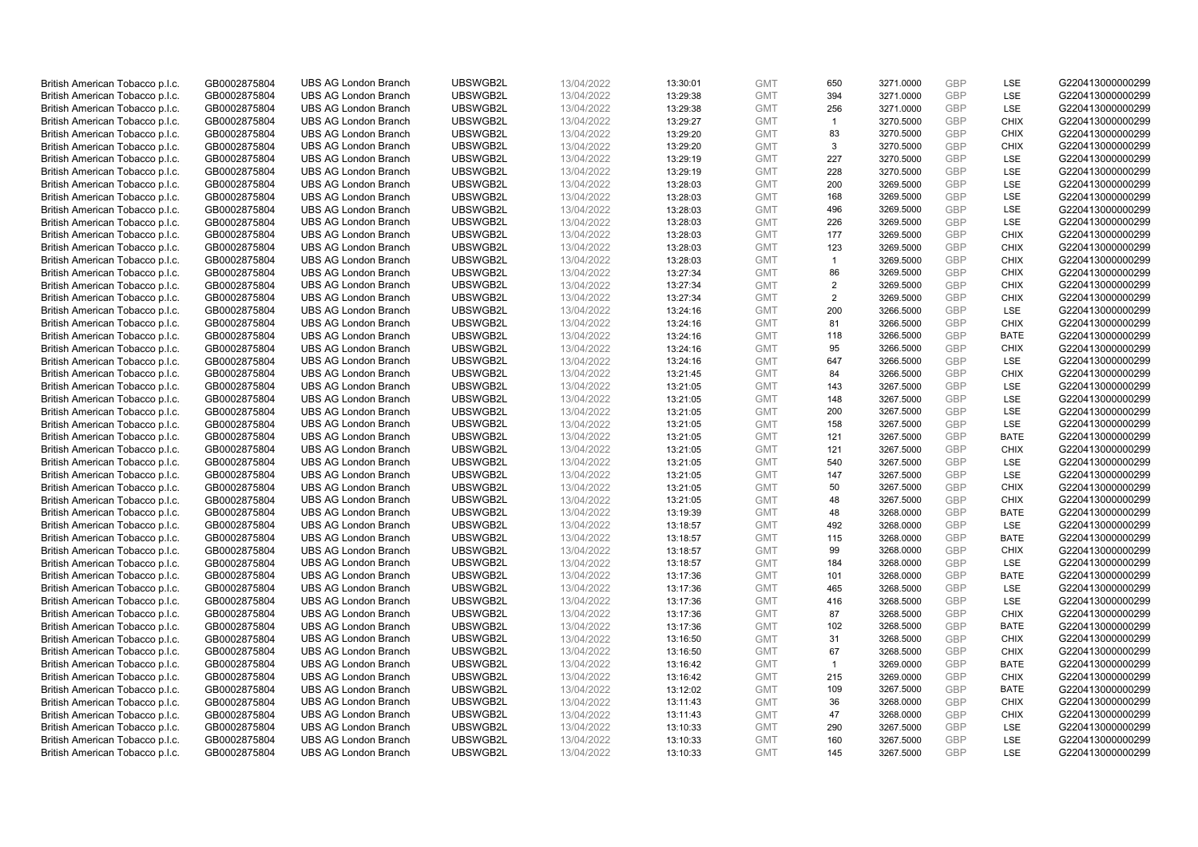| | | | | | | | | | | | |
|---|---|---|---|---|---|---|---|---|---|---|---|
| British American Tobacco p.l.c. | GB0002875804 | UBS AG London Branch | UBSWGB2L | 13/04/2022 | 13:30:01 | GMT | 650 | 3271.0000 | GBP | LSE | G220413000000299 |
| British American Tobacco p.l.c. | GB0002875804 | UBS AG London Branch | UBSWGB2L | 13/04/2022 | 13:29:38 | GMT | 394 | 3271.0000 | GBP | LSE | G220413000000299 |
| British American Tobacco p.l.c. | GB0002875804 | UBS AG London Branch | UBSWGB2L | 13/04/2022 | 13:29:38 | GMT | 256 | 3271.0000 | GBP | LSE | G220413000000299 |
| British American Tobacco p.l.c. | GB0002875804 | UBS AG London Branch | UBSWGB2L | 13/04/2022 | 13:29:27 | GMT | 1 | 3270.5000 | GBP | CHIX | G220413000000299 |
| British American Tobacco p.l.c. | GB0002875804 | UBS AG London Branch | UBSWGB2L | 13/04/2022 | 13:29:20 | GMT | 83 | 3270.5000 | GBP | CHIX | G220413000000299 |
| British American Tobacco p.l.c. | GB0002875804 | UBS AG London Branch | UBSWGB2L | 13/04/2022 | 13:29:20 | GMT | 3 | 3270.5000 | GBP | CHIX | G220413000000299 |
| British American Tobacco p.l.c. | GB0002875804 | UBS AG London Branch | UBSWGB2L | 13/04/2022 | 13:29:19 | GMT | 227 | 3270.5000 | GBP | LSE | G220413000000299 |
| British American Tobacco p.l.c. | GB0002875804 | UBS AG London Branch | UBSWGB2L | 13/04/2022 | 13:29:19 | GMT | 228 | 3270.5000 | GBP | LSE | G220413000000299 |
| British American Tobacco p.l.c. | GB0002875804 | UBS AG London Branch | UBSWGB2L | 13/04/2022 | 13:28:03 | GMT | 200 | 3269.5000 | GBP | LSE | G220413000000299 |
| British American Tobacco p.l.c. | GB0002875804 | UBS AG London Branch | UBSWGB2L | 13/04/2022 | 13:28:03 | GMT | 168 | 3269.5000 | GBP | LSE | G220413000000299 |
| British American Tobacco p.l.c. | GB0002875804 | UBS AG London Branch | UBSWGB2L | 13/04/2022 | 13:28:03 | GMT | 496 | 3269.5000 | GBP | LSE | G220413000000299 |
| British American Tobacco p.l.c. | GB0002875804 | UBS AG London Branch | UBSWGB2L | 13/04/2022 | 13:28:03 | GMT | 226 | 3269.5000 | GBP | LSE | G220413000000299 |
| British American Tobacco p.l.c. | GB0002875804 | UBS AG London Branch | UBSWGB2L | 13/04/2022 | 13:28:03 | GMT | 177 | 3269.5000 | GBP | CHIX | G220413000000299 |
| British American Tobacco p.l.c. | GB0002875804 | UBS AG London Branch | UBSWGB2L | 13/04/2022 | 13:28:03 | GMT | 123 | 3269.5000 | GBP | CHIX | G220413000000299 |
| British American Tobacco p.l.c. | GB0002875804 | UBS AG London Branch | UBSWGB2L | 13/04/2022 | 13:28:03 | GMT | 1 | 3269.5000 | GBP | CHIX | G220413000000299 |
| British American Tobacco p.l.c. | GB0002875804 | UBS AG London Branch | UBSWGB2L | 13/04/2022 | 13:27:34 | GMT | 86 | 3269.5000 | GBP | CHIX | G220413000000299 |
| British American Tobacco p.l.c. | GB0002875804 | UBS AG London Branch | UBSWGB2L | 13/04/2022 | 13:27:34 | GMT | 2 | 3269.5000 | GBP | CHIX | G220413000000299 |
| British American Tobacco p.l.c. | GB0002875804 | UBS AG London Branch | UBSWGB2L | 13/04/2022 | 13:27:34 | GMT | 2 | 3269.5000 | GBP | CHIX | G220413000000299 |
| British American Tobacco p.l.c. | GB0002875804 | UBS AG London Branch | UBSWGB2L | 13/04/2022 | 13:24:16 | GMT | 200 | 3266.5000 | GBP | LSE | G220413000000299 |
| British American Tobacco p.l.c. | GB0002875804 | UBS AG London Branch | UBSWGB2L | 13/04/2022 | 13:24:16 | GMT | 81 | 3266.5000 | GBP | CHIX | G220413000000299 |
| British American Tobacco p.l.c. | GB0002875804 | UBS AG London Branch | UBSWGB2L | 13/04/2022 | 13:24:16 | GMT | 118 | 3266.5000 | GBP | BATE | G220413000000299 |
| British American Tobacco p.l.c. | GB0002875804 | UBS AG London Branch | UBSWGB2L | 13/04/2022 | 13:24:16 | GMT | 95 | 3266.5000 | GBP | CHIX | G220413000000299 |
| British American Tobacco p.l.c. | GB0002875804 | UBS AG London Branch | UBSWGB2L | 13/04/2022 | 13:24:16 | GMT | 647 | 3266.5000 | GBP | LSE | G220413000000299 |
| British American Tobacco p.l.c. | GB0002875804 | UBS AG London Branch | UBSWGB2L | 13/04/2022 | 13:21:45 | GMT | 84 | 3266.5000 | GBP | CHIX | G220413000000299 |
| British American Tobacco p.l.c. | GB0002875804 | UBS AG London Branch | UBSWGB2L | 13/04/2022 | 13:21:05 | GMT | 143 | 3267.5000 | GBP | LSE | G220413000000299 |
| British American Tobacco p.l.c. | GB0002875804 | UBS AG London Branch | UBSWGB2L | 13/04/2022 | 13:21:05 | GMT | 148 | 3267.5000 | GBP | LSE | G220413000000299 |
| British American Tobacco p.l.c. | GB0002875804 | UBS AG London Branch | UBSWGB2L | 13/04/2022 | 13:21:05 | GMT | 200 | 3267.5000 | GBP | LSE | G220413000000299 |
| British American Tobacco p.l.c. | GB0002875804 | UBS AG London Branch | UBSWGB2L | 13/04/2022 | 13:21:05 | GMT | 158 | 3267.5000 | GBP | LSE | G220413000000299 |
| British American Tobacco p.l.c. | GB0002875804 | UBS AG London Branch | UBSWGB2L | 13/04/2022 | 13:21:05 | GMT | 121 | 3267.5000 | GBP | BATE | G220413000000299 |
| British American Tobacco p.l.c. | GB0002875804 | UBS AG London Branch | UBSWGB2L | 13/04/2022 | 13:21:05 | GMT | 121 | 3267.5000 | GBP | CHIX | G220413000000299 |
| British American Tobacco p.l.c. | GB0002875804 | UBS AG London Branch | UBSWGB2L | 13/04/2022 | 13:21:05 | GMT | 540 | 3267.5000 | GBP | LSE | G220413000000299 |
| British American Tobacco p.l.c. | GB0002875804 | UBS AG London Branch | UBSWGB2L | 13/04/2022 | 13:21:05 | GMT | 147 | 3267.5000 | GBP | LSE | G220413000000299 |
| British American Tobacco p.l.c. | GB0002875804 | UBS AG London Branch | UBSWGB2L | 13/04/2022 | 13:21:05 | GMT | 50 | 3267.5000 | GBP | CHIX | G220413000000299 |
| British American Tobacco p.l.c. | GB0002875804 | UBS AG London Branch | UBSWGB2L | 13/04/2022 | 13:21:05 | GMT | 48 | 3267.5000 | GBP | CHIX | G220413000000299 |
| British American Tobacco p.l.c. | GB0002875804 | UBS AG London Branch | UBSWGB2L | 13/04/2022 | 13:19:39 | GMT | 48 | 3268.0000 | GBP | BATE | G220413000000299 |
| British American Tobacco p.l.c. | GB0002875804 | UBS AG London Branch | UBSWGB2L | 13/04/2022 | 13:18:57 | GMT | 492 | 3268.0000 | GBP | LSE | G220413000000299 |
| British American Tobacco p.l.c. | GB0002875804 | UBS AG London Branch | UBSWGB2L | 13/04/2022 | 13:18:57 | GMT | 115 | 3268.0000 | GBP | BATE | G220413000000299 |
| British American Tobacco p.l.c. | GB0002875804 | UBS AG London Branch | UBSWGB2L | 13/04/2022 | 13:18:57 | GMT | 99 | 3268.0000 | GBP | CHIX | G220413000000299 |
| British American Tobacco p.l.c. | GB0002875804 | UBS AG London Branch | UBSWGB2L | 13/04/2022 | 13:18:57 | GMT | 184 | 3268.0000 | GBP | LSE | G220413000000299 |
| British American Tobacco p.l.c. | GB0002875804 | UBS AG London Branch | UBSWGB2L | 13/04/2022 | 13:17:36 | GMT | 101 | 3268.0000 | GBP | BATE | G220413000000299 |
| British American Tobacco p.l.c. | GB0002875804 | UBS AG London Branch | UBSWGB2L | 13/04/2022 | 13:17:36 | GMT | 465 | 3268.5000 | GBP | LSE | G220413000000299 |
| British American Tobacco p.l.c. | GB0002875804 | UBS AG London Branch | UBSWGB2L | 13/04/2022 | 13:17:36 | GMT | 416 | 3268.5000 | GBP | LSE | G220413000000299 |
| British American Tobacco p.l.c. | GB0002875804 | UBS AG London Branch | UBSWGB2L | 13/04/2022 | 13:17:36 | GMT | 87 | 3268.5000 | GBP | CHIX | G220413000000299 |
| British American Tobacco p.l.c. | GB0002875804 | UBS AG London Branch | UBSWGB2L | 13/04/2022 | 13:17:36 | GMT | 102 | 3268.5000 | GBP | BATE | G220413000000299 |
| British American Tobacco p.l.c. | GB0002875804 | UBS AG London Branch | UBSWGB2L | 13/04/2022 | 13:16:50 | GMT | 31 | 3268.5000 | GBP | CHIX | G220413000000299 |
| British American Tobacco p.l.c. | GB0002875804 | UBS AG London Branch | UBSWGB2L | 13/04/2022 | 13:16:50 | GMT | 67 | 3268.5000 | GBP | CHIX | G220413000000299 |
| British American Tobacco p.l.c. | GB0002875804 | UBS AG London Branch | UBSWGB2L | 13/04/2022 | 13:16:42 | GMT | 1 | 3269.0000 | GBP | BATE | G220413000000299 |
| British American Tobacco p.l.c. | GB0002875804 | UBS AG London Branch | UBSWGB2L | 13/04/2022 | 13:16:42 | GMT | 215 | 3269.0000 | GBP | CHIX | G220413000000299 |
| British American Tobacco p.l.c. | GB0002875804 | UBS AG London Branch | UBSWGB2L | 13/04/2022 | 13:12:02 | GMT | 109 | 3267.5000 | GBP | BATE | G220413000000299 |
| British American Tobacco p.l.c. | GB0002875804 | UBS AG London Branch | UBSWGB2L | 13/04/2022 | 13:11:43 | GMT | 36 | 3268.0000 | GBP | CHIX | G220413000000299 |
| British American Tobacco p.l.c. | GB0002875804 | UBS AG London Branch | UBSWGB2L | 13/04/2022 | 13:11:43 | GMT | 47 | 3268.0000 | GBP | CHIX | G220413000000299 |
| British American Tobacco p.l.c. | GB0002875804 | UBS AG London Branch | UBSWGB2L | 13/04/2022 | 13:10:33 | GMT | 290 | 3267.5000 | GBP | LSE | G220413000000299 |
| British American Tobacco p.l.c. | GB0002875804 | UBS AG London Branch | UBSWGB2L | 13/04/2022 | 13:10:33 | GMT | 160 | 3267.5000 | GBP | LSE | G220413000000299 |
| British American Tobacco p.l.c. | GB0002875804 | UBS AG London Branch | UBSWGB2L | 13/04/2022 | 13:10:33 | GMT | 145 | 3267.5000 | GBP | LSE | G220413000000299 |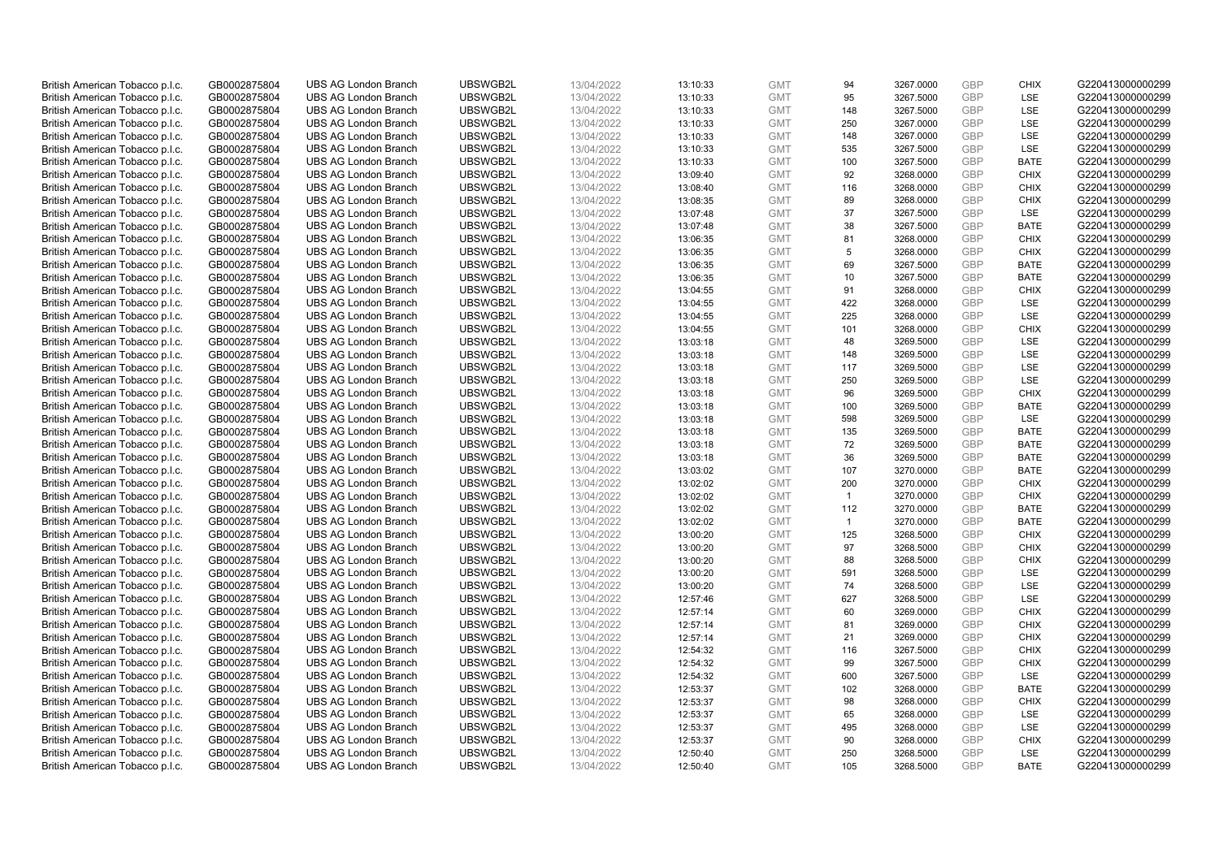| British American Tobacco p.l.c. | GB0002875804 | UBS AG London Branch | UBSWGB2L | 13/04/2022 | 13:10:33 | GMT | 94 | 3267.0000 | GBP | CHIX | G220413000000299 |
|---|---|---|---|---|---|---|---|---|---|---|---|
| British American Tobacco p.l.c. | GB0002875804 | UBS AG London Branch | UBSWGB2L | 13/04/2022 | 13:10:33 | GMT | 95 | 3267.5000 | GBP | LSE | G220413000000299 |
| British American Tobacco p.l.c. | GB0002875804 | UBS AG London Branch | UBSWGB2L | 13/04/2022 | 13:10:33 | GMT | 148 | 3267.5000 | GBP | LSE | G220413000000299 |
| British American Tobacco p.l.c. | GB0002875804 | UBS AG London Branch | UBSWGB2L | 13/04/2022 | 13:10:33 | GMT | 250 | 3267.0000 | GBP | LSE | G220413000000299 |
| British American Tobacco p.l.c. | GB0002875804 | UBS AG London Branch | UBSWGB2L | 13/04/2022 | 13:10:33 | GMT | 148 | 3267.0000 | GBP | LSE | G220413000000299 |
| British American Tobacco p.l.c. | GB0002875804 | UBS AG London Branch | UBSWGB2L | 13/04/2022 | 13:10:33 | GMT | 535 | 3267.5000 | GBP | LSE | G220413000000299 |
| British American Tobacco p.l.c. | GB0002875804 | UBS AG London Branch | UBSWGB2L | 13/04/2022 | 13:10:33 | GMT | 100 | 3267.5000 | GBP | BATE | G220413000000299 |
| British American Tobacco p.l.c. | GB0002875804 | UBS AG London Branch | UBSWGB2L | 13/04/2022 | 13:09:40 | GMT | 92 | 3268.0000 | GBP | CHIX | G220413000000299 |
| British American Tobacco p.l.c. | GB0002875804 | UBS AG London Branch | UBSWGB2L | 13/04/2022 | 13:08:40 | GMT | 116 | 3268.0000 | GBP | CHIX | G220413000000299 |
| British American Tobacco p.l.c. | GB0002875804 | UBS AG London Branch | UBSWGB2L | 13/04/2022 | 13:08:35 | GMT | 89 | 3268.0000 | GBP | CHIX | G220413000000299 |
| British American Tobacco p.l.c. | GB0002875804 | UBS AG London Branch | UBSWGB2L | 13/04/2022 | 13:07:48 | GMT | 37 | 3267.5000 | GBP | LSE | G220413000000299 |
| British American Tobacco p.l.c. | GB0002875804 | UBS AG London Branch | UBSWGB2L | 13/04/2022 | 13:07:48 | GMT | 38 | 3267.5000 | GBP | BATE | G220413000000299 |
| British American Tobacco p.l.c. | GB0002875804 | UBS AG London Branch | UBSWGB2L | 13/04/2022 | 13:06:35 | GMT | 81 | 3268.0000 | GBP | CHIX | G220413000000299 |
| British American Tobacco p.l.c. | GB0002875804 | UBS AG London Branch | UBSWGB2L | 13/04/2022 | 13:06:35 | GMT | 5 | 3268.0000 | GBP | CHIX | G220413000000299 |
| British American Tobacco p.l.c. | GB0002875804 | UBS AG London Branch | UBSWGB2L | 13/04/2022 | 13:06:35 | GMT | 69 | 3267.5000 | GBP | BATE | G220413000000299 |
| British American Tobacco p.l.c. | GB0002875804 | UBS AG London Branch | UBSWGB2L | 13/04/2022 | 13:06:35 | GMT | 10 | 3267.5000 | GBP | BATE | G220413000000299 |
| British American Tobacco p.l.c. | GB0002875804 | UBS AG London Branch | UBSWGB2L | 13/04/2022 | 13:04:55 | GMT | 91 | 3268.0000 | GBP | CHIX | G220413000000299 |
| British American Tobacco p.l.c. | GB0002875804 | UBS AG London Branch | UBSWGB2L | 13/04/2022 | 13:04:55 | GMT | 422 | 3268.0000 | GBP | LSE | G220413000000299 |
| British American Tobacco p.l.c. | GB0002875804 | UBS AG London Branch | UBSWGB2L | 13/04/2022 | 13:04:55 | GMT | 225 | 3268.0000 | GBP | LSE | G220413000000299 |
| British American Tobacco p.l.c. | GB0002875804 | UBS AG London Branch | UBSWGB2L | 13/04/2022 | 13:04:55 | GMT | 101 | 3268.0000 | GBP | CHIX | G220413000000299 |
| British American Tobacco p.l.c. | GB0002875804 | UBS AG London Branch | UBSWGB2L | 13/04/2022 | 13:03:18 | GMT | 48 | 3269.5000 | GBP | LSE | G220413000000299 |
| British American Tobacco p.l.c. | GB0002875804 | UBS AG London Branch | UBSWGB2L | 13/04/2022 | 13:03:18 | GMT | 148 | 3269.5000 | GBP | LSE | G220413000000299 |
| British American Tobacco p.l.c. | GB0002875804 | UBS AG London Branch | UBSWGB2L | 13/04/2022 | 13:03:18 | GMT | 117 | 3269.5000 | GBP | LSE | G220413000000299 |
| British American Tobacco p.l.c. | GB0002875804 | UBS AG London Branch | UBSWGB2L | 13/04/2022 | 13:03:18 | GMT | 250 | 3269.5000 | GBP | LSE | G220413000000299 |
| British American Tobacco p.l.c. | GB0002875804 | UBS AG London Branch | UBSWGB2L | 13/04/2022 | 13:03:18 | GMT | 96 | 3269.5000 | GBP | CHIX | G220413000000299 |
| British American Tobacco p.l.c. | GB0002875804 | UBS AG London Branch | UBSWGB2L | 13/04/2022 | 13:03:18 | GMT | 100 | 3269.5000 | GBP | BATE | G220413000000299 |
| British American Tobacco p.l.c. | GB0002875804 | UBS AG London Branch | UBSWGB2L | 13/04/2022 | 13:03:18 | GMT | 598 | 3269.5000 | GBP | LSE | G220413000000299 |
| British American Tobacco p.l.c. | GB0002875804 | UBS AG London Branch | UBSWGB2L | 13/04/2022 | 13:03:18 | GMT | 135 | 3269.5000 | GBP | BATE | G220413000000299 |
| British American Tobacco p.l.c. | GB0002875804 | UBS AG London Branch | UBSWGB2L | 13/04/2022 | 13:03:18 | GMT | 72 | 3269.5000 | GBP | BATE | G220413000000299 |
| British American Tobacco p.l.c. | GB0002875804 | UBS AG London Branch | UBSWGB2L | 13/04/2022 | 13:03:18 | GMT | 36 | 3269.5000 | GBP | BATE | G220413000000299 |
| British American Tobacco p.l.c. | GB0002875804 | UBS AG London Branch | UBSWGB2L | 13/04/2022 | 13:03:02 | GMT | 107 | 3270.0000 | GBP | BATE | G220413000000299 |
| British American Tobacco p.l.c. | GB0002875804 | UBS AG London Branch | UBSWGB2L | 13/04/2022 | 13:02:02 | GMT | 200 | 3270.0000 | GBP | CHIX | G220413000000299 |
| British American Tobacco p.l.c. | GB0002875804 | UBS AG London Branch | UBSWGB2L | 13/04/2022 | 13:02:02 | GMT | 1 | 3270.0000 | GBP | CHIX | G220413000000299 |
| British American Tobacco p.l.c. | GB0002875804 | UBS AG London Branch | UBSWGB2L | 13/04/2022 | 13:02:02 | GMT | 112 | 3270.0000 | GBP | BATE | G220413000000299 |
| British American Tobacco p.l.c. | GB0002875804 | UBS AG London Branch | UBSWGB2L | 13/04/2022 | 13:02:02 | GMT | 1 | 3270.0000 | GBP | BATE | G220413000000299 |
| British American Tobacco p.l.c. | GB0002875804 | UBS AG London Branch | UBSWGB2L | 13/04/2022 | 13:00:20 | GMT | 125 | 3268.5000 | GBP | CHIX | G220413000000299 |
| British American Tobacco p.l.c. | GB0002875804 | UBS AG London Branch | UBSWGB2L | 13/04/2022 | 13:00:20 | GMT | 97 | 3268.5000 | GBP | CHIX | G220413000000299 |
| British American Tobacco p.l.c. | GB0002875804 | UBS AG London Branch | UBSWGB2L | 13/04/2022 | 13:00:20 | GMT | 88 | 3268.5000 | GBP | CHIX | G220413000000299 |
| British American Tobacco p.l.c. | GB0002875804 | UBS AG London Branch | UBSWGB2L | 13/04/2022 | 13:00:20 | GMT | 591 | 3268.5000 | GBP | LSE | G220413000000299 |
| British American Tobacco p.l.c. | GB0002875804 | UBS AG London Branch | UBSWGB2L | 13/04/2022 | 13:00:20 | GMT | 74 | 3268.5000 | GBP | LSE | G220413000000299 |
| British American Tobacco p.l.c. | GB0002875804 | UBS AG London Branch | UBSWGB2L | 13/04/2022 | 12:57:46 | GMT | 627 | 3268.5000 | GBP | LSE | G220413000000299 |
| British American Tobacco p.l.c. | GB0002875804 | UBS AG London Branch | UBSWGB2L | 13/04/2022 | 12:57:14 | GMT | 60 | 3269.0000 | GBP | CHIX | G220413000000299 |
| British American Tobacco p.l.c. | GB0002875804 | UBS AG London Branch | UBSWGB2L | 13/04/2022 | 12:57:14 | GMT | 81 | 3269.0000 | GBP | CHIX | G220413000000299 |
| British American Tobacco p.l.c. | GB0002875804 | UBS AG London Branch | UBSWGB2L | 13/04/2022 | 12:57:14 | GMT | 21 | 3269.0000 | GBP | CHIX | G220413000000299 |
| British American Tobacco p.l.c. | GB0002875804 | UBS AG London Branch | UBSWGB2L | 13/04/2022 | 12:54:32 | GMT | 116 | 3267.5000 | GBP | CHIX | G220413000000299 |
| British American Tobacco p.l.c. | GB0002875804 | UBS AG London Branch | UBSWGB2L | 13/04/2022 | 12:54:32 | GMT | 99 | 3267.5000 | GBP | CHIX | G220413000000299 |
| British American Tobacco p.l.c. | GB0002875804 | UBS AG London Branch | UBSWGB2L | 13/04/2022 | 12:54:32 | GMT | 600 | 3267.5000 | GBP | LSE | G220413000000299 |
| British American Tobacco p.l.c. | GB0002875804 | UBS AG London Branch | UBSWGB2L | 13/04/2022 | 12:53:37 | GMT | 102 | 3268.0000 | GBP | BATE | G220413000000299 |
| British American Tobacco p.l.c. | GB0002875804 | UBS AG London Branch | UBSWGB2L | 13/04/2022 | 12:53:37 | GMT | 98 | 3268.0000 | GBP | CHIX | G220413000000299 |
| British American Tobacco p.l.c. | GB0002875804 | UBS AG London Branch | UBSWGB2L | 13/04/2022 | 12:53:37 | GMT | 65 | 3268.0000 | GBP | LSE | G220413000000299 |
| British American Tobacco p.l.c. | GB0002875804 | UBS AG London Branch | UBSWGB2L | 13/04/2022 | 12:53:37 | GMT | 495 | 3268.0000 | GBP | LSE | G220413000000299 |
| British American Tobacco p.l.c. | GB0002875804 | UBS AG London Branch | UBSWGB2L | 13/04/2022 | 12:53:37 | GMT | 90 | 3268.0000 | GBP | CHIX | G220413000000299 |
| British American Tobacco p.l.c. | GB0002875804 | UBS AG London Branch | UBSWGB2L | 13/04/2022 | 12:50:40 | GMT | 250 | 3268.5000 | GBP | LSE | G220413000000299 |
| British American Tobacco p.l.c. | GB0002875804 | UBS AG London Branch | UBSWGB2L | 13/04/2022 | 12:50:40 | GMT | 105 | 3268.5000 | GBP | BATE | G220413000000299 |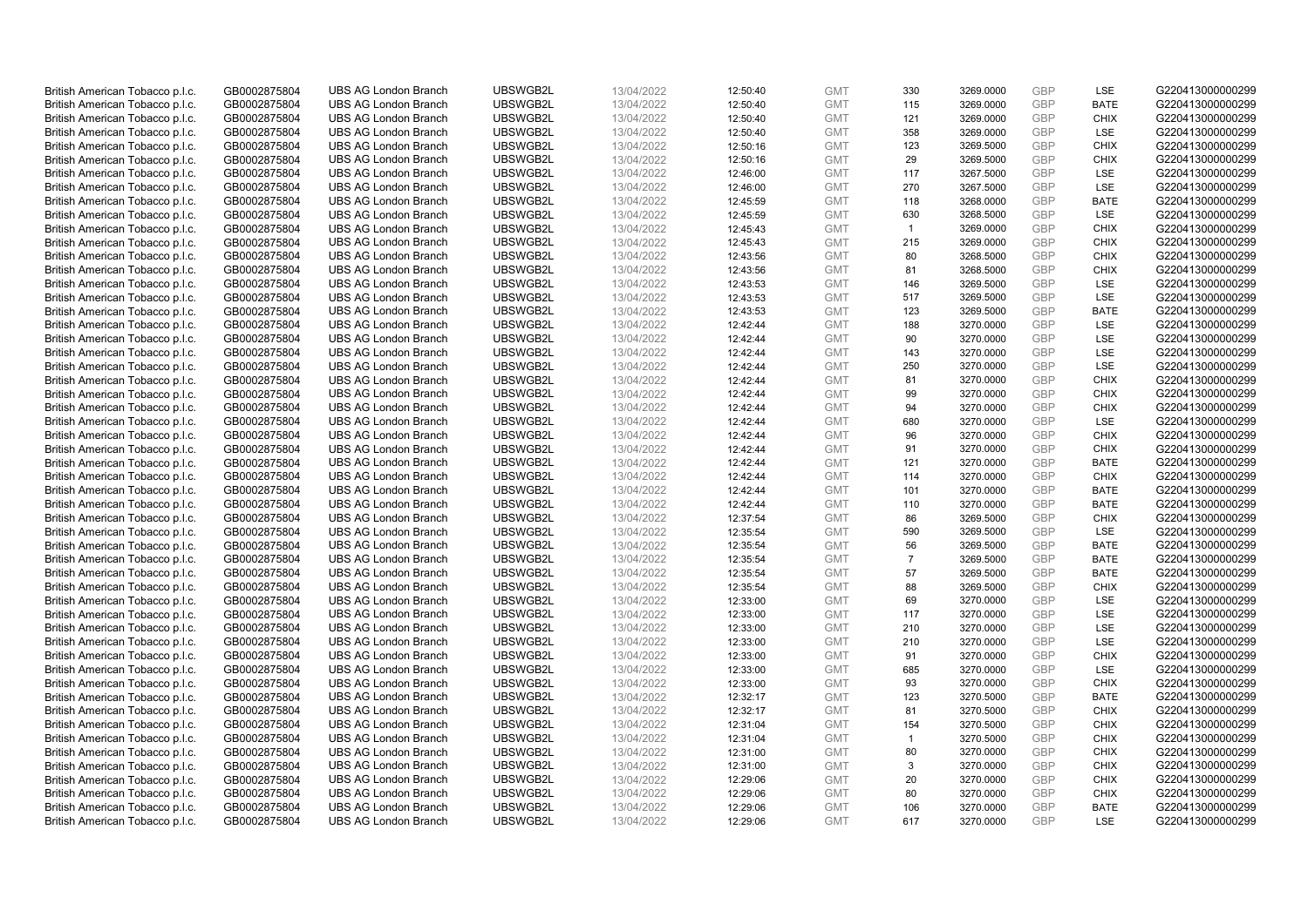| British American Tobacco p.l.c. | GB0002875804 | UBS AG London Branch | UBSWGB2L | 13/04/2022 | 12:50:40 | GMT | 330 | 3269.0000 | GBP | LSE | G220413000000299 |
|---|---|---|---|---|---|---|---|---|---|---|---|
| British American Tobacco p.l.c. | GB0002875804 | UBS AG London Branch | UBSWGB2L | 13/04/2022 | 12:50:40 | GMT | 115 | 3269.0000 | GBP | BATE | G220413000000299 |
| British American Tobacco p.l.c. | GB0002875804 | UBS AG London Branch | UBSWGB2L | 13/04/2022 | 12:50:40 | GMT | 121 | 3269.0000 | GBP | CHIX | G220413000000299 |
| British American Tobacco p.l.c. | GB0002875804 | UBS AG London Branch | UBSWGB2L | 13/04/2022 | 12:50:40 | GMT | 358 | 3269.0000 | GBP | LSE | G220413000000299 |
| British American Tobacco p.l.c. | GB0002875804 | UBS AG London Branch | UBSWGB2L | 13/04/2022 | 12:50:16 | GMT | 123 | 3269.5000 | GBP | CHIX | G220413000000299 |
| British American Tobacco p.l.c. | GB0002875804 | UBS AG London Branch | UBSWGB2L | 13/04/2022 | 12:50:16 | GMT | 29 | 3269.5000 | GBP | CHIX | G220413000000299 |
| British American Tobacco p.l.c. | GB0002875804 | UBS AG London Branch | UBSWGB2L | 13/04/2022 | 12:46:00 | GMT | 117 | 3267.5000 | GBP | LSE | G220413000000299 |
| British American Tobacco p.l.c. | GB0002875804 | UBS AG London Branch | UBSWGB2L | 13/04/2022 | 12:46:00 | GMT | 270 | 3267.5000 | GBP | LSE | G220413000000299 |
| British American Tobacco p.l.c. | GB0002875804 | UBS AG London Branch | UBSWGB2L | 13/04/2022 | 12:45:59 | GMT | 118 | 3268.0000 | GBP | BATE | G220413000000299 |
| British American Tobacco p.l.c. | GB0002875804 | UBS AG London Branch | UBSWGB2L | 13/04/2022 | 12:45:59 | GMT | 630 | 3268.5000 | GBP | LSE | G220413000000299 |
| British American Tobacco p.l.c. | GB0002875804 | UBS AG London Branch | UBSWGB2L | 13/04/2022 | 12:45:43 | GMT | 1 | 3269.0000 | GBP | CHIX | G220413000000299 |
| British American Tobacco p.l.c. | GB0002875804 | UBS AG London Branch | UBSWGB2L | 13/04/2022 | 12:45:43 | GMT | 215 | 3269.0000 | GBP | CHIX | G220413000000299 |
| British American Tobacco p.l.c. | GB0002875804 | UBS AG London Branch | UBSWGB2L | 13/04/2022 | 12:43:56 | GMT | 80 | 3268.5000 | GBP | CHIX | G220413000000299 |
| British American Tobacco p.l.c. | GB0002875804 | UBS AG London Branch | UBSWGB2L | 13/04/2022 | 12:43:56 | GMT | 81 | 3268.5000 | GBP | CHIX | G220413000000299 |
| British American Tobacco p.l.c. | GB0002875804 | UBS AG London Branch | UBSWGB2L | 13/04/2022 | 12:43:53 | GMT | 146 | 3269.5000 | GBP | LSE | G220413000000299 |
| British American Tobacco p.l.c. | GB0002875804 | UBS AG London Branch | UBSWGB2L | 13/04/2022 | 12:43:53 | GMT | 517 | 3269.5000 | GBP | LSE | G220413000000299 |
| British American Tobacco p.l.c. | GB0002875804 | UBS AG London Branch | UBSWGB2L | 13/04/2022 | 12:43:53 | GMT | 123 | 3269.5000 | GBP | BATE | G220413000000299 |
| British American Tobacco p.l.c. | GB0002875804 | UBS AG London Branch | UBSWGB2L | 13/04/2022 | 12:42:44 | GMT | 188 | 3270.0000 | GBP | LSE | G220413000000299 |
| British American Tobacco p.l.c. | GB0002875804 | UBS AG London Branch | UBSWGB2L | 13/04/2022 | 12:42:44 | GMT | 90 | 3270.0000 | GBP | LSE | G220413000000299 |
| British American Tobacco p.l.c. | GB0002875804 | UBS AG London Branch | UBSWGB2L | 13/04/2022 | 12:42:44 | GMT | 143 | 3270.0000 | GBP | LSE | G220413000000299 |
| British American Tobacco p.l.c. | GB0002875804 | UBS AG London Branch | UBSWGB2L | 13/04/2022 | 12:42:44 | GMT | 250 | 3270.0000 | GBP | LSE | G220413000000299 |
| British American Tobacco p.l.c. | GB0002875804 | UBS AG London Branch | UBSWGB2L | 13/04/2022 | 12:42:44 | GMT | 81 | 3270.0000 | GBP | CHIX | G220413000000299 |
| British American Tobacco p.l.c. | GB0002875804 | UBS AG London Branch | UBSWGB2L | 13/04/2022 | 12:42:44 | GMT | 99 | 3270.0000 | GBP | CHIX | G220413000000299 |
| British American Tobacco p.l.c. | GB0002875804 | UBS AG London Branch | UBSWGB2L | 13/04/2022 | 12:42:44 | GMT | 94 | 3270.0000 | GBP | CHIX | G220413000000299 |
| British American Tobacco p.l.c. | GB0002875804 | UBS AG London Branch | UBSWGB2L | 13/04/2022 | 12:42:44 | GMT | 680 | 3270.0000 | GBP | LSE | G220413000000299 |
| British American Tobacco p.l.c. | GB0002875804 | UBS AG London Branch | UBSWGB2L | 13/04/2022 | 12:42:44 | GMT | 96 | 3270.0000 | GBP | CHIX | G220413000000299 |
| British American Tobacco p.l.c. | GB0002875804 | UBS AG London Branch | UBSWGB2L | 13/04/2022 | 12:42:44 | GMT | 91 | 3270.0000 | GBP | CHIX | G220413000000299 |
| British American Tobacco p.l.c. | GB0002875804 | UBS AG London Branch | UBSWGB2L | 13/04/2022 | 12:42:44 | GMT | 121 | 3270.0000 | GBP | BATE | G220413000000299 |
| British American Tobacco p.l.c. | GB0002875804 | UBS AG London Branch | UBSWGB2L | 13/04/2022 | 12:42:44 | GMT | 114 | 3270.0000 | GBP | CHIX | G220413000000299 |
| British American Tobacco p.l.c. | GB0002875804 | UBS AG London Branch | UBSWGB2L | 13/04/2022 | 12:42:44 | GMT | 101 | 3270.0000 | GBP | BATE | G220413000000299 |
| British American Tobacco p.l.c. | GB0002875804 | UBS AG London Branch | UBSWGB2L | 13/04/2022 | 12:42:44 | GMT | 110 | 3270.0000 | GBP | BATE | G220413000000299 |
| British American Tobacco p.l.c. | GB0002875804 | UBS AG London Branch | UBSWGB2L | 13/04/2022 | 12:37:54 | GMT | 86 | 3269.5000 | GBP | CHIX | G220413000000299 |
| British American Tobacco p.l.c. | GB0002875804 | UBS AG London Branch | UBSWGB2L | 13/04/2022 | 12:35:54 | GMT | 590 | 3269.5000 | GBP | LSE | G220413000000299 |
| British American Tobacco p.l.c. | GB0002875804 | UBS AG London Branch | UBSWGB2L | 13/04/2022 | 12:35:54 | GMT | 56 | 3269.5000 | GBP | BATE | G220413000000299 |
| British American Tobacco p.l.c. | GB0002875804 | UBS AG London Branch | UBSWGB2L | 13/04/2022 | 12:35:54 | GMT | 7 | 3269.5000 | GBP | BATE | G220413000000299 |
| British American Tobacco p.l.c. | GB0002875804 | UBS AG London Branch | UBSWGB2L | 13/04/2022 | 12:35:54 | GMT | 57 | 3269.5000 | GBP | BATE | G220413000000299 |
| British American Tobacco p.l.c. | GB0002875804 | UBS AG London Branch | UBSWGB2L | 13/04/2022 | 12:35:54 | GMT | 88 | 3269.5000 | GBP | CHIX | G220413000000299 |
| British American Tobacco p.l.c. | GB0002875804 | UBS AG London Branch | UBSWGB2L | 13/04/2022 | 12:33:00 | GMT | 69 | 3270.0000 | GBP | LSE | G220413000000299 |
| British American Tobacco p.l.c. | GB0002875804 | UBS AG London Branch | UBSWGB2L | 13/04/2022 | 12:33:00 | GMT | 117 | 3270.0000 | GBP | LSE | G220413000000299 |
| British American Tobacco p.l.c. | GB0002875804 | UBS AG London Branch | UBSWGB2L | 13/04/2022 | 12:33:00 | GMT | 210 | 3270.0000 | GBP | LSE | G220413000000299 |
| British American Tobacco p.l.c. | GB0002875804 | UBS AG London Branch | UBSWGB2L | 13/04/2022 | 12:33:00 | GMT | 210 | 3270.0000 | GBP | LSE | G220413000000299 |
| British American Tobacco p.l.c. | GB0002875804 | UBS AG London Branch | UBSWGB2L | 13/04/2022 | 12:33:00 | GMT | 91 | 3270.0000 | GBP | CHIX | G220413000000299 |
| British American Tobacco p.l.c. | GB0002875804 | UBS AG London Branch | UBSWGB2L | 13/04/2022 | 12:33:00 | GMT | 685 | 3270.0000 | GBP | LSE | G220413000000299 |
| British American Tobacco p.l.c. | GB0002875804 | UBS AG London Branch | UBSWGB2L | 13/04/2022 | 12:33:00 | GMT | 93 | 3270.0000 | GBP | CHIX | G220413000000299 |
| British American Tobacco p.l.c. | GB0002875804 | UBS AG London Branch | UBSWGB2L | 13/04/2022 | 12:32:17 | GMT | 123 | 3270.5000 | GBP | BATE | G220413000000299 |
| British American Tobacco p.l.c. | GB0002875804 | UBS AG London Branch | UBSWGB2L | 13/04/2022 | 12:32:17 | GMT | 81 | 3270.5000 | GBP | CHIX | G220413000000299 |
| British American Tobacco p.l.c. | GB0002875804 | UBS AG London Branch | UBSWGB2L | 13/04/2022 | 12:31:04 | GMT | 154 | 3270.5000 | GBP | CHIX | G220413000000299 |
| British American Tobacco p.l.c. | GB0002875804 | UBS AG London Branch | UBSWGB2L | 13/04/2022 | 12:31:04 | GMT | 1 | 3270.5000 | GBP | CHIX | G220413000000299 |
| British American Tobacco p.l.c. | GB0002875804 | UBS AG London Branch | UBSWGB2L | 13/04/2022 | 12:31:00 | GMT | 80 | 3270.0000 | GBP | CHIX | G220413000000299 |
| British American Tobacco p.l.c. | GB0002875804 | UBS AG London Branch | UBSWGB2L | 13/04/2022 | 12:31:00 | GMT | 3 | 3270.0000 | GBP | CHIX | G220413000000299 |
| British American Tobacco p.l.c. | GB0002875804 | UBS AG London Branch | UBSWGB2L | 13/04/2022 | 12:29:06 | GMT | 20 | 3270.0000 | GBP | CHIX | G220413000000299 |
| British American Tobacco p.l.c. | GB0002875804 | UBS AG London Branch | UBSWGB2L | 13/04/2022 | 12:29:06 | GMT | 80 | 3270.0000 | GBP | CHIX | G220413000000299 |
| British American Tobacco p.l.c. | GB0002875804 | UBS AG London Branch | UBSWGB2L | 13/04/2022 | 12:29:06 | GMT | 106 | 3270.0000 | GBP | BATE | G220413000000299 |
| British American Tobacco p.l.c. | GB0002875804 | UBS AG London Branch | UBSWGB2L | 13/04/2022 | 12:29:06 | GMT | 617 | 3270.0000 | GBP | LSE | G220413000000299 |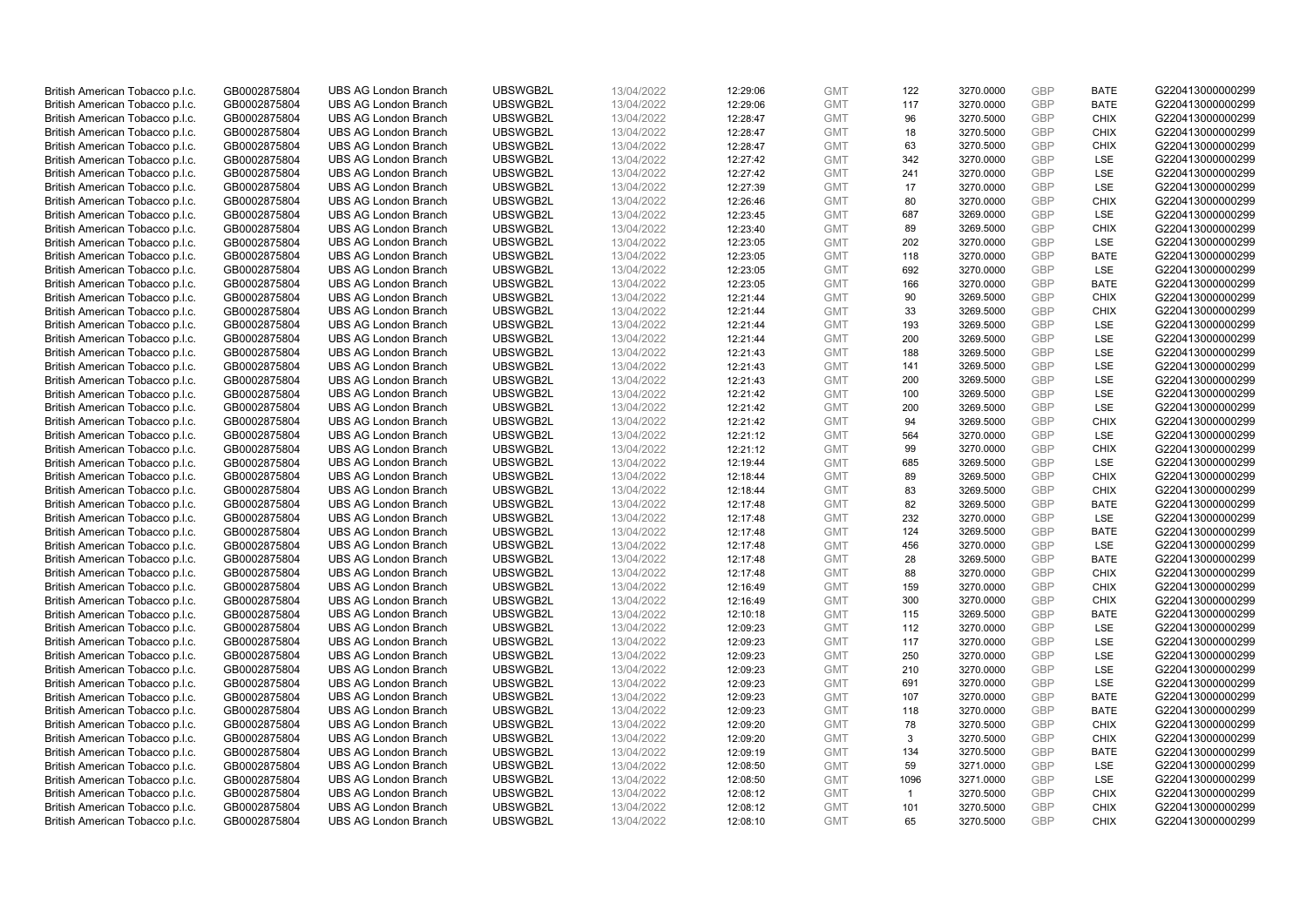| | | | | | | | | | | | |
|---|---|---|---|---|---|---|---|---|---|---|---|
| British American Tobacco p.l.c. | GB0002875804 | UBS AG London Branch | UBSWGB2L | 13/04/2022 | 12:29:06 | GMT | 122 | 3270.0000 | GBP | BATE | G220413000000299 |
| British American Tobacco p.l.c. | GB0002875804 | UBS AG London Branch | UBSWGB2L | 13/04/2022 | 12:29:06 | GMT | 117 | 3270.0000 | GBP | BATE | G220413000000299 |
| British American Tobacco p.l.c. | GB0002875804 | UBS AG London Branch | UBSWGB2L | 13/04/2022 | 12:28:47 | GMT | 96 | 3270.5000 | GBP | CHIX | G220413000000299 |
| British American Tobacco p.l.c. | GB0002875804 | UBS AG London Branch | UBSWGB2L | 13/04/2022 | 12:28:47 | GMT | 18 | 3270.5000 | GBP | CHIX | G220413000000299 |
| British American Tobacco p.l.c. | GB0002875804 | UBS AG London Branch | UBSWGB2L | 13/04/2022 | 12:28:47 | GMT | 63 | 3270.5000 | GBP | CHIX | G220413000000299 |
| British American Tobacco p.l.c. | GB0002875804 | UBS AG London Branch | UBSWGB2L | 13/04/2022 | 12:27:42 | GMT | 342 | 3270.0000 | GBP | LSE | G220413000000299 |
| British American Tobacco p.l.c. | GB0002875804 | UBS AG London Branch | UBSWGB2L | 13/04/2022 | 12:27:42 | GMT | 241 | 3270.0000 | GBP | LSE | G220413000000299 |
| British American Tobacco p.l.c. | GB0002875804 | UBS AG London Branch | UBSWGB2L | 13/04/2022 | 12:27:39 | GMT | 17 | 3270.0000 | GBP | LSE | G220413000000299 |
| British American Tobacco p.l.c. | GB0002875804 | UBS AG London Branch | UBSWGB2L | 13/04/2022 | 12:26:46 | GMT | 80 | 3270.0000 | GBP | CHIX | G220413000000299 |
| British American Tobacco p.l.c. | GB0002875804 | UBS AG London Branch | UBSWGB2L | 13/04/2022 | 12:23:45 | GMT | 687 | 3269.0000 | GBP | LSE | G220413000000299 |
| British American Tobacco p.l.c. | GB0002875804 | UBS AG London Branch | UBSWGB2L | 13/04/2022 | 12:23:40 | GMT | 89 | 3269.5000 | GBP | CHIX | G220413000000299 |
| British American Tobacco p.l.c. | GB0002875804 | UBS AG London Branch | UBSWGB2L | 13/04/2022 | 12:23:05 | GMT | 202 | 3270.0000 | GBP | LSE | G220413000000299 |
| British American Tobacco p.l.c. | GB0002875804 | UBS AG London Branch | UBSWGB2L | 13/04/2022 | 12:23:05 | GMT | 118 | 3270.0000 | GBP | BATE | G220413000000299 |
| British American Tobacco p.l.c. | GB0002875804 | UBS AG London Branch | UBSWGB2L | 13/04/2022 | 12:23:05 | GMT | 692 | 3270.0000 | GBP | LSE | G220413000000299 |
| British American Tobacco p.l.c. | GB0002875804 | UBS AG London Branch | UBSWGB2L | 13/04/2022 | 12:23:05 | GMT | 166 | 3270.0000 | GBP | BATE | G220413000000299 |
| British American Tobacco p.l.c. | GB0002875804 | UBS AG London Branch | UBSWGB2L | 13/04/2022 | 12:21:44 | GMT | 90 | 3269.5000 | GBP | CHIX | G220413000000299 |
| British American Tobacco p.l.c. | GB0002875804 | UBS AG London Branch | UBSWGB2L | 13/04/2022 | 12:21:44 | GMT | 33 | 3269.5000 | GBP | CHIX | G220413000000299 |
| British American Tobacco p.l.c. | GB0002875804 | UBS AG London Branch | UBSWGB2L | 13/04/2022 | 12:21:44 | GMT | 193 | 3269.5000 | GBP | LSE | G220413000000299 |
| British American Tobacco p.l.c. | GB0002875804 | UBS AG London Branch | UBSWGB2L | 13/04/2022 | 12:21:44 | GMT | 200 | 3269.5000 | GBP | LSE | G220413000000299 |
| British American Tobacco p.l.c. | GB0002875804 | UBS AG London Branch | UBSWGB2L | 13/04/2022 | 12:21:43 | GMT | 188 | 3269.5000 | GBP | LSE | G220413000000299 |
| British American Tobacco p.l.c. | GB0002875804 | UBS AG London Branch | UBSWGB2L | 13/04/2022 | 12:21:43 | GMT | 141 | 3269.5000 | GBP | LSE | G220413000000299 |
| British American Tobacco p.l.c. | GB0002875804 | UBS AG London Branch | UBSWGB2L | 13/04/2022 | 12:21:43 | GMT | 200 | 3269.5000 | GBP | LSE | G220413000000299 |
| British American Tobacco p.l.c. | GB0002875804 | UBS AG London Branch | UBSWGB2L | 13/04/2022 | 12:21:42 | GMT | 100 | 3269.5000 | GBP | LSE | G220413000000299 |
| British American Tobacco p.l.c. | GB0002875804 | UBS AG London Branch | UBSWGB2L | 13/04/2022 | 12:21:42 | GMT | 200 | 3269.5000 | GBP | LSE | G220413000000299 |
| British American Tobacco p.l.c. | GB0002875804 | UBS AG London Branch | UBSWGB2L | 13/04/2022 | 12:21:42 | GMT | 94 | 3269.5000 | GBP | CHIX | G220413000000299 |
| British American Tobacco p.l.c. | GB0002875804 | UBS AG London Branch | UBSWGB2L | 13/04/2022 | 12:21:12 | GMT | 564 | 3270.0000 | GBP | LSE | G220413000000299 |
| British American Tobacco p.l.c. | GB0002875804 | UBS AG London Branch | UBSWGB2L | 13/04/2022 | 12:21:12 | GMT | 99 | 3270.0000 | GBP | CHIX | G220413000000299 |
| British American Tobacco p.l.c. | GB0002875804 | UBS AG London Branch | UBSWGB2L | 13/04/2022 | 12:19:44 | GMT | 685 | 3269.5000 | GBP | LSE | G220413000000299 |
| British American Tobacco p.l.c. | GB0002875804 | UBS AG London Branch | UBSWGB2L | 13/04/2022 | 12:18:44 | GMT | 89 | 3269.5000 | GBP | CHIX | G220413000000299 |
| British American Tobacco p.l.c. | GB0002875804 | UBS AG London Branch | UBSWGB2L | 13/04/2022 | 12:18:44 | GMT | 83 | 3269.5000 | GBP | CHIX | G220413000000299 |
| British American Tobacco p.l.c. | GB0002875804 | UBS AG London Branch | UBSWGB2L | 13/04/2022 | 12:17:48 | GMT | 82 | 3269.5000 | GBP | BATE | G220413000000299 |
| British American Tobacco p.l.c. | GB0002875804 | UBS AG London Branch | UBSWGB2L | 13/04/2022 | 12:17:48 | GMT | 232 | 3270.0000 | GBP | LSE | G220413000000299 |
| British American Tobacco p.l.c. | GB0002875804 | UBS AG London Branch | UBSWGB2L | 13/04/2022 | 12:17:48 | GMT | 124 | 3269.5000 | GBP | BATE | G220413000000299 |
| British American Tobacco p.l.c. | GB0002875804 | UBS AG London Branch | UBSWGB2L | 13/04/2022 | 12:17:48 | GMT | 456 | 3270.0000 | GBP | LSE | G220413000000299 |
| British American Tobacco p.l.c. | GB0002875804 | UBS AG London Branch | UBSWGB2L | 13/04/2022 | 12:17:48 | GMT | 28 | 3269.5000 | GBP | BATE | G220413000000299 |
| British American Tobacco p.l.c. | GB0002875804 | UBS AG London Branch | UBSWGB2L | 13/04/2022 | 12:17:48 | GMT | 88 | 3270.0000 | GBP | CHIX | G220413000000299 |
| British American Tobacco p.l.c. | GB0002875804 | UBS AG London Branch | UBSWGB2L | 13/04/2022 | 12:16:49 | GMT | 159 | 3270.0000 | GBP | CHIX | G220413000000299 |
| British American Tobacco p.l.c. | GB0002875804 | UBS AG London Branch | UBSWGB2L | 13/04/2022 | 12:16:49 | GMT | 300 | 3270.0000 | GBP | CHIX | G220413000000299 |
| British American Tobacco p.l.c. | GB0002875804 | UBS AG London Branch | UBSWGB2L | 13/04/2022 | 12:10:18 | GMT | 115 | 3269.5000 | GBP | BATE | G220413000000299 |
| British American Tobacco p.l.c. | GB0002875804 | UBS AG London Branch | UBSWGB2L | 13/04/2022 | 12:09:23 | GMT | 112 | 3270.0000 | GBP | LSE | G220413000000299 |
| British American Tobacco p.l.c. | GB0002875804 | UBS AG London Branch | UBSWGB2L | 13/04/2022 | 12:09:23 | GMT | 117 | 3270.0000 | GBP | LSE | G220413000000299 |
| British American Tobacco p.l.c. | GB0002875804 | UBS AG London Branch | UBSWGB2L | 13/04/2022 | 12:09:23 | GMT | 250 | 3270.0000 | GBP | LSE | G220413000000299 |
| British American Tobacco p.l.c. | GB0002875804 | UBS AG London Branch | UBSWGB2L | 13/04/2022 | 12:09:23 | GMT | 210 | 3270.0000 | GBP | LSE | G220413000000299 |
| British American Tobacco p.l.c. | GB0002875804 | UBS AG London Branch | UBSWGB2L | 13/04/2022 | 12:09:23 | GMT | 691 | 3270.0000 | GBP | LSE | G220413000000299 |
| British American Tobacco p.l.c. | GB0002875804 | UBS AG London Branch | UBSWGB2L | 13/04/2022 | 12:09:23 | GMT | 107 | 3270.0000 | GBP | BATE | G220413000000299 |
| British American Tobacco p.l.c. | GB0002875804 | UBS AG London Branch | UBSWGB2L | 13/04/2022 | 12:09:23 | GMT | 118 | 3270.0000 | GBP | BATE | G220413000000299 |
| British American Tobacco p.l.c. | GB0002875804 | UBS AG London Branch | UBSWGB2L | 13/04/2022 | 12:09:20 | GMT | 78 | 3270.5000 | GBP | CHIX | G220413000000299 |
| British American Tobacco p.l.c. | GB0002875804 | UBS AG London Branch | UBSWGB2L | 13/04/2022 | 12:09:20 | GMT | 3 | 3270.5000 | GBP | CHIX | G220413000000299 |
| British American Tobacco p.l.c. | GB0002875804 | UBS AG London Branch | UBSWGB2L | 13/04/2022 | 12:09:19 | GMT | 134 | 3270.5000 | GBP | BATE | G220413000000299 |
| British American Tobacco p.l.c. | GB0002875804 | UBS AG London Branch | UBSWGB2L | 13/04/2022 | 12:08:50 | GMT | 59 | 3271.0000 | GBP | LSE | G220413000000299 |
| British American Tobacco p.l.c. | GB0002875804 | UBS AG London Branch | UBSWGB2L | 13/04/2022 | 12:08:50 | GMT | 1096 | 3271.0000 | GBP | LSE | G220413000000299 |
| British American Tobacco p.l.c. | GB0002875804 | UBS AG London Branch | UBSWGB2L | 13/04/2022 | 12:08:12 | GMT | 1 | 3270.5000 | GBP | CHIX | G220413000000299 |
| British American Tobacco p.l.c. | GB0002875804 | UBS AG London Branch | UBSWGB2L | 13/04/2022 | 12:08:12 | GMT | 101 | 3270.5000 | GBP | CHIX | G220413000000299 |
| British American Tobacco p.l.c. | GB0002875804 | UBS AG London Branch | UBSWGB2L | 13/04/2022 | 12:08:10 | GMT | 65 | 3270.5000 | GBP | CHIX | G220413000000299 |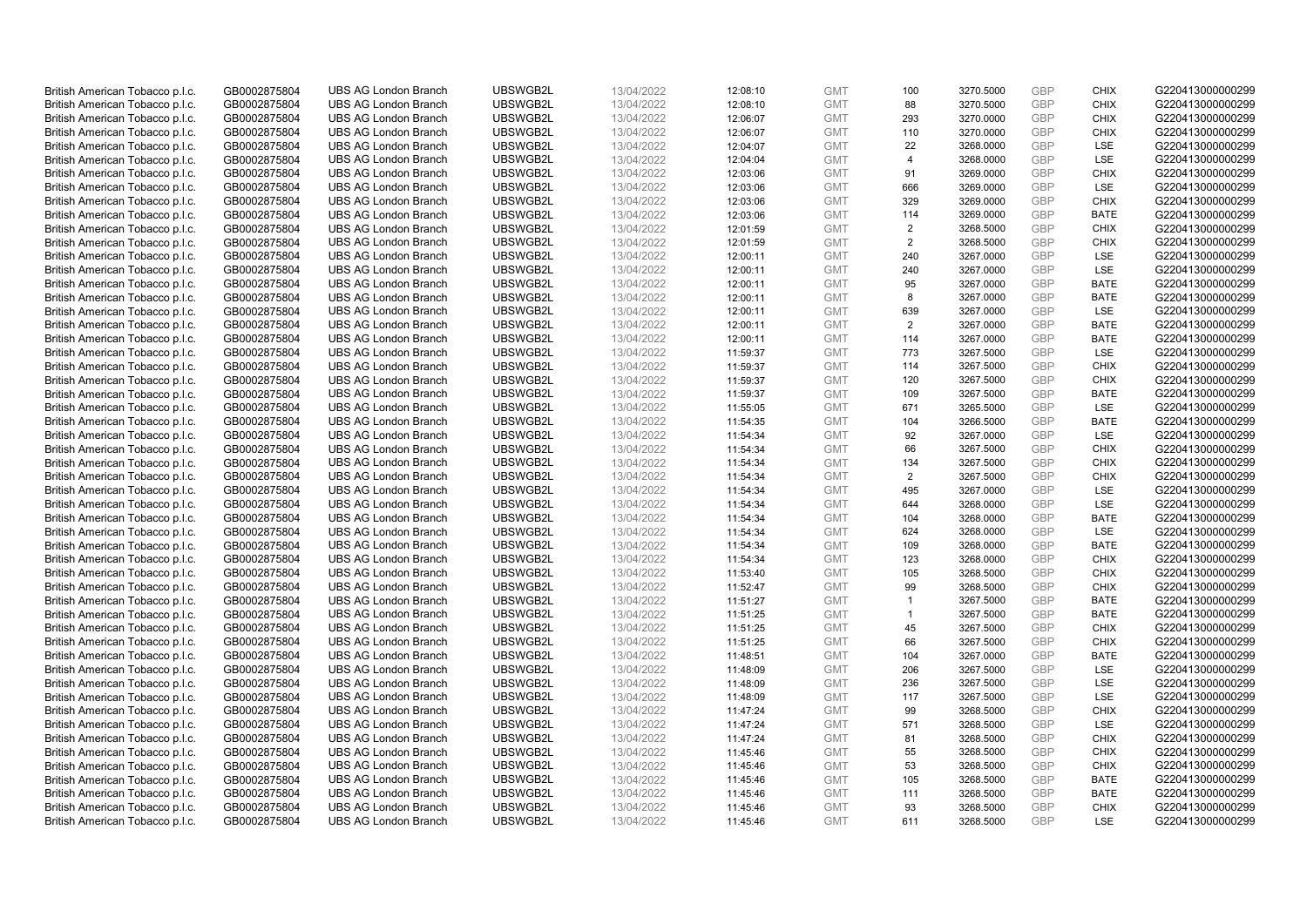| British American Tobacco p.l.c. | GB0002875804 | UBS AG London Branch | UBSWGB2L | 13/04/2022 | 12:08:10 | GMT | 100 | 3270.5000 | GBP | CHIX | G220413000000299 |
|---|---|---|---|---|---|---|---|---|---|---|---|
| British American Tobacco p.l.c. | GB0002875804 | UBS AG London Branch | UBSWGB2L | 13/04/2022 | 12:08:10 | GMT | 88 | 3270.5000 | GBP | CHIX | G220413000000299 |
| British American Tobacco p.l.c. | GB0002875804 | UBS AG London Branch | UBSWGB2L | 13/04/2022 | 12:06:07 | GMT | 293 | 3270.0000 | GBP | CHIX | G220413000000299 |
| British American Tobacco p.l.c. | GB0002875804 | UBS AG London Branch | UBSWGB2L | 13/04/2022 | 12:06:07 | GMT | 110 | 3270.0000 | GBP | CHIX | G220413000000299 |
| British American Tobacco p.l.c. | GB0002875804 | UBS AG London Branch | UBSWGB2L | 13/04/2022 | 12:04:07 | GMT | 22 | 3268.0000 | GBP | LSE | G220413000000299 |
| British American Tobacco p.l.c. | GB0002875804 | UBS AG London Branch | UBSWGB2L | 13/04/2022 | 12:04:04 | GMT | 4 | 3268.0000 | GBP | LSE | G220413000000299 |
| British American Tobacco p.l.c. | GB0002875804 | UBS AG London Branch | UBSWGB2L | 13/04/2022 | 12:03:06 | GMT | 91 | 3269.0000 | GBP | CHIX | G220413000000299 |
| British American Tobacco p.l.c. | GB0002875804 | UBS AG London Branch | UBSWGB2L | 13/04/2022 | 12:03:06 | GMT | 666 | 3269.0000 | GBP | LSE | G220413000000299 |
| British American Tobacco p.l.c. | GB0002875804 | UBS AG London Branch | UBSWGB2L | 13/04/2022 | 12:03:06 | GMT | 329 | 3269.0000 | GBP | CHIX | G220413000000299 |
| British American Tobacco p.l.c. | GB0002875804 | UBS AG London Branch | UBSWGB2L | 13/04/2022 | 12:03:06 | GMT | 114 | 3269.0000 | GBP | BATE | G220413000000299 |
| British American Tobacco p.l.c. | GB0002875804 | UBS AG London Branch | UBSWGB2L | 13/04/2022 | 12:01:59 | GMT | 2 | 3268.5000 | GBP | CHIX | G220413000000299 |
| British American Tobacco p.l.c. | GB0002875804 | UBS AG London Branch | UBSWGB2L | 13/04/2022 | 12:01:59 | GMT | 2 | 3268.5000 | GBP | CHIX | G220413000000299 |
| British American Tobacco p.l.c. | GB0002875804 | UBS AG London Branch | UBSWGB2L | 13/04/2022 | 12:00:11 | GMT | 240 | 3267.0000 | GBP | LSE | G220413000000299 |
| British American Tobacco p.l.c. | GB0002875804 | UBS AG London Branch | UBSWGB2L | 13/04/2022 | 12:00:11 | GMT | 240 | 3267.0000 | GBP | LSE | G220413000000299 |
| British American Tobacco p.l.c. | GB0002875804 | UBS AG London Branch | UBSWGB2L | 13/04/2022 | 12:00:11 | GMT | 95 | 3267.0000 | GBP | BATE | G220413000000299 |
| British American Tobacco p.l.c. | GB0002875804 | UBS AG London Branch | UBSWGB2L | 13/04/2022 | 12:00:11 | GMT | 8 | 3267.0000 | GBP | BATE | G220413000000299 |
| British American Tobacco p.l.c. | GB0002875804 | UBS AG London Branch | UBSWGB2L | 13/04/2022 | 12:00:11 | GMT | 639 | 3267.0000 | GBP | LSE | G220413000000299 |
| British American Tobacco p.l.c. | GB0002875804 | UBS AG London Branch | UBSWGB2L | 13/04/2022 | 12:00:11 | GMT | 2 | 3267.0000 | GBP | BATE | G220413000000299 |
| British American Tobacco p.l.c. | GB0002875804 | UBS AG London Branch | UBSWGB2L | 13/04/2022 | 12:00:11 | GMT | 114 | 3267.0000 | GBP | BATE | G220413000000299 |
| British American Tobacco p.l.c. | GB0002875804 | UBS AG London Branch | UBSWGB2L | 13/04/2022 | 11:59:37 | GMT | 773 | 3267.5000 | GBP | LSE | G220413000000299 |
| British American Tobacco p.l.c. | GB0002875804 | UBS AG London Branch | UBSWGB2L | 13/04/2022 | 11:59:37 | GMT | 114 | 3267.5000 | GBP | CHIX | G220413000000299 |
| British American Tobacco p.l.c. | GB0002875804 | UBS AG London Branch | UBSWGB2L | 13/04/2022 | 11:59:37 | GMT | 120 | 3267.5000 | GBP | CHIX | G220413000000299 |
| British American Tobacco p.l.c. | GB0002875804 | UBS AG London Branch | UBSWGB2L | 13/04/2022 | 11:59:37 | GMT | 109 | 3267.5000 | GBP | BATE | G220413000000299 |
| British American Tobacco p.l.c. | GB0002875804 | UBS AG London Branch | UBSWGB2L | 13/04/2022 | 11:55:05 | GMT | 671 | 3265.5000 | GBP | LSE | G220413000000299 |
| British American Tobacco p.l.c. | GB0002875804 | UBS AG London Branch | UBSWGB2L | 13/04/2022 | 11:54:35 | GMT | 104 | 3266.5000 | GBP | BATE | G220413000000299 |
| British American Tobacco p.l.c. | GB0002875804 | UBS AG London Branch | UBSWGB2L | 13/04/2022 | 11:54:34 | GMT | 92 | 3267.0000 | GBP | LSE | G220413000000299 |
| British American Tobacco p.l.c. | GB0002875804 | UBS AG London Branch | UBSWGB2L | 13/04/2022 | 11:54:34 | GMT | 66 | 3267.5000 | GBP | CHIX | G220413000000299 |
| British American Tobacco p.l.c. | GB0002875804 | UBS AG London Branch | UBSWGB2L | 13/04/2022 | 11:54:34 | GMT | 134 | 3267.5000 | GBP | CHIX | G220413000000299 |
| British American Tobacco p.l.c. | GB0002875804 | UBS AG London Branch | UBSWGB2L | 13/04/2022 | 11:54:34 | GMT | 2 | 3267.5000 | GBP | CHIX | G220413000000299 |
| British American Tobacco p.l.c. | GB0002875804 | UBS AG London Branch | UBSWGB2L | 13/04/2022 | 11:54:34 | GMT | 495 | 3267.0000 | GBP | LSE | G220413000000299 |
| British American Tobacco p.l.c. | GB0002875804 | UBS AG London Branch | UBSWGB2L | 13/04/2022 | 11:54:34 | GMT | 644 | 3268.0000 | GBP | LSE | G220413000000299 |
| British American Tobacco p.l.c. | GB0002875804 | UBS AG London Branch | UBSWGB2L | 13/04/2022 | 11:54:34 | GMT | 104 | 3268.0000 | GBP | BATE | G220413000000299 |
| British American Tobacco p.l.c. | GB0002875804 | UBS AG London Branch | UBSWGB2L | 13/04/2022 | 11:54:34 | GMT | 624 | 3268.0000 | GBP | LSE | G220413000000299 |
| British American Tobacco p.l.c. | GB0002875804 | UBS AG London Branch | UBSWGB2L | 13/04/2022 | 11:54:34 | GMT | 109 | 3268.0000 | GBP | BATE | G220413000000299 |
| British American Tobacco p.l.c. | GB0002875804 | UBS AG London Branch | UBSWGB2L | 13/04/2022 | 11:54:34 | GMT | 123 | 3268.0000 | GBP | CHIX | G220413000000299 |
| British American Tobacco p.l.c. | GB0002875804 | UBS AG London Branch | UBSWGB2L | 13/04/2022 | 11:53:40 | GMT | 105 | 3268.5000 | GBP | CHIX | G220413000000299 |
| British American Tobacco p.l.c. | GB0002875804 | UBS AG London Branch | UBSWGB2L | 13/04/2022 | 11:52:47 | GMT | 99 | 3268.5000 | GBP | CHIX | G220413000000299 |
| British American Tobacco p.l.c. | GB0002875804 | UBS AG London Branch | UBSWGB2L | 13/04/2022 | 11:51:27 | GMT | 1 | 3267.5000 | GBP | BATE | G220413000000299 |
| British American Tobacco p.l.c. | GB0002875804 | UBS AG London Branch | UBSWGB2L | 13/04/2022 | 11:51:25 | GMT | 1 | 3267.5000 | GBP | BATE | G220413000000299 |
| British American Tobacco p.l.c. | GB0002875804 | UBS AG London Branch | UBSWGB2L | 13/04/2022 | 11:51:25 | GMT | 45 | 3267.5000 | GBP | CHIX | G220413000000299 |
| British American Tobacco p.l.c. | GB0002875804 | UBS AG London Branch | UBSWGB2L | 13/04/2022 | 11:51:25 | GMT | 66 | 3267.5000 | GBP | CHIX | G220413000000299 |
| British American Tobacco p.l.c. | GB0002875804 | UBS AG London Branch | UBSWGB2L | 13/04/2022 | 11:48:51 | GMT | 104 | 3267.0000 | GBP | BATE | G220413000000299 |
| British American Tobacco p.l.c. | GB0002875804 | UBS AG London Branch | UBSWGB2L | 13/04/2022 | 11:48:09 | GMT | 206 | 3267.5000 | GBP | LSE | G220413000000299 |
| British American Tobacco p.l.c. | GB0002875804 | UBS AG London Branch | UBSWGB2L | 13/04/2022 | 11:48:09 | GMT | 236 | 3267.5000 | GBP | LSE | G220413000000299 |
| British American Tobacco p.l.c. | GB0002875804 | UBS AG London Branch | UBSWGB2L | 13/04/2022 | 11:48:09 | GMT | 117 | 3267.5000 | GBP | LSE | G220413000000299 |
| British American Tobacco p.l.c. | GB0002875804 | UBS AG London Branch | UBSWGB2L | 13/04/2022 | 11:47:24 | GMT | 99 | 3268.5000 | GBP | CHIX | G220413000000299 |
| British American Tobacco p.l.c. | GB0002875804 | UBS AG London Branch | UBSWGB2L | 13/04/2022 | 11:47:24 | GMT | 571 | 3268.5000 | GBP | LSE | G220413000000299 |
| British American Tobacco p.l.c. | GB0002875804 | UBS AG London Branch | UBSWGB2L | 13/04/2022 | 11:47:24 | GMT | 81 | 3268.5000 | GBP | CHIX | G220413000000299 |
| British American Tobacco p.l.c. | GB0002875804 | UBS AG London Branch | UBSWGB2L | 13/04/2022 | 11:45:46 | GMT | 55 | 3268.5000 | GBP | CHIX | G220413000000299 |
| British American Tobacco p.l.c. | GB0002875804 | UBS AG London Branch | UBSWGB2L | 13/04/2022 | 11:45:46 | GMT | 53 | 3268.5000 | GBP | CHIX | G220413000000299 |
| British American Tobacco p.l.c. | GB0002875804 | UBS AG London Branch | UBSWGB2L | 13/04/2022 | 11:45:46 | GMT | 105 | 3268.5000 | GBP | BATE | G220413000000299 |
| British American Tobacco p.l.c. | GB0002875804 | UBS AG London Branch | UBSWGB2L | 13/04/2022 | 11:45:46 | GMT | 111 | 3268.5000 | GBP | BATE | G220413000000299 |
| British American Tobacco p.l.c. | GB0002875804 | UBS AG London Branch | UBSWGB2L | 13/04/2022 | 11:45:46 | GMT | 93 | 3268.5000 | GBP | CHIX | G220413000000299 |
| British American Tobacco p.l.c. | GB0002875804 | UBS AG London Branch | UBSWGB2L | 13/04/2022 | 11:45:46 | GMT | 611 | 3268.5000 | GBP | LSE | G220413000000299 |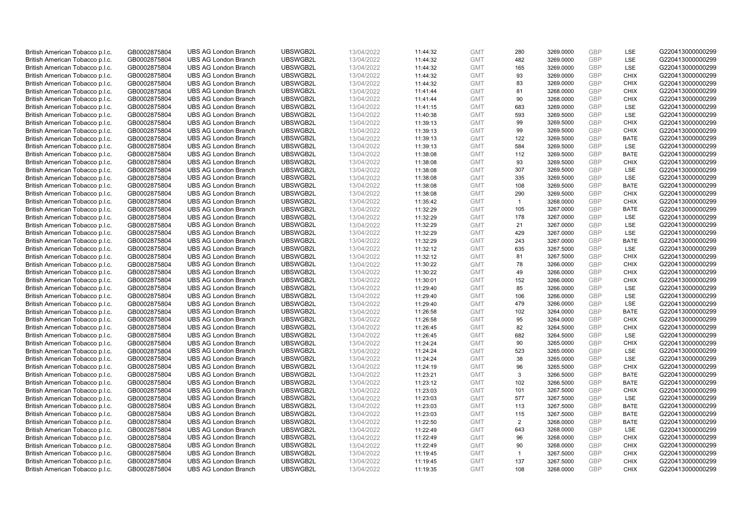| | | | | | | | | | | | |
|---|---|---|---|---|---|---|---|---|---|---|---|
| British American Tobacco p.l.c. | GB0002875804 | UBS AG London Branch | UBSWGB2L | 13/04/2022 | 11:44:32 | GMT | 280 | 3269.0000 | GBP | LSE | G220413000000299 |
| British American Tobacco p.l.c. | GB0002875804 | UBS AG London Branch | UBSWGB2L | 13/04/2022 | 11:44:32 | GMT | 482 | 3269.0000 | GBP | LSE | G220413000000299 |
| British American Tobacco p.l.c. | GB0002875804 | UBS AG London Branch | UBSWGB2L | 13/04/2022 | 11:44:32 | GMT | 165 | 3269.0000 | GBP | LSE | G220413000000299 |
| British American Tobacco p.l.c. | GB0002875804 | UBS AG London Branch | UBSWGB2L | 13/04/2022 | 11:44:32 | GMT | 93 | 3269.0000 | GBP | CHIX | G220413000000299 |
| British American Tobacco p.l.c. | GB0002875804 | UBS AG London Branch | UBSWGB2L | 13/04/2022 | 11:44:32 | GMT | 83 | 3269.0000 | GBP | CHIX | G220413000000299 |
| British American Tobacco p.l.c. | GB0002875804 | UBS AG London Branch | UBSWGB2L | 13/04/2022 | 11:41:44 | GMT | 81 | 3268.0000 | GBP | CHIX | G220413000000299 |
| British American Tobacco p.l.c. | GB0002875804 | UBS AG London Branch | UBSWGB2L | 13/04/2022 | 11:41:44 | GMT | 90 | 3268.0000 | GBP | CHIX | G220413000000299 |
| British American Tobacco p.l.c. | GB0002875804 | UBS AG London Branch | UBSWGB2L | 13/04/2022 | 11:41:15 | GMT | 683 | 3269.0000 | GBP | LSE | G220413000000299 |
| British American Tobacco p.l.c. | GB0002875804 | UBS AG London Branch | UBSWGB2L | 13/04/2022 | 11:40:38 | GMT | 593 | 3269.5000 | GBP | LSE | G220413000000299 |
| British American Tobacco p.l.c. | GB0002875804 | UBS AG London Branch | UBSWGB2L | 13/04/2022 | 11:39:13 | GMT | 99 | 3269.5000 | GBP | CHIX | G220413000000299 |
| British American Tobacco p.l.c. | GB0002875804 | UBS AG London Branch | UBSWGB2L | 13/04/2022 | 11:39:13 | GMT | 99 | 3269.5000 | GBP | CHIX | G220413000000299 |
| British American Tobacco p.l.c. | GB0002875804 | UBS AG London Branch | UBSWGB2L | 13/04/2022 | 11:39:13 | GMT | 122 | 3269.5000 | GBP | BATE | G220413000000299 |
| British American Tobacco p.l.c. | GB0002875804 | UBS AG London Branch | UBSWGB2L | 13/04/2022 | 11:39:13 | GMT | 584 | 3269.5000 | GBP | LSE | G220413000000299 |
| British American Tobacco p.l.c. | GB0002875804 | UBS AG London Branch | UBSWGB2L | 13/04/2022 | 11:38:08 | GMT | 112 | 3269.5000 | GBP | BATE | G220413000000299 |
| British American Tobacco p.l.c. | GB0002875804 | UBS AG London Branch | UBSWGB2L | 13/04/2022 | 11:38:08 | GMT | 93 | 3269.5000 | GBP | CHIX | G220413000000299 |
| British American Tobacco p.l.c. | GB0002875804 | UBS AG London Branch | UBSWGB2L | 13/04/2022 | 11:38:08 | GMT | 307 | 3269.5000 | GBP | LSE | G220413000000299 |
| British American Tobacco p.l.c. | GB0002875804 | UBS AG London Branch | UBSWGB2L | 13/04/2022 | 11:38:08 | GMT | 335 | 3269.5000 | GBP | LSE | G220413000000299 |
| British American Tobacco p.l.c. | GB0002875804 | UBS AG London Branch | UBSWGB2L | 13/04/2022 | 11:38:08 | GMT | 108 | 3269.5000 | GBP | BATE | G220413000000299 |
| British American Tobacco p.l.c. | GB0002875804 | UBS AG London Branch | UBSWGB2L | 13/04/2022 | 11:38:08 | GMT | 290 | 3269.5000 | GBP | CHIX | G220413000000299 |
| British American Tobacco p.l.c. | GB0002875804 | UBS AG London Branch | UBSWGB2L | 13/04/2022 | 11:35:42 | GMT | 1 | 3268.0000 | GBP | CHIX | G220413000000299 |
| British American Tobacco p.l.c. | GB0002875804 | UBS AG London Branch | UBSWGB2L | 13/04/2022 | 11:32:29 | GMT | 105 | 3267.0000 | GBP | BATE | G220413000000299 |
| British American Tobacco p.l.c. | GB0002875804 | UBS AG London Branch | UBSWGB2L | 13/04/2022 | 11:32:29 | GMT | 178 | 3267.0000 | GBP | LSE | G220413000000299 |
| British American Tobacco p.l.c. | GB0002875804 | UBS AG London Branch | UBSWGB2L | 13/04/2022 | 11:32:29 | GMT | 21 | 3267.0000 | GBP | LSE | G220413000000299 |
| British American Tobacco p.l.c. | GB0002875804 | UBS AG London Branch | UBSWGB2L | 13/04/2022 | 11:32:29 | GMT | 429 | 3267.0000 | GBP | LSE | G220413000000299 |
| British American Tobacco p.l.c. | GB0002875804 | UBS AG London Branch | UBSWGB2L | 13/04/2022 | 11:32:29 | GMT | 243 | 3267.0000 | GBP | BATE | G220413000000299 |
| British American Tobacco p.l.c. | GB0002875804 | UBS AG London Branch | UBSWGB2L | 13/04/2022 | 11:32:12 | GMT | 635 | 3267.5000 | GBP | LSE | G220413000000299 |
| British American Tobacco p.l.c. | GB0002875804 | UBS AG London Branch | UBSWGB2L | 13/04/2022 | 11:32:12 | GMT | 81 | 3267.5000 | GBP | CHIX | G220413000000299 |
| British American Tobacco p.l.c. | GB0002875804 | UBS AG London Branch | UBSWGB2L | 13/04/2022 | 11:30:22 | GMT | 78 | 3266.0000 | GBP | CHIX | G220413000000299 |
| British American Tobacco p.l.c. | GB0002875804 | UBS AG London Branch | UBSWGB2L | 13/04/2022 | 11:30:22 | GMT | 49 | 3266.0000 | GBP | CHIX | G220413000000299 |
| British American Tobacco p.l.c. | GB0002875804 | UBS AG London Branch | UBSWGB2L | 13/04/2022 | 11:30:01 | GMT | 152 | 3266.0000 | GBP | CHIX | G220413000000299 |
| British American Tobacco p.l.c. | GB0002875804 | UBS AG London Branch | UBSWGB2L | 13/04/2022 | 11:29:40 | GMT | 85 | 3266.0000 | GBP | LSE | G220413000000299 |
| British American Tobacco p.l.c. | GB0002875804 | UBS AG London Branch | UBSWGB2L | 13/04/2022 | 11:29:40 | GMT | 106 | 3266.0000 | GBP | LSE | G220413000000299 |
| British American Tobacco p.l.c. | GB0002875804 | UBS AG London Branch | UBSWGB2L | 13/04/2022 | 11:29:40 | GMT | 479 | 3266.0000 | GBP | LSE | G220413000000299 |
| British American Tobacco p.l.c. | GB0002875804 | UBS AG London Branch | UBSWGB2L | 13/04/2022 | 11:26:58 | GMT | 102 | 3264.0000 | GBP | BATE | G220413000000299 |
| British American Tobacco p.l.c. | GB0002875804 | UBS AG London Branch | UBSWGB2L | 13/04/2022 | 11:26:58 | GMT | 95 | 3264.0000 | GBP | CHIX | G220413000000299 |
| British American Tobacco p.l.c. | GB0002875804 | UBS AG London Branch | UBSWGB2L | 13/04/2022 | 11:26:45 | GMT | 82 | 3264.5000 | GBP | CHIX | G220413000000299 |
| British American Tobacco p.l.c. | GB0002875804 | UBS AG London Branch | UBSWGB2L | 13/04/2022 | 11:26:45 | GMT | 682 | 3264.5000 | GBP | LSE | G220413000000299 |
| British American Tobacco p.l.c. | GB0002875804 | UBS AG London Branch | UBSWGB2L | 13/04/2022 | 11:24:24 | GMT | 90 | 3265.0000 | GBP | CHIX | G220413000000299 |
| British American Tobacco p.l.c. | GB0002875804 | UBS AG London Branch | UBSWGB2L | 13/04/2022 | 11:24:24 | GMT | 523 | 3265.0000 | GBP | LSE | G220413000000299 |
| British American Tobacco p.l.c. | GB0002875804 | UBS AG London Branch | UBSWGB2L | 13/04/2022 | 11:24:24 | GMT | 38 | 3265.0000 | GBP | LSE | G220413000000299 |
| British American Tobacco p.l.c. | GB0002875804 | UBS AG London Branch | UBSWGB2L | 13/04/2022 | 11:24:19 | GMT | 96 | 3265.5000 | GBP | CHIX | G220413000000299 |
| British American Tobacco p.l.c. | GB0002875804 | UBS AG London Branch | UBSWGB2L | 13/04/2022 | 11:23:21 | GMT | 3 | 3266.5000 | GBP | BATE | G220413000000299 |
| British American Tobacco p.l.c. | GB0002875804 | UBS AG London Branch | UBSWGB2L | 13/04/2022 | 11:23:12 | GMT | 102 | 3266.5000 | GBP | BATE | G220413000000299 |
| British American Tobacco p.l.c. | GB0002875804 | UBS AG London Branch | UBSWGB2L | 13/04/2022 | 11:23:03 | GMT | 101 | 3267.5000 | GBP | CHIX | G220413000000299 |
| British American Tobacco p.l.c. | GB0002875804 | UBS AG London Branch | UBSWGB2L | 13/04/2022 | 11:23:03 | GMT | 577 | 3267.5000 | GBP | LSE | G220413000000299 |
| British American Tobacco p.l.c. | GB0002875804 | UBS AG London Branch | UBSWGB2L | 13/04/2022 | 11:23:03 | GMT | 113 | 3267.5000 | GBP | BATE | G220413000000299 |
| British American Tobacco p.l.c. | GB0002875804 | UBS AG London Branch | UBSWGB2L | 13/04/2022 | 11:23:03 | GMT | 115 | 3267.5000 | GBP | BATE | G220413000000299 |
| British American Tobacco p.l.c. | GB0002875804 | UBS AG London Branch | UBSWGB2L | 13/04/2022 | 11:22:50 | GMT | 2 | 3268.0000 | GBP | BATE | G220413000000299 |
| British American Tobacco p.l.c. | GB0002875804 | UBS AG London Branch | UBSWGB2L | 13/04/2022 | 11:22:49 | GMT | 643 | 3268.0000 | GBP | LSE | G220413000000299 |
| British American Tobacco p.l.c. | GB0002875804 | UBS AG London Branch | UBSWGB2L | 13/04/2022 | 11:22:49 | GMT | 96 | 3268.0000 | GBP | CHIX | G220413000000299 |
| British American Tobacco p.l.c. | GB0002875804 | UBS AG London Branch | UBSWGB2L | 13/04/2022 | 11:22:49 | GMT | 90 | 3268.0000 | GBP | CHIX | G220413000000299 |
| British American Tobacco p.l.c. | GB0002875804 | UBS AG London Branch | UBSWGB2L | 13/04/2022 | 11:19:45 | GMT | 1 | 3267.5000 | GBP | CHIX | G220413000000299 |
| British American Tobacco p.l.c. | GB0002875804 | UBS AG London Branch | UBSWGB2L | 13/04/2022 | 11:19:45 | GMT | 137 | 3267.5000 | GBP | CHIX | G220413000000299 |
| British American Tobacco p.l.c. | GB0002875804 | UBS AG London Branch | UBSWGB2L | 13/04/2022 | 11:19:35 | GMT | 108 | 3268.0000 | GBP | CHIX | G220413000000299 |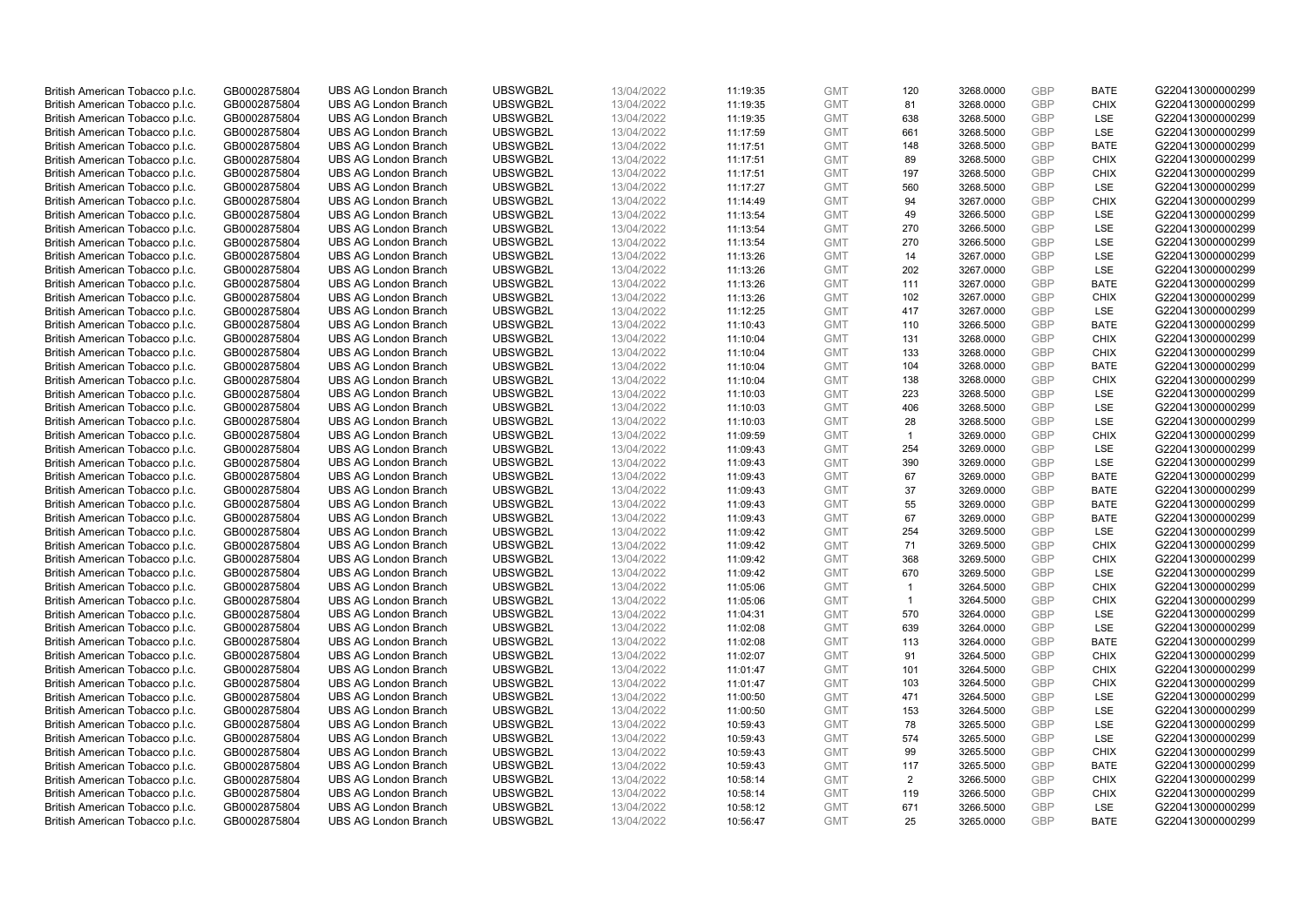| British American Tobacco p.l.c. | GB0002875804 | UBS AG London Branch | UBSWGB2L | 13/04/2022 | 11:19:35 | GMT | 120 | 3268.0000 | GBP | BATE | G220413000000299 |
|---|---|---|---|---|---|---|---|---|---|---|---|
| British American Tobacco p.l.c. | GB0002875804 | UBS AG London Branch | UBSWGB2L | 13/04/2022 | 11:19:35 | GMT | 81 | 3268.0000 | GBP | CHIX | G220413000000299 |
| British American Tobacco p.l.c. | GB0002875804 | UBS AG London Branch | UBSWGB2L | 13/04/2022 | 11:19:35 | GMT | 638 | 3268.5000 | GBP | LSE | G220413000000299 |
| British American Tobacco p.l.c. | GB0002875804 | UBS AG London Branch | UBSWGB2L | 13/04/2022 | 11:17:59 | GMT | 661 | 3268.5000 | GBP | LSE | G220413000000299 |
| British American Tobacco p.l.c. | GB0002875804 | UBS AG London Branch | UBSWGB2L | 13/04/2022 | 11:17:51 | GMT | 148 | 3268.5000 | GBP | BATE | G220413000000299 |
| British American Tobacco p.l.c. | GB0002875804 | UBS AG London Branch | UBSWGB2L | 13/04/2022 | 11:17:51 | GMT | 89 | 3268.5000 | GBP | CHIX | G220413000000299 |
| British American Tobacco p.l.c. | GB0002875804 | UBS AG London Branch | UBSWGB2L | 13/04/2022 | 11:17:51 | GMT | 197 | 3268.5000 | GBP | CHIX | G220413000000299 |
| British American Tobacco p.l.c. | GB0002875804 | UBS AG London Branch | UBSWGB2L | 13/04/2022 | 11:17:27 | GMT | 560 | 3268.5000 | GBP | LSE | G220413000000299 |
| British American Tobacco p.l.c. | GB0002875804 | UBS AG London Branch | UBSWGB2L | 13/04/2022 | 11:14:49 | GMT | 94 | 3267.0000 | GBP | CHIX | G220413000000299 |
| British American Tobacco p.l.c. | GB0002875804 | UBS AG London Branch | UBSWGB2L | 13/04/2022 | 11:13:54 | GMT | 49 | 3266.5000 | GBP | LSE | G220413000000299 |
| British American Tobacco p.l.c. | GB0002875804 | UBS AG London Branch | UBSWGB2L | 13/04/2022 | 11:13:54 | GMT | 270 | 3266.5000 | GBP | LSE | G220413000000299 |
| British American Tobacco p.l.c. | GB0002875804 | UBS AG London Branch | UBSWGB2L | 13/04/2022 | 11:13:54 | GMT | 270 | 3266.5000 | GBP | LSE | G220413000000299 |
| British American Tobacco p.l.c. | GB0002875804 | UBS AG London Branch | UBSWGB2L | 13/04/2022 | 11:13:26 | GMT | 14 | 3267.0000 | GBP | LSE | G220413000000299 |
| British American Tobacco p.l.c. | GB0002875804 | UBS AG London Branch | UBSWGB2L | 13/04/2022 | 11:13:26 | GMT | 202 | 3267.0000 | GBP | LSE | G220413000000299 |
| British American Tobacco p.l.c. | GB0002875804 | UBS AG London Branch | UBSWGB2L | 13/04/2022 | 11:13:26 | GMT | 111 | 3267.0000 | GBP | BATE | G220413000000299 |
| British American Tobacco p.l.c. | GB0002875804 | UBS AG London Branch | UBSWGB2L | 13/04/2022 | 11:13:26 | GMT | 102 | 3267.0000 | GBP | CHIX | G220413000000299 |
| British American Tobacco p.l.c. | GB0002875804 | UBS AG London Branch | UBSWGB2L | 13/04/2022 | 11:12:25 | GMT | 417 | 3267.0000 | GBP | LSE | G220413000000299 |
| British American Tobacco p.l.c. | GB0002875804 | UBS AG London Branch | UBSWGB2L | 13/04/2022 | 11:10:43 | GMT | 110 | 3266.5000 | GBP | BATE | G220413000000299 |
| British American Tobacco p.l.c. | GB0002875804 | UBS AG London Branch | UBSWGB2L | 13/04/2022 | 11:10:04 | GMT | 131 | 3268.0000 | GBP | CHIX | G220413000000299 |
| British American Tobacco p.l.c. | GB0002875804 | UBS AG London Branch | UBSWGB2L | 13/04/2022 | 11:10:04 | GMT | 133 | 3268.0000 | GBP | CHIX | G220413000000299 |
| British American Tobacco p.l.c. | GB0002875804 | UBS AG London Branch | UBSWGB2L | 13/04/2022 | 11:10:04 | GMT | 104 | 3268.0000 | GBP | BATE | G220413000000299 |
| British American Tobacco p.l.c. | GB0002875804 | UBS AG London Branch | UBSWGB2L | 13/04/2022 | 11:10:04 | GMT | 138 | 3268.0000 | GBP | CHIX | G220413000000299 |
| British American Tobacco p.l.c. | GB0002875804 | UBS AG London Branch | UBSWGB2L | 13/04/2022 | 11:10:03 | GMT | 223 | 3268.5000 | GBP | LSE | G220413000000299 |
| British American Tobacco p.l.c. | GB0002875804 | UBS AG London Branch | UBSWGB2L | 13/04/2022 | 11:10:03 | GMT | 406 | 3268.5000 | GBP | LSE | G220413000000299 |
| British American Tobacco p.l.c. | GB0002875804 | UBS AG London Branch | UBSWGB2L | 13/04/2022 | 11:10:03 | GMT | 28 | 3268.5000 | GBP | LSE | G220413000000299 |
| British American Tobacco p.l.c. | GB0002875804 | UBS AG London Branch | UBSWGB2L | 13/04/2022 | 11:09:59 | GMT | 1 | 3269.0000 | GBP | CHIX | G220413000000299 |
| British American Tobacco p.l.c. | GB0002875804 | UBS AG London Branch | UBSWGB2L | 13/04/2022 | 11:09:43 | GMT | 254 | 3269.0000 | GBP | LSE | G220413000000299 |
| British American Tobacco p.l.c. | GB0002875804 | UBS AG London Branch | UBSWGB2L | 13/04/2022 | 11:09:43 | GMT | 390 | 3269.0000 | GBP | LSE | G220413000000299 |
| British American Tobacco p.l.c. | GB0002875804 | UBS AG London Branch | UBSWGB2L | 13/04/2022 | 11:09:43 | GMT | 67 | 3269.0000 | GBP | BATE | G220413000000299 |
| British American Tobacco p.l.c. | GB0002875804 | UBS AG London Branch | UBSWGB2L | 13/04/2022 | 11:09:43 | GMT | 37 | 3269.0000 | GBP | BATE | G220413000000299 |
| British American Tobacco p.l.c. | GB0002875804 | UBS AG London Branch | UBSWGB2L | 13/04/2022 | 11:09:43 | GMT | 55 | 3269.0000 | GBP | BATE | G220413000000299 |
| British American Tobacco p.l.c. | GB0002875804 | UBS AG London Branch | UBSWGB2L | 13/04/2022 | 11:09:43 | GMT | 67 | 3269.0000 | GBP | BATE | G220413000000299 |
| British American Tobacco p.l.c. | GB0002875804 | UBS AG London Branch | UBSWGB2L | 13/04/2022 | 11:09:42 | GMT | 254 | 3269.5000 | GBP | LSE | G220413000000299 |
| British American Tobacco p.l.c. | GB0002875804 | UBS AG London Branch | UBSWGB2L | 13/04/2022 | 11:09:42 | GMT | 71 | 3269.5000 | GBP | CHIX | G220413000000299 |
| British American Tobacco p.l.c. | GB0002875804 | UBS AG London Branch | UBSWGB2L | 13/04/2022 | 11:09:42 | GMT | 368 | 3269.5000 | GBP | CHIX | G220413000000299 |
| British American Tobacco p.l.c. | GB0002875804 | UBS AG London Branch | UBSWGB2L | 13/04/2022 | 11:09:42 | GMT | 670 | 3269.5000 | GBP | LSE | G220413000000299 |
| British American Tobacco p.l.c. | GB0002875804 | UBS AG London Branch | UBSWGB2L | 13/04/2022 | 11:05:06 | GMT | 1 | 3264.5000 | GBP | CHIX | G220413000000299 |
| British American Tobacco p.l.c. | GB0002875804 | UBS AG London Branch | UBSWGB2L | 13/04/2022 | 11:05:06 | GMT | 1 | 3264.5000 | GBP | CHIX | G220413000000299 |
| British American Tobacco p.l.c. | GB0002875804 | UBS AG London Branch | UBSWGB2L | 13/04/2022 | 11:04:31 | GMT | 570 | 3264.0000 | GBP | LSE | G220413000000299 |
| British American Tobacco p.l.c. | GB0002875804 | UBS AG London Branch | UBSWGB2L | 13/04/2022 | 11:02:08 | GMT | 639 | 3264.0000 | GBP | LSE | G220413000000299 |
| British American Tobacco p.l.c. | GB0002875804 | UBS AG London Branch | UBSWGB2L | 13/04/2022 | 11:02:08 | GMT | 113 | 3264.0000 | GBP | BATE | G220413000000299 |
| British American Tobacco p.l.c. | GB0002875804 | UBS AG London Branch | UBSWGB2L | 13/04/2022 | 11:02:07 | GMT | 91 | 3264.5000 | GBP | CHIX | G220413000000299 |
| British American Tobacco p.l.c. | GB0002875804 | UBS AG London Branch | UBSWGB2L | 13/04/2022 | 11:01:47 | GMT | 101 | 3264.5000 | GBP | CHIX | G220413000000299 |
| British American Tobacco p.l.c. | GB0002875804 | UBS AG London Branch | UBSWGB2L | 13/04/2022 | 11:01:47 | GMT | 103 | 3264.5000 | GBP | CHIX | G220413000000299 |
| British American Tobacco p.l.c. | GB0002875804 | UBS AG London Branch | UBSWGB2L | 13/04/2022 | 11:00:50 | GMT | 471 | 3264.5000 | GBP | LSE | G220413000000299 |
| British American Tobacco p.l.c. | GB0002875804 | UBS AG London Branch | UBSWGB2L | 13/04/2022 | 11:00:50 | GMT | 153 | 3264.5000 | GBP | LSE | G220413000000299 |
| British American Tobacco p.l.c. | GB0002875804 | UBS AG London Branch | UBSWGB2L | 13/04/2022 | 10:59:43 | GMT | 78 | 3265.5000 | GBP | LSE | G220413000000299 |
| British American Tobacco p.l.c. | GB0002875804 | UBS AG London Branch | UBSWGB2L | 13/04/2022 | 10:59:43 | GMT | 574 | 3265.5000 | GBP | LSE | G220413000000299 |
| British American Tobacco p.l.c. | GB0002875804 | UBS AG London Branch | UBSWGB2L | 13/04/2022 | 10:59:43 | GMT | 99 | 3265.5000 | GBP | CHIX | G220413000000299 |
| British American Tobacco p.l.c. | GB0002875804 | UBS AG London Branch | UBSWGB2L | 13/04/2022 | 10:59:43 | GMT | 117 | 3265.5000 | GBP | BATE | G220413000000299 |
| British American Tobacco p.l.c. | GB0002875804 | UBS AG London Branch | UBSWGB2L | 13/04/2022 | 10:58:14 | GMT | 2 | 3266.5000 | GBP | CHIX | G220413000000299 |
| British American Tobacco p.l.c. | GB0002875804 | UBS AG London Branch | UBSWGB2L | 13/04/2022 | 10:58:14 | GMT | 119 | 3266.5000 | GBP | CHIX | G220413000000299 |
| British American Tobacco p.l.c. | GB0002875804 | UBS AG London Branch | UBSWGB2L | 13/04/2022 | 10:58:12 | GMT | 671 | 3266.5000 | GBP | LSE | G220413000000299 |
| British American Tobacco p.l.c. | GB0002875804 | UBS AG London Branch | UBSWGB2L | 13/04/2022 | 10:56:47 | GMT | 25 | 3265.0000 | GBP | BATE | G220413000000299 |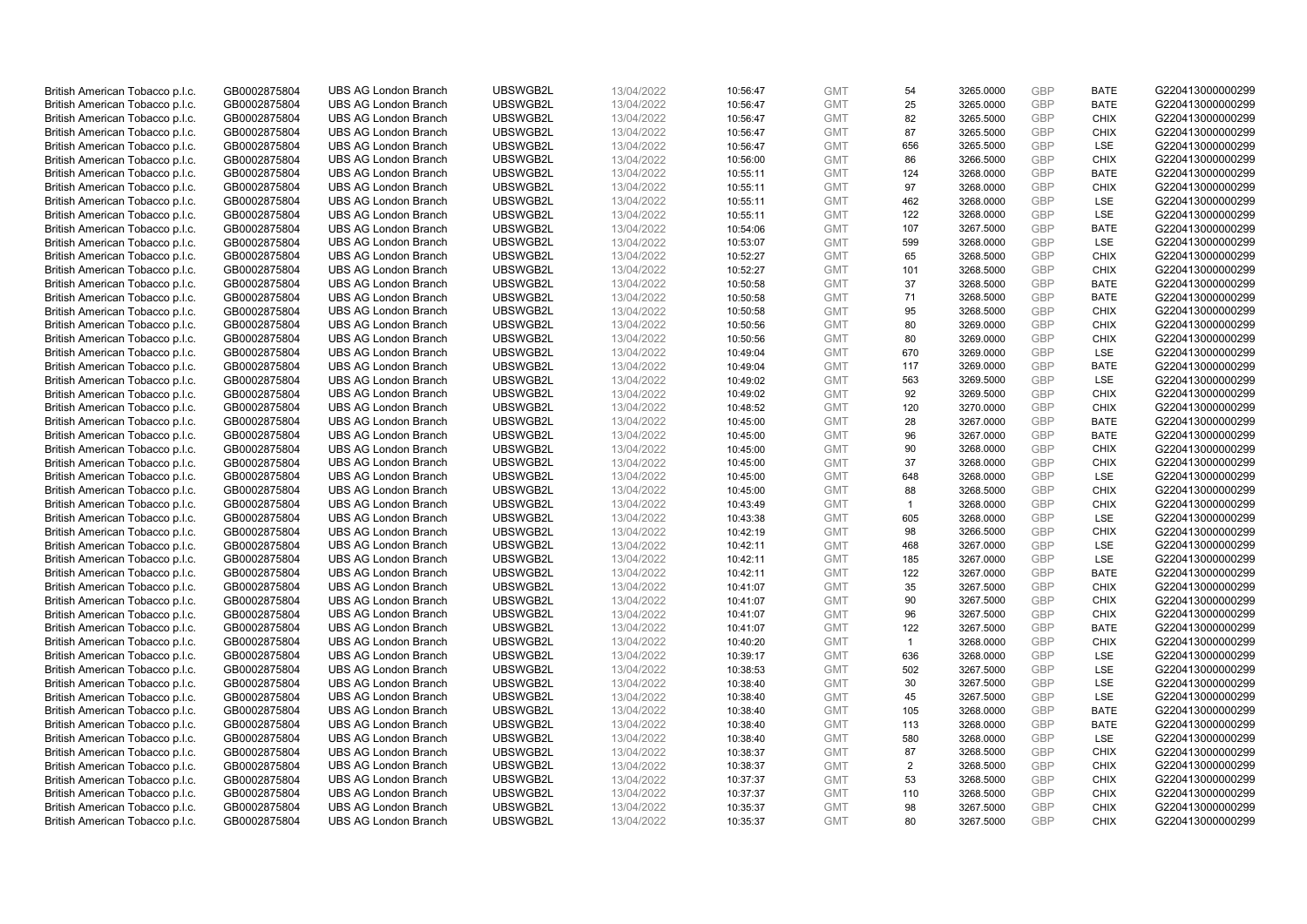| | | | | | | | | | | | |
|---|---|---|---|---|---|---|---|---|---|---|---|
| British American Tobacco p.l.c. | GB0002875804 | UBS AG London Branch | UBSWGB2L | 13/04/2022 | 10:56:47 | GMT | 54 | 3265.0000 | GBP | BATE | G220413000000299 |
| British American Tobacco p.l.c. | GB0002875804 | UBS AG London Branch | UBSWGB2L | 13/04/2022 | 10:56:47 | GMT | 25 | 3265.0000 | GBP | BATE | G220413000000299 |
| British American Tobacco p.l.c. | GB0002875804 | UBS AG London Branch | UBSWGB2L | 13/04/2022 | 10:56:47 | GMT | 82 | 3265.5000 | GBP | CHIX | G220413000000299 |
| British American Tobacco p.l.c. | GB0002875804 | UBS AG London Branch | UBSWGB2L | 13/04/2022 | 10:56:47 | GMT | 87 | 3265.5000 | GBP | CHIX | G220413000000299 |
| British American Tobacco p.l.c. | GB0002875804 | UBS AG London Branch | UBSWGB2L | 13/04/2022 | 10:56:47 | GMT | 656 | 3265.5000 | GBP | LSE | G220413000000299 |
| British American Tobacco p.l.c. | GB0002875804 | UBS AG London Branch | UBSWGB2L | 13/04/2022 | 10:56:00 | GMT | 86 | 3266.5000 | GBP | CHIX | G220413000000299 |
| British American Tobacco p.l.c. | GB0002875804 | UBS AG London Branch | UBSWGB2L | 13/04/2022 | 10:55:11 | GMT | 124 | 3268.0000 | GBP | BATE | G220413000000299 |
| British American Tobacco p.l.c. | GB0002875804 | UBS AG London Branch | UBSWGB2L | 13/04/2022 | 10:55:11 | GMT | 97 | 3268.0000 | GBP | CHIX | G220413000000299 |
| British American Tobacco p.l.c. | GB0002875804 | UBS AG London Branch | UBSWGB2L | 13/04/2022 | 10:55:11 | GMT | 462 | 3268.0000 | GBP | LSE | G220413000000299 |
| British American Tobacco p.l.c. | GB0002875804 | UBS AG London Branch | UBSWGB2L | 13/04/2022 | 10:55:11 | GMT | 122 | 3268.0000 | GBP | LSE | G220413000000299 |
| British American Tobacco p.l.c. | GB0002875804 | UBS AG London Branch | UBSWGB2L | 13/04/2022 | 10:54:06 | GMT | 107 | 3267.5000 | GBP | BATE | G220413000000299 |
| British American Tobacco p.l.c. | GB0002875804 | UBS AG London Branch | UBSWGB2L | 13/04/2022 | 10:53:07 | GMT | 599 | 3268.0000 | GBP | LSE | G220413000000299 |
| British American Tobacco p.l.c. | GB0002875804 | UBS AG London Branch | UBSWGB2L | 13/04/2022 | 10:52:27 | GMT | 65 | 3268.5000 | GBP | CHIX | G220413000000299 |
| British American Tobacco p.l.c. | GB0002875804 | UBS AG London Branch | UBSWGB2L | 13/04/2022 | 10:52:27 | GMT | 101 | 3268.5000 | GBP | CHIX | G220413000000299 |
| British American Tobacco p.l.c. | GB0002875804 | UBS AG London Branch | UBSWGB2L | 13/04/2022 | 10:50:58 | GMT | 37 | 3268.5000 | GBP | BATE | G220413000000299 |
| British American Tobacco p.l.c. | GB0002875804 | UBS AG London Branch | UBSWGB2L | 13/04/2022 | 10:50:58 | GMT | 71 | 3268.5000 | GBP | BATE | G220413000000299 |
| British American Tobacco p.l.c. | GB0002875804 | UBS AG London Branch | UBSWGB2L | 13/04/2022 | 10:50:58 | GMT | 95 | 3268.5000 | GBP | CHIX | G220413000000299 |
| British American Tobacco p.l.c. | GB0002875804 | UBS AG London Branch | UBSWGB2L | 13/04/2022 | 10:50:56 | GMT | 80 | 3269.0000 | GBP | CHIX | G220413000000299 |
| British American Tobacco p.l.c. | GB0002875804 | UBS AG London Branch | UBSWGB2L | 13/04/2022 | 10:50:56 | GMT | 80 | 3269.0000 | GBP | CHIX | G220413000000299 |
| British American Tobacco p.l.c. | GB0002875804 | UBS AG London Branch | UBSWGB2L | 13/04/2022 | 10:49:04 | GMT | 670 | 3269.0000 | GBP | LSE | G220413000000299 |
| British American Tobacco p.l.c. | GB0002875804 | UBS AG London Branch | UBSWGB2L | 13/04/2022 | 10:49:04 | GMT | 117 | 3269.0000 | GBP | BATE | G220413000000299 |
| British American Tobacco p.l.c. | GB0002875804 | UBS AG London Branch | UBSWGB2L | 13/04/2022 | 10:49:02 | GMT | 563 | 3269.5000 | GBP | LSE | G220413000000299 |
| British American Tobacco p.l.c. | GB0002875804 | UBS AG London Branch | UBSWGB2L | 13/04/2022 | 10:49:02 | GMT | 92 | 3269.5000 | GBP | CHIX | G220413000000299 |
| British American Tobacco p.l.c. | GB0002875804 | UBS AG London Branch | UBSWGB2L | 13/04/2022 | 10:48:52 | GMT | 120 | 3270.0000 | GBP | CHIX | G220413000000299 |
| British American Tobacco p.l.c. | GB0002875804 | UBS AG London Branch | UBSWGB2L | 13/04/2022 | 10:45:00 | GMT | 28 | 3267.0000 | GBP | BATE | G220413000000299 |
| British American Tobacco p.l.c. | GB0002875804 | UBS AG London Branch | UBSWGB2L | 13/04/2022 | 10:45:00 | GMT | 96 | 3267.0000 | GBP | BATE | G220413000000299 |
| British American Tobacco p.l.c. | GB0002875804 | UBS AG London Branch | UBSWGB2L | 13/04/2022 | 10:45:00 | GMT | 90 | 3268.0000 | GBP | CHIX | G220413000000299 |
| British American Tobacco p.l.c. | GB0002875804 | UBS AG London Branch | UBSWGB2L | 13/04/2022 | 10:45:00 | GMT | 37 | 3268.0000 | GBP | CHIX | G220413000000299 |
| British American Tobacco p.l.c. | GB0002875804 | UBS AG London Branch | UBSWGB2L | 13/04/2022 | 10:45:00 | GMT | 648 | 3268.0000 | GBP | LSE | G220413000000299 |
| British American Tobacco p.l.c. | GB0002875804 | UBS AG London Branch | UBSWGB2L | 13/04/2022 | 10:45:00 | GMT | 88 | 3268.5000 | GBP | CHIX | G220413000000299 |
| British American Tobacco p.l.c. | GB0002875804 | UBS AG London Branch | UBSWGB2L | 13/04/2022 | 10:43:49 | GMT | 1 | 3268.0000 | GBP | CHIX | G220413000000299 |
| British American Tobacco p.l.c. | GB0002875804 | UBS AG London Branch | UBSWGB2L | 13/04/2022 | 10:43:38 | GMT | 605 | 3268.0000 | GBP | LSE | G220413000000299 |
| British American Tobacco p.l.c. | GB0002875804 | UBS AG London Branch | UBSWGB2L | 13/04/2022 | 10:42:19 | GMT | 98 | 3266.5000 | GBP | CHIX | G220413000000299 |
| British American Tobacco p.l.c. | GB0002875804 | UBS AG London Branch | UBSWGB2L | 13/04/2022 | 10:42:11 | GMT | 468 | 3267.0000 | GBP | LSE | G220413000000299 |
| British American Tobacco p.l.c. | GB0002875804 | UBS AG London Branch | UBSWGB2L | 13/04/2022 | 10:42:11 | GMT | 185 | 3267.0000 | GBP | LSE | G220413000000299 |
| British American Tobacco p.l.c. | GB0002875804 | UBS AG London Branch | UBSWGB2L | 13/04/2022 | 10:42:11 | GMT | 122 | 3267.0000 | GBP | BATE | G220413000000299 |
| British American Tobacco p.l.c. | GB0002875804 | UBS AG London Branch | UBSWGB2L | 13/04/2022 | 10:41:07 | GMT | 35 | 3267.5000 | GBP | CHIX | G220413000000299 |
| British American Tobacco p.l.c. | GB0002875804 | UBS AG London Branch | UBSWGB2L | 13/04/2022 | 10:41:07 | GMT | 90 | 3267.5000 | GBP | CHIX | G220413000000299 |
| British American Tobacco p.l.c. | GB0002875804 | UBS AG London Branch | UBSWGB2L | 13/04/2022 | 10:41:07 | GMT | 96 | 3267.5000 | GBP | CHIX | G220413000000299 |
| British American Tobacco p.l.c. | GB0002875804 | UBS AG London Branch | UBSWGB2L | 13/04/2022 | 10:41:07 | GMT | 122 | 3267.5000 | GBP | BATE | G220413000000299 |
| British American Tobacco p.l.c. | GB0002875804 | UBS AG London Branch | UBSWGB2L | 13/04/2022 | 10:40:20 | GMT | 1 | 3268.0000 | GBP | CHIX | G220413000000299 |
| British American Tobacco p.l.c. | GB0002875804 | UBS AG London Branch | UBSWGB2L | 13/04/2022 | 10:39:17 | GMT | 636 | 3268.0000 | GBP | LSE | G220413000000299 |
| British American Tobacco p.l.c. | GB0002875804 | UBS AG London Branch | UBSWGB2L | 13/04/2022 | 10:38:53 | GMT | 502 | 3267.5000 | GBP | LSE | G220413000000299 |
| British American Tobacco p.l.c. | GB0002875804 | UBS AG London Branch | UBSWGB2L | 13/04/2022 | 10:38:40 | GMT | 30 | 3267.5000 | GBP | LSE | G220413000000299 |
| British American Tobacco p.l.c. | GB0002875804 | UBS AG London Branch | UBSWGB2L | 13/04/2022 | 10:38:40 | GMT | 45 | 3267.5000 | GBP | LSE | G220413000000299 |
| British American Tobacco p.l.c. | GB0002875804 | UBS AG London Branch | UBSWGB2L | 13/04/2022 | 10:38:40 | GMT | 105 | 3268.0000 | GBP | BATE | G220413000000299 |
| British American Tobacco p.l.c. | GB0002875804 | UBS AG London Branch | UBSWGB2L | 13/04/2022 | 10:38:40 | GMT | 113 | 3268.0000 | GBP | BATE | G220413000000299 |
| British American Tobacco p.l.c. | GB0002875804 | UBS AG London Branch | UBSWGB2L | 13/04/2022 | 10:38:40 | GMT | 580 | 3268.0000 | GBP | LSE | G220413000000299 |
| British American Tobacco p.l.c. | GB0002875804 | UBS AG London Branch | UBSWGB2L | 13/04/2022 | 10:38:37 | GMT | 87 | 3268.5000 | GBP | CHIX | G220413000000299 |
| British American Tobacco p.l.c. | GB0002875804 | UBS AG London Branch | UBSWGB2L | 13/04/2022 | 10:38:37 | GMT | 2 | 3268.5000 | GBP | CHIX | G220413000000299 |
| British American Tobacco p.l.c. | GB0002875804 | UBS AG London Branch | UBSWGB2L | 13/04/2022 | 10:37:37 | GMT | 53 | 3268.5000 | GBP | CHIX | G220413000000299 |
| British American Tobacco p.l.c. | GB0002875804 | UBS AG London Branch | UBSWGB2L | 13/04/2022 | 10:37:37 | GMT | 110 | 3268.5000 | GBP | CHIX | G220413000000299 |
| British American Tobacco p.l.c. | GB0002875804 | UBS AG London Branch | UBSWGB2L | 13/04/2022 | 10:35:37 | GMT | 98 | 3267.5000 | GBP | CHIX | G220413000000299 |
| British American Tobacco p.l.c. | GB0002875804 | UBS AG London Branch | UBSWGB2L | 13/04/2022 | 10:35:37 | GMT | 80 | 3267.5000 | GBP | CHIX | G220413000000299 |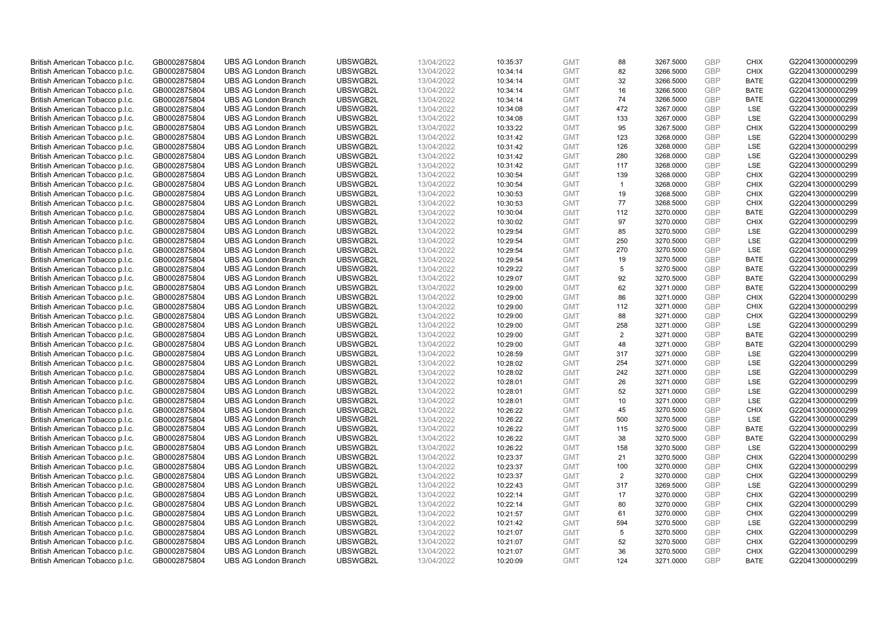| | | | | | | | | | | | |
|---|---|---|---|---|---|---|---|---|---|---|---|
| British American Tobacco p.l.c. | GB0002875804 | UBS AG London Branch | UBSWGB2L | 13/04/2022 | 10:35:37 | GMT | 88 | 3267.5000 | GBP | CHIX | G220413000000299 |
| British American Tobacco p.l.c. | GB0002875804 | UBS AG London Branch | UBSWGB2L | 13/04/2022 | 10:34:14 | GMT | 82 | 3266.5000 | GBP | CHIX | G220413000000299 |
| British American Tobacco p.l.c. | GB0002875804 | UBS AG London Branch | UBSWGB2L | 13/04/2022 | 10:34:14 | GMT | 32 | 3266.5000 | GBP | BATE | G220413000000299 |
| British American Tobacco p.l.c. | GB0002875804 | UBS AG London Branch | UBSWGB2L | 13/04/2022 | 10:34:14 | GMT | 16 | 3266.5000 | GBP | BATE | G220413000000299 |
| British American Tobacco p.l.c. | GB0002875804 | UBS AG London Branch | UBSWGB2L | 13/04/2022 | 10:34:14 | GMT | 74 | 3266.5000 | GBP | BATE | G220413000000299 |
| British American Tobacco p.l.c. | GB0002875804 | UBS AG London Branch | UBSWGB2L | 13/04/2022 | 10:34:08 | GMT | 472 | 3267.0000 | GBP | LSE | G220413000000299 |
| British American Tobacco p.l.c. | GB0002875804 | UBS AG London Branch | UBSWGB2L | 13/04/2022 | 10:34:08 | GMT | 133 | 3267.0000 | GBP | LSE | G220413000000299 |
| British American Tobacco p.l.c. | GB0002875804 | UBS AG London Branch | UBSWGB2L | 13/04/2022 | 10:33:22 | GMT | 95 | 3267.5000 | GBP | CHIX | G220413000000299 |
| British American Tobacco p.l.c. | GB0002875804 | UBS AG London Branch | UBSWGB2L | 13/04/2022 | 10:31:42 | GMT | 123 | 3268.0000 | GBP | LSE | G220413000000299 |
| British American Tobacco p.l.c. | GB0002875804 | UBS AG London Branch | UBSWGB2L | 13/04/2022 | 10:31:42 | GMT | 126 | 3268.0000 | GBP | LSE | G220413000000299 |
| British American Tobacco p.l.c. | GB0002875804 | UBS AG London Branch | UBSWGB2L | 13/04/2022 | 10:31:42 | GMT | 280 | 3268.0000 | GBP | LSE | G220413000000299 |
| British American Tobacco p.l.c. | GB0002875804 | UBS AG London Branch | UBSWGB2L | 13/04/2022 | 10:31:42 | GMT | 117 | 3268.0000 | GBP | LSE | G220413000000299 |
| British American Tobacco p.l.c. | GB0002875804 | UBS AG London Branch | UBSWGB2L | 13/04/2022 | 10:30:54 | GMT | 139 | 3268.0000 | GBP | CHIX | G220413000000299 |
| British American Tobacco p.l.c. | GB0002875804 | UBS AG London Branch | UBSWGB2L | 13/04/2022 | 10:30:54 | GMT | 1 | 3268.0000 | GBP | CHIX | G220413000000299 |
| British American Tobacco p.l.c. | GB0002875804 | UBS AG London Branch | UBSWGB2L | 13/04/2022 | 10:30:53 | GMT | 19 | 3268.5000 | GBP | CHIX | G220413000000299 |
| British American Tobacco p.l.c. | GB0002875804 | UBS AG London Branch | UBSWGB2L | 13/04/2022 | 10:30:53 | GMT | 77 | 3268.5000 | GBP | CHIX | G220413000000299 |
| British American Tobacco p.l.c. | GB0002875804 | UBS AG London Branch | UBSWGB2L | 13/04/2022 | 10:30:04 | GMT | 112 | 3270.0000 | GBP | BATE | G220413000000299 |
| British American Tobacco p.l.c. | GB0002875804 | UBS AG London Branch | UBSWGB2L | 13/04/2022 | 10:30:02 | GMT | 97 | 3270.0000 | GBP | CHIX | G220413000000299 |
| British American Tobacco p.l.c. | GB0002875804 | UBS AG London Branch | UBSWGB2L | 13/04/2022 | 10:29:54 | GMT | 85 | 3270.5000 | GBP | LSE | G220413000000299 |
| British American Tobacco p.l.c. | GB0002875804 | UBS AG London Branch | UBSWGB2L | 13/04/2022 | 10:29:54 | GMT | 250 | 3270.5000 | GBP | LSE | G220413000000299 |
| British American Tobacco p.l.c. | GB0002875804 | UBS AG London Branch | UBSWGB2L | 13/04/2022 | 10:29:54 | GMT | 270 | 3270.5000 | GBP | LSE | G220413000000299 |
| British American Tobacco p.l.c. | GB0002875804 | UBS AG London Branch | UBSWGB2L | 13/04/2022 | 10:29:54 | GMT | 19 | 3270.5000 | GBP | BATE | G220413000000299 |
| British American Tobacco p.l.c. | GB0002875804 | UBS AG London Branch | UBSWGB2L | 13/04/2022 | 10:29:22 | GMT | 5 | 3270.5000 | GBP | BATE | G220413000000299 |
| British American Tobacco p.l.c. | GB0002875804 | UBS AG London Branch | UBSWGB2L | 13/04/2022 | 10:29:07 | GMT | 92 | 3270.5000 | GBP | BATE | G220413000000299 |
| British American Tobacco p.l.c. | GB0002875804 | UBS AG London Branch | UBSWGB2L | 13/04/2022 | 10:29:00 | GMT | 62 | 3271.0000 | GBP | BATE | G220413000000299 |
| British American Tobacco p.l.c. | GB0002875804 | UBS AG London Branch | UBSWGB2L | 13/04/2022 | 10:29:00 | GMT | 86 | 3271.0000 | GBP | CHIX | G220413000000299 |
| British American Tobacco p.l.c. | GB0002875804 | UBS AG London Branch | UBSWGB2L | 13/04/2022 | 10:29:00 | GMT | 112 | 3271.0000 | GBP | CHIX | G220413000000299 |
| British American Tobacco p.l.c. | GB0002875804 | UBS AG London Branch | UBSWGB2L | 13/04/2022 | 10:29:00 | GMT | 88 | 3271.0000 | GBP | CHIX | G220413000000299 |
| British American Tobacco p.l.c. | GB0002875804 | UBS AG London Branch | UBSWGB2L | 13/04/2022 | 10:29:00 | GMT | 258 | 3271.0000 | GBP | LSE | G220413000000299 |
| British American Tobacco p.l.c. | GB0002875804 | UBS AG London Branch | UBSWGB2L | 13/04/2022 | 10:29:00 | GMT | 2 | 3271.0000 | GBP | BATE | G220413000000299 |
| British American Tobacco p.l.c. | GB0002875804 | UBS AG London Branch | UBSWGB2L | 13/04/2022 | 10:29:00 | GMT | 48 | 3271.0000 | GBP | BATE | G220413000000299 |
| British American Tobacco p.l.c. | GB0002875804 | UBS AG London Branch | UBSWGB2L | 13/04/2022 | 10:28:59 | GMT | 317 | 3271.0000 | GBP | LSE | G220413000000299 |
| British American Tobacco p.l.c. | GB0002875804 | UBS AG London Branch | UBSWGB2L | 13/04/2022 | 10:28:02 | GMT | 254 | 3271.0000 | GBP | LSE | G220413000000299 |
| British American Tobacco p.l.c. | GB0002875804 | UBS AG London Branch | UBSWGB2L | 13/04/2022 | 10:28:02 | GMT | 242 | 3271.0000 | GBP | LSE | G220413000000299 |
| British American Tobacco p.l.c. | GB0002875804 | UBS AG London Branch | UBSWGB2L | 13/04/2022 | 10:28:01 | GMT | 26 | 3271.0000 | GBP | LSE | G220413000000299 |
| British American Tobacco p.l.c. | GB0002875804 | UBS AG London Branch | UBSWGB2L | 13/04/2022 | 10:28:01 | GMT | 52 | 3271.0000 | GBP | LSE | G220413000000299 |
| British American Tobacco p.l.c. | GB0002875804 | UBS AG London Branch | UBSWGB2L | 13/04/2022 | 10:28:01 | GMT | 10 | 3271.0000 | GBP | LSE | G220413000000299 |
| British American Tobacco p.l.c. | GB0002875804 | UBS AG London Branch | UBSWGB2L | 13/04/2022 | 10:26:22 | GMT | 45 | 3270.5000 | GBP | CHIX | G220413000000299 |
| British American Tobacco p.l.c. | GB0002875804 | UBS AG London Branch | UBSWGB2L | 13/04/2022 | 10:26:22 | GMT | 500 | 3270.5000 | GBP | LSE | G220413000000299 |
| British American Tobacco p.l.c. | GB0002875804 | UBS AG London Branch | UBSWGB2L | 13/04/2022 | 10:26:22 | GMT | 115 | 3270.5000 | GBP | BATE | G220413000000299 |
| British American Tobacco p.l.c. | GB0002875804 | UBS AG London Branch | UBSWGB2L | 13/04/2022 | 10:26:22 | GMT | 38 | 3270.5000 | GBP | BATE | G220413000000299 |
| British American Tobacco p.l.c. | GB0002875804 | UBS AG London Branch | UBSWGB2L | 13/04/2022 | 10:26:22 | GMT | 158 | 3270.5000 | GBP | LSE | G220413000000299 |
| British American Tobacco p.l.c. | GB0002875804 | UBS AG London Branch | UBSWGB2L | 13/04/2022 | 10:23:37 | GMT | 21 | 3270.5000 | GBP | CHIX | G220413000000299 |
| British American Tobacco p.l.c. | GB0002875804 | UBS AG London Branch | UBSWGB2L | 13/04/2022 | 10:23:37 | GMT | 100 | 3270.0000 | GBP | CHIX | G220413000000299 |
| British American Tobacco p.l.c. | GB0002875804 | UBS AG London Branch | UBSWGB2L | 13/04/2022 | 10:23:37 | GMT | 2 | 3270.0000 | GBP | CHIX | G220413000000299 |
| British American Tobacco p.l.c. | GB0002875804 | UBS AG London Branch | UBSWGB2L | 13/04/2022 | 10:22:43 | GMT | 317 | 3269.5000 | GBP | LSE | G220413000000299 |
| British American Tobacco p.l.c. | GB0002875804 | UBS AG London Branch | UBSWGB2L | 13/04/2022 | 10:22:14 | GMT | 17 | 3270.0000 | GBP | CHIX | G220413000000299 |
| British American Tobacco p.l.c. | GB0002875804 | UBS AG London Branch | UBSWGB2L | 13/04/2022 | 10:22:14 | GMT | 80 | 3270.0000 | GBP | CHIX | G220413000000299 |
| British American Tobacco p.l.c. | GB0002875804 | UBS AG London Branch | UBSWGB2L | 13/04/2022 | 10:21:57 | GMT | 61 | 3270.0000 | GBP | CHIX | G220413000000299 |
| British American Tobacco p.l.c. | GB0002875804 | UBS AG London Branch | UBSWGB2L | 13/04/2022 | 10:21:42 | GMT | 594 | 3270.5000 | GBP | LSE | G220413000000299 |
| British American Tobacco p.l.c. | GB0002875804 | UBS AG London Branch | UBSWGB2L | 13/04/2022 | 10:21:07 | GMT | 5 | 3270.5000 | GBP | CHIX | G220413000000299 |
| British American Tobacco p.l.c. | GB0002875804 | UBS AG London Branch | UBSWGB2L | 13/04/2022 | 10:21:07 | GMT | 52 | 3270.5000 | GBP | CHIX | G220413000000299 |
| British American Tobacco p.l.c. | GB0002875804 | UBS AG London Branch | UBSWGB2L | 13/04/2022 | 10:21:07 | GMT | 36 | 3270.5000 | GBP | CHIX | G220413000000299 |
| British American Tobacco p.l.c. | GB0002875804 | UBS AG London Branch | UBSWGB2L | 13/04/2022 | 10:20:09 | GMT | 124 | 3271.0000 | GBP | BATE | G220413000000299 |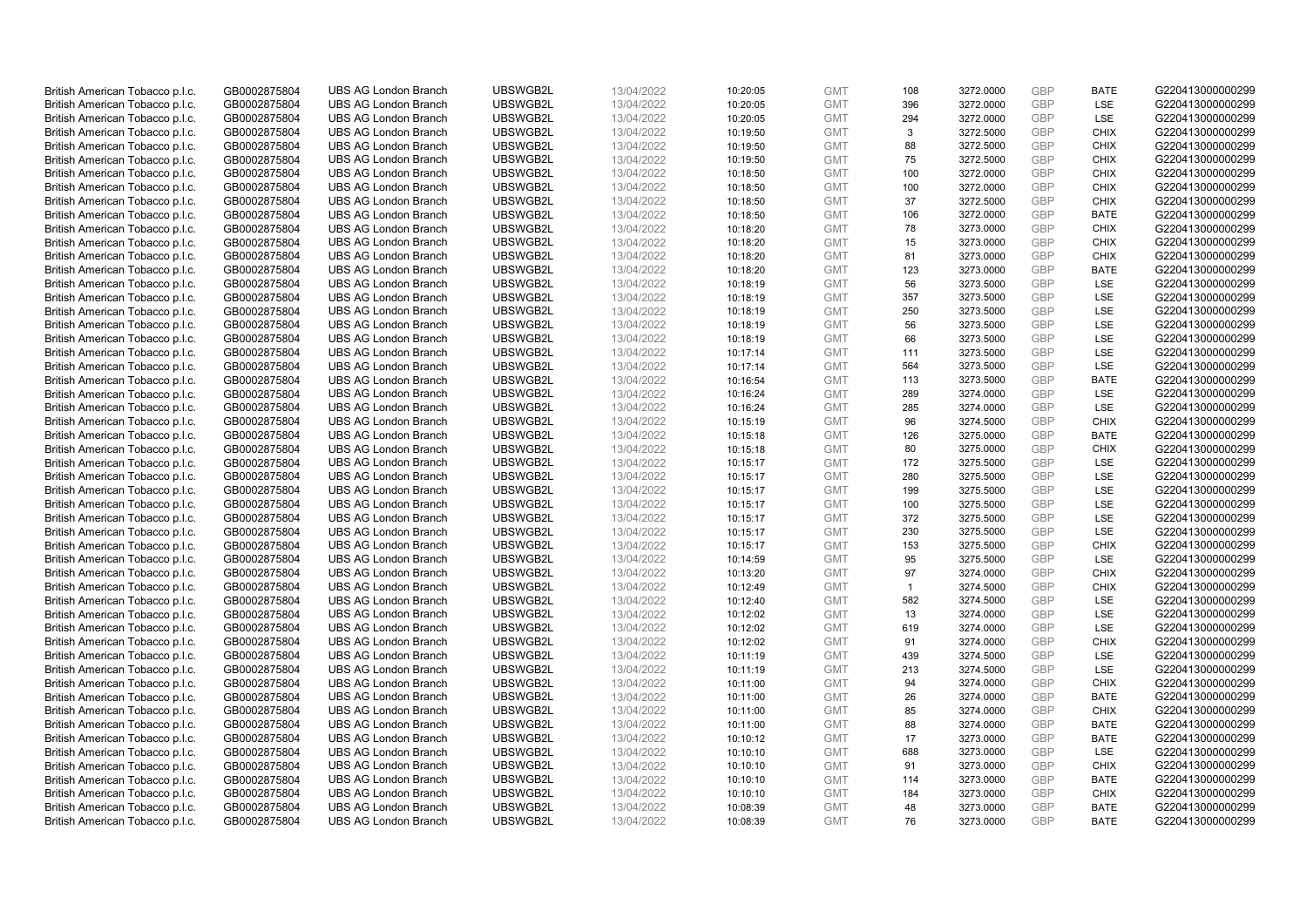| British American Tobacco p.l.c. | GB0002875804 | UBS AG London Branch | UBSWGB2L | 13/04/2022 | 10:20:05 | GMT | 108 | 3272.0000 | GBP | BATE | G220413000000299 |
|---|---|---|---|---|---|---|---|---|---|---|---|
| British American Tobacco p.l.c. | GB0002875804 | UBS AG London Branch | UBSWGB2L | 13/04/2022 | 10:20:05 | GMT | 396 | 3272.0000 | GBP | LSE | G220413000000299 |
| British American Tobacco p.l.c. | GB0002875804 | UBS AG London Branch | UBSWGB2L | 13/04/2022 | 10:20:05 | GMT | 294 | 3272.0000 | GBP | LSE | G220413000000299 |
| British American Tobacco p.l.c. | GB0002875804 | UBS AG London Branch | UBSWGB2L | 13/04/2022 | 10:19:50 | GMT | 3 | 3272.5000 | GBP | CHIX | G220413000000299 |
| British American Tobacco p.l.c. | GB0002875804 | UBS AG London Branch | UBSWGB2L | 13/04/2022 | 10:19:50 | GMT | 88 | 3272.5000 | GBP | CHIX | G220413000000299 |
| British American Tobacco p.l.c. | GB0002875804 | UBS AG London Branch | UBSWGB2L | 13/04/2022 | 10:19:50 | GMT | 75 | 3272.5000 | GBP | CHIX | G220413000000299 |
| British American Tobacco p.l.c. | GB0002875804 | UBS AG London Branch | UBSWGB2L | 13/04/2022 | 10:18:50 | GMT | 100 | 3272.0000 | GBP | CHIX | G220413000000299 |
| British American Tobacco p.l.c. | GB0002875804 | UBS AG London Branch | UBSWGB2L | 13/04/2022 | 10:18:50 | GMT | 100 | 3272.0000 | GBP | CHIX | G220413000000299 |
| British American Tobacco p.l.c. | GB0002875804 | UBS AG London Branch | UBSWGB2L | 13/04/2022 | 10:18:50 | GMT | 37 | 3272.5000 | GBP | CHIX | G220413000000299 |
| British American Tobacco p.l.c. | GB0002875804 | UBS AG London Branch | UBSWGB2L | 13/04/2022 | 10:18:50 | GMT | 106 | 3272.0000 | GBP | BATE | G220413000000299 |
| British American Tobacco p.l.c. | GB0002875804 | UBS AG London Branch | UBSWGB2L | 13/04/2022 | 10:18:20 | GMT | 78 | 3273.0000 | GBP | CHIX | G220413000000299 |
| British American Tobacco p.l.c. | GB0002875804 | UBS AG London Branch | UBSWGB2L | 13/04/2022 | 10:18:20 | GMT | 15 | 3273.0000 | GBP | CHIX | G220413000000299 |
| British American Tobacco p.l.c. | GB0002875804 | UBS AG London Branch | UBSWGB2L | 13/04/2022 | 10:18:20 | GMT | 81 | 3273.0000 | GBP | CHIX | G220413000000299 |
| British American Tobacco p.l.c. | GB0002875804 | UBS AG London Branch | UBSWGB2L | 13/04/2022 | 10:18:20 | GMT | 123 | 3273.0000 | GBP | BATE | G220413000000299 |
| British American Tobacco p.l.c. | GB0002875804 | UBS AG London Branch | UBSWGB2L | 13/04/2022 | 10:18:19 | GMT | 56 | 3273.5000 | GBP | LSE | G220413000000299 |
| British American Tobacco p.l.c. | GB0002875804 | UBS AG London Branch | UBSWGB2L | 13/04/2022 | 10:18:19 | GMT | 357 | 3273.5000 | GBP | LSE | G220413000000299 |
| British American Tobacco p.l.c. | GB0002875804 | UBS AG London Branch | UBSWGB2L | 13/04/2022 | 10:18:19 | GMT | 250 | 3273.5000 | GBP | LSE | G220413000000299 |
| British American Tobacco p.l.c. | GB0002875804 | UBS AG London Branch | UBSWGB2L | 13/04/2022 | 10:18:19 | GMT | 56 | 3273.5000 | GBP | LSE | G220413000000299 |
| British American Tobacco p.l.c. | GB0002875804 | UBS AG London Branch | UBSWGB2L | 13/04/2022 | 10:18:19 | GMT | 66 | 3273.5000 | GBP | LSE | G220413000000299 |
| British American Tobacco p.l.c. | GB0002875804 | UBS AG London Branch | UBSWGB2L | 13/04/2022 | 10:17:14 | GMT | 111 | 3273.5000 | GBP | LSE | G220413000000299 |
| British American Tobacco p.l.c. | GB0002875804 | UBS AG London Branch | UBSWGB2L | 13/04/2022 | 10:17:14 | GMT | 564 | 3273.5000 | GBP | LSE | G220413000000299 |
| British American Tobacco p.l.c. | GB0002875804 | UBS AG London Branch | UBSWGB2L | 13/04/2022 | 10:16:54 | GMT | 113 | 3273.5000 | GBP | BATE | G220413000000299 |
| British American Tobacco p.l.c. | GB0002875804 | UBS AG London Branch | UBSWGB2L | 13/04/2022 | 10:16:24 | GMT | 289 | 3274.0000 | GBP | LSE | G220413000000299 |
| British American Tobacco p.l.c. | GB0002875804 | UBS AG London Branch | UBSWGB2L | 13/04/2022 | 10:16:24 | GMT | 285 | 3274.0000 | GBP | LSE | G220413000000299 |
| British American Tobacco p.l.c. | GB0002875804 | UBS AG London Branch | UBSWGB2L | 13/04/2022 | 10:15:19 | GMT | 96 | 3274.5000 | GBP | CHIX | G220413000000299 |
| British American Tobacco p.l.c. | GB0002875804 | UBS AG London Branch | UBSWGB2L | 13/04/2022 | 10:15:18 | GMT | 126 | 3275.0000 | GBP | BATE | G220413000000299 |
| British American Tobacco p.l.c. | GB0002875804 | UBS AG London Branch | UBSWGB2L | 13/04/2022 | 10:15:18 | GMT | 80 | 3275.0000 | GBP | CHIX | G220413000000299 |
| British American Tobacco p.l.c. | GB0002875804 | UBS AG London Branch | UBSWGB2L | 13/04/2022 | 10:15:17 | GMT | 172 | 3275.5000 | GBP | LSE | G220413000000299 |
| British American Tobacco p.l.c. | GB0002875804 | UBS AG London Branch | UBSWGB2L | 13/04/2022 | 10:15:17 | GMT | 280 | 3275.5000 | GBP | LSE | G220413000000299 |
| British American Tobacco p.l.c. | GB0002875804 | UBS AG London Branch | UBSWGB2L | 13/04/2022 | 10:15:17 | GMT | 199 | 3275.5000 | GBP | LSE | G220413000000299 |
| British American Tobacco p.l.c. | GB0002875804 | UBS AG London Branch | UBSWGB2L | 13/04/2022 | 10:15:17 | GMT | 100 | 3275.5000 | GBP | LSE | G220413000000299 |
| British American Tobacco p.l.c. | GB0002875804 | UBS AG London Branch | UBSWGB2L | 13/04/2022 | 10:15:17 | GMT | 372 | 3275.5000 | GBP | LSE | G220413000000299 |
| British American Tobacco p.l.c. | GB0002875804 | UBS AG London Branch | UBSWGB2L | 13/04/2022 | 10:15:17 | GMT | 230 | 3275.5000 | GBP | LSE | G220413000000299 |
| British American Tobacco p.l.c. | GB0002875804 | UBS AG London Branch | UBSWGB2L | 13/04/2022 | 10:15:17 | GMT | 153 | 3275.5000 | GBP | CHIX | G220413000000299 |
| British American Tobacco p.l.c. | GB0002875804 | UBS AG London Branch | UBSWGB2L | 13/04/2022 | 10:14:59 | GMT | 95 | 3275.5000 | GBP | LSE | G220413000000299 |
| British American Tobacco p.l.c. | GB0002875804 | UBS AG London Branch | UBSWGB2L | 13/04/2022 | 10:13:20 | GMT | 97 | 3274.0000 | GBP | CHIX | G220413000000299 |
| British American Tobacco p.l.c. | GB0002875804 | UBS AG London Branch | UBSWGB2L | 13/04/2022 | 10:12:49 | GMT | 1 | 3274.5000 | GBP | CHIX | G220413000000299 |
| British American Tobacco p.l.c. | GB0002875804 | UBS AG London Branch | UBSWGB2L | 13/04/2022 | 10:12:40 | GMT | 582 | 3274.5000 | GBP | LSE | G220413000000299 |
| British American Tobacco p.l.c. | GB0002875804 | UBS AG London Branch | UBSWGB2L | 13/04/2022 | 10:12:02 | GMT | 13 | 3274.0000 | GBP | LSE | G220413000000299 |
| British American Tobacco p.l.c. | GB0002875804 | UBS AG London Branch | UBSWGB2L | 13/04/2022 | 10:12:02 | GMT | 619 | 3274.0000 | GBP | LSE | G220413000000299 |
| British American Tobacco p.l.c. | GB0002875804 | UBS AG London Branch | UBSWGB2L | 13/04/2022 | 10:12:02 | GMT | 91 | 3274.0000 | GBP | CHIX | G220413000000299 |
| British American Tobacco p.l.c. | GB0002875804 | UBS AG London Branch | UBSWGB2L | 13/04/2022 | 10:11:19 | GMT | 439 | 3274.5000 | GBP | LSE | G220413000000299 |
| British American Tobacco p.l.c. | GB0002875804 | UBS AG London Branch | UBSWGB2L | 13/04/2022 | 10:11:19 | GMT | 213 | 3274.5000 | GBP | LSE | G220413000000299 |
| British American Tobacco p.l.c. | GB0002875804 | UBS AG London Branch | UBSWGB2L | 13/04/2022 | 10:11:00 | GMT | 94 | 3274.0000 | GBP | CHIX | G220413000000299 |
| British American Tobacco p.l.c. | GB0002875804 | UBS AG London Branch | UBSWGB2L | 13/04/2022 | 10:11:00 | GMT | 26 | 3274.0000 | GBP | BATE | G220413000000299 |
| British American Tobacco p.l.c. | GB0002875804 | UBS AG London Branch | UBSWGB2L | 13/04/2022 | 10:11:00 | GMT | 85 | 3274.0000 | GBP | CHIX | G220413000000299 |
| British American Tobacco p.l.c. | GB0002875804 | UBS AG London Branch | UBSWGB2L | 13/04/2022 | 10:11:00 | GMT | 88 | 3274.0000 | GBP | BATE | G220413000000299 |
| British American Tobacco p.l.c. | GB0002875804 | UBS AG London Branch | UBSWGB2L | 13/04/2022 | 10:10:12 | GMT | 17 | 3273.0000 | GBP | BATE | G220413000000299 |
| British American Tobacco p.l.c. | GB0002875804 | UBS AG London Branch | UBSWGB2L | 13/04/2022 | 10:10:10 | GMT | 688 | 3273.0000 | GBP | LSE | G220413000000299 |
| British American Tobacco p.l.c. | GB0002875804 | UBS AG London Branch | UBSWGB2L | 13/04/2022 | 10:10:10 | GMT | 91 | 3273.0000 | GBP | CHIX | G220413000000299 |
| British American Tobacco p.l.c. | GB0002875804 | UBS AG London Branch | UBSWGB2L | 13/04/2022 | 10:10:10 | GMT | 114 | 3273.0000 | GBP | BATE | G220413000000299 |
| British American Tobacco p.l.c. | GB0002875804 | UBS AG London Branch | UBSWGB2L | 13/04/2022 | 10:10:10 | GMT | 184 | 3273.0000 | GBP | CHIX | G220413000000299 |
| British American Tobacco p.l.c. | GB0002875804 | UBS AG London Branch | UBSWGB2L | 13/04/2022 | 10:08:39 | GMT | 48 | 3273.0000 | GBP | BATE | G220413000000299 |
| British American Tobacco p.l.c. | GB0002875804 | UBS AG London Branch | UBSWGB2L | 13/04/2022 | 10:08:39 | GMT | 76 | 3273.0000 | GBP | BATE | G220413000000299 |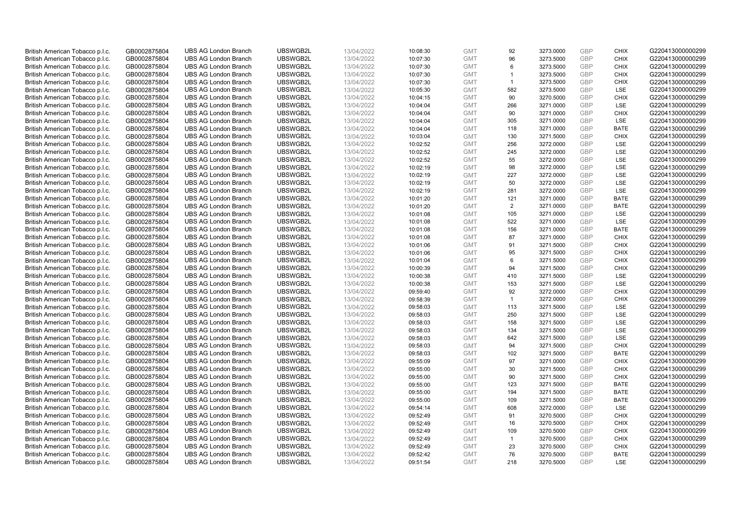| | | | | | | | | | | | |
|---|---|---|---|---|---|---|---|---|---|---|---|
| British American Tobacco p.l.c. | GB0002875804 | UBS AG London Branch | UBSWGB2L | 13/04/2022 | 10:08:30 | GMT | 92 | 3273.0000 | GBP | CHIX | G220413000000299 |
| British American Tobacco p.l.c. | GB0002875804 | UBS AG London Branch | UBSWGB2L | 13/04/2022 | 10:07:30 | GMT | 96 | 3273.5000 | GBP | CHIX | G220413000000299 |
| British American Tobacco p.l.c. | GB0002875804 | UBS AG London Branch | UBSWGB2L | 13/04/2022 | 10:07:30 | GMT | 6 | 3273.5000 | GBP | CHIX | G220413000000299 |
| British American Tobacco p.l.c. | GB0002875804 | UBS AG London Branch | UBSWGB2L | 13/04/2022 | 10:07:30 | GMT | 1 | 3273.5000 | GBP | CHIX | G220413000000299 |
| British American Tobacco p.l.c. | GB0002875804 | UBS AG London Branch | UBSWGB2L | 13/04/2022 | 10:07:30 | GMT | 1 | 3273.5000 | GBP | CHIX | G220413000000299 |
| British American Tobacco p.l.c. | GB0002875804 | UBS AG London Branch | UBSWGB2L | 13/04/2022 | 10:05:30 | GMT | 582 | 3273.5000 | GBP | LSE | G220413000000299 |
| British American Tobacco p.l.c. | GB0002875804 | UBS AG London Branch | UBSWGB2L | 13/04/2022 | 10:04:15 | GMT | 90 | 3270.5000 | GBP | CHIX | G220413000000299 |
| British American Tobacco p.l.c. | GB0002875804 | UBS AG London Branch | UBSWGB2L | 13/04/2022 | 10:04:04 | GMT | 266 | 3271.0000 | GBP | LSE | G220413000000299 |
| British American Tobacco p.l.c. | GB0002875804 | UBS AG London Branch | UBSWGB2L | 13/04/2022 | 10:04:04 | GMT | 90 | 3271.0000 | GBP | CHIX | G220413000000299 |
| British American Tobacco p.l.c. | GB0002875804 | UBS AG London Branch | UBSWGB2L | 13/04/2022 | 10:04:04 | GMT | 305 | 3271.0000 | GBP | LSE | G220413000000299 |
| British American Tobacco p.l.c. | GB0002875804 | UBS AG London Branch | UBSWGB2L | 13/04/2022 | 10:04:04 | GMT | 118 | 3271.0000 | GBP | BATE | G220413000000299 |
| British American Tobacco p.l.c. | GB0002875804 | UBS AG London Branch | UBSWGB2L | 13/04/2022 | 10:03:04 | GMT | 130 | 3271.5000 | GBP | CHIX | G220413000000299 |
| British American Tobacco p.l.c. | GB0002875804 | UBS AG London Branch | UBSWGB2L | 13/04/2022 | 10:02:52 | GMT | 256 | 3272.0000 | GBP | LSE | G220413000000299 |
| British American Tobacco p.l.c. | GB0002875804 | UBS AG London Branch | UBSWGB2L | 13/04/2022 | 10:02:52 | GMT | 245 | 3272.0000 | GBP | LSE | G220413000000299 |
| British American Tobacco p.l.c. | GB0002875804 | UBS AG London Branch | UBSWGB2L | 13/04/2022 | 10:02:52 | GMT | 55 | 3272.0000 | GBP | LSE | G220413000000299 |
| British American Tobacco p.l.c. | GB0002875804 | UBS AG London Branch | UBSWGB2L | 13/04/2022 | 10:02:19 | GMT | 98 | 3272.0000 | GBP | LSE | G220413000000299 |
| British American Tobacco p.l.c. | GB0002875804 | UBS AG London Branch | UBSWGB2L | 13/04/2022 | 10:02:19 | GMT | 227 | 3272.0000 | GBP | LSE | G220413000000299 |
| British American Tobacco p.l.c. | GB0002875804 | UBS AG London Branch | UBSWGB2L | 13/04/2022 | 10:02:19 | GMT | 50 | 3272.0000 | GBP | LSE | G220413000000299 |
| British American Tobacco p.l.c. | GB0002875804 | UBS AG London Branch | UBSWGB2L | 13/04/2022 | 10:02:19 | GMT | 281 | 3272.0000 | GBP | LSE | G220413000000299 |
| British American Tobacco p.l.c. | GB0002875804 | UBS AG London Branch | UBSWGB2L | 13/04/2022 | 10:01:20 | GMT | 121 | 3271.0000 | GBP | BATE | G220413000000299 |
| British American Tobacco p.l.c. | GB0002875804 | UBS AG London Branch | UBSWGB2L | 13/04/2022 | 10:01:20 | GMT | 2 | 3271.0000 | GBP | BATE | G220413000000299 |
| British American Tobacco p.l.c. | GB0002875804 | UBS AG London Branch | UBSWGB2L | 13/04/2022 | 10:01:08 | GMT | 105 | 3271.0000 | GBP | LSE | G220413000000299 |
| British American Tobacco p.l.c. | GB0002875804 | UBS AG London Branch | UBSWGB2L | 13/04/2022 | 10:01:08 | GMT | 522 | 3271.0000 | GBP | LSE | G220413000000299 |
| British American Tobacco p.l.c. | GB0002875804 | UBS AG London Branch | UBSWGB2L | 13/04/2022 | 10:01:08 | GMT | 156 | 3271.0000 | GBP | BATE | G220413000000299 |
| British American Tobacco p.l.c. | GB0002875804 | UBS AG London Branch | UBSWGB2L | 13/04/2022 | 10:01:08 | GMT | 87 | 3271.0000 | GBP | CHIX | G220413000000299 |
| British American Tobacco p.l.c. | GB0002875804 | UBS AG London Branch | UBSWGB2L | 13/04/2022 | 10:01:06 | GMT | 91 | 3271.5000 | GBP | CHIX | G220413000000299 |
| British American Tobacco p.l.c. | GB0002875804 | UBS AG London Branch | UBSWGB2L | 13/04/2022 | 10:01:06 | GMT | 95 | 3271.5000 | GBP | CHIX | G220413000000299 |
| British American Tobacco p.l.c. | GB0002875804 | UBS AG London Branch | UBSWGB2L | 13/04/2022 | 10:01:04 | GMT | 6 | 3271.5000 | GBP | CHIX | G220413000000299 |
| British American Tobacco p.l.c. | GB0002875804 | UBS AG London Branch | UBSWGB2L | 13/04/2022 | 10:00:39 | GMT | 94 | 3271.5000 | GBP | CHIX | G220413000000299 |
| British American Tobacco p.l.c. | GB0002875804 | UBS AG London Branch | UBSWGB2L | 13/04/2022 | 10:00:38 | GMT | 410 | 3271.5000 | GBP | LSE | G220413000000299 |
| British American Tobacco p.l.c. | GB0002875804 | UBS AG London Branch | UBSWGB2L | 13/04/2022 | 10:00:38 | GMT | 153 | 3271.5000 | GBP | LSE | G220413000000299 |
| British American Tobacco p.l.c. | GB0002875804 | UBS AG London Branch | UBSWGB2L | 13/04/2022 | 09:59:40 | GMT | 92 | 3272.0000 | GBP | CHIX | G220413000000299 |
| British American Tobacco p.l.c. | GB0002875804 | UBS AG London Branch | UBSWGB2L | 13/04/2022 | 09:58:39 | GMT | 1 | 3272.0000 | GBP | CHIX | G220413000000299 |
| British American Tobacco p.l.c. | GB0002875804 | UBS AG London Branch | UBSWGB2L | 13/04/2022 | 09:58:03 | GMT | 113 | 3271.5000 | GBP | LSE | G220413000000299 |
| British American Tobacco p.l.c. | GB0002875804 | UBS AG London Branch | UBSWGB2L | 13/04/2022 | 09:58:03 | GMT | 250 | 3271.5000 | GBP | LSE | G220413000000299 |
| British American Tobacco p.l.c. | GB0002875804 | UBS AG London Branch | UBSWGB2L | 13/04/2022 | 09:58:03 | GMT | 158 | 3271.5000 | GBP | LSE | G220413000000299 |
| British American Tobacco p.l.c. | GB0002875804 | UBS AG London Branch | UBSWGB2L | 13/04/2022 | 09:58:03 | GMT | 134 | 3271.5000 | GBP | LSE | G220413000000299 |
| British American Tobacco p.l.c. | GB0002875804 | UBS AG London Branch | UBSWGB2L | 13/04/2022 | 09:58:03 | GMT | 642 | 3271.5000 | GBP | LSE | G220413000000299 |
| British American Tobacco p.l.c. | GB0002875804 | UBS AG London Branch | UBSWGB2L | 13/04/2022 | 09:58:03 | GMT | 94 | 3271.5000 | GBP | CHIX | G220413000000299 |
| British American Tobacco p.l.c. | GB0002875804 | UBS AG London Branch | UBSWGB2L | 13/04/2022 | 09:58:03 | GMT | 102 | 3271.5000 | GBP | BATE | G220413000000299 |
| British American Tobacco p.l.c. | GB0002875804 | UBS AG London Branch | UBSWGB2L | 13/04/2022 | 09:55:09 | GMT | 97 | 3271.0000 | GBP | CHIX | G220413000000299 |
| British American Tobacco p.l.c. | GB0002875804 | UBS AG London Branch | UBSWGB2L | 13/04/2022 | 09:55:00 | GMT | 30 | 3271.5000 | GBP | CHIX | G220413000000299 |
| British American Tobacco p.l.c. | GB0002875804 | UBS AG London Branch | UBSWGB2L | 13/04/2022 | 09:55:00 | GMT | 90 | 3271.5000 | GBP | CHIX | G220413000000299 |
| British American Tobacco p.l.c. | GB0002875804 | UBS AG London Branch | UBSWGB2L | 13/04/2022 | 09:55:00 | GMT | 123 | 3271.5000 | GBP | BATE | G220413000000299 |
| British American Tobacco p.l.c. | GB0002875804 | UBS AG London Branch | UBSWGB2L | 13/04/2022 | 09:55:00 | GMT | 194 | 3271.5000 | GBP | BATE | G220413000000299 |
| British American Tobacco p.l.c. | GB0002875804 | UBS AG London Branch | UBSWGB2L | 13/04/2022 | 09:55:00 | GMT | 109 | 3271.5000 | GBP | BATE | G220413000000299 |
| British American Tobacco p.l.c. | GB0002875804 | UBS AG London Branch | UBSWGB2L | 13/04/2022 | 09:54:14 | GMT | 608 | 3272.0000 | GBP | LSE | G220413000000299 |
| British American Tobacco p.l.c. | GB0002875804 | UBS AG London Branch | UBSWGB2L | 13/04/2022 | 09:52:49 | GMT | 91 | 3270.5000 | GBP | CHIX | G220413000000299 |
| British American Tobacco p.l.c. | GB0002875804 | UBS AG London Branch | UBSWGB2L | 13/04/2022 | 09:52:49 | GMT | 16 | 3270.5000 | GBP | CHIX | G220413000000299 |
| British American Tobacco p.l.c. | GB0002875804 | UBS AG London Branch | UBSWGB2L | 13/04/2022 | 09:52:49 | GMT | 109 | 3270.5000 | GBP | CHIX | G220413000000299 |
| British American Tobacco p.l.c. | GB0002875804 | UBS AG London Branch | UBSWGB2L | 13/04/2022 | 09:52:49 | GMT | 1 | 3270.5000 | GBP | CHIX | G220413000000299 |
| British American Tobacco p.l.c. | GB0002875804 | UBS AG London Branch | UBSWGB2L | 13/04/2022 | 09:52:49 | GMT | 23 | 3270.5000 | GBP | CHIX | G220413000000299 |
| British American Tobacco p.l.c. | GB0002875804 | UBS AG London Branch | UBSWGB2L | 13/04/2022 | 09:52:42 | GMT | 76 | 3270.5000 | GBP | BATE | G220413000000299 |
| British American Tobacco p.l.c. | GB0002875804 | UBS AG London Branch | UBSWGB2L | 13/04/2022 | 09:51:54 | GMT | 218 | 3270.5000 | GBP | LSE | G220413000000299 |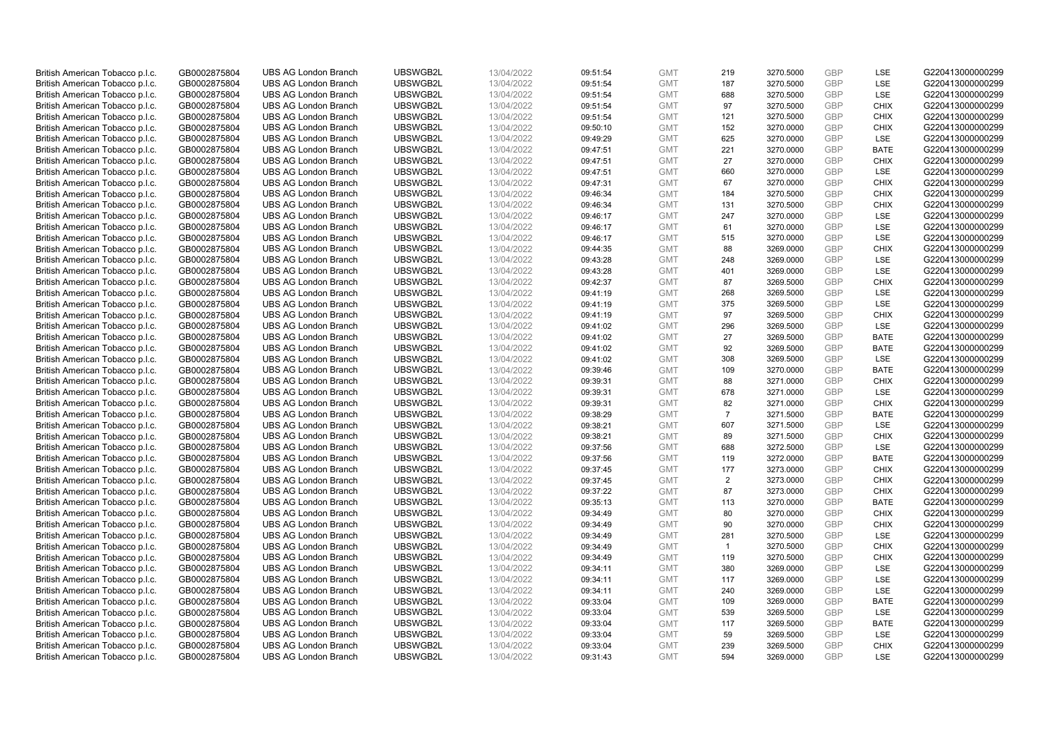| | | | | | | | | | | | |
|---|---|---|---|---|---|---|---|---|---|---|---|
| British American Tobacco p.l.c. | GB0002875804 | UBS AG London Branch | UBSWGB2L | 13/04/2022 | 09:51:54 | GMT | 219 | 3270.5000 | GBP | LSE | G220413000000299 |
| British American Tobacco p.l.c. | GB0002875804 | UBS AG London Branch | UBSWGB2L | 13/04/2022 | 09:51:54 | GMT | 187 | 3270.5000 | GBP | LSE | G220413000000299 |
| British American Tobacco p.l.c. | GB0002875804 | UBS AG London Branch | UBSWGB2L | 13/04/2022 | 09:51:54 | GMT | 688 | 3270.5000 | GBP | LSE | G220413000000299 |
| British American Tobacco p.l.c. | GB0002875804 | UBS AG London Branch | UBSWGB2L | 13/04/2022 | 09:51:54 | GMT | 97 | 3270.5000 | GBP | CHIX | G220413000000299 |
| British American Tobacco p.l.c. | GB0002875804 | UBS AG London Branch | UBSWGB2L | 13/04/2022 | 09:51:54 | GMT | 121 | 3270.5000 | GBP | CHIX | G220413000000299 |
| British American Tobacco p.l.c. | GB0002875804 | UBS AG London Branch | UBSWGB2L | 13/04/2022 | 09:50:10 | GMT | 152 | 3270.0000 | GBP | CHIX | G220413000000299 |
| British American Tobacco p.l.c. | GB0002875804 | UBS AG London Branch | UBSWGB2L | 13/04/2022 | 09:49:29 | GMT | 625 | 3270.0000 | GBP | LSE | G220413000000299 |
| British American Tobacco p.l.c. | GB0002875804 | UBS AG London Branch | UBSWGB2L | 13/04/2022 | 09:47:51 | GMT | 221 | 3270.0000 | GBP | BATE | G220413000000299 |
| British American Tobacco p.l.c. | GB0002875804 | UBS AG London Branch | UBSWGB2L | 13/04/2022 | 09:47:51 | GMT | 27 | 3270.0000 | GBP | CHIX | G220413000000299 |
| British American Tobacco p.l.c. | GB0002875804 | UBS AG London Branch | UBSWGB2L | 13/04/2022 | 09:47:51 | GMT | 660 | 3270.0000 | GBP | LSE | G220413000000299 |
| British American Tobacco p.l.c. | GB0002875804 | UBS AG London Branch | UBSWGB2L | 13/04/2022 | 09:47:31 | GMT | 67 | 3270.0000 | GBP | CHIX | G220413000000299 |
| British American Tobacco p.l.c. | GB0002875804 | UBS AG London Branch | UBSWGB2L | 13/04/2022 | 09:46:34 | GMT | 184 | 3270.5000 | GBP | CHIX | G220413000000299 |
| British American Tobacco p.l.c. | GB0002875804 | UBS AG London Branch | UBSWGB2L | 13/04/2022 | 09:46:34 | GMT | 131 | 3270.5000 | GBP | CHIX | G220413000000299 |
| British American Tobacco p.l.c. | GB0002875804 | UBS AG London Branch | UBSWGB2L | 13/04/2022 | 09:46:17 | GMT | 247 | 3270.0000 | GBP | LSE | G220413000000299 |
| British American Tobacco p.l.c. | GB0002875804 | UBS AG London Branch | UBSWGB2L | 13/04/2022 | 09:46:17 | GMT | 61 | 3270.0000 | GBP | LSE | G220413000000299 |
| British American Tobacco p.l.c. | GB0002875804 | UBS AG London Branch | UBSWGB2L | 13/04/2022 | 09:46:17 | GMT | 515 | 3270.0000 | GBP | LSE | G220413000000299 |
| British American Tobacco p.l.c. | GB0002875804 | UBS AG London Branch | UBSWGB2L | 13/04/2022 | 09:44:35 | GMT | 88 | 3269.0000 | GBP | CHIX | G220413000000299 |
| British American Tobacco p.l.c. | GB0002875804 | UBS AG London Branch | UBSWGB2L | 13/04/2022 | 09:43:28 | GMT | 248 | 3269.0000 | GBP | LSE | G220413000000299 |
| British American Tobacco p.l.c. | GB0002875804 | UBS AG London Branch | UBSWGB2L | 13/04/2022 | 09:43:28 | GMT | 401 | 3269.0000 | GBP | LSE | G220413000000299 |
| British American Tobacco p.l.c. | GB0002875804 | UBS AG London Branch | UBSWGB2L | 13/04/2022 | 09:42:37 | GMT | 87 | 3269.5000 | GBP | CHIX | G220413000000299 |
| British American Tobacco p.l.c. | GB0002875804 | UBS AG London Branch | UBSWGB2L | 13/04/2022 | 09:41:19 | GMT | 268 | 3269.5000 | GBP | LSE | G220413000000299 |
| British American Tobacco p.l.c. | GB0002875804 | UBS AG London Branch | UBSWGB2L | 13/04/2022 | 09:41:19 | GMT | 375 | 3269.5000 | GBP | LSE | G220413000000299 |
| British American Tobacco p.l.c. | GB0002875804 | UBS AG London Branch | UBSWGB2L | 13/04/2022 | 09:41:19 | GMT | 97 | 3269.5000 | GBP | CHIX | G220413000000299 |
| British American Tobacco p.l.c. | GB0002875804 | UBS AG London Branch | UBSWGB2L | 13/04/2022 | 09:41:02 | GMT | 296 | 3269.5000 | GBP | LSE | G220413000000299 |
| British American Tobacco p.l.c. | GB0002875804 | UBS AG London Branch | UBSWGB2L | 13/04/2022 | 09:41:02 | GMT | 27 | 3269.5000 | GBP | BATE | G220413000000299 |
| British American Tobacco p.l.c. | GB0002875804 | UBS AG London Branch | UBSWGB2L | 13/04/2022 | 09:41:02 | GMT | 92 | 3269.5000 | GBP | BATE | G220413000000299 |
| British American Tobacco p.l.c. | GB0002875804 | UBS AG London Branch | UBSWGB2L | 13/04/2022 | 09:41:02 | GMT | 308 | 3269.5000 | GBP | LSE | G220413000000299 |
| British American Tobacco p.l.c. | GB0002875804 | UBS AG London Branch | UBSWGB2L | 13/04/2022 | 09:39:46 | GMT | 109 | 3270.0000 | GBP | BATE | G220413000000299 |
| British American Tobacco p.l.c. | GB0002875804 | UBS AG London Branch | UBSWGB2L | 13/04/2022 | 09:39:31 | GMT | 88 | 3271.0000 | GBP | CHIX | G220413000000299 |
| British American Tobacco p.l.c. | GB0002875804 | UBS AG London Branch | UBSWGB2L | 13/04/2022 | 09:39:31 | GMT | 678 | 3271.0000 | GBP | LSE | G220413000000299 |
| British American Tobacco p.l.c. | GB0002875804 | UBS AG London Branch | UBSWGB2L | 13/04/2022 | 09:39:31 | GMT | 82 | 3271.0000 | GBP | CHIX | G220413000000299 |
| British American Tobacco p.l.c. | GB0002875804 | UBS AG London Branch | UBSWGB2L | 13/04/2022 | 09:38:29 | GMT | 7 | 3271.5000 | GBP | BATE | G220413000000299 |
| British American Tobacco p.l.c. | GB0002875804 | UBS AG London Branch | UBSWGB2L | 13/04/2022 | 09:38:21 | GMT | 607 | 3271.5000 | GBP | LSE | G220413000000299 |
| British American Tobacco p.l.c. | GB0002875804 | UBS AG London Branch | UBSWGB2L | 13/04/2022 | 09:38:21 | GMT | 89 | 3271.5000 | GBP | CHIX | G220413000000299 |
| British American Tobacco p.l.c. | GB0002875804 | UBS AG London Branch | UBSWGB2L | 13/04/2022 | 09:37:56 | GMT | 688 | 3272.5000 | GBP | LSE | G220413000000299 |
| British American Tobacco p.l.c. | GB0002875804 | UBS AG London Branch | UBSWGB2L | 13/04/2022 | 09:37:56 | GMT | 119 | 3272.0000 | GBP | BATE | G220413000000299 |
| British American Tobacco p.l.c. | GB0002875804 | UBS AG London Branch | UBSWGB2L | 13/04/2022 | 09:37:45 | GMT | 177 | 3273.0000 | GBP | CHIX | G220413000000299 |
| British American Tobacco p.l.c. | GB0002875804 | UBS AG London Branch | UBSWGB2L | 13/04/2022 | 09:37:45 | GMT | 2 | 3273.0000 | GBP | CHIX | G220413000000299 |
| British American Tobacco p.l.c. | GB0002875804 | UBS AG London Branch | UBSWGB2L | 13/04/2022 | 09:37:22 | GMT | 87 | 3273.0000 | GBP | CHIX | G220413000000299 |
| British American Tobacco p.l.c. | GB0002875804 | UBS AG London Branch | UBSWGB2L | 13/04/2022 | 09:35:13 | GMT | 113 | 3270.0000 | GBP | BATE | G220413000000299 |
| British American Tobacco p.l.c. | GB0002875804 | UBS AG London Branch | UBSWGB2L | 13/04/2022 | 09:34:49 | GMT | 80 | 3270.0000 | GBP | CHIX | G220413000000299 |
| British American Tobacco p.l.c. | GB0002875804 | UBS AG London Branch | UBSWGB2L | 13/04/2022 | 09:34:49 | GMT | 90 | 3270.0000 | GBP | CHIX | G220413000000299 |
| British American Tobacco p.l.c. | GB0002875804 | UBS AG London Branch | UBSWGB2L | 13/04/2022 | 09:34:49 | GMT | 281 | 3270.5000 | GBP | LSE | G220413000000299 |
| British American Tobacco p.l.c. | GB0002875804 | UBS AG London Branch | UBSWGB2L | 13/04/2022 | 09:34:49 | GMT | 1 | 3270.5000 | GBP | CHIX | G220413000000299 |
| British American Tobacco p.l.c. | GB0002875804 | UBS AG London Branch | UBSWGB2L | 13/04/2022 | 09:34:49 | GMT | 119 | 3270.5000 | GBP | CHIX | G220413000000299 |
| British American Tobacco p.l.c. | GB0002875804 | UBS AG London Branch | UBSWGB2L | 13/04/2022 | 09:34:11 | GMT | 380 | 3269.0000 | GBP | LSE | G220413000000299 |
| British American Tobacco p.l.c. | GB0002875804 | UBS AG London Branch | UBSWGB2L | 13/04/2022 | 09:34:11 | GMT | 117 | 3269.0000 | GBP | LSE | G220413000000299 |
| British American Tobacco p.l.c. | GB0002875804 | UBS AG London Branch | UBSWGB2L | 13/04/2022 | 09:34:11 | GMT | 240 | 3269.0000 | GBP | LSE | G220413000000299 |
| British American Tobacco p.l.c. | GB0002875804 | UBS AG London Branch | UBSWGB2L | 13/04/2022 | 09:33:04 | GMT | 109 | 3269.0000 | GBP | BATE | G220413000000299 |
| British American Tobacco p.l.c. | GB0002875804 | UBS AG London Branch | UBSWGB2L | 13/04/2022 | 09:33:04 | GMT | 539 | 3269.5000 | GBP | LSE | G220413000000299 |
| British American Tobacco p.l.c. | GB0002875804 | UBS AG London Branch | UBSWGB2L | 13/04/2022 | 09:33:04 | GMT | 117 | 3269.5000 | GBP | BATE | G220413000000299 |
| British American Tobacco p.l.c. | GB0002875804 | UBS AG London Branch | UBSWGB2L | 13/04/2022 | 09:33:04 | GMT | 59 | 3269.5000 | GBP | LSE | G220413000000299 |
| British American Tobacco p.l.c. | GB0002875804 | UBS AG London Branch | UBSWGB2L | 13/04/2022 | 09:33:04 | GMT | 239 | 3269.5000 | GBP | CHIX | G220413000000299 |
| British American Tobacco p.l.c. | GB0002875804 | UBS AG London Branch | UBSWGB2L | 13/04/2022 | 09:31:43 | GMT | 594 | 3269.0000 | GBP | LSE | G220413000000299 |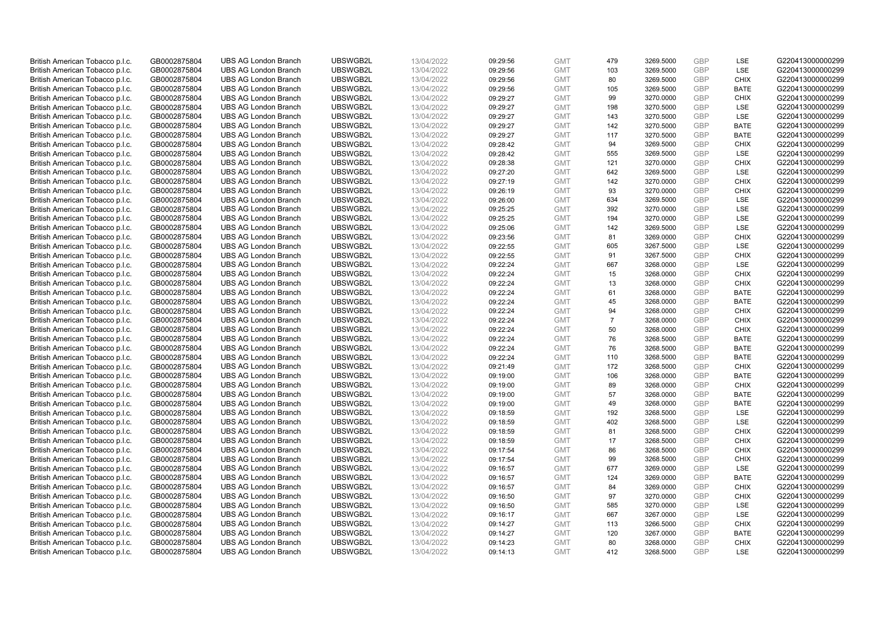| | | | | | | | | | | | |
|---|---|---|---|---|---|---|---|---|---|---|---|
| British American Tobacco p.l.c. | GB0002875804 | UBS AG London Branch | UBSWGB2L | 13/04/2022 | 09:29:56 | GMT | 479 | 3269.5000 | GBP | LSE | G220413000000299 |
| British American Tobacco p.l.c. | GB0002875804 | UBS AG London Branch | UBSWGB2L | 13/04/2022 | 09:29:56 | GMT | 103 | 3269.5000 | GBP | LSE | G220413000000299 |
| British American Tobacco p.l.c. | GB0002875804 | UBS AG London Branch | UBSWGB2L | 13/04/2022 | 09:29:56 | GMT | 80 | 3269.5000 | GBP | CHIX | G220413000000299 |
| British American Tobacco p.l.c. | GB0002875804 | UBS AG London Branch | UBSWGB2L | 13/04/2022 | 09:29:56 | GMT | 105 | 3269.5000 | GBP | BATE | G220413000000299 |
| British American Tobacco p.l.c. | GB0002875804 | UBS AG London Branch | UBSWGB2L | 13/04/2022 | 09:29:27 | GMT | 99 | 3270.0000 | GBP | CHIX | G220413000000299 |
| British American Tobacco p.l.c. | GB0002875804 | UBS AG London Branch | UBSWGB2L | 13/04/2022 | 09:29:27 | GMT | 198 | 3270.5000 | GBP | LSE | G220413000000299 |
| British American Tobacco p.l.c. | GB0002875804 | UBS AG London Branch | UBSWGB2L | 13/04/2022 | 09:29:27 | GMT | 143 | 3270.5000 | GBP | LSE | G220413000000299 |
| British American Tobacco p.l.c. | GB0002875804 | UBS AG London Branch | UBSWGB2L | 13/04/2022 | 09:29:27 | GMT | 142 | 3270.5000 | GBP | BATE | G220413000000299 |
| British American Tobacco p.l.c. | GB0002875804 | UBS AG London Branch | UBSWGB2L | 13/04/2022 | 09:29:27 | GMT | 117 | 3270.5000 | GBP | BATE | G220413000000299 |
| British American Tobacco p.l.c. | GB0002875804 | UBS AG London Branch | UBSWGB2L | 13/04/2022 | 09:28:42 | GMT | 94 | 3269.5000 | GBP | CHIX | G220413000000299 |
| British American Tobacco p.l.c. | GB0002875804 | UBS AG London Branch | UBSWGB2L | 13/04/2022 | 09:28:42 | GMT | 555 | 3269.5000 | GBP | LSE | G220413000000299 |
| British American Tobacco p.l.c. | GB0002875804 | UBS AG London Branch | UBSWGB2L | 13/04/2022 | 09:28:38 | GMT | 121 | 3270.0000 | GBP | CHIX | G220413000000299 |
| British American Tobacco p.l.c. | GB0002875804 | UBS AG London Branch | UBSWGB2L | 13/04/2022 | 09:27:20 | GMT | 642 | 3269.5000 | GBP | LSE | G220413000000299 |
| British American Tobacco p.l.c. | GB0002875804 | UBS AG London Branch | UBSWGB2L | 13/04/2022 | 09:27:19 | GMT | 142 | 3270.0000 | GBP | CHIX | G220413000000299 |
| British American Tobacco p.l.c. | GB0002875804 | UBS AG London Branch | UBSWGB2L | 13/04/2022 | 09:26:19 | GMT | 93 | 3270.0000 | GBP | CHIX | G220413000000299 |
| British American Tobacco p.l.c. | GB0002875804 | UBS AG London Branch | UBSWGB2L | 13/04/2022 | 09:26:00 | GMT | 634 | 3269.5000 | GBP | LSE | G220413000000299 |
| British American Tobacco p.l.c. | GB0002875804 | UBS AG London Branch | UBSWGB2L | 13/04/2022 | 09:25:25 | GMT | 392 | 3270.0000 | GBP | LSE | G220413000000299 |
| British American Tobacco p.l.c. | GB0002875804 | UBS AG London Branch | UBSWGB2L | 13/04/2022 | 09:25:25 | GMT | 194 | 3270.0000 | GBP | LSE | G220413000000299 |
| British American Tobacco p.l.c. | GB0002875804 | UBS AG London Branch | UBSWGB2L | 13/04/2022 | 09:25:06 | GMT | 142 | 3269.5000 | GBP | LSE | G220413000000299 |
| British American Tobacco p.l.c. | GB0002875804 | UBS AG London Branch | UBSWGB2L | 13/04/2022 | 09:23:56 | GMT | 81 | 3269.0000 | GBP | CHIX | G220413000000299 |
| British American Tobacco p.l.c. | GB0002875804 | UBS AG London Branch | UBSWGB2L | 13/04/2022 | 09:22:55 | GMT | 605 | 3267.5000 | GBP | LSE | G220413000000299 |
| British American Tobacco p.l.c. | GB0002875804 | UBS AG London Branch | UBSWGB2L | 13/04/2022 | 09:22:55 | GMT | 91 | 3267.5000 | GBP | CHIX | G220413000000299 |
| British American Tobacco p.l.c. | GB0002875804 | UBS AG London Branch | UBSWGB2L | 13/04/2022 | 09:22:24 | GMT | 667 | 3268.0000 | GBP | LSE | G220413000000299 |
| British American Tobacco p.l.c. | GB0002875804 | UBS AG London Branch | UBSWGB2L | 13/04/2022 | 09:22:24 | GMT | 15 | 3268.0000 | GBP | CHIX | G220413000000299 |
| British American Tobacco p.l.c. | GB0002875804 | UBS AG London Branch | UBSWGB2L | 13/04/2022 | 09:22:24 | GMT | 13 | 3268.0000 | GBP | CHIX | G220413000000299 |
| British American Tobacco p.l.c. | GB0002875804 | UBS AG London Branch | UBSWGB2L | 13/04/2022 | 09:22:24 | GMT | 61 | 3268.0000 | GBP | BATE | G220413000000299 |
| British American Tobacco p.l.c. | GB0002875804 | UBS AG London Branch | UBSWGB2L | 13/04/2022 | 09:22:24 | GMT | 45 | 3268.0000 | GBP | BATE | G220413000000299 |
| British American Tobacco p.l.c. | GB0002875804 | UBS AG London Branch | UBSWGB2L | 13/04/2022 | 09:22:24 | GMT | 94 | 3268.0000 | GBP | CHIX | G220413000000299 |
| British American Tobacco p.l.c. | GB0002875804 | UBS AG London Branch | UBSWGB2L | 13/04/2022 | 09:22:24 | GMT | 7 | 3268.0000 | GBP | CHIX | G220413000000299 |
| British American Tobacco p.l.c. | GB0002875804 | UBS AG London Branch | UBSWGB2L | 13/04/2022 | 09:22:24 | GMT | 50 | 3268.0000 | GBP | CHIX | G220413000000299 |
| British American Tobacco p.l.c. | GB0002875804 | UBS AG London Branch | UBSWGB2L | 13/04/2022 | 09:22:24 | GMT | 76 | 3268.5000 | GBP | BATE | G220413000000299 |
| British American Tobacco p.l.c. | GB0002875804 | UBS AG London Branch | UBSWGB2L | 13/04/2022 | 09:22:24 | GMT | 76 | 3268.5000 | GBP | BATE | G220413000000299 |
| British American Tobacco p.l.c. | GB0002875804 | UBS AG London Branch | UBSWGB2L | 13/04/2022 | 09:22:24 | GMT | 110 | 3268.5000 | GBP | BATE | G220413000000299 |
| British American Tobacco p.l.c. | GB0002875804 | UBS AG London Branch | UBSWGB2L | 13/04/2022 | 09:21:49 | GMT | 172 | 3268.5000 | GBP | CHIX | G220413000000299 |
| British American Tobacco p.l.c. | GB0002875804 | UBS AG London Branch | UBSWGB2L | 13/04/2022 | 09:19:00 | GMT | 106 | 3268.0000 | GBP | BATE | G220413000000299 |
| British American Tobacco p.l.c. | GB0002875804 | UBS AG London Branch | UBSWGB2L | 13/04/2022 | 09:19:00 | GMT | 89 | 3268.0000 | GBP | CHIX | G220413000000299 |
| British American Tobacco p.l.c. | GB0002875804 | UBS AG London Branch | UBSWGB2L | 13/04/2022 | 09:19:00 | GMT | 57 | 3268.0000 | GBP | BATE | G220413000000299 |
| British American Tobacco p.l.c. | GB0002875804 | UBS AG London Branch | UBSWGB2L | 13/04/2022 | 09:19:00 | GMT | 49 | 3268.0000 | GBP | BATE | G220413000000299 |
| British American Tobacco p.l.c. | GB0002875804 | UBS AG London Branch | UBSWGB2L | 13/04/2022 | 09:18:59 | GMT | 192 | 3268.5000 | GBP | LSE | G220413000000299 |
| British American Tobacco p.l.c. | GB0002875804 | UBS AG London Branch | UBSWGB2L | 13/04/2022 | 09:18:59 | GMT | 402 | 3268.5000 | GBP | LSE | G220413000000299 |
| British American Tobacco p.l.c. | GB0002875804 | UBS AG London Branch | UBSWGB2L | 13/04/2022 | 09:18:59 | GMT | 81 | 3268.5000 | GBP | CHIX | G220413000000299 |
| British American Tobacco p.l.c. | GB0002875804 | UBS AG London Branch | UBSWGB2L | 13/04/2022 | 09:18:59 | GMT | 17 | 3268.5000 | GBP | CHIX | G220413000000299 |
| British American Tobacco p.l.c. | GB0002875804 | UBS AG London Branch | UBSWGB2L | 13/04/2022 | 09:17:54 | GMT | 86 | 3268.5000 | GBP | CHIX | G220413000000299 |
| British American Tobacco p.l.c. | GB0002875804 | UBS AG London Branch | UBSWGB2L | 13/04/2022 | 09:17:54 | GMT | 99 | 3268.5000 | GBP | CHIX | G220413000000299 |
| British American Tobacco p.l.c. | GB0002875804 | UBS AG London Branch | UBSWGB2L | 13/04/2022 | 09:16:57 | GMT | 677 | 3269.0000 | GBP | LSE | G220413000000299 |
| British American Tobacco p.l.c. | GB0002875804 | UBS AG London Branch | UBSWGB2L | 13/04/2022 | 09:16:57 | GMT | 124 | 3269.0000 | GBP | BATE | G220413000000299 |
| British American Tobacco p.l.c. | GB0002875804 | UBS AG London Branch | UBSWGB2L | 13/04/2022 | 09:16:57 | GMT | 84 | 3269.0000 | GBP | CHIX | G220413000000299 |
| British American Tobacco p.l.c. | GB0002875804 | UBS AG London Branch | UBSWGB2L | 13/04/2022 | 09:16:50 | GMT | 97 | 3270.0000 | GBP | CHIX | G220413000000299 |
| British American Tobacco p.l.c. | GB0002875804 | UBS AG London Branch | UBSWGB2L | 13/04/2022 | 09:16:50 | GMT | 585 | 3270.0000 | GBP | LSE | G220413000000299 |
| British American Tobacco p.l.c. | GB0002875804 | UBS AG London Branch | UBSWGB2L | 13/04/2022 | 09:16:17 | GMT | 667 | 3267.0000 | GBP | LSE | G220413000000299 |
| British American Tobacco p.l.c. | GB0002875804 | UBS AG London Branch | UBSWGB2L | 13/04/2022 | 09:14:27 | GMT | 113 | 3266.5000 | GBP | CHIX | G220413000000299 |
| British American Tobacco p.l.c. | GB0002875804 | UBS AG London Branch | UBSWGB2L | 13/04/2022 | 09:14:27 | GMT | 120 | 3267.0000 | GBP | BATE | G220413000000299 |
| British American Tobacco p.l.c. | GB0002875804 | UBS AG London Branch | UBSWGB2L | 13/04/2022 | 09:14:23 | GMT | 80 | 3268.0000 | GBP | CHIX | G220413000000299 |
| British American Tobacco p.l.c. | GB0002875804 | UBS AG London Branch | UBSWGB2L | 13/04/2022 | 09:14:13 | GMT | 412 | 3268.5000 | GBP | LSE | G220413000000299 |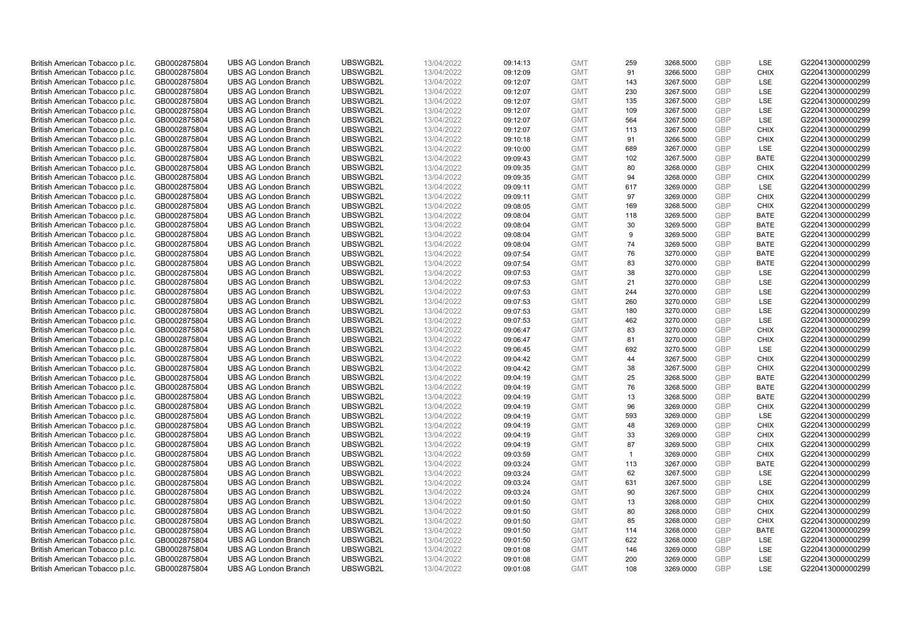| | | | | | | | | | | | |
|---|---|---|---|---|---|---|---|---|---|---|---|
| British American Tobacco p.l.c. | GB0002875804 | UBS AG London Branch | UBSWGB2L | 13/04/2022 | 09:14:13 | GMT | 259 | 3268.5000 | GBP | LSE | G220413000000299 |
| British American Tobacco p.l.c. | GB0002875804 | UBS AG London Branch | UBSWGB2L | 13/04/2022 | 09:12:09 | GMT | 91 | 3266.5000 | GBP | CHIX | G220413000000299 |
| British American Tobacco p.l.c. | GB0002875804 | UBS AG London Branch | UBSWGB2L | 13/04/2022 | 09:12:07 | GMT | 143 | 3267.5000 | GBP | LSE | G220413000000299 |
| British American Tobacco p.l.c. | GB0002875804 | UBS AG London Branch | UBSWGB2L | 13/04/2022 | 09:12:07 | GMT | 230 | 3267.5000 | GBP | LSE | G220413000000299 |
| British American Tobacco p.l.c. | GB0002875804 | UBS AG London Branch | UBSWGB2L | 13/04/2022 | 09:12:07 | GMT | 135 | 3267.5000 | GBP | LSE | G220413000000299 |
| British American Tobacco p.l.c. | GB0002875804 | UBS AG London Branch | UBSWGB2L | 13/04/2022 | 09:12:07 | GMT | 109 | 3267.5000 | GBP | LSE | G220413000000299 |
| British American Tobacco p.l.c. | GB0002875804 | UBS AG London Branch | UBSWGB2L | 13/04/2022 | 09:12:07 | GMT | 564 | 3267.5000 | GBP | LSE | G220413000000299 |
| British American Tobacco p.l.c. | GB0002875804 | UBS AG London Branch | UBSWGB2L | 13/04/2022 | 09:12:07 | GMT | 113 | 3267.5000 | GBP | CHIX | G220413000000299 |
| British American Tobacco p.l.c. | GB0002875804 | UBS AG London Branch | UBSWGB2L | 13/04/2022 | 09:10:18 | GMT | 91 | 3266.5000 | GBP | CHIX | G220413000000299 |
| British American Tobacco p.l.c. | GB0002875804 | UBS AG London Branch | UBSWGB2L | 13/04/2022 | 09:10:00 | GMT | 689 | 3267.0000 | GBP | LSE | G220413000000299 |
| British American Tobacco p.l.c. | GB0002875804 | UBS AG London Branch | UBSWGB2L | 13/04/2022 | 09:09:43 | GMT | 102 | 3267.5000 | GBP | BATE | G220413000000299 |
| British American Tobacco p.l.c. | GB0002875804 | UBS AG London Branch | UBSWGB2L | 13/04/2022 | 09:09:35 | GMT | 80 | 3268.0000 | GBP | CHIX | G220413000000299 |
| British American Tobacco p.l.c. | GB0002875804 | UBS AG London Branch | UBSWGB2L | 13/04/2022 | 09:09:35 | GMT | 94 | 3268.0000 | GBP | CHIX | G220413000000299 |
| British American Tobacco p.l.c. | GB0002875804 | UBS AG London Branch | UBSWGB2L | 13/04/2022 | 09:09:11 | GMT | 617 | 3269.0000 | GBP | LSE | G220413000000299 |
| British American Tobacco p.l.c. | GB0002875804 | UBS AG London Branch | UBSWGB2L | 13/04/2022 | 09:09:11 | GMT | 97 | 3269.0000 | GBP | CHIX | G220413000000299 |
| British American Tobacco p.l.c. | GB0002875804 | UBS AG London Branch | UBSWGB2L | 13/04/2022 | 09:08:05 | GMT | 169 | 3268.5000 | GBP | CHIX | G220413000000299 |
| British American Tobacco p.l.c. | GB0002875804 | UBS AG London Branch | UBSWGB2L | 13/04/2022 | 09:08:04 | GMT | 118 | 3269.5000 | GBP | BATE | G220413000000299 |
| British American Tobacco p.l.c. | GB0002875804 | UBS AG London Branch | UBSWGB2L | 13/04/2022 | 09:08:04 | GMT | 30 | 3269.5000 | GBP | BATE | G220413000000299 |
| British American Tobacco p.l.c. | GB0002875804 | UBS AG London Branch | UBSWGB2L | 13/04/2022 | 09:08:04 | GMT | 9 | 3269.5000 | GBP | BATE | G220413000000299 |
| British American Tobacco p.l.c. | GB0002875804 | UBS AG London Branch | UBSWGB2L | 13/04/2022 | 09:08:04 | GMT | 74 | 3269.5000 | GBP | BATE | G220413000000299 |
| British American Tobacco p.l.c. | GB0002875804 | UBS AG London Branch | UBSWGB2L | 13/04/2022 | 09:07:54 | GMT | 76 | 3270.0000 | GBP | BATE | G220413000000299 |
| British American Tobacco p.l.c. | GB0002875804 | UBS AG London Branch | UBSWGB2L | 13/04/2022 | 09:07:54 | GMT | 83 | 3270.0000 | GBP | BATE | G220413000000299 |
| British American Tobacco p.l.c. | GB0002875804 | UBS AG London Branch | UBSWGB2L | 13/04/2022 | 09:07:53 | GMT | 38 | 3270.0000 | GBP | LSE | G220413000000299 |
| British American Tobacco p.l.c. | GB0002875804 | UBS AG London Branch | UBSWGB2L | 13/04/2022 | 09:07:53 | GMT | 21 | 3270.0000 | GBP | LSE | G220413000000299 |
| British American Tobacco p.l.c. | GB0002875804 | UBS AG London Branch | UBSWGB2L | 13/04/2022 | 09:07:53 | GMT | 244 | 3270.0000 | GBP | LSE | G220413000000299 |
| British American Tobacco p.l.c. | GB0002875804 | UBS AG London Branch | UBSWGB2L | 13/04/2022 | 09:07:53 | GMT | 260 | 3270.0000 | GBP | LSE | G220413000000299 |
| British American Tobacco p.l.c. | GB0002875804 | UBS AG London Branch | UBSWGB2L | 13/04/2022 | 09:07:53 | GMT | 180 | 3270.0000 | GBP | LSE | G220413000000299 |
| British American Tobacco p.l.c. | GB0002875804 | UBS AG London Branch | UBSWGB2L | 13/04/2022 | 09:07:53 | GMT | 462 | 3270.0000 | GBP | LSE | G220413000000299 |
| British American Tobacco p.l.c. | GB0002875804 | UBS AG London Branch | UBSWGB2L | 13/04/2022 | 09:06:47 | GMT | 83 | 3270.0000 | GBP | CHIX | G220413000000299 |
| British American Tobacco p.l.c. | GB0002875804 | UBS AG London Branch | UBSWGB2L | 13/04/2022 | 09:06:47 | GMT | 81 | 3270.0000 | GBP | CHIX | G220413000000299 |
| British American Tobacco p.l.c. | GB0002875804 | UBS AG London Branch | UBSWGB2L | 13/04/2022 | 09:06:45 | GMT | 692 | 3270.5000 | GBP | LSE | G220413000000299 |
| British American Tobacco p.l.c. | GB0002875804 | UBS AG London Branch | UBSWGB2L | 13/04/2022 | 09:04:42 | GMT | 44 | 3267.5000 | GBP | CHIX | G220413000000299 |
| British American Tobacco p.l.c. | GB0002875804 | UBS AG London Branch | UBSWGB2L | 13/04/2022 | 09:04:42 | GMT | 38 | 3267.5000 | GBP | CHIX | G220413000000299 |
| British American Tobacco p.l.c. | GB0002875804 | UBS AG London Branch | UBSWGB2L | 13/04/2022 | 09:04:19 | GMT | 25 | 3268.5000 | GBP | BATE | G220413000000299 |
| British American Tobacco p.l.c. | GB0002875804 | UBS AG London Branch | UBSWGB2L | 13/04/2022 | 09:04:19 | GMT | 76 | 3268.5000 | GBP | BATE | G220413000000299 |
| British American Tobacco p.l.c. | GB0002875804 | UBS AG London Branch | UBSWGB2L | 13/04/2022 | 09:04:19 | GMT | 13 | 3268.5000 | GBP | BATE | G220413000000299 |
| British American Tobacco p.l.c. | GB0002875804 | UBS AG London Branch | UBSWGB2L | 13/04/2022 | 09:04:19 | GMT | 96 | 3269.0000 | GBP | CHIX | G220413000000299 |
| British American Tobacco p.l.c. | GB0002875804 | UBS AG London Branch | UBSWGB2L | 13/04/2022 | 09:04:19 | GMT | 593 | 3269.0000 | GBP | LSE | G220413000000299 |
| British American Tobacco p.l.c. | GB0002875804 | UBS AG London Branch | UBSWGB2L | 13/04/2022 | 09:04:19 | GMT | 48 | 3269.0000 | GBP | CHIX | G220413000000299 |
| British American Tobacco p.l.c. | GB0002875804 | UBS AG London Branch | UBSWGB2L | 13/04/2022 | 09:04:19 | GMT | 33 | 3269.0000 | GBP | CHIX | G220413000000299 |
| British American Tobacco p.l.c. | GB0002875804 | UBS AG London Branch | UBSWGB2L | 13/04/2022 | 09:04:19 | GMT | 87 | 3269.5000 | GBP | CHIX | G220413000000299 |
| British American Tobacco p.l.c. | GB0002875804 | UBS AG London Branch | UBSWGB2L | 13/04/2022 | 09:03:59 | GMT | 1 | 3269.0000 | GBP | CHIX | G220413000000299 |
| British American Tobacco p.l.c. | GB0002875804 | UBS AG London Branch | UBSWGB2L | 13/04/2022 | 09:03:24 | GMT | 113 | 3267.0000 | GBP | BATE | G220413000000299 |
| British American Tobacco p.l.c. | GB0002875804 | UBS AG London Branch | UBSWGB2L | 13/04/2022 | 09:03:24 | GMT | 62 | 3267.5000 | GBP | LSE | G220413000000299 |
| British American Tobacco p.l.c. | GB0002875804 | UBS AG London Branch | UBSWGB2L | 13/04/2022 | 09:03:24 | GMT | 631 | 3267.5000 | GBP | LSE | G220413000000299 |
| British American Tobacco p.l.c. | GB0002875804 | UBS AG London Branch | UBSWGB2L | 13/04/2022 | 09:03:24 | GMT | 90 | 3267.5000 | GBP | CHIX | G220413000000299 |
| British American Tobacco p.l.c. | GB0002875804 | UBS AG London Branch | UBSWGB2L | 13/04/2022 | 09:01:50 | GMT | 13 | 3268.0000 | GBP | CHIX | G220413000000299 |
| British American Tobacco p.l.c. | GB0002875804 | UBS AG London Branch | UBSWGB2L | 13/04/2022 | 09:01:50 | GMT | 80 | 3268.0000 | GBP | CHIX | G220413000000299 |
| British American Tobacco p.l.c. | GB0002875804 | UBS AG London Branch | UBSWGB2L | 13/04/2022 | 09:01:50 | GMT | 85 | 3268.0000 | GBP | CHIX | G220413000000299 |
| British American Tobacco p.l.c. | GB0002875804 | UBS AG London Branch | UBSWGB2L | 13/04/2022 | 09:01:50 | GMT | 114 | 3268.0000 | GBP | BATE | G220413000000299 |
| British American Tobacco p.l.c. | GB0002875804 | UBS AG London Branch | UBSWGB2L | 13/04/2022 | 09:01:50 | GMT | 622 | 3268.0000 | GBP | LSE | G220413000000299 |
| British American Tobacco p.l.c. | GB0002875804 | UBS AG London Branch | UBSWGB2L | 13/04/2022 | 09:01:08 | GMT | 146 | 3269.0000 | GBP | LSE | G220413000000299 |
| British American Tobacco p.l.c. | GB0002875804 | UBS AG London Branch | UBSWGB2L | 13/04/2022 | 09:01:08 | GMT | 200 | 3269.0000 | GBP | LSE | G220413000000299 |
| British American Tobacco p.l.c. | GB0002875804 | UBS AG London Branch | UBSWGB2L | 13/04/2022 | 09:01:08 | GMT | 108 | 3269.0000 | GBP | LSE | G220413000000299 |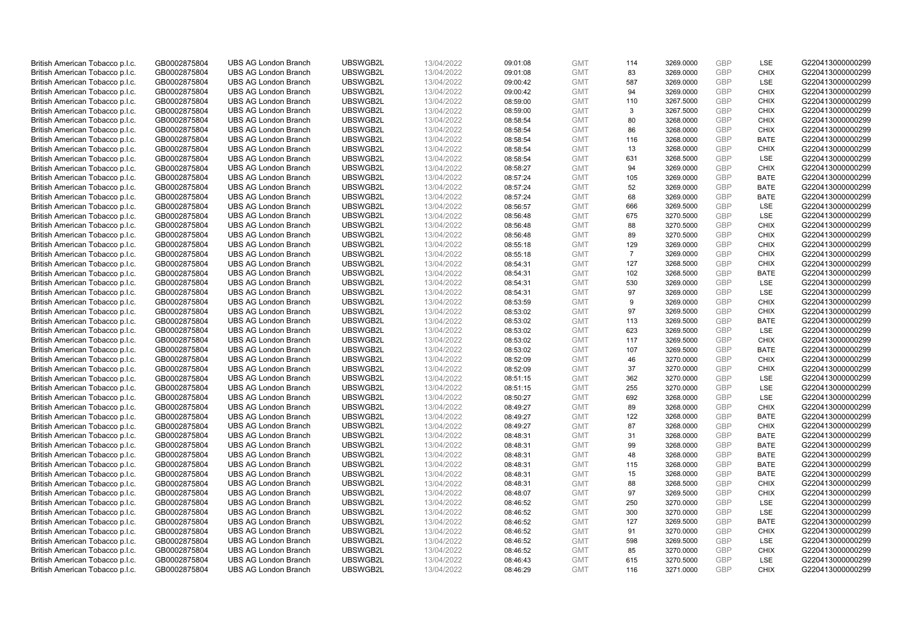| British American Tobacco p.l.c. | GB0002875804 | UBS AG London Branch | UBSWGB2L | 13/04/2022 | 09:01:08 | GMT | 114 | 3269.0000 | GBP | LSE | G220413000000299 |
|---|---|---|---|---|---|---|---|---|---|---|---|
| British American Tobacco p.l.c. | GB0002875804 | UBS AG London Branch | UBSWGB2L | 13/04/2022 | 09:01:08 | GMT | 83 | 3269.0000 | GBP | CHIX | G220413000000299 |
| British American Tobacco p.l.c. | GB0002875804 | UBS AG London Branch | UBSWGB2L | 13/04/2022 | 09:00:42 | GMT | 587 | 3269.0000 | GBP | LSE | G220413000000299 |
| British American Tobacco p.l.c. | GB0002875804 | UBS AG London Branch | UBSWGB2L | 13/04/2022 | 09:00:42 | GMT | 94 | 3269.0000 | GBP | CHIX | G220413000000299 |
| British American Tobacco p.l.c. | GB0002875804 | UBS AG London Branch | UBSWGB2L | 13/04/2022 | 08:59:00 | GMT | 110 | 3267.5000 | GBP | CHIX | G220413000000299 |
| British American Tobacco p.l.c. | GB0002875804 | UBS AG London Branch | UBSWGB2L | 13/04/2022 | 08:59:00 | GMT | 3 | 3267.5000 | GBP | CHIX | G220413000000299 |
| British American Tobacco p.l.c. | GB0002875804 | UBS AG London Branch | UBSWGB2L | 13/04/2022 | 08:58:54 | GMT | 80 | 3268.0000 | GBP | CHIX | G220413000000299 |
| British American Tobacco p.l.c. | GB0002875804 | UBS AG London Branch | UBSWGB2L | 13/04/2022 | 08:58:54 | GMT | 86 | 3268.0000 | GBP | CHIX | G220413000000299 |
| British American Tobacco p.l.c. | GB0002875804 | UBS AG London Branch | UBSWGB2L | 13/04/2022 | 08:58:54 | GMT | 116 | 3268.0000 | GBP | BATE | G220413000000299 |
| British American Tobacco p.l.c. | GB0002875804 | UBS AG London Branch | UBSWGB2L | 13/04/2022 | 08:58:54 | GMT | 13 | 3268.0000 | GBP | CHIX | G220413000000299 |
| British American Tobacco p.l.c. | GB0002875804 | UBS AG London Branch | UBSWGB2L | 13/04/2022 | 08:58:54 | GMT | 631 | 3268.5000 | GBP | LSE | G220413000000299 |
| British American Tobacco p.l.c. | GB0002875804 | UBS AG London Branch | UBSWGB2L | 13/04/2022 | 08:58:27 | GMT | 94 | 3269.0000 | GBP | CHIX | G220413000000299 |
| British American Tobacco p.l.c. | GB0002875804 | UBS AG London Branch | UBSWGB2L | 13/04/2022 | 08:57:24 | GMT | 105 | 3269.0000 | GBP | BATE | G220413000000299 |
| British American Tobacco p.l.c. | GB0002875804 | UBS AG London Branch | UBSWGB2L | 13/04/2022 | 08:57:24 | GMT | 52 | 3269.0000 | GBP | BATE | G220413000000299 |
| British American Tobacco p.l.c. | GB0002875804 | UBS AG London Branch | UBSWGB2L | 13/04/2022 | 08:57:24 | GMT | 68 | 3269.0000 | GBP | BATE | G220413000000299 |
| British American Tobacco p.l.c. | GB0002875804 | UBS AG London Branch | UBSWGB2L | 13/04/2022 | 08:56:57 | GMT | 666 | 3269.5000 | GBP | LSE | G220413000000299 |
| British American Tobacco p.l.c. | GB0002875804 | UBS AG London Branch | UBSWGB2L | 13/04/2022 | 08:56:48 | GMT | 675 | 3270.5000 | GBP | LSE | G220413000000299 |
| British American Tobacco p.l.c. | GB0002875804 | UBS AG London Branch | UBSWGB2L | 13/04/2022 | 08:56:48 | GMT | 88 | 3270.5000 | GBP | CHIX | G220413000000299 |
| British American Tobacco p.l.c. | GB0002875804 | UBS AG London Branch | UBSWGB2L | 13/04/2022 | 08:56:48 | GMT | 89 | 3270.5000 | GBP | CHIX | G220413000000299 |
| British American Tobacco p.l.c. | GB0002875804 | UBS AG London Branch | UBSWGB2L | 13/04/2022 | 08:55:18 | GMT | 129 | 3269.0000 | GBP | CHIX | G220413000000299 |
| British American Tobacco p.l.c. | GB0002875804 | UBS AG London Branch | UBSWGB2L | 13/04/2022 | 08:55:18 | GMT | 7 | 3269.0000 | GBP | CHIX | G220413000000299 |
| British American Tobacco p.l.c. | GB0002875804 | UBS AG London Branch | UBSWGB2L | 13/04/2022 | 08:54:31 | GMT | 127 | 3268.5000 | GBP | CHIX | G220413000000299 |
| British American Tobacco p.l.c. | GB0002875804 | UBS AG London Branch | UBSWGB2L | 13/04/2022 | 08:54:31 | GMT | 102 | 3268.5000 | GBP | BATE | G220413000000299 |
| British American Tobacco p.l.c. | GB0002875804 | UBS AG London Branch | UBSWGB2L | 13/04/2022 | 08:54:31 | GMT | 530 | 3269.0000 | GBP | LSE | G220413000000299 |
| British American Tobacco p.l.c. | GB0002875804 | UBS AG London Branch | UBSWGB2L | 13/04/2022 | 08:54:31 | GMT | 97 | 3269.0000 | GBP | LSE | G220413000000299 |
| British American Tobacco p.l.c. | GB0002875804 | UBS AG London Branch | UBSWGB2L | 13/04/2022 | 08:53:59 | GMT | 9 | 3269.0000 | GBP | CHIX | G220413000000299 |
| British American Tobacco p.l.c. | GB0002875804 | UBS AG London Branch | UBSWGB2L | 13/04/2022 | 08:53:02 | GMT | 97 | 3269.5000 | GBP | CHIX | G220413000000299 |
| British American Tobacco p.l.c. | GB0002875804 | UBS AG London Branch | UBSWGB2L | 13/04/2022 | 08:53:02 | GMT | 113 | 3269.5000 | GBP | BATE | G220413000000299 |
| British American Tobacco p.l.c. | GB0002875804 | UBS AG London Branch | UBSWGB2L | 13/04/2022 | 08:53:02 | GMT | 623 | 3269.5000 | GBP | LSE | G220413000000299 |
| British American Tobacco p.l.c. | GB0002875804 | UBS AG London Branch | UBSWGB2L | 13/04/2022 | 08:53:02 | GMT | 117 | 3269.5000 | GBP | CHIX | G220413000000299 |
| British American Tobacco p.l.c. | GB0002875804 | UBS AG London Branch | UBSWGB2L | 13/04/2022 | 08:53:02 | GMT | 107 | 3269.5000 | GBP | BATE | G220413000000299 |
| British American Tobacco p.l.c. | GB0002875804 | UBS AG London Branch | UBSWGB2L | 13/04/2022 | 08:52:09 | GMT | 46 | 3270.0000 | GBP | CHIX | G220413000000299 |
| British American Tobacco p.l.c. | GB0002875804 | UBS AG London Branch | UBSWGB2L | 13/04/2022 | 08:52:09 | GMT | 37 | 3270.0000 | GBP | CHIX | G220413000000299 |
| British American Tobacco p.l.c. | GB0002875804 | UBS AG London Branch | UBSWGB2L | 13/04/2022 | 08:51:15 | GMT | 362 | 3270.0000 | GBP | LSE | G220413000000299 |
| British American Tobacco p.l.c. | GB0002875804 | UBS AG London Branch | UBSWGB2L | 13/04/2022 | 08:51:15 | GMT | 255 | 3270.0000 | GBP | LSE | G220413000000299 |
| British American Tobacco p.l.c. | GB0002875804 | UBS AG London Branch | UBSWGB2L | 13/04/2022 | 08:50:27 | GMT | 692 | 3268.0000 | GBP | LSE | G220413000000299 |
| British American Tobacco p.l.c. | GB0002875804 | UBS AG London Branch | UBSWGB2L | 13/04/2022 | 08:49:27 | GMT | 89 | 3268.0000 | GBP | CHIX | G220413000000299 |
| British American Tobacco p.l.c. | GB0002875804 | UBS AG London Branch | UBSWGB2L | 13/04/2022 | 08:49:27 | GMT | 122 | 3268.0000 | GBP | BATE | G220413000000299 |
| British American Tobacco p.l.c. | GB0002875804 | UBS AG London Branch | UBSWGB2L | 13/04/2022 | 08:49:27 | GMT | 87 | 3268.0000 | GBP | CHIX | G220413000000299 |
| British American Tobacco p.l.c. | GB0002875804 | UBS AG London Branch | UBSWGB2L | 13/04/2022 | 08:48:31 | GMT | 31 | 3268.0000 | GBP | BATE | G220413000000299 |
| British American Tobacco p.l.c. | GB0002875804 | UBS AG London Branch | UBSWGB2L | 13/04/2022 | 08:48:31 | GMT | 99 | 3268.0000 | GBP | BATE | G220413000000299 |
| British American Tobacco p.l.c. | GB0002875804 | UBS AG London Branch | UBSWGB2L | 13/04/2022 | 08:48:31 | GMT | 48 | 3268.0000 | GBP | BATE | G220413000000299 |
| British American Tobacco p.l.c. | GB0002875804 | UBS AG London Branch | UBSWGB2L | 13/04/2022 | 08:48:31 | GMT | 115 | 3268.0000 | GBP | BATE | G220413000000299 |
| British American Tobacco p.l.c. | GB0002875804 | UBS AG London Branch | UBSWGB2L | 13/04/2022 | 08:48:31 | GMT | 15 | 3268.0000 | GBP | BATE | G220413000000299 |
| British American Tobacco p.l.c. | GB0002875804 | UBS AG London Branch | UBSWGB2L | 13/04/2022 | 08:48:31 | GMT | 88 | 3268.5000 | GBP | CHIX | G220413000000299 |
| British American Tobacco p.l.c. | GB0002875804 | UBS AG London Branch | UBSWGB2L | 13/04/2022 | 08:48:07 | GMT | 97 | 3269.5000 | GBP | CHIX | G220413000000299 |
| British American Tobacco p.l.c. | GB0002875804 | UBS AG London Branch | UBSWGB2L | 13/04/2022 | 08:46:52 | GMT | 250 | 3270.0000 | GBP | LSE | G220413000000299 |
| British American Tobacco p.l.c. | GB0002875804 | UBS AG London Branch | UBSWGB2L | 13/04/2022 | 08:46:52 | GMT | 300 | 3270.0000 | GBP | LSE | G220413000000299 |
| British American Tobacco p.l.c. | GB0002875804 | UBS AG London Branch | UBSWGB2L | 13/04/2022 | 08:46:52 | GMT | 127 | 3269.5000 | GBP | BATE | G220413000000299 |
| British American Tobacco p.l.c. | GB0002875804 | UBS AG London Branch | UBSWGB2L | 13/04/2022 | 08:46:52 | GMT | 91 | 3270.0000 | GBP | CHIX | G220413000000299 |
| British American Tobacco p.l.c. | GB0002875804 | UBS AG London Branch | UBSWGB2L | 13/04/2022 | 08:46:52 | GMT | 598 | 3269.5000 | GBP | LSE | G220413000000299 |
| British American Tobacco p.l.c. | GB0002875804 | UBS AG London Branch | UBSWGB2L | 13/04/2022 | 08:46:52 | GMT | 85 | 3270.0000 | GBP | CHIX | G220413000000299 |
| British American Tobacco p.l.c. | GB0002875804 | UBS AG London Branch | UBSWGB2L | 13/04/2022 | 08:46:43 | GMT | 615 | 3270.5000 | GBP | LSE | G220413000000299 |
| British American Tobacco p.l.c. | GB0002875804 | UBS AG London Branch | UBSWGB2L | 13/04/2022 | 08:46:29 | GMT | 116 | 3271.0000 | GBP | CHIX | G220413000000299 |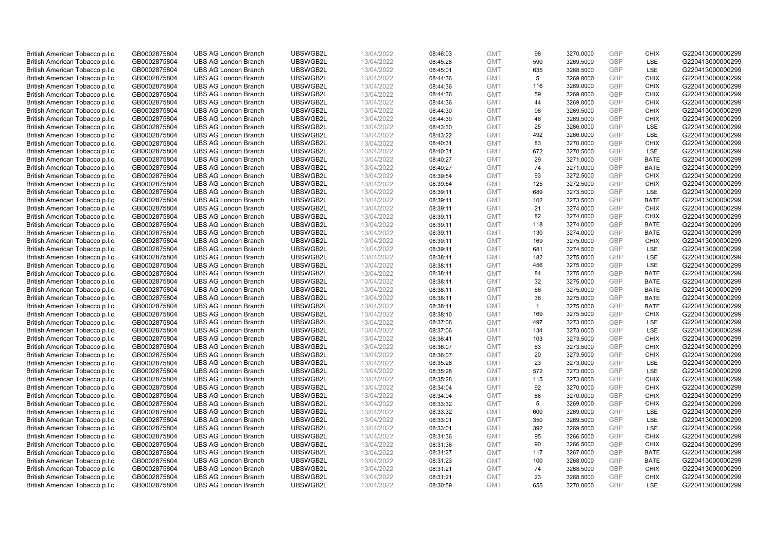| British American Tobacco p.l.c. | GB0002875804 | UBS AG London Branch | UBSWGB2L | 13/04/2022 | 08:46:03 | GMT | 98 | 3270.0000 | GBP | CHIX | G220413000000299 |
|---|---|---|---|---|---|---|---|---|---|---|---|
| British American Tobacco p.l.c. | GB0002875804 | UBS AG London Branch | UBSWGB2L | 13/04/2022 | 08:45:28 | GMT | 590 | 3269.5000 | GBP | LSE | G220413000000299 |
| British American Tobacco p.l.c. | GB0002875804 | UBS AG London Branch | UBSWGB2L | 13/04/2022 | 08:45:01 | GMT | 635 | 3268.5000 | GBP | LSE | G220413000000299 |
| British American Tobacco p.l.c. | GB0002875804 | UBS AG London Branch | UBSWGB2L | 13/04/2022 | 08:44:36 | GMT | 5 | 3269.0000 | GBP | CHIX | G220413000000299 |
| British American Tobacco p.l.c. | GB0002875804 | UBS AG London Branch | UBSWGB2L | 13/04/2022 | 08:44:36 | GMT | 116 | 3269.0000 | GBP | CHIX | G220413000000299 |
| British American Tobacco p.l.c. | GB0002875804 | UBS AG London Branch | UBSWGB2L | 13/04/2022 | 08:44:36 | GMT | 59 | 3269.0000 | GBP | CHIX | G220413000000299 |
| British American Tobacco p.l.c. | GB0002875804 | UBS AG London Branch | UBSWGB2L | 13/04/2022 | 08:44:36 | GMT | 44 | 3269.0000 | GBP | CHIX | G220413000000299 |
| British American Tobacco p.l.c. | GB0002875804 | UBS AG London Branch | UBSWGB2L | 13/04/2022 | 08:44:30 | GMT | 98 | 3269.5000 | GBP | CHIX | G220413000000299 |
| British American Tobacco p.l.c. | GB0002875804 | UBS AG London Branch | UBSWGB2L | 13/04/2022 | 08:44:30 | GMT | 46 | 3269.5000 | GBP | CHIX | G220413000000299 |
| British American Tobacco p.l.c. | GB0002875804 | UBS AG London Branch | UBSWGB2L | 13/04/2022 | 08:43:30 | GMT | 25 | 3266.0000 | GBP | LSE | G220413000000299 |
| British American Tobacco p.l.c. | GB0002875804 | UBS AG London Branch | UBSWGB2L | 13/04/2022 | 08:43:22 | GMT | 492 | 3266.0000 | GBP | LSE | G220413000000299 |
| British American Tobacco p.l.c. | GB0002875804 | UBS AG London Branch | UBSWGB2L | 13/04/2022 | 08:40:31 | GMT | 83 | 3270.0000 | GBP | CHIX | G220413000000299 |
| British American Tobacco p.l.c. | GB0002875804 | UBS AG London Branch | UBSWGB2L | 13/04/2022 | 08:40:31 | GMT | 672 | 3270.5000 | GBP | LSE | G220413000000299 |
| British American Tobacco p.l.c. | GB0002875804 | UBS AG London Branch | UBSWGB2L | 13/04/2022 | 08:40:27 | GMT | 29 | 3271.0000 | GBP | BATE | G220413000000299 |
| British American Tobacco p.l.c. | GB0002875804 | UBS AG London Branch | UBSWGB2L | 13/04/2022 | 08:40:27 | GMT | 74 | 3271.0000 | GBP | BATE | G220413000000299 |
| British American Tobacco p.l.c. | GB0002875804 | UBS AG London Branch | UBSWGB2L | 13/04/2022 | 08:39:54 | GMT | 93 | 3272.5000 | GBP | CHIX | G220413000000299 |
| British American Tobacco p.l.c. | GB0002875804 | UBS AG London Branch | UBSWGB2L | 13/04/2022 | 08:39:54 | GMT | 125 | 3272.5000 | GBP | CHIX | G220413000000299 |
| British American Tobacco p.l.c. | GB0002875804 | UBS AG London Branch | UBSWGB2L | 13/04/2022 | 08:39:11 | GMT | 689 | 3273.5000 | GBP | LSE | G220413000000299 |
| British American Tobacco p.l.c. | GB0002875804 | UBS AG London Branch | UBSWGB2L | 13/04/2022 | 08:39:11 | GMT | 102 | 3273.5000 | GBP | BATE | G220413000000299 |
| British American Tobacco p.l.c. | GB0002875804 | UBS AG London Branch | UBSWGB2L | 13/04/2022 | 08:39:11 | GMT | 21 | 3274.0000 | GBP | CHIX | G220413000000299 |
| British American Tobacco p.l.c. | GB0002875804 | UBS AG London Branch | UBSWGB2L | 13/04/2022 | 08:39:11 | GMT | 82 | 3274.0000 | GBP | CHIX | G220413000000299 |
| British American Tobacco p.l.c. | GB0002875804 | UBS AG London Branch | UBSWGB2L | 13/04/2022 | 08:39:11 | GMT | 118 | 3274.0000 | GBP | BATE | G220413000000299 |
| British American Tobacco p.l.c. | GB0002875804 | UBS AG London Branch | UBSWGB2L | 13/04/2022 | 08:39:11 | GMT | 130 | 3274.0000 | GBP | BATE | G220413000000299 |
| British American Tobacco p.l.c. | GB0002875804 | UBS AG London Branch | UBSWGB2L | 13/04/2022 | 08:39:11 | GMT | 169 | 3275.0000 | GBP | CHIX | G220413000000299 |
| British American Tobacco p.l.c. | GB0002875804 | UBS AG London Branch | UBSWGB2L | 13/04/2022 | 08:39:11 | GMT | 681 | 3274.5000 | GBP | LSE | G220413000000299 |
| British American Tobacco p.l.c. | GB0002875804 | UBS AG London Branch | UBSWGB2L | 13/04/2022 | 08:38:11 | GMT | 182 | 3275.0000 | GBP | LSE | G220413000000299 |
| British American Tobacco p.l.c. | GB0002875804 | UBS AG London Branch | UBSWGB2L | 13/04/2022 | 08:38:11 | GMT | 456 | 3275.0000 | GBP | LSE | G220413000000299 |
| British American Tobacco p.l.c. | GB0002875804 | UBS AG London Branch | UBSWGB2L | 13/04/2022 | 08:38:11 | GMT | 84 | 3275.0000 | GBP | BATE | G220413000000299 |
| British American Tobacco p.l.c. | GB0002875804 | UBS AG London Branch | UBSWGB2L | 13/04/2022 | 08:38:11 | GMT | 32 | 3275.0000 | GBP | BATE | G220413000000299 |
| British American Tobacco p.l.c. | GB0002875804 | UBS AG London Branch | UBSWGB2L | 13/04/2022 | 08:38:11 | GMT | 66 | 3275.0000 | GBP | BATE | G220413000000299 |
| British American Tobacco p.l.c. | GB0002875804 | UBS AG London Branch | UBSWGB2L | 13/04/2022 | 08:38:11 | GMT | 38 | 3275.0000 | GBP | BATE | G220413000000299 |
| British American Tobacco p.l.c. | GB0002875804 | UBS AG London Branch | UBSWGB2L | 13/04/2022 | 08:38:11 | GMT | 1 | 3275.0000 | GBP | BATE | G220413000000299 |
| British American Tobacco p.l.c. | GB0002875804 | UBS AG London Branch | UBSWGB2L | 13/04/2022 | 08:38:10 | GMT | 169 | 3275.5000 | GBP | CHIX | G220413000000299 |
| British American Tobacco p.l.c. | GB0002875804 | UBS AG London Branch | UBSWGB2L | 13/04/2022 | 08:37:06 | GMT | 497 | 3273.0000 | GBP | LSE | G220413000000299 |
| British American Tobacco p.l.c. | GB0002875804 | UBS AG London Branch | UBSWGB2L | 13/04/2022 | 08:37:06 | GMT | 134 | 3273.0000 | GBP | LSE | G220413000000299 |
| British American Tobacco p.l.c. | GB0002875804 | UBS AG London Branch | UBSWGB2L | 13/04/2022 | 08:36:41 | GMT | 103 | 3273.5000 | GBP | CHIX | G220413000000299 |
| British American Tobacco p.l.c. | GB0002875804 | UBS AG London Branch | UBSWGB2L | 13/04/2022 | 08:36:07 | GMT | 63 | 3273.5000 | GBP | CHIX | G220413000000299 |
| British American Tobacco p.l.c. | GB0002875804 | UBS AG London Branch | UBSWGB2L | 13/04/2022 | 08:36:07 | GMT | 20 | 3273.5000 | GBP | CHIX | G220413000000299 |
| British American Tobacco p.l.c. | GB0002875804 | UBS AG London Branch | UBSWGB2L | 13/04/2022 | 08:35:28 | GMT | 23 | 3273.0000 | GBP | LSE | G220413000000299 |
| British American Tobacco p.l.c. | GB0002875804 | UBS AG London Branch | UBSWGB2L | 13/04/2022 | 08:35:28 | GMT | 572 | 3273.0000 | GBP | LSE | G220413000000299 |
| British American Tobacco p.l.c. | GB0002875804 | UBS AG London Branch | UBSWGB2L | 13/04/2022 | 08:35:28 | GMT | 115 | 3273.0000 | GBP | CHIX | G220413000000299 |
| British American Tobacco p.l.c. | GB0002875804 | UBS AG London Branch | UBSWGB2L | 13/04/2022 | 08:34:04 | GMT | 92 | 3270.0000 | GBP | CHIX | G220413000000299 |
| British American Tobacco p.l.c. | GB0002875804 | UBS AG London Branch | UBSWGB2L | 13/04/2022 | 08:34:04 | GMT | 86 | 3270.0000 | GBP | CHIX | G220413000000299 |
| British American Tobacco p.l.c. | GB0002875804 | UBS AG London Branch | UBSWGB2L | 13/04/2022 | 08:33:32 | GMT | 5 | 3269.0000 | GBP | CHIX | G220413000000299 |
| British American Tobacco p.l.c. | GB0002875804 | UBS AG London Branch | UBSWGB2L | 13/04/2022 | 08:33:32 | GMT | 600 | 3269.0000 | GBP | LSE | G220413000000299 |
| British American Tobacco p.l.c. | GB0002875804 | UBS AG London Branch | UBSWGB2L | 13/04/2022 | 08:33:01 | GMT | 350 | 3269.5000 | GBP | LSE | G220413000000299 |
| British American Tobacco p.l.c. | GB0002875804 | UBS AG London Branch | UBSWGB2L | 13/04/2022 | 08:33:01 | GMT | 392 | 3269.5000 | GBP | LSE | G220413000000299 |
| British American Tobacco p.l.c. | GB0002875804 | UBS AG London Branch | UBSWGB2L | 13/04/2022 | 08:31:36 | GMT | 95 | 3266.5000 | GBP | CHIX | G220413000000299 |
| British American Tobacco p.l.c. | GB0002875804 | UBS AG London Branch | UBSWGB2L | 13/04/2022 | 08:31:36 | GMT | 90 | 3266.5000 | GBP | CHIX | G220413000000299 |
| British American Tobacco p.l.c. | GB0002875804 | UBS AG London Branch | UBSWGB2L | 13/04/2022 | 08:31:27 | GMT | 117 | 3267.0000 | GBP | BATE | G220413000000299 |
| British American Tobacco p.l.c. | GB0002875804 | UBS AG London Branch | UBSWGB2L | 13/04/2022 | 08:31:23 | GMT | 100 | 3268.0000 | GBP | BATE | G220413000000299 |
| British American Tobacco p.l.c. | GB0002875804 | UBS AG London Branch | UBSWGB2L | 13/04/2022 | 08:31:21 | GMT | 74 | 3268.5000 | GBP | CHIX | G220413000000299 |
| British American Tobacco p.l.c. | GB0002875804 | UBS AG London Branch | UBSWGB2L | 13/04/2022 | 08:31:21 | GMT | 23 | 3268.5000 | GBP | CHIX | G220413000000299 |
| British American Tobacco p.l.c. | GB0002875804 | UBS AG London Branch | UBSWGB2L | 13/04/2022 | 08:30:59 | GMT | 655 | 3270.0000 | GBP | LSE | G220413000000299 |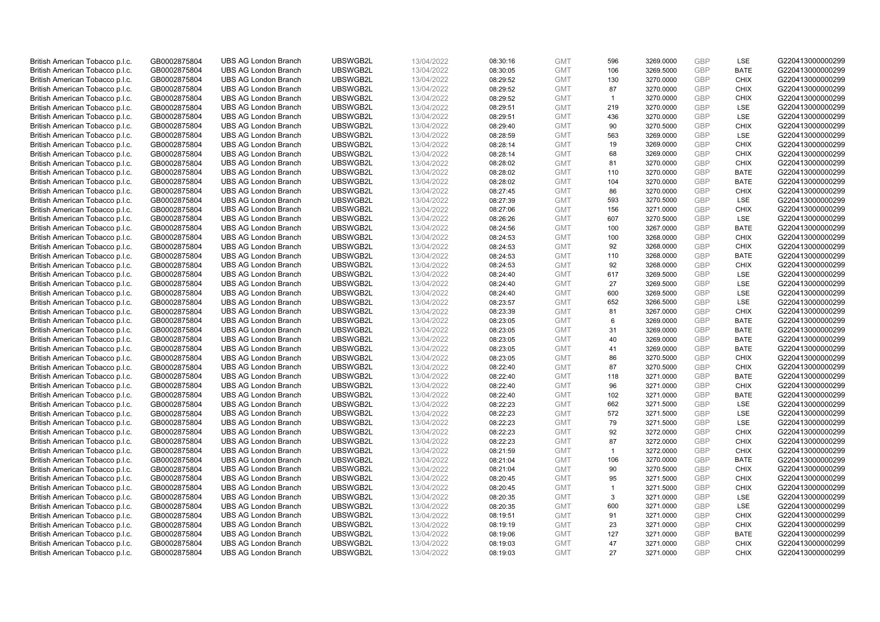| | | | | | | | | | | | |
|---|---|---|---|---|---|---|---|---|---|---|---|
| British American Tobacco p.l.c. | GB0002875804 | UBS AG London Branch | UBSWGB2L | 13/04/2022 | 08:30:16 | GMT | 596 | 3269.0000 | GBP | LSE | G220413000000299 |
| British American Tobacco p.l.c. | GB0002875804 | UBS AG London Branch | UBSWGB2L | 13/04/2022 | 08:30:05 | GMT | 106 | 3269.5000 | GBP | BATE | G220413000000299 |
| British American Tobacco p.l.c. | GB0002875804 | UBS AG London Branch | UBSWGB2L | 13/04/2022 | 08:29:52 | GMT | 130 | 3270.0000 | GBP | CHIX | G220413000000299 |
| British American Tobacco p.l.c. | GB0002875804 | UBS AG London Branch | UBSWGB2L | 13/04/2022 | 08:29:52 | GMT | 87 | 3270.0000 | GBP | CHIX | G220413000000299 |
| British American Tobacco p.l.c. | GB0002875804 | UBS AG London Branch | UBSWGB2L | 13/04/2022 | 08:29:52 | GMT | 1 | 3270.0000 | GBP | CHIX | G220413000000299 |
| British American Tobacco p.l.c. | GB0002875804 | UBS AG London Branch | UBSWGB2L | 13/04/2022 | 08:29:51 | GMT | 219 | 3270.0000 | GBP | LSE | G220413000000299 |
| British American Tobacco p.l.c. | GB0002875804 | UBS AG London Branch | UBSWGB2L | 13/04/2022 | 08:29:51 | GMT | 436 | 3270.0000 | GBP | LSE | G220413000000299 |
| British American Tobacco p.l.c. | GB0002875804 | UBS AG London Branch | UBSWGB2L | 13/04/2022 | 08:29:40 | GMT | 90 | 3270.5000 | GBP | CHIX | G220413000000299 |
| British American Tobacco p.l.c. | GB0002875804 | UBS AG London Branch | UBSWGB2L | 13/04/2022 | 08:28:59 | GMT | 563 | 3269.0000 | GBP | LSE | G220413000000299 |
| British American Tobacco p.l.c. | GB0002875804 | UBS AG London Branch | UBSWGB2L | 13/04/2022 | 08:28:14 | GMT | 19 | 3269.0000 | GBP | CHIX | G220413000000299 |
| British American Tobacco p.l.c. | GB0002875804 | UBS AG London Branch | UBSWGB2L | 13/04/2022 | 08:28:14 | GMT | 68 | 3269.0000 | GBP | CHIX | G220413000000299 |
| British American Tobacco p.l.c. | GB0002875804 | UBS AG London Branch | UBSWGB2L | 13/04/2022 | 08:28:02 | GMT | 81 | 3270.0000 | GBP | CHIX | G220413000000299 |
| British American Tobacco p.l.c. | GB0002875804 | UBS AG London Branch | UBSWGB2L | 13/04/2022 | 08:28:02 | GMT | 110 | 3270.0000 | GBP | BATE | G220413000000299 |
| British American Tobacco p.l.c. | GB0002875804 | UBS AG London Branch | UBSWGB2L | 13/04/2022 | 08:28:02 | GMT | 104 | 3270.0000 | GBP | BATE | G220413000000299 |
| British American Tobacco p.l.c. | GB0002875804 | UBS AG London Branch | UBSWGB2L | 13/04/2022 | 08:27:45 | GMT | 86 | 3270.0000 | GBP | CHIX | G220413000000299 |
| British American Tobacco p.l.c. | GB0002875804 | UBS AG London Branch | UBSWGB2L | 13/04/2022 | 08:27:39 | GMT | 593 | 3270.5000 | GBP | LSE | G220413000000299 |
| British American Tobacco p.l.c. | GB0002875804 | UBS AG London Branch | UBSWGB2L | 13/04/2022 | 08:27:06 | GMT | 156 | 3271.0000 | GBP | CHIX | G220413000000299 |
| British American Tobacco p.l.c. | GB0002875804 | UBS AG London Branch | UBSWGB2L | 13/04/2022 | 08:26:26 | GMT | 607 | 3270.5000 | GBP | LSE | G220413000000299 |
| British American Tobacco p.l.c. | GB0002875804 | UBS AG London Branch | UBSWGB2L | 13/04/2022 | 08:24:56 | GMT | 100 | 3267.0000 | GBP | BATE | G220413000000299 |
| British American Tobacco p.l.c. | GB0002875804 | UBS AG London Branch | UBSWGB2L | 13/04/2022 | 08:24:53 | GMT | 100 | 3268.0000 | GBP | CHIX | G220413000000299 |
| British American Tobacco p.l.c. | GB0002875804 | UBS AG London Branch | UBSWGB2L | 13/04/2022 | 08:24:53 | GMT | 92 | 3268.0000 | GBP | CHIX | G220413000000299 |
| British American Tobacco p.l.c. | GB0002875804 | UBS AG London Branch | UBSWGB2L | 13/04/2022 | 08:24:53 | GMT | 110 | 3268.0000 | GBP | BATE | G220413000000299 |
| British American Tobacco p.l.c. | GB0002875804 | UBS AG London Branch | UBSWGB2L | 13/04/2022 | 08:24:53 | GMT | 92 | 3268.0000 | GBP | CHIX | G220413000000299 |
| British American Tobacco p.l.c. | GB0002875804 | UBS AG London Branch | UBSWGB2L | 13/04/2022 | 08:24:40 | GMT | 617 | 3269.5000 | GBP | LSE | G220413000000299 |
| British American Tobacco p.l.c. | GB0002875804 | UBS AG London Branch | UBSWGB2L | 13/04/2022 | 08:24:40 | GMT | 27 | 3269.5000 | GBP | LSE | G220413000000299 |
| British American Tobacco p.l.c. | GB0002875804 | UBS AG London Branch | UBSWGB2L | 13/04/2022 | 08:24:40 | GMT | 600 | 3269.5000 | GBP | LSE | G220413000000299 |
| British American Tobacco p.l.c. | GB0002875804 | UBS AG London Branch | UBSWGB2L | 13/04/2022 | 08:23:57 | GMT | 652 | 3266.5000 | GBP | LSE | G220413000000299 |
| British American Tobacco p.l.c. | GB0002875804 | UBS AG London Branch | UBSWGB2L | 13/04/2022 | 08:23:39 | GMT | 81 | 3267.0000 | GBP | CHIX | G220413000000299 |
| British American Tobacco p.l.c. | GB0002875804 | UBS AG London Branch | UBSWGB2L | 13/04/2022 | 08:23:05 | GMT | 6 | 3269.0000 | GBP | BATE | G220413000000299 |
| British American Tobacco p.l.c. | GB0002875804 | UBS AG London Branch | UBSWGB2L | 13/04/2022 | 08:23:05 | GMT | 31 | 3269.0000 | GBP | BATE | G220413000000299 |
| British American Tobacco p.l.c. | GB0002875804 | UBS AG London Branch | UBSWGB2L | 13/04/2022 | 08:23:05 | GMT | 40 | 3269.0000 | GBP | BATE | G220413000000299 |
| British American Tobacco p.l.c. | GB0002875804 | UBS AG London Branch | UBSWGB2L | 13/04/2022 | 08:23:05 | GMT | 41 | 3269.0000 | GBP | BATE | G220413000000299 |
| British American Tobacco p.l.c. | GB0002875804 | UBS AG London Branch | UBSWGB2L | 13/04/2022 | 08:23:05 | GMT | 86 | 3270.5000 | GBP | CHIX | G220413000000299 |
| British American Tobacco p.l.c. | GB0002875804 | UBS AG London Branch | UBSWGB2L | 13/04/2022 | 08:22:40 | GMT | 87 | 3270.5000 | GBP | CHIX | G220413000000299 |
| British American Tobacco p.l.c. | GB0002875804 | UBS AG London Branch | UBSWGB2L | 13/04/2022 | 08:22:40 | GMT | 118 | 3271.0000 | GBP | BATE | G220413000000299 |
| British American Tobacco p.l.c. | GB0002875804 | UBS AG London Branch | UBSWGB2L | 13/04/2022 | 08:22:40 | GMT | 96 | 3271.0000 | GBP | CHIX | G220413000000299 |
| British American Tobacco p.l.c. | GB0002875804 | UBS AG London Branch | UBSWGB2L | 13/04/2022 | 08:22:40 | GMT | 102 | 3271.0000 | GBP | BATE | G220413000000299 |
| British American Tobacco p.l.c. | GB0002875804 | UBS AG London Branch | UBSWGB2L | 13/04/2022 | 08:22:23 | GMT | 662 | 3271.5000 | GBP | LSE | G220413000000299 |
| British American Tobacco p.l.c. | GB0002875804 | UBS AG London Branch | UBSWGB2L | 13/04/2022 | 08:22:23 | GMT | 572 | 3271.5000 | GBP | LSE | G220413000000299 |
| British American Tobacco p.l.c. | GB0002875804 | UBS AG London Branch | UBSWGB2L | 13/04/2022 | 08:22:23 | GMT | 79 | 3271.5000 | GBP | LSE | G220413000000299 |
| British American Tobacco p.l.c. | GB0002875804 | UBS AG London Branch | UBSWGB2L | 13/04/2022 | 08:22:23 | GMT | 92 | 3272.0000 | GBP | CHIX | G220413000000299 |
| British American Tobacco p.l.c. | GB0002875804 | UBS AG London Branch | UBSWGB2L | 13/04/2022 | 08:22:23 | GMT | 87 | 3272.0000 | GBP | CHIX | G220413000000299 |
| British American Tobacco p.l.c. | GB0002875804 | UBS AG London Branch | UBSWGB2L | 13/04/2022 | 08:21:59 | GMT | 1 | 3272.0000 | GBP | CHIX | G220413000000299 |
| British American Tobacco p.l.c. | GB0002875804 | UBS AG London Branch | UBSWGB2L | 13/04/2022 | 08:21:04 | GMT | 106 | 3270.0000 | GBP | BATE | G220413000000299 |
| British American Tobacco p.l.c. | GB0002875804 | UBS AG London Branch | UBSWGB2L | 13/04/2022 | 08:21:04 | GMT | 90 | 3270.5000 | GBP | CHIX | G220413000000299 |
| British American Tobacco p.l.c. | GB0002875804 | UBS AG London Branch | UBSWGB2L | 13/04/2022 | 08:20:45 | GMT | 95 | 3271.5000 | GBP | CHIX | G220413000000299 |
| British American Tobacco p.l.c. | GB0002875804 | UBS AG London Branch | UBSWGB2L | 13/04/2022 | 08:20:45 | GMT | 1 | 3271.5000 | GBP | CHIX | G220413000000299 |
| British American Tobacco p.l.c. | GB0002875804 | UBS AG London Branch | UBSWGB2L | 13/04/2022 | 08:20:35 | GMT | 3 | 3271.0000 | GBP | LSE | G220413000000299 |
| British American Tobacco p.l.c. | GB0002875804 | UBS AG London Branch | UBSWGB2L | 13/04/2022 | 08:20:35 | GMT | 600 | 3271.0000 | GBP | LSE | G220413000000299 |
| British American Tobacco p.l.c. | GB0002875804 | UBS AG London Branch | UBSWGB2L | 13/04/2022 | 08:19:51 | GMT | 91 | 3271.0000 | GBP | CHIX | G220413000000299 |
| British American Tobacco p.l.c. | GB0002875804 | UBS AG London Branch | UBSWGB2L | 13/04/2022 | 08:19:19 | GMT | 23 | 3271.0000 | GBP | CHIX | G220413000000299 |
| British American Tobacco p.l.c. | GB0002875804 | UBS AG London Branch | UBSWGB2L | 13/04/2022 | 08:19:06 | GMT | 127 | 3271.0000 | GBP | BATE | G220413000000299 |
| British American Tobacco p.l.c. | GB0002875804 | UBS AG London Branch | UBSWGB2L | 13/04/2022 | 08:19:03 | GMT | 47 | 3271.0000 | GBP | CHIX | G220413000000299 |
| British American Tobacco p.l.c. | GB0002875804 | UBS AG London Branch | UBSWGB2L | 13/04/2022 | 08:19:03 | GMT | 27 | 3271.0000 | GBP | CHIX | G220413000000299 |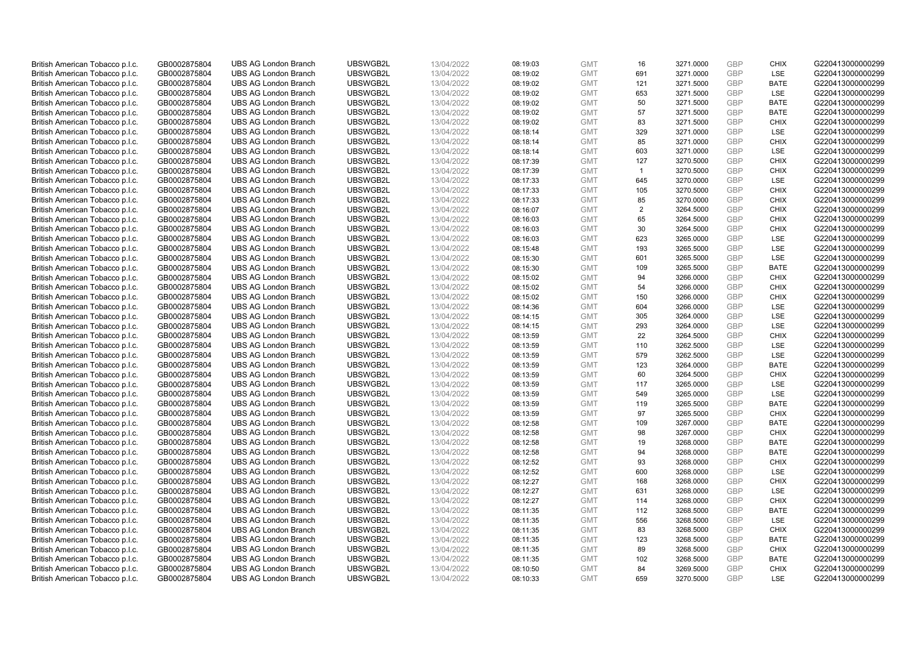| | | | | | | | | | | | |
|---|---|---|---|---|---|---|---|---|---|---|---|
| British American Tobacco p.l.c. | GB0002875804 | UBS AG London Branch | UBSWGB2L | 13/04/2022 | 08:19:03 | GMT | 16 | 3271.0000 | GBP | CHIX | G220413000000299 |
| British American Tobacco p.l.c. | GB0002875804 | UBS AG London Branch | UBSWGB2L | 13/04/2022 | 08:19:02 | GMT | 691 | 3271.0000 | GBP | LSE | G220413000000299 |
| British American Tobacco p.l.c. | GB0002875804 | UBS AG London Branch | UBSWGB2L | 13/04/2022 | 08:19:02 | GMT | 121 | 3271.5000 | GBP | BATE | G220413000000299 |
| British American Tobacco p.l.c. | GB0002875804 | UBS AG London Branch | UBSWGB2L | 13/04/2022 | 08:19:02 | GMT | 653 | 3271.5000 | GBP | LSE | G220413000000299 |
| British American Tobacco p.l.c. | GB0002875804 | UBS AG London Branch | UBSWGB2L | 13/04/2022 | 08:19:02 | GMT | 50 | 3271.5000 | GBP | BATE | G220413000000299 |
| British American Tobacco p.l.c. | GB0002875804 | UBS AG London Branch | UBSWGB2L | 13/04/2022 | 08:19:02 | GMT | 57 | 3271.5000 | GBP | BATE | G220413000000299 |
| British American Tobacco p.l.c. | GB0002875804 | UBS AG London Branch | UBSWGB2L | 13/04/2022 | 08:19:02 | GMT | 83 | 3271.5000 | GBP | CHIX | G220413000000299 |
| British American Tobacco p.l.c. | GB0002875804 | UBS AG London Branch | UBSWGB2L | 13/04/2022 | 08:18:14 | GMT | 329 | 3271.0000 | GBP | LSE | G220413000000299 |
| British American Tobacco p.l.c. | GB0002875804 | UBS AG London Branch | UBSWGB2L | 13/04/2022 | 08:18:14 | GMT | 85 | 3271.0000 | GBP | CHIX | G220413000000299 |
| British American Tobacco p.l.c. | GB0002875804 | UBS AG London Branch | UBSWGB2L | 13/04/2022 | 08:18:14 | GMT | 603 | 3271.0000 | GBP | LSE | G220413000000299 |
| British American Tobacco p.l.c. | GB0002875804 | UBS AG London Branch | UBSWGB2L | 13/04/2022 | 08:17:39 | GMT | 127 | 3270.5000 | GBP | CHIX | G220413000000299 |
| British American Tobacco p.l.c. | GB0002875804 | UBS AG London Branch | UBSWGB2L | 13/04/2022 | 08:17:39 | GMT | 1 | 3270.5000 | GBP | CHIX | G220413000000299 |
| British American Tobacco p.l.c. | GB0002875804 | UBS AG London Branch | UBSWGB2L | 13/04/2022 | 08:17:33 | GMT | 645 | 3270.0000 | GBP | LSE | G220413000000299 |
| British American Tobacco p.l.c. | GB0002875804 | UBS AG London Branch | UBSWGB2L | 13/04/2022 | 08:17:33 | GMT | 105 | 3270.5000 | GBP | CHIX | G220413000000299 |
| British American Tobacco p.l.c. | GB0002875804 | UBS AG London Branch | UBSWGB2L | 13/04/2022 | 08:17:33 | GMT | 85 | 3270.0000 | GBP | CHIX | G220413000000299 |
| British American Tobacco p.l.c. | GB0002875804 | UBS AG London Branch | UBSWGB2L | 13/04/2022 | 08:16:07 | GMT | 2 | 3264.5000 | GBP | CHIX | G220413000000299 |
| British American Tobacco p.l.c. | GB0002875804 | UBS AG London Branch | UBSWGB2L | 13/04/2022 | 08:16:03 | GMT | 65 | 3264.5000 | GBP | CHIX | G220413000000299 |
| British American Tobacco p.l.c. | GB0002875804 | UBS AG London Branch | UBSWGB2L | 13/04/2022 | 08:16:03 | GMT | 30 | 3264.5000 | GBP | CHIX | G220413000000299 |
| British American Tobacco p.l.c. | GB0002875804 | UBS AG London Branch | UBSWGB2L | 13/04/2022 | 08:16:03 | GMT | 623 | 3265.0000 | GBP | LSE | G220413000000299 |
| British American Tobacco p.l.c. | GB0002875804 | UBS AG London Branch | UBSWGB2L | 13/04/2022 | 08:15:48 | GMT | 193 | 3265.5000 | GBP | LSE | G220413000000299 |
| British American Tobacco p.l.c. | GB0002875804 | UBS AG London Branch | UBSWGB2L | 13/04/2022 | 08:15:30 | GMT | 601 | 3265.5000 | GBP | LSE | G220413000000299 |
| British American Tobacco p.l.c. | GB0002875804 | UBS AG London Branch | UBSWGB2L | 13/04/2022 | 08:15:30 | GMT | 109 | 3265.5000 | GBP | BATE | G220413000000299 |
| British American Tobacco p.l.c. | GB0002875804 | UBS AG London Branch | UBSWGB2L | 13/04/2022 | 08:15:02 | GMT | 94 | 3266.0000 | GBP | CHIX | G220413000000299 |
| British American Tobacco p.l.c. | GB0002875804 | UBS AG London Branch | UBSWGB2L | 13/04/2022 | 08:15:02 | GMT | 54 | 3266.0000 | GBP | CHIX | G220413000000299 |
| British American Tobacco p.l.c. | GB0002875804 | UBS AG London Branch | UBSWGB2L | 13/04/2022 | 08:15:02 | GMT | 150 | 3266.0000 | GBP | CHIX | G220413000000299 |
| British American Tobacco p.l.c. | GB0002875804 | UBS AG London Branch | UBSWGB2L | 13/04/2022 | 08:14:36 | GMT | 604 | 3266.0000 | GBP | LSE | G220413000000299 |
| British American Tobacco p.l.c. | GB0002875804 | UBS AG London Branch | UBSWGB2L | 13/04/2022 | 08:14:15 | GMT | 305 | 3264.0000 | GBP | LSE | G220413000000299 |
| British American Tobacco p.l.c. | GB0002875804 | UBS AG London Branch | UBSWGB2L | 13/04/2022 | 08:14:15 | GMT | 293 | 3264.0000 | GBP | LSE | G220413000000299 |
| British American Tobacco p.l.c. | GB0002875804 | UBS AG London Branch | UBSWGB2L | 13/04/2022 | 08:13:59 | GMT | 22 | 3264.5000 | GBP | CHIX | G220413000000299 |
| British American Tobacco p.l.c. | GB0002875804 | UBS AG London Branch | UBSWGB2L | 13/04/2022 | 08:13:59 | GMT | 110 | 3262.5000 | GBP | LSE | G220413000000299 |
| British American Tobacco p.l.c. | GB0002875804 | UBS AG London Branch | UBSWGB2L | 13/04/2022 | 08:13:59 | GMT | 579 | 3262.5000 | GBP | LSE | G220413000000299 |
| British American Tobacco p.l.c. | GB0002875804 | UBS AG London Branch | UBSWGB2L | 13/04/2022 | 08:13:59 | GMT | 123 | 3264.0000 | GBP | BATE | G220413000000299 |
| British American Tobacco p.l.c. | GB0002875804 | UBS AG London Branch | UBSWGB2L | 13/04/2022 | 08:13:59 | GMT | 60 | 3264.5000 | GBP | CHIX | G220413000000299 |
| British American Tobacco p.l.c. | GB0002875804 | UBS AG London Branch | UBSWGB2L | 13/04/2022 | 08:13:59 | GMT | 117 | 3265.0000 | GBP | LSE | G220413000000299 |
| British American Tobacco p.l.c. | GB0002875804 | UBS AG London Branch | UBSWGB2L | 13/04/2022 | 08:13:59 | GMT | 549 | 3265.0000 | GBP | LSE | G220413000000299 |
| British American Tobacco p.l.c. | GB0002875804 | UBS AG London Branch | UBSWGB2L | 13/04/2022 | 08:13:59 | GMT | 119 | 3265.5000 | GBP | BATE | G220413000000299 |
| British American Tobacco p.l.c. | GB0002875804 | UBS AG London Branch | UBSWGB2L | 13/04/2022 | 08:13:59 | GMT | 97 | 3265.5000 | GBP | CHIX | G220413000000299 |
| British American Tobacco p.l.c. | GB0002875804 | UBS AG London Branch | UBSWGB2L | 13/04/2022 | 08:12:58 | GMT | 109 | 3267.0000 | GBP | BATE | G220413000000299 |
| British American Tobacco p.l.c. | GB0002875804 | UBS AG London Branch | UBSWGB2L | 13/04/2022 | 08:12:58 | GMT | 98 | 3267.0000 | GBP | CHIX | G220413000000299 |
| British American Tobacco p.l.c. | GB0002875804 | UBS AG London Branch | UBSWGB2L | 13/04/2022 | 08:12:58 | GMT | 19 | 3268.0000 | GBP | BATE | G220413000000299 |
| British American Tobacco p.l.c. | GB0002875804 | UBS AG London Branch | UBSWGB2L | 13/04/2022 | 08:12:58 | GMT | 94 | 3268.0000 | GBP | BATE | G220413000000299 |
| British American Tobacco p.l.c. | GB0002875804 | UBS AG London Branch | UBSWGB2L | 13/04/2022 | 08:12:52 | GMT | 93 | 3268.0000 | GBP | CHIX | G220413000000299 |
| British American Tobacco p.l.c. | GB0002875804 | UBS AG London Branch | UBSWGB2L | 13/04/2022 | 08:12:52 | GMT | 600 | 3268.0000 | GBP | LSE | G220413000000299 |
| British American Tobacco p.l.c. | GB0002875804 | UBS AG London Branch | UBSWGB2L | 13/04/2022 | 08:12:27 | GMT | 168 | 3268.0000 | GBP | CHIX | G220413000000299 |
| British American Tobacco p.l.c. | GB0002875804 | UBS AG London Branch | UBSWGB2L | 13/04/2022 | 08:12:27 | GMT | 631 | 3268.0000 | GBP | LSE | G220413000000299 |
| British American Tobacco p.l.c. | GB0002875804 | UBS AG London Branch | UBSWGB2L | 13/04/2022 | 08:12:27 | GMT | 114 | 3268.0000 | GBP | CHIX | G220413000000299 |
| British American Tobacco p.l.c. | GB0002875804 | UBS AG London Branch | UBSWGB2L | 13/04/2022 | 08:11:35 | GMT | 112 | 3268.5000 | GBP | BATE | G220413000000299 |
| British American Tobacco p.l.c. | GB0002875804 | UBS AG London Branch | UBSWGB2L | 13/04/2022 | 08:11:35 | GMT | 556 | 3268.5000 | GBP | LSE | G220413000000299 |
| British American Tobacco p.l.c. | GB0002875804 | UBS AG London Branch | UBSWGB2L | 13/04/2022 | 08:11:35 | GMT | 83 | 3268.5000 | GBP | CHIX | G220413000000299 |
| British American Tobacco p.l.c. | GB0002875804 | UBS AG London Branch | UBSWGB2L | 13/04/2022 | 08:11:35 | GMT | 123 | 3268.5000 | GBP | BATE | G220413000000299 |
| British American Tobacco p.l.c. | GB0002875804 | UBS AG London Branch | UBSWGB2L | 13/04/2022 | 08:11:35 | GMT | 89 | 3268.5000 | GBP | CHIX | G220413000000299 |
| British American Tobacco p.l.c. | GB0002875804 | UBS AG London Branch | UBSWGB2L | 13/04/2022 | 08:11:35 | GMT | 102 | 3268.5000 | GBP | BATE | G220413000000299 |
| British American Tobacco p.l.c. | GB0002875804 | UBS AG London Branch | UBSWGB2L | 13/04/2022 | 08:10:50 | GMT | 84 | 3269.5000 | GBP | CHIX | G220413000000299 |
| British American Tobacco p.l.c. | GB0002875804 | UBS AG London Branch | UBSWGB2L | 13/04/2022 | 08:10:33 | GMT | 659 | 3270.5000 | GBP | LSE | G220413000000299 |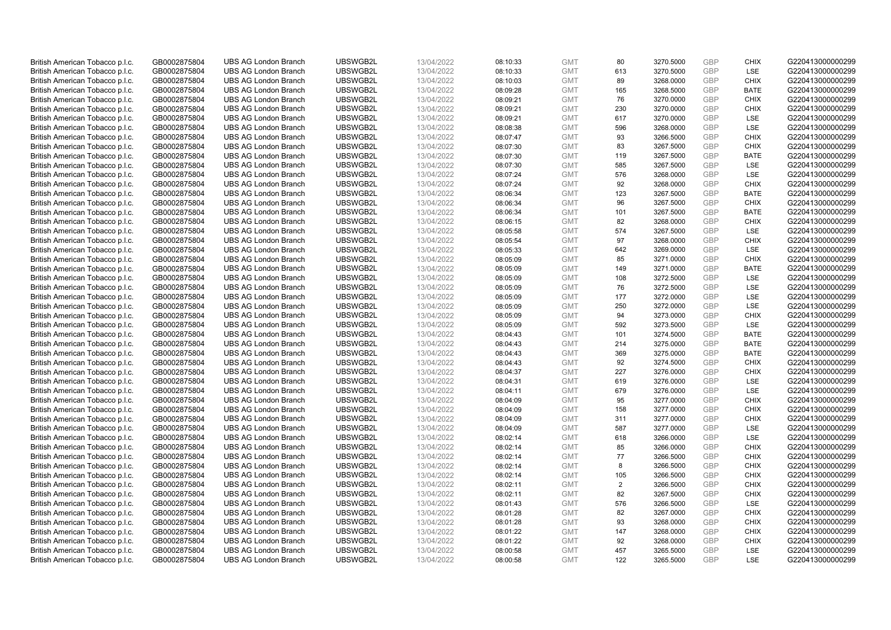| | | | | | | | | | | | |
|---|---|---|---|---|---|---|---|---|---|---|---|
| British American Tobacco p.l.c. | GB0002875804 | UBS AG London Branch | UBSWGB2L | 13/04/2022 | 08:10:33 | GMT | 80 | 3270.5000 | GBP | CHIX | G220413000000299 |
| British American Tobacco p.l.c. | GB0002875804 | UBS AG London Branch | UBSWGB2L | 13/04/2022 | 08:10:33 | GMT | 613 | 3270.5000 | GBP | LSE | G220413000000299 |
| British American Tobacco p.l.c. | GB0002875804 | UBS AG London Branch | UBSWGB2L | 13/04/2022 | 08:10:03 | GMT | 89 | 3268.0000 | GBP | CHIX | G220413000000299 |
| British American Tobacco p.l.c. | GB0002875804 | UBS AG London Branch | UBSWGB2L | 13/04/2022 | 08:09:28 | GMT | 165 | 3268.5000 | GBP | BATE | G220413000000299 |
| British American Tobacco p.l.c. | GB0002875804 | UBS AG London Branch | UBSWGB2L | 13/04/2022 | 08:09:21 | GMT | 76 | 3270.0000 | GBP | CHIX | G220413000000299 |
| British American Tobacco p.l.c. | GB0002875804 | UBS AG London Branch | UBSWGB2L | 13/04/2022 | 08:09:21 | GMT | 230 | 3270.0000 | GBP | CHIX | G220413000000299 |
| British American Tobacco p.l.c. | GB0002875804 | UBS AG London Branch | UBSWGB2L | 13/04/2022 | 08:09:21 | GMT | 617 | 3270.0000 | GBP | LSE | G220413000000299 |
| British American Tobacco p.l.c. | GB0002875804 | UBS AG London Branch | UBSWGB2L | 13/04/2022 | 08:08:38 | GMT | 596 | 3268.0000 | GBP | LSE | G220413000000299 |
| British American Tobacco p.l.c. | GB0002875804 | UBS AG London Branch | UBSWGB2L | 13/04/2022 | 08:07:47 | GMT | 93 | 3266.5000 | GBP | CHIX | G220413000000299 |
| British American Tobacco p.l.c. | GB0002875804 | UBS AG London Branch | UBSWGB2L | 13/04/2022 | 08:07:30 | GMT | 83 | 3267.5000 | GBP | CHIX | G220413000000299 |
| British American Tobacco p.l.c. | GB0002875804 | UBS AG London Branch | UBSWGB2L | 13/04/2022 | 08:07:30 | GMT | 119 | 3267.5000 | GBP | BATE | G220413000000299 |
| British American Tobacco p.l.c. | GB0002875804 | UBS AG London Branch | UBSWGB2L | 13/04/2022 | 08:07:30 | GMT | 585 | 3267.5000 | GBP | LSE | G220413000000299 |
| British American Tobacco p.l.c. | GB0002875804 | UBS AG London Branch | UBSWGB2L | 13/04/2022 | 08:07:24 | GMT | 576 | 3268.0000 | GBP | LSE | G220413000000299 |
| British American Tobacco p.l.c. | GB0002875804 | UBS AG London Branch | UBSWGB2L | 13/04/2022 | 08:07:24 | GMT | 92 | 3268.0000 | GBP | CHIX | G220413000000299 |
| British American Tobacco p.l.c. | GB0002875804 | UBS AG London Branch | UBSWGB2L | 13/04/2022 | 08:06:34 | GMT | 123 | 3267.5000 | GBP | BATE | G220413000000299 |
| British American Tobacco p.l.c. | GB0002875804 | UBS AG London Branch | UBSWGB2L | 13/04/2022 | 08:06:34 | GMT | 96 | 3267.5000 | GBP | CHIX | G220413000000299 |
| British American Tobacco p.l.c. | GB0002875804 | UBS AG London Branch | UBSWGB2L | 13/04/2022 | 08:06:34 | GMT | 101 | 3267.5000 | GBP | BATE | G220413000000299 |
| British American Tobacco p.l.c. | GB0002875804 | UBS AG London Branch | UBSWGB2L | 13/04/2022 | 08:06:15 | GMT | 82 | 3268.0000 | GBP | CHIX | G220413000000299 |
| British American Tobacco p.l.c. | GB0002875804 | UBS AG London Branch | UBSWGB2L | 13/04/2022 | 08:05:58 | GMT | 574 | 3267.5000 | GBP | LSE | G220413000000299 |
| British American Tobacco p.l.c. | GB0002875804 | UBS AG London Branch | UBSWGB2L | 13/04/2022 | 08:05:54 | GMT | 97 | 3268.0000 | GBP | CHIX | G220413000000299 |
| British American Tobacco p.l.c. | GB0002875804 | UBS AG London Branch | UBSWGB2L | 13/04/2022 | 08:05:33 | GMT | 642 | 3269.0000 | GBP | LSE | G220413000000299 |
| British American Tobacco p.l.c. | GB0002875804 | UBS AG London Branch | UBSWGB2L | 13/04/2022 | 08:05:09 | GMT | 85 | 3271.0000 | GBP | CHIX | G220413000000299 |
| British American Tobacco p.l.c. | GB0002875804 | UBS AG London Branch | UBSWGB2L | 13/04/2022 | 08:05:09 | GMT | 149 | 3271.0000 | GBP | BATE | G220413000000299 |
| British American Tobacco p.l.c. | GB0002875804 | UBS AG London Branch | UBSWGB2L | 13/04/2022 | 08:05:09 | GMT | 108 | 3272.5000 | GBP | LSE | G220413000000299 |
| British American Tobacco p.l.c. | GB0002875804 | UBS AG London Branch | UBSWGB2L | 13/04/2022 | 08:05:09 | GMT | 76 | 3272.5000 | GBP | LSE | G220413000000299 |
| British American Tobacco p.l.c. | GB0002875804 | UBS AG London Branch | UBSWGB2L | 13/04/2022 | 08:05:09 | GMT | 177 | 3272.0000 | GBP | LSE | G220413000000299 |
| British American Tobacco p.l.c. | GB0002875804 | UBS AG London Branch | UBSWGB2L | 13/04/2022 | 08:05:09 | GMT | 250 | 3272.0000 | GBP | LSE | G220413000000299 |
| British American Tobacco p.l.c. | GB0002875804 | UBS AG London Branch | UBSWGB2L | 13/04/2022 | 08:05:09 | GMT | 94 | 3273.0000 | GBP | CHIX | G220413000000299 |
| British American Tobacco p.l.c. | GB0002875804 | UBS AG London Branch | UBSWGB2L | 13/04/2022 | 08:05:09 | GMT | 592 | 3273.5000 | GBP | LSE | G220413000000299 |
| British American Tobacco p.l.c. | GB0002875804 | UBS AG London Branch | UBSWGB2L | 13/04/2022 | 08:04:43 | GMT | 101 | 3274.5000 | GBP | BATE | G220413000000299 |
| British American Tobacco p.l.c. | GB0002875804 | UBS AG London Branch | UBSWGB2L | 13/04/2022 | 08:04:43 | GMT | 214 | 3275.0000 | GBP | BATE | G220413000000299 |
| British American Tobacco p.l.c. | GB0002875804 | UBS AG London Branch | UBSWGB2L | 13/04/2022 | 08:04:43 | GMT | 369 | 3275.0000 | GBP | BATE | G220413000000299 |
| British American Tobacco p.l.c. | GB0002875804 | UBS AG London Branch | UBSWGB2L | 13/04/2022 | 08:04:43 | GMT | 92 | 3274.5000 | GBP | CHIX | G220413000000299 |
| British American Tobacco p.l.c. | GB0002875804 | UBS AG London Branch | UBSWGB2L | 13/04/2022 | 08:04:37 | GMT | 227 | 3276.0000 | GBP | CHIX | G220413000000299 |
| British American Tobacco p.l.c. | GB0002875804 | UBS AG London Branch | UBSWGB2L | 13/04/2022 | 08:04:31 | GMT | 619 | 3276.0000 | GBP | LSE | G220413000000299 |
| British American Tobacco p.l.c. | GB0002875804 | UBS AG London Branch | UBSWGB2L | 13/04/2022 | 08:04:11 | GMT | 679 | 3276.0000 | GBP | LSE | G220413000000299 |
| British American Tobacco p.l.c. | GB0002875804 | UBS AG London Branch | UBSWGB2L | 13/04/2022 | 08:04:09 | GMT | 95 | 3277.0000 | GBP | CHIX | G220413000000299 |
| British American Tobacco p.l.c. | GB0002875804 | UBS AG London Branch | UBSWGB2L | 13/04/2022 | 08:04:09 | GMT | 158 | 3277.0000 | GBP | CHIX | G220413000000299 |
| British American Tobacco p.l.c. | GB0002875804 | UBS AG London Branch | UBSWGB2L | 13/04/2022 | 08:04:09 | GMT | 311 | 3277.0000 | GBP | CHIX | G220413000000299 |
| British American Tobacco p.l.c. | GB0002875804 | UBS AG London Branch | UBSWGB2L | 13/04/2022 | 08:04:09 | GMT | 587 | 3277.0000 | GBP | LSE | G220413000000299 |
| British American Tobacco p.l.c. | GB0002875804 | UBS AG London Branch | UBSWGB2L | 13/04/2022 | 08:02:14 | GMT | 618 | 3266.0000 | GBP | LSE | G220413000000299 |
| British American Tobacco p.l.c. | GB0002875804 | UBS AG London Branch | UBSWGB2L | 13/04/2022 | 08:02:14 | GMT | 85 | 3266.0000 | GBP | CHIX | G220413000000299 |
| British American Tobacco p.l.c. | GB0002875804 | UBS AG London Branch | UBSWGB2L | 13/04/2022 | 08:02:14 | GMT | 77 | 3266.5000 | GBP | CHIX | G220413000000299 |
| British American Tobacco p.l.c. | GB0002875804 | UBS AG London Branch | UBSWGB2L | 13/04/2022 | 08:02:14 | GMT | 8 | 3266.5000 | GBP | CHIX | G220413000000299 |
| British American Tobacco p.l.c. | GB0002875804 | UBS AG London Branch | UBSWGB2L | 13/04/2022 | 08:02:14 | GMT | 105 | 3266.5000 | GBP | CHIX | G220413000000299 |
| British American Tobacco p.l.c. | GB0002875804 | UBS AG London Branch | UBSWGB2L | 13/04/2022 | 08:02:11 | GMT | 2 | 3266.5000 | GBP | CHIX | G220413000000299 |
| British American Tobacco p.l.c. | GB0002875804 | UBS AG London Branch | UBSWGB2L | 13/04/2022 | 08:02:11 | GMT | 82 | 3267.5000 | GBP | CHIX | G220413000000299 |
| British American Tobacco p.l.c. | GB0002875804 | UBS AG London Branch | UBSWGB2L | 13/04/2022 | 08:01:43 | GMT | 576 | 3266.5000 | GBP | LSE | G220413000000299 |
| British American Tobacco p.l.c. | GB0002875804 | UBS AG London Branch | UBSWGB2L | 13/04/2022 | 08:01:28 | GMT | 82 | 3267.0000 | GBP | CHIX | G220413000000299 |
| British American Tobacco p.l.c. | GB0002875804 | UBS AG London Branch | UBSWGB2L | 13/04/2022 | 08:01:28 | GMT | 93 | 3268.0000 | GBP | CHIX | G220413000000299 |
| British American Tobacco p.l.c. | GB0002875804 | UBS AG London Branch | UBSWGB2L | 13/04/2022 | 08:01:22 | GMT | 147 | 3268.0000 | GBP | CHIX | G220413000000299 |
| British American Tobacco p.l.c. | GB0002875804 | UBS AG London Branch | UBSWGB2L | 13/04/2022 | 08:01:22 | GMT | 92 | 3268.0000 | GBP | CHIX | G220413000000299 |
| British American Tobacco p.l.c. | GB0002875804 | UBS AG London Branch | UBSWGB2L | 13/04/2022 | 08:00:58 | GMT | 457 | 3265.5000 | GBP | LSE | G220413000000299 |
| British American Tobacco p.l.c. | GB0002875804 | UBS AG London Branch | UBSWGB2L | 13/04/2022 | 08:00:58 | GMT | 122 | 3265.5000 | GBP | LSE | G220413000000299 |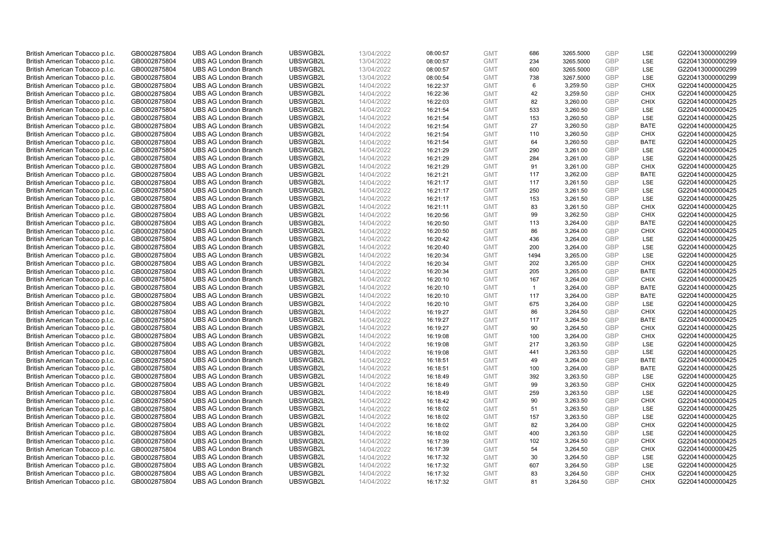| | | | | | | | | | | | |
|---|---|---|---|---|---|---|---|---|---|---|---|
| British American Tobacco p.l.c. | GB0002875804 | UBS AG London Branch | UBSWGB2L | 13/04/2022 | 08:00:57 | GMT | 686 | 3265.5000 | GBP | LSE | G220413000000299 |
| British American Tobacco p.l.c. | GB0002875804 | UBS AG London Branch | UBSWGB2L | 13/04/2022 | 08:00:57 | GMT | 234 | 3265.5000 | GBP | LSE | G220413000000299 |
| British American Tobacco p.l.c. | GB0002875804 | UBS AG London Branch | UBSWGB2L | 13/04/2022 | 08:00:57 | GMT | 600 | 3265.5000 | GBP | LSE | G220413000000299 |
| British American Tobacco p.l.c. | GB0002875804 | UBS AG London Branch | UBSWGB2L | 13/04/2022 | 08:00:54 | GMT | 738 | 3267.5000 | GBP | LSE | G220413000000299 |
| British American Tobacco p.l.c. | GB0002875804 | UBS AG London Branch | UBSWGB2L | 14/04/2022 | 16:22:37 | GMT | 6 | 3,259.50 | GBP | CHIX | G220414000000425 |
| British American Tobacco p.l.c. | GB0002875804 | UBS AG London Branch | UBSWGB2L | 14/04/2022 | 16:22:36 | GMT | 42 | 3,259.50 | GBP | CHIX | G220414000000425 |
| British American Tobacco p.l.c. | GB0002875804 | UBS AG London Branch | UBSWGB2L | 14/04/2022 | 16:22:03 | GMT | 82 | 3,260.00 | GBP | CHIX | G220414000000425 |
| British American Tobacco p.l.c. | GB0002875804 | UBS AG London Branch | UBSWGB2L | 14/04/2022 | 16:21:54 | GMT | 533 | 3,260.50 | GBP | LSE | G220414000000425 |
| British American Tobacco p.l.c. | GB0002875804 | UBS AG London Branch | UBSWGB2L | 14/04/2022 | 16:21:54 | GMT | 153 | 3,260.50 | GBP | LSE | G220414000000425 |
| British American Tobacco p.l.c. | GB0002875804 | UBS AG London Branch | UBSWGB2L | 14/04/2022 | 16:21:54 | GMT | 27 | 3,260.50 | GBP | BATE | G220414000000425 |
| British American Tobacco p.l.c. | GB0002875804 | UBS AG London Branch | UBSWGB2L | 14/04/2022 | 16:21:54 | GMT | 110 | 3,260.50 | GBP | CHIX | G220414000000425 |
| British American Tobacco p.l.c. | GB0002875804 | UBS AG London Branch | UBSWGB2L | 14/04/2022 | 16:21:54 | GMT | 64 | 3,260.50 | GBP | BATE | G220414000000425 |
| British American Tobacco p.l.c. | GB0002875804 | UBS AG London Branch | UBSWGB2L | 14/04/2022 | 16:21:29 | GMT | 290 | 3,261.00 | GBP | LSE | G220414000000425 |
| British American Tobacco p.l.c. | GB0002875804 | UBS AG London Branch | UBSWGB2L | 14/04/2022 | 16:21:29 | GMT | 284 | 3,261.00 | GBP | LSE | G220414000000425 |
| British American Tobacco p.l.c. | GB0002875804 | UBS AG London Branch | UBSWGB2L | 14/04/2022 | 16:21:29 | GMT | 91 | 3,261.00 | GBP | CHIX | G220414000000425 |
| British American Tobacco p.l.c. | GB0002875804 | UBS AG London Branch | UBSWGB2L | 14/04/2022 | 16:21:21 | GMT | 117 | 3,262.00 | GBP | BATE | G220414000000425 |
| British American Tobacco p.l.c. | GB0002875804 | UBS AG London Branch | UBSWGB2L | 14/04/2022 | 16:21:17 | GMT | 117 | 3,261.50 | GBP | LSE | G220414000000425 |
| British American Tobacco p.l.c. | GB0002875804 | UBS AG London Branch | UBSWGB2L | 14/04/2022 | 16:21:17 | GMT | 250 | 3,261.50 | GBP | LSE | G220414000000425 |
| British American Tobacco p.l.c. | GB0002875804 | UBS AG London Branch | UBSWGB2L | 14/04/2022 | 16:21:17 | GMT | 153 | 3,261.50 | GBP | LSE | G220414000000425 |
| British American Tobacco p.l.c. | GB0002875804 | UBS AG London Branch | UBSWGB2L | 14/04/2022 | 16:21:11 | GMT | 83 | 3,261.50 | GBP | CHIX | G220414000000425 |
| British American Tobacco p.l.c. | GB0002875804 | UBS AG London Branch | UBSWGB2L | 14/04/2022 | 16:20:56 | GMT | 99 | 3,262.50 | GBP | CHIX | G220414000000425 |
| British American Tobacco p.l.c. | GB0002875804 | UBS AG London Branch | UBSWGB2L | 14/04/2022 | 16:20:50 | GMT | 113 | 3,264.00 | GBP | BATE | G220414000000425 |
| British American Tobacco p.l.c. | GB0002875804 | UBS AG London Branch | UBSWGB2L | 14/04/2022 | 16:20:50 | GMT | 86 | 3,264.00 | GBP | CHIX | G220414000000425 |
| British American Tobacco p.l.c. | GB0002875804 | UBS AG London Branch | UBSWGB2L | 14/04/2022 | 16:20:42 | GMT | 436 | 3,264.00 | GBP | LSE | G220414000000425 |
| British American Tobacco p.l.c. | GB0002875804 | UBS AG London Branch | UBSWGB2L | 14/04/2022 | 16:20:40 | GMT | 200 | 3,264.00 | GBP | LSE | G220414000000425 |
| British American Tobacco p.l.c. | GB0002875804 | UBS AG London Branch | UBSWGB2L | 14/04/2022 | 16:20:34 | GMT | 1494 | 3,265.00 | GBP | LSE | G220414000000425 |
| British American Tobacco p.l.c. | GB0002875804 | UBS AG London Branch | UBSWGB2L | 14/04/2022 | 16:20:34 | GMT | 202 | 3,265.00 | GBP | CHIX | G220414000000425 |
| British American Tobacco p.l.c. | GB0002875804 | UBS AG London Branch | UBSWGB2L | 14/04/2022 | 16:20:34 | GMT | 205 | 3,265.00 | GBP | BATE | G220414000000425 |
| British American Tobacco p.l.c. | GB0002875804 | UBS AG London Branch | UBSWGB2L | 14/04/2022 | 16:20:10 | GMT | 167 | 3,264.00 | GBP | CHIX | G220414000000425 |
| British American Tobacco p.l.c. | GB0002875804 | UBS AG London Branch | UBSWGB2L | 14/04/2022 | 16:20:10 | GMT | 1 | 3,264.00 | GBP | BATE | G220414000000425 |
| British American Tobacco p.l.c. | GB0002875804 | UBS AG London Branch | UBSWGB2L | 14/04/2022 | 16:20:10 | GMT | 117 | 3,264.00 | GBP | BATE | G220414000000425 |
| British American Tobacco p.l.c. | GB0002875804 | UBS AG London Branch | UBSWGB2L | 14/04/2022 | 16:20:10 | GMT | 675 | 3,264.00 | GBP | LSE | G220414000000425 |
| British American Tobacco p.l.c. | GB0002875804 | UBS AG London Branch | UBSWGB2L | 14/04/2022 | 16:19:27 | GMT | 86 | 3,264.50 | GBP | CHIX | G220414000000425 |
| British American Tobacco p.l.c. | GB0002875804 | UBS AG London Branch | UBSWGB2L | 14/04/2022 | 16:19:27 | GMT | 117 | 3,264.50 | GBP | BATE | G220414000000425 |
| British American Tobacco p.l.c. | GB0002875804 | UBS AG London Branch | UBSWGB2L | 14/04/2022 | 16:19:27 | GMT | 90 | 3,264.50 | GBP | CHIX | G220414000000425 |
| British American Tobacco p.l.c. | GB0002875804 | UBS AG London Branch | UBSWGB2L | 14/04/2022 | 16:19:08 | GMT | 100 | 3,264.00 | GBP | CHIX | G220414000000425 |
| British American Tobacco p.l.c. | GB0002875804 | UBS AG London Branch | UBSWGB2L | 14/04/2022 | 16:19:08 | GMT | 217 | 3,263.50 | GBP | LSE | G220414000000425 |
| British American Tobacco p.l.c. | GB0002875804 | UBS AG London Branch | UBSWGB2L | 14/04/2022 | 16:19:08 | GMT | 441 | 3,263.50 | GBP | LSE | G220414000000425 |
| British American Tobacco p.l.c. | GB0002875804 | UBS AG London Branch | UBSWGB2L | 14/04/2022 | 16:18:51 | GMT | 49 | 3,264.00 | GBP | BATE | G220414000000425 |
| British American Tobacco p.l.c. | GB0002875804 | UBS AG London Branch | UBSWGB2L | 14/04/2022 | 16:18:51 | GMT | 100 | 3,264.00 | GBP | BATE | G220414000000425 |
| British American Tobacco p.l.c. | GB0002875804 | UBS AG London Branch | UBSWGB2L | 14/04/2022 | 16:18:49 | GMT | 392 | 3,263.50 | GBP | LSE | G220414000000425 |
| British American Tobacco p.l.c. | GB0002875804 | UBS AG London Branch | UBSWGB2L | 14/04/2022 | 16:18:49 | GMT | 99 | 3,263.50 | GBP | CHIX | G220414000000425 |
| British American Tobacco p.l.c. | GB0002875804 | UBS AG London Branch | UBSWGB2L | 14/04/2022 | 16:18:49 | GMT | 259 | 3,263.50 | GBP | LSE | G220414000000425 |
| British American Tobacco p.l.c. | GB0002875804 | UBS AG London Branch | UBSWGB2L | 14/04/2022 | 16:18:42 | GMT | 90 | 3,263.50 | GBP | CHIX | G220414000000425 |
| British American Tobacco p.l.c. | GB0002875804 | UBS AG London Branch | UBSWGB2L | 14/04/2022 | 16:18:02 | GMT | 51 | 3,263.50 | GBP | LSE | G220414000000425 |
| British American Tobacco p.l.c. | GB0002875804 | UBS AG London Branch | UBSWGB2L | 14/04/2022 | 16:18:02 | GMT | 157 | 3,263.50 | GBP | LSE | G220414000000425 |
| British American Tobacco p.l.c. | GB0002875804 | UBS AG London Branch | UBSWGB2L | 14/04/2022 | 16:18:02 | GMT | 82 | 3,264.00 | GBP | CHIX | G220414000000425 |
| British American Tobacco p.l.c. | GB0002875804 | UBS AG London Branch | UBSWGB2L | 14/04/2022 | 16:18:02 | GMT | 400 | 3,263.50 | GBP | LSE | G220414000000425 |
| British American Tobacco p.l.c. | GB0002875804 | UBS AG London Branch | UBSWGB2L | 14/04/2022 | 16:17:39 | GMT | 102 | 3,264.50 | GBP | CHIX | G220414000000425 |
| British American Tobacco p.l.c. | GB0002875804 | UBS AG London Branch | UBSWGB2L | 14/04/2022 | 16:17:39 | GMT | 54 | 3,264.50 | GBP | CHIX | G220414000000425 |
| British American Tobacco p.l.c. | GB0002875804 | UBS AG London Branch | UBSWGB2L | 14/04/2022 | 16:17:32 | GMT | 30 | 3,264.50 | GBP | LSE | G220414000000425 |
| British American Tobacco p.l.c. | GB0002875804 | UBS AG London Branch | UBSWGB2L | 14/04/2022 | 16:17:32 | GMT | 607 | 3,264.50 | GBP | LSE | G220414000000425 |
| British American Tobacco p.l.c. | GB0002875804 | UBS AG London Branch | UBSWGB2L | 14/04/2022 | 16:17:32 | GMT | 83 | 3,264.50 | GBP | CHIX | G220414000000425 |
| British American Tobacco p.l.c. | GB0002875804 | UBS AG London Branch | UBSWGB2L | 14/04/2022 | 16:17:32 | GMT | 81 | 3,264.50 | GBP | CHIX | G220414000000425 |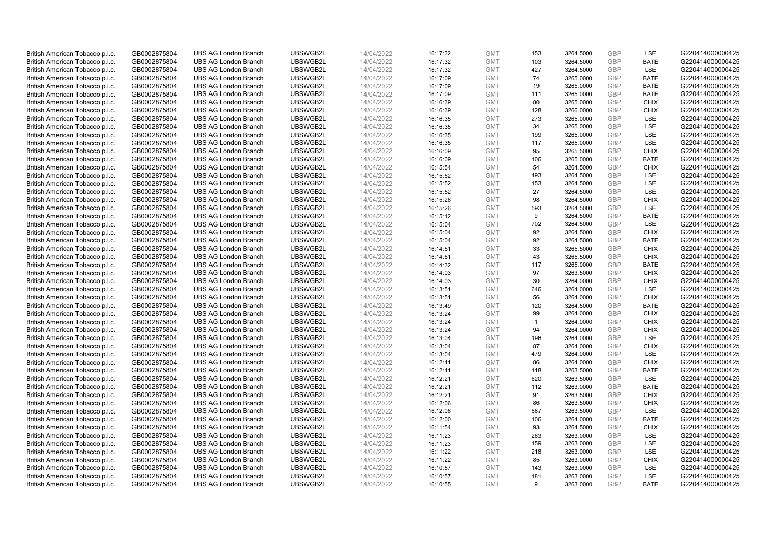| British American Tobacco p.l.c. | GB0002875804 | UBS AG London Branch | UBSWGB2L | 14/04/2022 | 16:17:32 | GMT | 153 | 3264.5000 | GBP | LSE | G220414000000425 |
|---|---|---|---|---|---|---|---|---|---|---|---|
| British American Tobacco p.l.c. | GB0002875804 | UBS AG London Branch | UBSWGB2L | 14/04/2022 | 16:17:32 | GMT | 103 | 3264.5000 | GBP | BATE | G220414000000425 |
| British American Tobacco p.l.c. | GB0002875804 | UBS AG London Branch | UBSWGB2L | 14/04/2022 | 16:17:32 | GMT | 427 | 3264.5000 | GBP | LSE | G220414000000425 |
| British American Tobacco p.l.c. | GB0002875804 | UBS AG London Branch | UBSWGB2L | 14/04/2022 | 16:17:09 | GMT | 74 | 3265.0000 | GBP | BATE | G220414000000425 |
| British American Tobacco p.l.c. | GB0002875804 | UBS AG London Branch | UBSWGB2L | 14/04/2022 | 16:17:09 | GMT | 19 | 3265.0000 | GBP | BATE | G220414000000425 |
| British American Tobacco p.l.c. | GB0002875804 | UBS AG London Branch | UBSWGB2L | 14/04/2022 | 16:17:09 | GMT | 111 | 3265.0000 | GBP | BATE | G220414000000425 |
| British American Tobacco p.l.c. | GB0002875804 | UBS AG London Branch | UBSWGB2L | 14/04/2022 | 16:16:39 | GMT | 80 | 3265.0000 | GBP | CHIX | G220414000000425 |
| British American Tobacco p.l.c. | GB0002875804 | UBS AG London Branch | UBSWGB2L | 14/04/2022 | 16:16:39 | GMT | 128 | 3266.0000 | GBP | CHIX | G220414000000425 |
| British American Tobacco p.l.c. | GB0002875804 | UBS AG London Branch | UBSWGB2L | 14/04/2022 | 16:16:35 | GMT | 273 | 3265.0000 | GBP | LSE | G220414000000425 |
| British American Tobacco p.l.c. | GB0002875804 | UBS AG London Branch | UBSWGB2L | 14/04/2022 | 16:16:35 | GMT | 34 | 3265.0000 | GBP | LSE | G220414000000425 |
| British American Tobacco p.l.c. | GB0002875804 | UBS AG London Branch | UBSWGB2L | 14/04/2022 | 16:16:35 | GMT | 199 | 3265.0000 | GBP | LSE | G220414000000425 |
| British American Tobacco p.l.c. | GB0002875804 | UBS AG London Branch | UBSWGB2L | 14/04/2022 | 16:16:35 | GMT | 117 | 3265.0000 | GBP | LSE | G220414000000425 |
| British American Tobacco p.l.c. | GB0002875804 | UBS AG London Branch | UBSWGB2L | 14/04/2022 | 16:16:09 | GMT | 95 | 3265.5000 | GBP | CHIX | G220414000000425 |
| British American Tobacco p.l.c. | GB0002875804 | UBS AG London Branch | UBSWGB2L | 14/04/2022 | 16:16:09 | GMT | 106 | 3265.0000 | GBP | BATE | G220414000000425 |
| British American Tobacco p.l.c. | GB0002875804 | UBS AG London Branch | UBSWGB2L | 14/04/2022 | 16:15:54 | GMT | 54 | 3264.5000 | GBP | CHIX | G220414000000425 |
| British American Tobacco p.l.c. | GB0002875804 | UBS AG London Branch | UBSWGB2L | 14/04/2022 | 16:15:52 | GMT | 493 | 3264.5000 | GBP | LSE | G220414000000425 |
| British American Tobacco p.l.c. | GB0002875804 | UBS AG London Branch | UBSWGB2L | 14/04/2022 | 16:15:52 | GMT | 153 | 3264.5000 | GBP | LSE | G220414000000425 |
| British American Tobacco p.l.c. | GB0002875804 | UBS AG London Branch | UBSWGB2L | 14/04/2022 | 16:15:52 | GMT | 27 | 3264.5000 | GBP | LSE | G220414000000425 |
| British American Tobacco p.l.c. | GB0002875804 | UBS AG London Branch | UBSWGB2L | 14/04/2022 | 16:15:26 | GMT | 98 | 3264.5000 | GBP | CHIX | G220414000000425 |
| British American Tobacco p.l.c. | GB0002875804 | UBS AG London Branch | UBSWGB2L | 14/04/2022 | 16:15:26 | GMT | 593 | 3264.5000 | GBP | LSE | G220414000000425 |
| British American Tobacco p.l.c. | GB0002875804 | UBS AG London Branch | UBSWGB2L | 14/04/2022 | 16:15:12 | GMT | 9 | 3264.5000 | GBP | BATE | G220414000000425 |
| British American Tobacco p.l.c. | GB0002875804 | UBS AG London Branch | UBSWGB2L | 14/04/2022 | 16:15:04 | GMT | 702 | 3264.5000 | GBP | LSE | G220414000000425 |
| British American Tobacco p.l.c. | GB0002875804 | UBS AG London Branch | UBSWGB2L | 14/04/2022 | 16:15:04 | GMT | 92 | 3264.5000 | GBP | CHIX | G220414000000425 |
| British American Tobacco p.l.c. | GB0002875804 | UBS AG London Branch | UBSWGB2L | 14/04/2022 | 16:15:04 | GMT | 92 | 3264.5000 | GBP | BATE | G220414000000425 |
| British American Tobacco p.l.c. | GB0002875804 | UBS AG London Branch | UBSWGB2L | 14/04/2022 | 16:14:51 | GMT | 33 | 3265.5000 | GBP | CHIX | G220414000000425 |
| British American Tobacco p.l.c. | GB0002875804 | UBS AG London Branch | UBSWGB2L | 14/04/2022 | 16:14:51 | GMT | 43 | 3265.5000 | GBP | CHIX | G220414000000425 |
| British American Tobacco p.l.c. | GB0002875804 | UBS AG London Branch | UBSWGB2L | 14/04/2022 | 16:14:32 | GMT | 117 | 3265.0000 | GBP | BATE | G220414000000425 |
| British American Tobacco p.l.c. | GB0002875804 | UBS AG London Branch | UBSWGB2L | 14/04/2022 | 16:14:03 | GMT | 97 | 3263.5000 | GBP | CHIX | G220414000000425 |
| British American Tobacco p.l.c. | GB0002875804 | UBS AG London Branch | UBSWGB2L | 14/04/2022 | 16:14:03 | GMT | 30 | 3264.0000 | GBP | CHIX | G220414000000425 |
| British American Tobacco p.l.c. | GB0002875804 | UBS AG London Branch | UBSWGB2L | 14/04/2022 | 16:13:51 | GMT | 646 | 3264.0000 | GBP | LSE | G220414000000425 |
| British American Tobacco p.l.c. | GB0002875804 | UBS AG London Branch | UBSWGB2L | 14/04/2022 | 16:13:51 | GMT | 56 | 3264.0000 | GBP | CHIX | G220414000000425 |
| British American Tobacco p.l.c. | GB0002875804 | UBS AG London Branch | UBSWGB2L | 14/04/2022 | 16:13:49 | GMT | 120 | 3264.5000 | GBP | BATE | G220414000000425 |
| British American Tobacco p.l.c. | GB0002875804 | UBS AG London Branch | UBSWGB2L | 14/04/2022 | 16:13:24 | GMT | 99 | 3264.0000 | GBP | CHIX | G220414000000425 |
| British American Tobacco p.l.c. | GB0002875804 | UBS AG London Branch | UBSWGB2L | 14/04/2022 | 16:13:24 | GMT | 1 | 3264.0000 | GBP | CHIX | G220414000000425 |
| British American Tobacco p.l.c. | GB0002875804 | UBS AG London Branch | UBSWGB2L | 14/04/2022 | 16:13:24 | GMT | 94 | 3264.0000 | GBP | CHIX | G220414000000425 |
| British American Tobacco p.l.c. | GB0002875804 | UBS AG London Branch | UBSWGB2L | 14/04/2022 | 16:13:04 | GMT | 196 | 3264.0000 | GBP | LSE | G220414000000425 |
| British American Tobacco p.l.c. | GB0002875804 | UBS AG London Branch | UBSWGB2L | 14/04/2022 | 16:13:04 | GMT | 87 | 3264.0000 | GBP | CHIX | G220414000000425 |
| British American Tobacco p.l.c. | GB0002875804 | UBS AG London Branch | UBSWGB2L | 14/04/2022 | 16:13:04 | GMT | 479 | 3264.0000 | GBP | LSE | G220414000000425 |
| British American Tobacco p.l.c. | GB0002875804 | UBS AG London Branch | UBSWGB2L | 14/04/2022 | 16:12:41 | GMT | 86 | 3264.0000 | GBP | CHIX | G220414000000425 |
| British American Tobacco p.l.c. | GB0002875804 | UBS AG London Branch | UBSWGB2L | 14/04/2022 | 16:12:41 | GMT | 118 | 3263.5000 | GBP | BATE | G220414000000425 |
| British American Tobacco p.l.c. | GB0002875804 | UBS AG London Branch | UBSWGB2L | 14/04/2022 | 16:12:21 | GMT | 620 | 3263.5000 | GBP | LSE | G220414000000425 |
| British American Tobacco p.l.c. | GB0002875804 | UBS AG London Branch | UBSWGB2L | 14/04/2022 | 16:12:21 | GMT | 112 | 3263.0000 | GBP | BATE | G220414000000425 |
| British American Tobacco p.l.c. | GB0002875804 | UBS AG London Branch | UBSWGB2L | 14/04/2022 | 16:12:21 | GMT | 91 | 3263.5000 | GBP | CHIX | G220414000000425 |
| British American Tobacco p.l.c. | GB0002875804 | UBS AG London Branch | UBSWGB2L | 14/04/2022 | 16:12:06 | GMT | 86 | 3263.5000 | GBP | CHIX | G220414000000425 |
| British American Tobacco p.l.c. | GB0002875804 | UBS AG London Branch | UBSWGB2L | 14/04/2022 | 16:12:06 | GMT | 687 | 3263.5000 | GBP | LSE | G220414000000425 |
| British American Tobacco p.l.c. | GB0002875804 | UBS AG London Branch | UBSWGB2L | 14/04/2022 | 16:12:00 | GMT | 106 | 3264.0000 | GBP | BATE | G220414000000425 |
| British American Tobacco p.l.c. | GB0002875804 | UBS AG London Branch | UBSWGB2L | 14/04/2022 | 16:11:54 | GMT | 93 | 3264.5000 | GBP | CHIX | G220414000000425 |
| British American Tobacco p.l.c. | GB0002875804 | UBS AG London Branch | UBSWGB2L | 14/04/2022 | 16:11:23 | GMT | 263 | 3263.0000 | GBP | LSE | G220414000000425 |
| British American Tobacco p.l.c. | GB0002875804 | UBS AG London Branch | UBSWGB2L | 14/04/2022 | 16:11:23 | GMT | 159 | 3263.0000 | GBP | LSE | G220414000000425 |
| British American Tobacco p.l.c. | GB0002875804 | UBS AG London Branch | UBSWGB2L | 14/04/2022 | 16:11:22 | GMT | 218 | 3263.0000 | GBP | LSE | G220414000000425 |
| British American Tobacco p.l.c. | GB0002875804 | UBS AG London Branch | UBSWGB2L | 14/04/2022 | 16:11:22 | GMT | 85 | 3263.0000 | GBP | CHIX | G220414000000425 |
| British American Tobacco p.l.c. | GB0002875804 | UBS AG London Branch | UBSWGB2L | 14/04/2022 | 16:10:57 | GMT | 143 | 3263.0000 | GBP | LSE | G220414000000425 |
| British American Tobacco p.l.c. | GB0002875804 | UBS AG London Branch | UBSWGB2L | 14/04/2022 | 16:10:57 | GMT | 181 | 3263.0000 | GBP | LSE | G220414000000425 |
| British American Tobacco p.l.c. | GB0002875804 | UBS AG London Branch | UBSWGB2L | 14/04/2022 | 16:10:55 | GMT | 9 | 3263.0000 | GBP | BATE | G220414000000425 |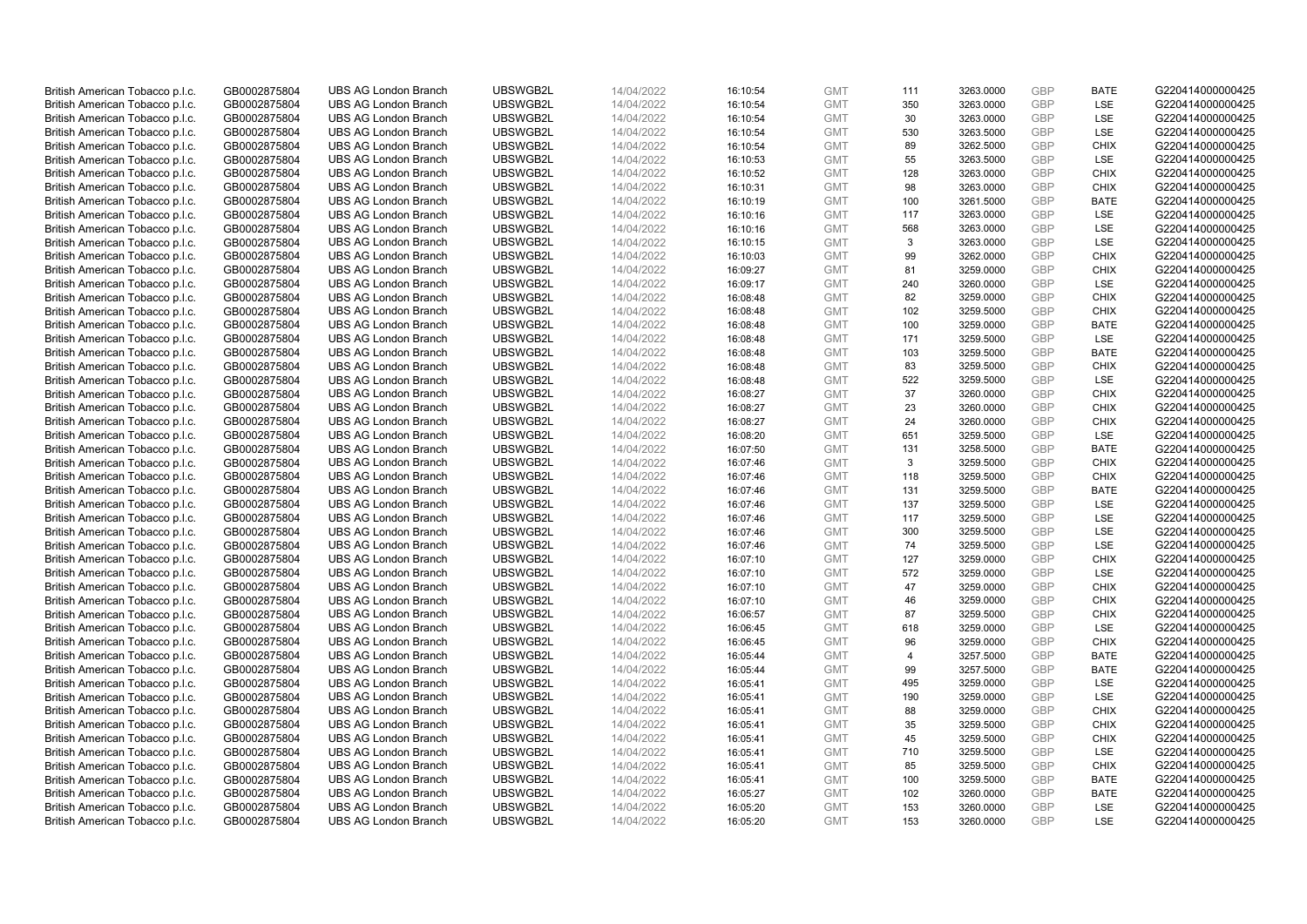| British American Tobacco p.l.c. | GB0002875804 | UBS AG London Branch | UBSWGB2L | 14/04/2022 | 16:10:54 | GMT | 111 | 3263.0000 | GBP | BATE | G220414000000425 |
|---|---|---|---|---|---|---|---|---|---|---|---|
| British American Tobacco p.l.c. | GB0002875804 | UBS AG London Branch | UBSWGB2L | 14/04/2022 | 16:10:54 | GMT | 350 | 3263.0000 | GBP | LSE | G220414000000425 |
| British American Tobacco p.l.c. | GB0002875804 | UBS AG London Branch | UBSWGB2L | 14/04/2022 | 16:10:54 | GMT | 30 | 3263.0000 | GBP | LSE | G220414000000425 |
| British American Tobacco p.l.c. | GB0002875804 | UBS AG London Branch | UBSWGB2L | 14/04/2022 | 16:10:54 | GMT | 530 | 3263.5000 | GBP | LSE | G220414000000425 |
| British American Tobacco p.l.c. | GB0002875804 | UBS AG London Branch | UBSWGB2L | 14/04/2022 | 16:10:54 | GMT | 89 | 3262.5000 | GBP | CHIX | G220414000000425 |
| British American Tobacco p.l.c. | GB0002875804 | UBS AG London Branch | UBSWGB2L | 14/04/2022 | 16:10:53 | GMT | 55 | 3263.5000 | GBP | LSE | G220414000000425 |
| British American Tobacco p.l.c. | GB0002875804 | UBS AG London Branch | UBSWGB2L | 14/04/2022 | 16:10:52 | GMT | 128 | 3263.0000 | GBP | CHIX | G220414000000425 |
| British American Tobacco p.l.c. | GB0002875804 | UBS AG London Branch | UBSWGB2L | 14/04/2022 | 16:10:31 | GMT | 98 | 3263.0000 | GBP | CHIX | G220414000000425 |
| British American Tobacco p.l.c. | GB0002875804 | UBS AG London Branch | UBSWGB2L | 14/04/2022 | 16:10:19 | GMT | 100 | 3261.5000 | GBP | BATE | G220414000000425 |
| British American Tobacco p.l.c. | GB0002875804 | UBS AG London Branch | UBSWGB2L | 14/04/2022 | 16:10:16 | GMT | 117 | 3263.0000 | GBP | LSE | G220414000000425 |
| British American Tobacco p.l.c. | GB0002875804 | UBS AG London Branch | UBSWGB2L | 14/04/2022 | 16:10:16 | GMT | 568 | 3263.0000 | GBP | LSE | G220414000000425 |
| British American Tobacco p.l.c. | GB0002875804 | UBS AG London Branch | UBSWGB2L | 14/04/2022 | 16:10:15 | GMT | 3 | 3263.0000 | GBP | LSE | G220414000000425 |
| British American Tobacco p.l.c. | GB0002875804 | UBS AG London Branch | UBSWGB2L | 14/04/2022 | 16:10:03 | GMT | 99 | 3262.0000 | GBP | CHIX | G220414000000425 |
| British American Tobacco p.l.c. | GB0002875804 | UBS AG London Branch | UBSWGB2L | 14/04/2022 | 16:09:27 | GMT | 81 | 3259.0000 | GBP | CHIX | G220414000000425 |
| British American Tobacco p.l.c. | GB0002875804 | UBS AG London Branch | UBSWGB2L | 14/04/2022 | 16:09:17 | GMT | 240 | 3260.0000 | GBP | LSE | G220414000000425 |
| British American Tobacco p.l.c. | GB0002875804 | UBS AG London Branch | UBSWGB2L | 14/04/2022 | 16:08:48 | GMT | 82 | 3259.0000 | GBP | CHIX | G220414000000425 |
| British American Tobacco p.l.c. | GB0002875804 | UBS AG London Branch | UBSWGB2L | 14/04/2022 | 16:08:48 | GMT | 102 | 3259.5000 | GBP | CHIX | G220414000000425 |
| British American Tobacco p.l.c. | GB0002875804 | UBS AG London Branch | UBSWGB2L | 14/04/2022 | 16:08:48 | GMT | 100 | 3259.0000 | GBP | BATE | G220414000000425 |
| British American Tobacco p.l.c. | GB0002875804 | UBS AG London Branch | UBSWGB2L | 14/04/2022 | 16:08:48 | GMT | 171 | 3259.5000 | GBP | LSE | G220414000000425 |
| British American Tobacco p.l.c. | GB0002875804 | UBS AG London Branch | UBSWGB2L | 14/04/2022 | 16:08:48 | GMT | 103 | 3259.5000 | GBP | BATE | G220414000000425 |
| British American Tobacco p.l.c. | GB0002875804 | UBS AG London Branch | UBSWGB2L | 14/04/2022 | 16:08:48 | GMT | 83 | 3259.5000 | GBP | CHIX | G220414000000425 |
| British American Tobacco p.l.c. | GB0002875804 | UBS AG London Branch | UBSWGB2L | 14/04/2022 | 16:08:48 | GMT | 522 | 3259.5000 | GBP | LSE | G220414000000425 |
| British American Tobacco p.l.c. | GB0002875804 | UBS AG London Branch | UBSWGB2L | 14/04/2022 | 16:08:27 | GMT | 37 | 3260.0000 | GBP | CHIX | G220414000000425 |
| British American Tobacco p.l.c. | GB0002875804 | UBS AG London Branch | UBSWGB2L | 14/04/2022 | 16:08:27 | GMT | 23 | 3260.0000 | GBP | CHIX | G220414000000425 |
| British American Tobacco p.l.c. | GB0002875804 | UBS AG London Branch | UBSWGB2L | 14/04/2022 | 16:08:27 | GMT | 24 | 3260.0000 | GBP | CHIX | G220414000000425 |
| British American Tobacco p.l.c. | GB0002875804 | UBS AG London Branch | UBSWGB2L | 14/04/2022 | 16:08:20 | GMT | 651 | 3259.5000 | GBP | LSE | G220414000000425 |
| British American Tobacco p.l.c. | GB0002875804 | UBS AG London Branch | UBSWGB2L | 14/04/2022 | 16:07:50 | GMT | 131 | 3258.5000 | GBP | BATE | G220414000000425 |
| British American Tobacco p.l.c. | GB0002875804 | UBS AG London Branch | UBSWGB2L | 14/04/2022 | 16:07:46 | GMT | 3 | 3259.5000 | GBP | CHIX | G220414000000425 |
| British American Tobacco p.l.c. | GB0002875804 | UBS AG London Branch | UBSWGB2L | 14/04/2022 | 16:07:46 | GMT | 118 | 3259.5000 | GBP | CHIX | G220414000000425 |
| British American Tobacco p.l.c. | GB0002875804 | UBS AG London Branch | UBSWGB2L | 14/04/2022 | 16:07:46 | GMT | 131 | 3259.5000 | GBP | BATE | G220414000000425 |
| British American Tobacco p.l.c. | GB0002875804 | UBS AG London Branch | UBSWGB2L | 14/04/2022 | 16:07:46 | GMT | 137 | 3259.5000 | GBP | LSE | G220414000000425 |
| British American Tobacco p.l.c. | GB0002875804 | UBS AG London Branch | UBSWGB2L | 14/04/2022 | 16:07:46 | GMT | 117 | 3259.5000 | GBP | LSE | G220414000000425 |
| British American Tobacco p.l.c. | GB0002875804 | UBS AG London Branch | UBSWGB2L | 14/04/2022 | 16:07:46 | GMT | 300 | 3259.5000 | GBP | LSE | G220414000000425 |
| British American Tobacco p.l.c. | GB0002875804 | UBS AG London Branch | UBSWGB2L | 14/04/2022 | 16:07:46 | GMT | 74 | 3259.5000 | GBP | LSE | G220414000000425 |
| British American Tobacco p.l.c. | GB0002875804 | UBS AG London Branch | UBSWGB2L | 14/04/2022 | 16:07:10 | GMT | 127 | 3259.0000 | GBP | CHIX | G220414000000425 |
| British American Tobacco p.l.c. | GB0002875804 | UBS AG London Branch | UBSWGB2L | 14/04/2022 | 16:07:10 | GMT | 572 | 3259.0000 | GBP | LSE | G220414000000425 |
| British American Tobacco p.l.c. | GB0002875804 | UBS AG London Branch | UBSWGB2L | 14/04/2022 | 16:07:10 | GMT | 47 | 3259.0000 | GBP | CHIX | G220414000000425 |
| British American Tobacco p.l.c. | GB0002875804 | UBS AG London Branch | UBSWGB2L | 14/04/2022 | 16:07:10 | GMT | 46 | 3259.0000 | GBP | CHIX | G220414000000425 |
| British American Tobacco p.l.c. | GB0002875804 | UBS AG London Branch | UBSWGB2L | 14/04/2022 | 16:06:57 | GMT | 87 | 3259.5000 | GBP | CHIX | G220414000000425 |
| British American Tobacco p.l.c. | GB0002875804 | UBS AG London Branch | UBSWGB2L | 14/04/2022 | 16:06:45 | GMT | 618 | 3259.0000 | GBP | LSE | G220414000000425 |
| British American Tobacco p.l.c. | GB0002875804 | UBS AG London Branch | UBSWGB2L | 14/04/2022 | 16:06:45 | GMT | 96 | 3259.0000 | GBP | CHIX | G220414000000425 |
| British American Tobacco p.l.c. | GB0002875804 | UBS AG London Branch | UBSWGB2L | 14/04/2022 | 16:05:44 | GMT | 4 | 3257.5000 | GBP | BATE | G220414000000425 |
| British American Tobacco p.l.c. | GB0002875804 | UBS AG London Branch | UBSWGB2L | 14/04/2022 | 16:05:44 | GMT | 99 | 3257.5000 | GBP | BATE | G220414000000425 |
| British American Tobacco p.l.c. | GB0002875804 | UBS AG London Branch | UBSWGB2L | 14/04/2022 | 16:05:41 | GMT | 495 | 3259.0000 | GBP | LSE | G220414000000425 |
| British American Tobacco p.l.c. | GB0002875804 | UBS AG London Branch | UBSWGB2L | 14/04/2022 | 16:05:41 | GMT | 190 | 3259.0000 | GBP | LSE | G220414000000425 |
| British American Tobacco p.l.c. | GB0002875804 | UBS AG London Branch | UBSWGB2L | 14/04/2022 | 16:05:41 | GMT | 88 | 3259.0000 | GBP | CHIX | G220414000000425 |
| British American Tobacco p.l.c. | GB0002875804 | UBS AG London Branch | UBSWGB2L | 14/04/2022 | 16:05:41 | GMT | 35 | 3259.5000 | GBP | CHIX | G220414000000425 |
| British American Tobacco p.l.c. | GB0002875804 | UBS AG London Branch | UBSWGB2L | 14/04/2022 | 16:05:41 | GMT | 45 | 3259.5000 | GBP | CHIX | G220414000000425 |
| British American Tobacco p.l.c. | GB0002875804 | UBS AG London Branch | UBSWGB2L | 14/04/2022 | 16:05:41 | GMT | 710 | 3259.5000 | GBP | LSE | G220414000000425 |
| British American Tobacco p.l.c. | GB0002875804 | UBS AG London Branch | UBSWGB2L | 14/04/2022 | 16:05:41 | GMT | 85 | 3259.5000 | GBP | CHIX | G220414000000425 |
| British American Tobacco p.l.c. | GB0002875804 | UBS AG London Branch | UBSWGB2L | 14/04/2022 | 16:05:41 | GMT | 100 | 3259.5000 | GBP | BATE | G220414000000425 |
| British American Tobacco p.l.c. | GB0002875804 | UBS AG London Branch | UBSWGB2L | 14/04/2022 | 16:05:27 | GMT | 102 | 3260.0000 | GBP | BATE | G220414000000425 |
| British American Tobacco p.l.c. | GB0002875804 | UBS AG London Branch | UBSWGB2L | 14/04/2022 | 16:05:20 | GMT | 153 | 3260.0000 | GBP | LSE | G220414000000425 |
| British American Tobacco p.l.c. | GB0002875804 | UBS AG London Branch | UBSWGB2L | 14/04/2022 | 16:05:20 | GMT | 153 | 3260.0000 | GBP | LSE | G220414000000425 |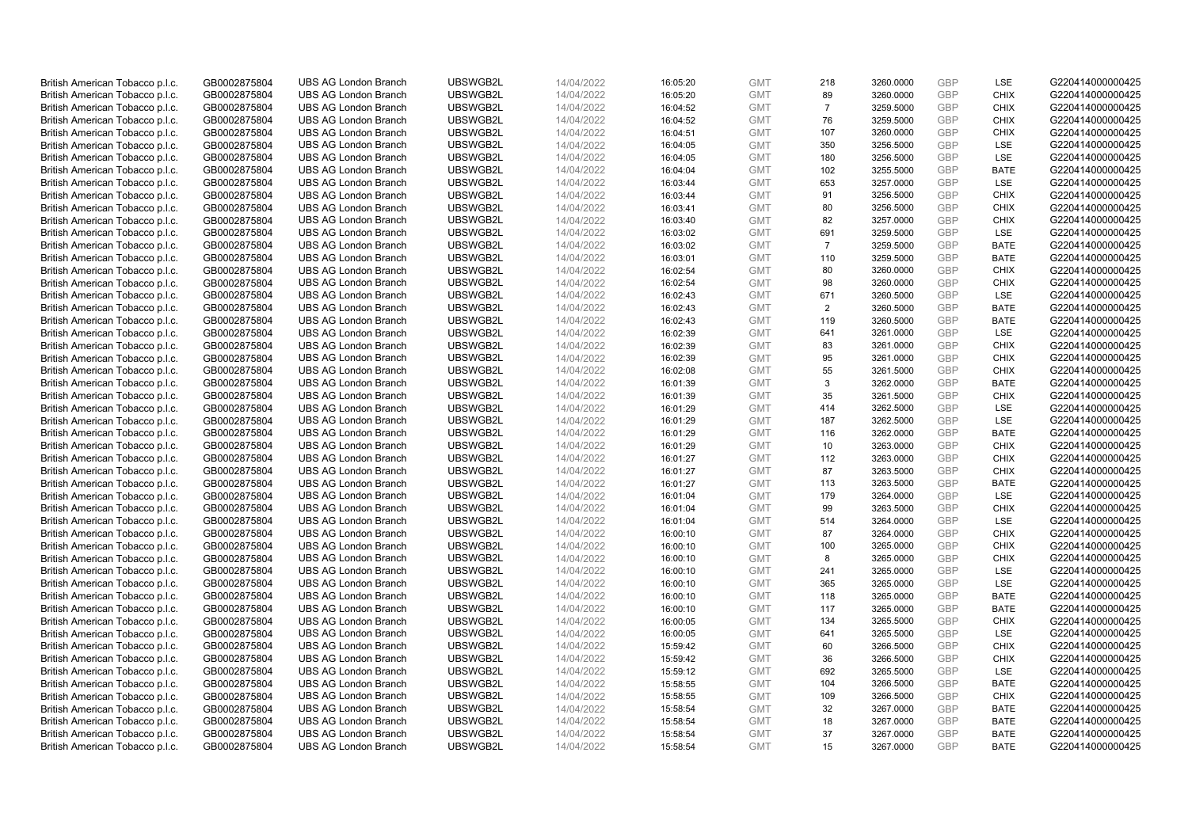| | | | | | | | | | | | |
|---|---|---|---|---|---|---|---|---|---|---|---|
| British American Tobacco p.l.c. | GB0002875804 | UBS AG London Branch | UBSWGB2L | 14/04/2022 | 16:05:20 | GMT | 218 | 3260.0000 | GBP | LSE | G220414000000425 |
| British American Tobacco p.l.c. | GB0002875804 | UBS AG London Branch | UBSWGB2L | 14/04/2022 | 16:05:20 | GMT | 89 | 3260.0000 | GBP | CHIX | G220414000000425 |
| British American Tobacco p.l.c. | GB0002875804 | UBS AG London Branch | UBSWGB2L | 14/04/2022 | 16:04:52 | GMT | 7 | 3259.5000 | GBP | CHIX | G220414000000425 |
| British American Tobacco p.l.c. | GB0002875804 | UBS AG London Branch | UBSWGB2L | 14/04/2022 | 16:04:52 | GMT | 76 | 3259.5000 | GBP | CHIX | G220414000000425 |
| British American Tobacco p.l.c. | GB0002875804 | UBS AG London Branch | UBSWGB2L | 14/04/2022 | 16:04:51 | GMT | 107 | 3260.0000 | GBP | CHIX | G220414000000425 |
| British American Tobacco p.l.c. | GB0002875804 | UBS AG London Branch | UBSWGB2L | 14/04/2022 | 16:04:05 | GMT | 350 | 3256.5000 | GBP | LSE | G220414000000425 |
| British American Tobacco p.l.c. | GB0002875804 | UBS AG London Branch | UBSWGB2L | 14/04/2022 | 16:04:05 | GMT | 180 | 3256.5000 | GBP | LSE | G220414000000425 |
| British American Tobacco p.l.c. | GB0002875804 | UBS AG London Branch | UBSWGB2L | 14/04/2022 | 16:04:04 | GMT | 102 | 3255.5000 | GBP | BATE | G220414000000425 |
| British American Tobacco p.l.c. | GB0002875804 | UBS AG London Branch | UBSWGB2L | 14/04/2022 | 16:03:44 | GMT | 653 | 3257.0000 | GBP | LSE | G220414000000425 |
| British American Tobacco p.l.c. | GB0002875804 | UBS AG London Branch | UBSWGB2L | 14/04/2022 | 16:03:44 | GMT | 91 | 3256.5000 | GBP | CHIX | G220414000000425 |
| British American Tobacco p.l.c. | GB0002875804 | UBS AG London Branch | UBSWGB2L | 14/04/2022 | 16:03:41 | GMT | 80 | 3256.5000 | GBP | CHIX | G220414000000425 |
| British American Tobacco p.l.c. | GB0002875804 | UBS AG London Branch | UBSWGB2L | 14/04/2022 | 16:03:40 | GMT | 82 | 3257.0000 | GBP | CHIX | G220414000000425 |
| British American Tobacco p.l.c. | GB0002875804 | UBS AG London Branch | UBSWGB2L | 14/04/2022 | 16:03:02 | GMT | 691 | 3259.5000 | GBP | LSE | G220414000000425 |
| British American Tobacco p.l.c. | GB0002875804 | UBS AG London Branch | UBSWGB2L | 14/04/2022 | 16:03:02 | GMT | 7 | 3259.5000 | GBP | BATE | G220414000000425 |
| British American Tobacco p.l.c. | GB0002875804 | UBS AG London Branch | UBSWGB2L | 14/04/2022 | 16:03:01 | GMT | 110 | 3259.5000 | GBP | BATE | G220414000000425 |
| British American Tobacco p.l.c. | GB0002875804 | UBS AG London Branch | UBSWGB2L | 14/04/2022 | 16:02:54 | GMT | 80 | 3260.0000 | GBP | CHIX | G220414000000425 |
| British American Tobacco p.l.c. | GB0002875804 | UBS AG London Branch | UBSWGB2L | 14/04/2022 | 16:02:54 | GMT | 98 | 3260.0000 | GBP | CHIX | G220414000000425 |
| British American Tobacco p.l.c. | GB0002875804 | UBS AG London Branch | UBSWGB2L | 14/04/2022 | 16:02:43 | GMT | 671 | 3260.5000 | GBP | LSE | G220414000000425 |
| British American Tobacco p.l.c. | GB0002875804 | UBS AG London Branch | UBSWGB2L | 14/04/2022 | 16:02:43 | GMT | 2 | 3260.5000 | GBP | BATE | G220414000000425 |
| British American Tobacco p.l.c. | GB0002875804 | UBS AG London Branch | UBSWGB2L | 14/04/2022 | 16:02:43 | GMT | 119 | 3260.5000 | GBP | BATE | G220414000000425 |
| British American Tobacco p.l.c. | GB0002875804 | UBS AG London Branch | UBSWGB2L | 14/04/2022 | 16:02:39 | GMT | 641 | 3261.0000 | GBP | LSE | G220414000000425 |
| British American Tobacco p.l.c. | GB0002875804 | UBS AG London Branch | UBSWGB2L | 14/04/2022 | 16:02:39 | GMT | 83 | 3261.0000 | GBP | CHIX | G220414000000425 |
| British American Tobacco p.l.c. | GB0002875804 | UBS AG London Branch | UBSWGB2L | 14/04/2022 | 16:02:39 | GMT | 95 | 3261.0000 | GBP | CHIX | G220414000000425 |
| British American Tobacco p.l.c. | GB0002875804 | UBS AG London Branch | UBSWGB2L | 14/04/2022 | 16:02:08 | GMT | 55 | 3261.5000 | GBP | CHIX | G220414000000425 |
| British American Tobacco p.l.c. | GB0002875804 | UBS AG London Branch | UBSWGB2L | 14/04/2022 | 16:01:39 | GMT | 3 | 3262.0000 | GBP | BATE | G220414000000425 |
| British American Tobacco p.l.c. | GB0002875804 | UBS AG London Branch | UBSWGB2L | 14/04/2022 | 16:01:39 | GMT | 35 | 3261.5000 | GBP | CHIX | G220414000000425 |
| British American Tobacco p.l.c. | GB0002875804 | UBS AG London Branch | UBSWGB2L | 14/04/2022 | 16:01:29 | GMT | 414 | 3262.5000 | GBP | LSE | G220414000000425 |
| British American Tobacco p.l.c. | GB0002875804 | UBS AG London Branch | UBSWGB2L | 14/04/2022 | 16:01:29 | GMT | 187 | 3262.5000 | GBP | LSE | G220414000000425 |
| British American Tobacco p.l.c. | GB0002875804 | UBS AG London Branch | UBSWGB2L | 14/04/2022 | 16:01:29 | GMT | 116 | 3262.0000 | GBP | BATE | G220414000000425 |
| British American Tobacco p.l.c. | GB0002875804 | UBS AG London Branch | UBSWGB2L | 14/04/2022 | 16:01:29 | GMT | 10 | 3263.0000 | GBP | CHIX | G220414000000425 |
| British American Tobacco p.l.c. | GB0002875804 | UBS AG London Branch | UBSWGB2L | 14/04/2022 | 16:01:27 | GMT | 112 | 3263.0000 | GBP | CHIX | G220414000000425 |
| British American Tobacco p.l.c. | GB0002875804 | UBS AG London Branch | UBSWGB2L | 14/04/2022 | 16:01:27 | GMT | 87 | 3263.5000 | GBP | CHIX | G220414000000425 |
| British American Tobacco p.l.c. | GB0002875804 | UBS AG London Branch | UBSWGB2L | 14/04/2022 | 16:01:27 | GMT | 113 | 3263.5000 | GBP | BATE | G220414000000425 |
| British American Tobacco p.l.c. | GB0002875804 | UBS AG London Branch | UBSWGB2L | 14/04/2022 | 16:01:04 | GMT | 179 | 3264.0000 | GBP | LSE | G220414000000425 |
| British American Tobacco p.l.c. | GB0002875804 | UBS AG London Branch | UBSWGB2L | 14/04/2022 | 16:01:04 | GMT | 99 | 3263.5000 | GBP | CHIX | G220414000000425 |
| British American Tobacco p.l.c. | GB0002875804 | UBS AG London Branch | UBSWGB2L | 14/04/2022 | 16:01:04 | GMT | 514 | 3264.0000 | GBP | LSE | G220414000000425 |
| British American Tobacco p.l.c. | GB0002875804 | UBS AG London Branch | UBSWGB2L | 14/04/2022 | 16:00:10 | GMT | 87 | 3264.0000 | GBP | CHIX | G220414000000425 |
| British American Tobacco p.l.c. | GB0002875804 | UBS AG London Branch | UBSWGB2L | 14/04/2022 | 16:00:10 | GMT | 100 | 3265.0000 | GBP | CHIX | G220414000000425 |
| British American Tobacco p.l.c. | GB0002875804 | UBS AG London Branch | UBSWGB2L | 14/04/2022 | 16:00:10 | GMT | 8 | 3265.0000 | GBP | CHIX | G220414000000425 |
| British American Tobacco p.l.c. | GB0002875804 | UBS AG London Branch | UBSWGB2L | 14/04/2022 | 16:00:10 | GMT | 241 | 3265.0000 | GBP | LSE | G220414000000425 |
| British American Tobacco p.l.c. | GB0002875804 | UBS AG London Branch | UBSWGB2L | 14/04/2022 | 16:00:10 | GMT | 365 | 3265.0000 | GBP | LSE | G220414000000425 |
| British American Tobacco p.l.c. | GB0002875804 | UBS AG London Branch | UBSWGB2L | 14/04/2022 | 16:00:10 | GMT | 118 | 3265.0000 | GBP | BATE | G220414000000425 |
| British American Tobacco p.l.c. | GB0002875804 | UBS AG London Branch | UBSWGB2L | 14/04/2022 | 16:00:10 | GMT | 117 | 3265.0000 | GBP | BATE | G220414000000425 |
| British American Tobacco p.l.c. | GB0002875804 | UBS AG London Branch | UBSWGB2L | 14/04/2022 | 16:00:05 | GMT | 134 | 3265.5000 | GBP | CHIX | G220414000000425 |
| British American Tobacco p.l.c. | GB0002875804 | UBS AG London Branch | UBSWGB2L | 14/04/2022 | 16:00:05 | GMT | 641 | 3265.5000 | GBP | LSE | G220414000000425 |
| British American Tobacco p.l.c. | GB0002875804 | UBS AG London Branch | UBSWGB2L | 14/04/2022 | 15:59:42 | GMT | 60 | 3266.5000 | GBP | CHIX | G220414000000425 |
| British American Tobacco p.l.c. | GB0002875804 | UBS AG London Branch | UBSWGB2L | 14/04/2022 | 15:59:42 | GMT | 36 | 3266.5000 | GBP | CHIX | G220414000000425 |
| British American Tobacco p.l.c. | GB0002875804 | UBS AG London Branch | UBSWGB2L | 14/04/2022 | 15:59:12 | GMT | 692 | 3265.5000 | GBP | LSE | G220414000000425 |
| British American Tobacco p.l.c. | GB0002875804 | UBS AG London Branch | UBSWGB2L | 14/04/2022 | 15:58:55 | GMT | 104 | 3266.5000 | GBP | BATE | G220414000000425 |
| British American Tobacco p.l.c. | GB0002875804 | UBS AG London Branch | UBSWGB2L | 14/04/2022 | 15:58:55 | GMT | 109 | 3266.5000 | GBP | CHIX | G220414000000425 |
| British American Tobacco p.l.c. | GB0002875804 | UBS AG London Branch | UBSWGB2L | 14/04/2022 | 15:58:54 | GMT | 32 | 3267.0000 | GBP | BATE | G220414000000425 |
| British American Tobacco p.l.c. | GB0002875804 | UBS AG London Branch | UBSWGB2L | 14/04/2022 | 15:58:54 | GMT | 18 | 3267.0000 | GBP | BATE | G220414000000425 |
| British American Tobacco p.l.c. | GB0002875804 | UBS AG London Branch | UBSWGB2L | 14/04/2022 | 15:58:54 | GMT | 37 | 3267.0000 | GBP | BATE | G220414000000425 |
| British American Tobacco p.l.c. | GB0002875804 | UBS AG London Branch | UBSWGB2L | 14/04/2022 | 15:58:54 | GMT | 15 | 3267.0000 | GBP | BATE | G220414000000425 |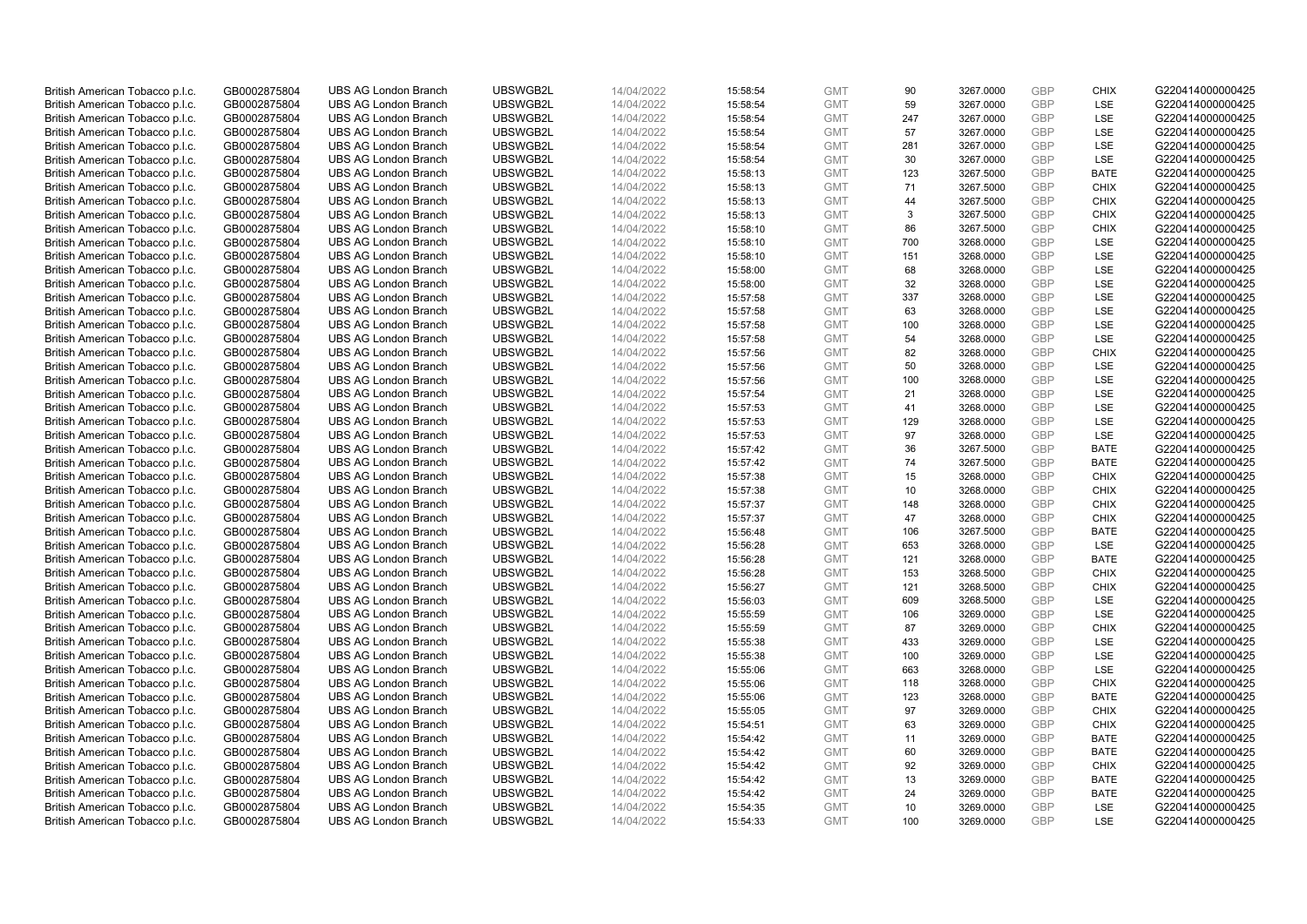| | | | | | | | | | | | |
|---|---|---|---|---|---|---|---|---|---|---|---|
| British American Tobacco p.l.c. | GB0002875804 | UBS AG London Branch | UBSWGB2L | 14/04/2022 | 15:58:54 | GMT | 90 | 3267.0000 | GBP | CHIX | G220414000000425 |
| British American Tobacco p.l.c. | GB0002875804 | UBS AG London Branch | UBSWGB2L | 14/04/2022 | 15:58:54 | GMT | 59 | 3267.0000 | GBP | LSE | G220414000000425 |
| British American Tobacco p.l.c. | GB0002875804 | UBS AG London Branch | UBSWGB2L | 14/04/2022 | 15:58:54 | GMT | 247 | 3267.0000 | GBP | LSE | G220414000000425 |
| British American Tobacco p.l.c. | GB0002875804 | UBS AG London Branch | UBSWGB2L | 14/04/2022 | 15:58:54 | GMT | 57 | 3267.0000 | GBP | LSE | G220414000000425 |
| British American Tobacco p.l.c. | GB0002875804 | UBS AG London Branch | UBSWGB2L | 14/04/2022 | 15:58:54 | GMT | 281 | 3267.0000 | GBP | LSE | G220414000000425 |
| British American Tobacco p.l.c. | GB0002875804 | UBS AG London Branch | UBSWGB2L | 14/04/2022 | 15:58:54 | GMT | 30 | 3267.0000 | GBP | LSE | G220414000000425 |
| British American Tobacco p.l.c. | GB0002875804 | UBS AG London Branch | UBSWGB2L | 14/04/2022 | 15:58:13 | GMT | 123 | 3267.5000 | GBP | BATE | G220414000000425 |
| British American Tobacco p.l.c. | GB0002875804 | UBS AG London Branch | UBSWGB2L | 14/04/2022 | 15:58:13 | GMT | 71 | 3267.5000 | GBP | CHIX | G220414000000425 |
| British American Tobacco p.l.c. | GB0002875804 | UBS AG London Branch | UBSWGB2L | 14/04/2022 | 15:58:13 | GMT | 44 | 3267.5000 | GBP | CHIX | G220414000000425 |
| British American Tobacco p.l.c. | GB0002875804 | UBS AG London Branch | UBSWGB2L | 14/04/2022 | 15:58:13 | GMT | 3 | 3267.5000 | GBP | CHIX | G220414000000425 |
| British American Tobacco p.l.c. | GB0002875804 | UBS AG London Branch | UBSWGB2L | 14/04/2022 | 15:58:10 | GMT | 86 | 3267.5000 | GBP | CHIX | G220414000000425 |
| British American Tobacco p.l.c. | GB0002875804 | UBS AG London Branch | UBSWGB2L | 14/04/2022 | 15:58:10 | GMT | 700 | 3268.0000 | GBP | LSE | G220414000000425 |
| British American Tobacco p.l.c. | GB0002875804 | UBS AG London Branch | UBSWGB2L | 14/04/2022 | 15:58:10 | GMT | 151 | 3268.0000 | GBP | LSE | G220414000000425 |
| British American Tobacco p.l.c. | GB0002875804 | UBS AG London Branch | UBSWGB2L | 14/04/2022 | 15:58:00 | GMT | 68 | 3268.0000 | GBP | LSE | G220414000000425 |
| British American Tobacco p.l.c. | GB0002875804 | UBS AG London Branch | UBSWGB2L | 14/04/2022 | 15:58:00 | GMT | 32 | 3268.0000 | GBP | LSE | G220414000000425 |
| British American Tobacco p.l.c. | GB0002875804 | UBS AG London Branch | UBSWGB2L | 14/04/2022 | 15:57:58 | GMT | 337 | 3268.0000 | GBP | LSE | G220414000000425 |
| British American Tobacco p.l.c. | GB0002875804 | UBS AG London Branch | UBSWGB2L | 14/04/2022 | 15:57:58 | GMT | 63 | 3268.0000 | GBP | LSE | G220414000000425 |
| British American Tobacco p.l.c. | GB0002875804 | UBS AG London Branch | UBSWGB2L | 14/04/2022 | 15:57:58 | GMT | 100 | 3268.0000 | GBP | LSE | G220414000000425 |
| British American Tobacco p.l.c. | GB0002875804 | UBS AG London Branch | UBSWGB2L | 14/04/2022 | 15:57:58 | GMT | 54 | 3268.0000 | GBP | LSE | G220414000000425 |
| British American Tobacco p.l.c. | GB0002875804 | UBS AG London Branch | UBSWGB2L | 14/04/2022 | 15:57:56 | GMT | 82 | 3268.0000 | GBP | CHIX | G220414000000425 |
| British American Tobacco p.l.c. | GB0002875804 | UBS AG London Branch | UBSWGB2L | 14/04/2022 | 15:57:56 | GMT | 50 | 3268.0000 | GBP | LSE | G220414000000425 |
| British American Tobacco p.l.c. | GB0002875804 | UBS AG London Branch | UBSWGB2L | 14/04/2022 | 15:57:56 | GMT | 100 | 3268.0000 | GBP | LSE | G220414000000425 |
| British American Tobacco p.l.c. | GB0002875804 | UBS AG London Branch | UBSWGB2L | 14/04/2022 | 15:57:54 | GMT | 21 | 3268.0000 | GBP | LSE | G220414000000425 |
| British American Tobacco p.l.c. | GB0002875804 | UBS AG London Branch | UBSWGB2L | 14/04/2022 | 15:57:53 | GMT | 41 | 3268.0000 | GBP | LSE | G220414000000425 |
| British American Tobacco p.l.c. | GB0002875804 | UBS AG London Branch | UBSWGB2L | 14/04/2022 | 15:57:53 | GMT | 129 | 3268.0000 | GBP | LSE | G220414000000425 |
| British American Tobacco p.l.c. | GB0002875804 | UBS AG London Branch | UBSWGB2L | 14/04/2022 | 15:57:53 | GMT | 97 | 3268.0000 | GBP | LSE | G220414000000425 |
| British American Tobacco p.l.c. | GB0002875804 | UBS AG London Branch | UBSWGB2L | 14/04/2022 | 15:57:42 | GMT | 36 | 3267.5000 | GBP | BATE | G220414000000425 |
| British American Tobacco p.l.c. | GB0002875804 | UBS AG London Branch | UBSWGB2L | 14/04/2022 | 15:57:42 | GMT | 74 | 3267.5000 | GBP | BATE | G220414000000425 |
| British American Tobacco p.l.c. | GB0002875804 | UBS AG London Branch | UBSWGB2L | 14/04/2022 | 15:57:38 | GMT | 15 | 3268.0000 | GBP | CHIX | G220414000000425 |
| British American Tobacco p.l.c. | GB0002875804 | UBS AG London Branch | UBSWGB2L | 14/04/2022 | 15:57:38 | GMT | 10 | 3268.0000 | GBP | CHIX | G220414000000425 |
| British American Tobacco p.l.c. | GB0002875804 | UBS AG London Branch | UBSWGB2L | 14/04/2022 | 15:57:37 | GMT | 148 | 3268.0000 | GBP | CHIX | G220414000000425 |
| British American Tobacco p.l.c. | GB0002875804 | UBS AG London Branch | UBSWGB2L | 14/04/2022 | 15:57:37 | GMT | 47 | 3268.0000 | GBP | CHIX | G220414000000425 |
| British American Tobacco p.l.c. | GB0002875804 | UBS AG London Branch | UBSWGB2L | 14/04/2022 | 15:56:48 | GMT | 106 | 3267.5000 | GBP | BATE | G220414000000425 |
| British American Tobacco p.l.c. | GB0002875804 | UBS AG London Branch | UBSWGB2L | 14/04/2022 | 15:56:28 | GMT | 653 | 3268.0000 | GBP | LSE | G220414000000425 |
| British American Tobacco p.l.c. | GB0002875804 | UBS AG London Branch | UBSWGB2L | 14/04/2022 | 15:56:28 | GMT | 121 | 3268.0000 | GBP | BATE | G220414000000425 |
| British American Tobacco p.l.c. | GB0002875804 | UBS AG London Branch | UBSWGB2L | 14/04/2022 | 15:56:28 | GMT | 153 | 3268.5000 | GBP | CHIX | G220414000000425 |
| British American Tobacco p.l.c. | GB0002875804 | UBS AG London Branch | UBSWGB2L | 14/04/2022 | 15:56:27 | GMT | 121 | 3268.5000 | GBP | CHIX | G220414000000425 |
| British American Tobacco p.l.c. | GB0002875804 | UBS AG London Branch | UBSWGB2L | 14/04/2022 | 15:56:03 | GMT | 609 | 3268.5000 | GBP | LSE | G220414000000425 |
| British American Tobacco p.l.c. | GB0002875804 | UBS AG London Branch | UBSWGB2L | 14/04/2022 | 15:55:59 | GMT | 106 | 3269.0000 | GBP | LSE | G220414000000425 |
| British American Tobacco p.l.c. | GB0002875804 | UBS AG London Branch | UBSWGB2L | 14/04/2022 | 15:55:59 | GMT | 87 | 3269.0000 | GBP | CHIX | G220414000000425 |
| British American Tobacco p.l.c. | GB0002875804 | UBS AG London Branch | UBSWGB2L | 14/04/2022 | 15:55:38 | GMT | 433 | 3269.0000 | GBP | LSE | G220414000000425 |
| British American Tobacco p.l.c. | GB0002875804 | UBS AG London Branch | UBSWGB2L | 14/04/2022 | 15:55:38 | GMT | 100 | 3269.0000 | GBP | LSE | G220414000000425 |
| British American Tobacco p.l.c. | GB0002875804 | UBS AG London Branch | UBSWGB2L | 14/04/2022 | 15:55:06 | GMT | 663 | 3268.0000 | GBP | LSE | G220414000000425 |
| British American Tobacco p.l.c. | GB0002875804 | UBS AG London Branch | UBSWGB2L | 14/04/2022 | 15:55:06 | GMT | 118 | 3268.0000 | GBP | CHIX | G220414000000425 |
| British American Tobacco p.l.c. | GB0002875804 | UBS AG London Branch | UBSWGB2L | 14/04/2022 | 15:55:06 | GMT | 123 | 3268.0000 | GBP | BATE | G220414000000425 |
| British American Tobacco p.l.c. | GB0002875804 | UBS AG London Branch | UBSWGB2L | 14/04/2022 | 15:55:05 | GMT | 97 | 3269.0000 | GBP | CHIX | G220414000000425 |
| British American Tobacco p.l.c. | GB0002875804 | UBS AG London Branch | UBSWGB2L | 14/04/2022 | 15:54:51 | GMT | 63 | 3269.0000 | GBP | CHIX | G220414000000425 |
| British American Tobacco p.l.c. | GB0002875804 | UBS AG London Branch | UBSWGB2L | 14/04/2022 | 15:54:42 | GMT | 11 | 3269.0000 | GBP | BATE | G220414000000425 |
| British American Tobacco p.l.c. | GB0002875804 | UBS AG London Branch | UBSWGB2L | 14/04/2022 | 15:54:42 | GMT | 60 | 3269.0000 | GBP | BATE | G220414000000425 |
| British American Tobacco p.l.c. | GB0002875804 | UBS AG London Branch | UBSWGB2L | 14/04/2022 | 15:54:42 | GMT | 92 | 3269.0000 | GBP | CHIX | G220414000000425 |
| British American Tobacco p.l.c. | GB0002875804 | UBS AG London Branch | UBSWGB2L | 14/04/2022 | 15:54:42 | GMT | 13 | 3269.0000 | GBP | BATE | G220414000000425 |
| British American Tobacco p.l.c. | GB0002875804 | UBS AG London Branch | UBSWGB2L | 14/04/2022 | 15:54:42 | GMT | 24 | 3269.0000 | GBP | BATE | G220414000000425 |
| British American Tobacco p.l.c. | GB0002875804 | UBS AG London Branch | UBSWGB2L | 14/04/2022 | 15:54:35 | GMT | 10 | 3269.0000 | GBP | LSE | G220414000000425 |
| British American Tobacco p.l.c. | GB0002875804 | UBS AG London Branch | UBSWGB2L | 14/04/2022 | 15:54:33 | GMT | 100 | 3269.0000 | GBP | LSE | G220414000000425 |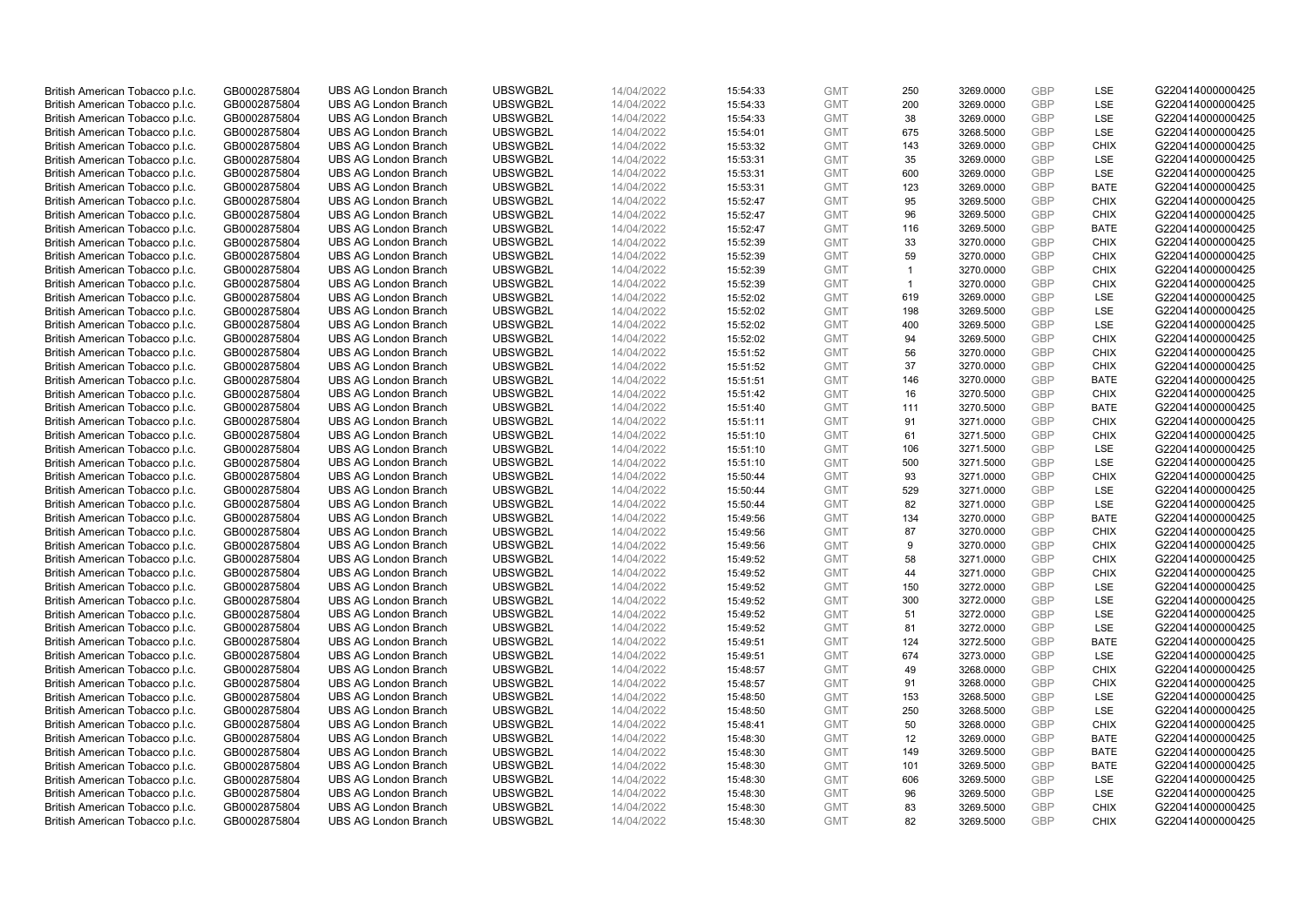| British American Tobacco p.l.c. | GB0002875804 | UBS AG London Branch | UBSWGB2L | 14/04/2022 | 15:54:33 | GMT | 250 | 3269.0000 | GBP | LSE | G220414000000425 |
|---|---|---|---|---|---|---|---|---|---|---|---|
| British American Tobacco p.l.c. | GB0002875804 | UBS AG London Branch | UBSWGB2L | 14/04/2022 | 15:54:33 | GMT | 200 | 3269.0000 | GBP | LSE | G220414000000425 |
| British American Tobacco p.l.c. | GB0002875804 | UBS AG London Branch | UBSWGB2L | 14/04/2022 | 15:54:33 | GMT | 38 | 3269.0000 | GBP | LSE | G220414000000425 |
| British American Tobacco p.l.c. | GB0002875804 | UBS AG London Branch | UBSWGB2L | 14/04/2022 | 15:54:01 | GMT | 675 | 3268.5000 | GBP | LSE | G220414000000425 |
| British American Tobacco p.l.c. | GB0002875804 | UBS AG London Branch | UBSWGB2L | 14/04/2022 | 15:53:32 | GMT | 143 | 3269.0000 | GBP | CHIX | G220414000000425 |
| British American Tobacco p.l.c. | GB0002875804 | UBS AG London Branch | UBSWGB2L | 14/04/2022 | 15:53:31 | GMT | 35 | 3269.0000 | GBP | LSE | G220414000000425 |
| British American Tobacco p.l.c. | GB0002875804 | UBS AG London Branch | UBSWGB2L | 14/04/2022 | 15:53:31 | GMT | 600 | 3269.0000 | GBP | LSE | G220414000000425 |
| British American Tobacco p.l.c. | GB0002875804 | UBS AG London Branch | UBSWGB2L | 14/04/2022 | 15:53:31 | GMT | 123 | 3269.0000 | GBP | BATE | G220414000000425 |
| British American Tobacco p.l.c. | GB0002875804 | UBS AG London Branch | UBSWGB2L | 14/04/2022 | 15:52:47 | GMT | 95 | 3269.5000 | GBP | CHIX | G220414000000425 |
| British American Tobacco p.l.c. | GB0002875804 | UBS AG London Branch | UBSWGB2L | 14/04/2022 | 15:52:47 | GMT | 96 | 3269.5000 | GBP | CHIX | G220414000000425 |
| British American Tobacco p.l.c. | GB0002875804 | UBS AG London Branch | UBSWGB2L | 14/04/2022 | 15:52:47 | GMT | 116 | 3269.5000 | GBP | BATE | G220414000000425 |
| British American Tobacco p.l.c. | GB0002875804 | UBS AG London Branch | UBSWGB2L | 14/04/2022 | 15:52:39 | GMT | 33 | 3270.0000 | GBP | CHIX | G220414000000425 |
| British American Tobacco p.l.c. | GB0002875804 | UBS AG London Branch | UBSWGB2L | 14/04/2022 | 15:52:39 | GMT | 59 | 3270.0000 | GBP | CHIX | G220414000000425 |
| British American Tobacco p.l.c. | GB0002875804 | UBS AG London Branch | UBSWGB2L | 14/04/2022 | 15:52:39 | GMT | 1 | 3270.0000 | GBP | CHIX | G220414000000425 |
| British American Tobacco p.l.c. | GB0002875804 | UBS AG London Branch | UBSWGB2L | 14/04/2022 | 15:52:39 | GMT | 1 | 3270.0000 | GBP | CHIX | G220414000000425 |
| British American Tobacco p.l.c. | GB0002875804 | UBS AG London Branch | UBSWGB2L | 14/04/2022 | 15:52:02 | GMT | 619 | 3269.0000 | GBP | LSE | G220414000000425 |
| British American Tobacco p.l.c. | GB0002875804 | UBS AG London Branch | UBSWGB2L | 14/04/2022 | 15:52:02 | GMT | 198 | 3269.5000 | GBP | LSE | G220414000000425 |
| British American Tobacco p.l.c. | GB0002875804 | UBS AG London Branch | UBSWGB2L | 14/04/2022 | 15:52:02 | GMT | 400 | 3269.5000 | GBP | LSE | G220414000000425 |
| British American Tobacco p.l.c. | GB0002875804 | UBS AG London Branch | UBSWGB2L | 14/04/2022 | 15:52:02 | GMT | 94 | 3269.5000 | GBP | CHIX | G220414000000425 |
| British American Tobacco p.l.c. | GB0002875804 | UBS AG London Branch | UBSWGB2L | 14/04/2022 | 15:51:52 | GMT | 56 | 3270.0000 | GBP | CHIX | G220414000000425 |
| British American Tobacco p.l.c. | GB0002875804 | UBS AG London Branch | UBSWGB2L | 14/04/2022 | 15:51:52 | GMT | 37 | 3270.0000 | GBP | CHIX | G220414000000425 |
| British American Tobacco p.l.c. | GB0002875804 | UBS AG London Branch | UBSWGB2L | 14/04/2022 | 15:51:51 | GMT | 146 | 3270.0000 | GBP | BATE | G220414000000425 |
| British American Tobacco p.l.c. | GB0002875804 | UBS AG London Branch | UBSWGB2L | 14/04/2022 | 15:51:42 | GMT | 16 | 3270.5000 | GBP | CHIX | G220414000000425 |
| British American Tobacco p.l.c. | GB0002875804 | UBS AG London Branch | UBSWGB2L | 14/04/2022 | 15:51:40 | GMT | 111 | 3270.5000 | GBP | BATE | G220414000000425 |
| British American Tobacco p.l.c. | GB0002875804 | UBS AG London Branch | UBSWGB2L | 14/04/2022 | 15:51:11 | GMT | 91 | 3271.0000 | GBP | CHIX | G220414000000425 |
| British American Tobacco p.l.c. | GB0002875804 | UBS AG London Branch | UBSWGB2L | 14/04/2022 | 15:51:10 | GMT | 61 | 3271.5000 | GBP | CHIX | G220414000000425 |
| British American Tobacco p.l.c. | GB0002875804 | UBS AG London Branch | UBSWGB2L | 14/04/2022 | 15:51:10 | GMT | 106 | 3271.5000 | GBP | LSE | G220414000000425 |
| British American Tobacco p.l.c. | GB0002875804 | UBS AG London Branch | UBSWGB2L | 14/04/2022 | 15:51:10 | GMT | 500 | 3271.5000 | GBP | LSE | G220414000000425 |
| British American Tobacco p.l.c. | GB0002875804 | UBS AG London Branch | UBSWGB2L | 14/04/2022 | 15:50:44 | GMT | 93 | 3271.0000 | GBP | CHIX | G220414000000425 |
| British American Tobacco p.l.c. | GB0002875804 | UBS AG London Branch | UBSWGB2L | 14/04/2022 | 15:50:44 | GMT | 529 | 3271.0000 | GBP | LSE | G220414000000425 |
| British American Tobacco p.l.c. | GB0002875804 | UBS AG London Branch | UBSWGB2L | 14/04/2022 | 15:50:44 | GMT | 82 | 3271.0000 | GBP | LSE | G220414000000425 |
| British American Tobacco p.l.c. | GB0002875804 | UBS AG London Branch | UBSWGB2L | 14/04/2022 | 15:49:56 | GMT | 134 | 3270.0000 | GBP | BATE | G220414000000425 |
| British American Tobacco p.l.c. | GB0002875804 | UBS AG London Branch | UBSWGB2L | 14/04/2022 | 15:49:56 | GMT | 87 | 3270.0000 | GBP | CHIX | G220414000000425 |
| British American Tobacco p.l.c. | GB0002875804 | UBS AG London Branch | UBSWGB2L | 14/04/2022 | 15:49:56 | GMT | 9 | 3270.0000 | GBP | CHIX | G220414000000425 |
| British American Tobacco p.l.c. | GB0002875804 | UBS AG London Branch | UBSWGB2L | 14/04/2022 | 15:49:52 | GMT | 58 | 3271.0000 | GBP | CHIX | G220414000000425 |
| British American Tobacco p.l.c. | GB0002875804 | UBS AG London Branch | UBSWGB2L | 14/04/2022 | 15:49:52 | GMT | 44 | 3271.0000 | GBP | CHIX | G220414000000425 |
| British American Tobacco p.l.c. | GB0002875804 | UBS AG London Branch | UBSWGB2L | 14/04/2022 | 15:49:52 | GMT | 150 | 3272.0000 | GBP | LSE | G220414000000425 |
| British American Tobacco p.l.c. | GB0002875804 | UBS AG London Branch | UBSWGB2L | 14/04/2022 | 15:49:52 | GMT | 300 | 3272.0000 | GBP | LSE | G220414000000425 |
| British American Tobacco p.l.c. | GB0002875804 | UBS AG London Branch | UBSWGB2L | 14/04/2022 | 15:49:52 | GMT | 51 | 3272.0000 | GBP | LSE | G220414000000425 |
| British American Tobacco p.l.c. | GB0002875804 | UBS AG London Branch | UBSWGB2L | 14/04/2022 | 15:49:52 | GMT | 81 | 3272.0000 | GBP | LSE | G220414000000425 |
| British American Tobacco p.l.c. | GB0002875804 | UBS AG London Branch | UBSWGB2L | 14/04/2022 | 15:49:51 | GMT | 124 | 3272.5000 | GBP | BATE | G220414000000425 |
| British American Tobacco p.l.c. | GB0002875804 | UBS AG London Branch | UBSWGB2L | 14/04/2022 | 15:49:51 | GMT | 674 | 3273.0000 | GBP | LSE | G220414000000425 |
| British American Tobacco p.l.c. | GB0002875804 | UBS AG London Branch | UBSWGB2L | 14/04/2022 | 15:48:57 | GMT | 49 | 3268.0000 | GBP | CHIX | G220414000000425 |
| British American Tobacco p.l.c. | GB0002875804 | UBS AG London Branch | UBSWGB2L | 14/04/2022 | 15:48:57 | GMT | 91 | 3268.0000 | GBP | CHIX | G220414000000425 |
| British American Tobacco p.l.c. | GB0002875804 | UBS AG London Branch | UBSWGB2L | 14/04/2022 | 15:48:50 | GMT | 153 | 3268.5000 | GBP | LSE | G220414000000425 |
| British American Tobacco p.l.c. | GB0002875804 | UBS AG London Branch | UBSWGB2L | 14/04/2022 | 15:48:50 | GMT | 250 | 3268.5000 | GBP | LSE | G220414000000425 |
| British American Tobacco p.l.c. | GB0002875804 | UBS AG London Branch | UBSWGB2L | 14/04/2022 | 15:48:41 | GMT | 50 | 3268.0000 | GBP | CHIX | G220414000000425 |
| British American Tobacco p.l.c. | GB0002875804 | UBS AG London Branch | UBSWGB2L | 14/04/2022 | 15:48:30 | GMT | 12 | 3269.0000 | GBP | BATE | G220414000000425 |
| British American Tobacco p.l.c. | GB0002875804 | UBS AG London Branch | UBSWGB2L | 14/04/2022 | 15:48:30 | GMT | 149 | 3269.5000 | GBP | BATE | G220414000000425 |
| British American Tobacco p.l.c. | GB0002875804 | UBS AG London Branch | UBSWGB2L | 14/04/2022 | 15:48:30 | GMT | 101 | 3269.5000 | GBP | BATE | G220414000000425 |
| British American Tobacco p.l.c. | GB0002875804 | UBS AG London Branch | UBSWGB2L | 14/04/2022 | 15:48:30 | GMT | 606 | 3269.5000 | GBP | LSE | G220414000000425 |
| British American Tobacco p.l.c. | GB0002875804 | UBS AG London Branch | UBSWGB2L | 14/04/2022 | 15:48:30 | GMT | 96 | 3269.5000 | GBP | LSE | G220414000000425 |
| British American Tobacco p.l.c. | GB0002875804 | UBS AG London Branch | UBSWGB2L | 14/04/2022 | 15:48:30 | GMT | 83 | 3269.5000 | GBP | CHIX | G220414000000425 |
| British American Tobacco p.l.c. | GB0002875804 | UBS AG London Branch | UBSWGB2L | 14/04/2022 | 15:48:30 | GMT | 82 | 3269.5000 | GBP | CHIX | G220414000000425 |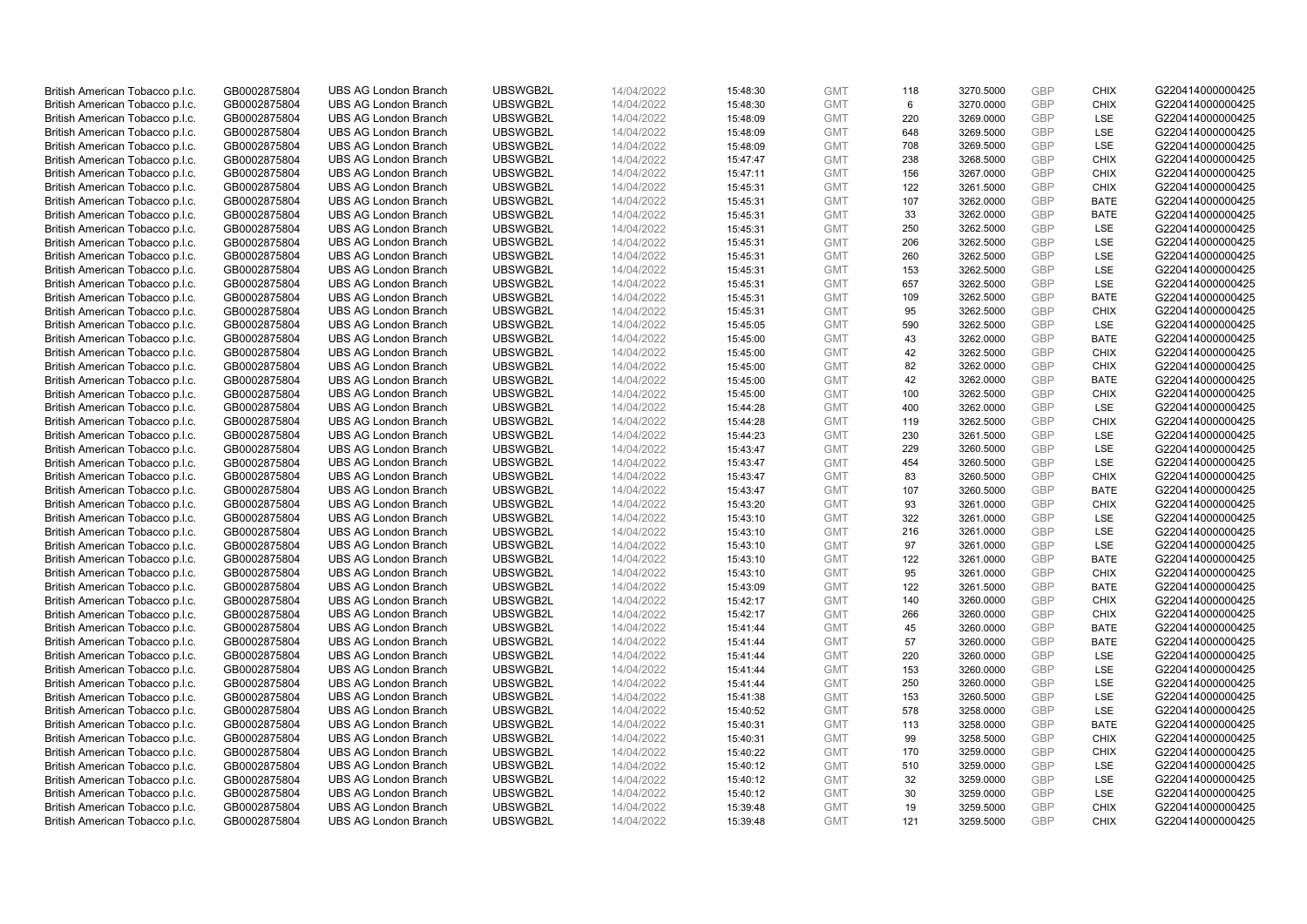| | | | | | | | | | | | |
|---|---|---|---|---|---|---|---|---|---|---|---|
| British American Tobacco p.l.c. | GB0002875804 | UBS AG London Branch | UBSWGB2L | 14/04/2022 | 15:48:30 | GMT | 118 | 3270.5000 | GBP | CHIX | G220414000000425 |
| British American Tobacco p.l.c. | GB0002875804 | UBS AG London Branch | UBSWGB2L | 14/04/2022 | 15:48:30 | GMT | 6 | 3270.0000 | GBP | CHIX | G220414000000425 |
| British American Tobacco p.l.c. | GB0002875804 | UBS AG London Branch | UBSWGB2L | 14/04/2022 | 15:48:09 | GMT | 220 | 3269.0000 | GBP | LSE | G220414000000425 |
| British American Tobacco p.l.c. | GB0002875804 | UBS AG London Branch | UBSWGB2L | 14/04/2022 | 15:48:09 | GMT | 648 | 3269.5000 | GBP | LSE | G220414000000425 |
| British American Tobacco p.l.c. | GB0002875804 | UBS AG London Branch | UBSWGB2L | 14/04/2022 | 15:48:09 | GMT | 708 | 3269.5000 | GBP | LSE | G220414000000425 |
| British American Tobacco p.l.c. | GB0002875804 | UBS AG London Branch | UBSWGB2L | 14/04/2022 | 15:47:47 | GMT | 238 | 3268.5000 | GBP | CHIX | G220414000000425 |
| British American Tobacco p.l.c. | GB0002875804 | UBS AG London Branch | UBSWGB2L | 14/04/2022 | 15:47:11 | GMT | 156 | 3267.0000 | GBP | CHIX | G220414000000425 |
| British American Tobacco p.l.c. | GB0002875804 | UBS AG London Branch | UBSWGB2L | 14/04/2022 | 15:45:31 | GMT | 122 | 3261.5000 | GBP | CHIX | G220414000000425 |
| British American Tobacco p.l.c. | GB0002875804 | UBS AG London Branch | UBSWGB2L | 14/04/2022 | 15:45:31 | GMT | 107 | 3262.0000 | GBP | BATE | G220414000000425 |
| British American Tobacco p.l.c. | GB0002875804 | UBS AG London Branch | UBSWGB2L | 14/04/2022 | 15:45:31 | GMT | 33 | 3262.0000 | GBP | BATE | G220414000000425 |
| British American Tobacco p.l.c. | GB0002875804 | UBS AG London Branch | UBSWGB2L | 14/04/2022 | 15:45:31 | GMT | 250 | 3262.5000 | GBP | LSE | G220414000000425 |
| British American Tobacco p.l.c. | GB0002875804 | UBS AG London Branch | UBSWGB2L | 14/04/2022 | 15:45:31 | GMT | 206 | 3262.5000 | GBP | LSE | G220414000000425 |
| British American Tobacco p.l.c. | GB0002875804 | UBS AG London Branch | UBSWGB2L | 14/04/2022 | 15:45:31 | GMT | 260 | 3262.5000 | GBP | LSE | G220414000000425 |
| British American Tobacco p.l.c. | GB0002875804 | UBS AG London Branch | UBSWGB2L | 14/04/2022 | 15:45:31 | GMT | 153 | 3262.5000 | GBP | LSE | G220414000000425 |
| British American Tobacco p.l.c. | GB0002875804 | UBS AG London Branch | UBSWGB2L | 14/04/2022 | 15:45:31 | GMT | 657 | 3262.5000 | GBP | LSE | G220414000000425 |
| British American Tobacco p.l.c. | GB0002875804 | UBS AG London Branch | UBSWGB2L | 14/04/2022 | 15:45:31 | GMT | 109 | 3262.5000 | GBP | BATE | G220414000000425 |
| British American Tobacco p.l.c. | GB0002875804 | UBS AG London Branch | UBSWGB2L | 14/04/2022 | 15:45:31 | GMT | 95 | 3262.5000 | GBP | CHIX | G220414000000425 |
| British American Tobacco p.l.c. | GB0002875804 | UBS AG London Branch | UBSWGB2L | 14/04/2022 | 15:45:05 | GMT | 590 | 3262.5000 | GBP | LSE | G220414000000425 |
| British American Tobacco p.l.c. | GB0002875804 | UBS AG London Branch | UBSWGB2L | 14/04/2022 | 15:45:00 | GMT | 43 | 3262.0000 | GBP | BATE | G220414000000425 |
| British American Tobacco p.l.c. | GB0002875804 | UBS AG London Branch | UBSWGB2L | 14/04/2022 | 15:45:00 | GMT | 42 | 3262.5000 | GBP | CHIX | G220414000000425 |
| British American Tobacco p.l.c. | GB0002875804 | UBS AG London Branch | UBSWGB2L | 14/04/2022 | 15:45:00 | GMT | 82 | 3262.0000 | GBP | CHIX | G220414000000425 |
| British American Tobacco p.l.c. | GB0002875804 | UBS AG London Branch | UBSWGB2L | 14/04/2022 | 15:45:00 | GMT | 42 | 3262.0000 | GBP | BATE | G220414000000425 |
| British American Tobacco p.l.c. | GB0002875804 | UBS AG London Branch | UBSWGB2L | 14/04/2022 | 15:45:00 | GMT | 100 | 3262.5000 | GBP | CHIX | G220414000000425 |
| British American Tobacco p.l.c. | GB0002875804 | UBS AG London Branch | UBSWGB2L | 14/04/2022 | 15:44:28 | GMT | 400 | 3262.0000 | GBP | LSE | G220414000000425 |
| British American Tobacco p.l.c. | GB0002875804 | UBS AG London Branch | UBSWGB2L | 14/04/2022 | 15:44:28 | GMT | 119 | 3262.5000 | GBP | CHIX | G220414000000425 |
| British American Tobacco p.l.c. | GB0002875804 | UBS AG London Branch | UBSWGB2L | 14/04/2022 | 15:44:23 | GMT | 230 | 3261.5000 | GBP | LSE | G220414000000425 |
| British American Tobacco p.l.c. | GB0002875804 | UBS AG London Branch | UBSWGB2L | 14/04/2022 | 15:43:47 | GMT | 229 | 3260.5000 | GBP | LSE | G220414000000425 |
| British American Tobacco p.l.c. | GB0002875804 | UBS AG London Branch | UBSWGB2L | 14/04/2022 | 15:43:47 | GMT | 454 | 3260.5000 | GBP | LSE | G220414000000425 |
| British American Tobacco p.l.c. | GB0002875804 | UBS AG London Branch | UBSWGB2L | 14/04/2022 | 15:43:47 | GMT | 83 | 3260.5000 | GBP | CHIX | G220414000000425 |
| British American Tobacco p.l.c. | GB0002875804 | UBS AG London Branch | UBSWGB2L | 14/04/2022 | 15:43:47 | GMT | 107 | 3260.5000 | GBP | BATE | G220414000000425 |
| British American Tobacco p.l.c. | GB0002875804 | UBS AG London Branch | UBSWGB2L | 14/04/2022 | 15:43:20 | GMT | 93 | 3261.0000 | GBP | CHIX | G220414000000425 |
| British American Tobacco p.l.c. | GB0002875804 | UBS AG London Branch | UBSWGB2L | 14/04/2022 | 15:43:10 | GMT | 322 | 3261.0000 | GBP | LSE | G220414000000425 |
| British American Tobacco p.l.c. | GB0002875804 | UBS AG London Branch | UBSWGB2L | 14/04/2022 | 15:43:10 | GMT | 216 | 3261.0000 | GBP | LSE | G220414000000425 |
| British American Tobacco p.l.c. | GB0002875804 | UBS AG London Branch | UBSWGB2L | 14/04/2022 | 15:43:10 | GMT | 97 | 3261.0000 | GBP | LSE | G220414000000425 |
| British American Tobacco p.l.c. | GB0002875804 | UBS AG London Branch | UBSWGB2L | 14/04/2022 | 15:43:10 | GMT | 122 | 3261.0000 | GBP | BATE | G220414000000425 |
| British American Tobacco p.l.c. | GB0002875804 | UBS AG London Branch | UBSWGB2L | 14/04/2022 | 15:43:10 | GMT | 95 | 3261.0000 | GBP | CHIX | G220414000000425 |
| British American Tobacco p.l.c. | GB0002875804 | UBS AG London Branch | UBSWGB2L | 14/04/2022 | 15:43:09 | GMT | 122 | 3261.5000 | GBP | BATE | G220414000000425 |
| British American Tobacco p.l.c. | GB0002875804 | UBS AG London Branch | UBSWGB2L | 14/04/2022 | 15:42:17 | GMT | 140 | 3260.0000 | GBP | CHIX | G220414000000425 |
| British American Tobacco p.l.c. | GB0002875804 | UBS AG London Branch | UBSWGB2L | 14/04/2022 | 15:42:17 | GMT | 266 | 3260.0000 | GBP | CHIX | G220414000000425 |
| British American Tobacco p.l.c. | GB0002875804 | UBS AG London Branch | UBSWGB2L | 14/04/2022 | 15:41:44 | GMT | 45 | 3260.0000 | GBP | BATE | G220414000000425 |
| British American Tobacco p.l.c. | GB0002875804 | UBS AG London Branch | UBSWGB2L | 14/04/2022 | 15:41:44 | GMT | 57 | 3260.0000 | GBP | BATE | G220414000000425 |
| British American Tobacco p.l.c. | GB0002875804 | UBS AG London Branch | UBSWGB2L | 14/04/2022 | 15:41:44 | GMT | 220 | 3260.0000 | GBP | LSE | G220414000000425 |
| British American Tobacco p.l.c. | GB0002875804 | UBS AG London Branch | UBSWGB2L | 14/04/2022 | 15:41:44 | GMT | 153 | 3260.0000 | GBP | LSE | G220414000000425 |
| British American Tobacco p.l.c. | GB0002875804 | UBS AG London Branch | UBSWGB2L | 14/04/2022 | 15:41:44 | GMT | 250 | 3260.0000 | GBP | LSE | G220414000000425 |
| British American Tobacco p.l.c. | GB0002875804 | UBS AG London Branch | UBSWGB2L | 14/04/2022 | 15:41:38 | GMT | 153 | 3260.5000 | GBP | LSE | G220414000000425 |
| British American Tobacco p.l.c. | GB0002875804 | UBS AG London Branch | UBSWGB2L | 14/04/2022 | 15:40:52 | GMT | 578 | 3258.0000 | GBP | LSE | G220414000000425 |
| British American Tobacco p.l.c. | GB0002875804 | UBS AG London Branch | UBSWGB2L | 14/04/2022 | 15:40:31 | GMT | 113 | 3258.0000 | GBP | BATE | G220414000000425 |
| British American Tobacco p.l.c. | GB0002875804 | UBS AG London Branch | UBSWGB2L | 14/04/2022 | 15:40:31 | GMT | 99 | 3258.5000 | GBP | CHIX | G220414000000425 |
| British American Tobacco p.l.c. | GB0002875804 | UBS AG London Branch | UBSWGB2L | 14/04/2022 | 15:40:22 | GMT | 170 | 3259.0000 | GBP | CHIX | G220414000000425 |
| British American Tobacco p.l.c. | GB0002875804 | UBS AG London Branch | UBSWGB2L | 14/04/2022 | 15:40:12 | GMT | 510 | 3259.0000 | GBP | LSE | G220414000000425 |
| British American Tobacco p.l.c. | GB0002875804 | UBS AG London Branch | UBSWGB2L | 14/04/2022 | 15:40:12 | GMT | 32 | 3259.0000 | GBP | LSE | G220414000000425 |
| British American Tobacco p.l.c. | GB0002875804 | UBS AG London Branch | UBSWGB2L | 14/04/2022 | 15:40:12 | GMT | 30 | 3259.0000 | GBP | LSE | G220414000000425 |
| British American Tobacco p.l.c. | GB0002875804 | UBS AG London Branch | UBSWGB2L | 14/04/2022 | 15:39:48 | GMT | 19 | 3259.5000 | GBP | CHIX | G220414000000425 |
| British American Tobacco p.l.c. | GB0002875804 | UBS AG London Branch | UBSWGB2L | 14/04/2022 | 15:39:48 | GMT | 121 | 3259.5000 | GBP | CHIX | G220414000000425 |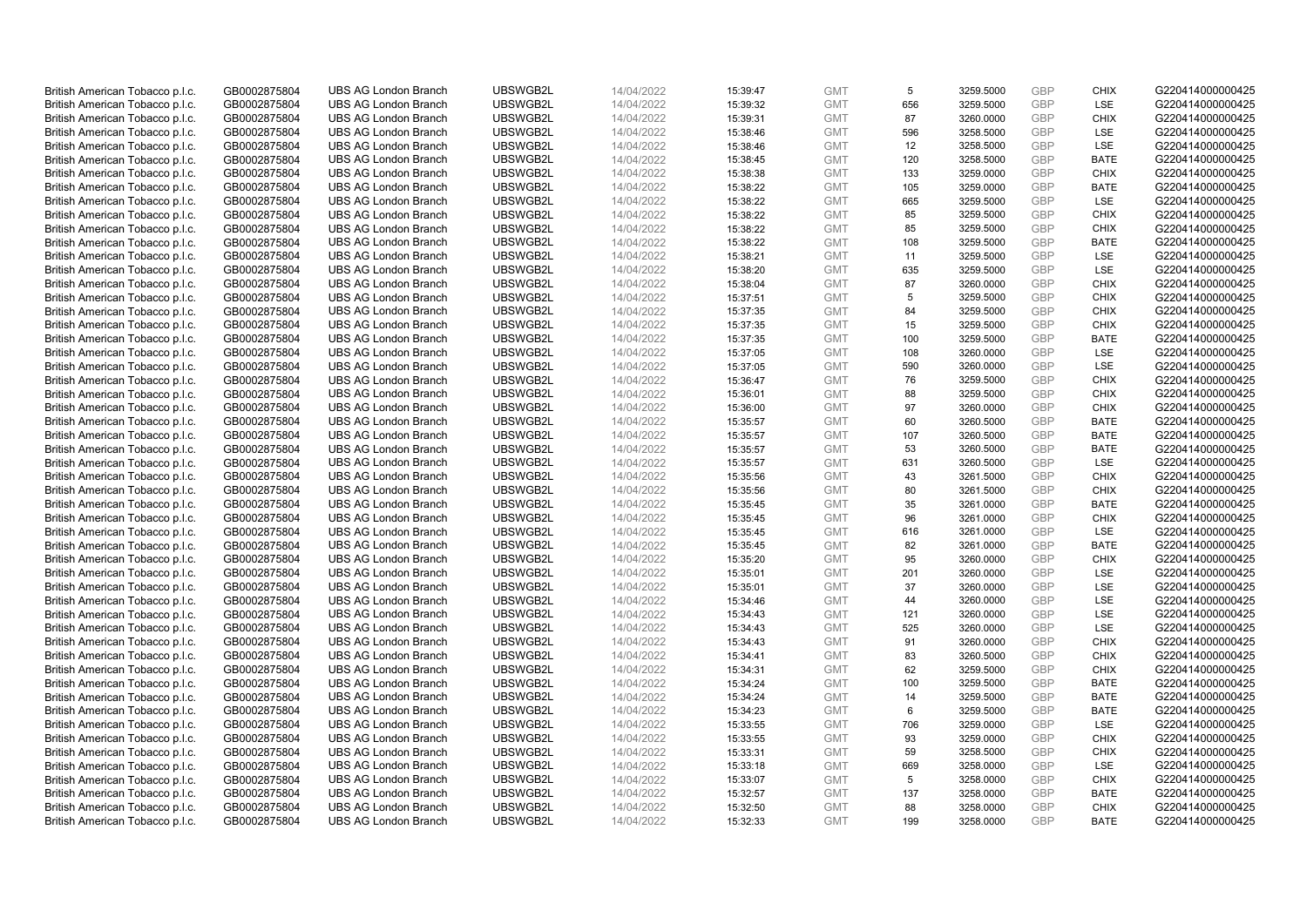| | | | | | | | | | | | |
|---|---|---|---|---|---|---|---|---|---|---|---|
| British American Tobacco p.l.c. | GB0002875804 | UBS AG London Branch | UBSWGB2L | 14/04/2022 | 15:39:47 | GMT | 5 | 3259.5000 | GBP | CHIX | G220414000000425 |
| British American Tobacco p.l.c. | GB0002875804 | UBS AG London Branch | UBSWGB2L | 14/04/2022 | 15:39:32 | GMT | 656 | 3259.5000 | GBP | LSE | G220414000000425 |
| British American Tobacco p.l.c. | GB0002875804 | UBS AG London Branch | UBSWGB2L | 14/04/2022 | 15:39:31 | GMT | 87 | 3260.0000 | GBP | CHIX | G220414000000425 |
| British American Tobacco p.l.c. | GB0002875804 | UBS AG London Branch | UBSWGB2L | 14/04/2022 | 15:38:46 | GMT | 596 | 3258.5000 | GBP | LSE | G220414000000425 |
| British American Tobacco p.l.c. | GB0002875804 | UBS AG London Branch | UBSWGB2L | 14/04/2022 | 15:38:46 | GMT | 12 | 3258.5000 | GBP | LSE | G220414000000425 |
| British American Tobacco p.l.c. | GB0002875804 | UBS AG London Branch | UBSWGB2L | 14/04/2022 | 15:38:45 | GMT | 120 | 3258.5000 | GBP | BATE | G220414000000425 |
| British American Tobacco p.l.c. | GB0002875804 | UBS AG London Branch | UBSWGB2L | 14/04/2022 | 15:38:38 | GMT | 133 | 3259.0000 | GBP | CHIX | G220414000000425 |
| British American Tobacco p.l.c. | GB0002875804 | UBS AG London Branch | UBSWGB2L | 14/04/2022 | 15:38:22 | GMT | 105 | 3259.0000 | GBP | BATE | G220414000000425 |
| British American Tobacco p.l.c. | GB0002875804 | UBS AG London Branch | UBSWGB2L | 14/04/2022 | 15:38:22 | GMT | 665 | 3259.5000 | GBP | LSE | G220414000000425 |
| British American Tobacco p.l.c. | GB0002875804 | UBS AG London Branch | UBSWGB2L | 14/04/2022 | 15:38:22 | GMT | 85 | 3259.5000 | GBP | CHIX | G220414000000425 |
| British American Tobacco p.l.c. | GB0002875804 | UBS AG London Branch | UBSWGB2L | 14/04/2022 | 15:38:22 | GMT | 85 | 3259.5000 | GBP | CHIX | G220414000000425 |
| British American Tobacco p.l.c. | GB0002875804 | UBS AG London Branch | UBSWGB2L | 14/04/2022 | 15:38:22 | GMT | 108 | 3259.5000 | GBP | BATE | G220414000000425 |
| British American Tobacco p.l.c. | GB0002875804 | UBS AG London Branch | UBSWGB2L | 14/04/2022 | 15:38:21 | GMT | 11 | 3259.5000 | GBP | LSE | G220414000000425 |
| British American Tobacco p.l.c. | GB0002875804 | UBS AG London Branch | UBSWGB2L | 14/04/2022 | 15:38:20 | GMT | 635 | 3259.5000 | GBP | LSE | G220414000000425 |
| British American Tobacco p.l.c. | GB0002875804 | UBS AG London Branch | UBSWGB2L | 14/04/2022 | 15:38:04 | GMT | 87 | 3260.0000 | GBP | CHIX | G220414000000425 |
| British American Tobacco p.l.c. | GB0002875804 | UBS AG London Branch | UBSWGB2L | 14/04/2022 | 15:37:51 | GMT | 5 | 3259.5000 | GBP | CHIX | G220414000000425 |
| British American Tobacco p.l.c. | GB0002875804 | UBS AG London Branch | UBSWGB2L | 14/04/2022 | 15:37:35 | GMT | 84 | 3259.5000 | GBP | CHIX | G220414000000425 |
| British American Tobacco p.l.c. | GB0002875804 | UBS AG London Branch | UBSWGB2L | 14/04/2022 | 15:37:35 | GMT | 15 | 3259.5000 | GBP | CHIX | G220414000000425 |
| British American Tobacco p.l.c. | GB0002875804 | UBS AG London Branch | UBSWGB2L | 14/04/2022 | 15:37:35 | GMT | 100 | 3259.5000 | GBP | BATE | G220414000000425 |
| British American Tobacco p.l.c. | GB0002875804 | UBS AG London Branch | UBSWGB2L | 14/04/2022 | 15:37:05 | GMT | 108 | 3260.0000 | GBP | LSE | G220414000000425 |
| British American Tobacco p.l.c. | GB0002875804 | UBS AG London Branch | UBSWGB2L | 14/04/2022 | 15:37:05 | GMT | 590 | 3260.0000 | GBP | LSE | G220414000000425 |
| British American Tobacco p.l.c. | GB0002875804 | UBS AG London Branch | UBSWGB2L | 14/04/2022 | 15:36:47 | GMT | 76 | 3259.5000 | GBP | CHIX | G220414000000425 |
| British American Tobacco p.l.c. | GB0002875804 | UBS AG London Branch | UBSWGB2L | 14/04/2022 | 15:36:01 | GMT | 88 | 3259.5000 | GBP | CHIX | G220414000000425 |
| British American Tobacco p.l.c. | GB0002875804 | UBS AG London Branch | UBSWGB2L | 14/04/2022 | 15:36:00 | GMT | 97 | 3260.0000 | GBP | CHIX | G220414000000425 |
| British American Tobacco p.l.c. | GB0002875804 | UBS AG London Branch | UBSWGB2L | 14/04/2022 | 15:35:57 | GMT | 60 | 3260.5000 | GBP | BATE | G220414000000425 |
| British American Tobacco p.l.c. | GB0002875804 | UBS AG London Branch | UBSWGB2L | 14/04/2022 | 15:35:57 | GMT | 107 | 3260.5000 | GBP | BATE | G220414000000425 |
| British American Tobacco p.l.c. | GB0002875804 | UBS AG London Branch | UBSWGB2L | 14/04/2022 | 15:35:57 | GMT | 53 | 3260.5000 | GBP | BATE | G220414000000425 |
| British American Tobacco p.l.c. | GB0002875804 | UBS AG London Branch | UBSWGB2L | 14/04/2022 | 15:35:57 | GMT | 631 | 3260.5000 | GBP | LSE | G220414000000425 |
| British American Tobacco p.l.c. | GB0002875804 | UBS AG London Branch | UBSWGB2L | 14/04/2022 | 15:35:56 | GMT | 43 | 3261.5000 | GBP | CHIX | G220414000000425 |
| British American Tobacco p.l.c. | GB0002875804 | UBS AG London Branch | UBSWGB2L | 14/04/2022 | 15:35:56 | GMT | 80 | 3261.5000 | GBP | CHIX | G220414000000425 |
| British American Tobacco p.l.c. | GB0002875804 | UBS AG London Branch | UBSWGB2L | 14/04/2022 | 15:35:45 | GMT | 35 | 3261.0000 | GBP | BATE | G220414000000425 |
| British American Tobacco p.l.c. | GB0002875804 | UBS AG London Branch | UBSWGB2L | 14/04/2022 | 15:35:45 | GMT | 96 | 3261.0000 | GBP | CHIX | G220414000000425 |
| British American Tobacco p.l.c. | GB0002875804 | UBS AG London Branch | UBSWGB2L | 14/04/2022 | 15:35:45 | GMT | 616 | 3261.0000 | GBP | LSE | G220414000000425 |
| British American Tobacco p.l.c. | GB0002875804 | UBS AG London Branch | UBSWGB2L | 14/04/2022 | 15:35:45 | GMT | 82 | 3261.0000 | GBP | BATE | G220414000000425 |
| British American Tobacco p.l.c. | GB0002875804 | UBS AG London Branch | UBSWGB2L | 14/04/2022 | 15:35:20 | GMT | 95 | 3260.0000 | GBP | CHIX | G220414000000425 |
| British American Tobacco p.l.c. | GB0002875804 | UBS AG London Branch | UBSWGB2L | 14/04/2022 | 15:35:01 | GMT | 201 | 3260.0000 | GBP | LSE | G220414000000425 |
| British American Tobacco p.l.c. | GB0002875804 | UBS AG London Branch | UBSWGB2L | 14/04/2022 | 15:35:01 | GMT | 37 | 3260.0000 | GBP | LSE | G220414000000425 |
| British American Tobacco p.l.c. | GB0002875804 | UBS AG London Branch | UBSWGB2L | 14/04/2022 | 15:34:46 | GMT | 44 | 3260.0000 | GBP | LSE | G220414000000425 |
| British American Tobacco p.l.c. | GB0002875804 | UBS AG London Branch | UBSWGB2L | 14/04/2022 | 15:34:43 | GMT | 121 | 3260.0000 | GBP | LSE | G220414000000425 |
| British American Tobacco p.l.c. | GB0002875804 | UBS AG London Branch | UBSWGB2L | 14/04/2022 | 15:34:43 | GMT | 525 | 3260.0000 | GBP | LSE | G220414000000425 |
| British American Tobacco p.l.c. | GB0002875804 | UBS AG London Branch | UBSWGB2L | 14/04/2022 | 15:34:43 | GMT | 91 | 3260.0000 | GBP | CHIX | G220414000000425 |
| British American Tobacco p.l.c. | GB0002875804 | UBS AG London Branch | UBSWGB2L | 14/04/2022 | 15:34:41 | GMT | 83 | 3260.5000 | GBP | CHIX | G220414000000425 |
| British American Tobacco p.l.c. | GB0002875804 | UBS AG London Branch | UBSWGB2L | 14/04/2022 | 15:34:31 | GMT | 62 | 3259.5000 | GBP | CHIX | G220414000000425 |
| British American Tobacco p.l.c. | GB0002875804 | UBS AG London Branch | UBSWGB2L | 14/04/2022 | 15:34:24 | GMT | 100 | 3259.5000 | GBP | BATE | G220414000000425 |
| British American Tobacco p.l.c. | GB0002875804 | UBS AG London Branch | UBSWGB2L | 14/04/2022 | 15:34:24 | GMT | 14 | 3259.5000 | GBP | BATE | G220414000000425 |
| British American Tobacco p.l.c. | GB0002875804 | UBS AG London Branch | UBSWGB2L | 14/04/2022 | 15:34:23 | GMT | 6 | 3259.5000 | GBP | BATE | G220414000000425 |
| British American Tobacco p.l.c. | GB0002875804 | UBS AG London Branch | UBSWGB2L | 14/04/2022 | 15:33:55 | GMT | 706 | 3259.0000 | GBP | LSE | G220414000000425 |
| British American Tobacco p.l.c. | GB0002875804 | UBS AG London Branch | UBSWGB2L | 14/04/2022 | 15:33:55 | GMT | 93 | 3259.0000 | GBP | CHIX | G220414000000425 |
| British American Tobacco p.l.c. | GB0002875804 | UBS AG London Branch | UBSWGB2L | 14/04/2022 | 15:33:31 | GMT | 59 | 3258.5000 | GBP | CHIX | G220414000000425 |
| British American Tobacco p.l.c. | GB0002875804 | UBS AG London Branch | UBSWGB2L | 14/04/2022 | 15:33:18 | GMT | 669 | 3258.0000 | GBP | LSE | G220414000000425 |
| British American Tobacco p.l.c. | GB0002875804 | UBS AG London Branch | UBSWGB2L | 14/04/2022 | 15:33:07 | GMT | 5 | 3258.0000 | GBP | CHIX | G220414000000425 |
| British American Tobacco p.l.c. | GB0002875804 | UBS AG London Branch | UBSWGB2L | 14/04/2022 | 15:32:57 | GMT | 137 | 3258.0000 | GBP | BATE | G220414000000425 |
| British American Tobacco p.l.c. | GB0002875804 | UBS AG London Branch | UBSWGB2L | 14/04/2022 | 15:32:50 | GMT | 88 | 3258.0000 | GBP | CHIX | G220414000000425 |
| British American Tobacco p.l.c. | GB0002875804 | UBS AG London Branch | UBSWGB2L | 14/04/2022 | 15:32:33 | GMT | 199 | 3258.0000 | GBP | BATE | G220414000000425 |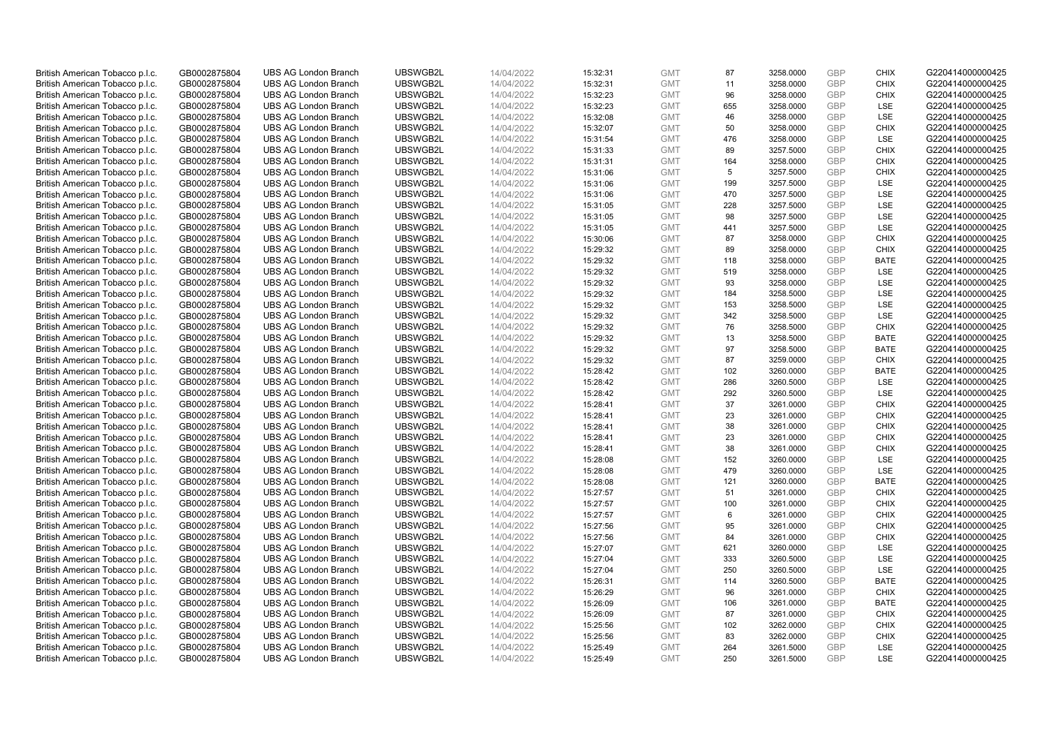| | | | | | | | | | | | |
|---|---|---|---|---|---|---|---|---|---|---|---|
| British American Tobacco p.l.c. | GB0002875804 | UBS AG London Branch | UBSWGB2L | 14/04/2022 | 15:32:31 | GMT | 87 | 3258.0000 | GBP | CHIX | G220414000000425 |
| British American Tobacco p.l.c. | GB0002875804 | UBS AG London Branch | UBSWGB2L | 14/04/2022 | 15:32:31 | GMT | 11 | 3258.0000 | GBP | CHIX | G220414000000425 |
| British American Tobacco p.l.c. | GB0002875804 | UBS AG London Branch | UBSWGB2L | 14/04/2022 | 15:32:23 | GMT | 96 | 3258.0000 | GBP | CHIX | G220414000000425 |
| British American Tobacco p.l.c. | GB0002875804 | UBS AG London Branch | UBSWGB2L | 14/04/2022 | 15:32:23 | GMT | 655 | 3258.0000 | GBP | LSE | G220414000000425 |
| British American Tobacco p.l.c. | GB0002875804 | UBS AG London Branch | UBSWGB2L | 14/04/2022 | 15:32:08 | GMT | 46 | 3258.0000 | GBP | LSE | G220414000000425 |
| British American Tobacco p.l.c. | GB0002875804 | UBS AG London Branch | UBSWGB2L | 14/04/2022 | 15:32:07 | GMT | 50 | 3258.0000 | GBP | CHIX | G220414000000425 |
| British American Tobacco p.l.c. | GB0002875804 | UBS AG London Branch | UBSWGB2L | 14/04/2022 | 15:31:54 | GMT | 476 | 3258.0000 | GBP | LSE | G220414000000425 |
| British American Tobacco p.l.c. | GB0002875804 | UBS AG London Branch | UBSWGB2L | 14/04/2022 | 15:31:33 | GMT | 89 | 3257.5000 | GBP | CHIX | G220414000000425 |
| British American Tobacco p.l.c. | GB0002875804 | UBS AG London Branch | UBSWGB2L | 14/04/2022 | 15:31:31 | GMT | 164 | 3258.0000 | GBP | CHIX | G220414000000425 |
| British American Tobacco p.l.c. | GB0002875804 | UBS AG London Branch | UBSWGB2L | 14/04/2022 | 15:31:06 | GMT | 5 | 3257.5000 | GBP | CHIX | G220414000000425 |
| British American Tobacco p.l.c. | GB0002875804 | UBS AG London Branch | UBSWGB2L | 14/04/2022 | 15:31:06 | GMT | 199 | 3257.5000 | GBP | LSE | G220414000000425 |
| British American Tobacco p.l.c. | GB0002875804 | UBS AG London Branch | UBSWGB2L | 14/04/2022 | 15:31:06 | GMT | 470 | 3257.5000 | GBP | LSE | G220414000000425 |
| British American Tobacco p.l.c. | GB0002875804 | UBS AG London Branch | UBSWGB2L | 14/04/2022 | 15:31:05 | GMT | 228 | 3257.5000 | GBP | LSE | G220414000000425 |
| British American Tobacco p.l.c. | GB0002875804 | UBS AG London Branch | UBSWGB2L | 14/04/2022 | 15:31:05 | GMT | 98 | 3257.5000 | GBP | LSE | G220414000000425 |
| British American Tobacco p.l.c. | GB0002875804 | UBS AG London Branch | UBSWGB2L | 14/04/2022 | 15:31:05 | GMT | 441 | 3257.5000 | GBP | LSE | G220414000000425 |
| British American Tobacco p.l.c. | GB0002875804 | UBS AG London Branch | UBSWGB2L | 14/04/2022 | 15:30:06 | GMT | 87 | 3258.0000 | GBP | CHIX | G220414000000425 |
| British American Tobacco p.l.c. | GB0002875804 | UBS AG London Branch | UBSWGB2L | 14/04/2022 | 15:29:32 | GMT | 89 | 3258.0000 | GBP | CHIX | G220414000000425 |
| British American Tobacco p.l.c. | GB0002875804 | UBS AG London Branch | UBSWGB2L | 14/04/2022 | 15:29:32 | GMT | 118 | 3258.0000 | GBP | BATE | G220414000000425 |
| British American Tobacco p.l.c. | GB0002875804 | UBS AG London Branch | UBSWGB2L | 14/04/2022 | 15:29:32 | GMT | 519 | 3258.0000 | GBP | LSE | G220414000000425 |
| British American Tobacco p.l.c. | GB0002875804 | UBS AG London Branch | UBSWGB2L | 14/04/2022 | 15:29:32 | GMT | 93 | 3258.0000 | GBP | LSE | G220414000000425 |
| British American Tobacco p.l.c. | GB0002875804 | UBS AG London Branch | UBSWGB2L | 14/04/2022 | 15:29:32 | GMT | 184 | 3258.5000 | GBP | LSE | G220414000000425 |
| British American Tobacco p.l.c. | GB0002875804 | UBS AG London Branch | UBSWGB2L | 14/04/2022 | 15:29:32 | GMT | 153 | 3258.5000 | GBP | LSE | G220414000000425 |
| British American Tobacco p.l.c. | GB0002875804 | UBS AG London Branch | UBSWGB2L | 14/04/2022 | 15:29:32 | GMT | 342 | 3258.5000 | GBP | LSE | G220414000000425 |
| British American Tobacco p.l.c. | GB0002875804 | UBS AG London Branch | UBSWGB2L | 14/04/2022 | 15:29:32 | GMT | 76 | 3258.5000 | GBP | CHIX | G220414000000425 |
| British American Tobacco p.l.c. | GB0002875804 | UBS AG London Branch | UBSWGB2L | 14/04/2022 | 15:29:32 | GMT | 13 | 3258.5000 | GBP | BATE | G220414000000425 |
| British American Tobacco p.l.c. | GB0002875804 | UBS AG London Branch | UBSWGB2L | 14/04/2022 | 15:29:32 | GMT | 97 | 3258.5000 | GBP | BATE | G220414000000425 |
| British American Tobacco p.l.c. | GB0002875804 | UBS AG London Branch | UBSWGB2L | 14/04/2022 | 15:29:32 | GMT | 87 | 3259.0000 | GBP | CHIX | G220414000000425 |
| British American Tobacco p.l.c. | GB0002875804 | UBS AG London Branch | UBSWGB2L | 14/04/2022 | 15:28:42 | GMT | 102 | 3260.0000 | GBP | BATE | G220414000000425 |
| British American Tobacco p.l.c. | GB0002875804 | UBS AG London Branch | UBSWGB2L | 14/04/2022 | 15:28:42 | GMT | 286 | 3260.5000 | GBP | LSE | G220414000000425 |
| British American Tobacco p.l.c. | GB0002875804 | UBS AG London Branch | UBSWGB2L | 14/04/2022 | 15:28:42 | GMT | 292 | 3260.5000 | GBP | LSE | G220414000000425 |
| British American Tobacco p.l.c. | GB0002875804 | UBS AG London Branch | UBSWGB2L | 14/04/2022 | 15:28:41 | GMT | 37 | 3261.0000 | GBP | CHIX | G220414000000425 |
| British American Tobacco p.l.c. | GB0002875804 | UBS AG London Branch | UBSWGB2L | 14/04/2022 | 15:28:41 | GMT | 23 | 3261.0000 | GBP | CHIX | G220414000000425 |
| British American Tobacco p.l.c. | GB0002875804 | UBS AG London Branch | UBSWGB2L | 14/04/2022 | 15:28:41 | GMT | 38 | 3261.0000 | GBP | CHIX | G220414000000425 |
| British American Tobacco p.l.c. | GB0002875804 | UBS AG London Branch | UBSWGB2L | 14/04/2022 | 15:28:41 | GMT | 23 | 3261.0000 | GBP | CHIX | G220414000000425 |
| British American Tobacco p.l.c. | GB0002875804 | UBS AG London Branch | UBSWGB2L | 14/04/2022 | 15:28:41 | GMT | 38 | 3261.0000 | GBP | CHIX | G220414000000425 |
| British American Tobacco p.l.c. | GB0002875804 | UBS AG London Branch | UBSWGB2L | 14/04/2022 | 15:28:08 | GMT | 152 | 3260.0000 | GBP | LSE | G220414000000425 |
| British American Tobacco p.l.c. | GB0002875804 | UBS AG London Branch | UBSWGB2L | 14/04/2022 | 15:28:08 | GMT | 479 | 3260.0000 | GBP | LSE | G220414000000425 |
| British American Tobacco p.l.c. | GB0002875804 | UBS AG London Branch | UBSWGB2L | 14/04/2022 | 15:28:08 | GMT | 121 | 3260.0000 | GBP | BATE | G220414000000425 |
| British American Tobacco p.l.c. | GB0002875804 | UBS AG London Branch | UBSWGB2L | 14/04/2022 | 15:27:57 | GMT | 51 | 3261.0000 | GBP | CHIX | G220414000000425 |
| British American Tobacco p.l.c. | GB0002875804 | UBS AG London Branch | UBSWGB2L | 14/04/2022 | 15:27:57 | GMT | 100 | 3261.0000 | GBP | CHIX | G220414000000425 |
| British American Tobacco p.l.c. | GB0002875804 | UBS AG London Branch | UBSWGB2L | 14/04/2022 | 15:27:57 | GMT | 6 | 3261.0000 | GBP | CHIX | G220414000000425 |
| British American Tobacco p.l.c. | GB0002875804 | UBS AG London Branch | UBSWGB2L | 14/04/2022 | 15:27:56 | GMT | 95 | 3261.0000 | GBP | CHIX | G220414000000425 |
| British American Tobacco p.l.c. | GB0002875804 | UBS AG London Branch | UBSWGB2L | 14/04/2022 | 15:27:56 | GMT | 84 | 3261.0000 | GBP | CHIX | G220414000000425 |
| British American Tobacco p.l.c. | GB0002875804 | UBS AG London Branch | UBSWGB2L | 14/04/2022 | 15:27:07 | GMT | 621 | 3260.0000 | GBP | LSE | G220414000000425 |
| British American Tobacco p.l.c. | GB0002875804 | UBS AG London Branch | UBSWGB2L | 14/04/2022 | 15:27:04 | GMT | 333 | 3260.5000 | GBP | LSE | G220414000000425 |
| British American Tobacco p.l.c. | GB0002875804 | UBS AG London Branch | UBSWGB2L | 14/04/2022 | 15:27:04 | GMT | 250 | 3260.5000 | GBP | LSE | G220414000000425 |
| British American Tobacco p.l.c. | GB0002875804 | UBS AG London Branch | UBSWGB2L | 14/04/2022 | 15:26:31 | GMT | 114 | 3260.5000 | GBP | BATE | G220414000000425 |
| British American Tobacco p.l.c. | GB0002875804 | UBS AG London Branch | UBSWGB2L | 14/04/2022 | 15:26:29 | GMT | 96 | 3261.0000 | GBP | CHIX | G220414000000425 |
| British American Tobacco p.l.c. | GB0002875804 | UBS AG London Branch | UBSWGB2L | 14/04/2022 | 15:26:09 | GMT | 106 | 3261.0000 | GBP | BATE | G220414000000425 |
| British American Tobacco p.l.c. | GB0002875804 | UBS AG London Branch | UBSWGB2L | 14/04/2022 | 15:26:09 | GMT | 87 | 3261.0000 | GBP | CHIX | G220414000000425 |
| British American Tobacco p.l.c. | GB0002875804 | UBS AG London Branch | UBSWGB2L | 14/04/2022 | 15:25:56 | GMT | 102 | 3262.0000 | GBP | CHIX | G220414000000425 |
| British American Tobacco p.l.c. | GB0002875804 | UBS AG London Branch | UBSWGB2L | 14/04/2022 | 15:25:56 | GMT | 83 | 3262.0000 | GBP | CHIX | G220414000000425 |
| British American Tobacco p.l.c. | GB0002875804 | UBS AG London Branch | UBSWGB2L | 14/04/2022 | 15:25:49 | GMT | 264 | 3261.5000 | GBP | LSE | G220414000000425 |
| British American Tobacco p.l.c. | GB0002875804 | UBS AG London Branch | UBSWGB2L | 14/04/2022 | 15:25:49 | GMT | 250 | 3261.5000 | GBP | LSE | G220414000000425 |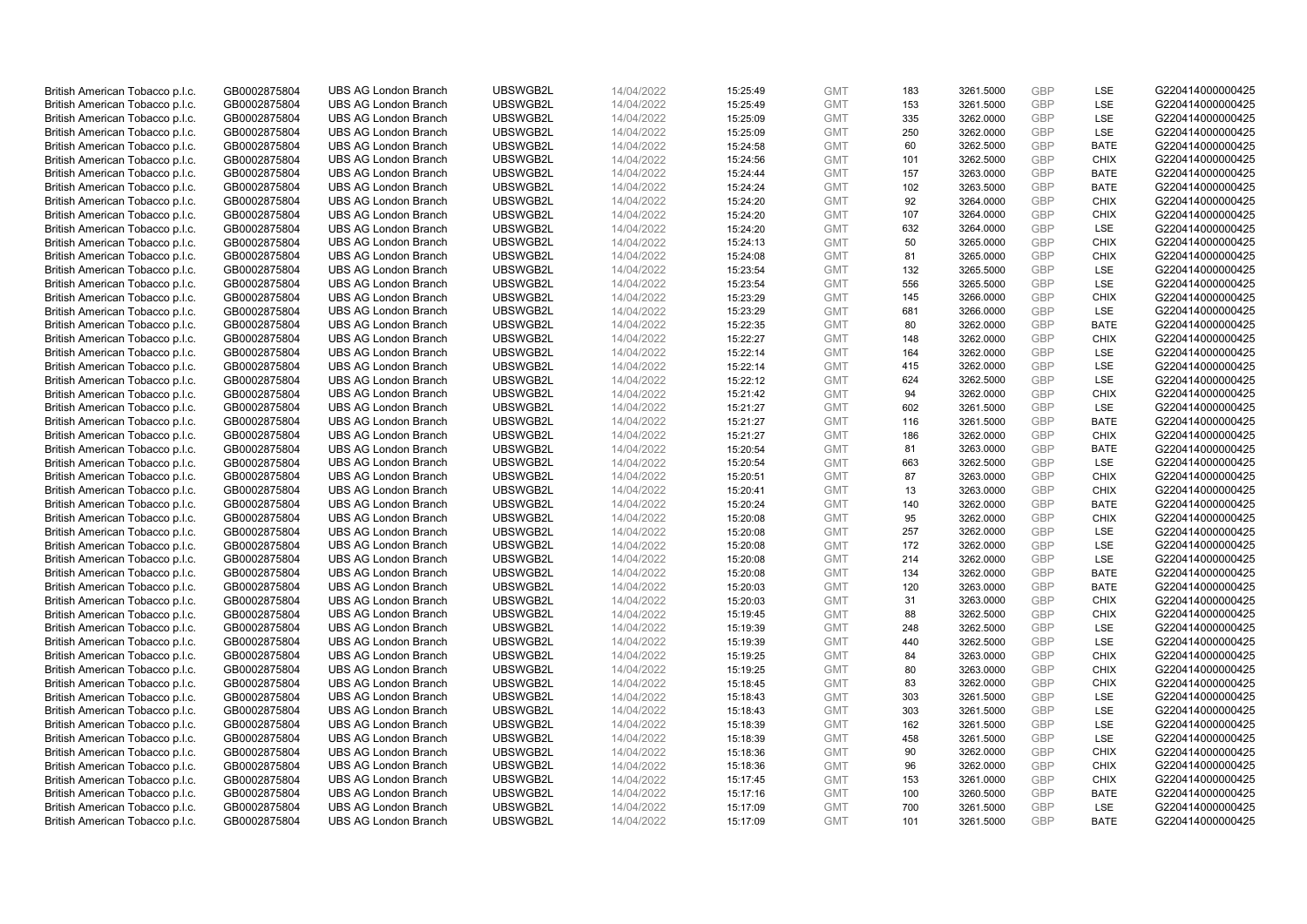| British American Tobacco p.l.c. | GB0002875804 | UBS AG London Branch | UBSWGB2L | 14/04/2022 | 15:25:49 | GMT | 183 | 3261.5000 | GBP | LSE | G220414000000425 |
|---|---|---|---|---|---|---|---|---|---|---|---|
| British American Tobacco p.l.c. | GB0002875804 | UBS AG London Branch | UBSWGB2L | 14/04/2022 | 15:25:49 | GMT | 153 | 3261.5000 | GBP | LSE | G220414000000425 |
| British American Tobacco p.l.c. | GB0002875804 | UBS AG London Branch | UBSWGB2L | 14/04/2022 | 15:25:09 | GMT | 335 | 3262.0000 | GBP | LSE | G220414000000425 |
| British American Tobacco p.l.c. | GB0002875804 | UBS AG London Branch | UBSWGB2L | 14/04/2022 | 15:25:09 | GMT | 250 | 3262.0000 | GBP | LSE | G220414000000425 |
| British American Tobacco p.l.c. | GB0002875804 | UBS AG London Branch | UBSWGB2L | 14/04/2022 | 15:24:58 | GMT | 60 | 3262.5000 | GBP | BATE | G220414000000425 |
| British American Tobacco p.l.c. | GB0002875804 | UBS AG London Branch | UBSWGB2L | 14/04/2022 | 15:24:56 | GMT | 101 | 3262.5000 | GBP | CHIX | G220414000000425 |
| British American Tobacco p.l.c. | GB0002875804 | UBS AG London Branch | UBSWGB2L | 14/04/2022 | 15:24:44 | GMT | 157 | 3263.0000 | GBP | BATE | G220414000000425 |
| British American Tobacco p.l.c. | GB0002875804 | UBS AG London Branch | UBSWGB2L | 14/04/2022 | 15:24:24 | GMT | 102 | 3263.5000 | GBP | BATE | G220414000000425 |
| British American Tobacco p.l.c. | GB0002875804 | UBS AG London Branch | UBSWGB2L | 14/04/2022 | 15:24:20 | GMT | 92 | 3264.0000 | GBP | CHIX | G220414000000425 |
| British American Tobacco p.l.c. | GB0002875804 | UBS AG London Branch | UBSWGB2L | 14/04/2022 | 15:24:20 | GMT | 107 | 3264.0000 | GBP | CHIX | G220414000000425 |
| British American Tobacco p.l.c. | GB0002875804 | UBS AG London Branch | UBSWGB2L | 14/04/2022 | 15:24:20 | GMT | 632 | 3264.0000 | GBP | LSE | G220414000000425 |
| British American Tobacco p.l.c. | GB0002875804 | UBS AG London Branch | UBSWGB2L | 14/04/2022 | 15:24:13 | GMT | 50 | 3265.0000 | GBP | CHIX | G220414000000425 |
| British American Tobacco p.l.c. | GB0002875804 | UBS AG London Branch | UBSWGB2L | 14/04/2022 | 15:24:08 | GMT | 81 | 3265.0000 | GBP | CHIX | G220414000000425 |
| British American Tobacco p.l.c. | GB0002875804 | UBS AG London Branch | UBSWGB2L | 14/04/2022 | 15:23:54 | GMT | 132 | 3265.5000 | GBP | LSE | G220414000000425 |
| British American Tobacco p.l.c. | GB0002875804 | UBS AG London Branch | UBSWGB2L | 14/04/2022 | 15:23:54 | GMT | 556 | 3265.5000 | GBP | LSE | G220414000000425 |
| British American Tobacco p.l.c. | GB0002875804 | UBS AG London Branch | UBSWGB2L | 14/04/2022 | 15:23:29 | GMT | 145 | 3266.0000 | GBP | CHIX | G220414000000425 |
| British American Tobacco p.l.c. | GB0002875804 | UBS AG London Branch | UBSWGB2L | 14/04/2022 | 15:23:29 | GMT | 681 | 3266.0000 | GBP | LSE | G220414000000425 |
| British American Tobacco p.l.c. | GB0002875804 | UBS AG London Branch | UBSWGB2L | 14/04/2022 | 15:22:35 | GMT | 80 | 3262.0000 | GBP | BATE | G220414000000425 |
| British American Tobacco p.l.c. | GB0002875804 | UBS AG London Branch | UBSWGB2L | 14/04/2022 | 15:22:27 | GMT | 148 | 3262.0000 | GBP | CHIX | G220414000000425 |
| British American Tobacco p.l.c. | GB0002875804 | UBS AG London Branch | UBSWGB2L | 14/04/2022 | 15:22:14 | GMT | 164 | 3262.0000 | GBP | LSE | G220414000000425 |
| British American Tobacco p.l.c. | GB0002875804 | UBS AG London Branch | UBSWGB2L | 14/04/2022 | 15:22:14 | GMT | 415 | 3262.0000 | GBP | LSE | G220414000000425 |
| British American Tobacco p.l.c. | GB0002875804 | UBS AG London Branch | UBSWGB2L | 14/04/2022 | 15:22:12 | GMT | 624 | 3262.5000 | GBP | LSE | G220414000000425 |
| British American Tobacco p.l.c. | GB0002875804 | UBS AG London Branch | UBSWGB2L | 14/04/2022 | 15:21:42 | GMT | 94 | 3262.0000 | GBP | CHIX | G220414000000425 |
| British American Tobacco p.l.c. | GB0002875804 | UBS AG London Branch | UBSWGB2L | 14/04/2022 | 15:21:27 | GMT | 602 | 3261.5000 | GBP | LSE | G220414000000425 |
| British American Tobacco p.l.c. | GB0002875804 | UBS AG London Branch | UBSWGB2L | 14/04/2022 | 15:21:27 | GMT | 116 | 3261.5000 | GBP | BATE | G220414000000425 |
| British American Tobacco p.l.c. | GB0002875804 | UBS AG London Branch | UBSWGB2L | 14/04/2022 | 15:21:27 | GMT | 186 | 3262.0000 | GBP | CHIX | G220414000000425 |
| British American Tobacco p.l.c. | GB0002875804 | UBS AG London Branch | UBSWGB2L | 14/04/2022 | 15:20:54 | GMT | 81 | 3263.0000 | GBP | BATE | G220414000000425 |
| British American Tobacco p.l.c. | GB0002875804 | UBS AG London Branch | UBSWGB2L | 14/04/2022 | 15:20:54 | GMT | 663 | 3262.5000 | GBP | LSE | G220414000000425 |
| British American Tobacco p.l.c. | GB0002875804 | UBS AG London Branch | UBSWGB2L | 14/04/2022 | 15:20:51 | GMT | 87 | 3263.0000 | GBP | CHIX | G220414000000425 |
| British American Tobacco p.l.c. | GB0002875804 | UBS AG London Branch | UBSWGB2L | 14/04/2022 | 15:20:41 | GMT | 13 | 3263.0000 | GBP | CHIX | G220414000000425 |
| British American Tobacco p.l.c. | GB0002875804 | UBS AG London Branch | UBSWGB2L | 14/04/2022 | 15:20:24 | GMT | 140 | 3262.0000 | GBP | BATE | G220414000000425 |
| British American Tobacco p.l.c. | GB0002875804 | UBS AG London Branch | UBSWGB2L | 14/04/2022 | 15:20:08 | GMT | 95 | 3262.0000 | GBP | CHIX | G220414000000425 |
| British American Tobacco p.l.c. | GB0002875804 | UBS AG London Branch | UBSWGB2L | 14/04/2022 | 15:20:08 | GMT | 257 | 3262.0000 | GBP | LSE | G220414000000425 |
| British American Tobacco p.l.c. | GB0002875804 | UBS AG London Branch | UBSWGB2L | 14/04/2022 | 15:20:08 | GMT | 172 | 3262.0000 | GBP | LSE | G220414000000425 |
| British American Tobacco p.l.c. | GB0002875804 | UBS AG London Branch | UBSWGB2L | 14/04/2022 | 15:20:08 | GMT | 214 | 3262.0000 | GBP | LSE | G220414000000425 |
| British American Tobacco p.l.c. | GB0002875804 | UBS AG London Branch | UBSWGB2L | 14/04/2022 | 15:20:08 | GMT | 134 | 3262.0000 | GBP | BATE | G220414000000425 |
| British American Tobacco p.l.c. | GB0002875804 | UBS AG London Branch | UBSWGB2L | 14/04/2022 | 15:20:03 | GMT | 120 | 3263.0000 | GBP | BATE | G220414000000425 |
| British American Tobacco p.l.c. | GB0002875804 | UBS AG London Branch | UBSWGB2L | 14/04/2022 | 15:20:03 | GMT | 31 | 3263.0000 | GBP | CHIX | G220414000000425 |
| British American Tobacco p.l.c. | GB0002875804 | UBS AG London Branch | UBSWGB2L | 14/04/2022 | 15:19:45 | GMT | 88 | 3262.5000 | GBP | CHIX | G220414000000425 |
| British American Tobacco p.l.c. | GB0002875804 | UBS AG London Branch | UBSWGB2L | 14/04/2022 | 15:19:39 | GMT | 248 | 3262.5000 | GBP | LSE | G220414000000425 |
| British American Tobacco p.l.c. | GB0002875804 | UBS AG London Branch | UBSWGB2L | 14/04/2022 | 15:19:39 | GMT | 440 | 3262.5000 | GBP | LSE | G220414000000425 |
| British American Tobacco p.l.c. | GB0002875804 | UBS AG London Branch | UBSWGB2L | 14/04/2022 | 15:19:25 | GMT | 84 | 3263.0000 | GBP | CHIX | G220414000000425 |
| British American Tobacco p.l.c. | GB0002875804 | UBS AG London Branch | UBSWGB2L | 14/04/2022 | 15:19:25 | GMT | 80 | 3263.0000 | GBP | CHIX | G220414000000425 |
| British American Tobacco p.l.c. | GB0002875804 | UBS AG London Branch | UBSWGB2L | 14/04/2022 | 15:18:45 | GMT | 83 | 3262.0000 | GBP | CHIX | G220414000000425 |
| British American Tobacco p.l.c. | GB0002875804 | UBS AG London Branch | UBSWGB2L | 14/04/2022 | 15:18:43 | GMT | 303 | 3261.5000 | GBP | LSE | G220414000000425 |
| British American Tobacco p.l.c. | GB0002875804 | UBS AG London Branch | UBSWGB2L | 14/04/2022 | 15:18:43 | GMT | 303 | 3261.5000 | GBP | LSE | G220414000000425 |
| British American Tobacco p.l.c. | GB0002875804 | UBS AG London Branch | UBSWGB2L | 14/04/2022 | 15:18:39 | GMT | 162 | 3261.5000 | GBP | LSE | G220414000000425 |
| British American Tobacco p.l.c. | GB0002875804 | UBS AG London Branch | UBSWGB2L | 14/04/2022 | 15:18:39 | GMT | 458 | 3261.5000 | GBP | LSE | G220414000000425 |
| British American Tobacco p.l.c. | GB0002875804 | UBS AG London Branch | UBSWGB2L | 14/04/2022 | 15:18:36 | GMT | 90 | 3262.0000 | GBP | CHIX | G220414000000425 |
| British American Tobacco p.l.c. | GB0002875804 | UBS AG London Branch | UBSWGB2L | 14/04/2022 | 15:18:36 | GMT | 96 | 3262.0000 | GBP | CHIX | G220414000000425 |
| British American Tobacco p.l.c. | GB0002875804 | UBS AG London Branch | UBSWGB2L | 14/04/2022 | 15:17:45 | GMT | 153 | 3261.0000 | GBP | CHIX | G220414000000425 |
| British American Tobacco p.l.c. | GB0002875804 | UBS AG London Branch | UBSWGB2L | 14/04/2022 | 15:17:16 | GMT | 100 | 3260.5000 | GBP | BATE | G220414000000425 |
| British American Tobacco p.l.c. | GB0002875804 | UBS AG London Branch | UBSWGB2L | 14/04/2022 | 15:17:09 | GMT | 700 | 3261.5000 | GBP | LSE | G220414000000425 |
| British American Tobacco p.l.c. | GB0002875804 | UBS AG London Branch | UBSWGB2L | 14/04/2022 | 15:17:09 | GMT | 101 | 3261.5000 | GBP | BATE | G220414000000425 |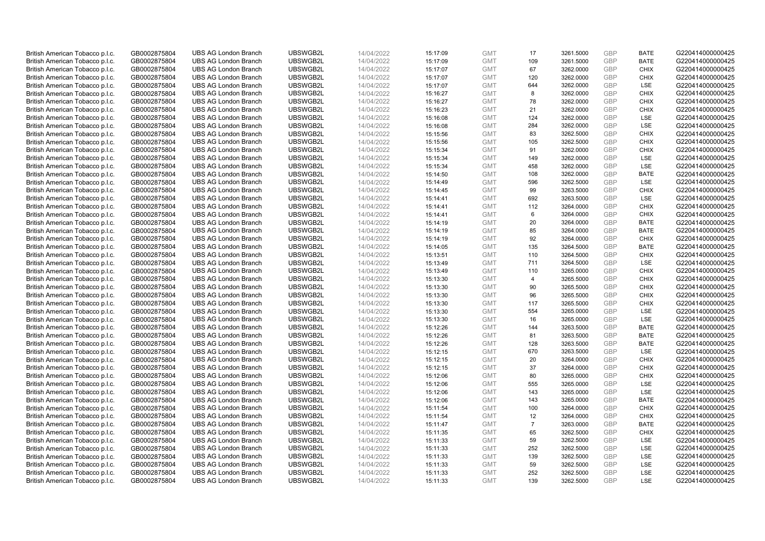| British American Tobacco p.l.c. | GB0002875804 | UBS AG London Branch | UBSWGB2L | 14/04/2022 | 15:17:09 | GMT | 17 | 3261.5000 | GBP | BATE | G220414000000425 |
|---|---|---|---|---|---|---|---|---|---|---|---|
| British American Tobacco p.l.c. | GB0002875804 | UBS AG London Branch | UBSWGB2L | 14/04/2022 | 15:17:09 | GMT | 109 | 3261.5000 | GBP | BATE | G220414000000425 |
| British American Tobacco p.l.c. | GB0002875804 | UBS AG London Branch | UBSWGB2L | 14/04/2022 | 15:17:07 | GMT | 67 | 3262.0000 | GBP | CHIX | G220414000000425 |
| British American Tobacco p.l.c. | GB0002875804 | UBS AG London Branch | UBSWGB2L | 14/04/2022 | 15:17:07 | GMT | 120 | 3262.0000 | GBP | CHIX | G220414000000425 |
| British American Tobacco p.l.c. | GB0002875804 | UBS AG London Branch | UBSWGB2L | 14/04/2022 | 15:17:07 | GMT | 644 | 3262.0000 | GBP | LSE | G220414000000425 |
| British American Tobacco p.l.c. | GB0002875804 | UBS AG London Branch | UBSWGB2L | 14/04/2022 | 15:16:27 | GMT | 8 | 3262.0000 | GBP | CHIX | G220414000000425 |
| British American Tobacco p.l.c. | GB0002875804 | UBS AG London Branch | UBSWGB2L | 14/04/2022 | 15:16:27 | GMT | 78 | 3262.0000 | GBP | CHIX | G220414000000425 |
| British American Tobacco p.l.c. | GB0002875804 | UBS AG London Branch | UBSWGB2L | 14/04/2022 | 15:16:23 | GMT | 21 | 3262.0000 | GBP | CHIX | G220414000000425 |
| British American Tobacco p.l.c. | GB0002875804 | UBS AG London Branch | UBSWGB2L | 14/04/2022 | 15:16:08 | GMT | 124 | 3262.0000 | GBP | LSE | G220414000000425 |
| British American Tobacco p.l.c. | GB0002875804 | UBS AG London Branch | UBSWGB2L | 14/04/2022 | 15:16:08 | GMT | 284 | 3262.0000 | GBP | LSE | G220414000000425 |
| British American Tobacco p.l.c. | GB0002875804 | UBS AG London Branch | UBSWGB2L | 14/04/2022 | 15:15:56 | GMT | 83 | 3262.5000 | GBP | CHIX | G220414000000425 |
| British American Tobacco p.l.c. | GB0002875804 | UBS AG London Branch | UBSWGB2L | 14/04/2022 | 15:15:56 | GMT | 105 | 3262.5000 | GBP | CHIX | G220414000000425 |
| British American Tobacco p.l.c. | GB0002875804 | UBS AG London Branch | UBSWGB2L | 14/04/2022 | 15:15:34 | GMT | 91 | 3262.0000 | GBP | CHIX | G220414000000425 |
| British American Tobacco p.l.c. | GB0002875804 | UBS AG London Branch | UBSWGB2L | 14/04/2022 | 15:15:34 | GMT | 149 | 3262.0000 | GBP | LSE | G220414000000425 |
| British American Tobacco p.l.c. | GB0002875804 | UBS AG London Branch | UBSWGB2L | 14/04/2022 | 15:15:34 | GMT | 458 | 3262.0000 | GBP | LSE | G220414000000425 |
| British American Tobacco p.l.c. | GB0002875804 | UBS AG London Branch | UBSWGB2L | 14/04/2022 | 15:14:50 | GMT | 108 | 3262.0000 | GBP | BATE | G220414000000425 |
| British American Tobacco p.l.c. | GB0002875804 | UBS AG London Branch | UBSWGB2L | 14/04/2022 | 15:14:49 | GMT | 596 | 3262.5000 | GBP | LSE | G220414000000425 |
| British American Tobacco p.l.c. | GB0002875804 | UBS AG London Branch | UBSWGB2L | 14/04/2022 | 15:14:45 | GMT | 99 | 3263.5000 | GBP | CHIX | G220414000000425 |
| British American Tobacco p.l.c. | GB0002875804 | UBS AG London Branch | UBSWGB2L | 14/04/2022 | 15:14:41 | GMT | 692 | 3263.5000 | GBP | LSE | G220414000000425 |
| British American Tobacco p.l.c. | GB0002875804 | UBS AG London Branch | UBSWGB2L | 14/04/2022 | 15:14:41 | GMT | 112 | 3264.0000 | GBP | CHIX | G220414000000425 |
| British American Tobacco p.l.c. | GB0002875804 | UBS AG London Branch | UBSWGB2L | 14/04/2022 | 15:14:41 | GMT | 6 | 3264.0000 | GBP | CHIX | G220414000000425 |
| British American Tobacco p.l.c. | GB0002875804 | UBS AG London Branch | UBSWGB2L | 14/04/2022 | 15:14:19 | GMT | 20 | 3264.0000 | GBP | BATE | G220414000000425 |
| British American Tobacco p.l.c. | GB0002875804 | UBS AG London Branch | UBSWGB2L | 14/04/2022 | 15:14:19 | GMT | 85 | 3264.0000 | GBP | BATE | G220414000000425 |
| British American Tobacco p.l.c. | GB0002875804 | UBS AG London Branch | UBSWGB2L | 14/04/2022 | 15:14:19 | GMT | 92 | 3264.0000 | GBP | CHIX | G220414000000425 |
| British American Tobacco p.l.c. | GB0002875804 | UBS AG London Branch | UBSWGB2L | 14/04/2022 | 15:14:05 | GMT | 135 | 3264.5000 | GBP | BATE | G220414000000425 |
| British American Tobacco p.l.c. | GB0002875804 | UBS AG London Branch | UBSWGB2L | 14/04/2022 | 15:13:51 | GMT | 110 | 3264.5000 | GBP | CHIX | G220414000000425 |
| British American Tobacco p.l.c. | GB0002875804 | UBS AG London Branch | UBSWGB2L | 14/04/2022 | 15:13:49 | GMT | 711 | 3264.5000 | GBP | LSE | G220414000000425 |
| British American Tobacco p.l.c. | GB0002875804 | UBS AG London Branch | UBSWGB2L | 14/04/2022 | 15:13:49 | GMT | 110 | 3265.0000 | GBP | CHIX | G220414000000425 |
| British American Tobacco p.l.c. | GB0002875804 | UBS AG London Branch | UBSWGB2L | 14/04/2022 | 15:13:30 | GMT | 4 | 3265.5000 | GBP | CHIX | G220414000000425 |
| British American Tobacco p.l.c. | GB0002875804 | UBS AG London Branch | UBSWGB2L | 14/04/2022 | 15:13:30 | GMT | 90 | 3265.5000 | GBP | CHIX | G220414000000425 |
| British American Tobacco p.l.c. | GB0002875804 | UBS AG London Branch | UBSWGB2L | 14/04/2022 | 15:13:30 | GMT | 96 | 3265.5000 | GBP | CHIX | G220414000000425 |
| British American Tobacco p.l.c. | GB0002875804 | UBS AG London Branch | UBSWGB2L | 14/04/2022 | 15:13:30 | GMT | 117 | 3265.5000 | GBP | CHIX | G220414000000425 |
| British American Tobacco p.l.c. | GB0002875804 | UBS AG London Branch | UBSWGB2L | 14/04/2022 | 15:13:30 | GMT | 554 | 3265.0000 | GBP | LSE | G220414000000425 |
| British American Tobacco p.l.c. | GB0002875804 | UBS AG London Branch | UBSWGB2L | 14/04/2022 | 15:13:30 | GMT | 16 | 3265.0000 | GBP | LSE | G220414000000425 |
| British American Tobacco p.l.c. | GB0002875804 | UBS AG London Branch | UBSWGB2L | 14/04/2022 | 15:12:26 | GMT | 144 | 3263.5000 | GBP | BATE | G220414000000425 |
| British American Tobacco p.l.c. | GB0002875804 | UBS AG London Branch | UBSWGB2L | 14/04/2022 | 15:12:26 | GMT | 81 | 3263.5000 | GBP | BATE | G220414000000425 |
| British American Tobacco p.l.c. | GB0002875804 | UBS AG London Branch | UBSWGB2L | 14/04/2022 | 15:12:26 | GMT | 128 | 3263.5000 | GBP | BATE | G220414000000425 |
| British American Tobacco p.l.c. | GB0002875804 | UBS AG London Branch | UBSWGB2L | 14/04/2022 | 15:12:15 | GMT | 670 | 3263.5000 | GBP | LSE | G220414000000425 |
| British American Tobacco p.l.c. | GB0002875804 | UBS AG London Branch | UBSWGB2L | 14/04/2022 | 15:12:15 | GMT | 20 | 3264.0000 | GBP | CHIX | G220414000000425 |
| British American Tobacco p.l.c. | GB0002875804 | UBS AG London Branch | UBSWGB2L | 14/04/2022 | 15:12:15 | GMT | 37 | 3264.0000 | GBP | CHIX | G220414000000425 |
| British American Tobacco p.l.c. | GB0002875804 | UBS AG London Branch | UBSWGB2L | 14/04/2022 | 15:12:06 | GMT | 80 | 3265.0000 | GBP | CHIX | G220414000000425 |
| British American Tobacco p.l.c. | GB0002875804 | UBS AG London Branch | UBSWGB2L | 14/04/2022 | 15:12:06 | GMT | 555 | 3265.0000 | GBP | LSE | G220414000000425 |
| British American Tobacco p.l.c. | GB0002875804 | UBS AG London Branch | UBSWGB2L | 14/04/2022 | 15:12:06 | GMT | 143 | 3265.0000 | GBP | LSE | G220414000000425 |
| British American Tobacco p.l.c. | GB0002875804 | UBS AG London Branch | UBSWGB2L | 14/04/2022 | 15:12:06 | GMT | 143 | 3265.0000 | GBP | BATE | G220414000000425 |
| British American Tobacco p.l.c. | GB0002875804 | UBS AG London Branch | UBSWGB2L | 14/04/2022 | 15:11:54 | GMT | 100 | 3264.0000 | GBP | CHIX | G220414000000425 |
| British American Tobacco p.l.c. | GB0002875804 | UBS AG London Branch | UBSWGB2L | 14/04/2022 | 15:11:54 | GMT | 12 | 3264.0000 | GBP | CHIX | G220414000000425 |
| British American Tobacco p.l.c. | GB0002875804 | UBS AG London Branch | UBSWGB2L | 14/04/2022 | 15:11:47 | GMT | 7 | 3263.0000 | GBP | BATE | G220414000000425 |
| British American Tobacco p.l.c. | GB0002875804 | UBS AG London Branch | UBSWGB2L | 14/04/2022 | 15:11:35 | GMT | 65 | 3262.5000 | GBP | CHIX | G220414000000425 |
| British American Tobacco p.l.c. | GB0002875804 | UBS AG London Branch | UBSWGB2L | 14/04/2022 | 15:11:33 | GMT | 59 | 3262.5000 | GBP | LSE | G220414000000425 |
| British American Tobacco p.l.c. | GB0002875804 | UBS AG London Branch | UBSWGB2L | 14/04/2022 | 15:11:33 | GMT | 252 | 3262.5000 | GBP | LSE | G220414000000425 |
| British American Tobacco p.l.c. | GB0002875804 | UBS AG London Branch | UBSWGB2L | 14/04/2022 | 15:11:33 | GMT | 139 | 3262.5000 | GBP | LSE | G220414000000425 |
| British American Tobacco p.l.c. | GB0002875804 | UBS AG London Branch | UBSWGB2L | 14/04/2022 | 15:11:33 | GMT | 59 | 3262.5000 | GBP | LSE | G220414000000425 |
| British American Tobacco p.l.c. | GB0002875804 | UBS AG London Branch | UBSWGB2L | 14/04/2022 | 15:11:33 | GMT | 252 | 3262.5000 | GBP | LSE | G220414000000425 |
| British American Tobacco p.l.c. | GB0002875804 | UBS AG London Branch | UBSWGB2L | 14/04/2022 | 15:11:33 | GMT | 139 | 3262.5000 | GBP | LSE | G220414000000425 |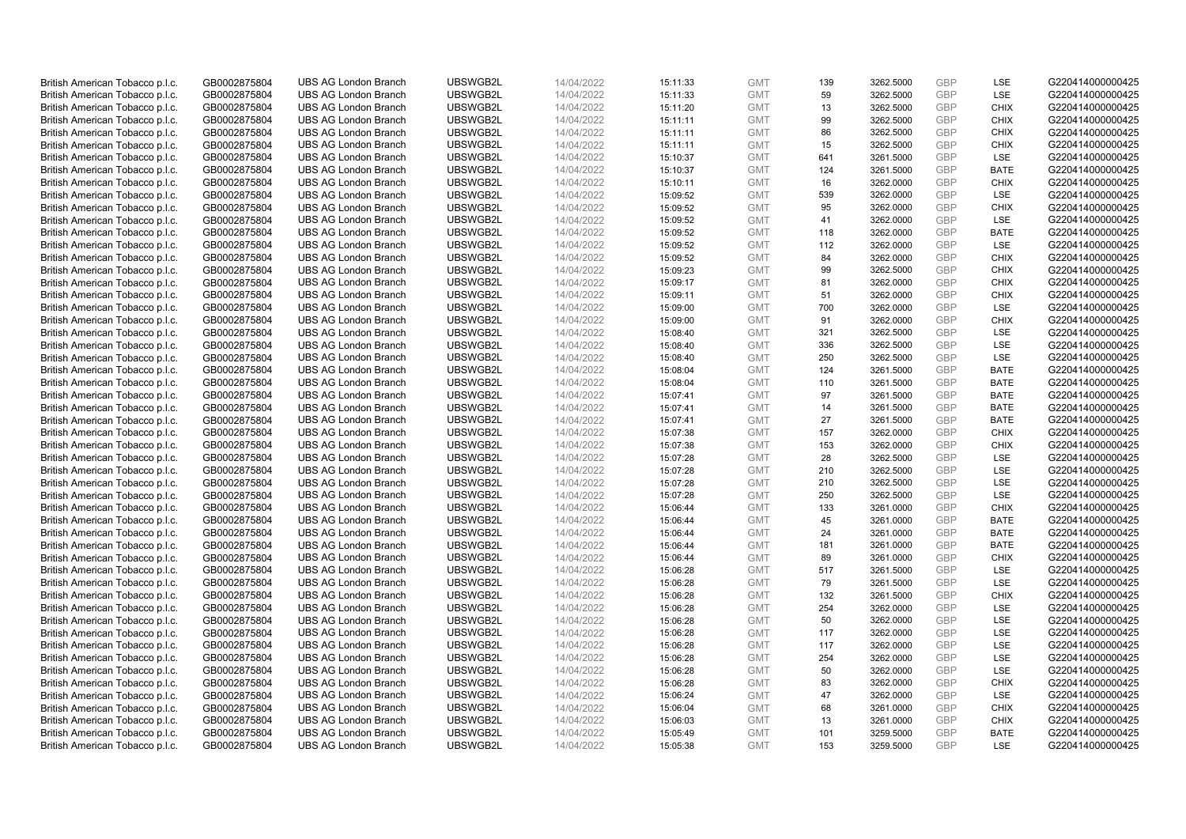| British American Tobacco p.l.c. | GB0002875804 | UBS AG London Branch | UBSWGB2L | 14/04/2022 | 15:11:33 | GMT | 139 | 3262.5000 | GBP | LSE | G220414000000425 |
|---|---|---|---|---|---|---|---|---|---|---|---|
| British American Tobacco p.l.c. | GB0002875804 | UBS AG London Branch | UBSWGB2L | 14/04/2022 | 15:11:33 | GMT | 59 | 3262.5000 | GBP | LSE | G220414000000425 |
| British American Tobacco p.l.c. | GB0002875804 | UBS AG London Branch | UBSWGB2L | 14/04/2022 | 15:11:20 | GMT | 13 | 3262.5000 | GBP | CHIX | G220414000000425 |
| British American Tobacco p.l.c. | GB0002875804 | UBS AG London Branch | UBSWGB2L | 14/04/2022 | 15:11:11 | GMT | 99 | 3262.5000 | GBP | CHIX | G220414000000425 |
| British American Tobacco p.l.c. | GB0002875804 | UBS AG London Branch | UBSWGB2L | 14/04/2022 | 15:11:11 | GMT | 86 | 3262.5000 | GBP | CHIX | G220414000000425 |
| British American Tobacco p.l.c. | GB0002875804 | UBS AG London Branch | UBSWGB2L | 14/04/2022 | 15:11:11 | GMT | 15 | 3262.5000 | GBP | CHIX | G220414000000425 |
| British American Tobacco p.l.c. | GB0002875804 | UBS AG London Branch | UBSWGB2L | 14/04/2022 | 15:10:37 | GMT | 641 | 3261.5000 | GBP | LSE | G220414000000425 |
| British American Tobacco p.l.c. | GB0002875804 | UBS AG London Branch | UBSWGB2L | 14/04/2022 | 15:10:37 | GMT | 124 | 3261.5000 | GBP | BATE | G220414000000425 |
| British American Tobacco p.l.c. | GB0002875804 | UBS AG London Branch | UBSWGB2L | 14/04/2022 | 15:10:11 | GMT | 16 | 3262.0000 | GBP | CHIX | G220414000000425 |
| British American Tobacco p.l.c. | GB0002875804 | UBS AG London Branch | UBSWGB2L | 14/04/2022 | 15:09:52 | GMT | 539 | 3262.0000 | GBP | LSE | G220414000000425 |
| British American Tobacco p.l.c. | GB0002875804 | UBS AG London Branch | UBSWGB2L | 14/04/2022 | 15:09:52 | GMT | 95 | 3262.0000 | GBP | CHIX | G220414000000425 |
| British American Tobacco p.l.c. | GB0002875804 | UBS AG London Branch | UBSWGB2L | 14/04/2022 | 15:09:52 | GMT | 41 | 3262.0000 | GBP | LSE | G220414000000425 |
| British American Tobacco p.l.c. | GB0002875804 | UBS AG London Branch | UBSWGB2L | 14/04/2022 | 15:09:52 | GMT | 118 | 3262.0000 | GBP | BATE | G220414000000425 |
| British American Tobacco p.l.c. | GB0002875804 | UBS AG London Branch | UBSWGB2L | 14/04/2022 | 15:09:52 | GMT | 112 | 3262.0000 | GBP | LSE | G220414000000425 |
| British American Tobacco p.l.c. | GB0002875804 | UBS AG London Branch | UBSWGB2L | 14/04/2022 | 15:09:52 | GMT | 84 | 3262.0000 | GBP | CHIX | G220414000000425 |
| British American Tobacco p.l.c. | GB0002875804 | UBS AG London Branch | UBSWGB2L | 14/04/2022 | 15:09:23 | GMT | 99 | 3262.5000 | GBP | CHIX | G220414000000425 |
| British American Tobacco p.l.c. | GB0002875804 | UBS AG London Branch | UBSWGB2L | 14/04/2022 | 15:09:17 | GMT | 81 | 3262.0000 | GBP | CHIX | G220414000000425 |
| British American Tobacco p.l.c. | GB0002875804 | UBS AG London Branch | UBSWGB2L | 14/04/2022 | 15:09:11 | GMT | 51 | 3262.0000 | GBP | CHIX | G220414000000425 |
| British American Tobacco p.l.c. | GB0002875804 | UBS AG London Branch | UBSWGB2L | 14/04/2022 | 15:09:00 | GMT | 700 | 3262.0000 | GBP | LSE | G220414000000425 |
| British American Tobacco p.l.c. | GB0002875804 | UBS AG London Branch | UBSWGB2L | 14/04/2022 | 15:09:00 | GMT | 91 | 3262.0000 | GBP | CHIX | G220414000000425 |
| British American Tobacco p.l.c. | GB0002875804 | UBS AG London Branch | UBSWGB2L | 14/04/2022 | 15:08:40 | GMT | 321 | 3262.5000 | GBP | LSE | G220414000000425 |
| British American Tobacco p.l.c. | GB0002875804 | UBS AG London Branch | UBSWGB2L | 14/04/2022 | 15:08:40 | GMT | 336 | 3262.5000 | GBP | LSE | G220414000000425 |
| British American Tobacco p.l.c. | GB0002875804 | UBS AG London Branch | UBSWGB2L | 14/04/2022 | 15:08:40 | GMT | 250 | 3262.5000 | GBP | LSE | G220414000000425 |
| British American Tobacco p.l.c. | GB0002875804 | UBS AG London Branch | UBSWGB2L | 14/04/2022 | 15:08:04 | GMT | 124 | 3261.5000 | GBP | BATE | G220414000000425 |
| British American Tobacco p.l.c. | GB0002875804 | UBS AG London Branch | UBSWGB2L | 14/04/2022 | 15:08:04 | GMT | 110 | 3261.5000 | GBP | BATE | G220414000000425 |
| British American Tobacco p.l.c. | GB0002875804 | UBS AG London Branch | UBSWGB2L | 14/04/2022 | 15:07:41 | GMT | 97 | 3261.5000 | GBP | BATE | G220414000000425 |
| British American Tobacco p.l.c. | GB0002875804 | UBS AG London Branch | UBSWGB2L | 14/04/2022 | 15:07:41 | GMT | 14 | 3261.5000 | GBP | BATE | G220414000000425 |
| British American Tobacco p.l.c. | GB0002875804 | UBS AG London Branch | UBSWGB2L | 14/04/2022 | 15:07:41 | GMT | 27 | 3261.5000 | GBP | BATE | G220414000000425 |
| British American Tobacco p.l.c. | GB0002875804 | UBS AG London Branch | UBSWGB2L | 14/04/2022 | 15:07:38 | GMT | 157 | 3262.0000 | GBP | CHIX | G220414000000425 |
| British American Tobacco p.l.c. | GB0002875804 | UBS AG London Branch | UBSWGB2L | 14/04/2022 | 15:07:38 | GMT | 153 | 3262.0000 | GBP | CHIX | G220414000000425 |
| British American Tobacco p.l.c. | GB0002875804 | UBS AG London Branch | UBSWGB2L | 14/04/2022 | 15:07:28 | GMT | 28 | 3262.5000 | GBP | LSE | G220414000000425 |
| British American Tobacco p.l.c. | GB0002875804 | UBS AG London Branch | UBSWGB2L | 14/04/2022 | 15:07:28 | GMT | 210 | 3262.5000 | GBP | LSE | G220414000000425 |
| British American Tobacco p.l.c. | GB0002875804 | UBS AG London Branch | UBSWGB2L | 14/04/2022 | 15:07:28 | GMT | 210 | 3262.5000 | GBP | LSE | G220414000000425 |
| British American Tobacco p.l.c. | GB0002875804 | UBS AG London Branch | UBSWGB2L | 14/04/2022 | 15:07:28 | GMT | 250 | 3262.5000 | GBP | LSE | G220414000000425 |
| British American Tobacco p.l.c. | GB0002875804 | UBS AG London Branch | UBSWGB2L | 14/04/2022 | 15:06:44 | GMT | 133 | 3261.0000 | GBP | CHIX | G220414000000425 |
| British American Tobacco p.l.c. | GB0002875804 | UBS AG London Branch | UBSWGB2L | 14/04/2022 | 15:06:44 | GMT | 45 | 3261.0000 | GBP | BATE | G220414000000425 |
| British American Tobacco p.l.c. | GB0002875804 | UBS AG London Branch | UBSWGB2L | 14/04/2022 | 15:06:44 | GMT | 24 | 3261.0000 | GBP | BATE | G220414000000425 |
| British American Tobacco p.l.c. | GB0002875804 | UBS AG London Branch | UBSWGB2L | 14/04/2022 | 15:06:44 | GMT | 181 | 3261.0000 | GBP | BATE | G220414000000425 |
| British American Tobacco p.l.c. | GB0002875804 | UBS AG London Branch | UBSWGB2L | 14/04/2022 | 15:06:44 | GMT | 89 | 3261.0000 | GBP | CHIX | G220414000000425 |
| British American Tobacco p.l.c. | GB0002875804 | UBS AG London Branch | UBSWGB2L | 14/04/2022 | 15:06:28 | GMT | 517 | 3261.5000 | GBP | LSE | G220414000000425 |
| British American Tobacco p.l.c. | GB0002875804 | UBS AG London Branch | UBSWGB2L | 14/04/2022 | 15:06:28 | GMT | 79 | 3261.5000 | GBP | LSE | G220414000000425 |
| British American Tobacco p.l.c. | GB0002875804 | UBS AG London Branch | UBSWGB2L | 14/04/2022 | 15:06:28 | GMT | 132 | 3261.5000 | GBP | CHIX | G220414000000425 |
| British American Tobacco p.l.c. | GB0002875804 | UBS AG London Branch | UBSWGB2L | 14/04/2022 | 15:06:28 | GMT | 254 | 3262.0000 | GBP | LSE | G220414000000425 |
| British American Tobacco p.l.c. | GB0002875804 | UBS AG London Branch | UBSWGB2L | 14/04/2022 | 15:06:28 | GMT | 50 | 3262.0000 | GBP | LSE | G220414000000425 |
| British American Tobacco p.l.c. | GB0002875804 | UBS AG London Branch | UBSWGB2L | 14/04/2022 | 15:06:28 | GMT | 117 | 3262.0000 | GBP | LSE | G220414000000425 |
| British American Tobacco p.l.c. | GB0002875804 | UBS AG London Branch | UBSWGB2L | 14/04/2022 | 15:06:28 | GMT | 117 | 3262.0000 | GBP | LSE | G220414000000425 |
| British American Tobacco p.l.c. | GB0002875804 | UBS AG London Branch | UBSWGB2L | 14/04/2022 | 15:06:28 | GMT | 254 | 3262.0000 | GBP | LSE | G220414000000425 |
| British American Tobacco p.l.c. | GB0002875804 | UBS AG London Branch | UBSWGB2L | 14/04/2022 | 15:06:28 | GMT | 50 | 3262.0000 | GBP | LSE | G220414000000425 |
| British American Tobacco p.l.c. | GB0002875804 | UBS AG London Branch | UBSWGB2L | 14/04/2022 | 15:06:28 | GMT | 83 | 3262.0000 | GBP | CHIX | G220414000000425 |
| British American Tobacco p.l.c. | GB0002875804 | UBS AG London Branch | UBSWGB2L | 14/04/2022 | 15:06:24 | GMT | 47 | 3262.0000 | GBP | LSE | G220414000000425 |
| British American Tobacco p.l.c. | GB0002875804 | UBS AG London Branch | UBSWGB2L | 14/04/2022 | 15:06:04 | GMT | 68 | 3261.0000 | GBP | CHIX | G220414000000425 |
| British American Tobacco p.l.c. | GB0002875804 | UBS AG London Branch | UBSWGB2L | 14/04/2022 | 15:06:03 | GMT | 13 | 3261.0000 | GBP | CHIX | G220414000000425 |
| British American Tobacco p.l.c. | GB0002875804 | UBS AG London Branch | UBSWGB2L | 14/04/2022 | 15:05:49 | GMT | 101 | 3259.5000 | GBP | BATE | G220414000000425 |
| British American Tobacco p.l.c. | GB0002875804 | UBS AG London Branch | UBSWGB2L | 14/04/2022 | 15:05:38 | GMT | 153 | 3259.5000 | GBP | LSE | G220414000000425 |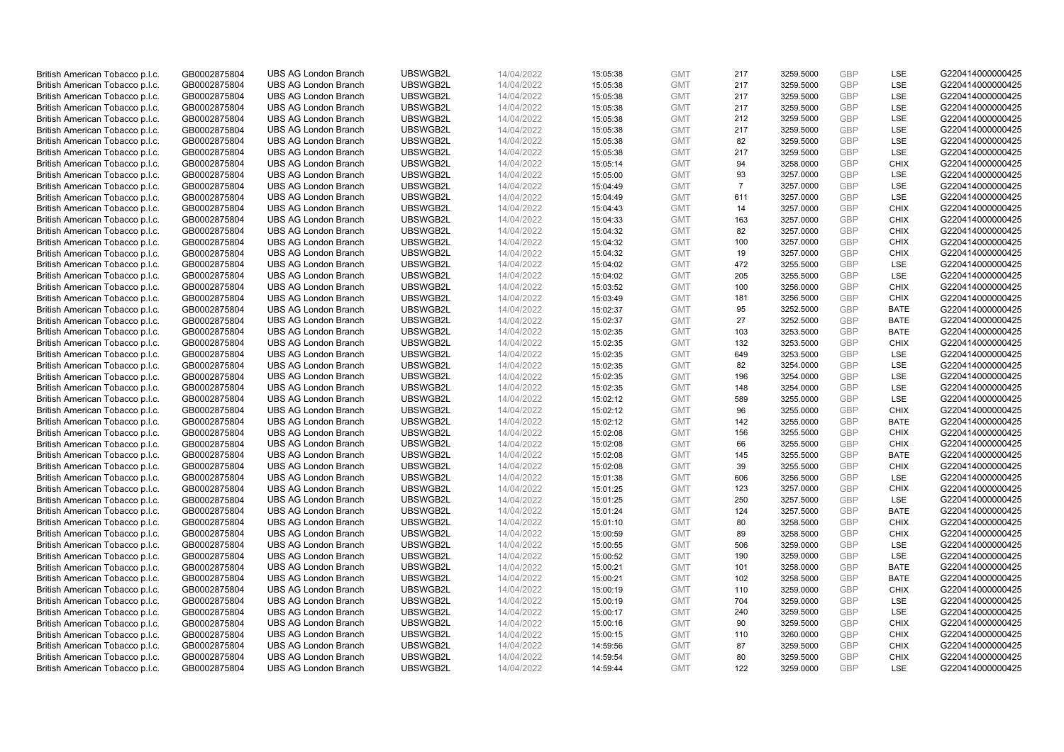| | | | | | | | | | | | |
|---|---|---|---|---|---|---|---|---|---|---|---|
| British American Tobacco p.l.c. | GB0002875804 | UBS AG London Branch | UBSWGB2L | 14/04/2022 | 15:05:38 | GMT | 217 | 3259.5000 | GBP | LSE | G220414000000425 |
| British American Tobacco p.l.c. | GB0002875804 | UBS AG London Branch | UBSWGB2L | 14/04/2022 | 15:05:38 | GMT | 217 | 3259.5000 | GBP | LSE | G220414000000425 |
| British American Tobacco p.l.c. | GB0002875804 | UBS AG London Branch | UBSWGB2L | 14/04/2022 | 15:05:38 | GMT | 217 | 3259.5000 | GBP | LSE | G220414000000425 |
| British American Tobacco p.l.c. | GB0002875804 | UBS AG London Branch | UBSWGB2L | 14/04/2022 | 15:05:38 | GMT | 217 | 3259.5000 | GBP | LSE | G220414000000425 |
| British American Tobacco p.l.c. | GB0002875804 | UBS AG London Branch | UBSWGB2L | 14/04/2022 | 15:05:38 | GMT | 212 | 3259.5000 | GBP | LSE | G220414000000425 |
| British American Tobacco p.l.c. | GB0002875804 | UBS AG London Branch | UBSWGB2L | 14/04/2022 | 15:05:38 | GMT | 217 | 3259.5000 | GBP | LSE | G220414000000425 |
| British American Tobacco p.l.c. | GB0002875804 | UBS AG London Branch | UBSWGB2L | 14/04/2022 | 15:05:38 | GMT | 82 | 3259.5000 | GBP | LSE | G220414000000425 |
| British American Tobacco p.l.c. | GB0002875804 | UBS AG London Branch | UBSWGB2L | 14/04/2022 | 15:05:38 | GMT | 217 | 3259.5000 | GBP | LSE | G220414000000425 |
| British American Tobacco p.l.c. | GB0002875804 | UBS AG London Branch | UBSWGB2L | 14/04/2022 | 15:05:14 | GMT | 94 | 3258.0000 | GBP | CHIX | G220414000000425 |
| British American Tobacco p.l.c. | GB0002875804 | UBS AG London Branch | UBSWGB2L | 14/04/2022 | 15:05:00 | GMT | 93 | 3257.0000 | GBP | LSE | G220414000000425 |
| British American Tobacco p.l.c. | GB0002875804 | UBS AG London Branch | UBSWGB2L | 14/04/2022 | 15:04:49 | GMT | 7 | 3257.0000 | GBP | LSE | G220414000000425 |
| British American Tobacco p.l.c. | GB0002875804 | UBS AG London Branch | UBSWGB2L | 14/04/2022 | 15:04:49 | GMT | 611 | 3257.0000 | GBP | LSE | G220414000000425 |
| British American Tobacco p.l.c. | GB0002875804 | UBS AG London Branch | UBSWGB2L | 14/04/2022 | 15:04:43 | GMT | 14 | 3257.0000 | GBP | CHIX | G220414000000425 |
| British American Tobacco p.l.c. | GB0002875804 | UBS AG London Branch | UBSWGB2L | 14/04/2022 | 15:04:33 | GMT | 163 | 3257.0000 | GBP | CHIX | G220414000000425 |
| British American Tobacco p.l.c. | GB0002875804 | UBS AG London Branch | UBSWGB2L | 14/04/2022 | 15:04:32 | GMT | 82 | 3257.0000 | GBP | CHIX | G220414000000425 |
| British American Tobacco p.l.c. | GB0002875804 | UBS AG London Branch | UBSWGB2L | 14/04/2022 | 15:04:32 | GMT | 100 | 3257.0000 | GBP | CHIX | G220414000000425 |
| British American Tobacco p.l.c. | GB0002875804 | UBS AG London Branch | UBSWGB2L | 14/04/2022 | 15:04:32 | GMT | 19 | 3257.0000 | GBP | CHIX | G220414000000425 |
| British American Tobacco p.l.c. | GB0002875804 | UBS AG London Branch | UBSWGB2L | 14/04/2022 | 15:04:02 | GMT | 472 | 3255.5000 | GBP | LSE | G220414000000425 |
| British American Tobacco p.l.c. | GB0002875804 | UBS AG London Branch | UBSWGB2L | 14/04/2022 | 15:04:02 | GMT | 205 | 3255.5000 | GBP | LSE | G220414000000425 |
| British American Tobacco p.l.c. | GB0002875804 | UBS AG London Branch | UBSWGB2L | 14/04/2022 | 15:03:52 | GMT | 100 | 3256.0000 | GBP | CHIX | G220414000000425 |
| British American Tobacco p.l.c. | GB0002875804 | UBS AG London Branch | UBSWGB2L | 14/04/2022 | 15:03:49 | GMT | 181 | 3256.5000 | GBP | CHIX | G220414000000425 |
| British American Tobacco p.l.c. | GB0002875804 | UBS AG London Branch | UBSWGB2L | 14/04/2022 | 15:02:37 | GMT | 95 | 3252.5000 | GBP | BATE | G220414000000425 |
| British American Tobacco p.l.c. | GB0002875804 | UBS AG London Branch | UBSWGB2L | 14/04/2022 | 15:02:37 | GMT | 27 | 3252.5000 | GBP | BATE | G220414000000425 |
| British American Tobacco p.l.c. | GB0002875804 | UBS AG London Branch | UBSWGB2L | 14/04/2022 | 15:02:35 | GMT | 103 | 3253.5000 | GBP | BATE | G220414000000425 |
| British American Tobacco p.l.c. | GB0002875804 | UBS AG London Branch | UBSWGB2L | 14/04/2022 | 15:02:35 | GMT | 132 | 3253.5000 | GBP | CHIX | G220414000000425 |
| British American Tobacco p.l.c. | GB0002875804 | UBS AG London Branch | UBSWGB2L | 14/04/2022 | 15:02:35 | GMT | 649 | 3253.5000 | GBP | LSE | G220414000000425 |
| British American Tobacco p.l.c. | GB0002875804 | UBS AG London Branch | UBSWGB2L | 14/04/2022 | 15:02:35 | GMT | 82 | 3254.0000 | GBP | LSE | G220414000000425 |
| British American Tobacco p.l.c. | GB0002875804 | UBS AG London Branch | UBSWGB2L | 14/04/2022 | 15:02:35 | GMT | 196 | 3254.0000 | GBP | LSE | G220414000000425 |
| British American Tobacco p.l.c. | GB0002875804 | UBS AG London Branch | UBSWGB2L | 14/04/2022 | 15:02:35 | GMT | 148 | 3254.0000 | GBP | LSE | G220414000000425 |
| British American Tobacco p.l.c. | GB0002875804 | UBS AG London Branch | UBSWGB2L | 14/04/2022 | 15:02:12 | GMT | 589 | 3255.0000 | GBP | LSE | G220414000000425 |
| British American Tobacco p.l.c. | GB0002875804 | UBS AG London Branch | UBSWGB2L | 14/04/2022 | 15:02:12 | GMT | 96 | 3255.0000 | GBP | CHIX | G220414000000425 |
| British American Tobacco p.l.c. | GB0002875804 | UBS AG London Branch | UBSWGB2L | 14/04/2022 | 15:02:12 | GMT | 142 | 3255.0000 | GBP | BATE | G220414000000425 |
| British American Tobacco p.l.c. | GB0002875804 | UBS AG London Branch | UBSWGB2L | 14/04/2022 | 15:02:08 | GMT | 156 | 3255.5000 | GBP | CHIX | G220414000000425 |
| British American Tobacco p.l.c. | GB0002875804 | UBS AG London Branch | UBSWGB2L | 14/04/2022 | 15:02:08 | GMT | 66 | 3255.5000 | GBP | CHIX | G220414000000425 |
| British American Tobacco p.l.c. | GB0002875804 | UBS AG London Branch | UBSWGB2L | 14/04/2022 | 15:02:08 | GMT | 145 | 3255.5000 | GBP | BATE | G220414000000425 |
| British American Tobacco p.l.c. | GB0002875804 | UBS AG London Branch | UBSWGB2L | 14/04/2022 | 15:02:08 | GMT | 39 | 3255.5000 | GBP | CHIX | G220414000000425 |
| British American Tobacco p.l.c. | GB0002875804 | UBS AG London Branch | UBSWGB2L | 14/04/2022 | 15:01:38 | GMT | 606 | 3256.5000 | GBP | LSE | G220414000000425 |
| British American Tobacco p.l.c. | GB0002875804 | UBS AG London Branch | UBSWGB2L | 14/04/2022 | 15:01:25 | GMT | 123 | 3257.0000 | GBP | CHIX | G220414000000425 |
| British American Tobacco p.l.c. | GB0002875804 | UBS AG London Branch | UBSWGB2L | 14/04/2022 | 15:01:25 | GMT | 250 | 3257.5000 | GBP | LSE | G220414000000425 |
| British American Tobacco p.l.c. | GB0002875804 | UBS AG London Branch | UBSWGB2L | 14/04/2022 | 15:01:24 | GMT | 124 | 3257.5000 | GBP | BATE | G220414000000425 |
| British American Tobacco p.l.c. | GB0002875804 | UBS AG London Branch | UBSWGB2L | 14/04/2022 | 15:01:10 | GMT | 80 | 3258.5000 | GBP | CHIX | G220414000000425 |
| British American Tobacco p.l.c. | GB0002875804 | UBS AG London Branch | UBSWGB2L | 14/04/2022 | 15:00:59 | GMT | 89 | 3258.5000 | GBP | CHIX | G220414000000425 |
| British American Tobacco p.l.c. | GB0002875804 | UBS AG London Branch | UBSWGB2L | 14/04/2022 | 15:00:55 | GMT | 506 | 3259.0000 | GBP | LSE | G220414000000425 |
| British American Tobacco p.l.c. | GB0002875804 | UBS AG London Branch | UBSWGB2L | 14/04/2022 | 15:00:52 | GMT | 190 | 3259.0000 | GBP | LSE | G220414000000425 |
| British American Tobacco p.l.c. | GB0002875804 | UBS AG London Branch | UBSWGB2L | 14/04/2022 | 15:00:21 | GMT | 101 | 3258.0000 | GBP | BATE | G220414000000425 |
| British American Tobacco p.l.c. | GB0002875804 | UBS AG London Branch | UBSWGB2L | 14/04/2022 | 15:00:21 | GMT | 102 | 3258.5000 | GBP | BATE | G220414000000425 |
| British American Tobacco p.l.c. | GB0002875804 | UBS AG London Branch | UBSWGB2L | 14/04/2022 | 15:00:19 | GMT | 110 | 3259.0000 | GBP | CHIX | G220414000000425 |
| British American Tobacco p.l.c. | GB0002875804 | UBS AG London Branch | UBSWGB2L | 14/04/2022 | 15:00:19 | GMT | 704 | 3259.0000 | GBP | LSE | G220414000000425 |
| British American Tobacco p.l.c. | GB0002875804 | UBS AG London Branch | UBSWGB2L | 14/04/2022 | 15:00:17 | GMT | 240 | 3259.5000 | GBP | LSE | G220414000000425 |
| British American Tobacco p.l.c. | GB0002875804 | UBS AG London Branch | UBSWGB2L | 14/04/2022 | 15:00:16 | GMT | 90 | 3259.5000 | GBP | CHIX | G220414000000425 |
| British American Tobacco p.l.c. | GB0002875804 | UBS AG London Branch | UBSWGB2L | 14/04/2022 | 15:00:15 | GMT | 110 | 3260.0000 | GBP | CHIX | G220414000000425 |
| British American Tobacco p.l.c. | GB0002875804 | UBS AG London Branch | UBSWGB2L | 14/04/2022 | 14:59:56 | GMT | 87 | 3259.5000 | GBP | CHIX | G220414000000425 |
| British American Tobacco p.l.c. | GB0002875804 | UBS AG London Branch | UBSWGB2L | 14/04/2022 | 14:59:54 | GMT | 80 | 3259.5000 | GBP | CHIX | G220414000000425 |
| British American Tobacco p.l.c. | GB0002875804 | UBS AG London Branch | UBSWGB2L | 14/04/2022 | 14:59:44 | GMT | 122 | 3259.0000 | GBP | LSE | G220414000000425 |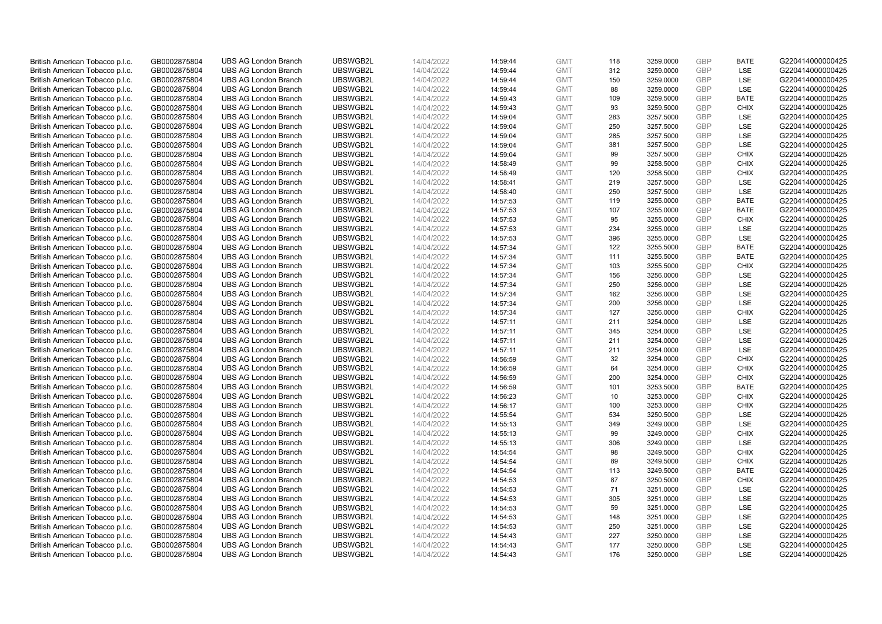| British American Tobacco p.l.c. | GB0002875804 | UBS AG London Branch | UBSWGB2L | 14/04/2022 | 14:59:44 | GMT | 118 | 3259.0000 | GBP | BATE | G220414000000425 |
|---|---|---|---|---|---|---|---|---|---|---|---|
| British American Tobacco p.l.c. | GB0002875804 | UBS AG London Branch | UBSWGB2L | 14/04/2022 | 14:59:44 | GMT | 312 | 3259.0000 | GBP | LSE | G220414000000425 |
| British American Tobacco p.l.c. | GB0002875804 | UBS AG London Branch | UBSWGB2L | 14/04/2022 | 14:59:44 | GMT | 150 | 3259.0000 | GBP | LSE | G220414000000425 |
| British American Tobacco p.l.c. | GB0002875804 | UBS AG London Branch | UBSWGB2L | 14/04/2022 | 14:59:44 | GMT | 88 | 3259.0000 | GBP | LSE | G220414000000425 |
| British American Tobacco p.l.c. | GB0002875804 | UBS AG London Branch | UBSWGB2L | 14/04/2022 | 14:59:43 | GMT | 109 | 3259.5000 | GBP | BATE | G220414000000425 |
| British American Tobacco p.l.c. | GB0002875804 | UBS AG London Branch | UBSWGB2L | 14/04/2022 | 14:59:43 | GMT | 93 | 3259.5000 | GBP | CHIX | G220414000000425 |
| British American Tobacco p.l.c. | GB0002875804 | UBS AG London Branch | UBSWGB2L | 14/04/2022 | 14:59:04 | GMT | 283 | 3257.5000 | GBP | LSE | G220414000000425 |
| British American Tobacco p.l.c. | GB0002875804 | UBS AG London Branch | UBSWGB2L | 14/04/2022 | 14:59:04 | GMT | 250 | 3257.5000 | GBP | LSE | G220414000000425 |
| British American Tobacco p.l.c. | GB0002875804 | UBS AG London Branch | UBSWGB2L | 14/04/2022 | 14:59:04 | GMT | 285 | 3257.5000 | GBP | LSE | G220414000000425 |
| British American Tobacco p.l.c. | GB0002875804 | UBS AG London Branch | UBSWGB2L | 14/04/2022 | 14:59:04 | GMT | 381 | 3257.5000 | GBP | LSE | G220414000000425 |
| British American Tobacco p.l.c. | GB0002875804 | UBS AG London Branch | UBSWGB2L | 14/04/2022 | 14:59:04 | GMT | 99 | 3257.5000 | GBP | CHIX | G220414000000425 |
| British American Tobacco p.l.c. | GB0002875804 | UBS AG London Branch | UBSWGB2L | 14/04/2022 | 14:58:49 | GMT | 99 | 3258.5000 | GBP | CHIX | G220414000000425 |
| British American Tobacco p.l.c. | GB0002875804 | UBS AG London Branch | UBSWGB2L | 14/04/2022 | 14:58:49 | GMT | 120 | 3258.5000 | GBP | CHIX | G220414000000425 |
| British American Tobacco p.l.c. | GB0002875804 | UBS AG London Branch | UBSWGB2L | 14/04/2022 | 14:58:41 | GMT | 219 | 3257.5000 | GBP | LSE | G220414000000425 |
| British American Tobacco p.l.c. | GB0002875804 | UBS AG London Branch | UBSWGB2L | 14/04/2022 | 14:58:40 | GMT | 250 | 3257.5000 | GBP | LSE | G220414000000425 |
| British American Tobacco p.l.c. | GB0002875804 | UBS AG London Branch | UBSWGB2L | 14/04/2022 | 14:57:53 | GMT | 119 | 3255.0000 | GBP | BATE | G220414000000425 |
| British American Tobacco p.l.c. | GB0002875804 | UBS AG London Branch | UBSWGB2L | 14/04/2022 | 14:57:53 | GMT | 107 | 3255.0000 | GBP | BATE | G220414000000425 |
| British American Tobacco p.l.c. | GB0002875804 | UBS AG London Branch | UBSWGB2L | 14/04/2022 | 14:57:53 | GMT | 95 | 3255.0000 | GBP | CHIX | G220414000000425 |
| British American Tobacco p.l.c. | GB0002875804 | UBS AG London Branch | UBSWGB2L | 14/04/2022 | 14:57:53 | GMT | 234 | 3255.0000 | GBP | LSE | G220414000000425 |
| British American Tobacco p.l.c. | GB0002875804 | UBS AG London Branch | UBSWGB2L | 14/04/2022 | 14:57:53 | GMT | 396 | 3255.0000 | GBP | LSE | G220414000000425 |
| British American Tobacco p.l.c. | GB0002875804 | UBS AG London Branch | UBSWGB2L | 14/04/2022 | 14:57:34 | GMT | 122 | 3255.5000 | GBP | BATE | G220414000000425 |
| British American Tobacco p.l.c. | GB0002875804 | UBS AG London Branch | UBSWGB2L | 14/04/2022 | 14:57:34 | GMT | 111 | 3255.5000 | GBP | BATE | G220414000000425 |
| British American Tobacco p.l.c. | GB0002875804 | UBS AG London Branch | UBSWGB2L | 14/04/2022 | 14:57:34 | GMT | 103 | 3255.5000 | GBP | CHIX | G220414000000425 |
| British American Tobacco p.l.c. | GB0002875804 | UBS AG London Branch | UBSWGB2L | 14/04/2022 | 14:57:34 | GMT | 156 | 3256.0000 | GBP | LSE | G220414000000425 |
| British American Tobacco p.l.c. | GB0002875804 | UBS AG London Branch | UBSWGB2L | 14/04/2022 | 14:57:34 | GMT | 250 | 3256.0000 | GBP | LSE | G220414000000425 |
| British American Tobacco p.l.c. | GB0002875804 | UBS AG London Branch | UBSWGB2L | 14/04/2022 | 14:57:34 | GMT | 162 | 3256.0000 | GBP | LSE | G220414000000425 |
| British American Tobacco p.l.c. | GB0002875804 | UBS AG London Branch | UBSWGB2L | 14/04/2022 | 14:57:34 | GMT | 200 | 3256.0000 | GBP | LSE | G220414000000425 |
| British American Tobacco p.l.c. | GB0002875804 | UBS AG London Branch | UBSWGB2L | 14/04/2022 | 14:57:34 | GMT | 127 | 3256.0000 | GBP | CHIX | G220414000000425 |
| British American Tobacco p.l.c. | GB0002875804 | UBS AG London Branch | UBSWGB2L | 14/04/2022 | 14:57:11 | GMT | 211 | 3254.0000 | GBP | LSE | G220414000000425 |
| British American Tobacco p.l.c. | GB0002875804 | UBS AG London Branch | UBSWGB2L | 14/04/2022 | 14:57:11 | GMT | 345 | 3254.0000 | GBP | LSE | G220414000000425 |
| British American Tobacco p.l.c. | GB0002875804 | UBS AG London Branch | UBSWGB2L | 14/04/2022 | 14:57:11 | GMT | 211 | 3254.0000 | GBP | LSE | G220414000000425 |
| British American Tobacco p.l.c. | GB0002875804 | UBS AG London Branch | UBSWGB2L | 14/04/2022 | 14:57:11 | GMT | 211 | 3254.0000 | GBP | LSE | G220414000000425 |
| British American Tobacco p.l.c. | GB0002875804 | UBS AG London Branch | UBSWGB2L | 14/04/2022 | 14:56:59 | GMT | 32 | 3254.0000 | GBP | CHIX | G220414000000425 |
| British American Tobacco p.l.c. | GB0002875804 | UBS AG London Branch | UBSWGB2L | 14/04/2022 | 14:56:59 | GMT | 64 | 3254.0000 | GBP | CHIX | G220414000000425 |
| British American Tobacco p.l.c. | GB0002875804 | UBS AG London Branch | UBSWGB2L | 14/04/2022 | 14:56:59 | GMT | 200 | 3254.0000 | GBP | CHIX | G220414000000425 |
| British American Tobacco p.l.c. | GB0002875804 | UBS AG London Branch | UBSWGB2L | 14/04/2022 | 14:56:59 | GMT | 101 | 3253.5000 | GBP | BATE | G220414000000425 |
| British American Tobacco p.l.c. | GB0002875804 | UBS AG London Branch | UBSWGB2L | 14/04/2022 | 14:56:23 | GMT | 10 | 3253.0000 | GBP | CHIX | G220414000000425 |
| British American Tobacco p.l.c. | GB0002875804 | UBS AG London Branch | UBSWGB2L | 14/04/2022 | 14:56:17 | GMT | 100 | 3253.0000 | GBP | CHIX | G220414000000425 |
| British American Tobacco p.l.c. | GB0002875804 | UBS AG London Branch | UBSWGB2L | 14/04/2022 | 14:55:54 | GMT | 534 | 3250.5000 | GBP | LSE | G220414000000425 |
| British American Tobacco p.l.c. | GB0002875804 | UBS AG London Branch | UBSWGB2L | 14/04/2022 | 14:55:13 | GMT | 349 | 3249.0000 | GBP | LSE | G220414000000425 |
| British American Tobacco p.l.c. | GB0002875804 | UBS AG London Branch | UBSWGB2L | 14/04/2022 | 14:55:13 | GMT | 99 | 3249.0000 | GBP | CHIX | G220414000000425 |
| British American Tobacco p.l.c. | GB0002875804 | UBS AG London Branch | UBSWGB2L | 14/04/2022 | 14:55:13 | GMT | 306 | 3249.0000 | GBP | LSE | G220414000000425 |
| British American Tobacco p.l.c. | GB0002875804 | UBS AG London Branch | UBSWGB2L | 14/04/2022 | 14:54:54 | GMT | 98 | 3249.5000 | GBP | CHIX | G220414000000425 |
| British American Tobacco p.l.c. | GB0002875804 | UBS AG London Branch | UBSWGB2L | 14/04/2022 | 14:54:54 | GMT | 89 | 3249.5000 | GBP | CHIX | G220414000000425 |
| British American Tobacco p.l.c. | GB0002875804 | UBS AG London Branch | UBSWGB2L | 14/04/2022 | 14:54:54 | GMT | 113 | 3249.5000 | GBP | BATE | G220414000000425 |
| British American Tobacco p.l.c. | GB0002875804 | UBS AG London Branch | UBSWGB2L | 14/04/2022 | 14:54:53 | GMT | 87 | 3250.5000 | GBP | CHIX | G220414000000425 |
| British American Tobacco p.l.c. | GB0002875804 | UBS AG London Branch | UBSWGB2L | 14/04/2022 | 14:54:53 | GMT | 71 | 3251.0000 | GBP | LSE | G220414000000425 |
| British American Tobacco p.l.c. | GB0002875804 | UBS AG London Branch | UBSWGB2L | 14/04/2022 | 14:54:53 | GMT | 305 | 3251.0000 | GBP | LSE | G220414000000425 |
| British American Tobacco p.l.c. | GB0002875804 | UBS AG London Branch | UBSWGB2L | 14/04/2022 | 14:54:53 | GMT | 59 | 3251.0000 | GBP | LSE | G220414000000425 |
| British American Tobacco p.l.c. | GB0002875804 | UBS AG London Branch | UBSWGB2L | 14/04/2022 | 14:54:53 | GMT | 148 | 3251.0000 | GBP | LSE | G220414000000425 |
| British American Tobacco p.l.c. | GB0002875804 | UBS AG London Branch | UBSWGB2L | 14/04/2022 | 14:54:53 | GMT | 250 | 3251.0000 | GBP | LSE | G220414000000425 |
| British American Tobacco p.l.c. | GB0002875804 | UBS AG London Branch | UBSWGB2L | 14/04/2022 | 14:54:43 | GMT | 227 | 3250.0000 | GBP | LSE | G220414000000425 |
| British American Tobacco p.l.c. | GB0002875804 | UBS AG London Branch | UBSWGB2L | 14/04/2022 | 14:54:43 | GMT | 177 | 3250.0000 | GBP | LSE | G220414000000425 |
| British American Tobacco p.l.c. | GB0002875804 | UBS AG London Branch | UBSWGB2L | 14/04/2022 | 14:54:43 | GMT | 176 | 3250.0000 | GBP | LSE | G220414000000425 |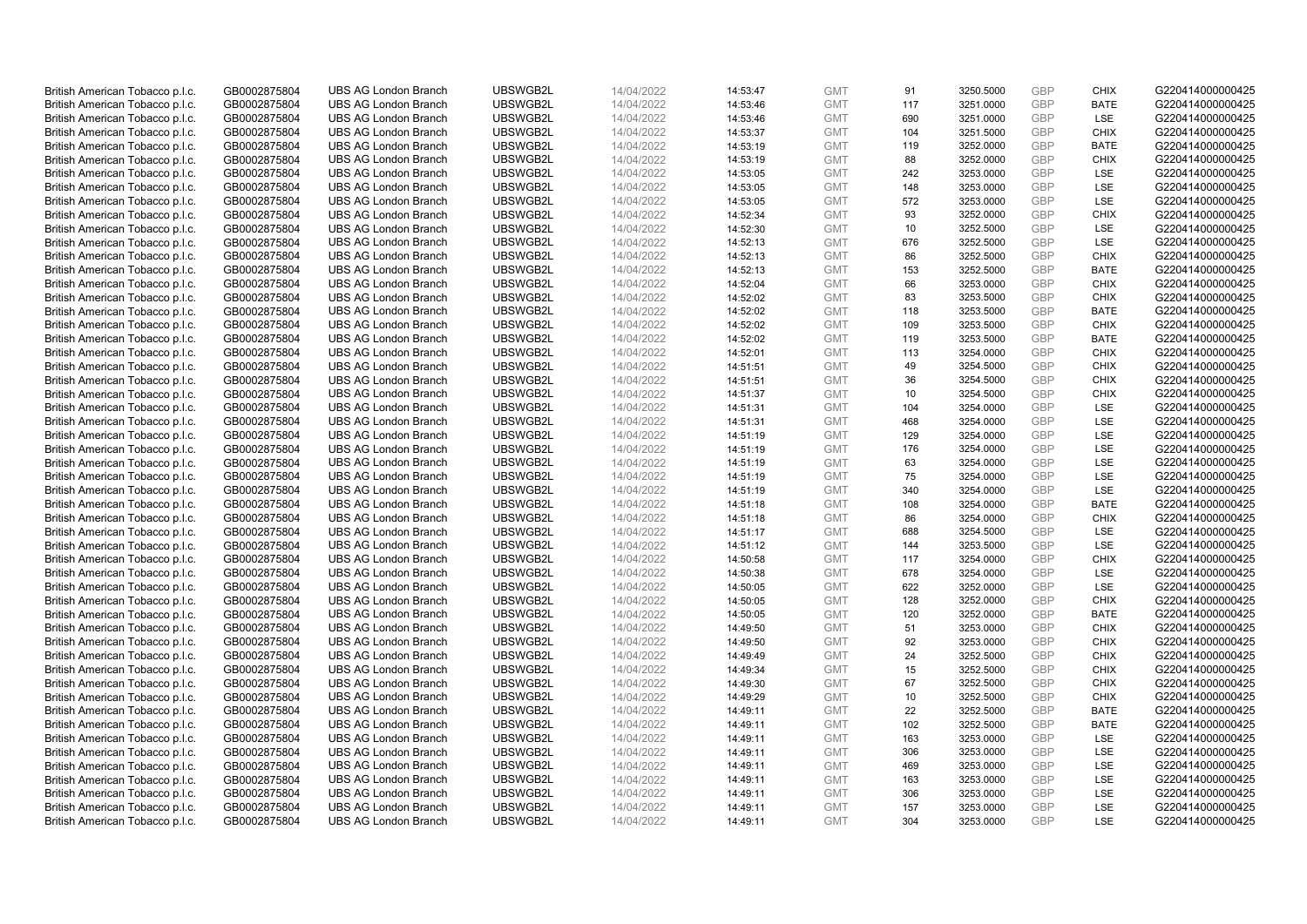| British American Tobacco p.l.c. | GB0002875804 | UBS AG London Branch | UBSWGB2L | 14/04/2022 | 14:53:47 | GMT | 91 | 3250.5000 | GBP | CHIX | G220414000000425 |
|---|---|---|---|---|---|---|---|---|---|---|---|
| British American Tobacco p.l.c. | GB0002875804 | UBS AG London Branch | UBSWGB2L | 14/04/2022 | 14:53:46 | GMT | 117 | 3251.0000 | GBP | BATE | G220414000000425 |
| British American Tobacco p.l.c. | GB0002875804 | UBS AG London Branch | UBSWGB2L | 14/04/2022 | 14:53:46 | GMT | 690 | 3251.0000 | GBP | LSE | G220414000000425 |
| British American Tobacco p.l.c. | GB0002875804 | UBS AG London Branch | UBSWGB2L | 14/04/2022 | 14:53:37 | GMT | 104 | 3251.5000 | GBP | CHIX | G220414000000425 |
| British American Tobacco p.l.c. | GB0002875804 | UBS AG London Branch | UBSWGB2L | 14/04/2022 | 14:53:19 | GMT | 119 | 3252.0000 | GBP | BATE | G220414000000425 |
| British American Tobacco p.l.c. | GB0002875804 | UBS AG London Branch | UBSWGB2L | 14/04/2022 | 14:53:19 | GMT | 88 | 3252.0000 | GBP | CHIX | G220414000000425 |
| British American Tobacco p.l.c. | GB0002875804 | UBS AG London Branch | UBSWGB2L | 14/04/2022 | 14:53:05 | GMT | 242 | 3253.0000 | GBP | LSE | G220414000000425 |
| British American Tobacco p.l.c. | GB0002875804 | UBS AG London Branch | UBSWGB2L | 14/04/2022 | 14:53:05 | GMT | 148 | 3253.0000 | GBP | LSE | G220414000000425 |
| British American Tobacco p.l.c. | GB0002875804 | UBS AG London Branch | UBSWGB2L | 14/04/2022 | 14:53:05 | GMT | 572 | 3253.0000 | GBP | LSE | G220414000000425 |
| British American Tobacco p.l.c. | GB0002875804 | UBS AG London Branch | UBSWGB2L | 14/04/2022 | 14:52:34 | GMT | 93 | 3252.0000 | GBP | CHIX | G220414000000425 |
| British American Tobacco p.l.c. | GB0002875804 | UBS AG London Branch | UBSWGB2L | 14/04/2022 | 14:52:30 | GMT | 10 | 3252.5000 | GBP | LSE | G220414000000425 |
| British American Tobacco p.l.c. | GB0002875804 | UBS AG London Branch | UBSWGB2L | 14/04/2022 | 14:52:13 | GMT | 676 | 3252.5000 | GBP | LSE | G220414000000425 |
| British American Tobacco p.l.c. | GB0002875804 | UBS AG London Branch | UBSWGB2L | 14/04/2022 | 14:52:13 | GMT | 86 | 3252.5000 | GBP | CHIX | G220414000000425 |
| British American Tobacco p.l.c. | GB0002875804 | UBS AG London Branch | UBSWGB2L | 14/04/2022 | 14:52:13 | GMT | 153 | 3252.5000 | GBP | BATE | G220414000000425 |
| British American Tobacco p.l.c. | GB0002875804 | UBS AG London Branch | UBSWGB2L | 14/04/2022 | 14:52:04 | GMT | 66 | 3253.0000 | GBP | CHIX | G220414000000425 |
| British American Tobacco p.l.c. | GB0002875804 | UBS AG London Branch | UBSWGB2L | 14/04/2022 | 14:52:02 | GMT | 83 | 3253.5000 | GBP | CHIX | G220414000000425 |
| British American Tobacco p.l.c. | GB0002875804 | UBS AG London Branch | UBSWGB2L | 14/04/2022 | 14:52:02 | GMT | 118 | 3253.5000 | GBP | BATE | G220414000000425 |
| British American Tobacco p.l.c. | GB0002875804 | UBS AG London Branch | UBSWGB2L | 14/04/2022 | 14:52:02 | GMT | 109 | 3253.5000 | GBP | CHIX | G220414000000425 |
| British American Tobacco p.l.c. | GB0002875804 | UBS AG London Branch | UBSWGB2L | 14/04/2022 | 14:52:02 | GMT | 119 | 3253.5000 | GBP | BATE | G220414000000425 |
| British American Tobacco p.l.c. | GB0002875804 | UBS AG London Branch | UBSWGB2L | 14/04/2022 | 14:52:01 | GMT | 113 | 3254.0000 | GBP | CHIX | G220414000000425 |
| British American Tobacco p.l.c. | GB0002875804 | UBS AG London Branch | UBSWGB2L | 14/04/2022 | 14:51:51 | GMT | 49 | 3254.5000 | GBP | CHIX | G220414000000425 |
| British American Tobacco p.l.c. | GB0002875804 | UBS AG London Branch | UBSWGB2L | 14/04/2022 | 14:51:51 | GMT | 36 | 3254.5000 | GBP | CHIX | G220414000000425 |
| British American Tobacco p.l.c. | GB0002875804 | UBS AG London Branch | UBSWGB2L | 14/04/2022 | 14:51:37 | GMT | 10 | 3254.5000 | GBP | CHIX | G220414000000425 |
| British American Tobacco p.l.c. | GB0002875804 | UBS AG London Branch | UBSWGB2L | 14/04/2022 | 14:51:31 | GMT | 104 | 3254.0000 | GBP | LSE | G220414000000425 |
| British American Tobacco p.l.c. | GB0002875804 | UBS AG London Branch | UBSWGB2L | 14/04/2022 | 14:51:31 | GMT | 468 | 3254.0000 | GBP | LSE | G220414000000425 |
| British American Tobacco p.l.c. | GB0002875804 | UBS AG London Branch | UBSWGB2L | 14/04/2022 | 14:51:19 | GMT | 129 | 3254.0000 | GBP | LSE | G220414000000425 |
| British American Tobacco p.l.c. | GB0002875804 | UBS AG London Branch | UBSWGB2L | 14/04/2022 | 14:51:19 | GMT | 176 | 3254.0000 | GBP | LSE | G220414000000425 |
| British American Tobacco p.l.c. | GB0002875804 | UBS AG London Branch | UBSWGB2L | 14/04/2022 | 14:51:19 | GMT | 63 | 3254.0000 | GBP | LSE | G220414000000425 |
| British American Tobacco p.l.c. | GB0002875804 | UBS AG London Branch | UBSWGB2L | 14/04/2022 | 14:51:19 | GMT | 75 | 3254.0000 | GBP | LSE | G220414000000425 |
| British American Tobacco p.l.c. | GB0002875804 | UBS AG London Branch | UBSWGB2L | 14/04/2022 | 14:51:19 | GMT | 340 | 3254.0000 | GBP | LSE | G220414000000425 |
| British American Tobacco p.l.c. | GB0002875804 | UBS AG London Branch | UBSWGB2L | 14/04/2022 | 14:51:18 | GMT | 108 | 3254.0000 | GBP | BATE | G220414000000425 |
| British American Tobacco p.l.c. | GB0002875804 | UBS AG London Branch | UBSWGB2L | 14/04/2022 | 14:51:18 | GMT | 86 | 3254.0000 | GBP | CHIX | G220414000000425 |
| British American Tobacco p.l.c. | GB0002875804 | UBS AG London Branch | UBSWGB2L | 14/04/2022 | 14:51:17 | GMT | 688 | 3254.5000 | GBP | LSE | G220414000000425 |
| British American Tobacco p.l.c. | GB0002875804 | UBS AG London Branch | UBSWGB2L | 14/04/2022 | 14:51:12 | GMT | 144 | 3253.5000 | GBP | LSE | G220414000000425 |
| British American Tobacco p.l.c. | GB0002875804 | UBS AG London Branch | UBSWGB2L | 14/04/2022 | 14:50:58 | GMT | 117 | 3254.0000 | GBP | CHIX | G220414000000425 |
| British American Tobacco p.l.c. | GB0002875804 | UBS AG London Branch | UBSWGB2L | 14/04/2022 | 14:50:38 | GMT | 678 | 3254.0000 | GBP | LSE | G220414000000425 |
| British American Tobacco p.l.c. | GB0002875804 | UBS AG London Branch | UBSWGB2L | 14/04/2022 | 14:50:05 | GMT | 622 | 3252.0000 | GBP | LSE | G220414000000425 |
| British American Tobacco p.l.c. | GB0002875804 | UBS AG London Branch | UBSWGB2L | 14/04/2022 | 14:50:05 | GMT | 128 | 3252.0000 | GBP | CHIX | G220414000000425 |
| British American Tobacco p.l.c. | GB0002875804 | UBS AG London Branch | UBSWGB2L | 14/04/2022 | 14:50:05 | GMT | 120 | 3252.0000 | GBP | BATE | G220414000000425 |
| British American Tobacco p.l.c. | GB0002875804 | UBS AG London Branch | UBSWGB2L | 14/04/2022 | 14:49:50 | GMT | 51 | 3253.0000 | GBP | CHIX | G220414000000425 |
| British American Tobacco p.l.c. | GB0002875804 | UBS AG London Branch | UBSWGB2L | 14/04/2022 | 14:49:50 | GMT | 92 | 3253.0000 | GBP | CHIX | G220414000000425 |
| British American Tobacco p.l.c. | GB0002875804 | UBS AG London Branch | UBSWGB2L | 14/04/2022 | 14:49:49 | GMT | 24 | 3252.5000 | GBP | CHIX | G220414000000425 |
| British American Tobacco p.l.c. | GB0002875804 | UBS AG London Branch | UBSWGB2L | 14/04/2022 | 14:49:34 | GMT | 15 | 3252.5000 | GBP | CHIX | G220414000000425 |
| British American Tobacco p.l.c. | GB0002875804 | UBS AG London Branch | UBSWGB2L | 14/04/2022 | 14:49:30 | GMT | 67 | 3252.5000 | GBP | CHIX | G220414000000425 |
| British American Tobacco p.l.c. | GB0002875804 | UBS AG London Branch | UBSWGB2L | 14/04/2022 | 14:49:29 | GMT | 10 | 3252.5000 | GBP | CHIX | G220414000000425 |
| British American Tobacco p.l.c. | GB0002875804 | UBS AG London Branch | UBSWGB2L | 14/04/2022 | 14:49:11 | GMT | 22 | 3252.5000 | GBP | BATE | G220414000000425 |
| British American Tobacco p.l.c. | GB0002875804 | UBS AG London Branch | UBSWGB2L | 14/04/2022 | 14:49:11 | GMT | 102 | 3252.5000 | GBP | BATE | G220414000000425 |
| British American Tobacco p.l.c. | GB0002875804 | UBS AG London Branch | UBSWGB2L | 14/04/2022 | 14:49:11 | GMT | 163 | 3253.0000 | GBP | LSE | G220414000000425 |
| British American Tobacco p.l.c. | GB0002875804 | UBS AG London Branch | UBSWGB2L | 14/04/2022 | 14:49:11 | GMT | 306 | 3253.0000 | GBP | LSE | G220414000000425 |
| British American Tobacco p.l.c. | GB0002875804 | UBS AG London Branch | UBSWGB2L | 14/04/2022 | 14:49:11 | GMT | 469 | 3253.0000 | GBP | LSE | G220414000000425 |
| British American Tobacco p.l.c. | GB0002875804 | UBS AG London Branch | UBSWGB2L | 14/04/2022 | 14:49:11 | GMT | 163 | 3253.0000 | GBP | LSE | G220414000000425 |
| British American Tobacco p.l.c. | GB0002875804 | UBS AG London Branch | UBSWGB2L | 14/04/2022 | 14:49:11 | GMT | 306 | 3253.0000 | GBP | LSE | G220414000000425 |
| British American Tobacco p.l.c. | GB0002875804 | UBS AG London Branch | UBSWGB2L | 14/04/2022 | 14:49:11 | GMT | 157 | 3253.0000 | GBP | LSE | G220414000000425 |
| British American Tobacco p.l.c. | GB0002875804 | UBS AG London Branch | UBSWGB2L | 14/04/2022 | 14:49:11 | GMT | 304 | 3253.0000 | GBP | LSE | G220414000000425 |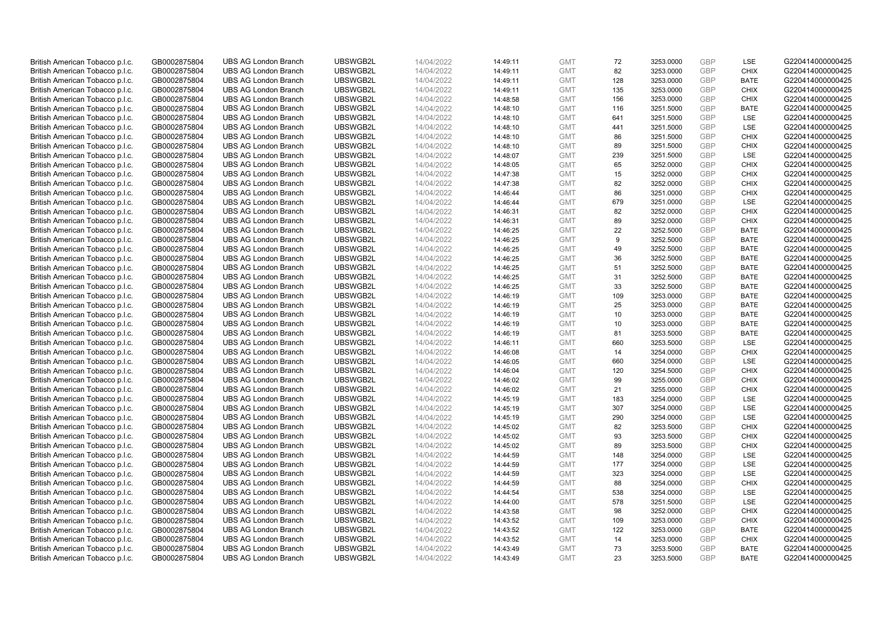| British American Tobacco p.l.c. | GB0002875804 | UBS AG London Branch | UBSWGB2L | 14/04/2022 | 14:49:11 | GMT | 72 | 3253.0000 | GBP | LSE | G220414000000425 |
|---|---|---|---|---|---|---|---|---|---|---|---|
| British American Tobacco p.l.c. | GB0002875804 | UBS AG London Branch | UBSWGB2L | 14/04/2022 | 14:49:11 | GMT | 82 | 3253.0000 | GBP | CHIX | G220414000000425 |
| British American Tobacco p.l.c. | GB0002875804 | UBS AG London Branch | UBSWGB2L | 14/04/2022 | 14:49:11 | GMT | 128 | 3253.0000 | GBP | BATE | G220414000000425 |
| British American Tobacco p.l.c. | GB0002875804 | UBS AG London Branch | UBSWGB2L | 14/04/2022 | 14:49:11 | GMT | 135 | 3253.0000 | GBP | CHIX | G220414000000425 |
| British American Tobacco p.l.c. | GB0002875804 | UBS AG London Branch | UBSWGB2L | 14/04/2022 | 14:48:58 | GMT | 156 | 3253.0000 | GBP | CHIX | G220414000000425 |
| British American Tobacco p.l.c. | GB0002875804 | UBS AG London Branch | UBSWGB2L | 14/04/2022 | 14:48:10 | GMT | 116 | 3251.5000 | GBP | BATE | G220414000000425 |
| British American Tobacco p.l.c. | GB0002875804 | UBS AG London Branch | UBSWGB2L | 14/04/2022 | 14:48:10 | GMT | 641 | 3251.5000 | GBP | LSE | G220414000000425 |
| British American Tobacco p.l.c. | GB0002875804 | UBS AG London Branch | UBSWGB2L | 14/04/2022 | 14:48:10 | GMT | 441 | 3251.5000 | GBP | LSE | G220414000000425 |
| British American Tobacco p.l.c. | GB0002875804 | UBS AG London Branch | UBSWGB2L | 14/04/2022 | 14:48:10 | GMT | 86 | 3251.5000 | GBP | CHIX | G220414000000425 |
| British American Tobacco p.l.c. | GB0002875804 | UBS AG London Branch | UBSWGB2L | 14/04/2022 | 14:48:10 | GMT | 89 | 3251.5000 | GBP | CHIX | G220414000000425 |
| British American Tobacco p.l.c. | GB0002875804 | UBS AG London Branch | UBSWGB2L | 14/04/2022 | 14:48:07 | GMT | 239 | 3251.5000 | GBP | LSE | G220414000000425 |
| British American Tobacco p.l.c. | GB0002875804 | UBS AG London Branch | UBSWGB2L | 14/04/2022 | 14:48:05 | GMT | 65 | 3252.0000 | GBP | CHIX | G220414000000425 |
| British American Tobacco p.l.c. | GB0002875804 | UBS AG London Branch | UBSWGB2L | 14/04/2022 | 14:47:38 | GMT | 15 | 3252.0000 | GBP | CHIX | G220414000000425 |
| British American Tobacco p.l.c. | GB0002875804 | UBS AG London Branch | UBSWGB2L | 14/04/2022 | 14:47:38 | GMT | 82 | 3252.0000 | GBP | CHIX | G220414000000425 |
| British American Tobacco p.l.c. | GB0002875804 | UBS AG London Branch | UBSWGB2L | 14/04/2022 | 14:46:44 | GMT | 86 | 3251.0000 | GBP | CHIX | G220414000000425 |
| British American Tobacco p.l.c. | GB0002875804 | UBS AG London Branch | UBSWGB2L | 14/04/2022 | 14:46:44 | GMT | 679 | 3251.0000 | GBP | LSE | G220414000000425 |
| British American Tobacco p.l.c. | GB0002875804 | UBS AG London Branch | UBSWGB2L | 14/04/2022 | 14:46:31 | GMT | 82 | 3252.0000 | GBP | CHIX | G220414000000425 |
| British American Tobacco p.l.c. | GB0002875804 | UBS AG London Branch | UBSWGB2L | 14/04/2022 | 14:46:31 | GMT | 89 | 3252.0000 | GBP | CHIX | G220414000000425 |
| British American Tobacco p.l.c. | GB0002875804 | UBS AG London Branch | UBSWGB2L | 14/04/2022 | 14:46:25 | GMT | 22 | 3252.5000 | GBP | BATE | G220414000000425 |
| British American Tobacco p.l.c. | GB0002875804 | UBS AG London Branch | UBSWGB2L | 14/04/2022 | 14:46:25 | GMT | 9 | 3252.5000 | GBP | BATE | G220414000000425 |
| British American Tobacco p.l.c. | GB0002875804 | UBS AG London Branch | UBSWGB2L | 14/04/2022 | 14:46:25 | GMT | 49 | 3252.5000 | GBP | BATE | G220414000000425 |
| British American Tobacco p.l.c. | GB0002875804 | UBS AG London Branch | UBSWGB2L | 14/04/2022 | 14:46:25 | GMT | 36 | 3252.5000 | GBP | BATE | G220414000000425 |
| British American Tobacco p.l.c. | GB0002875804 | UBS AG London Branch | UBSWGB2L | 14/04/2022 | 14:46:25 | GMT | 51 | 3252.5000 | GBP | BATE | G220414000000425 |
| British American Tobacco p.l.c. | GB0002875804 | UBS AG London Branch | UBSWGB2L | 14/04/2022 | 14:46:25 | GMT | 31 | 3252.5000 | GBP | BATE | G220414000000425 |
| British American Tobacco p.l.c. | GB0002875804 | UBS AG London Branch | UBSWGB2L | 14/04/2022 | 14:46:25 | GMT | 33 | 3252.5000 | GBP | BATE | G220414000000425 |
| British American Tobacco p.l.c. | GB0002875804 | UBS AG London Branch | UBSWGB2L | 14/04/2022 | 14:46:19 | GMT | 109 | 3253.0000 | GBP | BATE | G220414000000425 |
| British American Tobacco p.l.c. | GB0002875804 | UBS AG London Branch | UBSWGB2L | 14/04/2022 | 14:46:19 | GMT | 25 | 3253.0000 | GBP | BATE | G220414000000425 |
| British American Tobacco p.l.c. | GB0002875804 | UBS AG London Branch | UBSWGB2L | 14/04/2022 | 14:46:19 | GMT | 10 | 3253.0000 | GBP | BATE | G220414000000425 |
| British American Tobacco p.l.c. | GB0002875804 | UBS AG London Branch | UBSWGB2L | 14/04/2022 | 14:46:19 | GMT | 10 | 3253.0000 | GBP | BATE | G220414000000425 |
| British American Tobacco p.l.c. | GB0002875804 | UBS AG London Branch | UBSWGB2L | 14/04/2022 | 14:46:19 | GMT | 81 | 3253.5000 | GBP | BATE | G220414000000425 |
| British American Tobacco p.l.c. | GB0002875804 | UBS AG London Branch | UBSWGB2L | 14/04/2022 | 14:46:11 | GMT | 660 | 3253.5000 | GBP | LSE | G220414000000425 |
| British American Tobacco p.l.c. | GB0002875804 | UBS AG London Branch | UBSWGB2L | 14/04/2022 | 14:46:08 | GMT | 14 | 3254.0000 | GBP | CHIX | G220414000000425 |
| British American Tobacco p.l.c. | GB0002875804 | UBS AG London Branch | UBSWGB2L | 14/04/2022 | 14:46:05 | GMT | 660 | 3254.0000 | GBP | LSE | G220414000000425 |
| British American Tobacco p.l.c. | GB0002875804 | UBS AG London Branch | UBSWGB2L | 14/04/2022 | 14:46:04 | GMT | 120 | 3254.5000 | GBP | CHIX | G220414000000425 |
| British American Tobacco p.l.c. | GB0002875804 | UBS AG London Branch | UBSWGB2L | 14/04/2022 | 14:46:02 | GMT | 99 | 3255.0000 | GBP | CHIX | G220414000000425 |
| British American Tobacco p.l.c. | GB0002875804 | UBS AG London Branch | UBSWGB2L | 14/04/2022 | 14:46:02 | GMT | 21 | 3255.0000 | GBP | CHIX | G220414000000425 |
| British American Tobacco p.l.c. | GB0002875804 | UBS AG London Branch | UBSWGB2L | 14/04/2022 | 14:45:19 | GMT | 183 | 3254.0000 | GBP | LSE | G220414000000425 |
| British American Tobacco p.l.c. | GB0002875804 | UBS AG London Branch | UBSWGB2L | 14/04/2022 | 14:45:19 | GMT | 307 | 3254.0000 | GBP | LSE | G220414000000425 |
| British American Tobacco p.l.c. | GB0002875804 | UBS AG London Branch | UBSWGB2L | 14/04/2022 | 14:45:19 | GMT | 290 | 3254.0000 | GBP | LSE | G220414000000425 |
| British American Tobacco p.l.c. | GB0002875804 | UBS AG London Branch | UBSWGB2L | 14/04/2022 | 14:45:02 | GMT | 82 | 3253.5000 | GBP | CHIX | G220414000000425 |
| British American Tobacco p.l.c. | GB0002875804 | UBS AG London Branch | UBSWGB2L | 14/04/2022 | 14:45:02 | GMT | 93 | 3253.5000 | GBP | CHIX | G220414000000425 |
| British American Tobacco p.l.c. | GB0002875804 | UBS AG London Branch | UBSWGB2L | 14/04/2022 | 14:45:02 | GMT | 89 | 3253.5000 | GBP | CHIX | G220414000000425 |
| British American Tobacco p.l.c. | GB0002875804 | UBS AG London Branch | UBSWGB2L | 14/04/2022 | 14:44:59 | GMT | 148 | 3254.0000 | GBP | LSE | G220414000000425 |
| British American Tobacco p.l.c. | GB0002875804 | UBS AG London Branch | UBSWGB2L | 14/04/2022 | 14:44:59 | GMT | 177 | 3254.0000 | GBP | LSE | G220414000000425 |
| British American Tobacco p.l.c. | GB0002875804 | UBS AG London Branch | UBSWGB2L | 14/04/2022 | 14:44:59 | GMT | 323 | 3254.0000 | GBP | LSE | G220414000000425 |
| British American Tobacco p.l.c. | GB0002875804 | UBS AG London Branch | UBSWGB2L | 14/04/2022 | 14:44:59 | GMT | 88 | 3254.0000 | GBP | CHIX | G220414000000425 |
| British American Tobacco p.l.c. | GB0002875804 | UBS AG London Branch | UBSWGB2L | 14/04/2022 | 14:44:54 | GMT | 538 | 3254.0000 | GBP | LSE | G220414000000425 |
| British American Tobacco p.l.c. | GB0002875804 | UBS AG London Branch | UBSWGB2L | 14/04/2022 | 14:44:00 | GMT | 578 | 3251.5000 | GBP | LSE | G220414000000425 |
| British American Tobacco p.l.c. | GB0002875804 | UBS AG London Branch | UBSWGB2L | 14/04/2022 | 14:43:58 | GMT | 98 | 3252.0000 | GBP | CHIX | G220414000000425 |
| British American Tobacco p.l.c. | GB0002875804 | UBS AG London Branch | UBSWGB2L | 14/04/2022 | 14:43:52 | GMT | 109 | 3253.0000 | GBP | CHIX | G220414000000425 |
| British American Tobacco p.l.c. | GB0002875804 | UBS AG London Branch | UBSWGB2L | 14/04/2022 | 14:43:52 | GMT | 122 | 3253.0000 | GBP | BATE | G220414000000425 |
| British American Tobacco p.l.c. | GB0002875804 | UBS AG London Branch | UBSWGB2L | 14/04/2022 | 14:43:52 | GMT | 14 | 3253.0000 | GBP | CHIX | G220414000000425 |
| British American Tobacco p.l.c. | GB0002875804 | UBS AG London Branch | UBSWGB2L | 14/04/2022 | 14:43:49 | GMT | 73 | 3253.5000 | GBP | BATE | G220414000000425 |
| British American Tobacco p.l.c. | GB0002875804 | UBS AG London Branch | UBSWGB2L | 14/04/2022 | 14:43:49 | GMT | 23 | 3253.5000 | GBP | BATE | G220414000000425 |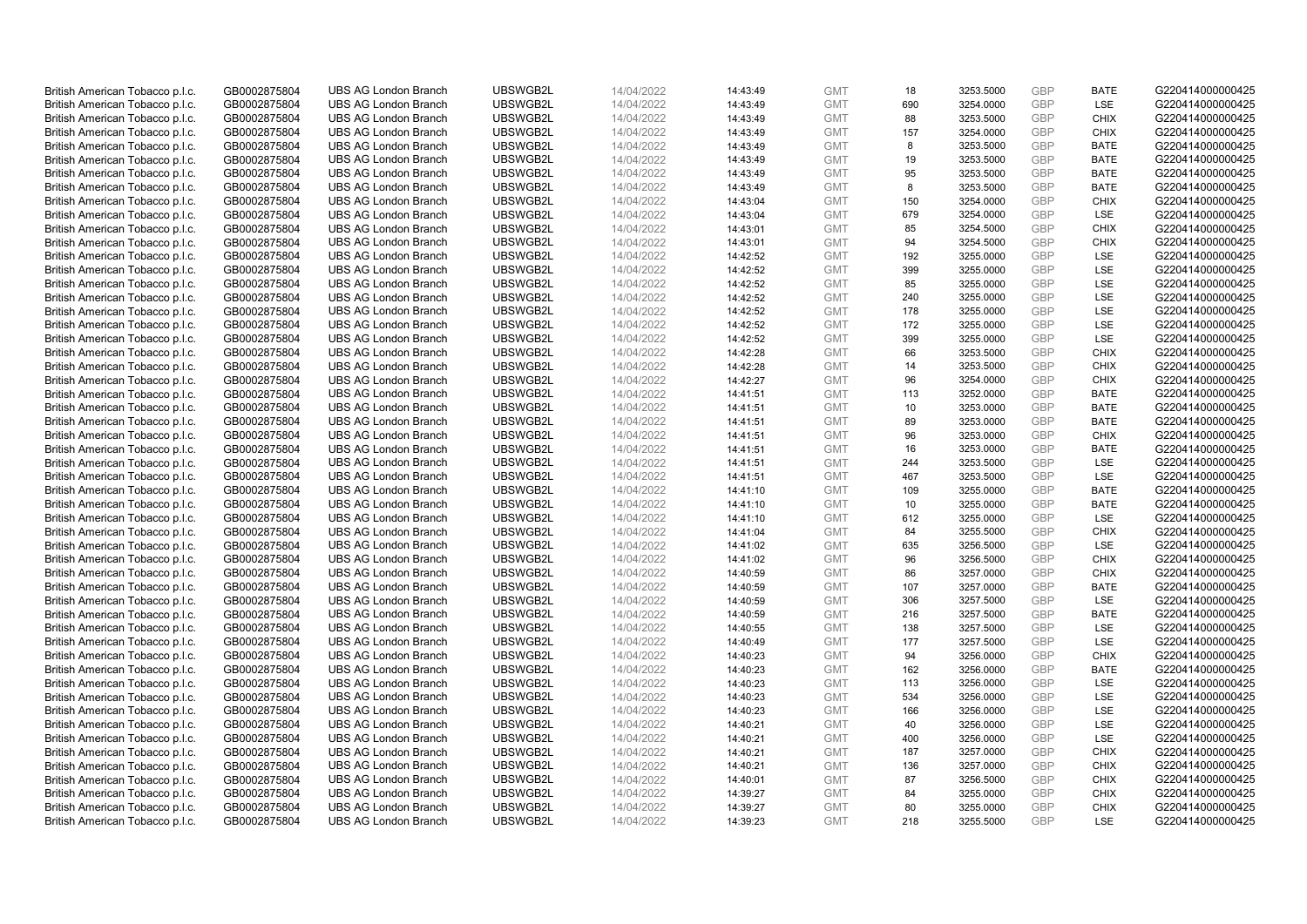| | | | | | | | | | | | |
|---|---|---|---|---|---|---|---|---|---|---|---|
| British American Tobacco p.l.c. | GB0002875804 | UBS AG London Branch | UBSWGB2L | 14/04/2022 | 14:43:49 | GMT | 18 | 3253.5000 | GBP | BATE | G220414000000425 |
| British American Tobacco p.l.c. | GB0002875804 | UBS AG London Branch | UBSWGB2L | 14/04/2022 | 14:43:49 | GMT | 690 | 3254.0000 | GBP | LSE | G220414000000425 |
| British American Tobacco p.l.c. | GB0002875804 | UBS AG London Branch | UBSWGB2L | 14/04/2022 | 14:43:49 | GMT | 88 | 3253.5000 | GBP | CHIX | G220414000000425 |
| British American Tobacco p.l.c. | GB0002875804 | UBS AG London Branch | UBSWGB2L | 14/04/2022 | 14:43:49 | GMT | 157 | 3254.0000 | GBP | CHIX | G220414000000425 |
| British American Tobacco p.l.c. | GB0002875804 | UBS AG London Branch | UBSWGB2L | 14/04/2022 | 14:43:49 | GMT | 8 | 3253.5000 | GBP | BATE | G220414000000425 |
| British American Tobacco p.l.c. | GB0002875804 | UBS AG London Branch | UBSWGB2L | 14/04/2022 | 14:43:49 | GMT | 19 | 3253.5000 | GBP | BATE | G220414000000425 |
| British American Tobacco p.l.c. | GB0002875804 | UBS AG London Branch | UBSWGB2L | 14/04/2022 | 14:43:49 | GMT | 95 | 3253.5000 | GBP | BATE | G220414000000425 |
| British American Tobacco p.l.c. | GB0002875804 | UBS AG London Branch | UBSWGB2L | 14/04/2022 | 14:43:49 | GMT | 8 | 3253.5000 | GBP | BATE | G220414000000425 |
| British American Tobacco p.l.c. | GB0002875804 | UBS AG London Branch | UBSWGB2L | 14/04/2022 | 14:43:04 | GMT | 150 | 3254.0000 | GBP | CHIX | G220414000000425 |
| British American Tobacco p.l.c. | GB0002875804 | UBS AG London Branch | UBSWGB2L | 14/04/2022 | 14:43:04 | GMT | 679 | 3254.0000 | GBP | LSE | G220414000000425 |
| British American Tobacco p.l.c. | GB0002875804 | UBS AG London Branch | UBSWGB2L | 14/04/2022 | 14:43:01 | GMT | 85 | 3254.5000 | GBP | CHIX | G220414000000425 |
| British American Tobacco p.l.c. | GB0002875804 | UBS AG London Branch | UBSWGB2L | 14/04/2022 | 14:43:01 | GMT | 94 | 3254.5000 | GBP | CHIX | G220414000000425 |
| British American Tobacco p.l.c. | GB0002875804 | UBS AG London Branch | UBSWGB2L | 14/04/2022 | 14:42:52 | GMT | 192 | 3255.0000 | GBP | LSE | G220414000000425 |
| British American Tobacco p.l.c. | GB0002875804 | UBS AG London Branch | UBSWGB2L | 14/04/2022 | 14:42:52 | GMT | 399 | 3255.0000 | GBP | LSE | G220414000000425 |
| British American Tobacco p.l.c. | GB0002875804 | UBS AG London Branch | UBSWGB2L | 14/04/2022 | 14:42:52 | GMT | 85 | 3255.0000 | GBP | LSE | G220414000000425 |
| British American Tobacco p.l.c. | GB0002875804 | UBS AG London Branch | UBSWGB2L | 14/04/2022 | 14:42:52 | GMT | 240 | 3255.0000 | GBP | LSE | G220414000000425 |
| British American Tobacco p.l.c. | GB0002875804 | UBS AG London Branch | UBSWGB2L | 14/04/2022 | 14:42:52 | GMT | 178 | 3255.0000 | GBP | LSE | G220414000000425 |
| British American Tobacco p.l.c. | GB0002875804 | UBS AG London Branch | UBSWGB2L | 14/04/2022 | 14:42:52 | GMT | 172 | 3255.0000 | GBP | LSE | G220414000000425 |
| British American Tobacco p.l.c. | GB0002875804 | UBS AG London Branch | UBSWGB2L | 14/04/2022 | 14:42:52 | GMT | 399 | 3255.0000 | GBP | LSE | G220414000000425 |
| British American Tobacco p.l.c. | GB0002875804 | UBS AG London Branch | UBSWGB2L | 14/04/2022 | 14:42:28 | GMT | 66 | 3253.5000 | GBP | CHIX | G220414000000425 |
| British American Tobacco p.l.c. | GB0002875804 | UBS AG London Branch | UBSWGB2L | 14/04/2022 | 14:42:28 | GMT | 14 | 3253.5000 | GBP | CHIX | G220414000000425 |
| British American Tobacco p.l.c. | GB0002875804 | UBS AG London Branch | UBSWGB2L | 14/04/2022 | 14:42:27 | GMT | 96 | 3254.0000 | GBP | CHIX | G220414000000425 |
| British American Tobacco p.l.c. | GB0002875804 | UBS AG London Branch | UBSWGB2L | 14/04/2022 | 14:41:51 | GMT | 113 | 3252.0000 | GBP | BATE | G220414000000425 |
| British American Tobacco p.l.c. | GB0002875804 | UBS AG London Branch | UBSWGB2L | 14/04/2022 | 14:41:51 | GMT | 10 | 3253.0000 | GBP | BATE | G220414000000425 |
| British American Tobacco p.l.c. | GB0002875804 | UBS AG London Branch | UBSWGB2L | 14/04/2022 | 14:41:51 | GMT | 89 | 3253.0000 | GBP | BATE | G220414000000425 |
| British American Tobacco p.l.c. | GB0002875804 | UBS AG London Branch | UBSWGB2L | 14/04/2022 | 14:41:51 | GMT | 96 | 3253.0000 | GBP | CHIX | G220414000000425 |
| British American Tobacco p.l.c. | GB0002875804 | UBS AG London Branch | UBSWGB2L | 14/04/2022 | 14:41:51 | GMT | 16 | 3253.0000 | GBP | BATE | G220414000000425 |
| British American Tobacco p.l.c. | GB0002875804 | UBS AG London Branch | UBSWGB2L | 14/04/2022 | 14:41:51 | GMT | 244 | 3253.5000 | GBP | LSE | G220414000000425 |
| British American Tobacco p.l.c. | GB0002875804 | UBS AG London Branch | UBSWGB2L | 14/04/2022 | 14:41:51 | GMT | 467 | 3253.5000 | GBP | LSE | G220414000000425 |
| British American Tobacco p.l.c. | GB0002875804 | UBS AG London Branch | UBSWGB2L | 14/04/2022 | 14:41:10 | GMT | 109 | 3255.0000 | GBP | BATE | G220414000000425 |
| British American Tobacco p.l.c. | GB0002875804 | UBS AG London Branch | UBSWGB2L | 14/04/2022 | 14:41:10 | GMT | 10 | 3255.0000 | GBP | BATE | G220414000000425 |
| British American Tobacco p.l.c. | GB0002875804 | UBS AG London Branch | UBSWGB2L | 14/04/2022 | 14:41:10 | GMT | 612 | 3255.0000 | GBP | LSE | G220414000000425 |
| British American Tobacco p.l.c. | GB0002875804 | UBS AG London Branch | UBSWGB2L | 14/04/2022 | 14:41:04 | GMT | 84 | 3255.5000 | GBP | CHIX | G220414000000425 |
| British American Tobacco p.l.c. | GB0002875804 | UBS AG London Branch | UBSWGB2L | 14/04/2022 | 14:41:02 | GMT | 635 | 3256.5000 | GBP | LSE | G220414000000425 |
| British American Tobacco p.l.c. | GB0002875804 | UBS AG London Branch | UBSWGB2L | 14/04/2022 | 14:41:02 | GMT | 96 | 3256.5000 | GBP | CHIX | G220414000000425 |
| British American Tobacco p.l.c. | GB0002875804 | UBS AG London Branch | UBSWGB2L | 14/04/2022 | 14:40:59 | GMT | 86 | 3257.0000 | GBP | CHIX | G220414000000425 |
| British American Tobacco p.l.c. | GB0002875804 | UBS AG London Branch | UBSWGB2L | 14/04/2022 | 14:40:59 | GMT | 107 | 3257.0000 | GBP | BATE | G220414000000425 |
| British American Tobacco p.l.c. | GB0002875804 | UBS AG London Branch | UBSWGB2L | 14/04/2022 | 14:40:59 | GMT | 306 | 3257.5000 | GBP | LSE | G220414000000425 |
| British American Tobacco p.l.c. | GB0002875804 | UBS AG London Branch | UBSWGB2L | 14/04/2022 | 14:40:59 | GMT | 216 | 3257.5000 | GBP | BATE | G220414000000425 |
| British American Tobacco p.l.c. | GB0002875804 | UBS AG London Branch | UBSWGB2L | 14/04/2022 | 14:40:55 | GMT | 138 | 3257.5000 | GBP | LSE | G220414000000425 |
| British American Tobacco p.l.c. | GB0002875804 | UBS AG London Branch | UBSWGB2L | 14/04/2022 | 14:40:49 | GMT | 177 | 3257.5000 | GBP | LSE | G220414000000425 |
| British American Tobacco p.l.c. | GB0002875804 | UBS AG London Branch | UBSWGB2L | 14/04/2022 | 14:40:23 | GMT | 94 | 3256.0000 | GBP | CHIX | G220414000000425 |
| British American Tobacco p.l.c. | GB0002875804 | UBS AG London Branch | UBSWGB2L | 14/04/2022 | 14:40:23 | GMT | 162 | 3256.0000 | GBP | BATE | G220414000000425 |
| British American Tobacco p.l.c. | GB0002875804 | UBS AG London Branch | UBSWGB2L | 14/04/2022 | 14:40:23 | GMT | 113 | 3256.0000 | GBP | LSE | G220414000000425 |
| British American Tobacco p.l.c. | GB0002875804 | UBS AG London Branch | UBSWGB2L | 14/04/2022 | 14:40:23 | GMT | 534 | 3256.0000 | GBP | LSE | G220414000000425 |
| British American Tobacco p.l.c. | GB0002875804 | UBS AG London Branch | UBSWGB2L | 14/04/2022 | 14:40:23 | GMT | 166 | 3256.0000 | GBP | LSE | G220414000000425 |
| British American Tobacco p.l.c. | GB0002875804 | UBS AG London Branch | UBSWGB2L | 14/04/2022 | 14:40:21 | GMT | 40 | 3256.0000 | GBP | LSE | G220414000000425 |
| British American Tobacco p.l.c. | GB0002875804 | UBS AG London Branch | UBSWGB2L | 14/04/2022 | 14:40:21 | GMT | 400 | 3256.0000 | GBP | LSE | G220414000000425 |
| British American Tobacco p.l.c. | GB0002875804 | UBS AG London Branch | UBSWGB2L | 14/04/2022 | 14:40:21 | GMT | 187 | 3257.0000 | GBP | CHIX | G220414000000425 |
| British American Tobacco p.l.c. | GB0002875804 | UBS AG London Branch | UBSWGB2L | 14/04/2022 | 14:40:21 | GMT | 136 | 3257.0000 | GBP | CHIX | G220414000000425 |
| British American Tobacco p.l.c. | GB0002875804 | UBS AG London Branch | UBSWGB2L | 14/04/2022 | 14:40:01 | GMT | 87 | 3256.5000 | GBP | CHIX | G220414000000425 |
| British American Tobacco p.l.c. | GB0002875804 | UBS AG London Branch | UBSWGB2L | 14/04/2022 | 14:39:27 | GMT | 84 | 3255.0000 | GBP | CHIX | G220414000000425 |
| British American Tobacco p.l.c. | GB0002875804 | UBS AG London Branch | UBSWGB2L | 14/04/2022 | 14:39:27 | GMT | 80 | 3255.0000 | GBP | CHIX | G220414000000425 |
| British American Tobacco p.l.c. | GB0002875804 | UBS AG London Branch | UBSWGB2L | 14/04/2022 | 14:39:23 | GMT | 218 | 3255.5000 | GBP | LSE | G220414000000425 |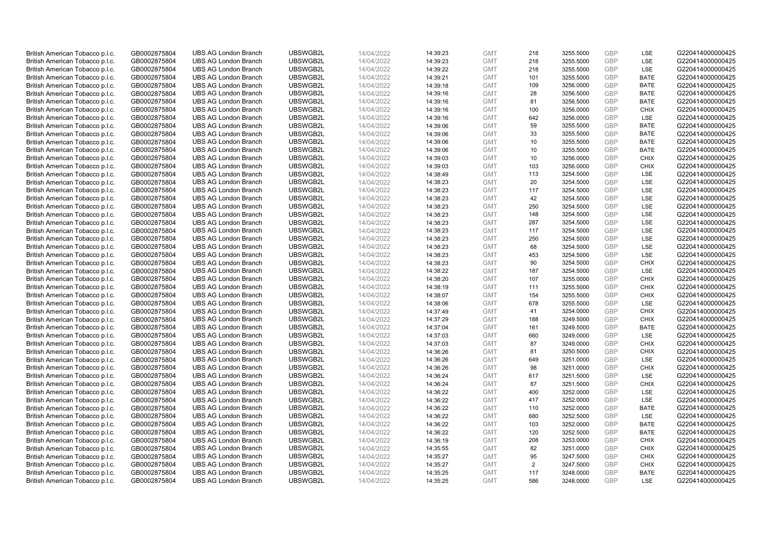| | | | | | | | | | | | |
|---|---|---|---|---|---|---|---|---|---|---|---|
| British American Tobacco p.l.c. | GB0002875804 | UBS AG London Branch | UBSWGB2L | 14/04/2022 | 14:39:23 | GMT | 218 | 3255.5000 | GBP | LSE | G220414000000425 |
| British American Tobacco p.l.c. | GB0002875804 | UBS AG London Branch | UBSWGB2L | 14/04/2022 | 14:39:23 | GMT | 218 | 3255.5000 | GBP | LSE | G220414000000425 |
| British American Tobacco p.l.c. | GB0002875804 | UBS AG London Branch | UBSWGB2L | 14/04/2022 | 14:39:22 | GMT | 218 | 3255.5000 | GBP | LSE | G220414000000425 |
| British American Tobacco p.l.c. | GB0002875804 | UBS AG London Branch | UBSWGB2L | 14/04/2022 | 14:39:21 | GMT | 101 | 3255.5000 | GBP | BATE | G220414000000425 |
| British American Tobacco p.l.c. | GB0002875804 | UBS AG London Branch | UBSWGB2L | 14/04/2022 | 14:39:18 | GMT | 109 | 3256.0000 | GBP | BATE | G220414000000425 |
| British American Tobacco p.l.c. | GB0002875804 | UBS AG London Branch | UBSWGB2L | 14/04/2022 | 14:39:16 | GMT | 28 | 3256.5000 | GBP | BATE | G220414000000425 |
| British American Tobacco p.l.c. | GB0002875804 | UBS AG London Branch | UBSWGB2L | 14/04/2022 | 14:39:16 | GMT | 81 | 3256.5000 | GBP | BATE | G220414000000425 |
| British American Tobacco p.l.c. | GB0002875804 | UBS AG London Branch | UBSWGB2L | 14/04/2022 | 14:39:16 | GMT | 100 | 3256.0000 | GBP | CHIX | G220414000000425 |
| British American Tobacco p.l.c. | GB0002875804 | UBS AG London Branch | UBSWGB2L | 14/04/2022 | 14:39:16 | GMT | 642 | 3256.0000 | GBP | LSE | G220414000000425 |
| British American Tobacco p.l.c. | GB0002875804 | UBS AG London Branch | UBSWGB2L | 14/04/2022 | 14:39:06 | GMT | 59 | 3255.5000 | GBP | BATE | G220414000000425 |
| British American Tobacco p.l.c. | GB0002875804 | UBS AG London Branch | UBSWGB2L | 14/04/2022 | 14:39:06 | GMT | 33 | 3255.5000 | GBP | BATE | G220414000000425 |
| British American Tobacco p.l.c. | GB0002875804 | UBS AG London Branch | UBSWGB2L | 14/04/2022 | 14:39:06 | GMT | 10 | 3255.5000 | GBP | BATE | G220414000000425 |
| British American Tobacco p.l.c. | GB0002875804 | UBS AG London Branch | UBSWGB2L | 14/04/2022 | 14:39:06 | GMT | 10 | 3255.5000 | GBP | BATE | G220414000000425 |
| British American Tobacco p.l.c. | GB0002875804 | UBS AG London Branch | UBSWGB2L | 14/04/2022 | 14:39:03 | GMT | 10 | 3256.0000 | GBP | CHIX | G220414000000425 |
| British American Tobacco p.l.c. | GB0002875804 | UBS AG London Branch | UBSWGB2L | 14/04/2022 | 14:39:03 | GMT | 103 | 3256.0000 | GBP | CHIX | G220414000000425 |
| British American Tobacco p.l.c. | GB0002875804 | UBS AG London Branch | UBSWGB2L | 14/04/2022 | 14:38:49 | GMT | 113 | 3254.5000 | GBP | LSE | G220414000000425 |
| British American Tobacco p.l.c. | GB0002875804 | UBS AG London Branch | UBSWGB2L | 14/04/2022 | 14:38:23 | GMT | 20 | 3254.5000 | GBP | LSE | G220414000000425 |
| British American Tobacco p.l.c. | GB0002875804 | UBS AG London Branch | UBSWGB2L | 14/04/2022 | 14:38:23 | GMT | 117 | 3254.5000 | GBP | LSE | G220414000000425 |
| British American Tobacco p.l.c. | GB0002875804 | UBS AG London Branch | UBSWGB2L | 14/04/2022 | 14:38:23 | GMT | 42 | 3254.5000 | GBP | LSE | G220414000000425 |
| British American Tobacco p.l.c. | GB0002875804 | UBS AG London Branch | UBSWGB2L | 14/04/2022 | 14:38:23 | GMT | 250 | 3254.5000 | GBP | LSE | G220414000000425 |
| British American Tobacco p.l.c. | GB0002875804 | UBS AG London Branch | UBSWGB2L | 14/04/2022 | 14:38:23 | GMT | 148 | 3254.5000 | GBP | LSE | G220414000000425 |
| British American Tobacco p.l.c. | GB0002875804 | UBS AG London Branch | UBSWGB2L | 14/04/2022 | 14:38:23 | GMT | 287 | 3254.5000 | GBP | LSE | G220414000000425 |
| British American Tobacco p.l.c. | GB0002875804 | UBS AG London Branch | UBSWGB2L | 14/04/2022 | 14:38:23 | GMT | 117 | 3254.5000 | GBP | LSE | G220414000000425 |
| British American Tobacco p.l.c. | GB0002875804 | UBS AG London Branch | UBSWGB2L | 14/04/2022 | 14:38:23 | GMT | 250 | 3254.5000 | GBP | LSE | G220414000000425 |
| British American Tobacco p.l.c. | GB0002875804 | UBS AG London Branch | UBSWGB2L | 14/04/2022 | 14:38:23 | GMT | 68 | 3254.5000 | GBP | LSE | G220414000000425 |
| British American Tobacco p.l.c. | GB0002875804 | UBS AG London Branch | UBSWGB2L | 14/04/2022 | 14:38:23 | GMT | 453 | 3254.5000 | GBP | LSE | G220414000000425 |
| British American Tobacco p.l.c. | GB0002875804 | UBS AG London Branch | UBSWGB2L | 14/04/2022 | 14:38:23 | GMT | 90 | 3254.5000 | GBP | CHIX | G220414000000425 |
| British American Tobacco p.l.c. | GB0002875804 | UBS AG London Branch | UBSWGB2L | 14/04/2022 | 14:38:22 | GMT | 187 | 3254.5000 | GBP | LSE | G220414000000425 |
| British American Tobacco p.l.c. | GB0002875804 | UBS AG London Branch | UBSWGB2L | 14/04/2022 | 14:38:20 | GMT | 107 | 3255.0000 | GBP | CHIX | G220414000000425 |
| British American Tobacco p.l.c. | GB0002875804 | UBS AG London Branch | UBSWGB2L | 14/04/2022 | 14:38:19 | GMT | 111 | 3255.5000 | GBP | CHIX | G220414000000425 |
| British American Tobacco p.l.c. | GB0002875804 | UBS AG London Branch | UBSWGB2L | 14/04/2022 | 14:38:07 | GMT | 154 | 3255.5000 | GBP | CHIX | G220414000000425 |
| British American Tobacco p.l.c. | GB0002875804 | UBS AG London Branch | UBSWGB2L | 14/04/2022 | 14:38:06 | GMT | 678 | 3255.5000 | GBP | LSE | G220414000000425 |
| British American Tobacco p.l.c. | GB0002875804 | UBS AG London Branch | UBSWGB2L | 14/04/2022 | 14:37:49 | GMT | 41 | 3254.0000 | GBP | CHIX | G220414000000425 |
| British American Tobacco p.l.c. | GB0002875804 | UBS AG London Branch | UBSWGB2L | 14/04/2022 | 14:37:29 | GMT | 188 | 3249.5000 | GBP | CHIX | G220414000000425 |
| British American Tobacco p.l.c. | GB0002875804 | UBS AG London Branch | UBSWGB2L | 14/04/2022 | 14:37:04 | GMT | 161 | 3249.5000 | GBP | BATE | G220414000000425 |
| British American Tobacco p.l.c. | GB0002875804 | UBS AG London Branch | UBSWGB2L | 14/04/2022 | 14:37:03 | GMT | 660 | 3249.0000 | GBP | LSE | G220414000000425 |
| British American Tobacco p.l.c. | GB0002875804 | UBS AG London Branch | UBSWGB2L | 14/04/2022 | 14:37:03 | GMT | 87 | 3249.0000 | GBP | CHIX | G220414000000425 |
| British American Tobacco p.l.c. | GB0002875804 | UBS AG London Branch | UBSWGB2L | 14/04/2022 | 14:36:26 | GMT | 81 | 3250.5000 | GBP | CHIX | G220414000000425 |
| British American Tobacco p.l.c. | GB0002875804 | UBS AG London Branch | UBSWGB2L | 14/04/2022 | 14:36:26 | GMT | 649 | 3251.0000 | GBP | LSE | G220414000000425 |
| British American Tobacco p.l.c. | GB0002875804 | UBS AG London Branch | UBSWGB2L | 14/04/2022 | 14:36:26 | GMT | 98 | 3251.0000 | GBP | CHIX | G220414000000425 |
| British American Tobacco p.l.c. | GB0002875804 | UBS AG London Branch | UBSWGB2L | 14/04/2022 | 14:36:24 | GMT | 617 | 3251.5000 | GBP | LSE | G220414000000425 |
| British American Tobacco p.l.c. | GB0002875804 | UBS AG London Branch | UBSWGB2L | 14/04/2022 | 14:36:24 | GMT | 87 | 3251.5000 | GBP | CHIX | G220414000000425 |
| British American Tobacco p.l.c. | GB0002875804 | UBS AG London Branch | UBSWGB2L | 14/04/2022 | 14:36:22 | GMT | 400 | 3252.0000 | GBP | LSE | G220414000000425 |
| British American Tobacco p.l.c. | GB0002875804 | UBS AG London Branch | UBSWGB2L | 14/04/2022 | 14:36:22 | GMT | 417 | 3252.0000 | GBP | LSE | G220414000000425 |
| British American Tobacco p.l.c. | GB0002875804 | UBS AG London Branch | UBSWGB2L | 14/04/2022 | 14:36:22 | GMT | 110 | 3252.0000 | GBP | BATE | G220414000000425 |
| British American Tobacco p.l.c. | GB0002875804 | UBS AG London Branch | UBSWGB2L | 14/04/2022 | 14:36:22 | GMT | 680 | 3252.5000 | GBP | LSE | G220414000000425 |
| British American Tobacco p.l.c. | GB0002875804 | UBS AG London Branch | UBSWGB2L | 14/04/2022 | 14:36:22 | GMT | 103 | 3252.0000 | GBP | BATE | G220414000000425 |
| British American Tobacco p.l.c. | GB0002875804 | UBS AG London Branch | UBSWGB2L | 14/04/2022 | 14:36:22 | GMT | 120 | 3252.5000 | GBP | BATE | G220414000000425 |
| British American Tobacco p.l.c. | GB0002875804 | UBS AG London Branch | UBSWGB2L | 14/04/2022 | 14:36:19 | GMT | 208 | 3253.0000 | GBP | CHIX | G220414000000425 |
| British American Tobacco p.l.c. | GB0002875804 | UBS AG London Branch | UBSWGB2L | 14/04/2022 | 14:35:55 | GMT | 82 | 3251.0000 | GBP | CHIX | G220414000000425 |
| British American Tobacco p.l.c. | GB0002875804 | UBS AG London Branch | UBSWGB2L | 14/04/2022 | 14:35:27 | GMT | 95 | 3247.5000 | GBP | CHIX | G220414000000425 |
| British American Tobacco p.l.c. | GB0002875804 | UBS AG London Branch | UBSWGB2L | 14/04/2022 | 14:35:27 | GMT | 2 | 3247.5000 | GBP | CHIX | G220414000000425 |
| British American Tobacco p.l.c. | GB0002875804 | UBS AG London Branch | UBSWGB2L | 14/04/2022 | 14:35:25 | GMT | 117 | 3248.0000 | GBP | BATE | G220414000000425 |
| British American Tobacco p.l.c. | GB0002875804 | UBS AG London Branch | UBSWGB2L | 14/04/2022 | 14:35:25 | GMT | 586 | 3248.0000 | GBP | LSE | G220414000000425 |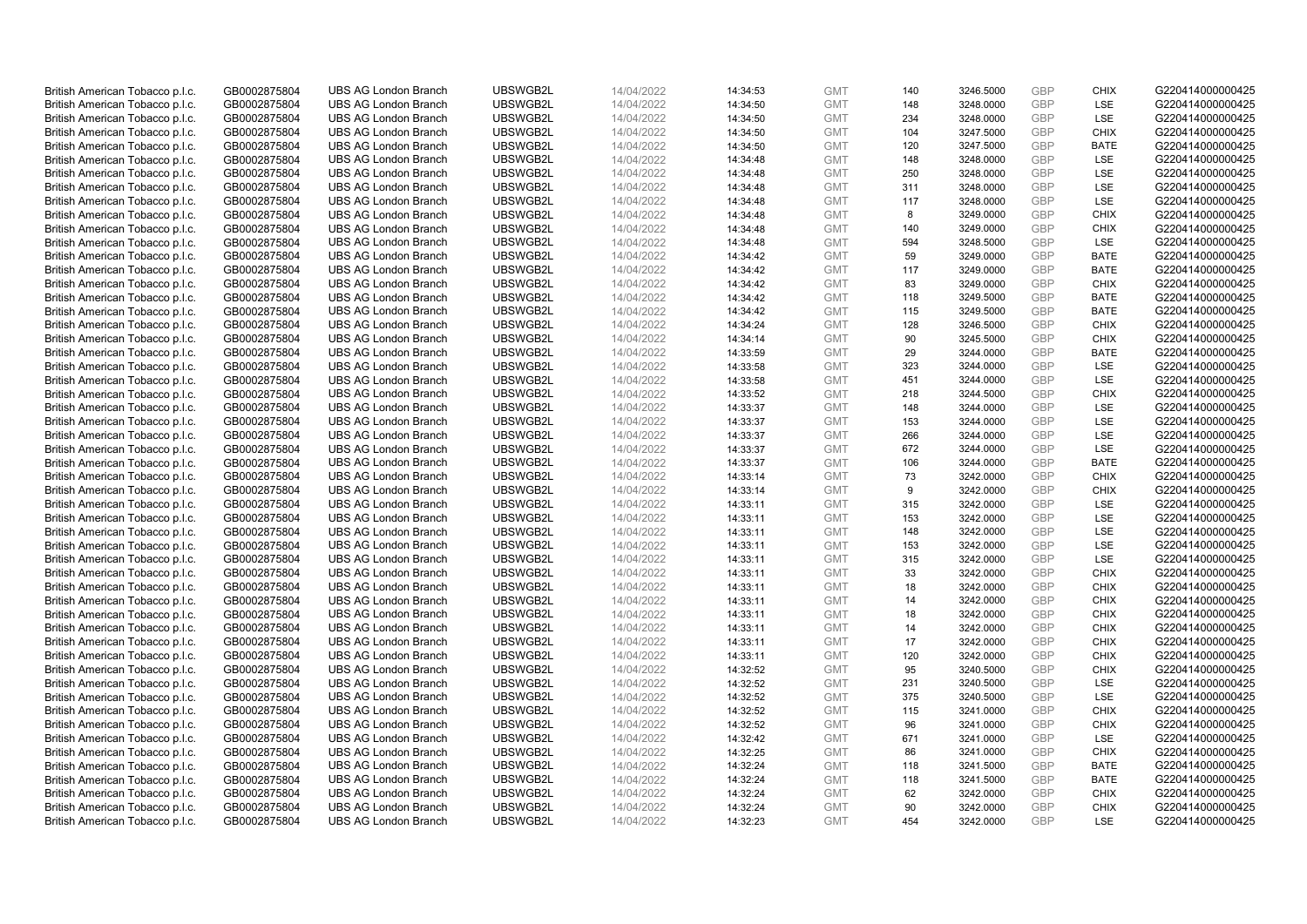| | | | | | | | | | | | |
|---|---|---|---|---|---|---|---|---|---|---|---|
| British American Tobacco p.l.c. | GB0002875804 | UBS AG London Branch | UBSWGB2L | 14/04/2022 | 14:34:53 | GMT | 140 | 3246.5000 | GBP | CHIX | G220414000000425 |
| British American Tobacco p.l.c. | GB0002875804 | UBS AG London Branch | UBSWGB2L | 14/04/2022 | 14:34:50 | GMT | 148 | 3248.0000 | GBP | LSE | G220414000000425 |
| British American Tobacco p.l.c. | GB0002875804 | UBS AG London Branch | UBSWGB2L | 14/04/2022 | 14:34:50 | GMT | 234 | 3248.0000 | GBP | LSE | G220414000000425 |
| British American Tobacco p.l.c. | GB0002875804 | UBS AG London Branch | UBSWGB2L | 14/04/2022 | 14:34:50 | GMT | 104 | 3247.5000 | GBP | CHIX | G220414000000425 |
| British American Tobacco p.l.c. | GB0002875804 | UBS AG London Branch | UBSWGB2L | 14/04/2022 | 14:34:50 | GMT | 120 | 3247.5000 | GBP | BATE | G220414000000425 |
| British American Tobacco p.l.c. | GB0002875804 | UBS AG London Branch | UBSWGB2L | 14/04/2022 | 14:34:48 | GMT | 148 | 3248.0000 | GBP | LSE | G220414000000425 |
| British American Tobacco p.l.c. | GB0002875804 | UBS AG London Branch | UBSWGB2L | 14/04/2022 | 14:34:48 | GMT | 250 | 3248.0000 | GBP | LSE | G220414000000425 |
| British American Tobacco p.l.c. | GB0002875804 | UBS AG London Branch | UBSWGB2L | 14/04/2022 | 14:34:48 | GMT | 311 | 3248.0000 | GBP | LSE | G220414000000425 |
| British American Tobacco p.l.c. | GB0002875804 | UBS AG London Branch | UBSWGB2L | 14/04/2022 | 14:34:48 | GMT | 117 | 3248.0000 | GBP | LSE | G220414000000425 |
| British American Tobacco p.l.c. | GB0002875804 | UBS AG London Branch | UBSWGB2L | 14/04/2022 | 14:34:48 | GMT | 8 | 3249.0000 | GBP | CHIX | G220414000000425 |
| British American Tobacco p.l.c. | GB0002875804 | UBS AG London Branch | UBSWGB2L | 14/04/2022 | 14:34:48 | GMT | 140 | 3249.0000 | GBP | CHIX | G220414000000425 |
| British American Tobacco p.l.c. | GB0002875804 | UBS AG London Branch | UBSWGB2L | 14/04/2022 | 14:34:48 | GMT | 594 | 3248.5000 | GBP | LSE | G220414000000425 |
| British American Tobacco p.l.c. | GB0002875804 | UBS AG London Branch | UBSWGB2L | 14/04/2022 | 14:34:42 | GMT | 59 | 3249.0000 | GBP | BATE | G220414000000425 |
| British American Tobacco p.l.c. | GB0002875804 | UBS AG London Branch | UBSWGB2L | 14/04/2022 | 14:34:42 | GMT | 117 | 3249.0000 | GBP | BATE | G220414000000425 |
| British American Tobacco p.l.c. | GB0002875804 | UBS AG London Branch | UBSWGB2L | 14/04/2022 | 14:34:42 | GMT | 83 | 3249.0000 | GBP | CHIX | G220414000000425 |
| British American Tobacco p.l.c. | GB0002875804 | UBS AG London Branch | UBSWGB2L | 14/04/2022 | 14:34:42 | GMT | 118 | 3249.5000 | GBP | BATE | G220414000000425 |
| British American Tobacco p.l.c. | GB0002875804 | UBS AG London Branch | UBSWGB2L | 14/04/2022 | 14:34:42 | GMT | 115 | 3249.5000 | GBP | BATE | G220414000000425 |
| British American Tobacco p.l.c. | GB0002875804 | UBS AG London Branch | UBSWGB2L | 14/04/2022 | 14:34:24 | GMT | 128 | 3246.5000 | GBP | CHIX | G220414000000425 |
| British American Tobacco p.l.c. | GB0002875804 | UBS AG London Branch | UBSWGB2L | 14/04/2022 | 14:34:14 | GMT | 90 | 3245.5000 | GBP | CHIX | G220414000000425 |
| British American Tobacco p.l.c. | GB0002875804 | UBS AG London Branch | UBSWGB2L | 14/04/2022 | 14:33:59 | GMT | 29 | 3244.0000 | GBP | BATE | G220414000000425 |
| British American Tobacco p.l.c. | GB0002875804 | UBS AG London Branch | UBSWGB2L | 14/04/2022 | 14:33:58 | GMT | 323 | 3244.0000 | GBP | LSE | G220414000000425 |
| British American Tobacco p.l.c. | GB0002875804 | UBS AG London Branch | UBSWGB2L | 14/04/2022 | 14:33:58 | GMT | 451 | 3244.0000 | GBP | LSE | G220414000000425 |
| British American Tobacco p.l.c. | GB0002875804 | UBS AG London Branch | UBSWGB2L | 14/04/2022 | 14:33:52 | GMT | 218 | 3244.5000 | GBP | CHIX | G220414000000425 |
| British American Tobacco p.l.c. | GB0002875804 | UBS AG London Branch | UBSWGB2L | 14/04/2022 | 14:33:37 | GMT | 148 | 3244.0000 | GBP | LSE | G220414000000425 |
| British American Tobacco p.l.c. | GB0002875804 | UBS AG London Branch | UBSWGB2L | 14/04/2022 | 14:33:37 | GMT | 153 | 3244.0000 | GBP | LSE | G220414000000425 |
| British American Tobacco p.l.c. | GB0002875804 | UBS AG London Branch | UBSWGB2L | 14/04/2022 | 14:33:37 | GMT | 266 | 3244.0000 | GBP | LSE | G220414000000425 |
| British American Tobacco p.l.c. | GB0002875804 | UBS AG London Branch | UBSWGB2L | 14/04/2022 | 14:33:37 | GMT | 672 | 3244.0000 | GBP | LSE | G220414000000425 |
| British American Tobacco p.l.c. | GB0002875804 | UBS AG London Branch | UBSWGB2L | 14/04/2022 | 14:33:37 | GMT | 106 | 3244.0000 | GBP | BATE | G220414000000425 |
| British American Tobacco p.l.c. | GB0002875804 | UBS AG London Branch | UBSWGB2L | 14/04/2022 | 14:33:14 | GMT | 73 | 3242.0000 | GBP | CHIX | G220414000000425 |
| British American Tobacco p.l.c. | GB0002875804 | UBS AG London Branch | UBSWGB2L | 14/04/2022 | 14:33:14 | GMT | 9 | 3242.0000 | GBP | CHIX | G220414000000425 |
| British American Tobacco p.l.c. | GB0002875804 | UBS AG London Branch | UBSWGB2L | 14/04/2022 | 14:33:11 | GMT | 315 | 3242.0000 | GBP | LSE | G220414000000425 |
| British American Tobacco p.l.c. | GB0002875804 | UBS AG London Branch | UBSWGB2L | 14/04/2022 | 14:33:11 | GMT | 153 | 3242.0000 | GBP | LSE | G220414000000425 |
| British American Tobacco p.l.c. | GB0002875804 | UBS AG London Branch | UBSWGB2L | 14/04/2022 | 14:33:11 | GMT | 148 | 3242.0000 | GBP | LSE | G220414000000425 |
| British American Tobacco p.l.c. | GB0002875804 | UBS AG London Branch | UBSWGB2L | 14/04/2022 | 14:33:11 | GMT | 153 | 3242.0000 | GBP | LSE | G220414000000425 |
| British American Tobacco p.l.c. | GB0002875804 | UBS AG London Branch | UBSWGB2L | 14/04/2022 | 14:33:11 | GMT | 315 | 3242.0000 | GBP | LSE | G220414000000425 |
| British American Tobacco p.l.c. | GB0002875804 | UBS AG London Branch | UBSWGB2L | 14/04/2022 | 14:33:11 | GMT | 33 | 3242.0000 | GBP | CHIX | G220414000000425 |
| British American Tobacco p.l.c. | GB0002875804 | UBS AG London Branch | UBSWGB2L | 14/04/2022 | 14:33:11 | GMT | 18 | 3242.0000 | GBP | CHIX | G220414000000425 |
| British American Tobacco p.l.c. | GB0002875804 | UBS AG London Branch | UBSWGB2L | 14/04/2022 | 14:33:11 | GMT | 14 | 3242.0000 | GBP | CHIX | G220414000000425 |
| British American Tobacco p.l.c. | GB0002875804 | UBS AG London Branch | UBSWGB2L | 14/04/2022 | 14:33:11 | GMT | 18 | 3242.0000 | GBP | CHIX | G220414000000425 |
| British American Tobacco p.l.c. | GB0002875804 | UBS AG London Branch | UBSWGB2L | 14/04/2022 | 14:33:11 | GMT | 14 | 3242.0000 | GBP | CHIX | G220414000000425 |
| British American Tobacco p.l.c. | GB0002875804 | UBS AG London Branch | UBSWGB2L | 14/04/2022 | 14:33:11 | GMT | 17 | 3242.0000 | GBP | CHIX | G220414000000425 |
| British American Tobacco p.l.c. | GB0002875804 | UBS AG London Branch | UBSWGB2L | 14/04/2022 | 14:33:11 | GMT | 120 | 3242.0000 | GBP | CHIX | G220414000000425 |
| British American Tobacco p.l.c. | GB0002875804 | UBS AG London Branch | UBSWGB2L | 14/04/2022 | 14:32:52 | GMT | 95 | 3240.5000 | GBP | CHIX | G220414000000425 |
| British American Tobacco p.l.c. | GB0002875804 | UBS AG London Branch | UBSWGB2L | 14/04/2022 | 14:32:52 | GMT | 231 | 3240.5000 | GBP | LSE | G220414000000425 |
| British American Tobacco p.l.c. | GB0002875804 | UBS AG London Branch | UBSWGB2L | 14/04/2022 | 14:32:52 | GMT | 375 | 3240.5000 | GBP | LSE | G220414000000425 |
| British American Tobacco p.l.c. | GB0002875804 | UBS AG London Branch | UBSWGB2L | 14/04/2022 | 14:32:52 | GMT | 115 | 3241.0000 | GBP | CHIX | G220414000000425 |
| British American Tobacco p.l.c. | GB0002875804 | UBS AG London Branch | UBSWGB2L | 14/04/2022 | 14:32:52 | GMT | 96 | 3241.0000 | GBP | CHIX | G220414000000425 |
| British American Tobacco p.l.c. | GB0002875804 | UBS AG London Branch | UBSWGB2L | 14/04/2022 | 14:32:42 | GMT | 671 | 3241.0000 | GBP | LSE | G220414000000425 |
| British American Tobacco p.l.c. | GB0002875804 | UBS AG London Branch | UBSWGB2L | 14/04/2022 | 14:32:25 | GMT | 86 | 3241.0000 | GBP | CHIX | G220414000000425 |
| British American Tobacco p.l.c. | GB0002875804 | UBS AG London Branch | UBSWGB2L | 14/04/2022 | 14:32:24 | GMT | 118 | 3241.5000 | GBP | BATE | G220414000000425 |
| British American Tobacco p.l.c. | GB0002875804 | UBS AG London Branch | UBSWGB2L | 14/04/2022 | 14:32:24 | GMT | 118 | 3241.5000 | GBP | BATE | G220414000000425 |
| British American Tobacco p.l.c. | GB0002875804 | UBS AG London Branch | UBSWGB2L | 14/04/2022 | 14:32:24 | GMT | 62 | 3242.0000 | GBP | CHIX | G220414000000425 |
| British American Tobacco p.l.c. | GB0002875804 | UBS AG London Branch | UBSWGB2L | 14/04/2022 | 14:32:24 | GMT | 90 | 3242.0000 | GBP | CHIX | G220414000000425 |
| British American Tobacco p.l.c. | GB0002875804 | UBS AG London Branch | UBSWGB2L | 14/04/2022 | 14:32:23 | GMT | 454 | 3242.0000 | GBP | LSE | G220414000000425 |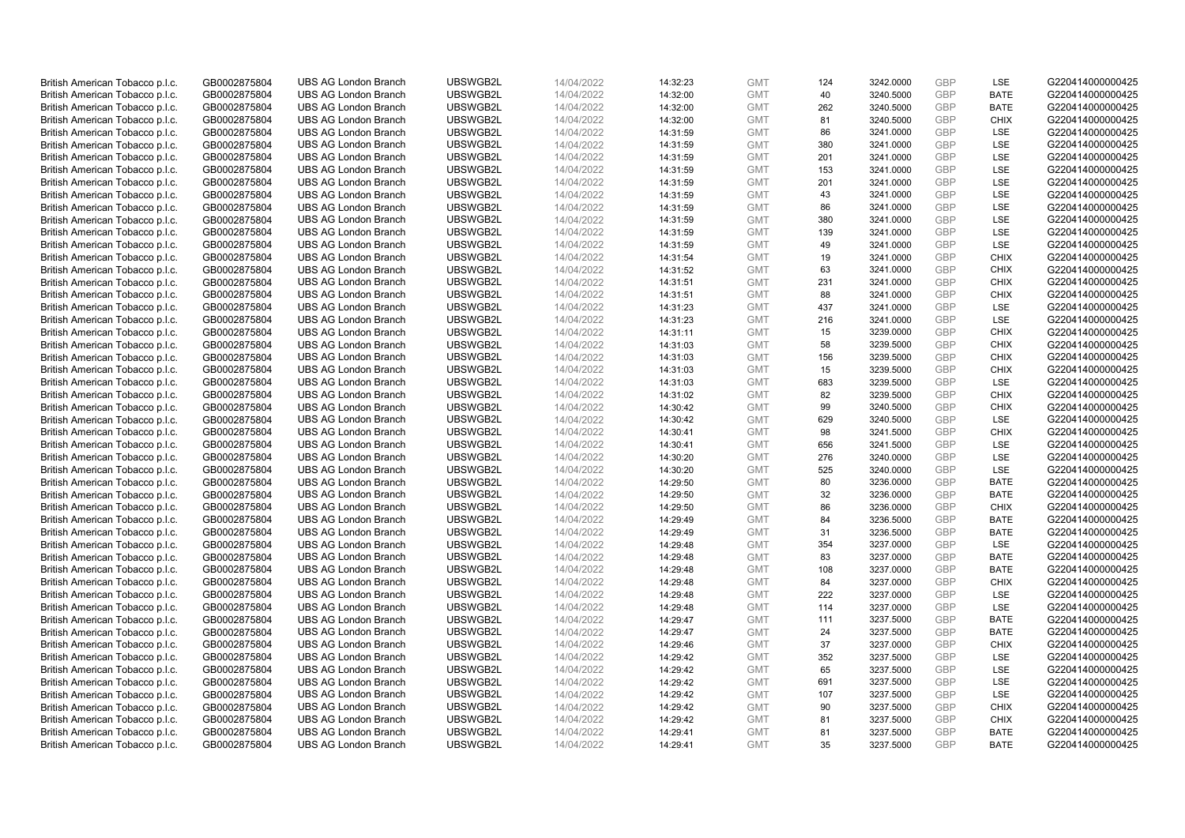| British American Tobacco p.l.c. | GB0002875804 | UBS AG London Branch | UBSWGB2L | 14/04/2022 | 14:32:23 | GMT | 124 | 3242.0000 | GBP | LSE | G220414000000425 |
|---|---|---|---|---|---|---|---|---|---|---|---|
| British American Tobacco p.l.c. | GB0002875804 | UBS AG London Branch | UBSWGB2L | 14/04/2022 | 14:32:00 | GMT | 40 | 3240.5000 | GBP | BATE | G220414000000425 |
| British American Tobacco p.l.c. | GB0002875804 | UBS AG London Branch | UBSWGB2L | 14/04/2022 | 14:32:00 | GMT | 262 | 3240.5000 | GBP | BATE | G220414000000425 |
| British American Tobacco p.l.c. | GB0002875804 | UBS AG London Branch | UBSWGB2L | 14/04/2022 | 14:32:00 | GMT | 81 | 3240.5000 | GBP | CHIX | G220414000000425 |
| British American Tobacco p.l.c. | GB0002875804 | UBS AG London Branch | UBSWGB2L | 14/04/2022 | 14:31:59 | GMT | 86 | 3241.0000 | GBP | LSE | G220414000000425 |
| British American Tobacco p.l.c. | GB0002875804 | UBS AG London Branch | UBSWGB2L | 14/04/2022 | 14:31:59 | GMT | 380 | 3241.0000 | GBP | LSE | G220414000000425 |
| British American Tobacco p.l.c. | GB0002875804 | UBS AG London Branch | UBSWGB2L | 14/04/2022 | 14:31:59 | GMT | 201 | 3241.0000 | GBP | LSE | G220414000000425 |
| British American Tobacco p.l.c. | GB0002875804 | UBS AG London Branch | UBSWGB2L | 14/04/2022 | 14:31:59 | GMT | 153 | 3241.0000 | GBP | LSE | G220414000000425 |
| British American Tobacco p.l.c. | GB0002875804 | UBS AG London Branch | UBSWGB2L | 14/04/2022 | 14:31:59 | GMT | 201 | 3241.0000 | GBP | LSE | G220414000000425 |
| British American Tobacco p.l.c. | GB0002875804 | UBS AG London Branch | UBSWGB2L | 14/04/2022 | 14:31:59 | GMT | 43 | 3241.0000 | GBP | LSE | G220414000000425 |
| British American Tobacco p.l.c. | GB0002875804 | UBS AG London Branch | UBSWGB2L | 14/04/2022 | 14:31:59 | GMT | 86 | 3241.0000 | GBP | LSE | G220414000000425 |
| British American Tobacco p.l.c. | GB0002875804 | UBS AG London Branch | UBSWGB2L | 14/04/2022 | 14:31:59 | GMT | 380 | 3241.0000 | GBP | LSE | G220414000000425 |
| British American Tobacco p.l.c. | GB0002875804 | UBS AG London Branch | UBSWGB2L | 14/04/2022 | 14:31:59 | GMT | 139 | 3241.0000 | GBP | LSE | G220414000000425 |
| British American Tobacco p.l.c. | GB0002875804 | UBS AG London Branch | UBSWGB2L | 14/04/2022 | 14:31:59 | GMT | 49 | 3241.0000 | GBP | LSE | G220414000000425 |
| British American Tobacco p.l.c. | GB0002875804 | UBS AG London Branch | UBSWGB2L | 14/04/2022 | 14:31:54 | GMT | 19 | 3241.0000 | GBP | CHIX | G220414000000425 |
| British American Tobacco p.l.c. | GB0002875804 | UBS AG London Branch | UBSWGB2L | 14/04/2022 | 14:31:52 | GMT | 63 | 3241.0000 | GBP | CHIX | G220414000000425 |
| British American Tobacco p.l.c. | GB0002875804 | UBS AG London Branch | UBSWGB2L | 14/04/2022 | 14:31:51 | GMT | 231 | 3241.0000 | GBP | CHIX | G220414000000425 |
| British American Tobacco p.l.c. | GB0002875804 | UBS AG London Branch | UBSWGB2L | 14/04/2022 | 14:31:51 | GMT | 88 | 3241.0000 | GBP | CHIX | G220414000000425 |
| British American Tobacco p.l.c. | GB0002875804 | UBS AG London Branch | UBSWGB2L | 14/04/2022 | 14:31:23 | GMT | 437 | 3241.0000 | GBP | LSE | G220414000000425 |
| British American Tobacco p.l.c. | GB0002875804 | UBS AG London Branch | UBSWGB2L | 14/04/2022 | 14:31:23 | GMT | 216 | 3241.0000 | GBP | LSE | G220414000000425 |
| British American Tobacco p.l.c. | GB0002875804 | UBS AG London Branch | UBSWGB2L | 14/04/2022 | 14:31:11 | GMT | 15 | 3239.0000 | GBP | CHIX | G220414000000425 |
| British American Tobacco p.l.c. | GB0002875804 | UBS AG London Branch | UBSWGB2L | 14/04/2022 | 14:31:03 | GMT | 58 | 3239.5000 | GBP | CHIX | G220414000000425 |
| British American Tobacco p.l.c. | GB0002875804 | UBS AG London Branch | UBSWGB2L | 14/04/2022 | 14:31:03 | GMT | 156 | 3239.5000 | GBP | CHIX | G220414000000425 |
| British American Tobacco p.l.c. | GB0002875804 | UBS AG London Branch | UBSWGB2L | 14/04/2022 | 14:31:03 | GMT | 15 | 3239.5000 | GBP | CHIX | G220414000000425 |
| British American Tobacco p.l.c. | GB0002875804 | UBS AG London Branch | UBSWGB2L | 14/04/2022 | 14:31:03 | GMT | 683 | 3239.5000 | GBP | LSE | G220414000000425 |
| British American Tobacco p.l.c. | GB0002875804 | UBS AG London Branch | UBSWGB2L | 14/04/2022 | 14:31:02 | GMT | 82 | 3239.5000 | GBP | CHIX | G220414000000425 |
| British American Tobacco p.l.c. | GB0002875804 | UBS AG London Branch | UBSWGB2L | 14/04/2022 | 14:30:42 | GMT | 99 | 3240.5000 | GBP | CHIX | G220414000000425 |
| British American Tobacco p.l.c. | GB0002875804 | UBS AG London Branch | UBSWGB2L | 14/04/2022 | 14:30:42 | GMT | 629 | 3240.5000 | GBP | LSE | G220414000000425 |
| British American Tobacco p.l.c. | GB0002875804 | UBS AG London Branch | UBSWGB2L | 14/04/2022 | 14:30:41 | GMT | 98 | 3241.5000 | GBP | CHIX | G220414000000425 |
| British American Tobacco p.l.c. | GB0002875804 | UBS AG London Branch | UBSWGB2L | 14/04/2022 | 14:30:41 | GMT | 656 | 3241.5000 | GBP | LSE | G220414000000425 |
| British American Tobacco p.l.c. | GB0002875804 | UBS AG London Branch | UBSWGB2L | 14/04/2022 | 14:30:20 | GMT | 276 | 3240.0000 | GBP | LSE | G220414000000425 |
| British American Tobacco p.l.c. | GB0002875804 | UBS AG London Branch | UBSWGB2L | 14/04/2022 | 14:30:20 | GMT | 525 | 3240.0000 | GBP | LSE | G220414000000425 |
| British American Tobacco p.l.c. | GB0002875804 | UBS AG London Branch | UBSWGB2L | 14/04/2022 | 14:29:50 | GMT | 80 | 3236.0000 | GBP | BATE | G220414000000425 |
| British American Tobacco p.l.c. | GB0002875804 | UBS AG London Branch | UBSWGB2L | 14/04/2022 | 14:29:50 | GMT | 32 | 3236.0000 | GBP | BATE | G220414000000425 |
| British American Tobacco p.l.c. | GB0002875804 | UBS AG London Branch | UBSWGB2L | 14/04/2022 | 14:29:50 | GMT | 86 | 3236.0000 | GBP | CHIX | G220414000000425 |
| British American Tobacco p.l.c. | GB0002875804 | UBS AG London Branch | UBSWGB2L | 14/04/2022 | 14:29:49 | GMT | 84 | 3236.5000 | GBP | BATE | G220414000000425 |
| British American Tobacco p.l.c. | GB0002875804 | UBS AG London Branch | UBSWGB2L | 14/04/2022 | 14:29:49 | GMT | 31 | 3236.5000 | GBP | BATE | G220414000000425 |
| British American Tobacco p.l.c. | GB0002875804 | UBS AG London Branch | UBSWGB2L | 14/04/2022 | 14:29:48 | GMT | 354 | 3237.0000 | GBP | LSE | G220414000000425 |
| British American Tobacco p.l.c. | GB0002875804 | UBS AG London Branch | UBSWGB2L | 14/04/2022 | 14:29:48 | GMT | 83 | 3237.0000 | GBP | BATE | G220414000000425 |
| British American Tobacco p.l.c. | GB0002875804 | UBS AG London Branch | UBSWGB2L | 14/04/2022 | 14:29:48 | GMT | 108 | 3237.0000 | GBP | BATE | G220414000000425 |
| British American Tobacco p.l.c. | GB0002875804 | UBS AG London Branch | UBSWGB2L | 14/04/2022 | 14:29:48 | GMT | 84 | 3237.0000 | GBP | CHIX | G220414000000425 |
| British American Tobacco p.l.c. | GB0002875804 | UBS AG London Branch | UBSWGB2L | 14/04/2022 | 14:29:48 | GMT | 222 | 3237.0000 | GBP | LSE | G220414000000425 |
| British American Tobacco p.l.c. | GB0002875804 | UBS AG London Branch | UBSWGB2L | 14/04/2022 | 14:29:48 | GMT | 114 | 3237.0000 | GBP | LSE | G220414000000425 |
| British American Tobacco p.l.c. | GB0002875804 | UBS AG London Branch | UBSWGB2L | 14/04/2022 | 14:29:47 | GMT | 111 | 3237.5000 | GBP | BATE | G220414000000425 |
| British American Tobacco p.l.c. | GB0002875804 | UBS AG London Branch | UBSWGB2L | 14/04/2022 | 14:29:47 | GMT | 24 | 3237.5000 | GBP | BATE | G220414000000425 |
| British American Tobacco p.l.c. | GB0002875804 | UBS AG London Branch | UBSWGB2L | 14/04/2022 | 14:29:46 | GMT | 37 | 3237.0000 | GBP | CHIX | G220414000000425 |
| British American Tobacco p.l.c. | GB0002875804 | UBS AG London Branch | UBSWGB2L | 14/04/2022 | 14:29:42 | GMT | 352 | 3237.5000 | GBP | LSE | G220414000000425 |
| British American Tobacco p.l.c. | GB0002875804 | UBS AG London Branch | UBSWGB2L | 14/04/2022 | 14:29:42 | GMT | 65 | 3237.5000 | GBP | LSE | G220414000000425 |
| British American Tobacco p.l.c. | GB0002875804 | UBS AG London Branch | UBSWGB2L | 14/04/2022 | 14:29:42 | GMT | 691 | 3237.5000 | GBP | LSE | G220414000000425 |
| British American Tobacco p.l.c. | GB0002875804 | UBS AG London Branch | UBSWGB2L | 14/04/2022 | 14:29:42 | GMT | 107 | 3237.5000 | GBP | LSE | G220414000000425 |
| British American Tobacco p.l.c. | GB0002875804 | UBS AG London Branch | UBSWGB2L | 14/04/2022 | 14:29:42 | GMT | 90 | 3237.5000 | GBP | CHIX | G220414000000425 |
| British American Tobacco p.l.c. | GB0002875804 | UBS AG London Branch | UBSWGB2L | 14/04/2022 | 14:29:42 | GMT | 81 | 3237.5000 | GBP | CHIX | G220414000000425 |
| British American Tobacco p.l.c. | GB0002875804 | UBS AG London Branch | UBSWGB2L | 14/04/2022 | 14:29:41 | GMT | 81 | 3237.5000 | GBP | BATE | G220414000000425 |
| British American Tobacco p.l.c. | GB0002875804 | UBS AG London Branch | UBSWGB2L | 14/04/2022 | 14:29:41 | GMT | 35 | 3237.5000 | GBP | BATE | G220414000000425 |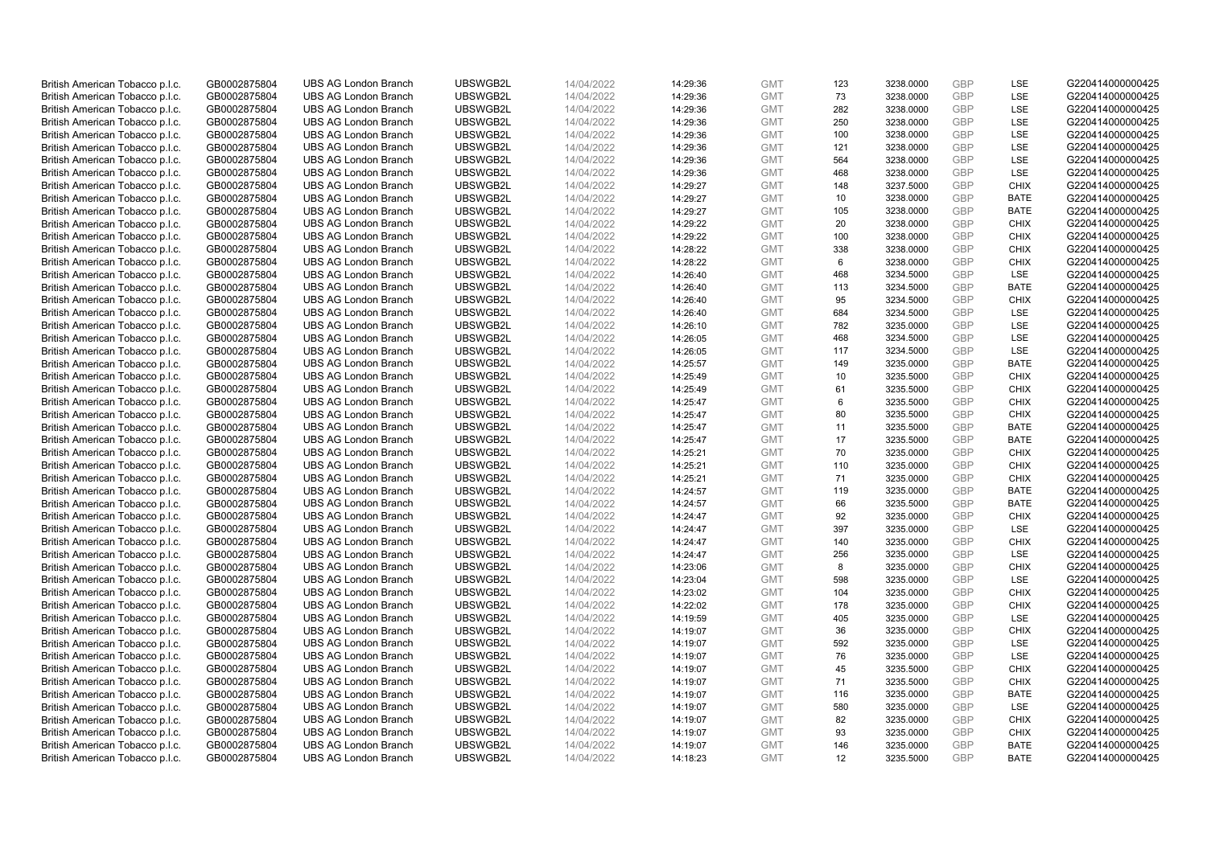| | | | | | | | | | | | |
|---|---|---|---|---|---|---|---|---|---|---|---|
| British American Tobacco p.l.c. | GB0002875804 | UBS AG London Branch | UBSWGB2L | 14/04/2022 | 14:29:36 | GMT | 123 | 3238.0000 | GBP | LSE | G220414000000425 |
| British American Tobacco p.l.c. | GB0002875804 | UBS AG London Branch | UBSWGB2L | 14/04/2022 | 14:29:36 | GMT | 73 | 3238.0000 | GBP | LSE | G220414000000425 |
| British American Tobacco p.l.c. | GB0002875804 | UBS AG London Branch | UBSWGB2L | 14/04/2022 | 14:29:36 | GMT | 282 | 3238.0000 | GBP | LSE | G220414000000425 |
| British American Tobacco p.l.c. | GB0002875804 | UBS AG London Branch | UBSWGB2L | 14/04/2022 | 14:29:36 | GMT | 250 | 3238.0000 | GBP | LSE | G220414000000425 |
| British American Tobacco p.l.c. | GB0002875804 | UBS AG London Branch | UBSWGB2L | 14/04/2022 | 14:29:36 | GMT | 100 | 3238.0000 | GBP | LSE | G220414000000425 |
| British American Tobacco p.l.c. | GB0002875804 | UBS AG London Branch | UBSWGB2L | 14/04/2022 | 14:29:36 | GMT | 121 | 3238.0000 | GBP | LSE | G220414000000425 |
| British American Tobacco p.l.c. | GB0002875804 | UBS AG London Branch | UBSWGB2L | 14/04/2022 | 14:29:36 | GMT | 564 | 3238.0000 | GBP | LSE | G220414000000425 |
| British American Tobacco p.l.c. | GB0002875804 | UBS AG London Branch | UBSWGB2L | 14/04/2022 | 14:29:36 | GMT | 468 | 3238.0000 | GBP | LSE | G220414000000425 |
| British American Tobacco p.l.c. | GB0002875804 | UBS AG London Branch | UBSWGB2L | 14/04/2022 | 14:29:27 | GMT | 148 | 3237.5000 | GBP | CHIX | G220414000000425 |
| British American Tobacco p.l.c. | GB0002875804 | UBS AG London Branch | UBSWGB2L | 14/04/2022 | 14:29:27 | GMT | 10 | 3238.0000 | GBP | BATE | G220414000000425 |
| British American Tobacco p.l.c. | GB0002875804 | UBS AG London Branch | UBSWGB2L | 14/04/2022 | 14:29:27 | GMT | 105 | 3238.0000 | GBP | BATE | G220414000000425 |
| British American Tobacco p.l.c. | GB0002875804 | UBS AG London Branch | UBSWGB2L | 14/04/2022 | 14:29:22 | GMT | 20 | 3238.0000 | GBP | CHIX | G220414000000425 |
| British American Tobacco p.l.c. | GB0002875804 | UBS AG London Branch | UBSWGB2L | 14/04/2022 | 14:29:22 | GMT | 100 | 3238.0000 | GBP | CHIX | G220414000000425 |
| British American Tobacco p.l.c. | GB0002875804 | UBS AG London Branch | UBSWGB2L | 14/04/2022 | 14:28:22 | GMT | 338 | 3238.0000 | GBP | CHIX | G220414000000425 |
| British American Tobacco p.l.c. | GB0002875804 | UBS AG London Branch | UBSWGB2L | 14/04/2022 | 14:28:22 | GMT | 6 | 3238.0000 | GBP | CHIX | G220414000000425 |
| British American Tobacco p.l.c. | GB0002875804 | UBS AG London Branch | UBSWGB2L | 14/04/2022 | 14:26:40 | GMT | 468 | 3234.5000 | GBP | LSE | G220414000000425 |
| British American Tobacco p.l.c. | GB0002875804 | UBS AG London Branch | UBSWGB2L | 14/04/2022 | 14:26:40 | GMT | 113 | 3234.5000 | GBP | BATE | G220414000000425 |
| British American Tobacco p.l.c. | GB0002875804 | UBS AG London Branch | UBSWGB2L | 14/04/2022 | 14:26:40 | GMT | 95 | 3234.5000 | GBP | CHIX | G220414000000425 |
| British American Tobacco p.l.c. | GB0002875804 | UBS AG London Branch | UBSWGB2L | 14/04/2022 | 14:26:40 | GMT | 684 | 3234.5000 | GBP | LSE | G220414000000425 |
| British American Tobacco p.l.c. | GB0002875804 | UBS AG London Branch | UBSWGB2L | 14/04/2022 | 14:26:10 | GMT | 782 | 3235.0000 | GBP | LSE | G220414000000425 |
| British American Tobacco p.l.c. | GB0002875804 | UBS AG London Branch | UBSWGB2L | 14/04/2022 | 14:26:05 | GMT | 468 | 3234.5000 | GBP | LSE | G220414000000425 |
| British American Tobacco p.l.c. | GB0002875804 | UBS AG London Branch | UBSWGB2L | 14/04/2022 | 14:26:05 | GMT | 117 | 3234.5000 | GBP | LSE | G220414000000425 |
| British American Tobacco p.l.c. | GB0002875804 | UBS AG London Branch | UBSWGB2L | 14/04/2022 | 14:25:57 | GMT | 149 | 3235.0000 | GBP | BATE | G220414000000425 |
| British American Tobacco p.l.c. | GB0002875804 | UBS AG London Branch | UBSWGB2L | 14/04/2022 | 14:25:49 | GMT | 10 | 3235.5000 | GBP | CHIX | G220414000000425 |
| British American Tobacco p.l.c. | GB0002875804 | UBS AG London Branch | UBSWGB2L | 14/04/2022 | 14:25:49 | GMT | 61 | 3235.5000 | GBP | CHIX | G220414000000425 |
| British American Tobacco p.l.c. | GB0002875804 | UBS AG London Branch | UBSWGB2L | 14/04/2022 | 14:25:47 | GMT | 6 | 3235.5000 | GBP | CHIX | G220414000000425 |
| British American Tobacco p.l.c. | GB0002875804 | UBS AG London Branch | UBSWGB2L | 14/04/2022 | 14:25:47 | GMT | 80 | 3235.5000 | GBP | CHIX | G220414000000425 |
| British American Tobacco p.l.c. | GB0002875804 | UBS AG London Branch | UBSWGB2L | 14/04/2022 | 14:25:47 | GMT | 11 | 3235.5000 | GBP | BATE | G220414000000425 |
| British American Tobacco p.l.c. | GB0002875804 | UBS AG London Branch | UBSWGB2L | 14/04/2022 | 14:25:47 | GMT | 17 | 3235.5000 | GBP | BATE | G220414000000425 |
| British American Tobacco p.l.c. | GB0002875804 | UBS AG London Branch | UBSWGB2L | 14/04/2022 | 14:25:21 | GMT | 70 | 3235.0000 | GBP | CHIX | G220414000000425 |
| British American Tobacco p.l.c. | GB0002875804 | UBS AG London Branch | UBSWGB2L | 14/04/2022 | 14:25:21 | GMT | 110 | 3235.0000 | GBP | CHIX | G220414000000425 |
| British American Tobacco p.l.c. | GB0002875804 | UBS AG London Branch | UBSWGB2L | 14/04/2022 | 14:25:21 | GMT | 71 | 3235.0000 | GBP | CHIX | G220414000000425 |
| British American Tobacco p.l.c. | GB0002875804 | UBS AG London Branch | UBSWGB2L | 14/04/2022 | 14:24:57 | GMT | 119 | 3235.0000 | GBP | BATE | G220414000000425 |
| British American Tobacco p.l.c. | GB0002875804 | UBS AG London Branch | UBSWGB2L | 14/04/2022 | 14:24:57 | GMT | 66 | 3235.5000 | GBP | BATE | G220414000000425 |
| British American Tobacco p.l.c. | GB0002875804 | UBS AG London Branch | UBSWGB2L | 14/04/2022 | 14:24:47 | GMT | 92 | 3235.0000 | GBP | CHIX | G220414000000425 |
| British American Tobacco p.l.c. | GB0002875804 | UBS AG London Branch | UBSWGB2L | 14/04/2022 | 14:24:47 | GMT | 397 | 3235.0000 | GBP | LSE | G220414000000425 |
| British American Tobacco p.l.c. | GB0002875804 | UBS AG London Branch | UBSWGB2L | 14/04/2022 | 14:24:47 | GMT | 140 | 3235.0000 | GBP | CHIX | G220414000000425 |
| British American Tobacco p.l.c. | GB0002875804 | UBS AG London Branch | UBSWGB2L | 14/04/2022 | 14:24:47 | GMT | 256 | 3235.0000 | GBP | LSE | G220414000000425 |
| British American Tobacco p.l.c. | GB0002875804 | UBS AG London Branch | UBSWGB2L | 14/04/2022 | 14:23:06 | GMT | 8 | 3235.0000 | GBP | CHIX | G220414000000425 |
| British American Tobacco p.l.c. | GB0002875804 | UBS AG London Branch | UBSWGB2L | 14/04/2022 | 14:23:04 | GMT | 598 | 3235.0000 | GBP | LSE | G220414000000425 |
| British American Tobacco p.l.c. | GB0002875804 | UBS AG London Branch | UBSWGB2L | 14/04/2022 | 14:23:02 | GMT | 104 | 3235.0000 | GBP | CHIX | G220414000000425 |
| British American Tobacco p.l.c. | GB0002875804 | UBS AG London Branch | UBSWGB2L | 14/04/2022 | 14:22:02 | GMT | 178 | 3235.0000 | GBP | CHIX | G220414000000425 |
| British American Tobacco p.l.c. | GB0002875804 | UBS AG London Branch | UBSWGB2L | 14/04/2022 | 14:19:59 | GMT | 405 | 3235.0000 | GBP | LSE | G220414000000425 |
| British American Tobacco p.l.c. | GB0002875804 | UBS AG London Branch | UBSWGB2L | 14/04/2022 | 14:19:07 | GMT | 36 | 3235.0000 | GBP | CHIX | G220414000000425 |
| British American Tobacco p.l.c. | GB0002875804 | UBS AG London Branch | UBSWGB2L | 14/04/2022 | 14:19:07 | GMT | 592 | 3235.0000 | GBP | LSE | G220414000000425 |
| British American Tobacco p.l.c. | GB0002875804 | UBS AG London Branch | UBSWGB2L | 14/04/2022 | 14:19:07 | GMT | 76 | 3235.0000 | GBP | LSE | G220414000000425 |
| British American Tobacco p.l.c. | GB0002875804 | UBS AG London Branch | UBSWGB2L | 14/04/2022 | 14:19:07 | GMT | 45 | 3235.5000 | GBP | CHIX | G220414000000425 |
| British American Tobacco p.l.c. | GB0002875804 | UBS AG London Branch | UBSWGB2L | 14/04/2022 | 14:19:07 | GMT | 71 | 3235.5000 | GBP | CHIX | G220414000000425 |
| British American Tobacco p.l.c. | GB0002875804 | UBS AG London Branch | UBSWGB2L | 14/04/2022 | 14:19:07 | GMT | 116 | 3235.0000 | GBP | BATE | G220414000000425 |
| British American Tobacco p.l.c. | GB0002875804 | UBS AG London Branch | UBSWGB2L | 14/04/2022 | 14:19:07 | GMT | 580 | 3235.0000 | GBP | LSE | G220414000000425 |
| British American Tobacco p.l.c. | GB0002875804 | UBS AG London Branch | UBSWGB2L | 14/04/2022 | 14:19:07 | GMT | 82 | 3235.0000 | GBP | CHIX | G220414000000425 |
| British American Tobacco p.l.c. | GB0002875804 | UBS AG London Branch | UBSWGB2L | 14/04/2022 | 14:19:07 | GMT | 93 | 3235.0000 | GBP | CHIX | G220414000000425 |
| British American Tobacco p.l.c. | GB0002875804 | UBS AG London Branch | UBSWGB2L | 14/04/2022 | 14:19:07 | GMT | 146 | 3235.0000 | GBP | BATE | G220414000000425 |
| British American Tobacco p.l.c. | GB0002875804 | UBS AG London Branch | UBSWGB2L | 14/04/2022 | 14:18:23 | GMT | 12 | 3235.5000 | GBP | BATE | G220414000000425 |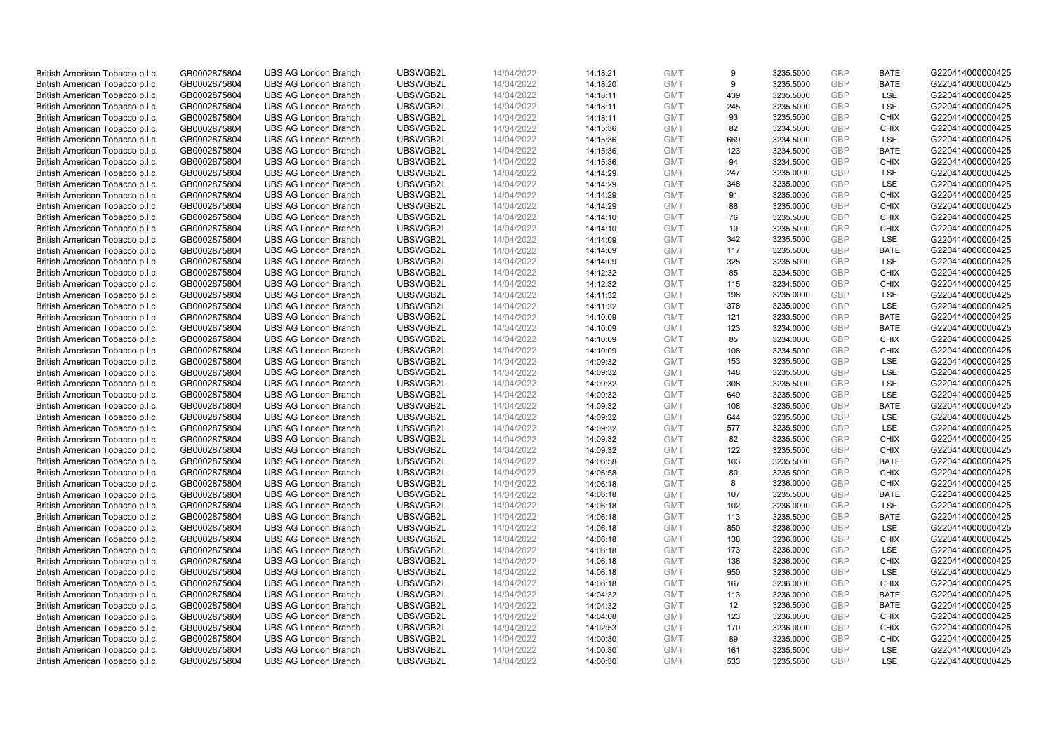| | | | | | | | | | | | |
|---|---|---|---|---|---|---|---|---|---|---|---|
| British American Tobacco p.l.c. | GB0002875804 | UBS AG London Branch | UBSWGB2L | 14/04/2022 | 14:18:21 | GMT | 9 | 3235.5000 | GBP | BATE | G220414000000425 |
| British American Tobacco p.l.c. | GB0002875804 | UBS AG London Branch | UBSWGB2L | 14/04/2022 | 14:18:20 | GMT | 9 | 3235.5000 | GBP | BATE | G220414000000425 |
| British American Tobacco p.l.c. | GB0002875804 | UBS AG London Branch | UBSWGB2L | 14/04/2022 | 14:18:11 | GMT | 439 | 3235.5000 | GBP | LSE | G220414000000425 |
| British American Tobacco p.l.c. | GB0002875804 | UBS AG London Branch | UBSWGB2L | 14/04/2022 | 14:18:11 | GMT | 245 | 3235.5000 | GBP | LSE | G220414000000425 |
| British American Tobacco p.l.c. | GB0002875804 | UBS AG London Branch | UBSWGB2L | 14/04/2022 | 14:18:11 | GMT | 93 | 3235.5000 | GBP | CHIX | G220414000000425 |
| British American Tobacco p.l.c. | GB0002875804 | UBS AG London Branch | UBSWGB2L | 14/04/2022 | 14:15:36 | GMT | 82 | 3234.5000 | GBP | CHIX | G220414000000425 |
| British American Tobacco p.l.c. | GB0002875804 | UBS AG London Branch | UBSWGB2L | 14/04/2022 | 14:15:36 | GMT | 669 | 3234.5000 | GBP | LSE | G220414000000425 |
| British American Tobacco p.l.c. | GB0002875804 | UBS AG London Branch | UBSWGB2L | 14/04/2022 | 14:15:36 | GMT | 123 | 3234.5000 | GBP | BATE | G220414000000425 |
| British American Tobacco p.l.c. | GB0002875804 | UBS AG London Branch | UBSWGB2L | 14/04/2022 | 14:15:36 | GMT | 94 | 3234.5000 | GBP | CHIX | G220414000000425 |
| British American Tobacco p.l.c. | GB0002875804 | UBS AG London Branch | UBSWGB2L | 14/04/2022 | 14:14:29 | GMT | 247 | 3235.0000 | GBP | LSE | G220414000000425 |
| British American Tobacco p.l.c. | GB0002875804 | UBS AG London Branch | UBSWGB2L | 14/04/2022 | 14:14:29 | GMT | 348 | 3235.0000 | GBP | LSE | G220414000000425 |
| British American Tobacco p.l.c. | GB0002875804 | UBS AG London Branch | UBSWGB2L | 14/04/2022 | 14:14:29 | GMT | 91 | 3235.0000 | GBP | CHIX | G220414000000425 |
| British American Tobacco p.l.c. | GB0002875804 | UBS AG London Branch | UBSWGB2L | 14/04/2022 | 14:14:29 | GMT | 88 | 3235.0000 | GBP | CHIX | G220414000000425 |
| British American Tobacco p.l.c. | GB0002875804 | UBS AG London Branch | UBSWGB2L | 14/04/2022 | 14:14:10 | GMT | 76 | 3235.5000 | GBP | CHIX | G220414000000425 |
| British American Tobacco p.l.c. | GB0002875804 | UBS AG London Branch | UBSWGB2L | 14/04/2022 | 14:14:10 | GMT | 10 | 3235.5000 | GBP | CHIX | G220414000000425 |
| British American Tobacco p.l.c. | GB0002875804 | UBS AG London Branch | UBSWGB2L | 14/04/2022 | 14:14:09 | GMT | 342 | 3235.5000 | GBP | LSE | G220414000000425 |
| British American Tobacco p.l.c. | GB0002875804 | UBS AG London Branch | UBSWGB2L | 14/04/2022 | 14:14:09 | GMT | 117 | 3235.5000 | GBP | BATE | G220414000000425 |
| British American Tobacco p.l.c. | GB0002875804 | UBS AG London Branch | UBSWGB2L | 14/04/2022 | 14:14:09 | GMT | 325 | 3235.5000 | GBP | LSE | G220414000000425 |
| British American Tobacco p.l.c. | GB0002875804 | UBS AG London Branch | UBSWGB2L | 14/04/2022 | 14:12:32 | GMT | 85 | 3234.5000 | GBP | CHIX | G220414000000425 |
| British American Tobacco p.l.c. | GB0002875804 | UBS AG London Branch | UBSWGB2L | 14/04/2022 | 14:12:32 | GMT | 115 | 3234.5000 | GBP | CHIX | G220414000000425 |
| British American Tobacco p.l.c. | GB0002875804 | UBS AG London Branch | UBSWGB2L | 14/04/2022 | 14:11:32 | GMT | 198 | 3235.0000 | GBP | LSE | G220414000000425 |
| British American Tobacco p.l.c. | GB0002875804 | UBS AG London Branch | UBSWGB2L | 14/04/2022 | 14:11:32 | GMT | 378 | 3235.0000 | GBP | LSE | G220414000000425 |
| British American Tobacco p.l.c. | GB0002875804 | UBS AG London Branch | UBSWGB2L | 14/04/2022 | 14:10:09 | GMT | 121 | 3233.5000 | GBP | BATE | G220414000000425 |
| British American Tobacco p.l.c. | GB0002875804 | UBS AG London Branch | UBSWGB2L | 14/04/2022 | 14:10:09 | GMT | 123 | 3234.0000 | GBP | BATE | G220414000000425 |
| British American Tobacco p.l.c. | GB0002875804 | UBS AG London Branch | UBSWGB2L | 14/04/2022 | 14:10:09 | GMT | 85 | 3234.0000 | GBP | CHIX | G220414000000425 |
| British American Tobacco p.l.c. | GB0002875804 | UBS AG London Branch | UBSWGB2L | 14/04/2022 | 14:10:09 | GMT | 108 | 3234.5000 | GBP | CHIX | G220414000000425 |
| British American Tobacco p.l.c. | GB0002875804 | UBS AG London Branch | UBSWGB2L | 14/04/2022 | 14:09:32 | GMT | 153 | 3235.5000 | GBP | LSE | G220414000000425 |
| British American Tobacco p.l.c. | GB0002875804 | UBS AG London Branch | UBSWGB2L | 14/04/2022 | 14:09:32 | GMT | 148 | 3235.5000 | GBP | LSE | G220414000000425 |
| British American Tobacco p.l.c. | GB0002875804 | UBS AG London Branch | UBSWGB2L | 14/04/2022 | 14:09:32 | GMT | 308 | 3235.5000 | GBP | LSE | G220414000000425 |
| British American Tobacco p.l.c. | GB0002875804 | UBS AG London Branch | UBSWGB2L | 14/04/2022 | 14:09:32 | GMT | 649 | 3235.5000 | GBP | LSE | G220414000000425 |
| British American Tobacco p.l.c. | GB0002875804 | UBS AG London Branch | UBSWGB2L | 14/04/2022 | 14:09:32 | GMT | 108 | 3235.5000 | GBP | BATE | G220414000000425 |
| British American Tobacco p.l.c. | GB0002875804 | UBS AG London Branch | UBSWGB2L | 14/04/2022 | 14:09:32 | GMT | 644 | 3235.5000 | GBP | LSE | G220414000000425 |
| British American Tobacco p.l.c. | GB0002875804 | UBS AG London Branch | UBSWGB2L | 14/04/2022 | 14:09:32 | GMT | 577 | 3235.5000 | GBP | LSE | G220414000000425 |
| British American Tobacco p.l.c. | GB0002875804 | UBS AG London Branch | UBSWGB2L | 14/04/2022 | 14:09:32 | GMT | 82 | 3235.5000 | GBP | CHIX | G220414000000425 |
| British American Tobacco p.l.c. | GB0002875804 | UBS AG London Branch | UBSWGB2L | 14/04/2022 | 14:09:32 | GMT | 122 | 3235.5000 | GBP | CHIX | G220414000000425 |
| British American Tobacco p.l.c. | GB0002875804 | UBS AG London Branch | UBSWGB2L | 14/04/2022 | 14:06:58 | GMT | 103 | 3235.5000 | GBP | BATE | G220414000000425 |
| British American Tobacco p.l.c. | GB0002875804 | UBS AG London Branch | UBSWGB2L | 14/04/2022 | 14:06:58 | GMT | 80 | 3235.5000 | GBP | CHIX | G220414000000425 |
| British American Tobacco p.l.c. | GB0002875804 | UBS AG London Branch | UBSWGB2L | 14/04/2022 | 14:06:18 | GMT | 8 | 3236.0000 | GBP | CHIX | G220414000000425 |
| British American Tobacco p.l.c. | GB0002875804 | UBS AG London Branch | UBSWGB2L | 14/04/2022 | 14:06:18 | GMT | 107 | 3235.5000 | GBP | BATE | G220414000000425 |
| British American Tobacco p.l.c. | GB0002875804 | UBS AG London Branch | UBSWGB2L | 14/04/2022 | 14:06:18 | GMT | 102 | 3236.0000 | GBP | LSE | G220414000000425 |
| British American Tobacco p.l.c. | GB0002875804 | UBS AG London Branch | UBSWGB2L | 14/04/2022 | 14:06:18 | GMT | 113 | 3235.5000 | GBP | BATE | G220414000000425 |
| British American Tobacco p.l.c. | GB0002875804 | UBS AG London Branch | UBSWGB2L | 14/04/2022 | 14:06:18 | GMT | 850 | 3236.0000 | GBP | LSE | G220414000000425 |
| British American Tobacco p.l.c. | GB0002875804 | UBS AG London Branch | UBSWGB2L | 14/04/2022 | 14:06:18 | GMT | 138 | 3236.0000 | GBP | CHIX | G220414000000425 |
| British American Tobacco p.l.c. | GB0002875804 | UBS AG London Branch | UBSWGB2L | 14/04/2022 | 14:06:18 | GMT | 173 | 3236.0000 | GBP | LSE | G220414000000425 |
| British American Tobacco p.l.c. | GB0002875804 | UBS AG London Branch | UBSWGB2L | 14/04/2022 | 14:06:18 | GMT | 138 | 3236.0000 | GBP | CHIX | G220414000000425 |
| British American Tobacco p.l.c. | GB0002875804 | UBS AG London Branch | UBSWGB2L | 14/04/2022 | 14:06:18 | GMT | 950 | 3236.0000 | GBP | LSE | G220414000000425 |
| British American Tobacco p.l.c. | GB0002875804 | UBS AG London Branch | UBSWGB2L | 14/04/2022 | 14:06:18 | GMT | 167 | 3236.0000 | GBP | CHIX | G220414000000425 |
| British American Tobacco p.l.c. | GB0002875804 | UBS AG London Branch | UBSWGB2L | 14/04/2022 | 14:04:32 | GMT | 113 | 3236.0000 | GBP | BATE | G220414000000425 |
| British American Tobacco p.l.c. | GB0002875804 | UBS AG London Branch | UBSWGB2L | 14/04/2022 | 14:04:32 | GMT | 12 | 3236.5000 | GBP | BATE | G220414000000425 |
| British American Tobacco p.l.c. | GB0002875804 | UBS AG London Branch | UBSWGB2L | 14/04/2022 | 14:04:08 | GMT | 123 | 3236.0000 | GBP | CHIX | G220414000000425 |
| British American Tobacco p.l.c. | GB0002875804 | UBS AG London Branch | UBSWGB2L | 14/04/2022 | 14:02:53 | GMT | 170 | 3236.0000 | GBP | CHIX | G220414000000425 |
| British American Tobacco p.l.c. | GB0002875804 | UBS AG London Branch | UBSWGB2L | 14/04/2022 | 14:00:30 | GMT | 89 | 3235.0000 | GBP | CHIX | G220414000000425 |
| British American Tobacco p.l.c. | GB0002875804 | UBS AG London Branch | UBSWGB2L | 14/04/2022 | 14:00:30 | GMT | 161 | 3235.5000 | GBP | LSE | G220414000000425 |
| British American Tobacco p.l.c. | GB0002875804 | UBS AG London Branch | UBSWGB2L | 14/04/2022 | 14:00:30 | GMT | 533 | 3235.5000 | GBP | LSE | G220414000000425 |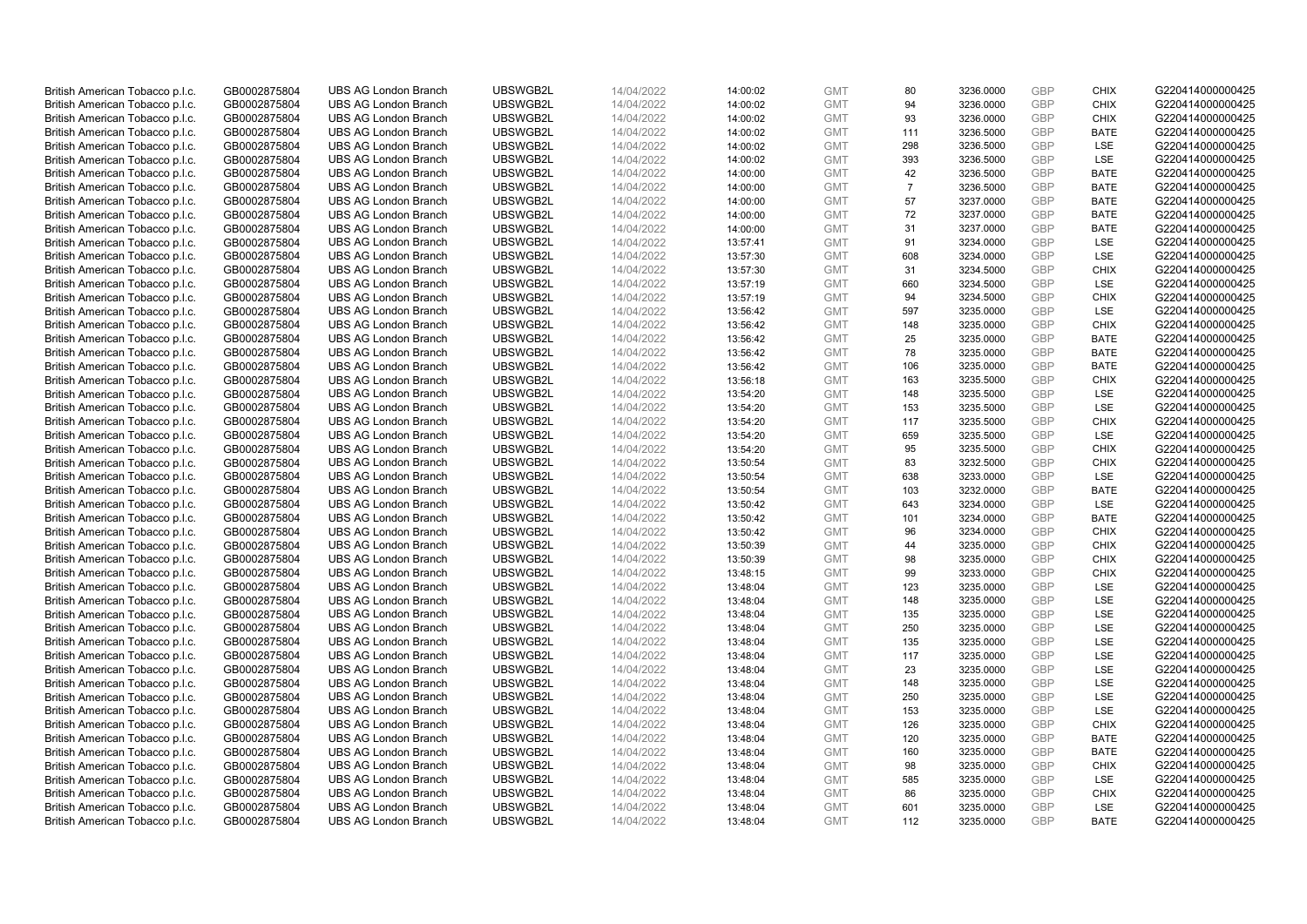| | | | | | | | | | | | |
|---|---|---|---|---|---|---|---|---|---|---|---|
| British American Tobacco p.l.c. | GB0002875804 | UBS AG London Branch | UBSWGB2L | 14/04/2022 | 14:00:02 | GMT | 80 | 3236.0000 | GBP | CHIX | G220414000000425 |
| British American Tobacco p.l.c. | GB0002875804 | UBS AG London Branch | UBSWGB2L | 14/04/2022 | 14:00:02 | GMT | 94 | 3236.0000 | GBP | CHIX | G220414000000425 |
| British American Tobacco p.l.c. | GB0002875804 | UBS AG London Branch | UBSWGB2L | 14/04/2022 | 14:00:02 | GMT | 93 | 3236.0000 | GBP | CHIX | G220414000000425 |
| British American Tobacco p.l.c. | GB0002875804 | UBS AG London Branch | UBSWGB2L | 14/04/2022 | 14:00:02 | GMT | 111 | 3236.5000 | GBP | BATE | G220414000000425 |
| British American Tobacco p.l.c. | GB0002875804 | UBS AG London Branch | UBSWGB2L | 14/04/2022 | 14:00:02 | GMT | 298 | 3236.5000 | GBP | LSE | G220414000000425 |
| British American Tobacco p.l.c. | GB0002875804 | UBS AG London Branch | UBSWGB2L | 14/04/2022 | 14:00:02 | GMT | 393 | 3236.5000 | GBP | LSE | G220414000000425 |
| British American Tobacco p.l.c. | GB0002875804 | UBS AG London Branch | UBSWGB2L | 14/04/2022 | 14:00:00 | GMT | 42 | 3236.5000 | GBP | BATE | G220414000000425 |
| British American Tobacco p.l.c. | GB0002875804 | UBS AG London Branch | UBSWGB2L | 14/04/2022 | 14:00:00 | GMT | 7 | 3236.5000 | GBP | BATE | G220414000000425 |
| British American Tobacco p.l.c. | GB0002875804 | UBS AG London Branch | UBSWGB2L | 14/04/2022 | 14:00:00 | GMT | 57 | 3237.0000 | GBP | BATE | G220414000000425 |
| British American Tobacco p.l.c. | GB0002875804 | UBS AG London Branch | UBSWGB2L | 14/04/2022 | 14:00:00 | GMT | 72 | 3237.0000 | GBP | BATE | G220414000000425 |
| British American Tobacco p.l.c. | GB0002875804 | UBS AG London Branch | UBSWGB2L | 14/04/2022 | 14:00:00 | GMT | 31 | 3237.0000 | GBP | BATE | G220414000000425 |
| British American Tobacco p.l.c. | GB0002875804 | UBS AG London Branch | UBSWGB2L | 14/04/2022 | 13:57:41 | GMT | 91 | 3234.0000 | GBP | LSE | G220414000000425 |
| British American Tobacco p.l.c. | GB0002875804 | UBS AG London Branch | UBSWGB2L | 14/04/2022 | 13:57:30 | GMT | 608 | 3234.0000 | GBP | LSE | G220414000000425 |
| British American Tobacco p.l.c. | GB0002875804 | UBS AG London Branch | UBSWGB2L | 14/04/2022 | 13:57:30 | GMT | 31 | 3234.5000 | GBP | CHIX | G220414000000425 |
| British American Tobacco p.l.c. | GB0002875804 | UBS AG London Branch | UBSWGB2L | 14/04/2022 | 13:57:19 | GMT | 660 | 3234.5000 | GBP | LSE | G220414000000425 |
| British American Tobacco p.l.c. | GB0002875804 | UBS AG London Branch | UBSWGB2L | 14/04/2022 | 13:57:19 | GMT | 94 | 3234.5000 | GBP | CHIX | G220414000000425 |
| British American Tobacco p.l.c. | GB0002875804 | UBS AG London Branch | UBSWGB2L | 14/04/2022 | 13:56:42 | GMT | 597 | 3235.0000 | GBP | LSE | G220414000000425 |
| British American Tobacco p.l.c. | GB0002875804 | UBS AG London Branch | UBSWGB2L | 14/04/2022 | 13:56:42 | GMT | 148 | 3235.0000 | GBP | CHIX | G220414000000425 |
| British American Tobacco p.l.c. | GB0002875804 | UBS AG London Branch | UBSWGB2L | 14/04/2022 | 13:56:42 | GMT | 25 | 3235.0000 | GBP | BATE | G220414000000425 |
| British American Tobacco p.l.c. | GB0002875804 | UBS AG London Branch | UBSWGB2L | 14/04/2022 | 13:56:42 | GMT | 78 | 3235.0000 | GBP | BATE | G220414000000425 |
| British American Tobacco p.l.c. | GB0002875804 | UBS AG London Branch | UBSWGB2L | 14/04/2022 | 13:56:42 | GMT | 106 | 3235.0000 | GBP | BATE | G220414000000425 |
| British American Tobacco p.l.c. | GB0002875804 | UBS AG London Branch | UBSWGB2L | 14/04/2022 | 13:56:18 | GMT | 163 | 3235.5000 | GBP | CHIX | G220414000000425 |
| British American Tobacco p.l.c. | GB0002875804 | UBS AG London Branch | UBSWGB2L | 14/04/2022 | 13:54:20 | GMT | 148 | 3235.5000 | GBP | LSE | G220414000000425 |
| British American Tobacco p.l.c. | GB0002875804 | UBS AG London Branch | UBSWGB2L | 14/04/2022 | 13:54:20 | GMT | 153 | 3235.5000 | GBP | LSE | G220414000000425 |
| British American Tobacco p.l.c. | GB0002875804 | UBS AG London Branch | UBSWGB2L | 14/04/2022 | 13:54:20 | GMT | 117 | 3235.5000 | GBP | CHIX | G220414000000425 |
| British American Tobacco p.l.c. | GB0002875804 | UBS AG London Branch | UBSWGB2L | 14/04/2022 | 13:54:20 | GMT | 659 | 3235.5000 | GBP | LSE | G220414000000425 |
| British American Tobacco p.l.c. | GB0002875804 | UBS AG London Branch | UBSWGB2L | 14/04/2022 | 13:54:20 | GMT | 95 | 3235.5000 | GBP | CHIX | G220414000000425 |
| British American Tobacco p.l.c. | GB0002875804 | UBS AG London Branch | UBSWGB2L | 14/04/2022 | 13:50:54 | GMT | 83 | 3232.5000 | GBP | CHIX | G220414000000425 |
| British American Tobacco p.l.c. | GB0002875804 | UBS AG London Branch | UBSWGB2L | 14/04/2022 | 13:50:54 | GMT | 638 | 3233.0000 | GBP | LSE | G220414000000425 |
| British American Tobacco p.l.c. | GB0002875804 | UBS AG London Branch | UBSWGB2L | 14/04/2022 | 13:50:54 | GMT | 103 | 3232.0000 | GBP | BATE | G220414000000425 |
| British American Tobacco p.l.c. | GB0002875804 | UBS AG London Branch | UBSWGB2L | 14/04/2022 | 13:50:42 | GMT | 643 | 3234.0000 | GBP | LSE | G220414000000425 |
| British American Tobacco p.l.c. | GB0002875804 | UBS AG London Branch | UBSWGB2L | 14/04/2022 | 13:50:42 | GMT | 101 | 3234.0000 | GBP | BATE | G220414000000425 |
| British American Tobacco p.l.c. | GB0002875804 | UBS AG London Branch | UBSWGB2L | 14/04/2022 | 13:50:42 | GMT | 96 | 3234.0000 | GBP | CHIX | G220414000000425 |
| British American Tobacco p.l.c. | GB0002875804 | UBS AG London Branch | UBSWGB2L | 14/04/2022 | 13:50:39 | GMT | 44 | 3235.0000 | GBP | CHIX | G220414000000425 |
| British American Tobacco p.l.c. | GB0002875804 | UBS AG London Branch | UBSWGB2L | 14/04/2022 | 13:50:39 | GMT | 98 | 3235.0000 | GBP | CHIX | G220414000000425 |
| British American Tobacco p.l.c. | GB0002875804 | UBS AG London Branch | UBSWGB2L | 14/04/2022 | 13:48:15 | GMT | 99 | 3233.0000 | GBP | CHIX | G220414000000425 |
| British American Tobacco p.l.c. | GB0002875804 | UBS AG London Branch | UBSWGB2L | 14/04/2022 | 13:48:04 | GMT | 123 | 3235.0000 | GBP | LSE | G220414000000425 |
| British American Tobacco p.l.c. | GB0002875804 | UBS AG London Branch | UBSWGB2L | 14/04/2022 | 13:48:04 | GMT | 148 | 3235.0000 | GBP | LSE | G220414000000425 |
| British American Tobacco p.l.c. | GB0002875804 | UBS AG London Branch | UBSWGB2L | 14/04/2022 | 13:48:04 | GMT | 135 | 3235.0000 | GBP | LSE | G220414000000425 |
| British American Tobacco p.l.c. | GB0002875804 | UBS AG London Branch | UBSWGB2L | 14/04/2022 | 13:48:04 | GMT | 250 | 3235.0000 | GBP | LSE | G220414000000425 |
| British American Tobacco p.l.c. | GB0002875804 | UBS AG London Branch | UBSWGB2L | 14/04/2022 | 13:48:04 | GMT | 135 | 3235.0000 | GBP | LSE | G220414000000425 |
| British American Tobacco p.l.c. | GB0002875804 | UBS AG London Branch | UBSWGB2L | 14/04/2022 | 13:48:04 | GMT | 117 | 3235.0000 | GBP | LSE | G220414000000425 |
| British American Tobacco p.l.c. | GB0002875804 | UBS AG London Branch | UBSWGB2L | 14/04/2022 | 13:48:04 | GMT | 23 | 3235.0000 | GBP | LSE | G220414000000425 |
| British American Tobacco p.l.c. | GB0002875804 | UBS AG London Branch | UBSWGB2L | 14/04/2022 | 13:48:04 | GMT | 148 | 3235.0000 | GBP | LSE | G220414000000425 |
| British American Tobacco p.l.c. | GB0002875804 | UBS AG London Branch | UBSWGB2L | 14/04/2022 | 13:48:04 | GMT | 250 | 3235.0000 | GBP | LSE | G220414000000425 |
| British American Tobacco p.l.c. | GB0002875804 | UBS AG London Branch | UBSWGB2L | 14/04/2022 | 13:48:04 | GMT | 153 | 3235.0000 | GBP | LSE | G220414000000425 |
| British American Tobacco p.l.c. | GB0002875804 | UBS AG London Branch | UBSWGB2L | 14/04/2022 | 13:48:04 | GMT | 126 | 3235.0000 | GBP | CHIX | G220414000000425 |
| British American Tobacco p.l.c. | GB0002875804 | UBS AG London Branch | UBSWGB2L | 14/04/2022 | 13:48:04 | GMT | 120 | 3235.0000 | GBP | BATE | G220414000000425 |
| British American Tobacco p.l.c. | GB0002875804 | UBS AG London Branch | UBSWGB2L | 14/04/2022 | 13:48:04 | GMT | 160 | 3235.0000 | GBP | BATE | G220414000000425 |
| British American Tobacco p.l.c. | GB0002875804 | UBS AG London Branch | UBSWGB2L | 14/04/2022 | 13:48:04 | GMT | 98 | 3235.0000 | GBP | CHIX | G220414000000425 |
| British American Tobacco p.l.c. | GB0002875804 | UBS AG London Branch | UBSWGB2L | 14/04/2022 | 13:48:04 | GMT | 585 | 3235.0000 | GBP | LSE | G220414000000425 |
| British American Tobacco p.l.c. | GB0002875804 | UBS AG London Branch | UBSWGB2L | 14/04/2022 | 13:48:04 | GMT | 86 | 3235.0000 | GBP | CHIX | G220414000000425 |
| British American Tobacco p.l.c. | GB0002875804 | UBS AG London Branch | UBSWGB2L | 14/04/2022 | 13:48:04 | GMT | 601 | 3235.0000 | GBP | LSE | G220414000000425 |
| British American Tobacco p.l.c. | GB0002875804 | UBS AG London Branch | UBSWGB2L | 14/04/2022 | 13:48:04 | GMT | 112 | 3235.0000 | GBP | BATE | G220414000000425 |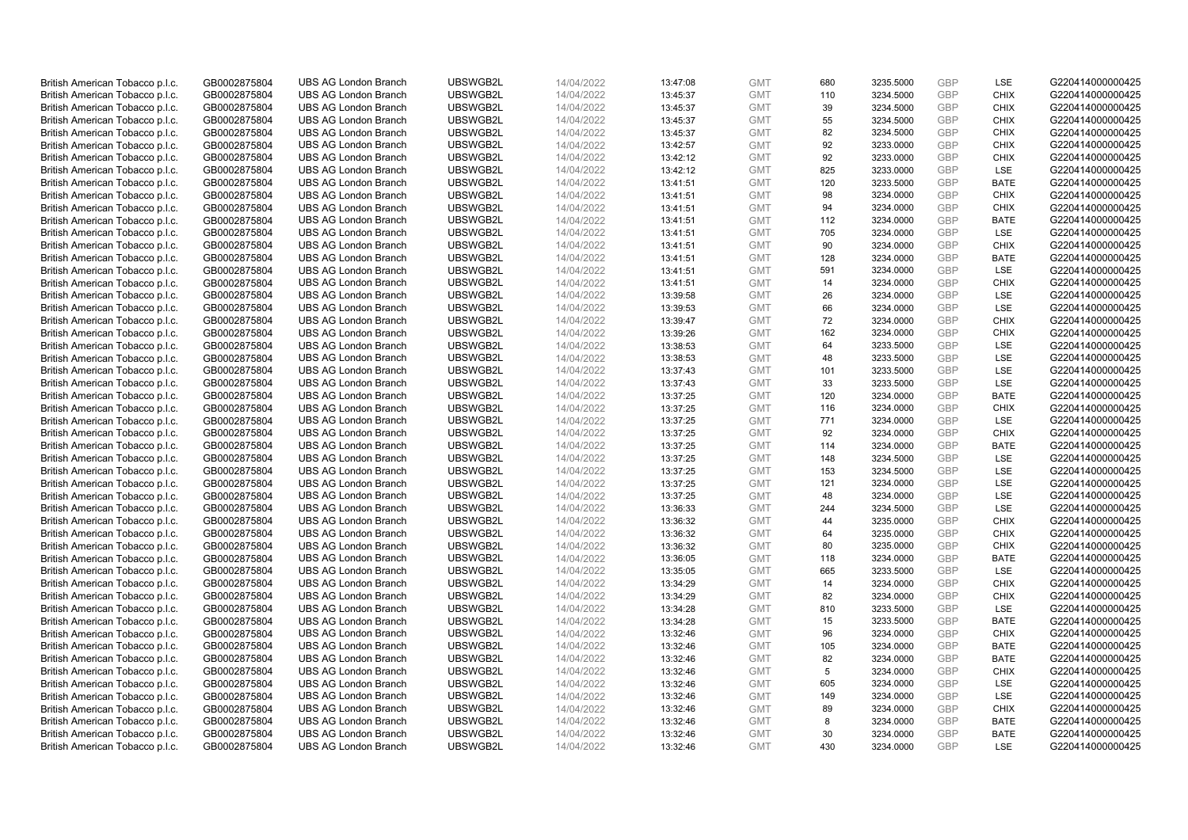| British American Tobacco p.l.c. | GB0002875804 | UBS AG London Branch | UBSWGB2L | 14/04/2022 | 13:47:08 | GMT | 680 | 3235.5000 | GBP | LSE | G220414000000425 |
|---|---|---|---|---|---|---|---|---|---|---|---|
| British American Tobacco p.l.c. | GB0002875804 | UBS AG London Branch | UBSWGB2L | 14/04/2022 | 13:45:37 | GMT | 110 | 3234.5000 | GBP | CHIX | G220414000000425 |
| British American Tobacco p.l.c. | GB0002875804 | UBS AG London Branch | UBSWGB2L | 14/04/2022 | 13:45:37 | GMT | 39 | 3234.5000 | GBP | CHIX | G220414000000425 |
| British American Tobacco p.l.c. | GB0002875804 | UBS AG London Branch | UBSWGB2L | 14/04/2022 | 13:45:37 | GMT | 55 | 3234.5000 | GBP | CHIX | G220414000000425 |
| British American Tobacco p.l.c. | GB0002875804 | UBS AG London Branch | UBSWGB2L | 14/04/2022 | 13:45:37 | GMT | 82 | 3234.5000 | GBP | CHIX | G220414000000425 |
| British American Tobacco p.l.c. | GB0002875804 | UBS AG London Branch | UBSWGB2L | 14/04/2022 | 13:42:57 | GMT | 92 | 3233.0000 | GBP | CHIX | G220414000000425 |
| British American Tobacco p.l.c. | GB0002875804 | UBS AG London Branch | UBSWGB2L | 14/04/2022 | 13:42:12 | GMT | 92 | 3233.0000 | GBP | CHIX | G220414000000425 |
| British American Tobacco p.l.c. | GB0002875804 | UBS AG London Branch | UBSWGB2L | 14/04/2022 | 13:42:12 | GMT | 825 | 3233.0000 | GBP | LSE | G220414000000425 |
| British American Tobacco p.l.c. | GB0002875804 | UBS AG London Branch | UBSWGB2L | 14/04/2022 | 13:41:51 | GMT | 120 | 3233.5000 | GBP | BATE | G220414000000425 |
| British American Tobacco p.l.c. | GB0002875804 | UBS AG London Branch | UBSWGB2L | 14/04/2022 | 13:41:51 | GMT | 98 | 3234.0000 | GBP | CHIX | G220414000000425 |
| British American Tobacco p.l.c. | GB0002875804 | UBS AG London Branch | UBSWGB2L | 14/04/2022 | 13:41:51 | GMT | 94 | 3234.0000 | GBP | CHIX | G220414000000425 |
| British American Tobacco p.l.c. | GB0002875804 | UBS AG London Branch | UBSWGB2L | 14/04/2022 | 13:41:51 | GMT | 112 | 3234.0000 | GBP | BATE | G220414000000425 |
| British American Tobacco p.l.c. | GB0002875804 | UBS AG London Branch | UBSWGB2L | 14/04/2022 | 13:41:51 | GMT | 705 | 3234.0000 | GBP | LSE | G220414000000425 |
| British American Tobacco p.l.c. | GB0002875804 | UBS AG London Branch | UBSWGB2L | 14/04/2022 | 13:41:51 | GMT | 90 | 3234.0000 | GBP | CHIX | G220414000000425 |
| British American Tobacco p.l.c. | GB0002875804 | UBS AG London Branch | UBSWGB2L | 14/04/2022 | 13:41:51 | GMT | 128 | 3234.0000 | GBP | BATE | G220414000000425 |
| British American Tobacco p.l.c. | GB0002875804 | UBS AG London Branch | UBSWGB2L | 14/04/2022 | 13:41:51 | GMT | 591 | 3234.0000 | GBP | LSE | G220414000000425 |
| British American Tobacco p.l.c. | GB0002875804 | UBS AG London Branch | UBSWGB2L | 14/04/2022 | 13:41:51 | GMT | 14 | 3234.0000 | GBP | CHIX | G220414000000425 |
| British American Tobacco p.l.c. | GB0002875804 | UBS AG London Branch | UBSWGB2L | 14/04/2022 | 13:39:58 | GMT | 26 | 3234.0000 | GBP | LSE | G220414000000425 |
| British American Tobacco p.l.c. | GB0002875804 | UBS AG London Branch | UBSWGB2L | 14/04/2022 | 13:39:53 | GMT | 66 | 3234.0000 | GBP | LSE | G220414000000425 |
| British American Tobacco p.l.c. | GB0002875804 | UBS AG London Branch | UBSWGB2L | 14/04/2022 | 13:39:47 | GMT | 72 | 3234.0000 | GBP | CHIX | G220414000000425 |
| British American Tobacco p.l.c. | GB0002875804 | UBS AG London Branch | UBSWGB2L | 14/04/2022 | 13:39:26 | GMT | 162 | 3234.0000 | GBP | CHIX | G220414000000425 |
| British American Tobacco p.l.c. | GB0002875804 | UBS AG London Branch | UBSWGB2L | 14/04/2022 | 13:38:53 | GMT | 64 | 3233.5000 | GBP | LSE | G220414000000425 |
| British American Tobacco p.l.c. | GB0002875804 | UBS AG London Branch | UBSWGB2L | 14/04/2022 | 13:38:53 | GMT | 48 | 3233.5000 | GBP | LSE | G220414000000425 |
| British American Tobacco p.l.c. | GB0002875804 | UBS AG London Branch | UBSWGB2L | 14/04/2022 | 13:37:43 | GMT | 101 | 3233.5000 | GBP | LSE | G220414000000425 |
| British American Tobacco p.l.c. | GB0002875804 | UBS AG London Branch | UBSWGB2L | 14/04/2022 | 13:37:43 | GMT | 33 | 3233.5000 | GBP | LSE | G220414000000425 |
| British American Tobacco p.l.c. | GB0002875804 | UBS AG London Branch | UBSWGB2L | 14/04/2022 | 13:37:25 | GMT | 120 | 3234.0000 | GBP | BATE | G220414000000425 |
| British American Tobacco p.l.c. | GB0002875804 | UBS AG London Branch | UBSWGB2L | 14/04/2022 | 13:37:25 | GMT | 116 | 3234.0000 | GBP | CHIX | G220414000000425 |
| British American Tobacco p.l.c. | GB0002875804 | UBS AG London Branch | UBSWGB2L | 14/04/2022 | 13:37:25 | GMT | 771 | 3234.0000 | GBP | LSE | G220414000000425 |
| British American Tobacco p.l.c. | GB0002875804 | UBS AG London Branch | UBSWGB2L | 14/04/2022 | 13:37:25 | GMT | 92 | 3234.0000 | GBP | CHIX | G220414000000425 |
| British American Tobacco p.l.c. | GB0002875804 | UBS AG London Branch | UBSWGB2L | 14/04/2022 | 13:37:25 | GMT | 114 | 3234.0000 | GBP | BATE | G220414000000425 |
| British American Tobacco p.l.c. | GB0002875804 | UBS AG London Branch | UBSWGB2L | 14/04/2022 | 13:37:25 | GMT | 148 | 3234.5000 | GBP | LSE | G220414000000425 |
| British American Tobacco p.l.c. | GB0002875804 | UBS AG London Branch | UBSWGB2L | 14/04/2022 | 13:37:25 | GMT | 153 | 3234.5000 | GBP | LSE | G220414000000425 |
| British American Tobacco p.l.c. | GB0002875804 | UBS AG London Branch | UBSWGB2L | 14/04/2022 | 13:37:25 | GMT | 121 | 3234.0000 | GBP | LSE | G220414000000425 |
| British American Tobacco p.l.c. | GB0002875804 | UBS AG London Branch | UBSWGB2L | 14/04/2022 | 13:37:25 | GMT | 48 | 3234.0000 | GBP | LSE | G220414000000425 |
| British American Tobacco p.l.c. | GB0002875804 | UBS AG London Branch | UBSWGB2L | 14/04/2022 | 13:36:33 | GMT | 244 | 3234.5000 | GBP | LSE | G220414000000425 |
| British American Tobacco p.l.c. | GB0002875804 | UBS AG London Branch | UBSWGB2L | 14/04/2022 | 13:36:32 | GMT | 44 | 3235.0000 | GBP | CHIX | G220414000000425 |
| British American Tobacco p.l.c. | GB0002875804 | UBS AG London Branch | UBSWGB2L | 14/04/2022 | 13:36:32 | GMT | 64 | 3235.0000 | GBP | CHIX | G220414000000425 |
| British American Tobacco p.l.c. | GB0002875804 | UBS AG London Branch | UBSWGB2L | 14/04/2022 | 13:36:32 | GMT | 80 | 3235.0000 | GBP | CHIX | G220414000000425 |
| British American Tobacco p.l.c. | GB0002875804 | UBS AG London Branch | UBSWGB2L | 14/04/2022 | 13:36:05 | GMT | 118 | 3234.0000 | GBP | BATE | G220414000000425 |
| British American Tobacco p.l.c. | GB0002875804 | UBS AG London Branch | UBSWGB2L | 14/04/2022 | 13:35:05 | GMT | 665 | 3233.5000 | GBP | LSE | G220414000000425 |
| British American Tobacco p.l.c. | GB0002875804 | UBS AG London Branch | UBSWGB2L | 14/04/2022 | 13:34:29 | GMT | 14 | 3234.0000 | GBP | CHIX | G220414000000425 |
| British American Tobacco p.l.c. | GB0002875804 | UBS AG London Branch | UBSWGB2L | 14/04/2022 | 13:34:29 | GMT | 82 | 3234.0000 | GBP | CHIX | G220414000000425 |
| British American Tobacco p.l.c. | GB0002875804 | UBS AG London Branch | UBSWGB2L | 14/04/2022 | 13:34:28 | GMT | 810 | 3233.5000 | GBP | LSE | G220414000000425 |
| British American Tobacco p.l.c. | GB0002875804 | UBS AG London Branch | UBSWGB2L | 14/04/2022 | 13:34:28 | GMT | 15 | 3233.5000 | GBP | BATE | G220414000000425 |
| British American Tobacco p.l.c. | GB0002875804 | UBS AG London Branch | UBSWGB2L | 14/04/2022 | 13:32:46 | GMT | 96 | 3234.0000 | GBP | CHIX | G220414000000425 |
| British American Tobacco p.l.c. | GB0002875804 | UBS AG London Branch | UBSWGB2L | 14/04/2022 | 13:32:46 | GMT | 105 | 3234.0000 | GBP | BATE | G220414000000425 |
| British American Tobacco p.l.c. | GB0002875804 | UBS AG London Branch | UBSWGB2L | 14/04/2022 | 13:32:46 | GMT | 82 | 3234.0000 | GBP | BATE | G220414000000425 |
| British American Tobacco p.l.c. | GB0002875804 | UBS AG London Branch | UBSWGB2L | 14/04/2022 | 13:32:46 | GMT | 5 | 3234.0000 | GBP | CHIX | G220414000000425 |
| British American Tobacco p.l.c. | GB0002875804 | UBS AG London Branch | UBSWGB2L | 14/04/2022 | 13:32:46 | GMT | 605 | 3234.0000 | GBP | LSE | G220414000000425 |
| British American Tobacco p.l.c. | GB0002875804 | UBS AG London Branch | UBSWGB2L | 14/04/2022 | 13:32:46 | GMT | 149 | 3234.0000 | GBP | LSE | G220414000000425 |
| British American Tobacco p.l.c. | GB0002875804 | UBS AG London Branch | UBSWGB2L | 14/04/2022 | 13:32:46 | GMT | 89 | 3234.0000 | GBP | CHIX | G220414000000425 |
| British American Tobacco p.l.c. | GB0002875804 | UBS AG London Branch | UBSWGB2L | 14/04/2022 | 13:32:46 | GMT | 8 | 3234.0000 | GBP | BATE | G220414000000425 |
| British American Tobacco p.l.c. | GB0002875804 | UBS AG London Branch | UBSWGB2L | 14/04/2022 | 13:32:46 | GMT | 30 | 3234.0000 | GBP | BATE | G220414000000425 |
| British American Tobacco p.l.c. | GB0002875804 | UBS AG London Branch | UBSWGB2L | 14/04/2022 | 13:32:46 | GMT | 430 | 3234.0000 | GBP | LSE | G220414000000425 |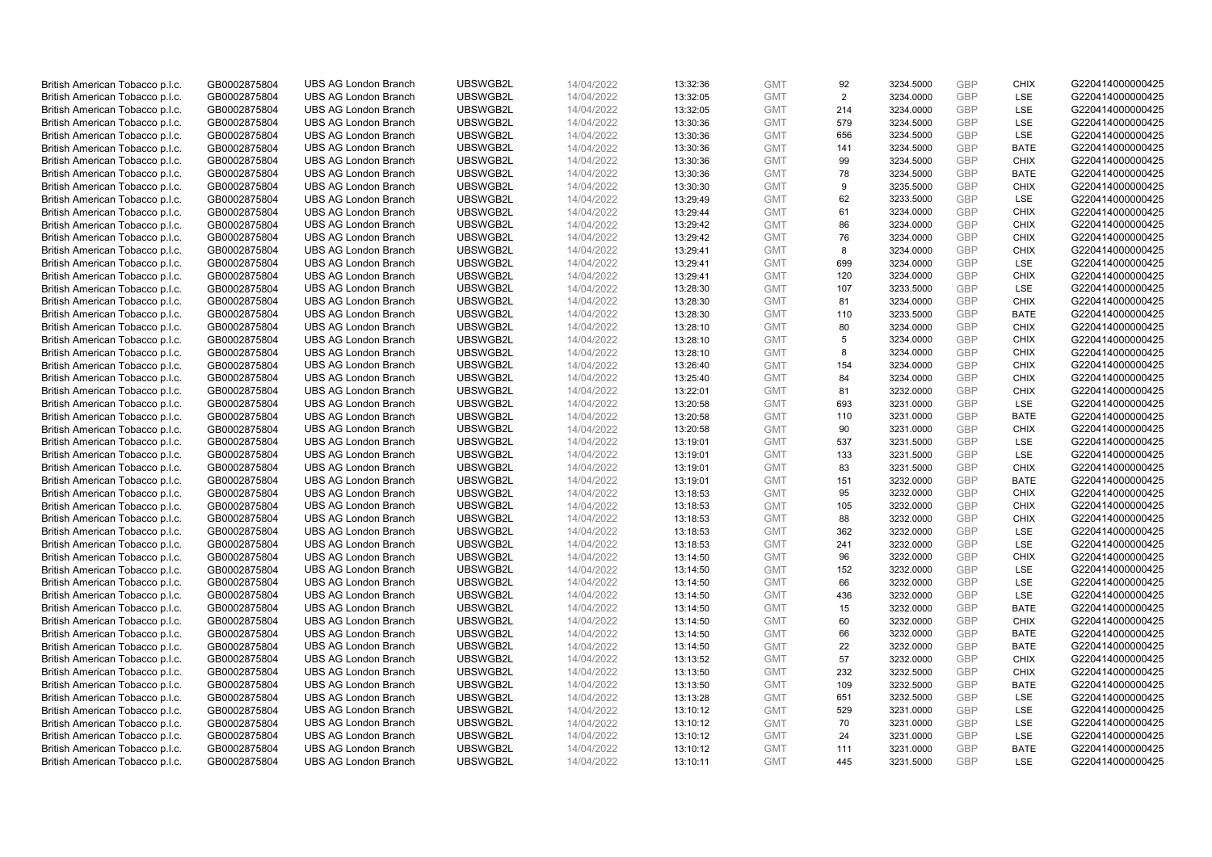| British American Tobacco p.l.c. | GB0002875804 | UBS AG London Branch | UBSWGB2L | 14/04/2022 | 13:32:36 | GMT | 92 | 3234.5000 | GBP | CHIX | G220414000000425 |
|---|---|---|---|---|---|---|---|---|---|---|---|
| British American Tobacco p.l.c. | GB0002875804 | UBS AG London Branch | UBSWGB2L | 14/04/2022 | 13:32:05 | GMT | 2 | 3234.0000 | GBP | LSE | G220414000000425 |
| British American Tobacco p.l.c. | GB0002875804 | UBS AG London Branch | UBSWGB2L | 14/04/2022 | 13:32:05 | GMT | 214 | 3234.0000 | GBP | LSE | G220414000000425 |
| British American Tobacco p.l.c. | GB0002875804 | UBS AG London Branch | UBSWGB2L | 14/04/2022 | 13:30:36 | GMT | 579 | 3234.5000 | GBP | LSE | G220414000000425 |
| British American Tobacco p.l.c. | GB0002875804 | UBS AG London Branch | UBSWGB2L | 14/04/2022 | 13:30:36 | GMT | 656 | 3234.5000 | GBP | LSE | G220414000000425 |
| British American Tobacco p.l.c. | GB0002875804 | UBS AG London Branch | UBSWGB2L | 14/04/2022 | 13:30:36 | GMT | 141 | 3234.5000 | GBP | BATE | G220414000000425 |
| British American Tobacco p.l.c. | GB0002875804 | UBS AG London Branch | UBSWGB2L | 14/04/2022 | 13:30:36 | GMT | 99 | 3234.5000 | GBP | CHIX | G220414000000425 |
| British American Tobacco p.l.c. | GB0002875804 | UBS AG London Branch | UBSWGB2L | 14/04/2022 | 13:30:36 | GMT | 78 | 3234.5000 | GBP | BATE | G220414000000425 |
| British American Tobacco p.l.c. | GB0002875804 | UBS AG London Branch | UBSWGB2L | 14/04/2022 | 13:30:30 | GMT | 9 | 3235.5000 | GBP | CHIX | G220414000000425 |
| British American Tobacco p.l.c. | GB0002875804 | UBS AG London Branch | UBSWGB2L | 14/04/2022 | 13:29:49 | GMT | 62 | 3233.5000 | GBP | LSE | G220414000000425 |
| British American Tobacco p.l.c. | GB0002875804 | UBS AG London Branch | UBSWGB2L | 14/04/2022 | 13:29:44 | GMT | 61 | 3234.0000 | GBP | CHIX | G220414000000425 |
| British American Tobacco p.l.c. | GB0002875804 | UBS AG London Branch | UBSWGB2L | 14/04/2022 | 13:29:42 | GMT | 86 | 3234.0000 | GBP | CHIX | G220414000000425 |
| British American Tobacco p.l.c. | GB0002875804 | UBS AG London Branch | UBSWGB2L | 14/04/2022 | 13:29:42 | GMT | 76 | 3234.0000 | GBP | CHIX | G220414000000425 |
| British American Tobacco p.l.c. | GB0002875804 | UBS AG London Branch | UBSWGB2L | 14/04/2022 | 13:29:41 | GMT | 8 | 3234.0000 | GBP | CHIX | G220414000000425 |
| British American Tobacco p.l.c. | GB0002875804 | UBS AG London Branch | UBSWGB2L | 14/04/2022 | 13:29:41 | GMT | 699 | 3234.0000 | GBP | LSE | G220414000000425 |
| British American Tobacco p.l.c. | GB0002875804 | UBS AG London Branch | UBSWGB2L | 14/04/2022 | 13:29:41 | GMT | 120 | 3234.0000 | GBP | CHIX | G220414000000425 |
| British American Tobacco p.l.c. | GB0002875804 | UBS AG London Branch | UBSWGB2L | 14/04/2022 | 13:28:30 | GMT | 107 | 3233.5000 | GBP | LSE | G220414000000425 |
| British American Tobacco p.l.c. | GB0002875804 | UBS AG London Branch | UBSWGB2L | 14/04/2022 | 13:28:30 | GMT | 81 | 3234.0000 | GBP | CHIX | G220414000000425 |
| British American Tobacco p.l.c. | GB0002875804 | UBS AG London Branch | UBSWGB2L | 14/04/2022 | 13:28:30 | GMT | 110 | 3233.5000 | GBP | BATE | G220414000000425 |
| British American Tobacco p.l.c. | GB0002875804 | UBS AG London Branch | UBSWGB2L | 14/04/2022 | 13:28:10 | GMT | 80 | 3234.0000 | GBP | CHIX | G220414000000425 |
| British American Tobacco p.l.c. | GB0002875804 | UBS AG London Branch | UBSWGB2L | 14/04/2022 | 13:28:10 | GMT | 5 | 3234.0000 | GBP | CHIX | G220414000000425 |
| British American Tobacco p.l.c. | GB0002875804 | UBS AG London Branch | UBSWGB2L | 14/04/2022 | 13:28:10 | GMT | 8 | 3234.0000 | GBP | CHIX | G220414000000425 |
| British American Tobacco p.l.c. | GB0002875804 | UBS AG London Branch | UBSWGB2L | 14/04/2022 | 13:26:40 | GMT | 154 | 3234.0000 | GBP | CHIX | G220414000000425 |
| British American Tobacco p.l.c. | GB0002875804 | UBS AG London Branch | UBSWGB2L | 14/04/2022 | 13:25:40 | GMT | 84 | 3234.0000 | GBP | CHIX | G220414000000425 |
| British American Tobacco p.l.c. | GB0002875804 | UBS AG London Branch | UBSWGB2L | 14/04/2022 | 13:22:01 | GMT | 81 | 3232.0000 | GBP | CHIX | G220414000000425 |
| British American Tobacco p.l.c. | GB0002875804 | UBS AG London Branch | UBSWGB2L | 14/04/2022 | 13:20:58 | GMT | 693 | 3231.0000 | GBP | LSE | G220414000000425 |
| British American Tobacco p.l.c. | GB0002875804 | UBS AG London Branch | UBSWGB2L | 14/04/2022 | 13:20:58 | GMT | 110 | 3231.0000 | GBP | BATE | G220414000000425 |
| British American Tobacco p.l.c. | GB0002875804 | UBS AG London Branch | UBSWGB2L | 14/04/2022 | 13:20:58 | GMT | 90 | 3231.0000 | GBP | CHIX | G220414000000425 |
| British American Tobacco p.l.c. | GB0002875804 | UBS AG London Branch | UBSWGB2L | 14/04/2022 | 13:19:01 | GMT | 537 | 3231.5000 | GBP | LSE | G220414000000425 |
| British American Tobacco p.l.c. | GB0002875804 | UBS AG London Branch | UBSWGB2L | 14/04/2022 | 13:19:01 | GMT | 133 | 3231.5000 | GBP | LSE | G220414000000425 |
| British American Tobacco p.l.c. | GB0002875804 | UBS AG London Branch | UBSWGB2L | 14/04/2022 | 13:19:01 | GMT | 83 | 3231.5000 | GBP | CHIX | G220414000000425 |
| British American Tobacco p.l.c. | GB0002875804 | UBS AG London Branch | UBSWGB2L | 14/04/2022 | 13:19:01 | GMT | 151 | 3232.0000 | GBP | BATE | G220414000000425 |
| British American Tobacco p.l.c. | GB0002875804 | UBS AG London Branch | UBSWGB2L | 14/04/2022 | 13:18:53 | GMT | 95 | 3232.0000 | GBP | CHIX | G220414000000425 |
| British American Tobacco p.l.c. | GB0002875804 | UBS AG London Branch | UBSWGB2L | 14/04/2022 | 13:18:53 | GMT | 105 | 3232.0000 | GBP | CHIX | G220414000000425 |
| British American Tobacco p.l.c. | GB0002875804 | UBS AG London Branch | UBSWGB2L | 14/04/2022 | 13:18:53 | GMT | 88 | 3232.0000 | GBP | CHIX | G220414000000425 |
| British American Tobacco p.l.c. | GB0002875804 | UBS AG London Branch | UBSWGB2L | 14/04/2022 | 13:18:53 | GMT | 362 | 3232.0000 | GBP | LSE | G220414000000425 |
| British American Tobacco p.l.c. | GB0002875804 | UBS AG London Branch | UBSWGB2L | 14/04/2022 | 13:18:53 | GMT | 241 | 3232.0000 | GBP | LSE | G220414000000425 |
| British American Tobacco p.l.c. | GB0002875804 | UBS AG London Branch | UBSWGB2L | 14/04/2022 | 13:14:50 | GMT | 96 | 3232.0000 | GBP | CHIX | G220414000000425 |
| British American Tobacco p.l.c. | GB0002875804 | UBS AG London Branch | UBSWGB2L | 14/04/2022 | 13:14:50 | GMT | 152 | 3232.0000 | GBP | LSE | G220414000000425 |
| British American Tobacco p.l.c. | GB0002875804 | UBS AG London Branch | UBSWGB2L | 14/04/2022 | 13:14:50 | GMT | 66 | 3232.0000 | GBP | LSE | G220414000000425 |
| British American Tobacco p.l.c. | GB0002875804 | UBS AG London Branch | UBSWGB2L | 14/04/2022 | 13:14:50 | GMT | 436 | 3232.0000 | GBP | LSE | G220414000000425 |
| British American Tobacco p.l.c. | GB0002875804 | UBS AG London Branch | UBSWGB2L | 14/04/2022 | 13:14:50 | GMT | 15 | 3232.0000 | GBP | BATE | G220414000000425 |
| British American Tobacco p.l.c. | GB0002875804 | UBS AG London Branch | UBSWGB2L | 14/04/2022 | 13:14:50 | GMT | 60 | 3232.0000 | GBP | CHIX | G220414000000425 |
| British American Tobacco p.l.c. | GB0002875804 | UBS AG London Branch | UBSWGB2L | 14/04/2022 | 13:14:50 | GMT | 66 | 3232.0000 | GBP | BATE | G220414000000425 |
| British American Tobacco p.l.c. | GB0002875804 | UBS AG London Branch | UBSWGB2L | 14/04/2022 | 13:14:50 | GMT | 22 | 3232.0000 | GBP | BATE | G220414000000425 |
| British American Tobacco p.l.c. | GB0002875804 | UBS AG London Branch | UBSWGB2L | 14/04/2022 | 13:13:52 | GMT | 57 | 3232.0000 | GBP | CHIX | G220414000000425 |
| British American Tobacco p.l.c. | GB0002875804 | UBS AG London Branch | UBSWGB2L | 14/04/2022 | 13:13:50 | GMT | 232 | 3232.5000 | GBP | CHIX | G220414000000425 |
| British American Tobacco p.l.c. | GB0002875804 | UBS AG London Branch | UBSWGB2L | 14/04/2022 | 13:13:50 | GMT | 109 | 3232.5000 | GBP | BATE | G220414000000425 |
| British American Tobacco p.l.c. | GB0002875804 | UBS AG London Branch | UBSWGB2L | 14/04/2022 | 13:13:28 | GMT | 651 | 3232.5000 | GBP | LSE | G220414000000425 |
| British American Tobacco p.l.c. | GB0002875804 | UBS AG London Branch | UBSWGB2L | 14/04/2022 | 13:10:12 | GMT | 529 | 3231.0000 | GBP | LSE | G220414000000425 |
| British American Tobacco p.l.c. | GB0002875804 | UBS AG London Branch | UBSWGB2L | 14/04/2022 | 13:10:12 | GMT | 70 | 3231.0000 | GBP | LSE | G220414000000425 |
| British American Tobacco p.l.c. | GB0002875804 | UBS AG London Branch | UBSWGB2L | 14/04/2022 | 13:10:12 | GMT | 24 | 3231.0000 | GBP | LSE | G220414000000425 |
| British American Tobacco p.l.c. | GB0002875804 | UBS AG London Branch | UBSWGB2L | 14/04/2022 | 13:10:12 | GMT | 111 | 3231.0000 | GBP | BATE | G220414000000425 |
| British American Tobacco p.l.c. | GB0002875804 | UBS AG London Branch | UBSWGB2L | 14/04/2022 | 13:10:11 | GMT | 445 | 3231.5000 | GBP | LSE | G220414000000425 |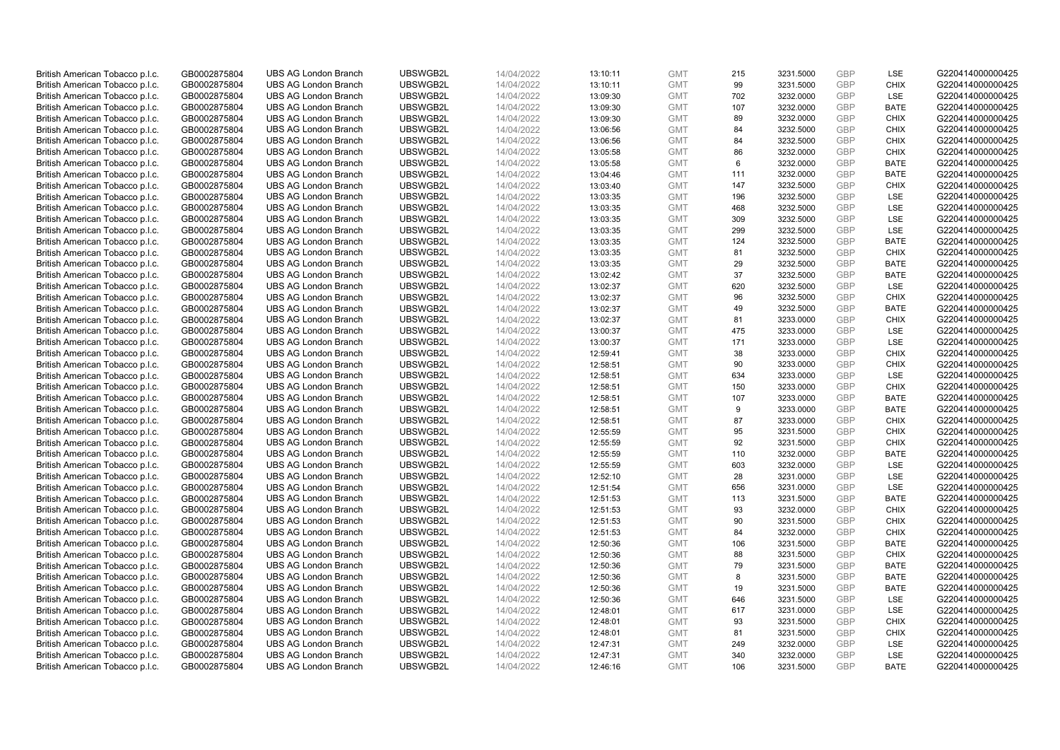| | | | | | | | | | | | |
|---|---|---|---|---|---|---|---|---|---|---|---|
| British American Tobacco p.l.c. | GB0002875804 | UBS AG London Branch | UBSWGB2L | 14/04/2022 | 13:10:11 | GMT | 215 | 3231.5000 | GBP | LSE | G220414000000425 |
| British American Tobacco p.l.c. | GB0002875804 | UBS AG London Branch | UBSWGB2L | 14/04/2022 | 13:10:11 | GMT | 99 | 3231.5000 | GBP | CHIX | G220414000000425 |
| British American Tobacco p.l.c. | GB0002875804 | UBS AG London Branch | UBSWGB2L | 14/04/2022 | 13:09:30 | GMT | 702 | 3232.0000 | GBP | LSE | G220414000000425 |
| British American Tobacco p.l.c. | GB0002875804 | UBS AG London Branch | UBSWGB2L | 14/04/2022 | 13:09:30 | GMT | 107 | 3232.0000 | GBP | BATE | G220414000000425 |
| British American Tobacco p.l.c. | GB0002875804 | UBS AG London Branch | UBSWGB2L | 14/04/2022 | 13:09:30 | GMT | 89 | 3232.0000 | GBP | CHIX | G220414000000425 |
| British American Tobacco p.l.c. | GB0002875804 | UBS AG London Branch | UBSWGB2L | 14/04/2022 | 13:06:56 | GMT | 84 | 3232.5000 | GBP | CHIX | G220414000000425 |
| British American Tobacco p.l.c. | GB0002875804 | UBS AG London Branch | UBSWGB2L | 14/04/2022 | 13:06:56 | GMT | 84 | 3232.5000 | GBP | CHIX | G220414000000425 |
| British American Tobacco p.l.c. | GB0002875804 | UBS AG London Branch | UBSWGB2L | 14/04/2022 | 13:05:58 | GMT | 86 | 3232.0000 | GBP | CHIX | G220414000000425 |
| British American Tobacco p.l.c. | GB0002875804 | UBS AG London Branch | UBSWGB2L | 14/04/2022 | 13:05:58 | GMT | 6 | 3232.0000 | GBP | BATE | G220414000000425 |
| British American Tobacco p.l.c. | GB0002875804 | UBS AG London Branch | UBSWGB2L | 14/04/2022 | 13:04:46 | GMT | 111 | 3232.0000 | GBP | BATE | G220414000000425 |
| British American Tobacco p.l.c. | GB0002875804 | UBS AG London Branch | UBSWGB2L | 14/04/2022 | 13:03:40 | GMT | 147 | 3232.5000 | GBP | CHIX | G220414000000425 |
| British American Tobacco p.l.c. | GB0002875804 | UBS AG London Branch | UBSWGB2L | 14/04/2022 | 13:03:35 | GMT | 196 | 3232.5000 | GBP | LSE | G220414000000425 |
| British American Tobacco p.l.c. | GB0002875804 | UBS AG London Branch | UBSWGB2L | 14/04/2022 | 13:03:35 | GMT | 468 | 3232.5000 | GBP | LSE | G220414000000425 |
| British American Tobacco p.l.c. | GB0002875804 | UBS AG London Branch | UBSWGB2L | 14/04/2022 | 13:03:35 | GMT | 309 | 3232.5000 | GBP | LSE | G220414000000425 |
| British American Tobacco p.l.c. | GB0002875804 | UBS AG London Branch | UBSWGB2L | 14/04/2022 | 13:03:35 | GMT | 299 | 3232.5000 | GBP | LSE | G220414000000425 |
| British American Tobacco p.l.c. | GB0002875804 | UBS AG London Branch | UBSWGB2L | 14/04/2022 | 13:03:35 | GMT | 124 | 3232.5000 | GBP | BATE | G220414000000425 |
| British American Tobacco p.l.c. | GB0002875804 | UBS AG London Branch | UBSWGB2L | 14/04/2022 | 13:03:35 | GMT | 81 | 3232.5000 | GBP | CHIX | G220414000000425 |
| British American Tobacco p.l.c. | GB0002875804 | UBS AG London Branch | UBSWGB2L | 14/04/2022 | 13:03:35 | GMT | 29 | 3232.5000 | GBP | BATE | G220414000000425 |
| British American Tobacco p.l.c. | GB0002875804 | UBS AG London Branch | UBSWGB2L | 14/04/2022 | 13:02:42 | GMT | 37 | 3232.5000 | GBP | BATE | G220414000000425 |
| British American Tobacco p.l.c. | GB0002875804 | UBS AG London Branch | UBSWGB2L | 14/04/2022 | 13:02:37 | GMT | 620 | 3232.5000 | GBP | LSE | G220414000000425 |
| British American Tobacco p.l.c. | GB0002875804 | UBS AG London Branch | UBSWGB2L | 14/04/2022 | 13:02:37 | GMT | 96 | 3232.5000 | GBP | CHIX | G220414000000425 |
| British American Tobacco p.l.c. | GB0002875804 | UBS AG London Branch | UBSWGB2L | 14/04/2022 | 13:02:37 | GMT | 49 | 3232.5000 | GBP | BATE | G220414000000425 |
| British American Tobacco p.l.c. | GB0002875804 | UBS AG London Branch | UBSWGB2L | 14/04/2022 | 13:02:37 | GMT | 81 | 3233.0000 | GBP | CHIX | G220414000000425 |
| British American Tobacco p.l.c. | GB0002875804 | UBS AG London Branch | UBSWGB2L | 14/04/2022 | 13:00:37 | GMT | 475 | 3233.0000 | GBP | LSE | G220414000000425 |
| British American Tobacco p.l.c. | GB0002875804 | UBS AG London Branch | UBSWGB2L | 14/04/2022 | 13:00:37 | GMT | 171 | 3233.0000 | GBP | LSE | G220414000000425 |
| British American Tobacco p.l.c. | GB0002875804 | UBS AG London Branch | UBSWGB2L | 14/04/2022 | 12:59:41 | GMT | 38 | 3233.0000 | GBP | CHIX | G220414000000425 |
| British American Tobacco p.l.c. | GB0002875804 | UBS AG London Branch | UBSWGB2L | 14/04/2022 | 12:58:51 | GMT | 90 | 3233.0000 | GBP | CHIX | G220414000000425 |
| British American Tobacco p.l.c. | GB0002875804 | UBS AG London Branch | UBSWGB2L | 14/04/2022 | 12:58:51 | GMT | 634 | 3233.0000 | GBP | LSE | G220414000000425 |
| British American Tobacco p.l.c. | GB0002875804 | UBS AG London Branch | UBSWGB2L | 14/04/2022 | 12:58:51 | GMT | 150 | 3233.0000 | GBP | CHIX | G220414000000425 |
| British American Tobacco p.l.c. | GB0002875804 | UBS AG London Branch | UBSWGB2L | 14/04/2022 | 12:58:51 | GMT | 107 | 3233.0000 | GBP | BATE | G220414000000425 |
| British American Tobacco p.l.c. | GB0002875804 | UBS AG London Branch | UBSWGB2L | 14/04/2022 | 12:58:51 | GMT | 9 | 3233.0000 | GBP | BATE | G220414000000425 |
| British American Tobacco p.l.c. | GB0002875804 | UBS AG London Branch | UBSWGB2L | 14/04/2022 | 12:58:51 | GMT | 87 | 3233.0000 | GBP | CHIX | G220414000000425 |
| British American Tobacco p.l.c. | GB0002875804 | UBS AG London Branch | UBSWGB2L | 14/04/2022 | 12:55:59 | GMT | 95 | 3231.5000 | GBP | CHIX | G220414000000425 |
| British American Tobacco p.l.c. | GB0002875804 | UBS AG London Branch | UBSWGB2L | 14/04/2022 | 12:55:59 | GMT | 92 | 3231.5000 | GBP | CHIX | G220414000000425 |
| British American Tobacco p.l.c. | GB0002875804 | UBS AG London Branch | UBSWGB2L | 14/04/2022 | 12:55:59 | GMT | 110 | 3232.0000 | GBP | BATE | G220414000000425 |
| British American Tobacco p.l.c. | GB0002875804 | UBS AG London Branch | UBSWGB2L | 14/04/2022 | 12:55:59 | GMT | 603 | 3232.0000 | GBP | LSE | G220414000000425 |
| British American Tobacco p.l.c. | GB0002875804 | UBS AG London Branch | UBSWGB2L | 14/04/2022 | 12:52:10 | GMT | 28 | 3231.0000 | GBP | LSE | G220414000000425 |
| British American Tobacco p.l.c. | GB0002875804 | UBS AG London Branch | UBSWGB2L | 14/04/2022 | 12:51:54 | GMT | 656 | 3231.0000 | GBP | LSE | G220414000000425 |
| British American Tobacco p.l.c. | GB0002875804 | UBS AG London Branch | UBSWGB2L | 14/04/2022 | 12:51:53 | GMT | 113 | 3231.5000 | GBP | BATE | G220414000000425 |
| British American Tobacco p.l.c. | GB0002875804 | UBS AG London Branch | UBSWGB2L | 14/04/2022 | 12:51:53 | GMT | 93 | 3232.0000 | GBP | CHIX | G220414000000425 |
| British American Tobacco p.l.c. | GB0002875804 | UBS AG London Branch | UBSWGB2L | 14/04/2022 | 12:51:53 | GMT | 90 | 3231.5000 | GBP | CHIX | G220414000000425 |
| British American Tobacco p.l.c. | GB0002875804 | UBS AG London Branch | UBSWGB2L | 14/04/2022 | 12:51:53 | GMT | 84 | 3232.0000 | GBP | CHIX | G220414000000425 |
| British American Tobacco p.l.c. | GB0002875804 | UBS AG London Branch | UBSWGB2L | 14/04/2022 | 12:50:36 | GMT | 106 | 3231.5000 | GBP | BATE | G220414000000425 |
| British American Tobacco p.l.c. | GB0002875804 | UBS AG London Branch | UBSWGB2L | 14/04/2022 | 12:50:36 | GMT | 88 | 3231.5000 | GBP | CHIX | G220414000000425 |
| British American Tobacco p.l.c. | GB0002875804 | UBS AG London Branch | UBSWGB2L | 14/04/2022 | 12:50:36 | GMT | 79 | 3231.5000 | GBP | BATE | G220414000000425 |
| British American Tobacco p.l.c. | GB0002875804 | UBS AG London Branch | UBSWGB2L | 14/04/2022 | 12:50:36 | GMT | 8 | 3231.5000 | GBP | BATE | G220414000000425 |
| British American Tobacco p.l.c. | GB0002875804 | UBS AG London Branch | UBSWGB2L | 14/04/2022 | 12:50:36 | GMT | 19 | 3231.5000 | GBP | BATE | G220414000000425 |
| British American Tobacco p.l.c. | GB0002875804 | UBS AG London Branch | UBSWGB2L | 14/04/2022 | 12:50:36 | GMT | 646 | 3231.5000 | GBP | LSE | G220414000000425 |
| British American Tobacco p.l.c. | GB0002875804 | UBS AG London Branch | UBSWGB2L | 14/04/2022 | 12:48:01 | GMT | 617 | 3231.0000 | GBP | LSE | G220414000000425 |
| British American Tobacco p.l.c. | GB0002875804 | UBS AG London Branch | UBSWGB2L | 14/04/2022 | 12:48:01 | GMT | 93 | 3231.5000 | GBP | CHIX | G220414000000425 |
| British American Tobacco p.l.c. | GB0002875804 | UBS AG London Branch | UBSWGB2L | 14/04/2022 | 12:48:01 | GMT | 81 | 3231.5000 | GBP | CHIX | G220414000000425 |
| British American Tobacco p.l.c. | GB0002875804 | UBS AG London Branch | UBSWGB2L | 14/04/2022 | 12:47:31 | GMT | 249 | 3232.0000 | GBP | LSE | G220414000000425 |
| British American Tobacco p.l.c. | GB0002875804 | UBS AG London Branch | UBSWGB2L | 14/04/2022 | 12:47:31 | GMT | 340 | 3232.0000 | GBP | LSE | G220414000000425 |
| British American Tobacco p.l.c. | GB0002875804 | UBS AG London Branch | UBSWGB2L | 14/04/2022 | 12:46:16 | GMT | 106 | 3231.5000 | GBP | BATE | G220414000000425 |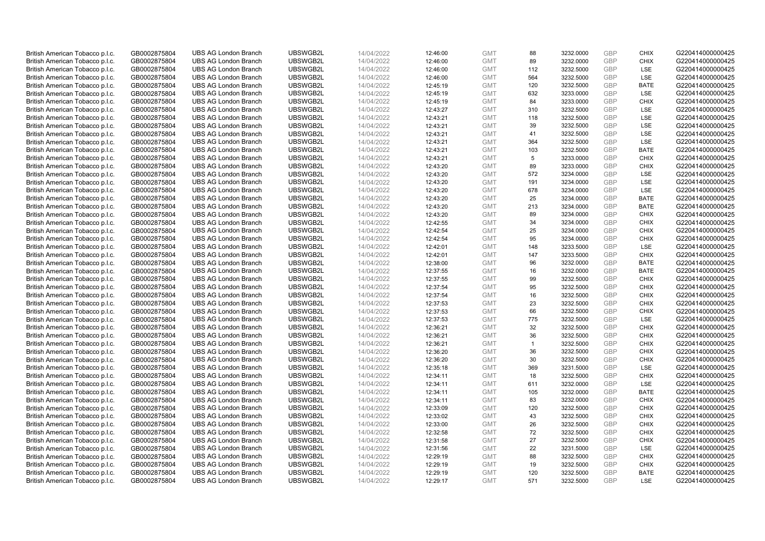| | | | | | | | | | | | |
|---|---|---|---|---|---|---|---|---|---|---|---|
| British American Tobacco p.l.c. | GB0002875804 | UBS AG London Branch | UBSWGB2L | 14/04/2022 | 12:46:00 | GMT | 88 | 3232.0000 | GBP | CHIX | G220414000000425 |
| British American Tobacco p.l.c. | GB0002875804 | UBS AG London Branch | UBSWGB2L | 14/04/2022 | 12:46:00 | GMT | 89 | 3232.0000 | GBP | CHIX | G220414000000425 |
| British American Tobacco p.l.c. | GB0002875804 | UBS AG London Branch | UBSWGB2L | 14/04/2022 | 12:46:00 | GMT | 112 | 3232.5000 | GBP | LSE | G220414000000425 |
| British American Tobacco p.l.c. | GB0002875804 | UBS AG London Branch | UBSWGB2L | 14/04/2022 | 12:46:00 | GMT | 564 | 3232.5000 | GBP | LSE | G220414000000425 |
| British American Tobacco p.l.c. | GB0002875804 | UBS AG London Branch | UBSWGB2L | 14/04/2022 | 12:45:19 | GMT | 120 | 3232.5000 | GBP | BATE | G220414000000425 |
| British American Tobacco p.l.c. | GB0002875804 | UBS AG London Branch | UBSWGB2L | 14/04/2022 | 12:45:19 | GMT | 632 | 3233.0000 | GBP | LSE | G220414000000425 |
| British American Tobacco p.l.c. | GB0002875804 | UBS AG London Branch | UBSWGB2L | 14/04/2022 | 12:45:19 | GMT | 84 | 3233.0000 | GBP | CHIX | G220414000000425 |
| British American Tobacco p.l.c. | GB0002875804 | UBS AG London Branch | UBSWGB2L | 14/04/2022 | 12:43:27 | GMT | 310 | 3232.5000 | GBP | LSE | G220414000000425 |
| British American Tobacco p.l.c. | GB0002875804 | UBS AG London Branch | UBSWGB2L | 14/04/2022 | 12:43:21 | GMT | 118 | 3232.5000 | GBP | LSE | G220414000000425 |
| British American Tobacco p.l.c. | GB0002875804 | UBS AG London Branch | UBSWGB2L | 14/04/2022 | 12:43:21 | GMT | 39 | 3232.5000 | GBP | LSE | G220414000000425 |
| British American Tobacco p.l.c. | GB0002875804 | UBS AG London Branch | UBSWGB2L | 14/04/2022 | 12:43:21 | GMT | 41 | 3232.5000 | GBP | LSE | G220414000000425 |
| British American Tobacco p.l.c. | GB0002875804 | UBS AG London Branch | UBSWGB2L | 14/04/2022 | 12:43:21 | GMT | 364 | 3232.5000 | GBP | LSE | G220414000000425 |
| British American Tobacco p.l.c. | GB0002875804 | UBS AG London Branch | UBSWGB2L | 14/04/2022 | 12:43:21 | GMT | 103 | 3232.5000 | GBP | BATE | G220414000000425 |
| British American Tobacco p.l.c. | GB0002875804 | UBS AG London Branch | UBSWGB2L | 14/04/2022 | 12:43:21 | GMT | 5 | 3233.0000 | GBP | CHIX | G220414000000425 |
| British American Tobacco p.l.c. | GB0002875804 | UBS AG London Branch | UBSWGB2L | 14/04/2022 | 12:43:20 | GMT | 89 | 3233.0000 | GBP | CHIX | G220414000000425 |
| British American Tobacco p.l.c. | GB0002875804 | UBS AG London Branch | UBSWGB2L | 14/04/2022 | 12:43:20 | GMT | 572 | 3234.0000 | GBP | LSE | G220414000000425 |
| British American Tobacco p.l.c. | GB0002875804 | UBS AG London Branch | UBSWGB2L | 14/04/2022 | 12:43:20 | GMT | 191 | 3234.0000 | GBP | LSE | G220414000000425 |
| British American Tobacco p.l.c. | GB0002875804 | UBS AG London Branch | UBSWGB2L | 14/04/2022 | 12:43:20 | GMT | 678 | 3234.0000 | GBP | LSE | G220414000000425 |
| British American Tobacco p.l.c. | GB0002875804 | UBS AG London Branch | UBSWGB2L | 14/04/2022 | 12:43:20 | GMT | 25 | 3234.0000 | GBP | BATE | G220414000000425 |
| British American Tobacco p.l.c. | GB0002875804 | UBS AG London Branch | UBSWGB2L | 14/04/2022 | 12:43:20 | GMT | 213 | 3234.0000 | GBP | BATE | G220414000000425 |
| British American Tobacco p.l.c. | GB0002875804 | UBS AG London Branch | UBSWGB2L | 14/04/2022 | 12:43:20 | GMT | 89 | 3234.0000 | GBP | CHIX | G220414000000425 |
| British American Tobacco p.l.c. | GB0002875804 | UBS AG London Branch | UBSWGB2L | 14/04/2022 | 12:42:55 | GMT | 34 | 3234.0000 | GBP | CHIX | G220414000000425 |
| British American Tobacco p.l.c. | GB0002875804 | UBS AG London Branch | UBSWGB2L | 14/04/2022 | 12:42:54 | GMT | 25 | 3234.0000 | GBP | CHIX | G220414000000425 |
| British American Tobacco p.l.c. | GB0002875804 | UBS AG London Branch | UBSWGB2L | 14/04/2022 | 12:42:54 | GMT | 95 | 3234.0000 | GBP | CHIX | G220414000000425 |
| British American Tobacco p.l.c. | GB0002875804 | UBS AG London Branch | UBSWGB2L | 14/04/2022 | 12:42:01 | GMT | 148 | 3233.5000 | GBP | LSE | G220414000000425 |
| British American Tobacco p.l.c. | GB0002875804 | UBS AG London Branch | UBSWGB2L | 14/04/2022 | 12:42:01 | GMT | 147 | 3233.5000 | GBP | CHIX | G220414000000425 |
| British American Tobacco p.l.c. | GB0002875804 | UBS AG London Branch | UBSWGB2L | 14/04/2022 | 12:38:00 | GMT | 96 | 3232.0000 | GBP | BATE | G220414000000425 |
| British American Tobacco p.l.c. | GB0002875804 | UBS AG London Branch | UBSWGB2L | 14/04/2022 | 12:37:55 | GMT | 16 | 3232.0000 | GBP | BATE | G220414000000425 |
| British American Tobacco p.l.c. | GB0002875804 | UBS AG London Branch | UBSWGB2L | 14/04/2022 | 12:37:55 | GMT | 99 | 3232.5000 | GBP | CHIX | G220414000000425 |
| British American Tobacco p.l.c. | GB0002875804 | UBS AG London Branch | UBSWGB2L | 14/04/2022 | 12:37:54 | GMT | 95 | 3232.5000 | GBP | CHIX | G220414000000425 |
| British American Tobacco p.l.c. | GB0002875804 | UBS AG London Branch | UBSWGB2L | 14/04/2022 | 12:37:54 | GMT | 16 | 3232.5000 | GBP | CHIX | G220414000000425 |
| British American Tobacco p.l.c. | GB0002875804 | UBS AG London Branch | UBSWGB2L | 14/04/2022 | 12:37:53 | GMT | 23 | 3232.5000 | GBP | CHIX | G220414000000425 |
| British American Tobacco p.l.c. | GB0002875804 | UBS AG London Branch | UBSWGB2L | 14/04/2022 | 12:37:53 | GMT | 66 | 3232.5000 | GBP | CHIX | G220414000000425 |
| British American Tobacco p.l.c. | GB0002875804 | UBS AG London Branch | UBSWGB2L | 14/04/2022 | 12:37:53 | GMT | 775 | 3232.5000 | GBP | LSE | G220414000000425 |
| British American Tobacco p.l.c. | GB0002875804 | UBS AG London Branch | UBSWGB2L | 14/04/2022 | 12:36:21 | GMT | 32 | 3232.5000 | GBP | CHIX | G220414000000425 |
| British American Tobacco p.l.c. | GB0002875804 | UBS AG London Branch | UBSWGB2L | 14/04/2022 | 12:36:21 | GMT | 36 | 3232.5000 | GBP | CHIX | G220414000000425 |
| British American Tobacco p.l.c. | GB0002875804 | UBS AG London Branch | UBSWGB2L | 14/04/2022 | 12:36:21 | GMT | 1 | 3232.5000 | GBP | CHIX | G220414000000425 |
| British American Tobacco p.l.c. | GB0002875804 | UBS AG London Branch | UBSWGB2L | 14/04/2022 | 12:36:20 | GMT | 36 | 3232.5000 | GBP | CHIX | G220414000000425 |
| British American Tobacco p.l.c. | GB0002875804 | UBS AG London Branch | UBSWGB2L | 14/04/2022 | 12:36:20 | GMT | 30 | 3232.5000 | GBP | CHIX | G220414000000425 |
| British American Tobacco p.l.c. | GB0002875804 | UBS AG London Branch | UBSWGB2L | 14/04/2022 | 12:35:18 | GMT | 369 | 3231.5000 | GBP | LSE | G220414000000425 |
| British American Tobacco p.l.c. | GB0002875804 | UBS AG London Branch | UBSWGB2L | 14/04/2022 | 12:34:11 | GMT | 18 | 3232.5000 | GBP | CHIX | G220414000000425 |
| British American Tobacco p.l.c. | GB0002875804 | UBS AG London Branch | UBSWGB2L | 14/04/2022 | 12:34:11 | GMT | 611 | 3232.0000 | GBP | LSE | G220414000000425 |
| British American Tobacco p.l.c. | GB0002875804 | UBS AG London Branch | UBSWGB2L | 14/04/2022 | 12:34:11 | GMT | 105 | 3232.0000 | GBP | BATE | G220414000000425 |
| British American Tobacco p.l.c. | GB0002875804 | UBS AG London Branch | UBSWGB2L | 14/04/2022 | 12:34:11 | GMT | 83 | 3232.0000 | GBP | CHIX | G220414000000425 |
| British American Tobacco p.l.c. | GB0002875804 | UBS AG London Branch | UBSWGB2L | 14/04/2022 | 12:33:09 | GMT | 120 | 3232.5000 | GBP | CHIX | G220414000000425 |
| British American Tobacco p.l.c. | GB0002875804 | UBS AG London Branch | UBSWGB2L | 14/04/2022 | 12:33:02 | GMT | 43 | 3232.5000 | GBP | CHIX | G220414000000425 |
| British American Tobacco p.l.c. | GB0002875804 | UBS AG London Branch | UBSWGB2L | 14/04/2022 | 12:33:00 | GMT | 26 | 3232.5000 | GBP | CHIX | G220414000000425 |
| British American Tobacco p.l.c. | GB0002875804 | UBS AG London Branch | UBSWGB2L | 14/04/2022 | 12:32:58 | GMT | 72 | 3232.5000 | GBP | CHIX | G220414000000425 |
| British American Tobacco p.l.c. | GB0002875804 | UBS AG London Branch | UBSWGB2L | 14/04/2022 | 12:31:58 | GMT | 27 | 3232.5000 | GBP | CHIX | G220414000000425 |
| British American Tobacco p.l.c. | GB0002875804 | UBS AG London Branch | UBSWGB2L | 14/04/2022 | 12:31:56 | GMT | 22 | 3231.5000 | GBP | LSE | G220414000000425 |
| British American Tobacco p.l.c. | GB0002875804 | UBS AG London Branch | UBSWGB2L | 14/04/2022 | 12:29:19 | GMT | 88 | 3232.5000 | GBP | CHIX | G220414000000425 |
| British American Tobacco p.l.c. | GB0002875804 | UBS AG London Branch | UBSWGB2L | 14/04/2022 | 12:29:19 | GMT | 19 | 3232.5000 | GBP | CHIX | G220414000000425 |
| British American Tobacco p.l.c. | GB0002875804 | UBS AG London Branch | UBSWGB2L | 14/04/2022 | 12:29:19 | GMT | 120 | 3232.5000 | GBP | BATE | G220414000000425 |
| British American Tobacco p.l.c. | GB0002875804 | UBS AG London Branch | UBSWGB2L | 14/04/2022 | 12:29:17 | GMT | 571 | 3232.5000 | GBP | LSE | G220414000000425 |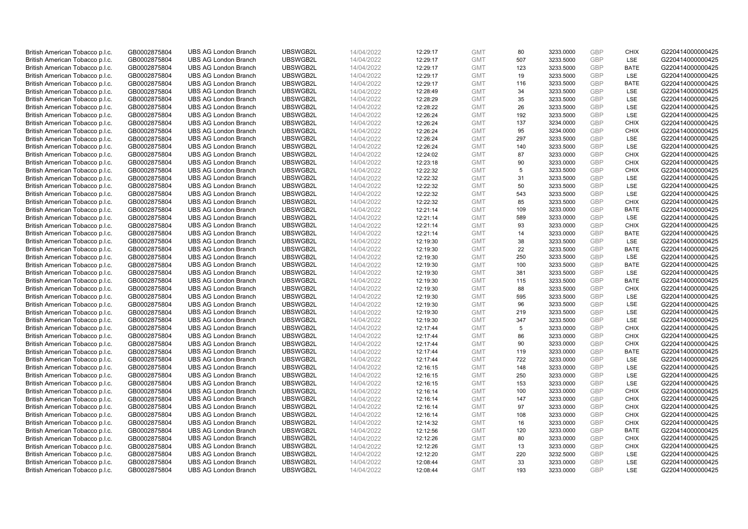| | | | | | | | | | | | |
|---|---|---|---|---|---|---|---|---|---|---|---|
| British American Tobacco p.l.c. | GB0002875804 | UBS AG London Branch | UBSWGB2L | 14/04/2022 | 12:29:17 | GMT | 80 | 3233.0000 | GBP | CHIX | G220414000000425 |
| British American Tobacco p.l.c. | GB0002875804 | UBS AG London Branch | UBSWGB2L | 14/04/2022 | 12:29:17 | GMT | 507 | 3233.5000 | GBP | LSE | G220414000000425 |
| British American Tobacco p.l.c. | GB0002875804 | UBS AG London Branch | UBSWGB2L | 14/04/2022 | 12:29:17 | GMT | 123 | 3233.5000 | GBP | BATE | G220414000000425 |
| British American Tobacco p.l.c. | GB0002875804 | UBS AG London Branch | UBSWGB2L | 14/04/2022 | 12:29:17 | GMT | 19 | 3233.5000 | GBP | LSE | G220414000000425 |
| British American Tobacco p.l.c. | GB0002875804 | UBS AG London Branch | UBSWGB2L | 14/04/2022 | 12:29:17 | GMT | 116 | 3233.5000 | GBP | BATE | G220414000000425 |
| British American Tobacco p.l.c. | GB0002875804 | UBS AG London Branch | UBSWGB2L | 14/04/2022 | 12:28:49 | GMT | 34 | 3233.5000 | GBP | LSE | G220414000000425 |
| British American Tobacco p.l.c. | GB0002875804 | UBS AG London Branch | UBSWGB2L | 14/04/2022 | 12:28:29 | GMT | 35 | 3233.5000 | GBP | LSE | G220414000000425 |
| British American Tobacco p.l.c. | GB0002875804 | UBS AG London Branch | UBSWGB2L | 14/04/2022 | 12:28:22 | GMT | 26 | 3233.5000 | GBP | LSE | G220414000000425 |
| British American Tobacco p.l.c. | GB0002875804 | UBS AG London Branch | UBSWGB2L | 14/04/2022 | 12:26:24 | GMT | 192 | 3233.5000 | GBP | LSE | G220414000000425 |
| British American Tobacco p.l.c. | GB0002875804 | UBS AG London Branch | UBSWGB2L | 14/04/2022 | 12:26:24 | GMT | 137 | 3234.0000 | GBP | CHIX | G220414000000425 |
| British American Tobacco p.l.c. | GB0002875804 | UBS AG London Branch | UBSWGB2L | 14/04/2022 | 12:26:24 | GMT | 95 | 3234.0000 | GBP | CHIX | G220414000000425 |
| British American Tobacco p.l.c. | GB0002875804 | UBS AG London Branch | UBSWGB2L | 14/04/2022 | 12:26:24 | GMT | 297 | 3233.5000 | GBP | LSE | G220414000000425 |
| British American Tobacco p.l.c. | GB0002875804 | UBS AG London Branch | UBSWGB2L | 14/04/2022 | 12:26:24 | GMT | 140 | 3233.5000 | GBP | LSE | G220414000000425 |
| British American Tobacco p.l.c. | GB0002875804 | UBS AG London Branch | UBSWGB2L | 14/04/2022 | 12:24:02 | GMT | 87 | 3233.0000 | GBP | CHIX | G220414000000425 |
| British American Tobacco p.l.c. | GB0002875804 | UBS AG London Branch | UBSWGB2L | 14/04/2022 | 12:23:18 | GMT | 90 | 3233.0000 | GBP | CHIX | G220414000000425 |
| British American Tobacco p.l.c. | GB0002875804 | UBS AG London Branch | UBSWGB2L | 14/04/2022 | 12:22:32 | GMT | 5 | 3233.5000 | GBP | CHIX | G220414000000425 |
| British American Tobacco p.l.c. | GB0002875804 | UBS AG London Branch | UBSWGB2L | 14/04/2022 | 12:22:32 | GMT | 31 | 3233.5000 | GBP | LSE | G220414000000425 |
| British American Tobacco p.l.c. | GB0002875804 | UBS AG London Branch | UBSWGB2L | 14/04/2022 | 12:22:32 | GMT | 50 | 3233.5000 | GBP | LSE | G220414000000425 |
| British American Tobacco p.l.c. | GB0002875804 | UBS AG London Branch | UBSWGB2L | 14/04/2022 | 12:22:32 | GMT | 543 | 3233.5000 | GBP | LSE | G220414000000425 |
| British American Tobacco p.l.c. | GB0002875804 | UBS AG London Branch | UBSWGB2L | 14/04/2022 | 12:22:32 | GMT | 85 | 3233.5000 | GBP | CHIX | G220414000000425 |
| British American Tobacco p.l.c. | GB0002875804 | UBS AG London Branch | UBSWGB2L | 14/04/2022 | 12:21:14 | GMT | 109 | 3233.0000 | GBP | BATE | G220414000000425 |
| British American Tobacco p.l.c. | GB0002875804 | UBS AG London Branch | UBSWGB2L | 14/04/2022 | 12:21:14 | GMT | 589 | 3233.0000 | GBP | LSE | G220414000000425 |
| British American Tobacco p.l.c. | GB0002875804 | UBS AG London Branch | UBSWGB2L | 14/04/2022 | 12:21:14 | GMT | 93 | 3233.0000 | GBP | CHIX | G220414000000425 |
| British American Tobacco p.l.c. | GB0002875804 | UBS AG London Branch | UBSWGB2L | 14/04/2022 | 12:21:14 | GMT | 14 | 3233.0000 | GBP | BATE | G220414000000425 |
| British American Tobacco p.l.c. | GB0002875804 | UBS AG London Branch | UBSWGB2L | 14/04/2022 | 12:19:30 | GMT | 38 | 3233.5000 | GBP | LSE | G220414000000425 |
| British American Tobacco p.l.c. | GB0002875804 | UBS AG London Branch | UBSWGB2L | 14/04/2022 | 12:19:30 | GMT | 22 | 3233.5000 | GBP | BATE | G220414000000425 |
| British American Tobacco p.l.c. | GB0002875804 | UBS AG London Branch | UBSWGB2L | 14/04/2022 | 12:19:30 | GMT | 250 | 3233.5000 | GBP | LSE | G220414000000425 |
| British American Tobacco p.l.c. | GB0002875804 | UBS AG London Branch | UBSWGB2L | 14/04/2022 | 12:19:30 | GMT | 100 | 3233.5000 | GBP | BATE | G220414000000425 |
| British American Tobacco p.l.c. | GB0002875804 | UBS AG London Branch | UBSWGB2L | 14/04/2022 | 12:19:30 | GMT | 381 | 3233.5000 | GBP | LSE | G220414000000425 |
| British American Tobacco p.l.c. | GB0002875804 | UBS AG London Branch | UBSWGB2L | 14/04/2022 | 12:19:30 | GMT | 115 | 3233.5000 | GBP | BATE | G220414000000425 |
| British American Tobacco p.l.c. | GB0002875804 | UBS AG London Branch | UBSWGB2L | 14/04/2022 | 12:19:30 | GMT | 88 | 3233.5000 | GBP | CHIX | G220414000000425 |
| British American Tobacco p.l.c. | GB0002875804 | UBS AG London Branch | UBSWGB2L | 14/04/2022 | 12:19:30 | GMT | 595 | 3233.5000 | GBP | LSE | G220414000000425 |
| British American Tobacco p.l.c. | GB0002875804 | UBS AG London Branch | UBSWGB2L | 14/04/2022 | 12:19:30 | GMT | 96 | 3233.5000 | GBP | LSE | G220414000000425 |
| British American Tobacco p.l.c. | GB0002875804 | UBS AG London Branch | UBSWGB2L | 14/04/2022 | 12:19:30 | GMT | 219 | 3233.5000 | GBP | LSE | G220414000000425 |
| British American Tobacco p.l.c. | GB0002875804 | UBS AG London Branch | UBSWGB2L | 14/04/2022 | 12:19:30 | GMT | 347 | 3233.5000 | GBP | LSE | G220414000000425 |
| British American Tobacco p.l.c. | GB0002875804 | UBS AG London Branch | UBSWGB2L | 14/04/2022 | 12:17:44 | GMT | 5 | 3233.0000 | GBP | CHIX | G220414000000425 |
| British American Tobacco p.l.c. | GB0002875804 | UBS AG London Branch | UBSWGB2L | 14/04/2022 | 12:17:44 | GMT | 86 | 3233.0000 | GBP | CHIX | G220414000000425 |
| British American Tobacco p.l.c. | GB0002875804 | UBS AG London Branch | UBSWGB2L | 14/04/2022 | 12:17:44 | GMT | 90 | 3233.0000 | GBP | CHIX | G220414000000425 |
| British American Tobacco p.l.c. | GB0002875804 | UBS AG London Branch | UBSWGB2L | 14/04/2022 | 12:17:44 | GMT | 119 | 3233.0000 | GBP | BATE | G220414000000425 |
| British American Tobacco p.l.c. | GB0002875804 | UBS AG London Branch | UBSWGB2L | 14/04/2022 | 12:17:44 | GMT | 722 | 3233.0000 | GBP | LSE | G220414000000425 |
| British American Tobacco p.l.c. | GB0002875804 | UBS AG London Branch | UBSWGB2L | 14/04/2022 | 12:16:15 | GMT | 148 | 3233.0000 | GBP | LSE | G220414000000425 |
| British American Tobacco p.l.c. | GB0002875804 | UBS AG London Branch | UBSWGB2L | 14/04/2022 | 12:16:15 | GMT | 250 | 3233.0000 | GBP | LSE | G220414000000425 |
| British American Tobacco p.l.c. | GB0002875804 | UBS AG London Branch | UBSWGB2L | 14/04/2022 | 12:16:15 | GMT | 153 | 3233.0000 | GBP | LSE | G220414000000425 |
| British American Tobacco p.l.c. | GB0002875804 | UBS AG London Branch | UBSWGB2L | 14/04/2022 | 12:16:14 | GMT | 100 | 3233.0000 | GBP | CHIX | G220414000000425 |
| British American Tobacco p.l.c. | GB0002875804 | UBS AG London Branch | UBSWGB2L | 14/04/2022 | 12:16:14 | GMT | 147 | 3233.0000 | GBP | CHIX | G220414000000425 |
| British American Tobacco p.l.c. | GB0002875804 | UBS AG London Branch | UBSWGB2L | 14/04/2022 | 12:16:14 | GMT | 97 | 3233.0000 | GBP | CHIX | G220414000000425 |
| British American Tobacco p.l.c. | GB0002875804 | UBS AG London Branch | UBSWGB2L | 14/04/2022 | 12:16:14 | GMT | 108 | 3233.0000 | GBP | CHIX | G220414000000425 |
| British American Tobacco p.l.c. | GB0002875804 | UBS AG London Branch | UBSWGB2L | 14/04/2022 | 12:14:32 | GMT | 16 | 3233.0000 | GBP | CHIX | G220414000000425 |
| British American Tobacco p.l.c. | GB0002875804 | UBS AG London Branch | UBSWGB2L | 14/04/2022 | 12:12:56 | GMT | 120 | 3233.0000 | GBP | BATE | G220414000000425 |
| British American Tobacco p.l.c. | GB0002875804 | UBS AG London Branch | UBSWGB2L | 14/04/2022 | 12:12:26 | GMT | 80 | 3233.0000 | GBP | CHIX | G220414000000425 |
| British American Tobacco p.l.c. | GB0002875804 | UBS AG London Branch | UBSWGB2L | 14/04/2022 | 12:12:26 | GMT | 13 | 3233.0000 | GBP | CHIX | G220414000000425 |
| British American Tobacco p.l.c. | GB0002875804 | UBS AG London Branch | UBSWGB2L | 14/04/2022 | 12:12:20 | GMT | 220 | 3232.5000 | GBP | LSE | G220414000000425 |
| British American Tobacco p.l.c. | GB0002875804 | UBS AG London Branch | UBSWGB2L | 14/04/2022 | 12:08:44 | GMT | 33 | 3233.0000 | GBP | LSE | G220414000000425 |
| British American Tobacco p.l.c. | GB0002875804 | UBS AG London Branch | UBSWGB2L | 14/04/2022 | 12:08:44 | GMT | 193 | 3233.0000 | GBP | LSE | G220414000000425 |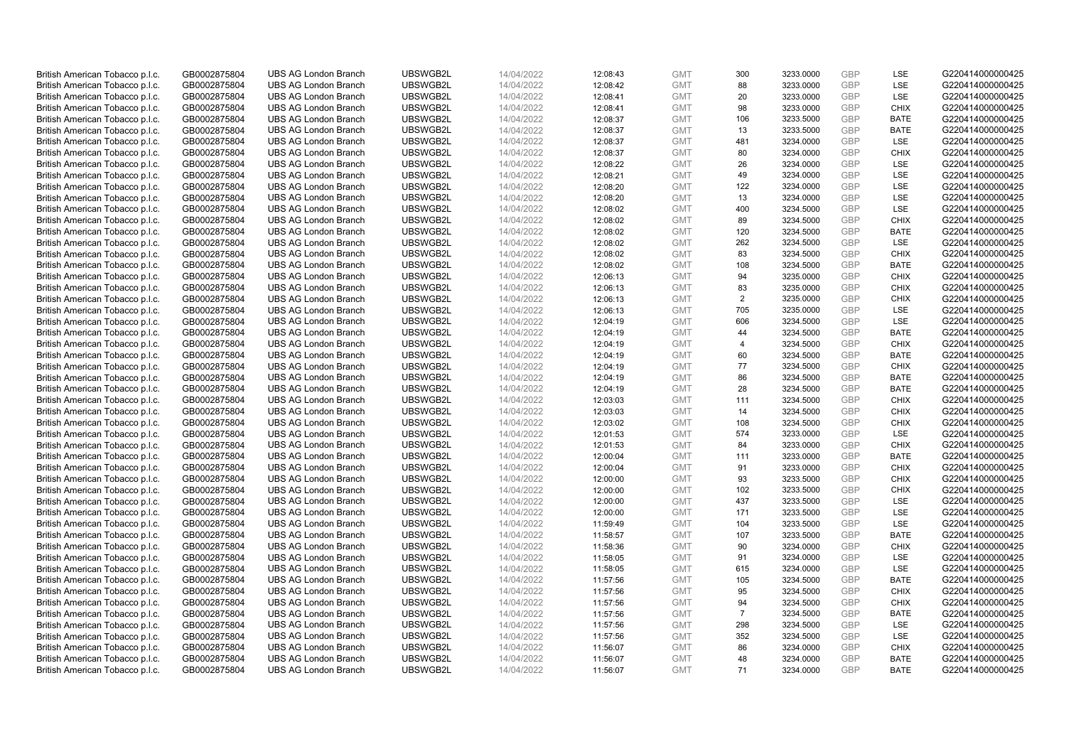| | | | | | | | | | | | |
|---|---|---|---|---|---|---|---|---|---|---|---|
| British American Tobacco p.l.c. | GB0002875804 | UBS AG London Branch | UBSWGB2L | 14/04/2022 | 12:08:43 | GMT | 300 | 3233.0000 | GBP | LSE | G220414000000425 |
| British American Tobacco p.l.c. | GB0002875804 | UBS AG London Branch | UBSWGB2L | 14/04/2022 | 12:08:42 | GMT | 88 | 3233.0000 | GBP | LSE | G220414000000425 |
| British American Tobacco p.l.c. | GB0002875804 | UBS AG London Branch | UBSWGB2L | 14/04/2022 | 12:08:41 | GMT | 20 | 3233.0000 | GBP | LSE | G220414000000425 |
| British American Tobacco p.l.c. | GB0002875804 | UBS AG London Branch | UBSWGB2L | 14/04/2022 | 12:08:41 | GMT | 98 | 3233.0000 | GBP | CHIX | G220414000000425 |
| British American Tobacco p.l.c. | GB0002875804 | UBS AG London Branch | UBSWGB2L | 14/04/2022 | 12:08:37 | GMT | 106 | 3233.5000 | GBP | BATE | G220414000000425 |
| British American Tobacco p.l.c. | GB0002875804 | UBS AG London Branch | UBSWGB2L | 14/04/2022 | 12:08:37 | GMT | 13 | 3233.5000 | GBP | BATE | G220414000000425 |
| British American Tobacco p.l.c. | GB0002875804 | UBS AG London Branch | UBSWGB2L | 14/04/2022 | 12:08:37 | GMT | 481 | 3234.0000 | GBP | LSE | G220414000000425 |
| British American Tobacco p.l.c. | GB0002875804 | UBS AG London Branch | UBSWGB2L | 14/04/2022 | 12:08:37 | GMT | 80 | 3234.0000 | GBP | CHIX | G220414000000425 |
| British American Tobacco p.l.c. | GB0002875804 | UBS AG London Branch | UBSWGB2L | 14/04/2022 | 12:08:22 | GMT | 26 | 3234.0000 | GBP | LSE | G220414000000425 |
| British American Tobacco p.l.c. | GB0002875804 | UBS AG London Branch | UBSWGB2L | 14/04/2022 | 12:08:21 | GMT | 49 | 3234.0000 | GBP | LSE | G220414000000425 |
| British American Tobacco p.l.c. | GB0002875804 | UBS AG London Branch | UBSWGB2L | 14/04/2022 | 12:08:20 | GMT | 122 | 3234.0000 | GBP | LSE | G220414000000425 |
| British American Tobacco p.l.c. | GB0002875804 | UBS AG London Branch | UBSWGB2L | 14/04/2022 | 12:08:20 | GMT | 13 | 3234.0000 | GBP | LSE | G220414000000425 |
| British American Tobacco p.l.c. | GB0002875804 | UBS AG London Branch | UBSWGB2L | 14/04/2022 | 12:08:02 | GMT | 400 | 3234.5000 | GBP | LSE | G220414000000425 |
| British American Tobacco p.l.c. | GB0002875804 | UBS AG London Branch | UBSWGB2L | 14/04/2022 | 12:08:02 | GMT | 89 | 3234.5000 | GBP | CHIX | G220414000000425 |
| British American Tobacco p.l.c. | GB0002875804 | UBS AG London Branch | UBSWGB2L | 14/04/2022 | 12:08:02 | GMT | 120 | 3234.5000 | GBP | BATE | G220414000000425 |
| British American Tobacco p.l.c. | GB0002875804 | UBS AG London Branch | UBSWGB2L | 14/04/2022 | 12:08:02 | GMT | 262 | 3234.5000 | GBP | LSE | G220414000000425 |
| British American Tobacco p.l.c. | GB0002875804 | UBS AG London Branch | UBSWGB2L | 14/04/2022 | 12:08:02 | GMT | 83 | 3234.5000 | GBP | CHIX | G220414000000425 |
| British American Tobacco p.l.c. | GB0002875804 | UBS AG London Branch | UBSWGB2L | 14/04/2022 | 12:08:02 | GMT | 108 | 3234.5000 | GBP | BATE | G220414000000425 |
| British American Tobacco p.l.c. | GB0002875804 | UBS AG London Branch | UBSWGB2L | 14/04/2022 | 12:06:13 | GMT | 94 | 3235.0000 | GBP | CHIX | G220414000000425 |
| British American Tobacco p.l.c. | GB0002875804 | UBS AG London Branch | UBSWGB2L | 14/04/2022 | 12:06:13 | GMT | 83 | 3235.0000 | GBP | CHIX | G220414000000425 |
| British American Tobacco p.l.c. | GB0002875804 | UBS AG London Branch | UBSWGB2L | 14/04/2022 | 12:06:13 | GMT | 2 | 3235.0000 | GBP | CHIX | G220414000000425 |
| British American Tobacco p.l.c. | GB0002875804 | UBS AG London Branch | UBSWGB2L | 14/04/2022 | 12:06:13 | GMT | 705 | 3235.0000 | GBP | LSE | G220414000000425 |
| British American Tobacco p.l.c. | GB0002875804 | UBS AG London Branch | UBSWGB2L | 14/04/2022 | 12:04:19 | GMT | 606 | 3234.5000 | GBP | LSE | G220414000000425 |
| British American Tobacco p.l.c. | GB0002875804 | UBS AG London Branch | UBSWGB2L | 14/04/2022 | 12:04:19 | GMT | 44 | 3234.5000 | GBP | BATE | G220414000000425 |
| British American Tobacco p.l.c. | GB0002875804 | UBS AG London Branch | UBSWGB2L | 14/04/2022 | 12:04:19 | GMT | 4 | 3234.5000 | GBP | CHIX | G220414000000425 |
| British American Tobacco p.l.c. | GB0002875804 | UBS AG London Branch | UBSWGB2L | 14/04/2022 | 12:04:19 | GMT | 60 | 3234.5000 | GBP | BATE | G220414000000425 |
| British American Tobacco p.l.c. | GB0002875804 | UBS AG London Branch | UBSWGB2L | 14/04/2022 | 12:04:19 | GMT | 77 | 3234.5000 | GBP | CHIX | G220414000000425 |
| British American Tobacco p.l.c. | GB0002875804 | UBS AG London Branch | UBSWGB2L | 14/04/2022 | 12:04:19 | GMT | 86 | 3234.5000 | GBP | BATE | G220414000000425 |
| British American Tobacco p.l.c. | GB0002875804 | UBS AG London Branch | UBSWGB2L | 14/04/2022 | 12:04:19 | GMT | 28 | 3234.5000 | GBP | BATE | G220414000000425 |
| British American Tobacco p.l.c. | GB0002875804 | UBS AG London Branch | UBSWGB2L | 14/04/2022 | 12:03:03 | GMT | 111 | 3234.5000 | GBP | CHIX | G220414000000425 |
| British American Tobacco p.l.c. | GB0002875804 | UBS AG London Branch | UBSWGB2L | 14/04/2022 | 12:03:03 | GMT | 14 | 3234.5000 | GBP | CHIX | G220414000000425 |
| British American Tobacco p.l.c. | GB0002875804 | UBS AG London Branch | UBSWGB2L | 14/04/2022 | 12:03:02 | GMT | 108 | 3234.5000 | GBP | CHIX | G220414000000425 |
| British American Tobacco p.l.c. | GB0002875804 | UBS AG London Branch | UBSWGB2L | 14/04/2022 | 12:01:53 | GMT | 574 | 3233.0000 | GBP | LSE | G220414000000425 |
| British American Tobacco p.l.c. | GB0002875804 | UBS AG London Branch | UBSWGB2L | 14/04/2022 | 12:01:53 | GMT | 84 | 3233.0000 | GBP | CHIX | G220414000000425 |
| British American Tobacco p.l.c. | GB0002875804 | UBS AG London Branch | UBSWGB2L | 14/04/2022 | 12:00:04 | GMT | 111 | 3233.0000 | GBP | BATE | G220414000000425 |
| British American Tobacco p.l.c. | GB0002875804 | UBS AG London Branch | UBSWGB2L | 14/04/2022 | 12:00:04 | GMT | 91 | 3233.0000 | GBP | CHIX | G220414000000425 |
| British American Tobacco p.l.c. | GB0002875804 | UBS AG London Branch | UBSWGB2L | 14/04/2022 | 12:00:00 | GMT | 93 | 3233.5000 | GBP | CHIX | G220414000000425 |
| British American Tobacco p.l.c. | GB0002875804 | UBS AG London Branch | UBSWGB2L | 14/04/2022 | 12:00:00 | GMT | 102 | 3233.5000 | GBP | CHIX | G220414000000425 |
| British American Tobacco p.l.c. | GB0002875804 | UBS AG London Branch | UBSWGB2L | 14/04/2022 | 12:00:00 | GMT | 437 | 3233.5000 | GBP | LSE | G220414000000425 |
| British American Tobacco p.l.c. | GB0002875804 | UBS AG London Branch | UBSWGB2L | 14/04/2022 | 12:00:00 | GMT | 171 | 3233.5000 | GBP | LSE | G220414000000425 |
| British American Tobacco p.l.c. | GB0002875804 | UBS AG London Branch | UBSWGB2L | 14/04/2022 | 11:59:49 | GMT | 104 | 3233.5000 | GBP | LSE | G220414000000425 |
| British American Tobacco p.l.c. | GB0002875804 | UBS AG London Branch | UBSWGB2L | 14/04/2022 | 11:58:57 | GMT | 107 | 3233.5000 | GBP | BATE | G220414000000425 |
| British American Tobacco p.l.c. | GB0002875804 | UBS AG London Branch | UBSWGB2L | 14/04/2022 | 11:58:36 | GMT | 90 | 3234.0000 | GBP | CHIX | G220414000000425 |
| British American Tobacco p.l.c. | GB0002875804 | UBS AG London Branch | UBSWGB2L | 14/04/2022 | 11:58:05 | GMT | 91 | 3234.0000 | GBP | LSE | G220414000000425 |
| British American Tobacco p.l.c. | GB0002875804 | UBS AG London Branch | UBSWGB2L | 14/04/2022 | 11:58:05 | GMT | 615 | 3234.0000 | GBP | LSE | G220414000000425 |
| British American Tobacco p.l.c. | GB0002875804 | UBS AG London Branch | UBSWGB2L | 14/04/2022 | 11:57:56 | GMT | 105 | 3234.5000 | GBP | BATE | G220414000000425 |
| British American Tobacco p.l.c. | GB0002875804 | UBS AG London Branch | UBSWGB2L | 14/04/2022 | 11:57:56 | GMT | 95 | 3234.5000 | GBP | CHIX | G220414000000425 |
| British American Tobacco p.l.c. | GB0002875804 | UBS AG London Branch | UBSWGB2L | 14/04/2022 | 11:57:56 | GMT | 94 | 3234.5000 | GBP | CHIX | G220414000000425 |
| British American Tobacco p.l.c. | GB0002875804 | UBS AG London Branch | UBSWGB2L | 14/04/2022 | 11:57:56 | GMT | 7 | 3234.5000 | GBP | BATE | G220414000000425 |
| British American Tobacco p.l.c. | GB0002875804 | UBS AG London Branch | UBSWGB2L | 14/04/2022 | 11:57:56 | GMT | 298 | 3234.5000 | GBP | LSE | G220414000000425 |
| British American Tobacco p.l.c. | GB0002875804 | UBS AG London Branch | UBSWGB2L | 14/04/2022 | 11:57:56 | GMT | 352 | 3234.5000 | GBP | LSE | G220414000000425 |
| British American Tobacco p.l.c. | GB0002875804 | UBS AG London Branch | UBSWGB2L | 14/04/2022 | 11:56:07 | GMT | 86 | 3234.0000 | GBP | CHIX | G220414000000425 |
| British American Tobacco p.l.c. | GB0002875804 | UBS AG London Branch | UBSWGB2L | 14/04/2022 | 11:56:07 | GMT | 48 | 3234.0000 | GBP | BATE | G220414000000425 |
| British American Tobacco p.l.c. | GB0002875804 | UBS AG London Branch | UBSWGB2L | 14/04/2022 | 11:56:07 | GMT | 71 | 3234.0000 | GBP | BATE | G220414000000425 |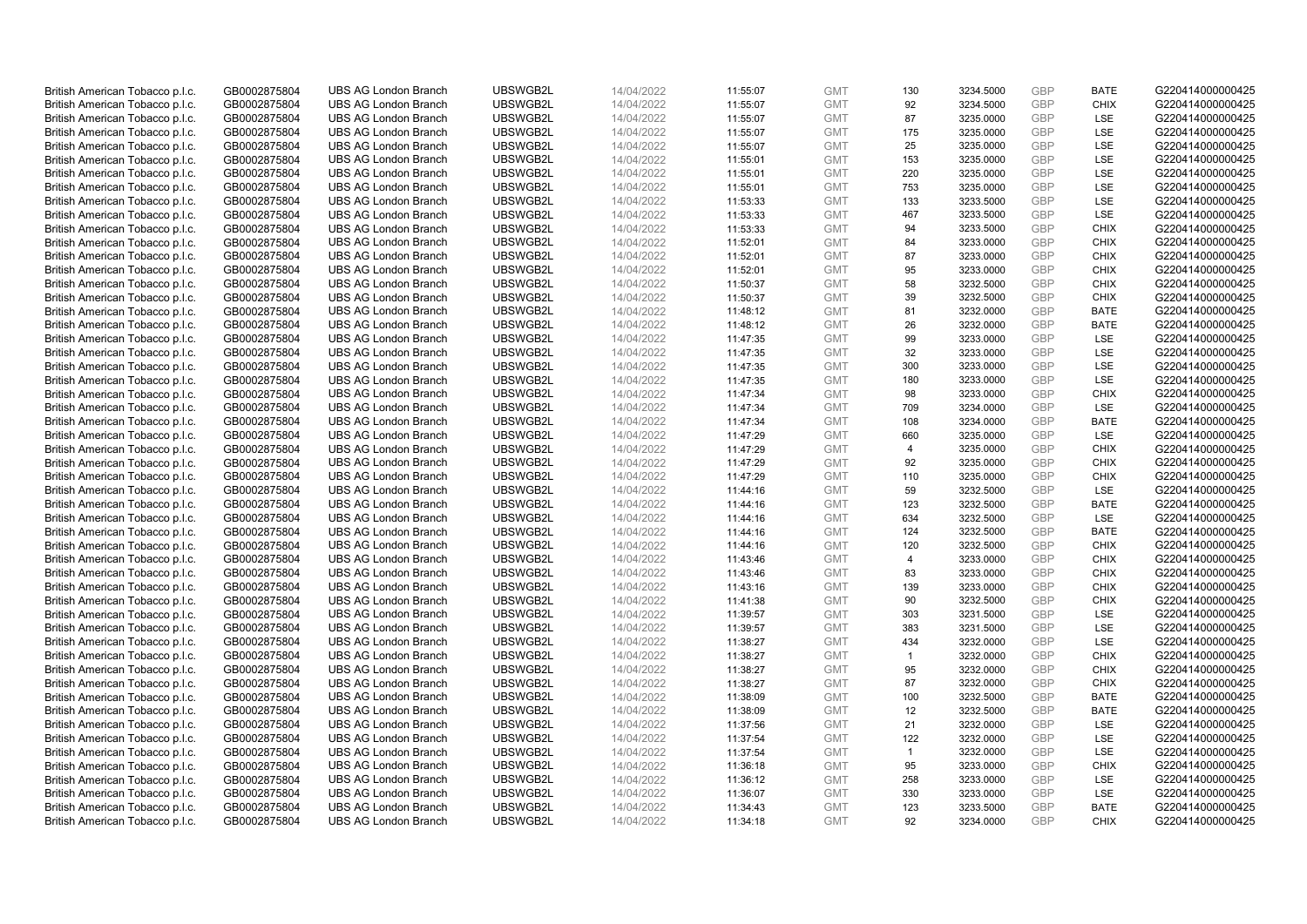| | | | | | | | | | | | |
|---|---|---|---|---|---|---|---|---|---|---|---|
| British American Tobacco p.l.c. | GB0002875804 | UBS AG London Branch | UBSWGB2L | 14/04/2022 | 11:55:07 | GMT | 130 | 3234.5000 | GBP | BATE | G220414000000425 |
| British American Tobacco p.l.c. | GB0002875804 | UBS AG London Branch | UBSWGB2L | 14/04/2022 | 11:55:07 | GMT | 92 | 3234.5000 | GBP | CHIX | G220414000000425 |
| British American Tobacco p.l.c. | GB0002875804 | UBS AG London Branch | UBSWGB2L | 14/04/2022 | 11:55:07 | GMT | 87 | 3235.0000 | GBP | LSE | G220414000000425 |
| British American Tobacco p.l.c. | GB0002875804 | UBS AG London Branch | UBSWGB2L | 14/04/2022 | 11:55:07 | GMT | 175 | 3235.0000 | GBP | LSE | G220414000000425 |
| British American Tobacco p.l.c. | GB0002875804 | UBS AG London Branch | UBSWGB2L | 14/04/2022 | 11:55:07 | GMT | 25 | 3235.0000 | GBP | LSE | G220414000000425 |
| British American Tobacco p.l.c. | GB0002875804 | UBS AG London Branch | UBSWGB2L | 14/04/2022 | 11:55:01 | GMT | 153 | 3235.0000 | GBP | LSE | G220414000000425 |
| British American Tobacco p.l.c. | GB0002875804 | UBS AG London Branch | UBSWGB2L | 14/04/2022 | 11:55:01 | GMT | 220 | 3235.0000 | GBP | LSE | G220414000000425 |
| British American Tobacco p.l.c. | GB0002875804 | UBS AG London Branch | UBSWGB2L | 14/04/2022 | 11:55:01 | GMT | 753 | 3235.0000 | GBP | LSE | G220414000000425 |
| British American Tobacco p.l.c. | GB0002875804 | UBS AG London Branch | UBSWGB2L | 14/04/2022 | 11:53:33 | GMT | 133 | 3233.5000 | GBP | LSE | G220414000000425 |
| British American Tobacco p.l.c. | GB0002875804 | UBS AG London Branch | UBSWGB2L | 14/04/2022 | 11:53:33 | GMT | 467 | 3233.5000 | GBP | LSE | G220414000000425 |
| British American Tobacco p.l.c. | GB0002875804 | UBS AG London Branch | UBSWGB2L | 14/04/2022 | 11:53:33 | GMT | 94 | 3233.5000 | GBP | CHIX | G220414000000425 |
| British American Tobacco p.l.c. | GB0002875804 | UBS AG London Branch | UBSWGB2L | 14/04/2022 | 11:52:01 | GMT | 84 | 3233.0000 | GBP | CHIX | G220414000000425 |
| British American Tobacco p.l.c. | GB0002875804 | UBS AG London Branch | UBSWGB2L | 14/04/2022 | 11:52:01 | GMT | 87 | 3233.0000 | GBP | CHIX | G220414000000425 |
| British American Tobacco p.l.c. | GB0002875804 | UBS AG London Branch | UBSWGB2L | 14/04/2022 | 11:52:01 | GMT | 95 | 3233.0000 | GBP | CHIX | G220414000000425 |
| British American Tobacco p.l.c. | GB0002875804 | UBS AG London Branch | UBSWGB2L | 14/04/2022 | 11:50:37 | GMT | 58 | 3232.5000 | GBP | CHIX | G220414000000425 |
| British American Tobacco p.l.c. | GB0002875804 | UBS AG London Branch | UBSWGB2L | 14/04/2022 | 11:50:37 | GMT | 39 | 3232.5000 | GBP | CHIX | G220414000000425 |
| British American Tobacco p.l.c. | GB0002875804 | UBS AG London Branch | UBSWGB2L | 14/04/2022 | 11:48:12 | GMT | 81 | 3232.0000 | GBP | BATE | G220414000000425 |
| British American Tobacco p.l.c. | GB0002875804 | UBS AG London Branch | UBSWGB2L | 14/04/2022 | 11:48:12 | GMT | 26 | 3232.0000 | GBP | BATE | G220414000000425 |
| British American Tobacco p.l.c. | GB0002875804 | UBS AG London Branch | UBSWGB2L | 14/04/2022 | 11:47:35 | GMT | 99 | 3233.0000 | GBP | LSE | G220414000000425 |
| British American Tobacco p.l.c. | GB0002875804 | UBS AG London Branch | UBSWGB2L | 14/04/2022 | 11:47:35 | GMT | 32 | 3233.0000 | GBP | LSE | G220414000000425 |
| British American Tobacco p.l.c. | GB0002875804 | UBS AG London Branch | UBSWGB2L | 14/04/2022 | 11:47:35 | GMT | 300 | 3233.0000 | GBP | LSE | G220414000000425 |
| British American Tobacco p.l.c. | GB0002875804 | UBS AG London Branch | UBSWGB2L | 14/04/2022 | 11:47:35 | GMT | 180 | 3233.0000 | GBP | LSE | G220414000000425 |
| British American Tobacco p.l.c. | GB0002875804 | UBS AG London Branch | UBSWGB2L | 14/04/2022 | 11:47:34 | GMT | 98 | 3233.0000 | GBP | CHIX | G220414000000425 |
| British American Tobacco p.l.c. | GB0002875804 | UBS AG London Branch | UBSWGB2L | 14/04/2022 | 11:47:34 | GMT | 709 | 3234.0000 | GBP | LSE | G220414000000425 |
| British American Tobacco p.l.c. | GB0002875804 | UBS AG London Branch | UBSWGB2L | 14/04/2022 | 11:47:34 | GMT | 108 | 3234.0000 | GBP | BATE | G220414000000425 |
| British American Tobacco p.l.c. | GB0002875804 | UBS AG London Branch | UBSWGB2L | 14/04/2022 | 11:47:29 | GMT | 660 | 3235.0000 | GBP | LSE | G220414000000425 |
| British American Tobacco p.l.c. | GB0002875804 | UBS AG London Branch | UBSWGB2L | 14/04/2022 | 11:47:29 | GMT | 4 | 3235.0000 | GBP | CHIX | G220414000000425 |
| British American Tobacco p.l.c. | GB0002875804 | UBS AG London Branch | UBSWGB2L | 14/04/2022 | 11:47:29 | GMT | 92 | 3235.0000 | GBP | CHIX | G220414000000425 |
| British American Tobacco p.l.c. | GB0002875804 | UBS AG London Branch | UBSWGB2L | 14/04/2022 | 11:47:29 | GMT | 110 | 3235.0000 | GBP | CHIX | G220414000000425 |
| British American Tobacco p.l.c. | GB0002875804 | UBS AG London Branch | UBSWGB2L | 14/04/2022 | 11:44:16 | GMT | 59 | 3232.5000 | GBP | LSE | G220414000000425 |
| British American Tobacco p.l.c. | GB0002875804 | UBS AG London Branch | UBSWGB2L | 14/04/2022 | 11:44:16 | GMT | 123 | 3232.5000 | GBP | BATE | G220414000000425 |
| British American Tobacco p.l.c. | GB0002875804 | UBS AG London Branch | UBSWGB2L | 14/04/2022 | 11:44:16 | GMT | 634 | 3232.5000 | GBP | LSE | G220414000000425 |
| British American Tobacco p.l.c. | GB0002875804 | UBS AG London Branch | UBSWGB2L | 14/04/2022 | 11:44:16 | GMT | 124 | 3232.5000 | GBP | BATE | G220414000000425 |
| British American Tobacco p.l.c. | GB0002875804 | UBS AG London Branch | UBSWGB2L | 14/04/2022 | 11:44:16 | GMT | 120 | 3232.5000 | GBP | CHIX | G220414000000425 |
| British American Tobacco p.l.c. | GB0002875804 | UBS AG London Branch | UBSWGB2L | 14/04/2022 | 11:43:46 | GMT | 4 | 3233.0000 | GBP | CHIX | G220414000000425 |
| British American Tobacco p.l.c. | GB0002875804 | UBS AG London Branch | UBSWGB2L | 14/04/2022 | 11:43:46 | GMT | 83 | 3233.0000 | GBP | CHIX | G220414000000425 |
| British American Tobacco p.l.c. | GB0002875804 | UBS AG London Branch | UBSWGB2L | 14/04/2022 | 11:43:16 | GMT | 139 | 3233.0000 | GBP | CHIX | G220414000000425 |
| British American Tobacco p.l.c. | GB0002875804 | UBS AG London Branch | UBSWGB2L | 14/04/2022 | 11:41:38 | GMT | 90 | 3232.5000 | GBP | CHIX | G220414000000425 |
| British American Tobacco p.l.c. | GB0002875804 | UBS AG London Branch | UBSWGB2L | 14/04/2022 | 11:39:57 | GMT | 303 | 3231.5000 | GBP | LSE | G220414000000425 |
| British American Tobacco p.l.c. | GB0002875804 | UBS AG London Branch | UBSWGB2L | 14/04/2022 | 11:39:57 | GMT | 383 | 3231.5000 | GBP | LSE | G220414000000425 |
| British American Tobacco p.l.c. | GB0002875804 | UBS AG London Branch | UBSWGB2L | 14/04/2022 | 11:38:27 | GMT | 434 | 3232.0000 | GBP | LSE | G220414000000425 |
| British American Tobacco p.l.c. | GB0002875804 | UBS AG London Branch | UBSWGB2L | 14/04/2022 | 11:38:27 | GMT | 1 | 3232.0000 | GBP | CHIX | G220414000000425 |
| British American Tobacco p.l.c. | GB0002875804 | UBS AG London Branch | UBSWGB2L | 14/04/2022 | 11:38:27 | GMT | 95 | 3232.0000 | GBP | CHIX | G220414000000425 |
| British American Tobacco p.l.c. | GB0002875804 | UBS AG London Branch | UBSWGB2L | 14/04/2022 | 11:38:27 | GMT | 87 | 3232.0000 | GBP | CHIX | G220414000000425 |
| British American Tobacco p.l.c. | GB0002875804 | UBS AG London Branch | UBSWGB2L | 14/04/2022 | 11:38:09 | GMT | 100 | 3232.5000 | GBP | BATE | G220414000000425 |
| British American Tobacco p.l.c. | GB0002875804 | UBS AG London Branch | UBSWGB2L | 14/04/2022 | 11:38:09 | GMT | 12 | 3232.5000 | GBP | BATE | G220414000000425 |
| British American Tobacco p.l.c. | GB0002875804 | UBS AG London Branch | UBSWGB2L | 14/04/2022 | 11:37:56 | GMT | 21 | 3232.0000 | GBP | LSE | G220414000000425 |
| British American Tobacco p.l.c. | GB0002875804 | UBS AG London Branch | UBSWGB2L | 14/04/2022 | 11:37:54 | GMT | 122 | 3232.0000 | GBP | LSE | G220414000000425 |
| British American Tobacco p.l.c. | GB0002875804 | UBS AG London Branch | UBSWGB2L | 14/04/2022 | 11:37:54 | GMT | 1 | 3232.0000 | GBP | LSE | G220414000000425 |
| British American Tobacco p.l.c. | GB0002875804 | UBS AG London Branch | UBSWGB2L | 14/04/2022 | 11:36:18 | GMT | 95 | 3233.0000 | GBP | CHIX | G220414000000425 |
| British American Tobacco p.l.c. | GB0002875804 | UBS AG London Branch | UBSWGB2L | 14/04/2022 | 11:36:12 | GMT | 258 | 3233.0000 | GBP | LSE | G220414000000425 |
| British American Tobacco p.l.c. | GB0002875804 | UBS AG London Branch | UBSWGB2L | 14/04/2022 | 11:36:07 | GMT | 330 | 3233.0000 | GBP | LSE | G220414000000425 |
| British American Tobacco p.l.c. | GB0002875804 | UBS AG London Branch | UBSWGB2L | 14/04/2022 | 11:34:43 | GMT | 123 | 3233.5000 | GBP | BATE | G220414000000425 |
| British American Tobacco p.l.c. | GB0002875804 | UBS AG London Branch | UBSWGB2L | 14/04/2022 | 11:34:18 | GMT | 92 | 3234.0000 | GBP | CHIX | G220414000000425 |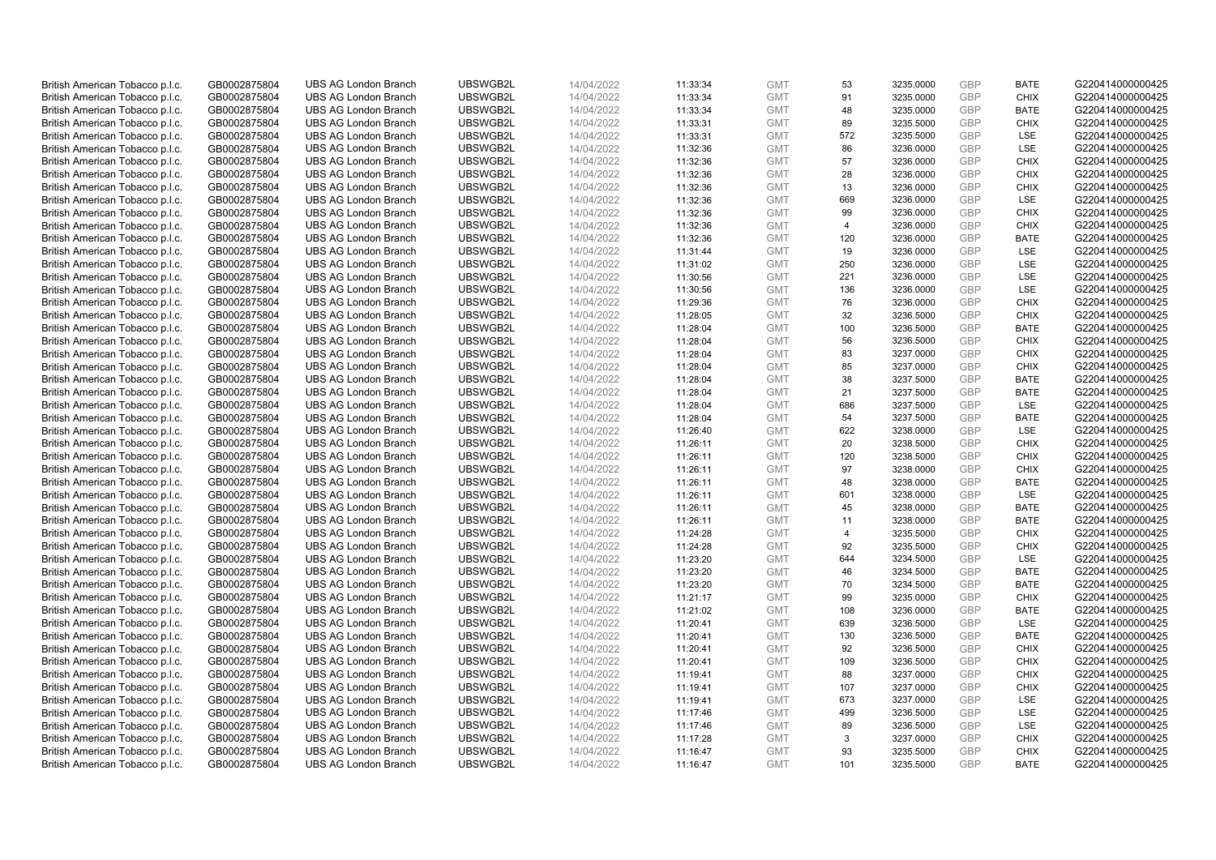| | | | | | | | | | | | |
|---|---|---|---|---|---|---|---|---|---|---|---|
| British American Tobacco p.l.c. | GB0002875804 | UBS AG London Branch | UBSWGB2L | 14/04/2022 | 11:33:34 | GMT | 53 | 3235.0000 | GBP | BATE | G220414000000425 |
| British American Tobacco p.l.c. | GB0002875804 | UBS AG London Branch | UBSWGB2L | 14/04/2022 | 11:33:34 | GMT | 91 | 3235.0000 | GBP | CHIX | G220414000000425 |
| British American Tobacco p.l.c. | GB0002875804 | UBS AG London Branch | UBSWGB2L | 14/04/2022 | 11:33:34 | GMT | 48 | 3235.0000 | GBP | BATE | G220414000000425 |
| British American Tobacco p.l.c. | GB0002875804 | UBS AG London Branch | UBSWGB2L | 14/04/2022 | 11:33:31 | GMT | 89 | 3235.5000 | GBP | CHIX | G220414000000425 |
| British American Tobacco p.l.c. | GB0002875804 | UBS AG London Branch | UBSWGB2L | 14/04/2022 | 11:33:31 | GMT | 572 | 3235.5000 | GBP | LSE | G220414000000425 |
| British American Tobacco p.l.c. | GB0002875804 | UBS AG London Branch | UBSWGB2L | 14/04/2022 | 11:32:36 | GMT | 86 | 3236.0000 | GBP | LSE | G220414000000425 |
| British American Tobacco p.l.c. | GB0002875804 | UBS AG London Branch | UBSWGB2L | 14/04/2022 | 11:32:36 | GMT | 57 | 3236.0000 | GBP | CHIX | G220414000000425 |
| British American Tobacco p.l.c. | GB0002875804 | UBS AG London Branch | UBSWGB2L | 14/04/2022 | 11:32:36 | GMT | 28 | 3236.0000 | GBP | CHIX | G220414000000425 |
| British American Tobacco p.l.c. | GB0002875804 | UBS AG London Branch | UBSWGB2L | 14/04/2022 | 11:32:36 | GMT | 13 | 3236.0000 | GBP | CHIX | G220414000000425 |
| British American Tobacco p.l.c. | GB0002875804 | UBS AG London Branch | UBSWGB2L | 14/04/2022 | 11:32:36 | GMT | 669 | 3236.0000 | GBP | LSE | G220414000000425 |
| British American Tobacco p.l.c. | GB0002875804 | UBS AG London Branch | UBSWGB2L | 14/04/2022 | 11:32:36 | GMT | 99 | 3236.0000 | GBP | CHIX | G220414000000425 |
| British American Tobacco p.l.c. | GB0002875804 | UBS AG London Branch | UBSWGB2L | 14/04/2022 | 11:32:36 | GMT | 4 | 3236.0000 | GBP | CHIX | G220414000000425 |
| British American Tobacco p.l.c. | GB0002875804 | UBS AG London Branch | UBSWGB2L | 14/04/2022 | 11:32:36 | GMT | 120 | 3236.0000 | GBP | BATE | G220414000000425 |
| British American Tobacco p.l.c. | GB0002875804 | UBS AG London Branch | UBSWGB2L | 14/04/2022 | 11:31:44 | GMT | 19 | 3236.0000 | GBP | LSE | G220414000000425 |
| British American Tobacco p.l.c. | GB0002875804 | UBS AG London Branch | UBSWGB2L | 14/04/2022 | 11:31:02 | GMT | 250 | 3236.0000 | GBP | LSE | G220414000000425 |
| British American Tobacco p.l.c. | GB0002875804 | UBS AG London Branch | UBSWGB2L | 14/04/2022 | 11:30:56 | GMT | 221 | 3236.0000 | GBP | LSE | G220414000000425 |
| British American Tobacco p.l.c. | GB0002875804 | UBS AG London Branch | UBSWGB2L | 14/04/2022 | 11:30:56 | GMT | 136 | 3236.0000 | GBP | LSE | G220414000000425 |
| British American Tobacco p.l.c. | GB0002875804 | UBS AG London Branch | UBSWGB2L | 14/04/2022 | 11:29:36 | GMT | 76 | 3236.0000 | GBP | CHIX | G220414000000425 |
| British American Tobacco p.l.c. | GB0002875804 | UBS AG London Branch | UBSWGB2L | 14/04/2022 | 11:28:05 | GMT | 32 | 3236.5000 | GBP | CHIX | G220414000000425 |
| British American Tobacco p.l.c. | GB0002875804 | UBS AG London Branch | UBSWGB2L | 14/04/2022 | 11:28:04 | GMT | 100 | 3236.5000 | GBP | BATE | G220414000000425 |
| British American Tobacco p.l.c. | GB0002875804 | UBS AG London Branch | UBSWGB2L | 14/04/2022 | 11:28:04 | GMT | 56 | 3236.5000 | GBP | CHIX | G220414000000425 |
| British American Tobacco p.l.c. | GB0002875804 | UBS AG London Branch | UBSWGB2L | 14/04/2022 | 11:28:04 | GMT | 83 | 3237.0000 | GBP | CHIX | G220414000000425 |
| British American Tobacco p.l.c. | GB0002875804 | UBS AG London Branch | UBSWGB2L | 14/04/2022 | 11:28:04 | GMT | 85 | 3237.0000 | GBP | CHIX | G220414000000425 |
| British American Tobacco p.l.c. | GB0002875804 | UBS AG London Branch | UBSWGB2L | 14/04/2022 | 11:28:04 | GMT | 38 | 3237.5000 | GBP | BATE | G220414000000425 |
| British American Tobacco p.l.c. | GB0002875804 | UBS AG London Branch | UBSWGB2L | 14/04/2022 | 11:28:04 | GMT | 21 | 3237.5000 | GBP | BATE | G220414000000425 |
| British American Tobacco p.l.c. | GB0002875804 | UBS AG London Branch | UBSWGB2L | 14/04/2022 | 11:28:04 | GMT | 686 | 3237.5000 | GBP | LSE | G220414000000425 |
| British American Tobacco p.l.c. | GB0002875804 | UBS AG London Branch | UBSWGB2L | 14/04/2022 | 11:28:04 | GMT | 54 | 3237.5000 | GBP | BATE | G220414000000425 |
| British American Tobacco p.l.c. | GB0002875804 | UBS AG London Branch | UBSWGB2L | 14/04/2022 | 11:26:40 | GMT | 622 | 3238.0000 | GBP | LSE | G220414000000425 |
| British American Tobacco p.l.c. | GB0002875804 | UBS AG London Branch | UBSWGB2L | 14/04/2022 | 11:26:11 | GMT | 20 | 3238.5000 | GBP | CHIX | G220414000000425 |
| British American Tobacco p.l.c. | GB0002875804 | UBS AG London Branch | UBSWGB2L | 14/04/2022 | 11:26:11 | GMT | 120 | 3238.5000 | GBP | CHIX | G220414000000425 |
| British American Tobacco p.l.c. | GB0002875804 | UBS AG London Branch | UBSWGB2L | 14/04/2022 | 11:26:11 | GMT | 97 | 3238.0000 | GBP | CHIX | G220414000000425 |
| British American Tobacco p.l.c. | GB0002875804 | UBS AG London Branch | UBSWGB2L | 14/04/2022 | 11:26:11 | GMT | 48 | 3238.0000 | GBP | BATE | G220414000000425 |
| British American Tobacco p.l.c. | GB0002875804 | UBS AG London Branch | UBSWGB2L | 14/04/2022 | 11:26:11 | GMT | 601 | 3238.0000 | GBP | LSE | G220414000000425 |
| British American Tobacco p.l.c. | GB0002875804 | UBS AG London Branch | UBSWGB2L | 14/04/2022 | 11:26:11 | GMT | 45 | 3238.0000 | GBP | BATE | G220414000000425 |
| British American Tobacco p.l.c. | GB0002875804 | UBS AG London Branch | UBSWGB2L | 14/04/2022 | 11:26:11 | GMT | 11 | 3238.0000 | GBP | BATE | G220414000000425 |
| British American Tobacco p.l.c. | GB0002875804 | UBS AG London Branch | UBSWGB2L | 14/04/2022 | 11:24:28 | GMT | 4 | 3235.5000 | GBP | CHIX | G220414000000425 |
| British American Tobacco p.l.c. | GB0002875804 | UBS AG London Branch | UBSWGB2L | 14/04/2022 | 11:24:28 | GMT | 92 | 3235.5000 | GBP | CHIX | G220414000000425 |
| British American Tobacco p.l.c. | GB0002875804 | UBS AG London Branch | UBSWGB2L | 14/04/2022 | 11:23:20 | GMT | 644 | 3234.5000 | GBP | LSE | G220414000000425 |
| British American Tobacco p.l.c. | GB0002875804 | UBS AG London Branch | UBSWGB2L | 14/04/2022 | 11:23:20 | GMT | 46 | 3234.5000 | GBP | BATE | G220414000000425 |
| British American Tobacco p.l.c. | GB0002875804 | UBS AG London Branch | UBSWGB2L | 14/04/2022 | 11:23:20 | GMT | 70 | 3234.5000 | GBP | BATE | G220414000000425 |
| British American Tobacco p.l.c. | GB0002875804 | UBS AG London Branch | UBSWGB2L | 14/04/2022 | 11:21:17 | GMT | 99 | 3235.0000 | GBP | CHIX | G220414000000425 |
| British American Tobacco p.l.c. | GB0002875804 | UBS AG London Branch | UBSWGB2L | 14/04/2022 | 11:21:02 | GMT | 108 | 3236.0000 | GBP | BATE | G220414000000425 |
| British American Tobacco p.l.c. | GB0002875804 | UBS AG London Branch | UBSWGB2L | 14/04/2022 | 11:20:41 | GMT | 639 | 3236.5000 | GBP | LSE | G220414000000425 |
| British American Tobacco p.l.c. | GB0002875804 | UBS AG London Branch | UBSWGB2L | 14/04/2022 | 11:20:41 | GMT | 130 | 3236.5000 | GBP | BATE | G220414000000425 |
| British American Tobacco p.l.c. | GB0002875804 | UBS AG London Branch | UBSWGB2L | 14/04/2022 | 11:20:41 | GMT | 92 | 3236.5000 | GBP | CHIX | G220414000000425 |
| British American Tobacco p.l.c. | GB0002875804 | UBS AG London Branch | UBSWGB2L | 14/04/2022 | 11:20:41 | GMT | 109 | 3236.5000 | GBP | CHIX | G220414000000425 |
| British American Tobacco p.l.c. | GB0002875804 | UBS AG London Branch | UBSWGB2L | 14/04/2022 | 11:19:41 | GMT | 88 | 3237.0000 | GBP | CHIX | G220414000000425 |
| British American Tobacco p.l.c. | GB0002875804 | UBS AG London Branch | UBSWGB2L | 14/04/2022 | 11:19:41 | GMT | 107 | 3237.0000 | GBP | CHIX | G220414000000425 |
| British American Tobacco p.l.c. | GB0002875804 | UBS AG London Branch | UBSWGB2L | 14/04/2022 | 11:19:41 | GMT | 673 | 3237.0000 | GBP | LSE | G220414000000425 |
| British American Tobacco p.l.c. | GB0002875804 | UBS AG London Branch | UBSWGB2L | 14/04/2022 | 11:17:46 | GMT | 499 | 3236.5000 | GBP | LSE | G220414000000425 |
| British American Tobacco p.l.c. | GB0002875804 | UBS AG London Branch | UBSWGB2L | 14/04/2022 | 11:17:46 | GMT | 89 | 3236.5000 | GBP | LSE | G220414000000425 |
| British American Tobacco p.l.c. | GB0002875804 | UBS AG London Branch | UBSWGB2L | 14/04/2022 | 11:17:28 | GMT | 3 | 3237.0000 | GBP | CHIX | G220414000000425 |
| British American Tobacco p.l.c. | GB0002875804 | UBS AG London Branch | UBSWGB2L | 14/04/2022 | 11:16:47 | GMT | 93 | 3235.5000 | GBP | CHIX | G220414000000425 |
| British American Tobacco p.l.c. | GB0002875804 | UBS AG London Branch | UBSWGB2L | 14/04/2022 | 11:16:47 | GMT | 101 | 3235.5000 | GBP | BATE | G220414000000425 |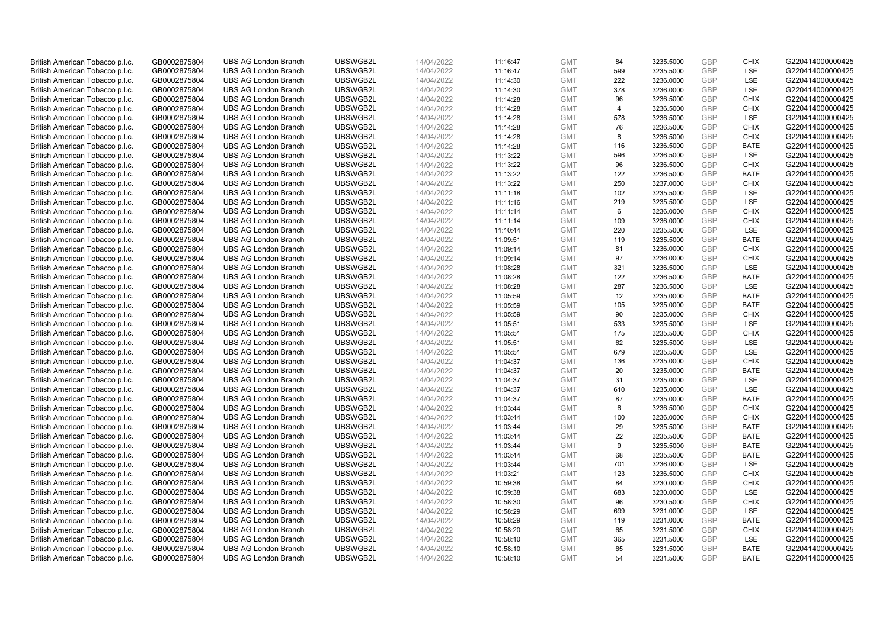| | | | | | | | | | | | |
|---|---|---|---|---|---|---|---|---|---|---|---|
| British American Tobacco p.l.c. | GB0002875804 | UBS AG London Branch | UBSWGB2L | 14/04/2022 | 11:16:47 | GMT | 84 | 3235.5000 | GBP | CHIX | G220414000000425 |
| British American Tobacco p.l.c. | GB0002875804 | UBS AG London Branch | UBSWGB2L | 14/04/2022 | 11:16:47 | GMT | 599 | 3235.5000 | GBP | LSE | G220414000000425 |
| British American Tobacco p.l.c. | GB0002875804 | UBS AG London Branch | UBSWGB2L | 14/04/2022 | 11:14:30 | GMT | 222 | 3236.0000 | GBP | LSE | G220414000000425 |
| British American Tobacco p.l.c. | GB0002875804 | UBS AG London Branch | UBSWGB2L | 14/04/2022 | 11:14:30 | GMT | 378 | 3236.0000 | GBP | LSE | G220414000000425 |
| British American Tobacco p.l.c. | GB0002875804 | UBS AG London Branch | UBSWGB2L | 14/04/2022 | 11:14:28 | GMT | 96 | 3236.5000 | GBP | CHIX | G220414000000425 |
| British American Tobacco p.l.c. | GB0002875804 | UBS AG London Branch | UBSWGB2L | 14/04/2022 | 11:14:28 | GMT | 4 | 3236.5000 | GBP | CHIX | G220414000000425 |
| British American Tobacco p.l.c. | GB0002875804 | UBS AG London Branch | UBSWGB2L | 14/04/2022 | 11:14:28 | GMT | 578 | 3236.5000 | GBP | LSE | G220414000000425 |
| British American Tobacco p.l.c. | GB0002875804 | UBS AG London Branch | UBSWGB2L | 14/04/2022 | 11:14:28 | GMT | 76 | 3236.5000 | GBP | CHIX | G220414000000425 |
| British American Tobacco p.l.c. | GB0002875804 | UBS AG London Branch | UBSWGB2L | 14/04/2022 | 11:14:28 | GMT | 8 | 3236.5000 | GBP | CHIX | G220414000000425 |
| British American Tobacco p.l.c. | GB0002875804 | UBS AG London Branch | UBSWGB2L | 14/04/2022 | 11:14:28 | GMT | 116 | 3236.5000 | GBP | BATE | G220414000000425 |
| British American Tobacco p.l.c. | GB0002875804 | UBS AG London Branch | UBSWGB2L | 14/04/2022 | 11:13:22 | GMT | 596 | 3236.5000 | GBP | LSE | G220414000000425 |
| British American Tobacco p.l.c. | GB0002875804 | UBS AG London Branch | UBSWGB2L | 14/04/2022 | 11:13:22 | GMT | 96 | 3236.5000 | GBP | CHIX | G220414000000425 |
| British American Tobacco p.l.c. | GB0002875804 | UBS AG London Branch | UBSWGB2L | 14/04/2022 | 11:13:22 | GMT | 122 | 3236.5000 | GBP | BATE | G220414000000425 |
| British American Tobacco p.l.c. | GB0002875804 | UBS AG London Branch | UBSWGB2L | 14/04/2022 | 11:13:22 | GMT | 250 | 3237.0000 | GBP | CHIX | G220414000000425 |
| British American Tobacco p.l.c. | GB0002875804 | UBS AG London Branch | UBSWGB2L | 14/04/2022 | 11:11:18 | GMT | 102 | 3235.5000 | GBP | LSE | G220414000000425 |
| British American Tobacco p.l.c. | GB0002875804 | UBS AG London Branch | UBSWGB2L | 14/04/2022 | 11:11:16 | GMT | 219 | 3235.5000 | GBP | LSE | G220414000000425 |
| British American Tobacco p.l.c. | GB0002875804 | UBS AG London Branch | UBSWGB2L | 14/04/2022 | 11:11:14 | GMT | 6 | 3236.0000 | GBP | CHIX | G220414000000425 |
| British American Tobacco p.l.c. | GB0002875804 | UBS AG London Branch | UBSWGB2L | 14/04/2022 | 11:11:14 | GMT | 109 | 3236.0000 | GBP | CHIX | G220414000000425 |
| British American Tobacco p.l.c. | GB0002875804 | UBS AG London Branch | UBSWGB2L | 14/04/2022 | 11:10:44 | GMT | 220 | 3235.5000 | GBP | LSE | G220414000000425 |
| British American Tobacco p.l.c. | GB0002875804 | UBS AG London Branch | UBSWGB2L | 14/04/2022 | 11:09:51 | GMT | 119 | 3235.5000 | GBP | BATE | G220414000000425 |
| British American Tobacco p.l.c. | GB0002875804 | UBS AG London Branch | UBSWGB2L | 14/04/2022 | 11:09:14 | GMT | 81 | 3236.0000 | GBP | CHIX | G220414000000425 |
| British American Tobacco p.l.c. | GB0002875804 | UBS AG London Branch | UBSWGB2L | 14/04/2022 | 11:09:14 | GMT | 97 | 3236.0000 | GBP | CHIX | G220414000000425 |
| British American Tobacco p.l.c. | GB0002875804 | UBS AG London Branch | UBSWGB2L | 14/04/2022 | 11:08:28 | GMT | 321 | 3236.5000 | GBP | LSE | G220414000000425 |
| British American Tobacco p.l.c. | GB0002875804 | UBS AG London Branch | UBSWGB2L | 14/04/2022 | 11:08:28 | GMT | 122 | 3236.5000 | GBP | BATE | G220414000000425 |
| British American Tobacco p.l.c. | GB0002875804 | UBS AG London Branch | UBSWGB2L | 14/04/2022 | 11:08:28 | GMT | 287 | 3236.5000 | GBP | LSE | G220414000000425 |
| British American Tobacco p.l.c. | GB0002875804 | UBS AG London Branch | UBSWGB2L | 14/04/2022 | 11:05:59 | GMT | 12 | 3235.0000 | GBP | BATE | G220414000000425 |
| British American Tobacco p.l.c. | GB0002875804 | UBS AG London Branch | UBSWGB2L | 14/04/2022 | 11:05:59 | GMT | 105 | 3235.0000 | GBP | BATE | G220414000000425 |
| British American Tobacco p.l.c. | GB0002875804 | UBS AG London Branch | UBSWGB2L | 14/04/2022 | 11:05:59 | GMT | 90 | 3235.0000 | GBP | CHIX | G220414000000425 |
| British American Tobacco p.l.c. | GB0002875804 | UBS AG London Branch | UBSWGB2L | 14/04/2022 | 11:05:51 | GMT | 533 | 3235.5000 | GBP | LSE | G220414000000425 |
| British American Tobacco p.l.c. | GB0002875804 | UBS AG London Branch | UBSWGB2L | 14/04/2022 | 11:05:51 | GMT | 175 | 3235.5000 | GBP | CHIX | G220414000000425 |
| British American Tobacco p.l.c. | GB0002875804 | UBS AG London Branch | UBSWGB2L | 14/04/2022 | 11:05:51 | GMT | 62 | 3235.5000 | GBP | LSE | G220414000000425 |
| British American Tobacco p.l.c. | GB0002875804 | UBS AG London Branch | UBSWGB2L | 14/04/2022 | 11:05:51 | GMT | 679 | 3235.5000 | GBP | LSE | G220414000000425 |
| British American Tobacco p.l.c. | GB0002875804 | UBS AG London Branch | UBSWGB2L | 14/04/2022 | 11:04:37 | GMT | 136 | 3235.0000 | GBP | CHIX | G220414000000425 |
| British American Tobacco p.l.c. | GB0002875804 | UBS AG London Branch | UBSWGB2L | 14/04/2022 | 11:04:37 | GMT | 20 | 3235.0000 | GBP | BATE | G220414000000425 |
| British American Tobacco p.l.c. | GB0002875804 | UBS AG London Branch | UBSWGB2L | 14/04/2022 | 11:04:37 | GMT | 31 | 3235.0000 | GBP | LSE | G220414000000425 |
| British American Tobacco p.l.c. | GB0002875804 | UBS AG London Branch | UBSWGB2L | 14/04/2022 | 11:04:37 | GMT | 610 | 3235.0000 | GBP | LSE | G220414000000425 |
| British American Tobacco p.l.c. | GB0002875804 | UBS AG London Branch | UBSWGB2L | 14/04/2022 | 11:04:37 | GMT | 87 | 3235.0000 | GBP | BATE | G220414000000425 |
| British American Tobacco p.l.c. | GB0002875804 | UBS AG London Branch | UBSWGB2L | 14/04/2022 | 11:03:44 | GMT | 6 | 3236.5000 | GBP | CHIX | G220414000000425 |
| British American Tobacco p.l.c. | GB0002875804 | UBS AG London Branch | UBSWGB2L | 14/04/2022 | 11:03:44 | GMT | 100 | 3236.0000 | GBP | CHIX | G220414000000425 |
| British American Tobacco p.l.c. | GB0002875804 | UBS AG London Branch | UBSWGB2L | 14/04/2022 | 11:03:44 | GMT | 29 | 3235.5000 | GBP | BATE | G220414000000425 |
| British American Tobacco p.l.c. | GB0002875804 | UBS AG London Branch | UBSWGB2L | 14/04/2022 | 11:03:44 | GMT | 22 | 3235.5000 | GBP | BATE | G220414000000425 |
| British American Tobacco p.l.c. | GB0002875804 | UBS AG London Branch | UBSWGB2L | 14/04/2022 | 11:03:44 | GMT | 9 | 3235.5000 | GBP | BATE | G220414000000425 |
| British American Tobacco p.l.c. | GB0002875804 | UBS AG London Branch | UBSWGB2L | 14/04/2022 | 11:03:44 | GMT | 68 | 3235.5000 | GBP | BATE | G220414000000425 |
| British American Tobacco p.l.c. | GB0002875804 | UBS AG London Branch | UBSWGB2L | 14/04/2022 | 11:03:44 | GMT | 701 | 3236.0000 | GBP | LSE | G220414000000425 |
| British American Tobacco p.l.c. | GB0002875804 | UBS AG London Branch | UBSWGB2L | 14/04/2022 | 11:03:21 | GMT | 123 | 3236.5000 | GBP | CHIX | G220414000000425 |
| British American Tobacco p.l.c. | GB0002875804 | UBS AG London Branch | UBSWGB2L | 14/04/2022 | 10:59:38 | GMT | 84 | 3230.0000 | GBP | CHIX | G220414000000425 |
| British American Tobacco p.l.c. | GB0002875804 | UBS AG London Branch | UBSWGB2L | 14/04/2022 | 10:59:38 | GMT | 683 | 3230.0000 | GBP | LSE | G220414000000425 |
| British American Tobacco p.l.c. | GB0002875804 | UBS AG London Branch | UBSWGB2L | 14/04/2022 | 10:58:30 | GMT | 96 | 3230.5000 | GBP | CHIX | G220414000000425 |
| British American Tobacco p.l.c. | GB0002875804 | UBS AG London Branch | UBSWGB2L | 14/04/2022 | 10:58:29 | GMT | 699 | 3231.0000 | GBP | LSE | G220414000000425 |
| British American Tobacco p.l.c. | GB0002875804 | UBS AG London Branch | UBSWGB2L | 14/04/2022 | 10:58:29 | GMT | 119 | 3231.0000 | GBP | BATE | G220414000000425 |
| British American Tobacco p.l.c. | GB0002875804 | UBS AG London Branch | UBSWGB2L | 14/04/2022 | 10:58:20 | GMT | 65 | 3231.5000 | GBP | CHIX | G220414000000425 |
| British American Tobacco p.l.c. | GB0002875804 | UBS AG London Branch | UBSWGB2L | 14/04/2022 | 10:58:10 | GMT | 365 | 3231.5000 | GBP | LSE | G220414000000425 |
| British American Tobacco p.l.c. | GB0002875804 | UBS AG London Branch | UBSWGB2L | 14/04/2022 | 10:58:10 | GMT | 65 | 3231.5000 | GBP | BATE | G220414000000425 |
| British American Tobacco p.l.c. | GB0002875804 | UBS AG London Branch | UBSWGB2L | 14/04/2022 | 10:58:10 | GMT | 54 | 3231.5000 | GBP | BATE | G220414000000425 |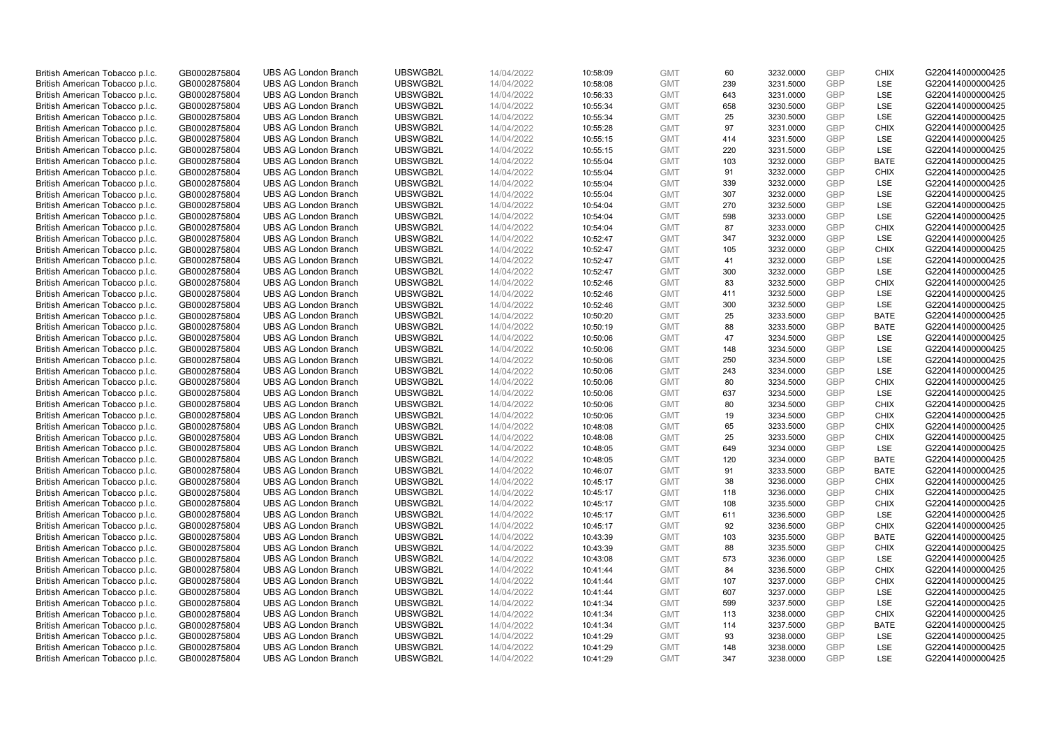| | | | | | | | | | | | |
|---|---|---|---|---|---|---|---|---|---|---|---|
| British American Tobacco p.l.c. | GB0002875804 | UBS AG London Branch | UBSWGB2L | 14/04/2022 | 10:58:09 | GMT | 60 | 3232.0000 | GBP | CHIX | G220414000000425 |
| British American Tobacco p.l.c. | GB0002875804 | UBS AG London Branch | UBSWGB2L | 14/04/2022 | 10:58:08 | GMT | 239 | 3231.5000 | GBP | LSE | G220414000000425 |
| British American Tobacco p.l.c. | GB0002875804 | UBS AG London Branch | UBSWGB2L | 14/04/2022 | 10:56:33 | GMT | 643 | 3231.0000 | GBP | LSE | G220414000000425 |
| British American Tobacco p.l.c. | GB0002875804 | UBS AG London Branch | UBSWGB2L | 14/04/2022 | 10:55:34 | GMT | 658 | 3230.5000 | GBP | LSE | G220414000000425 |
| British American Tobacco p.l.c. | GB0002875804 | UBS AG London Branch | UBSWGB2L | 14/04/2022 | 10:55:34 | GMT | 25 | 3230.5000 | GBP | LSE | G220414000000425 |
| British American Tobacco p.l.c. | GB0002875804 | UBS AG London Branch | UBSWGB2L | 14/04/2022 | 10:55:28 | GMT | 97 | 3231.0000 | GBP | CHIX | G220414000000425 |
| British American Tobacco p.l.c. | GB0002875804 | UBS AG London Branch | UBSWGB2L | 14/04/2022 | 10:55:15 | GMT | 414 | 3231.5000 | GBP | LSE | G220414000000425 |
| British American Tobacco p.l.c. | GB0002875804 | UBS AG London Branch | UBSWGB2L | 14/04/2022 | 10:55:15 | GMT | 220 | 3231.5000 | GBP | LSE | G220414000000425 |
| British American Tobacco p.l.c. | GB0002875804 | UBS AG London Branch | UBSWGB2L | 14/04/2022 | 10:55:04 | GMT | 103 | 3232.0000 | GBP | BATE | G220414000000425 |
| British American Tobacco p.l.c. | GB0002875804 | UBS AG London Branch | UBSWGB2L | 14/04/2022 | 10:55:04 | GMT | 91 | 3232.0000 | GBP | CHIX | G220414000000425 |
| British American Tobacco p.l.c. | GB0002875804 | UBS AG London Branch | UBSWGB2L | 14/04/2022 | 10:55:04 | GMT | 339 | 3232.0000 | GBP | LSE | G220414000000425 |
| British American Tobacco p.l.c. | GB0002875804 | UBS AG London Branch | UBSWGB2L | 14/04/2022 | 10:55:04 | GMT | 307 | 3232.0000 | GBP | LSE | G220414000000425 |
| British American Tobacco p.l.c. | GB0002875804 | UBS AG London Branch | UBSWGB2L | 14/04/2022 | 10:54:04 | GMT | 270 | 3232.5000 | GBP | LSE | G220414000000425 |
| British American Tobacco p.l.c. | GB0002875804 | UBS AG London Branch | UBSWGB2L | 14/04/2022 | 10:54:04 | GMT | 598 | 3233.0000 | GBP | LSE | G220414000000425 |
| British American Tobacco p.l.c. | GB0002875804 | UBS AG London Branch | UBSWGB2L | 14/04/2022 | 10:54:04 | GMT | 87 | 3233.0000 | GBP | CHIX | G220414000000425 |
| British American Tobacco p.l.c. | GB0002875804 | UBS AG London Branch | UBSWGB2L | 14/04/2022 | 10:52:47 | GMT | 347 | 3232.0000 | GBP | LSE | G220414000000425 |
| British American Tobacco p.l.c. | GB0002875804 | UBS AG London Branch | UBSWGB2L | 14/04/2022 | 10:52:47 | GMT | 105 | 3232.0000 | GBP | CHIX | G220414000000425 |
| British American Tobacco p.l.c. | GB0002875804 | UBS AG London Branch | UBSWGB2L | 14/04/2022 | 10:52:47 | GMT | 41 | 3232.0000 | GBP | LSE | G220414000000425 |
| British American Tobacco p.l.c. | GB0002875804 | UBS AG London Branch | UBSWGB2L | 14/04/2022 | 10:52:47 | GMT | 300 | 3232.0000 | GBP | LSE | G220414000000425 |
| British American Tobacco p.l.c. | GB0002875804 | UBS AG London Branch | UBSWGB2L | 14/04/2022 | 10:52:46 | GMT | 83 | 3232.5000 | GBP | CHIX | G220414000000425 |
| British American Tobacco p.l.c. | GB0002875804 | UBS AG London Branch | UBSWGB2L | 14/04/2022 | 10:52:46 | GMT | 411 | 3232.5000 | GBP | LSE | G220414000000425 |
| British American Tobacco p.l.c. | GB0002875804 | UBS AG London Branch | UBSWGB2L | 14/04/2022 | 10:52:46 | GMT | 300 | 3232.5000 | GBP | LSE | G220414000000425 |
| British American Tobacco p.l.c. | GB0002875804 | UBS AG London Branch | UBSWGB2L | 14/04/2022 | 10:50:20 | GMT | 25 | 3233.5000 | GBP | BATE | G220414000000425 |
| British American Tobacco p.l.c. | GB0002875804 | UBS AG London Branch | UBSWGB2L | 14/04/2022 | 10:50:19 | GMT | 88 | 3233.5000 | GBP | BATE | G220414000000425 |
| British American Tobacco p.l.c. | GB0002875804 | UBS AG London Branch | UBSWGB2L | 14/04/2022 | 10:50:06 | GMT | 47 | 3234.5000 | GBP | LSE | G220414000000425 |
| British American Tobacco p.l.c. | GB0002875804 | UBS AG London Branch | UBSWGB2L | 14/04/2022 | 10:50:06 | GMT | 148 | 3234.5000 | GBP | LSE | G220414000000425 |
| British American Tobacco p.l.c. | GB0002875804 | UBS AG London Branch | UBSWGB2L | 14/04/2022 | 10:50:06 | GMT | 250 | 3234.5000 | GBP | LSE | G220414000000425 |
| British American Tobacco p.l.c. | GB0002875804 | UBS AG London Branch | UBSWGB2L | 14/04/2022 | 10:50:06 | GMT | 243 | 3234.0000 | GBP | LSE | G220414000000425 |
| British American Tobacco p.l.c. | GB0002875804 | UBS AG London Branch | UBSWGB2L | 14/04/2022 | 10:50:06 | GMT | 80 | 3234.5000 | GBP | CHIX | G220414000000425 |
| British American Tobacco p.l.c. | GB0002875804 | UBS AG London Branch | UBSWGB2L | 14/04/2022 | 10:50:06 | GMT | 637 | 3234.5000 | GBP | LSE | G220414000000425 |
| British American Tobacco p.l.c. | GB0002875804 | UBS AG London Branch | UBSWGB2L | 14/04/2022 | 10:50:06 | GMT | 80 | 3234.5000 | GBP | CHIX | G220414000000425 |
| British American Tobacco p.l.c. | GB0002875804 | UBS AG London Branch | UBSWGB2L | 14/04/2022 | 10:50:06 | GMT | 19 | 3234.5000 | GBP | CHIX | G220414000000425 |
| British American Tobacco p.l.c. | GB0002875804 | UBS AG London Branch | UBSWGB2L | 14/04/2022 | 10:48:08 | GMT | 65 | 3233.5000 | GBP | CHIX | G220414000000425 |
| British American Tobacco p.l.c. | GB0002875804 | UBS AG London Branch | UBSWGB2L | 14/04/2022 | 10:48:08 | GMT | 25 | 3233.5000 | GBP | CHIX | G220414000000425 |
| British American Tobacco p.l.c. | GB0002875804 | UBS AG London Branch | UBSWGB2L | 14/04/2022 | 10:48:05 | GMT | 649 | 3234.0000 | GBP | LSE | G220414000000425 |
| British American Tobacco p.l.c. | GB0002875804 | UBS AG London Branch | UBSWGB2L | 14/04/2022 | 10:48:05 | GMT | 120 | 3234.0000 | GBP | BATE | G220414000000425 |
| British American Tobacco p.l.c. | GB0002875804 | UBS AG London Branch | UBSWGB2L | 14/04/2022 | 10:46:07 | GMT | 91 | 3233.5000 | GBP | BATE | G220414000000425 |
| British American Tobacco p.l.c. | GB0002875804 | UBS AG London Branch | UBSWGB2L | 14/04/2022 | 10:45:17 | GMT | 38 | 3236.0000 | GBP | CHIX | G220414000000425 |
| British American Tobacco p.l.c. | GB0002875804 | UBS AG London Branch | UBSWGB2L | 14/04/2022 | 10:45:17 | GMT | 118 | 3236.0000 | GBP | CHIX | G220414000000425 |
| British American Tobacco p.l.c. | GB0002875804 | UBS AG London Branch | UBSWGB2L | 14/04/2022 | 10:45:17 | GMT | 108 | 3235.5000 | GBP | CHIX | G220414000000425 |
| British American Tobacco p.l.c. | GB0002875804 | UBS AG London Branch | UBSWGB2L | 14/04/2022 | 10:45:17 | GMT | 611 | 3236.5000 | GBP | LSE | G220414000000425 |
| British American Tobacco p.l.c. | GB0002875804 | UBS AG London Branch | UBSWGB2L | 14/04/2022 | 10:45:17 | GMT | 92 | 3236.5000 | GBP | CHIX | G220414000000425 |
| British American Tobacco p.l.c. | GB0002875804 | UBS AG London Branch | UBSWGB2L | 14/04/2022 | 10:43:39 | GMT | 103 | 3235.5000 | GBP | BATE | G220414000000425 |
| British American Tobacco p.l.c. | GB0002875804 | UBS AG London Branch | UBSWGB2L | 14/04/2022 | 10:43:39 | GMT | 88 | 3235.5000 | GBP | CHIX | G220414000000425 |
| British American Tobacco p.l.c. | GB0002875804 | UBS AG London Branch | UBSWGB2L | 14/04/2022 | 10:43:08 | GMT | 573 | 3236.0000 | GBP | LSE | G220414000000425 |
| British American Tobacco p.l.c. | GB0002875804 | UBS AG London Branch | UBSWGB2L | 14/04/2022 | 10:41:44 | GMT | 84 | 3236.5000 | GBP | CHIX | G220414000000425 |
| British American Tobacco p.l.c. | GB0002875804 | UBS AG London Branch | UBSWGB2L | 14/04/2022 | 10:41:44 | GMT | 107 | 3237.0000 | GBP | CHIX | G220414000000425 |
| British American Tobacco p.l.c. | GB0002875804 | UBS AG London Branch | UBSWGB2L | 14/04/2022 | 10:41:44 | GMT | 607 | 3237.0000 | GBP | LSE | G220414000000425 |
| British American Tobacco p.l.c. | GB0002875804 | UBS AG London Branch | UBSWGB2L | 14/04/2022 | 10:41:34 | GMT | 599 | 3237.5000 | GBP | LSE | G220414000000425 |
| British American Tobacco p.l.c. | GB0002875804 | UBS AG London Branch | UBSWGB2L | 14/04/2022 | 10:41:34 | GMT | 113 | 3238.0000 | GBP | CHIX | G220414000000425 |
| British American Tobacco p.l.c. | GB0002875804 | UBS AG London Branch | UBSWGB2L | 14/04/2022 | 10:41:34 | GMT | 114 | 3237.5000 | GBP | BATE | G220414000000425 |
| British American Tobacco p.l.c. | GB0002875804 | UBS AG London Branch | UBSWGB2L | 14/04/2022 | 10:41:29 | GMT | 93 | 3238.0000 | GBP | LSE | G220414000000425 |
| British American Tobacco p.l.c. | GB0002875804 | UBS AG London Branch | UBSWGB2L | 14/04/2022 | 10:41:29 | GMT | 148 | 3238.0000 | GBP | LSE | G220414000000425 |
| British American Tobacco p.l.c. | GB0002875804 | UBS AG London Branch | UBSWGB2L | 14/04/2022 | 10:41:29 | GMT | 347 | 3238.0000 | GBP | LSE | G220414000000425 |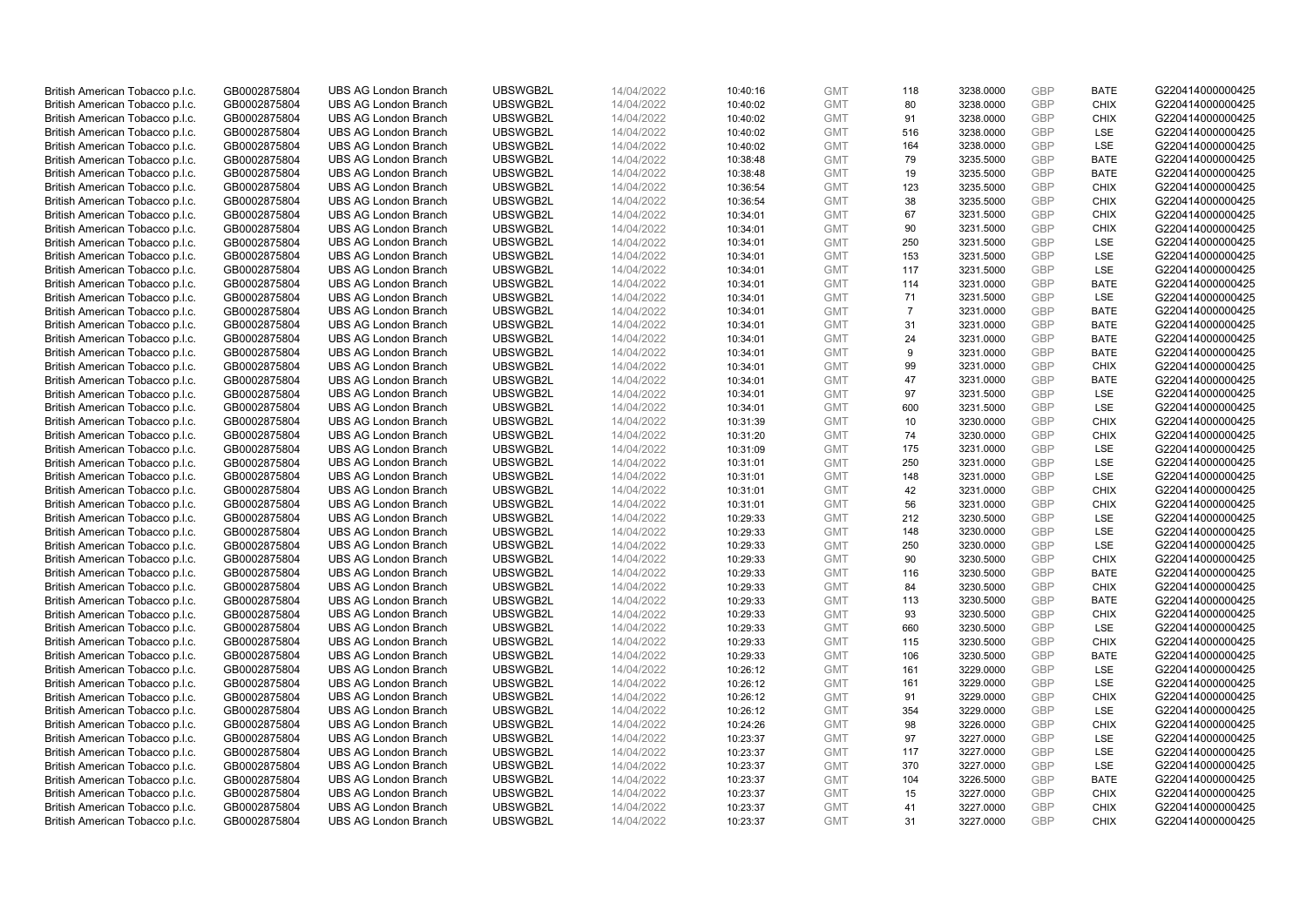| | | | | | | | | | | | |
|---|---|---|---|---|---|---|---|---|---|---|---|
| British American Tobacco p.l.c. | GB0002875804 | UBS AG London Branch | UBSWGB2L | 14/04/2022 | 10:40:16 | GMT | 118 | 3238.0000 | GBP | BATE | G220414000000425 |
| British American Tobacco p.l.c. | GB0002875804 | UBS AG London Branch | UBSWGB2L | 14/04/2022 | 10:40:02 | GMT | 80 | 3238.0000 | GBP | CHIX | G220414000000425 |
| British American Tobacco p.l.c. | GB0002875804 | UBS AG London Branch | UBSWGB2L | 14/04/2022 | 10:40:02 | GMT | 91 | 3238.0000 | GBP | CHIX | G220414000000425 |
| British American Tobacco p.l.c. | GB0002875804 | UBS AG London Branch | UBSWGB2L | 14/04/2022 | 10:40:02 | GMT | 516 | 3238.0000 | GBP | LSE | G220414000000425 |
| British American Tobacco p.l.c. | GB0002875804 | UBS AG London Branch | UBSWGB2L | 14/04/2022 | 10:40:02 | GMT | 164 | 3238.0000 | GBP | LSE | G220414000000425 |
| British American Tobacco p.l.c. | GB0002875804 | UBS AG London Branch | UBSWGB2L | 14/04/2022 | 10:38:48 | GMT | 79 | 3235.5000 | GBP | BATE | G220414000000425 |
| British American Tobacco p.l.c. | GB0002875804 | UBS AG London Branch | UBSWGB2L | 14/04/2022 | 10:38:48 | GMT | 19 | 3235.5000 | GBP | BATE | G220414000000425 |
| British American Tobacco p.l.c. | GB0002875804 | UBS AG London Branch | UBSWGB2L | 14/04/2022 | 10:36:54 | GMT | 123 | 3235.5000 | GBP | CHIX | G220414000000425 |
| British American Tobacco p.l.c. | GB0002875804 | UBS AG London Branch | UBSWGB2L | 14/04/2022 | 10:36:54 | GMT | 38 | 3235.5000 | GBP | CHIX | G220414000000425 |
| British American Tobacco p.l.c. | GB0002875804 | UBS AG London Branch | UBSWGB2L | 14/04/2022 | 10:34:01 | GMT | 67 | 3231.5000 | GBP | CHIX | G220414000000425 |
| British American Tobacco p.l.c. | GB0002875804 | UBS AG London Branch | UBSWGB2L | 14/04/2022 | 10:34:01 | GMT | 90 | 3231.5000 | GBP | CHIX | G220414000000425 |
| British American Tobacco p.l.c. | GB0002875804 | UBS AG London Branch | UBSWGB2L | 14/04/2022 | 10:34:01 | GMT | 250 | 3231.5000 | GBP | LSE | G220414000000425 |
| British American Tobacco p.l.c. | GB0002875804 | UBS AG London Branch | UBSWGB2L | 14/04/2022 | 10:34:01 | GMT | 153 | 3231.5000 | GBP | LSE | G220414000000425 |
| British American Tobacco p.l.c. | GB0002875804 | UBS AG London Branch | UBSWGB2L | 14/04/2022 | 10:34:01 | GMT | 117 | 3231.5000 | GBP | LSE | G220414000000425 |
| British American Tobacco p.l.c. | GB0002875804 | UBS AG London Branch | UBSWGB2L | 14/04/2022 | 10:34:01 | GMT | 114 | 3231.0000 | GBP | BATE | G220414000000425 |
| British American Tobacco p.l.c. | GB0002875804 | UBS AG London Branch | UBSWGB2L | 14/04/2022 | 10:34:01 | GMT | 71 | 3231.5000 | GBP | LSE | G220414000000425 |
| British American Tobacco p.l.c. | GB0002875804 | UBS AG London Branch | UBSWGB2L | 14/04/2022 | 10:34:01 | GMT | 7 | 3231.0000 | GBP | BATE | G220414000000425 |
| British American Tobacco p.l.c. | GB0002875804 | UBS AG London Branch | UBSWGB2L | 14/04/2022 | 10:34:01 | GMT | 31 | 3231.0000 | GBP | BATE | G220414000000425 |
| British American Tobacco p.l.c. | GB0002875804 | UBS AG London Branch | UBSWGB2L | 14/04/2022 | 10:34:01 | GMT | 24 | 3231.0000 | GBP | BATE | G220414000000425 |
| British American Tobacco p.l.c. | GB0002875804 | UBS AG London Branch | UBSWGB2L | 14/04/2022 | 10:34:01 | GMT | 9 | 3231.0000 | GBP | BATE | G220414000000425 |
| British American Tobacco p.l.c. | GB0002875804 | UBS AG London Branch | UBSWGB2L | 14/04/2022 | 10:34:01 | GMT | 99 | 3231.0000 | GBP | CHIX | G220414000000425 |
| British American Tobacco p.l.c. | GB0002875804 | UBS AG London Branch | UBSWGB2L | 14/04/2022 | 10:34:01 | GMT | 47 | 3231.0000 | GBP | BATE | G220414000000425 |
| British American Tobacco p.l.c. | GB0002875804 | UBS AG London Branch | UBSWGB2L | 14/04/2022 | 10:34:01 | GMT | 97 | 3231.5000 | GBP | LSE | G220414000000425 |
| British American Tobacco p.l.c. | GB0002875804 | UBS AG London Branch | UBSWGB2L | 14/04/2022 | 10:34:01 | GMT | 600 | 3231.5000 | GBP | LSE | G220414000000425 |
| British American Tobacco p.l.c. | GB0002875804 | UBS AG London Branch | UBSWGB2L | 14/04/2022 | 10:31:39 | GMT | 10 | 3230.0000 | GBP | CHIX | G220414000000425 |
| British American Tobacco p.l.c. | GB0002875804 | UBS AG London Branch | UBSWGB2L | 14/04/2022 | 10:31:20 | GMT | 74 | 3230.0000 | GBP | CHIX | G220414000000425 |
| British American Tobacco p.l.c. | GB0002875804 | UBS AG London Branch | UBSWGB2L | 14/04/2022 | 10:31:09 | GMT | 175 | 3231.0000 | GBP | LSE | G220414000000425 |
| British American Tobacco p.l.c. | GB0002875804 | UBS AG London Branch | UBSWGB2L | 14/04/2022 | 10:31:01 | GMT | 250 | 3231.0000 | GBP | LSE | G220414000000425 |
| British American Tobacco p.l.c. | GB0002875804 | UBS AG London Branch | UBSWGB2L | 14/04/2022 | 10:31:01 | GMT | 148 | 3231.0000 | GBP | LSE | G220414000000425 |
| British American Tobacco p.l.c. | GB0002875804 | UBS AG London Branch | UBSWGB2L | 14/04/2022 | 10:31:01 | GMT | 42 | 3231.0000 | GBP | CHIX | G220414000000425 |
| British American Tobacco p.l.c. | GB0002875804 | UBS AG London Branch | UBSWGB2L | 14/04/2022 | 10:31:01 | GMT | 56 | 3231.0000 | GBP | CHIX | G220414000000425 |
| British American Tobacco p.l.c. | GB0002875804 | UBS AG London Branch | UBSWGB2L | 14/04/2022 | 10:29:33 | GMT | 212 | 3230.5000 | GBP | LSE | G220414000000425 |
| British American Tobacco p.l.c. | GB0002875804 | UBS AG London Branch | UBSWGB2L | 14/04/2022 | 10:29:33 | GMT | 148 | 3230.0000 | GBP | LSE | G220414000000425 |
| British American Tobacco p.l.c. | GB0002875804 | UBS AG London Branch | UBSWGB2L | 14/04/2022 | 10:29:33 | GMT | 250 | 3230.0000 | GBP | LSE | G220414000000425 |
| British American Tobacco p.l.c. | GB0002875804 | UBS AG London Branch | UBSWGB2L | 14/04/2022 | 10:29:33 | GMT | 90 | 3230.5000 | GBP | CHIX | G220414000000425 |
| British American Tobacco p.l.c. | GB0002875804 | UBS AG London Branch | UBSWGB2L | 14/04/2022 | 10:29:33 | GMT | 116 | 3230.5000 | GBP | BATE | G220414000000425 |
| British American Tobacco p.l.c. | GB0002875804 | UBS AG London Branch | UBSWGB2L | 14/04/2022 | 10:29:33 | GMT | 84 | 3230.5000 | GBP | CHIX | G220414000000425 |
| British American Tobacco p.l.c. | GB0002875804 | UBS AG London Branch | UBSWGB2L | 14/04/2022 | 10:29:33 | GMT | 113 | 3230.5000 | GBP | BATE | G220414000000425 |
| British American Tobacco p.l.c. | GB0002875804 | UBS AG London Branch | UBSWGB2L | 14/04/2022 | 10:29:33 | GMT | 93 | 3230.5000 | GBP | CHIX | G220414000000425 |
| British American Tobacco p.l.c. | GB0002875804 | UBS AG London Branch | UBSWGB2L | 14/04/2022 | 10:29:33 | GMT | 660 | 3230.5000 | GBP | LSE | G220414000000425 |
| British American Tobacco p.l.c. | GB0002875804 | UBS AG London Branch | UBSWGB2L | 14/04/2022 | 10:29:33 | GMT | 115 | 3230.5000 | GBP | CHIX | G220414000000425 |
| British American Tobacco p.l.c. | GB0002875804 | UBS AG London Branch | UBSWGB2L | 14/04/2022 | 10:29:33 | GMT | 106 | 3230.5000 | GBP | BATE | G220414000000425 |
| British American Tobacco p.l.c. | GB0002875804 | UBS AG London Branch | UBSWGB2L | 14/04/2022 | 10:26:12 | GMT | 161 | 3229.0000 | GBP | LSE | G220414000000425 |
| British American Tobacco p.l.c. | GB0002875804 | UBS AG London Branch | UBSWGB2L | 14/04/2022 | 10:26:12 | GMT | 161 | 3229.0000 | GBP | LSE | G220414000000425 |
| British American Tobacco p.l.c. | GB0002875804 | UBS AG London Branch | UBSWGB2L | 14/04/2022 | 10:26:12 | GMT | 91 | 3229.0000 | GBP | CHIX | G220414000000425 |
| British American Tobacco p.l.c. | GB0002875804 | UBS AG London Branch | UBSWGB2L | 14/04/2022 | 10:26:12 | GMT | 354 | 3229.0000 | GBP | LSE | G220414000000425 |
| British American Tobacco p.l.c. | GB0002875804 | UBS AG London Branch | UBSWGB2L | 14/04/2022 | 10:24:26 | GMT | 98 | 3226.0000 | GBP | CHIX | G220414000000425 |
| British American Tobacco p.l.c. | GB0002875804 | UBS AG London Branch | UBSWGB2L | 14/04/2022 | 10:23:37 | GMT | 97 | 3227.0000 | GBP | LSE | G220414000000425 |
| British American Tobacco p.l.c. | GB0002875804 | UBS AG London Branch | UBSWGB2L | 14/04/2022 | 10:23:37 | GMT | 117 | 3227.0000 | GBP | LSE | G220414000000425 |
| British American Tobacco p.l.c. | GB0002875804 | UBS AG London Branch | UBSWGB2L | 14/04/2022 | 10:23:37 | GMT | 370 | 3227.0000 | GBP | LSE | G220414000000425 |
| British American Tobacco p.l.c. | GB0002875804 | UBS AG London Branch | UBSWGB2L | 14/04/2022 | 10:23:37 | GMT | 104 | 3226.5000 | GBP | BATE | G220414000000425 |
| British American Tobacco p.l.c. | GB0002875804 | UBS AG London Branch | UBSWGB2L | 14/04/2022 | 10:23:37 | GMT | 15 | 3227.0000 | GBP | CHIX | G220414000000425 |
| British American Tobacco p.l.c. | GB0002875804 | UBS AG London Branch | UBSWGB2L | 14/04/2022 | 10:23:37 | GMT | 41 | 3227.0000 | GBP | CHIX | G220414000000425 |
| British American Tobacco p.l.c. | GB0002875804 | UBS AG London Branch | UBSWGB2L | 14/04/2022 | 10:23:37 | GMT | 31 | 3227.0000 | GBP | CHIX | G220414000000425 |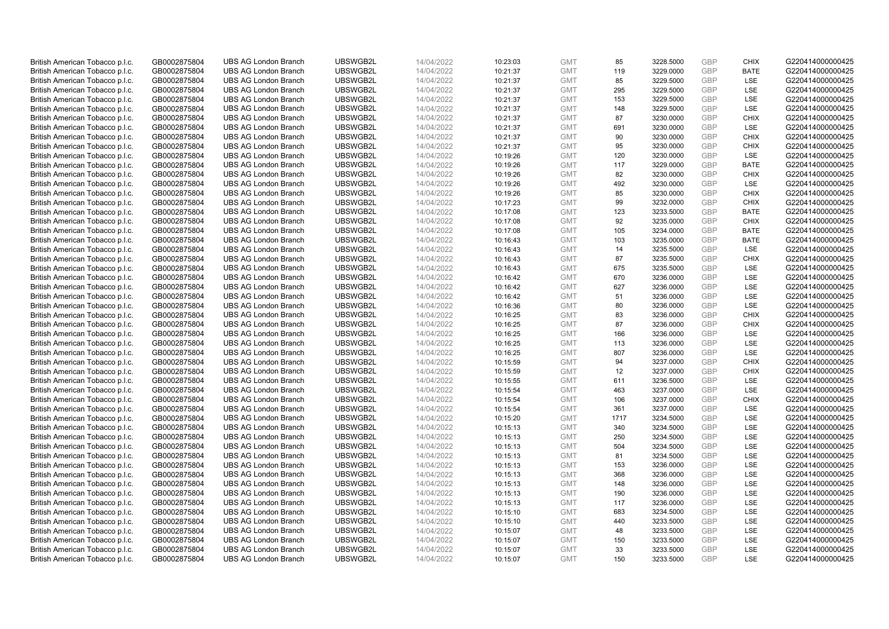| | | | | | | | | | | | |
|---|---|---|---|---|---|---|---|---|---|---|---|
| British American Tobacco p.l.c. | GB0002875804 | UBS AG London Branch | UBSWGB2L | 14/04/2022 | 10:23:03 | GMT | 85 | 3228.5000 | GBP | CHIX | G220414000000425 |
| British American Tobacco p.l.c. | GB0002875804 | UBS AG London Branch | UBSWGB2L | 14/04/2022 | 10:21:37 | GMT | 119 | 3229.0000 | GBP | BATE | G220414000000425 |
| British American Tobacco p.l.c. | GB0002875804 | UBS AG London Branch | UBSWGB2L | 14/04/2022 | 10:21:37 | GMT | 85 | 3229.5000 | GBP | LSE | G220414000000425 |
| British American Tobacco p.l.c. | GB0002875804 | UBS AG London Branch | UBSWGB2L | 14/04/2022 | 10:21:37 | GMT | 295 | 3229.5000 | GBP | LSE | G220414000000425 |
| British American Tobacco p.l.c. | GB0002875804 | UBS AG London Branch | UBSWGB2L | 14/04/2022 | 10:21:37 | GMT | 153 | 3229.5000 | GBP | LSE | G220414000000425 |
| British American Tobacco p.l.c. | GB0002875804 | UBS AG London Branch | UBSWGB2L | 14/04/2022 | 10:21:37 | GMT | 148 | 3229.5000 | GBP | LSE | G220414000000425 |
| British American Tobacco p.l.c. | GB0002875804 | UBS AG London Branch | UBSWGB2L | 14/04/2022 | 10:21:37 | GMT | 87 | 3230.0000 | GBP | CHIX | G220414000000425 |
| British American Tobacco p.l.c. | GB0002875804 | UBS AG London Branch | UBSWGB2L | 14/04/2022 | 10:21:37 | GMT | 691 | 3230.0000 | GBP | LSE | G220414000000425 |
| British American Tobacco p.l.c. | GB0002875804 | UBS AG London Branch | UBSWGB2L | 14/04/2022 | 10:21:37 | GMT | 90 | 3230.0000 | GBP | CHIX | G220414000000425 |
| British American Tobacco p.l.c. | GB0002875804 | UBS AG London Branch | UBSWGB2L | 14/04/2022 | 10:21:37 | GMT | 95 | 3230.0000 | GBP | CHIX | G220414000000425 |
| British American Tobacco p.l.c. | GB0002875804 | UBS AG London Branch | UBSWGB2L | 14/04/2022 | 10:19:26 | GMT | 120 | 3230.0000 | GBP | LSE | G220414000000425 |
| British American Tobacco p.l.c. | GB0002875804 | UBS AG London Branch | UBSWGB2L | 14/04/2022 | 10:19:26 | GMT | 117 | 3229.0000 | GBP | BATE | G220414000000425 |
| British American Tobacco p.l.c. | GB0002875804 | UBS AG London Branch | UBSWGB2L | 14/04/2022 | 10:19:26 | GMT | 82 | 3230.0000 | GBP | CHIX | G220414000000425 |
| British American Tobacco p.l.c. | GB0002875804 | UBS AG London Branch | UBSWGB2L | 14/04/2022 | 10:19:26 | GMT | 492 | 3230.0000 | GBP | LSE | G220414000000425 |
| British American Tobacco p.l.c. | GB0002875804 | UBS AG London Branch | UBSWGB2L | 14/04/2022 | 10:19:26 | GMT | 85 | 3230.0000 | GBP | CHIX | G220414000000425 |
| British American Tobacco p.l.c. | GB0002875804 | UBS AG London Branch | UBSWGB2L | 14/04/2022 | 10:17:23 | GMT | 99 | 3232.0000 | GBP | CHIX | G220414000000425 |
| British American Tobacco p.l.c. | GB0002875804 | UBS AG London Branch | UBSWGB2L | 14/04/2022 | 10:17:08 | GMT | 123 | 3233.5000 | GBP | BATE | G220414000000425 |
| British American Tobacco p.l.c. | GB0002875804 | UBS AG London Branch | UBSWGB2L | 14/04/2022 | 10:17:08 | GMT | 92 | 3235.0000 | GBP | CHIX | G220414000000425 |
| British American Tobacco p.l.c. | GB0002875804 | UBS AG London Branch | UBSWGB2L | 14/04/2022 | 10:17:08 | GMT | 105 | 3234.0000 | GBP | BATE | G220414000000425 |
| British American Tobacco p.l.c. | GB0002875804 | UBS AG London Branch | UBSWGB2L | 14/04/2022 | 10:16:43 | GMT | 103 | 3235.0000 | GBP | BATE | G220414000000425 |
| British American Tobacco p.l.c. | GB0002875804 | UBS AG London Branch | UBSWGB2L | 14/04/2022 | 10:16:43 | GMT | 14 | 3235.5000 | GBP | LSE | G220414000000425 |
| British American Tobacco p.l.c. | GB0002875804 | UBS AG London Branch | UBSWGB2L | 14/04/2022 | 10:16:43 | GMT | 87 | 3235.5000 | GBP | CHIX | G220414000000425 |
| British American Tobacco p.l.c. | GB0002875804 | UBS AG London Branch | UBSWGB2L | 14/04/2022 | 10:16:43 | GMT | 675 | 3235.5000 | GBP | LSE | G220414000000425 |
| British American Tobacco p.l.c. | GB0002875804 | UBS AG London Branch | UBSWGB2L | 14/04/2022 | 10:16:42 | GMT | 670 | 3236.0000 | GBP | LSE | G220414000000425 |
| British American Tobacco p.l.c. | GB0002875804 | UBS AG London Branch | UBSWGB2L | 14/04/2022 | 10:16:42 | GMT | 627 | 3236.0000 | GBP | LSE | G220414000000425 |
| British American Tobacco p.l.c. | GB0002875804 | UBS AG London Branch | UBSWGB2L | 14/04/2022 | 10:16:42 | GMT | 51 | 3236.0000 | GBP | LSE | G220414000000425 |
| British American Tobacco p.l.c. | GB0002875804 | UBS AG London Branch | UBSWGB2L | 14/04/2022 | 10:16:36 | GMT | 80 | 3236.0000 | GBP | LSE | G220414000000425 |
| British American Tobacco p.l.c. | GB0002875804 | UBS AG London Branch | UBSWGB2L | 14/04/2022 | 10:16:25 | GMT | 83 | 3236.0000 | GBP | CHIX | G220414000000425 |
| British American Tobacco p.l.c. | GB0002875804 | UBS AG London Branch | UBSWGB2L | 14/04/2022 | 10:16:25 | GMT | 87 | 3236.0000 | GBP | CHIX | G220414000000425 |
| British American Tobacco p.l.c. | GB0002875804 | UBS AG London Branch | UBSWGB2L | 14/04/2022 | 10:16:25 | GMT | 166 | 3236.0000 | GBP | LSE | G220414000000425 |
| British American Tobacco p.l.c. | GB0002875804 | UBS AG London Branch | UBSWGB2L | 14/04/2022 | 10:16:25 | GMT | 113 | 3236.0000 | GBP | LSE | G220414000000425 |
| British American Tobacco p.l.c. | GB0002875804 | UBS AG London Branch | UBSWGB2L | 14/04/2022 | 10:16:25 | GMT | 807 | 3236.0000 | GBP | LSE | G220414000000425 |
| British American Tobacco p.l.c. | GB0002875804 | UBS AG London Branch | UBSWGB2L | 14/04/2022 | 10:15:59 | GMT | 94 | 3237.0000 | GBP | CHIX | G220414000000425 |
| British American Tobacco p.l.c. | GB0002875804 | UBS AG London Branch | UBSWGB2L | 14/04/2022 | 10:15:59 | GMT | 12 | 3237.0000 | GBP | CHIX | G220414000000425 |
| British American Tobacco p.l.c. | GB0002875804 | UBS AG London Branch | UBSWGB2L | 14/04/2022 | 10:15:55 | GMT | 611 | 3236.5000 | GBP | LSE | G220414000000425 |
| British American Tobacco p.l.c. | GB0002875804 | UBS AG London Branch | UBSWGB2L | 14/04/2022 | 10:15:54 | GMT | 463 | 3237.0000 | GBP | LSE | G220414000000425 |
| British American Tobacco p.l.c. | GB0002875804 | UBS AG London Branch | UBSWGB2L | 14/04/2022 | 10:15:54 | GMT | 106 | 3237.0000 | GBP | CHIX | G220414000000425 |
| British American Tobacco p.l.c. | GB0002875804 | UBS AG London Branch | UBSWGB2L | 14/04/2022 | 10:15:54 | GMT | 361 | 3237.0000 | GBP | LSE | G220414000000425 |
| British American Tobacco p.l.c. | GB0002875804 | UBS AG London Branch | UBSWGB2L | 14/04/2022 | 10:15:20 | GMT | 1717 | 3234.5000 | GBP | LSE | G220414000000425 |
| British American Tobacco p.l.c. | GB0002875804 | UBS AG London Branch | UBSWGB2L | 14/04/2022 | 10:15:13 | GMT | 340 | 3234.5000 | GBP | LSE | G220414000000425 |
| British American Tobacco p.l.c. | GB0002875804 | UBS AG London Branch | UBSWGB2L | 14/04/2022 | 10:15:13 | GMT | 250 | 3234.5000 | GBP | LSE | G220414000000425 |
| British American Tobacco p.l.c. | GB0002875804 | UBS AG London Branch | UBSWGB2L | 14/04/2022 | 10:15:13 | GMT | 504 | 3234.5000 | GBP | LSE | G220414000000425 |
| British American Tobacco p.l.c. | GB0002875804 | UBS AG London Branch | UBSWGB2L | 14/04/2022 | 10:15:13 | GMT | 81 | 3234.5000 | GBP | LSE | G220414000000425 |
| British American Tobacco p.l.c. | GB0002875804 | UBS AG London Branch | UBSWGB2L | 14/04/2022 | 10:15:13 | GMT | 153 | 3236.0000 | GBP | LSE | G220414000000425 |
| British American Tobacco p.l.c. | GB0002875804 | UBS AG London Branch | UBSWGB2L | 14/04/2022 | 10:15:13 | GMT | 368 | 3236.0000 | GBP | LSE | G220414000000425 |
| British American Tobacco p.l.c. | GB0002875804 | UBS AG London Branch | UBSWGB2L | 14/04/2022 | 10:15:13 | GMT | 148 | 3236.0000 | GBP | LSE | G220414000000425 |
| British American Tobacco p.l.c. | GB0002875804 | UBS AG London Branch | UBSWGB2L | 14/04/2022 | 10:15:13 | GMT | 190 | 3236.0000 | GBP | LSE | G220414000000425 |
| British American Tobacco p.l.c. | GB0002875804 | UBS AG London Branch | UBSWGB2L | 14/04/2022 | 10:15:13 | GMT | 117 | 3236.0000 | GBP | LSE | G220414000000425 |
| British American Tobacco p.l.c. | GB0002875804 | UBS AG London Branch | UBSWGB2L | 14/04/2022 | 10:15:10 | GMT | 683 | 3234.5000 | GBP | LSE | G220414000000425 |
| British American Tobacco p.l.c. | GB0002875804 | UBS AG London Branch | UBSWGB2L | 14/04/2022 | 10:15:10 | GMT | 440 | 3233.5000 | GBP | LSE | G220414000000425 |
| British American Tobacco p.l.c. | GB0002875804 | UBS AG London Branch | UBSWGB2L | 14/04/2022 | 10:15:07 | GMT | 48 | 3233.5000 | GBP | LSE | G220414000000425 |
| British American Tobacco p.l.c. | GB0002875804 | UBS AG London Branch | UBSWGB2L | 14/04/2022 | 10:15:07 | GMT | 150 | 3233.5000 | GBP | LSE | G220414000000425 |
| British American Tobacco p.l.c. | GB0002875804 | UBS AG London Branch | UBSWGB2L | 14/04/2022 | 10:15:07 | GMT | 33 | 3233.5000 | GBP | LSE | G220414000000425 |
| British American Tobacco p.l.c. | GB0002875804 | UBS AG London Branch | UBSWGB2L | 14/04/2022 | 10:15:07 | GMT | 150 | 3233.5000 | GBP | LSE | G220414000000425 |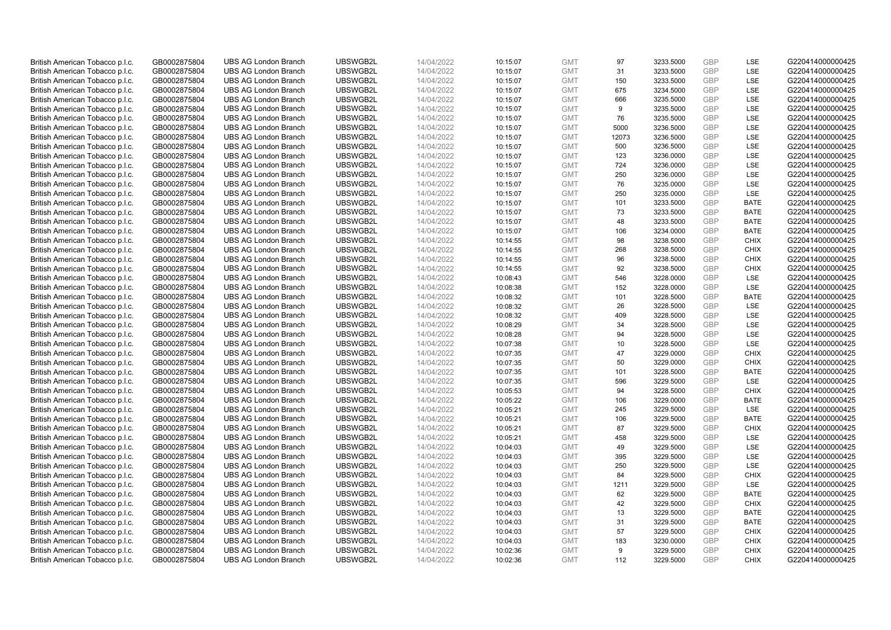| | | | | | | | | | | | |
|---|---|---|---|---|---|---|---|---|---|---|---|
| British American Tobacco p.l.c. | GB0002875804 | UBS AG London Branch | UBSWGB2L | 14/04/2022 | 10:15:07 | GMT | 97 | 3233.5000 | GBP | LSE | G220414000000425 |
| British American Tobacco p.l.c. | GB0002875804 | UBS AG London Branch | UBSWGB2L | 14/04/2022 | 10:15:07 | GMT | 31 | 3233.5000 | GBP | LSE | G220414000000425 |
| British American Tobacco p.l.c. | GB0002875804 | UBS AG London Branch | UBSWGB2L | 14/04/2022 | 10:15:07 | GMT | 150 | 3233.5000 | GBP | LSE | G220414000000425 |
| British American Tobacco p.l.c. | GB0002875804 | UBS AG London Branch | UBSWGB2L | 14/04/2022 | 10:15:07 | GMT | 675 | 3234.5000 | GBP | LSE | G220414000000425 |
| British American Tobacco p.l.c. | GB0002875804 | UBS AG London Branch | UBSWGB2L | 14/04/2022 | 10:15:07 | GMT | 666 | 3235.5000 | GBP | LSE | G220414000000425 |
| British American Tobacco p.l.c. | GB0002875804 | UBS AG London Branch | UBSWGB2L | 14/04/2022 | 10:15:07 | GMT | 9 | 3235.5000 | GBP | LSE | G220414000000425 |
| British American Tobacco p.l.c. | GB0002875804 | UBS AG London Branch | UBSWGB2L | 14/04/2022 | 10:15:07 | GMT | 76 | 3235.5000 | GBP | LSE | G220414000000425 |
| British American Tobacco p.l.c. | GB0002875804 | UBS AG London Branch | UBSWGB2L | 14/04/2022 | 10:15:07 | GMT | 5000 | 3236.5000 | GBP | LSE | G220414000000425 |
| British American Tobacco p.l.c. | GB0002875804 | UBS AG London Branch | UBSWGB2L | 14/04/2022 | 10:15:07 | GMT | 12073 | 3236.5000 | GBP | LSE | G220414000000425 |
| British American Tobacco p.l.c. | GB0002875804 | UBS AG London Branch | UBSWGB2L | 14/04/2022 | 10:15:07 | GMT | 500 | 3236.5000 | GBP | LSE | G220414000000425 |
| British American Tobacco p.l.c. | GB0002875804 | UBS AG London Branch | UBSWGB2L | 14/04/2022 | 10:15:07 | GMT | 123 | 3236.0000 | GBP | LSE | G220414000000425 |
| British American Tobacco p.l.c. | GB0002875804 | UBS AG London Branch | UBSWGB2L | 14/04/2022 | 10:15:07 | GMT | 724 | 3236.0000 | GBP | LSE | G220414000000425 |
| British American Tobacco p.l.c. | GB0002875804 | UBS AG London Branch | UBSWGB2L | 14/04/2022 | 10:15:07 | GMT | 250 | 3236.0000 | GBP | LSE | G220414000000425 |
| British American Tobacco p.l.c. | GB0002875804 | UBS AG London Branch | UBSWGB2L | 14/04/2022 | 10:15:07 | GMT | 76 | 3235.0000 | GBP | LSE | G220414000000425 |
| British American Tobacco p.l.c. | GB0002875804 | UBS AG London Branch | UBSWGB2L | 14/04/2022 | 10:15:07 | GMT | 250 | 3235.0000 | GBP | LSE | G220414000000425 |
| British American Tobacco p.l.c. | GB0002875804 | UBS AG London Branch | UBSWGB2L | 14/04/2022 | 10:15:07 | GMT | 101 | 3233.5000 | GBP | BATE | G220414000000425 |
| British American Tobacco p.l.c. | GB0002875804 | UBS AG London Branch | UBSWGB2L | 14/04/2022 | 10:15:07 | GMT | 73 | 3233.5000 | GBP | BATE | G220414000000425 |
| British American Tobacco p.l.c. | GB0002875804 | UBS AG London Branch | UBSWGB2L | 14/04/2022 | 10:15:07 | GMT | 48 | 3233.5000 | GBP | BATE | G220414000000425 |
| British American Tobacco p.l.c. | GB0002875804 | UBS AG London Branch | UBSWGB2L | 14/04/2022 | 10:15:07 | GMT | 106 | 3234.0000 | GBP | BATE | G220414000000425 |
| British American Tobacco p.l.c. | GB0002875804 | UBS AG London Branch | UBSWGB2L | 14/04/2022 | 10:14:55 | GMT | 98 | 3238.5000 | GBP | CHIX | G220414000000425 |
| British American Tobacco p.l.c. | GB0002875804 | UBS AG London Branch | UBSWGB2L | 14/04/2022 | 10:14:55 | GMT | 268 | 3238.5000 | GBP | CHIX | G220414000000425 |
| British American Tobacco p.l.c. | GB0002875804 | UBS AG London Branch | UBSWGB2L | 14/04/2022 | 10:14:55 | GMT | 96 | 3238.5000 | GBP | CHIX | G220414000000425 |
| British American Tobacco p.l.c. | GB0002875804 | UBS AG London Branch | UBSWGB2L | 14/04/2022 | 10:14:55 | GMT | 92 | 3238.5000 | GBP | CHIX | G220414000000425 |
| British American Tobacco p.l.c. | GB0002875804 | UBS AG London Branch | UBSWGB2L | 14/04/2022 | 10:08:43 | GMT | 546 | 3228.0000 | GBP | LSE | G220414000000425 |
| British American Tobacco p.l.c. | GB0002875804 | UBS AG London Branch | UBSWGB2L | 14/04/2022 | 10:08:38 | GMT | 152 | 3228.0000 | GBP | LSE | G220414000000425 |
| British American Tobacco p.l.c. | GB0002875804 | UBS AG London Branch | UBSWGB2L | 14/04/2022 | 10:08:32 | GMT | 101 | 3228.5000 | GBP | BATE | G220414000000425 |
| British American Tobacco p.l.c. | GB0002875804 | UBS AG London Branch | UBSWGB2L | 14/04/2022 | 10:08:32 | GMT | 26 | 3228.5000 | GBP | LSE | G220414000000425 |
| British American Tobacco p.l.c. | GB0002875804 | UBS AG London Branch | UBSWGB2L | 14/04/2022 | 10:08:32 | GMT | 409 | 3228.5000 | GBP | LSE | G220414000000425 |
| British American Tobacco p.l.c. | GB0002875804 | UBS AG London Branch | UBSWGB2L | 14/04/2022 | 10:08:29 | GMT | 34 | 3228.5000 | GBP | LSE | G220414000000425 |
| British American Tobacco p.l.c. | GB0002875804 | UBS AG London Branch | UBSWGB2L | 14/04/2022 | 10:08:28 | GMT | 94 | 3228.5000 | GBP | LSE | G220414000000425 |
| British American Tobacco p.l.c. | GB0002875804 | UBS AG London Branch | UBSWGB2L | 14/04/2022 | 10:07:38 | GMT | 10 | 3228.5000 | GBP | LSE | G220414000000425 |
| British American Tobacco p.l.c. | GB0002875804 | UBS AG London Branch | UBSWGB2L | 14/04/2022 | 10:07:35 | GMT | 47 | 3229.0000 | GBP | CHIX | G220414000000425 |
| British American Tobacco p.l.c. | GB0002875804 | UBS AG London Branch | UBSWGB2L | 14/04/2022 | 10:07:35 | GMT | 50 | 3229.0000 | GBP | CHIX | G220414000000425 |
| British American Tobacco p.l.c. | GB0002875804 | UBS AG London Branch | UBSWGB2L | 14/04/2022 | 10:07:35 | GMT | 101 | 3228.5000 | GBP | BATE | G220414000000425 |
| British American Tobacco p.l.c. | GB0002875804 | UBS AG London Branch | UBSWGB2L | 14/04/2022 | 10:07:35 | GMT | 596 | 3229.5000 | GBP | LSE | G220414000000425 |
| British American Tobacco p.l.c. | GB0002875804 | UBS AG London Branch | UBSWGB2L | 14/04/2022 | 10:05:53 | GMT | 94 | 3228.5000 | GBP | CHIX | G220414000000425 |
| British American Tobacco p.l.c. | GB0002875804 | UBS AG London Branch | UBSWGB2L | 14/04/2022 | 10:05:22 | GMT | 106 | 3229.0000 | GBP | BATE | G220414000000425 |
| British American Tobacco p.l.c. | GB0002875804 | UBS AG London Branch | UBSWGB2L | 14/04/2022 | 10:05:21 | GMT | 245 | 3229.5000 | GBP | LSE | G220414000000425 |
| British American Tobacco p.l.c. | GB0002875804 | UBS AG London Branch | UBSWGB2L | 14/04/2022 | 10:05:21 | GMT | 106 | 3229.5000 | GBP | BATE | G220414000000425 |
| British American Tobacco p.l.c. | GB0002875804 | UBS AG London Branch | UBSWGB2L | 14/04/2022 | 10:05:21 | GMT | 87 | 3229.5000 | GBP | CHIX | G220414000000425 |
| British American Tobacco p.l.c. | GB0002875804 | UBS AG London Branch | UBSWGB2L | 14/04/2022 | 10:05:21 | GMT | 458 | 3229.5000 | GBP | LSE | G220414000000425 |
| British American Tobacco p.l.c. | GB0002875804 | UBS AG London Branch | UBSWGB2L | 14/04/2022 | 10:04:03 | GMT | 49 | 3229.5000 | GBP | LSE | G220414000000425 |
| British American Tobacco p.l.c. | GB0002875804 | UBS AG London Branch | UBSWGB2L | 14/04/2022 | 10:04:03 | GMT | 395 | 3229.5000 | GBP | LSE | G220414000000425 |
| British American Tobacco p.l.c. | GB0002875804 | UBS AG London Branch | UBSWGB2L | 14/04/2022 | 10:04:03 | GMT | 250 | 3229.5000 | GBP | LSE | G220414000000425 |
| British American Tobacco p.l.c. | GB0002875804 | UBS AG London Branch | UBSWGB2L | 14/04/2022 | 10:04:03 | GMT | 84 | 3229.5000 | GBP | CHIX | G220414000000425 |
| British American Tobacco p.l.c. | GB0002875804 | UBS AG London Branch | UBSWGB2L | 14/04/2022 | 10:04:03 | GMT | 1211 | 3229.5000 | GBP | LSE | G220414000000425 |
| British American Tobacco p.l.c. | GB0002875804 | UBS AG London Branch | UBSWGB2L | 14/04/2022 | 10:04:03 | GMT | 62 | 3229.5000 | GBP | BATE | G220414000000425 |
| British American Tobacco p.l.c. | GB0002875804 | UBS AG London Branch | UBSWGB2L | 14/04/2022 | 10:04:03 | GMT | 42 | 3229.5000 | GBP | CHIX | G220414000000425 |
| British American Tobacco p.l.c. | GB0002875804 | UBS AG London Branch | UBSWGB2L | 14/04/2022 | 10:04:03 | GMT | 13 | 3229.5000 | GBP | BATE | G220414000000425 |
| British American Tobacco p.l.c. | GB0002875804 | UBS AG London Branch | UBSWGB2L | 14/04/2022 | 10:04:03 | GMT | 31 | 3229.5000 | GBP | BATE | G220414000000425 |
| British American Tobacco p.l.c. | GB0002875804 | UBS AG London Branch | UBSWGB2L | 14/04/2022 | 10:04:03 | GMT | 57 | 3229.5000 | GBP | CHIX | G220414000000425 |
| British American Tobacco p.l.c. | GB0002875804 | UBS AG London Branch | UBSWGB2L | 14/04/2022 | 10:04:03 | GMT | 183 | 3230.0000 | GBP | CHIX | G220414000000425 |
| British American Tobacco p.l.c. | GB0002875804 | UBS AG London Branch | UBSWGB2L | 14/04/2022 | 10:02:36 | GMT | 9 | 3229.5000 | GBP | CHIX | G220414000000425 |
| British American Tobacco p.l.c. | GB0002875804 | UBS AG London Branch | UBSWGB2L | 14/04/2022 | 10:02:36 | GMT | 112 | 3229.5000 | GBP | CHIX | G220414000000425 |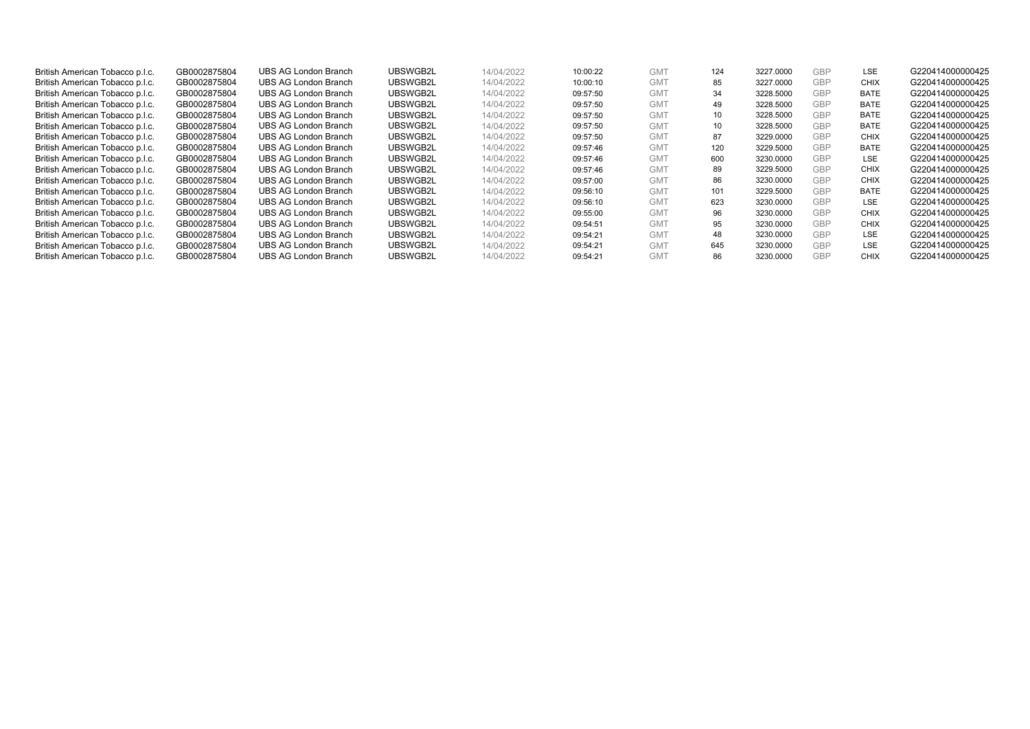| | | | | | | | | | | | |
|---|---|---|---|---|---|---|---|---|---|---|---|
| British American Tobacco p.l.c. | GB0002875804 | UBS AG London Branch | UBSWGB2L | 14/04/2022 | 10:00:22 | GMT | 124 | 3227.0000 | GBP | LSE | G220414000000425 |
| British American Tobacco p.l.c. | GB0002875804 | UBS AG London Branch | UBSWGB2L | 14/04/2022 | 10:00:10 | GMT | 85 | 3227.0000 | GBP | CHIX | G220414000000425 |
| British American Tobacco p.l.c. | GB0002875804 | UBS AG London Branch | UBSWGB2L | 14/04/2022 | 09:57:50 | GMT | 34 | 3228.5000 | GBP | BATE | G220414000000425 |
| British American Tobacco p.l.c. | GB0002875804 | UBS AG London Branch | UBSWGB2L | 14/04/2022 | 09:57:50 | GMT | 49 | 3228.5000 | GBP | BATE | G220414000000425 |
| British American Tobacco p.l.c. | GB0002875804 | UBS AG London Branch | UBSWGB2L | 14/04/2022 | 09:57:50 | GMT | 10 | 3228.5000 | GBP | BATE | G220414000000425 |
| British American Tobacco p.l.c. | GB0002875804 | UBS AG London Branch | UBSWGB2L | 14/04/2022 | 09:57:50 | GMT | 10 | 3228.5000 | GBP | BATE | G220414000000425 |
| British American Tobacco p.l.c. | GB0002875804 | UBS AG London Branch | UBSWGB2L | 14/04/2022 | 09:57:50 | GMT | 87 | 3229.0000 | GBP | CHIX | G220414000000425 |
| British American Tobacco p.l.c. | GB0002875804 | UBS AG London Branch | UBSWGB2L | 14/04/2022 | 09:57:46 | GMT | 120 | 3229.5000 | GBP | BATE | G220414000000425 |
| British American Tobacco p.l.c. | GB0002875804 | UBS AG London Branch | UBSWGB2L | 14/04/2022 | 09:57:46 | GMT | 600 | 3230.0000 | GBP | LSE | G220414000000425 |
| British American Tobacco p.l.c. | GB0002875804 | UBS AG London Branch | UBSWGB2L | 14/04/2022 | 09:57:46 | GMT | 89 | 3229.5000 | GBP | CHIX | G220414000000425 |
| British American Tobacco p.l.c. | GB0002875804 | UBS AG London Branch | UBSWGB2L | 14/04/2022 | 09:57:00 | GMT | 86 | 3230.0000 | GBP | CHIX | G220414000000425 |
| British American Tobacco p.l.c. | GB0002875804 | UBS AG London Branch | UBSWGB2L | 14/04/2022 | 09:56:10 | GMT | 101 | 3229.5000 | GBP | BATE | G220414000000425 |
| British American Tobacco p.l.c. | GB0002875804 | UBS AG London Branch | UBSWGB2L | 14/04/2022 | 09:56:10 | GMT | 623 | 3230.0000 | GBP | LSE | G220414000000425 |
| British American Tobacco p.l.c. | GB0002875804 | UBS AG London Branch | UBSWGB2L | 14/04/2022 | 09:55:00 | GMT | 96 | 3230.0000 | GBP | CHIX | G220414000000425 |
| British American Tobacco p.l.c. | GB0002875804 | UBS AG London Branch | UBSWGB2L | 14/04/2022 | 09:54:51 | GMT | 95 | 3230.0000 | GBP | CHIX | G220414000000425 |
| British American Tobacco p.l.c. | GB0002875804 | UBS AG London Branch | UBSWGB2L | 14/04/2022 | 09:54:21 | GMT | 48 | 3230.0000 | GBP | LSE | G220414000000425 |
| British American Tobacco p.l.c. | GB0002875804 | UBS AG London Branch | UBSWGB2L | 14/04/2022 | 09:54:21 | GMT | 645 | 3230.0000 | GBP | LSE | G220414000000425 |
| British American Tobacco p.l.c. | GB0002875804 | UBS AG London Branch | UBSWGB2L | 14/04/2022 | 09:54:21 | GMT | 86 | 3230.0000 | GBP | CHIX | G220414000000425 |